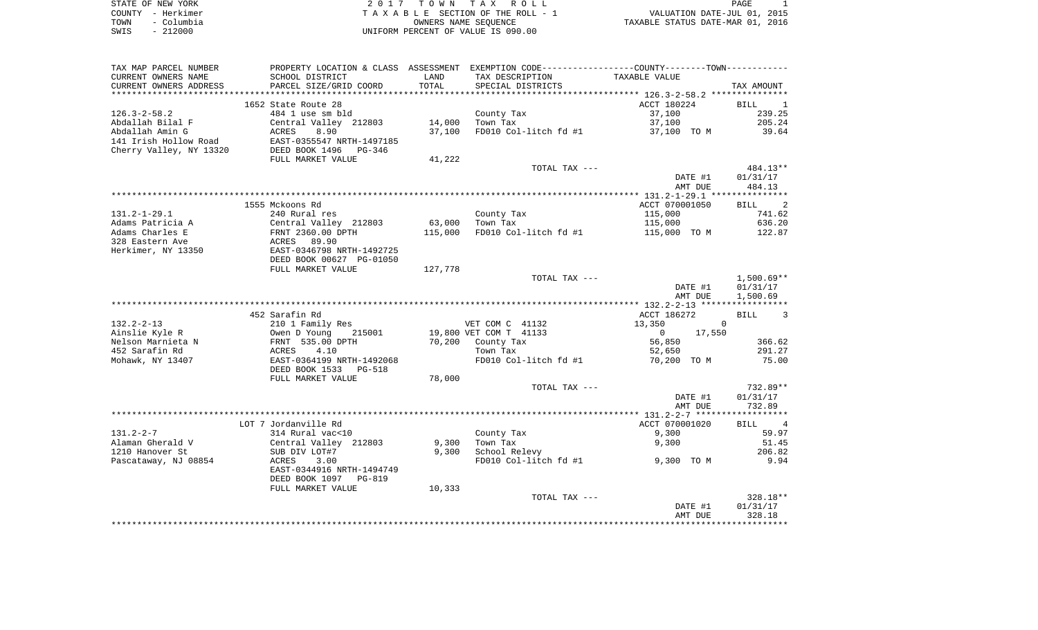STATE OF NEW YORK
COUNTY - Herkimer
TOWN - Columbia
SWIS - 212000

2 0 1 7 T O W N T A X R O L L
T A X A B L E SECTION OF THE ROLL - 1
OWNERS NAME SEQUENCE
UNIFORM PERCENT OF VALUE IS 090.00

VALUATION DATE-JUL 01, 2015
TAXABLE STATUS DATE-MAR 01, 2016

| TAX MAP PARCEL NUMBER / CURRENT OWNERS NAME / CURRENT OWNERS ADDRESS | PROPERTY LOCATION & CLASS / SCHOOL DISTRICT / PARCEL SIZE/GRID COORD | ASSESSMENT LAND / TOTAL | EXEMPTION CODE / TAX DESCRIPTION / SPECIAL DISTRICTS | COUNTY / TOWN TAXABLE VALUE | TAX AMOUNT |
|---|---|---|---|---|---|
| | 1652 State Route 28 | | | ACCT 180224 | BILL 1 |
| 126.3-2-58.2 | 484 1 use sm bld | | County Tax | 37,100 | 239.25 |
| Abdallah Bilal F | Central Valley 212803 | 14,000 | Town Tax | 37,100 | 205.24 |
| Abdallah Amin G | ACRES 8.90 | 37,100 | FD010 Col-litch fd #1 | 37,100 TO M | 39.64 |
| 141 Irish Hollow Road | EAST-0355547 NRTH-1497185 | | | | |
| Cherry Valley, NY 13320 | DEED BOOK 1496 PG-346 | | | | |
| | FULL MARKET VALUE | 41,222 | | | |
| | | | TOTAL TAX --- | | 484.13** |
| | | | | DATE #1 | 01/31/17 |
| | | | | AMT DUE | 484.13 |
| | 1555 Mckoons Rd | | | ACCT 070001050 | BILL 2 |
| 131.2-1-29.1 | 240 Rural res | | County Tax | 115,000 | 741.62 |
| Adams Patricia A | Central Valley 212803 | 63,000 | Town Tax | 115,000 | 636.20 |
| Adams Charles E | FRNT 2360.00 DPTH | 115,000 | FD010 Col-litch fd #1 | 115,000 TO M | 122.87 |
| 328 Eastern Ave | ACRES 89.90 | | | | |
| Herkimer, NY 13350 | EAST-0346798 NRTH-1492725 | | | | |
| | DEED BOOK 00627 PG-01050 | | | | |
| | FULL MARKET VALUE | 127,778 | | | |
| | | | TOTAL TAX --- | | 1,500.69** |
| | | | | DATE #1 | 01/31/17 |
| | | | | AMT DUE | 1,500.69 |
| | 452 Sarafin Rd | | | ACCT 186272 | BILL 3 |
| 132.2-2-13 | 210 1 Family Res | | VET COM C 41132 | 13,350 0 | |
| Ainslie Kyle R | Owen D Young 215001 | 19,800 | VET COM T 41133 | 0 17,550 | |
| Nelson Marnieta N | FRNT 535.00 DPTH | 70,200 | County Tax | 56,850 | 366.62 |
| 452 Sarafin Rd | ACRES 4.10 | | Town Tax | 52,650 | 291.27 |
| Mohawk, NY 13407 | EAST-0364199 NRTH-1492068 | | FD010 Col-litch fd #1 | 70,200 TO M | 75.00 |
| | DEED BOOK 1533 PG-518 | | | | |
| | FULL MARKET VALUE | 78,000 | | | |
| | | | TOTAL TAX --- | | 732.89** |
| | | | | DATE #1 | 01/31/17 |
| | | | | AMT DUE | 732.89 |
| | LOT 7 Jordanville Rd | | | ACCT 070001020 | BILL 4 |
| 131.2-2-7 | 314 Rural vac<10 | | County Tax | 9,300 | 59.97 |
| Alaman Gherald V | Central Valley 212803 | 9,300 | Town Tax | 9,300 | 51.45 |
| 1210 Hanover St | SUB DIV LOT#7 | 9,300 | School Relevy | | 206.82 |
| Pascataway, NJ 08854 | ACRES 3.00 | | FD010 Col-litch fd #1 | 9,300 TO M | 9.94 |
| | EAST-0344916 NRTH-1494749 | | | | |
| | DEED BOOK 1097 PG-819 | | | | |
| | FULL MARKET VALUE | 10,333 | | | |
| | | | TOTAL TAX --- | | 328.18** |
| | | | | DATE #1 | 01/31/17 |
| | | | | AMT DUE | 328.18 |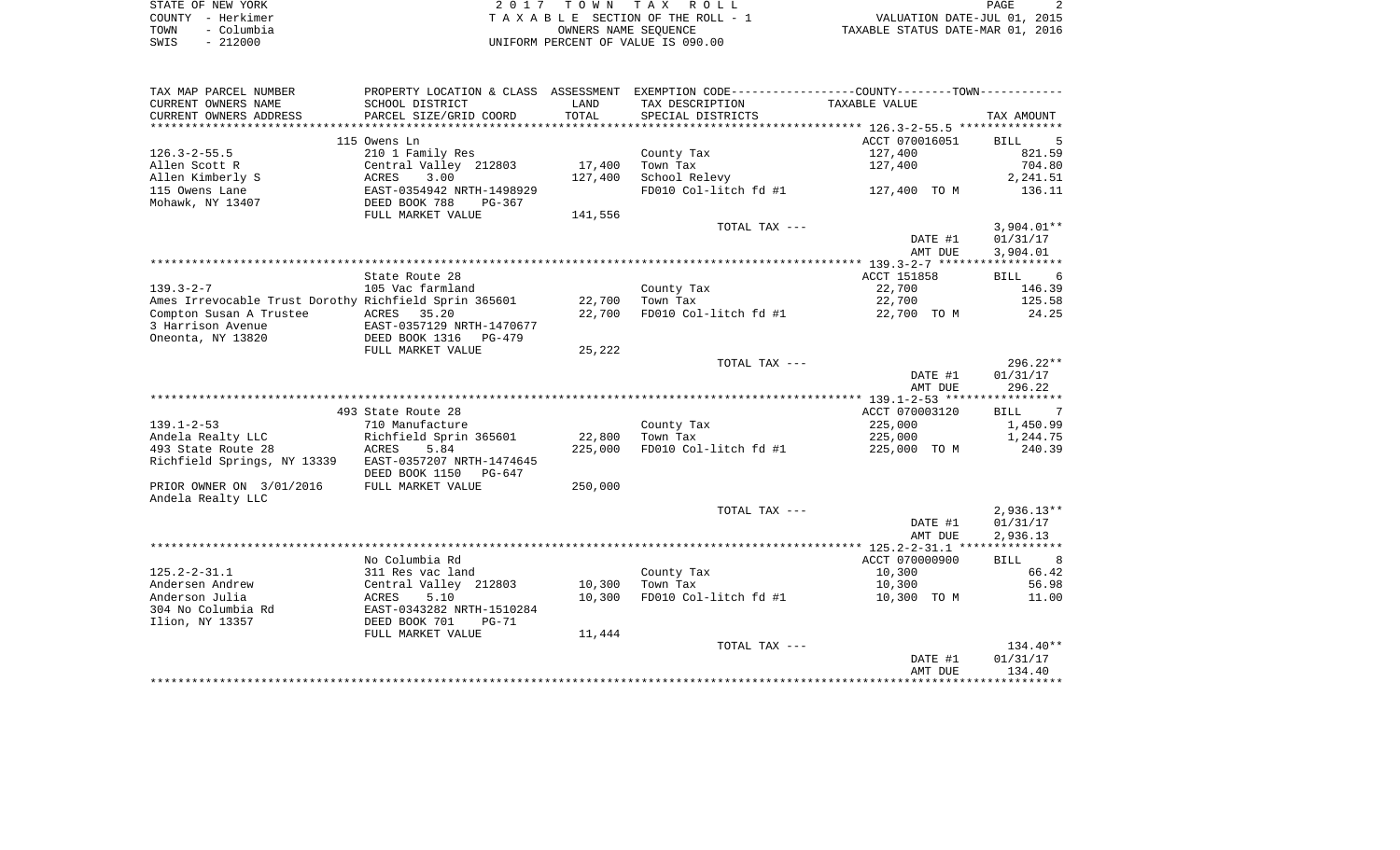STATE OF NEW YORK
COUNTY - Herkimer
TOWN - Columbia
SWIS - 212000

2 0 1 7   T O W N   T A X   R O L L
T A X A B L E  SECTION OF THE ROLL - 1
OWNERS NAME SEQUENCE
UNIFORM PERCENT OF VALUE IS 090.00

VALUATION DATE-JUL 01, 2015
TAXABLE STATUS DATE-MAR 01, 2016

| TAX MAP PARCEL NUMBER / CURRENT OWNERS NAME / CURRENT OWNERS ADDRESS | PROPERTY LOCATION & CLASS / SCHOOL DISTRICT / PARCEL SIZE/GRID COORD | ASSESSMENT LAND / TOTAL | EXEMPTION CODE / TAX DESCRIPTION / SPECIAL DISTRICTS | TAXABLE VALUE | TAX AMOUNT |
|---|---|---|---|---|---|
| 126.3-2-55.5 | 115 Owens Ln | | | ACCT 070016051 | BILL 5 |
| | 210 1 Family Res | | County Tax | 127,400 | 821.59 |
| Allen Scott R | Central Valley 212803 | 17,400 | Town Tax | 127,400 | 704.80 |
| Allen Kimberly S | ACRES 3.00 | 127,400 | School Relevy | | 2,241.51 |
| 115 Owens Lane | EAST-0354942 NRTH-1498929 | | FD010 Col-litch fd #1 | 127,400 TO M | 136.11 |
| Mohawk, NY 13407 | DEED BOOK 788 PG-367 | | | | |
| | FULL MARKET VALUE | 141,556 | | | |
| | | | TOTAL TAX --- | | 3,904.01** |
| | | | | DATE #1 | 01/31/17 |
| | | | | AMT DUE | 3,904.01 |
| 139.3-2-7 | State Route 28 | | | ACCT 151858 | BILL 6 |
| | 105 Vac farmland | | County Tax | 22,700 | 146.39 |
| Ames Irrevocable Trust Dorothy | Richfield Sprin 365601 | 22,700 | Town Tax | 22,700 | 125.58 |
| Compton Susan A Trustee | ACRES 35.20 | 22,700 | FD010 Col-litch fd #1 | 22,700 TO M | 24.25 |
| 3 Harrison Avenue | EAST-0357129 NRTH-1470677 | | | | |
| Oneonta, NY 13820 | DEED BOOK 1316 PG-479 | | | | |
| | FULL MARKET VALUE | 25,222 | | | |
| | | | TOTAL TAX --- | | 296.22** |
| | | | | DATE #1 | 01/31/17 |
| | | | | AMT DUE | 296.22 |
| 139.1-2-53 | 493 State Route 28 | | | ACCT 070003120 | BILL 7 |
| | 710 Manufacture | | County Tax | 225,000 | 1,450.99 |
| Andela Realty LLC | Richfield Sprin 365601 | 22,800 | Town Tax | 225,000 | 1,244.75 |
| 493 State Route 28 | ACRES 5.84 | 225,000 | FD010 Col-litch fd #1 | 225,000 TO M | 240.39 |
| Richfield Springs, NY 13339 | EAST-0357207 NRTH-1474645 | | | | |
| | DEED BOOK 1150 PG-647 | | | | |
| PRIOR OWNER ON 3/01/2016 | FULL MARKET VALUE | 250,000 | | | |
| Andela Realty LLC | | | | | |
| | | | TOTAL TAX --- | | 2,936.13** |
| | | | | DATE #1 | 01/31/17 |
| | | | | AMT DUE | 2,936.13 |
| 125.2-2-31.1 | No Columbia Rd | | | ACCT 070000900 | BILL 8 |
| | 311 Res vac land | | County Tax | 10,300 | 66.42 |
| Andersen Andrew | Central Valley 212803 | 10,300 | Town Tax | 10,300 | 56.98 |
| Anderson Julia | ACRES 5.10 | 10,300 | FD010 Col-litch fd #1 | 10,300 TO M | 11.00 |
| 304 No Columbia Rd | EAST-0343282 NRTH-1510284 | | | | |
| Ilion, NY 13357 | DEED BOOK 701 PG-71 | | | | |
| | FULL MARKET VALUE | 11,444 | | | |
| | | | TOTAL TAX --- | | 134.40** |
| | | | | DATE #1 | 01/31/17 |
| | | | | AMT DUE | 134.40 |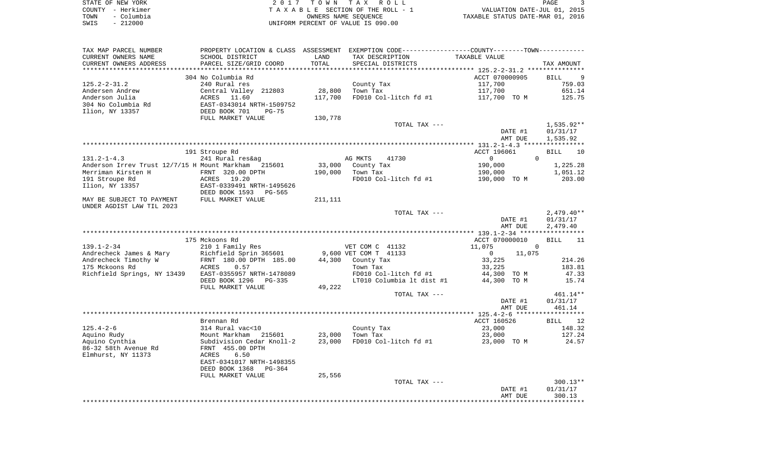STATE OF NEW YORK
COUNTY - Herkimer
TOWN - Columbia
SWIS - 212000

2 0 1 7 T O W N T A X R O L L
T A X A B L E SECTION OF THE ROLL - 1
OWNERS NAME SEQUENCE
UNIFORM PERCENT OF VALUE IS 090.00

VALUATION DATE-JUL 01, 2015
TAXABLE STATUS DATE-MAR 01, 2016

```
TAX MAP PARCEL NUMBER          PROPERTY LOCATION & CLASS  ASSESSMENT  EXEMPTION CODE-----------------COUNTY--------TOWN-----------
CURRENT OWNERS NAME            SCHOOL DISTRICT             LAND       TAX DESCRIPTION                TAXABLE VALUE
CURRENT OWNERS ADDRESS         PARCEL SIZE/GRID COORD      TOTAL      SPECIAL DISTRICTS                                        TAX AMOUNT
*********************************************************************************************** 125.2-2-31.2 ***************
                               304 No Columbia Rd                                                   ACCT 070000905     BILL    9
125.2-2-31.2                   240 Rural res                          County Tax                    117,700                759.03
Andersen Andrew                Central Valley 212803       28,800     Town Tax                      117,700                651.14
Anderson Julia                 ACRES   11.60              117,700     FD010 Col-litch fd #1         117,700 TO M           125.75
304 No Columbia Rd             EAST-0343014 NRTH-1509752
Ilion, NY 13357                DEED BOOK 701     PG-75
                               FULL MARKET VALUE          130,778
                                                                      TOTAL TAX ---                                      1,535.92**
                                                                                                         DATE #1         01/31/17
                                                                                                         AMT DUE         1,535.92
*********************************************************************************************** 131.2-1-4.3 ****************
                               191 Stroupe Rd                                                       ACCT 196061        BILL   10
131.2-1-4.3                    241 Rural res&ag                       AG MKTS     41730             0              0
Anderson Irrev Trust 12/7/15 H Mount Markham   215601      33,000     County Tax                    190,000              1,225.28
Merriman Kirsten H             FRNT  320.00 DPTH          190,000     Town Tax                      190,000              1,051.12
191 Stroupe Rd                 ACRES   19.20                          FD010 Col-litch fd #1         190,000 TO M           203.00
Ilion, NY 13357                EAST-0339491 NRTH-1495626
                               DEED BOOK 1593    PG-565
MAY BE SUBJECT TO PAYMENT      FULL MARKET VALUE          211,111
UNDER AGDIST LAW TIL 2023
                                                                      TOTAL TAX ---                                      2,479.40**
                                                                                                         DATE #1         01/31/17
                                                                                                         AMT DUE         2,479.40
*********************************************************************************************** 139.1-2-34 *****************
                               175 Mckoons Rd                                                       ACCT 070000010     BILL   11
139.1-2-34                     210 1 Family Res                       VET COM C   41132             11,075         0
Andrecheck James & Mary        Richfield Sprin 365601       9,600 VET COM T   41133                 0          11,075
Andrecheck Timothy W           FRNT  180.00 DPTH  185.00   44,300     County Tax                    33,225                 214.26
175 Mckoons Rd                 ACRES    0.57                          Town Tax                      33,225                 183.81
Richfield Springs, NY 13439    EAST-0355957 NRTH-1478089              FD010 Col-litch fd #1         44,300 TO M             47.33
                               DEED BOOK 1296    PG-335               LT010 Columbia lt dist #1     44,300 TO M             15.74
                               FULL MARKET VALUE           49,222
                                                                      TOTAL TAX ---                                        461.14**
                                                                                                         DATE #1         01/31/17
                                                                                                         AMT DUE           461.14
*********************************************************************************************** 125.4-2-6 ******************
                               Brennan Rd                                                           ACCT 160526        BILL   12
125.4-2-6                      314 Rural vac<10                       County Tax                    23,000                 148.32
Aquino Rudy                    Mount Markham   215601      23,000     Town Tax                      23,000                 127.24
Aquino Cynthia                 Subdivision Cedar Knoll-2   23,000     FD010 Col-litch fd #1         23,000 TO M             24.57
86-32 58th Avenue Rd           FRNT  455.00 DPTH
Elmhurst, NY 11373             ACRES    6.50
                               EAST-0341017 NRTH-1498355
                               DEED BOOK 1368    PG-364
                               FULL MARKET VALUE           25,556
                                                                      TOTAL TAX ---                                        300.13**
                                                                                                         DATE #1         01/31/17
                                                                                                         AMT DUE           300.13
****************************************************************************************************************************
```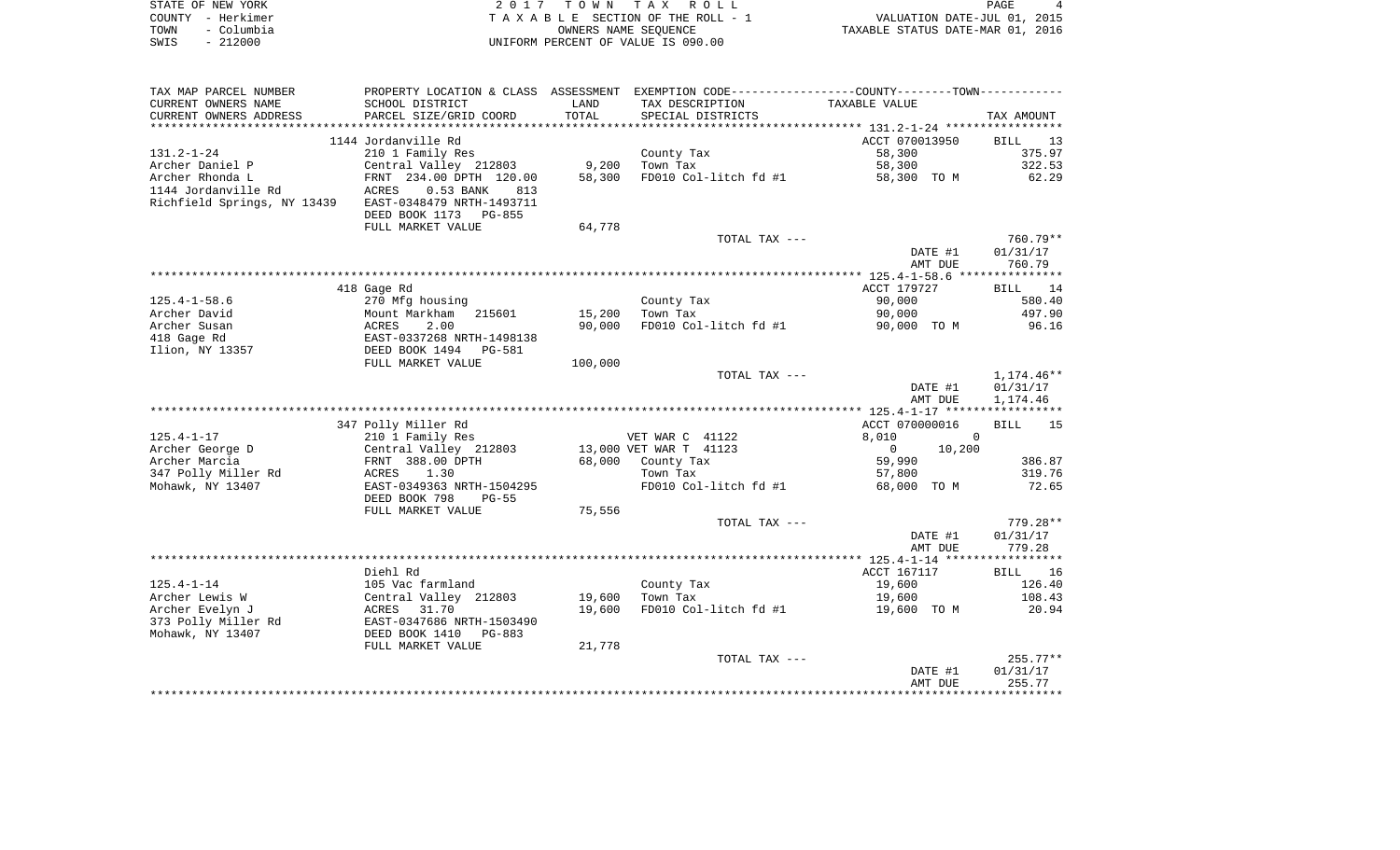STATE OF NEW YORK | COUNTY - Herkimer | TOWN - Columbia | SWIS - 212000

2017 TOWN TAX ROLL
TAXABLE SECTION OF THE ROLL - 1
OWNERS NAME SEQUENCE
UNIFORM PERCENT OF VALUE IS 090.00

VALUATION DATE-JUL 01, 2015
TAXABLE STATUS DATE-MAR 01, 2016

| TAX MAP PARCEL NUMBER / CURRENT OWNERS NAME / CURRENT OWNERS ADDRESS | PROPERTY LOCATION & CLASS / SCHOOL DISTRICT / PARCEL SIZE/GRID COORD | ASSESSMENT LAND / TOTAL | EXEMPTION CODE / TAX DESCRIPTION / SPECIAL DISTRICTS | COUNTY / TOWN TAXABLE VALUE | TAX AMOUNT |
|---|---|---|---|---|---|
| 131.2-1-24 | 1144 Jordanville Rd | | | ACCT 070013950 | BILL 13 |
| | 210 1 Family Res | | County Tax | 58,300 | 375.97 |
| Archer Daniel P | Central Valley 212803 | 9,200 | Town Tax | 58,300 | 322.53 |
| Archer Rhonda L | FRNT 234.00 DPTH 120.00 | 58,300 | FD010 Col-litch fd #1 | 58,300 TO M | 62.29 |
| 1144 Jordanville Rd | ACRES 0.53 BANK 813 | | | | |
| Richfield Springs, NY 13439 | EAST-0348479 NRTH-1493711 | | | | |
| | DEED BOOK 1173 PG-855 | | | | |
| | FULL MARKET VALUE | 64,778 | | | |
| | | | TOTAL TAX --- | | 760.79** |
| | | | | DATE #1 | 01/31/17 |
| | | | | AMT DUE | 760.79 |
| 125.4-1-58.6 | 418 Gage Rd | | | ACCT 179727 | BILL 14 |
| | 270 Mfg housing | | County Tax | 90,000 | 580.40 |
| Archer David | Mount Markham 215601 | 15,200 | Town Tax | 90,000 | 497.90 |
| Archer Susan | ACRES 2.00 | 90,000 | FD010 Col-litch fd #1 | 90,000 TO M | 96.16 |
| 418 Gage Rd | EAST-0337268 NRTH-1498138 | | | | |
| Ilion, NY 13357 | DEED BOOK 1494 PG-581 | | | | |
| | FULL MARKET VALUE | 100,000 | | | |
| | | | TOTAL TAX --- | | 1,174.46** |
| | | | | DATE #1 | 01/31/17 |
| | | | | AMT DUE | 1,174.46 |
| 125.4-1-17 | 347 Polly Miller Rd | | | ACCT 070000016 | BILL 15 |
| | 210 1 Family Res | | VET WAR C 41122 | 8,010 / 0 | |
| Archer George D | Central Valley 212803 | 13,000 | VET WAR T 41123 | 0 / 10,200 | |
| Archer Marcia | FRNT 388.00 DPTH | 68,000 | County Tax | 59,990 | 386.87 |
| 347 Polly Miller Rd | ACRES 1.30 | | Town Tax | 57,800 | 319.76 |
| Mohawk, NY 13407 | EAST-0349363 NRTH-1504295 | | FD010 Col-litch fd #1 | 68,000 TO M | 72.65 |
| | DEED BOOK 798 PG-55 | | | | |
| | FULL MARKET VALUE | 75,556 | | | |
| | | | TOTAL TAX --- | | 779.28** |
| | | | | DATE #1 | 01/31/17 |
| | | | | AMT DUE | 779.28 |
| 125.4-1-14 | Diehl Rd | | | ACCT 167117 | BILL 16 |
| | 105 Vac farmland | | County Tax | 19,600 | 126.40 |
| Archer Lewis W | Central Valley 212803 | 19,600 | Town Tax | 19,600 | 108.43 |
| Archer Evelyn J | ACRES 31.70 | 19,600 | FD010 Col-litch fd #1 | 19,600 TO M | 20.94 |
| 373 Polly Miller Rd | EAST-0347686 NRTH-1503490 | | | | |
| Mohawk, NY 13407 | DEED BOOK 1410 PG-883 | | | | |
| | FULL MARKET VALUE | 21,778 | | | |
| | | | TOTAL TAX --- | | 255.77** |
| | | | | DATE #1 | 01/31/17 |
| | | | | AMT DUE | 255.77 |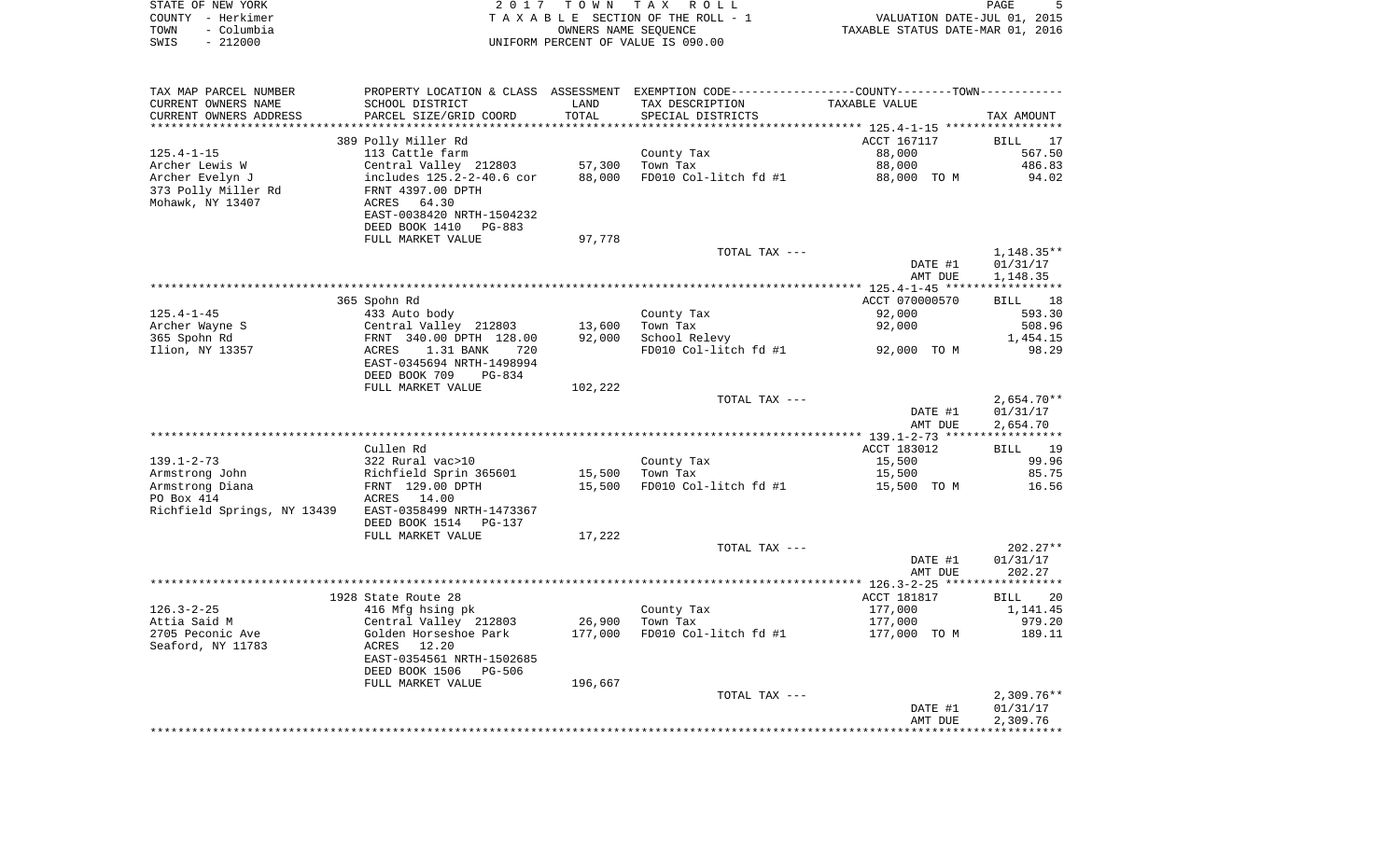STATE OF NEW YORK | 2 0 1 7 T O W N T A X R O L L
COUNTY - Herkimer | T A X A B L E SECTION OF THE ROLL - 1 | VALUATION DATE-JUL 01, 2015
TOWN - Columbia | OWNERS NAME SEQUENCE | TAXABLE STATUS DATE-MAR 01, 2016
SWIS - 212000 | UNIFORM PERCENT OF VALUE IS 090.00

| TAX MAP PARCEL NUMBER / CURRENT OWNERS NAME / CURRENT OWNERS ADDRESS | PROPERTY LOCATION & CLASS / SCHOOL DISTRICT / PARCEL SIZE/GRID COORD | ASSESSMENT LAND / TOTAL | EXEMPTION CODE / TAX DESCRIPTION / SPECIAL DISTRICTS | COUNTY / TOWN TAXABLE VALUE | TAX AMOUNT |
|---|---|---|---|---|---|
| **125.4-1-15** | 389 Polly Miller Rd | | | ACCT 167117 | BILL 17 |
| 125.4-1-15 | 113 Cattle farm | | County Tax | 88,000 | 567.50 |
| Archer Lewis W | Central Valley 212803 | 57,300 | Town Tax | 88,000 | 486.83 |
| Archer Evelyn J | includes 125.2-2-40.6 cor | 88,000 | FD010 Col-litch fd #1 | 88,000 TO M | 94.02 |
| 373 Polly Miller Rd | FRNT 4397.00 DPTH | | | | |
| Mohawk, NY 13407 | ACRES 64.30 | | | | |
| | EAST-0038420 NRTH-1504232 | | | | |
| | DEED BOOK 1410 PG-883 | | | | |
| | FULL MARKET VALUE | 97,778 | | | |
| | | | TOTAL TAX --- | | 1,148.35** |
| | | | | DATE #1 | 01/31/17 |
| | | | | AMT DUE | 1,148.35 |
| **125.4-1-45** | 365 Spohn Rd | | | ACCT 070000570 | BILL 18 |
| 125.4-1-45 | 433 Auto body | | County Tax | 92,000 | 593.30 |
| Archer Wayne S | Central Valley 212803 | 13,600 | Town Tax | 92,000 | 508.96 |
| 365 Spohn Rd | FRNT 340.00 DPTH 128.00 | 92,000 | School Relevy | | 1,454.15 |
| Ilion, NY 13357 | ACRES 1.31 BANK 720 | | FD010 Col-litch fd #1 | 92,000 TO M | 98.29 |
| | EAST-0345694 NRTH-1498994 | | | | |
| | DEED BOOK 709 PG-834 | | | | |
| | FULL MARKET VALUE | 102,222 | | | |
| | | | TOTAL TAX --- | | 2,654.70** |
| | | | | DATE #1 | 01/31/17 |
| | | | | AMT DUE | 2,654.70 |
| **139.1-2-73** | Cullen Rd | | | ACCT 183012 | BILL 19 |
| 139.1-2-73 | 322 Rural vac>10 | | County Tax | 15,500 | 99.96 |
| Armstrong John | Richfield Sprin 365601 | 15,500 | Town Tax | 15,500 | 85.75 |
| Armstrong Diana | FRNT 129.00 DPTH | 15,500 | FD010 Col-litch fd #1 | 15,500 TO M | 16.56 |
| PO Box 414 | ACRES 14.00 | | | | |
| Richfield Springs, NY 13439 | EAST-0358499 NRTH-1473367 | | | | |
| | DEED BOOK 1514 PG-137 | | | | |
| | FULL MARKET VALUE | 17,222 | | | |
| | | | TOTAL TAX --- | | 202.27** |
| | | | | DATE #1 | 01/31/17 |
| | | | | AMT DUE | 202.27 |
| **126.3-2-25** | 1928 State Route 28 | | | ACCT 181817 | BILL 20 |
| 126.3-2-25 | 416 Mfg hsing pk | | County Tax | 177,000 | 1,141.45 |
| Attia Said M | Central Valley 212803 | 26,900 | Town Tax | 177,000 | 979.20 |
| 2705 Peconic Ave | Golden Horseshoe Park | 177,000 | FD010 Col-litch fd #1 | 177,000 TO M | 189.11 |
| Seaford, NY 11783 | ACRES 12.20 | | | | |
| | EAST-0354561 NRTH-1502685 | | | | |
| | DEED BOOK 1506 PG-506 | | | | |
| | FULL MARKET VALUE | 196,667 | | | |
| | | | TOTAL TAX --- | | 2,309.76** |
| | | | | DATE #1 | 01/31/17 |
| | | | | AMT DUE | 2,309.76 |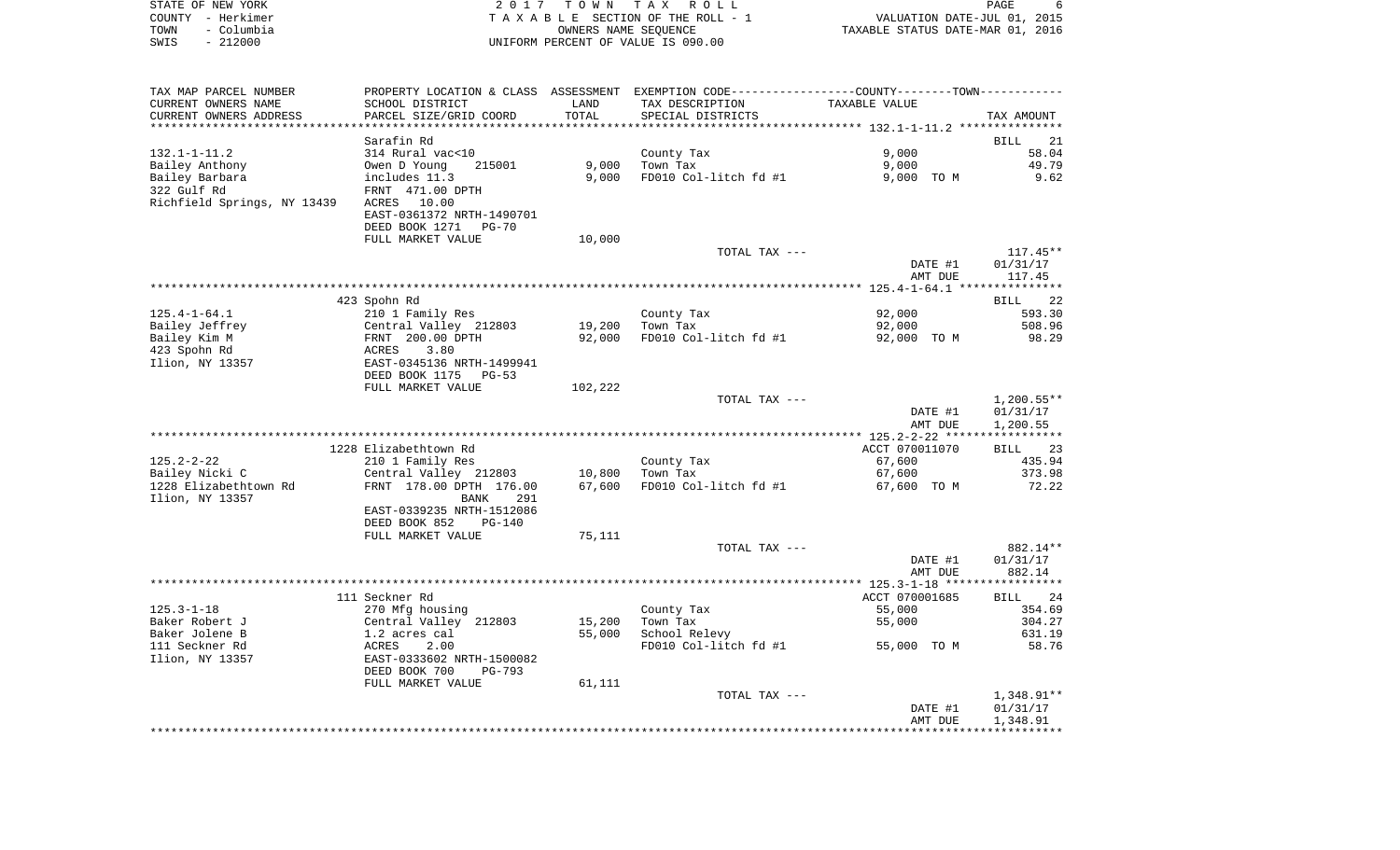STATE OF NEW YORK
COUNTY - Herkimer
TOWN - Columbia
SWIS - 212000

2017 TOWN TAX ROLL
TAXABLE SECTION OF THE ROLL - 1
OWNERS NAME SEQUENCE
UNIFORM PERCENT OF VALUE IS 090.00

VALUATION DATE-JUL 01, 2015
TAXABLE STATUS DATE-MAR 01, 2016

| TAX MAP PARCEL NUMBER / CURRENT OWNERS NAME / CURRENT OWNERS ADDRESS | PROPERTY LOCATION & CLASS / SCHOOL DISTRICT / PARCEL SIZE/GRID COORD | ASSESSMENT LAND | TOTAL | EXEMPTION CODE / TAX DESCRIPTION / SPECIAL DISTRICTS | COUNTY--------TOWN TAXABLE VALUE | TAX AMOUNT |
|---|---|---|---|---|---|---|
| 132.1-1-11.2 | Sarafin Rd | | | | | BILL 21 |
| 132.1-1-11.2 | 314 Rural vac<10 | | | County Tax | 9,000 | 58.04 |
| Bailey Anthony | Owen D Young 215001 | 9,000 | | Town Tax | 9,000 | 49.79 |
| Bailey Barbara | includes 11.3 | | 9,000 | FD010 Col-litch fd #1 | 9,000 TO M | 9.62 |
| 322 Gulf Rd | FRNT 471.00 DPTH | | | | | |
| Richfield Springs, NY 13439 | ACRES 10.00 | | | | | |
| | EAST-0361372 NRTH-1490701 | | | | | |
| | DEED BOOK 1271 PG-70 | | | | | |
| | FULL MARKET VALUE | 10,000 | | | | |
| | | | | TOTAL TAX --- | | 117.45** |
| | | | | | DATE #1 | 01/31/17 |
| | | | | | AMT DUE | 117.45 |
| 125.4-1-64.1 | 423 Spohn Rd | | | | | BILL 22 |
| 125.4-1-64.1 | 210 1 Family Res | | | County Tax | 92,000 | 593.30 |
| Bailey Jeffrey | Central Valley 212803 | 19,200 | | Town Tax | 92,000 | 508.96 |
| Bailey Kim M | FRNT 200.00 DPTH | | 92,000 | FD010 Col-litch fd #1 | 92,000 TO M | 98.29 |
| 423 Spohn Rd | ACRES 3.80 | | | | | |
| Ilion, NY 13357 | EAST-0345136 NRTH-1499941 | | | | | |
| | DEED BOOK 1175 PG-53 | | | | | |
| | FULL MARKET VALUE | 102,222 | | | | |
| | | | | TOTAL TAX --- | | 1,200.55** |
| | | | | | DATE #1 | 01/31/17 |
| | | | | | AMT DUE | 1,200.55 |
| 125.2-2-22 | 1228 Elizabethtown Rd | | | | ACCT 070011070 | BILL 23 |
| 125.2-2-22 | 210 1 Family Res | | | County Tax | 67,600 | 435.94 |
| Bailey Nicki C | Central Valley 212803 | 10,800 | | Town Tax | 67,600 | 373.98 |
| 1228 Elizabethtown Rd | FRNT 178.00 DPTH 176.00 | | 67,600 | FD010 Col-litch fd #1 | 67,600 TO M | 72.22 |
| Ilion, NY 13357 | BANK 291 | | | | | |
| | EAST-0339235 NRTH-1512086 | | | | | |
| | DEED BOOK 852 PG-140 | | | | | |
| | FULL MARKET VALUE | 75,111 | | | | |
| | | | | TOTAL TAX --- | | 882.14** |
| | | | | | DATE #1 | 01/31/17 |
| | | | | | AMT DUE | 882.14 |
| 125.3-1-18 | 111 Seckner Rd | | | | ACCT 070001685 | BILL 24 |
| 125.3-1-18 | 270 Mfg housing | | | County Tax | 55,000 | 354.69 |
| Baker Robert J | Central Valley 212803 | 15,200 | | Town Tax | 55,000 | 304.27 |
| Baker Jolene B | 1.2 acres cal | | 55,000 | School Relevy | | 631.19 |
| 111 Seckner Rd | ACRES 2.00 | | | FD010 Col-litch fd #1 | 55,000 TO M | 58.76 |
| Ilion, NY 13357 | EAST-0333602 NRTH-1500082 | | | | | |
| | DEED BOOK 700 PG-793 | | | | | |
| | FULL MARKET VALUE | 61,111 | | | | |
| | | | | TOTAL TAX --- | | 1,348.91** |
| | | | | | DATE #1 | 01/31/17 |
| | | | | | AMT DUE | 1,348.91 |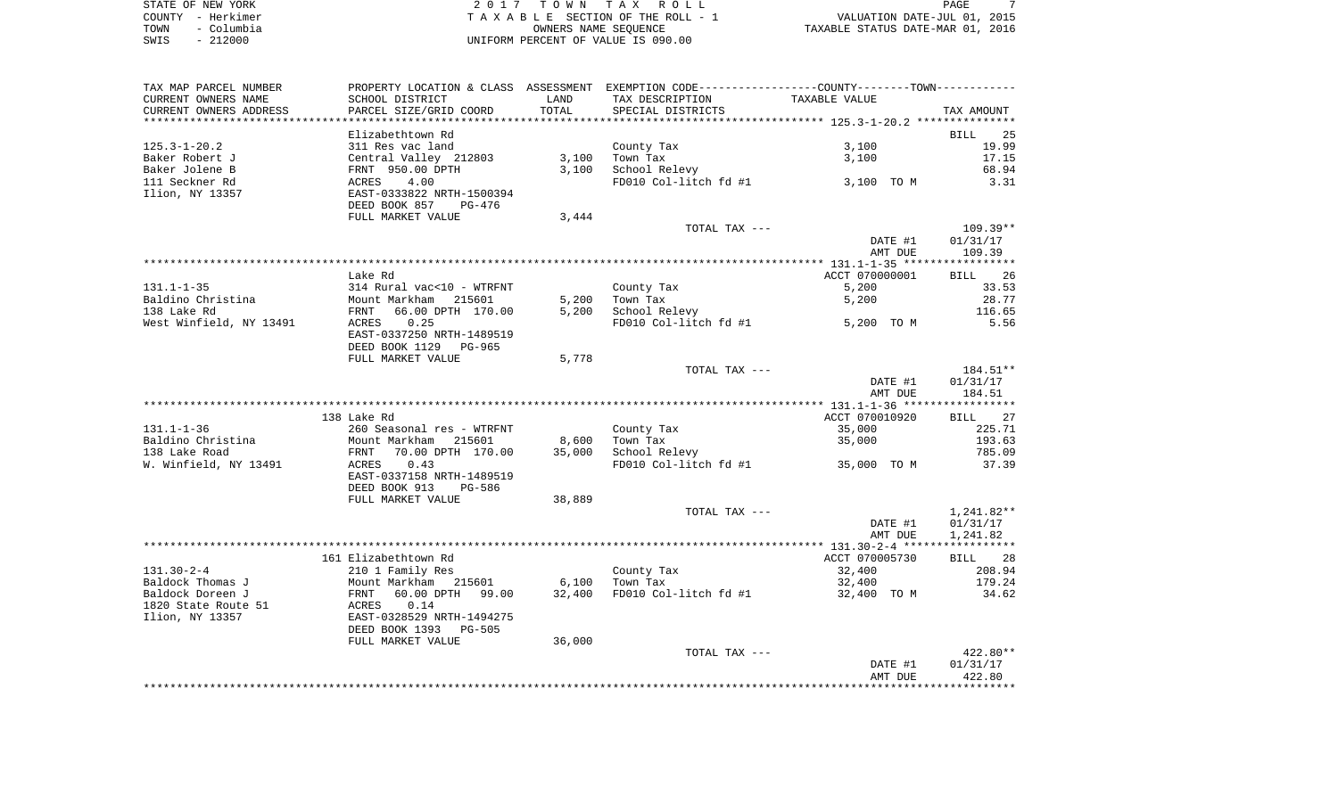STATE OF NEW YORK | 2017 TOWN TAX ROLL
COUNTY - Herkimer | TAXABLE SECTION OF THE ROLL - 1 | VALUATION DATE-JUL 01, 2015
TOWN - Columbia | OWNERS NAME SEQUENCE | TAXABLE STATUS DATE-MAR 01, 2016
SWIS - 212000 | UNIFORM PERCENT OF VALUE IS 090.00

| TAX MAP PARCEL NUMBER / CURRENT OWNERS NAME / CURRENT OWNERS ADDRESS | PROPERTY LOCATION & CLASS / SCHOOL DISTRICT / PARCEL SIZE/GRID COORD | ASSESSMENT LAND / TOTAL | EXEMPTION CODE / TAX DESCRIPTION / SPECIAL DISTRICTS | COUNTY / TOWN TAXABLE VALUE | TAX AMOUNT |
|---|---|---|---|---|---|
| | Elizabethtown Rd | | | | BILL 25 |
| 125.3-1-20.2 | 311 Res vac land | | County Tax | 3,100 | 19.99 |
| Baker Robert J | Central Valley 212803 | 3,100 | Town Tax | 3,100 | 17.15 |
| Baker Jolene B | FRNT 950.00 DPTH | 3,100 | School Relevy | | 68.94 |
| 111 Seckner Rd | ACRES 4.00 | | FD010 Col-litch fd #1 | 3,100 TO M | 3.31 |
| Ilion, NY 13357 | EAST-0333822 NRTH-1500394 | | | | |
| | DEED BOOK 857 PG-476 | | | | |
| | FULL MARKET VALUE | 3,444 | | | |
| | | | TOTAL TAX --- | | 109.39** |
| | | | | DATE #1 | 01/31/17 |
| | | | | AMT DUE | 109.39 |
| | Lake Rd | | | ACCT 070000001 | BILL 26 |
| 131.1-1-35 | 314 Rural vac<10 - WTRFNT | | County Tax | 5,200 | 33.53 |
| Baldino Christina | Mount Markham 215601 | 5,200 | Town Tax | 5,200 | 28.77 |
| 138 Lake Rd | FRNT 66.00 DPTH 170.00 | 5,200 | School Relevy | | 116.65 |
| West Winfield, NY 13491 | ACRES 0.25 | | FD010 Col-litch fd #1 | 5,200 TO M | 5.56 |
| | EAST-0337250 NRTH-1489519 | | | | |
| | DEED BOOK 1129 PG-965 | | | | |
| | FULL MARKET VALUE | 5,778 | | | |
| | | | TOTAL TAX --- | | 184.51** |
| | | | | DATE #1 | 01/31/17 |
| | | | | AMT DUE | 184.51 |
| | 138 Lake Rd | | | ACCT 070010920 | BILL 27 |
| 131.1-1-36 | 260 Seasonal res - WTRFNT | | County Tax | 35,000 | 225.71 |
| Baldino Christina | Mount Markham 215601 | 8,600 | Town Tax | 35,000 | 193.63 |
| 138 Lake Road | FRNT 70.00 DPTH 170.00 | 35,000 | School Relevy | | 785.09 |
| W. Winfield, NY 13491 | ACRES 0.43 | | FD010 Col-litch fd #1 | 35,000 TO M | 37.39 |
| | EAST-0337158 NRTH-1489519 | | | | |
| | DEED BOOK 913 PG-586 | | | | |
| | FULL MARKET VALUE | 38,889 | | | |
| | | | TOTAL TAX --- | | 1,241.82** |
| | | | | DATE #1 | 01/31/17 |
| | | | | AMT DUE | 1,241.82 |
| | 161 Elizabethtown Rd | | | ACCT 070005730 | BILL 28 |
| 131.30-2-4 | 210 1 Family Res | | County Tax | 32,400 | 208.94 |
| Baldock Thomas J | Mount Markham 215601 | 6,100 | Town Tax | 32,400 | 179.24 |
| Baldock Doreen J | FRNT 60.00 DPTH 99.00 | 32,400 | FD010 Col-litch fd #1 | 32,400 TO M | 34.62 |
| 1820 State Route 51 | ACRES 0.14 | | | | |
| Ilion, NY 13357 | EAST-0328529 NRTH-1494275 | | | | |
| | DEED BOOK 1393 PG-505 | | | | |
| | FULL MARKET VALUE | 36,000 | | | |
| | | | TOTAL TAX --- | | 422.80** |
| | | | | DATE #1 | 01/31/17 |
| | | | | AMT DUE | 422.80 |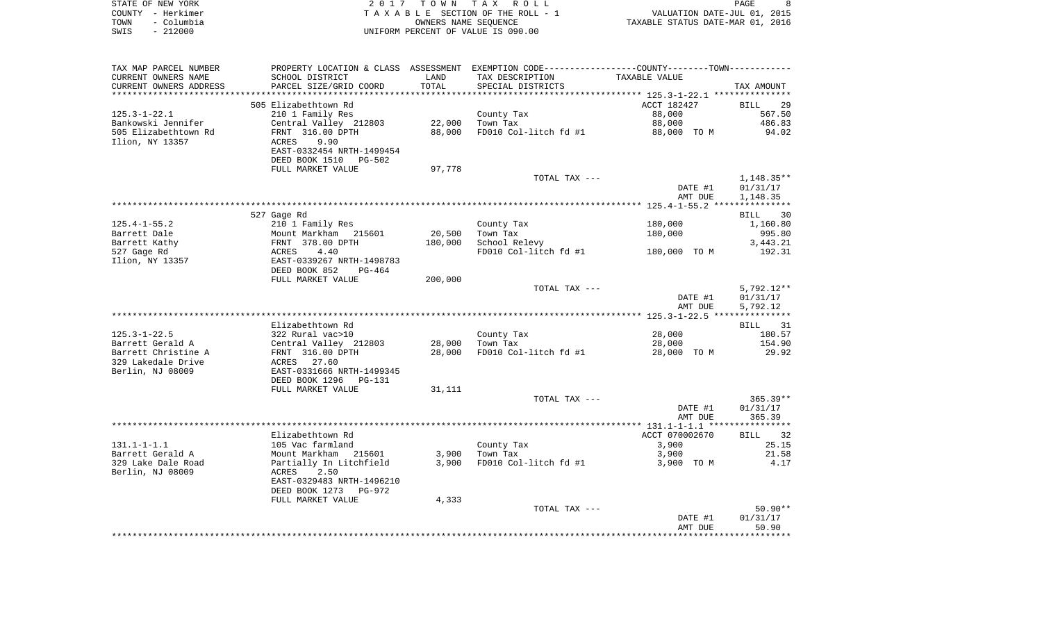STATE OF NEW YORK
COUNTY - Herkimer
TOWN - Columbia
SWIS - 212000

2017 TOWN TAX ROLL
TAXABLE SECTION OF THE ROLL - 1
OWNERS NAME SEQUENCE
UNIFORM PERCENT OF VALUE IS 090.00

VALUATION DATE-JUL 01, 2015
TAXABLE STATUS DATE-MAR 01, 2016

| TAX MAP PARCEL NUMBER<br>CURRENT OWNERS NAME<br>CURRENT OWNERS ADDRESS | PROPERTY LOCATION & CLASS<br>SCHOOL DISTRICT<br>PARCEL SIZE/GRID COORD | ASSESSMENT<br>LAND<br>TOTAL | EXEMPTION CODE---COUNTY---TOWN---<br>TAX DESCRIPTION<br>SPECIAL DISTRICTS | TAXABLE VALUE | TAX AMOUNT |
|---|---|---|---|---|---|
| | 505 Elizabethtown Rd | | | ACCT 182427 | BILL 29 |
| 125.3-1-22.1 | 210 1 Family Res | | County Tax | 88,000 | 567.50 |
| Bankowski Jennifer | Central Valley 212803 | 22,000 | Town Tax | 88,000 | 486.83 |
| 505 Elizabethtown Rd | FRNT 316.00 DPTH | 88,000 | FD010 Col-litch fd #1 | 88,000 TO M | 94.02 |
| Ilion, NY 13357 | ACRES 9.90 | | | | |
| | EAST-0332454 NRTH-1499454 | | | | |
| | DEED BOOK 1510 PG-502 | | | | |
| | FULL MARKET VALUE | 97,778 | | | |
| | | | TOTAL TAX --- | | 1,148.35** |
| | | | | DATE #1 | 01/31/17 |
| | | | | AMT DUE | 1,148.35 |
| | 527 Gage Rd | | | | BILL 30 |
| 125.4-1-55.2 | 210 1 Family Res | | County Tax | 180,000 | 1,160.80 |
| Barrett Dale | Mount Markham 215601 | 20,500 | Town Tax | 180,000 | 995.80 |
| Barrett Kathy | FRNT 378.00 DPTH | 180,000 | School Relevy | | 3,443.21 |
| 527 Gage Rd | ACRES 4.40 | | FD010 Col-litch fd #1 | 180,000 TO M | 192.31 |
| Ilion, NY 13357 | EAST-0339267 NRTH-1498783 | | | | |
| | DEED BOOK 852 PG-464 | | | | |
| | FULL MARKET VALUE | 200,000 | | | |
| | | | TOTAL TAX --- | | 5,792.12** |
| | | | | DATE #1 | 01/31/17 |
| | | | | AMT DUE | 5,792.12 |
| | Elizabethtown Rd | | | | BILL 31 |
| 125.3-1-22.5 | 322 Rural vac>10 | | County Tax | 28,000 | 180.57 |
| Barrett Gerald A | Central Valley 212803 | 28,000 | Town Tax | 28,000 | 154.90 |
| Barrett Christine A | FRNT 316.00 DPTH | 28,000 | FD010 Col-litch fd #1 | 28,000 TO M | 29.92 |
| 329 Lakedale Drive | ACRES 27.60 | | | | |
| Berlin, NJ 08009 | EAST-0331666 NRTH-1499345 | | | | |
| | DEED BOOK 1296 PG-131 | | | | |
| | FULL MARKET VALUE | 31,111 | | | |
| | | | TOTAL TAX --- | | 365.39** |
| | | | | DATE #1 | 01/31/17 |
| | | | | AMT DUE | 365.39 |
| | Elizabethtown Rd | | | ACCT 070002670 | BILL 32 |
| 131.1-1-1.1 | 105 Vac farmland | | County Tax | 3,900 | 25.15 |
| Barrett Gerald A | Mount Markham 215601 | 3,900 | Town Tax | 3,900 | 21.58 |
| 329 Lake Dale Road | Partially In Litchfield | 3,900 | FD010 Col-litch fd #1 | 3,900 TO M | 4.17 |
| Berlin, NJ 08009 | ACRES 2.50 | | | | |
| | EAST-0329483 NRTH-1496210 | | | | |
| | DEED BOOK 1273 PG-972 | | | | |
| | FULL MARKET VALUE | 4,333 | | | |
| | | | TOTAL TAX --- | | 50.90** |
| | | | | DATE #1 | 01/31/17 |
| | | | | AMT DUE | 50.90 |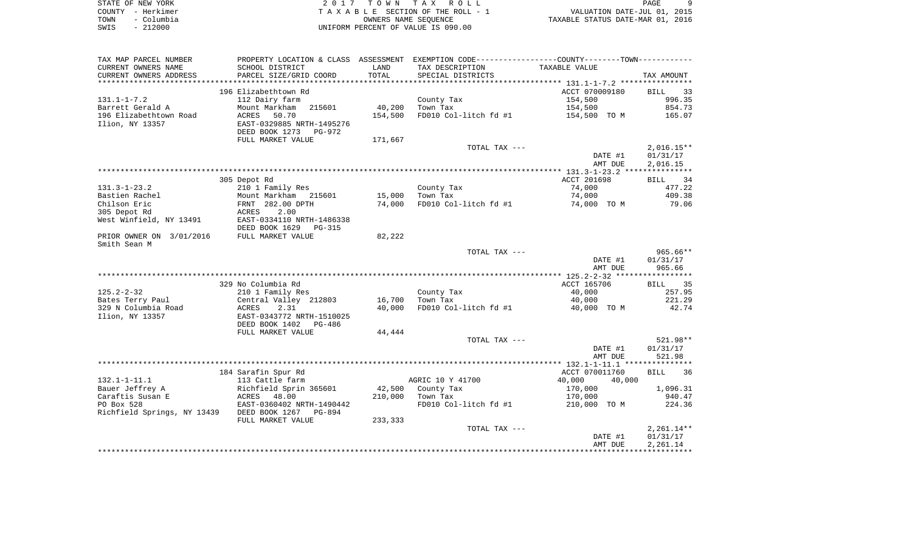STATE OF NEW YORK
COUNTY - Herkimer
TOWN - Columbia
SWIS - 212000

2 0 1 7 T O W N T A X R O L L
T A X A B L E SECTION OF THE ROLL - 1
OWNERS NAME SEQUENCE
UNIFORM PERCENT OF VALUE IS 090.00

VALUATION DATE-JUL 01, 2015
TAXABLE STATUS DATE-MAR 01, 2016

| TAX MAP PARCEL NUMBER<br>CURRENT OWNERS NAME<br>CURRENT OWNERS ADDRESS | PROPERTY LOCATION & CLASS<br>SCHOOL DISTRICT<br>PARCEL SIZE/GRID COORD | ASSESSMENT<br>LAND<br>TOTAL | EXEMPTION CODE-----COUNTY-----TOWN-----<br>TAX DESCRIPTION<br>SPECIAL DISTRICTS | TAXABLE VALUE | TAX AMOUNT |
|---|---|---|---|---|---|
| **131.1-1-7.2** | 196 Elizabethtown Rd | | | ACCT 070009180 | BILL 33 |
| 131.1-1-7.2 | 112 Dairy farm | | County Tax | 154,500 | 996.35 |
| Barrett Gerald A | Mount Markham 215601 | 40,200 | Town Tax | 154,500 | 854.73 |
| 196 Elizabethtown Road | ACRES 50.70 | 154,500 | FD010 Col-litch fd #1 | 154,500 TO M | 165.07 |
| Ilion, NY 13357 | EAST-0329885 NRTH-1495276 | | | | |
| | DEED BOOK 1273 PG-972 | | | | |
| | FULL MARKET VALUE | 171,667 | | | |
| | | | TOTAL TAX --- | | 2,016.15** |
| | | | | DATE #1 | 01/31/17 |
| | | | | AMT DUE | 2,016.15 |
| **131.3-1-23.2** | 305 Depot Rd | | | ACCT 201698 | BILL 34 |
| 131.3-1-23.2 | 210 1 Family Res | | County Tax | 74,000 | 477.22 |
| Bastien Rachel | Mount Markham 215601 | 15,000 | Town Tax | 74,000 | 409.38 |
| Chilson Eric | FRNT 282.00 DPTH | 74,000 | FD010 Col-litch fd #1 | 74,000 TO M | 79.06 |
| 305 Depot Rd | ACRES 2.00 | | | | |
| West Winfield, NY 13491 | EAST-0334110 NRTH-1486338 | | | | |
| | DEED BOOK 1629 PG-315 | | | | |
| PRIOR OWNER ON 3/01/2016 | FULL MARKET VALUE | 82,222 | | | |
| Smith Sean M | | | | | |
| | | | TOTAL TAX --- | | 965.66** |
| | | | | DATE #1 | 01/31/17 |
| | | | | AMT DUE | 965.66 |
| **125.2-2-32** | 329 No Columbia Rd | | | ACCT 165706 | BILL 35 |
| 125.2-2-32 | 210 1 Family Res | | County Tax | 40,000 | 257.95 |
| Bates Terry Paul | Central Valley 212803 | 16,700 | Town Tax | 40,000 | 221.29 |
| 329 N Columbia Road | ACRES 2.31 | 40,000 | FD010 Col-litch fd #1 | 40,000 TO M | 42.74 |
| Ilion, NY 13357 | EAST-0343772 NRTH-1510025 | | | | |
| | DEED BOOK 1402 PG-486 | | | | |
| | FULL MARKET VALUE | 44,444 | | | |
| | | | TOTAL TAX --- | | 521.98** |
| | | | | DATE #1 | 01/31/17 |
| | | | | AMT DUE | 521.98 |
| **132.1-1-11.1** | 184 Sarafin Spur Rd | | | ACCT 070011760 | BILL 36 |
| 132.1-1-11.1 | 113 Cattle farm | | AGRIC 10 Y 41700 | 40,000 40,000 | |
| Bauer Jeffrey A | Richfield Sprin 365601 | 42,500 | County Tax | 170,000 | 1,096.31 |
| Caraftis Susan E | ACRES 48.00 | 210,000 | Town Tax | 170,000 | 940.47 |
| PO Box 528 | EAST-0360402 NRTH-1490442 | | FD010 Col-litch fd #1 | 210,000 TO M | 224.36 |
| Richfield Springs, NY 13439 | DEED BOOK 1267 PG-894 | | | | |
| | FULL MARKET VALUE | 233,333 | | | |
| | | | TOTAL TAX --- | | 2,261.14** |
| | | | | DATE #1 | 01/31/17 |
| | | | | AMT DUE | 2,261.14 |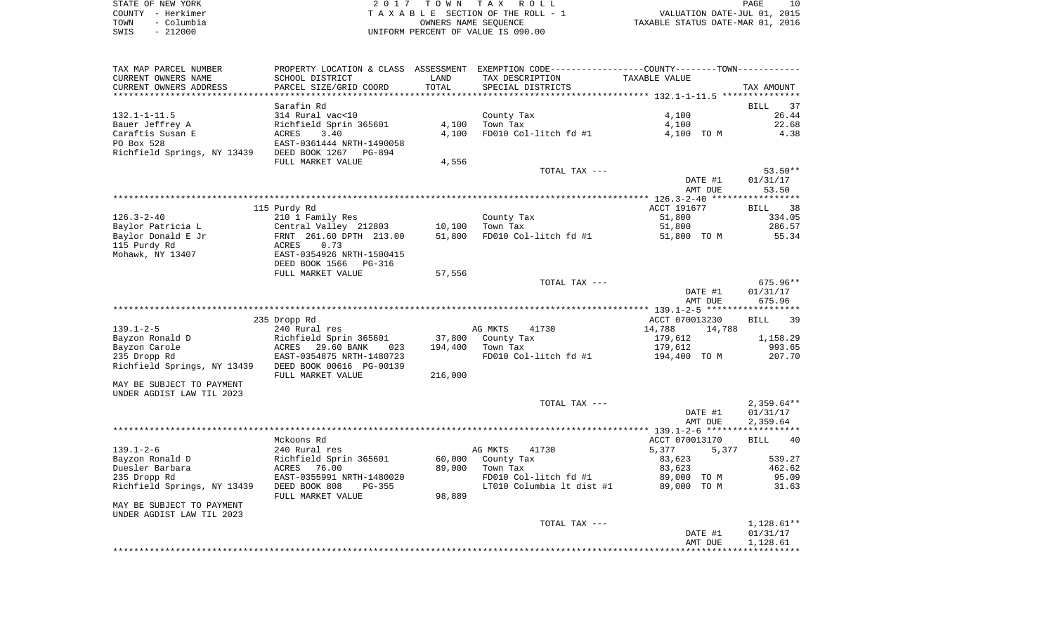STATE OF NEW YORK — 2017 TOWN TAX ROLL
COUNTY - Herkimer — TAXABLE SECTION OF THE ROLL - 1 — VALUATION DATE-JUL 01, 2015
TOWN - Columbia — OWNERS NAME SEQUENCE — TAXABLE STATUS DATE-MAR 01, 2016
SWIS - 212000 — UNIFORM PERCENT OF VALUE IS 090.00

| TAX MAP PARCEL NUMBER / CURRENT OWNERS NAME / CURRENT OWNERS ADDRESS | PROPERTY LOCATION & CLASS / SCHOOL DISTRICT / PARCEL SIZE/GRID COORD | ASSESSMENT LAND / TOTAL | EXEMPTION CODE / TAX DESCRIPTION / SPECIAL DISTRICTS | COUNTY--------TOWN TAXABLE VALUE | | TAX AMOUNT |
|---|---|---|---|---|---|---|
| ******** 132.1-1-11.5 ******** | | | | | | |
| | Sarafin Rd | | | | | BILL 37 |
| 132.1-1-11.5 | 314 Rural vac<10 | | County Tax | 4,100 | | 26.44 |
| Bauer Jeffrey A | Richfield Sprin 365601 | 4,100 | Town Tax | 4,100 | | 22.68 |
| Caraftis Susan E | ACRES 3.40 | 4,100 | FD010 Col-litch fd #1 | 4,100 | TO M | 4.38 |
| PO Box 528 | EAST-0361444 NRTH-1490058 | | | | | |
| Richfield Springs, NY 13439 | DEED BOOK 1267 PG-894 | | | | | |
| | FULL MARKET VALUE | 4,556 | | | | |
| | | | TOTAL TAX --- | | | 53.50** |
| | | | | | DATE #1 | 01/31/17 |
| | | | | | AMT DUE | 53.50 |
| ******** 126.3-2-40 ******** | | | | | | |
| | 115 Purdy Rd | | | ACCT 191677 | | BILL 38 |
| 126.3-2-40 | 210 1 Family Res | | County Tax | 51,800 | | 334.05 |
| Baylor Patricia L | Central Valley 212803 | 10,100 | Town Tax | 51,800 | | 286.57 |
| Baylor Donald E Jr | FRNT 261.60 DPTH 213.00 | 51,800 | FD010 Col-litch fd #1 | 51,800 | TO M | 55.34 |
| 115 Purdy Rd | ACRES 0.73 | | | | | |
| Mohawk, NY 13407 | EAST-0354926 NRTH-1500415 | | | | | |
| | DEED BOOK 1566 PG-316 | | | | | |
| | FULL MARKET VALUE | 57,556 | | | | |
| | | | TOTAL TAX --- | | | 675.96** |
| | | | | | DATE #1 | 01/31/17 |
| | | | | | AMT DUE | 675.96 |
| ******** 139.1-2-5 ******** | | | | | | |
| | 235 Dropp Rd | | | ACCT 070013230 | | BILL 39 |
| 139.1-2-5 | 240 Rural res | | AG MKTS 41730 | 14,788 | 14,788 | |
| Bayzon Ronald D | Richfield Sprin 365601 | 37,800 | County Tax | 179,612 | | 1,158.29 |
| Bayzon Carole | ACRES 29.60 BANK 023 | 194,400 | Town Tax | 179,612 | | 993.65 |
| 235 Dropp Rd | EAST-0354875 NRTH-1480723 | | FD010 Col-litch fd #1 | 194,400 | TO M | 207.70 |
| Richfield Springs, NY 13439 | DEED BOOK 00616 PG-00139 | | | | | |
| | FULL MARKET VALUE | 216,000 | | | | |
| MAY BE SUBJECT TO PAYMENT UNDER AGDIST LAW TIL 2023 | | | | | | |
| | | | TOTAL TAX --- | | | 2,359.64** |
| | | | | | DATE #1 | 01/31/17 |
| | | | | | AMT DUE | 2,359.64 |
| ******** 139.1-2-6 ******** | | | | | | |
| | Mckoons Rd | | | ACCT 070013170 | | BILL 40 |
| 139.1-2-6 | 240 Rural res | | AG MKTS 41730 | 5,377 | 5,377 | |
| Bayzon Ronald D | Richfield Sprin 365601 | 60,000 | County Tax | 83,623 | | 539.27 |
| Duesler Barbara | ACRES 76.00 | 89,000 | Town Tax | 83,623 | | 462.62 |
| 235 Dropp Rd | EAST-0355991 NRTH-1480020 | | FD010 Col-litch fd #1 | 89,000 | TO M | 95.09 |
| Richfield Springs, NY 13439 | DEED BOOK 808 PG-355 | | LT010 Columbia lt dist #1 | 89,000 | TO M | 31.63 |
| | FULL MARKET VALUE | 98,889 | | | | |
| MAY BE SUBJECT TO PAYMENT UNDER AGDIST LAW TIL 2023 | | | | | | |
| | | | TOTAL TAX --- | | | 1,128.61** |
| | | | | | DATE #1 | 01/31/17 |
| | | | | | AMT DUE | 1,128.61 |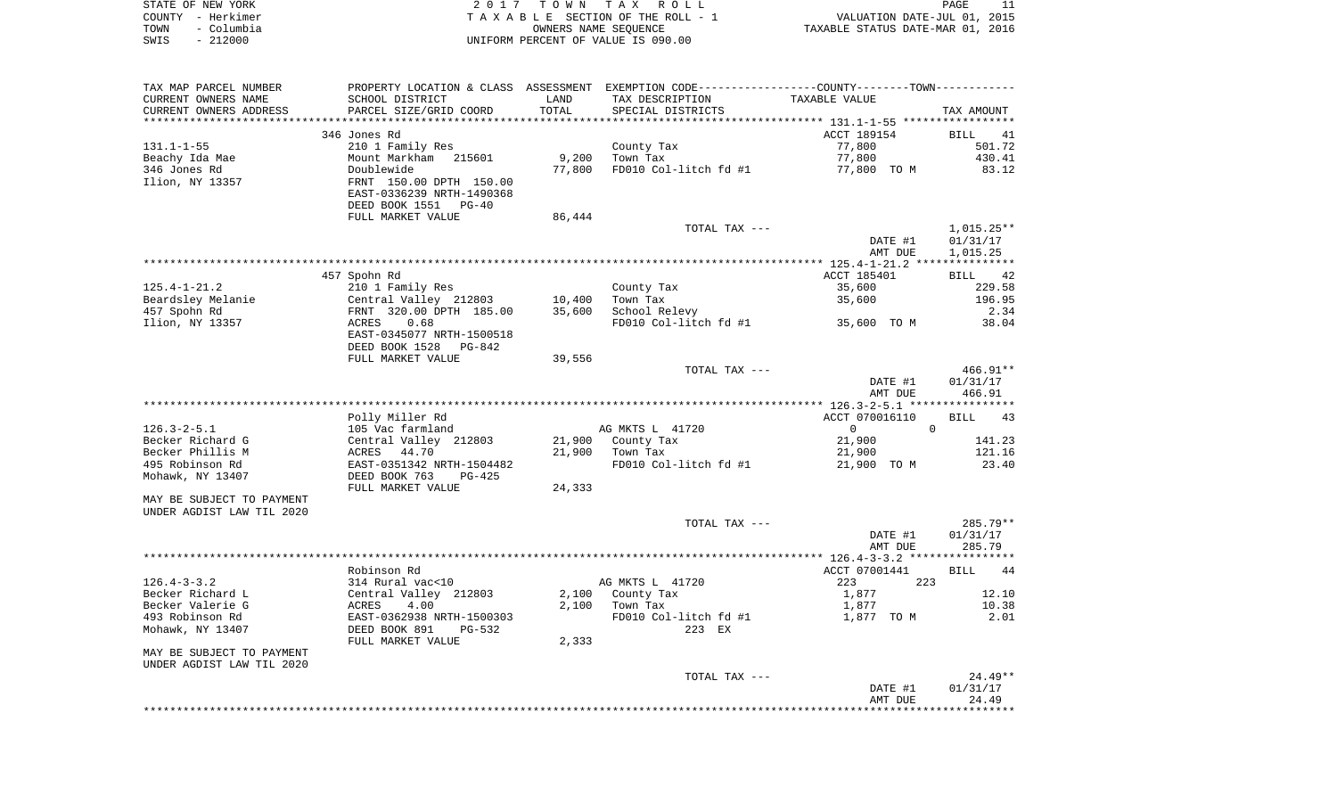STATE OF NEW YORK | 2 0 1 7 T O W N T A X R O L L
COUNTY - Herkimer | T A X A B L E SECTION OF THE ROLL - 1 | VALUATION DATE-JUL 01, 2015
TOWN - Columbia | OWNERS NAME SEQUENCE | TAXABLE STATUS DATE-MAR 01, 2016
SWIS - 212000 | UNIFORM PERCENT OF VALUE IS 090.00

| TAX MAP PARCEL NUMBER / CURRENT OWNERS NAME / CURRENT OWNERS ADDRESS | PROPERTY LOCATION & CLASS / SCHOOL DISTRICT / PARCEL SIZE/GRID COORD | ASSESSMENT LAND | TOTAL | EXEMPTION CODE / TAX DESCRIPTION / SPECIAL DISTRICTS | COUNTY--------TOWN / TAXABLE VALUE | TAX AMOUNT |
|---|---|---|---|---|---|---|
| **131.1-1-55** | 346 Jones Rd | | | | ACCT 189154 | BILL 41 |
| 131.1-1-55 | 210 1 Family Res | | | County Tax | 77,800 | 501.72 |
| Beachy Ida Mae | Mount Markham 215601 | 9,200 | | Town Tax | 77,800 | 430.41 |
| 346 Jones Rd | Doublewide | | 77,800 | FD010 Col-litch fd #1 | 77,800 TO M | 83.12 |
| Ilion, NY 13357 | FRNT 150.00 DPTH 150.00 | | | | | |
| | EAST-0336239 NRTH-1490368 | | | | | |
| | DEED BOOK 1551 PG-40 | | | | | |
| | FULL MARKET VALUE | | 86,444 | | | |
| | | | | TOTAL TAX --- | | 1,015.25** |
| | | | | | DATE #1 | 01/31/17 |
| | | | | | AMT DUE | 1,015.25 |
| **125.4-1-21.2** | 457 Spohn Rd | | | | ACCT 185401 | BILL 42 |
| 125.4-1-21.2 | 210 1 Family Res | | | County Tax | 35,600 | 229.58 |
| Beardsley Melanie | Central Valley 212803 | 10,400 | | Town Tax | 35,600 | 196.95 |
| 457 Spohn Rd | FRNT 320.00 DPTH 185.00 | | 35,600 | School Relevy | | 2.34 |
| Ilion, NY 13357 | ACRES 0.68 | | | FD010 Col-litch fd #1 | 35,600 TO M | 38.04 |
| | EAST-0345077 NRTH-1500518 | | | | | |
| | DEED BOOK 1528 PG-842 | | | | | |
| | FULL MARKET VALUE | | 39,556 | | | |
| | | | | TOTAL TAX --- | | 466.91** |
| | | | | | DATE #1 | 01/31/17 |
| | | | | | AMT DUE | 466.91 |
| **126.3-2-5.1** | Polly Miller Rd | | | | ACCT 070016110 | BILL 43 |
| 126.3-2-5.1 | 105 Vac farmland | | | AG MKTS L 41720 | 0 0 | |
| Becker Richard G | Central Valley 212803 | 21,900 | | County Tax | 21,900 | 141.23 |
| Becker Phillis M | ACRES 44.70 | | 21,900 | Town Tax | 21,900 | 121.16 |
| 495 Robinson Rd | EAST-0351342 NRTH-1504482 | | | FD010 Col-litch fd #1 | 21,900 TO M | 23.40 |
| Mohawk, NY 13407 | DEED BOOK 763 PG-425 | | | | | |
| | FULL MARKET VALUE | | 24,333 | | | |
| MAY BE SUBJECT TO PAYMENT UNDER AGDIST LAW TIL 2020 | | | | | | |
| | | | | TOTAL TAX --- | | 285.79** |
| | | | | | DATE #1 | 01/31/17 |
| | | | | | AMT DUE | 285.79 |
| **126.4-3-3.2** | Robinson Rd | | | | ACCT 07001441 | BILL 44 |
| 126.4-3-3.2 | 314 Rural vac<10 | | | AG MKTS L 41720 | 223 223 | |
| Becker Richard L | Central Valley 212803 | 2,100 | | County Tax | 1,877 | 12.10 |
| Becker Valerie G | ACRES 4.00 | | 2,100 | Town Tax | 1,877 | 10.38 |
| 493 Robinson Rd | EAST-0362938 NRTH-1500303 | | | FD010 Col-litch fd #1 | 1,877 TO M | 2.01 |
| Mohawk, NY 13407 | DEED BOOK 891 PG-532 | | | 223 EX | | |
| | FULL MARKET VALUE | | 2,333 | | | |
| MAY BE SUBJECT TO PAYMENT UNDER AGDIST LAW TIL 2020 | | | | | | |
| | | | | TOTAL TAX --- | | 24.49** |
| | | | | | DATE #1 | 01/31/17 |
| | | | | | AMT DUE | 24.49 |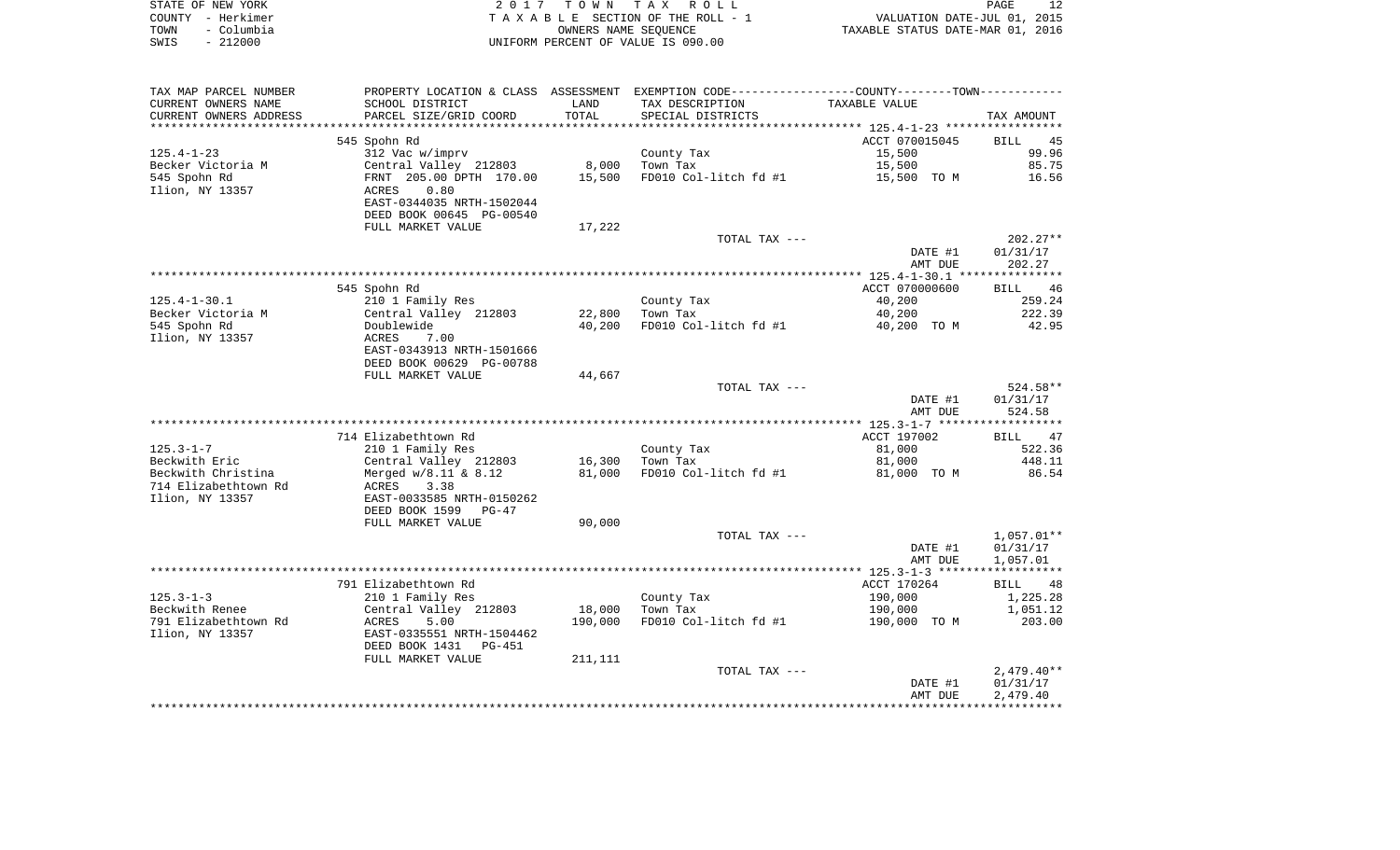STATE OF NEW YORK
COUNTY - Herkimer
TOWN - Columbia
SWIS - 212000

2017 TOWN TAX ROLL
TAXABLE SECTION OF THE ROLL - 1
OWNERS NAME SEQUENCE
UNIFORM PERCENT OF VALUE IS 090.00

VALUATION DATE-JUL 01, 2015
TAXABLE STATUS DATE-MAR 01, 2016

| TAX MAP PARCEL NUMBER<br>CURRENT OWNERS NAME<br>CURRENT OWNERS ADDRESS | PROPERTY LOCATION & CLASS<br>SCHOOL DISTRICT<br>PARCEL SIZE/GRID COORD | ASSESSMENT<br>LAND<br>TOTAL | EXEMPTION CODE-----COUNTY-----TOWN<br>TAX DESCRIPTION<br>SPECIAL DISTRICTS | TAXABLE VALUE | TAX AMOUNT |
|---|---|---|---|---|---|
| | 545 Spohn Rd | | | ACCT 070015045 | BILL 45 |
| 125.4-1-23 | 312 Vac w/imprv | | County Tax | 15,500 | 99.96 |
| Becker Victoria M | Central Valley 212803 | 8,000 | Town Tax | 15,500 | 85.75 |
| 545 Spohn Rd | FRNT 205.00 DPTH 170.00 | 15,500 | FD010 Col-litch fd #1 | 15,500 TO M | 16.56 |
| Ilion, NY 13357 | ACRES 0.80 | | | | |
| | EAST-0344035 NRTH-1502044 | | | | |
| | DEED BOOK 00645 PG-00540 | | | | |
| | FULL MARKET VALUE | 17,222 | | | |
| | | | TOTAL TAX --- | | 202.27** |
| | | | | DATE #1 | 01/31/17 |
| | | | | AMT DUE | 202.27 |
| | 545 Spohn Rd | | | ACCT 070000600 | BILL 46 |
| 125.4-1-30.1 | 210 1 Family Res | | County Tax | 40,200 | 259.24 |
| Becker Victoria M | Central Valley 212803 | 22,800 | Town Tax | 40,200 | 222.39 |
| 545 Spohn Rd | Doublewide | 40,200 | FD010 Col-litch fd #1 | 40,200 TO M | 42.95 |
| Ilion, NY 13357 | ACRES 7.00 | | | | |
| | EAST-0343913 NRTH-1501666 | | | | |
| | DEED BOOK 00629 PG-00788 | | | | |
| | FULL MARKET VALUE | 44,667 | | | |
| | | | TOTAL TAX --- | | 524.58** |
| | | | | DATE #1 | 01/31/17 |
| | | | | AMT DUE | 524.58 |
| | 714 Elizabethtown Rd | | | ACCT 197002 | BILL 47 |
| 125.3-1-7 | 210 1 Family Res | | County Tax | 81,000 | 522.36 |
| Beckwith Eric | Central Valley 212803 | 16,300 | Town Tax | 81,000 | 448.11 |
| Beckwith Christina | Merged w/8.11 & 8.12 | 81,000 | FD010 Col-litch fd #1 | 81,000 TO M | 86.54 |
| 714 Elizabethtown Rd | ACRES 3.38 | | | | |
| Ilion, NY 13357 | EAST-0033585 NRTH-0150262 | | | | |
| | DEED BOOK 1599 PG-47 | | | | |
| | FULL MARKET VALUE | 90,000 | | | |
| | | | TOTAL TAX --- | | 1,057.01** |
| | | | | DATE #1 | 01/31/17 |
| | | | | AMT DUE | 1,057.01 |
| | 791 Elizabethtown Rd | | | ACCT 170264 | BILL 48 |
| 125.3-1-3 | 210 1 Family Res | | County Tax | 190,000 | 1,225.28 |
| Beckwith Renee | Central Valley 212803 | 18,000 | Town Tax | 190,000 | 1,051.12 |
| 791 Elizabethtown Rd | ACRES 5.00 | 190,000 | FD010 Col-litch fd #1 | 190,000 TO M | 203.00 |
| Ilion, NY 13357 | EAST-0335551 NRTH-1504462 | | | | |
| | DEED BOOK 1431 PG-451 | | | | |
| | FULL MARKET VALUE | 211,111 | | | |
| | | | TOTAL TAX --- | | 2,479.40** |
| | | | | DATE #1 | 01/31/17 |
| | | | | AMT DUE | 2,479.40 |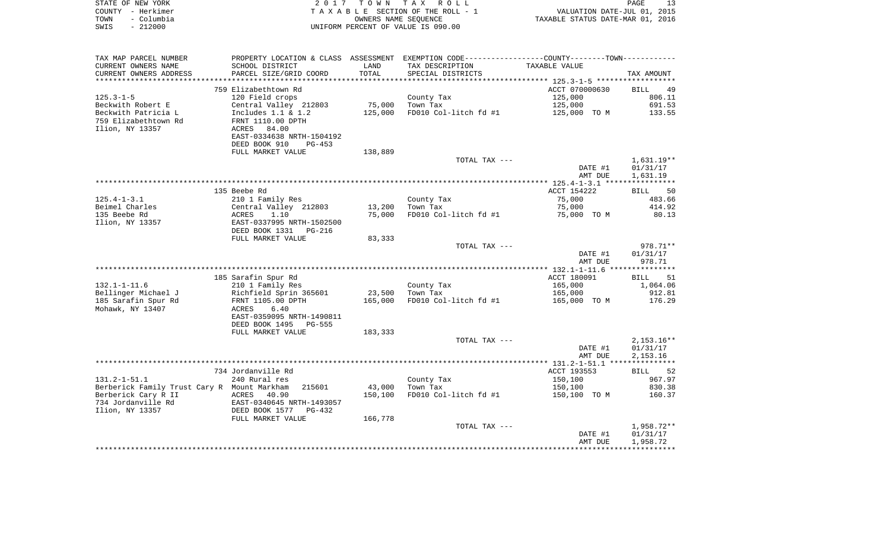STATE OF NEW YORK
COUNTY - Herkimer
TOWN - Columbia
SWIS - 212000

2017 TOWN TAX ROLL
TAXABLE SECTION OF THE ROLL - 1
OWNERS NAME SEQUENCE
UNIFORM PERCENT OF VALUE IS 090.00

VALUATION DATE-JUL 01, 2015
TAXABLE STATUS DATE-MAR 01, 2016

| TAX MAP PARCEL NUMBER<br>CURRENT OWNERS NAME<br>CURRENT OWNERS ADDRESS | PROPERTY LOCATION & CLASS<br>SCHOOL DISTRICT<br>PARCEL SIZE/GRID COORD | ASSESSMENT<br>LAND<br>TOTAL | EXEMPTION CODE-----COUNTY-----TOWN-----<br>TAX DESCRIPTION<br>SPECIAL DISTRICTS | TAXABLE VALUE | TAX AMOUNT |
|---|---|---|---|---|---|
| | 759 Elizabethtown Rd | | | ACCT 070000630 | BILL 49 |
| 125.3-1-5 | 120 Field crops | | County Tax | 125,000 | 806.11 |
| Beckwith Robert E | Central Valley 212803 | 75,000 | Town Tax | 125,000 | 691.53 |
| Beckwith Patricia L | Includes 1.1 & 1.2 | 125,000 | FD010 Col-litch fd #1 | 125,000 TO M | 133.55 |
| 759 Elizabethtown Rd | FRNT 1110.00 DPTH | | | | |
| Ilion, NY 13357 | ACRES 84.00 | | | | |
| | EAST-0334638 NRTH-1504192 | | | | |
| | DEED BOOK 910 PG-453 | | | | |
| | FULL MARKET VALUE | 138,889 | | | |
| | | | TOTAL TAX --- | | 1,631.19** |
| | | | | DATE #1 | 01/31/17 |
| | | | | AMT DUE | 1,631.19 |
| | 135 Beebe Rd | | | ACCT 154222 | BILL 50 |
| 125.4-1-3.1 | 210 1 Family Res | | County Tax | 75,000 | 483.66 |
| Beimel Charles | Central Valley 212803 | 13,200 | Town Tax | 75,000 | 414.92 |
| 135 Beebe Rd | ACRES 1.10 | 75,000 | FD010 Col-litch fd #1 | 75,000 TO M | 80.13 |
| Ilion, NY 13357 | EAST-0337995 NRTH-1502500 | | | | |
| | DEED BOOK 1331 PG-216 | | | | |
| | FULL MARKET VALUE | 83,333 | | | |
| | | | TOTAL TAX --- | | 978.71** |
| | | | | DATE #1 | 01/31/17 |
| | | | | AMT DUE | 978.71 |
| | 185 Sarafin Spur Rd | | | ACCT 180091 | BILL 51 |
| 132.1-1-11.6 | 210 1 Family Res | | County Tax | 165,000 | 1,064.06 |
| Bellinger Michael J | Richfield Sprin 365601 | 23,500 | Town Tax | 165,000 | 912.81 |
| 185 Sarafin Spur Rd | FRNT 1105.00 DPTH | 165,000 | FD010 Col-litch fd #1 | 165,000 TO M | 176.29 |
| Mohawk, NY 13407 | ACRES 6.40 | | | | |
| | EAST-0359095 NRTH-1490811 | | | | |
| | DEED BOOK 1495 PG-555 | | | | |
| | FULL MARKET VALUE | 183,333 | | | |
| | | | TOTAL TAX --- | | 2,153.16** |
| | | | | DATE #1 | 01/31/17 |
| | | | | AMT DUE | 2,153.16 |
| | 734 Jordanville Rd | | | ACCT 193553 | BILL 52 |
| 131.2-1-51.1 | 240 Rural res | | County Tax | 150,100 | 967.97 |
| Berberick Family Trust Cary R | Mount Markham 215601 | 43,000 | Town Tax | 150,100 | 830.38 |
| Berberick Cary R II | ACRES 40.90 | 150,100 | FD010 Col-litch fd #1 | 150,100 TO M | 160.37 |
| 734 Jordanville Rd | EAST-0340645 NRTH-1493057 | | | | |
| Ilion, NY 13357 | DEED BOOK 1577 PG-432 | | | | |
| | FULL MARKET VALUE | 166,778 | | | |
| | | | TOTAL TAX --- | | 1,958.72** |
| | | | | DATE #1 | 01/31/17 |
| | | | | AMT DUE | 1,958.72 |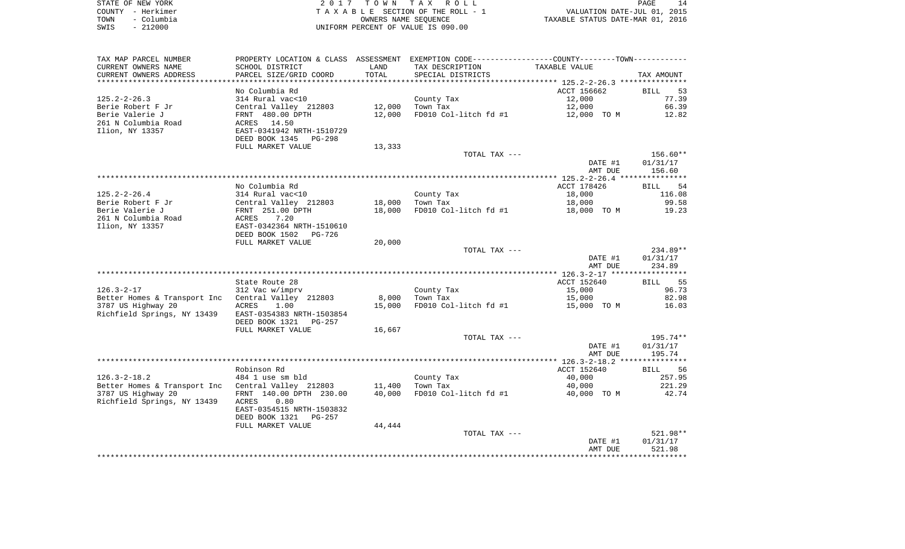STATE OF NEW YORK
COUNTY - Herkimer
TOWN - Columbia
SWIS - 212000

2017 TOWN TAX ROLL
TAXABLE SECTION OF THE ROLL - 1
OWNERS NAME SEQUENCE
UNIFORM PERCENT OF VALUE IS 090.00

VALUATION DATE-JUL 01, 2015
TAXABLE STATUS DATE-MAR 01, 2016

| TAX MAP PARCEL NUMBER / CURRENT OWNERS NAME / CURRENT OWNERS ADDRESS | PROPERTY LOCATION & CLASS / SCHOOL DISTRICT / PARCEL SIZE/GRID COORD | ASSESSMENT LAND / TOTAL | EXEMPTION CODE / TAX DESCRIPTION / SPECIAL DISTRICTS | COUNTY--------TOWN / TAXABLE VALUE | TAX AMOUNT |
|---|---|---|---|---|---|
| 125.2-2-26.3 | No Columbia Rd | | | ACCT 156662 | BILL 53 |
| | 314 Rural vac<10 | | County Tax | 12,000 | 77.39 |
| Berie Robert F Jr | Central Valley 212803 | 12,000 | Town Tax | 12,000 | 66.39 |
| Berie Valerie J | FRNT 480.00 DPTH | 12,000 | FD010 Col-litch fd #1 | 12,000 TO M | 12.82 |
| 261 N Columbia Road | ACRES 14.50 | | | | |
| Ilion, NY 13357 | EAST-0341942 NRTH-1510729 | | | | |
| | DEED BOOK 1345 PG-298 | | | | |
| | FULL MARKET VALUE | 13,333 | | | |
| | | | TOTAL TAX --- | | 156.60** |
| | | | | DATE #1 | 01/31/17 |
| | | | | AMT DUE | 156.60 |
| 125.2-2-26.4 | No Columbia Rd | | | ACCT 178426 | BILL 54 |
| | 314 Rural vac<10 | | County Tax | 18,000 | 116.08 |
| Berie Robert F Jr | Central Valley 212803 | 18,000 | Town Tax | 18,000 | 99.58 |
| Berie Valerie J | FRNT 251.00 DPTH | 18,000 | FD010 Col-litch fd #1 | 18,000 TO M | 19.23 |
| 261 N Columbia Road | ACRES 7.20 | | | | |
| Ilion, NY 13357 | EAST-0342364 NRTH-1510610 | | | | |
| | DEED BOOK 1502 PG-726 | | | | |
| | FULL MARKET VALUE | 20,000 | | | |
| | | | TOTAL TAX --- | | 234.89** |
| | | | | DATE #1 | 01/31/17 |
| | | | | AMT DUE | 234.89 |
| 126.3-2-17 | State Route 28 | | | ACCT 152640 | BILL 55 |
| | 312 Vac w/imprv | | County Tax | 15,000 | 96.73 |
| Better Homes & Transport Inc | Central Valley 212803 | 8,000 | Town Tax | 15,000 | 82.98 |
| 3787 US Highway 20 | ACRES 1.00 | 15,000 | FD010 Col-litch fd #1 | 15,000 TO M | 16.03 |
| Richfield Springs, NY 13439 | EAST-0354383 NRTH-1503854 | | | | |
| | DEED BOOK 1321 PG-257 | | | | |
| | FULL MARKET VALUE | 16,667 | | | |
| | | | TOTAL TAX --- | | 195.74** |
| | | | | DATE #1 | 01/31/17 |
| | | | | AMT DUE | 195.74 |
| 126.3-2-18.2 | Robinson Rd | | | ACCT 152640 | BILL 56 |
| | 484 1 use sm bld | | County Tax | 40,000 | 257.95 |
| Better Homes & Transport Inc | Central Valley 212803 | 11,400 | Town Tax | 40,000 | 221.29 |
| 3787 US Highway 20 | FRNT 140.00 DPTH 230.00 | 40,000 | FD010 Col-litch fd #1 | 40,000 TO M | 42.74 |
| Richfield Springs, NY 13439 | ACRES 0.80 | | | | |
| | EAST-0354515 NRTH-1503832 | | | | |
| | DEED BOOK 1321 PG-257 | | | | |
| | FULL MARKET VALUE | 44,444 | | | |
| | | | TOTAL TAX --- | | 521.98** |
| | | | | DATE #1 | 01/31/17 |
| | | | | AMT DUE | 521.98 |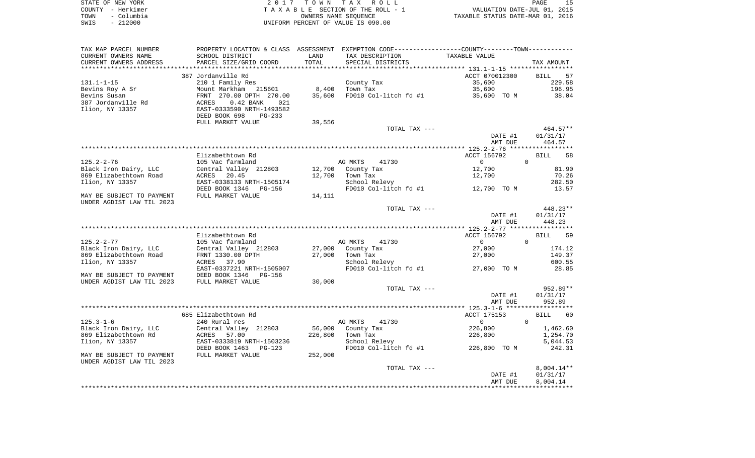STATE OF NEW YORK
COUNTY - Herkimer
TOWN - Columbia
SWIS - 212000

2 0 1 7 T O W N T A X R O L L
T A X A B L E SECTION OF THE ROLL - 1
OWNERS NAME SEQUENCE
UNIFORM PERCENT OF VALUE IS 090.00

VALUATION DATE-JUL 01, 2015
TAXABLE STATUS DATE-MAR 01, 2016

| TAX MAP PARCEL NUMBER<br>CURRENT OWNERS NAME<br>CURRENT OWNERS ADDRESS | PROPERTY LOCATION & CLASS<br>SCHOOL DISTRICT<br>PARCEL SIZE/GRID COORD | ASSESSMENT<br>LAND<br>TOTAL | EXEMPTION CODE-----COUNTY--------TOWN-----<br>TAX DESCRIPTION<br>SPECIAL DISTRICTS | TAXABLE VALUE | TAX AMOUNT |
|---|---|---|---|---|---|
| | 387 Jordanville Rd | | | ACCT 070012300 | BILL 57 |
| 131.1-1-15 | 210 1 Family Res | | County Tax | 35,600 | 229.58 |
| Bevins Roy A Sr | Mount Markham 215601 | 8,400 | Town Tax | 35,600 | 196.95 |
| Bevins Susan | FRNT 270.00 DPTH 270.00 | 35,600 | FD010 Col-litch fd #1 | 35,600 TO M | 38.04 |
| 387 Jordanville Rd | ACRES 0.42 BANK 021 | | | | |
| Ilion, NY 13357 | EAST-0333590 NRTH-1493582 | | | | |
| | DEED BOOK 698 PG-233 | | | | |
| | FULL MARKET VALUE | 39,556 | | | |
| | | | TOTAL TAX --- | | 464.57** |
| | | | | DATE #1 | 01/31/17 |
| | | | | AMT DUE | 464.57 |
| | Elizabethtown Rd | | | ACCT 156792 | BILL 58 |
| 125.2-2-76 | 105 Vac farmland | | AG MKTS 41730 | 0 0 | |
| Black Iron Dairy, LLC | Central Valley 212803 | 12,700 | County Tax | 12,700 | 81.90 |
| 869 Elizabethtown Road | ACRES 20.45 | 12,700 | Town Tax | 12,700 | 70.26 |
| Ilion, NY 13357 | EAST-0338133 NRTH-1505174 | | School Relevy | | 282.50 |
| | DEED BOOK 1346 PG-156 | | FD010 Col-litch fd #1 | 12,700 TO M | 13.57 |
| MAY BE SUBJECT TO PAYMENT | FULL MARKET VALUE | 14,111 | | | |
| UNDER AGDIST LAW TIL 2023 | | | | | |
| | | | TOTAL TAX --- | | 448.23** |
| | | | | DATE #1 | 01/31/17 |
| | | | | AMT DUE | 448.23 |
| | Elizabethtown Rd | | | ACCT 156792 | BILL 59 |
| 125.2-2-77 | 105 Vac farmland | | AG MKTS 41730 | 0 0 | |
| Black Iron Dairy, LLC | Central Valley 212803 | 27,000 | County Tax | 27,000 | 174.12 |
| 869 Elizabethtown Road | FRNT 1330.00 DPTH | 27,000 | Town Tax | 27,000 | 149.37 |
| Ilion, NY 13357 | ACRES 37.90 | | School Relevy | | 600.55 |
| | EAST-0337221 NRTH-1505007 | | FD010 Col-litch fd #1 | 27,000 TO M | 28.85 |
| MAY BE SUBJECT TO PAYMENT | DEED BOOK 1346 PG-156 | | | | |
| UNDER AGDIST LAW TIL 2023 | FULL MARKET VALUE | 30,000 | | | |
| | | | TOTAL TAX --- | | 952.89** |
| | | | | DATE #1 | 01/31/17 |
| | | | | AMT DUE | 952.89 |
| | 685 Elizabethtown Rd | | | ACCT 175153 | BILL 60 |
| 125.3-1-6 | 240 Rural res | | AG MKTS 41730 | 0 0 | |
| Black Iron Dairy, LLC | Central Valley 212803 | 56,000 | County Tax | 226,800 | 1,462.60 |
| 869 Elizabethtown Rd | ACRES 57.00 | 226,800 | Town Tax | 226,800 | 1,254.70 |
| Ilion, NY 13357 | EAST-0333819 NRTH-1503236 | | School Relevy | | 5,044.53 |
| | DEED BOOK 1463 PG-123 | | FD010 Col-litch fd #1 | 226,800 TO M | 242.31 |
| MAY BE SUBJECT TO PAYMENT | FULL MARKET VALUE | 252,000 | | | |
| UNDER AGDIST LAW TIL 2023 | | | | | |
| | | | TOTAL TAX --- | | 8,004.14** |
| | | | | DATE #1 | 01/31/17 |
| | | | | AMT DUE | 8,004.14 |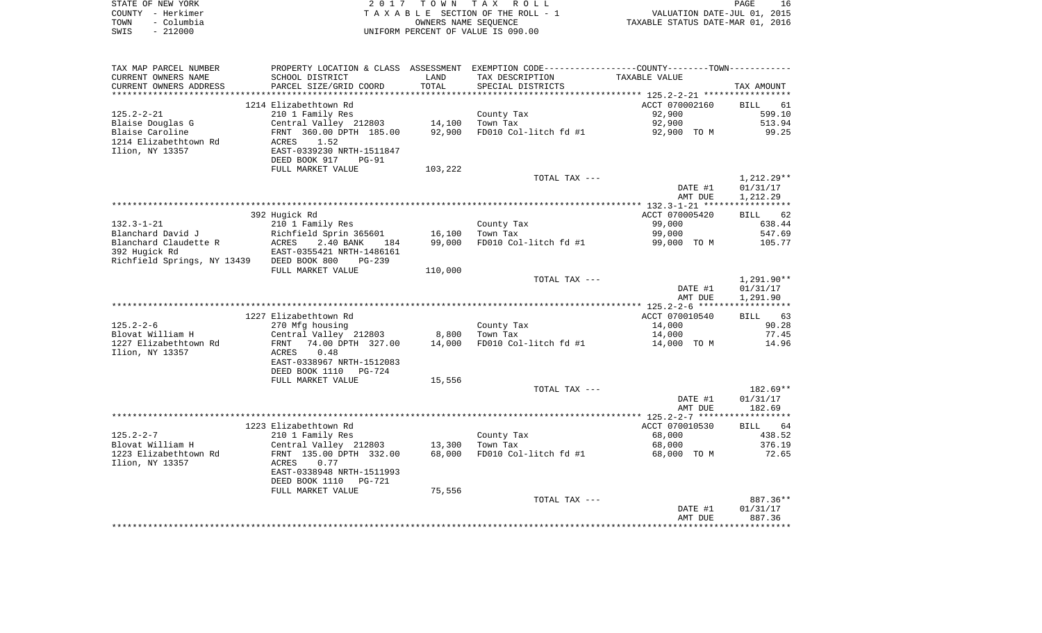STATE OF NEW YORK
COUNTY - Herkimer
TOWN - Columbia
SWIS - 212000

2 0 1 7 T O W N T A X R O L L
T A X A B L E SECTION OF THE ROLL - 1
OWNERS NAME SEQUENCE
UNIFORM PERCENT OF VALUE IS 090.00

VALUATION DATE-JUL 01, 2015
TAXABLE STATUS DATE-MAR 01, 2016

| TAX MAP PARCEL NUMBER<br>CURRENT OWNERS NAME<br>CURRENT OWNERS ADDRESS | PROPERTY LOCATION & CLASS<br>SCHOOL DISTRICT<br>PARCEL SIZE/GRID COORD | ASSESSMENT<br>LAND<br>TOTAL | EXEMPTION CODE-----COUNTY-----TOWN-----<br>TAX DESCRIPTION<br>SPECIAL DISTRICTS | TAXABLE VALUE | TAX AMOUNT |
|---|---|---|---|---|---|
| | 1214 Elizabethtown Rd | | | ACCT 070002160 | BILL 61 |
| 125.2-2-21 | 210 1 Family Res | | County Tax | 92,900 | 599.10 |
| Blaise Douglas G | Central Valley 212803 | 14,100 | Town Tax | 92,900 | 513.94 |
| Blaise Caroline | FRNT 360.00 DPTH 185.00 | 92,900 | FD010 Col-litch fd #1 | 92,900 TO M | 99.25 |
| 1214 Elizabethtown Rd | ACRES 1.52 | | | | |
| Ilion, NY 13357 | EAST-0339230 NRTH-1511847 | | | | |
| | DEED BOOK 917 PG-91 | | | | |
| | FULL MARKET VALUE | 103,222 | | | |
| | | | TOTAL TAX --- | | 1,212.29** |
| | | | | DATE #1 | 01/31/17 |
| | | | | AMT DUE | 1,212.29 |
| | 392 Hugick Rd | | | ACCT 070005420 | BILL 62 |
| 132.3-1-21 | 210 1 Family Res | | County Tax | 99,000 | 638.44 |
| Blanchard David J | Richfield Sprin 365601 | 16,100 | Town Tax | 99,000 | 547.69 |
| Blanchard Claudette R | ACRES 2.40 BANK 184 | 99,000 | FD010 Col-litch fd #1 | 99,000 TO M | 105.77 |
| 392 Hugick Rd | EAST-0355421 NRTH-1486161 | | | | |
| Richfield Springs, NY 13439 | DEED BOOK 800 PG-239 | | | | |
| | FULL MARKET VALUE | 110,000 | | | |
| | | | TOTAL TAX --- | | 1,291.90** |
| | | | | DATE #1 | 01/31/17 |
| | | | | AMT DUE | 1,291.90 |
| | 1227 Elizabethtown Rd | | | ACCT 070010540 | BILL 63 |
| 125.2-2-6 | 270 Mfg housing | | County Tax | 14,000 | 90.28 |
| Blovat William H | Central Valley 212803 | 8,800 | Town Tax | 14,000 | 77.45 |
| 1227 Elizabethtown Rd | FRNT 74.00 DPTH 327.00 | 14,000 | FD010 Col-litch fd #1 | 14,000 TO M | 14.96 |
| Ilion, NY 13357 | ACRES 0.48 | | | | |
| | EAST-0338967 NRTH-1512083 | | | | |
| | DEED BOOK 1110 PG-724 | | | | |
| | FULL MARKET VALUE | 15,556 | | | |
| | | | TOTAL TAX --- | | 182.69** |
| | | | | DATE #1 | 01/31/17 |
| | | | | AMT DUE | 182.69 |
| | 1223 Elizabethtown Rd | | | ACCT 070010530 | BILL 64 |
| 125.2-2-7 | 210 1 Family Res | | County Tax | 68,000 | 438.52 |
| Blovat William H | Central Valley 212803 | 13,300 | Town Tax | 68,000 | 376.19 |
| 1223 Elizabethtown Rd | FRNT 135.00 DPTH 332.00 | 68,000 | FD010 Col-litch fd #1 | 68,000 TO M | 72.65 |
| Ilion, NY 13357 | ACRES 0.77 | | | | |
| | EAST-0338948 NRTH-1511993 | | | | |
| | DEED BOOK 1110 PG-721 | | | | |
| | FULL MARKET VALUE | 75,556 | | | |
| | | | TOTAL TAX --- | | 887.36** |
| | | | | DATE #1 | 01/31/17 |
| | | | | AMT DUE | 887.36 |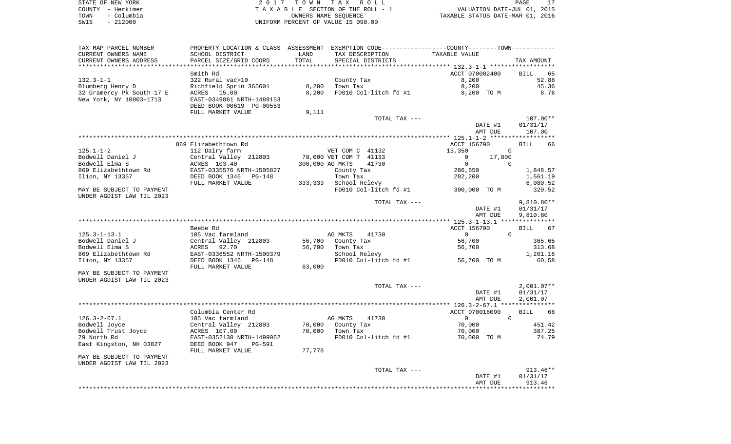STATE OF NEW YORK
COUNTY - Herkimer
TOWN - Columbia
SWIS - 212000

2 0 1 7 T O W N T A X R O L L
T A X A B L E SECTION OF THE ROLL - 1
OWNERS NAME SEQUENCE
UNIFORM PERCENT OF VALUE IS 090.00

VALUATION DATE-JUL 01, 2015
TAXABLE STATUS DATE-MAR 01, 2016

| TAX MAP PARCEL NUMBER / CURRENT OWNERS NAME / CURRENT OWNERS ADDRESS | PROPERTY LOCATION & CLASS / SCHOOL DISTRICT / PARCEL SIZE/GRID COORD | ASSESSMENT LAND / TOTAL | EXEMPTION CODE / TAX DESCRIPTION / SPECIAL DISTRICTS | COUNTY TAXABLE VALUE | TOWN | TAX AMOUNT |
|---|---|---|---|---|---|---|
| 132.3-1-1 | Smith Rd | | | ACCT 070002400 | | BILL 65 |
| 132.3-1-1 | 322 Rural vac>10 | | County Tax | 8,200 | | 52.88 |
| Blumberg Henry D | Richfield Sprin 365601 | 8,200 | Town Tax | 8,200 | | 45.36 |
| 32 Gramercy Pk South 17 E | ACRES 15.00 | 8,200 | FD010 Col-litch fd #1 | 8,200 TO M | | 8.76 |
| New York, NY 10003-1713 | EAST-0349861 NRTH-1489153 | | | | | |
| | DEED BOOK 00619 PG-00553 | | | | | |
| | FULL MARKET VALUE | 9,111 | | | | |
| | | | TOTAL TAX --- | | | 107.00** |
| | | | | DATE #1 | | 01/31/17 |
| | | | | AMT DUE | | 107.00 |
| 125.1-1-2 | 869 Elizabethtown Rd | | | ACCT 156790 | | BILL 66 |
| 125.1-1-2 | 112 Dairy farm | | VET COM C 41132 | 13,350 | 0 | |
| Bodwell Daniel J | Central Valley 212803 | 78,000 | VET COM T 41133 | 0 | 17,800 | |
| Bodwell Elma S | ACRES 103.40 | 300,000 | AG MKTS 41730 | 0 | 0 | |
| 869 Elizabethtown Rd | EAST-0335576 NRTH-1505827 | | County Tax | 286,650 | | 1,848.57 |
| Ilion, NY 13357 | DEED BOOK 1346 PG-148 | | Town Tax | 282,200 | | 1,561.19 |
| | FULL MARKET VALUE | 333,333 | School Relevy | | | 6,080.52 |
| MAY BE SUBJECT TO PAYMENT | | | FD010 Col-litch fd #1 | 300,000 TO M | | 320.52 |
| UNDER AGDIST LAW TIL 2023 | | | | | | |
| | | | TOTAL TAX --- | | | 9,810.80** |
| | | | | DATE #1 | | 01/31/17 |
| | | | | AMT DUE | | 9,810.80 |
| 125.3-1-13.1 | Beebe Rd | | | ACCT 156790 | | BILL 67 |
| 125.3-1-13.1 | 105 Vac farmland | | AG MKTS 41730 | 0 | 0 | |
| Bodwell Daniel J | Central Valley 212803 | 56,700 | County Tax | 56,700 | | 365.65 |
| Bodwell Elma S | ACRES 92.70 | 56,700 | Town Tax | 56,700 | | 313.68 |
| 869 Elizabethtown Rd | EAST-0336552 NRTH-1500379 | | School Relevy | | | 1,261.16 |
| Ilion, NY 13357 | DEED BOOK 1346 PG-148 | | FD010 Col-litch fd #1 | 56,700 TO M | | 60.58 |
| | FULL MARKET VALUE | 63,000 | | | | |
| MAY BE SUBJECT TO PAYMENT | | | | | | |
| UNDER AGDIST LAW TIL 2023 | | | | | | |
| | | | TOTAL TAX --- | | | 2,001.07** |
| | | | | DATE #1 | | 01/31/17 |
| | | | | AMT DUE | | 2,001.07 |
| 126.3-2-67.1 | Columbia Center Rd | | | ACCT 070016090 | | BILL 68 |
| 126.3-2-67.1 | 105 Vac farmland | | AG MKTS 41730 | 0 | 0 | |
| Bodwell Joyce | Central Valley 212803 | 70,000 | County Tax | 70,000 | | 451.42 |
| Bodwell Trust Joyce | ACRES 107.00 | 70,000 | Town Tax | 70,000 | | 387.25 |
| 79 North Rd | EAST-0352130 NRTH-1499062 | | FD010 Col-litch fd #1 | 70,000 TO M | | 74.79 |
| East Kingston, NH 03827 | DEED BOOK 947 PG-591 | | | | | |
| | FULL MARKET VALUE | 77,778 | | | | |
| MAY BE SUBJECT TO PAYMENT | | | | | | |
| UNDER AGDIST LAW TIL 2023 | | | | | | |
| | | | TOTAL TAX --- | | | 913.46** |
| | | | | DATE #1 | | 01/31/17 |
| | | | | AMT DUE | | 913.46 |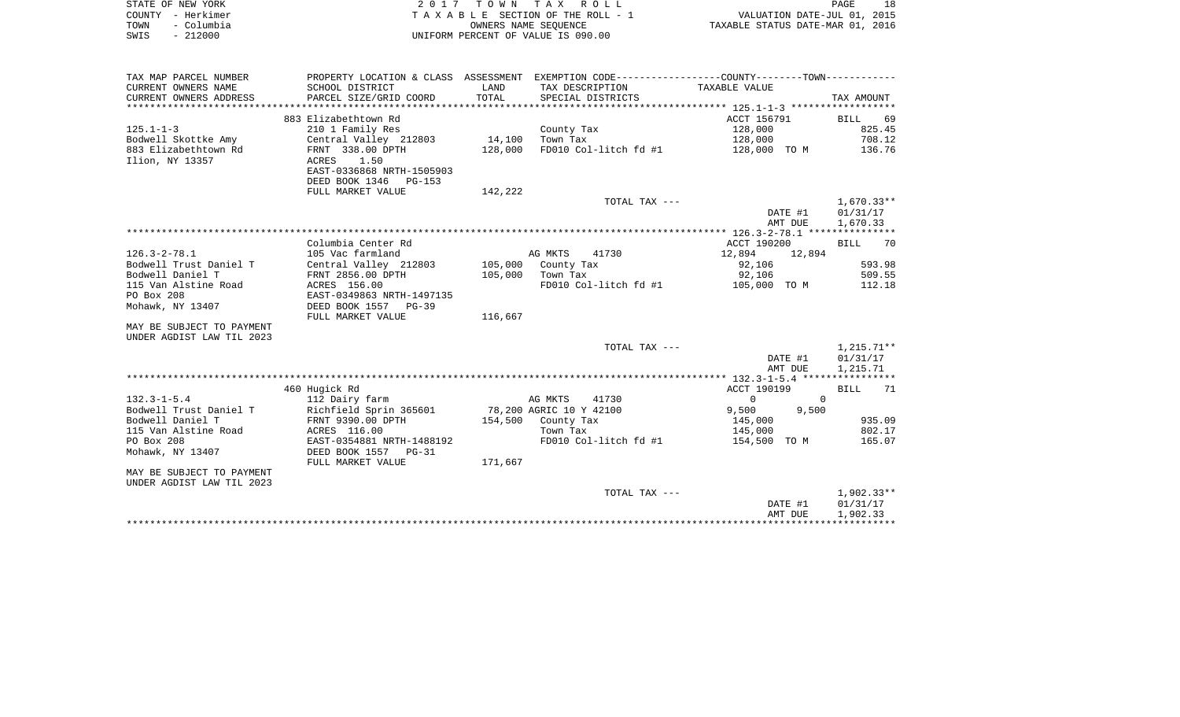STATE OF NEW YORK
COUNTY - Herkimer
TOWN - Columbia
SWIS - 212000

2017 TOWN TAX ROLL
TAXABLE SECTION OF THE ROLL - 1
OWNERS NAME SEQUENCE
UNIFORM PERCENT OF VALUE IS 090.00

VALUATION DATE-JUL 01, 2015
TAXABLE STATUS DATE-MAR 01, 2016

| TAX MAP PARCEL NUMBER<br>CURRENT OWNERS NAME<br>CURRENT OWNERS ADDRESS | PROPERTY LOCATION & CLASS<br>SCHOOL DISTRICT<br>PARCEL SIZE/GRID COORD | ASSESSMENT<br>LAND<br>TOTAL | EXEMPTION CODE------COUNTY--------TOWN------<br>TAX DESCRIPTION<br>SPECIAL DISTRICTS | TAXABLE VALUE | TAX AMOUNT |
|---|---|---|---|---|---|
| | 883 Elizabethtown Rd | | | ACCT 156791 | BILL 69 |
| 125.1-1-3 | 210 1 Family Res | | County Tax | 128,000 | 825.45 |
| Bodwell Skottke Amy | Central Valley 212803 | 14,100 | Town Tax | 128,000 | 708.12 |
| 883 Elizabethtown Rd | FRNT 338.00 DPTH | 128,000 | FD010 Col-litch fd #1 | 128,000 TO M | 136.76 |
| Ilion, NY 13357 | ACRES 1.50 | | | | |
| | EAST-0336868 NRTH-1505903 | | | | |
| | DEED BOOK 1346 PG-153 | | | | |
| | FULL MARKET VALUE | 142,222 | | | |
| | | | TOTAL TAX --- | | 1,670.33** |
| | | | | DATE #1 | 01/31/17 |
| | | | | AMT DUE | 1,670.33 |
| | Columbia Center Rd | | | ACCT 190200 | BILL 70 |
| 126.3-2-78.1 | 105 Vac farmland | | AG MKTS 41730 | 12,894 12,894 | |
| Bodwell Trust Daniel T | Central Valley 212803 | 105,000 | County Tax | 92,106 | 593.98 |
| Bodwell Daniel T | FRNT 2856.00 DPTH | 105,000 | Town Tax | 92,106 | 509.55 |
| 115 Van Alstine Road | ACRES 156.00 | | FD010 Col-litch fd #1 | 105,000 TO M | 112.18 |
| PO Box 208 | EAST-0349863 NRTH-1497135 | | | | |
| Mohawk, NY 13407 | DEED BOOK 1557 PG-39 | | | | |
| | FULL MARKET VALUE | 116,667 | | | |
| MAY BE SUBJECT TO PAYMENT UNDER AGDIST LAW TIL 2023 | | | | | |
| | | | TOTAL TAX --- | | 1,215.71** |
| | | | | DATE #1 | 01/31/17 |
| | | | | AMT DUE | 1,215.71 |
| | 460 Hugick Rd | | | ACCT 190199 | BILL 71 |
| 132.3-1-5.4 | 112 Dairy farm | | AG MKTS 41730 | 0 0 | |
| Bodwell Trust Daniel T | Richfield Sprin 365601 | 78,200 | AGRIC 10 Y 42100 | 9,500 9,500 | |
| Bodwell Daniel T | FRNT 9390.00 DPTH | 154,500 | County Tax | 145,000 | 935.09 |
| 115 Van Alstine Road | ACRES 116.00 | | Town Tax | 145,000 | 802.17 |
| PO Box 208 | EAST-0354881 NRTH-1488192 | | FD010 Col-litch fd #1 | 154,500 TO M | 165.07 |
| Mohawk, NY 13407 | DEED BOOK 1557 PG-31 | | | | |
| | FULL MARKET VALUE | 171,667 | | | |
| MAY BE SUBJECT TO PAYMENT UNDER AGDIST LAW TIL 2023 | | | | | |
| | | | TOTAL TAX --- | | 1,902.33** |
| | | | | DATE #1 | 01/31/17 |
| | | | | AMT DUE | 1,902.33 |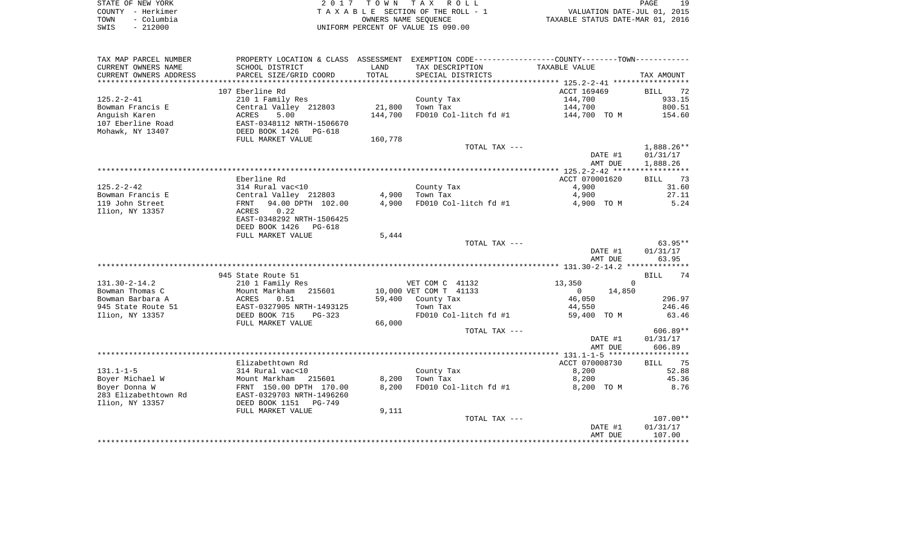| TAX MAP PARCEL NUMBER<br>CURRENT OWNERS NAME<br>CURRENT OWNERS ADDRESS | PROPERTY LOCATION & CLASS<br>SCHOOL DISTRICT<br>PARCEL SIZE/GRID COORD | ASSESSMENT<br>LAND<br>TOTAL | EXEMPTION CODE<br>TAX DESCRIPTION<br>SPECIAL DISTRICTS | COUNTY--------TOWN<br>TAXABLE VALUE | TAX AMOUNT |
|---|---|---|---|---|---|
| 125.2-2-41 | 107 Eberline Rd | | | ACCT 169469 | BILL 72 |
| Bowman Francis E | 210 1 Family Res | | County Tax | 144,700 | 933.15 |
| Anguish Karen | Central Valley 212803 | 21,800 | Town Tax | 144,700 | 800.51 |
| 107 Eberline Road | ACRES 5.00 | 144,700 | FD010 Col-litch fd #1 | 144,700 TO M | 154.60 |
| Mohawk, NY 13407 | EAST-0348112 NRTH-1506670 | | | | |
| | DEED BOOK 1426 PG-618 | | | | |
| | FULL MARKET VALUE | 160,778 | | | |
| | | | TOTAL TAX --- | | 1,888.26** |
| | | | | DATE #1 | 01/31/17 |
| | | | | AMT DUE | 1,888.26 |
| 125.2-2-42 | Eberline Rd | | | ACCT 070001620 | BILL 73 |
| Bowman Francis E | 314 Rural vac<10 | | County Tax | 4,900 | 31.60 |
| 119 John Street | Central Valley 212803 | 4,900 | Town Tax | 4,900 | 27.11 |
| Ilion, NY 13357 | FRNT 94.00 DPTH 102.00 | 4,900 | FD010 Col-litch fd #1 | 4,900 TO M | 5.24 |
| | ACRES 0.22 | | | | |
| | EAST-0348292 NRTH-1506425 | | | | |
| | DEED BOOK 1426 PG-618 | | | | |
| | FULL MARKET VALUE | 5,444 | | | |
| | | | TOTAL TAX --- | | 63.95** |
| | | | | DATE #1 | 01/31/17 |
| | | | | AMT DUE | 63.95 |
| 131.30-2-14.2 | 945 State Route 51 | | | | BILL 74 |
| Bowman Thomas C | 210 1 Family Res | | VET COM C 41132 | 13,350 0 | |
| Bowman Barbara A | Mount Markham 215601 | 10,000 | VET COM T 41133 | 0 14,850 | |
| 945 State Route 51 | ACRES 0.51 | 59,400 | County Tax | 46,050 | 296.97 |
| Ilion, NY 13357 | EAST-0327905 NRTH-1493125 | | Town Tax | 44,550 | 246.46 |
| | DEED BOOK 715 PG-323 | | FD010 Col-litch fd #1 | 59,400 TO M | 63.46 |
| | FULL MARKET VALUE | 66,000 | | | |
| | | | TOTAL TAX --- | | 606.89** |
| | | | | DATE #1 | 01/31/17 |
| | | | | AMT DUE | 606.89 |
| 131.1-1-5 | Elizabethtown Rd | | | ACCT 070008730 | BILL 75 |
| Boyer Michael W | 314 Rural vac<10 | | County Tax | 8,200 | 52.88 |
| Boyer Donna W | Mount Markham 215601 | 8,200 | Town Tax | 8,200 | 45.36 |
| 283 Elizabethtown Rd | FRNT 150.00 DPTH 170.00 | 8,200 | FD010 Col-litch fd #1 | 8,200 TO M | 8.76 |
| Ilion, NY 13357 | EAST-0329703 NRTH-1496260 | | | | |
| | DEED BOOK 1151 PG-749 | | | | |
| | FULL MARKET VALUE | 9,111 | | | |
| | | | TOTAL TAX --- | | 107.00** |
| | | | | DATE #1 | 01/31/17 |
| | | | | AMT DUE | 107.00 |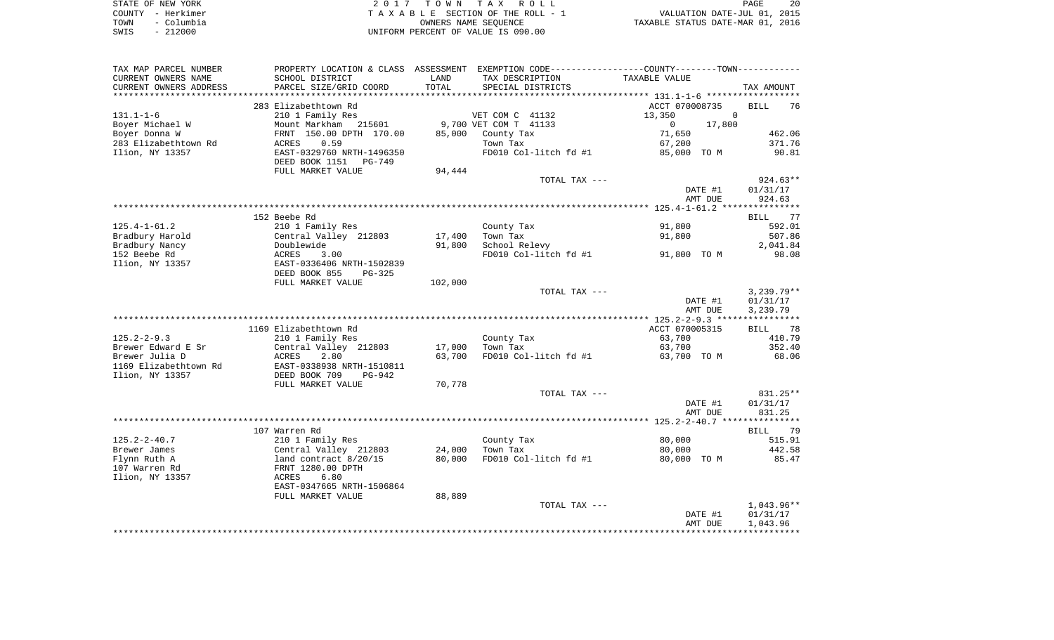STATE OF NEW YORK | COUNTY - Herkimer | TOWN - Columbia | SWIS - 212000

2017 TOWN TAX ROLL
TAXABLE SECTION OF THE ROLL - 1
OWNERS NAME SEQUENCE
UNIFORM PERCENT OF VALUE IS 090.00

VALUATION DATE-JUL 01, 2015
TAXABLE STATUS DATE-MAR 01, 2016

| TAX MAP PARCEL NUMBER / CURRENT OWNERS NAME / CURRENT OWNERS ADDRESS | PROPERTY LOCATION & CLASS / SCHOOL DISTRICT / PARCEL SIZE/GRID COORD | ASSESSMENT LAND / TOTAL | EXEMPTION CODE / TAX DESCRIPTION / SPECIAL DISTRICTS | COUNTY | TOWN / TAXABLE VALUE | TAX AMOUNT |
|---|---|---|---|---|---|---|
| 131.1-1-6 | 283 Elizabethtown Rd | | | ACCT 070008735 | | BILL 76 |
| | 210 1 Family Res | | VET COM C 41132 | 13,350 | 0 | |
| Boyer Michael W | Mount Markham 215601 | 9,700 | VET COM T 41133 | 0 | 17,800 | |
| Boyer Donna W | FRNT 150.00 DPTH 170.00 | 85,000 | County Tax | 71,650 | | 462.06 |
| 283 Elizabethtown Rd | ACRES 0.59 | | Town Tax | 67,200 | | 371.76 |
| Ilion, NY 13357 | EAST-0329760 NRTH-1496350 | | FD010 Col-litch fd #1 | 85,000 TO M | | 90.81 |
| | DEED BOOK 1151 PG-749 | | | | | |
| | FULL MARKET VALUE | 94,444 | | | | |
| | | | TOTAL TAX --- | | | 924.63** |
| | | | | DATE #1 | | 01/31/17 |
| | | | | AMT DUE | | 924.63 |
| 125.4-1-61.2 | 152 Beebe Rd | | | | | BILL 77 |
| | 210 1 Family Res | | County Tax | 91,800 | | 592.01 |
| Bradbury Harold | Central Valley 212803 | 17,400 | Town Tax | 91,800 | | 507.86 |
| Bradbury Nancy | Doublewide | 91,800 | School Relevy | | | 2,041.84 |
| 152 Beebe Rd | ACRES 3.00 | | FD010 Col-litch fd #1 | 91,800 TO M | | 98.08 |
| Ilion, NY 13357 | EAST-0336406 NRTH-1502839 | | | | | |
| | DEED BOOK 855 PG-325 | | | | | |
| | FULL MARKET VALUE | 102,000 | | | | |
| | | | TOTAL TAX --- | | | 3,239.79** |
| | | | | DATE #1 | | 01/31/17 |
| | | | | AMT DUE | | 3,239.79 |
| 125.2-2-9.3 | 1169 Elizabethtown Rd | | | ACCT 070005315 | | BILL 78 |
| | 210 1 Family Res | | County Tax | 63,700 | | 410.79 |
| Brewer Edward E Sr | Central Valley 212803 | 17,000 | Town Tax | 63,700 | | 352.40 |
| Brewer Julia D | ACRES 2.80 | 63,700 | FD010 Col-litch fd #1 | 63,700 TO M | | 68.06 |
| 1169 Elizabethtown Rd | EAST-0338938 NRTH-1510811 | | | | | |
| Ilion, NY 13357 | DEED BOOK 709 PG-942 | | | | | |
| | FULL MARKET VALUE | 70,778 | | | | |
| | | | TOTAL TAX --- | | | 831.25** |
| | | | | DATE #1 | | 01/31/17 |
| | | | | AMT DUE | | 831.25 |
| 125.2-2-40.7 | 107 Warren Rd | | | | | BILL 79 |
| | 210 1 Family Res | | County Tax | 80,000 | | 515.91 |
| Brewer James | Central Valley 212803 | 24,000 | Town Tax | 80,000 | | 442.58 |
| Flynn Ruth A | land contract 8/20/15 | 80,000 | FD010 Col-litch fd #1 | 80,000 TO M | | 85.47 |
| 107 Warren Rd | FRNT 1280.00 DPTH | | | | | |
| Ilion, NY 13357 | ACRES 6.80 | | | | | |
| | EAST-0347665 NRTH-1506864 | | | | | |
| | FULL MARKET VALUE | 88,889 | | | | |
| | | | TOTAL TAX --- | | | 1,043.96** |
| | | | | DATE #1 | | 01/31/17 |
| | | | | AMT DUE | | 1,043.96 |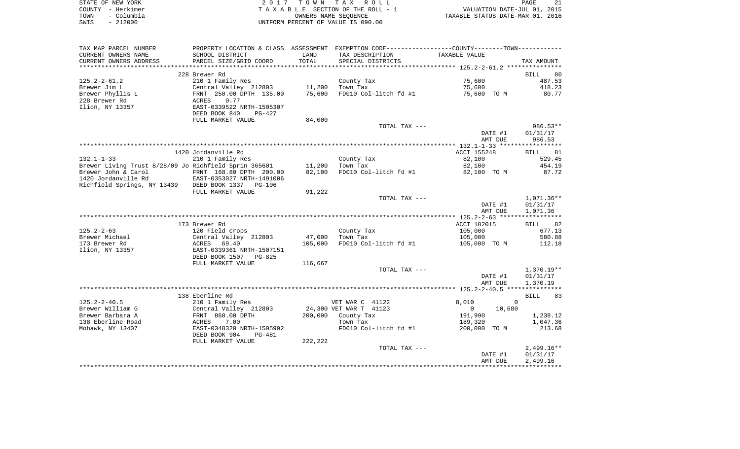STATE OF NEW YORK
COUNTY - Herkimer
TOWN - Columbia
SWIS - 212000

2017 TOWN TAX ROLL
TAXABLE SECTION OF THE ROLL - 1
OWNERS NAME SEQUENCE
UNIFORM PERCENT OF VALUE IS 090.00

VALUATION DATE-JUL 01, 2015
TAXABLE STATUS DATE-MAR 01, 2016

| TAX MAP PARCEL NUMBER / CURRENT OWNERS NAME / CURRENT OWNERS ADDRESS | PROPERTY LOCATION & CLASS / SCHOOL DISTRICT / PARCEL SIZE/GRID COORD | ASSESSMENT LAND | TOTAL | EXEMPTION CODE / TAX DESCRIPTION / SPECIAL DISTRICTS | TAXABLE VALUE (COUNTY) | TAXABLE VALUE (TOWN) | TAX AMOUNT |
|---|---|---|---|---|---|---|---|
| 125.2-2-61.2 | 228 Brewer Rd | | | | | | BILL 80 |
| | 210 1 Family Res | | | County Tax | 75,600 | | 487.53 |
| Brewer Jim L | Central Valley 212803 | 11,200 | | Town Tax | 75,600 | | 418.23 |
| Brewer Phyllis L | FRNT 250.00 DPTH 135.00 | | 75,600 | FD010 Col-litch fd #1 | 75,600 TO M | | 80.77 |
| 228 Brewer Rd | ACRES 0.77 | | | | | | |
| Ilion, NY 13357 | EAST-0339522 NRTH-1505307 | | | | | | |
| | DEED BOOK 840 PG-427 | | | | | | |
| | FULL MARKET VALUE | 84,000 | | | | | |
| | | | | TOTAL TAX --- | | | 986.53** |
| | | | | | DATE #1 | | 01/31/17 |
| | | | | | AMT DUE | | 986.53 |
| 132.1-1-33 | 1420 Jordanville Rd | | | | ACCT 155248 | | BILL 81 |
| | 210 1 Family Res | | | County Tax | 82,100 | | 529.45 |
| Brewer Living Trust 8/28/09 Jo | Richfield Sprin 365601 | 11,200 | | Town Tax | 82,100 | | 454.19 |
| Brewer John & Carol | FRNT 168.80 DPTH 200.00 | | 82,100 | FD010 Col-litch fd #1 | 82,100 TO M | | 87.72 |
| 1420 Jordanville Rd | EAST-0353027 NRTH-1491006 | | | | | | |
| Richfield Springs, NY 13439 | DEED BOOK 1337 PG-106 | | | | | | |
| | FULL MARKET VALUE | 91,222 | | | | | |
| | | | | TOTAL TAX --- | | | 1,071.36** |
| | | | | | DATE #1 | | 01/31/17 |
| | | | | | AMT DUE | | 1,071.36 |
| 125.2-2-63 | 173 Brewer Rd | | | | ACCT 182015 | | BILL 82 |
| | 120 Field crops | | | County Tax | 105,000 | | 677.13 |
| Brewer Michael | Central Valley 212803 | 47,000 | | Town Tax | 105,000 | | 580.88 |
| 173 Brewer Rd | ACRES 69.40 | | 105,000 | FD010 Col-litch fd #1 | 105,000 TO M | | 112.18 |
| Ilion, NY 13357 | EAST-0339361 NRTH-1507151 | | | | | | |
| | DEED BOOK 1507 PG-825 | | | | | | |
| | FULL MARKET VALUE | 116,667 | | | | | |
| | | | | TOTAL TAX --- | | | 1,370.19** |
| | | | | | DATE #1 | | 01/31/17 |
| | | | | | AMT DUE | | 1,370.19 |
| 125.2-2-40.5 | 138 Eberline Rd | | | | | | BILL 83 |
| | 210 1 Family Res | | | VET WAR C 41122 | 8,010 | 0 | |
| Brewer William G | Central Valley 212803 | 24,300 | | VET WAR T 41123 | 0 | 10,680 | |
| Brewer Barbara A | FRNT 860.00 DPTH | | 200,000 | County Tax | 191,990 | | 1,238.12 |
| 138 Eberline Road | ACRES 7.00 | | | Town Tax | 189,320 | | 1,047.36 |
| Mohawk, NY 13407 | EAST-0348320 NRTH-1505992 | | | FD010 Col-litch fd #1 | 200,000 TO M | | 213.68 |
| | DEED BOOK 904 PG-481 | | | | | | |
| | FULL MARKET VALUE | 222,222 | | | | | |
| | | | | TOTAL TAX --- | | | 2,499.16** |
| | | | | | DATE #1 | | 01/31/17 |
| | | | | | AMT DUE | | 2,499.16 |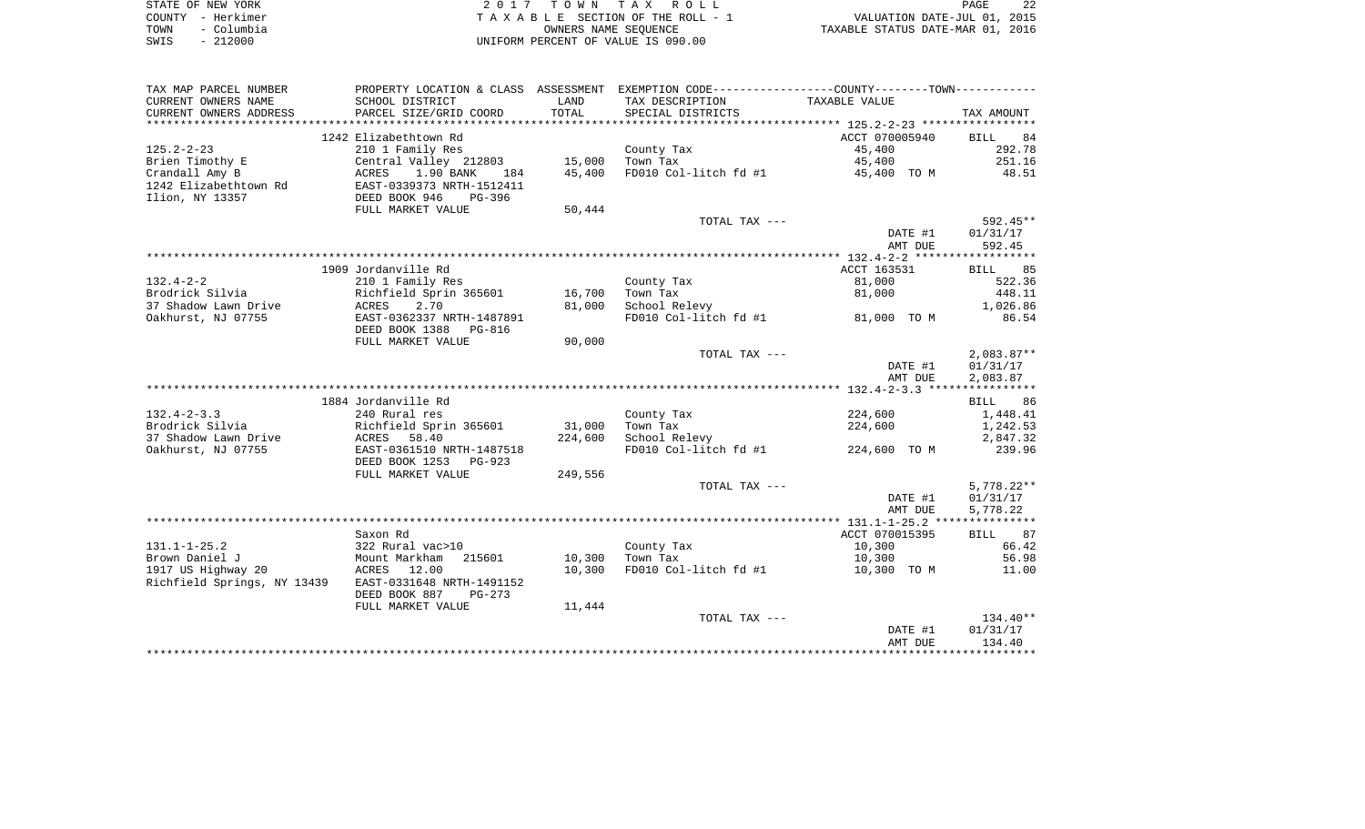STATE OF NEW YORK
COUNTY - Herkimer
TOWN - Columbia
SWIS - 212000

2017 TOWN TAX ROLL
TAXABLE SECTION OF THE ROLL - 1
OWNERS NAME SEQUENCE
UNIFORM PERCENT OF VALUE IS 090.00

VALUATION DATE-JUL 01, 2015
TAXABLE STATUS DATE-MAR 01, 2016

| TAX MAP PARCEL NUMBER / CURRENT OWNERS NAME / CURRENT OWNERS ADDRESS | PROPERTY LOCATION & CLASS / SCHOOL DISTRICT / PARCEL SIZE/GRID COORD | ASSESSMENT LAND / TOTAL | EXEMPTION CODE / TAX DESCRIPTION / SPECIAL DISTRICTS | TAXABLE VALUE | TAX AMOUNT |
|---|---|---|---|---|---|
| 125.2-2-23 | 1242 Elizabethtown Rd | | | ACCT 070005940 | BILL 84 |
| 125.2-2-23 | 210 1 Family Res | | County Tax | 45,400 | 292.78 |
| Brien Timothy E | Central Valley 212803 | 15,000 | Town Tax | 45,400 | 251.16 |
| Crandall Amy B | ACRES 1.90 BANK 184 | 45,400 | FD010 Col-litch fd #1 | 45,400 TO M | 48.51 |
| 1242 Elizabethtown Rd | EAST-0339373 NRTH-1512411 | | | | |
| Ilion, NY 13357 | DEED BOOK 946 PG-396 | | | | |
| | FULL MARKET VALUE | 50,444 | | | |
| | | | TOTAL TAX --- | | 592.45** |
| | | | | DATE #1 | 01/31/17 |
| | | | | AMT DUE | 592.45 |
| 132.4-2-2 | 1909 Jordanville Rd | | | ACCT 163531 | BILL 85 |
| 132.4-2-2 | 210 1 Family Res | | County Tax | 81,000 | 522.36 |
| Brodrick Silvia | Richfield Sprin 365601 | 16,700 | Town Tax | 81,000 | 448.11 |
| 37 Shadow Lawn Drive | ACRES 2.70 | 81,000 | School Relevy | | 1,026.86 |
| Oakhurst, NJ 07755 | EAST-0362337 NRTH-1487891 | | FD010 Col-litch fd #1 | 81,000 TO M | 86.54 |
| | DEED BOOK 1388 PG-816 | | | | |
| | FULL MARKET VALUE | 90,000 | | | |
| | | | TOTAL TAX --- | | 2,083.87** |
| | | | | DATE #1 | 01/31/17 |
| | | | | AMT DUE | 2,083.87 |
| 132.4-2-3.3 | 1884 Jordanville Rd | | | | BILL 86 |
| 132.4-2-3.3 | 240 Rural res | | County Tax | 224,600 | 1,448.41 |
| Brodrick Silvia | Richfield Sprin 365601 | 31,000 | Town Tax | 224,600 | 1,242.53 |
| 37 Shadow Lawn Drive | ACRES 58.40 | 224,600 | School Relevy | | 2,847.32 |
| Oakhurst, NJ 07755 | EAST-0361510 NRTH-1487518 | | FD010 Col-litch fd #1 | 224,600 TO M | 239.96 |
| | DEED BOOK 1253 PG-923 | | | | |
| | FULL MARKET VALUE | 249,556 | | | |
| | | | TOTAL TAX --- | | 5,778.22** |
| | | | | DATE #1 | 01/31/17 |
| | | | | AMT DUE | 5,778.22 |
| 131.1-1-25.2 | Saxon Rd | | | ACCT 070015395 | BILL 87 |
| 131.1-1-25.2 | 322 Rural vac>10 | | County Tax | 10,300 | 66.42 |
| Brown Daniel J | Mount Markham 215601 | 10,300 | Town Tax | 10,300 | 56.98 |
| 1917 US Highway 20 | ACRES 12.00 | 10,300 | FD010 Col-litch fd #1 | 10,300 TO M | 11.00 |
| Richfield Springs, NY 13439 | EAST-0331648 NRTH-1491152 | | | | |
| | DEED BOOK 887 PG-273 | | | | |
| | FULL MARKET VALUE | 11,444 | | | |
| | | | TOTAL TAX --- | | 134.40** |
| | | | | DATE #1 | 01/31/17 |
| | | | | AMT DUE | 134.40 |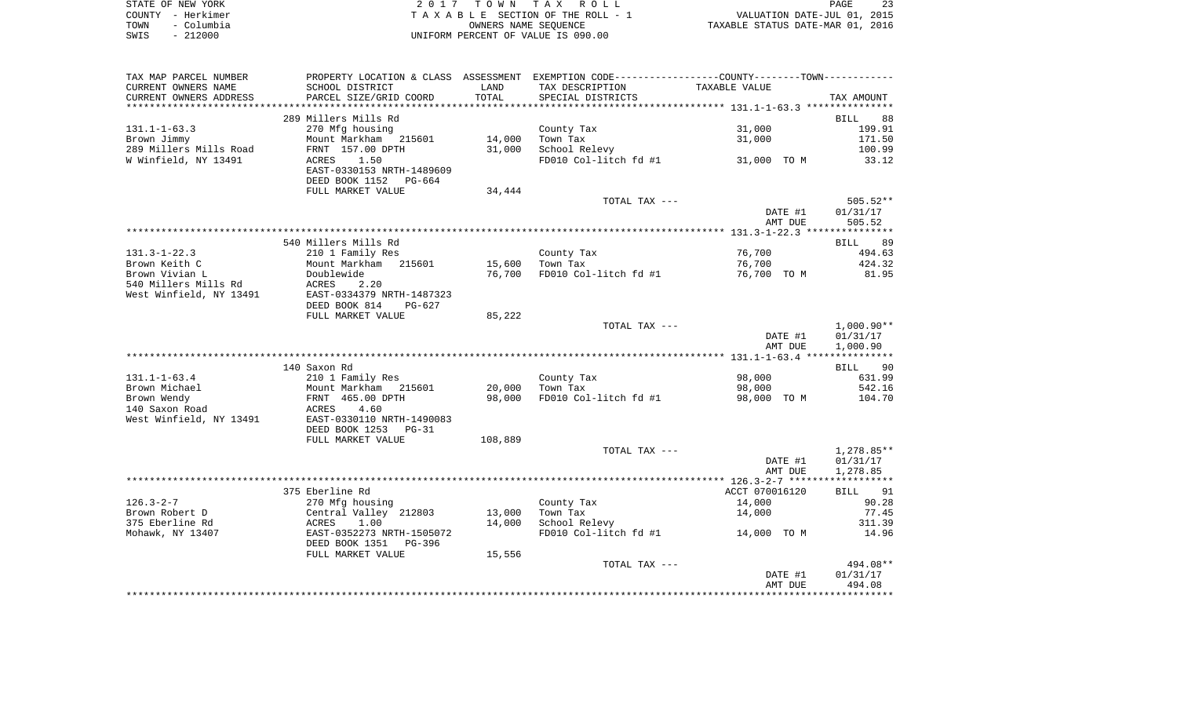STATE OF NEW YORK — 2 0 1 7 T O W N T A X R O L L
COUNTY - Herkimer — T A X A B L E SECTION OF THE ROLL - 1 — VALUATION DATE-JUL 01, 2015
TOWN - Columbia — OWNERS NAME SEQUENCE — TAXABLE STATUS DATE-MAR 01, 2016
SWIS - 212000 — UNIFORM PERCENT OF VALUE IS 090.00

| TAX MAP PARCEL NUMBER / CURRENT OWNERS NAME / CURRENT OWNERS ADDRESS | PROPERTY LOCATION & CLASS / SCHOOL DISTRICT / PARCEL SIZE/GRID COORD | ASSESSMENT LAND / TOTAL | EXEMPTION CODE / TAX DESCRIPTION / SPECIAL DISTRICTS | COUNTY--------TOWN / TAXABLE VALUE | TAX AMOUNT |
|---|---|---|---|---|---|
| **131.1-1-63.3** | 289 Millers Mills Rd | | | | BILL 88 |
| 131.1-1-63.3 | 270 Mfg housing | | County Tax | 31,000 | 199.91 |
| Brown Jimmy | Mount Markham 215601 | 14,000 | Town Tax | 31,000 | 171.50 |
| 289 Millers Mills Road | FRNT 157.00 DPTH | 31,000 | School Relevy | | 100.99 |
| W Winfield, NY 13491 | ACRES 1.50 | | FD010 Col-litch fd #1 | 31,000 TO M | 33.12 |
| | EAST-0330153 NRTH-1489609 | | | | |
| | DEED BOOK 1152 PG-664 | | | | |
| | FULL MARKET VALUE | 34,444 | | | |
| | | | TOTAL TAX --- | | 505.52** |
| | | | | DATE #1 | 01/31/17 |
| | | | | AMT DUE | 505.52 |
| **131.3-1-22.3** | 540 Millers Mills Rd | | | | BILL 89 |
| 131.3-1-22.3 | 210 1 Family Res | | County Tax | 76,700 | 494.63 |
| Brown Keith C | Mount Markham 215601 | 15,600 | Town Tax | 76,700 | 424.32 |
| Brown Vivian L | Doublewide | 76,700 | FD010 Col-litch fd #1 | 76,700 TO M | 81.95 |
| 540 Millers Mills Rd | ACRES 2.20 | | | | |
| West Winfield, NY 13491 | EAST-0334379 NRTH-1487323 | | | | |
| | DEED BOOK 814 PG-627 | | | | |
| | FULL MARKET VALUE | 85,222 | | | |
| | | | TOTAL TAX --- | | 1,000.90** |
| | | | | DATE #1 | 01/31/17 |
| | | | | AMT DUE | 1,000.90 |
| **131.1-1-63.4** | 140 Saxon Rd | | | | BILL 90 |
| 131.1-1-63.4 | 210 1 Family Res | | County Tax | 98,000 | 631.99 |
| Brown Michael | Mount Markham 215601 | 20,000 | Town Tax | 98,000 | 542.16 |
| Brown Wendy | FRNT 465.00 DPTH | 98,000 | FD010 Col-litch fd #1 | 98,000 TO M | 104.70 |
| 140 Saxon Road | ACRES 4.60 | | | | |
| West Winfield, NY 13491 | EAST-0330110 NRTH-1490083 | | | | |
| | DEED BOOK 1253 PG-31 | | | | |
| | FULL MARKET VALUE | 108,889 | | | |
| | | | TOTAL TAX --- | | 1,278.85** |
| | | | | DATE #1 | 01/31/17 |
| | | | | AMT DUE | 1,278.85 |
| **126.3-2-7** | 375 Eberline Rd | | | ACCT 070016120 | BILL 91 |
| 126.3-2-7 | 270 Mfg housing | | County Tax | 14,000 | 90.28 |
| Brown Robert D | Central Valley 212803 | 13,000 | Town Tax | 14,000 | 77.45 |
| 375 Eberline Rd | ACRES 1.00 | 14,000 | School Relevy | | 311.39 |
| Mohawk, NY 13407 | EAST-0352273 NRTH-1505072 | | FD010 Col-litch fd #1 | 14,000 TO M | 14.96 |
| | DEED BOOK 1351 PG-396 | | | | |
| | FULL MARKET VALUE | 15,556 | | | |
| | | | TOTAL TAX --- | | 494.08** |
| | | | | DATE #1 | 01/31/17 |
| | | | | AMT DUE | 494.08 |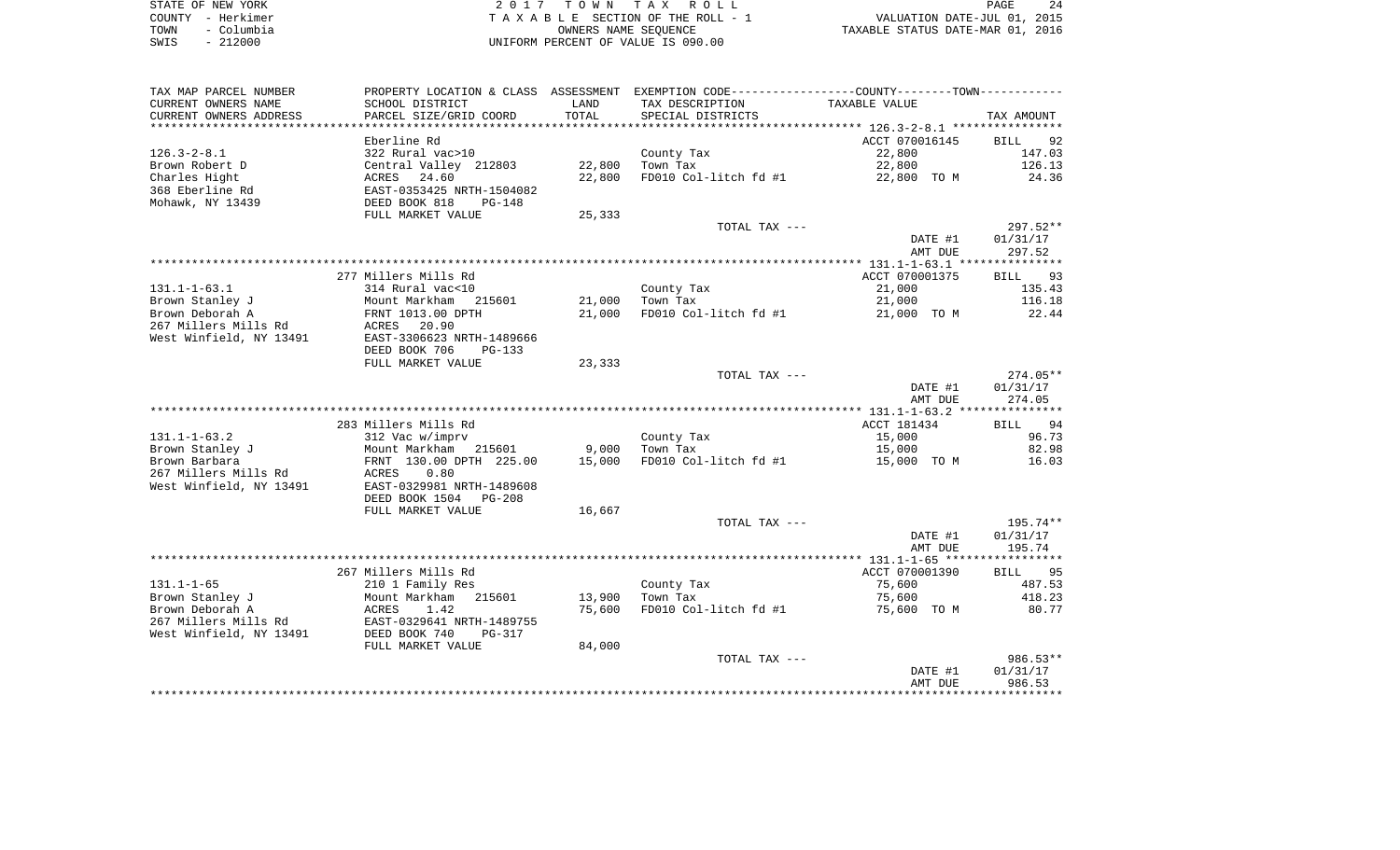STATE OF NEW YORK
COUNTY - Herkimer
TOWN - Columbia
SWIS - 212000

2 0 1 7 T O W N T A X R O L L
T A X A B L E SECTION OF THE ROLL - 1
OWNERS NAME SEQUENCE
UNIFORM PERCENT OF VALUE IS 090.00

VALUATION DATE-JUL 01, 2015
TAXABLE STATUS DATE-MAR 01, 2016

| TAX MAP PARCEL NUMBER<br>CURRENT OWNERS NAME<br>CURRENT OWNERS ADDRESS | PROPERTY LOCATION & CLASS<br>SCHOOL DISTRICT<br>PARCEL SIZE/GRID COORD | ASSESSMENT<br>LAND<br>TOTAL | EXEMPTION CODE<br>TAX DESCRIPTION<br>SPECIAL DISTRICTS | COUNTY--------TOWN<br>TAXABLE VALUE | TAX AMOUNT |
|---|---|---|---|---|---|
| | Eberline Rd | | | ACCT 070016145 | BILL 92 |
| 126.3-2-8.1 | 322 Rural vac>10 | | County Tax | 22,800 | 147.03 |
| Brown Robert D | Central Valley 212803 | 22,800 | Town Tax | 22,800 | 126.13 |
| Charles Hight | ACRES 24.60 | 22,800 | FD010 Col-litch fd #1 | 22,800 TO M | 24.36 |
| 368 Eberline Rd | EAST-0353425 NRTH-1504082 | | | | |
| Mohawk, NY 13439 | DEED BOOK 818 PG-148 | | | | |
| | FULL MARKET VALUE | 25,333 | | | |
| | | | TOTAL TAX --- | | 297.52** |
| | | | | DATE #1 | 01/31/17 |
| | | | | AMT DUE | 297.52 |
| | 277 Millers Mills Rd | | | ACCT 070001375 | BILL 93 |
| 131.1-1-63.1 | 314 Rural vac<10 | | County Tax | 21,000 | 135.43 |
| Brown Stanley J | Mount Markham 215601 | 21,000 | Town Tax | 21,000 | 116.18 |
| Brown Deborah A | FRNT 1013.00 DPTH | 21,000 | FD010 Col-litch fd #1 | 21,000 TO M | 22.44 |
| 267 Millers Mills Rd | ACRES 20.90 | | | | |
| West Winfield, NY 13491 | EAST-3306623 NRTH-1489666 | | | | |
| | DEED BOOK 706 PG-133 | | | | |
| | FULL MARKET VALUE | 23,333 | | | |
| | | | TOTAL TAX --- | | 274.05** |
| | | | | DATE #1 | 01/31/17 |
| | | | | AMT DUE | 274.05 |
| | 283 Millers Mills Rd | | | ACCT 181434 | BILL 94 |
| 131.1-1-63.2 | 312 Vac w/imprv | | County Tax | 15,000 | 96.73 |
| Brown Stanley J | Mount Markham 215601 | 9,000 | Town Tax | 15,000 | 82.98 |
| Brown Barbara | FRNT 130.00 DPTH 225.00 | 15,000 | FD010 Col-litch fd #1 | 15,000 TO M | 16.03 |
| 267 Millers Mills Rd | ACRES 0.80 | | | | |
| West Winfield, NY 13491 | EAST-0329981 NRTH-1489608 | | | | |
| | DEED BOOK 1504 PG-208 | | | | |
| | FULL MARKET VALUE | 16,667 | | | |
| | | | TOTAL TAX --- | | 195.74** |
| | | | | DATE #1 | 01/31/17 |
| | | | | AMT DUE | 195.74 |
| | 267 Millers Mills Rd | | | ACCT 070001390 | BILL 95 |
| 131.1-1-65 | 210 1 Family Res | | County Tax | 75,600 | 487.53 |
| Brown Stanley J | Mount Markham 215601 | 13,900 | Town Tax | 75,600 | 418.23 |
| Brown Deborah A | ACRES 1.42 | 75,600 | FD010 Col-litch fd #1 | 75,600 TO M | 80.77 |
| 267 Millers Mills Rd | EAST-0329641 NRTH-1489755 | | | | |
| West Winfield, NY 13491 | DEED BOOK 740 PG-317 | | | | |
| | FULL MARKET VALUE | 84,000 | | | |
| | | | TOTAL TAX --- | | 986.53** |
| | | | | DATE #1 | 01/31/17 |
| | | | | AMT DUE | 986.53 |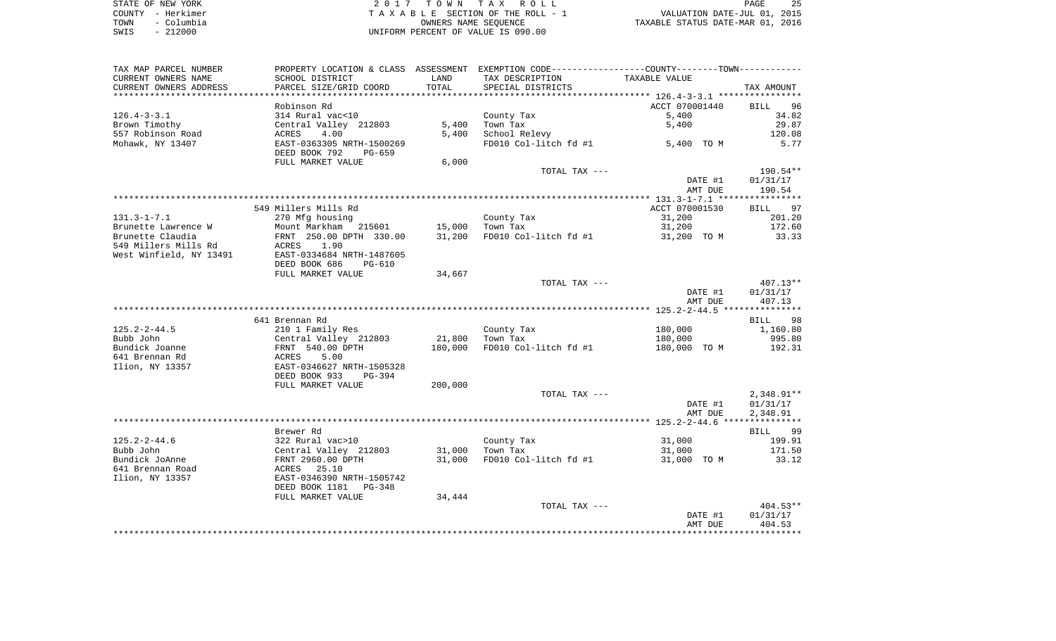STATE OF NEW YORK
COUNTY - Herkimer
TOWN - Columbia
SWIS - 212000

2017 TOWN TAX ROLL
TAXABLE SECTION OF THE ROLL - 1
OWNERS NAME SEQUENCE
UNIFORM PERCENT OF VALUE IS 090.00

VALUATION DATE-JUL 01, 2015
TAXABLE STATUS DATE-MAR 01, 2016

| TAX MAP PARCEL NUMBER<br>CURRENT OWNERS NAME<br>CURRENT OWNERS ADDRESS | PROPERTY LOCATION & CLASS<br>SCHOOL DISTRICT<br>PARCEL SIZE/GRID COORD | ASSESSMENT<br>LAND<br>TOTAL | EXEMPTION CODE------COUNTY--------TOWN------<br>TAX DESCRIPTION<br>SPECIAL DISTRICTS | TAXABLE VALUE | TAX AMOUNT |
|---|---|---|---|---|---|
| | Robinson Rd | | | ACCT 070001440 | BILL 96 |
| 126.4-3-3.1 | 314 Rural vac<10 | | County Tax | 5,400 | 34.82 |
| Brown Timothy | Central Valley 212803 | 5,400 | Town Tax | 5,400 | 29.87 |
| 557 Robinson Road | ACRES 4.00 | 5,400 | School Relevy | | 120.08 |
| Mohawk, NY 13407 | EAST-0363305 NRTH-1500269 | | FD010 Col-litch fd #1 | 5,400 TO M | 5.77 |
| | DEED BOOK 792 PG-659 | | | | |
| | FULL MARKET VALUE | 6,000 | | | |
| | | | TOTAL TAX --- | | 190.54** |
| | | | | DATE #1 | 01/31/17 |
| | | | | AMT DUE | 190.54 |
| | 549 Millers Mills Rd | | | ACCT 070001530 | BILL 97 |
| 131.3-1-7.1 | 270 Mfg housing | | County Tax | 31,200 | 201.20 |
| Brunette Lawrence W | Mount Markham 215601 | 15,000 | Town Tax | 31,200 | 172.60 |
| Brunette Claudia | FRNT 250.00 DPTH 330.00 | 31,200 | FD010 Col-litch fd #1 | 31,200 TO M | 33.33 |
| 549 Millers Mills Rd | ACRES 1.90 | | | | |
| West Winfield, NY 13491 | EAST-0334684 NRTH-1487605 | | | | |
| | DEED BOOK 686 PG-610 | | | | |
| | FULL MARKET VALUE | 34,667 | | | |
| | | | TOTAL TAX --- | | 407.13** |
| | | | | DATE #1 | 01/31/17 |
| | | | | AMT DUE | 407.13 |
| | 641 Brennan Rd | | | | BILL 98 |
| 125.2-2-44.5 | 210 1 Family Res | | County Tax | 180,000 | 1,160.80 |
| Bubb John | Central Valley 212803 | 21,800 | Town Tax | 180,000 | 995.80 |
| Bundick Joanne | FRNT 540.00 DPTH | 180,000 | FD010 Col-litch fd #1 | 180,000 TO M | 192.31 |
| 641 Brennan Rd | ACRES 5.00 | | | | |
| Ilion, NY 13357 | EAST-0346627 NRTH-1505328 | | | | |
| | DEED BOOK 933 PG-394 | | | | |
| | FULL MARKET VALUE | 200,000 | | | |
| | | | TOTAL TAX --- | | 2,348.91** |
| | | | | DATE #1 | 01/31/17 |
| | | | | AMT DUE | 2,348.91 |
| | Brewer Rd | | | | BILL 99 |
| 125.2-2-44.6 | 322 Rural vac>10 | | County Tax | 31,000 | 199.91 |
| Bubb John | Central Valley 212803 | 31,000 | Town Tax | 31,000 | 171.50 |
| Bundick JoAnne | FRNT 2960.00 DPTH | 31,000 | FD010 Col-litch fd #1 | 31,000 TO M | 33.12 |
| 641 Brennan Road | ACRES 25.10 | | | | |
| Ilion, NY 13357 | EAST-0346390 NRTH-1505742 | | | | |
| | DEED BOOK 1181 PG-348 | | | | |
| | FULL MARKET VALUE | 34,444 | | | |
| | | | TOTAL TAX --- | | 404.53** |
| | | | | DATE #1 | 01/31/17 |
| | | | | AMT DUE | 404.53 |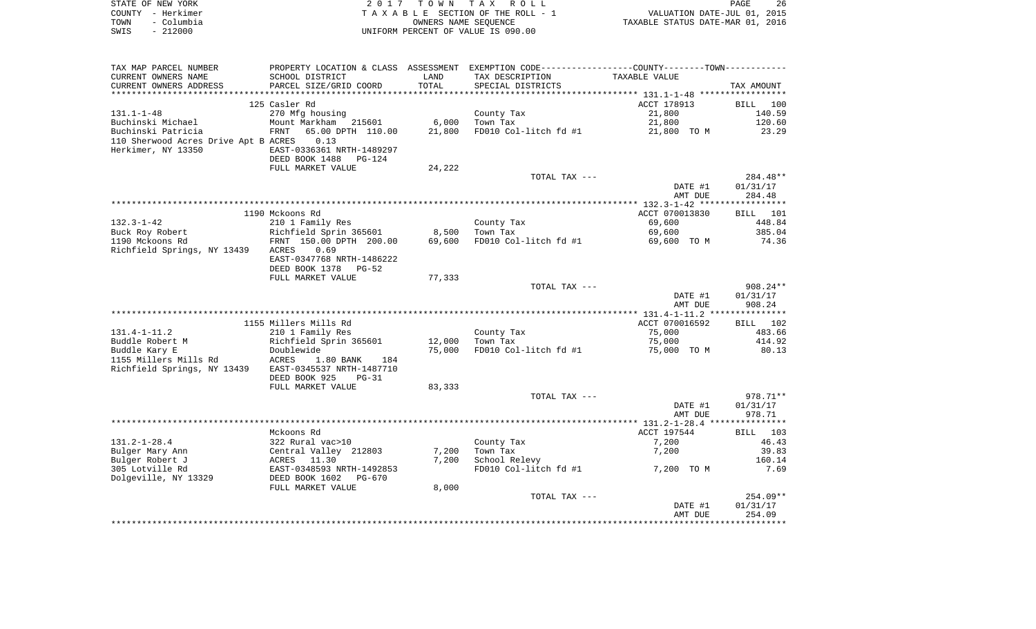STATE OF NEW YORK
COUNTY - Herkimer
TOWN - Columbia
SWIS - 212000

2017 TOWN TAX ROLL
TAXABLE SECTION OF THE ROLL - 1
OWNERS NAME SEQUENCE
UNIFORM PERCENT OF VALUE IS 090.00

VALUATION DATE-JUL 01, 2015
TAXABLE STATUS DATE-MAR 01, 2016

| TAX MAP PARCEL NUMBER / CURRENT OWNERS NAME / CURRENT OWNERS ADDRESS | PROPERTY LOCATION & CLASS / SCHOOL DISTRICT / PARCEL SIZE/GRID COORD | ASSESSMENT LAND / TOTAL | EXEMPTION CODE / TAX DESCRIPTION / SPECIAL DISTRICTS | COUNTY / TOWN TAXABLE VALUE | TAX AMOUNT |
|---|---|---|---|---|---|
| 131.1-1-48 | 125 Casler Rd | | | ACCT 178913 | BILL 100 |
| | 270 Mfg housing | | County Tax | 21,800 | 140.59 |
| Buchinski Michael | Mount Markham 215601 | 6,000 | Town Tax | 21,800 | 120.60 |
| Buchinski Patricia | FRNT 65.00 DPTH 110.00 | 21,800 | FD010 Col-litch fd #1 | 21,800 TO M | 23.29 |
| 110 Sherwood Acres Drive Apt B | ACRES 0.13 | | | | |
| Herkimer, NY 13350 | EAST-0336361 NRTH-1489297 | | | | |
| | DEED BOOK 1488 PG-124 | | | | |
| | FULL MARKET VALUE | 24,222 | | | |
| | | | TOTAL TAX --- | | 284.48** |
| | | | | DATE #1 | 01/31/17 |
| | | | | AMT DUE | 284.48 |
| 132.3-1-42 | 1190 Mckoons Rd | | | ACCT 070013830 | BILL 101 |
| | 210 1 Family Res | | County Tax | 69,600 | 448.84 |
| Buck Roy Robert | Richfield Sprin 365601 | 8,500 | Town Tax | 69,600 | 385.04 |
| 1190 Mckoons Rd | FRNT 150.00 DPTH 200.00 | 69,600 | FD010 Col-litch fd #1 | 69,600 TO M | 74.36 |
| Richfield Springs, NY 13439 | ACRES 0.69 | | | | |
| | EAST-0347768 NRTH-1486222 | | | | |
| | DEED BOOK 1378 PG-52 | | | | |
| | FULL MARKET VALUE | 77,333 | | | |
| | | | TOTAL TAX --- | | 908.24** |
| | | | | DATE #1 | 01/31/17 |
| | | | | AMT DUE | 908.24 |
| 131.4-1-11.2 | 1155 Millers Mills Rd | | | ACCT 070016592 | BILL 102 |
| | 210 1 Family Res | | County Tax | 75,000 | 483.66 |
| Buddle Robert M | Richfield Sprin 365601 | 12,000 | Town Tax | 75,000 | 414.92 |
| Buddle Kary E | Doublewide | 75,000 | FD010 Col-litch fd #1 | 75,000 TO M | 80.13 |
| 1155 Millers Mills Rd | ACRES 1.80 BANK 184 | | | | |
| Richfield Springs, NY 13439 | EAST-0345537 NRTH-1487710 | | | | |
| | DEED BOOK 925 PG-31 | | | | |
| | FULL MARKET VALUE | 83,333 | | | |
| | | | TOTAL TAX --- | | 978.71** |
| | | | | DATE #1 | 01/31/17 |
| | | | | AMT DUE | 978.71 |
| 131.2-1-28.4 | Mckoons Rd | | | ACCT 197544 | BILL 103 |
| | 322 Rural vac>10 | | County Tax | 7,200 | 46.43 |
| Bulger Mary Ann | Central Valley 212803 | 7,200 | Town Tax | 7,200 | 39.83 |
| Bulger Robert J | ACRES 11.30 | 7,200 | School Relevy | | 160.14 |
| 305 Lotville Rd | EAST-0348593 NRTH-1492853 | | FD010 Col-litch fd #1 | 7,200 TO M | 7.69 |
| Dolgeville, NY 13329 | DEED BOOK 1602 PG-670 | | | | |
| | FULL MARKET VALUE | 8,000 | | | |
| | | | TOTAL TAX --- | | 254.09** |
| | | | | DATE #1 | 01/31/17 |
| | | | | AMT DUE | 254.09 |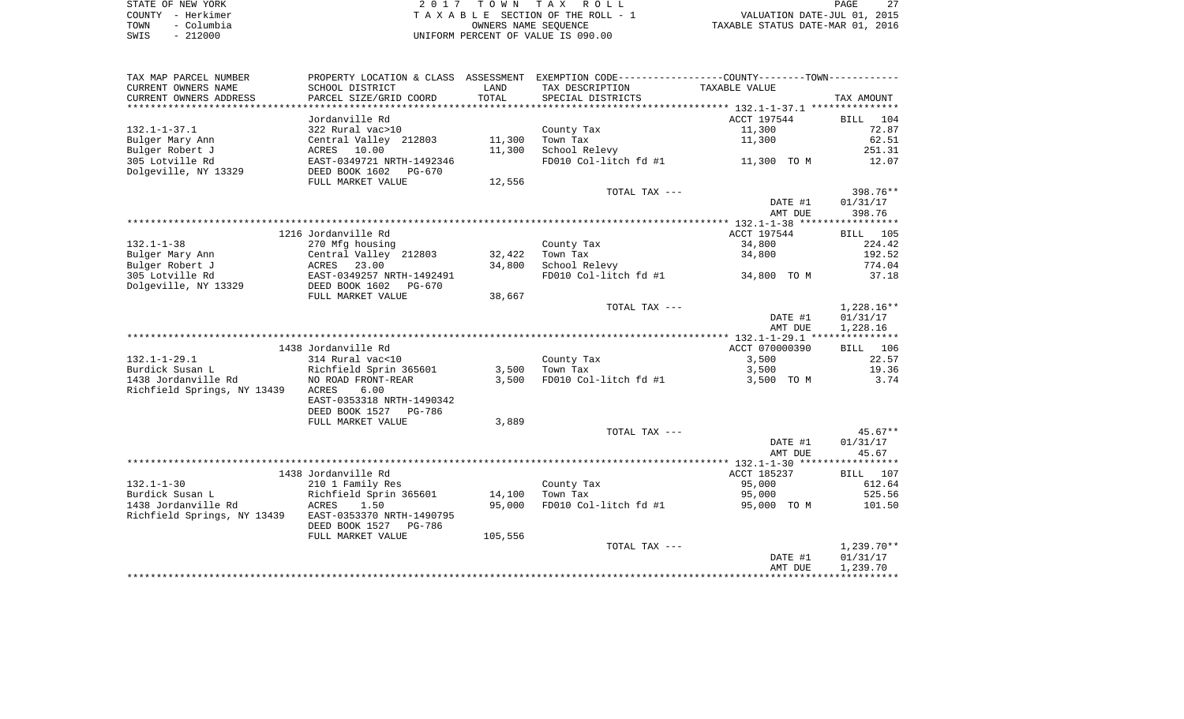STATE OF NEW YORK
COUNTY - Herkimer
TOWN - Columbia
SWIS - 212000

2 0 1 7 T O W N T A X R O L L
T A X A B L E SECTION OF THE ROLL - 1
OWNERS NAME SEQUENCE
UNIFORM PERCENT OF VALUE IS 090.00

VALUATION DATE-JUL 01, 2015
TAXABLE STATUS DATE-MAR 01, 2016

| TAX MAP PARCEL NUMBER / CURRENT OWNERS NAME / CURRENT OWNERS ADDRESS | PROPERTY LOCATION & CLASS / SCHOOL DISTRICT / PARCEL SIZE/GRID COORD | ASSESSMENT LAND | TOTAL | EXEMPTION CODE / TAX DESCRIPTION / SPECIAL DISTRICTS | COUNTY--------TOWN / TAXABLE VALUE | TAX AMOUNT |
|---|---|---|---|---|---|---|
| 132.1-1-37.1 | Jordanville Rd | | | | ACCT 197544 | BILL 104 |
| | 322 Rural vac>10 | | | County Tax | 11,300 | 72.87 |
| Bulger Mary Ann | Central Valley 212803 | 11,300 | | Town Tax | 11,300 | 62.51 |
| Bulger Robert J | ACRES 10.00 | | 11,300 | School Relevy | | 251.31 |
| 305 Lotville Rd | EAST-0349721 NRTH-1492346 | | | FD010 Col-litch fd #1 | 11,300 TO M | 12.07 |
| Dolgeville, NY 13329 | DEED BOOK 1602 PG-670 | | | | | |
| | FULL MARKET VALUE | | 12,556 | | | |
| | | | | TOTAL TAX --- | | 398.76** |
| | | | | | DATE #1 | 01/31/17 |
| | | | | | AMT DUE | 398.76 |
| 132.1-1-38 | 1216 Jordanville Rd | | | | ACCT 197544 | BILL 105 |
| | 270 Mfg housing | | | County Tax | 34,800 | 224.42 |
| Bulger Mary Ann | Central Valley 212803 | 32,422 | | Town Tax | 34,800 | 192.52 |
| Bulger Robert J | ACRES 23.00 | | 34,800 | School Relevy | | 774.04 |
| 305 Lotville Rd | EAST-0349257 NRTH-1492491 | | | FD010 Col-litch fd #1 | 34,800 TO M | 37.18 |
| Dolgeville, NY 13329 | DEED BOOK 1602 PG-670 | | | | | |
| | FULL MARKET VALUE | | 38,667 | | | |
| | | | | TOTAL TAX --- | | 1,228.16** |
| | | | | | DATE #1 | 01/31/17 |
| | | | | | AMT DUE | 1,228.16 |
| 132.1-1-29.1 | 1438 Jordanville Rd | | | | ACCT 070000390 | BILL 106 |
| | 314 Rural vac<10 | | | County Tax | 3,500 | 22.57 |
| Burdick Susan L | Richfield Sprin 365601 | 3,500 | | Town Tax | 3,500 | 19.36 |
| 1438 Jordanville Rd | NO ROAD FRONT-REAR | | 3,500 | FD010 Col-litch fd #1 | 3,500 TO M | 3.74 |
| Richfield Springs, NY 13439 | ACRES 6.00 | | | | | |
| | EAST-0353318 NRTH-1490342 | | | | | |
| | DEED BOOK 1527 PG-786 | | | | | |
| | FULL MARKET VALUE | | 3,889 | | | |
| | | | | TOTAL TAX --- | | 45.67** |
| | | | | | DATE #1 | 01/31/17 |
| | | | | | AMT DUE | 45.67 |
| 132.1-1-30 | 1438 Jordanville Rd | | | | ACCT 185237 | BILL 107 |
| | 210 1 Family Res | | | County Tax | 95,000 | 612.64 |
| Burdick Susan L | Richfield Sprin 365601 | 14,100 | | Town Tax | 95,000 | 525.56 |
| 1438 Jordanville Rd | ACRES 1.50 | | 95,000 | FD010 Col-litch fd #1 | 95,000 TO M | 101.50 |
| Richfield Springs, NY 13439 | EAST-0353370 NRTH-1490795 | | | | | |
| | DEED BOOK 1527 PG-786 | | | | | |
| | FULL MARKET VALUE | | 105,556 | | | |
| | | | | TOTAL TAX --- | | 1,239.70** |
| | | | | | DATE #1 | 01/31/17 |
| | | | | | AMT DUE | 1,239.70 |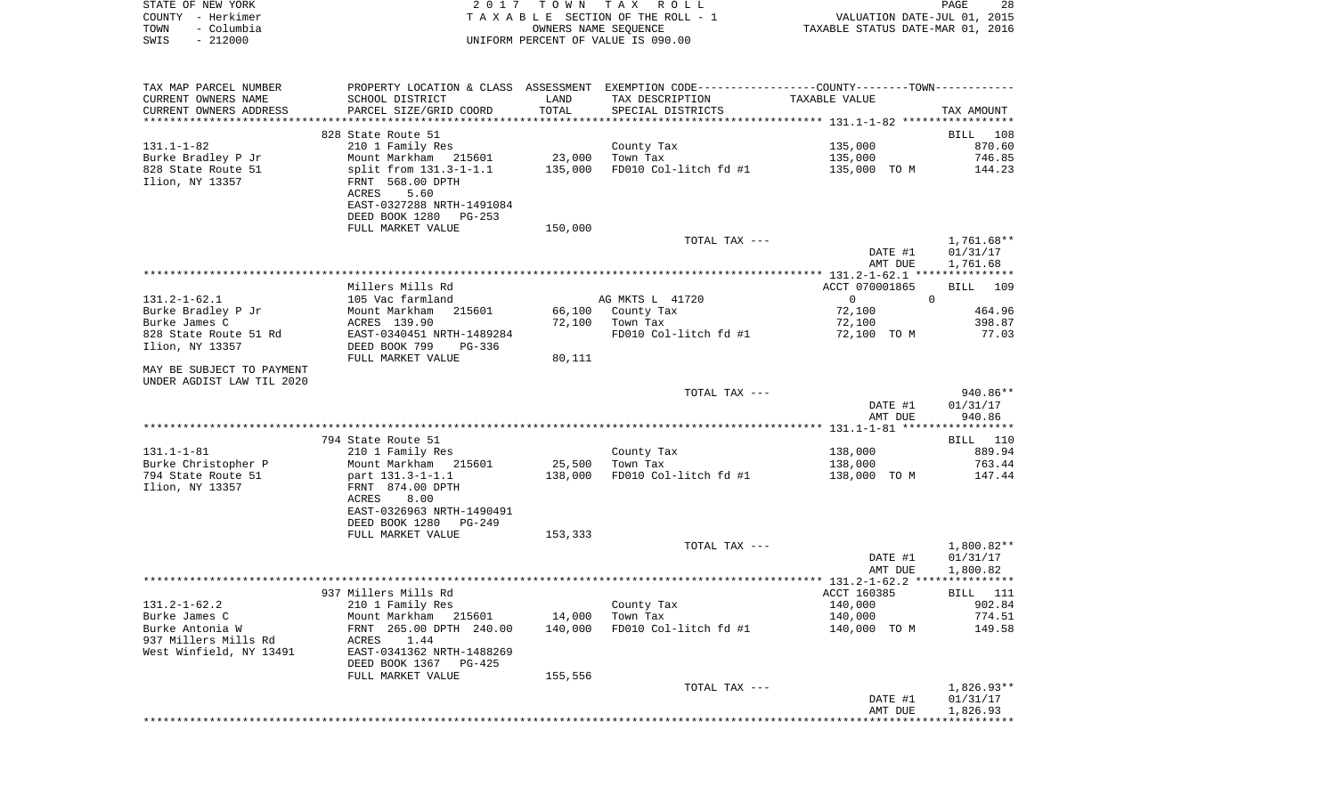STATE OF NEW YORK
COUNTY - Herkimer
TOWN - Columbia
SWIS - 212000

2 0 1 7 T O W N T A X R O L L
T A X A B L E SECTION OF THE ROLL - 1
OWNERS NAME SEQUENCE
UNIFORM PERCENT OF VALUE IS 090.00

VALUATION DATE-JUL 01, 2015
TAXABLE STATUS DATE-MAR 01, 2016

| TAX MAP PARCEL NUMBER<br>CURRENT OWNERS NAME<br>CURRENT OWNERS ADDRESS | PROPERTY LOCATION & CLASS<br>SCHOOL DISTRICT<br>PARCEL SIZE/GRID COORD | ASSESSMENT<br>LAND<br>TOTAL | EXEMPTION CODE-----COUNTY--------TOWN------<br>TAX DESCRIPTION<br>SPECIAL DISTRICTS | TAXABLE VALUE | TAX AMOUNT |
|---|---|---|---|---|---|
| | 828 State Route 51 | | | | BILL 108 |
| 131.1-1-82 | 210 1 Family Res | | County Tax | 135,000 | 870.60 |
| Burke Bradley P Jr | Mount Markham 215601 | 23,000 | Town Tax | 135,000 | 746.85 |
| 828 State Route 51 | split from 131.3-1-1.1 | 135,000 | FD010 Col-litch fd #1 | 135,000 TO M | 144.23 |
| Ilion, NY 13357 | FRNT 568.00 DPTH | | | | |
| | ACRES 5.60 | | | | |
| | EAST-0327288 NRTH-1491084 | | | | |
| | DEED BOOK 1280 PG-253 | | | | |
| | FULL MARKET VALUE | 150,000 | | | |
| | | | TOTAL TAX --- | | 1,761.68** |
| | | | | DATE #1 | 01/31/17 |
| | | | | AMT DUE | 1,761.68 |
| | Millers Mills Rd | | | ACCT 070001865 | BILL 109 |
| 131.2-1-62.1 | 105 Vac farmland | | AG MKTS L 41720 | 0 0 | |
| Burke Bradley P Jr | Mount Markham 215601 | 66,100 | County Tax | 72,100 | 464.96 |
| Burke James C | ACRES 139.90 | 72,100 | Town Tax | 72,100 | 398.87 |
| 828 State Route 51 Rd | EAST-0340451 NRTH-1489284 | | FD010 Col-litch fd #1 | 72,100 TO M | 77.03 |
| Ilion, NY 13357 | DEED BOOK 799 PG-336 | | | | |
| | FULL MARKET VALUE | 80,111 | | | |
| MAY BE SUBJECT TO PAYMENT | | | | | |
| UNDER AGDIST LAW TIL 2020 | | | | | |
| | | | TOTAL TAX --- | | 940.86** |
| | | | | DATE #1 | 01/31/17 |
| | | | | AMT DUE | 940.86 |
| | 794 State Route 51 | | | | BILL 110 |
| 131.1-1-81 | 210 1 Family Res | | County Tax | 138,000 | 889.94 |
| Burke Christopher P | Mount Markham 215601 | 25,500 | Town Tax | 138,000 | 763.44 |
| 794 State Route 51 | part 131.3-1-1.1 | 138,000 | FD010 Col-litch fd #1 | 138,000 TO M | 147.44 |
| Ilion, NY 13357 | FRNT 874.00 DPTH | | | | |
| | ACRES 8.00 | | | | |
| | EAST-0326963 NRTH-1490491 | | | | |
| | DEED BOOK 1280 PG-249 | | | | |
| | FULL MARKET VALUE | 153,333 | | | |
| | | | TOTAL TAX --- | | 1,800.82** |
| | | | | DATE #1 | 01/31/17 |
| | | | | AMT DUE | 1,800.82 |
| | 937 Millers Mills Rd | | | ACCT 160385 | BILL 111 |
| 131.2-1-62.2 | 210 1 Family Res | | County Tax | 140,000 | 902.84 |
| Burke James C | Mount Markham 215601 | 14,000 | Town Tax | 140,000 | 774.51 |
| Burke Antonia W | FRNT 265.00 DPTH 240.00 | 140,000 | FD010 Col-litch fd #1 | 140,000 TO M | 149.58 |
| 937 Millers Mills Rd | ACRES 1.44 | | | | |
| West Winfield, NY 13491 | EAST-0341362 NRTH-1488269 | | | | |
| | DEED BOOK 1367 PG-425 | | | | |
| | FULL MARKET VALUE | 155,556 | | | |
| | | | TOTAL TAX --- | | 1,826.93** |
| | | | | DATE #1 | 01/31/17 |
| | | | | AMT DUE | 1,826.93 |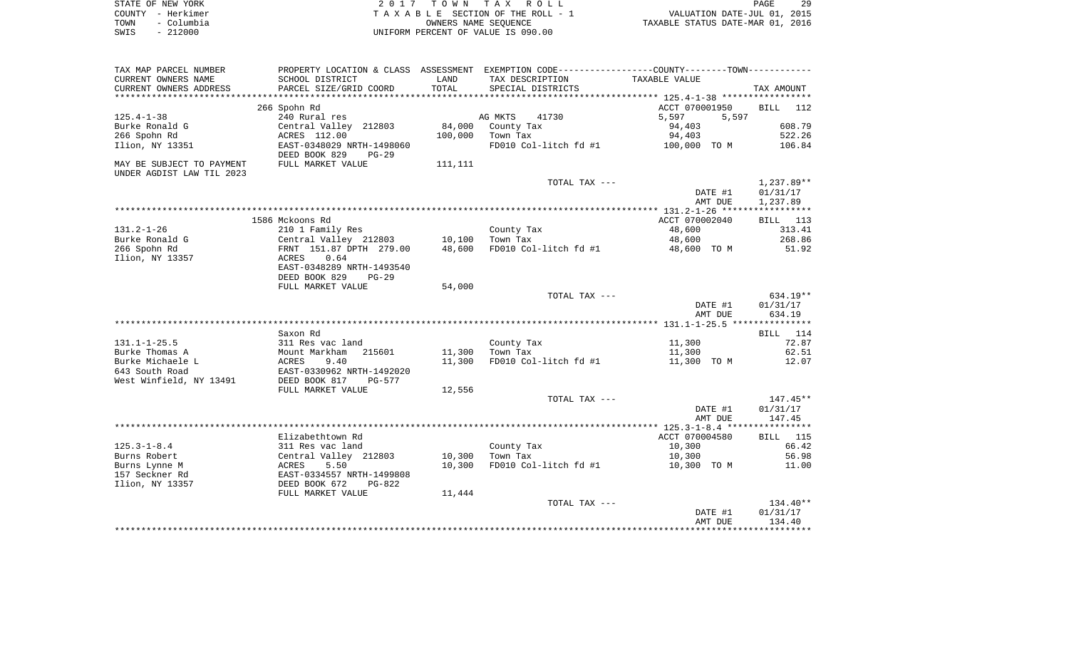| TAX MAP PARCEL NUMBER<br>CURRENT OWNERS NAME<br>CURRENT OWNERS ADDRESS | PROPERTY LOCATION & CLASS<br>SCHOOL DISTRICT<br>PARCEL SIZE/GRID COORD | ASSESSMENT<br>LAND<br>TOTAL | EXEMPTION CODE-----COUNTY-----TOWN-----<br>TAX DESCRIPTION<br>SPECIAL DISTRICTS | TAXABLE VALUE | TAX AMOUNT |
|---|---|---|---|---|---|
| | 266 Spohn Rd | | | ACCT 070001950 | BILL 112 |
| 125.4-1-38 | 240 Rural res | | AG MKTS 41730 | 5,597 5,597 | |
| Burke Ronald G | Central Valley 212803 | 84,000 | County Tax | 94,403 | 608.79 |
| 266 Spohn Rd | ACRES 112.00 | 100,000 | Town Tax | 94,403 | 522.26 |
| Ilion, NY 13351 | EAST-0348029 NRTH-1498060 | | FD010 Col-litch fd #1 | 100,000 TO M | 106.84 |
| | DEED BOOK 829 PG-29 | | | | |
| MAY BE SUBJECT TO PAYMENT | FULL MARKET VALUE | 111,111 | | | |
| UNDER AGDIST LAW TIL 2023 | | | | | |
| | | | TOTAL TAX --- | | 1,237.89** |
| | | | | DATE #1 | 01/31/17 |
| | | | | AMT DUE | 1,237.89 |
| | 1586 Mckoons Rd | | | ACCT 070002040 | BILL 113 |
| 131.2-1-26 | 210 1 Family Res | | County Tax | 48,600 | 313.41 |
| Burke Ronald G | Central Valley 212803 | 10,100 | Town Tax | 48,600 | 268.86 |
| 266 Spohn Rd | FRNT 151.87 DPTH 279.00 | 48,600 | FD010 Col-litch fd #1 | 48,600 TO M | 51.92 |
| Ilion, NY 13357 | ACRES 0.64 | | | | |
| | EAST-0348289 NRTH-1493540 | | | | |
| | DEED BOOK 829 PG-29 | | | | |
| | FULL MARKET VALUE | 54,000 | | | |
| | | | TOTAL TAX --- | | 634.19** |
| | | | | DATE #1 | 01/31/17 |
| | | | | AMT DUE | 634.19 |
| | Saxon Rd | | | | BILL 114 |
| 131.1-1-25.5 | 311 Res vac land | | County Tax | 11,300 | 72.87 |
| Burke Thomas A | Mount Markham 215601 | 11,300 | Town Tax | 11,300 | 62.51 |
| Burke Michaele L | ACRES 9.40 | 11,300 | FD010 Col-litch fd #1 | 11,300 TO M | 12.07 |
| 643 South Road | EAST-0330962 NRTH-1492020 | | | | |
| West Winfield, NY 13491 | DEED BOOK 817 PG-577 | | | | |
| | FULL MARKET VALUE | 12,556 | | | |
| | | | TOTAL TAX --- | | 147.45** |
| | | | | DATE #1 | 01/31/17 |
| | | | | AMT DUE | 147.45 |
| | Elizabethtown Rd | | | ACCT 070004580 | BILL 115 |
| 125.3-1-8.4 | 311 Res vac land | | County Tax | 10,300 | 66.42 |
| Burns Robert | Central Valley 212803 | 10,300 | Town Tax | 10,300 | 56.98 |
| Burns Lynne M | ACRES 5.50 | 10,300 | FD010 Col-litch fd #1 | 10,300 TO M | 11.00 |
| 157 Seckner Rd | EAST-0334557 NRTH-1499808 | | | | |
| Ilion, NY 13357 | DEED BOOK 672 PG-822 | | | | |
| | FULL MARKET VALUE | 11,444 | | | |
| | | | TOTAL TAX --- | | 134.40** |
| | | | | DATE #1 | 01/31/17 |
| | | | | AMT DUE | 134.40 |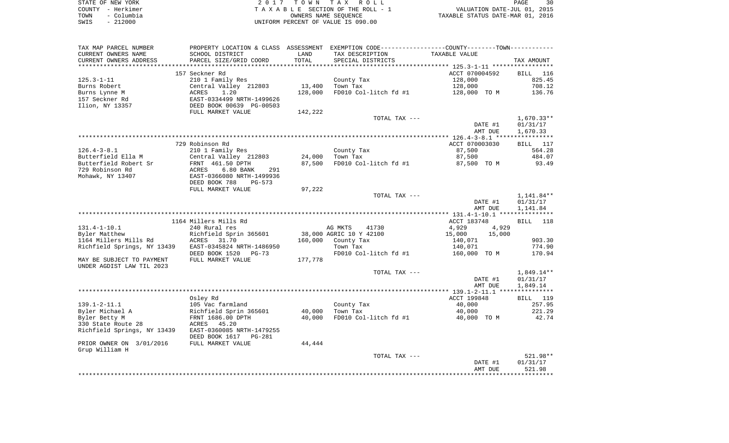STATE OF NEW YORK
COUNTY - Herkimer
TOWN - Columbia
SWIS - 212000

2 0 1 7 T O W N T A X R O L L
T A X A B L E SECTION OF THE ROLL - 1
OWNERS NAME SEQUENCE
UNIFORM PERCENT OF VALUE IS 090.00

VALUATION DATE-JUL 01, 2015
TAXABLE STATUS DATE-MAR 01, 2016

| TAX MAP PARCEL NUMBER / CURRENT OWNERS NAME / CURRENT OWNERS ADDRESS | PROPERTY LOCATION & CLASS / SCHOOL DISTRICT / PARCEL SIZE/GRID COORD | ASSESSMENT LAND / TOTAL | EXEMPTION CODE / TAX DESCRIPTION / SPECIAL DISTRICTS | COUNTY TAXABLE VALUE | TOWN | TAX AMOUNT |
|---|---|---|---|---|---|---|
| | 157 Seckner Rd | | | ACCT 070004592 | | BILL 116 |
| 125.3-1-11 | 210 1 Family Res | | County Tax | 128,000 | | 825.45 |
| Burns Robert | Central Valley 212803 | 13,400 | Town Tax | 128,000 | | 708.12 |
| Burns Lynne M | ACRES 1.20 | 128,000 | FD010 Col-litch fd #1 | 128,000 TO M | | 136.76 |
| 157 Seckner Rd | EAST-0334499 NRTH-1499626 | | | | | |
| Ilion, NY 13357 | DEED BOOK 00639 PG-00503 | | | | | |
| | FULL MARKET VALUE | 142,222 | | | | |
| | | | TOTAL TAX --- | | | 1,670.33** |
| | | | | DATE #1 | | 01/31/17 |
| | | | | AMT DUE | | 1,670.33 |
| | 729 Robinson Rd | | | ACCT 070003030 | | BILL 117 |
| 126.4-3-8.1 | 210 1 Family Res | | County Tax | 87,500 | | 564.28 |
| Butterfield Ella M | Central Valley 212803 | 24,000 | Town Tax | 87,500 | | 484.07 |
| Butterfield Robert Sr | FRNT 461.50 DPTH | 87,500 | FD010 Col-litch fd #1 | 87,500 TO M | | 93.49 |
| 729 Robinson Rd | ACRES 6.80 BANK 291 | | | | | |
| Mohawk, NY 13407 | EAST-0366080 NRTH-1499936 | | | | | |
| | DEED BOOK 788 PG-573 | | | | | |
| | FULL MARKET VALUE | 97,222 | | | | |
| | | | TOTAL TAX --- | | | 1,141.84** |
| | | | | DATE #1 | | 01/31/17 |
| | | | | AMT DUE | | 1,141.84 |
| | 1164 Millers Mills Rd | | | ACCT 183748 | | BILL 118 |
| 131.4-1-10.1 | 240 Rural res | | AG MKTS 41730 | 4,929 | 4,929 | |
| Byler Matthew | Richfield Sprin 365601 | 38,000 | AGRIC 10 Y 42100 | 15,000 | 15,000 | |
| 1164 Millers Mills Rd | ACRES 31.70 | 160,000 | County Tax | 140,071 | | 903.30 |
| Richfield Springs, NY 13439 | EAST-0345824 NRTH-1486950 | | Town Tax | 140,071 | | 774.90 |
| | DEED BOOK 1520 PG-73 | | FD010 Col-litch fd #1 | 160,000 TO M | | 170.94 |
| MAY BE SUBJECT TO PAYMENT UNDER AGDIST LAW TIL 2023 | FULL MARKET VALUE | 177,778 | | | | |
| | | | TOTAL TAX --- | | | 1,849.14** |
| | | | | DATE #1 | | 01/31/17 |
| | | | | AMT DUE | | 1,849.14 |
| | Osley Rd | | | ACCT 199848 | | BILL 119 |
| 139.1-2-11.1 | 105 Vac farmland | | County Tax | 40,000 | | 257.95 |
| Byler Michael A | Richfield Sprin 365601 | 40,000 | Town Tax | 40,000 | | 221.29 |
| Byler Betty M | FRNT 1686.00 DPTH | 40,000 | FD010 Col-litch fd #1 | 40,000 TO M | | 42.74 |
| 330 State Route 28 | ACRES 45.20 | | | | | |
| Richfield Springs, NY 13439 | EAST-0360085 NRTH-1479255 | | | | | |
| | DEED BOOK 1617 PG-281 | | | | | |
| PRIOR OWNER ON 3/01/2016 Grup William H | FULL MARKET VALUE | 44,444 | | | | |
| | | | TOTAL TAX --- | | | 521.98** |
| | | | | DATE #1 | | 01/31/17 |
| | | | | AMT DUE | | 521.98 |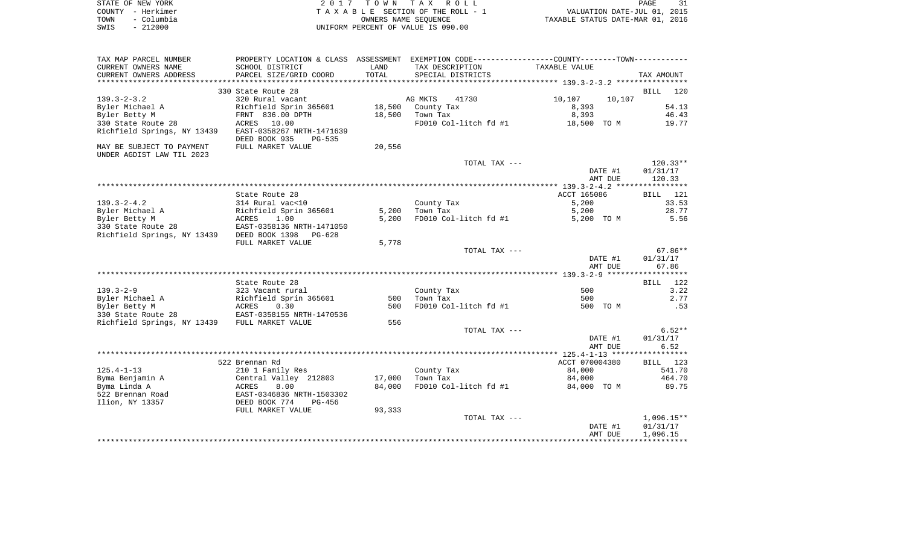STATE OF NEW YORK
COUNTY - Herkimer
TOWN - Columbia
SWIS - 212000

2017 TOWN TAX ROLL
TAXABLE SECTION OF THE ROLL - 1
OWNERS NAME SEQUENCE
UNIFORM PERCENT OF VALUE IS 090.00

VALUATION DATE-JUL 01, 2015
TAXABLE STATUS DATE-MAR 01, 2016

| TAX MAP PARCEL NUMBER / CURRENT OWNERS NAME / CURRENT OWNERS ADDRESS | PROPERTY LOCATION & CLASS / SCHOOL DISTRICT / PARCEL SIZE/GRID COORD | ASSESSMENT LAND / TOTAL | EXEMPTION CODE / TAX DESCRIPTION / SPECIAL DISTRICTS | COUNTY / TAXABLE VALUE | TOWN | TAX AMOUNT |
|---|---|---|---|---|---|---|
| | 330 State Route 28 | | | | | BILL 120 |
| 139.3-2-3.2 | 320 Rural vacant | | AG MKTS 41730 | 10,107 | 10,107 | |
| Byler Michael A | Richfield Sprin 365601 | 18,500 | County Tax | 8,393 | | 54.13 |
| Byler Betty M | FRNT 836.00 DPTH | 18,500 | Town Tax | 8,393 | | 46.43 |
| 330 State Route 28 | ACRES 10.00 | | FD010 Col-litch fd #1 | 18,500 | TO M | 19.77 |
| Richfield Springs, NY 13439 | EAST-0358267 NRTH-1471639 | | | | | |
| | DEED BOOK 935 PG-535 | | | | | |
| MAY BE SUBJECT TO PAYMENT | FULL MARKET VALUE | 20,556 | | | | |
| UNDER AGDIST LAW TIL 2023 | | | | | | |
| | | | TOTAL TAX --- | | | 120.33** |
| | | | | | DATE #1 | 01/31/17 |
| | | | | | AMT DUE | 120.33 |
| | State Route 28 | | | ACCT 165086 | | BILL 121 |
| 139.3-2-4.2 | 314 Rural vac<10 | | County Tax | 5,200 | | 33.53 |
| Byler Michael A | Richfield Sprin 365601 | 5,200 | Town Tax | 5,200 | | 28.77 |
| Byler Betty M | ACRES 1.00 | 5,200 | FD010 Col-litch fd #1 | 5,200 | TO M | 5.56 |
| 330 State Route 28 | EAST-0358136 NRTH-1471050 | | | | | |
| Richfield Springs, NY 13439 | DEED BOOK 1398 PG-628 | | | | | |
| | FULL MARKET VALUE | 5,778 | | | | |
| | | | TOTAL TAX --- | | | 67.86** |
| | | | | | DATE #1 | 01/31/17 |
| | | | | | AMT DUE | 67.86 |
| | State Route 28 | | | | | BILL 122 |
| 139.3-2-9 | 323 Vacant rural | | County Tax | 500 | | 3.22 |
| Byler Michael A | Richfield Sprin 365601 | 500 | Town Tax | 500 | | 2.77 |
| Byler Betty M | ACRES 0.30 | 500 | FD010 Col-litch fd #1 | 500 | TO M | .53 |
| 330 State Route 28 | EAST-0358155 NRTH-1470536 | | | | | |
| Richfield Springs, NY 13439 | FULL MARKET VALUE | 556 | | | | |
| | | | TOTAL TAX --- | | | 6.52** |
| | | | | | DATE #1 | 01/31/17 |
| | | | | | AMT DUE | 6.52 |
| | 522 Brennan Rd | | | ACCT 070004380 | | BILL 123 |
| 125.4-1-13 | 210 1 Family Res | | County Tax | 84,000 | | 541.70 |
| Byma Benjamin A | Central Valley 212803 | 17,000 | Town Tax | 84,000 | | 464.70 |
| Byma Linda A | ACRES 8.00 | 84,000 | FD010 Col-litch fd #1 | 84,000 | TO M | 89.75 |
| 522 Brennan Road | EAST-0346836 NRTH-1503302 | | | | | |
| Ilion, NY 13357 | DEED BOOK 774 PG-456 | | | | | |
| | FULL MARKET VALUE | 93,333 | | | | |
| | | | TOTAL TAX --- | | | 1,096.15** |
| | | | | | DATE #1 | 01/31/17 |
| | | | | | AMT DUE | 1,096.15 |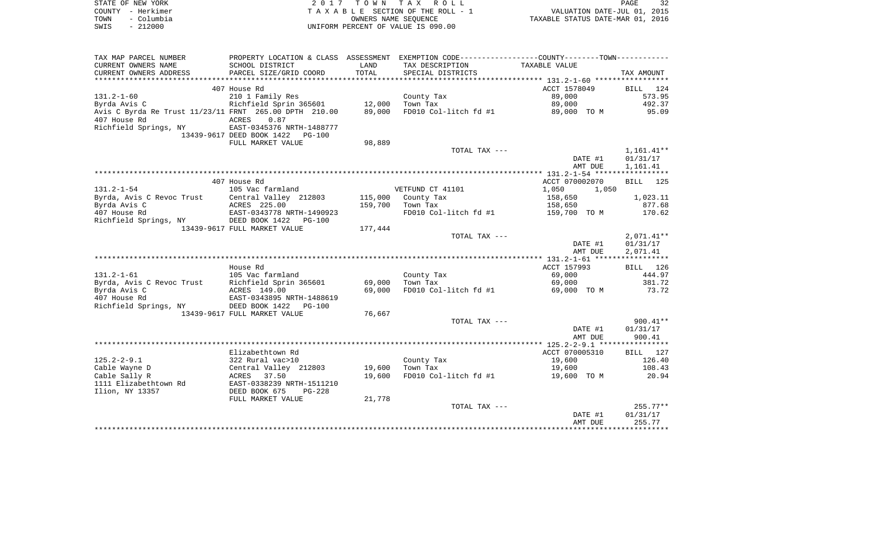STATE OF NEW YORK
COUNTY - Herkimer
TOWN - Columbia
SWIS - 212000

2017 TOWN TAX ROLL
TAXABLE SECTION OF THE ROLL - 1
OWNERS NAME SEQUENCE
UNIFORM PERCENT OF VALUE IS 090.00

VALUATION DATE-JUL 01, 2015
TAXABLE STATUS DATE-MAR 01, 2016

| TAX MAP PARCEL NUMBER / CURRENT OWNERS NAME / CURRENT OWNERS ADDRESS | PROPERTY LOCATION & CLASS / SCHOOL DISTRICT / PARCEL SIZE/GRID COORD | ASSESSMENT LAND / TOTAL | EXEMPTION CODE / TAX DESCRIPTION / SPECIAL DISTRICTS | TAXABLE VALUE | TAX AMOUNT |
|---|---|---|---|---|---|
| | 407 House Rd | | | ACCT 1578049 | BILL 124 |
| 131.2-1-60 | 210 1 Family Res | | County Tax | 89,000 | 573.95 |
| Byrda Avis C | Richfield Sprin 365601 | 12,000 | Town Tax | 89,000 | 492.37 |
| Avis C Byrda Re Trust 11/23/11 | FRNT 265.00 DPTH 210.00 | 89,000 | FD010 Col-litch fd #1 | 89,000 TO M | 95.09 |
| 407 House Rd | ACRES 0.87 | | | | |
| Richfield Springs, NY | EAST-0345376 NRTH-1488777 | | | | |
| 13439-9617 | DEED BOOK 1422 PG-100 | | | | |
| | FULL MARKET VALUE | 98,889 | | | |
| | | | TOTAL TAX --- | | 1,161.41** |
| | | | | DATE #1 | 01/31/17 |
| | | | | AMT DUE | 1,161.41 |
| | 407 House Rd | | | ACCT 070002070 | BILL 125 |
| 131.2-1-54 | 105 Vac farmland | | VETFUND CT 41101 | 1,050 1,050 | |
| Byrda, Avis C Revoc Trust | Central Valley 212803 | 115,000 | County Tax | 158,650 | 1,023.11 |
| Byrda Avis C | ACRES 225.00 | 159,700 | Town Tax | 158,650 | 877.68 |
| 407 House Rd | EAST-0343778 NRTH-1490923 | | FD010 Col-litch fd #1 | 159,700 TO M | 170.62 |
| Richfield Springs, NY | DEED BOOK 1422 PG-100 | | | | |
| 13439-9617 | FULL MARKET VALUE | 177,444 | | | |
| | | | TOTAL TAX --- | | 2,071.41** |
| | | | | DATE #1 | 01/31/17 |
| | | | | AMT DUE | 2,071.41 |
| | House Rd | | | ACCT 157993 | BILL 126 |
| 131.2-1-61 | 105 Vac farmland | | County Tax | 69,000 | 444.97 |
| Byrda, Avis C Revoc Trust | Richfield Sprin 365601 | 69,000 | Town Tax | 69,000 | 381.72 |
| Byrda Avis C | ACRES 149.00 | 69,000 | FD010 Col-litch fd #1 | 69,000 TO M | 73.72 |
| 407 House Rd | EAST-0343895 NRTH-1488619 | | | | |
| Richfield Springs, NY | DEED BOOK 1422 PG-100 | | | | |
| 13439-9617 | FULL MARKET VALUE | 76,667 | | | |
| | | | TOTAL TAX --- | | 900.41** |
| | | | | DATE #1 | 01/31/17 |
| | | | | AMT DUE | 900.41 |
| | Elizabethtown Rd | | | ACCT 070005310 | BILL 127 |
| 125.2-2-9.1 | 322 Rural vac>10 | | County Tax | 19,600 | 126.40 |
| Cable Wayne D | Central Valley 212803 | 19,600 | Town Tax | 19,600 | 108.43 |
| Cable Sally R | ACRES 37.50 | 19,600 | FD010 Col-litch fd #1 | 19,600 TO M | 20.94 |
| 1111 Elizabethtown Rd | EAST-0338239 NRTH-1511210 | | | | |
| Ilion, NY 13357 | DEED BOOK 675 PG-228 | | | | |
| | FULL MARKET VALUE | 21,778 | | | |
| | | | TOTAL TAX --- | | 255.77** |
| | | | | DATE #1 | 01/31/17 |
| | | | | AMT DUE | 255.77 |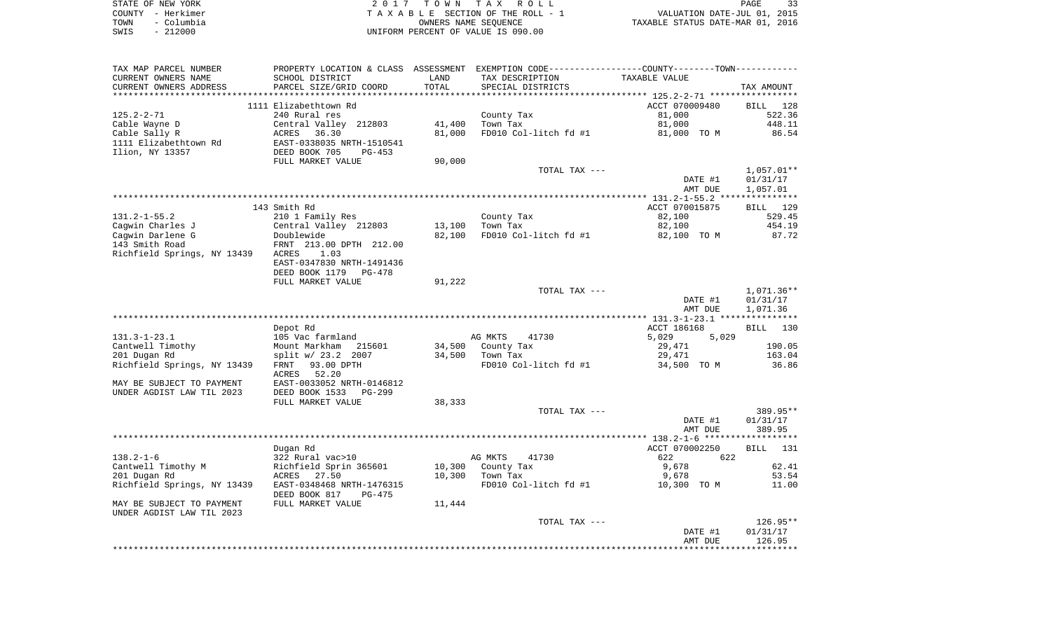STATE OF NEW YORK
COUNTY - Herkimer
TOWN - Columbia
SWIS - 212000

2 0 1 7 T O W N T A X R O L L
T A X A B L E SECTION OF THE ROLL - 1
OWNERS NAME SEQUENCE
UNIFORM PERCENT OF VALUE IS 090.00

VALUATION DATE-JUL 01, 2015
TAXABLE STATUS DATE-MAR 01, 2016

| TAX MAP PARCEL NUMBER / CURRENT OWNERS NAME / CURRENT OWNERS ADDRESS | PROPERTY LOCATION & CLASS / SCHOOL DISTRICT / PARCEL SIZE/GRID COORD | ASSESSMENT LAND / TOTAL | EXEMPTION CODE / TAX DESCRIPTION / SPECIAL DISTRICTS | COUNTY / TOWN TAXABLE VALUE | TAX AMOUNT |
|---|---|---|---|---|---|
| | 1111 Elizabethtown Rd | | | ACCT 070009480 | BILL 128 |
| 125.2-2-71 | 240 Rural res | | County Tax | 81,000 | 522.36 |
| Cable Wayne D | Central Valley 212803 | 41,400 | Town Tax | 81,000 | 448.11 |
| Cable Sally R | ACRES 36.30 | 81,000 | FD010 Col-litch fd #1 | 81,000 TO M | 86.54 |
| 1111 Elizabethtown Rd | EAST-0338035 NRTH-1510541 | | | | |
| Ilion, NY 13357 | DEED BOOK 705 PG-453 | | | | |
| | FULL MARKET VALUE | 90,000 | | | |
| | | | TOTAL TAX --- | | 1,057.01** |
| | | | | DATE #1 | 01/31/17 |
| | | | | AMT DUE | 1,057.01 |
| | 143 Smith Rd | | | ACCT 070015875 | BILL 129 |
| 131.2-1-55.2 | 210 1 Family Res | | County Tax | 82,100 | 529.45 |
| Cagwin Charles J | Central Valley 212803 | 13,100 | Town Tax | 82,100 | 454.19 |
| Cagwin Darlene G | Doublewide | 82,100 | FD010 Col-litch fd #1 | 82,100 TO M | 87.72 |
| 143 Smith Road | FRNT 213.00 DPTH 212.00 | | | | |
| Richfield Springs, NY 13439 | ACRES 1.03 | | | | |
| | EAST-0347830 NRTH-1491436 | | | | |
| | DEED BOOK 1179 PG-478 | | | | |
| | FULL MARKET VALUE | 91,222 | | | |
| | | | TOTAL TAX --- | | 1,071.36** |
| | | | | DATE #1 | 01/31/17 |
| | | | | AMT DUE | 1,071.36 |
| | Depot Rd | | | ACCT 186168 | BILL 130 |
| 131.3-1-23.1 | 105 Vac farmland | | AG MKTS 41730 | 5,029 5,029 | |
| Cantwell Timothy | Mount Markham 215601 | 34,500 | County Tax | 29,471 | 190.05 |
| 201 Dugan Rd | split w/ 23.2 2007 | 34,500 | Town Tax | 29,471 | 163.04 |
| Richfield Springs, NY 13439 | FRNT 93.00 DPTH | | FD010 Col-litch fd #1 | 34,500 TO M | 36.86 |
| | ACRES 52.20 | | | | |
| MAY BE SUBJECT TO PAYMENT | EAST-0033052 NRTH-0146812 | | | | |
| UNDER AGDIST LAW TIL 2023 | DEED BOOK 1533 PG-299 | | | | |
| | FULL MARKET VALUE | 38,333 | | | |
| | | | TOTAL TAX --- | | 389.95** |
| | | | | DATE #1 | 01/31/17 |
| | | | | AMT DUE | 389.95 |
| | Dugan Rd | | | ACCT 070002250 | BILL 131 |
| 138.2-1-6 | 322 Rural vac>10 | | AG MKTS 41730 | 622 622 | |
| Cantwell Timothy M | Richfield Sprin 365601 | 10,300 | County Tax | 9,678 | 62.41 |
| 201 Dugan Rd | ACRES 27.50 | 10,300 | Town Tax | 9,678 | 53.54 |
| Richfield Springs, NY 13439 | EAST-0348468 NRTH-1476315 | | FD010 Col-litch fd #1 | 10,300 TO M | 11.00 |
| | DEED BOOK 817 PG-475 | | | | |
| MAY BE SUBJECT TO PAYMENT | FULL MARKET VALUE | 11,444 | | | |
| UNDER AGDIST LAW TIL 2023 | | | | | |
| | | | TOTAL TAX --- | | 126.95** |
| | | | | DATE #1 | 01/31/17 |
| | | | | AMT DUE | 126.95 |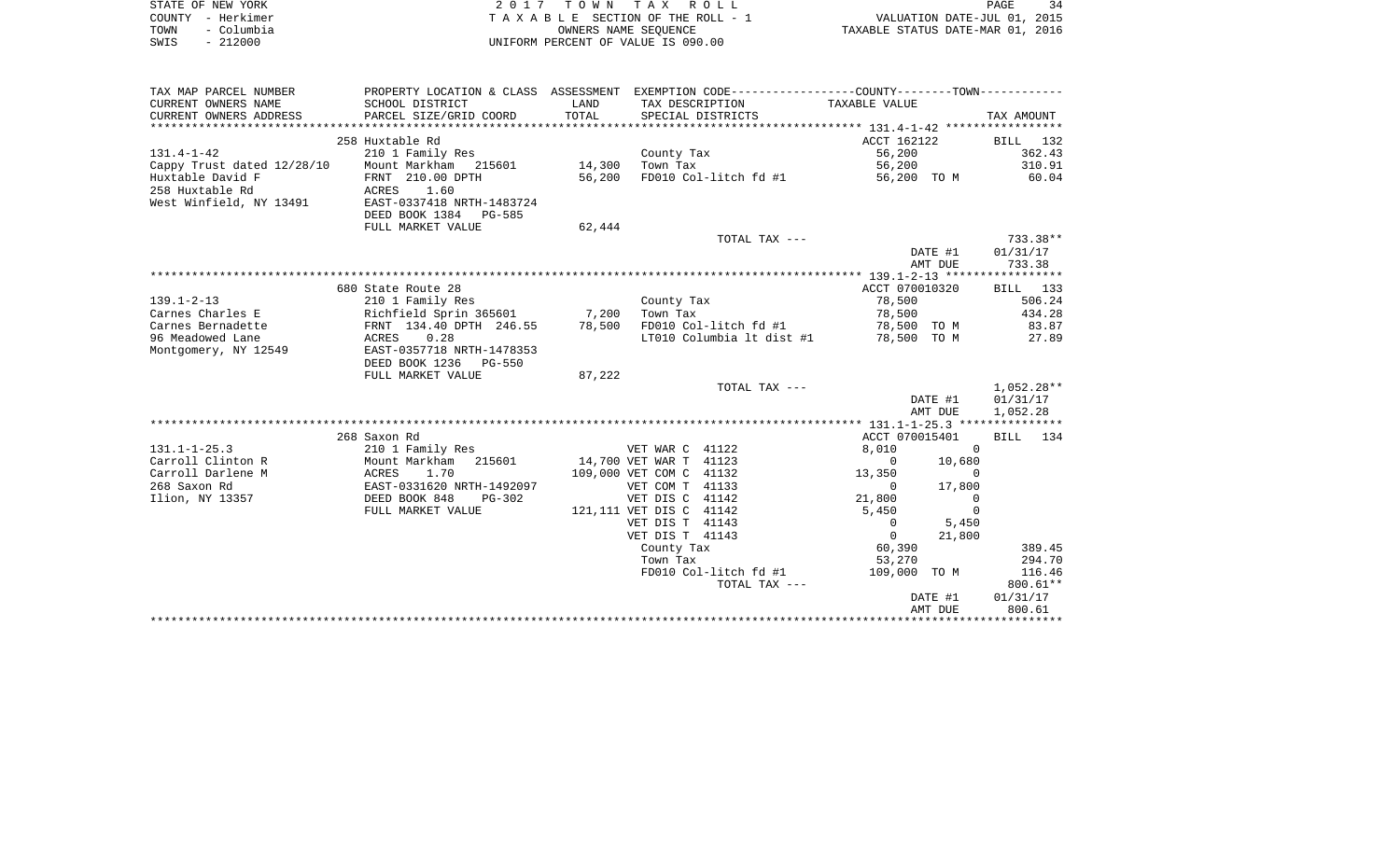TAX MAP PARCEL NUMBER | PROPERTY LOCATION & CLASS | ASSESSMENT | EXEMPTION CODE-----COUNTY--------TOWN----- 
CURRENT OWNERS NAME | SCHOOL DISTRICT | LAND | TAX DESCRIPTION | TAXABLE VALUE
CURRENT OWNERS ADDRESS | PARCEL SIZE/GRID COORD | TOTAL | SPECIAL DISTRICTS | TAX AMOUNT

```
                           258 Huxtable Rd                                                            ACCT 162122         BILL  132
131.4-1-42                 210 1 Family Res                      County Tax                           56,200              362.43
Cappy Trust dated 12/28/10 Mount Markham   215601      14,300    Town Tax                             56,200              310.91
Huxtable David F           FRNT 210.00 DPTH            56,200    FD010 Col-litch fd #1                56,200 TO M          60.04
258 Huxtable Rd            ACRES    1.60
West Winfield, NY 13491    EAST-0337418 NRTH-1483724
                           DEED BOOK 1384   PG-585
                           FULL MARKET VALUE           62,444
                                                                 TOTAL TAX ---                                            733.38**
                                                                                                      DATE #1           01/31/17
                                                                                                      AMT DUE             733.38

                           680 State Route 28                                                         ACCT 070010320      BILL  133
139.1-2-13                 210 1 Family Res                      County Tax                           78,500              506.24
Carnes Charles E           Richfield Sprin 365601       7,200    Town Tax                             78,500              434.28
Carnes Bernadette          FRNT 134.40 DPTH 246.55     78,500    FD010 Col-litch fd #1                78,500 TO M          83.87
96 Meadowed Lane           ACRES    0.28                         LT010 Columbia lt dist #1            78,500 TO M          27.89
Montgomery, NY 12549       EAST-0357718 NRTH-1478353
                           DEED BOOK 1236   PG-550
                           FULL MARKET VALUE           87,222
                                                                 TOTAL TAX ---                                          1,052.28**
                                                                                                      DATE #1           01/31/17
                                                                                                      AMT DUE           1,052.28

                           268 Saxon Rd                                                               ACCT 070015401      BILL  134
131.1-1-25.3               210 1 Family Res                      VET WAR C  41122                     8,010          0
Carroll Clinton R          Mount Markham   215601      14,700    VET WAR T  41123                         0     10,680
Carroll Darlene M          ACRES    1.70              109,000    VET COM C  41132                    13,350          0
268 Saxon Rd               EAST-0331620 NRTH-1492097             VET COM T  41133                         0     17,800
Ilion, NY 13357            DEED BOOK 848    PG-302               VET DIS C  41142                    21,800          0
                           FULL MARKET VALUE          121,111    VET DIS C  41142                     5,450          0
                                                                 VET DIS T  41143                         0      5,450
                                                                 VET DIS T  41143                         0     21,800
                                                                 County Tax                          60,390               389.45
                                                                 Town Tax                            53,270               294.70
                                                                 FD010 Col-litch fd #1              109,000 TO M          116.46
                                                                 TOTAL TAX ---                                            800.61**
                                                                                                      DATE #1           01/31/17
                                                                                                      AMT DUE             800.61
```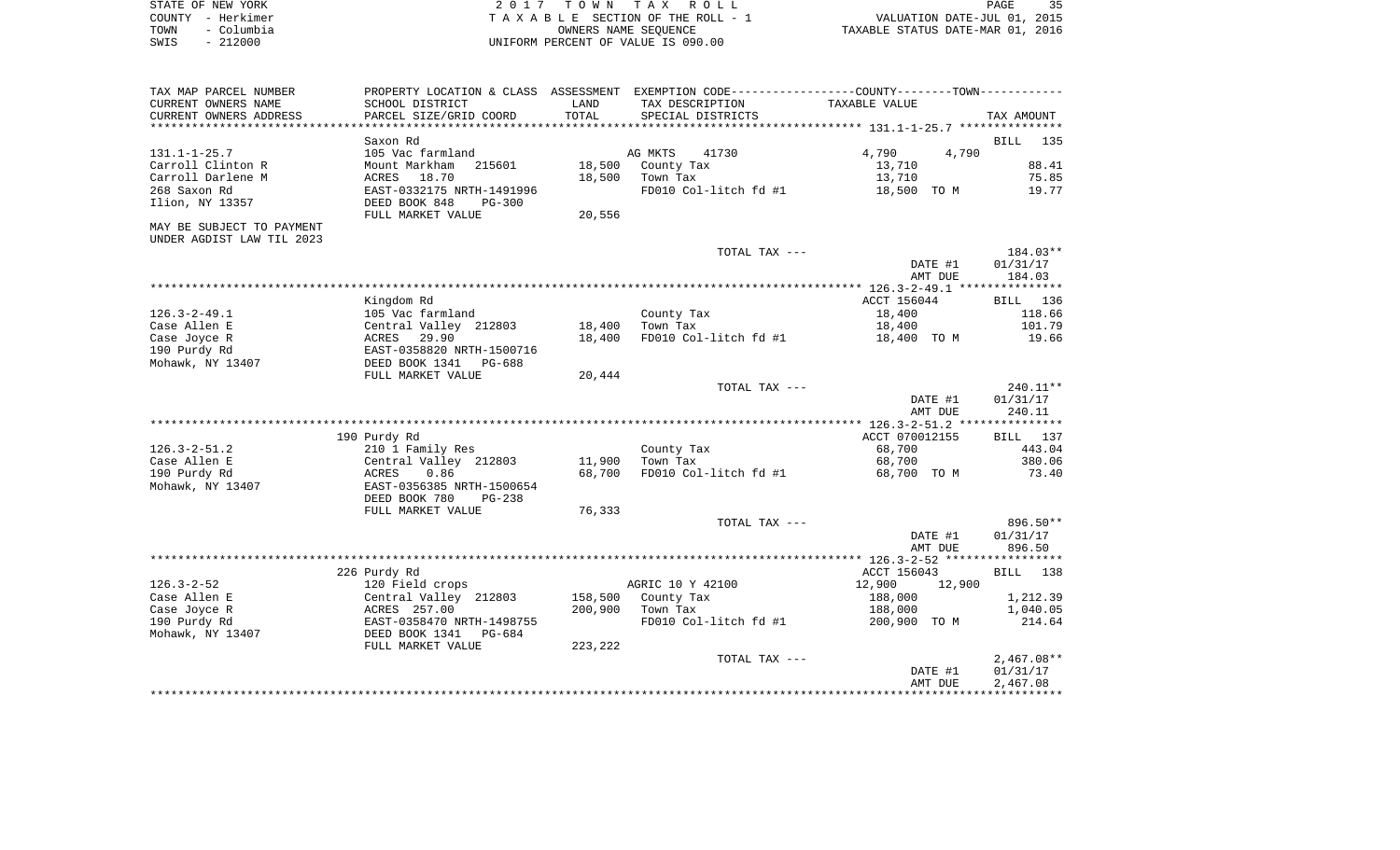STATE OF NEW YORK
COUNTY - Herkimer
TOWN - Columbia
SWIS - 212000

2017 TOWN TAX ROLL
TAXABLE SECTION OF THE ROLL - 1
OWNERS NAME SEQUENCE
UNIFORM PERCENT OF VALUE IS 090.00

VALUATION DATE-JUL 01, 2015
TAXABLE STATUS DATE-MAR 01, 2016

| TAX MAP PARCEL NUMBER / CURRENT OWNERS NAME / CURRENT OWNERS ADDRESS | PROPERTY LOCATION & CLASS / SCHOOL DISTRICT / PARCEL SIZE/GRID COORD | ASSESSMENT LAND / TOTAL | EXEMPTION CODE / TAX DESCRIPTION / SPECIAL DISTRICTS | COUNTY / TOWN TAXABLE VALUE | TAX AMOUNT |
|---|---|---|---|---|---|
| 131.1-1-25.7 | Saxon Rd | | | | BILL 135 |
| | 105 Vac farmland | | AG MKTS 41730 | 4,790 4,790 | |
| Carroll Clinton R | Mount Markham 215601 | 18,500 | County Tax | 13,710 | 88.41 |
| Carroll Darlene M | ACRES 18.70 | 18,500 | Town Tax | 13,710 | 75.85 |
| 268 Saxon Rd | EAST-0332175 NRTH-1491996 | | FD010 Col-litch fd #1 | 18,500 TO M | 19.77 |
| Ilion, NY 13357 | DEED BOOK 848 PG-300 | | | | |
| | FULL MARKET VALUE | 20,556 | | | |
| MAY BE SUBJECT TO PAYMENT UNDER AGDIST LAW TIL 2023 | | | | | |
| | | | TOTAL TAX --- | | 184.03** |
| | | | | DATE #1 | 01/31/17 |
| | | | | AMT DUE | 184.03 |
| 126.3-2-49.1 | Kingdom Rd | | | ACCT 156044 | BILL 136 |
| | 105 Vac farmland | | County Tax | 18,400 | 118.66 |
| Case Allen E | Central Valley 212803 | 18,400 | Town Tax | 18,400 | 101.79 |
| Case Joyce R | ACRES 29.90 | 18,400 | FD010 Col-litch fd #1 | 18,400 TO M | 19.66 |
| 190 Purdy Rd | EAST-0358820 NRTH-1500716 | | | | |
| Mohawk, NY 13407 | DEED BOOK 1341 PG-688 | | | | |
| | FULL MARKET VALUE | 20,444 | | | |
| | | | TOTAL TAX --- | | 240.11** |
| | | | | DATE #1 | 01/31/17 |
| | | | | AMT DUE | 240.11 |
| 126.3-2-51.2 | 190 Purdy Rd | | | ACCT 070012155 | BILL 137 |
| | 210 1 Family Res | | County Tax | 68,700 | 443.04 |
| Case Allen E | Central Valley 212803 | 11,900 | Town Tax | 68,700 | 380.06 |
| 190 Purdy Rd | ACRES 0.86 | 68,700 | FD010 Col-litch fd #1 | 68,700 TO M | 73.40 |
| Mohawk, NY 13407 | EAST-0356385 NRTH-1500654 | | | | |
| | DEED BOOK 780 PG-238 | | | | |
| | FULL MARKET VALUE | 76,333 | | | |
| | | | TOTAL TAX --- | | 896.50** |
| | | | | DATE #1 | 01/31/17 |
| | | | | AMT DUE | 896.50 |
| 126.3-2-52 | 226 Purdy Rd | | | ACCT 156043 | BILL 138 |
| | 120 Field crops | | AGRIC 10 Y 42100 | 12,900 12,900 | |
| Case Allen E | Central Valley 212803 | 158,500 | County Tax | 188,000 | 1,212.39 |
| Case Joyce R | ACRES 257.00 | 200,900 | Town Tax | 188,000 | 1,040.05 |
| 190 Purdy Rd | EAST-0358470 NRTH-1498755 | | FD010 Col-litch fd #1 | 200,900 TO M | 214.64 |
| Mohawk, NY 13407 | DEED BOOK 1341 PG-684 | | | | |
| | FULL MARKET VALUE | 223,222 | | | |
| | | | TOTAL TAX --- | | 2,467.08** |
| | | | | DATE #1 | 01/31/17 |
| | | | | AMT DUE | 2,467.08 |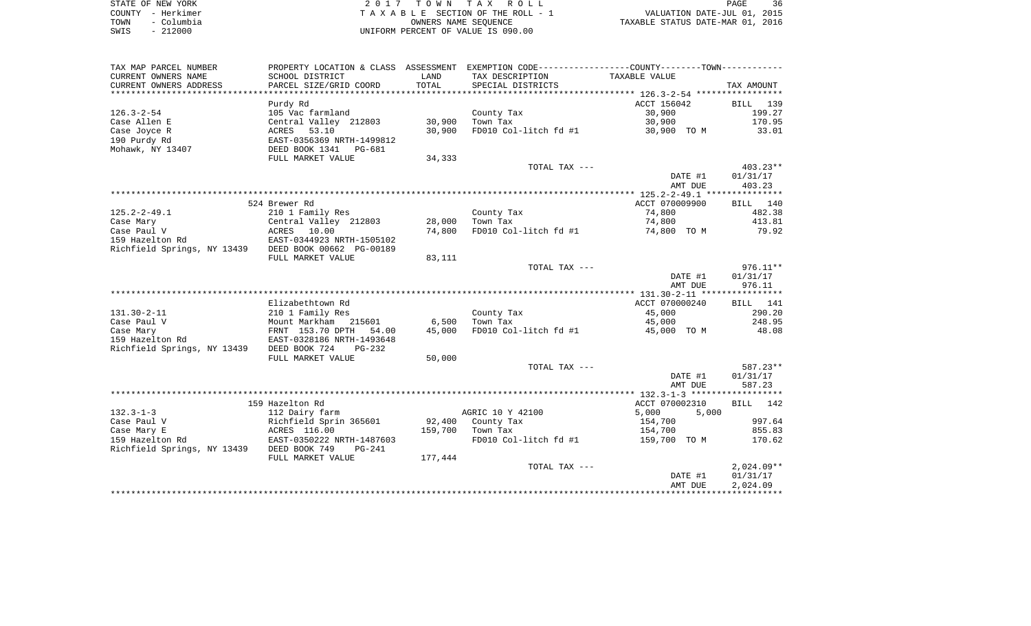STATE OF NEW YORK
COUNTY - Herkimer
TOWN - Columbia
SWIS - 212000

2 0 1 7 T O W N T A X R O L L
T A X A B L E SECTION OF THE ROLL - 1
OWNERS NAME SEQUENCE
UNIFORM PERCENT OF VALUE IS 090.00

VALUATION DATE-JUL 01, 2015
TAXABLE STATUS DATE-MAR 01, 2016

| TAX MAP PARCEL NUMBER / CURRENT OWNERS NAME / CURRENT OWNERS ADDRESS | PROPERTY LOCATION & CLASS / SCHOOL DISTRICT / PARCEL SIZE/GRID COORD | ASSESSMENT LAND / TOTAL | EXEMPTION CODE / TAX DESCRIPTION / SPECIAL DISTRICTS | COUNTY / TOWN TAXABLE VALUE | TAX AMOUNT |
|---|---|---|---|---|---|
| 126.3-2-54 | Purdy Rd | | | ACCT 156042 | BILL 139 |
| 126.3-2-54 | 105 Vac farmland | | County Tax | 30,900 | 199.27 |
| Case Allen E | Central Valley 212803 | 30,900 | Town Tax | 30,900 | 170.95 |
| Case Joyce R | ACRES 53.10 | 30,900 | FD010 Col-litch fd #1 | 30,900 TO M | 33.01 |
| 190 Purdy Rd | EAST-0356369 NRTH-1499812 | | | | |
| Mohawk, NY 13407 | DEED BOOK 1341 PG-681 | | | | |
| | FULL MARKET VALUE | 34,333 | | | |
| | | | TOTAL TAX --- | | 403.23** |
| | | | | DATE #1 | 01/31/17 |
| | | | | AMT DUE | 403.23 |
| 125.2-2-49.1 | 524 Brewer Rd | | | ACCT 070009900 | BILL 140 |
| 125.2-2-49.1 | 210 1 Family Res | | County Tax | 74,800 | 482.38 |
| Case Mary | Central Valley 212803 | 28,000 | Town Tax | 74,800 | 413.81 |
| Case Paul V | ACRES 10.00 | 74,800 | FD010 Col-litch fd #1 | 74,800 TO M | 79.92 |
| 159 Hazelton Rd | EAST-0344923 NRTH-1505102 | | | | |
| Richfield Springs, NY 13439 | DEED BOOK 00662 PG-00189 | | | | |
| | FULL MARKET VALUE | 83,111 | | | |
| | | | TOTAL TAX --- | | 976.11** |
| | | | | DATE #1 | 01/31/17 |
| | | | | AMT DUE | 976.11 |
| 131.30-2-11 | Elizabethtown Rd | | | ACCT 070000240 | BILL 141 |
| 131.30-2-11 | 210 1 Family Res | | County Tax | 45,000 | 290.20 |
| Case Paul V | Mount Markham 215601 | 6,500 | Town Tax | 45,000 | 248.95 |
| Case Mary | FRNT 153.70 DPTH 54.00 | 45,000 | FD010 Col-litch fd #1 | 45,000 TO M | 48.08 |
| 159 Hazelton Rd | EAST-0328186 NRTH-1493648 | | | | |
| Richfield Springs, NY 13439 | DEED BOOK 724 PG-232 | | | | |
| | FULL MARKET VALUE | 50,000 | | | |
| | | | TOTAL TAX --- | | 587.23** |
| | | | | DATE #1 | 01/31/17 |
| | | | | AMT DUE | 587.23 |
| 132.3-1-3 | 159 Hazelton Rd | | | ACCT 070002310 | BILL 142 |
| 132.3-1-3 | 112 Dairy farm | | AGRIC 10 Y 42100 | 5,000 5,000 | |
| Case Paul V | Richfield Sprin 365601 | 92,400 | County Tax | 154,700 | 997.64 |
| Case Mary E | ACRES 116.00 | 159,700 | Town Tax | 154,700 | 855.83 |
| 159 Hazelton Rd | EAST-0350222 NRTH-1487603 | | FD010 Col-litch fd #1 | 159,700 TO M | 170.62 |
| Richfield Springs, NY 13439 | DEED BOOK 749 PG-241 | | | | |
| | FULL MARKET VALUE | 177,444 | | | |
| | | | TOTAL TAX --- | | 2,024.09** |
| | | | | DATE #1 | 01/31/17 |
| | | | | AMT DUE | 2,024.09 |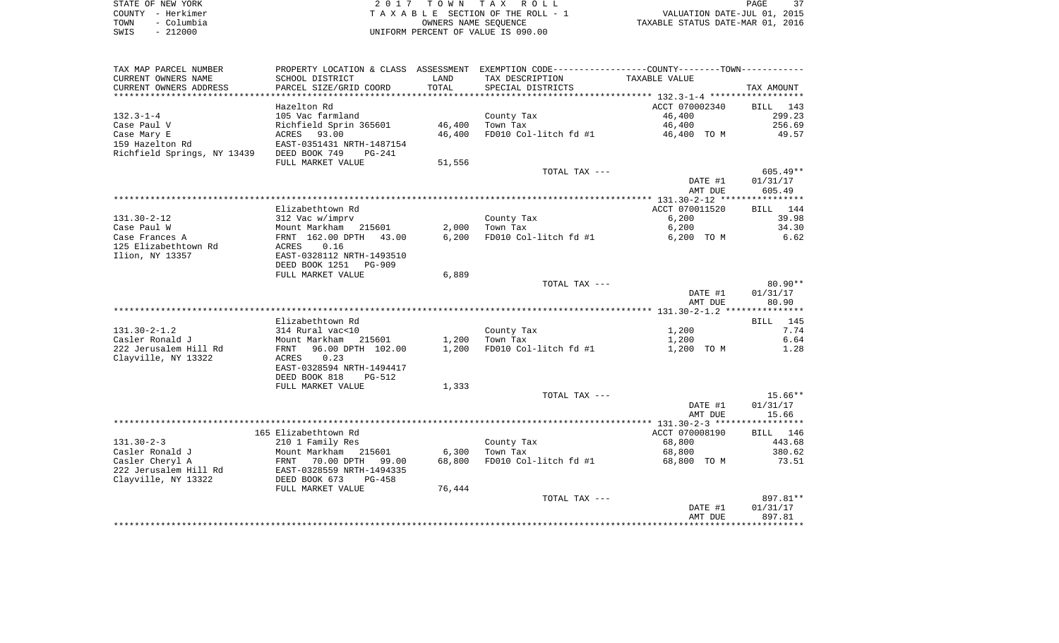STATE OF NEW YORK
COUNTY - Herkimer
TOWN - Columbia
SWIS - 212000

2 0 1 7 T O W N T A X R O L L
T A X A B L E SECTION OF THE ROLL - 1
OWNERS NAME SEQUENCE
UNIFORM PERCENT OF VALUE IS 090.00

VALUATION DATE-JUL 01, 2015
TAXABLE STATUS DATE-MAR 01, 2016

| TAX MAP PARCEL NUMBER<br>CURRENT OWNERS NAME<br>CURRENT OWNERS ADDRESS | PROPERTY LOCATION & CLASS<br>SCHOOL DISTRICT<br>PARCEL SIZE/GRID COORD | ASSESSMENT<br>LAND<br>TOTAL | EXEMPTION CODE------------------COUNTY--------TOWN-----------<br>TAX DESCRIPTION<br>SPECIAL DISTRICTS | TAXABLE VALUE | TAX AMOUNT |
|---|---|---|---|---|---|
| ****** 132.3-1-4 ****** | | | | | |
| | Hazelton Rd | | | ACCT 070002340 | BILL 143 |
| 132.3-1-4 | 105 Vac farmland | | County Tax | 46,400 | 299.23 |
| Case Paul V | Richfield Sprin 365601 | 46,400 | Town Tax | 46,400 | 256.69 |
| Case Mary E | ACRES 93.00 | 46,400 | FD010 Col-litch fd #1 | 46,400 TO M | 49.57 |
| 159 Hazelton Rd | EAST-0351431 NRTH-1487154 | | | | |
| Richfield Springs, NY 13439 | DEED BOOK 749 PG-241 | | | | |
| | FULL MARKET VALUE | 51,556 | | | |
| | | | TOTAL TAX --- | | 605.49** |
| | | | | DATE #1 | 01/31/17 |
| | | | | AMT DUE | 605.49 |
| ****** 131.30-2-12 ****** | | | | | |
| | Elizabethtown Rd | | | ACCT 070011520 | BILL 144 |
| 131.30-2-12 | 312 Vac w/imprv | | County Tax | 6,200 | 39.98 |
| Case Paul W | Mount Markham 215601 | 2,000 | Town Tax | 6,200 | 34.30 |
| Case Frances A | FRNT 162.00 DPTH 43.00 | 6,200 | FD010 Col-litch fd #1 | 6,200 TO M | 6.62 |
| 125 Elizabethtown Rd | ACRES 0.16 | | | | |
| Ilion, NY 13357 | EAST-0328112 NRTH-1493510 | | | | |
| | DEED BOOK 1251 PG-909 | | | | |
| | FULL MARKET VALUE | 6,889 | | | |
| | | | TOTAL TAX --- | | 80.90** |
| | | | | DATE #1 | 01/31/17 |
| | | | | AMT DUE | 80.90 |
| ****** 131.30-2-1.2 ****** | | | | | |
| | Elizabethtown Rd | | | | BILL 145 |
| 131.30-2-1.2 | 314 Rural vac<10 | | County Tax | 1,200 | 7.74 |
| Casler Ronald J | Mount Markham 215601 | 1,200 | Town Tax | 1,200 | 6.64 |
| 222 Jerusalem Hill Rd | FRNT 96.00 DPTH 102.00 | 1,200 | FD010 Col-litch fd #1 | 1,200 TO M | 1.28 |
| Clayville, NY 13322 | ACRES 0.23 | | | | |
| | EAST-0328594 NRTH-1494417 | | | | |
| | DEED BOOK 818 PG-512 | | | | |
| | FULL MARKET VALUE | 1,333 | | | |
| | | | TOTAL TAX --- | | 15.66** |
| | | | | DATE #1 | 01/31/17 |
| | | | | AMT DUE | 15.66 |
| ****** 131.30-2-3 ****** | | | | | |
| | 165 Elizabethtown Rd | | | ACCT 070008190 | BILL 146 |
| 131.30-2-3 | 210 1 Family Res | | County Tax | 68,800 | 443.68 |
| Casler Ronald J | Mount Markham 215601 | 6,300 | Town Tax | 68,800 | 380.62 |
| Casler Cheryl A | FRNT 70.00 DPTH 99.00 | 68,800 | FD010 Col-litch fd #1 | 68,800 TO M | 73.51 |
| 222 Jerusalem Hill Rd | EAST-0328559 NRTH-1494335 | | | | |
| Clayville, NY 13322 | DEED BOOK 673 PG-458 | | | | |
| | FULL MARKET VALUE | 76,444 | | | |
| | | | TOTAL TAX --- | | 897.81** |
| | | | | DATE #1 | 01/31/17 |
| | | | | AMT DUE | 897.81 |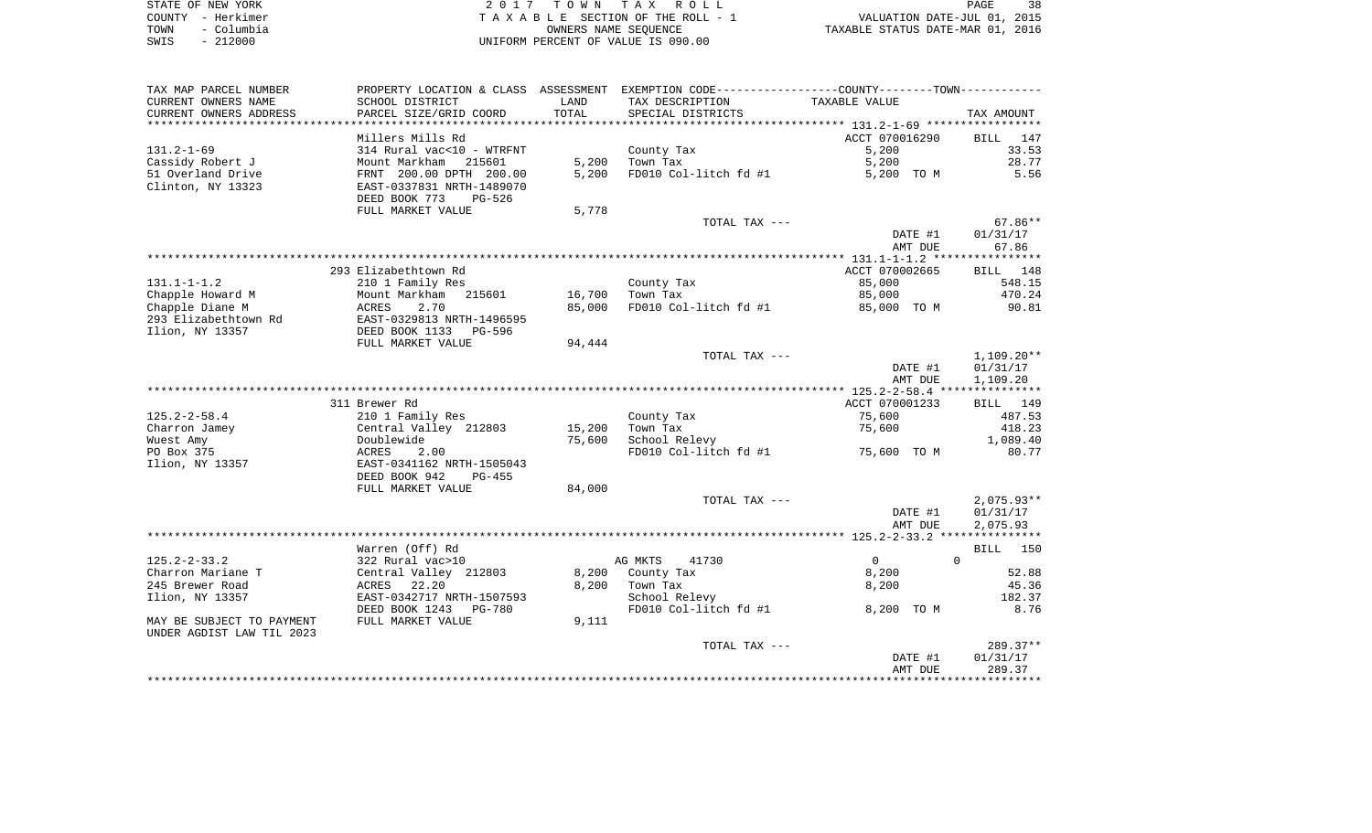STATE OF NEW YORK
COUNTY - Herkimer
TOWN - Columbia
SWIS - 212000

2017 TOWN TAX ROLL
TAXABLE SECTION OF THE ROLL - 1
OWNERS NAME SEQUENCE
UNIFORM PERCENT OF VALUE IS 090.00

VALUATION DATE-JUL 01, 2015
TAXABLE STATUS DATE-MAR 01, 2016

| TAX MAP PARCEL NUMBER / CURRENT OWNERS NAME / CURRENT OWNERS ADDRESS | PROPERTY LOCATION & CLASS / SCHOOL DISTRICT / PARCEL SIZE/GRID COORD | ASSESSMENT LAND / TOTAL | EXEMPTION CODE / TAX DESCRIPTION / SPECIAL DISTRICTS | TAXABLE VALUE | TAX AMOUNT |
|---|---|---|---|---|---|
| | Millers Mills Rd | | | ACCT 070016290 | BILL 147 |
| 131.2-1-69 | 314 Rural vac<10 - WTRFNT | | County Tax | 5,200 | 33.53 |
| Cassidy Robert J | Mount Markham 215601 | 5,200 | Town Tax | 5,200 | 28.77 |
| 51 Overland Drive | FRNT 200.00 DPTH 200.00 | 5,200 | FD010 Col-litch fd #1 | 5,200 TO M | 5.56 |
| Clinton, NY 13323 | EAST-0337831 NRTH-1489070 | | | | |
| | DEED BOOK 773 PG-526 | | | | |
| | FULL MARKET VALUE | 5,778 | | | |
| | | | TOTAL TAX --- | | 67.86** |
| | | | | DATE #1 | 01/31/17 |
| | | | | AMT DUE | 67.86 |
| | 293 Elizabethtown Rd | | | ACCT 070002665 | BILL 148 |
| 131.1-1-1.2 | 210 1 Family Res | | County Tax | 85,000 | 548.15 |
| Chapple Howard M | Mount Markham 215601 | 16,700 | Town Tax | 85,000 | 470.24 |
| Chapple Diane M | ACRES 2.70 | 85,000 | FD010 Col-litch fd #1 | 85,000 TO M | 90.81 |
| 293 Elizabethtown Rd | EAST-0329813 NRTH-1496595 | | | | |
| Ilion, NY 13357 | DEED BOOK 1133 PG-596 | | | | |
| | FULL MARKET VALUE | 94,444 | | | |
| | | | TOTAL TAX --- | | 1,109.20** |
| | | | | DATE #1 | 01/31/17 |
| | | | | AMT DUE | 1,109.20 |
| | 311 Brewer Rd | | | ACCT 070001233 | BILL 149 |
| 125.2-2-58.4 | 210 1 Family Res | | County Tax | 75,600 | 487.53 |
| Charron Jamey | Central Valley 212803 | 15,200 | Town Tax | 75,600 | 418.23 |
| Wuest Amy | Doublewide | 75,600 | School Relevy | | 1,089.40 |
| PO Box 375 | ACRES 2.00 | | FD010 Col-litch fd #1 | 75,600 TO M | 80.77 |
| Ilion, NY 13357 | EAST-0341162 NRTH-1505043 | | | | |
| | DEED BOOK 942 PG-455 | | | | |
| | FULL MARKET VALUE | 84,000 | | | |
| | | | TOTAL TAX --- | | 2,075.93** |
| | | | | DATE #1 | 01/31/17 |
| | | | | AMT DUE | 2,075.93 |
| | Warren (Off) Rd | | | | BILL 150 |
| 125.2-2-33.2 | 322 Rural vac>10 | | AG MKTS 41730 | 0 | 0 |
| Charron Mariane T | Central Valley 212803 | 8,200 | County Tax | 8,200 | 52.88 |
| 245 Brewer Road | ACRES 22.20 | 8,200 | Town Tax | 8,200 | 45.36 |
| Ilion, NY 13357 | EAST-0342717 NRTH-1507593 | | School Relevy | | 182.37 |
| | DEED BOOK 1243 PG-780 | | FD010 Col-litch fd #1 | 8,200 TO M | 8.76 |
| MAY BE SUBJECT TO PAYMENT | FULL MARKET VALUE | 9,111 | | | |
| UNDER AGDIST LAW TIL 2023 | | | | | |
| | | | TOTAL TAX --- | | 289.37** |
| | | | | DATE #1 | 01/31/17 |
| | | | | AMT DUE | 289.37 |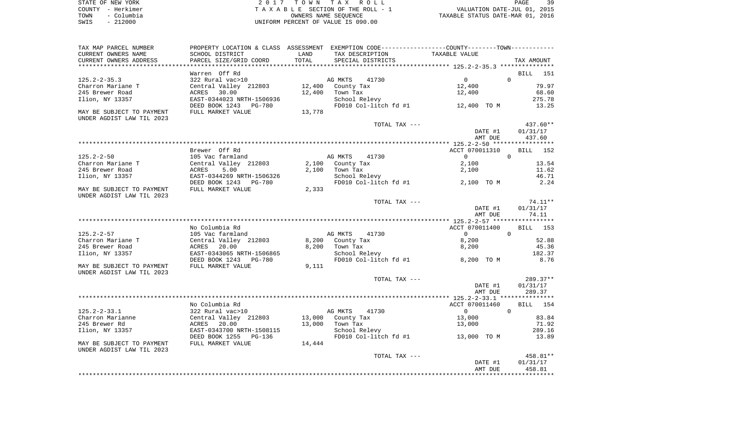STATE OF NEW YORK
COUNTY - Herkimer
TOWN - Columbia
SWIS - 212000

2017 TOWN TAX ROLL
TAXABLE SECTION OF THE ROLL - 1
OWNERS NAME SEQUENCE
UNIFORM PERCENT OF VALUE IS 090.00

VALUATION DATE-JUL 01, 2015
TAXABLE STATUS DATE-MAR 01, 2016

| TAX MAP PARCEL NUMBER / CURRENT OWNERS NAME / CURRENT OWNERS ADDRESS | PROPERTY LOCATION & CLASS / SCHOOL DISTRICT / PARCEL SIZE/GRID COORD | ASSESSMENT LAND / TOTAL | EXEMPTION CODE / TAX DESCRIPTION / SPECIAL DISTRICTS | COUNTY / TOWN TAXABLE VALUE | TAX AMOUNT |
|---|---|---|---|---|---|
| 125.2-2-35.3 | Warren Off Rd | | | | BILL 151 |
| | 322 Rural vac>10 | | AG MKTS 41730 | 0 0 | |
| Charron Mariane T | Central Valley 212803 | 12,400 | County Tax | 12,400 | 79.97 |
| 245 Brewer Road | ACRES 30.00 | 12,400 | Town Tax | 12,400 | 68.60 |
| Ilion, NY 13357 | EAST-0344023 NRTH-1506936 | | School Relevy | | 275.78 |
| | DEED BOOK 1243 PG-780 | | FD010 Col-litch fd #1 | 12,400 TO M | 13.25 |
| MAY BE SUBJECT TO PAYMENT UNDER AGDIST LAW TIL 2023 | FULL MARKET VALUE | 13,778 | | | |
| | | | TOTAL TAX --- | | 437.60** |
| | | | | DATE #1 | 01/31/17 |
| | | | | AMT DUE | 437.60 |
| 125.2-2-50 | Brewer Off Rd | | | ACCT 070011310 | BILL 152 |
| | 105 Vac farmland | | AG MKTS 41730 | 0 0 | |
| Charron Mariane T | Central Valley 212803 | 2,100 | County Tax | 2,100 | 13.54 |
| 245 Brewer Road | ACRES 5.00 | 2,100 | Town Tax | 2,100 | 11.62 |
| Ilion, NY 13357 | EAST-0344269 NRTH-1506326 | | School Relevy | | 46.71 |
| | DEED BOOK 1243 PG-780 | | FD010 Col-litch fd #1 | 2,100 TO M | 2.24 |
| MAY BE SUBJECT TO PAYMENT UNDER AGDIST LAW TIL 2023 | FULL MARKET VALUE | 2,333 | | | |
| | | | TOTAL TAX --- | | 74.11** |
| | | | | DATE #1 | 01/31/17 |
| | | | | AMT DUE | 74.11 |
| 125.2-2-57 | No Columbia Rd | | | ACCT 070011400 | BILL 153 |
| | 105 Vac farmland | | AG MKTS 41730 | 0 0 | |
| Charron Mariane T | Central Valley 212803 | 8,200 | County Tax | 8,200 | 52.88 |
| 245 Brewer Road | ACRES 20.00 | 8,200 | Town Tax | 8,200 | 45.36 |
| Ilion, NY 13357 | EAST-0343065 NRTH-1506865 | | School Relevy | | 182.37 |
| | DEED BOOK 1243 PG-780 | | FD010 Col-litch fd #1 | 8,200 TO M | 8.76 |
| MAY BE SUBJECT TO PAYMENT UNDER AGDIST LAW TIL 2023 | FULL MARKET VALUE | 9,111 | | | |
| | | | TOTAL TAX --- | | 289.37** |
| | | | | DATE #1 | 01/31/17 |
| | | | | AMT DUE | 289.37 |
| 125.2-2-33.1 | No Columbia Rd | | | ACCT 070011460 | BILL 154 |
| | 322 Rural vac>10 | | AG MKTS 41730 | 0 0 | |
| Charron Marianne | Central Valley 212803 | 13,000 | County Tax | 13,000 | 83.84 |
| 245 Brewer Rd | ACRES 20.00 | 13,000 | Town Tax | 13,000 | 71.92 |
| Ilion, NY 13357 | EAST-0343700 NRTH-1508115 | | School Relevy | | 289.16 |
| | DEED BOOK 1255 PG-136 | | FD010 Col-litch fd #1 | 13,000 TO M | 13.89 |
| MAY BE SUBJECT TO PAYMENT UNDER AGDIST LAW TIL 2023 | FULL MARKET VALUE | 14,444 | | | |
| | | | TOTAL TAX --- | | 458.81** |
| | | | | DATE #1 | 01/31/17 |
| | | | | AMT DUE | 458.81 |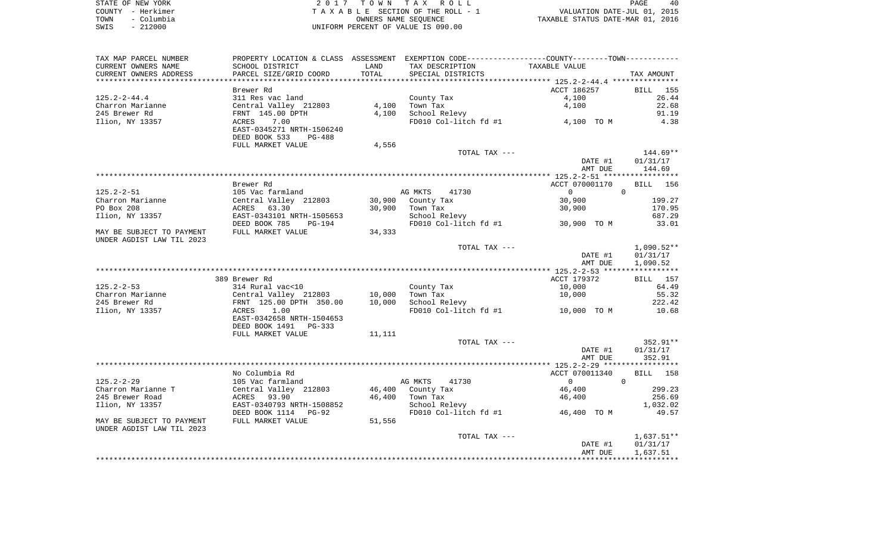STATE OF NEW YORK
COUNTY - Herkimer
TOWN - Columbia
SWIS - 212000

2017 TOWN TAX ROLL
TAXABLE SECTION OF THE ROLL - 1
OWNERS NAME SEQUENCE
UNIFORM PERCENT OF VALUE IS 090.00

VALUATION DATE-JUL 01, 2015
TAXABLE STATUS DATE-MAR 01, 2016

| TAX MAP PARCEL NUMBER / CURRENT OWNERS NAME / CURRENT OWNERS ADDRESS | PROPERTY LOCATION & CLASS / SCHOOL DISTRICT / PARCEL SIZE/GRID COORD | ASSESSMENT LAND / TOTAL | EXEMPTION CODE / TAX DESCRIPTION / SPECIAL DISTRICTS | COUNTY--------TOWN / TAXABLE VALUE | TAX AMOUNT |
|---|---|---|---|---|---|
| 125.2-2-44.4 | Brewer Rd | | | ACCT 186257 | BILL 155 |
| Charron Marianne | 311 Res vac land | | County Tax | 4,100 | 26.44 |
| 245 Brewer Rd | Central Valley 212803 | 4,100 | Town Tax | 4,100 | 22.68 |
| Ilion, NY 13357 | FRNT 145.00 DPTH | 4,100 | School Relevy | | 91.19 |
| | ACRES 7.00 | | FD010 Col-litch fd #1 | 4,100 TO M | 4.38 |
| | EAST-0345271 NRTH-1506240 | | | | |
| | DEED BOOK 533 PG-488 | | | | |
| | FULL MARKET VALUE | 4,556 | | | |
| | | | TOTAL TAX --- | | 144.69** |
| | | | | DATE #1 | 01/31/17 |
| | | | | AMT DUE | 144.69 |
| 125.2-2-51 | Brewer Rd | | | ACCT 070001170 | BILL 156 |
| Charron Marianne | 105 Vac farmland | | AG MKTS 41730 | 0 0 | |
| PO Box 208 | Central Valley 212803 | 30,900 | County Tax | 30,900 | 199.27 |
| Ilion, NY 13357 | ACRES 63.30 | 30,900 | Town Tax | 30,900 | 170.95 |
| | EAST-0343101 NRTH-1505653 | | School Relevy | | 687.29 |
| | DEED BOOK 785 PG-194 | | FD010 Col-litch fd #1 | 30,900 TO M | 33.01 |
| MAY BE SUBJECT TO PAYMENT UNDER AGDIST LAW TIL 2023 | FULL MARKET VALUE | 34,333 | | | |
| | | | TOTAL TAX --- | | 1,090.52** |
| | | | | DATE #1 | 01/31/17 |
| | | | | AMT DUE | 1,090.52 |
| 125.2-2-53 | 389 Brewer Rd | | | ACCT 179372 | BILL 157 |
| Charron Marianne | 314 Rural vac<10 | | County Tax | 10,000 | 64.49 |
| 245 Brewer Rd | Central Valley 212803 | 10,000 | Town Tax | 10,000 | 55.32 |
| Ilion, NY 13357 | FRNT 125.00 DPTH 350.00 | 10,000 | School Relevy | | 222.42 |
| | ACRES 1.00 | | FD010 Col-litch fd #1 | 10,000 TO M | 10.68 |
| | EAST-0342658 NRTH-1504653 | | | | |
| | DEED BOOK 1491 PG-333 | | | | |
| | FULL MARKET VALUE | 11,111 | | | |
| | | | TOTAL TAX --- | | 352.91** |
| | | | | DATE #1 | 01/31/17 |
| | | | | AMT DUE | 352.91 |
| 125.2-2-29 | No Columbia Rd | | | ACCT 070011340 | BILL 158 |
| Charron Marianne T | 105 Vac farmland | | AG MKTS 41730 | 0 0 | |
| 245 Brewer Road | Central Valley 212803 | 46,400 | County Tax | 46,400 | 299.23 |
| Ilion, NY 13357 | ACRES 93.90 | 46,400 | Town Tax | 46,400 | 256.69 |
| | EAST-0340793 NRTH-1508852 | | School Relevy | | 1,032.02 |
| | DEED BOOK 1114 PG-92 | | FD010 Col-litch fd #1 | 46,400 TO M | 49.57 |
| MAY BE SUBJECT TO PAYMENT UNDER AGDIST LAW TIL 2023 | FULL MARKET VALUE | 51,556 | | | |
| | | | TOTAL TAX --- | | 1,637.51** |
| | | | | DATE #1 | 01/31/17 |
| | | | | AMT DUE | 1,637.51 |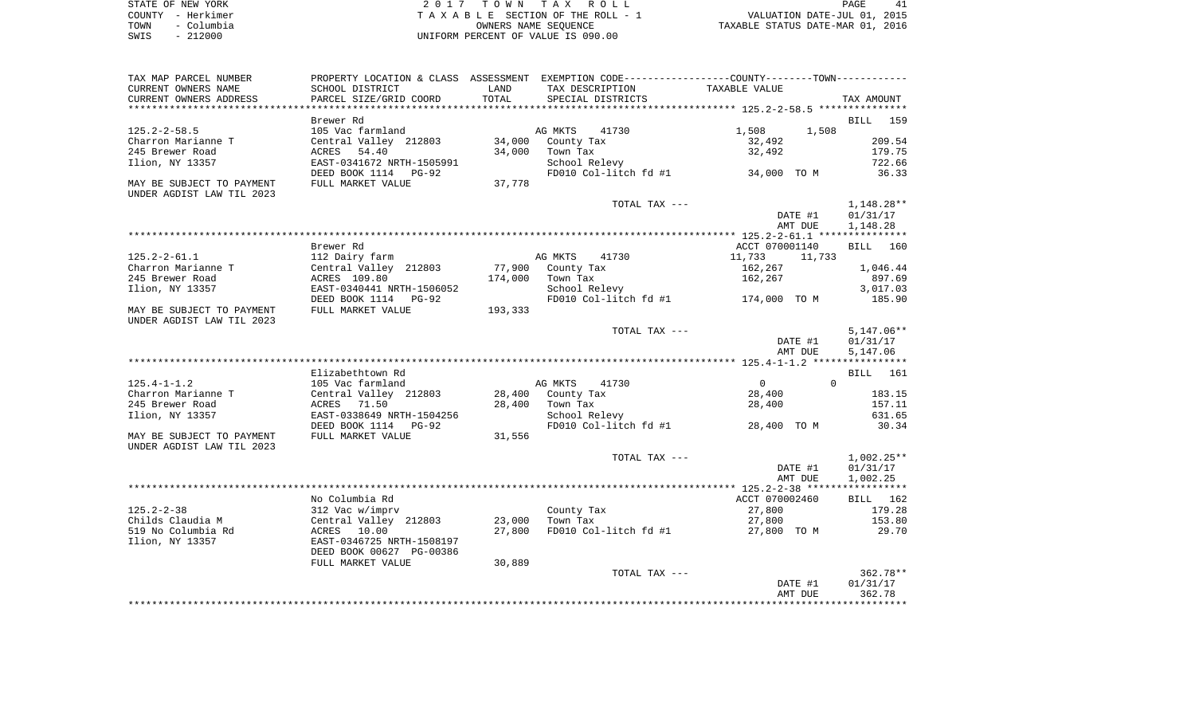STATE OF NEW YORK | 2 0 1 7 T O W N T A X R O L L | PAGE 41
COUNTY - Herkimer | T A X A B L E SECTION OF THE ROLL - 1 | VALUATION DATE-JUL 01, 2015
TOWN - Columbia | OWNERS NAME SEQUENCE | TAXABLE STATUS DATE-MAR 01, 2016
SWIS - 212000 | UNIFORM PERCENT OF VALUE IS 090.00

| TAX MAP PARCEL NUMBER / CURRENT OWNERS NAME / CURRENT OWNERS ADDRESS | PROPERTY LOCATION & CLASS / SCHOOL DISTRICT / PARCEL SIZE/GRID COORD | ASSESSMENT LAND / TOTAL | EXEMPTION CODE / TAX DESCRIPTION / SPECIAL DISTRICTS | COUNTY TAXABLE VALUE | TOWN TAXABLE VALUE | TAX AMOUNT |
|---|---|---|---|---|---|---|
| **125.2-2-58.5** | Brewer Rd | | | | | BILL 159 |
| 125.2-2-58.5 | 105 Vac farmland | | AG MKTS 41730 | 1,508 | 1,508 | |
| Charron Marianne T | Central Valley 212803 | 34,000 | County Tax | 32,492 | | 209.54 |
| 245 Brewer Road | ACRES 54.40 | 34,000 | Town Tax | 32,492 | | 179.75 |
| Ilion, NY 13357 | EAST-0341672 NRTH-1505991 | | School Relevy | | | 722.66 |
| | DEED BOOK 1114 PG-92 | | FD010 Col-litch fd #1 | 34,000 TO M | | 36.33 |
| MAY BE SUBJECT TO PAYMENT | FULL MARKET VALUE | 37,778 | | | | |
| UNDER AGDIST LAW TIL 2023 | | | | | | |
| | | | TOTAL TAX --- | | | 1,148.28** |
| | | | | | DATE #1 | 01/31/17 |
| | | | | | AMT DUE | 1,148.28 |
| **125.2-2-61.1** | Brewer Rd | | | ACCT 070001140 | | BILL 160 |
| 125.2-2-61.1 | 112 Dairy farm | | AG MKTS 41730 | 11,733 | 11,733 | |
| Charron Marianne T | Central Valley 212803 | 77,900 | County Tax | 162,267 | | 1,046.44 |
| 245 Brewer Road | ACRES 109.80 | 174,000 | Town Tax | 162,267 | | 897.69 |
| Ilion, NY 13357 | EAST-0340441 NRTH-1506052 | | School Relevy | | | 3,017.03 |
| | DEED BOOK 1114 PG-92 | | FD010 Col-litch fd #1 | 174,000 TO M | | 185.90 |
| MAY BE SUBJECT TO PAYMENT | FULL MARKET VALUE | 193,333 | | | | |
| UNDER AGDIST LAW TIL 2023 | | | | | | |
| | | | TOTAL TAX --- | | | 5,147.06** |
| | | | | | DATE #1 | 01/31/17 |
| | | | | | AMT DUE | 5,147.06 |
| **125.4-1-1.2** | Elizabethtown Rd | | | | | BILL 161 |
| 125.4-1-1.2 | 105 Vac farmland | | AG MKTS 41730 | 0 | 0 | |
| Charron Marianne T | Central Valley 212803 | 28,400 | County Tax | 28,400 | | 183.15 |
| 245 Brewer Road | ACRES 71.50 | 28,400 | Town Tax | 28,400 | | 157.11 |
| Ilion, NY 13357 | EAST-0338649 NRTH-1504256 | | School Relevy | | | 631.65 |
| | DEED BOOK 1114 PG-92 | | FD010 Col-litch fd #1 | 28,400 TO M | | 30.34 |
| MAY BE SUBJECT TO PAYMENT | FULL MARKET VALUE | 31,556 | | | | |
| UNDER AGDIST LAW TIL 2023 | | | | | | |
| | | | TOTAL TAX --- | | | 1,002.25** |
| | | | | | DATE #1 | 01/31/17 |
| | | | | | AMT DUE | 1,002.25 |
| **125.2-2-38** | No Columbia Rd | | | ACCT 070002460 | | BILL 162 |
| 125.2-2-38 | 312 Vac w/imprv | | County Tax | 27,800 | | 179.28 |
| Childs Claudia M | Central Valley 212803 | 23,000 | Town Tax | 27,800 | | 153.80 |
| 519 No Columbia Rd | ACRES 10.00 | 27,800 | FD010 Col-litch fd #1 | 27,800 TO M | | 29.70 |
| Ilion, NY 13357 | EAST-0346725 NRTH-1508197 | | | | | |
| | DEED BOOK 00627 PG-00386 | | | | | |
| | FULL MARKET VALUE | 30,889 | | | | |
| | | | TOTAL TAX --- | | | 362.78** |
| | | | | | DATE #1 | 01/31/17 |
| | | | | | AMT DUE | 362.78 |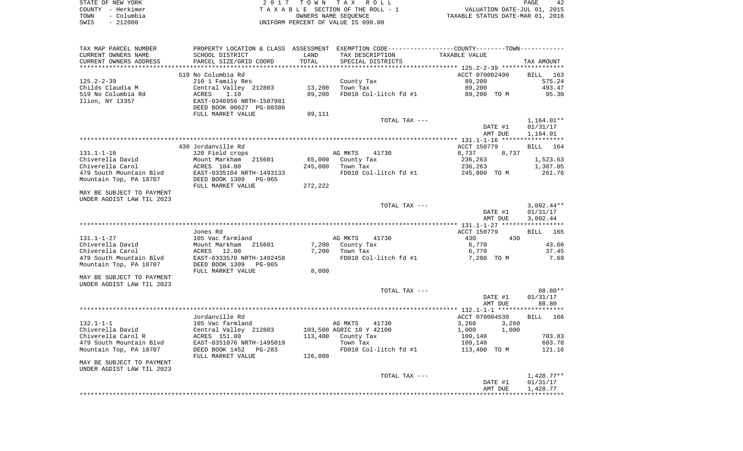STATE OF NEW YORK
COUNTY - Herkimer
TOWN - Columbia
SWIS - 212000

2 0 1 7 T O W N T A X R O L L
T A X A B L E SECTION OF THE ROLL - 1
OWNERS NAME SEQUENCE
UNIFORM PERCENT OF VALUE IS 090.00

VALUATION DATE-JUL 01, 2015
TAXABLE STATUS DATE-MAR 01, 2016

| TAX MAP PARCEL NUMBER / CURRENT OWNERS NAME / CURRENT OWNERS ADDRESS | PROPERTY LOCATION & CLASS / SCHOOL DISTRICT / PARCEL SIZE/GRID COORD | ASSESSMENT LAND / TOTAL | EXEMPTION CODE / TAX DESCRIPTION / SPECIAL DISTRICTS | COUNTY--------TOWN / TAXABLE VALUE | TAX AMOUNT |
|---|---|---|---|---|---|
| | 519 No Columbia Rd | | | ACCT 070002490 | BILL 163 |
| 125.2-2-39 | 210 1 Family Res | | County Tax | 89,200 | 575.24 |
| Childs Claudia M | Central Valley 212803 | 13,200 | Town Tax | 89,200 | 493.47 |
| 519 No Columbia Rd | ACRES 1.10 | 89,200 | FD010 Col-litch fd #1 | 89,200 TO M | 95.30 |
| Ilion, NY 13357 | EAST-0346956 NRTH-1507981 | | | | |
| | DEED BOOK 00627 PG-00386 | | | | |
| | FULL MARKET VALUE | 99,111 | | | |
| | | | TOTAL TAX --- | | 1,164.01** |
| | | | | DATE #1 | 01/31/17 |
| | | | | AMT DUE | 1,164.01 |
| | 430 Jordanville Rd | | | ACCT 150779 | BILL 164 |
| 131.1-1-16 | 120 Field crops | | AG MKTS 41730 | 8,737 8,737 | |
| Chiverella David | Mount Markham 215601 | 65,000 | County Tax | 236,263 | 1,523.63 |
| Chiverella Carol | ACRES 104.00 | 245,000 | Town Tax | 236,263 | 1,307.05 |
| 479 South Mountain Blvd | EAST-0335104 NRTH-1493133 | | FD010 Col-litch fd #1 | 245,000 TO M | 261.76 |
| Mountain Top, PA 18707 | DEED BOOK 1309 PG-965 | | | | |
| | FULL MARKET VALUE | 272,222 | | | |
| MAY BE SUBJECT TO PAYMENT UNDER AGDIST LAW TIL 2023 | | | | | |
| | | | TOTAL TAX --- | | 3,092.44** |
| | | | | DATE #1 | 01/31/17 |
| | | | | AMT DUE | 3,092.44 |
| | Jones Rd | | | ACCT 150779 | BILL 165 |
| 131.1-1-27 | 105 Vac farmland | | AG MKTS 41730 | 430 430 | |
| Chiverella David | Mount Markham 215601 | 7,200 | County Tax | 6,770 | 43.66 |
| Chiverella Carol | ACRES 12.00 | 7,200 | Town Tax | 6,770 | 37.45 |
| 479 South Mountain Blvd | EAST-0333570 NRTH-1492458 | | FD010 Col-litch fd #1 | 7,200 TO M | 7.69 |
| Mountain Top, PA 18707 | DEED BOOK 1309 PG-965 | | | | |
| | FULL MARKET VALUE | 8,000 | | | |
| MAY BE SUBJECT TO PAYMENT UNDER AGDIST LAW TIL 2023 | | | | | |
| | | | TOTAL TAX --- | | 88.80** |
| | | | | DATE #1 | 01/31/17 |
| | | | | AMT DUE | 88.80 |
| | Jordanville Rd | | | ACCT 070004530 | BILL 166 |
| 132.1-1-1 | 105 Vac farmland | | AG MKTS 41730 | 3,260 3,260 | |
| Chiverella David | Central Valley 212803 | 103,500 | AGRIC 10 Y 42100 | 1,000 1,000 | |
| Chiverella Carol R | ACRES 151.00 | 113,400 | County Tax | 109,140 | 703.83 |
| 479 South Mountain Blvd | EAST-0351076 NRTH-1495019 | | Town Tax | 109,140 | 603.78 |
| Mountain Top, PA 18707 | DEED BOOK 1452 PG-283 | | FD010 Col-litch fd #1 | 113,400 TO M | 121.16 |
| | FULL MARKET VALUE | 126,000 | | | |
| MAY BE SUBJECT TO PAYMENT UNDER AGDIST LAW TIL 2023 | | | | | |
| | | | TOTAL TAX --- | | 1,428.77** |
| | | | | DATE #1 | 01/31/17 |
| | | | | AMT DUE | 1,428.77 |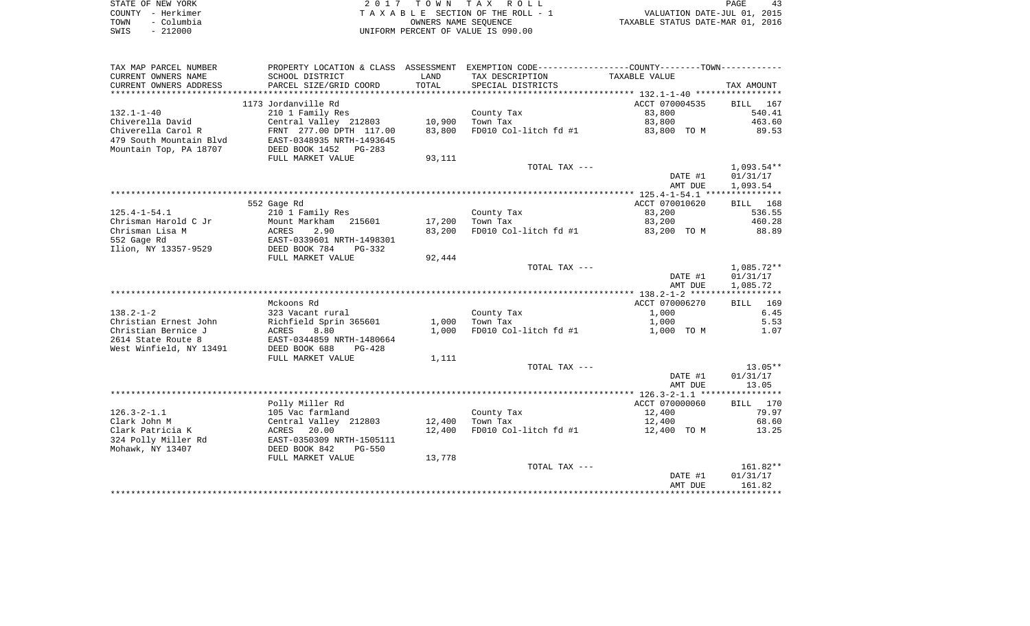STATE OF NEW YORK — 2017 TOWN TAX ROLL
COUNTY - Herkimer — TAXABLE SECTION OF THE ROLL - 1 — VALUATION DATE-JUL 01, 2015
TOWN - Columbia — OWNERS NAME SEQUENCE — TAXABLE STATUS DATE-MAR 01, 2016
SWIS - 212000 — UNIFORM PERCENT OF VALUE IS 090.00

| TAX MAP PARCEL NUMBER / CURRENT OWNERS NAME / CURRENT OWNERS ADDRESS | PROPERTY LOCATION & CLASS / SCHOOL DISTRICT / PARCEL SIZE/GRID COORD | ASSESSMENT LAND | TOTAL | EXEMPTION CODE / TAX DESCRIPTION / SPECIAL DISTRICTS | COUNTY/TOWN TAXABLE VALUE | TAX AMOUNT |
|---|---|---|---|---|---|---|
| 132.1-1-40 | 1173 Jordanville Rd | | | | ACCT 070004535 | BILL 167 |
| | 210 1 Family Res | | | County Tax | 83,800 | 540.41 |
| Chiverella David | Central Valley 212803 | 10,900 | | Town Tax | 83,800 | 463.60 |
| Chiverella Carol R | FRNT 277.00 DPTH 117.00 | | 83,800 | FD010 Col-litch fd #1 | 83,800 TO M | 89.53 |
| 479 South Mountain Blvd | EAST-0348935 NRTH-1493645 | | | | | |
| Mountain Top, PA 18707 | DEED BOOK 1452 PG-283 | | | | | |
| | FULL MARKET VALUE | 93,111 | | | | |
| | | | | TOTAL TAX --- | | 1,093.54** |
| | | | | | DATE #1 | 01/31/17 |
| | | | | | AMT DUE | 1,093.54 |
| 125.4-1-54.1 | 552 Gage Rd | | | | ACCT 070010620 | BILL 168 |
| | 210 1 Family Res | | | County Tax | 83,200 | 536.55 |
| Chrisman Harold C Jr | Mount Markham 215601 | 17,200 | | Town Tax | 83,200 | 460.28 |
| Chrisman Lisa M | ACRES 2.90 | | 83,200 | FD010 Col-litch fd #1 | 83,200 TO M | 88.89 |
| 552 Gage Rd | EAST-0339601 NRTH-1498301 | | | | | |
| Ilion, NY 13357-9529 | DEED BOOK 784 PG-332 | | | | | |
| | FULL MARKET VALUE | 92,444 | | | | |
| | | | | TOTAL TAX --- | | 1,085.72** |
| | | | | | DATE #1 | 01/31/17 |
| | | | | | AMT DUE | 1,085.72 |
| 138.2-1-2 | Mckoons Rd | | | | ACCT 070006270 | BILL 169 |
| | 323 Vacant rural | | | County Tax | 1,000 | 6.45 |
| Christian Ernest John | Richfield Sprin 365601 | 1,000 | | Town Tax | 1,000 | 5.53 |
| Christian Bernice J | ACRES 8.80 | | 1,000 | FD010 Col-litch fd #1 | 1,000 TO M | 1.07 |
| 2614 State Route 8 | EAST-0344859 NRTH-1480664 | | | | | |
| West Winfield, NY 13491 | DEED BOOK 688 PG-428 | | | | | |
| | FULL MARKET VALUE | 1,111 | | | | |
| | | | | TOTAL TAX --- | | 13.05** |
| | | | | | DATE #1 | 01/31/17 |
| | | | | | AMT DUE | 13.05 |
| 126.3-2-1.1 | Polly Miller Rd | | | | ACCT 070000060 | BILL 170 |
| | 105 Vac farmland | | | County Tax | 12,400 | 79.97 |
| Clark John M | Central Valley 212803 | 12,400 | | Town Tax | 12,400 | 68.60 |
| Clark Patricia K | ACRES 20.00 | | 12,400 | FD010 Col-litch fd #1 | 12,400 TO M | 13.25 |
| 324 Polly Miller Rd | EAST-0350309 NRTH-1505111 | | | | | |
| Mohawk, NY 13407 | DEED BOOK 842 PG-550 | | | | | |
| | FULL MARKET VALUE | 13,778 | | | | |
| | | | | TOTAL TAX --- | | 161.82** |
| | | | | | DATE #1 | 01/31/17 |
| | | | | | AMT DUE | 161.82 |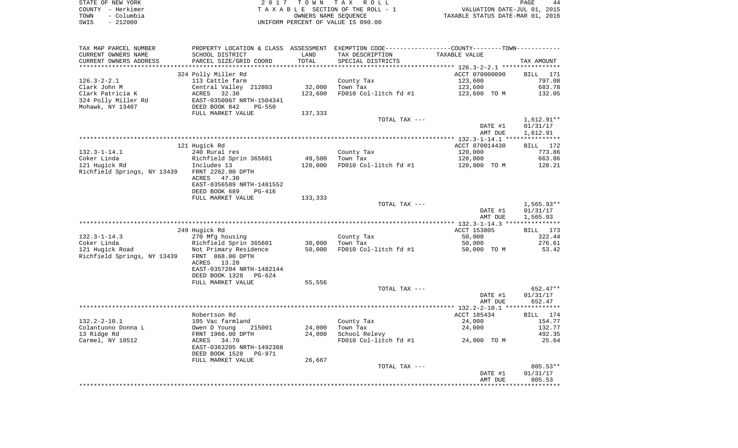STATE OF NEW YORK
COUNTY - Herkimer
TOWN - Columbia
SWIS - 212000

2 0 1 7 T O W N T A X R O L L
T A X A B L E SECTION OF THE ROLL - 1
OWNERS NAME SEQUENCE
UNIFORM PERCENT OF VALUE IS 090.00

VALUATION DATE-JUL 01, 2015
TAXABLE STATUS DATE-MAR 01, 2016

| TAX MAP PARCEL NUMBER / CURRENT OWNERS NAME / CURRENT OWNERS ADDRESS | PROPERTY LOCATION & CLASS / SCHOOL DISTRICT / PARCEL SIZE/GRID COORD | ASSESSMENT LAND / TOTAL | EXEMPTION CODE / TAX DESCRIPTION / SPECIAL DISTRICTS | COUNTY--------TOWN TAXABLE VALUE | TAX AMOUNT |
|---|---|---|---|---|---|
| | 324 Polly Miller Rd | | | ACCT 070000090 | BILL 171 |
| 126.3-2-2.1 | 113 Cattle farm | | County Tax | 123,600 | 797.08 |
| Clark John M | Central Valley 212803 | 32,000 | Town Tax | 123,600 | 683.78 |
| Clark Patricia K | ACRES 32.30 | 123,600 | FD010 Col-litch fd #1 | 123,600 TO M | 132.05 |
| 324 Polly Miller Rd | EAST-0350067 NRTH-1504341 | | | | |
| Mohawk, NY 13407 | DEED BOOK 842 PG-550 | | | | |
| | FULL MARKET VALUE | 137,333 | | | |
| | | | TOTAL TAX --- | | 1,612.91** |
| | | | | DATE #1 | 01/31/17 |
| | | | | AMT DUE | 1,612.91 |
| | 121 Hugick Rd | | | ACCT 070014430 | BILL 172 |
| 132.3-1-14.1 | 240 Rural res | | County Tax | 120,000 | 773.86 |
| Coker Linda | Richfield Sprin 365601 | 49,500 | Town Tax | 120,000 | 663.86 |
| 121 Hugick Rd | Includes 13 | 120,000 | FD010 Col-litch fd #1 | 120,000 TO M | 128.21 |
| Richfield Springs, NY 13439 | FRNT 2262.00 DPTH | | | | |
| | ACRES 47.30 | | | | |
| | EAST-0356589 NRTH-1481552 | | | | |
| | DEED BOOK 689 PG-416 | | | | |
| | FULL MARKET VALUE | 133,333 | | | |
| | | | TOTAL TAX --- | | 1,565.93** |
| | | | | DATE #1 | 01/31/17 |
| | | | | AMT DUE | 1,565.93 |
| | 249 Hugick Rd | | | ACCT 153805 | BILL 173 |
| 132.3-1-14.3 | 270 Mfg housing | | County Tax | 50,000 | 322.44 |
| Coker Linda | Richfield Sprin 365601 | 30,000 | Town Tax | 50,000 | 276.61 |
| 121 Hugick Road | Not Primary Residence | 50,000 | FD010 Col-litch fd #1 | 50,000 TO M | 53.42 |
| Richfield Springs, NY 13439 | FRNT 868.00 DPTH | | | | |
| | ACRES 13.20 | | | | |
| | EAST-0357204 NRTH-1482144 | | | | |
| | DEED BOOK 1328 PG-624 | | | | |
| | FULL MARKET VALUE | 55,556 | | | |
| | | | TOTAL TAX --- | | 652.47** |
| | | | | DATE #1 | 01/31/17 |
| | | | | AMT DUE | 652.47 |
| | Robertson Rd | | | ACCT 185434 | BILL 174 |
| 132.2-2-10.1 | 105 Vac farmland | | County Tax | 24,000 | 154.77 |
| Colantuono Donna L | Owen D Young 215001 | 24,000 | Town Tax | 24,000 | 132.77 |
| 13 Ridge Rd | FRNT 1966.00 DPTH | 24,000 | School Relevy | | 492.35 |
| Carmel, NY 10512 | ACRES 34.70 | | FD010 Col-litch fd #1 | 24,000 TO M | 25.64 |
| | EAST-0363205 NRTH-1492388 | | | | |
| | DEED BOOK 1528 PG-971 | | | | |
| | FULL MARKET VALUE | 26,667 | | | |
| | | | TOTAL TAX --- | | 805.53** |
| | | | | DATE #1 | 01/31/17 |
| | | | | AMT DUE | 805.53 |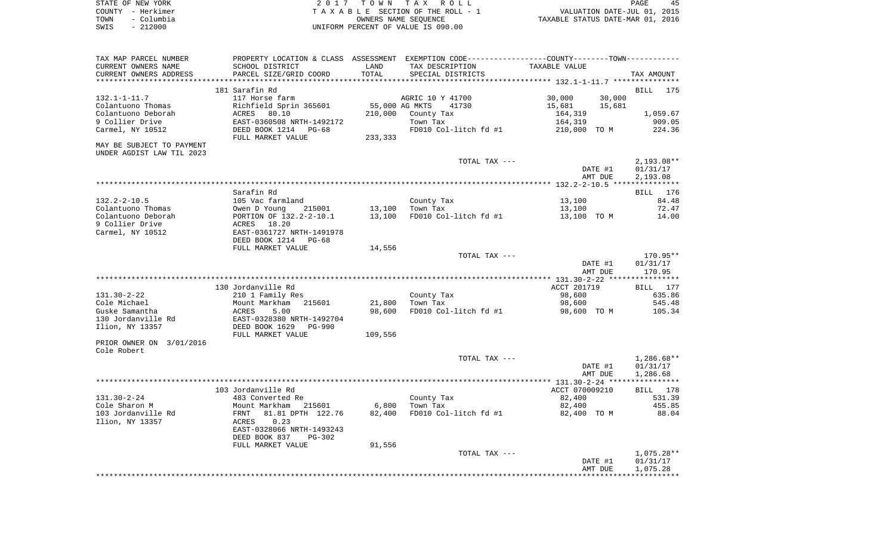STATE OF NEW YORK
COUNTY - Herkimer
TOWN - Columbia
SWIS - 212000

2 0 1 7 T O W N T A X R O L L
T A X A B L E SECTION OF THE ROLL - 1
OWNERS NAME SEQUENCE
UNIFORM PERCENT OF VALUE IS 090.00

VALUATION DATE-JUL 01, 2015
TAXABLE STATUS DATE-MAR 01, 2016

| TAX MAP PARCEL NUMBER / CURRENT OWNERS NAME / CURRENT OWNERS ADDRESS | PROPERTY LOCATION & CLASS / SCHOOL DISTRICT / PARCEL SIZE/GRID COORD | ASSESSMENT LAND / TOTAL | EXEMPTION CODE / TAX DESCRIPTION / SPECIAL DISTRICTS | COUNTY TAXABLE VALUE | TOWN | TAX AMOUNT |
|---|---|---|---|---|---|---|
| **132.1-1-11.7** | 181 Sarafin Rd | | | | | BILL 175 |
| 132.1-1-11.7 | 117 Horse farm | | AGRIC 10 Y 41700 | 30,000 | 30,000 | |
| Colantuono Thomas | Richfield Sprin 365601 | 55,000 | AG MKTS 41730 | 15,681 | 15,681 | |
| Colantuono Deborah | ACRES 80.10 | 210,000 | County Tax | 164,319 | | 1,059.67 |
| 9 Collier Drive | EAST-0360508 NRTH-1492172 | | Town Tax | 164,319 | | 909.05 |
| Carmel, NY 10512 | DEED BOOK 1214 PG-68 | | FD010 Col-litch fd #1 | 210,000 TO M | | 224.36 |
| | FULL MARKET VALUE | 233,333 | | | | |
| MAY BE SUBJECT TO PAYMENT UNDER AGDIST LAW TIL 2023 | | | | | | |
| | | | TOTAL TAX --- | | | 2,193.08** |
| | | | | | DATE #1 | 01/31/17 |
| | | | | | AMT DUE | 2,193.08 |
| **132.2-2-10.5** | Sarafin Rd | | | | | BILL 176 |
| 132.2-2-10.5 | 105 Vac farmland | | County Tax | 13,100 | | 84.48 |
| Colantuono Thomas | Owen D Young 215001 | 13,100 | Town Tax | 13,100 | | 72.47 |
| Colantuono Deborah | PORTION OF 132.2-2-10.1 | 13,100 | FD010 Col-litch fd #1 | 13,100 TO M | | 14.00 |
| 9 Collier Drive | ACRES 18.20 | | | | | |
| Carmel, NY 10512 | EAST-0361727 NRTH-1491978 | | | | | |
| | DEED BOOK 1214 PG-68 | | | | | |
| | FULL MARKET VALUE | 14,556 | | | | |
| | | | TOTAL TAX --- | | | 170.95** |
| | | | | | DATE #1 | 01/31/17 |
| | | | | | AMT DUE | 170.95 |
| **131.30-2-22** | 130 Jordanville Rd | | | ACCT 201719 | | BILL 177 |
| 131.30-2-22 | 210 1 Family Res | | County Tax | 98,600 | | 635.86 |
| Cole Michael | Mount Markham 215601 | 21,800 | Town Tax | 98,600 | | 545.48 |
| Guske Samantha | ACRES 5.00 | 98,600 | FD010 Col-litch fd #1 | 98,600 TO M | | 105.34 |
| 130 Jordanville Rd | EAST-0328380 NRTH-1492704 | | | | | |
| Ilion, NY 13357 | DEED BOOK 1629 PG-990 | | | | | |
| | FULL MARKET VALUE | 109,556 | | | | |
| PRIOR OWNER ON 3/01/2016 Cole Robert | | | | | | |
| | | | TOTAL TAX --- | | | 1,286.68** |
| | | | | | DATE #1 | 01/31/17 |
| | | | | | AMT DUE | 1,286.68 |
| **131.30-2-24** | 103 Jordanville Rd | | | ACCT 070009210 | | BILL 178 |
| 131.30-2-24 | 483 Converted Re | | County Tax | 82,400 | | 531.39 |
| Cole Sharon M | Mount Markham 215601 | 6,800 | Town Tax | 82,400 | | 455.85 |
| 103 Jordanville Rd | FRNT 81.81 DPTH 122.76 | 82,400 | FD010 Col-litch fd #1 | 82,400 TO M | | 88.04 |
| Ilion, NY 13357 | ACRES 0.23 | | | | | |
| | EAST-0328066 NRTH-1493243 | | | | | |
| | DEED BOOK 837 PG-302 | | | | | |
| | FULL MARKET VALUE | 91,556 | | | | |
| | | | TOTAL TAX --- | | | 1,075.28** |
| | | | | | DATE #1 | 01/31/17 |
| | | | | | AMT DUE | 1,075.28 |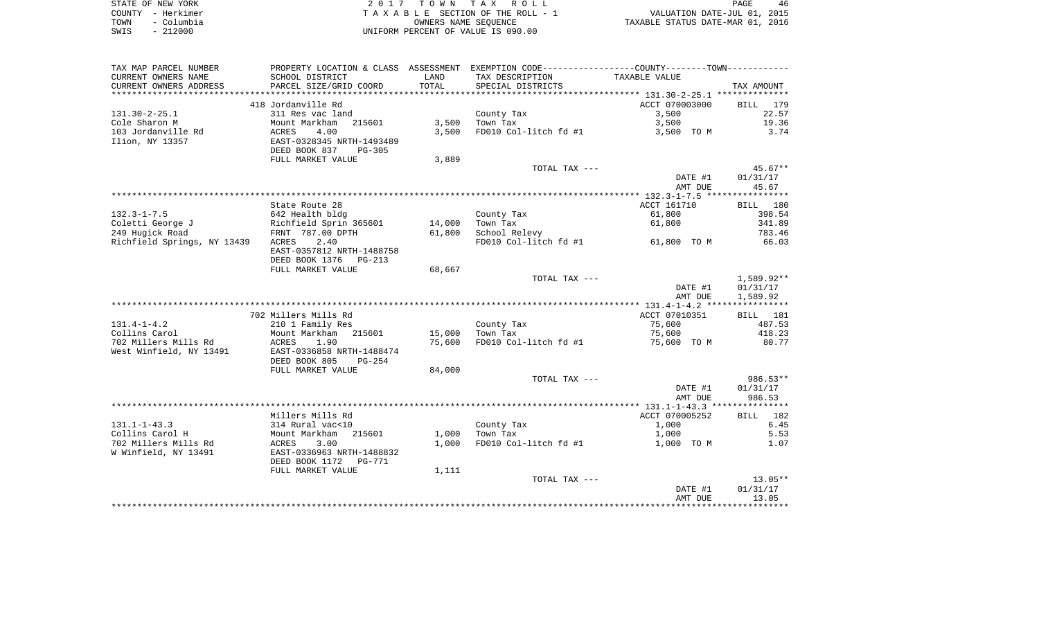STATE OF NEW YORK
COUNTY - Herkimer
TOWN - Columbia
SWIS - 212000

2017 TOWN TAX ROLL
TAXABLE SECTION OF THE ROLL - 1
OWNERS NAME SEQUENCE
UNIFORM PERCENT OF VALUE IS 090.00

VALUATION DATE-JUL 01, 2015
TAXABLE STATUS DATE-MAR 01, 2016

| TAX MAP PARCEL NUMBER<br>CURRENT OWNERS NAME<br>CURRENT OWNERS ADDRESS | PROPERTY LOCATION & CLASS<br>SCHOOL DISTRICT<br>PARCEL SIZE/GRID COORD | ASSESSMENT<br>LAND<br>TOTAL | EXEMPTION CODE<br>TAX DESCRIPTION<br>SPECIAL DISTRICTS | COUNTY--------TOWN<br>TAXABLE VALUE | TAX AMOUNT |
|---|---|---|---|---|---|
| 131.30-2-25.1 | 418 Jordanville Rd | | | ACCT 070003000 | BILL 179 |
| Cole Sharon M | 311 Res vac land | | County Tax | 3,500 | 22.57 |
| 103 Jordanville Rd | Mount Markham 215601 | 3,500 | Town Tax | 3,500 | 19.36 |
| Ilion, NY 13357 | ACRES 4.00 | 3,500 | FD010 Col-litch fd #1 | 3,500 TO M | 3.74 |
| | EAST-0328345 NRTH-1493489 | | | | |
| | DEED BOOK 837 PG-305 | | | | |
| | FULL MARKET VALUE | 3,889 | | | |
| | | | TOTAL TAX --- | | 45.67** |
| | | | | DATE #1 | 01/31/17 |
| | | | | AMT DUE | 45.67 |
| 132.3-1-7.5 | State Route 28 | | | ACCT 161710 | BILL 180 |
| Coletti George J | 642 Health bldg | | County Tax | 61,800 | 398.54 |
| 249 Hugick Road | Richfield Sprin 365601 | 14,000 | Town Tax | 61,800 | 341.89 |
| Richfield Springs, NY 13439 | FRNT 787.00 DPTH | 61,800 | School Relevy | | 783.46 |
| | ACRES 2.40 | | FD010 Col-litch fd #1 | 61,800 TO M | 66.03 |
| | EAST-0357812 NRTH-1488758 | | | | |
| | DEED BOOK 1376 PG-213 | | | | |
| | FULL MARKET VALUE | 68,667 | | | |
| | | | TOTAL TAX --- | | 1,589.92** |
| | | | | DATE #1 | 01/31/17 |
| | | | | AMT DUE | 1,589.92 |
| 131.4-1-4.2 | 702 Millers Mills Rd | | | ACCT 07010351 | BILL 181 |
| Collins Carol | 210 1 Family Res | | County Tax | 75,600 | 487.53 |
| 702 Millers Mills Rd | Mount Markham 215601 | 15,000 | Town Tax | 75,600 | 418.23 |
| West Winfield, NY 13491 | ACRES 1.90 | 75,600 | FD010 Col-litch fd #1 | 75,600 TO M | 80.77 |
| | EAST-0336858 NRTH-1488474 | | | | |
| | DEED BOOK 805 PG-254 | | | | |
| | FULL MARKET VALUE | 84,000 | | | |
| | | | TOTAL TAX --- | | 986.53** |
| | | | | DATE #1 | 01/31/17 |
| | | | | AMT DUE | 986.53 |
| 131.1-1-43.3 | Millers Mills Rd | | | ACCT 070005252 | BILL 182 |
| Collins Carol H | 314 Rural vac<10 | | County Tax | 1,000 | 6.45 |
| 702 Millers Mills Rd | Mount Markham 215601 | 1,000 | Town Tax | 1,000 | 5.53 |
| W Winfield, NY 13491 | ACRES 3.00 | 1,000 | FD010 Col-litch fd #1 | 1,000 TO M | 1.07 |
| | EAST-0336963 NRTH-1488832 | | | | |
| | DEED BOOK 1172 PG-771 | | | | |
| | FULL MARKET VALUE | 1,111 | | | |
| | | | TOTAL TAX --- | | 13.05** |
| | | | | DATE #1 | 01/31/17 |
| | | | | AMT DUE | 13.05 |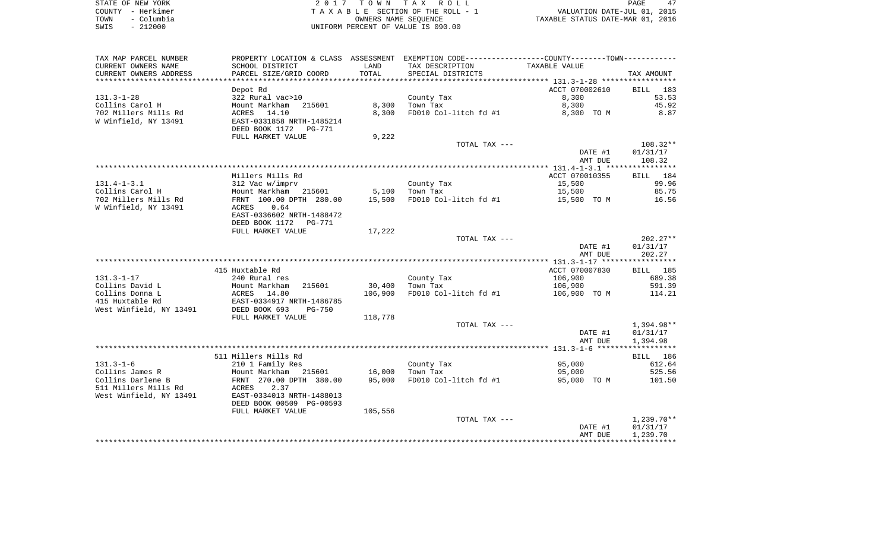STATE OF NEW YORK — 2017 TOWN TAX ROLL
COUNTY - Herkimer — TAXABLE SECTION OF THE ROLL - 1 — VALUATION DATE-JUL 01, 2015
TOWN - Columbia — OWNERS NAME SEQUENCE — TAXABLE STATUS DATE-MAR 01, 2016
SWIS - 212000 — UNIFORM PERCENT OF VALUE IS 090.00

| TAX MAP PARCEL NUMBER / CURRENT OWNERS NAME / CURRENT OWNERS ADDRESS | PROPERTY LOCATION & CLASS / SCHOOL DISTRICT / PARCEL SIZE/GRID COORD | ASSESSMENT LAND | TOTAL | EXEMPTION CODE / TAX DESCRIPTION / SPECIAL DISTRICTS | COUNTY--------TOWN TAXABLE VALUE | TAX AMOUNT |
|---|---|---|---|---|---|---|
| | Depot Rd | | | | ACCT 070002610 | BILL 183 |
| 131.3-1-28 | 322 Rural vac>10 | | | County Tax | 8,300 | 53.53 |
| Collins Carol H | Mount Markham 215601 | 8,300 | | Town Tax | 8,300 | 45.92 |
| 702 Millers Mills Rd | ACRES 14.10 | | 8,300 | FD010 Col-litch fd #1 | 8,300 TO M | 8.87 |
| W Winfield, NY 13491 | EAST-0331858 NRTH-1485214 | | | | | |
| | DEED BOOK 1172 PG-771 | | | | | |
| | FULL MARKET VALUE | | 9,222 | | | |
| | | | | TOTAL TAX --- | | 108.32** |
| | | | | | DATE #1 | 01/31/17 |
| | | | | | AMT DUE | 108.32 |
| | Millers Mills Rd | | | | ACCT 070010355 | BILL 184 |
| 131.4-1-3.1 | 312 Vac w/imprv | | | County Tax | 15,500 | 99.96 |
| Collins Carol H | Mount Markham 215601 | 5,100 | | Town Tax | 15,500 | 85.75 |
| 702 Millers Mills Rd | FRNT 100.00 DPTH 280.00 | | 15,500 | FD010 Col-litch fd #1 | 15,500 TO M | 16.56 |
| W Winfield, NY 13491 | ACRES 0.64 | | | | | |
| | EAST-0336602 NRTH-1488472 | | | | | |
| | DEED BOOK 1172 PG-771 | | | | | |
| | FULL MARKET VALUE | | 17,222 | | | |
| | | | | TOTAL TAX --- | | 202.27** |
| | | | | | DATE #1 | 01/31/17 |
| | | | | | AMT DUE | 202.27 |
| | 415 Huxtable Rd | | | | ACCT 070007830 | BILL 185 |
| 131.3-1-17 | 240 Rural res | | | County Tax | 106,900 | 689.38 |
| Collins David L | Mount Markham 215601 | 30,400 | | Town Tax | 106,900 | 591.39 |
| Collins Donna L | ACRES 14.80 | | 106,900 | FD010 Col-litch fd #1 | 106,900 TO M | 114.21 |
| 415 Huxtable Rd | EAST-0334917 NRTH-1486785 | | | | | |
| West Winfield, NY 13491 | DEED BOOK 693 PG-750 | | | | | |
| | FULL MARKET VALUE | | 118,778 | | | |
| | | | | TOTAL TAX --- | | 1,394.98** |
| | | | | | DATE #1 | 01/31/17 |
| | | | | | AMT DUE | 1,394.98 |
| | 511 Millers Mills Rd | | | | | BILL 186 |
| 131.3-1-6 | 210 1 Family Res | | | County Tax | 95,000 | 612.64 |
| Collins James R | Mount Markham 215601 | 16,000 | | Town Tax | 95,000 | 525.56 |
| Collins Darlene B | FRNT 270.00 DPTH 380.00 | | 95,000 | FD010 Col-litch fd #1 | 95,000 TO M | 101.50 |
| 511 Millers Mills Rd | ACRES 2.37 | | | | | |
| West Winfield, NY 13491 | EAST-0334013 NRTH-1488013 | | | | | |
| | DEED BOOK 00509 PG-00593 | | | | | |
| | FULL MARKET VALUE | | 105,556 | | | |
| | | | | TOTAL TAX --- | | 1,239.70** |
| | | | | | DATE #1 | 01/31/17 |
| | | | | | AMT DUE | 1,239.70 |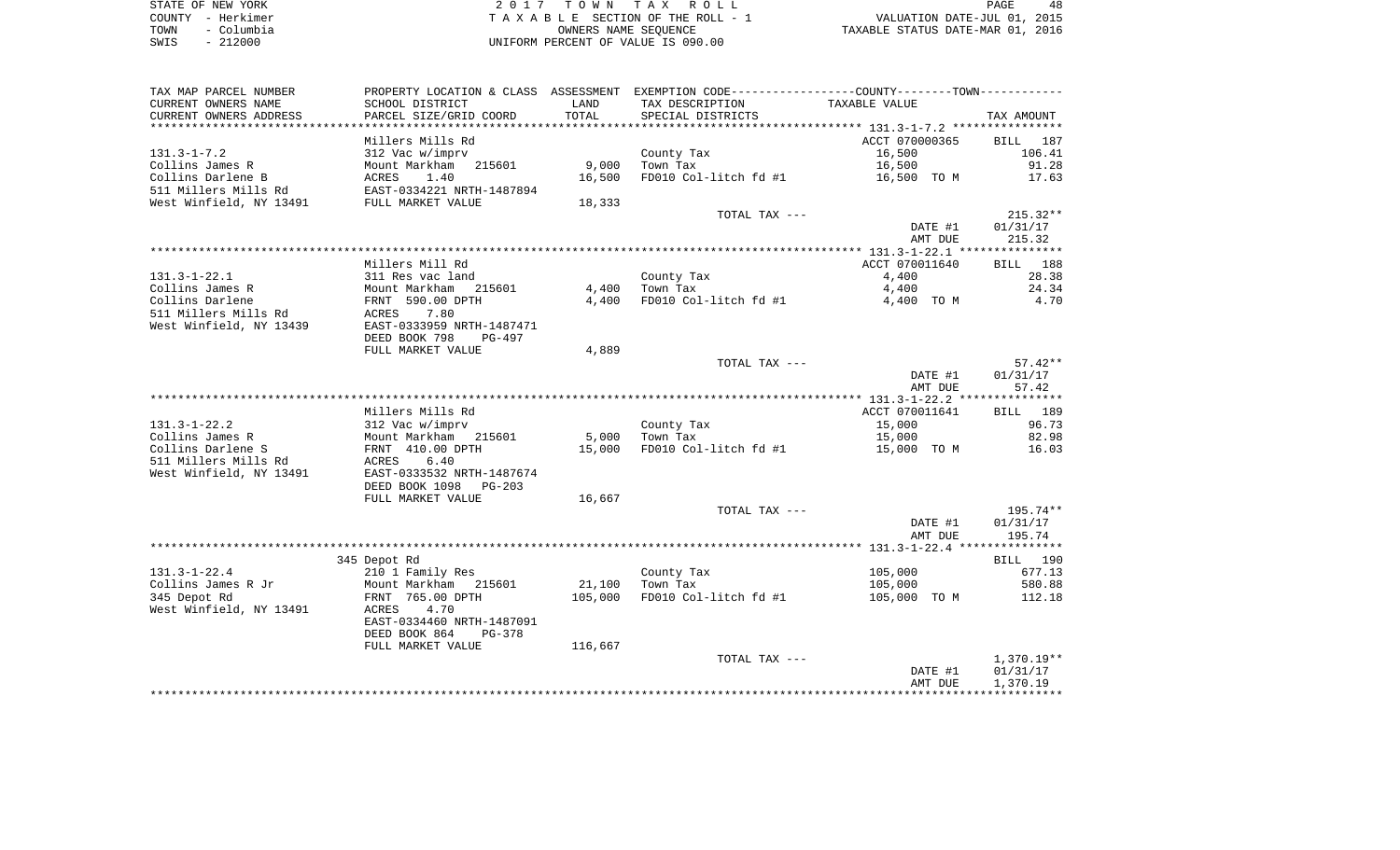STATE OF NEW YORK
COUNTY - Herkimer
TOWN - Columbia
SWIS - 212000

2017 TOWN TAX ROLL
TAXABLE SECTION OF THE ROLL - 1
OWNERS NAME SEQUENCE
UNIFORM PERCENT OF VALUE IS 090.00

VALUATION DATE-JUL 01, 2015
TAXABLE STATUS DATE-MAR 01, 2016

| TAX MAP PARCEL NUMBER / CURRENT OWNERS NAME / CURRENT OWNERS ADDRESS | PROPERTY LOCATION & CLASS / SCHOOL DISTRICT / PARCEL SIZE/GRID COORD | ASSESSMENT LAND / TOTAL | EXEMPTION CODE / TAX DESCRIPTION / SPECIAL DISTRICTS | COUNTY--------TOWN TAXABLE VALUE | TAX AMOUNT |
|---|---|---|---|---|---|
| **131.3-1-7.2** | Millers Mills Rd | | | ACCT 070000365 | BILL 187 |
| 131.3-1-7.2 | 312 Vac w/imprv | | County Tax | 16,500 | 106.41 |
| Collins James R | Mount Markham 215601 | 9,000 | Town Tax | 16,500 | 91.28 |
| Collins Darlene B | ACRES 1.40 | 16,500 | FD010 Col-litch fd #1 | 16,500 TO M | 17.63 |
| 511 Millers Mills Rd | EAST-0334221 NRTH-1487894 | | | | |
| West Winfield, NY 13491 | FULL MARKET VALUE | 18,333 | | | |
| | | | TOTAL TAX --- | | 215.32** |
| | | | | DATE #1 | 01/31/17 |
| | | | | AMT DUE | 215.32 |
| **131.3-1-22.1** | Millers Mill Rd | | | ACCT 070011640 | BILL 188 |
| 131.3-1-22.1 | 311 Res vac land | | County Tax | 4,400 | 28.38 |
| Collins James R | Mount Markham 215601 | 4,400 | Town Tax | 4,400 | 24.34 |
| Collins Darlene | FRNT 590.00 DPTH | 4,400 | FD010 Col-litch fd #1 | 4,400 TO M | 4.70 |
| 511 Millers Mills Rd | ACRES 7.80 | | | | |
| West Winfield, NY 13439 | EAST-0333959 NRTH-1487471 | | | | |
| | DEED BOOK 798 PG-497 | | | | |
| | FULL MARKET VALUE | 4,889 | | | |
| | | | TOTAL TAX --- | | 57.42** |
| | | | | DATE #1 | 01/31/17 |
| | | | | AMT DUE | 57.42 |
| **131.3-1-22.2** | Millers Mills Rd | | | ACCT 070011641 | BILL 189 |
| 131.3-1-22.2 | 312 Vac w/imprv | | County Tax | 15,000 | 96.73 |
| Collins James R | Mount Markham 215601 | 5,000 | Town Tax | 15,000 | 82.98 |
| Collins Darlene S | FRNT 410.00 DPTH | 15,000 | FD010 Col-litch fd #1 | 15,000 TO M | 16.03 |
| 511 Millers Mills Rd | ACRES 6.40 | | | | |
| West Winfield, NY 13491 | EAST-0333532 NRTH-1487674 | | | | |
| | DEED BOOK 1098 PG-203 | | | | |
| | FULL MARKET VALUE | 16,667 | | | |
| | | | TOTAL TAX --- | | 195.74** |
| | | | | DATE #1 | 01/31/17 |
| | | | | AMT DUE | 195.74 |
| **131.3-1-22.4** | 345 Depot Rd | | | | BILL 190 |
| 131.3-1-22.4 | 210 1 Family Res | | County Tax | 105,000 | 677.13 |
| Collins James R Jr | Mount Markham 215601 | 21,100 | Town Tax | 105,000 | 580.88 |
| 345 Depot Rd | FRNT 765.00 DPTH | 105,000 | FD010 Col-litch fd #1 | 105,000 TO M | 112.18 |
| West Winfield, NY 13491 | ACRES 4.70 | | | | |
| | EAST-0334460 NRTH-1487091 | | | | |
| | DEED BOOK 864 PG-378 | | | | |
| | FULL MARKET VALUE | 116,667 | | | |
| | | | TOTAL TAX --- | | 1,370.19** |
| | | | | DATE #1 | 01/31/17 |
| | | | | AMT DUE | 1,370.19 |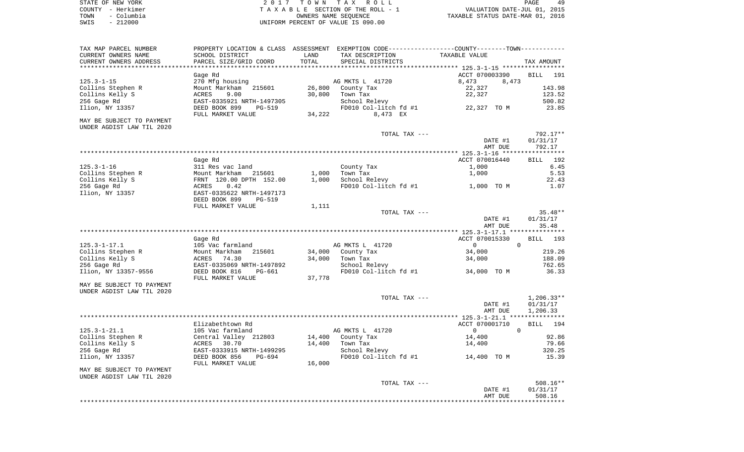STATE OF NEW YORK
COUNTY - Herkimer
TOWN - Columbia
SWIS - 212000

2 0 1 7 T O W N T A X R O L L
T A X A B L E SECTION OF THE ROLL - 1
OWNERS NAME SEQUENCE
UNIFORM PERCENT OF VALUE IS 090.00

VALUATION DATE-JUL 01, 2015
TAXABLE STATUS DATE-MAR 01, 2016

```
TAX MAP PARCEL NUMBER      PROPERTY LOCATION & CLASS  ASSESSMENT  EXEMPTION CODE-----------------COUNTY--------TOWN-----------
CURRENT OWNERS NAME        SCHOOL DISTRICT             LAND       TAX DESCRIPTION              TAXABLE VALUE
CURRENT OWNERS ADDRESS     PARCEL SIZE/GRID COORD      TOTAL      SPECIAL DISTRICTS                                          TAX AMOUNT
*********************************************************************************************** 125.3-1-15 *****************
                           Gage Rd                                                          ACCT 070003390         BILL  191
125.3-1-15                 270 Mfg housing                        AG MKTS L  41720           8,473          8,473
Collins Stephen R          Mount Markham   215601      26,800     County Tax                 22,327                    143.98
Collins Kelly S            ACRES     9.00              30,800     Town Tax                   22,327                    123.52
256 Gage Rd                EAST-0335921 NRTH-1497305              School Relevy                                        500.82
Ilion, NY 13357            DEED BOOK 899    PG-519                FD010 Col-litch fd #1       22,327 TO M               23.85
                           FULL MARKET VALUE           34,222           8,473 EX
MAY BE SUBJECT TO PAYMENT
UNDER AGDIST LAW TIL 2020
                                                                  TOTAL TAX ---                                       792.17**
                                                                                             DATE #1            01/31/17
                                                                                             AMT DUE              792.17
*********************************************************************************************** 125.3-1-16 *****************
                           Gage Rd                                                          ACCT 070016440         BILL  192
125.3-1-16                 311 Res vac land                       County Tax                 1,000                       6.45
Collins Stephen R          Mount Markham   215601       1,000     Town Tax                   1,000                       5.53
Collins Kelly S            FRNT 120.00 DPTH 152.00      1,000     School Relevy                                         22.43
256 Gage Rd                ACRES     0.42                         FD010 Col-litch fd #1        1,000 TO M                1.07
Ilion, NY 13357            EAST-0335622 NRTH-1497173
                           DEED BOOK 899    PG-519
                           FULL MARKET VALUE            1,111
                                                                  TOTAL TAX ---                                        35.48**
                                                                                             DATE #1            01/31/17
                                                                                             AMT DUE               35.48
*********************************************************************************************** 125.3-1-17.1 ***************
                           Gage Rd                                                          ACCT 070015330         BILL  193
125.3-1-17.1               105 Vac farmland                       AG MKTS L  41720               0              0
Collins Stephen R          Mount Markham   215601      34,000     County Tax                 34,000                    219.26
Collins Kelly S            ACRES    74.30              34,000     Town Tax                   34,000                    188.09
256 Gage Rd                EAST-0335069 NRTH-1497892              School Relevy                                        762.65
Ilion, NY 13357-9556       DEED BOOK 816    PG-661                FD010 Col-litch fd #1       34,000 TO M               36.33
                           FULL MARKET VALUE           37,778
MAY BE SUBJECT TO PAYMENT
UNDER AGDIST LAW TIL 2020
                                                                  TOTAL TAX ---                                     1,206.33**
                                                                                             DATE #1            01/31/17
                                                                                             AMT DUE            1,206.33
*********************************************************************************************** 125.3-1-21.1 ***************
                           Elizabethtown Rd                                                 ACCT 070001710         BILL  194
125.3-1-21.1               105 Vac farmland                       AG MKTS L  41720               0              0
Collins Stephen R          Central Valley  212803      14,400     County Tax                 14,400                     92.86
Collins Kelly S            ACRES    30.70              14,400     Town Tax                   14,400                     79.66
256 Gage Rd                EAST-0333915 NRTH-1499295              School Relevy                                        320.25
Ilion, NY 13357            DEED BOOK 856    PG-694                FD010 Col-litch fd #1       14,400 TO M               15.39
                           FULL MARKET VALUE           16,000
MAY BE SUBJECT TO PAYMENT
UNDER AGDIST LAW TIL 2020
                                                                  TOTAL TAX ---                                       508.16**
                                                                                             DATE #1            01/31/17
                                                                                             AMT DUE              508.16
****************************************************************************************************************************
```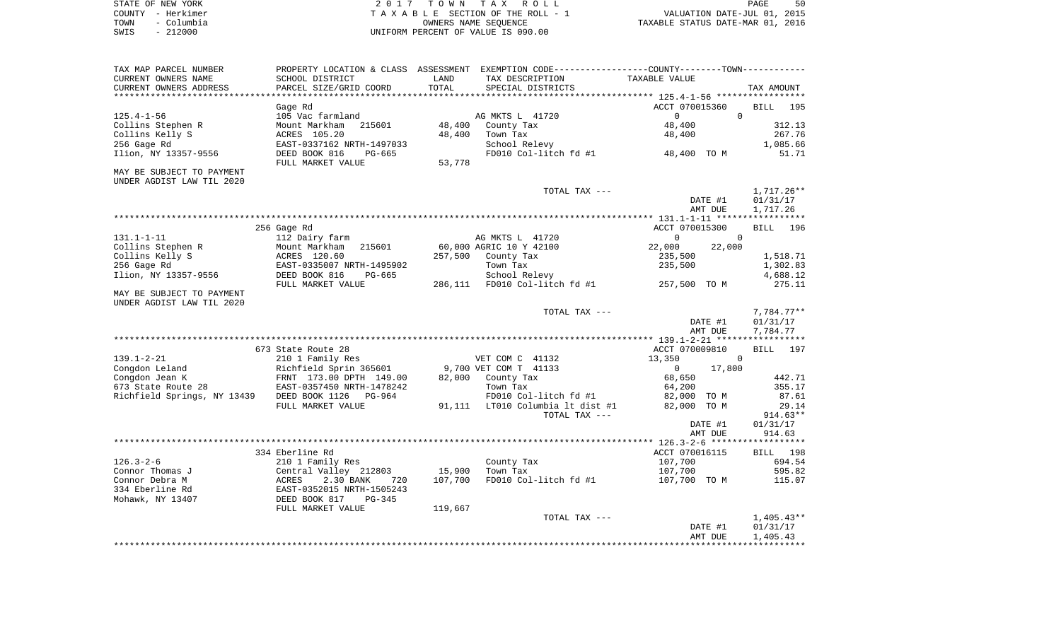STATE OF NEW YORK
COUNTY - Herkimer
TOWN - Columbia
SWIS - 212000

2017 TOWN TAX ROLL
TAXABLE SECTION OF THE ROLL - 1
OWNERS NAME SEQUENCE
UNIFORM PERCENT OF VALUE IS 090.00

VALUATION DATE-JUL 01, 2015
TAXABLE STATUS DATE-MAR 01, 2016

```
TAX MAP PARCEL NUMBER        PROPERTY LOCATION & CLASS  ASSESSMENT  EXEMPTION CODE------------------COUNTY--------TOWN-----------
CURRENT OWNERS NAME          SCHOOL DISTRICT               LAND      TAX DESCRIPTION                TAXABLE VALUE
CURRENT OWNERS ADDRESS       PARCEL SIZE/GRID COORD        TOTAL     SPECIAL DISTRICTS                                    TAX AMOUNT
****************************************************************************************************** 125.4-1-56 *****************
                             Gage Rd                                                                ACCT 070015360    BILL   195
125.4-1-56                   105 Vac farmland                         AG MKTS L  41720                   0           0
Collins Stephen R            Mount Markham   215601       48,400     County Tax                      48,400                 312.13
Collins Kelly S              ACRES  105.20                48,400     Town Tax                        48,400                 267.76
256 Gage Rd                  EAST-0337162 NRTH-1497033               School Relevy                                        1,085.66
Ilion, NY 13357-9556         DEED BOOK 816    PG-665                 FD010 Col-litch fd #1            48,400 TO M            51.71
                             FULL MARKET VALUE            53,778
MAY BE SUBJECT TO PAYMENT
UNDER AGDIST LAW TIL 2020
                                                                     TOTAL TAX ---                                        1,717.26**
                                                                                                         DATE #1        01/31/17
                                                                                                         AMT DUE        1,717.26
****************************************************************************************************** 131.1-1-11 *****************
                             256 Gage Rd                                                            ACCT 070015300    BILL   196
131.1-1-11                   112 Dairy farm                           AG MKTS L  41720                   0           0
Collins Stephen R            Mount Markham   215601          60,000 AGRIC 10 Y 42100                 22,000      22,000
Collins Kelly S              ACRES  120.60               257,500     County Tax                     235,500               1,518.71
256 Gage Rd                  EAST-0335007 NRTH-1495902               Town Tax                       235,500               1,302.83
Ilion, NY 13357-9556         DEED BOOK 816    PG-665                 School Relevy                                        4,688.12
                             FULL MARKET VALUE           286,111     FD010 Col-litch fd #1           257,500 TO M           275.11
MAY BE SUBJECT TO PAYMENT
UNDER AGDIST LAW TIL 2020
                                                                     TOTAL TAX ---                                        7,784.77**
                                                                                                         DATE #1        01/31/17
                                                                                                         AMT DUE        7,784.77
****************************************************************************************************** 139.1-2-21 *****************
                             673 State Route 28                                                     ACCT 070009810    BILL   197
139.1-2-21                   210 1 Family Res                         VET COM C  41132               13,350           0
Congdon Leland               Richfield Sprin 365601          9,700 VET COM T  41133                   0      17,800
Congdon Jean K               FRNT 173.00 DPTH 149.00      82,000     County Tax                      68,650                 442.71
673 State Route 28           EAST-0357450 NRTH-1478242               Town Tax                        64,200                 355.17
Richfield Springs, NY 13439  DEED BOOK 1126   PG-964                 FD010 Col-litch fd #1            82,000 TO M            87.61
                             FULL MARKET VALUE            91,111     LT010 Columbia lt dist #1        82,000 TO M            29.14
                                                                     TOTAL TAX ---                                          914.63**
                                                                                                         DATE #1        01/31/17
                                                                                                         AMT DUE          914.63
****************************************************************************************************** 126.3-2-6 ******************
                             334 Eberline Rd                                                        ACCT 070016115    BILL   198
126.3-2-6                    210 1 Family Res                         County Tax                     107,700                 694.54
Connor Thomas J              Central Valley  212803       15,900     Town Tax                       107,700                 595.82
Connor Debra M               ACRES    2.30 BANK     720  107,700     FD010 Col-litch fd #1           107,700 TO M           115.07
334 Eberline Rd              EAST-0352015 NRTH-1505243
Mohawk, NY 13407             DEED BOOK 817    PG-345
                             FULL MARKET VALUE           119,667
                                                                     TOTAL TAX ---                                        1,405.43**
                                                                                                         DATE #1        01/31/17
                                                                                                         AMT DUE        1,405.43
************************************************************************************************************************************
```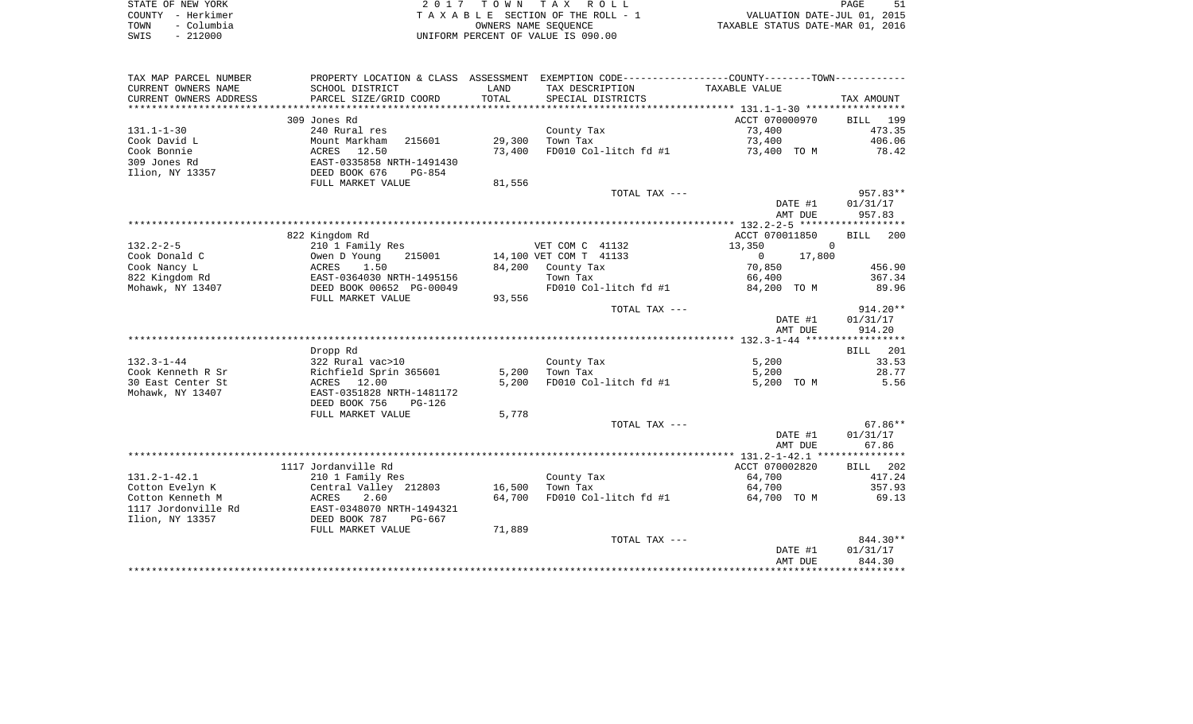STATE OF NEW YORK
COUNTY - Herkimer
TOWN - Columbia
SWIS - 212000

2 0 1 7 T O W N T A X R O L L
T A X A B L E SECTION OF THE ROLL - 1
OWNERS NAME SEQUENCE
UNIFORM PERCENT OF VALUE IS 090.00

VALUATION DATE-JUL 01, 2015
TAXABLE STATUS DATE-MAR 01, 2016

| TAX MAP PARCEL NUMBER / CURRENT OWNERS NAME / CURRENT OWNERS ADDRESS | PROPERTY LOCATION & CLASS / SCHOOL DISTRICT / PARCEL SIZE/GRID COORD | ASSESSMENT LAND / TOTAL | EXEMPTION CODE / TAX DESCRIPTION / SPECIAL DISTRICTS | COUNTY TAXABLE VALUE | TOWN TAXABLE VALUE | TAX AMOUNT |
|---|---|---|---|---|---|---|
| | 309 Jones Rd | | | ACCT 070000970 | | BILL 199 |
| 131.1-1-30 | 240 Rural res | | County Tax | 73,400 | | 473.35 |
| Cook David L | Mount Markham 215601 | 29,300 | Town Tax | 73,400 | | 406.06 |
| Cook Bonnie | ACRES 12.50 | 73,400 | FD010 Col-litch fd #1 | 73,400 TO M | | 78.42 |
| 309 Jones Rd | EAST-0335858 NRTH-1491430 | | | | | |
| Ilion, NY 13357 | DEED BOOK 676 PG-854 | | | | | |
| | FULL MARKET VALUE | 81,556 | | | | |
| | | | TOTAL TAX --- | | | 957.83** |
| | | | | | DATE #1 | 01/31/17 |
| | | | | | AMT DUE | 957.83 |
| | 822 Kingdom Rd | | | ACCT 070011850 | | BILL 200 |
| 132.2-2-5 | 210 1 Family Res | | VET COM C 41132 | 13,350 | 0 | |
| Cook Donald C | Owen D Young 215001 | 14,100 | VET COM T 41133 | 0 | 17,800 | |
| Cook Nancy L | ACRES 1.50 | 84,200 | County Tax | 70,850 | | 456.90 |
| 822 Kingdom Rd | EAST-0364030 NRTH-1495156 | | Town Tax | 66,400 | | 367.34 |
| Mohawk, NY 13407 | DEED BOOK 00652 PG-00049 | | FD010 Col-litch fd #1 | 84,200 TO M | | 89.96 |
| | FULL MARKET VALUE | 93,556 | | | | |
| | | | TOTAL TAX --- | | | 914.20** |
| | | | | | DATE #1 | 01/31/17 |
| | | | | | AMT DUE | 914.20 |
| | Dropp Rd | | | | | BILL 201 |
| 132.3-1-44 | 322 Rural vac>10 | | County Tax | 5,200 | | 33.53 |
| Cook Kenneth R Sr | Richfield Sprin 365601 | 5,200 | Town Tax | 5,200 | | 28.77 |
| 30 East Center St | ACRES 12.00 | 5,200 | FD010 Col-litch fd #1 | 5,200 TO M | | 5.56 |
| Mohawk, NY 13407 | EAST-0351828 NRTH-1481172 | | | | | |
| | DEED BOOK 756 PG-126 | | | | | |
| | FULL MARKET VALUE | 5,778 | | | | |
| | | | TOTAL TAX --- | | | 67.86** |
| | | | | | DATE #1 | 01/31/17 |
| | | | | | AMT DUE | 67.86 |
| | 1117 Jordanville Rd | | | ACCT 070002820 | | BILL 202 |
| 131.2-1-42.1 | 210 1 Family Res | | County Tax | 64,700 | | 417.24 |
| Cotton Evelyn K | Central Valley 212803 | 16,500 | Town Tax | 64,700 | | 357.93 |
| Cotton Kenneth M | ACRES 2.60 | 64,700 | FD010 Col-litch fd #1 | 64,700 TO M | | 69.13 |
| 1117 Jordonville Rd | EAST-0348070 NRTH-1494321 | | | | | |
| Ilion, NY 13357 | DEED BOOK 787 PG-667 | | | | | |
| | FULL MARKET VALUE | 71,889 | | | | |
| | | | TOTAL TAX --- | | | 844.30** |
| | | | | | DATE #1 | 01/31/17 |
| | | | | | AMT DUE | 844.30 |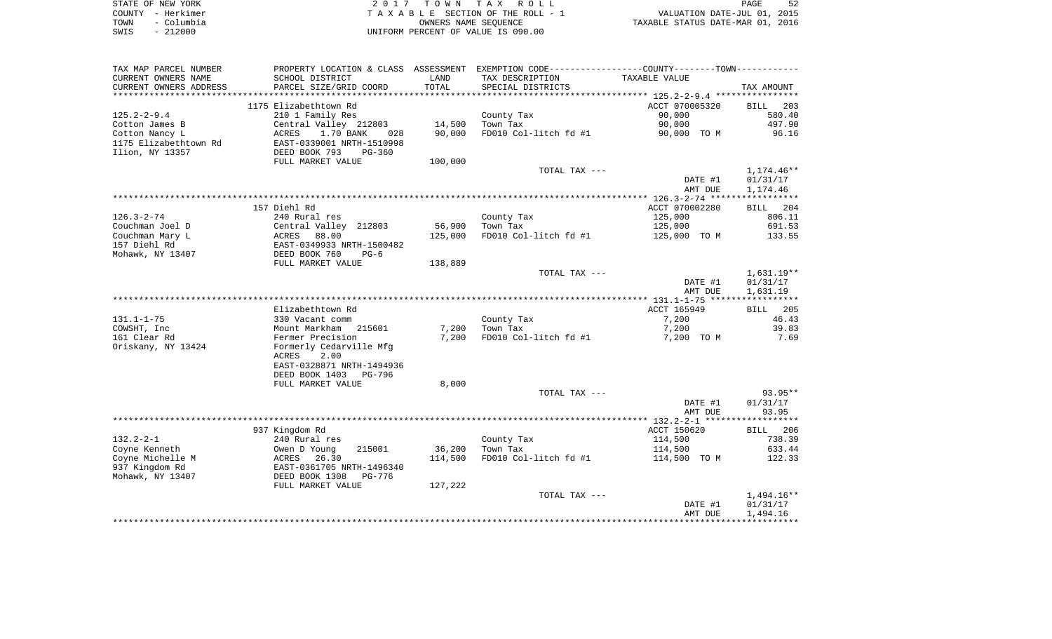STATE OF NEW YORK
COUNTY - Herkimer
TOWN - Columbia
SWIS - 212000

2017 TOWN TAX ROLL
TAXABLE SECTION OF THE ROLL - 1
OWNERS NAME SEQUENCE
UNIFORM PERCENT OF VALUE IS 090.00

VALUATION DATE-JUL 01, 2015
TAXABLE STATUS DATE-MAR 01, 2016

| TAX MAP PARCEL NUMBER / CURRENT OWNERS NAME / CURRENT OWNERS ADDRESS | PROPERTY LOCATION & CLASS / SCHOOL DISTRICT / PARCEL SIZE/GRID COORD | ASSESSMENT LAND | TOTAL | EXEMPTION CODE / TAX DESCRIPTION / SPECIAL DISTRICTS | TAXABLE VALUE | TAX AMOUNT |
|---|---|---|---|---|---|---|
| | 1175 Elizabethtown Rd | | | | ACCT 070005320 | BILL 203 |
| 125.2-2-9.4 | 210 1 Family Res | | | County Tax | 90,000 | 580.40 |
| Cotton James B | Central Valley 212803 | 14,500 | | Town Tax | 90,000 | 497.90 |
| Cotton Nancy L | ACRES 1.70 BANK 028 | | 90,000 | FD010 Col-litch fd #1 | 90,000 TO M | 96.16 |
| 1175 Elizabethtown Rd | EAST-0339001 NRTH-1510998 | | | | | |
| Ilion, NY 13357 | DEED BOOK 793 PG-360 | | | | | |
| | FULL MARKET VALUE | | 100,000 | | | |
| | | | | TOTAL TAX --- | | 1,174.46** |
| | | | | | DATE #1 | 01/31/17 |
| | | | | | AMT DUE | 1,174.46 |
| | 157 Diehl Rd | | | | ACCT 070002280 | BILL 204 |
| 126.3-2-74 | 240 Rural res | | | County Tax | 125,000 | 806.11 |
| Couchman Joel D | Central Valley 212803 | 56,900 | | Town Tax | 125,000 | 691.53 |
| Couchman Mary L | ACRES 88.00 | | 125,000 | FD010 Col-litch fd #1 | 125,000 TO M | 133.55 |
| 157 Diehl Rd | EAST-0349933 NRTH-1500482 | | | | | |
| Mohawk, NY 13407 | DEED BOOK 760 PG-6 | | | | | |
| | FULL MARKET VALUE | | 138,889 | | | |
| | | | | TOTAL TAX --- | | 1,631.19** |
| | | | | | DATE #1 | 01/31/17 |
| | | | | | AMT DUE | 1,631.19 |
| | Elizabethtown Rd | | | | ACCT 165949 | BILL 205 |
| 131.1-1-75 | 330 Vacant comm | | | County Tax | 7,200 | 46.43 |
| COWSHT, Inc | Mount Markham 215601 | 7,200 | | Town Tax | 7,200 | 39.83 |
| 161 Clear Rd | Fermer Precision | | 7,200 | FD010 Col-litch fd #1 | 7,200 TO M | 7.69 |
| Oriskany, NY 13424 | Formerly Cedarville Mfg | | | | | |
| | ACRES 2.00 | | | | | |
| | EAST-0328871 NRTH-1494936 | | | | | |
| | DEED BOOK 1403 PG-796 | | | | | |
| | FULL MARKET VALUE | | 8,000 | | | |
| | | | | TOTAL TAX --- | | 93.95** |
| | | | | | DATE #1 | 01/31/17 |
| | | | | | AMT DUE | 93.95 |
| | 937 Kingdom Rd | | | | ACCT 150620 | BILL 206 |
| 132.2-2-1 | 240 Rural res | | | County Tax | 114,500 | 738.39 |
| Coyne Kenneth | Owen D Young 215001 | 36,200 | | Town Tax | 114,500 | 633.44 |
| Coyne Michelle M | ACRES 26.30 | | 114,500 | FD010 Col-litch fd #1 | 114,500 TO M | 122.33 |
| 937 Kingdom Rd | EAST-0361705 NRTH-1496340 | | | | | |
| Mohawk, NY 13407 | DEED BOOK 1308 PG-776 | | | | | |
| | FULL MARKET VALUE | | 127,222 | | | |
| | | | | TOTAL TAX --- | | 1,494.16** |
| | | | | | DATE #1 | 01/31/17 |
| | | | | | AMT DUE | 1,494.16 |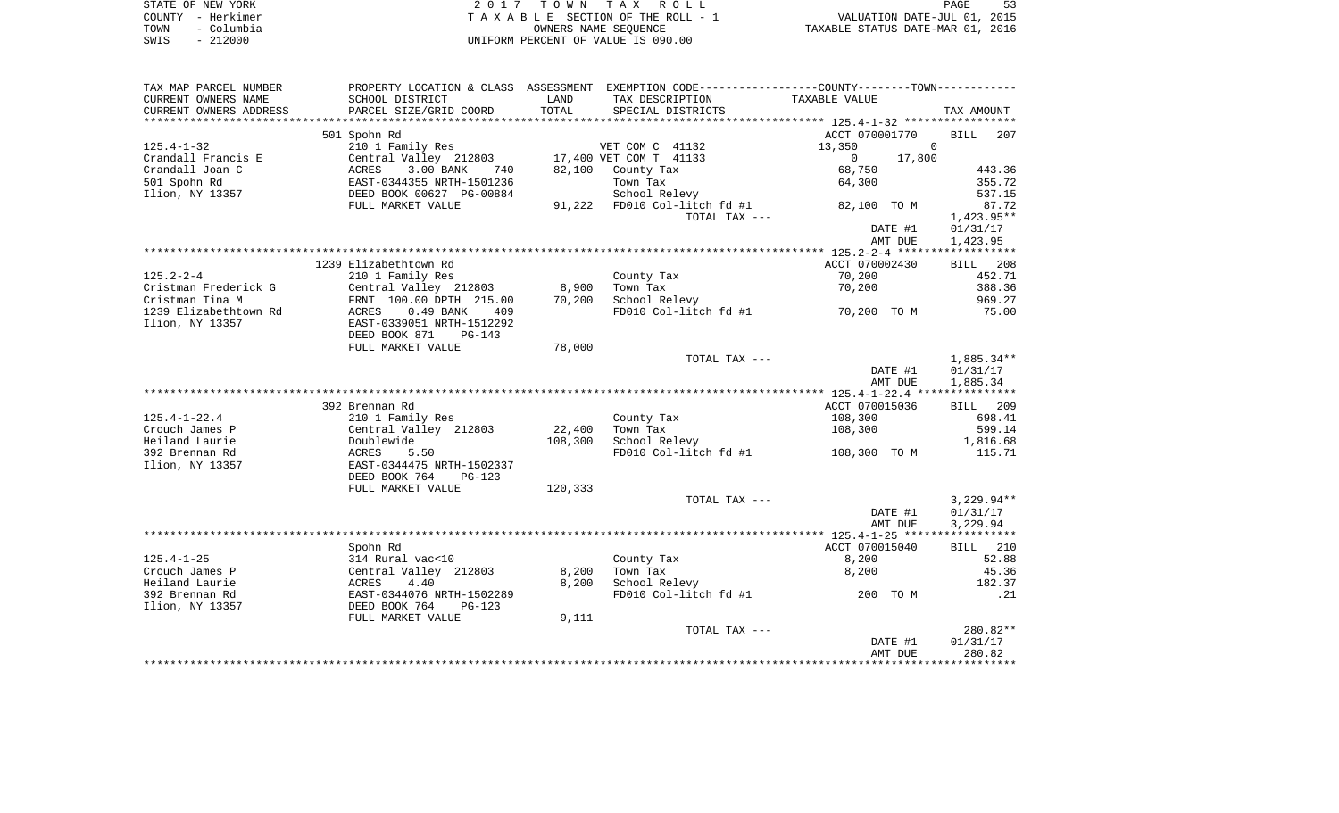STATE OF NEW YORK
COUNTY - Herkimer
TOWN - Columbia
SWIS - 212000

2 0 1 7 T O W N T A X R O L L
T A X A B L E SECTION OF THE ROLL - 1
OWNERS NAME SEQUENCE
UNIFORM PERCENT OF VALUE IS 090.00

VALUATION DATE-JUL 01, 2015
TAXABLE STATUS DATE-MAR 01, 2016

| TAX MAP PARCEL NUMBER<br>CURRENT OWNERS NAME<br>CURRENT OWNERS ADDRESS | PROPERTY LOCATION & CLASS<br>SCHOOL DISTRICT<br>PARCEL SIZE/GRID COORD | ASSESSMENT<br>LAND<br>TOTAL | EXEMPTION CODE-----------------COUNTY--------TOWN-----------<br>TAX DESCRIPTION<br>SPECIAL DISTRICTS | TAXABLE VALUE | TAX AMOUNT |
|---|---|---|---|---|---|
| ******* 125.4-1-32 ******* | | | | | |
| | 501 Spohn Rd | | | ACCT 070001770 | BILL 207 |
| 125.4-1-32 | 210 1 Family Res | | VET COM C 41132 | 13,350 0 | |
| Crandall Francis E | Central Valley 212803 | 17,400 | VET COM T 41133 | 0 17,800 | |
| Crandall Joan C | ACRES 3.00 BANK 740 | 82,100 | County Tax | 68,750 | 443.36 |
| 501 Spohn Rd | EAST-0344355 NRTH-1501236 | | Town Tax | 64,300 | 355.72 |
| Ilion, NY 13357 | DEED BOOK 00627 PG-00884 | | School Relevy | | 537.15 |
| | FULL MARKET VALUE | 91,222 | FD010 Col-litch fd #1 | 82,100 TO M | 87.72 |
| | | | TOTAL TAX --- | | 1,423.95** |
| | | | | DATE #1 | 01/31/17 |
| | | | | AMT DUE | 1,423.95 |
| ******* 125.2-2-4 ******* | | | | | |
| | 1239 Elizabethtown Rd | | | ACCT 070002430 | BILL 208 |
| 125.2-2-4 | 210 1 Family Res | | County Tax | 70,200 | 452.71 |
| Cristman Frederick G | Central Valley 212803 | 8,900 | Town Tax | 70,200 | 388.36 |
| Cristman Tina M | FRNT 100.00 DPTH 215.00 | 70,200 | School Relevy | | 969.27 |
| 1239 Elizabethtown Rd | ACRES 0.49 BANK 409 | | FD010 Col-litch fd #1 | 70,200 TO M | 75.00 |
| Ilion, NY 13357 | EAST-0339051 NRTH-1512292 | | | | |
| | DEED BOOK 871 PG-143 | | | | |
| | FULL MARKET VALUE | 78,000 | | | |
| | | | TOTAL TAX --- | | 1,885.34** |
| | | | | DATE #1 | 01/31/17 |
| | | | | AMT DUE | 1,885.34 |
| ******* 125.4-1-22.4 ******* | | | | | |
| | 392 Brennan Rd | | | ACCT 070015036 | BILL 209 |
| 125.4-1-22.4 | 210 1 Family Res | | County Tax | 108,300 | 698.41 |
| Crouch James P | Central Valley 212803 | 22,400 | Town Tax | 108,300 | 599.14 |
| Heiland Laurie | Doublewide | 108,300 | School Relevy | | 1,816.68 |
| 392 Brennan Rd | ACRES 5.50 | | FD010 Col-litch fd #1 | 108,300 TO M | 115.71 |
| Ilion, NY 13357 | EAST-0344475 NRTH-1502337 | | | | |
| | DEED BOOK 764 PG-123 | | | | |
| | FULL MARKET VALUE | 120,333 | | | |
| | | | TOTAL TAX --- | | 3,229.94** |
| | | | | DATE #1 | 01/31/17 |
| | | | | AMT DUE | 3,229.94 |
| ******* 125.4-1-25 ******* | | | | | |
| | Spohn Rd | | | ACCT 070015040 | BILL 210 |
| 125.4-1-25 | 314 Rural vac<10 | | County Tax | 8,200 | 52.88 |
| Crouch James P | Central Valley 212803 | 8,200 | Town Tax | 8,200 | 45.36 |
| Heiland Laurie | ACRES 4.40 | 8,200 | School Relevy | | 182.37 |
| 392 Brennan Rd | EAST-0344076 NRTH-1502289 | | FD010 Col-litch fd #1 | 200 TO M | .21 |
| Ilion, NY 13357 | DEED BOOK 764 PG-123 | | | | |
| | FULL MARKET VALUE | 9,111 | | | |
| | | | TOTAL TAX --- | | 280.82** |
| | | | | DATE #1 | 01/31/17 |
| | | | | AMT DUE | 280.82 |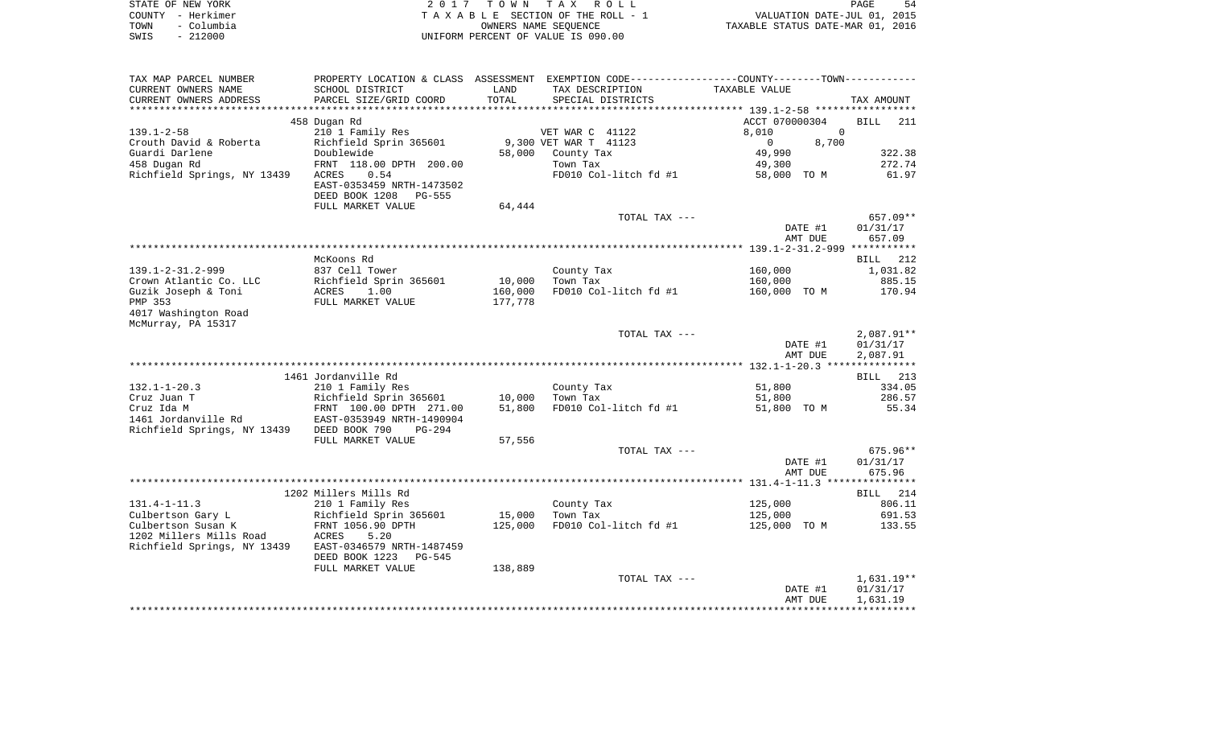STATE OF NEW YORK
COUNTY - Herkimer
TOWN - Columbia
SWIS - 212000

2 0 1 7 T O W N T A X R O L L
T A X A B L E SECTION OF THE ROLL - 1
OWNERS NAME SEQUENCE
UNIFORM PERCENT OF VALUE IS 090.00

VALUATION DATE-JUL 01, 2015
TAXABLE STATUS DATE-MAR 01, 2016

| TAX MAP PARCEL NUMBER / CURRENT OWNERS NAME / CURRENT OWNERS ADDRESS | PROPERTY LOCATION & CLASS / SCHOOL DISTRICT / PARCEL SIZE/GRID COORD | ASSESSMENT LAND / TOTAL | EXEMPTION CODE / TAX DESCRIPTION / SPECIAL DISTRICTS | COUNTY / TOWN TAXABLE VALUE | TAX AMOUNT |
|---|---|---|---|---|---|
| **139.1-2-58** | 458 Dugan Rd | | | ACCT 070000304 | BILL 211 |
| 139.1-2-58 | 210 1 Family Res | | VET WAR C 41122 | 8,010 0 | |
| Crouth David & Roberta | Richfield Sprin 365601 | 9,300 | VET WAR T 41123 | 0 8,700 | |
| Guardi Darlene | Doublewide | 58,000 | County Tax | 49,990 | 322.38 |
| 458 Dugan Rd | FRNT 118.00 DPTH 200.00 | | Town Tax | 49,300 | 272.74 |
| Richfield Springs, NY 13439 | ACRES 0.54 | | FD010 Col-litch fd #1 | 58,000 TO M | 61.97 |
| | EAST-0353459 NRTH-1473502 | | | | |
| | DEED BOOK 1208 PG-555 | | | | |
| | FULL MARKET VALUE | 64,444 | | | |
| | | | TOTAL TAX --- | | 657.09** |
| | | | | DATE #1 | 01/31/17 |
| | | | | AMT DUE | 657.09 |
| **139.1-2-31.2-999** | McKoons Rd | | | | BILL 212 |
| 139.1-2-31.2-999 | 837 Cell Tower | | County Tax | 160,000 | 1,031.82 |
| Crown Atlantic Co. LLC | Richfield Sprin 365601 | 10,000 | Town Tax | 160,000 | 885.15 |
| Guzik Joseph & Toni | ACRES 1.00 | 160,000 | FD010 Col-litch fd #1 | 160,000 TO M | 170.94 |
| PMP 353 | FULL MARKET VALUE | 177,778 | | | |
| 4017 Washington Road | | | | | |
| McMurray, PA 15317 | | | | | |
| | | | TOTAL TAX --- | | 2,087.91** |
| | | | | DATE #1 | 01/31/17 |
| | | | | AMT DUE | 2,087.91 |
| **132.1-1-20.3** | 1461 Jordanville Rd | | | | BILL 213 |
| 132.1-1-20.3 | 210 1 Family Res | | County Tax | 51,800 | 334.05 |
| Cruz Juan T | Richfield Sprin 365601 | 10,000 | Town Tax | 51,800 | 286.57 |
| Cruz Ida M | FRNT 100.00 DPTH 271.00 | 51,800 | FD010 Col-litch fd #1 | 51,800 TO M | 55.34 |
| 1461 Jordanville Rd | EAST-0353949 NRTH-1490904 | | | | |
| Richfield Springs, NY 13439 | DEED BOOK 790 PG-294 | | | | |
| | FULL MARKET VALUE | 57,556 | | | |
| | | | TOTAL TAX --- | | 675.96** |
| | | | | DATE #1 | 01/31/17 |
| | | | | AMT DUE | 675.96 |
| **131.4-1-11.3** | 1202 Millers Mills Rd | | | | BILL 214 |
| 131.4-1-11.3 | 210 1 Family Res | | County Tax | 125,000 | 806.11 |
| Culbertson Gary L | Richfield Sprin 365601 | 15,000 | Town Tax | 125,000 | 691.53 |
| Culbertson Susan K | FRNT 1056.90 DPTH | 125,000 | FD010 Col-litch fd #1 | 125,000 TO M | 133.55 |
| 1202 Millers Mills Road | ACRES 5.20 | | | | |
| Richfield Springs, NY 13439 | EAST-0346579 NRTH-1487459 | | | | |
| | DEED BOOK 1223 PG-545 | | | | |
| | FULL MARKET VALUE | 138,889 | | | |
| | | | TOTAL TAX --- | | 1,631.19** |
| | | | | DATE #1 | 01/31/17 |
| | | | | AMT DUE | 1,631.19 |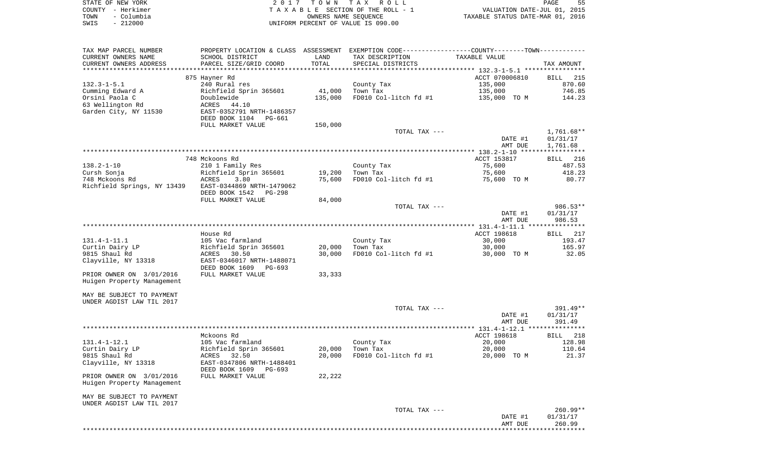STATE OF NEW YORK
COUNTY - Herkimer
TOWN - Columbia
SWIS - 212000

2017 TOWN TAX ROLL
TAXABLE SECTION OF THE ROLL - 1
OWNERS NAME SEQUENCE
UNIFORM PERCENT OF VALUE IS 090.00

VALUATION DATE-JUL 01, 2015
TAXABLE STATUS DATE-MAR 01, 2016

| TAX MAP PARCEL NUMBER / CURRENT OWNERS NAME / CURRENT OWNERS ADDRESS | PROPERTY LOCATION & CLASS / SCHOOL DISTRICT / PARCEL SIZE/GRID COORD | ASSESSMENT LAND / TOTAL | EXEMPTION CODE / TAX DESCRIPTION / SPECIAL DISTRICTS | COUNTY--------TOWN / TAXABLE VALUE | TAX AMOUNT |
|---|---|---|---|---|---|
| | 875 Hayner Rd | | | ACCT 070006810 | BILL 215 |
| 132.3-1-5.1 | 240 Rural res | | County Tax | 135,000 | 870.60 |
| Cumming Edward A | Richfield Sprin 365601 | 41,000 | Town Tax | 135,000 | 746.85 |
| Orsini Paola C | Doublewide | 135,000 | FD010 Col-litch fd #1 | 135,000 TO M | 144.23 |
| 63 Wellington Rd | ACRES 44.10 | | | | |
| Garden City, NY 11530 | EAST-0352791 NRTH-1486357 | | | | |
| | DEED BOOK 1104 PG-661 | | | | |
| | FULL MARKET VALUE | 150,000 | | | |
| | | | TOTAL TAX --- | | 1,761.68** |
| | | | | DATE #1 | 01/31/17 |
| | | | | AMT DUE | 1,761.68 |
| | 748 Mckoons Rd | | | ACCT 153817 | BILL 216 |
| 138.2-1-10 | 210 1 Family Res | | County Tax | 75,600 | 487.53 |
| Cursh Sonja | Richfield Sprin 365601 | 19,200 | Town Tax | 75,600 | 418.23 |
| 748 Mckoons Rd | ACRES 3.80 | 75,600 | FD010 Col-litch fd #1 | 75,600 TO M | 80.77 |
| Richfield Springs, NY 13439 | EAST-0344869 NRTH-1479062 | | | | |
| | DEED BOOK 1542 PG-298 | | | | |
| | FULL MARKET VALUE | 84,000 | | | |
| | | | TOTAL TAX --- | | 986.53** |
| | | | | DATE #1 | 01/31/17 |
| | | | | AMT DUE | 986.53 |
| | House Rd | | | ACCT 198618 | BILL 217 |
| 131.4-1-11.1 | 105 Vac farmland | | County Tax | 30,000 | 193.47 |
| Curtin Dairy LP | Richfield Sprin 365601 | 20,000 | Town Tax | 30,000 | 165.97 |
| 9815 Shaul Rd | ACRES 30.50 | 30,000 | FD010 Col-litch fd #1 | 30,000 TO M | 32.05 |
| Clayville, NY 13318 | EAST-0346017 NRTH-1488071 | | | | |
| | DEED BOOK 1609 PG-693 | | | | |
| PRIOR OWNER ON 3/01/2016 | FULL MARKET VALUE | 33,333 | | | |
| Huigen Property Management | | | | | |
| MAY BE SUBJECT TO PAYMENT | | | | | |
| UNDER AGDIST LAW TIL 2017 | | | | | |
| | | | TOTAL TAX --- | | 391.49** |
| | | | | DATE #1 | 01/31/17 |
| | | | | AMT DUE | 391.49 |
| | Mckoons Rd | | | ACCT 198618 | BILL 218 |
| 131.4-1-12.1 | 105 Vac farmland | | County Tax | 20,000 | 128.98 |
| Curtin Dairy LP | Richfield Sprin 365601 | 20,000 | Town Tax | 20,000 | 110.64 |
| 9815 Shaul Rd | ACRES 32.50 | 20,000 | FD010 Col-litch fd #1 | 20,000 TO M | 21.37 |
| Clayville, NY 13318 | EAST-0347806 NRTH-1488401 | | | | |
| | DEED BOOK 1609 PG-693 | | | | |
| PRIOR OWNER ON 3/01/2016 | FULL MARKET VALUE | 22,222 | | | |
| Huigen Property Management | | | | | |
| MAY BE SUBJECT TO PAYMENT | | | | | |
| UNDER AGDIST LAW TIL 2017 | | | | | |
| | | | TOTAL TAX --- | | 260.99** |
| | | | | DATE #1 | 01/31/17 |
| | | | | AMT DUE | 260.99 |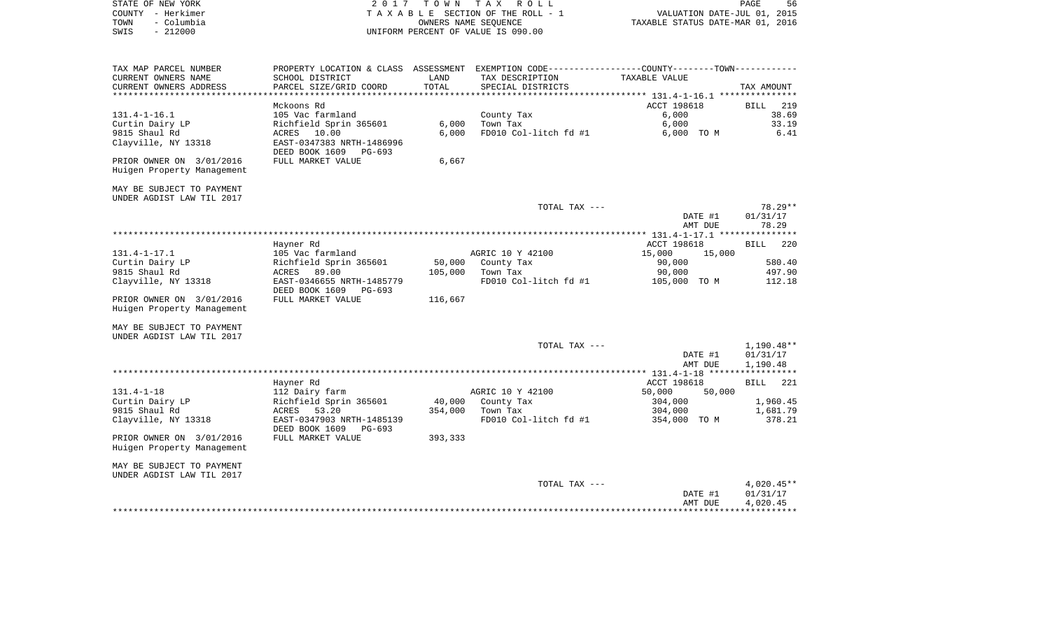STATE OF NEW YORK
COUNTY - Herkimer
TOWN - Columbia
SWIS - 212000

2017 TOWN TAX ROLL
TAXABLE SECTION OF THE ROLL - 1
OWNERS NAME SEQUENCE
UNIFORM PERCENT OF VALUE IS 090.00

VALUATION DATE-JUL 01, 2015
TAXABLE STATUS DATE-MAR 01, 2016

| TAX MAP PARCEL NUMBER / CURRENT OWNERS NAME / CURRENT OWNERS ADDRESS | PROPERTY LOCATION & CLASS / SCHOOL DISTRICT / PARCEL SIZE/GRID COORD | ASSESSMENT LAND / TOTAL | EXEMPTION CODE / TAX DESCRIPTION / SPECIAL DISTRICTS | COUNTY / TOWN TAXABLE VALUE | TAX AMOUNT |
|---|---|---|---|---|---|
| 131.4-1-16.1 | Mckoons Rd | | | ACCT 198618 | BILL 219 |
| 131.4-1-16.1 | 105 Vac farmland | | County Tax | 6,000 | 38.69 |
| Curtin Dairy LP | Richfield Sprin 365601 | 6,000 | Town Tax | 6,000 | 33.19 |
| 9815 Shaul Rd | ACRES 10.00 | 6,000 | FD010 Col-litch fd #1 | 6,000 TO M | 6.41 |
| Clayville, NY 13318 | EAST-0347383 NRTH-1486996 | | | | |
| | DEED BOOK 1609 PG-693 | | | | |
| PRIOR OWNER ON 3/01/2016 | FULL MARKET VALUE | 6,667 | | | |
| Huigen Property Management | | | | | |
| MAY BE SUBJECT TO PAYMENT UNDER AGDIST LAW TIL 2017 | | | | | |
| | | | TOTAL TAX --- | | 78.29** |
| | | | | DATE #1 | 01/31/17 |
| | | | | AMT DUE | 78.29 |
| 131.4-1-17.1 | Hayner Rd | | | ACCT 198618 | BILL 220 |
| 131.4-1-17.1 | 105 Vac farmland | | AGRIC 10 Y 42100 | 15,000 15,000 | |
| Curtin Dairy LP | Richfield Sprin 365601 | 50,000 | County Tax | 90,000 | 580.40 |
| 9815 Shaul Rd | ACRES 89.00 | 105,000 | Town Tax | 90,000 | 497.90 |
| Clayville, NY 13318 | EAST-0346655 NRTH-1485779 | | FD010 Col-litch fd #1 | 105,000 TO M | 112.18 |
| | DEED BOOK 1609 PG-693 | | | | |
| PRIOR OWNER ON 3/01/2016 | FULL MARKET VALUE | 116,667 | | | |
| Huigen Property Management | | | | | |
| MAY BE SUBJECT TO PAYMENT UNDER AGDIST LAW TIL 2017 | | | | | |
| | | | TOTAL TAX --- | | 1,190.48** |
| | | | | DATE #1 | 01/31/17 |
| | | | | AMT DUE | 1,190.48 |
| 131.4-1-18 | Hayner Rd | | | ACCT 198618 | BILL 221 |
| 131.4-1-18 | 112 Dairy farm | | AGRIC 10 Y 42100 | 50,000 50,000 | |
| Curtin Dairy LP | Richfield Sprin 365601 | 40,000 | County Tax | 304,000 | 1,960.45 |
| 9815 Shaul Rd | ACRES 53.20 | 354,000 | Town Tax | 304,000 | 1,681.79 |
| Clayville, NY 13318 | EAST-0347903 NRTH-1485139 | | FD010 Col-litch fd #1 | 354,000 TO M | 378.21 |
| | DEED BOOK 1609 PG-693 | | | | |
| PRIOR OWNER ON 3/01/2016 | FULL MARKET VALUE | 393,333 | | | |
| Huigen Property Management | | | | | |
| MAY BE SUBJECT TO PAYMENT UNDER AGDIST LAW TIL 2017 | | | | | |
| | | | TOTAL TAX --- | | 4,020.45** |
| | | | | DATE #1 | 01/31/17 |
| | | | | AMT DUE | 4,020.45 |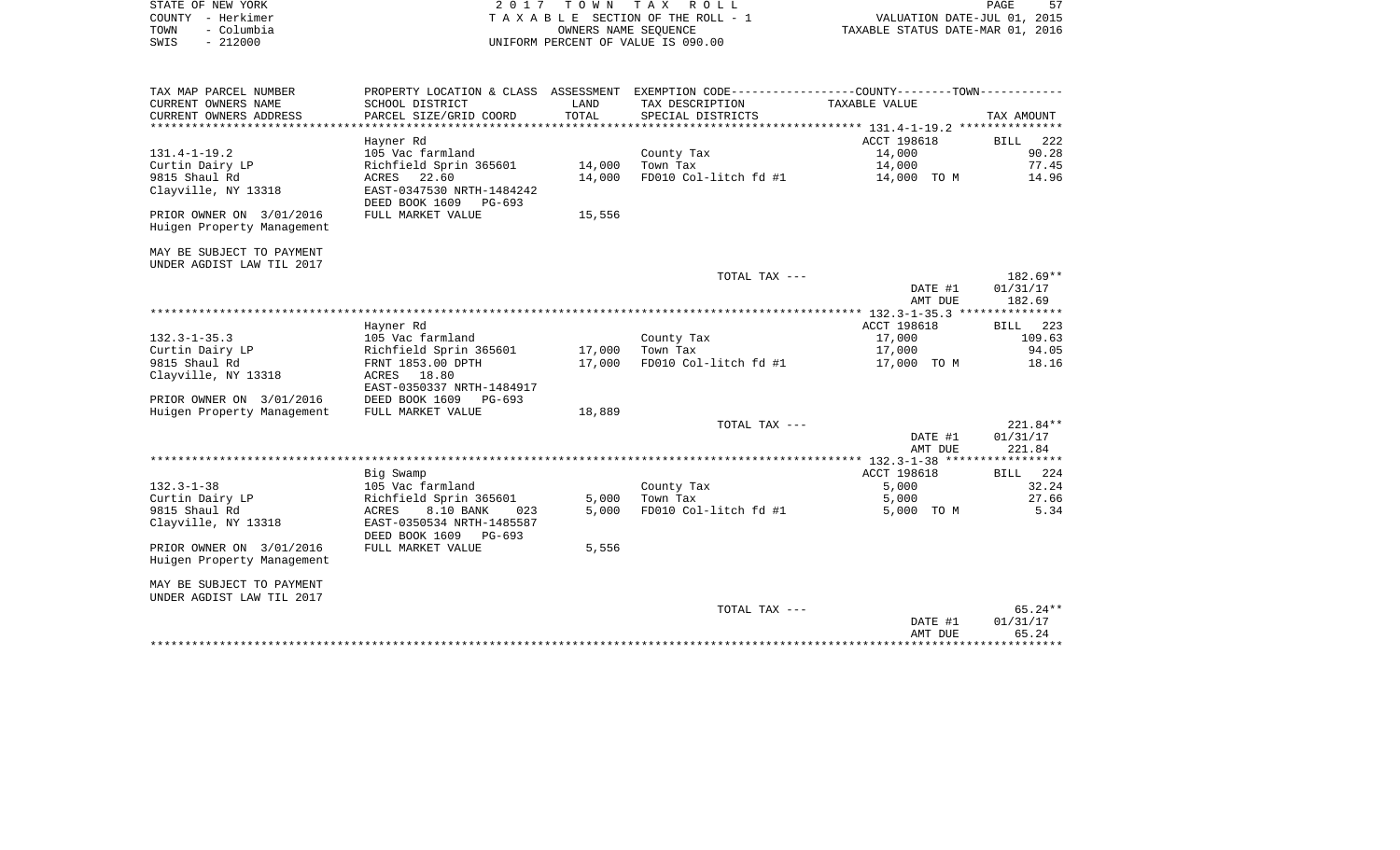STATE OF NEW YORK — 2017 TOWN TAX ROLL
COUNTY - Herkimer — TAXABLE SECTION OF THE ROLL - 1 — VALUATION DATE-JUL 01, 2015
TOWN - Columbia — OWNERS NAME SEQUENCE — TAXABLE STATUS DATE-MAR 01, 2016
SWIS - 212000 — UNIFORM PERCENT OF VALUE IS 090.00

| TAX MAP PARCEL NUMBER / CURRENT OWNERS NAME / CURRENT OWNERS ADDRESS | PROPERTY LOCATION & CLASS / SCHOOL DISTRICT / PARCEL SIZE/GRID COORD | ASSESSMENT LAND / TOTAL | EXEMPTION CODE / TAX DESCRIPTION / SPECIAL DISTRICTS | COUNTY--------TOWN / TAXABLE VALUE | TAX AMOUNT |
|---|---|---|---|---|---|
| | Hayner Rd | | | ACCT 198618 | BILL 222 |
| 131.4-1-19.2 | 105 Vac farmland | | County Tax | 14,000 | 90.28 |
| Curtin Dairy LP | Richfield Sprin 365601 | 14,000 | Town Tax | 14,000 | 77.45 |
| 9815 Shaul Rd | ACRES 22.60 | 14,000 | FD010 Col-litch fd #1 | 14,000 TO M | 14.96 |
| Clayville, NY 13318 | EAST-0347530 NRTH-1484242 | | | | |
| | DEED BOOK 1609 PG-693 | | | | |
| PRIOR OWNER ON 3/01/2016 | FULL MARKET VALUE | 15,556 | | | |
| Huigen Property Management | | | | | |
| MAY BE SUBJECT TO PAYMENT | | | | | |
| UNDER AGDIST LAW TIL 2017 | | | | | |
| | | | TOTAL TAX --- | | 182.69** |
| | | | | DATE #1 | 01/31/17 |
| | | | | AMT DUE | 182.69 |
| | Hayner Rd | | | ACCT 198618 | BILL 223 |
| 132.3-1-35.3 | 105 Vac farmland | | County Tax | 17,000 | 109.63 |
| Curtin Dairy LP | Richfield Sprin 365601 | 17,000 | Town Tax | 17,000 | 94.05 |
| 9815 Shaul Rd | FRNT 1853.00 DPTH | 17,000 | FD010 Col-litch fd #1 | 17,000 TO M | 18.16 |
| Clayville, NY 13318 | ACRES 18.80 | | | | |
| | EAST-0350337 NRTH-1484917 | | | | |
| PRIOR OWNER ON 3/01/2016 | DEED BOOK 1609 PG-693 | | | | |
| Huigen Property Management | FULL MARKET VALUE | 18,889 | | | |
| | | | TOTAL TAX --- | | 221.84** |
| | | | | DATE #1 | 01/31/17 |
| | | | | AMT DUE | 221.84 |
| | Big Swamp | | | ACCT 198618 | BILL 224 |
| 132.3-1-38 | 105 Vac farmland | | County Tax | 5,000 | 32.24 |
| Curtin Dairy LP | Richfield Sprin 365601 | 5,000 | Town Tax | 5,000 | 27.66 |
| 9815 Shaul Rd | ACRES 8.10 BANK 023 | 5,000 | FD010 Col-litch fd #1 | 5,000 TO M | 5.34 |
| Clayville, NY 13318 | EAST-0350534 NRTH-1485587 | | | | |
| | DEED BOOK 1609 PG-693 | | | | |
| PRIOR OWNER ON 3/01/2016 | FULL MARKET VALUE | 5,556 | | | |
| Huigen Property Management | | | | | |
| MAY BE SUBJECT TO PAYMENT | | | | | |
| UNDER AGDIST LAW TIL 2017 | | | | | |
| | | | TOTAL TAX --- | | 65.24** |
| | | | | DATE #1 | 01/31/17 |
| | | | | AMT DUE | 65.24 |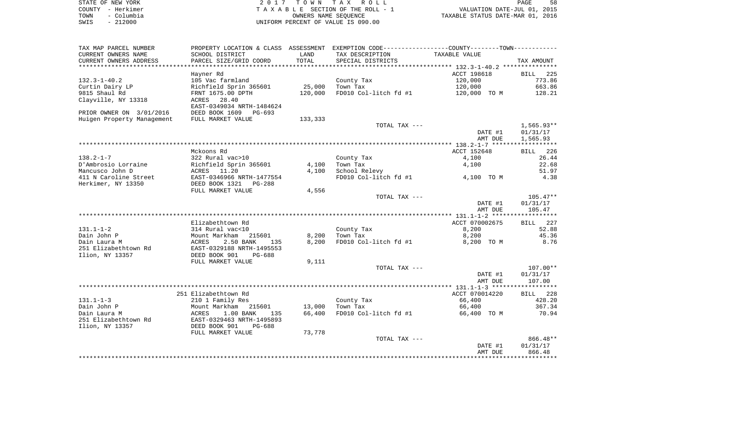STATE OF NEW YORK
COUNTY - Herkimer
TOWN - Columbia
SWIS - 212000

2017 TOWN TAX ROLL
TAXABLE SECTION OF THE ROLL - 1
OWNERS NAME SEQUENCE
UNIFORM PERCENT OF VALUE IS 090.00

VALUATION DATE-JUL 01, 2015
TAXABLE STATUS DATE-MAR 01, 2016

| TAX MAP PARCEL NUMBER / CURRENT OWNERS NAME / CURRENT OWNERS ADDRESS | PROPERTY LOCATION & CLASS / SCHOOL DISTRICT / PARCEL SIZE/GRID COORD | ASSESSMENT LAND | TOTAL | EXEMPTION CODE / TAX DESCRIPTION / SPECIAL DISTRICTS | TAXABLE VALUE | TAX AMOUNT |
|---|---|---|---|---|---|---|
| | Hayner Rd | | | | ACCT 198618 | BILL 225 |
| 132.3-1-40.2 | 105 Vac farmland | | | County Tax | 120,000 | 773.86 |
| Curtin Dairy LP | Richfield Sprin 365601 | 25,000 | | Town Tax | 120,000 | 663.86 |
| 9815 Shaul Rd | FRNT 1675.00 DPTH | | 120,000 | FD010 Col-litch fd #1 | 120,000 TO M | 128.21 |
| Clayville, NY 13318 | ACRES 28.40 | | | | | |
| | EAST-0349034 NRTH-1484624 | | | | | |
| PRIOR OWNER ON 3/01/2016 | DEED BOOK 1609 PG-693 | | | | | |
| Huigen Property Management | FULL MARKET VALUE | | 133,333 | | | |
| | | | | TOTAL TAX --- | | 1,565.93** |
| | | | | | DATE #1 | 01/31/17 |
| | | | | | AMT DUE | 1,565.93 |
| | Mckoons Rd | | | | ACCT 152648 | BILL 226 |
| 138.2-1-7 | 322 Rural vac>10 | | | County Tax | 4,100 | 26.44 |
| D'Ambrosio Lorraine | Richfield Sprin 365601 | 4,100 | | Town Tax | 4,100 | 22.68 |
| Mancusco John D | ACRES 11.20 | | 4,100 | School Relevy | | 51.97 |
| 411 N Caroline Street | EAST-0346966 NRTH-1477554 | | | FD010 Col-litch fd #1 | 4,100 TO M | 4.38 |
| Herkimer, NY 13350 | DEED BOOK 1321 PG-288 | | | | | |
| | FULL MARKET VALUE | | 4,556 | | | |
| | | | | TOTAL TAX --- | | 105.47** |
| | | | | | DATE #1 | 01/31/17 |
| | | | | | AMT DUE | 105.47 |
| | Elizabethtown Rd | | | | ACCT 070002675 | BILL 227 |
| 131.1-1-2 | 314 Rural vac<10 | | | County Tax | 8,200 | 52.88 |
| Dain John P | Mount Markham 215601 | 8,200 | | Town Tax | 8,200 | 45.36 |
| Dain Laura M | ACRES 2.50 BANK 135 | | 8,200 | FD010 Col-litch fd #1 | 8,200 TO M | 8.76 |
| 251 Elizabethtown Rd | EAST-0329188 NRTH-1495553 | | | | | |
| Ilion, NY 13357 | DEED BOOK 901 PG-688 | | | | | |
| | FULL MARKET VALUE | | 9,111 | | | |
| | | | | TOTAL TAX --- | | 107.00** |
| | | | | | DATE #1 | 01/31/17 |
| | | | | | AMT DUE | 107.00 |
| | 251 Elizabethtown Rd | | | | ACCT 070014220 | BILL 228 |
| 131.1-1-3 | 210 1 Family Res | | | County Tax | 66,400 | 428.20 |
| Dain John P | Mount Markham 215601 | 13,000 | | Town Tax | 66,400 | 367.34 |
| Dain Laura M | ACRES 1.00 BANK 135 | | 66,400 | FD010 Col-litch fd #1 | 66,400 TO M | 70.94 |
| 251 Elizabethtown Rd | EAST-0329463 NRTH-1495893 | | | | | |
| Ilion, NY 13357 | DEED BOOK 901 PG-688 | | | | | |
| | FULL MARKET VALUE | | 73,778 | | | |
| | | | | TOTAL TAX --- | | 866.48** |
| | | | | | DATE #1 | 01/31/17 |
| | | | | | AMT DUE | 866.48 |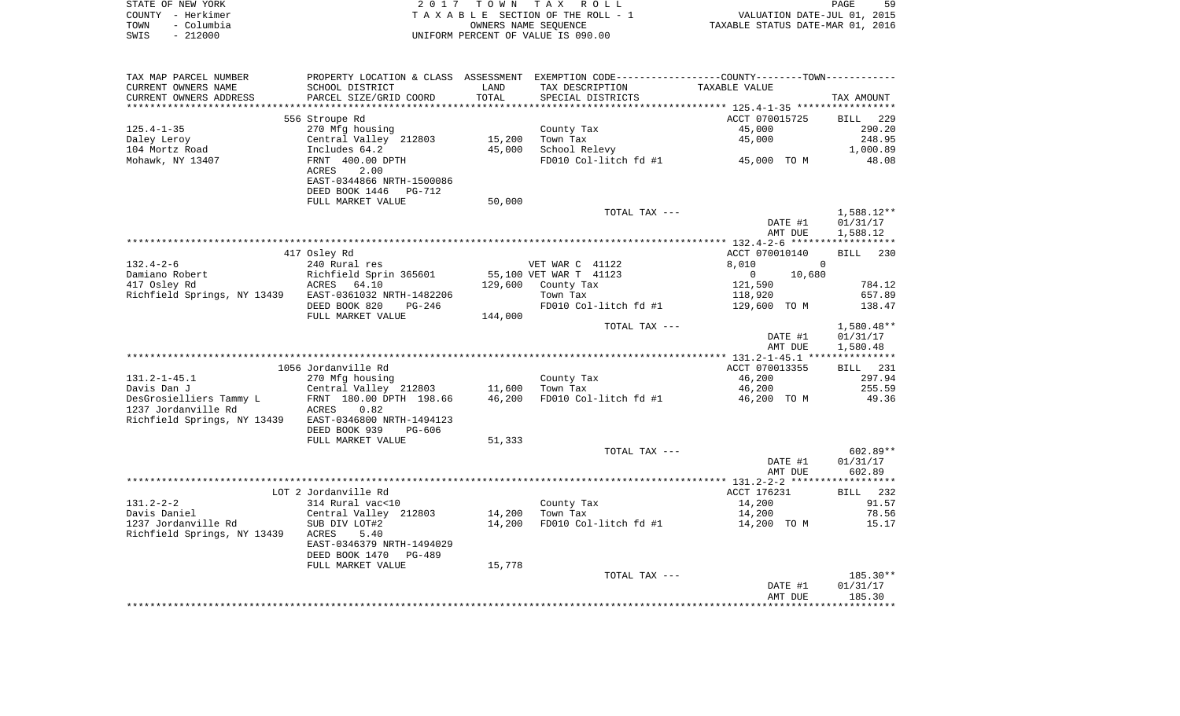STATE OF NEW YORK
COUNTY - Herkimer
TOWN - Columbia
SWIS - 212000

2 0 1 7 T O W N T A X R O L L
T A X A B L E SECTION OF THE ROLL - 1
OWNERS NAME SEQUENCE
UNIFORM PERCENT OF VALUE IS 090.00

VALUATION DATE-JUL 01, 2015
TAXABLE STATUS DATE-MAR 01, 2016

| TAX MAP PARCEL NUMBER / CURRENT OWNERS NAME / CURRENT OWNERS ADDRESS | PROPERTY LOCATION & CLASS / SCHOOL DISTRICT / PARCEL SIZE/GRID COORD | ASSESSMENT LAND | TOTAL | EXEMPTION CODE / TAX DESCRIPTION / SPECIAL DISTRICTS | COUNTY TAXABLE VALUE | TOWN | TAX AMOUNT |
|---|---|---|---|---|---|---|---|
| | 556 Stroupe Rd | | | | ACCT 070015725 | | BILL 229 |
| 125.4-1-35 | 270 Mfg housing | | | County Tax | 45,000 | | 290.20 |
| Daley Leroy | Central Valley 212803 | 15,200 | | Town Tax | 45,000 | | 248.95 |
| 104 Mortz Road | Includes 64.2 | | 45,000 | School Relevy | | | 1,000.89 |
| Mohawk, NY 13407 | FRNT 400.00 DPTH | | | FD010 Col-litch fd #1 | 45,000 TO M | | 48.08 |
| | ACRES 2.00 | | | | | | |
| | EAST-0344866 NRTH-1500086 | | | | | | |
| | DEED BOOK 1446 PG-712 | | | | | | |
| | FULL MARKET VALUE | | 50,000 | | | | |
| | | | | TOTAL TAX --- | | | 1,588.12** |
| | | | | | DATE #1 | | 01/31/17 |
| | | | | | AMT DUE | | 1,588.12 |
| | 417 Osley Rd | | | | ACCT 070010140 | | BILL 230 |
| 132.4-2-6 | 240 Rural res | | | VET WAR C 41122 | 8,010 | 0 | |
| Damiano Robert | Richfield Sprin 365601 | 55,100 | | VET WAR T 41123 | 0 | 10,680 | |
| 417 Osley Rd | ACRES 64.10 | | 129,600 | County Tax | 121,590 | | 784.12 |
| Richfield Springs, NY 13439 | EAST-0361032 NRTH-1482206 | | | Town Tax | 118,920 | | 657.89 |
| | DEED BOOK 820 PG-246 | | | FD010 Col-litch fd #1 | 129,600 TO M | | 138.47 |
| | FULL MARKET VALUE | | 144,000 | | | | |
| | | | | TOTAL TAX --- | | | 1,580.48** |
| | | | | | DATE #1 | | 01/31/17 |
| | | | | | AMT DUE | | 1,580.48 |
| | 1056 Jordanville Rd | | | | ACCT 070013355 | | BILL 231 |
| 131.2-1-45.1 | 270 Mfg housing | | | County Tax | 46,200 | | 297.94 |
| Davis Dan J | Central Valley 212803 | 11,600 | | Town Tax | 46,200 | | 255.59 |
| DesGrosielliers Tammy L | FRNT 180.00 DPTH 198.66 | | 46,200 | FD010 Col-litch fd #1 | 46,200 TO M | | 49.36 |
| 1237 Jordanville Rd | ACRES 0.82 | | | | | | |
| Richfield Springs, NY 13439 | EAST-0346800 NRTH-1494123 | | | | | | |
| | DEED BOOK 939 PG-606 | | | | | | |
| | FULL MARKET VALUE | | 51,333 | | | | |
| | | | | TOTAL TAX --- | | | 602.89** |
| | | | | | DATE #1 | | 01/31/17 |
| | | | | | AMT DUE | | 602.89 |
| | LOT 2 Jordanville Rd | | | | ACCT 176231 | | BILL 232 |
| 131.2-2-2 | 314 Rural vac<10 | | | County Tax | 14,200 | | 91.57 |
| Davis Daniel | Central Valley 212803 | 14,200 | | Town Tax | 14,200 | | 78.56 |
| 1237 Jordanville Rd | SUB DIV LOT#2 | | 14,200 | FD010 Col-litch fd #1 | 14,200 TO M | | 15.17 |
| Richfield Springs, NY 13439 | ACRES 5.40 | | | | | | |
| | EAST-0346379 NRTH-1494029 | | | | | | |
| | DEED BOOK 1470 PG-489 | | | | | | |
| | FULL MARKET VALUE | | 15,778 | | | | |
| | | | | TOTAL TAX --- | | | 185.30** |
| | | | | | DATE #1 | | 01/31/17 |
| | | | | | AMT DUE | | 185.30 |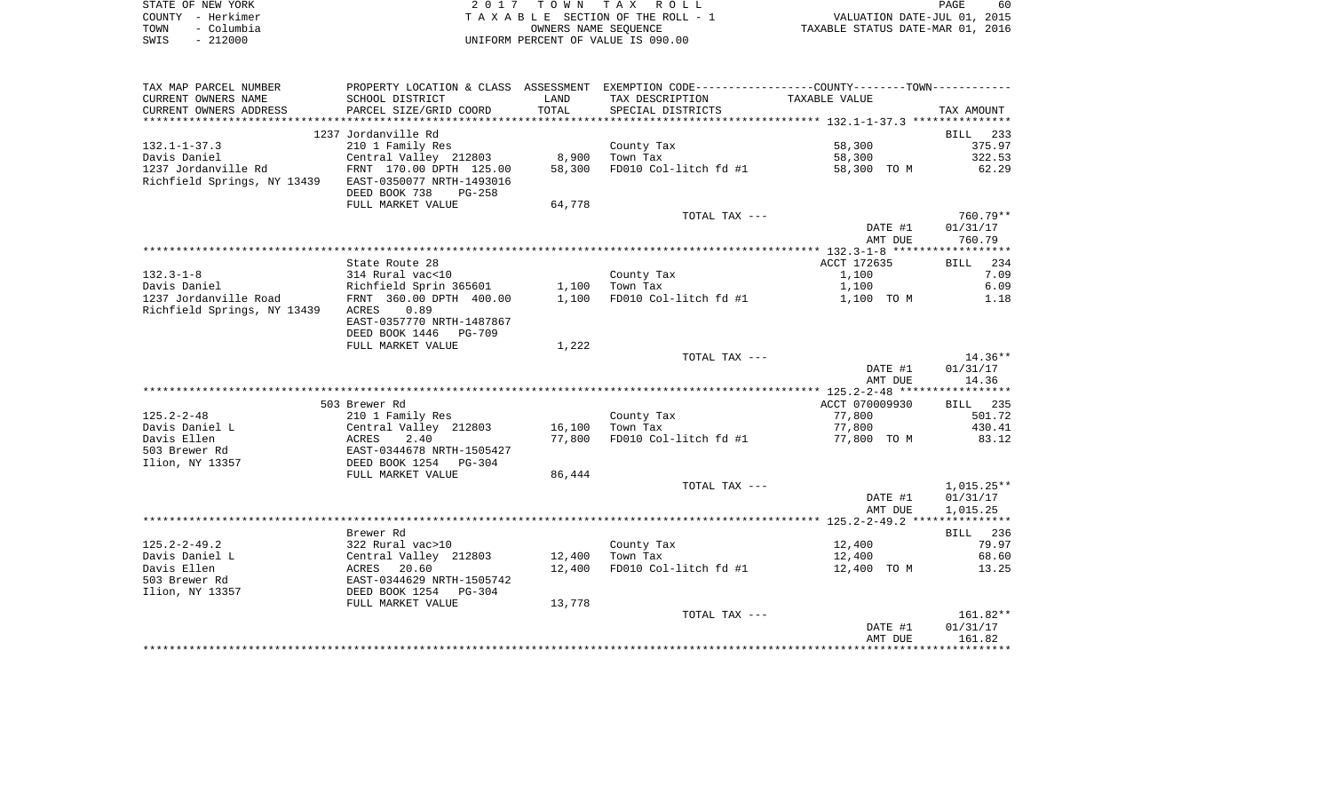STATE OF NEW YORK — COUNTY - Herkimer — TOWN - Columbia — SWIS - 212000

2017 TOWN TAX ROLL
TAXABLE SECTION OF THE ROLL - 1
OWNERS NAME SEQUENCE
UNIFORM PERCENT OF VALUE IS 090.00

VALUATION DATE-JUL 01, 2015
TAXABLE STATUS DATE-MAR 01, 2016

| TAX MAP PARCEL NUMBER / CURRENT OWNERS NAME / CURRENT OWNERS ADDRESS | PROPERTY LOCATION & CLASS / SCHOOL DISTRICT / PARCEL SIZE/GRID COORD | ASSESSMENT LAND | TOTAL | EXEMPTION CODE / TAX DESCRIPTION / SPECIAL DISTRICTS | TAXABLE VALUE | TAX AMOUNT |
|---|---|---|---|---|---|---|
| | 1237 Jordanville Rd | | | | | BILL 233 |
| 132.1-1-37.3 | 210 1 Family Res | | | County Tax | 58,300 | 375.97 |
| Davis Daniel | Central Valley 212803 | 8,900 | | Town Tax | 58,300 | 322.53 |
| 1237 Jordanville Rd | FRNT 170.00 DPTH 125.00 | | 58,300 | FD010 Col-litch fd #1 | 58,300 TO M | 62.29 |
| Richfield Springs, NY 13439 | EAST-0350077 NRTH-1493016 | | | | | |
| | DEED BOOK 738 PG-258 | | | | | |
| | FULL MARKET VALUE | | 64,778 | | | |
| | | | | TOTAL TAX --- | | 760.79** |
| | | | | | DATE #1 | 01/31/17 |
| | | | | | AMT DUE | 760.79 |
| | State Route 28 | | | | ACCT 172635 | BILL 234 |
| 132.3-1-8 | 314 Rural vac<10 | | | County Tax | 1,100 | 7.09 |
| Davis Daniel | Richfield Sprin 365601 | 1,100 | | Town Tax | 1,100 | 6.09 |
| 1237 Jordanville Road | FRNT 360.00 DPTH 400.00 | | 1,100 | FD010 Col-litch fd #1 | 1,100 TO M | 1.18 |
| Richfield Springs, NY 13439 | ACRES 0.89 | | | | | |
| | EAST-0357770 NRTH-1487867 | | | | | |
| | DEED BOOK 1446 PG-709 | | | | | |
| | FULL MARKET VALUE | | 1,222 | | | |
| | | | | TOTAL TAX --- | | 14.36** |
| | | | | | DATE #1 | 01/31/17 |
| | | | | | AMT DUE | 14.36 |
| | 503 Brewer Rd | | | | ACCT 070009930 | BILL 235 |
| 125.2-2-48 | 210 1 Family Res | | | County Tax | 77,800 | 501.72 |
| Davis Daniel L | Central Valley 212803 | 16,100 | | Town Tax | 77,800 | 430.41 |
| Davis Ellen | ACRES 2.40 | | 77,800 | FD010 Col-litch fd #1 | 77,800 TO M | 83.12 |
| 503 Brewer Rd | EAST-0344678 NRTH-1505427 | | | | | |
| Ilion, NY 13357 | DEED BOOK 1254 PG-304 | | | | | |
| | FULL MARKET VALUE | | 86,444 | | | |
| | | | | TOTAL TAX --- | | 1,015.25** |
| | | | | | DATE #1 | 01/31/17 |
| | | | | | AMT DUE | 1,015.25 |
| | Brewer Rd | | | | | BILL 236 |
| 125.2-2-49.2 | 322 Rural vac>10 | | | County Tax | 12,400 | 79.97 |
| Davis Daniel L | Central Valley 212803 | 12,400 | | Town Tax | 12,400 | 68.60 |
| Davis Ellen | ACRES 20.60 | | 12,400 | FD010 Col-litch fd #1 | 12,400 TO M | 13.25 |
| 503 Brewer Rd | EAST-0344629 NRTH-1505742 | | | | | |
| Ilion, NY 13357 | DEED BOOK 1254 PG-304 | | | | | |
| | FULL MARKET VALUE | | 13,778 | | | |
| | | | | TOTAL TAX --- | | 161.82** |
| | | | | | DATE #1 | 01/31/17 |
| | | | | | AMT DUE | 161.82 |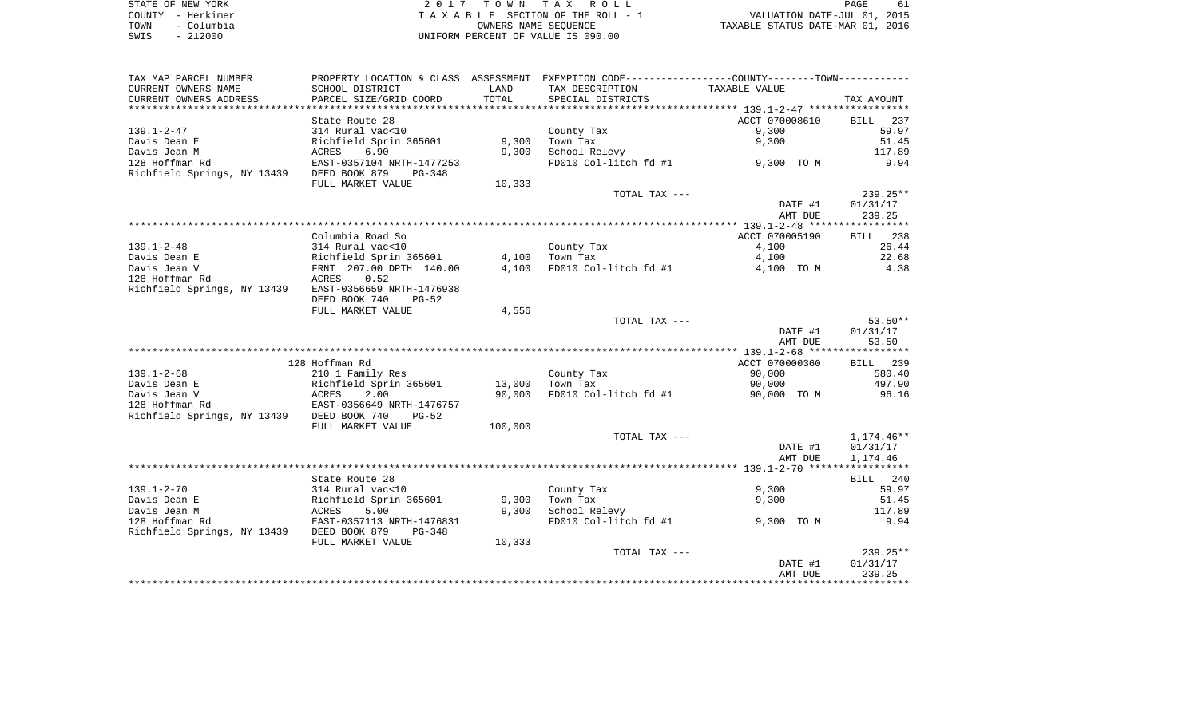STATE OF NEW YORK — 2017 TOWN TAX ROLL
COUNTY - Herkimer — TAXABLE SECTION OF THE ROLL - 1 — VALUATION DATE-JUL 01, 2015
TOWN - Columbia — OWNERS NAME SEQUENCE — TAXABLE STATUS DATE-MAR 01, 2016
SWIS - 212000 — UNIFORM PERCENT OF VALUE IS 090.00

| TAX MAP PARCEL NUMBER / CURRENT OWNERS NAME / CURRENT OWNERS ADDRESS | PROPERTY LOCATION & CLASS / SCHOOL DISTRICT / PARCEL SIZE/GRID COORD | ASSESSMENT LAND / TOTAL | EXEMPTION CODE / TAX DESCRIPTION / SPECIAL DISTRICTS | COUNTY--------TOWN TAXABLE VALUE | TAX AMOUNT |
|---|---|---|---|---|---|
| | State Route 28 | | | ACCT 070008610 | BILL 237 |
| 139.1-2-47 | 314 Rural vac<10 | | County Tax | 9,300 | 59.97 |
| Davis Dean E | Richfield Sprin 365601 | 9,300 | Town Tax | 9,300 | 51.45 |
| Davis Jean M | ACRES 6.90 | 9,300 | School Relevy | | 117.89 |
| 128 Hoffman Rd | EAST-0357104 NRTH-1477253 | | FD010 Col-litch fd #1 | 9,300 TO M | 9.94 |
| Richfield Springs, NY 13439 | DEED BOOK 879 PG-348 | | | | |
| | FULL MARKET VALUE | 10,333 | | | |
| | | | TOTAL TAX --- | | 239.25** |
| | | | | DATE #1 | 01/31/17 |
| | | | | AMT DUE | 239.25 |
| | Columbia Road So | | | ACCT 070005190 | BILL 238 |
| 139.1-2-48 | 314 Rural vac<10 | | County Tax | 4,100 | 26.44 |
| Davis Dean E | Richfield Sprin 365601 | 4,100 | Town Tax | 4,100 | 22.68 |
| Davis Jean V | FRNT 207.00 DPTH 140.00 | 4,100 | FD010 Col-litch fd #1 | 4,100 TO M | 4.38 |
| 128 Hoffman Rd | ACRES 0.52 | | | | |
| Richfield Springs, NY 13439 | EAST-0356659 NRTH-1476938 | | | | |
| | DEED BOOK 740 PG-52 | | | | |
| | FULL MARKET VALUE | 4,556 | | | |
| | | | TOTAL TAX --- | | 53.50** |
| | | | | DATE #1 | 01/31/17 |
| | | | | AMT DUE | 53.50 |
| | 128 Hoffman Rd | | | ACCT 070000360 | BILL 239 |
| 139.1-2-68 | 210 1 Family Res | | County Tax | 90,000 | 580.40 |
| Davis Dean E | Richfield Sprin 365601 | 13,000 | Town Tax | 90,000 | 497.90 |
| Davis Jean V | ACRES 2.00 | 90,000 | FD010 Col-litch fd #1 | 90,000 TO M | 96.16 |
| 128 Hoffman Rd | EAST-0356649 NRTH-1476757 | | | | |
| Richfield Springs, NY 13439 | DEED BOOK 740 PG-52 | | | | |
| | FULL MARKET VALUE | 100,000 | | | |
| | | | TOTAL TAX --- | | 1,174.46** |
| | | | | DATE #1 | 01/31/17 |
| | | | | AMT DUE | 1,174.46 |
| | State Route 28 | | | | BILL 240 |
| 139.1-2-70 | 314 Rural vac<10 | | County Tax | 9,300 | 59.97 |
| Davis Dean E | Richfield Sprin 365601 | 9,300 | Town Tax | 9,300 | 51.45 |
| Davis Jean M | ACRES 5.00 | 9,300 | School Relevy | | 117.89 |
| 128 Hoffman Rd | EAST-0357113 NRTH-1476831 | | FD010 Col-litch fd #1 | 9,300 TO M | 9.94 |
| Richfield Springs, NY 13439 | DEED BOOK 879 PG-348 | | | | |
| | FULL MARKET VALUE | 10,333 | | | |
| | | | TOTAL TAX --- | | 239.25** |
| | | | | DATE #1 | 01/31/17 |
| | | | | AMT DUE | 239.25 |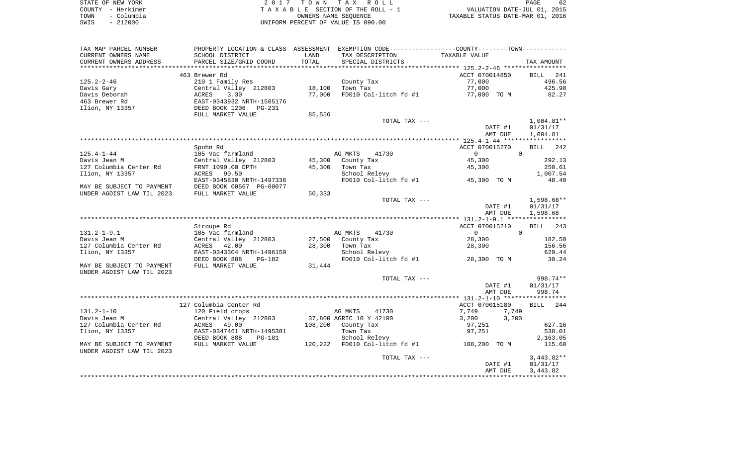| TAX MAP PARCEL NUMBER<br>CURRENT OWNERS NAME<br>CURRENT OWNERS ADDRESS | PROPERTY LOCATION & CLASS<br>SCHOOL DISTRICT<br>PARCEL SIZE/GRID COORD | ASSESSMENT<br>LAND<br>TOTAL | EXEMPTION CODE-----COUNTY-----TOWN-----<br>TAX DESCRIPTION<br>SPECIAL DISTRICTS | TAXABLE VALUE | TAX AMOUNT |
|---|---|---|---|---|---|
| | 463 Brewer Rd | | | ACCT 070014850 | BILL 241 |
| 125.2-2-46 | 210 1 Family Res | | County Tax | 77,000 | 496.56 |
| Davis Gary | Central Valley 212803 | 18,100 | Town Tax | 77,000 | 425.98 |
| Davis Deborah | ACRES 3.30 | 77,000 | FD010 Col-litch fd #1 | 77,000 TO M | 82.27 |
| 463 Brewer Rd | EAST-0343932 NRTH-1505176 | | | | |
| Ilion, NY 13357 | DEED BOOK 1208 PG-231 | | | | |
| | FULL MARKET VALUE | 85,556 | | | |
| | | | TOTAL TAX --- | | 1,004.81** |
| | | | | DATE #1 | 01/31/17 |
| | | | | AMT DUE | 1,004.81 |
| | Spohn Rd | | | ACCT 070015270 | BILL 242 |
| 125.4-1-44 | 105 Vac farmland | | AG MKTS 41730 | 0 0 | |
| Davis Jean M | Central Valley 212803 | 45,300 | County Tax | 45,300 | 292.13 |
| 127 Columbia Center Rd | FRNT 1090.00 DPTH | 45,300 | Town Tax | 45,300 | 250.61 |
| Ilion, NY 13357 | ACRES 90.50 | | School Relevy | | 1,007.54 |
| | EAST-0345830 NRTH-1497336 | | FD010 Col-litch fd #1 | 45,300 TO M | 48.40 |
| MAY BE SUBJECT TO PAYMENT | DEED BOOK 00567 PG-00077 | | | | |
| UNDER AGDIST LAW TIL 2023 | FULL MARKET VALUE | 50,333 | | | |
| | | | TOTAL TAX --- | | 1,598.68** |
| | | | | DATE #1 | 01/31/17 |
| | | | | AMT DUE | 1,598.68 |
| | Stroupe Rd | | | ACCT 070015210 | BILL 243 |
| 131.2-1-9.1 | 105 Vac farmland | | AG MKTS 41730 | 0 0 | |
| Davis Jean M | Central Valley 212803 | 27,500 | County Tax | 28,300 | 182.50 |
| 127 Columbia Center Rd | ACRES 42.00 | 28,300 | Town Tax | 28,300 | 156.56 |
| Ilion, NY 13357 | EAST-0343304 NRTH-1496159 | | School Relevy | | 629.44 |
| | DEED BOOK 888 PG-182 | | FD010 Col-litch fd #1 | 28,300 TO M | 30.24 |
| MAY BE SUBJECT TO PAYMENT | FULL MARKET VALUE | 31,444 | | | |
| UNDER AGDIST LAW TIL 2023 | | | | | |
| | | | TOTAL TAX --- | | 998.74** |
| | | | | DATE #1 | 01/31/17 |
| | | | | AMT DUE | 998.74 |
| | 127 Columbia Center Rd | | | ACCT 070015180 | BILL 244 |
| 131.2-1-10 | 120 Field crops | | AG MKTS 41730 | 7,749 7,749 | |
| Davis Jean M | Central Valley 212803 | 37,800 | AGRIC 10 Y 42100 | 3,200 3,200 | |
| 127 Columbia Center Rd | ACRES 49.00 | 108,200 | County Tax | 97,251 | 627.16 |
| Ilion, NY 13357 | EAST-0347461 NRTH-1495381 | | Town Tax | 97,251 | 538.01 |
| | DEED BOOK 888 PG-181 | | School Relevy | | 2,163.05 |
| MAY BE SUBJECT TO PAYMENT | FULL MARKET VALUE | 120,222 | FD010 Col-litch fd #1 | 108,200 TO M | 115.60 |
| UNDER AGDIST LAW TIL 2023 | | | | | |
| | | | TOTAL TAX --- | | 3,443.82** |
| | | | | DATE #1 | 01/31/17 |
| | | | | AMT DUE | 3,443.82 |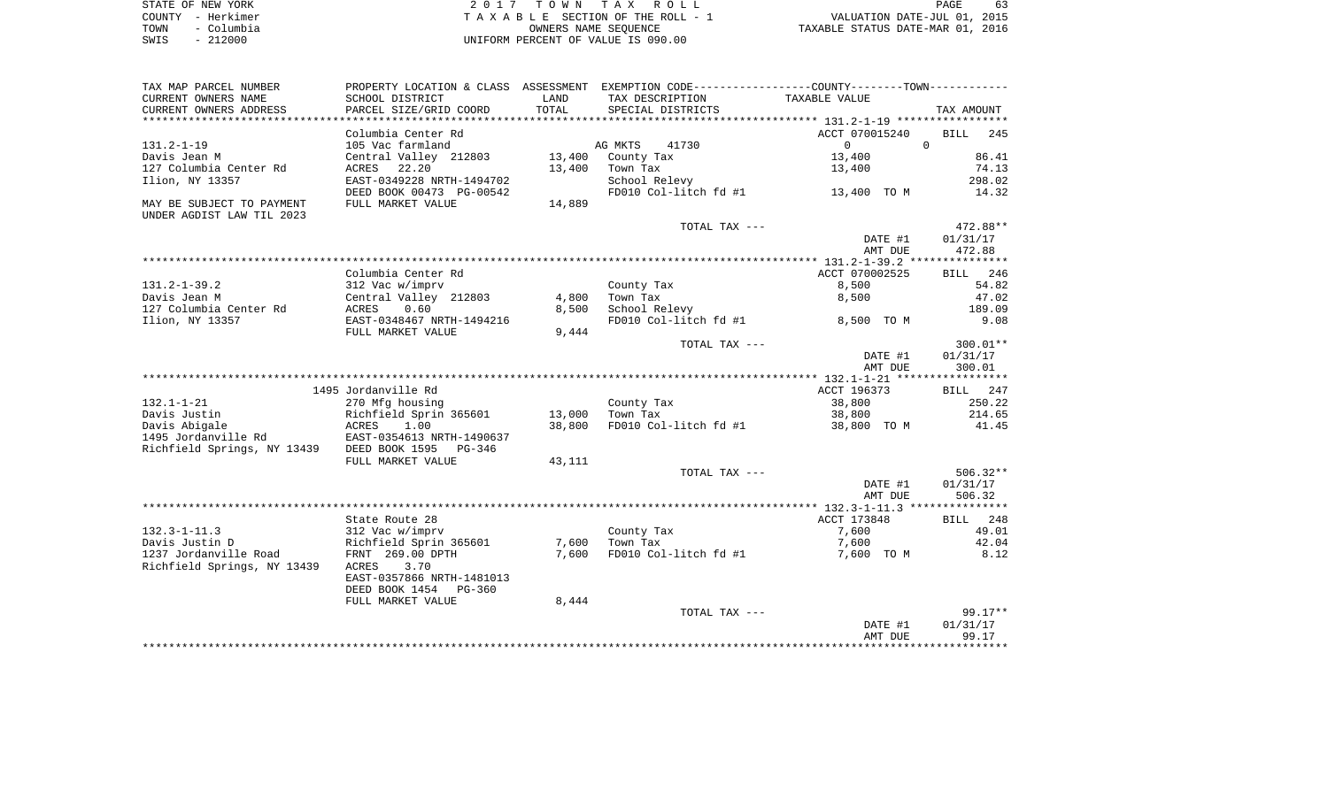STATE OF NEW YORK
COUNTY - Herkimer
TOWN - Columbia
SWIS - 212000

2 0 1 7 T O W N T A X R O L L
T A X A B L E SECTION OF THE ROLL - 1
OWNERS NAME SEQUENCE
UNIFORM PERCENT OF VALUE IS 090.00

VALUATION DATE-JUL 01, 2015
TAXABLE STATUS DATE-MAR 01, 2016

```
TAX MAP PARCEL NUMBER     PROPERTY LOCATION & CLASS  ASSESSMENT  EXEMPTION CODE-----------------COUNTY--------TOWN-----------
CURRENT OWNERS NAME       SCHOOL DISTRICT             LAND        TAX DESCRIPTION              TAXABLE VALUE
CURRENT OWNERS ADDRESS    PARCEL SIZE/GRID COORD      TOTAL       SPECIAL DISTRICTS                                    TAX AMOUNT
*********************************************************************************************** 131.2-1-19 *****************
                          Columbia Center Rd                                                    ACCT 070015240     BILL   245
131.2-1-19                105 Vac farmland                        AG MKTS     41730                 0          0
Davis Jean M              Central Valley  212803      13,400      County Tax                    13,400                 86.41
127 Columbia Center Rd    ACRES    22.20              13,400      Town Tax                      13,400                 74.13
Ilion, NY 13357           EAST-0349228 NRTH-1494702               School Relevy                                       298.02
                          DEED BOOK 00473 PG-00542                FD010 Col-litch fd #1          13,400 TO M           14.32
MAY BE SUBJECT TO PAYMENT FULL MARKET VALUE           14,889
UNDER AGDIST LAW TIL 2023
                                                                        TOTAL TAX ---                                472.88**
                                                                                                DATE #1          01/31/17
                                                                                                AMT DUE            472.88
*********************************************************************************************** 131.2-1-39.2 ***************
                          Columbia Center Rd                                                    ACCT 070002525     BILL   246
131.2-1-39.2              312 Vac w/imprv                         County Tax                     8,500                 54.82
Davis Jean M              Central Valley  212803       4,800      Town Tax                       8,500                 47.02
127 Columbia Center Rd    ACRES     0.60               8,500      School Relevy                                       189.09
Ilion, NY 13357           EAST-0348467 NRTH-1494216               FD010 Col-litch fd #1           8,500 TO M            9.08
                          FULL MARKET VALUE            9,444
                                                                        TOTAL TAX ---                                300.01**
                                                                                                DATE #1          01/31/17
                                                                                                AMT DUE            300.01
*********************************************************************************************** 132.1-1-21 *****************
                          1495 Jordanville Rd                                                   ACCT 196373        BILL   247
132.1-1-21                270 Mfg housing                         County Tax                    38,800                250.22
Davis Justin              Richfield Sprin 365601      13,000      Town Tax                      38,800                214.65
Davis Abigale             ACRES     1.00              38,800      FD010 Col-litch fd #1          38,800 TO M           41.45
1495 Jordanville Rd       EAST-0354613 NRTH-1490637
Richfield Springs, NY 13439 DEED BOOK 1595   PG-346
                          FULL MARKET VALUE           43,111
                                                                        TOTAL TAX ---                                506.32**
                                                                                                DATE #1          01/31/17
                                                                                                AMT DUE            506.32
*********************************************************************************************** 132.3-1-11.3 ***************
                          State Route 28                                                        ACCT 173848        BILL   248
132.3-1-11.3              312 Vac w/imprv                         County Tax                     7,600                 49.01
Davis Justin D            Richfield Sprin 365601       7,600      Town Tax                       7,600                 42.04
1237 Jordanville Road     FRNT  269.00 DPTH            7,600      FD010 Col-litch fd #1           7,600 TO M            8.12
Richfield Springs, NY 13439 ACRES    3.70
                          EAST-0357866 NRTH-1481013
                          DEED BOOK 1454   PG-360
                          FULL MARKET VALUE            8,444
                                                                        TOTAL TAX ---                                 99.17**
                                                                                                DATE #1          01/31/17
                                                                                                AMT DUE             99.17
****************************************************************************************************************************
```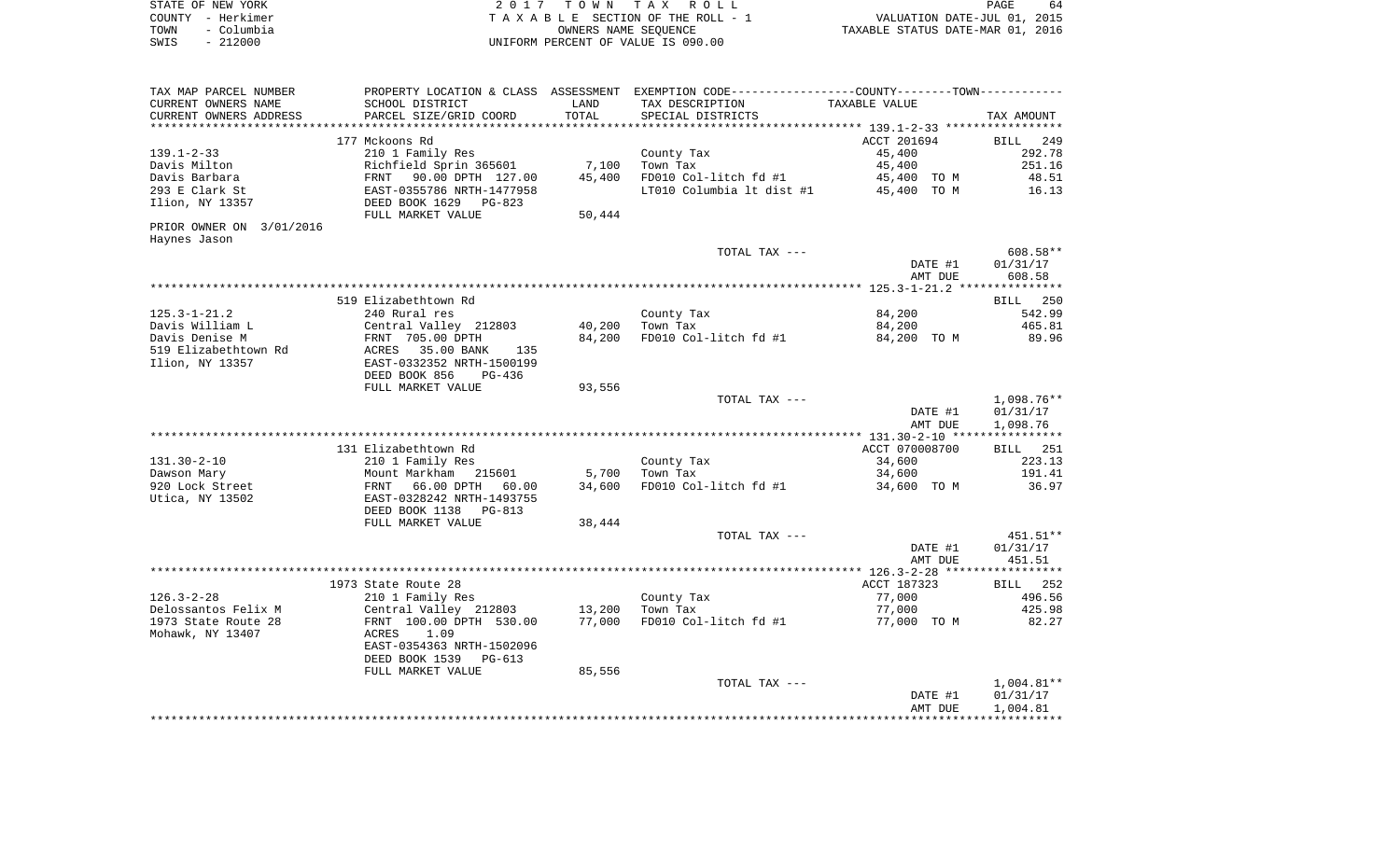STATE OF NEW YORK
COUNTY - Herkimer
TOWN - Columbia
SWIS - 212000

2017 TOWN TAX ROLL
TAXABLE SECTION OF THE ROLL - 1
OWNERS NAME SEQUENCE
UNIFORM PERCENT OF VALUE IS 090.00

VALUATION DATE-JUL 01, 2015
TAXABLE STATUS DATE-MAR 01, 2016

| TAX MAP PARCEL NUMBER / CURRENT OWNERS NAME / CURRENT OWNERS ADDRESS | PROPERTY LOCATION & CLASS / SCHOOL DISTRICT / PARCEL SIZE/GRID COORD | ASSESSMENT LAND / TOTAL | EXEMPTION CODE / TAX DESCRIPTION / SPECIAL DISTRICTS | COUNTY--------TOWN / TAXABLE VALUE | TAX AMOUNT |
|---|---|---|---|---|---|
| 139.1-2-33 | 177 Mckoons Rd | | | ACCT 201694 | BILL 249 |
| | 210 1 Family Res | | County Tax | 45,400 | 292.78 |
| Davis Milton | Richfield Sprin 365601 | 7,100 | Town Tax | 45,400 | 251.16 |
| Davis Barbara | FRNT 90.00 DPTH 127.00 | 45,400 | FD010 Col-litch fd #1 | 45,400 TO M | 48.51 |
| 293 E Clark St | EAST-0355786 NRTH-1477958 | | LT010 Columbia lt dist #1 | 45,400 TO M | 16.13 |
| Ilion, NY 13357 | DEED BOOK 1629 PG-823 | | | | |
| | FULL MARKET VALUE | 50,444 | | | |
| PRIOR OWNER ON 3/01/2016 | | | | | |
| Haynes Jason | | | | | |
| | | | TOTAL TAX --- | | 608.58** |
| | | | | DATE #1 | 01/31/17 |
| | | | | AMT DUE | 608.58 |
| 125.3-1-21.2 | 519 Elizabethtown Rd | | | | BILL 250 |
| | 240 Rural res | | County Tax | 84,200 | 542.99 |
| Davis William L | Central Valley 212803 | 40,200 | Town Tax | 84,200 | 465.81 |
| Davis Denise M | FRNT 705.00 DPTH | 84,200 | FD010 Col-litch fd #1 | 84,200 TO M | 89.96 |
| 519 Elizabethtown Rd | ACRES 35.00 BANK 135 | | | | |
| Ilion, NY 13357 | EAST-0332352 NRTH-1500199 | | | | |
| | DEED BOOK 856 PG-436 | | | | |
| | FULL MARKET VALUE | 93,556 | | | |
| | | | TOTAL TAX --- | | 1,098.76** |
| | | | | DATE #1 | 01/31/17 |
| | | | | AMT DUE | 1,098.76 |
| 131.30-2-10 | 131 Elizabethtown Rd | | | ACCT 070008700 | BILL 251 |
| | 210 1 Family Res | | County Tax | 34,600 | 223.13 |
| Dawson Mary | Mount Markham 215601 | 5,700 | Town Tax | 34,600 | 191.41 |
| 920 Lock Street | FRNT 66.00 DPTH 60.00 | 34,600 | FD010 Col-litch fd #1 | 34,600 TO M | 36.97 |
| Utica, NY 13502 | EAST-0328242 NRTH-1493755 | | | | |
| | DEED BOOK 1138 PG-813 | | | | |
| | FULL MARKET VALUE | 38,444 | | | |
| | | | TOTAL TAX --- | | 451.51** |
| | | | | DATE #1 | 01/31/17 |
| | | | | AMT DUE | 451.51 |
| 126.3-2-28 | 1973 State Route 28 | | | ACCT 187323 | BILL 252 |
| | 210 1 Family Res | | County Tax | 77,000 | 496.56 |
| Delossantos Felix M | Central Valley 212803 | 13,200 | Town Tax | 77,000 | 425.98 |
| 1973 State Route 28 | FRNT 100.00 DPTH 530.00 | 77,000 | FD010 Col-litch fd #1 | 77,000 TO M | 82.27 |
| Mohawk, NY 13407 | ACRES 1.09 | | | | |
| | EAST-0354363 NRTH-1502096 | | | | |
| | DEED BOOK 1539 PG-613 | | | | |
| | FULL MARKET VALUE | 85,556 | | | |
| | | | TOTAL TAX --- | | 1,004.81** |
| | | | | DATE #1 | 01/31/17 |
| | | | | AMT DUE | 1,004.81 |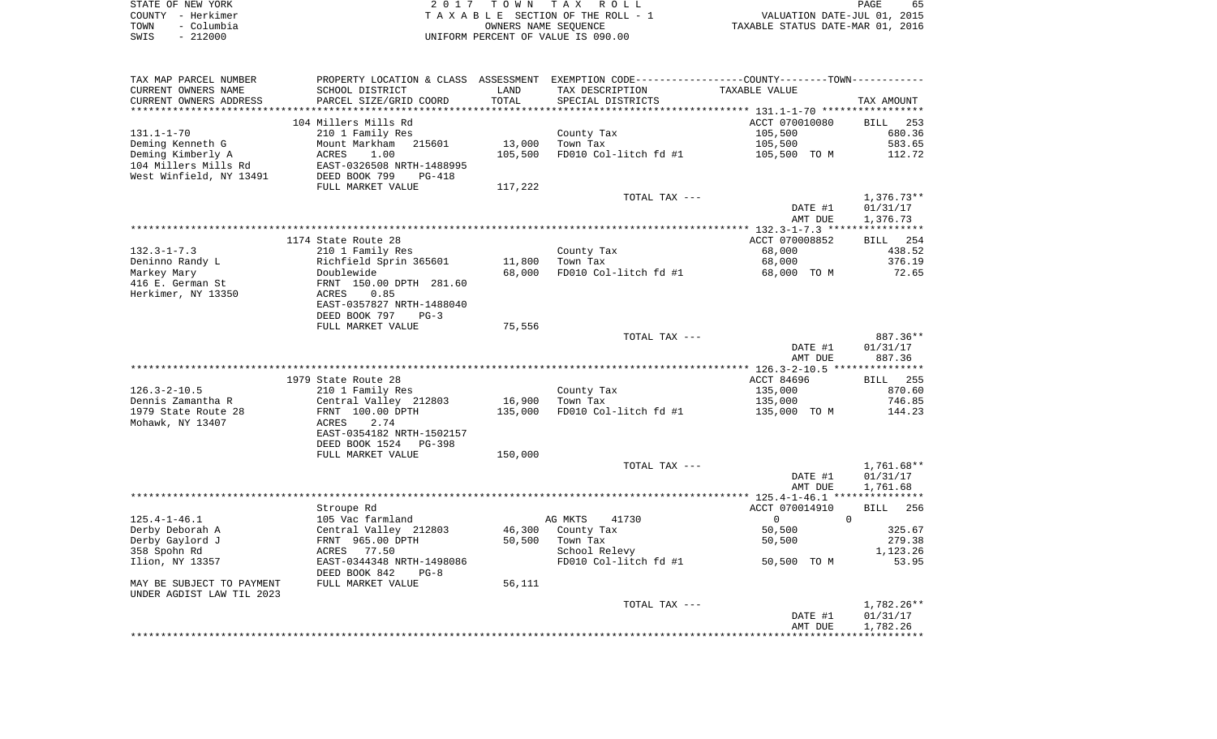| TAX MAP PARCEL NUMBER<br>CURRENT OWNERS NAME<br>CURRENT OWNERS ADDRESS | PROPERTY LOCATION & CLASS<br>SCHOOL DISTRICT<br>PARCEL SIZE/GRID COORD | ASSESSMENT<br>LAND<br>TOTAL | EXEMPTION CODE-----COUNTY-----TOWN-----<br>TAX DESCRIPTION<br>SPECIAL DISTRICTS | TAXABLE VALUE | TAX AMOUNT |
|---|---|---|---|---|---|
| ******** 131.1-1-70 ******** | | | | | |
| | 104 Millers Mills Rd | | | ACCT 070010080 | BILL 253 |
| 131.1-1-70 | 210 1 Family Res | | County Tax | 105,500 | 680.36 |
| Deming Kenneth G | Mount Markham 215601 | 13,000 | Town Tax | 105,500 | 583.65 |
| Deming Kimberly A | ACRES 1.00 | 105,500 | FD010 Col-litch fd #1 | 105,500 TO M | 112.72 |
| 104 Millers Mills Rd | EAST-0326508 NRTH-1488995 | | | | |
| West Winfield, NY 13491 | DEED BOOK 799 PG-418 | | | | |
| | FULL MARKET VALUE | 117,222 | | | |
| | | | TOTAL TAX --- | | 1,376.73** |
| | | | | DATE #1 | 01/31/17 |
| | | | | AMT DUE | 1,376.73 |
| ******** 132.3-1-7.3 ******** | | | | | |
| | 1174 State Route 28 | | | ACCT 070008852 | BILL 254 |
| 132.3-1-7.3 | 210 1 Family Res | | County Tax | 68,000 | 438.52 |
| Deninno Randy L | Richfield Sprin 365601 | 11,800 | Town Tax | 68,000 | 376.19 |
| Markey Mary | Doublewide | 68,000 | FD010 Col-litch fd #1 | 68,000 TO M | 72.65 |
| 416 E. German St | FRNT 150.00 DPTH 281.60 | | | | |
| Herkimer, NY 13350 | ACRES 0.85 | | | | |
| | EAST-0357827 NRTH-1488040 | | | | |
| | DEED BOOK 797 PG-3 | | | | |
| | FULL MARKET VALUE | 75,556 | | | |
| | | | TOTAL TAX --- | | 887.36** |
| | | | | DATE #1 | 01/31/17 |
| | | | | AMT DUE | 887.36 |
| ******** 126.3-2-10.5 ******** | | | | | |
| | 1979 State Route 28 | | | ACCT 84696 | BILL 255 |
| 126.3-2-10.5 | 210 1 Family Res | | County Tax | 135,000 | 870.60 |
| Dennis Zamantha R | Central Valley 212803 | 16,900 | Town Tax | 135,000 | 746.85 |
| 1979 State Route 28 | FRNT 100.00 DPTH | 135,000 | FD010 Col-litch fd #1 | 135,000 TO M | 144.23 |
| Mohawk, NY 13407 | ACRES 2.74 | | | | |
| | EAST-0354182 NRTH-1502157 | | | | |
| | DEED BOOK 1524 PG-398 | | | | |
| | FULL MARKET VALUE | 150,000 | | | |
| | | | TOTAL TAX --- | | 1,761.68** |
| | | | | DATE #1 | 01/31/17 |
| | | | | AMT DUE | 1,761.68 |
| ******** 125.4-1-46.1 ******** | | | | | |
| | Stroupe Rd | | | ACCT 070014910 | BILL 256 |
| 125.4-1-46.1 | 105 Vac farmland | | AG MKTS 41730 | 0 0 | |
| Derby Deborah A | Central Valley 212803 | 46,300 | County Tax | 50,500 | 325.67 |
| Derby Gaylord J | FRNT 965.00 DPTH | 50,500 | Town Tax | 50,500 | 279.38 |
| 358 Spohn Rd | ACRES 77.50 | | School Relevy | | 1,123.26 |
| Ilion, NY 13357 | EAST-0344348 NRTH-1498086 | | FD010 Col-litch fd #1 | 50,500 TO M | 53.95 |
| | DEED BOOK 842 PG-8 | | | | |
| MAY BE SUBJECT TO PAYMENT | FULL MARKET VALUE | 56,111 | | | |
| UNDER AGDIST LAW TIL 2023 | | | | | |
| | | | TOTAL TAX --- | | 1,782.26** |
| | | | | DATE #1 | 01/31/17 |
| | | | | AMT DUE | 1,782.26 |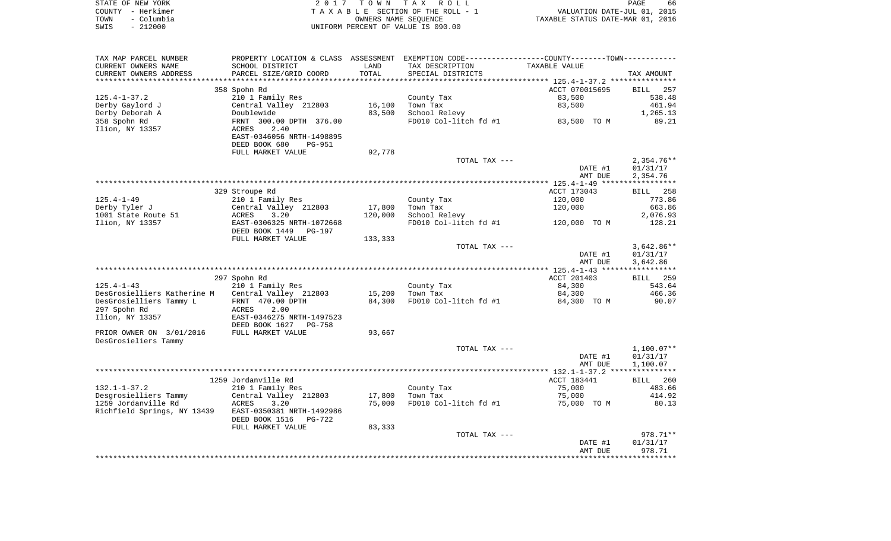STATE OF NEW YORK 2 0 1 7 T O W N T A X R O L L
COUNTY - Herkimer T A X A B L E SECTION OF THE ROLL - 1 VALUATION DATE-JUL 01, 2015
TOWN - Columbia OWNERS NAME SEQUENCE TAXABLE STATUS DATE-MAR 01, 2016
SWIS - 212000 UNIFORM PERCENT OF VALUE IS 090.00

| TAX MAP PARCEL NUMBER / CURRENT OWNERS NAME / CURRENT OWNERS ADDRESS | PROPERTY LOCATION & CLASS / SCHOOL DISTRICT / PARCEL SIZE/GRID COORD | ASSESSMENT LAND / TOTAL | EXEMPTION CODE / TAX DESCRIPTION / SPECIAL DISTRICTS | COUNTY--------TOWN / TAXABLE VALUE | TAX AMOUNT |
|---|---|---|---|---|---|
| | 358 Spohn Rd | | | ACCT 070015695 | BILL 257 |
| 125.4-1-37.2 | 210 1 Family Res | | County Tax | 83,500 | 538.48 |
| Derby Gaylord J | Central Valley 212803 | 16,100 | Town Tax | 83,500 | 461.94 |
| Derby Deborah A | Doublewide | 83,500 | School Relevy | | 1,265.13 |
| 358 Spohn Rd | FRNT 300.00 DPTH 376.00 | | FD010 Col-litch fd #1 | 83,500 TO M | 89.21 |
| Ilion, NY 13357 | ACRES 2.40 | | | | |
| | EAST-0346056 NRTH-1498895 | | | | |
| | DEED BOOK 680 PG-951 | | | | |
| | FULL MARKET VALUE | 92,778 | | | |
| | | | TOTAL TAX --- | | 2,354.76** |
| | | | | DATE #1 | 01/31/17 |
| | | | | AMT DUE | 2,354.76 |
| | 329 Stroupe Rd | | | ACCT 173043 | BILL 258 |
| 125.4-1-49 | 210 1 Family Res | | County Tax | 120,000 | 773.86 |
| Derby Tyler J | Central Valley 212803 | 17,800 | Town Tax | 120,000 | 663.86 |
| 1001 State Route 51 | ACRES 3.20 | 120,000 | School Relevy | | 2,076.93 |
| Ilion, NY 13357 | EAST-0306325 NRTH-1072668 | | FD010 Col-litch fd #1 | 120,000 TO M | 128.21 |
| | DEED BOOK 1449 PG-197 | | | | |
| | FULL MARKET VALUE | 133,333 | | | |
| | | | TOTAL TAX --- | | 3,642.86** |
| | | | | DATE #1 | 01/31/17 |
| | | | | AMT DUE | 3,642.86 |
| | 297 Spohn Rd | | | ACCT 201403 | BILL 259 |
| 125.4-1-43 | 210 1 Family Res | | County Tax | 84,300 | 543.64 |
| DesGrosielliers Katherine M | Central Valley 212803 | 15,200 | Town Tax | 84,300 | 466.36 |
| DesGrosielliers Tammy L | FRNT 470.00 DPTH | 84,300 | FD010 Col-litch fd #1 | 84,300 TO M | 90.07 |
| 297 Spohn Rd | ACRES 2.00 | | | | |
| Ilion, NY 13357 | EAST-0346275 NRTH-1497523 | | | | |
| | DEED BOOK 1627 PG-758 | | | | |
| PRIOR OWNER ON 3/01/2016 | FULL MARKET VALUE | 93,667 | | | |
| DesGrosieliers Tammy | | | | | |
| | | | TOTAL TAX --- | | 1,100.07** |
| | | | | DATE #1 | 01/31/17 |
| | | | | AMT DUE | 1,100.07 |
| | 1259 Jordanville Rd | | | ACCT 183441 | BILL 260 |
| 132.1-1-37.2 | 210 1 Family Res | | County Tax | 75,000 | 483.66 |
| Desgrosielliers Tammy | Central Valley 212803 | 17,800 | Town Tax | 75,000 | 414.92 |
| 1259 Jordanville Rd | ACRES 3.20 | 75,000 | FD010 Col-litch fd #1 | 75,000 TO M | 80.13 |
| Richfield Springs, NY 13439 | EAST-0350381 NRTH-1492986 | | | | |
| | DEED BOOK 1516 PG-722 | | | | |
| | FULL MARKET VALUE | 83,333 | | | |
| | | | TOTAL TAX --- | | 978.71** |
| | | | | DATE #1 | 01/31/17 |
| | | | | AMT DUE | 978.71 |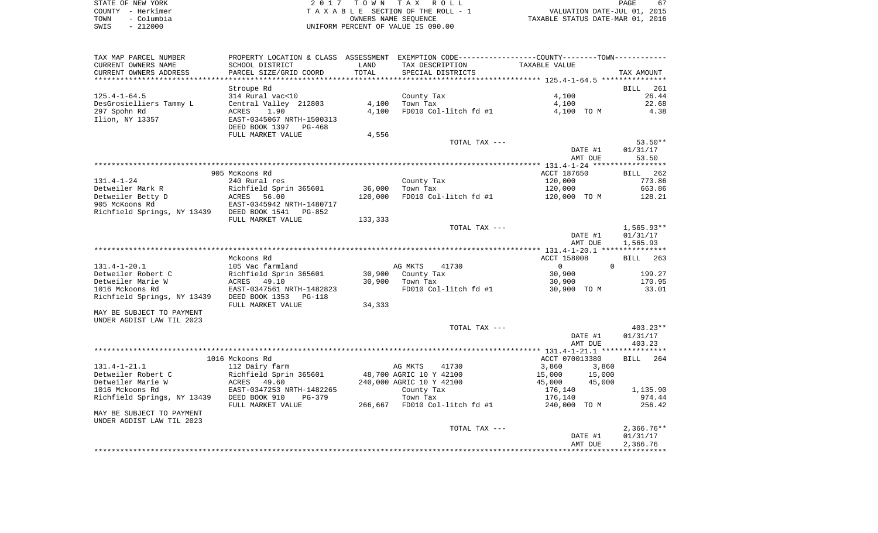STATE OF NEW YORK
COUNTY - Herkimer
TOWN - Columbia
SWIS - 212000

2 0 1 7 T O W N T A X R O L L
T A X A B L E SECTION OF THE ROLL - 1
OWNERS NAME SEQUENCE
UNIFORM PERCENT OF VALUE IS 090.00

VALUATION DATE-JUL 01, 2015
TAXABLE STATUS DATE-MAR 01, 2016

| TAX MAP PARCEL NUMBER / CURRENT OWNERS NAME / CURRENT OWNERS ADDRESS | PROPERTY LOCATION & CLASS / SCHOOL DISTRICT / PARCEL SIZE/GRID COORD | ASSESSMENT LAND / TOTAL | EXEMPTION CODE / TAX DESCRIPTION / SPECIAL DISTRICTS | COUNTY / TOWN TAXABLE VALUE | TAX AMOUNT |
|---|---|---|---|---|---|
| ************ 125.4-1-64.5 ************ | | | | | |
| | Stroupe Rd | | | | BILL 261 |
| 125.4-1-64.5 | 314 Rural vac<10 | | County Tax | 4,100 | 26.44 |
| DesGrosielliers Tammy L | Central Valley 212803 | 4,100 | Town Tax | 4,100 | 22.68 |
| 297 Spohn Rd | ACRES 1.90 | 4,100 | FD010 Col-litch fd #1 | 4,100 TO M | 4.38 |
| Ilion, NY 13357 | EAST-0345067 NRTH-1500313 | | | | |
| | DEED BOOK 1397 PG-468 | | | | |
| | FULL MARKET VALUE | 4,556 | | | |
| | | | TOTAL TAX --- | | 53.50** |
| | | | | DATE #1 | 01/31/17 |
| | | | | AMT DUE | 53.50 |
| ************ 131.4-1-24 ************ | | | | | |
| | 905 McKoons Rd | | | ACCT 187650 | BILL 262 |
| 131.4-1-24 | 240 Rural res | | County Tax | 120,000 | 773.86 |
| Detweiler Mark R | Richfield Sprin 365601 | 36,000 | Town Tax | 120,000 | 663.86 |
| Detweiler Betty D | ACRES 56.00 | 120,000 | FD010 Col-litch fd #1 | 120,000 TO M | 128.21 |
| 905 McKoons Rd | EAST-0345942 NRTH-1480717 | | | | |
| Richfield Springs, NY 13439 | DEED BOOK 1541 PG-852 | | | | |
| | FULL MARKET VALUE | 133,333 | | | |
| | | | TOTAL TAX --- | | 1,565.93** |
| | | | | DATE #1 | 01/31/17 |
| | | | | AMT DUE | 1,565.93 |
| ************ 131.4-1-20.1 ************ | | | | | |
| | Mckoons Rd | | | ACCT 158008 | BILL 263 |
| 131.4-1-20.1 | 105 Vac farmland | | AG MKTS 41730 | 0 0 | |
| Detweiler Robert C | Richfield Sprin 365601 | 30,900 | County Tax | 30,900 | 199.27 |
| Detweiler Marie W | ACRES 49.10 | 30,900 | Town Tax | 30,900 | 170.95 |
| 1016 Mckoons Rd | EAST-0347561 NRTH-1482823 | | FD010 Col-litch fd #1 | 30,900 TO M | 33.01 |
| Richfield Springs, NY 13439 | DEED BOOK 1353 PG-118 | | | | |
| | FULL MARKET VALUE | 34,333 | | | |
| MAY BE SUBJECT TO PAYMENT | | | | | |
| UNDER AGDIST LAW TIL 2023 | | | | | |
| | | | TOTAL TAX --- | | 403.23** |
| | | | | DATE #1 | 01/31/17 |
| | | | | AMT DUE | 403.23 |
| ************ 131.4-1-21.1 ************ | | | | | |
| | 1016 Mckoons Rd | | | ACCT 070013380 | BILL 264 |
| 131.4-1-21.1 | 112 Dairy farm | | AG MKTS 41730 | 3,860 3,860 | |
| Detweiler Robert C | Richfield Sprin 365601 | 48,700 | AGRIC 10 Y 42100 | 15,000 15,000 | |
| Detweiler Marie W | ACRES 49.60 | 240,000 | AGRIC 10 Y 42100 | 45,000 45,000 | |
| 1016 Mckoons Rd | EAST-0347253 NRTH-1482265 | | County Tax | 176,140 | 1,135.90 |
| Richfield Springs, NY 13439 | DEED BOOK 910 PG-379 | | Town Tax | 176,140 | 974.44 |
| | FULL MARKET VALUE | 266,667 | FD010 Col-litch fd #1 | 240,000 TO M | 256.42 |
| MAY BE SUBJECT TO PAYMENT | | | | | |
| UNDER AGDIST LAW TIL 2023 | | | | | |
| | | | TOTAL TAX --- | | 2,366.76** |
| | | | | DATE #1 | 01/31/17 |
| | | | | AMT DUE | 2,366.76 |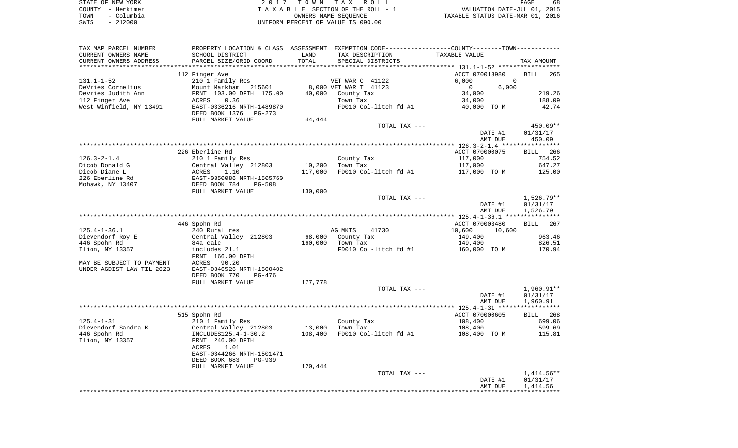STATE OF NEW YORK
COUNTY - Herkimer
TOWN - Columbia
SWIS - 212000

2 0 1 7   T O W N   T A X   R O L L
T A X A B L E   SECTION OF THE ROLL - 1
OWNERS NAME SEQUENCE
UNIFORM PERCENT OF VALUE IS 090.00

VALUATION DATE-JUL 01, 2015
TAXABLE STATUS DATE-MAR 01, 2016

| TAX MAP PARCEL NUMBER<br>CURRENT OWNERS NAME<br>CURRENT OWNERS ADDRESS | PROPERTY LOCATION & CLASS<br>SCHOOL DISTRICT<br>PARCEL SIZE/GRID COORD | ASSESSMENT<br>LAND<br>TOTAL | EXEMPTION CODE-----COUNTY--------TOWN------<br>TAX DESCRIPTION<br>SPECIAL DISTRICTS | TAXABLE VALUE | TAX AMOUNT |
|---|---|---|---|---|---|
| | 112 Finger Ave | | | ACCT 070013980 | BILL 265 |
| 131.1-1-52 | 210 1 Family Res | | VET WAR C 41122 | 6,000 0 | |
| DeVries Cornelius | Mount Markham 215601 | 8,000 | VET WAR T 41123 | 0 6,000 | |
| Devries Judith Ann | FRNT 103.00 DPTH 175.00 | 40,000 | County Tax | 34,000 | 219.26 |
| 112 Finger Ave | ACRES 0.36 | | Town Tax | 34,000 | 188.09 |
| West Winfield, NY 13491 | EAST-0336216 NRTH-1489870 | | FD010 Col-litch fd #1 | 40,000 TO M | 42.74 |
| | DEED BOOK 1376 PG-273 | | | | |
| | FULL MARKET VALUE | 44,444 | | | |
| | | | TOTAL TAX --- | | 450.09** |
| | | | | DATE #1 | 01/31/17 |
| | | | | AMT DUE | 450.09 |
| | 226 Eberline Rd | | | ACCT 070000075 | BILL 266 |
| 126.3-2-1.4 | 210 1 Family Res | | County Tax | 117,000 | 754.52 |
| Dicob Donald G | Central Valley 212803 | 10,200 | Town Tax | 117,000 | 647.27 |
| Dicob Diane L | ACRES 1.10 | 117,000 | FD010 Col-litch fd #1 | 117,000 TO M | 125.00 |
| 226 Eberline Rd | EAST-0350086 NRTH-1505760 | | | | |
| Mohawk, NY 13407 | DEED BOOK 784 PG-508 | | | | |
| | FULL MARKET VALUE | 130,000 | | | |
| | | | TOTAL TAX --- | | 1,526.79** |
| | | | | DATE #1 | 01/31/17 |
| | | | | AMT DUE | 1,526.79 |
| | 446 Spohn Rd | | | ACCT 070003480 | BILL 267 |
| 125.4-1-36.1 | 240 Rural res | | AG MKTS 41730 | 10,600 10,600 | |
| Dievendorf Roy E | Central Valley 212803 | 68,000 | County Tax | 149,400 | 963.46 |
| 446 Spohn Rd | 84a calc | 160,000 | Town Tax | 149,400 | 826.51 |
| Ilion, NY 13357 | includes 21.1 | | FD010 Col-litch fd #1 | 160,000 TO M | 170.94 |
| | FRNT 166.00 DPTH | | | | |
| MAY BE SUBJECT TO PAYMENT | ACRES 90.20 | | | | |
| UNDER AGDIST LAW TIL 2023 | EAST-0346526 NRTH-1500402 | | | | |
| | DEED BOOK 770 PG-476 | | | | |
| | FULL MARKET VALUE | 177,778 | | | |
| | | | TOTAL TAX --- | | 1,960.91** |
| | | | | DATE #1 | 01/31/17 |
| | | | | AMT DUE | 1,960.91 |
| | 515 Spohn Rd | | | ACCT 070000605 | BILL 268 |
| 125.4-1-31 | 210 1 Family Res | | County Tax | 108,400 | 699.06 |
| Dievendorf Sandra K | Central Valley 212803 | 13,000 | Town Tax | 108,400 | 599.69 |
| 446 Spohn Rd | INCLUDES125.4-1-30.2 | 108,400 | FD010 Col-litch fd #1 | 108,400 TO M | 115.81 |
| Ilion, NY 13357 | FRNT 246.00 DPTH | | | | |
| | ACRES 1.01 | | | | |
| | EAST-0344266 NRTH-1501471 | | | | |
| | DEED BOOK 683 PG-939 | | | | |
| | FULL MARKET VALUE | 120,444 | | | |
| | | | TOTAL TAX --- | | 1,414.56** |
| | | | | DATE #1 | 01/31/17 |
| | | | | AMT DUE | 1,414.56 |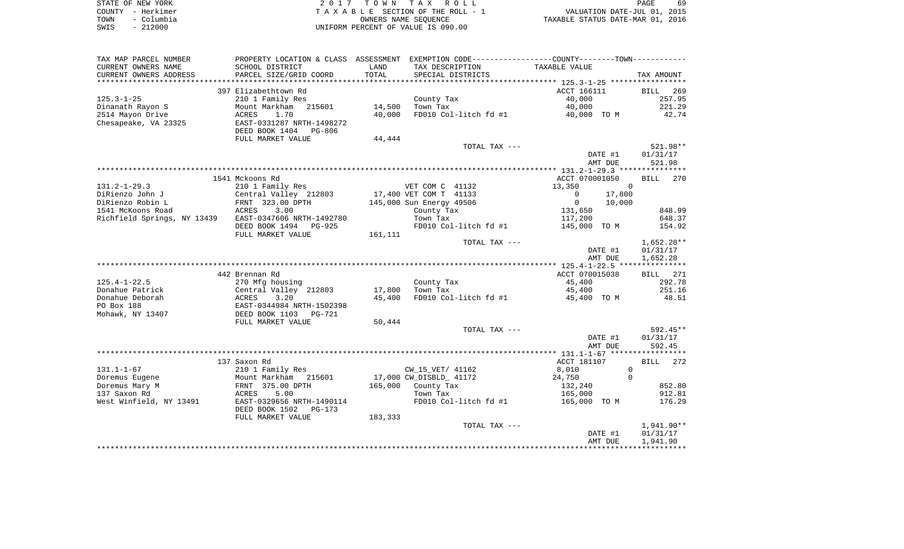STATE OF NEW YORK — 2 0 1 7 T O W N T A X R O L L
COUNTY - Herkimer — T A X A B L E SECTION OF THE ROLL - 1 — VALUATION DATE-JUL 01, 2015
TOWN - Columbia — OWNERS NAME SEQUENCE — TAXABLE STATUS DATE-MAR 01, 2016
SWIS - 212000 — UNIFORM PERCENT OF VALUE IS 090.00

| TAX MAP PARCEL NUMBER / CURRENT OWNERS NAME / CURRENT OWNERS ADDRESS | PROPERTY LOCATION & CLASS / SCHOOL DISTRICT / PARCEL SIZE/GRID COORD | ASSESSMENT LAND / TOTAL | EXEMPTION CODE / TAX DESCRIPTION / SPECIAL DISTRICTS | COUNTY / TAXABLE VALUE | TOWN | TAX AMOUNT |
|---|---|---|---|---|---|---|
| | 397 Elizabethtown Rd | | | ACCT 166111 | | BILL 269 |
| 125.3-1-25 | 210 1 Family Res | | County Tax | 40,000 | | 257.95 |
| Dinanath Rayon S | Mount Markham 215601 | 14,500 | Town Tax | 40,000 | | 221.29 |
| 2514 Mayon Drive | ACRES 1.70 | 40,000 | FD010 Col-litch fd #1 | 40,000 TO M | | 42.74 |
| Chesapeake, VA 23325 | EAST-0331287 NRTH-1498272 | | | | | |
| | DEED BOOK 1404 PG-806 | | | | | |
| | FULL MARKET VALUE | 44,444 | | | | |
| | | | TOTAL TAX --- | | | 521.98** |
| | | | | | DATE #1 | 01/31/17 |
| | | | | | AMT DUE | 521.98 |
| | 1541 Mckoons Rd | | | ACCT 070001050 | | BILL 270 |
| 131.2-1-29.3 | 210 1 Family Res | | VET COM C 41132 | 13,350 | 0 | |
| DiRienzo John J | Central Valley 212803 | 17,400 | VET COM T 41133 | 0 | 17,800 | |
| DiRienzo Robin L | FRNT 323.00 DPTH | 145,000 | Sun Energy 49506 | 0 | 10,000 | |
| 1541 McKoons Road | ACRES 3.00 | | County Tax | 131,650 | | 848.99 |
| Richfield Springs, NY 13439 | EAST-0347606 NRTH-1492780 | | Town Tax | 117,200 | | 648.37 |
| | DEED BOOK 1494 PG-925 | | FD010 Col-litch fd #1 | 145,000 TO M | | 154.92 |
| | FULL MARKET VALUE | 161,111 | | | | |
| | | | TOTAL TAX --- | | | 1,652.28** |
| | | | | | DATE #1 | 01/31/17 |
| | | | | | AMT DUE | 1,652.28 |
| | 442 Brennan Rd | | | ACCT 070015038 | | BILL 271 |
| 125.4-1-22.5 | 270 Mfg housing | | County Tax | 45,400 | | 292.78 |
| Donahue Patrick | Central Valley 212803 | 17,800 | Town Tax | 45,400 | | 251.16 |
| Donahue Deborah | ACRES 3.20 | 45,400 | FD010 Col-litch fd #1 | 45,400 TO M | | 48.51 |
| PO Box 188 | EAST-0344984 NRTH-1502398 | | | | | |
| Mohawk, NY 13407 | DEED BOOK 1103 PG-721 | | | | | |
| | FULL MARKET VALUE | 50,444 | | | | |
| | | | TOTAL TAX --- | | | 592.45** |
| | | | | | DATE #1 | 01/31/17 |
| | | | | | AMT DUE | 592.45 |
| | 137 Saxon Rd | | | ACCT 181107 | | BILL 272 |
| 131.1-1-67 | 210 1 Family Res | | CW_15_VET/ 41162 | 8,010 | 0 | |
| Doremus Eugene | Mount Markham 215601 | 17,000 | CW_DISBLD_ 41172 | 24,750 | 0 | |
| Doremus Mary M | FRNT 375.00 DPTH | 165,000 | County Tax | 132,240 | | 852.80 |
| 137 Saxon Rd | ACRES 5.00 | | Town Tax | 165,000 | | 912.81 |
| West Winfield, NY 13491 | EAST-0329656 NRTH-1490114 | | FD010 Col-litch fd #1 | 165,000 TO M | | 176.29 |
| | DEED BOOK 1502 PG-173 | | | | | |
| | FULL MARKET VALUE | 183,333 | | | | |
| | | | TOTAL TAX --- | | | 1,941.90** |
| | | | | | DATE #1 | 01/31/17 |
| | | | | | AMT DUE | 1,941.90 |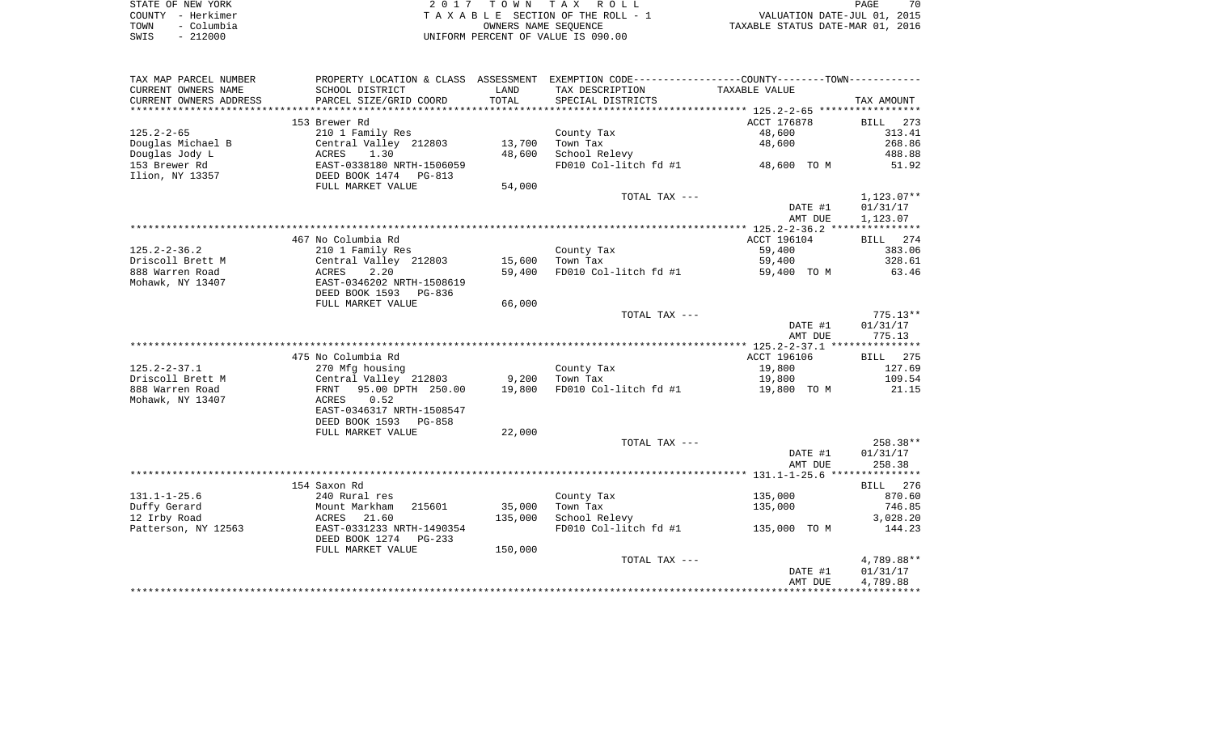STATE OF NEW YORK
COUNTY - Herkimer
TOWN - Columbia
SWIS - 212000

2017 TOWN TAX ROLL
TAXABLE SECTION OF THE ROLL - 1
OWNERS NAME SEQUENCE
UNIFORM PERCENT OF VALUE IS 090.00

VALUATION DATE-JUL 01, 2015
TAXABLE STATUS DATE-MAR 01, 2016

| TAX MAP PARCEL NUMBER / CURRENT OWNERS NAME / CURRENT OWNERS ADDRESS | PROPERTY LOCATION & CLASS / SCHOOL DISTRICT / PARCEL SIZE/GRID COORD | ASSESSMENT LAND | TOTAL | EXEMPTION CODE / TAX DESCRIPTION / SPECIAL DISTRICTS | TAXABLE VALUE | TAX AMOUNT |
|---|---|---|---|---|---|---|
| | 153 Brewer Rd | | | | ACCT 176878 | BILL 273 |
| 125.2-2-65 | 210 1 Family Res | | | County Tax | 48,600 | 313.41 |
| Douglas Michael B | Central Valley 212803 | 13,700 | | Town Tax | 48,600 | 268.86 |
| Douglas Jody L | ACRES 1.30 | | 48,600 | School Relevy | | 488.88 |
| 153 Brewer Rd | EAST-0338180 NRTH-1506059 | | | FD010 Col-litch fd #1 | 48,600 TO M | 51.92 |
| Ilion, NY 13357 | DEED BOOK 1474 PG-813 | | | | | |
| | FULL MARKET VALUE | | 54,000 | | | |
| | | | | TOTAL TAX --- | | 1,123.07** |
| | | | | | DATE #1 | 01/31/17 |
| | | | | | AMT DUE | 1,123.07 |
| | 467 No Columbia Rd | | | | ACCT 196104 | BILL 274 |
| 125.2-2-36.2 | 210 1 Family Res | | | County Tax | 59,400 | 383.06 |
| Driscoll Brett M | Central Valley 212803 | 15,600 | | Town Tax | 59,400 | 328.61 |
| 888 Warren Road | ACRES 2.20 | | 59,400 | FD010 Col-litch fd #1 | 59,400 TO M | 63.46 |
| Mohawk, NY 13407 | EAST-0346202 NRTH-1508619 | | | | | |
| | DEED BOOK 1593 PG-836 | | | | | |
| | FULL MARKET VALUE | | 66,000 | | | |
| | | | | TOTAL TAX --- | | 775.13** |
| | | | | | DATE #1 | 01/31/17 |
| | | | | | AMT DUE | 775.13 |
| | 475 No Columbia Rd | | | | ACCT 196106 | BILL 275 |
| 125.2-2-37.1 | 270 Mfg housing | | | County Tax | 19,800 | 127.69 |
| Driscoll Brett M | Central Valley 212803 | 9,200 | | Town Tax | 19,800 | 109.54 |
| 888 Warren Road | FRNT 95.00 DPTH 250.00 | | 19,800 | FD010 Col-litch fd #1 | 19,800 TO M | 21.15 |
| Mohawk, NY 13407 | ACRES 0.52 | | | | | |
| | EAST-0346317 NRTH-1508547 | | | | | |
| | DEED BOOK 1593 PG-858 | | | | | |
| | FULL MARKET VALUE | | 22,000 | | | |
| | | | | TOTAL TAX --- | | 258.38** |
| | | | | | DATE #1 | 01/31/17 |
| | | | | | AMT DUE | 258.38 |
| | 154 Saxon Rd | | | | | BILL 276 |
| 131.1-1-25.6 | 240 Rural res | | | County Tax | 135,000 | 870.60 |
| Duffy Gerard | Mount Markham 215601 | 35,000 | | Town Tax | 135,000 | 746.85 |
| 12 Irby Road | ACRES 21.60 | | 135,000 | School Relevy | | 3,028.20 |
| Patterson, NY 12563 | EAST-0331233 NRTH-1490354 | | | FD010 Col-litch fd #1 | 135,000 TO M | 144.23 |
| | DEED BOOK 1274 PG-233 | | | | | |
| | FULL MARKET VALUE | | 150,000 | | | |
| | | | | TOTAL TAX --- | | 4,789.88** |
| | | | | | DATE #1 | 01/31/17 |
| | | | | | AMT DUE | 4,789.88 |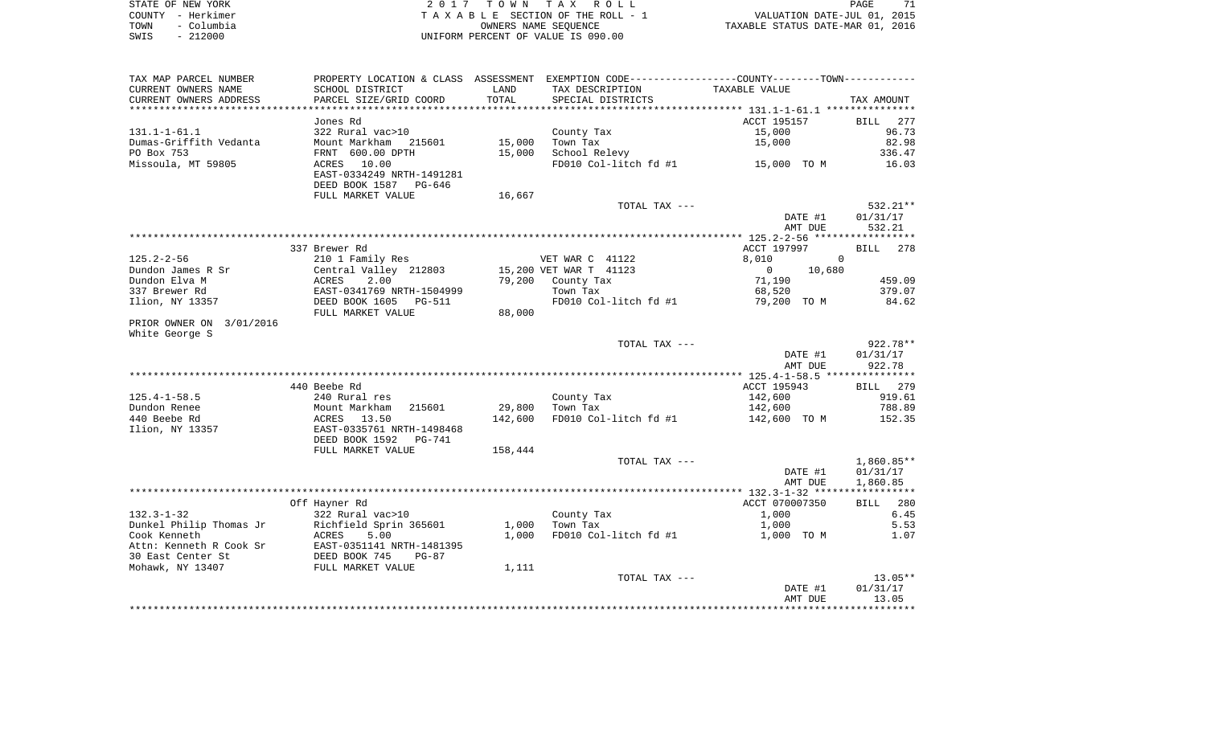STATE OF NEW YORK | COUNTY - Herkimer | TOWN - Columbia | SWIS - 212000

2017 TOWN TAX ROLL
TAXABLE SECTION OF THE ROLL - 1
OWNERS NAME SEQUENCE
UNIFORM PERCENT OF VALUE IS 090.00

VALUATION DATE-JUL 01, 2015
TAXABLE STATUS DATE-MAR 01, 2016

| TAX MAP PARCEL NUMBER / CURRENT OWNERS NAME / CURRENT OWNERS ADDRESS | PROPERTY LOCATION & CLASS / SCHOOL DISTRICT / PARCEL SIZE/GRID COORD | ASSESSMENT LAND / TOTAL | EXEMPTION CODE / TAX DESCRIPTION / SPECIAL DISTRICTS | TAXABLE VALUE | TAX AMOUNT |
|---|---|---|---|---|---|
| 131.1-1-61.1 | Jones Rd | | | ACCT 195157 | BILL 277 |
| Dumas-Griffith Vedanta | 322 Rural vac>10 | | County Tax | 15,000 | 96.73 |
| PO Box 753 | Mount Markham 215601 | 15,000 | Town Tax | 15,000 | 82.98 |
| Missoula, MT 59805 | FRNT 600.00 DPTH | 15,000 | School Relevy | | 336.47 |
| | ACRES 10.00 | | FD010 Col-litch fd #1 | 15,000 TO M | 16.03 |
| | EAST-0334249 NRTH-1491281 | | | | |
| | DEED BOOK 1587 PG-646 | | | | |
| | FULL MARKET VALUE | 16,667 | | | |
| | | | TOTAL TAX --- | | 532.21** |
| | | | | DATE #1 | 01/31/17 |
| | | | | AMT DUE | 532.21 |
| 125.2-2-56 | 337 Brewer Rd | | | ACCT 197997 | BILL 278 |
| Dundon James R Sr | 210 1 Family Res | | VET WAR C 41122 | 8,010 0 | |
| Dundon Elva M | Central Valley 212803 | 15,200 | VET WAR T 41123 | 0 10,680 | |
| 337 Brewer Rd | ACRES 2.00 | 79,200 | County Tax | 71,190 | 459.09 |
| Ilion, NY 13357 | EAST-0341769 NRTH-1504999 | | Town Tax | 68,520 | 379.07 |
| | DEED BOOK 1605 PG-511 | | FD010 Col-litch fd #1 | 79,200 TO M | 84.62 |
| | FULL MARKET VALUE | 88,000 | | | |
| PRIOR OWNER ON 3/01/2016 | | | | | |
| White George S | | | | | |
| | | | TOTAL TAX --- | | 922.78** |
| | | | | DATE #1 | 01/31/17 |
| | | | | AMT DUE | 922.78 |
| 125.4-1-58.5 | 440 Beebe Rd | | | ACCT 195943 | BILL 279 |
| Dundon Renee | 240 Rural res | | County Tax | 142,600 | 919.61 |
| 440 Beebe Rd | Mount Markham 215601 | 29,800 | Town Tax | 142,600 | 788.89 |
| Ilion, NY 13357 | ACRES 13.50 | 142,600 | FD010 Col-litch fd #1 | 142,600 TO M | 152.35 |
| | EAST-0335761 NRTH-1498468 | | | | |
| | DEED BOOK 1592 PG-741 | | | | |
| | FULL MARKET VALUE | 158,444 | | | |
| | | | TOTAL TAX --- | | 1,860.85** |
| | | | | DATE #1 | 01/31/17 |
| | | | | AMT DUE | 1,860.85 |
| 132.3-1-32 | Off Hayner Rd | | | ACCT 070007350 | BILL 280 |
| Dunkel Philip Thomas Jr | 322 Rural vac>10 | | County Tax | 1,000 | 6.45 |
| Cook Kenneth | Richfield Sprin 365601 | 1,000 | Town Tax | 1,000 | 5.53 |
| Attn: Kenneth R Cook Sr | ACRES 5.00 | 1,000 | FD010 Col-litch fd #1 | 1,000 TO M | 1.07 |
| 30 East Center St | EAST-0351141 NRTH-1481395 | | | | |
| Mohawk, NY 13407 | DEED BOOK 745 PG-87 | | | | |
| | FULL MARKET VALUE | 1,111 | | | |
| | | | TOTAL TAX --- | | 13.05** |
| | | | | DATE #1 | 01/31/17 |
| | | | | AMT DUE | 13.05 |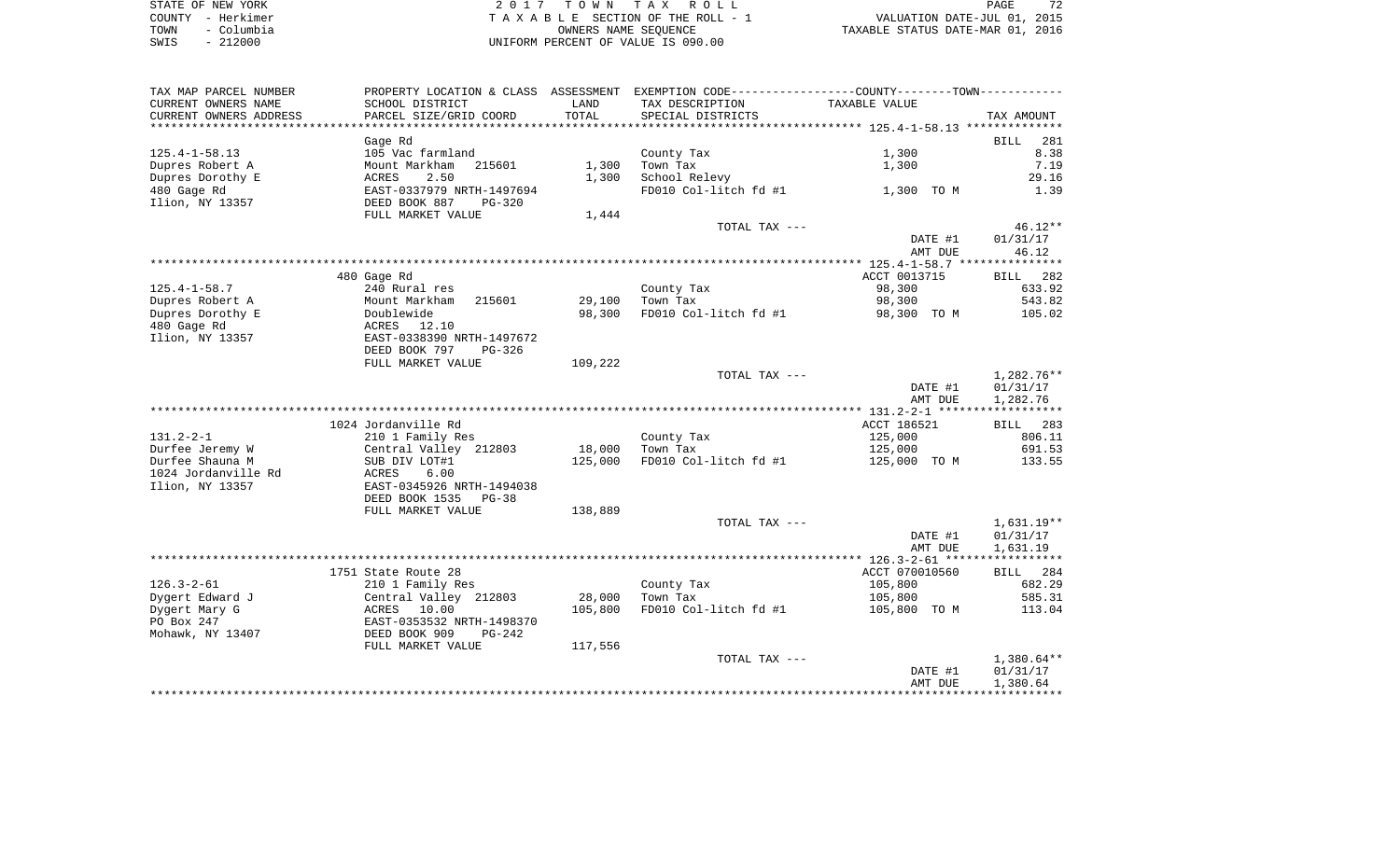STATE OF NEW YORK
COUNTY - Herkimer
TOWN - Columbia
SWIS - 212000

2 0 1 7 T O W N T A X R O L L
T A X A B L E SECTION OF THE ROLL - 1
OWNERS NAME SEQUENCE
UNIFORM PERCENT OF VALUE IS 090.00

VALUATION DATE-JUL 01, 2015
TAXABLE STATUS DATE-MAR 01, 2016

| TAX MAP PARCEL NUMBER<br>CURRENT OWNERS NAME<br>CURRENT OWNERS ADDRESS | PROPERTY LOCATION & CLASS<br>SCHOOL DISTRICT<br>PARCEL SIZE/GRID COORD | ASSESSMENT<br>LAND<br>TOTAL | EXEMPTION CODE-----COUNTY-----TOWN-----<br>TAX DESCRIPTION<br>SPECIAL DISTRICTS | TAXABLE VALUE | TAX AMOUNT |
|---|---|---|---|---|---|
| | Gage Rd | | | | BILL 281 |
| 125.4-1-58.13 | 105 Vac farmland | | County Tax | 1,300 | 8.38 |
| Dupres Robert A | Mount Markham 215601 | 1,300 | Town Tax | 1,300 | 7.19 |
| Dupres Dorothy E | ACRES 2.50 | 1,300 | School Relevy | | 29.16 |
| 480 Gage Rd | EAST-0337979 NRTH-1497694 | | FD010 Col-litch fd #1 | 1,300 TO M | 1.39 |
| Ilion, NY 13357 | DEED BOOK 887 PG-320 | | | | |
| | FULL MARKET VALUE | 1,444 | | | |
| | | | TOTAL TAX --- | | 46.12** |
| | | | | DATE #1 | 01/31/17 |
| | | | | AMT DUE | 46.12 |
| | 480 Gage Rd | | | ACCT 0013715 | BILL 282 |
| 125.4-1-58.7 | 240 Rural res | | County Tax | 98,300 | 633.92 |
| Dupres Robert A | Mount Markham 215601 | 29,100 | Town Tax | 98,300 | 543.82 |
| Dupres Dorothy E | Doublewide | 98,300 | FD010 Col-litch fd #1 | 98,300 TO M | 105.02 |
| 480 Gage Rd | ACRES 12.10 | | | | |
| Ilion, NY 13357 | EAST-0338390 NRTH-1497672 | | | | |
| | DEED BOOK 797 PG-326 | | | | |
| | FULL MARKET VALUE | 109,222 | | | |
| | | | TOTAL TAX --- | | 1,282.76** |
| | | | | DATE #1 | 01/31/17 |
| | | | | AMT DUE | 1,282.76 |
| | 1024 Jordanville Rd | | | ACCT 186521 | BILL 283 |
| 131.2-2-1 | 210 1 Family Res | | County Tax | 125,000 | 806.11 |
| Durfee Jeremy W | Central Valley 212803 | 18,000 | Town Tax | 125,000 | 691.53 |
| Durfee Shauna M | SUB DIV LOT#1 | 125,000 | FD010 Col-litch fd #1 | 125,000 TO M | 133.55 |
| 1024 Jordanville Rd | ACRES 6.00 | | | | |
| Ilion, NY 13357 | EAST-0345926 NRTH-1494038 | | | | |
| | DEED BOOK 1535 PG-38 | | | | |
| | FULL MARKET VALUE | 138,889 | | | |
| | | | TOTAL TAX --- | | 1,631.19** |
| | | | | DATE #1 | 01/31/17 |
| | | | | AMT DUE | 1,631.19 |
| | 1751 State Route 28 | | | ACCT 070010560 | BILL 284 |
| 126.3-2-61 | 210 1 Family Res | | County Tax | 105,800 | 682.29 |
| Dygert Edward J | Central Valley 212803 | 28,000 | Town Tax | 105,800 | 585.31 |
| Dygert Mary G | ACRES 10.00 | 105,800 | FD010 Col-litch fd #1 | 105,800 TO M | 113.04 |
| PO Box 247 | EAST-0353532 NRTH-1498370 | | | | |
| Mohawk, NY 13407 | DEED BOOK 909 PG-242 | | | | |
| | FULL MARKET VALUE | 117,556 | | | |
| | | | TOTAL TAX --- | | 1,380.64** |
| | | | | DATE #1 | 01/31/17 |
| | | | | AMT DUE | 1,380.64 |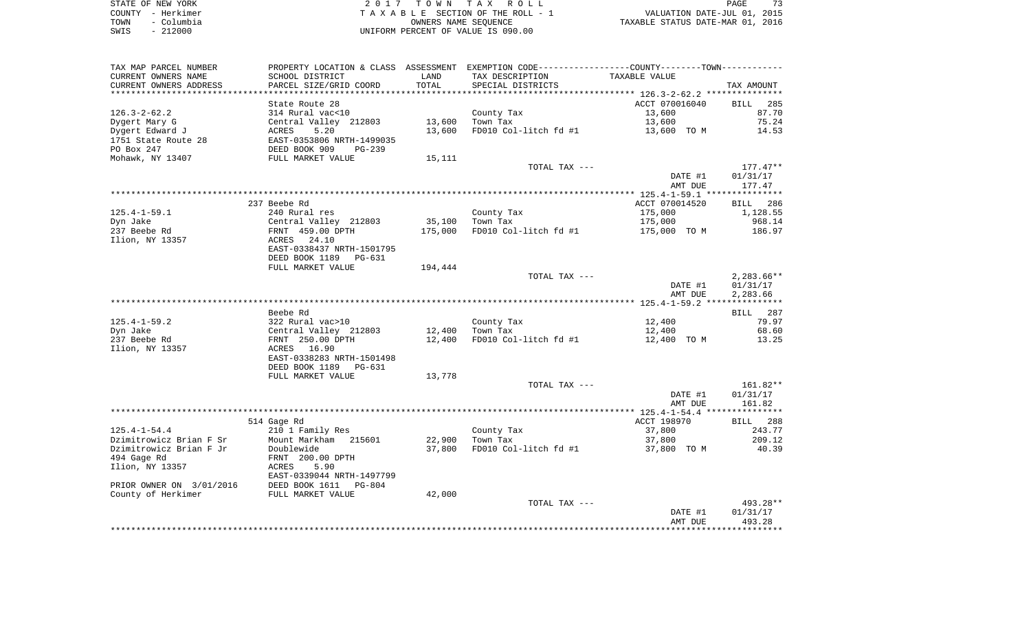STATE OF NEW YORK
COUNTY - Herkimer
TOWN - Columbia
SWIS - 212000

2 0 1 7 T O W N T A X R O L L
T A X A B L E SECTION OF THE ROLL - 1
OWNERS NAME SEQUENCE
UNIFORM PERCENT OF VALUE IS 090.00

VALUATION DATE-JUL 01, 2015
TAXABLE STATUS DATE-MAR 01, 2016

| TAX MAP PARCEL NUMBER<br>CURRENT OWNERS NAME<br>CURRENT OWNERS ADDRESS | PROPERTY LOCATION & CLASS<br>SCHOOL DISTRICT<br>PARCEL SIZE/GRID COORD | ASSESSMENT<br>LAND<br>TOTAL | EXEMPTION CODE<br>TAX DESCRIPTION<br>SPECIAL DISTRICTS | COUNTY--------TOWN<br>TAXABLE VALUE | TAX AMOUNT |
|---|---|---|---|---|---|
| | State Route 28 | | | ACCT 070016040 | BILL 285 |
| 126.3-2-62.2 | 314 Rural vac<10 | | County Tax | 13,600 | 87.70 |
| Dygert Mary G | Central Valley 212803 | 13,600 | Town Tax | 13,600 | 75.24 |
| Dygert Edward J | ACRES 5.20 | 13,600 | FD010 Col-litch fd #1 | 13,600 TO M | 14.53 |
| 1751 State Route 28 | EAST-0353806 NRTH-1499035 | | | | |
| PO Box 247 | DEED BOOK 909 PG-239 | | | | |
| Mohawk, NY 13407 | FULL MARKET VALUE | 15,111 | | | |
| | | | TOTAL TAX --- | | 177.47** |
| | | | | DATE #1 | 01/31/17 |
| | | | | AMT DUE | 177.47 |
| | 237 Beebe Rd | | | ACCT 070014520 | BILL 286 |
| 125.4-1-59.1 | 240 Rural res | | County Tax | 175,000 | 1,128.55 |
| Dyn Jake | Central Valley 212803 | 35,100 | Town Tax | 175,000 | 968.14 |
| 237 Beebe Rd | FRNT 459.00 DPTH | 175,000 | FD010 Col-litch fd #1 | 175,000 TO M | 186.97 |
| Ilion, NY 13357 | ACRES 24.10 | | | | |
| | EAST-0338437 NRTH-1501795 | | | | |
| | DEED BOOK 1189 PG-631 | | | | |
| | FULL MARKET VALUE | 194,444 | | | |
| | | | TOTAL TAX --- | | 2,283.66** |
| | | | | DATE #1 | 01/31/17 |
| | | | | AMT DUE | 2,283.66 |
| | Beebe Rd | | | | BILL 287 |
| 125.4-1-59.2 | 322 Rural vac>10 | | County Tax | 12,400 | 79.97 |
| Dyn Jake | Central Valley 212803 | 12,400 | Town Tax | 12,400 | 68.60 |
| 237 Beebe Rd | FRNT 250.00 DPTH | 12,400 | FD010 Col-litch fd #1 | 12,400 TO M | 13.25 |
| Ilion, NY 13357 | ACRES 16.90 | | | | |
| | EAST-0338283 NRTH-1501498 | | | | |
| | DEED BOOK 1189 PG-631 | | | | |
| | FULL MARKET VALUE | 13,778 | | | |
| | | | TOTAL TAX --- | | 161.82** |
| | | | | DATE #1 | 01/31/17 |
| | | | | AMT DUE | 161.82 |
| | 514 Gage Rd | | | ACCT 198970 | BILL 288 |
| 125.4-1-54.4 | 210 1 Family Res | | County Tax | 37,800 | 243.77 |
| Dzimitrowicz Brian F Sr | Mount Markham 215601 | 22,900 | Town Tax | 37,800 | 209.12 |
| Dzimitrowicz Brian F Jr | Doublewide | 37,800 | FD010 Col-litch fd #1 | 37,800 TO M | 40.39 |
| 494 Gage Rd | FRNT 200.00 DPTH | | | | |
| Ilion, NY 13357 | ACRES 5.90 | | | | |
| | EAST-0339044 NRTH-1497799 | | | | |
| PRIOR OWNER ON 3/01/2016 | DEED BOOK 1611 PG-804 | | | | |
| County of Herkimer | FULL MARKET VALUE | 42,000 | | | |
| | | | TOTAL TAX --- | | 493.28** |
| | | | | DATE #1 | 01/31/17 |
| | | | | AMT DUE | 493.28 |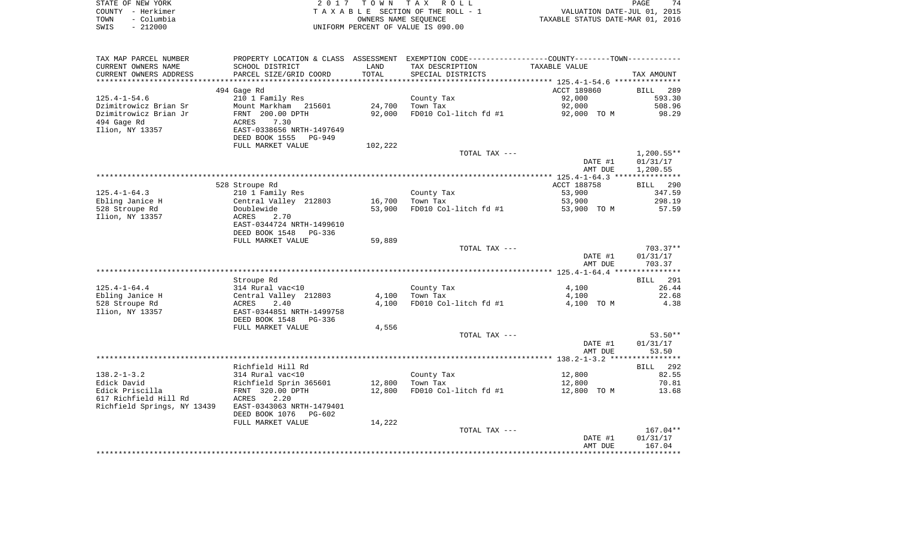STATE OF NEW YORK
COUNTY - Herkimer
TOWN - Columbia
SWIS - 212000

2 0 1 7 T O W N T A X R O L L
T A X A B L E SECTION OF THE ROLL - 1
OWNERS NAME SEQUENCE
UNIFORM PERCENT OF VALUE IS 090.00

VALUATION DATE-JUL 01, 2015
TAXABLE STATUS DATE-MAR 01, 2016

| TAX MAP PARCEL NUMBER / CURRENT OWNERS NAME / CURRENT OWNERS ADDRESS | PROPERTY LOCATION & CLASS / SCHOOL DISTRICT / PARCEL SIZE/GRID COORD | ASSESSMENT LAND / TOTAL | EXEMPTION CODE / TAX DESCRIPTION / SPECIAL DISTRICTS | COUNTY--------TOWN TAXABLE VALUE | TAX AMOUNT |
|---|---|---|---|---|---|
| | 494 Gage Rd | | | ACCT 189860 | BILL 289 |
| 125.4-1-54.6 | 210 1 Family Res | | County Tax | 92,000 | 593.30 |
| Dzimitrowicz Brian Sr | Mount Markham 215601 | 24,700 | Town Tax | 92,000 | 508.96 |
| Dzimitrowicz Brian Jr | FRNT 200.00 DPTH | 92,000 | FD010 Col-litch fd #1 | 92,000 TO M | 98.29 |
| 494 Gage Rd | ACRES 7.30 | | | | |
| Ilion, NY 13357 | EAST-0338656 NRTH-1497649 | | | | |
| | DEED BOOK 1555 PG-949 | | | | |
| | FULL MARKET VALUE | 102,222 | | | |
| | | | TOTAL TAX --- | | 1,200.55** |
| | | | | DATE #1 | 01/31/17 |
| | | | | AMT DUE | 1,200.55 |
| | 528 Stroupe Rd | | | ACCT 188758 | BILL 290 |
| 125.4-1-64.3 | 210 1 Family Res | | County Tax | 53,900 | 347.59 |
| Ebling Janice H | Central Valley 212803 | 16,700 | Town Tax | 53,900 | 298.19 |
| 528 Stroupe Rd | Doublewide | 53,900 | FD010 Col-litch fd #1 | 53,900 TO M | 57.59 |
| Ilion, NY 13357 | ACRES 2.70 | | | | |
| | EAST-0344724 NRTH-1499610 | | | | |
| | DEED BOOK 1548 PG-336 | | | | |
| | FULL MARKET VALUE | 59,889 | | | |
| | | | TOTAL TAX --- | | 703.37** |
| | | | | DATE #1 | 01/31/17 |
| | | | | AMT DUE | 703.37 |
| | Stroupe Rd | | | | BILL 291 |
| 125.4-1-64.4 | 314 Rural vac<10 | | County Tax | 4,100 | 26.44 |
| Ebling Janice H | Central Valley 212803 | 4,100 | Town Tax | 4,100 | 22.68 |
| 528 Stroupe Rd | ACRES 2.40 | 4,100 | FD010 Col-litch fd #1 | 4,100 TO M | 4.38 |
| Ilion, NY 13357 | EAST-0344851 NRTH-1499758 | | | | |
| | DEED BOOK 1548 PG-336 | | | | |
| | FULL MARKET VALUE | 4,556 | | | |
| | | | TOTAL TAX --- | | 53.50** |
| | | | | DATE #1 | 01/31/17 |
| | | | | AMT DUE | 53.50 |
| | Richfield Hill Rd | | | | BILL 292 |
| 138.2-1-3.2 | 314 Rural vac<10 | | County Tax | 12,800 | 82.55 |
| Edick David | Richfield Sprin 365601 | 12,800 | Town Tax | 12,800 | 70.81 |
| Edick Priscilla | FRNT 320.00 DPTH | 12,800 | FD010 Col-litch fd #1 | 12,800 TO M | 13.68 |
| 617 Richfield Hill Rd | ACRES 2.20 | | | | |
| Richfield Springs, NY 13439 | EAST-0343063 NRTH-1479401 | | | | |
| | DEED BOOK 1076 PG-602 | | | | |
| | FULL MARKET VALUE | 14,222 | | | |
| | | | TOTAL TAX --- | | 167.04** |
| | | | | DATE #1 | 01/31/17 |
| | | | | AMT DUE | 167.04 |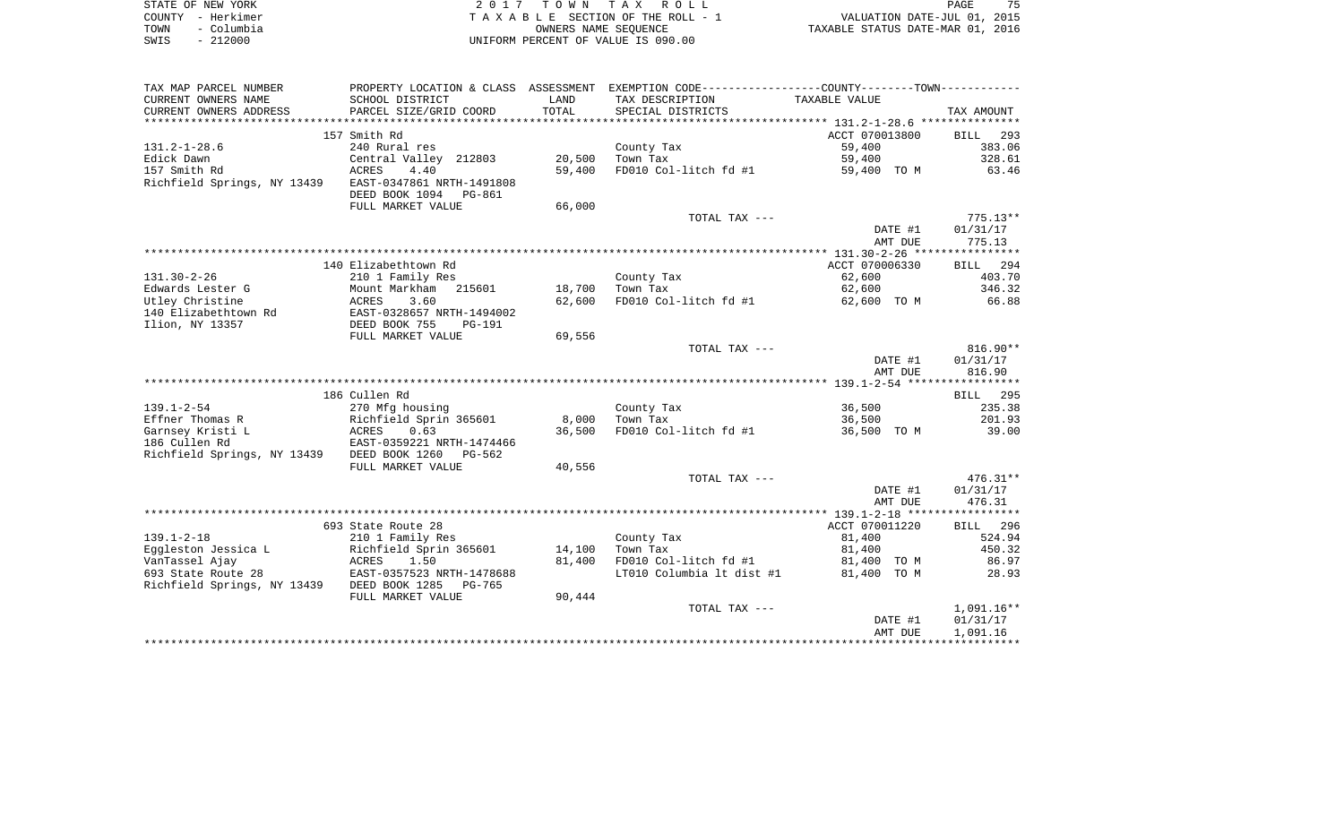STATE OF NEW YORK
COUNTY - Herkimer
TOWN - Columbia
SWIS - 212000

2 0 1 7 T O W N T A X R O L L
T A X A B L E SECTION OF THE ROLL - 1
OWNERS NAME SEQUENCE
UNIFORM PERCENT OF VALUE IS 090.00

VALUATION DATE-JUL 01, 2015
TAXABLE STATUS DATE-MAR 01, 2016

| TAX MAP PARCEL NUMBER / CURRENT OWNERS NAME / CURRENT OWNERS ADDRESS | PROPERTY LOCATION & CLASS / SCHOOL DISTRICT / PARCEL SIZE/GRID COORD | ASSESSMENT LAND / TOTAL | EXEMPTION CODE / TAX DESCRIPTION / SPECIAL DISTRICTS | COUNTY--------TOWN / TAXABLE VALUE | TAX AMOUNT |
|---|---|---|---|---|---|
| 131.2-1-28.6 | 157 Smith Rd | | | ACCT 070013800 | BILL 293 |
| | 240 Rural res | | County Tax | 59,400 | 383.06 |
| Edick Dawn | Central Valley 212803 | 20,500 | Town Tax | 59,400 | 328.61 |
| 157 Smith Rd | ACRES 4.40 | 59,400 | FD010 Col-litch fd #1 | 59,400 TO M | 63.46 |
| Richfield Springs, NY 13439 | EAST-0347861 NRTH-1491808 | | | | |
| | DEED BOOK 1094 PG-861 | | | | |
| | FULL MARKET VALUE | 66,000 | | | |
| | | | TOTAL TAX --- | | 775.13** |
| | | | | DATE #1 | 01/31/17 |
| | | | | AMT DUE | 775.13 |
| 131.30-2-26 | 140 Elizabethtown Rd | | | ACCT 070006330 | BILL 294 |
| | 210 1 Family Res | | County Tax | 62,600 | 403.70 |
| Edwards Lester G | Mount Markham 215601 | 18,700 | Town Tax | 62,600 | 346.32 |
| Utley Christine | ACRES 3.60 | 62,600 | FD010 Col-litch fd #1 | 62,600 TO M | 66.88 |
| 140 Elizabethtown Rd | EAST-0328657 NRTH-1494002 | | | | |
| Ilion, NY 13357 | DEED BOOK 755 PG-191 | | | | |
| | FULL MARKET VALUE | 69,556 | | | |
| | | | TOTAL TAX --- | | 816.90** |
| | | | | DATE #1 | 01/31/17 |
| | | | | AMT DUE | 816.90 |
| 139.1-2-54 | 186 Cullen Rd | | | | BILL 295 |
| | 270 Mfg housing | | County Tax | 36,500 | 235.38 |
| Effner Thomas R | Richfield Sprin 365601 | 8,000 | Town Tax | 36,500 | 201.93 |
| Garnsey Kristi L | ACRES 0.63 | 36,500 | FD010 Col-litch fd #1 | 36,500 TO M | 39.00 |
| 186 Cullen Rd | EAST-0359221 NRTH-1474466 | | | | |
| Richfield Springs, NY 13439 | DEED BOOK 1260 PG-562 | | | | |
| | FULL MARKET VALUE | 40,556 | | | |
| | | | TOTAL TAX --- | | 476.31** |
| | | | | DATE #1 | 01/31/17 |
| | | | | AMT DUE | 476.31 |
| 139.1-2-18 | 693 State Route 28 | | | ACCT 070011220 | BILL 296 |
| | 210 1 Family Res | | County Tax | 81,400 | 524.94 |
| Eggleston Jessica L | Richfield Sprin 365601 | 14,100 | Town Tax | 81,400 | 450.32 |
| VanTassel Ajay | ACRES 1.50 | 81,400 | FD010 Col-litch fd #1 | 81,400 TO M | 86.97 |
| 693 State Route 28 | EAST-0357523 NRTH-1478688 | | LT010 Columbia lt dist #1 | 81,400 TO M | 28.93 |
| Richfield Springs, NY 13439 | DEED BOOK 1285 PG-765 | | | | |
| | FULL MARKET VALUE | 90,444 | | | |
| | | | TOTAL TAX --- | | 1,091.16** |
| | | | | DATE #1 | 01/31/17 |
| | | | | AMT DUE | 1,091.16 |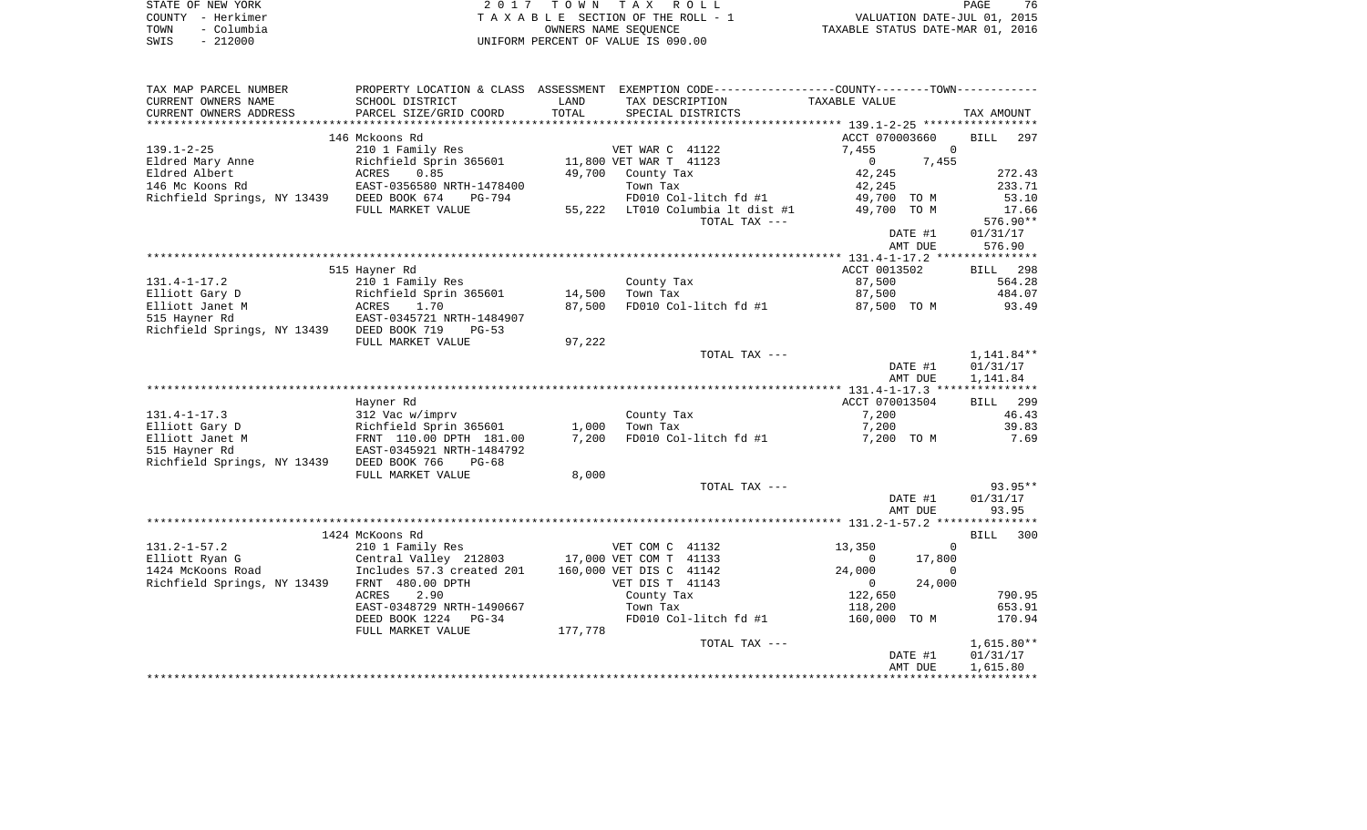STATE OF NEW YORK | COUNTY - Herkimer | TOWN - Columbia | SWIS - 212000

2 0 1 7 T O W N T A X R O L L
T A X A B L E SECTION OF THE ROLL - 1
OWNERS NAME SEQUENCE
UNIFORM PERCENT OF VALUE IS 090.00

VALUATION DATE-JUL 01, 2015
TAXABLE STATUS DATE-MAR 01, 2016

| TAX MAP PARCEL NUMBER / CURRENT OWNERS NAME / CURRENT OWNERS ADDRESS | PROPERTY LOCATION & CLASS / SCHOOL DISTRICT / PARCEL SIZE/GRID COORD | ASSESSMENT LAND / TOTAL | EXEMPTION CODE / TAX DESCRIPTION / SPECIAL DISTRICTS | COUNTY TAXABLE VALUE | TOWN TAXABLE VALUE | TAX AMOUNT |
|---|---|---|---|---|---|---|
| | 146 Mckoons Rd | | | ACCT 070003660 | | BILL 297 |
| 139.1-2-25 | 210 1 Family Res | | VET WAR C 41122 | 7,455 | 0 | |
| Eldred Mary Anne | Richfield Sprin 365601 | 11,800 | VET WAR T 41123 | 0 | 7,455 | |
| Eldred Albert | ACRES 0.85 | 49,700 | County Tax | 42,245 | | 272.43 |
| 146 Mc Koons Rd | EAST-0356580 NRTH-1478400 | | Town Tax | 42,245 | | 233.71 |
| Richfield Springs, NY 13439 | DEED BOOK 674 PG-794 | | FD010 Col-litch fd #1 | 49,700 TO M | | 53.10 |
| | FULL MARKET VALUE | 55,222 | LT010 Columbia lt dist #1 | 49,700 TO M | | 17.66 |
| | | | TOTAL TAX --- | | | 576.90** |
| | | | | DATE #1 | | 01/31/17 |
| | | | | AMT DUE | | 576.90 |
| | 515 Hayner Rd | | | ACCT 0013502 | | BILL 298 |
| 131.4-1-17.2 | 210 1 Family Res | | County Tax | 87,500 | | 564.28 |
| Elliott Gary D | Richfield Sprin 365601 | 14,500 | Town Tax | 87,500 | | 484.07 |
| Elliott Janet M | ACRES 1.70 | 87,500 | FD010 Col-litch fd #1 | 87,500 TO M | | 93.49 |
| 515 Hayner Rd | EAST-0345721 NRTH-1484907 | | | | | |
| Richfield Springs, NY 13439 | DEED BOOK 719 PG-53 | | | | | |
| | FULL MARKET VALUE | 97,222 | | | | |
| | | | TOTAL TAX --- | | | 1,141.84** |
| | | | | DATE #1 | | 01/31/17 |
| | | | | AMT DUE | | 1,141.84 |
| | Hayner Rd | | | ACCT 070013504 | | BILL 299 |
| 131.4-1-17.3 | 312 Vac w/imprv | | County Tax | 7,200 | | 46.43 |
| Elliott Gary D | Richfield Sprin 365601 | 1,000 | Town Tax | 7,200 | | 39.83 |
| Elliott Janet M | FRNT 110.00 DPTH 181.00 | 7,200 | FD010 Col-litch fd #1 | 7,200 TO M | | 7.69 |
| 515 Hayner Rd | EAST-0345921 NRTH-1484792 | | | | | |
| Richfield Springs, NY 13439 | DEED BOOK 766 PG-68 | | | | | |
| | FULL MARKET VALUE | 8,000 | | | | |
| | | | TOTAL TAX --- | | | 93.95** |
| | | | | DATE #1 | | 01/31/17 |
| | | | | AMT DUE | | 93.95 |
| | 1424 McKoons Rd | | | | | BILL 300 |
| 131.2-1-57.2 | 210 1 Family Res | | VET COM C 41132 | 13,350 | 0 | |
| Elliott Ryan G | Central Valley 212803 | 17,000 | VET COM T 41133 | 0 | 17,800 | |
| 1424 McKoons Road | Includes 57.3 created 201 | 160,000 | VET DIS C 41142 | 24,000 | 0 | |
| Richfield Springs, NY 13439 | FRNT 480.00 DPTH | | VET DIS T 41143 | 0 | 24,000 | |
| | ACRES 2.90 | | County Tax | 122,650 | | 790.95 |
| | EAST-0348729 NRTH-1490667 | | Town Tax | 118,200 | | 653.91 |
| | DEED BOOK 1224 PG-34 | | FD010 Col-litch fd #1 | 160,000 TO M | | 170.94 |
| | FULL MARKET VALUE | 177,778 | | | | |
| | | | TOTAL TAX --- | | | 1,615.80** |
| | | | | DATE #1 | | 01/31/17 |
| | | | | AMT DUE | | 1,615.80 |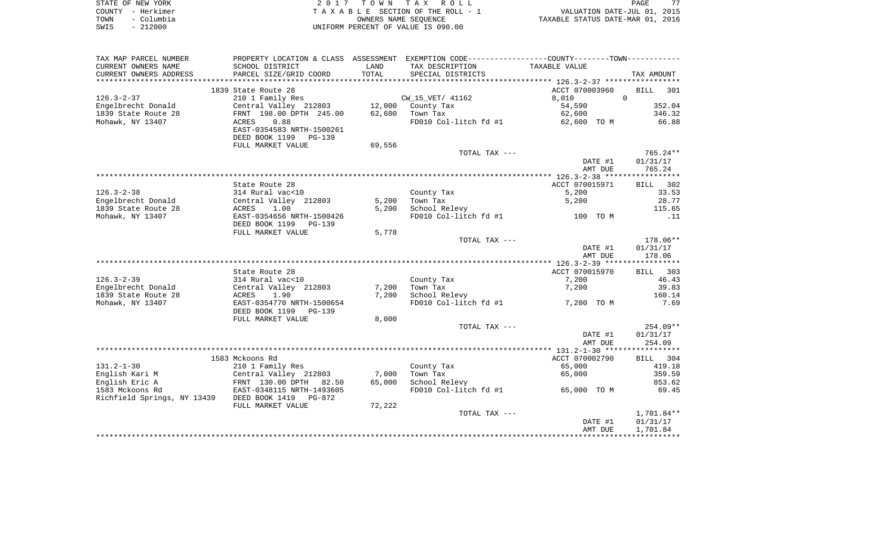STATE OF NEW YORK
COUNTY - Herkimer
TOWN - Columbia
SWIS - 212000

2017 TOWN TAX ROLL
TAXABLE SECTION OF THE ROLL - 1
OWNERS NAME SEQUENCE
UNIFORM PERCENT OF VALUE IS 090.00

VALUATION DATE-JUL 01, 2015
TAXABLE STATUS DATE-MAR 01, 2016

| TAX MAP PARCEL NUMBER / CURRENT OWNERS NAME / CURRENT OWNERS ADDRESS | PROPERTY LOCATION & CLASS / SCHOOL DISTRICT / PARCEL SIZE/GRID COORD | ASSESSMENT LAND / TOTAL | EXEMPTION CODE / TAX DESCRIPTION / SPECIAL DISTRICTS | COUNTY--------TOWN TAXABLE VALUE | TAX AMOUNT |
|---|---|---|---|---|---|
| 126.3-2-37 | 1839 State Route 28 | | | ACCT 070003960 | BILL 301 |
| | 210 1 Family Res | | CW_15_VET/ 41162 | 8,010 0 | |
| Engelbrecht Donald | Central Valley 212803 | 12,000 | County Tax | 54,590 | 352.04 |
| 1839 State Route 28 | FRNT 198.00 DPTH 245.00 | 62,600 | Town Tax | 62,600 | 346.32 |
| Mohawk, NY 13407 | ACRES 0.88 | | FD010 Col-litch fd #1 | 62,600 TO M | 66.88 |
| | EAST-0354583 NRTH-1500261 | | | | |
| | DEED BOOK 1199 PG-139 | | | | |
| | FULL MARKET VALUE | 69,556 | | | |
| | | | TOTAL TAX --- | | 765.24** |
| | | | | DATE #1 | 01/31/17 |
| | | | | AMT DUE | 765.24 |
| 126.3-2-38 | State Route 28 | | | ACCT 070015971 | BILL 302 |
| | 314 Rural vac<10 | | County Tax | 5,200 | 33.53 |
| Engelbrecht Donald | Central Valley 212803 | 5,200 | Town Tax | 5,200 | 28.77 |
| 1839 State Route 28 | ACRES 1.00 | 5,200 | School Relevy | | 115.65 |
| Mohawk, NY 13407 | EAST-0354656 NRTH-1500426 | | FD010 Col-litch fd #1 | 100 TO M | .11 |
| | DEED BOOK 1199 PG-139 | | | | |
| | FULL MARKET VALUE | 5,778 | | | |
| | | | TOTAL TAX --- | | 178.06** |
| | | | | DATE #1 | 01/31/17 |
| | | | | AMT DUE | 178.06 |
| 126.3-2-39 | State Route 28 | | | ACCT 070015970 | BILL 303 |
| | 314 Rural vac<10 | | County Tax | 7,200 | 46.43 |
| Engelbrecht Donald | Central Valley 212803 | 7,200 | Town Tax | 7,200 | 39.83 |
| 1839 State Route 28 | ACRES 1.90 | 7,200 | School Relevy | | 160.14 |
| Mohawk, NY 13407 | EAST-0354770 NRTH-1500654 | | FD010 Col-litch fd #1 | 7,200 TO M | 7.69 |
| | DEED BOOK 1199 PG-139 | | | | |
| | FULL MARKET VALUE | 8,000 | | | |
| | | | TOTAL TAX --- | | 254.09** |
| | | | | DATE #1 | 01/31/17 |
| | | | | AMT DUE | 254.09 |
| 131.2-1-30 | 1583 Mckoons Rd | | | ACCT 070002790 | BILL 304 |
| | 210 1 Family Res | | County Tax | 65,000 | 419.18 |
| English Kari M | Central Valley 212803 | 7,000 | Town Tax | 65,000 | 359.59 |
| English Eric A | FRNT 130.00 DPTH 82.50 | 65,000 | School Relevy | | 853.62 |
| 1583 Mckoons Rd | EAST-0348115 NRTH-1493605 | | FD010 Col-litch fd #1 | 65,000 TO M | 69.45 |
| Richfield Springs, NY 13439 | DEED BOOK 1419 PG-872 | | | | |
| | FULL MARKET VALUE | 72,222 | | | |
| | | | TOTAL TAX --- | | 1,701.84** |
| | | | | DATE #1 | 01/31/17 |
| | | | | AMT DUE | 1,701.84 |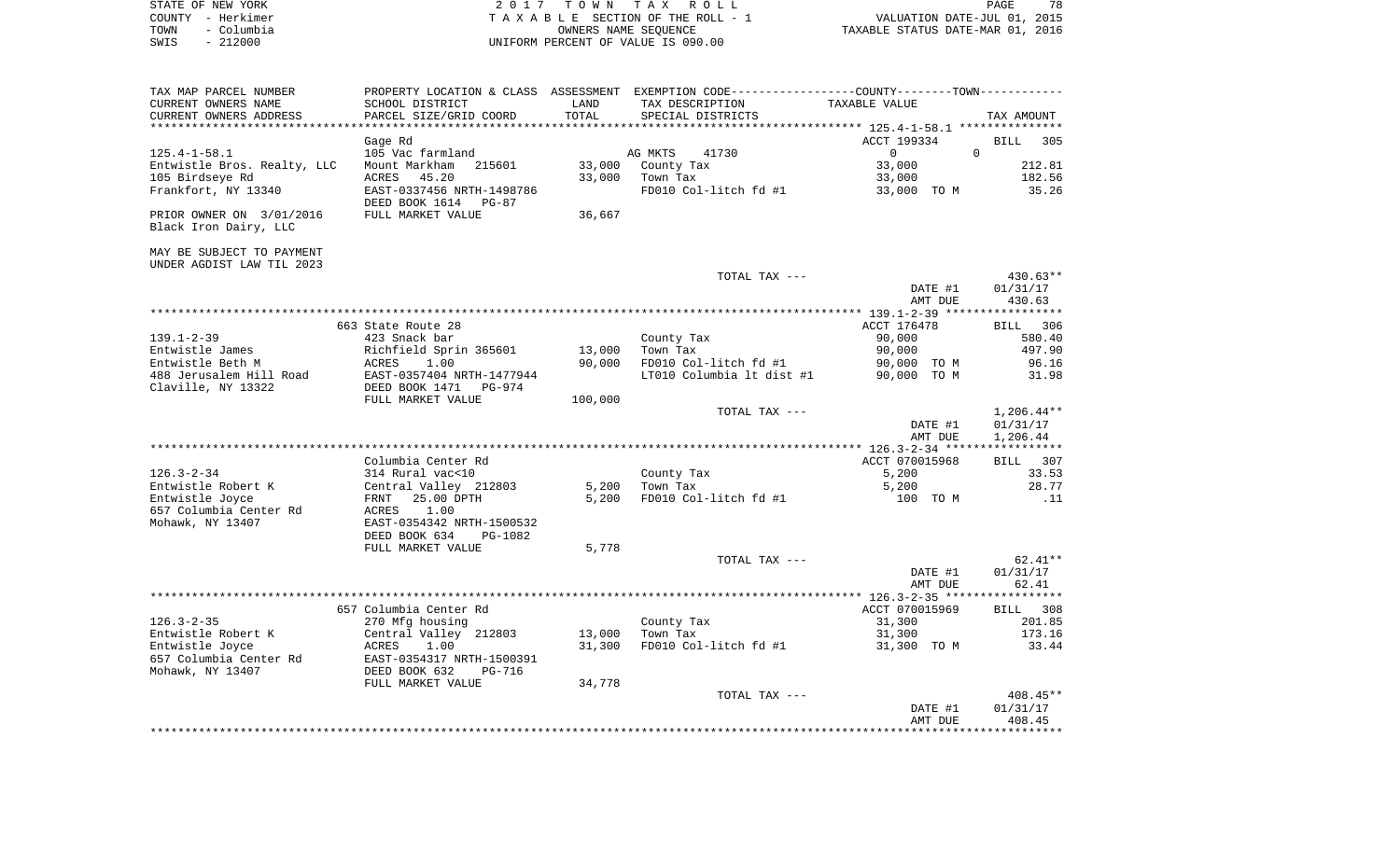STATE OF NEW YORK | COUNTY - Herkimer | TOWN - Columbia | SWIS - 212000

2017 TOWN TAX ROLL
TAXABLE SECTION OF THE ROLL - 1
OWNERS NAME SEQUENCE
UNIFORM PERCENT OF VALUE IS 090.00

VALUATION DATE-JUL 01, 2015
TAXABLE STATUS DATE-MAR 01, 2016

| TAX MAP PARCEL NUMBER / CURRENT OWNERS NAME / CURRENT OWNERS ADDRESS | PROPERTY LOCATION & CLASS / SCHOOL DISTRICT / PARCEL SIZE/GRID COORD | ASSESSMENT LAND / TOTAL | EXEMPTION CODE / TAX DESCRIPTION / SPECIAL DISTRICTS | COUNTY/TOWN TAXABLE VALUE | TAX AMOUNT |
|---|---|---|---|---|---|
| | Gage Rd | | | ACCT 199334 | BILL 305 |
| 125.4-1-58.1 | 105 Vac farmland | | AG MKTS 41730 | 0 0 | |
| Entwistle Bros. Realty, LLC | Mount Markham 215601 | 33,000 | County Tax | 33,000 | 212.81 |
| 105 Birdseye Rd | ACRES 45.20 | 33,000 | Town Tax | 33,000 | 182.56 |
| Frankfort, NY 13340 | EAST-0337456 NRTH-1498786 | | FD010 Col-litch fd #1 | 33,000 TO M | 35.26 |
| | DEED BOOK 1614 PG-87 | | | | |
| PRIOR OWNER ON 3/01/2016 | FULL MARKET VALUE | 36,667 | | | |
| Black Iron Dairy, LLC | | | | | |
| MAY BE SUBJECT TO PAYMENT | | | | | |
| UNDER AGDIST LAW TIL 2023 | | | | | |
| | | | TOTAL TAX --- | | 430.63** |
| | | | | DATE #1 | 01/31/17 |
| | | | | AMT DUE | 430.63 |
| | 663 State Route 28 | | | ACCT 176478 | BILL 306 |
| 139.1-2-39 | 423 Snack bar | | County Tax | 90,000 | 580.40 |
| Entwistle James | Richfield Sprin 365601 | 13,000 | Town Tax | 90,000 | 497.90 |
| Entwistle Beth M | ACRES 1.00 | 90,000 | FD010 Col-litch fd #1 | 90,000 TO M | 96.16 |
| 488 Jerusalem Hill Road | EAST-0357404 NRTH-1477944 | | LT010 Columbia lt dist #1 | 90,000 TO M | 31.98 |
| Claville, NY 13322 | DEED BOOK 1471 PG-974 | | | | |
| | FULL MARKET VALUE | 100,000 | | | |
| | | | TOTAL TAX --- | | 1,206.44** |
| | | | | DATE #1 | 01/31/17 |
| | | | | AMT DUE | 1,206.44 |
| | Columbia Center Rd | | | ACCT 070015968 | BILL 307 |
| 126.3-2-34 | 314 Rural vac<10 | | County Tax | 5,200 | 33.53 |
| Entwistle Robert K | Central Valley 212803 | 5,200 | Town Tax | 5,200 | 28.77 |
| Entwistle Joyce | FRNT 25.00 DPTH | 5,200 | FD010 Col-litch fd #1 | 100 TO M | .11 |
| 657 Columbia Center Rd | ACRES 1.00 | | | | |
| Mohawk, NY 13407 | EAST-0354342 NRTH-1500532 | | | | |
| | DEED BOOK 634 PG-1082 | | | | |
| | FULL MARKET VALUE | 5,778 | | | |
| | | | TOTAL TAX --- | | 62.41** |
| | | | | DATE #1 | 01/31/17 |
| | | | | AMT DUE | 62.41 |
| | 657 Columbia Center Rd | | | ACCT 070015969 | BILL 308 |
| 126.3-2-35 | 270 Mfg housing | | County Tax | 31,300 | 201.85 |
| Entwistle Robert K | Central Valley 212803 | 13,000 | Town Tax | 31,300 | 173.16 |
| Entwistle Joyce | ACRES 1.00 | 31,300 | FD010 Col-litch fd #1 | 31,300 TO M | 33.44 |
| 657 Columbia Center Rd | EAST-0354317 NRTH-1500391 | | | | |
| Mohawk, NY 13407 | DEED BOOK 632 PG-716 | | | | |
| | FULL MARKET VALUE | 34,778 | | | |
| | | | TOTAL TAX --- | | 408.45** |
| | | | | DATE #1 | 01/31/17 |
| | | | | AMT DUE | 408.45 |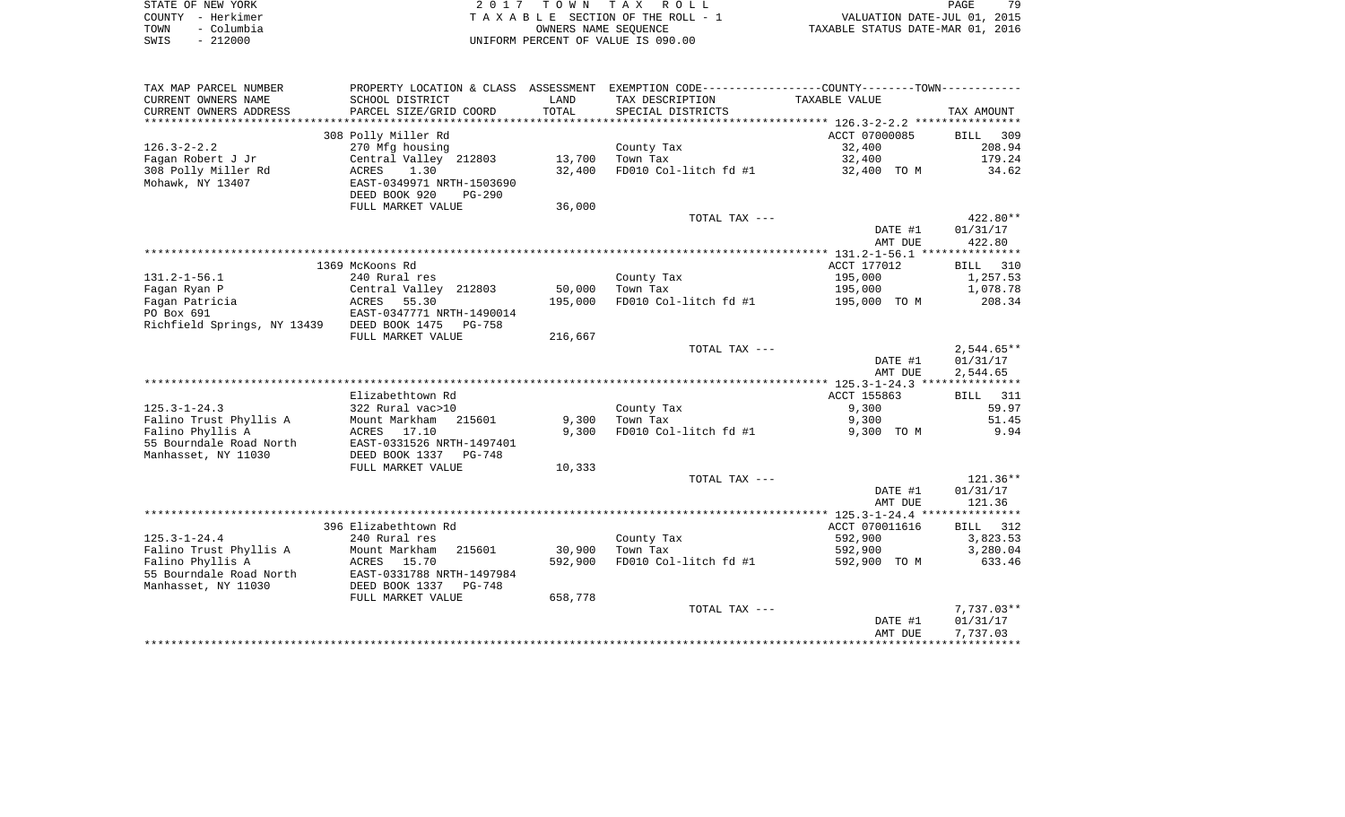STATE OF NEW YORK
COUNTY - Herkimer
TOWN - Columbia
SWIS - 212000

2 0 1 7 T O W N T A X R O L L
T A X A B L E SECTION OF THE ROLL - 1
OWNERS NAME SEQUENCE
UNIFORM PERCENT OF VALUE IS 090.00

VALUATION DATE-JUL 01, 2015
TAXABLE STATUS DATE-MAR 01, 2016

| TAX MAP PARCEL NUMBER / CURRENT OWNERS NAME / CURRENT OWNERS ADDRESS | PROPERTY LOCATION & CLASS / SCHOOL DISTRICT / PARCEL SIZE/GRID COORD | ASSESSMENT LAND / TOTAL | EXEMPTION CODE / TAX DESCRIPTION / SPECIAL DISTRICTS | COUNTY--------TOWN TAXABLE VALUE | TAX AMOUNT |
|---|---|---|---|---|---|
| 126.3-2-2.2 | 308 Polly Miller Rd | | | ACCT 07000085 | BILL 309 |
| Fagan Robert J Jr | 270 Mfg housing | | County Tax | 32,400 | 208.94 |
| 308 Polly Miller Rd | Central Valley 212803 | 13,700 | Town Tax | 32,400 | 179.24 |
| Mohawk, NY 13407 | ACRES 1.30 | 32,400 | FD010 Col-litch fd #1 | 32,400 TO M | 34.62 |
| | EAST-0349971 NRTH-1503690 | | | | |
| | DEED BOOK 920 PG-290 | | | | |
| | FULL MARKET VALUE | 36,000 | | | |
| | | | TOTAL TAX --- | | 422.80** |
| | | | | DATE #1 | 01/31/17 |
| | | | | AMT DUE | 422.80 |
| 131.2-1-56.1 | 1369 McKoons Rd | | | ACCT 177012 | BILL 310 |
| Fagan Ryan P | 240 Rural res | | County Tax | 195,000 | 1,257.53 |
| Fagan Patricia | Central Valley 212803 | 50,000 | Town Tax | 195,000 | 1,078.78 |
| PO Box 691 | ACRES 55.30 | 195,000 | FD010 Col-litch fd #1 | 195,000 TO M | 208.34 |
| Richfield Springs, NY 13439 | EAST-0347771 NRTH-1490014 | | | | |
| | DEED BOOK 1475 PG-758 | | | | |
| | FULL MARKET VALUE | 216,667 | | | |
| | | | TOTAL TAX --- | | 2,544.65** |
| | | | | DATE #1 | 01/31/17 |
| | | | | AMT DUE | 2,544.65 |
| 125.3-1-24.3 | Elizabethtown Rd | | | ACCT 155863 | BILL 311 |
| Falino Trust Phyllis A | 322 Rural vac>10 | | County Tax | 9,300 | 59.97 |
| Falino Phyllis A | Mount Markham 215601 | 9,300 | Town Tax | 9,300 | 51.45 |
| 55 Bourndale Road North | ACRES 17.10 | 9,300 | FD010 Col-litch fd #1 | 9,300 TO M | 9.94 |
| Manhasset, NY 11030 | EAST-0331526 NRTH-1497401 | | | | |
| | DEED BOOK 1337 PG-748 | | | | |
| | FULL MARKET VALUE | 10,333 | | | |
| | | | TOTAL TAX --- | | 121.36** |
| | | | | DATE #1 | 01/31/17 |
| | | | | AMT DUE | 121.36 |
| 125.3-1-24.4 | 396 Elizabethtown Rd | | | ACCT 070011616 | BILL 312 |
| Falino Trust Phyllis A | 240 Rural res | | County Tax | 592,900 | 3,823.53 |
| Falino Phyllis A | Mount Markham 215601 | 30,900 | Town Tax | 592,900 | 3,280.04 |
| 55 Bourndale Road North | ACRES 15.70 | 592,900 | FD010 Col-litch fd #1 | 592,900 TO M | 633.46 |
| Manhasset, NY 11030 | EAST-0331788 NRTH-1497984 | | | | |
| | DEED BOOK 1337 PG-748 | | | | |
| | FULL MARKET VALUE | 658,778 | | | |
| | | | TOTAL TAX --- | | 7,737.03** |
| | | | | DATE #1 | 01/31/17 |
| | | | | AMT DUE | 7,737.03 |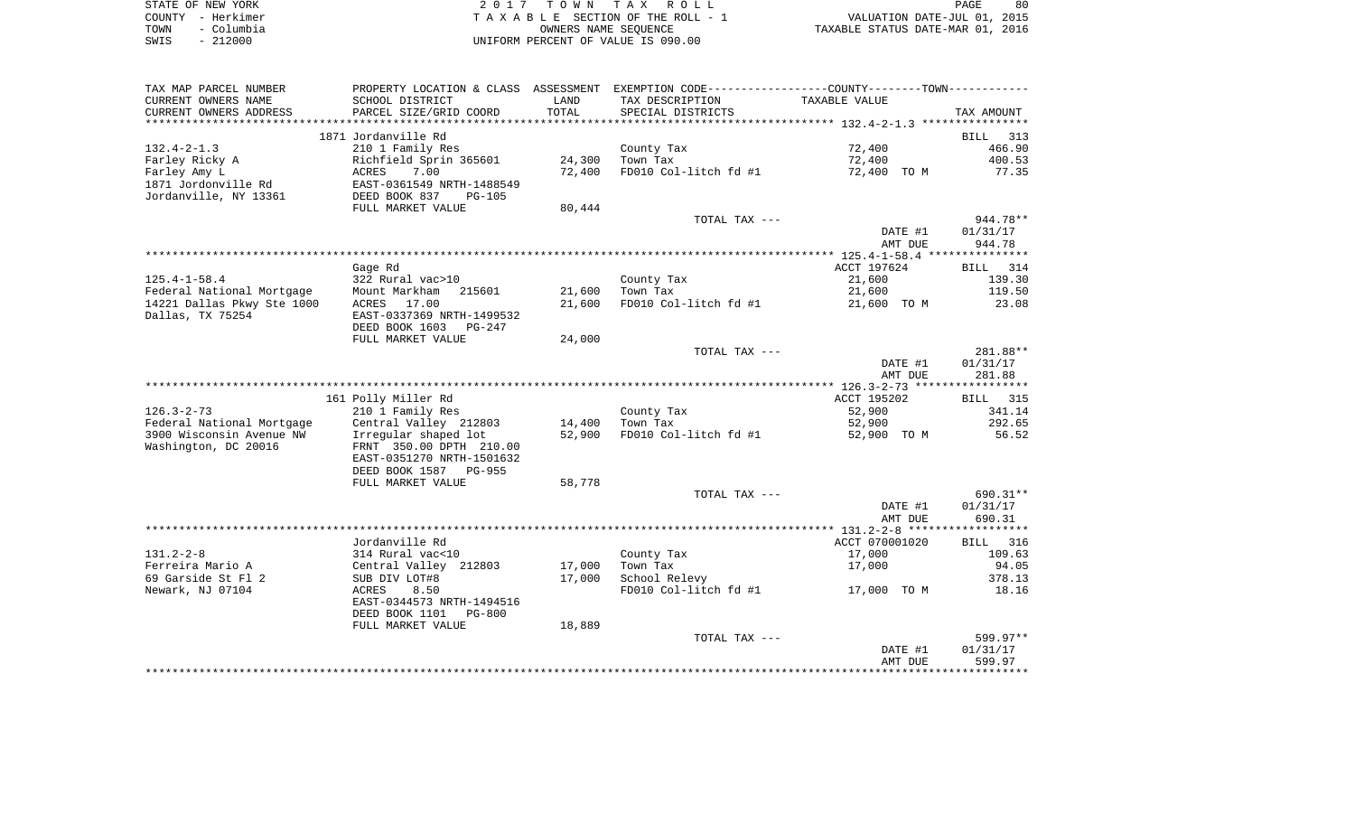STATE OF NEW YORK
COUNTY - Herkimer
TOWN - Columbia
SWIS - 212000

2 0 1 7 T O W N T A X R O L L
T A X A B L E SECTION OF THE ROLL - 1
OWNERS NAME SEQUENCE
UNIFORM PERCENT OF VALUE IS 090.00

VALUATION DATE-JUL 01, 2015
TAXABLE STATUS DATE-MAR 01, 2016

| TAX MAP PARCEL NUMBER / CURRENT OWNERS NAME / CURRENT OWNERS ADDRESS | PROPERTY LOCATION & CLASS / SCHOOL DISTRICT / PARCEL SIZE/GRID COORD | ASSESSMENT LAND / TOTAL | EXEMPTION CODE / TAX DESCRIPTION / SPECIAL DISTRICTS | TAXABLE VALUE | TAX AMOUNT |
|---|---|---|---|---|---|
| | 1871 Jordanville Rd | | | | BILL 313 |
| 132.4-2-1.3 | 210 1 Family Res | | County Tax | 72,400 | 466.90 |
| Farley Ricky A | Richfield Sprin 365601 | 24,300 | Town Tax | 72,400 | 400.53 |
| Farley Amy L | ACRES 7.00 | 72,400 | FD010 Col-litch fd #1 | 72,400 TO M | 77.35 |
| 1871 Jordonville Rd | EAST-0361549 NRTH-1488549 | | | | |
| Jordanville, NY 13361 | DEED BOOK 837 PG-105 | | | | |
| | FULL MARKET VALUE | 80,444 | | | |
| | | | TOTAL TAX --- | | 944.78** |
| | | | | DATE #1 | 01/31/17 |
| | | | | AMT DUE | 944.78 |
| | Gage Rd | | | ACCT 197624 | BILL 314 |
| 125.4-1-58.4 | 322 Rural vac>10 | | County Tax | 21,600 | 139.30 |
| Federal National Mortgage | Mount Markham 215601 | 21,600 | Town Tax | 21,600 | 119.50 |
| 14221 Dallas Pkwy Ste 1000 | ACRES 17.00 | 21,600 | FD010 Col-litch fd #1 | 21,600 TO M | 23.08 |
| Dallas, TX 75254 | EAST-0337369 NRTH-1499532 | | | | |
| | DEED BOOK 1603 PG-247 | | | | |
| | FULL MARKET VALUE | 24,000 | | | |
| | | | TOTAL TAX --- | | 281.88** |
| | | | | DATE #1 | 01/31/17 |
| | | | | AMT DUE | 281.88 |
| | 161 Polly Miller Rd | | | ACCT 195202 | BILL 315 |
| 126.3-2-73 | 210 1 Family Res | | County Tax | 52,900 | 341.14 |
| Federal National Mortgage | Central Valley 212803 | 14,400 | Town Tax | 52,900 | 292.65 |
| 3900 Wisconsin Avenue NW | Irregular shaped lot | 52,900 | FD010 Col-litch fd #1 | 52,900 TO M | 56.52 |
| Washington, DC 20016 | FRNT 350.00 DPTH 210.00 | | | | |
| | EAST-0351270 NRTH-1501632 | | | | |
| | DEED BOOK 1587 PG-955 | | | | |
| | FULL MARKET VALUE | 58,778 | | | |
| | | | TOTAL TAX --- | | 690.31** |
| | | | | DATE #1 | 01/31/17 |
| | | | | AMT DUE | 690.31 |
| | Jordanville Rd | | | ACCT 070001020 | BILL 316 |
| 131.2-2-8 | 314 Rural vac<10 | | County Tax | 17,000 | 109.63 |
| Ferreira Mario A | Central Valley 212803 | 17,000 | Town Tax | 17,000 | 94.05 |
| 69 Garside St Fl 2 | SUB DIV LOT#8 | 17,000 | School Relevy | | 378.13 |
| Newark, NJ 07104 | ACRES 8.50 | | FD010 Col-litch fd #1 | 17,000 TO M | 18.16 |
| | EAST-0344573 NRTH-1494516 | | | | |
| | DEED BOOK 1101 PG-800 | | | | |
| | FULL MARKET VALUE | 18,889 | | | |
| | | | TOTAL TAX --- | | 599.97** |
| | | | | DATE #1 | 01/31/17 |
| | | | | AMT DUE | 599.97 |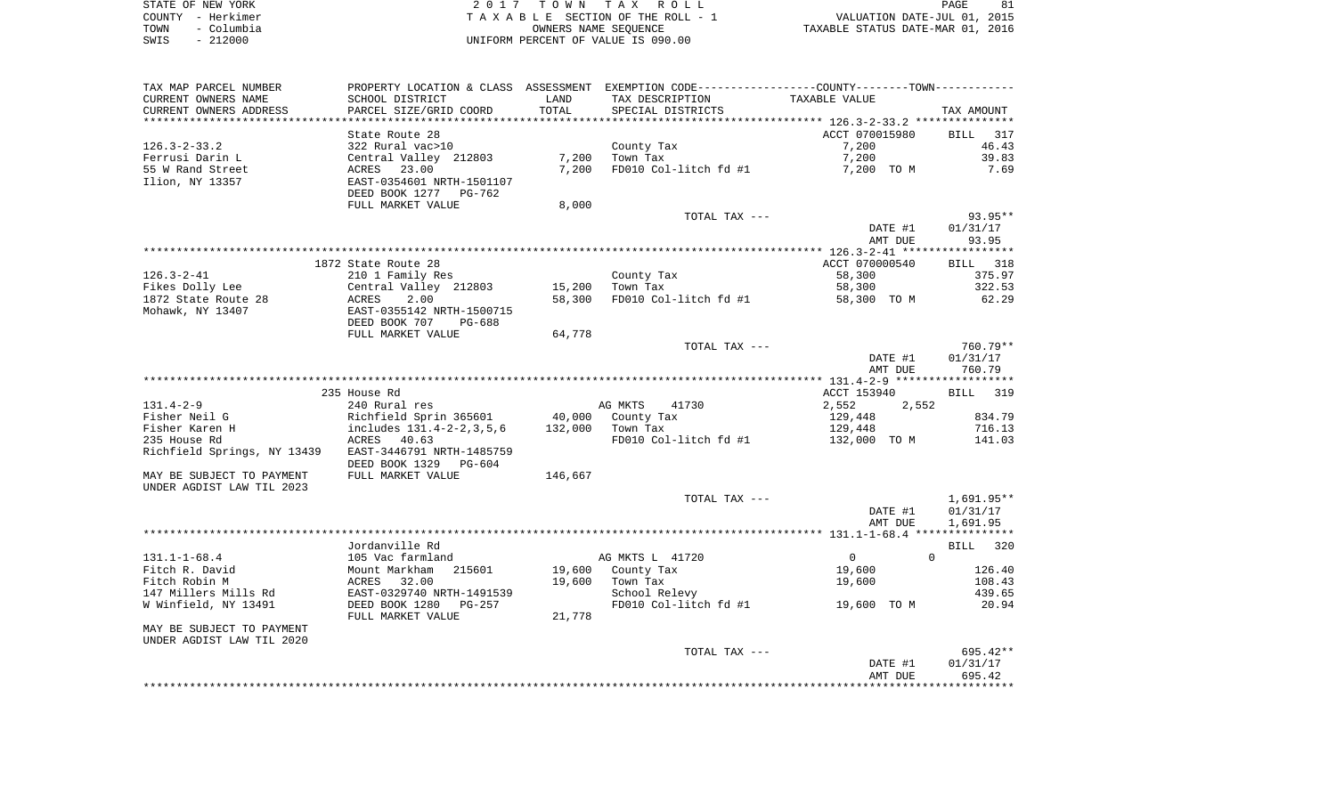STATE OF NEW YORK
COUNTY - Herkimer
TOWN - Columbia
SWIS - 212000

2 0 1 7 T O W N T A X R O L L
T A X A B L E SECTION OF THE ROLL - 1
OWNERS NAME SEQUENCE
UNIFORM PERCENT OF VALUE IS 090.00

VALUATION DATE-JUL 01, 2015
TAXABLE STATUS DATE-MAR 01, 2016

```
TAX MAP PARCEL NUMBER     PROPERTY LOCATION & CLASS  ASSESSMENT  EXEMPTION CODE-----------------COUNTY--------TOWN-----------
CURRENT OWNERS NAME       SCHOOL DISTRICT              LAND      TAX DESCRIPTION               TAXABLE VALUE
CURRENT OWNERS ADDRESS    PARCEL SIZE/GRID COORD       TOTAL     SPECIAL DISTRICTS                                    TAX AMOUNT
*********************************************************************************************** 126.3-2-33.2 ***************
                          State Route 28                                                     ACCT 070015980     BILL  317
126.3-2-33.2              322 Rural vac>10                       County Tax                     7,200                 46.43
Ferrusi Darin L           Central Valley  212803        7,200    Town Tax                       7,200                 39.83
55 W Rand Street          ACRES   23.00                 7,200    FD010 Col-litch fd #1          7,200 TO M             7.69
Ilion, NY 13357           EAST-0354601 NRTH-1501107
                          DEED BOOK 1277   PG-762
                          FULL MARKET VALUE             8,000
                                                                 TOTAL TAX ---                                     93.95**
                                                                                               DATE #1           01/31/17
                                                                                               AMT DUE              93.95
*********************************************************************************************** 126.3-2-41 *****************
                          1872 State Route 28                                                ACCT 070000540     BILL  318
126.3-2-41                210 1 Family Res                       County Tax                    58,300                375.97
Fikes Dolly Lee           Central Valley  212803       15,200    Town Tax                      58,300                322.53
1872 State Route 28       ACRES    2.00                58,300    FD010 Col-litch fd #1         58,300 TO M            62.29
Mohawk, NY 13407          EAST-0355142 NRTH-1500715
                          DEED BOOK 707    PG-688
                          FULL MARKET VALUE            64,778
                                                                 TOTAL TAX ---                                    760.79**
                                                                                               DATE #1           01/31/17
                                                                                               AMT DUE             760.79
*********************************************************************************************** 131.4-2-9 ******************
                          235 House Rd                                                       ACCT 153940        BILL  319
131.4-2-9                 240 Rural res                          AG MKTS      41730             2,552        2,552
Fisher Neil G             Richfield Sprin 365601       40,000    County Tax                   129,448                834.79
Fisher Karen H            includes 131.4-2-2,3,5,6    132,000    Town Tax                     129,448                716.13
235 House Rd              ACRES   40.63                          FD010 Col-litch fd #1        132,000 TO M           141.03
Richfield Springs, NY 13439  EAST-3446791 NRTH-1485759
                          DEED BOOK 1329   PG-604
MAY BE SUBJECT TO PAYMENT FULL MARKET VALUE           146,667
UNDER AGDIST LAW TIL 2023
                                                                 TOTAL TAX ---                                  1,691.95**
                                                                                               DATE #1           01/31/17
                                                                                               AMT DUE           1,691.95
*********************************************************************************************** 131.1-1-68.4 ***************
                          Jordanville Rd                                                                        BILL  320
131.1-1-68.4              105 Vac farmland                       AG MKTS L   41720                  0            0
Fitch R. David            Mount Markham   215601       19,600    County Tax                    19,600                126.40
Fitch Robin M             ACRES   32.00                19,600    Town Tax                      19,600                108.43
147 Millers Mills Rd      EAST-0329740 NRTH-1491539              School Relevy                                       439.65
W Winfield, NY 13491      DEED BOOK 1280   PG-257                FD010 Col-litch fd #1         19,600 TO M            20.94
                          FULL MARKET VALUE            21,778
MAY BE SUBJECT TO PAYMENT
UNDER AGDIST LAW TIL 2020
                                                                 TOTAL TAX ---                                    695.42**
                                                                                               DATE #1           01/31/17
                                                                                               AMT DUE             695.42
****************************************************************************************************************************
```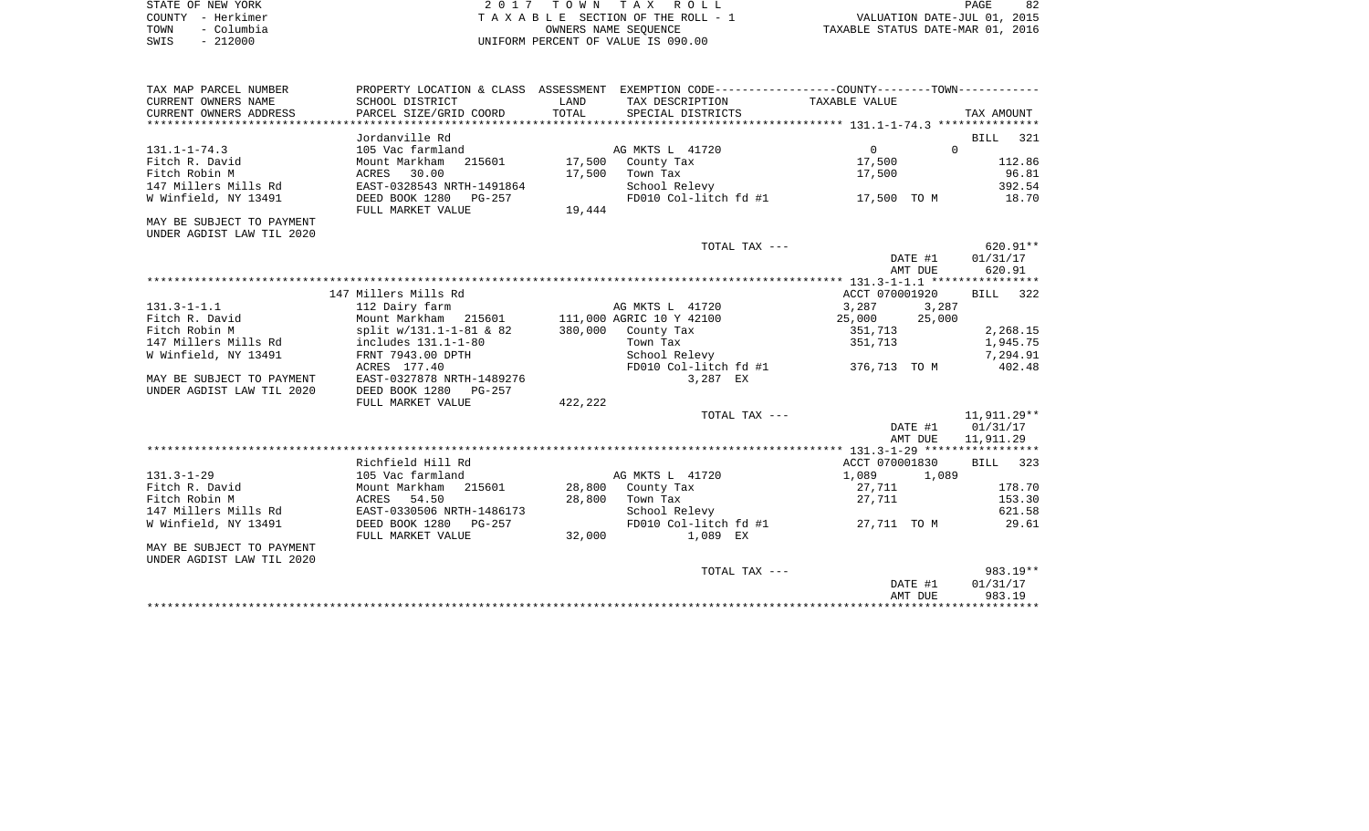STATE OF NEW YORK
COUNTY - Herkimer
TOWN - Columbia
SWIS - 212000

2 0 1 7 T O W N T A X R O L L
T A X A B L E SECTION OF THE ROLL - 1
OWNERS NAME SEQUENCE
UNIFORM PERCENT OF VALUE IS 090.00

VALUATION DATE-JUL 01, 2015
TAXABLE STATUS DATE-MAR 01, 2016

| TAX MAP PARCEL NUMBER / CURRENT OWNERS NAME / CURRENT OWNERS ADDRESS | PROPERTY LOCATION & CLASS / SCHOOL DISTRICT / PARCEL SIZE/GRID COORD | ASSESSMENT LAND / TOTAL | EXEMPTION CODE / TAX DESCRIPTION / SPECIAL DISTRICTS | COUNTY TAXABLE VALUE | TOWN | TAX AMOUNT |
|---|---|---|---|---|---|---|
| | Jordanville Rd | | | | | BILL 321 |
| 131.1-1-74.3 | 105 Vac farmland | | AG MKTS L 41720 | 0 | 0 | |
| Fitch R. David | Mount Markham 215601 | 17,500 | County Tax | 17,500 | | 112.86 |
| Fitch Robin M | ACRES 30.00 | 17,500 | Town Tax | 17,500 | | 96.81 |
| 147 Millers Mills Rd | EAST-0328543 NRTH-1491864 | | School Relevy | | | 392.54 |
| W Winfield, NY 13491 | DEED BOOK 1280 PG-257 | | FD010 Col-litch fd #1 | 17,500 TO M | | 18.70 |
| | FULL MARKET VALUE | 19,444 | | | | |
| MAY BE SUBJECT TO PAYMENT UNDER AGDIST LAW TIL 2020 | | | | | | |
| | | | TOTAL TAX --- | | | 620.91** |
| | | | | | DATE #1 | 01/31/17 |
| | | | | | AMT DUE | 620.91 |
| | 147 Millers Mills Rd | | | ACCT 070001920 | | BILL 322 |
| 131.3-1-1.1 | 112 Dairy farm | | AG MKTS L 41720 | 3,287 | 3,287 | |
| Fitch R. David | Mount Markham 215601 | 111,000 | AGRIC 10 Y 42100 | 25,000 | 25,000 | |
| Fitch Robin M | split w/131.1-1-81 & 82 | 380,000 | County Tax | 351,713 | | 2,268.15 |
| 147 Millers Mills Rd | includes 131.1-1-80 | | Town Tax | 351,713 | | 1,945.75 |
| W Winfield, NY 13491 | FRNT 7943.00 DPTH | | School Relevy | | | 7,294.91 |
| | ACRES 177.40 | | FD010 Col-litch fd #1 | 376,713 TO M | | 402.48 |
| MAY BE SUBJECT TO PAYMENT | EAST-0327878 NRTH-1489276 | | 3,287 EX | | | |
| UNDER AGDIST LAW TIL 2020 | DEED BOOK 1280 PG-257 | | | | | |
| | FULL MARKET VALUE | 422,222 | | | | |
| | | | TOTAL TAX --- | | | 11,911.29** |
| | | | | | DATE #1 | 01/31/17 |
| | | | | | AMT DUE | 11,911.29 |
| | Richfield Hill Rd | | | ACCT 070001830 | | BILL 323 |
| 131.3-1-29 | 105 Vac farmland | | AG MKTS L 41720 | 1,089 | 1,089 | |
| Fitch R. David | Mount Markham 215601 | 28,800 | County Tax | 27,711 | | 178.70 |
| Fitch Robin M | ACRES 54.50 | 28,800 | Town Tax | 27,711 | | 153.30 |
| 147 Millers Mills Rd | EAST-0330506 NRTH-1486173 | | School Relevy | | | 621.58 |
| W Winfield, NY 13491 | DEED BOOK 1280 PG-257 | | FD010 Col-litch fd #1 | 27,711 TO M | | 29.61 |
| | FULL MARKET VALUE | 32,000 | 1,089 EX | | | |
| MAY BE SUBJECT TO PAYMENT UNDER AGDIST LAW TIL 2020 | | | | | | |
| | | | TOTAL TAX --- | | | 983.19** |
| | | | | | DATE #1 | 01/31/17 |
| | | | | | AMT DUE | 983.19 |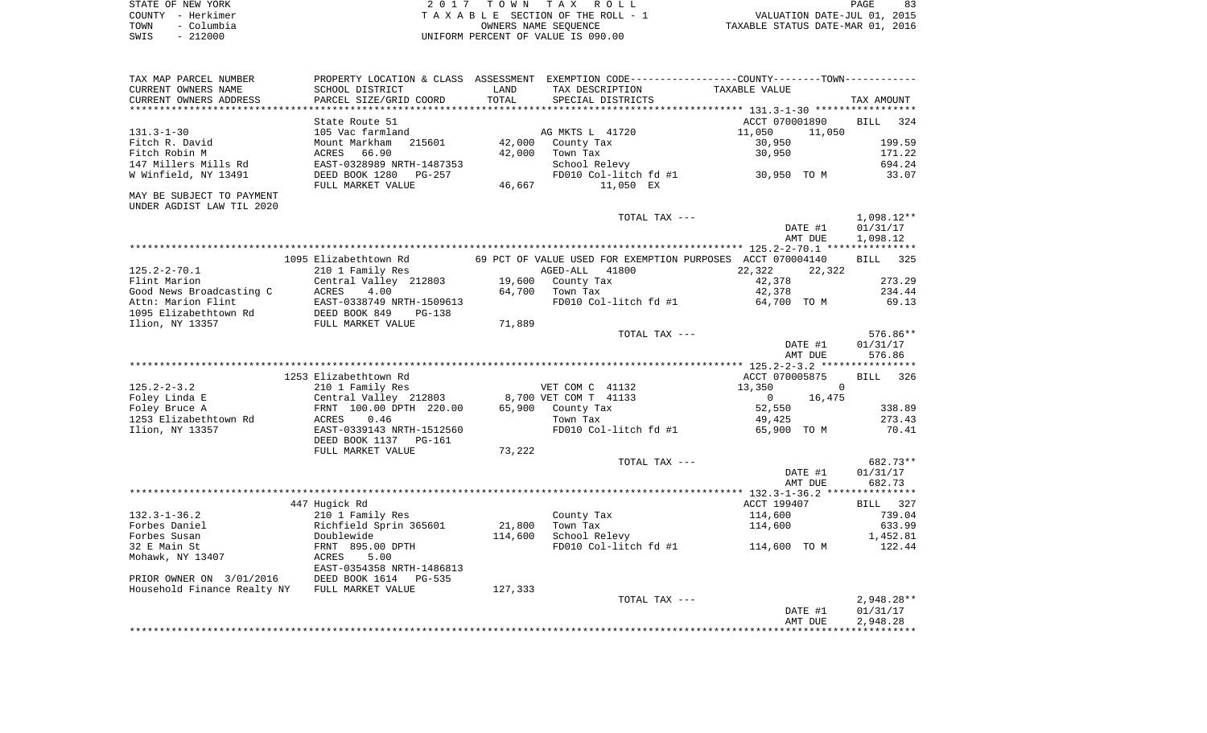STATE OF NEW YORK
COUNTY - Herkimer
TOWN - Columbia
SWIS - 212000

2 0 1 7 T O W N T A X R O L L
T A X A B L E SECTION OF THE ROLL - 1
OWNERS NAME SEQUENCE
UNIFORM PERCENT OF VALUE IS 090.00

VALUATION DATE-JUL 01, 2015
TAXABLE STATUS DATE-MAR 01, 2016

| TAX MAP PARCEL NUMBER / CURRENT OWNERS NAME / CURRENT OWNERS ADDRESS | PROPERTY LOCATION & CLASS / SCHOOL DISTRICT / PARCEL SIZE/GRID COORD | ASSESSMENT LAND / TOTAL | EXEMPTION CODE / TAX DESCRIPTION / SPECIAL DISTRICTS | COUNTY / TOWN TAXABLE VALUE | TAX AMOUNT |
|---|---|---|---|---|---|
| | State Route 51 | | | ACCT 070001890 | BILL 324 |
| 131.3-1-30 | 105 Vac farmland | | AG MKTS L 41720 | 11,050 11,050 | |
| Fitch R. David | Mount Markham 215601 | 42,000 | County Tax | 30,950 | 199.59 |
| Fitch Robin M | ACRES 66.90 | 42,000 | Town Tax | 30,950 | 171.22 |
| 147 Millers Mills Rd | EAST-0328989 NRTH-1487353 | | School Relevy | | 694.24 |
| W Winfield, NY 13491 | DEED BOOK 1280 PG-257 | | FD010 Col-litch fd #1 | 30,950 TO M | 33.07 |
| | FULL MARKET VALUE | 46,667 | 11,050 EX | | |
| MAY BE SUBJECT TO PAYMENT UNDER AGDIST LAW TIL 2020 | | | | | |
| | | | TOTAL TAX --- | | 1,098.12** |
| | | | | DATE #1 | 01/31/17 |
| | | | | AMT DUE | 1,098.12 |
| | 1095 Elizabethtown Rd | | 69 PCT OF VALUE USED FOR EXEMPTION PURPOSES | ACCT 070004140 | BILL 325 |
| 125.2-2-70.1 | 210 1 Family Res | | AGED-ALL 41800 | 22,322 22,322 | |
| Flint Marion | Central Valley 212803 | 19,600 | County Tax | 42,378 | 273.29 |
| Good News Broadcasting C | ACRES 4.00 | 64,700 | Town Tax | 42,378 | 234.44 |
| Attn: Marion Flint | EAST-0338749 NRTH-1509613 | | FD010 Col-litch fd #1 | 64,700 TO M | 69.13 |
| 1095 Elizabethtown Rd | DEED BOOK 849 PG-138 | | | | |
| Ilion, NY 13357 | FULL MARKET VALUE | 71,889 | | | |
| | | | TOTAL TAX --- | | 576.86** |
| | | | | DATE #1 | 01/31/17 |
| | | | | AMT DUE | 576.86 |
| | 1253 Elizabethtown Rd | | | ACCT 070005875 | BILL 326 |
| 125.2-2-3.2 | 210 1 Family Res | | VET COM C 41132 | 13,350 0 | |
| Foley Linda E | Central Valley 212803 | 8,700 | VET COM T 41133 | 0 16,475 | |
| Foley Bruce A | FRNT 100.00 DPTH 220.00 | 65,900 | County Tax | 52,550 | 338.89 |
| 1253 Elizabethtown Rd | ACRES 0.46 | | Town Tax | 49,425 | 273.43 |
| Ilion, NY 13357 | EAST-0339143 NRTH-1512560 | | FD010 Col-litch fd #1 | 65,900 TO M | 70.41 |
| | DEED BOOK 1137 PG-161 | | | | |
| | FULL MARKET VALUE | 73,222 | | | |
| | | | TOTAL TAX --- | | 682.73** |
| | | | | DATE #1 | 01/31/17 |
| | | | | AMT DUE | 682.73 |
| | 447 Hugick Rd | | | ACCT 199407 | BILL 327 |
| 132.3-1-36.2 | 210 1 Family Res | | County Tax | 114,600 | 739.04 |
| Forbes Daniel | Richfield Sprin 365601 | 21,800 | Town Tax | 114,600 | 633.99 |
| Forbes Susan | Doublewide | 114,600 | School Relevy | | 1,452.81 |
| 32 E Main St | FRNT 895.00 DPTH | | FD010 Col-litch fd #1 | 114,600 TO M | 122.44 |
| Mohawk, NY 13407 | ACRES 5.00 | | | | |
| | EAST-0354358 NRTH-1486813 | | | | |
| PRIOR OWNER ON 3/01/2016 | DEED BOOK 1614 PG-535 | | | | |
| Household Finance Realty NY | FULL MARKET VALUE | 127,333 | | | |
| | | | TOTAL TAX --- | | 2,948.28** |
| | | | | DATE #1 | 01/31/17 |
| | | | | AMT DUE | 2,948.28 |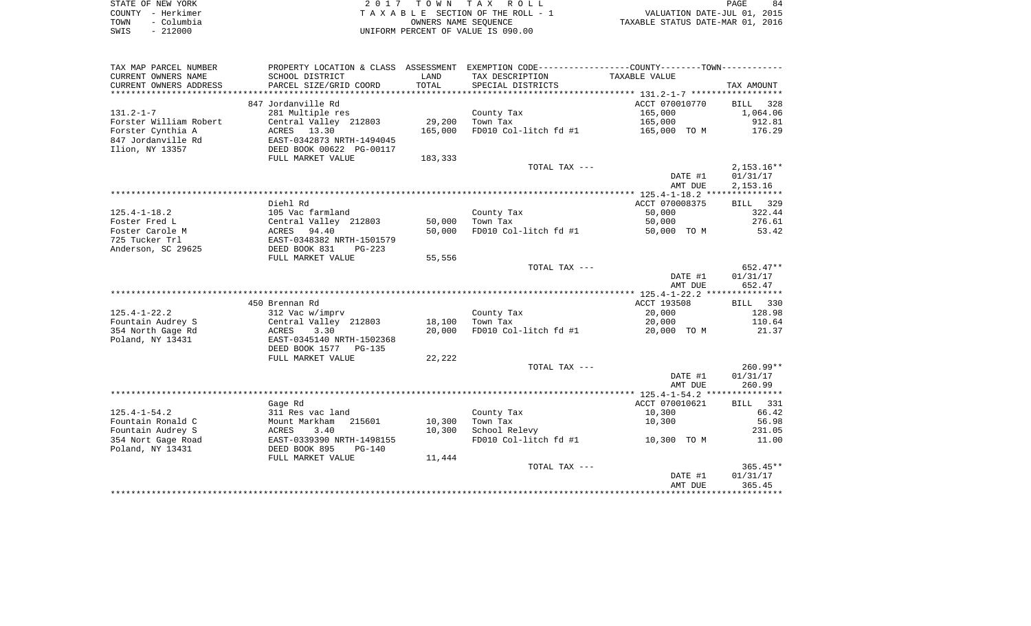STATE OF NEW YORK
COUNTY - Herkimer
TOWN - Columbia
SWIS - 212000

2 0 1 7 T O W N T A X R O L L
T A X A B L E SECTION OF THE ROLL - 1
OWNERS NAME SEQUENCE
UNIFORM PERCENT OF VALUE IS 090.00

VALUATION DATE-JUL 01, 2015
TAXABLE STATUS DATE-MAR 01, 2016

| TAX MAP PARCEL NUMBER / CURRENT OWNERS NAME / CURRENT OWNERS ADDRESS | PROPERTY LOCATION & CLASS / SCHOOL DISTRICT / PARCEL SIZE/GRID COORD | ASSESSMENT LAND / TOTAL | EXEMPTION CODE / TAX DESCRIPTION / SPECIAL DISTRICTS | TAXABLE VALUE | TAX AMOUNT |
|---|---|---|---|---|---|
| | 847 Jordanville Rd | | | ACCT 070010770 | BILL 328 |
| 131.2-1-7 | 281 Multiple res | | County Tax | 165,000 | 1,064.06 |
| Forster William Robert | Central Valley 212803 | 29,200 | Town Tax | 165,000 | 912.81 |
| Forster Cynthia A | ACRES 13.30 | 165,000 | FD010 Col-litch fd #1 | 165,000 TO M | 176.29 |
| 847 Jordanville Rd | EAST-0342873 NRTH-1494045 | | | | |
| Ilion, NY 13357 | DEED BOOK 00622 PG-00117 | | | | |
| | FULL MARKET VALUE | 183,333 | | | |
| | | | TOTAL TAX --- | | 2,153.16** |
| | | | | DATE #1 | 01/31/17 |
| | | | | AMT DUE | 2,153.16 |
| | Diehl Rd | | | ACCT 070008375 | BILL 329 |
| 125.4-1-18.2 | 105 Vac farmland | | County Tax | 50,000 | 322.44 |
| Foster Fred L | Central Valley 212803 | 50,000 | Town Tax | 50,000 | 276.61 |
| Foster Carole M | ACRES 94.40 | 50,000 | FD010 Col-litch fd #1 | 50,000 TO M | 53.42 |
| 725 Tucker Trl | EAST-0348382 NRTH-1501579 | | | | |
| Anderson, SC 29625 | DEED BOOK 831 PG-223 | | | | |
| | FULL MARKET VALUE | 55,556 | | | |
| | | | TOTAL TAX --- | | 652.47** |
| | | | | DATE #1 | 01/31/17 |
| | | | | AMT DUE | 652.47 |
| | 450 Brennan Rd | | | ACCT 193508 | BILL 330 |
| 125.4-1-22.2 | 312 Vac w/imprv | | County Tax | 20,000 | 128.98 |
| Fountain Audrey S | Central Valley 212803 | 18,100 | Town Tax | 20,000 | 110.64 |
| 354 North Gage Rd | ACRES 3.30 | 20,000 | FD010 Col-litch fd #1 | 20,000 TO M | 21.37 |
| Poland, NY 13431 | EAST-0345140 NRTH-1502368 | | | | |
| | DEED BOOK 1577 PG-135 | | | | |
| | FULL MARKET VALUE | 22,222 | | | |
| | | | TOTAL TAX --- | | 260.99** |
| | | | | DATE #1 | 01/31/17 |
| | | | | AMT DUE | 260.99 |
| | Gage Rd | | | ACCT 070010621 | BILL 331 |
| 125.4-1-54.2 | 311 Res vac land | | County Tax | 10,300 | 66.42 |
| Fountain Ronald C | Mount Markham 215601 | 10,300 | Town Tax | 10,300 | 56.98 |
| Fountain Audrey S | ACRES 3.40 | 10,300 | School Relevy | | 231.05 |
| 354 Nort Gage Road | EAST-0339390 NRTH-1498155 | | FD010 Col-litch fd #1 | 10,300 TO M | 11.00 |
| Poland, NY 13431 | DEED BOOK 895 PG-140 | | | | |
| | FULL MARKET VALUE | 11,444 | | | |
| | | | TOTAL TAX --- | | 365.45** |
| | | | | DATE #1 | 01/31/17 |
| | | | | AMT DUE | 365.45 |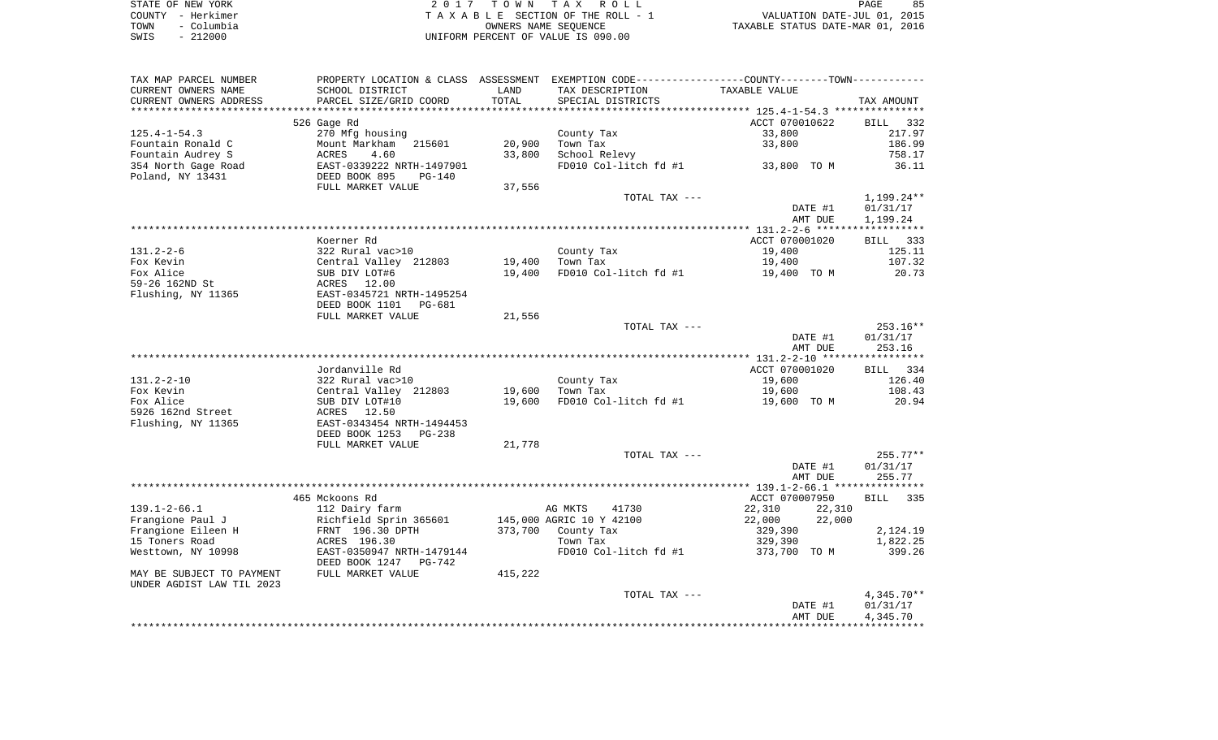STATE OF NEW YORK
COUNTY - Herkimer
TOWN - Columbia
SWIS - 212000

2 0 1 7 T O W N T A X R O L L
T A X A B L E SECTION OF THE ROLL - 1
OWNERS NAME SEQUENCE
UNIFORM PERCENT OF VALUE IS 090.00

VALUATION DATE-JUL 01, 2015
TAXABLE STATUS DATE-MAR 01, 2016

| TAX MAP PARCEL NUMBER / CURRENT OWNERS NAME / CURRENT OWNERS ADDRESS | PROPERTY LOCATION & CLASS / SCHOOL DISTRICT / PARCEL SIZE/GRID COORD | ASSESSMENT LAND / TOTAL | EXEMPTION CODE / TAX DESCRIPTION / SPECIAL DISTRICTS | COUNTY--------TOWN / TAXABLE VALUE | TAX AMOUNT |
|---|---|---|---|---|---|
| 125.4-1-54.3 | 526 Gage Rd | | | ACCT 070010622 | BILL 332 |
| 125.4-1-54.3 | 270 Mfg housing | | County Tax | 33,800 | 217.97 |
| Fountain Ronald C | Mount Markham 215601 | 20,900 | Town Tax | 33,800 | 186.99 |
| Fountain Audrey S | ACRES 4.60 | 33,800 | School Relevy | | 758.17 |
| 354 North Gage Road | EAST-0339222 NRTH-1497901 | | FD010 Col-litch fd #1 | 33,800 TO M | 36.11 |
| Poland, NY 13431 | DEED BOOK 895 PG-140 | | | | |
| | FULL MARKET VALUE | 37,556 | | | |
| | | | TOTAL TAX --- | | 1,199.24** |
| | | | | DATE #1 | 01/31/17 |
| | | | | AMT DUE | 1,199.24 |
| 131.2-2-6 | Koerner Rd | | | ACCT 070001020 | BILL 333 |
| 131.2-2-6 | 322 Rural vac>10 | | County Tax | 19,400 | 125.11 |
| Fox Kevin | Central Valley 212803 | 19,400 | Town Tax | 19,400 | 107.32 |
| Fox Alice | SUB DIV LOT#6 | 19,400 | FD010 Col-litch fd #1 | 19,400 TO M | 20.73 |
| 59-26 162ND St | ACRES 12.00 | | | | |
| Flushing, NY 11365 | EAST-0345721 NRTH-1495254 | | | | |
| | DEED BOOK 1101 PG-681 | | | | |
| | FULL MARKET VALUE | 21,556 | | | |
| | | | TOTAL TAX --- | | 253.16** |
| | | | | DATE #1 | 01/31/17 |
| | | | | AMT DUE | 253.16 |
| 131.2-2-10 | Jordanville Rd | | | ACCT 070001020 | BILL 334 |
| 131.2-2-10 | 322 Rural vac>10 | | County Tax | 19,600 | 126.40 |
| Fox Kevin | Central Valley 212803 | 19,600 | Town Tax | 19,600 | 108.43 |
| Fox Alice | SUB DIV LOT#10 | 19,600 | FD010 Col-litch fd #1 | 19,600 TO M | 20.94 |
| 5926 162nd Street | ACRES 12.50 | | | | |
| Flushing, NY 11365 | EAST-0343454 NRTH-1494453 | | | | |
| | DEED BOOK 1253 PG-238 | | | | |
| | FULL MARKET VALUE | 21,778 | | | |
| | | | TOTAL TAX --- | | 255.77** |
| | | | | DATE #1 | 01/31/17 |
| | | | | AMT DUE | 255.77 |
| 139.1-2-66.1 | 465 Mckoons Rd | | | ACCT 070007950 | BILL 335 |
| 139.1-2-66.1 | 112 Dairy farm | | AG MKTS 41730 | 22,310 22,310 | |
| Frangione Paul J | Richfield Sprin 365601 | 145,000 | AGRIC 10 Y 42100 | 22,000 22,000 | |
| Frangione Eileen H | FRNT 196.30 DPTH | 373,700 | County Tax | 329,390 | 2,124.19 |
| 15 Toners Road | ACRES 196.30 | | Town Tax | 329,390 | 1,822.25 |
| Westtown, NY 10998 | EAST-0350947 NRTH-1479144 | | FD010 Col-litch fd #1 | 373,700 TO M | 399.26 |
| | DEED BOOK 1247 PG-742 | | | | |
| MAY BE SUBJECT TO PAYMENT | FULL MARKET VALUE | 415,222 | | | |
| UNDER AGDIST LAW TIL 2023 | | | | | |
| | | | TOTAL TAX --- | | 4,345.70** |
| | | | | DATE #1 | 01/31/17 |
| | | | | AMT DUE | 4,345.70 |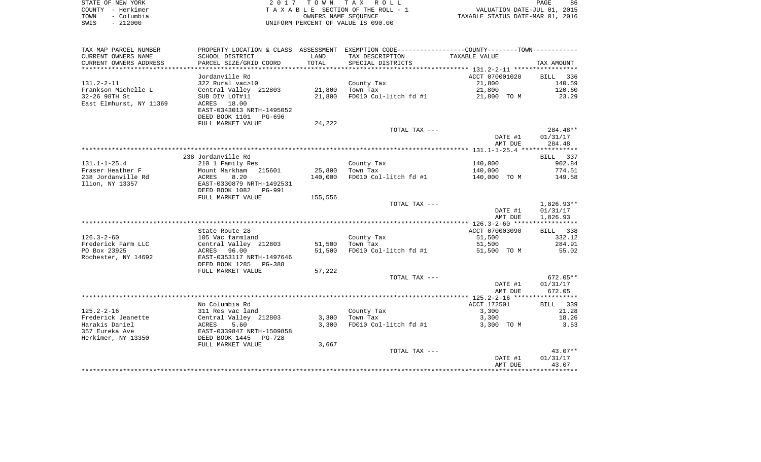STATE OF NEW YORK
COUNTY - Herkimer
TOWN - Columbia
SWIS - 212000

2 0 1 7 T O W N T A X R O L L
T A X A B L E SECTION OF THE ROLL - 1
OWNERS NAME SEQUENCE
UNIFORM PERCENT OF VALUE IS 090.00

VALUATION DATE-JUL 01, 2015
TAXABLE STATUS DATE-MAR 01, 2016

| TAX MAP PARCEL NUMBER / CURRENT OWNERS NAME / CURRENT OWNERS ADDRESS | PROPERTY LOCATION & CLASS / SCHOOL DISTRICT / PARCEL SIZE/GRID COORD | ASSESSMENT LAND / TOTAL | EXEMPTION CODE / TAX DESCRIPTION / SPECIAL DISTRICTS | COUNTY--------TOWN / TAXABLE VALUE | TAX AMOUNT |
|---|---|---|---|---|---|
| | Jordanville Rd | | | ACCT 070001020 | BILL 336 |
| 131.2-2-11 | 322 Rural vac>10 | | County Tax | 21,800 | 140.59 |
| Frankson Michelle L | Central Valley 212803 | 21,800 | Town Tax | 21,800 | 120.60 |
| 32-26 98TH St | SUB DIV LOT#11 | 21,800 | FD010 Col-litch fd #1 | 21,800 TO M | 23.29 |
| East Elmhurst, NY 11369 | ACRES 18.00 | | | | |
| | EAST-0343013 NRTH-1495052 | | | | |
| | DEED BOOK 1101 PG-696 | | | | |
| | FULL MARKET VALUE | 24,222 | | | |
| | | | TOTAL TAX --- | | 284.48** |
| | | | | DATE #1 | 01/31/17 |
| | | | | AMT DUE | 284.48 |
| | 238 Jordanville Rd | | | | BILL 337 |
| 131.1-1-25.4 | 210 1 Family Res | | County Tax | 140,000 | 902.84 |
| Fraser Heather F | Mount Markham 215601 | 25,800 | Town Tax | 140,000 | 774.51 |
| 238 Jordanville Rd | ACRES 8.20 | 140,000 | FD010 Col-litch fd #1 | 140,000 TO M | 149.58 |
| Ilion, NY 13357 | EAST-0330879 NRTH-1492531 | | | | |
| | DEED BOOK 1082 PG-991 | | | | |
| | FULL MARKET VALUE | 155,556 | | | |
| | | | TOTAL TAX --- | | 1,826.93** |
| | | | | DATE #1 | 01/31/17 |
| | | | | AMT DUE | 1,826.93 |
| | State Route 28 | | | ACCT 070003090 | BILL 338 |
| 126.3-2-60 | 105 Vac farmland | | County Tax | 51,500 | 332.12 |
| Frederick Farm LLC | Central Valley 212803 | 51,500 | Town Tax | 51,500 | 284.91 |
| PO Box 23925 | ACRES 96.00 | 51,500 | FD010 Col-litch fd #1 | 51,500 TO M | 55.02 |
| Rochester, NY 14692 | EAST-0353117 NRTH-1497646 | | | | |
| | DEED BOOK 1285 PG-388 | | | | |
| | FULL MARKET VALUE | 57,222 | | | |
| | | | TOTAL TAX --- | | 672.05** |
| | | | | DATE #1 | 01/31/17 |
| | | | | AMT DUE | 672.05 |
| | No Columbia Rd | | | ACCT 172501 | BILL 339 |
| 125.2-2-16 | 311 Res vac land | | County Tax | 3,300 | 21.28 |
| Frederick Jeanette | Central Valley 212803 | 3,300 | Town Tax | 3,300 | 18.26 |
| Harakis Daniel | ACRES 5.60 | 3,300 | FD010 Col-litch fd #1 | 3,300 TO M | 3.53 |
| 357 Eureka Ave | EAST-0339847 NRTH-1509858 | | | | |
| Herkimer, NY 13350 | DEED BOOK 1445 PG-728 | | | | |
| | FULL MARKET VALUE | 3,667 | | | |
| | | | TOTAL TAX --- | | 43.07** |
| | | | | DATE #1 | 01/31/17 |
| | | | | AMT DUE | 43.07 |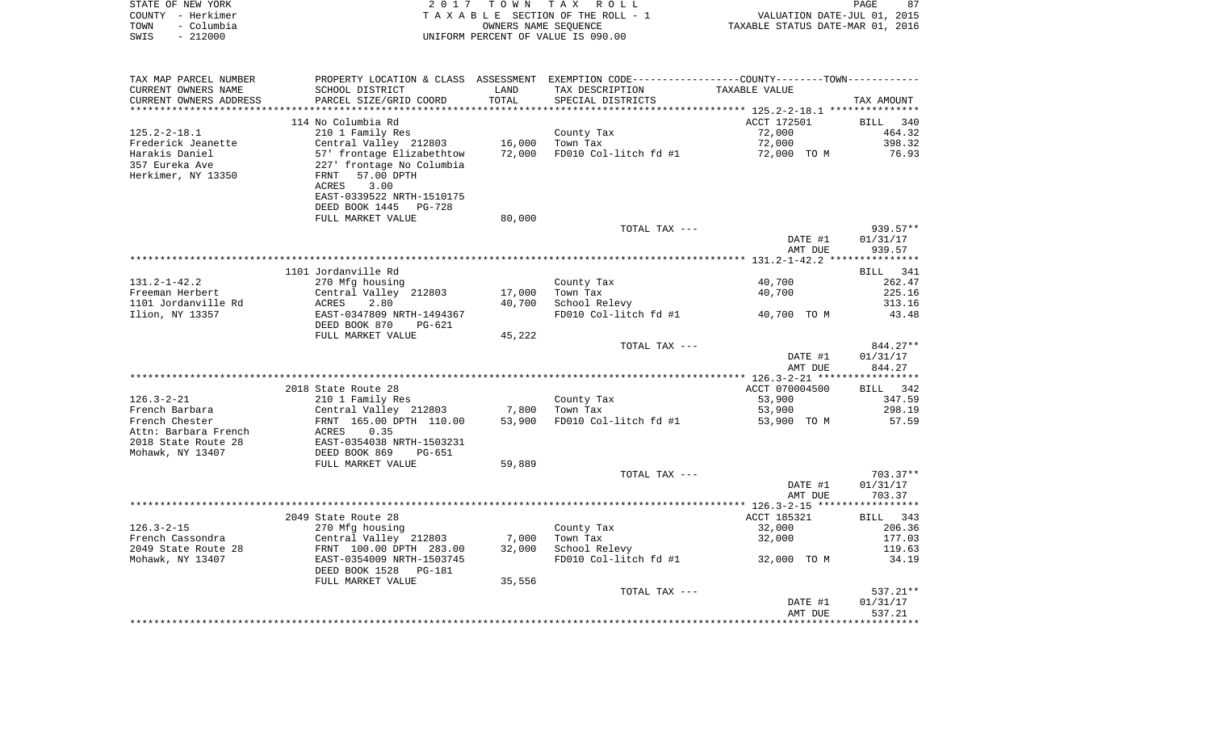STATE OF NEW YORK
COUNTY - Herkimer
TOWN - Columbia
SWIS - 212000

2 0 1 7 T O W N T A X R O L L
T A X A B L E SECTION OF THE ROLL - 1
OWNERS NAME SEQUENCE
UNIFORM PERCENT OF VALUE IS 090.00

VALUATION DATE-JUL 01, 2015
TAXABLE STATUS DATE-MAR 01, 2016

| TAX MAP PARCEL NUMBER<br>CURRENT OWNERS NAME<br>CURRENT OWNERS ADDRESS | PROPERTY LOCATION & CLASS<br>SCHOOL DISTRICT<br>PARCEL SIZE/GRID COORD | ASSESSMENT<br>LAND<br>TOTAL | EXEMPTION CODE-----COUNTY--------TOWN------<br>TAX DESCRIPTION<br>SPECIAL DISTRICTS | TAXABLE VALUE | TAX AMOUNT |
|---|---|---|---|---|---|
| | 114 No Columbia Rd | | | ACCT 172501 | BILL 340 |
| 125.2-2-18.1 | 210 1 Family Res | | County Tax | 72,000 | 464.32 |
| Frederick Jeanette | Central Valley 212803 | 16,000 | Town Tax | 72,000 | 398.32 |
| Harakis Daniel | 57' frontage Elizabethtow | 72,000 | FD010 Col-litch fd #1 | 72,000 TO M | 76.93 |
| 357 Eureka Ave | 227' frontage No Columbia | | | | |
| Herkimer, NY 13350 | FRNT 57.00 DPTH | | | | |
| | ACRES 3.00 | | | | |
| | EAST-0339522 NRTH-1510175 | | | | |
| | DEED BOOK 1445 PG-728 | | | | |
| | FULL MARKET VALUE | 80,000 | | | |
| | | | TOTAL TAX --- | | 939.57** |
| | | | | DATE #1 | 01/31/17 |
| | | | | AMT DUE | 939.57 |
| | 1101 Jordanville Rd | | | | BILL 341 |
| 131.2-1-42.2 | 270 Mfg housing | | County Tax | 40,700 | 262.47 |
| Freeman Herbert | Central Valley 212803 | 17,000 | Town Tax | 40,700 | 225.16 |
| 1101 Jordanville Rd | ACRES 2.80 | 40,700 | School Relevy | | 313.16 |
| Ilion, NY 13357 | EAST-0347809 NRTH-1494367 | | FD010 Col-litch fd #1 | 40,700 TO M | 43.48 |
| | DEED BOOK 870 PG-621 | | | | |
| | FULL MARKET VALUE | 45,222 | | | |
| | | | TOTAL TAX --- | | 844.27** |
| | | | | DATE #1 | 01/31/17 |
| | | | | AMT DUE | 844.27 |
| | 2018 State Route 28 | | | ACCT 070004500 | BILL 342 |
| 126.3-2-21 | 210 1 Family Res | | County Tax | 53,900 | 347.59 |
| French Barbara | Central Valley 212803 | 7,800 | Town Tax | 53,900 | 298.19 |
| French Chester | FRNT 165.00 DPTH 110.00 | 53,900 | FD010 Col-litch fd #1 | 53,900 TO M | 57.59 |
| Attn: Barbara French | ACRES 0.35 | | | | |
| 2018 State Route 28 | EAST-0354038 NRTH-1503231 | | | | |
| Mohawk, NY 13407 | DEED BOOK 869 PG-651 | | | | |
| | FULL MARKET VALUE | 59,889 | | | |
| | | | TOTAL TAX --- | | 703.37** |
| | | | | DATE #1 | 01/31/17 |
| | | | | AMT DUE | 703.37 |
| | 2049 State Route 28 | | | ACCT 185321 | BILL 343 |
| 126.3-2-15 | 270 Mfg housing | | County Tax | 32,000 | 206.36 |
| French Cassondra | Central Valley 212803 | 7,000 | Town Tax | 32,000 | 177.03 |
| 2049 State Route 28 | FRNT 100.00 DPTH 283.00 | 32,000 | School Relevy | | 119.63 |
| Mohawk, NY 13407 | EAST-0354009 NRTH-1503745 | | FD010 Col-litch fd #1 | 32,000 TO M | 34.19 |
| | DEED BOOK 1528 PG-181 | | | | |
| | FULL MARKET VALUE | 35,556 | | | |
| | | | TOTAL TAX --- | | 537.21** |
| | | | | DATE #1 | 01/31/17 |
| | | | | AMT DUE | 537.21 |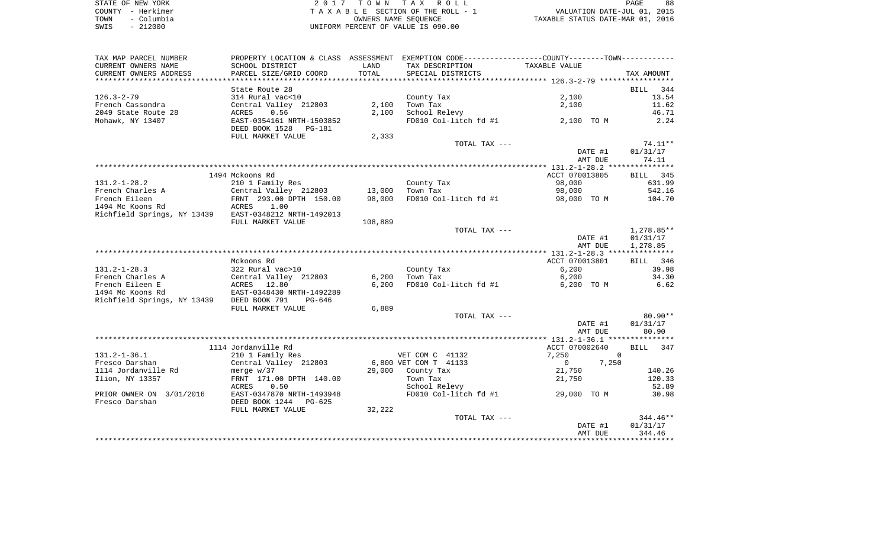STATE OF NEW YORK | 2017 TOWN TAX ROLL
COUNTY - Herkimer | TAXABLE SECTION OF THE ROLL - 1 | VALUATION DATE-JUL 01, 2015
TOWN - Columbia | OWNERS NAME SEQUENCE | TAXABLE STATUS DATE-MAR 01, 2016
SWIS - 212000 | UNIFORM PERCENT OF VALUE IS 090.00

| TAX MAP PARCEL NUMBER / CURRENT OWNERS NAME / CURRENT OWNERS ADDRESS | PROPERTY LOCATION & CLASS / SCHOOL DISTRICT / PARCEL SIZE/GRID COORD | ASSESSMENT LAND / TOTAL | EXEMPTION CODE / TAX DESCRIPTION / SPECIAL DISTRICTS | COUNTY--------TOWN / TAXABLE VALUE | TAX AMOUNT |
|---|---|---|---|---|---|
| | State Route 28 | | | | BILL 344 |
| 126.3-2-79 | 314 Rural vac<10 | | County Tax | 2,100 | 13.54 |
| French Cassondra | Central Valley 212803 | 2,100 | Town Tax | 2,100 | 11.62 |
| 2049 State Route 28 | ACRES 0.56 | 2,100 | School Relevy | | 46.71 |
| Mohawk, NY 13407 | EAST-0354161 NRTH-1503852 | | FD010 Col-litch fd #1 | 2,100 TO M | 2.24 |
| | DEED BOOK 1528 PG-181 | | | | |
| | FULL MARKET VALUE | 2,333 | | | |
| | | | TOTAL TAX --- | | 74.11** |
| | | | | DATE #1 | 01/31/17 |
| | | | | AMT DUE | 74.11 |
| | 1494 Mckoons Rd | | | ACCT 070013805 | BILL 345 |
| 131.2-1-28.2 | 210 1 Family Res | | County Tax | 98,000 | 631.99 |
| French Charles A | Central Valley 212803 | 13,000 | Town Tax | 98,000 | 542.16 |
| French Eileen | FRNT 293.00 DPTH 150.00 | 98,000 | FD010 Col-litch fd #1 | 98,000 TO M | 104.70 |
| 1494 Mc Koons Rd | ACRES 1.00 | | | | |
| Richfield Springs, NY 13439 | EAST-0348212 NRTH-1492013 | | | | |
| | FULL MARKET VALUE | 108,889 | | | |
| | | | TOTAL TAX --- | | 1,278.85** |
| | | | | DATE #1 | 01/31/17 |
| | | | | AMT DUE | 1,278.85 |
| | Mckoons Rd | | | ACCT 070013801 | BILL 346 |
| 131.2-1-28.3 | 322 Rural vac>10 | | County Tax | 6,200 | 39.98 |
| French Charles A | Central Valley 212803 | 6,200 | Town Tax | 6,200 | 34.30 |
| French Eileen E | ACRES 12.80 | 6,200 | FD010 Col-litch fd #1 | 6,200 TO M | 6.62 |
| 1494 Mc Koons Rd | EAST-0348430 NRTH-1492289 | | | | |
| Richfield Springs, NY 13439 | DEED BOOK 791 PG-646 | | | | |
| | FULL MARKET VALUE | 6,889 | | | |
| | | | TOTAL TAX --- | | 80.90** |
| | | | | DATE #1 | 01/31/17 |
| | | | | AMT DUE | 80.90 |
| | 1114 Jordanville Rd | | | ACCT 070002640 | BILL 347 |
| 131.2-1-36.1 | 210 1 Family Res | | VET COM C 41132 | 7,250 0 | |
| Fresco Darshan | Central Valley 212803 | 6,800 | VET COM T 41133 | 0 7,250 | |
| 1114 Jordanville Rd | merge w/37 | 29,000 | County Tax | 21,750 | 140.26 |
| Ilion, NY 13357 | FRNT 171.00 DPTH 140.00 | | Town Tax | 21,750 | 120.33 |
| | ACRES 0.50 | | School Relevy | | 52.89 |
| PRIOR OWNER ON 3/01/2016 | EAST-0347870 NRTH-1493948 | | FD010 Col-litch fd #1 | 29,000 TO M | 30.98 |
| Fresco Darshan | DEED BOOK 1244 PG-625 | | | | |
| | FULL MARKET VALUE | 32,222 | | | |
| | | | TOTAL TAX --- | | 344.46** |
| | | | | DATE #1 | 01/31/17 |
| | | | | AMT DUE | 344.46 |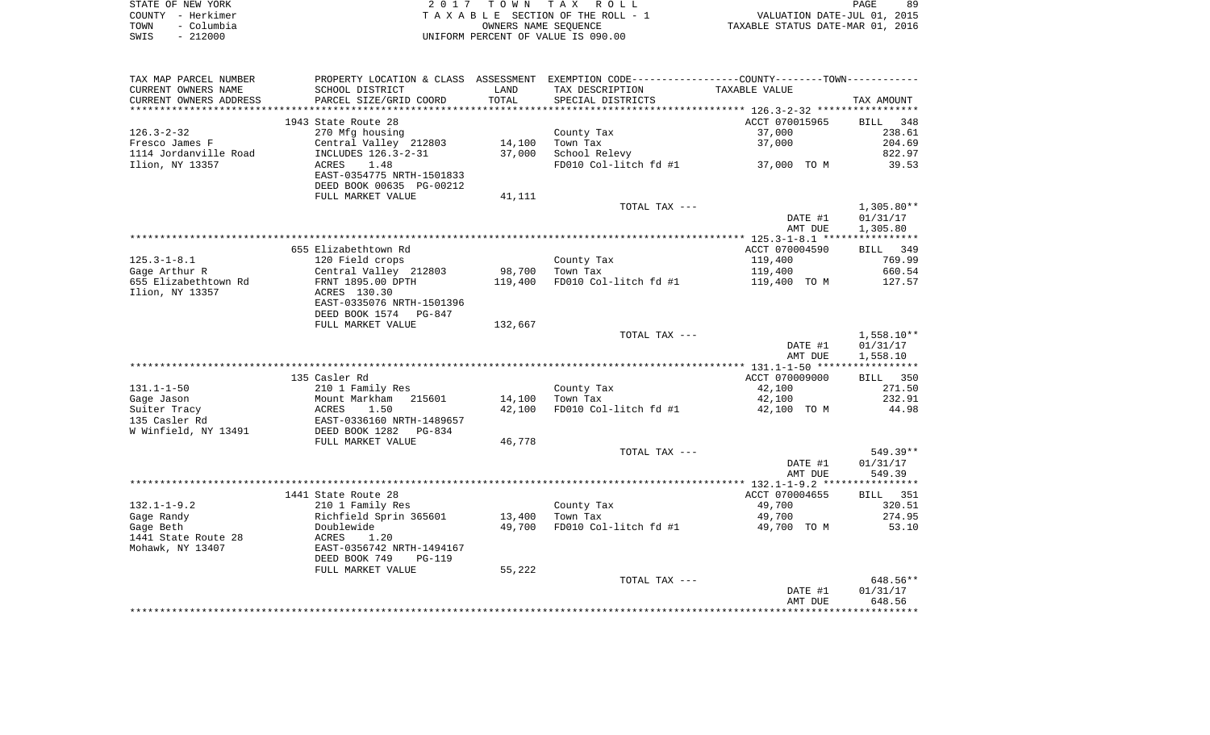STATE OF NEW YORK | 2017 TOWN TAX ROLL
COUNTY - Herkimer | TAXABLE SECTION OF THE ROLL - 1 | VALUATION DATE-JUL 01, 2015
TOWN - Columbia | OWNERS NAME SEQUENCE | TAXABLE STATUS DATE-MAR 01, 2016
SWIS - 212000 | UNIFORM PERCENT OF VALUE IS 090.00

| TAX MAP PARCEL NUMBER<br>CURRENT OWNERS NAME<br>CURRENT OWNERS ADDRESS | PROPERTY LOCATION & CLASS<br>SCHOOL DISTRICT<br>PARCEL SIZE/GRID COORD | ASSESSMENT<br>LAND<br>TOTAL | EXEMPTION CODE-----COUNTY-----TOWN<br>TAX DESCRIPTION<br>SPECIAL DISTRICTS | TAXABLE VALUE | TAX AMOUNT |
|---|---|---|---|---|---|
| | 1943 State Route 28 | | | ACCT 070015965 | BILL 348 |
| 126.3-2-32 | 270 Mfg housing | | County Tax | 37,000 | 238.61 |
| Fresco James F | Central Valley 212803 | 14,100 | Town Tax | 37,000 | 204.69 |
| 1114 Jordanville Road | INCLUDES 126.3-2-31 | 37,000 | School Relevy | | 822.97 |
| Ilion, NY 13357 | ACRES 1.48 | | FD010 Col-litch fd #1 | 37,000 TO M | 39.53 |
| | EAST-0354775 NRTH-1501833 | | | | |
| | DEED BOOK 00635 PG-00212 | | | | |
| | FULL MARKET VALUE | 41,111 | | | |
| | | | TOTAL TAX --- | | 1,305.80** |
| | | | | DATE #1 | 01/31/17 |
| | | | | AMT DUE | 1,305.80 |
| | 655 Elizabethtown Rd | | | ACCT 070004590 | BILL 349 |
| 125.3-1-8.1 | 120 Field crops | | County Tax | 119,400 | 769.99 |
| Gage Arthur R | Central Valley 212803 | 98,700 | Town Tax | 119,400 | 660.54 |
| 655 Elizabethtown Rd | FRNT 1895.00 DPTH | 119,400 | FD010 Col-litch fd #1 | 119,400 TO M | 127.57 |
| Ilion, NY 13357 | ACRES 130.30 | | | | |
| | EAST-0335076 NRTH-1501396 | | | | |
| | DEED BOOK 1574 PG-847 | | | | |
| | FULL MARKET VALUE | 132,667 | | | |
| | | | TOTAL TAX --- | | 1,558.10** |
| | | | | DATE #1 | 01/31/17 |
| | | | | AMT DUE | 1,558.10 |
| | 135 Casler Rd | | | ACCT 070009000 | BILL 350 |
| 131.1-1-50 | 210 1 Family Res | | County Tax | 42,100 | 271.50 |
| Gage Jason | Mount Markham 215601 | 14,100 | Town Tax | 42,100 | 232.91 |
| Suiter Tracy | ACRES 1.50 | 42,100 | FD010 Col-litch fd #1 | 42,100 TO M | 44.98 |
| 135 Casler Rd | EAST-0336160 NRTH-1489657 | | | | |
| W Winfield, NY 13491 | DEED BOOK 1282 PG-834 | | | | |
| | FULL MARKET VALUE | 46,778 | | | |
| | | | TOTAL TAX --- | | 549.39** |
| | | | | DATE #1 | 01/31/17 |
| | | | | AMT DUE | 549.39 |
| | 1441 State Route 28 | | | ACCT 070004655 | BILL 351 |
| 132.1-1-9.2 | 210 1 Family Res | | County Tax | 49,700 | 320.51 |
| Gage Randy | Richfield Sprin 365601 | 13,400 | Town Tax | 49,700 | 274.95 |
| Gage Beth | Doublewide | 49,700 | FD010 Col-litch fd #1 | 49,700 TO M | 53.10 |
| 1441 State Route 28 | ACRES 1.20 | | | | |
| Mohawk, NY 13407 | EAST-0356742 NRTH-1494167 | | | | |
| | DEED BOOK 749 PG-119 | | | | |
| | FULL MARKET VALUE | 55,222 | | | |
| | | | TOTAL TAX --- | | 648.56** |
| | | | | DATE #1 | 01/31/17 |
| | | | | AMT DUE | 648.56 |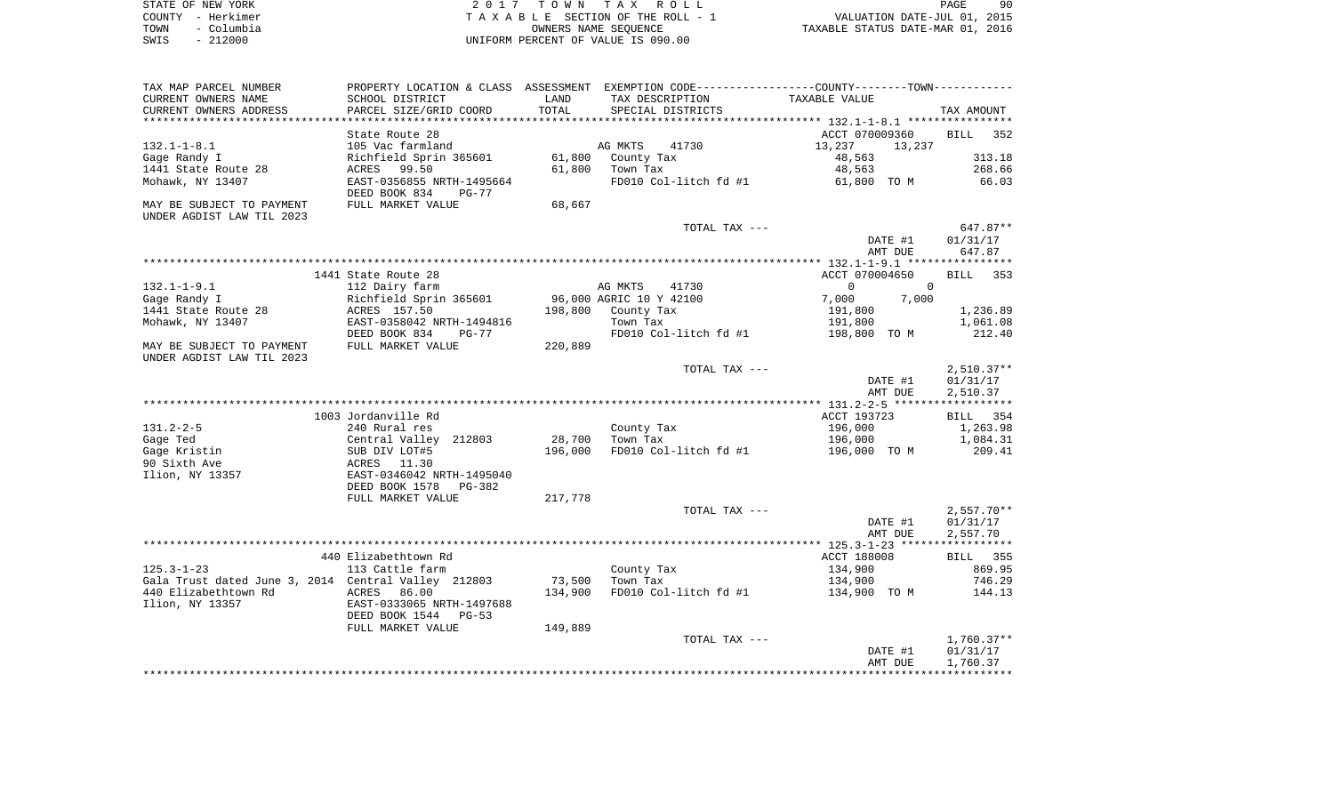STATE OF NEW YORK | 2017 TOWN TAX ROLL
COUNTY - Herkimer | TAXABLE SECTION OF THE ROLL - 1 | VALUATION DATE-JUL 01, 2015
TOWN - Columbia | OWNERS NAME SEQUENCE | TAXABLE STATUS DATE-MAR 01, 2016
SWIS - 212000 | UNIFORM PERCENT OF VALUE IS 090.00

| TAX MAP PARCEL NUMBER / CURRENT OWNERS NAME / CURRENT OWNERS ADDRESS | PROPERTY LOCATION & CLASS / SCHOOL DISTRICT / PARCEL SIZE/GRID COORD | ASSESSMENT LAND / TOTAL | EXEMPTION CODE / TAX DESCRIPTION / SPECIAL DISTRICTS | COUNTY / TOWN TAXABLE VALUE | TAX AMOUNT |
|---|---|---|---|---|---|
| **132.1-1-8.1** | State Route 28 | | | ACCT 070009360 | BILL 352 |
| 132.1-1-8.1 | 105 Vac farmland | | AG MKTS 41730 | 13,237 13,237 | |
| Gage Randy I | Richfield Sprin 365601 | 61,800 | County Tax | 48,563 | 313.18 |
| 1441 State Route 28 | ACRES 99.50 | 61,800 | Town Tax | 48,563 | 268.66 |
| Mohawk, NY 13407 | EAST-0356855 NRTH-1495664 | | FD010 Col-litch fd #1 | 61,800 TO M | 66.03 |
| | DEED BOOK 834 PG-77 | | | | |
| MAY BE SUBJECT TO PAYMENT UNDER AGDIST LAW TIL 2023 | FULL MARKET VALUE | 68,667 | | | |
| | | | TOTAL TAX --- | | 647.87** |
| | | | | DATE #1 | 01/31/17 |
| | | | | AMT DUE | 647.87 |
| **132.1-1-9.1** | 1441 State Route 28 | | | ACCT 070004650 | BILL 353 |
| 132.1-1-9.1 | 112 Dairy farm | | AG MKTS 41730 | 0 0 | |
| Gage Randy I | Richfield Sprin 365601 | 96,000 | AGRIC 10 Y 42100 | 7,000 7,000 | |
| 1441 State Route 28 | ACRES 157.50 | 198,800 | County Tax | 191,800 | 1,236.89 |
| Mohawk, NY 13407 | EAST-0358042 NRTH-1494816 | | Town Tax | 191,800 | 1,061.08 |
| | DEED BOOK 834 PG-77 | | FD010 Col-litch fd #1 | 198,800 TO M | 212.40 |
| MAY BE SUBJECT TO PAYMENT UNDER AGDIST LAW TIL 2023 | FULL MARKET VALUE | 220,889 | | | |
| | | | TOTAL TAX --- | | 2,510.37** |
| | | | | DATE #1 | 01/31/17 |
| | | | | AMT DUE | 2,510.37 |
| **131.2-2-5** | 1003 Jordanville Rd | | | ACCT 193723 | BILL 354 |
| 131.2-2-5 | 240 Rural res | | County Tax | 196,000 | 1,263.98 |
| Gage Ted | Central Valley 212803 | 28,700 | Town Tax | 196,000 | 1,084.31 |
| Gage Kristin | SUB DIV LOT#5 | 196,000 | FD010 Col-litch fd #1 | 196,000 TO M | 209.41 |
| 90 Sixth Ave | ACRES 11.30 | | | | |
| Ilion, NY 13357 | EAST-0346042 NRTH-1495040 | | | | |
| | DEED BOOK 1578 PG-382 | | | | |
| | FULL MARKET VALUE | 217,778 | | | |
| | | | TOTAL TAX --- | | 2,557.70** |
| | | | | DATE #1 | 01/31/17 |
| | | | | AMT DUE | 2,557.70 |
| **125.3-1-23** | 440 Elizabethtown Rd | | | ACCT 188008 | BILL 355 |
| 125.3-1-23 | 113 Cattle farm | | County Tax | 134,900 | 869.95 |
| Gala Trust dated June 3, 2014 | Central Valley 212803 | 73,500 | Town Tax | 134,900 | 746.29 |
| 440 Elizabethtown Rd | ACRES 86.00 | 134,900 | FD010 Col-litch fd #1 | 134,900 TO M | 144.13 |
| Ilion, NY 13357 | EAST-0333065 NRTH-1497688 | | | | |
| | DEED BOOK 1544 PG-53 | | | | |
| | FULL MARKET VALUE | 149,889 | | | |
| | | | TOTAL TAX --- | | 1,760.37** |
| | | | | DATE #1 | 01/31/17 |
| | | | | AMT DUE | 1,760.37 |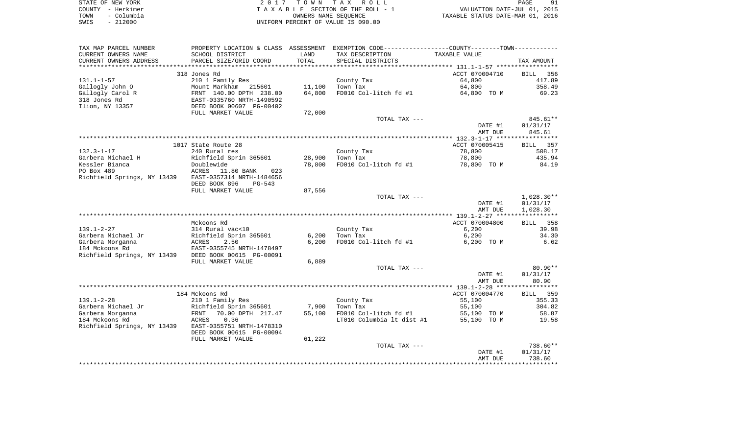STATE OF NEW YORK
COUNTY - Herkimer
TOWN - Columbia
SWIS - 212000

2 0 1 7 T O W N T A X R O L L
T A X A B L E SECTION OF THE ROLL - 1
OWNERS NAME SEQUENCE
UNIFORM PERCENT OF VALUE IS 090.00

VALUATION DATE-JUL 01, 2015
TAXABLE STATUS DATE-MAR 01, 2016

| TAX MAP PARCEL NUMBER / CURRENT OWNERS NAME / CURRENT OWNERS ADDRESS | PROPERTY LOCATION & CLASS / SCHOOL DISTRICT / PARCEL SIZE/GRID COORD | ASSESSMENT LAND / TOTAL | EXEMPTION CODE / TAX DESCRIPTION / SPECIAL DISTRICTS | COUNTY / TOWN TAXABLE VALUE | TAX AMOUNT |
|---|---|---|---|---|---|
| 131.1-1-57 | 318 Jones Rd | | | ACCT 070004710 | BILL 356 |
| | 210 1 Family Res | | County Tax | 64,800 | 417.89 |
| Gallogly John O | Mount Markham 215601 | 11,100 | Town Tax | 64,800 | 358.49 |
| Gallogly Carol R | FRNT 140.00 DPTH 238.00 | 64,800 | FD010 Col-litch fd #1 | 64,800 TO M | 69.23 |
| 318 Jones Rd | EAST-0335760 NRTH-1490592 | | | | |
| Ilion, NY 13357 | DEED BOOK 00607 PG-00402 | | | | |
| | FULL MARKET VALUE | 72,000 | | | |
| | | | TOTAL TAX --- | | 845.61** |
| | | | | DATE #1 | 01/31/17 |
| | | | | AMT DUE | 845.61 |
| 132.3-1-17 | 1017 State Route 28 | | | ACCT 070005415 | BILL 357 |
| | 240 Rural res | | County Tax | 78,800 | 508.17 |
| Garbera Michael H | Richfield Sprin 365601 | 28,900 | Town Tax | 78,800 | 435.94 |
| Kessler Bianca | Doublewide | 78,800 | FD010 Col-litch fd #1 | 78,800 TO M | 84.19 |
| PO Box 489 | ACRES 11.80 BANK 023 | | | | |
| Richfield Springs, NY 13439 | EAST-0357314 NRTH-1484656 | | | | |
| | DEED BOOK 896 PG-543 | | | | |
| | FULL MARKET VALUE | 87,556 | | | |
| | | | TOTAL TAX --- | | 1,028.30** |
| | | | | DATE #1 | 01/31/17 |
| | | | | AMT DUE | 1,028.30 |
| 139.1-2-27 | Mckoons Rd | | | ACCT 070004800 | BILL 358 |
| | 314 Rural vac<10 | | County Tax | 6,200 | 39.98 |
| Garbera Michael Jr | Richfield Sprin 365601 | 6,200 | Town Tax | 6,200 | 34.30 |
| Garbera Morganna | ACRES 2.50 | 6,200 | FD010 Col-litch fd #1 | 6,200 TO M | 6.62 |
| 184 Mckoons Rd | EAST-0355745 NRTH-1478497 | | | | |
| Richfield Springs, NY 13439 | DEED BOOK 00615 PG-00091 | | | | |
| | FULL MARKET VALUE | 6,889 | | | |
| | | | TOTAL TAX --- | | 80.90** |
| | | | | DATE #1 | 01/31/17 |
| | | | | AMT DUE | 80.90 |
| 139.1-2-28 | 184 Mckoons Rd | | | ACCT 070004770 | BILL 359 |
| | 210 1 Family Res | | County Tax | 55,100 | 355.33 |
| Garbera Michael Jr | Richfield Sprin 365601 | 7,900 | Town Tax | 55,100 | 304.82 |
| Garbera Morganna | FRNT 70.00 DPTH 217.47 | 55,100 | FD010 Col-litch fd #1 | 55,100 TO M | 58.87 |
| 184 Mckoons Rd | ACRES 0.36 | | LT010 Columbia lt dist #1 | 55,100 TO M | 19.58 |
| Richfield Springs, NY 13439 | EAST-0355751 NRTH-1478310 | | | | |
| | DEED BOOK 00615 PG-00094 | | | | |
| | FULL MARKET VALUE | 61,222 | | | |
| | | | TOTAL TAX --- | | 738.60** |
| | | | | DATE #1 | 01/31/17 |
| | | | | AMT DUE | 738.60 |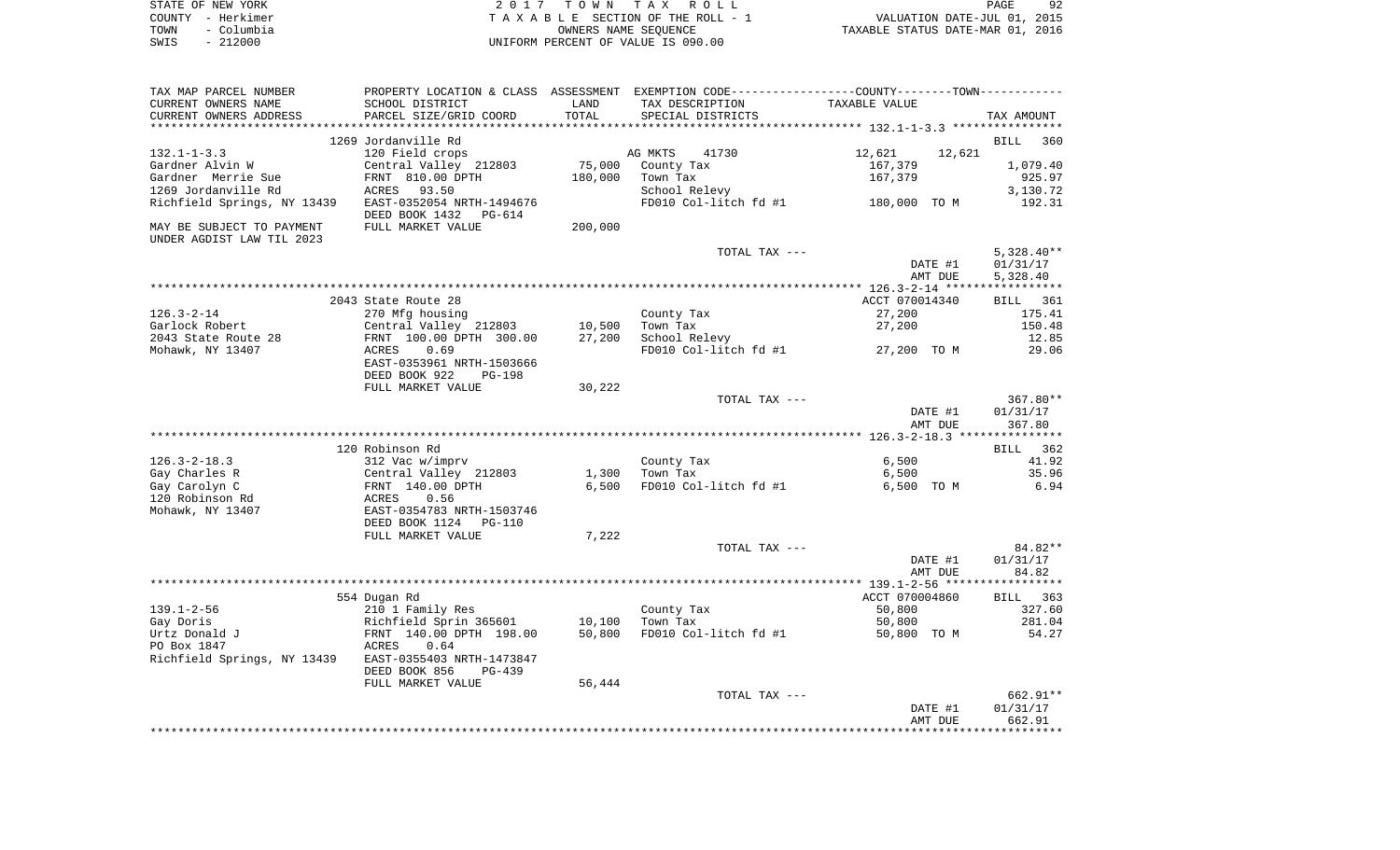STATE OF NEW YORK
COUNTY - Herkimer
TOWN - Columbia
SWIS - 212000

2 0 1 7 T O W N T A X R O L L
T A X A B L E SECTION OF THE ROLL - 1
OWNERS NAME SEQUENCE
UNIFORM PERCENT OF VALUE IS 090.00

VALUATION DATE-JUL 01, 2015
TAXABLE STATUS DATE-MAR 01, 2016

| TAX MAP PARCEL NUMBER / CURRENT OWNERS NAME / CURRENT OWNERS ADDRESS | PROPERTY LOCATION & CLASS / SCHOOL DISTRICT / PARCEL SIZE/GRID COORD | ASSESSMENT LAND / TOTAL | EXEMPTION CODE / TAX DESCRIPTION / SPECIAL DISTRICTS | COUNTY / TOWN TAXABLE VALUE | TAX AMOUNT |
|---|---|---|---|---|---|
| | 1269 Jordanville Rd | | | | BILL 360 |
| 132.1-1-3.3 | 120 Field crops | | AG MKTS 41730 | 12,621 12,621 | |
| Gardner Alvin W | Central Valley 212803 | 75,000 | County Tax | 167,379 | 1,079.40 |
| Gardner Merrie Sue | FRNT 810.00 DPTH | 180,000 | Town Tax | 167,379 | 925.97 |
| 1269 Jordanville Rd | ACRES 93.50 | | School Relevy | | 3,130.72 |
| Richfield Springs, NY 13439 | EAST-0352054 NRTH-1494676 | | FD010 Col-litch fd #1 | 180,000 TO M | 192.31 |
| | DEED BOOK 1432 PG-614 | | | | |
| MAY BE SUBJECT TO PAYMENT UNDER AGDIST LAW TIL 2023 | FULL MARKET VALUE | 200,000 | | | |
| | | | TOTAL TAX --- | | 5,328.40** |
| | | | | DATE #1 | 01/31/17 |
| | | | | AMT DUE | 5,328.40 |
| | 2043 State Route 28 | | | ACCT 070014340 | BILL 361 |
| 126.3-2-14 | 270 Mfg housing | | County Tax | 27,200 | 175.41 |
| Garlock Robert | Central Valley 212803 | 10,500 | Town Tax | 27,200 | 150.48 |
| 2043 State Route 28 | FRNT 100.00 DPTH 300.00 | 27,200 | School Relevy | | 12.85 |
| Mohawk, NY 13407 | ACRES 0.69 | | FD010 Col-litch fd #1 | 27,200 TO M | 29.06 |
| | EAST-0353961 NRTH-1503666 | | | | |
| | DEED BOOK 922 PG-198 | | | | |
| | FULL MARKET VALUE | 30,222 | | | |
| | | | TOTAL TAX --- | | 367.80** |
| | | | | DATE #1 | 01/31/17 |
| | | | | AMT DUE | 367.80 |
| | 120 Robinson Rd | | | | BILL 362 |
| 126.3-2-18.3 | 312 Vac w/imprv | | County Tax | 6,500 | 41.92 |
| Gay Charles R | Central Valley 212803 | 1,300 | Town Tax | 6,500 | 35.96 |
| Gay Carolyn C | FRNT 140.00 DPTH | 6,500 | FD010 Col-litch fd #1 | 6,500 TO M | 6.94 |
| 120 Robinson Rd | ACRES 0.56 | | | | |
| Mohawk, NY 13407 | EAST-0354783 NRTH-1503746 | | | | |
| | DEED BOOK 1124 PG-110 | | | | |
| | FULL MARKET VALUE | 7,222 | | | |
| | | | TOTAL TAX --- | | 84.82** |
| | | | | DATE #1 | 01/31/17 |
| | | | | AMT DUE | 84.82 |
| | 554 Dugan Rd | | | ACCT 070004860 | BILL 363 |
| 139.1-2-56 | 210 1 Family Res | | County Tax | 50,800 | 327.60 |
| Gay Doris | Richfield Sprin 365601 | 10,100 | Town Tax | 50,800 | 281.04 |
| Urtz Donald J | FRNT 140.00 DPTH 198.00 | 50,800 | FD010 Col-litch fd #1 | 50,800 TO M | 54.27 |
| PO Box 1847 | ACRES 0.64 | | | | |
| Richfield Springs, NY 13439 | EAST-0355403 NRTH-1473847 | | | | |
| | DEED BOOK 856 PG-439 | | | | |
| | FULL MARKET VALUE | 56,444 | | | |
| | | | TOTAL TAX --- | | 662.91** |
| | | | | DATE #1 | 01/31/17 |
| | | | | AMT DUE | 662.91 |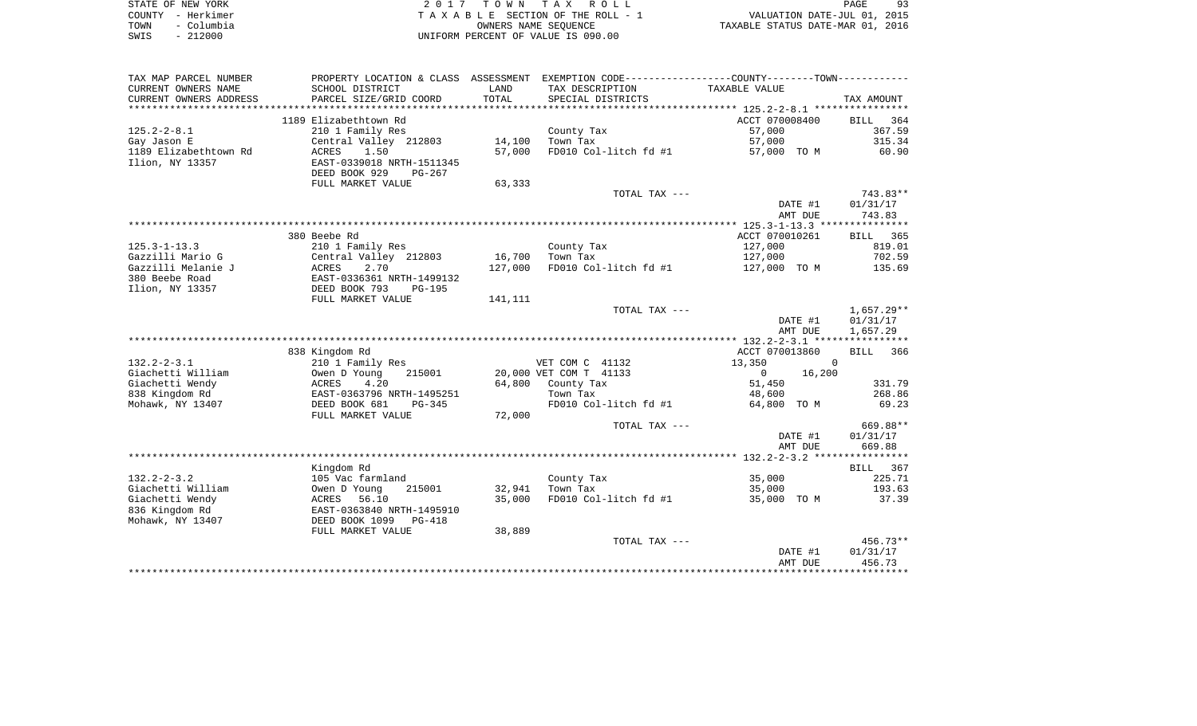STATE OF NEW YORK
COUNTY - Herkimer
TOWN - Columbia
SWIS - 212000

2 0 1 7 T O W N T A X R O L L
T A X A B L E SECTION OF THE ROLL - 1
OWNERS NAME SEQUENCE
UNIFORM PERCENT OF VALUE IS 090.00

VALUATION DATE-JUL 01, 2015
TAXABLE STATUS DATE-MAR 01, 2016

| TAX MAP PARCEL NUMBER<br>CURRENT OWNERS NAME<br>CURRENT OWNERS ADDRESS | PROPERTY LOCATION & CLASS<br>SCHOOL DISTRICT<br>PARCEL SIZE/GRID COORD | ASSESSMENT<br>LAND<br>TOTAL | EXEMPTION CODE-----COUNTY--------TOWN------<br>TAX DESCRIPTION<br>SPECIAL DISTRICTS | TAXABLE VALUE | TAX AMOUNT |
|---|---|---|---|---|---|
| **125.2-2-8.1** | 1189 Elizabethtown Rd | | | ACCT 070008400 | BILL 364 |
| 125.2-2-8.1 | 210 1 Family Res | | County Tax | 57,000 | 367.59 |
| Gay Jason E | Central Valley 212803 | 14,100 | Town Tax | 57,000 | 315.34 |
| 1189 Elizabethtown Rd | ACRES 1.50 | 57,000 | FD010 Col-litch fd #1 | 57,000 TO M | 60.90 |
| Ilion, NY 13357 | EAST-0339018 NRTH-1511345 | | | | |
| | DEED BOOK 929 PG-267 | | | | |
| | FULL MARKET VALUE | 63,333 | | | |
| | | | TOTAL TAX --- | | 743.83** |
| | | | | DATE #1 | 01/31/17 |
| | | | | AMT DUE | 743.83 |
| **125.3-1-13.3** | 380 Beebe Rd | | | ACCT 070010261 | BILL 365 |
| 125.3-1-13.3 | 210 1 Family Res | | County Tax | 127,000 | 819.01 |
| Gazzilli Mario G | Central Valley 212803 | 16,700 | Town Tax | 127,000 | 702.59 |
| Gazzilli Melanie J | ACRES 2.70 | 127,000 | FD010 Col-litch fd #1 | 127,000 TO M | 135.69 |
| 380 Beebe Road | EAST-0336361 NRTH-1499132 | | | | |
| Ilion, NY 13357 | DEED BOOK 793 PG-195 | | | | |
| | FULL MARKET VALUE | 141,111 | | | |
| | | | TOTAL TAX --- | | 1,657.29** |
| | | | | DATE #1 | 01/31/17 |
| | | | | AMT DUE | 1,657.29 |
| **132.2-2-3.1** | 838 Kingdom Rd | | | ACCT 070013860 | BILL 366 |
| 132.2-2-3.1 | 210 1 Family Res | | VET COM C 41132 | 13,350 0 | |
| Giachetti William | Owen D Young 215001 | 20,000 | VET COM T 41133 | 0 16,200 | |
| Giachetti Wendy | ACRES 4.20 | 64,800 | County Tax | 51,450 | 331.79 |
| 838 Kingdom Rd | EAST-0363796 NRTH-1495251 | | Town Tax | 48,600 | 268.86 |
| Mohawk, NY 13407 | DEED BOOK 681 PG-345 | | FD010 Col-litch fd #1 | 64,800 TO M | 69.23 |
| | FULL MARKET VALUE | 72,000 | | | |
| | | | TOTAL TAX --- | | 669.88** |
| | | | | DATE #1 | 01/31/17 |
| | | | | AMT DUE | 669.88 |
| **132.2-2-3.2** | Kingdom Rd | | | | BILL 367 |
| 132.2-2-3.2 | 105 Vac farmland | | County Tax | 35,000 | 225.71 |
| Giachetti William | Owen D Young 215001 | 32,941 | Town Tax | 35,000 | 193.63 |
| Giachetti Wendy | ACRES 56.10 | 35,000 | FD010 Col-litch fd #1 | 35,000 TO M | 37.39 |
| 836 Kingdom Rd | EAST-0363840 NRTH-1495910 | | | | |
| Mohawk, NY 13407 | DEED BOOK 1099 PG-418 | | | | |
| | FULL MARKET VALUE | 38,889 | | | |
| | | | TOTAL TAX --- | | 456.73** |
| | | | | DATE #1 | 01/31/17 |
| | | | | AMT DUE | 456.73 |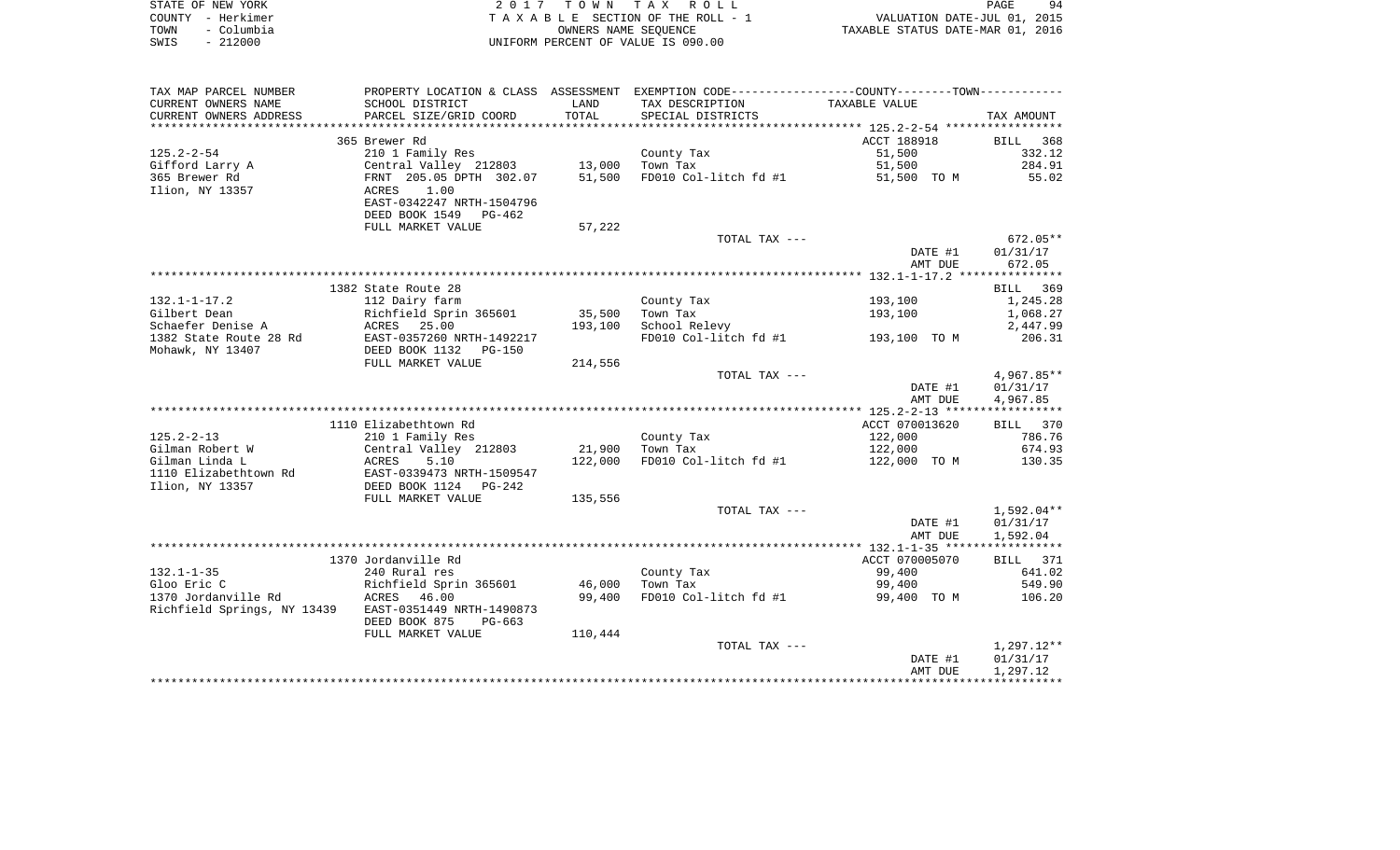| TAX MAP PARCEL NUMBER<br>CURRENT OWNERS NAME<br>CURRENT OWNERS ADDRESS | PROPERTY LOCATION & CLASS<br>SCHOOL DISTRICT<br>PARCEL SIZE/GRID COORD | ASSESSMENT<br>LAND<br>TOTAL | EXEMPTION CODE-----COUNTY-----TOWN-----<br>TAX DESCRIPTION<br>SPECIAL DISTRICTS | TAXABLE VALUE | TAX AMOUNT |
|---|---|---|---|---|---|
| | 365 Brewer Rd | | | ACCT 188918 | BILL 368 |
| 125.2-2-54 | 210 1 Family Res | | County Tax | 51,500 | 332.12 |
| Gifford Larry A | Central Valley 212803 | 13,000 | Town Tax | 51,500 | 284.91 |
| 365 Brewer Rd | FRNT 205.05 DPTH 302.07 | 51,500 | FD010 Col-litch fd #1 | 51,500 TO M | 55.02 |
| Ilion, NY 13357 | ACRES 1.00 | | | | |
| | EAST-0342247 NRTH-1504796 | | | | |
| | DEED BOOK 1549 PG-462 | | | | |
| | FULL MARKET VALUE | 57,222 | | | |
| | | | TOTAL TAX --- | | 672.05** |
| | | | | DATE #1 | 01/31/17 |
| | | | | AMT DUE | 672.05 |
| | 1382 State Route 28 | | | | BILL 369 |
| 132.1-1-17.2 | 112 Dairy farm | | County Tax | 193,100 | 1,245.28 |
| Gilbert Dean | Richfield Sprin 365601 | 35,500 | Town Tax | 193,100 | 1,068.27 |
| Schaefer Denise A | ACRES 25.00 | 193,100 | School Relevy | | 2,447.99 |
| 1382 State Route 28 Rd | EAST-0357260 NRTH-1492217 | | FD010 Col-litch fd #1 | 193,100 TO M | 206.31 |
| Mohawk, NY 13407 | DEED BOOK 1132 PG-150 | | | | |
| | FULL MARKET VALUE | 214,556 | | | |
| | | | TOTAL TAX --- | | 4,967.85** |
| | | | | DATE #1 | 01/31/17 |
| | | | | AMT DUE | 4,967.85 |
| | 1110 Elizabethtown Rd | | | ACCT 070013620 | BILL 370 |
| 125.2-2-13 | 210 1 Family Res | | County Tax | 122,000 | 786.76 |
| Gilman Robert W | Central Valley 212803 | 21,900 | Town Tax | 122,000 | 674.93 |
| Gilman Linda L | ACRES 5.10 | 122,000 | FD010 Col-litch fd #1 | 122,000 TO M | 130.35 |
| 1110 Elizabethtown Rd | EAST-0339473 NRTH-1509547 | | | | |
| Ilion, NY 13357 | DEED BOOK 1124 PG-242 | | | | |
| | FULL MARKET VALUE | 135,556 | | | |
| | | | TOTAL TAX --- | | 1,592.04** |
| | | | | DATE #1 | 01/31/17 |
| | | | | AMT DUE | 1,592.04 |
| | 1370 Jordanville Rd | | | ACCT 070005070 | BILL 371 |
| 132.1-1-35 | 240 Rural res | | County Tax | 99,400 | 641.02 |
| Gloo Eric C | Richfield Sprin 365601 | 46,000 | Town Tax | 99,400 | 549.90 |
| 1370 Jordanville Rd | ACRES 46.00 | 99,400 | FD010 Col-litch fd #1 | 99,400 TO M | 106.20 |
| Richfield Springs, NY 13439 | EAST-0351449 NRTH-1490873 | | | | |
| | DEED BOOK 875 PG-663 | | | | |
| | FULL MARKET VALUE | 110,444 | | | |
| | | | TOTAL TAX --- | | 1,297.12** |
| | | | | DATE #1 | 01/31/17 |
| | | | | AMT DUE | 1,297.12 |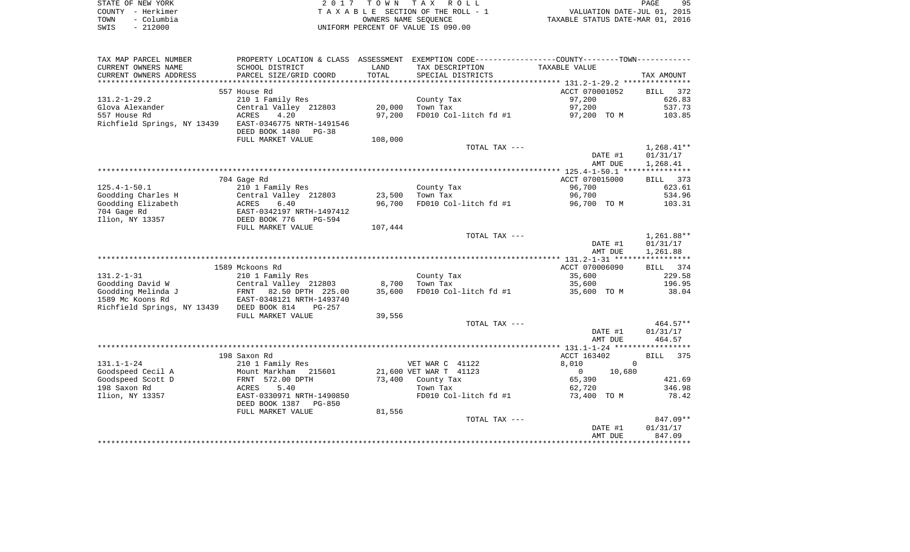STATE OF NEW YORK
COUNTY - Herkimer
TOWN - Columbia
SWIS - 212000

2 0 1 7 T O W N T A X R O L L
T A X A B L E SECTION OF THE ROLL - 1
OWNERS NAME SEQUENCE
UNIFORM PERCENT OF VALUE IS 090.00

VALUATION DATE-JUL 01, 2015
TAXABLE STATUS DATE-MAR 01, 2016

| TAX MAP PARCEL NUMBER<br>CURRENT OWNERS NAME<br>CURRENT OWNERS ADDRESS | PROPERTY LOCATION & CLASS<br>SCHOOL DISTRICT<br>PARCEL SIZE/GRID COORD | ASSESSMENT<br>LAND<br>TOTAL | EXEMPTION CODE-----COUNTY-----TOWN-----<br>TAX DESCRIPTION<br>SPECIAL DISTRICTS | TAXABLE VALUE | TAX AMOUNT |
|---|---|---|---|---|---|
| ******** 131.2-1-29.2 ******** | | | | | |
| | 557 House Rd | | | ACCT 070001052 | BILL 372 |
| 131.2-1-29.2 | 210 1 Family Res | | County Tax | 97,200 | 626.83 |
| Glova Alexander | Central Valley 212803 | 20,000 | Town Tax | 97,200 | 537.73 |
| 557 House Rd | ACRES 4.20 | 97,200 | FD010 Col-litch fd #1 | 97,200 TO M | 103.85 |
| Richfield Springs, NY 13439 | EAST-0346775 NRTH-1491546 | | | | |
| | DEED BOOK 1480 PG-38 | | | | |
| | FULL MARKET VALUE | 108,000 | | | |
| | | | TOTAL TAX --- | | 1,268.41** |
| | | | | DATE #1 | 01/31/17 |
| | | | | AMT DUE | 1,268.41 |
| ******** 125.4-1-50.1 ******** | | | | | |
| | 704 Gage Rd | | | ACCT 070015000 | BILL 373 |
| 125.4-1-50.1 | 210 1 Family Res | | County Tax | 96,700 | 623.61 |
| Goodding Charles H | Central Valley 212803 | 23,500 | Town Tax | 96,700 | 534.96 |
| Goodding Elizabeth | ACRES 6.40 | 96,700 | FD010 Col-litch fd #1 | 96,700 TO M | 103.31 |
| 704 Gage Rd | EAST-0342197 NRTH-1497412 | | | | |
| Ilion, NY 13357 | DEED BOOK 776 PG-594 | | | | |
| | FULL MARKET VALUE | 107,444 | | | |
| | | | TOTAL TAX --- | | 1,261.88** |
| | | | | DATE #1 | 01/31/17 |
| | | | | AMT DUE | 1,261.88 |
| ******** 131.2-1-31 ******** | | | | | |
| | 1589 Mckoons Rd | | | ACCT 070006090 | BILL 374 |
| 131.2-1-31 | 210 1 Family Res | | County Tax | 35,600 | 229.58 |
| Goodding David W | Central Valley 212803 | 8,700 | Town Tax | 35,600 | 196.95 |
| Goodding Melinda J | FRNT 82.50 DPTH 225.00 | 35,600 | FD010 Col-litch fd #1 | 35,600 TO M | 38.04 |
| 1589 Mc Koons Rd | EAST-0348121 NRTH-1493740 | | | | |
| Richfield Springs, NY 13439 | DEED BOOK 814 PG-257 | | | | |
| | FULL MARKET VALUE | 39,556 | | | |
| | | | TOTAL TAX --- | | 464.57** |
| | | | | DATE #1 | 01/31/17 |
| | | | | AMT DUE | 464.57 |
| ******** 131.1-1-24 ******** | | | | | |
| | 198 Saxon Rd | | | ACCT 163402 | BILL 375 |
| 131.1-1-24 | 210 1 Family Res | | VET WAR C 41122 | 8,010 0 | |
| Goodspeed Cecil A | Mount Markham 215601 | 21,600 | VET WAR T 41123 | 0 10,680 | |
| Goodspeed Scott D | FRNT 572.00 DPTH | 73,400 | County Tax | 65,390 | 421.69 |
| 198 Saxon Rd | ACRES 5.40 | | Town Tax | 62,720 | 346.98 |
| Ilion, NY 13357 | EAST-0330971 NRTH-1490850 | | FD010 Col-litch fd #1 | 73,400 TO M | 78.42 |
| | DEED BOOK 1387 PG-850 | | | | |
| | FULL MARKET VALUE | 81,556 | | | |
| | | | TOTAL TAX --- | | 847.09** |
| | | | | DATE #1 | 01/31/17 |
| | | | | AMT DUE | 847.09 |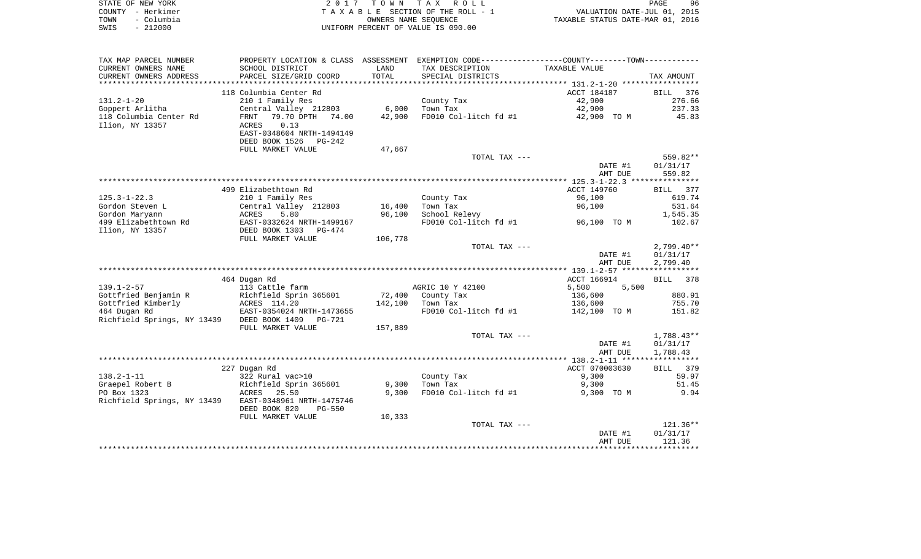STATE OF NEW YORK
COUNTY - Herkimer
TOWN - Columbia
SWIS - 212000

2017 TOWN TAX ROLL
TAXABLE SECTION OF THE ROLL - 1
OWNERS NAME SEQUENCE
UNIFORM PERCENT OF VALUE IS 090.00

VALUATION DATE-JUL 01, 2015
TAXABLE STATUS DATE-MAR 01, 2016

| TAX MAP PARCEL NUMBER / CURRENT OWNERS NAME / CURRENT OWNERS ADDRESS | PROPERTY LOCATION & CLASS / SCHOOL DISTRICT / PARCEL SIZE/GRID COORD | ASSESSMENT LAND / TOTAL | EXEMPTION CODE / TAX DESCRIPTION / SPECIAL DISTRICTS | TAXABLE VALUE | TAX AMOUNT |
|---|---|---|---|---|---|
| | 118 Columbia Center Rd | | | ACCT 184187 | BILL 376 |
| 131.2-1-20 | 210 1 Family Res | | County Tax | 42,900 | 276.66 |
| Goppert Arlitha | Central Valley 212803 | 6,000 | Town Tax | 42,900 | 237.33 |
| 118 Columbia Center Rd | FRNT 79.70 DPTH 74.00 | 42,900 | FD010 Col-litch fd #1 | 42,900 TO M | 45.83 |
| Ilion, NY 13357 | ACRES 0.13 | | | | |
| | EAST-0348604 NRTH-1494149 | | | | |
| | DEED BOOK 1526 PG-242 | | | | |
| | FULL MARKET VALUE | 47,667 | | | |
| | | | TOTAL TAX --- | | 559.82** |
| | | | | DATE #1 | 01/31/17 |
| | | | | AMT DUE | 559.82 |
| | 499 Elizabethtown Rd | | | ACCT 149760 | BILL 377 |
| 125.3-1-22.3 | 210 1 Family Res | | County Tax | 96,100 | 619.74 |
| Gordon Steven L | Central Valley 212803 | 16,400 | Town Tax | 96,100 | 531.64 |
| Gordon Maryann | ACRES 5.80 | 96,100 | School Relevy | | 1,545.35 |
| 499 Elizabethtown Rd | EAST-0332624 NRTH-1499167 | | FD010 Col-litch fd #1 | 96,100 TO M | 102.67 |
| Ilion, NY 13357 | DEED BOOK 1303 PG-474 | | | | |
| | FULL MARKET VALUE | 106,778 | | | |
| | | | TOTAL TAX --- | | 2,799.40** |
| | | | | DATE #1 | 01/31/17 |
| | | | | AMT DUE | 2,799.40 |
| | 464 Dugan Rd | | | ACCT 166914 | BILL 378 |
| 139.1-2-57 | 113 Cattle farm | | AGRIC 10 Y 42100 | 5,500 5,500 | |
| Gottfried Benjamin R | Richfield Sprin 365601 | 72,400 | County Tax | 136,600 | 880.91 |
| Gottfried Kimberly | ACRES 114.20 | 142,100 | Town Tax | 136,600 | 755.70 |
| 464 Dugan Rd | EAST-0354024 NRTH-1473655 | | FD010 Col-litch fd #1 | 142,100 TO M | 151.82 |
| Richfield Springs, NY 13439 | DEED BOOK 1409 PG-721 | | | | |
| | FULL MARKET VALUE | 157,889 | | | |
| | | | TOTAL TAX --- | | 1,788.43** |
| | | | | DATE #1 | 01/31/17 |
| | | | | AMT DUE | 1,788.43 |
| | 227 Dugan Rd | | | ACCT 070003630 | BILL 379 |
| 138.2-1-11 | 322 Rural vac>10 | | County Tax | 9,300 | 59.97 |
| Graepel Robert B | Richfield Sprin 365601 | 9,300 | Town Tax | 9,300 | 51.45 |
| PO Box 1323 | ACRES 25.50 | 9,300 | FD010 Col-litch fd #1 | 9,300 TO M | 9.94 |
| Richfield Springs, NY 13439 | EAST-0348961 NRTH-1475746 | | | | |
| | DEED BOOK 820 PG-550 | | | | |
| | FULL MARKET VALUE | 10,333 | | | |
| | | | TOTAL TAX --- | | 121.36** |
| | | | | DATE #1 | 01/31/17 |
| | | | | AMT DUE | 121.36 |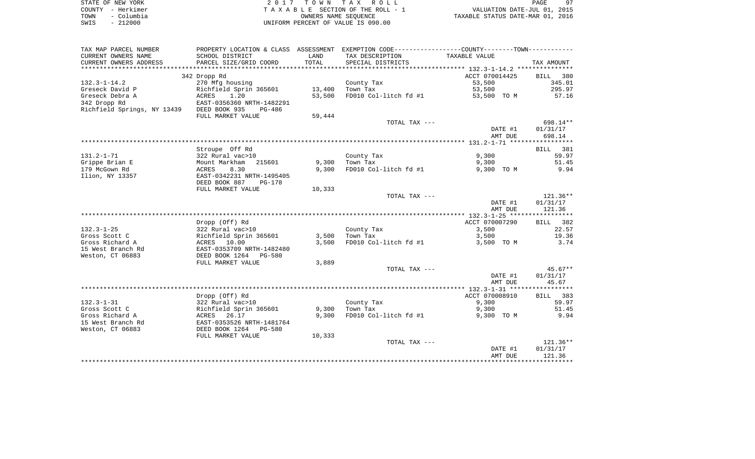STATE OF NEW YORK
COUNTY - Herkimer
TOWN - Columbia
SWIS - 212000

2 0 1 7 T O W N T A X R O L L
T A X A B L E SECTION OF THE ROLL - 1
OWNERS NAME SEQUENCE
UNIFORM PERCENT OF VALUE IS 090.00

VALUATION DATE-JUL 01, 2015
TAXABLE STATUS DATE-MAR 01, 2016

| TAX MAP PARCEL NUMBER<br>CURRENT OWNERS NAME<br>CURRENT OWNERS ADDRESS | PROPERTY LOCATION & CLASS<br>SCHOOL DISTRICT<br>PARCEL SIZE/GRID COORD | ASSESSMENT<br>LAND<br>TOTAL | EXEMPTION CODE-----COUNTY-----TOWN-----<br>TAX DESCRIPTION<br>SPECIAL DISTRICTS | TAXABLE VALUE | TAX AMOUNT |
|---|---|---|---|---|---|
| | 342 Dropp Rd | | | ACCT 070014425 | BILL 380 |
| 132.3-1-14.2 | 270 Mfg housing | | County Tax | 53,500 | 345.01 |
| Greseck David P | Richfield Sprin 365601 | 13,400 | Town Tax | 53,500 | 295.97 |
| Greseck Debra A | ACRES 1.20 | 53,500 | FD010 Col-litch fd #1 | 53,500 TO M | 57.16 |
| 342 Dropp Rd | EAST-0356360 NRTH-1482291 | | | | |
| Richfield Springs, NY 13439 | DEED BOOK 935 PG-486 | | | | |
| | FULL MARKET VALUE | 59,444 | | | |
| | | | TOTAL TAX --- | | 698.14** |
| | | | | DATE #1 | 01/31/17 |
| | | | | AMT DUE | 698.14 |
| | Stroupe Off Rd | | | | BILL 381 |
| 131.2-1-71 | 322 Rural vac>10 | | County Tax | 9,300 | 59.97 |
| Grippe Brian E | Mount Markham 215601 | 9,300 | Town Tax | 9,300 | 51.45 |
| 179 McGown Rd | ACRES 8.30 | 9,300 | FD010 Col-litch fd #1 | 9,300 TO M | 9.94 |
| Ilion, NY 13357 | EAST-0342231 NRTH-1495405 | | | | |
| | DEED BOOK 887 PG-178 | | | | |
| | FULL MARKET VALUE | 10,333 | | | |
| | | | TOTAL TAX --- | | 121.36** |
| | | | | DATE #1 | 01/31/17 |
| | | | | AMT DUE | 121.36 |
| | Dropp (Off) Rd | | | ACCT 070007290 | BILL 382 |
| 132.3-1-25 | 322 Rural vac>10 | | County Tax | 3,500 | 22.57 |
| Gross Scott C | Richfield Sprin 365601 | 3,500 | Town Tax | 3,500 | 19.36 |
| Gross Richard A | ACRES 10.00 | 3,500 | FD010 Col-litch fd #1 | 3,500 TO M | 3.74 |
| 15 West Branch Rd | EAST-0353709 NRTH-1482480 | | | | |
| Weston, CT 06883 | DEED BOOK 1264 PG-580 | | | | |
| | FULL MARKET VALUE | 3,889 | | | |
| | | | TOTAL TAX --- | | 45.67** |
| | | | | DATE #1 | 01/31/17 |
| | | | | AMT DUE | 45.67 |
| | Dropp (Off) Rd | | | ACCT 070008910 | BILL 383 |
| 132.3-1-31 | 322 Rural vac>10 | | County Tax | 9,300 | 59.97 |
| Gross Scott C | Richfield Sprin 365601 | 9,300 | Town Tax | 9,300 | 51.45 |
| Gross Richard A | ACRES 26.17 | 9,300 | FD010 Col-litch fd #1 | 9,300 TO M | 9.94 |
| 15 West Branch Rd | EAST-0353526 NRTH-1481764 | | | | |
| Weston, CT 06883 | DEED BOOK 1264 PG-580 | | | | |
| | FULL MARKET VALUE | 10,333 | | | |
| | | | TOTAL TAX --- | | 121.36** |
| | | | | DATE #1 | 01/31/17 |
| | | | | AMT DUE | 121.36 |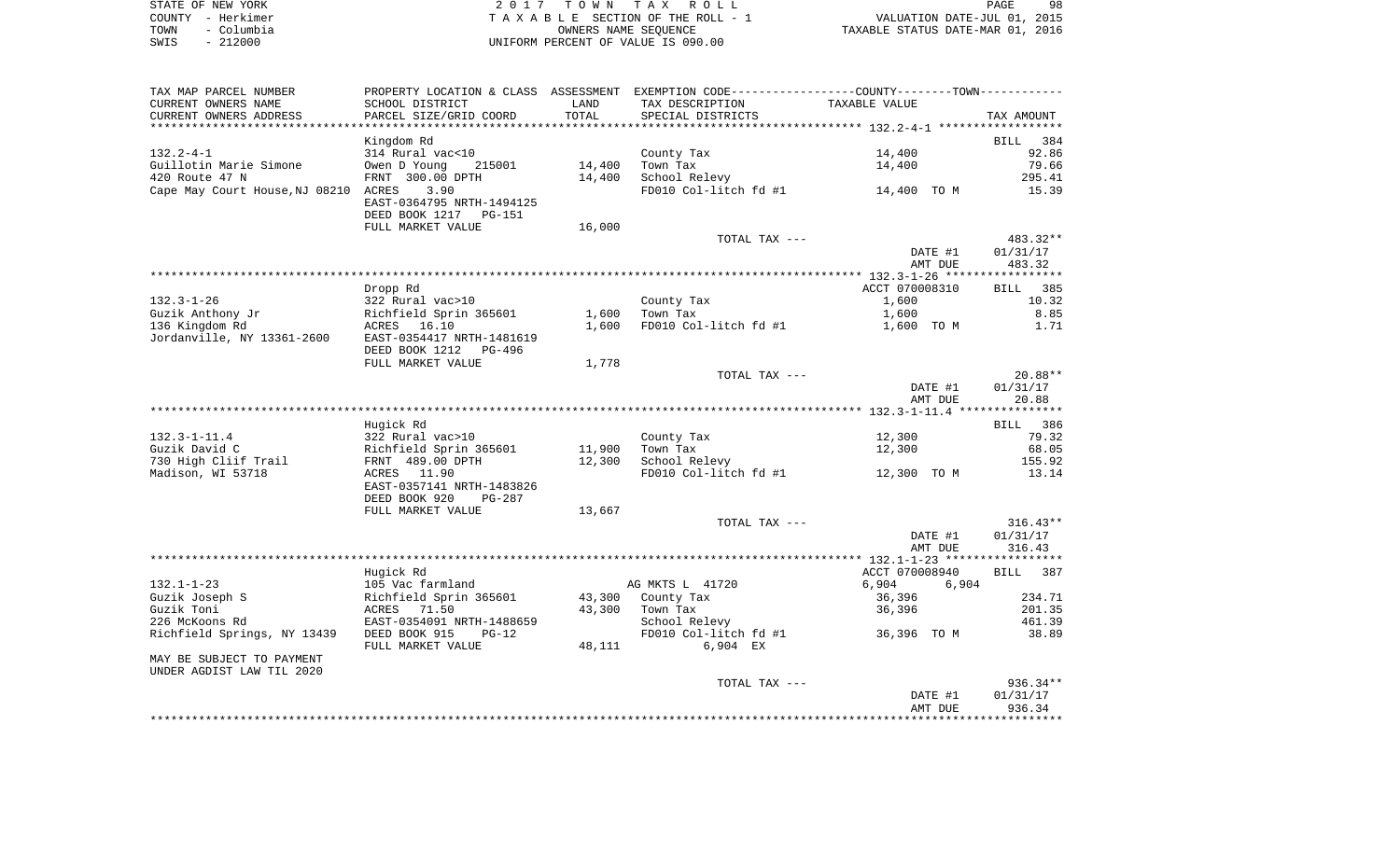STATE OF NEW YORK
COUNTY - Herkimer
TOWN - Columbia
SWIS - 212000

2 0 1 7 T O W N T A X R O L L
T A X A B L E SECTION OF THE ROLL - 1
OWNERS NAME SEQUENCE
UNIFORM PERCENT OF VALUE IS 090.00

VALUATION DATE-JUL 01, 2015
TAXABLE STATUS DATE-MAR 01, 2016

| TAX MAP PARCEL NUMBER / CURRENT OWNERS NAME / CURRENT OWNERS ADDRESS | PROPERTY LOCATION & CLASS / SCHOOL DISTRICT / PARCEL SIZE/GRID COORD | ASSESSMENT LAND / TOTAL | EXEMPTION CODE / TAX DESCRIPTION / SPECIAL DISTRICTS | COUNTY--------TOWN / TAXABLE VALUE | TAX AMOUNT |
|---|---|---|---|---|---|
| | Kingdom Rd | | | | BILL 384 |
| 132.2-4-1 | 314 Rural vac<10 | | County Tax | 14,400 | 92.86 |
| Guillotin Marie Simone | Owen D Young 215001 | 14,400 | Town Tax | 14,400 | 79.66 |
| 420 Route 47 N | FRNT 300.00 DPTH | 14,400 | School Relevy | | 295.41 |
| Cape May Court House,NJ 08210 | ACRES 3.90 | | FD010 Col-litch fd #1 | 14,400 TO M | 15.39 |
| | EAST-0364795 NRTH-1494125 | | | | |
| | DEED BOOK 1217 PG-151 | | | | |
| | FULL MARKET VALUE | 16,000 | | | |
| | | | TOTAL TAX --- | | 483.32** |
| | | | | DATE #1 | 01/31/17 |
| | | | | AMT DUE | 483.32 |
| | Dropp Rd | | | ACCT 070008310 | BILL 385 |
| 132.3-1-26 | 322 Rural vac>10 | | County Tax | 1,600 | 10.32 |
| Guzik Anthony Jr | Richfield Sprin 365601 | 1,600 | Town Tax | 1,600 | 8.85 |
| 136 Kingdom Rd | ACRES 16.10 | 1,600 | FD010 Col-litch fd #1 | 1,600 TO M | 1.71 |
| Jordanville, NY 13361-2600 | EAST-0354417 NRTH-1481619 | | | | |
| | DEED BOOK 1212 PG-496 | | | | |
| | FULL MARKET VALUE | 1,778 | | | |
| | | | TOTAL TAX --- | | 20.88** |
| | | | | DATE #1 | 01/31/17 |
| | | | | AMT DUE | 20.88 |
| | Hugick Rd | | | | BILL 386 |
| 132.3-1-11.4 | 322 Rural vac>10 | | County Tax | 12,300 | 79.32 |
| Guzik David C | Richfield Sprin 365601 | 11,900 | Town Tax | 12,300 | 68.05 |
| 730 High Cliif Trail | FRNT 489.00 DPTH | 12,300 | School Relevy | | 155.92 |
| Madison, WI 53718 | ACRES 11.90 | | FD010 Col-litch fd #1 | 12,300 TO M | 13.14 |
| | EAST-0357141 NRTH-1483826 | | | | |
| | DEED BOOK 920 PG-287 | | | | |
| | FULL MARKET VALUE | 13,667 | | | |
| | | | TOTAL TAX --- | | 316.43** |
| | | | | DATE #1 | 01/31/17 |
| | | | | AMT DUE | 316.43 |
| | Hugick Rd | | | ACCT 070008940 | BILL 387 |
| 132.1-1-23 | 105 Vac farmland | | AG MKTS L 41720 | 6,904 6,904 | |
| Guzik Joseph S | Richfield Sprin 365601 | 43,300 | County Tax | 36,396 | 234.71 |
| Guzik Toni | ACRES 71.50 | 43,300 | Town Tax | 36,396 | 201.35 |
| 226 McKoons Rd | EAST-0354091 NRTH-1488659 | | School Relevy | | 461.39 |
| Richfield Springs, NY 13439 | DEED BOOK 915 PG-12 | | FD010 Col-litch fd #1 | 36,396 TO M | 38.89 |
| | FULL MARKET VALUE | 48,111 | 6,904 EX | | |
| MAY BE SUBJECT TO PAYMENT | | | | | |
| UNDER AGDIST LAW TIL 2020 | | | | | |
| | | | TOTAL TAX --- | | 936.34** |
| | | | | DATE #1 | 01/31/17 |
| | | | | AMT DUE | 936.34 |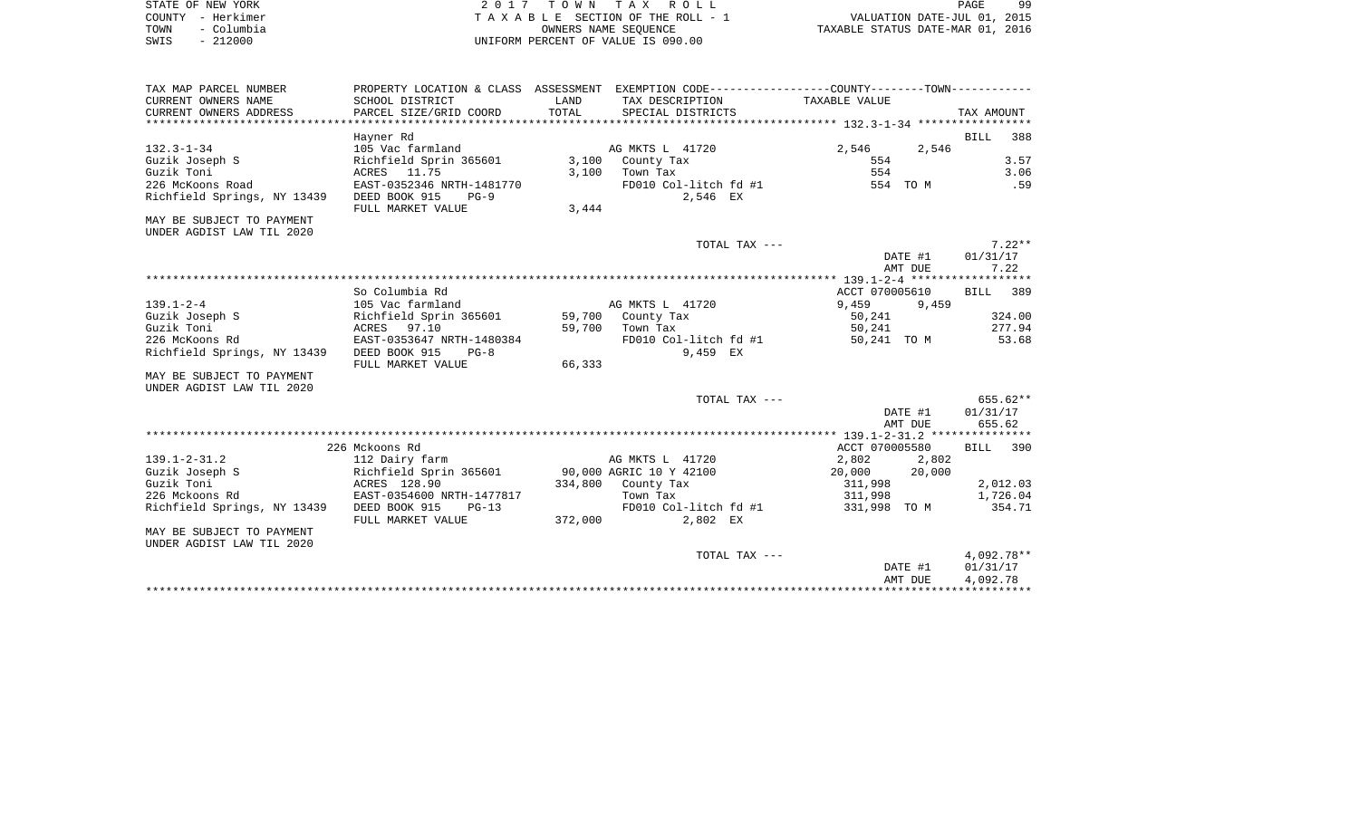STATE OF NEW YORK
COUNTY - Herkimer
TOWN - Columbia
SWIS - 212000

2 0 1 7 T O W N T A X R O L L
T A X A B L E SECTION OF THE ROLL - 1
OWNERS NAME SEQUENCE
UNIFORM PERCENT OF VALUE IS 090.00

VALUATION DATE-JUL 01, 2015
TAXABLE STATUS DATE-MAR 01, 2016

| TAX MAP PARCEL NUMBER / CURRENT OWNERS NAME / CURRENT OWNERS ADDRESS | PROPERTY LOCATION & CLASS / SCHOOL DISTRICT / PARCEL SIZE/GRID COORD | ASSESSMENT LAND / TOTAL | EXEMPTION CODE / TAX DESCRIPTION / SPECIAL DISTRICTS | COUNTY TAXABLE VALUE | TOWN | TAX AMOUNT |
|---|---|---|---|---|---|---|
| | Hayner Rd | | | | | BILL 388 |
| 132.3-1-34 | 105 Vac farmland | | AG MKTS L 41720 | 2,546 | 2,546 | |
| Guzik Joseph S | Richfield Sprin 365601 | 3,100 | County Tax | 554 | | 3.57 |
| Guzik Toni | ACRES 11.75 | 3,100 | Town Tax | 554 | | 3.06 |
| 226 McKoons Road | EAST-0352346 NRTH-1481770 | | FD010 Col-litch fd #1 | 554 TO M | | .59 |
| Richfield Springs, NY 13439 | DEED BOOK 915 PG-9 | | 2,546 EX | | | |
| | FULL MARKET VALUE | 3,444 | | | | |
| MAY BE SUBJECT TO PAYMENT UNDER AGDIST LAW TIL 2020 | | | | | | |
| | | | TOTAL TAX --- | | | 7.22** |
| | | | | | DATE #1 | 01/31/17 |
| | | | | | AMT DUE | 7.22 |
| | So Columbia Rd | | | ACCT 070005610 | | BILL 389 |
| 139.1-2-4 | 105 Vac farmland | | AG MKTS L 41720 | 9,459 | 9,459 | |
| Guzik Joseph S | Richfield Sprin 365601 | 59,700 | County Tax | 50,241 | | 324.00 |
| Guzik Toni | ACRES 97.10 | 59,700 | Town Tax | 50,241 | | 277.94 |
| 226 McKoons Rd | EAST-0353647 NRTH-1480384 | | FD010 Col-litch fd #1 | 50,241 TO M | | 53.68 |
| Richfield Springs, NY 13439 | DEED BOOK 915 PG-8 | | 9,459 EX | | | |
| | FULL MARKET VALUE | 66,333 | | | | |
| MAY BE SUBJECT TO PAYMENT UNDER AGDIST LAW TIL 2020 | | | | | | |
| | | | TOTAL TAX --- | | | 655.62** |
| | | | | | DATE #1 | 01/31/17 |
| | | | | | AMT DUE | 655.62 |
| | 226 Mckoons Rd | | | ACCT 070005580 | | BILL 390 |
| 139.1-2-31.2 | 112 Dairy farm | | AG MKTS L 41720 | 2,802 | 2,802 | |
| Guzik Joseph S | Richfield Sprin 365601 | 90,000 | AGRIC 10 Y 42100 | 20,000 | 20,000 | |
| Guzik Toni | ACRES 128.90 | 334,800 | County Tax | 311,998 | | 2,012.03 |
| 226 Mckoons Rd | EAST-0354600 NRTH-1477817 | | Town Tax | 311,998 | | 1,726.04 |
| Richfield Springs, NY 13439 | DEED BOOK 915 PG-13 | | FD010 Col-litch fd #1 | 331,998 TO M | | 354.71 |
| | FULL MARKET VALUE | 372,000 | 2,802 EX | | | |
| MAY BE SUBJECT TO PAYMENT UNDER AGDIST LAW TIL 2020 | | | | | | |
| | | | TOTAL TAX --- | | | 4,092.78** |
| | | | | | DATE #1 | 01/31/17 |
| | | | | | AMT DUE | 4,092.78 |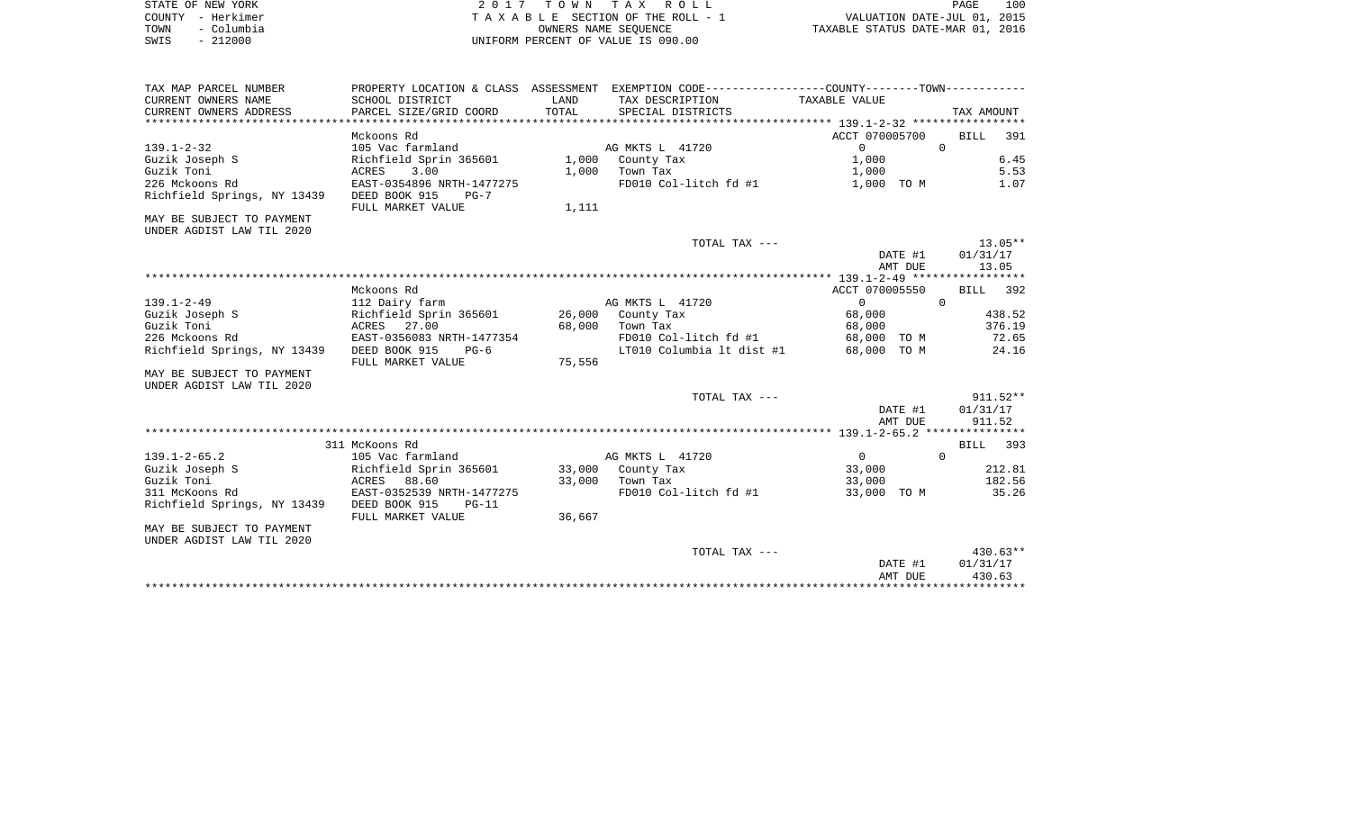STATE OF NEW YORK
COUNTY - Herkimer
TOWN - Columbia
SWIS - 212000

2 0 1 7 T O W N T A X R O L L
T A X A B L E SECTION OF THE ROLL - 1
OWNERS NAME SEQUENCE
UNIFORM PERCENT OF VALUE IS 090.00

VALUATION DATE-JUL 01, 2015
TAXABLE STATUS DATE-MAR 01, 2016

| TAX MAP PARCEL NUMBER / CURRENT OWNERS NAME / CURRENT OWNERS ADDRESS | PROPERTY LOCATION & CLASS / SCHOOL DISTRICT / PARCEL SIZE/GRID COORD | ASSESSMENT LAND | TOTAL | EXEMPTION CODE / TAX DESCRIPTION / SPECIAL DISTRICTS | COUNTY TAXABLE VALUE | TOWN | TAX AMOUNT |
|---|---|---|---|---|---|---|---|
| | Mckoons Rd | | | | ACCT 070005700 | | BILL 391 |
| 139.1-2-32 | 105 Vac farmland | | | AG MKTS L 41720 | 0 | 0 | |
| Guzik Joseph S | Richfield Sprin 365601 | 1,000 | | County Tax | 1,000 | | 6.45 |
| Guzik Toni | ACRES 3.00 | | 1,000 | Town Tax | 1,000 | | 5.53 |
| 226 Mckoons Rd | EAST-0354896 NRTH-1477275 | | | FD010 Col-litch fd #1 | 1,000 TO M | | 1.07 |
| Richfield Springs, NY 13439 | DEED BOOK 915 PG-7 | | | | | | |
| | FULL MARKET VALUE | | 1,111 | | | | |
| MAY BE SUBJECT TO PAYMENT UNDER AGDIST LAW TIL 2020 | | | | | | | |
| | | | | TOTAL TAX --- | | | 13.05** |
| | | | | | | DATE #1 | 01/31/17 |
| | | | | | | AMT DUE | 13.05 |
| | Mckoons Rd | | | | ACCT 070005550 | | BILL 392 |
| 139.1-2-49 | 112 Dairy farm | | | AG MKTS L 41720 | 0 | 0 | |
| Guzik Joseph S | Richfield Sprin 365601 | 26,000 | | County Tax | 68,000 | | 438.52 |
| Guzik Toni | ACRES 27.00 | | 68,000 | Town Tax | 68,000 | | 376.19 |
| 226 Mckoons Rd | EAST-0356083 NRTH-1477354 | | | FD010 Col-litch fd #1 | 68,000 TO M | | 72.65 |
| Richfield Springs, NY 13439 | DEED BOOK 915 PG-6 | | | LT010 Columbia lt dist #1 | 68,000 TO M | | 24.16 |
| | FULL MARKET VALUE | | 75,556 | | | | |
| MAY BE SUBJECT TO PAYMENT UNDER AGDIST LAW TIL 2020 | | | | | | | |
| | | | | TOTAL TAX --- | | | 911.52** |
| | | | | | | DATE #1 | 01/31/17 |
| | | | | | | AMT DUE | 911.52 |
| | 311 McKoons Rd | | | | | | BILL 393 |
| 139.1-2-65.2 | 105 Vac farmland | | | AG MKTS L 41720 | 0 | 0 | |
| Guzik Joseph S | Richfield Sprin 365601 | 33,000 | | County Tax | 33,000 | | 212.81 |
| Guzik Toni | ACRES 88.60 | | 33,000 | Town Tax | 33,000 | | 182.56 |
| 311 McKoons Rd | EAST-0352539 NRTH-1477275 | | | FD010 Col-litch fd #1 | 33,000 TO M | | 35.26 |
| Richfield Springs, NY 13439 | DEED BOOK 915 PG-11 | | | | | | |
| | FULL MARKET VALUE | | 36,667 | | | | |
| MAY BE SUBJECT TO PAYMENT UNDER AGDIST LAW TIL 2020 | | | | | | | |
| | | | | TOTAL TAX --- | | | 430.63** |
| | | | | | | DATE #1 | 01/31/17 |
| | | | | | | AMT DUE | 430.63 |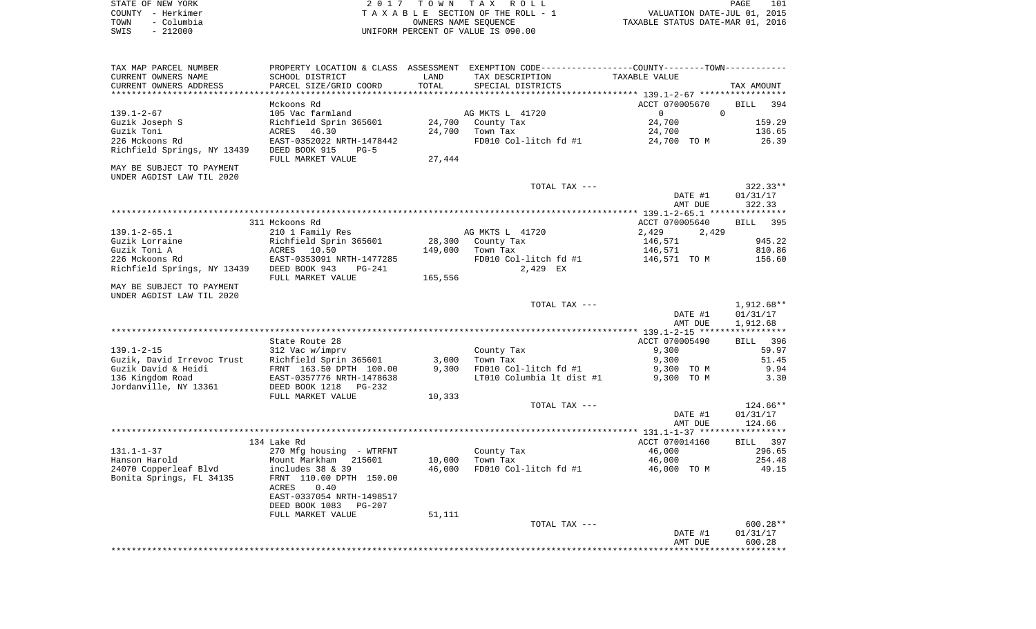STATE OF NEW YORK
COUNTY - Herkimer
TOWN - Columbia
SWIS - 212000

2 0 1 7 T O W N T A X R O L L
T A X A B L E SECTION OF THE ROLL - 1
OWNERS NAME SEQUENCE
UNIFORM PERCENT OF VALUE IS 090.00

VALUATION DATE-JUL 01, 2015
TAXABLE STATUS DATE-MAR 01, 2016

| TAX MAP PARCEL NUMBER / CURRENT OWNERS NAME / CURRENT OWNERS ADDRESS | PROPERTY LOCATION & CLASS / SCHOOL DISTRICT / PARCEL SIZE/GRID COORD | ASSESSMENT LAND / TOTAL | EXEMPTION CODE / TAX DESCRIPTION / SPECIAL DISTRICTS | COUNTY / TOWN TAXABLE VALUE | TAX AMOUNT |
|---|---|---|---|---|---|
| | Mckoons Rd | | | ACCT 070005670 | BILL 394 |
| 139.1-2-67 | 105 Vac farmland | | AG MKTS L 41720 | 0 0 | |
| Guzik Joseph S | Richfield Sprin 365601 | 24,700 | County Tax | 24,700 | 159.29 |
| Guzik Toni | ACRES 46.30 | 24,700 | Town Tax | 24,700 | 136.65 |
| 226 Mckoons Rd | EAST-0352022 NRTH-1478442 | | FD010 Col-litch fd #1 | 24,700 TO M | 26.39 |
| Richfield Springs, NY 13439 | DEED BOOK 915 PG-5 | | | | |
| | FULL MARKET VALUE | 27,444 | | | |
| MAY BE SUBJECT TO PAYMENT UNDER AGDIST LAW TIL 2020 | | | | | |
| | | | TOTAL TAX --- | | 322.33** |
| | | | | DATE #1 | 01/31/17 |
| | | | | AMT DUE | 322.33 |
| | 311 Mckoons Rd | | | ACCT 070005640 | BILL 395 |
| 139.1-2-65.1 | 210 1 Family Res | | AG MKTS L 41720 | 2,429 2,429 | |
| Guzik Lorraine | Richfield Sprin 365601 | 28,300 | County Tax | 146,571 | 945.22 |
| Guzik Toni A | ACRES 10.50 | 149,000 | Town Tax | 146,571 | 810.86 |
| 226 Mckoons Rd | EAST-0353091 NRTH-1477285 | | FD010 Col-litch fd #1 | 146,571 TO M | 156.60 |
| Richfield Springs, NY 13439 | DEED BOOK 943 PG-241 | | 2,429 EX | | |
| | FULL MARKET VALUE | 165,556 | | | |
| MAY BE SUBJECT TO PAYMENT UNDER AGDIST LAW TIL 2020 | | | | | |
| | | | TOTAL TAX --- | | 1,912.68** |
| | | | | DATE #1 | 01/31/17 |
| | | | | AMT DUE | 1,912.68 |
| | State Route 28 | | | ACCT 070005490 | BILL 396 |
| 139.1-2-15 | 312 Vac w/imprv | | County Tax | 9,300 | 59.97 |
| Guzik, David Irrevoc Trust | Richfield Sprin 365601 | 3,000 | Town Tax | 9,300 | 51.45 |
| Guzik David & Heidi | FRNT 163.50 DPTH 100.00 | 9,300 | FD010 Col-litch fd #1 | 9,300 TO M | 9.94 |
| 136 Kingdom Road | EAST-0357776 NRTH-1478638 | | LT010 Columbia lt dist #1 | 9,300 TO M | 3.30 |
| Jordanville, NY 13361 | DEED BOOK 1218 PG-232 | | | | |
| | FULL MARKET VALUE | 10,333 | | | |
| | | | TOTAL TAX --- | | 124.66** |
| | | | | DATE #1 | 01/31/17 |
| | | | | AMT DUE | 124.66 |
| | 134 Lake Rd | | | ACCT 070014160 | BILL 397 |
| 131.1-1-37 | 270 Mfg housing - WTRFNT | | County Tax | 46,000 | 296.65 |
| Hanson Harold | Mount Markham 215601 | 10,000 | Town Tax | 46,000 | 254.48 |
| 24070 Copperleaf Blvd | includes 38 & 39 | 46,000 | FD010 Col-litch fd #1 | 46,000 TO M | 49.15 |
| Bonita Springs, FL 34135 | FRNT 110.00 DPTH 150.00 | | | | |
| | ACRES 0.40 | | | | |
| | EAST-0337054 NRTH-1498517 | | | | |
| | DEED BOOK 1083 PG-207 | | | | |
| | FULL MARKET VALUE | 51,111 | | | |
| | | | TOTAL TAX --- | | 600.28** |
| | | | | DATE #1 | 01/31/17 |
| | | | | AMT DUE | 600.28 |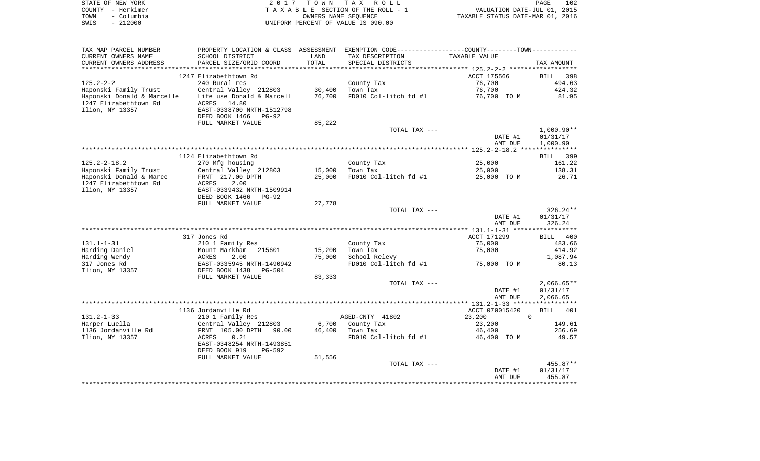STATE OF NEW YORK
COUNTY - Herkimer
TOWN - Columbia
SWIS - 212000

2017 TOWN TAX ROLL
TAXABLE SECTION OF THE ROLL - 1
OWNERS NAME SEQUENCE
UNIFORM PERCENT OF VALUE IS 090.00

VALUATION DATE-JUL 01, 2015
TAXABLE STATUS DATE-MAR 01, 2016

| TAX MAP PARCEL NUMBER<br>CURRENT OWNERS NAME<br>CURRENT OWNERS ADDRESS | PROPERTY LOCATION & CLASS<br>SCHOOL DISTRICT<br>PARCEL SIZE/GRID COORD | ASSESSMENT<br>LAND<br>TOTAL | EXEMPTION CODE-----COUNTY-----TOWN-----<br>TAX DESCRIPTION<br>SPECIAL DISTRICTS | TAXABLE VALUE | TAX AMOUNT |
|---|---|---|---|---|---|
| | 1247 Elizabethtown Rd | | | ACCT 175566 | BILL 398 |
| 125.2-2-2 | 240 Rural res | | County Tax | 76,700 | 494.63 |
| Haponski Family Trust | Central Valley 212803 | 30,400 | Town Tax | 76,700 | 424.32 |
| Haponski Donald & Marcelle | Life use Donald & Marcell | 76,700 | FD010 Col-litch fd #1 | 76,700 TO M | 81.95 |
| 1247 Elizabethtown Rd | ACRES 14.80 | | | | |
| Ilion, NY 13357 | EAST-0338700 NRTH-1512798 | | | | |
| | DEED BOOK 1466 PG-92 | | | | |
| | FULL MARKET VALUE | 85,222 | | | |
| | | | TOTAL TAX --- | | 1,000.90** |
| | | | | DATE #1 | 01/31/17 |
| | | | | AMT DUE | 1,000.90 |
| | 1124 Elizabethtown Rd | | | | BILL 399 |
| 125.2-2-18.2 | 270 Mfg housing | | County Tax | 25,000 | 161.22 |
| Haponski Family Trust | Central Valley 212803 | 15,000 | Town Tax | 25,000 | 138.31 |
| Haponski Donald & Marce | FRNT 217.00 DPTH | 25,000 | FD010 Col-litch fd #1 | 25,000 TO M | 26.71 |
| 1247 Elizabethtown Rd | ACRES 2.00 | | | | |
| Ilion, NY 13357 | EAST-0339432 NRTH-1509914 | | | | |
| | DEED BOOK 1466 PG-92 | | | | |
| | FULL MARKET VALUE | 27,778 | | | |
| | | | TOTAL TAX --- | | 326.24** |
| | | | | DATE #1 | 01/31/17 |
| | | | | AMT DUE | 326.24 |
| | 317 Jones Rd | | | ACCT 171299 | BILL 400 |
| 131.1-1-31 | 210 1 Family Res | | County Tax | 75,000 | 483.66 |
| Harding Daniel | Mount Markham 215601 | 15,200 | Town Tax | 75,000 | 414.92 |
| Harding Wendy | ACRES 2.00 | 75,000 | School Relevy | | 1,087.94 |
| 317 Jones Rd | EAST-0335945 NRTH-1490942 | | FD010 Col-litch fd #1 | 75,000 TO M | 80.13 |
| Ilion, NY 13357 | DEED BOOK 1438 PG-504 | | | | |
| | FULL MARKET VALUE | 83,333 | | | |
| | | | TOTAL TAX --- | | 2,066.65** |
| | | | | DATE #1 | 01/31/17 |
| | | | | AMT DUE | 2,066.65 |
| | 1136 Jordanville Rd | | | ACCT 070015420 | BILL 401 |
| 131.2-1-33 | 210 1 Family Res | | AGED-CNTY 41802 | 23,200 0 | |
| Harper Luella | Central Valley 212803 | 6,700 | County Tax | 23,200 | 149.61 |
| 1136 Jordanville Rd | FRNT 105.00 DPTH 90.00 | 46,400 | Town Tax | 46,400 | 256.69 |
| Ilion, NY 13357 | ACRES 0.21 | | FD010 Col-litch fd #1 | 46,400 TO M | 49.57 |
| | EAST-0348254 NRTH-1493851 | | | | |
| | DEED BOOK 919 PG-592 | | | | |
| | FULL MARKET VALUE | 51,556 | | | |
| | | | TOTAL TAX --- | | 455.87** |
| | | | | DATE #1 | 01/31/17 |
| | | | | AMT DUE | 455.87 |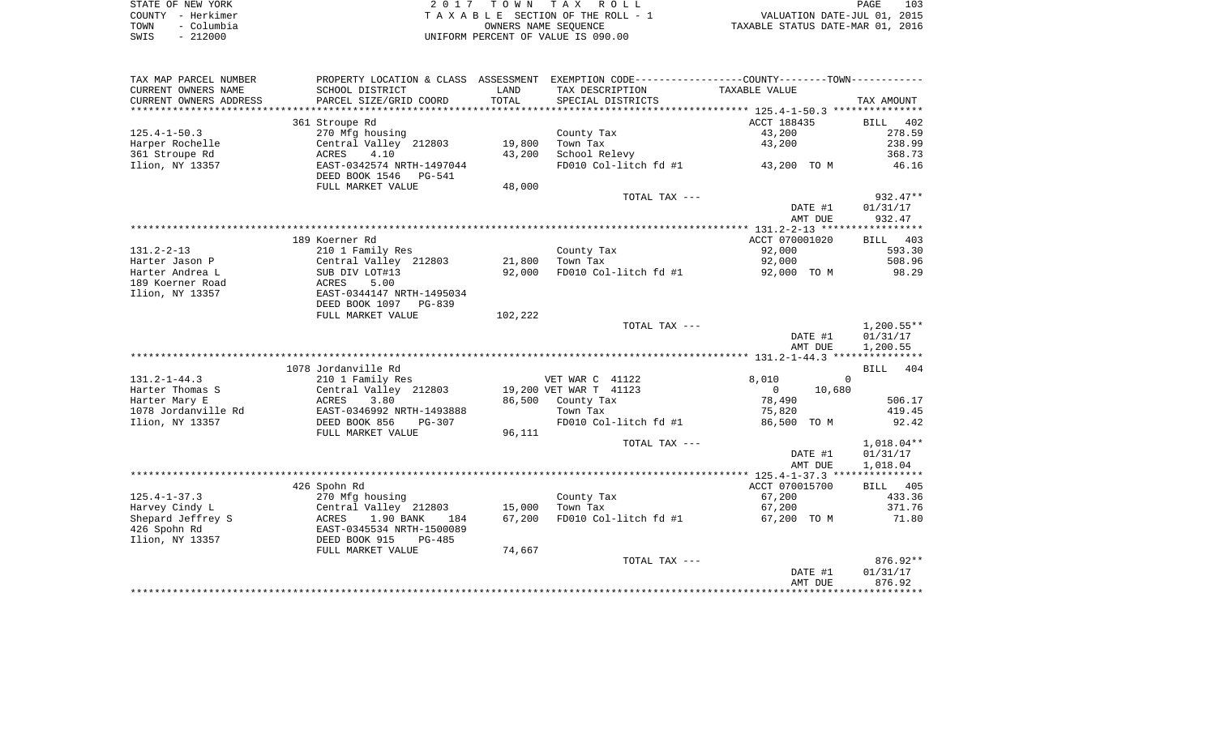STATE OF NEW YORK 2 0 1 7 T O W N T A X R O L L
COUNTY - Herkimer T A X A B L E SECTION OF THE ROLL - 1 VALUATION DATE-JUL 01, 2015
TOWN - Columbia OWNERS NAME SEQUENCE TAXABLE STATUS DATE-MAR 01, 2016
SWIS - 212000 UNIFORM PERCENT OF VALUE IS 090.00

| TAX MAP PARCEL NUMBER<br>CURRENT OWNERS NAME<br>CURRENT OWNERS ADDRESS | PROPERTY LOCATION & CLASS<br>SCHOOL DISTRICT<br>PARCEL SIZE/GRID COORD | ASSESSMENT<br>LAND<br>TOTAL | EXEMPTION CODE-----COUNTY-----TOWN-----<br>TAX DESCRIPTION<br>SPECIAL DISTRICTS | TAXABLE VALUE | TAX AMOUNT |
|---|---|---|---|---|---|
| | 361 Stroupe Rd | | | ACCT 188435 | BILL 402 |
| 125.4-1-50.3 | 270 Mfg housing | | County Tax | 43,200 | 278.59 |
| Harper Rochelle | Central Valley 212803 | 19,800 | Town Tax | 43,200 | 238.99 |
| 361 Stroupe Rd | ACRES 4.10 | 43,200 | School Relevy | | 368.73 |
| Ilion, NY 13357 | EAST-0342574 NRTH-1497044 | | FD010 Col-litch fd #1 | 43,200 TO M | 46.16 |
| | DEED BOOK 1546 PG-541 | | | | |
| | FULL MARKET VALUE | 48,000 | | | |
| | | | TOTAL TAX --- | | 932.47** |
| | | | | DATE #1 | 01/31/17 |
| | | | | AMT DUE | 932.47 |
| | 189 Koerner Rd | | | ACCT 070001020 | BILL 403 |
| 131.2-2-13 | 210 1 Family Res | | County Tax | 92,000 | 593.30 |
| Harter Jason P | Central Valley 212803 | 21,800 | Town Tax | 92,000 | 508.96 |
| Harter Andrea L | SUB DIV LOT#13 | 92,000 | FD010 Col-litch fd #1 | 92,000 TO M | 98.29 |
| 189 Koerner Road | ACRES 5.00 | | | | |
| Ilion, NY 13357 | EAST-0344147 NRTH-1495034 | | | | |
| | DEED BOOK 1097 PG-839 | | | | |
| | FULL MARKET VALUE | 102,222 | | | |
| | | | TOTAL TAX --- | | 1,200.55** |
| | | | | DATE #1 | 01/31/17 |
| | | | | AMT DUE | 1,200.55 |
| | 1078 Jordanville Rd | | | | BILL 404 |
| 131.2-1-44.3 | 210 1 Family Res | | VET WAR C 41122 | 8,010 0 | |
| Harter Thomas S | Central Valley 212803 | 19,200 | VET WAR T 41123 | 0 10,680 | |
| Harter Mary E | ACRES 3.80 | 86,500 | County Tax | 78,490 | 506.17 |
| 1078 Jordanville Rd | EAST-0346992 NRTH-1493888 | | Town Tax | 75,820 | 419.45 |
| Ilion, NY 13357 | DEED BOOK 856 PG-307 | | FD010 Col-litch fd #1 | 86,500 TO M | 92.42 |
| | FULL MARKET VALUE | 96,111 | | | |
| | | | TOTAL TAX --- | | 1,018.04** |
| | | | | DATE #1 | 01/31/17 |
| | | | | AMT DUE | 1,018.04 |
| | 426 Spohn Rd | | | ACCT 070015700 | BILL 405 |
| 125.4-1-37.3 | 270 Mfg housing | | County Tax | 67,200 | 433.36 |
| Harvey Cindy L | Central Valley 212803 | 15,000 | Town Tax | 67,200 | 371.76 |
| Shepard Jeffrey S | ACRES 1.90 BANK 184 | 67,200 | FD010 Col-litch fd #1 | 67,200 TO M | 71.80 |
| 426 Spohn Rd | EAST-0345534 NRTH-1500089 | | | | |
| Ilion, NY 13357 | DEED BOOK 915 PG-485 | | | | |
| | FULL MARKET VALUE | 74,667 | | | |
| | | | TOTAL TAX --- | | 876.92** |
| | | | | DATE #1 | 01/31/17 |
| | | | | AMT DUE | 876.92 |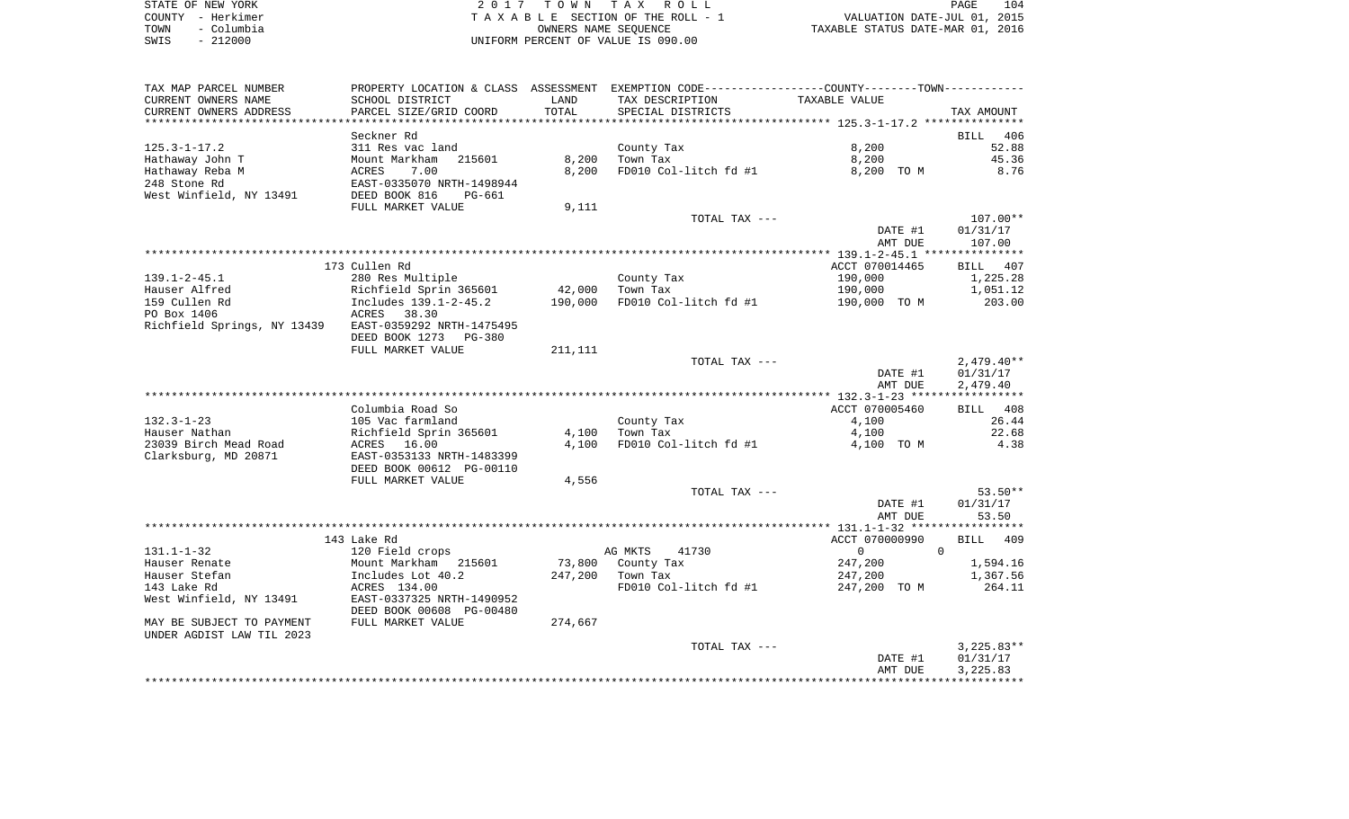STATE OF NEW YORK
COUNTY - Herkimer
TOWN - Columbia
SWIS - 212000

2017 TOWN TAX ROLL
TAXABLE SECTION OF THE ROLL - 1
OWNERS NAME SEQUENCE
UNIFORM PERCENT OF VALUE IS 090.00

VALUATION DATE-JUL 01, 2015
TAXABLE STATUS DATE-MAR 01, 2016

| TAX MAP PARCEL NUMBER / CURRENT OWNERS NAME / CURRENT OWNERS ADDRESS | PROPERTY LOCATION & CLASS / SCHOOL DISTRICT / PARCEL SIZE/GRID COORD | ASSESSMENT LAND / TOTAL | EXEMPTION CODE / TAX DESCRIPTION / SPECIAL DISTRICTS | COUNTY / TOWN TAXABLE VALUE | TAX AMOUNT |
|---|---|---|---|---|---|
| 125.3-1-17.2 | Seckner Rd | | | | BILL 406 |
| Hathaway John T | 311 Res vac land | | County Tax | 8,200 | 52.88 |
| Hathaway Reba M | Mount Markham 215601 | 8,200 | Town Tax | 8,200 | 45.36 |
| 248 Stone Rd | ACRES 7.00 | 8,200 | FD010 Col-litch fd #1 | 8,200 TO M | 8.76 |
| West Winfield, NY 13491 | EAST-0335070 NRTH-1498944 | | | | |
| | DEED BOOK 816 PG-661 | | | | |
| | FULL MARKET VALUE | 9,111 | | | |
| | | | TOTAL TAX --- | | 107.00** |
| | | | | DATE #1 | 01/31/17 |
| | | | | AMT DUE | 107.00 |
| 139.1-2-45.1 | 173 Cullen Rd | | | ACCT 070014465 | BILL 407 |
| Hauser Alfred | 280 Res Multiple | | County Tax | 190,000 | 1,225.28 |
| 159 Cullen Rd | Richfield Sprin 365601 | 42,000 | Town Tax | 190,000 | 1,051.12 |
| PO Box 1406 | Includes 139.1-2-45.2 | 190,000 | FD010 Col-litch fd #1 | 190,000 TO M | 203.00 |
| Richfield Springs, NY 13439 | ACRES 38.30 | | | | |
| | EAST-0359292 NRTH-1475495 | | | | |
| | DEED BOOK 1273 PG-380 | | | | |
| | FULL MARKET VALUE | 211,111 | | | |
| | | | TOTAL TAX --- | | 2,479.40** |
| | | | | DATE #1 | 01/31/17 |
| | | | | AMT DUE | 2,479.40 |
| 132.3-1-23 | Columbia Road So | | | ACCT 070005460 | BILL 408 |
| Hauser Nathan | 105 Vac farmland | | County Tax | 4,100 | 26.44 |
| 23039 Birch Mead Road | Richfield Sprin 365601 | 4,100 | Town Tax | 4,100 | 22.68 |
| Clarksburg, MD 20871 | ACRES 16.00 | 4,100 | FD010 Col-litch fd #1 | 4,100 TO M | 4.38 |
| | EAST-0353133 NRTH-1483399 | | | | |
| | DEED BOOK 00612 PG-00110 | | | | |
| | FULL MARKET VALUE | 4,556 | | | |
| | | | TOTAL TAX --- | | 53.50** |
| | | | | DATE #1 | 01/31/17 |
| | | | | AMT DUE | 53.50 |
| 131.1-1-32 | 143 Lake Rd | | | ACCT 070000990 | BILL 409 |
| Hauser Renate | 120 Field crops | | AG MKTS 41730 | 0 0 | |
| Hauser Stefan | Mount Markham 215601 | 73,800 | County Tax | 247,200 | 1,594.16 |
| 143 Lake Rd | Includes Lot 40.2 | 247,200 | Town Tax | 247,200 | 1,367.56 |
| West Winfield, NY 13491 | ACRES 134.00 | | FD010 Col-litch fd #1 | 247,200 TO M | 264.11 |
| | EAST-0337325 NRTH-1490952 | | | | |
| | DEED BOOK 00608 PG-00480 | | | | |
| MAY BE SUBJECT TO PAYMENT | FULL MARKET VALUE | 274,667 | | | |
| UNDER AGDIST LAW TIL 2023 | | | | | |
| | | | TOTAL TAX --- | | 3,225.83** |
| | | | | DATE #1 | 01/31/17 |
| | | | | AMT DUE | 3,225.83 |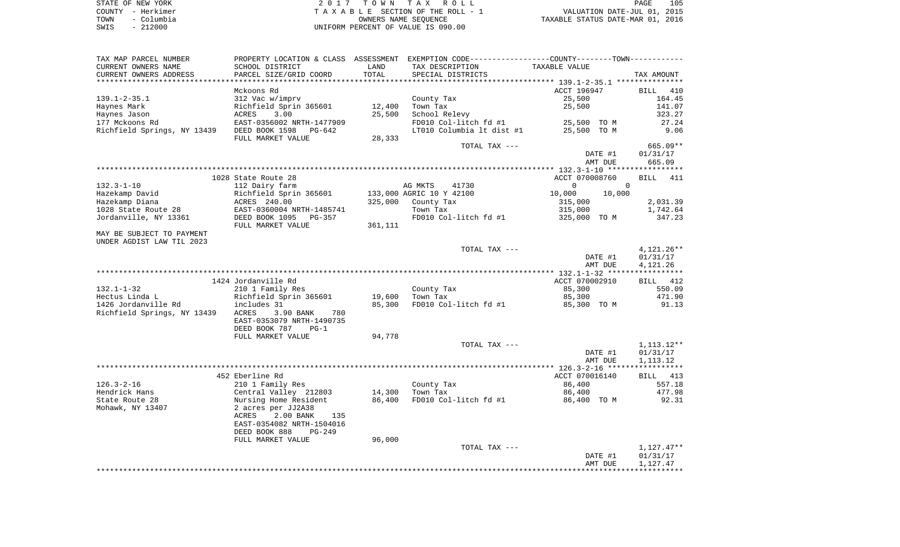STATE OF NEW YORK
COUNTY - Herkimer
TOWN - Columbia
SWIS - 212000

2017 TOWN TAX ROLL
TAXABLE SECTION OF THE ROLL - 1
OWNERS NAME SEQUENCE
UNIFORM PERCENT OF VALUE IS 090.00

VALUATION DATE-JUL 01, 2015
TAXABLE STATUS DATE-MAR 01, 2016

| TAX MAP PARCEL NUMBER / CURRENT OWNERS NAME / CURRENT OWNERS ADDRESS | PROPERTY LOCATION & CLASS / SCHOOL DISTRICT / PARCEL SIZE/GRID COORD | ASSESSMENT LAND | TOTAL | EXEMPTION CODE / TAX DESCRIPTION / SPECIAL DISTRICTS | COUNTY TAXABLE VALUE | TOWN | TAX AMOUNT |
|---|---|---|---|---|---|---|---|
| | Mckoons Rd | | | | ACCT 196947 | | BILL 410 |
| 139.1-2-35.1 | 312 Vac w/imprv | | | County Tax | 25,500 | | 164.45 |
| Haynes Mark | Richfield Sprin 365601 | 12,400 | | Town Tax | 25,500 | | 141.07 |
| Haynes Jason | ACRES 3.00 | | 25,500 | School Relevy | | | 323.27 |
| 177 Mckoons Rd | EAST-0356002 NRTH-1477909 | | | FD010 Col-litch fd #1 | 25,500 TO M | | 27.24 |
| Richfield Springs, NY 13439 | DEED BOOK 1598 PG-642 | | | LT010 Columbia lt dist #1 | 25,500 TO M | | 9.06 |
| | FULL MARKET VALUE | | 28,333 | | | | |
| | | | | TOTAL TAX --- | | | 665.09** |
| | | | | | DATE #1 | | 01/31/17 |
| | | | | | AMT DUE | | 665.09 |
| | 1028 State Route 28 | | | | ACCT 070008760 | | BILL 411 |
| 132.3-1-10 | 112 Dairy farm | | | AG MKTS 41730 | 0 | 0 | |
| Hazekamp David | Richfield Sprin 365601 | 133,000 | | AGRIC 10 Y 42100 | 10,000 | 10,000 | |
| Hazekamp Diana | ACRES 240.00 | | 325,000 | County Tax | 315,000 | | 2,031.39 |
| 1028 State Route 28 | EAST-0360004 NRTH-1485741 | | | Town Tax | 315,000 | | 1,742.64 |
| Jordanville, NY 13361 | DEED BOOK 1095 PG-357 | | | FD010 Col-litch fd #1 | 325,000 TO M | | 347.23 |
| | FULL MARKET VALUE | | 361,111 | | | | |
| MAY BE SUBJECT TO PAYMENT UNDER AGDIST LAW TIL 2023 | | | | | | | |
| | | | | TOTAL TAX --- | | | 4,121.26** |
| | | | | | DATE #1 | | 01/31/17 |
| | | | | | AMT DUE | | 4,121.26 |
| | 1424 Jordanville Rd | | | | ACCT 070002910 | | BILL 412 |
| 132.1-1-32 | 210 1 Family Res | | | County Tax | 85,300 | | 550.09 |
| Hectus Linda L | Richfield Sprin 365601 | 19,600 | | Town Tax | 85,300 | | 471.90 |
| 1426 Jordanville Rd | includes 31 | | 85,300 | FD010 Col-litch fd #1 | 85,300 TO M | | 91.13 |
| Richfield Springs, NY 13439 | ACRES 3.90 BANK 780 | | | | | | |
| | EAST-0353079 NRTH-1490735 | | | | | | |
| | DEED BOOK 787 PG-1 | | | | | | |
| | FULL MARKET VALUE | | 94,778 | | | | |
| | | | | TOTAL TAX --- | | | 1,113.12** |
| | | | | | DATE #1 | | 01/31/17 |
| | | | | | AMT DUE | | 1,113.12 |
| | 452 Eberline Rd | | | | ACCT 070016140 | | BILL 413 |
| 126.3-2-16 | 210 1 Family Res | | | County Tax | 86,400 | | 557.18 |
| Hendrick Hans | Central Valley 212803 | 14,300 | | Town Tax | 86,400 | | 477.98 |
| State Route 28 | Nursing Home Resident | | 86,400 | FD010 Col-litch fd #1 | 86,400 TO M | | 92.31 |
| Mohawk, NY 13407 | 2 acres per JJ2A38 | | | | | | |
| | ACRES 2.00 BANK 135 | | | | | | |
| | EAST-0354082 NRTH-1504016 | | | | | | |
| | DEED BOOK 888 PG-249 | | | | | | |
| | FULL MARKET VALUE | | 96,000 | | | | |
| | | | | TOTAL TAX --- | | | 1,127.47** |
| | | | | | DATE #1 | | 01/31/17 |
| | | | | | AMT DUE | | 1,127.47 |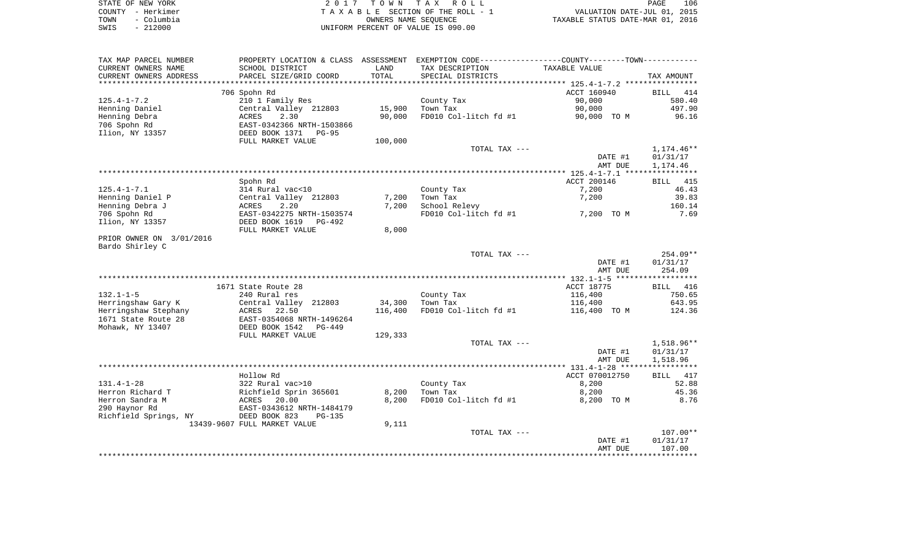STATE OF NEW YORK
COUNTY - Herkimer
TOWN - Columbia
SWIS - 212000

2 0 1 7 T O W N T A X R O L L
T A X A B L E SECTION OF THE ROLL - 1
OWNERS NAME SEQUENCE
UNIFORM PERCENT OF VALUE IS 090.00

VALUATION DATE-JUL 01, 2015
TAXABLE STATUS DATE-MAR 01, 2016

| TAX MAP PARCEL NUMBER<br>CURRENT OWNERS NAME<br>CURRENT OWNERS ADDRESS | PROPERTY LOCATION & CLASS<br>SCHOOL DISTRICT<br>PARCEL SIZE/GRID COORD | ASSESSMENT<br>LAND<br>TOTAL | EXEMPTION CODE-----COUNTY-----TOWN<br>TAX DESCRIPTION<br>SPECIAL DISTRICTS | TAXABLE VALUE | TAX AMOUNT |
|---|---|---|---|---|---|
| | 706 Spohn Rd | | | ACCT 160940 | BILL 414 |
| 125.4-1-7.2 | 210 1 Family Res | | County Tax | 90,000 | 580.40 |
| Henning Daniel | Central Valley 212803 | 15,900 | Town Tax | 90,000 | 497.90 |
| Henning Debra | ACRES 2.30 | 90,000 | FD010 Col-litch fd #1 | 90,000 TO M | 96.16 |
| 706 Spohn Rd | EAST-0342366 NRTH-1503866 | | | | |
| Ilion, NY 13357 | DEED BOOK 1371 PG-95 | | | | |
| | FULL MARKET VALUE | 100,000 | | | |
| | | | TOTAL TAX --- | | 1,174.46** |
| | | | | DATE #1 | 01/31/17 |
| | | | | AMT DUE | 1,174.46 |
| | Spohn Rd | | | ACCT 200146 | BILL 415 |
| 125.4-1-7.1 | 314 Rural vac<10 | | County Tax | 7,200 | 46.43 |
| Henning Daniel P | Central Valley 212803 | 7,200 | Town Tax | 7,200 | 39.83 |
| Henning Debra J | ACRES 2.20 | 7,200 | School Relevy | | 160.14 |
| 706 Spohn Rd | EAST-0342275 NRTH-1503574 | | FD010 Col-litch fd #1 | 7,200 TO M | 7.69 |
| Ilion, NY 13357 | DEED BOOK 1619 PG-492 | | | | |
| | FULL MARKET VALUE | 8,000 | | | |
| PRIOR OWNER ON 3/01/2016 | | | | | |
| Bardo Shirley C | | | | | |
| | | | TOTAL TAX --- | | 254.09** |
| | | | | DATE #1 | 01/31/17 |
| | | | | AMT DUE | 254.09 |
| | 1671 State Route 28 | | | ACCT 18775 | BILL 416 |
| 132.1-1-5 | 240 Rural res | | County Tax | 116,400 | 750.65 |
| Herringshaw Gary K | Central Valley 212803 | 34,300 | Town Tax | 116,400 | 643.95 |
| Herringshaw Stephany | ACRES 22.50 | 116,400 | FD010 Col-litch fd #1 | 116,400 TO M | 124.36 |
| 1671 State Route 28 | EAST-0354068 NRTH-1496264 | | | | |
| Mohawk, NY 13407 | DEED BOOK 1542 PG-449 | | | | |
| | FULL MARKET VALUE | 129,333 | | | |
| | | | TOTAL TAX --- | | 1,518.96** |
| | | | | DATE #1 | 01/31/17 |
| | | | | AMT DUE | 1,518.96 |
| | Hollow Rd | | | ACCT 070012750 | BILL 417 |
| 131.4-1-28 | 322 Rural vac>10 | | County Tax | 8,200 | 52.88 |
| Herron Richard T | Richfield Sprin 365601 | 8,200 | Town Tax | 8,200 | 45.36 |
| Herron Sandra M | ACRES 20.00 | 8,200 | FD010 Col-litch fd #1 | 8,200 TO M | 8.76 |
| 290 Haynor Rd | EAST-0343612 NRTH-1484179 | | | | |
| Richfield Springs, NY | DEED BOOK 823 PG-135 | | | | |
| 13439-9607 | FULL MARKET VALUE | 9,111 | | | |
| | | | TOTAL TAX --- | | 107.00** |
| | | | | DATE #1 | 01/31/17 |
| | | | | AMT DUE | 107.00 |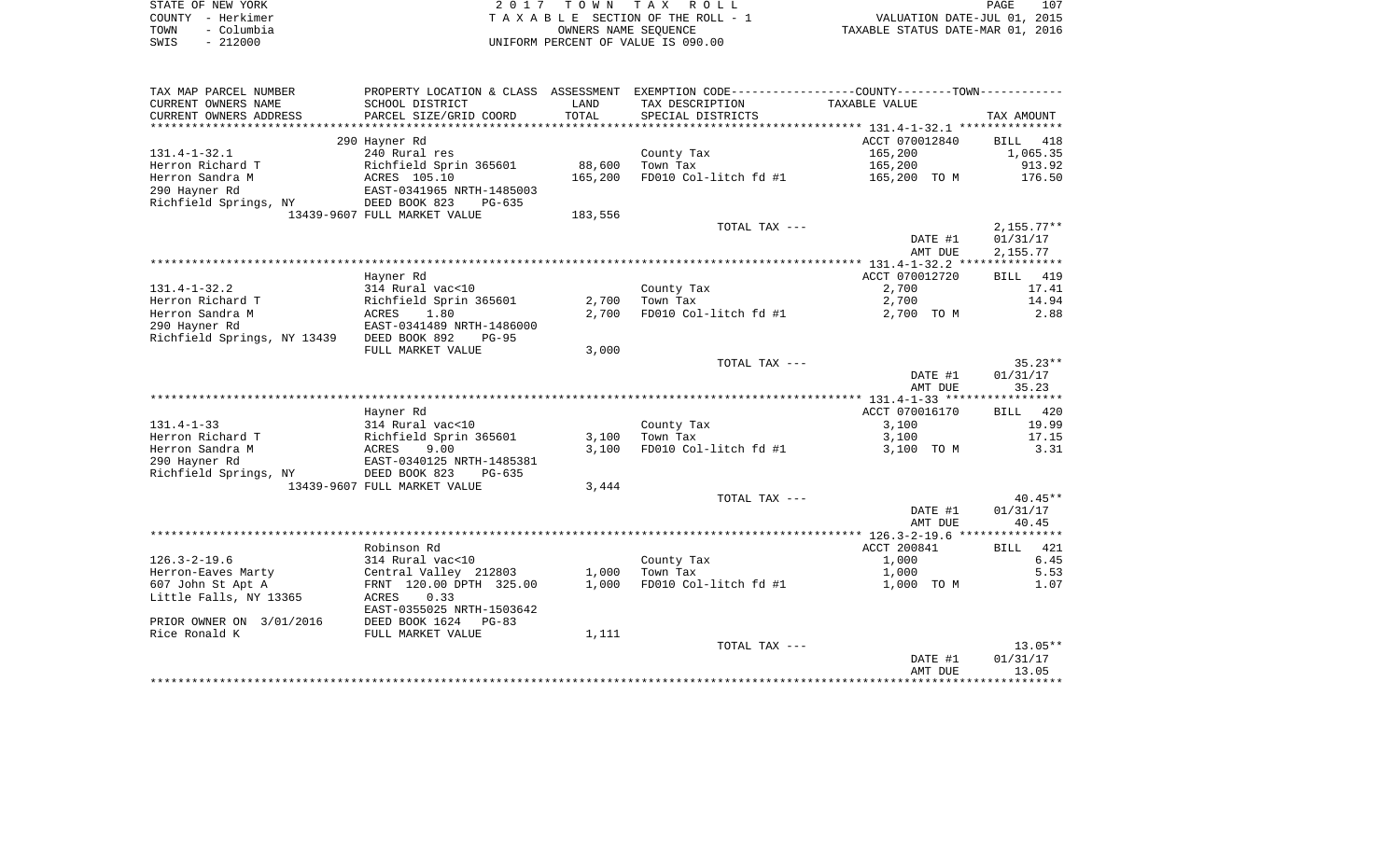STATE OF NEW YORK
COUNTY - Herkimer
TOWN - Columbia
SWIS - 212000

2017 TOWN TAX ROLL
TAXABLE SECTION OF THE ROLL - 1
OWNERS NAME SEQUENCE
UNIFORM PERCENT OF VALUE IS 090.00

VALUATION DATE-JUL 01, 2015
TAXABLE STATUS DATE-MAR 01, 2016

| TAX MAP PARCEL NUMBER<br>CURRENT OWNERS NAME<br>CURRENT OWNERS ADDRESS | PROPERTY LOCATION & CLASS<br>SCHOOL DISTRICT<br>PARCEL SIZE/GRID COORD | ASSESSMENT<br>LAND<br>TOTAL | EXEMPTION CODE-----COUNTY-----TOWN-----<br>TAX DESCRIPTION<br>SPECIAL DISTRICTS | TAXABLE VALUE | TAX AMOUNT |
|---|---|---|---|---|---|
| 131.4-1-32.1 | 290 Hayner Rd | | | ACCT 070012840 | BILL 418 |
| 131.4-1-32.1 | 240 Rural res | | County Tax | 165,200 | 1,065.35 |
| Herron Richard T | Richfield Sprin 365601 | 88,600 | Town Tax | 165,200 | 913.92 |
| Herron Sandra M | ACRES 105.10 | 165,200 | FD010 Col-litch fd #1 | 165,200 TO M | 176.50 |
| 290 Hayner Rd | EAST-0341965 NRTH-1485003 | | | | |
| Richfield Springs, NY | DEED BOOK 823 PG-635 | | | | |
| | 13439-9607 FULL MARKET VALUE | 183,556 | | | |
| | | | TOTAL TAX --- | | 2,155.77** |
| | | | | DATE #1 | 01/31/17 |
| | | | | AMT DUE | 2,155.77 |
| 131.4-1-32.2 | Hayner Rd | | | ACCT 070012720 | BILL 419 |
| 131.4-1-32.2 | 314 Rural vac<10 | | County Tax | 2,700 | 17.41 |
| Herron Richard T | Richfield Sprin 365601 | 2,700 | Town Tax | 2,700 | 14.94 |
| Herron Sandra M | ACRES 1.80 | 2,700 | FD010 Col-litch fd #1 | 2,700 TO M | 2.88 |
| 290 Hayner Rd | EAST-0341489 NRTH-1486000 | | | | |
| Richfield Springs, NY 13439 | DEED BOOK 892 PG-95 | | | | |
| | FULL MARKET VALUE | 3,000 | | | |
| | | | TOTAL TAX --- | | 35.23** |
| | | | | DATE #1 | 01/31/17 |
| | | | | AMT DUE | 35.23 |
| 131.4-1-33 | Hayner Rd | | | ACCT 070016170 | BILL 420 |
| 131.4-1-33 | 314 Rural vac<10 | | County Tax | 3,100 | 19.99 |
| Herron Richard T | Richfield Sprin 365601 | 3,100 | Town Tax | 3,100 | 17.15 |
| Herron Sandra M | ACRES 9.00 | 3,100 | FD010 Col-litch fd #1 | 3,100 TO M | 3.31 |
| 290 Hayner Rd | EAST-0340125 NRTH-1485381 | | | | |
| Richfield Springs, NY | DEED BOOK 823 PG-635 | | | | |
| | 13439-9607 FULL MARKET VALUE | 3,444 | | | |
| | | | TOTAL TAX --- | | 40.45** |
| | | | | DATE #1 | 01/31/17 |
| | | | | AMT DUE | 40.45 |
| 126.3-2-19.6 | Robinson Rd | | | ACCT 200841 | BILL 421 |
| 126.3-2-19.6 | 314 Rural vac<10 | | County Tax | 1,000 | 6.45 |
| Herron-Eaves Marty | Central Valley 212803 | 1,000 | Town Tax | 1,000 | 5.53 |
| 607 John St Apt A | FRNT 120.00 DPTH 325.00 | 1,000 | FD010 Col-litch fd #1 | 1,000 TO M | 1.07 |
| Little Falls, NY 13365 | ACRES 0.33 | | | | |
| | EAST-0355025 NRTH-1503642 | | | | |
| PRIOR OWNER ON 3/01/2016 | DEED BOOK 1624 PG-83 | | | | |
| Rice Ronald K | FULL MARKET VALUE | 1,111 | | | |
| | | | TOTAL TAX --- | | 13.05** |
| | | | | DATE #1 | 01/31/17 |
| | | | | AMT DUE | 13.05 |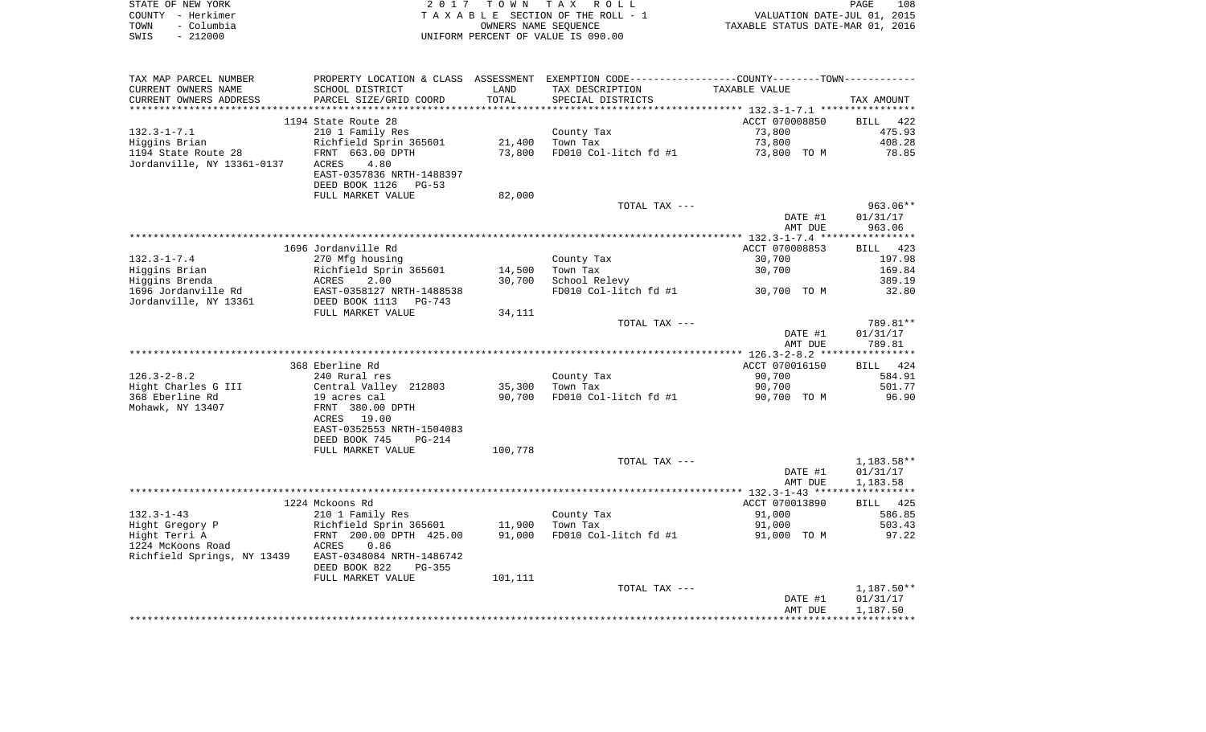STATE OF NEW YORK
COUNTY - Herkimer
TOWN - Columbia
SWIS - 212000

2 0 1 7 T O W N T A X R O L L
T A X A B L E SECTION OF THE ROLL - 1
OWNERS NAME SEQUENCE
UNIFORM PERCENT OF VALUE IS 090.00

VALUATION DATE-JUL 01, 2015
TAXABLE STATUS DATE-MAR 01, 2016

| TAX MAP PARCEL NUMBER / CURRENT OWNERS NAME / CURRENT OWNERS ADDRESS | PROPERTY LOCATION & CLASS / SCHOOL DISTRICT / PARCEL SIZE/GRID COORD | ASSESSMENT LAND / TOTAL | EXEMPTION CODE / TAX DESCRIPTION / SPECIAL DISTRICTS | COUNTY--------TOWN TAXABLE VALUE | TAX AMOUNT |
|---|---|---|---|---|---|
| | 1194 State Route 28 | | | ACCT 070008850 | BILL 422 |
| 132.3-1-7.1 | 210 1 Family Res | | County Tax | 73,800 | 475.93 |
| Higgins Brian | Richfield Sprin 365601 | 21,400 | Town Tax | 73,800 | 408.28 |
| 1194 State Route 28 | FRNT 663.00 DPTH | 73,800 | FD010 Col-litch fd #1 | 73,800 TO M | 78.85 |
| Jordanville, NY 13361-0137 | ACRES 4.80 | | | | |
| | EAST-0357836 NRTH-1488397 | | | | |
| | DEED BOOK 1126 PG-53 | | | | |
| | FULL MARKET VALUE | 82,000 | | | |
| | | | TOTAL TAX --- | | 963.06** |
| | | | | DATE #1 | 01/31/17 |
| | | | | AMT DUE | 963.06 |
| | 1696 Jordanville Rd | | | ACCT 070008853 | BILL 423 |
| 132.3-1-7.4 | 270 Mfg housing | | County Tax | 30,700 | 197.98 |
| Higgins Brian | Richfield Sprin 365601 | 14,500 | Town Tax | 30,700 | 169.84 |
| Higgins Brenda | ACRES 2.00 | 30,700 | School Relevy | | 389.19 |
| 1696 Jordanville Rd | EAST-0358127 NRTH-1488538 | | FD010 Col-litch fd #1 | 30,700 TO M | 32.80 |
| Jordanville, NY 13361 | DEED BOOK 1113 PG-743 | | | | |
| | FULL MARKET VALUE | 34,111 | | | |
| | | | TOTAL TAX --- | | 789.81** |
| | | | | DATE #1 | 01/31/17 |
| | | | | AMT DUE | 789.81 |
| | 368 Eberline Rd | | | ACCT 070016150 | BILL 424 |
| 126.3-2-8.2 | 240 Rural res | | County Tax | 90,700 | 584.91 |
| Hight Charles G III | Central Valley 212803 | 35,300 | Town Tax | 90,700 | 501.77 |
| 368 Eberline Rd | 19 acres cal | 90,700 | FD010 Col-litch fd #1 | 90,700 TO M | 96.90 |
| Mohawk, NY 13407 | FRNT 380.00 DPTH | | | | |
| | ACRES 19.00 | | | | |
| | EAST-0352553 NRTH-1504083 | | | | |
| | DEED BOOK 745 PG-214 | | | | |
| | FULL MARKET VALUE | 100,778 | | | |
| | | | TOTAL TAX --- | | 1,183.58** |
| | | | | DATE #1 | 01/31/17 |
| | | | | AMT DUE | 1,183.58 |
| | 1224 Mckoons Rd | | | ACCT 070013890 | BILL 425 |
| 132.3-1-43 | 210 1 Family Res | | County Tax | 91,000 | 586.85 |
| Hight Gregory P | Richfield Sprin 365601 | 11,900 | Town Tax | 91,000 | 503.43 |
| Hight Terri A | FRNT 200.00 DPTH 425.00 | 91,000 | FD010 Col-litch fd #1 | 91,000 TO M | 97.22 |
| 1224 McKoons Road | ACRES 0.86 | | | | |
| Richfield Springs, NY 13439 | EAST-0348084 NRTH-1486742 | | | | |
| | DEED BOOK 822 PG-355 | | | | |
| | FULL MARKET VALUE | 101,111 | | | |
| | | | TOTAL TAX --- | | 1,187.50** |
| | | | | DATE #1 | 01/31/17 |
| | | | | AMT DUE | 1,187.50 |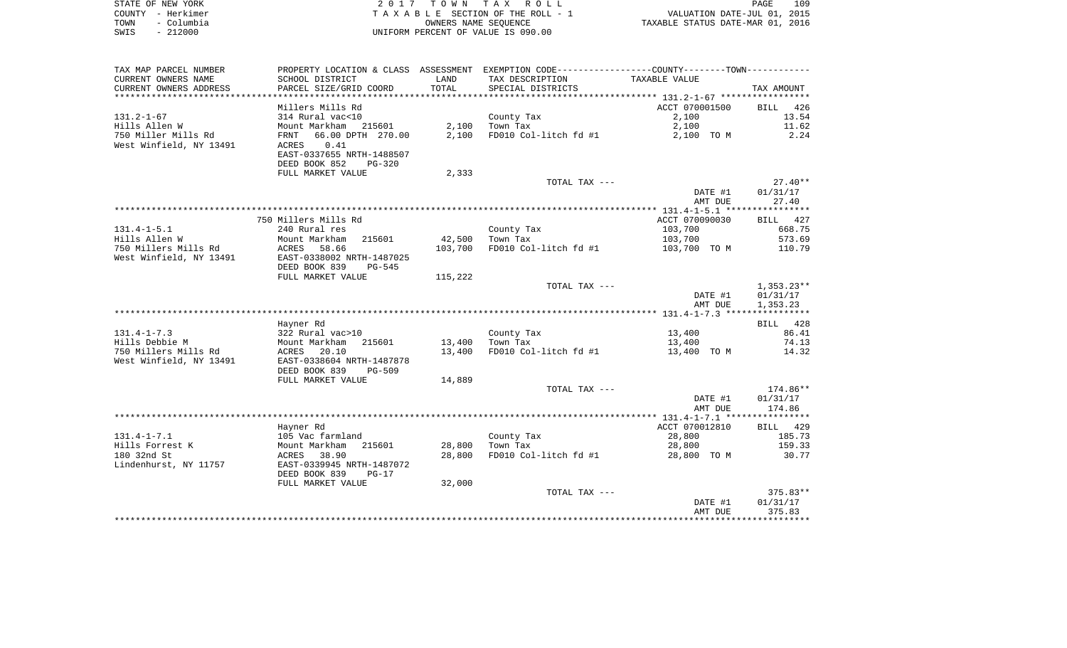STATE OF NEW YORK
COUNTY - Herkimer
TOWN - Columbia
SWIS - 212000

2 0 1 7 T O W N T A X R O L L
T A X A B L E SECTION OF THE ROLL - 1
OWNERS NAME SEQUENCE
UNIFORM PERCENT OF VALUE IS 090.00

VALUATION DATE-JUL 01, 2015
TAXABLE STATUS DATE-MAR 01, 2016

| TAX MAP PARCEL NUMBER / CURRENT OWNERS NAME / CURRENT OWNERS ADDRESS | PROPERTY LOCATION & CLASS / SCHOOL DISTRICT / PARCEL SIZE/GRID COORD | ASSESSMENT LAND / TOTAL | EXEMPTION CODE / TAX DESCRIPTION / SPECIAL DISTRICTS | COUNTY/TOWN TAXABLE VALUE | TAX AMOUNT |
|---|---|---|---|---|---|
| 131.2-1-67 | Millers Mills Rd | | | ACCT 070001500 | BILL 426 |
| | 314 Rural vac<10 | | County Tax | 2,100 | 13.54 |
| Hills Allen W | Mount Markham 215601 | 2,100 | Town Tax | 2,100 | 11.62 |
| 750 Miller Mills Rd | FRNT 66.00 DPTH 270.00 | 2,100 | FD010 Col-litch fd #1 | 2,100 TO M | 2.24 |
| West Winfield, NY 13491 | ACRES 0.41 | | | | |
| | EAST-0337655 NRTH-1488507 | | | | |
| | DEED BOOK 852 PG-320 | | | | |
| | FULL MARKET VALUE | 2,333 | | | |
| | | | TOTAL TAX --- | | 27.40** |
| | | | | DATE #1 | 01/31/17 |
| | | | | AMT DUE | 27.40 |
| 131.4-1-5.1 | 750 Millers Mills Rd | | | ACCT 070090030 | BILL 427 |
| | 240 Rural res | | County Tax | 103,700 | 668.75 |
| Hills Allen W | Mount Markham 215601 | 42,500 | Town Tax | 103,700 | 573.69 |
| 750 Millers Mills Rd | ACRES 58.66 | 103,700 | FD010 Col-litch fd #1 | 103,700 TO M | 110.79 |
| West Winfield, NY 13491 | EAST-0338002 NRTH-1487025 | | | | |
| | DEED BOOK 839 PG-545 | | | | |
| | FULL MARKET VALUE | 115,222 | | | |
| | | | TOTAL TAX --- | | 1,353.23** |
| | | | | DATE #1 | 01/31/17 |
| | | | | AMT DUE | 1,353.23 |
| 131.4-1-7.3 | Hayner Rd | | | | BILL 428 |
| | 322 Rural vac>10 | | County Tax | 13,400 | 86.41 |
| Hills Debbie M | Mount Markham 215601 | 13,400 | Town Tax | 13,400 | 74.13 |
| 750 Millers Mills Rd | ACRES 20.10 | 13,400 | FD010 Col-litch fd #1 | 13,400 TO M | 14.32 |
| West Winfield, NY 13491 | EAST-0338604 NRTH-1487878 | | | | |
| | DEED BOOK 839 PG-509 | | | | |
| | FULL MARKET VALUE | 14,889 | | | |
| | | | TOTAL TAX --- | | 174.86** |
| | | | | DATE #1 | 01/31/17 |
| | | | | AMT DUE | 174.86 |
| 131.4-1-7.1 | Hayner Rd | | | ACCT 070012810 | BILL 429 |
| | 105 Vac farmland | | County Tax | 28,800 | 185.73 |
| Hills Forrest K | Mount Markham 215601 | 28,800 | Town Tax | 28,800 | 159.33 |
| 180 32nd St | ACRES 38.90 | 28,800 | FD010 Col-litch fd #1 | 28,800 TO M | 30.77 |
| Lindenhurst, NY 11757 | EAST-0339945 NRTH-1487072 | | | | |
| | DEED BOOK 839 PG-17 | | | | |
| | FULL MARKET VALUE | 32,000 | | | |
| | | | TOTAL TAX --- | | 375.83** |
| | | | | DATE #1 | 01/31/17 |
| | | | | AMT DUE | 375.83 |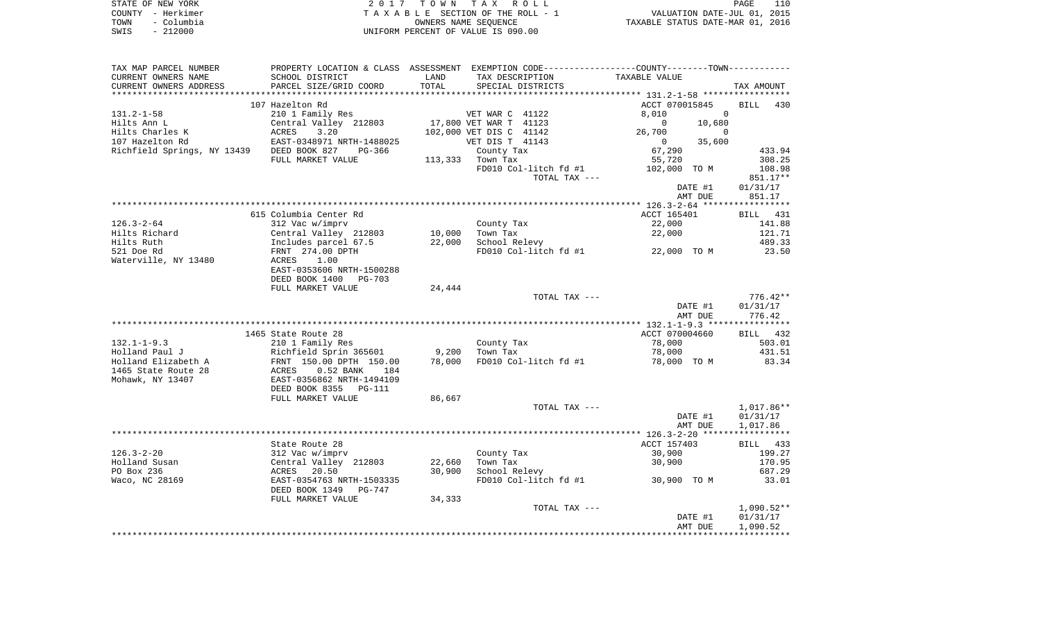STATE OF NEW YORK | 2017 TOWN TAX ROLL | PAGE 110
COUNTY - Herkimer | TAXABLE SECTION OF THE ROLL - 1 | VALUATION DATE-JUL 01, 2015
TOWN - Columbia | OWNERS NAME SEQUENCE | TAXABLE STATUS DATE-MAR 01, 2016
SWIS - 212000 | UNIFORM PERCENT OF VALUE IS 090.00

| TAX MAP PARCEL NUMBER / CURRENT OWNERS NAME / CURRENT OWNERS ADDRESS | PROPERTY LOCATION & CLASS / SCHOOL DISTRICT / PARCEL SIZE/GRID COORD | ASSESSMENT LAND / TOTAL | EXEMPTION CODE / TAX DESCRIPTION / SPECIAL DISTRICTS | COUNTY / TOWN TAXABLE VALUE | TAX AMOUNT |
|---|---|---|---|---|---|
| 131.2-1-58 | 107 Hazelton Rd | | | ACCT 070015845 | BILL 430 |
| | 210 1 Family Res | | VET WAR C 41122 | 8,010 / 0 | |
| Hilts Ann L | Central Valley 212803 | 17,800 | VET WAR T 41123 | 0 / 10,680 | |
| Hilts Charles K | ACRES 3.20 | 102,000 | VET DIS C 41142 | 26,700 / 0 | |
| 107 Hazelton Rd | EAST-0348971 NRTH-1488025 | | VET DIS T 41143 | 0 / 35,600 | |
| Richfield Springs, NY 13439 | DEED BOOK 827 PG-366 | | County Tax | 67,290 | 433.94 |
| | FULL MARKET VALUE | 113,333 | Town Tax | 55,720 | 308.25 |
| | | | FD010 Col-litch fd #1 | 102,000 TO M | 108.98 |
| | | | TOTAL TAX --- | | 851.17** |
| | | | | DATE #1 | 01/31/17 |
| | | | | AMT DUE | 851.17 |
| 126.3-2-64 | 615 Columbia Center Rd | | | ACCT 165401 | BILL 431 |
| | 312 Vac w/imprv | | County Tax | 22,000 | 141.88 |
| Hilts Richard | Central Valley 212803 | 10,000 | Town Tax | 22,000 | 121.71 |
| Hilts Ruth | Includes parcel 67.5 | 22,000 | School Relevy | | 489.33 |
| 521 Doe Rd | FRNT 274.00 DPTH | | FD010 Col-litch fd #1 | 22,000 TO M | 23.50 |
| Waterville, NY 13480 | ACRES 1.00 | | | | |
| | EAST-0353606 NRTH-1500288 | | | | |
| | DEED BOOK 1400 PG-703 | | | | |
| | FULL MARKET VALUE | 24,444 | | | |
| | | | TOTAL TAX --- | | 776.42** |
| | | | | DATE #1 | 01/31/17 |
| | | | | AMT DUE | 776.42 |
| 132.1-1-9.3 | 1465 State Route 28 | | | ACCT 070004660 | BILL 432 |
| | 210 1 Family Res | | County Tax | 78,000 | 503.01 |
| Holland Paul J | Richfield Sprin 365601 | 9,200 | Town Tax | 78,000 | 431.51 |
| Holland Elizabeth A | FRNT 150.00 DPTH 150.00 | 78,000 | FD010 Col-litch fd #1 | 78,000 TO M | 83.34 |
| 1465 State Route 28 | ACRES 0.52 BANK 184 | | | | |
| Mohawk, NY 13407 | EAST-0356862 NRTH-1494109 | | | | |
| | DEED BOOK 8355 PG-111 | | | | |
| | FULL MARKET VALUE | 86,667 | | | |
| | | | TOTAL TAX --- | | 1,017.86** |
| | | | | DATE #1 | 01/31/17 |
| | | | | AMT DUE | 1,017.86 |
| 126.3-2-20 | State Route 28 | | | ACCT 157403 | BILL 433 |
| | 312 Vac w/imprv | | County Tax | 30,900 | 199.27 |
| Holland Susan | Central Valley 212803 | 22,660 | Town Tax | 30,900 | 170.95 |
| PO Box 236 | ACRES 20.50 | 30,900 | School Relevy | | 687.29 |
| Waco, NC 28169 | EAST-0354763 NRTH-1503335 | | FD010 Col-litch fd #1 | 30,900 TO M | 33.01 |
| | DEED BOOK 1349 PG-747 | | | | |
| | FULL MARKET VALUE | 34,333 | | | |
| | | | TOTAL TAX --- | | 1,090.52** |
| | | | | DATE #1 | 01/31/17 |
| | | | | AMT DUE | 1,090.52 |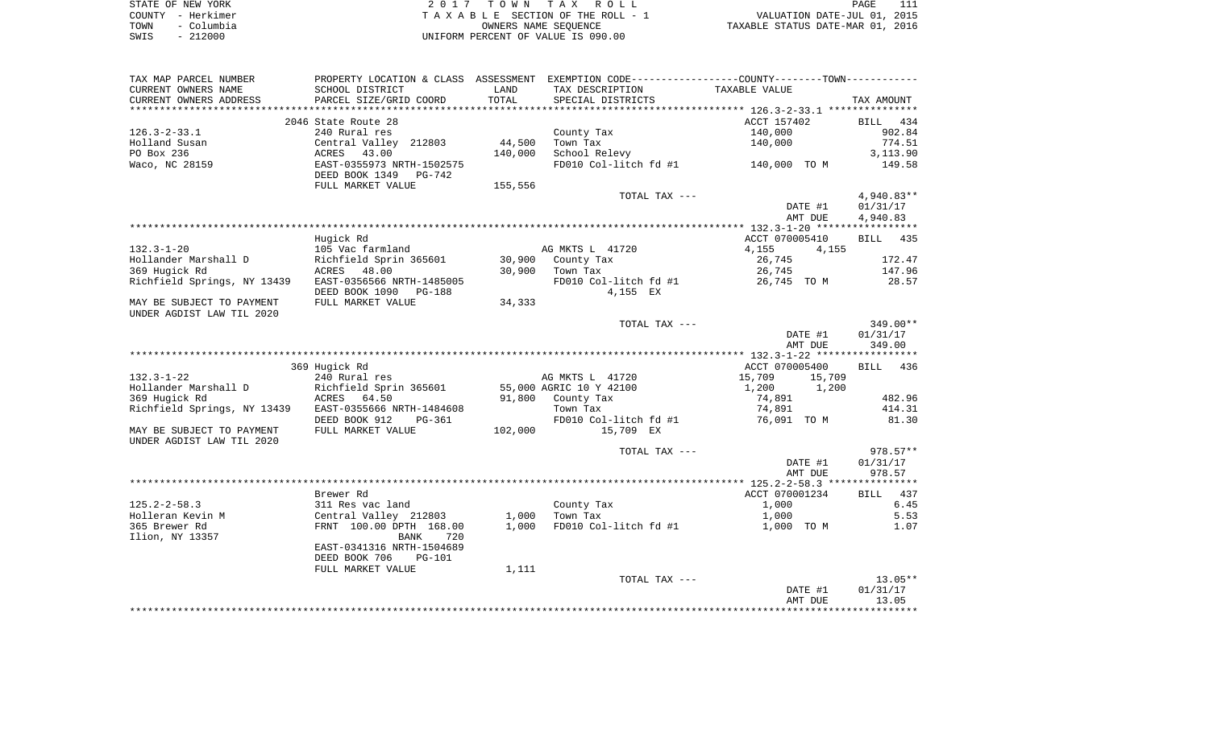STATE OF NEW YORK
COUNTY - Herkimer
TOWN - Columbia
SWIS - 212000

2 0 1 7 T O W N T A X R O L L
T A X A B L E SECTION OF THE ROLL - 1
OWNERS NAME SEQUENCE
UNIFORM PERCENT OF VALUE IS 090.00

VALUATION DATE-JUL 01, 2015
TAXABLE STATUS DATE-MAR 01, 2016

```
TAX MAP PARCEL NUMBER         PROPERTY LOCATION & CLASS  ASSESSMENT  EXEMPTION CODE-----------------COUNTY--------TOWN-----------
CURRENT OWNERS NAME           SCHOOL DISTRICT              LAND      TAX DESCRIPTION             TAXABLE VALUE
CURRENT OWNERS ADDRESS        PARCEL SIZE/GRID COORD       TOTAL     SPECIAL DISTRICTS                                      TAX AMOUNT
*********************************************************************************************** 126.3-2-33.1 ***************
                              2046 State Route 28                                                ACCT 157402          BILL  434
126.3-2-33.1                  240 Rural res                          County Tax                  140,000                 902.84
Holland Susan                 Central Valley  212803       44,500    Town Tax                    140,000                 774.51
PO Box 236                    ACRES   43.00               140,000    School Relevy                                     3,113.90
Waco, NC 28159                EAST-0355973 NRTH-1502575              FD010 Col-litch fd #1        140,000  TO M           149.58
                              DEED BOOK 1349   PG-742
                              FULL MARKET VALUE           155,556
                                                                     TOTAL TAX ---                                    4,940.83**
                                                                                                 DATE #1              01/31/17
                                                                                                 AMT DUE              4,940.83
*********************************************************************************************** 132.3-1-20 *****************
                              Hugick Rd                                                          ACCT 070005410       BILL  435
132.3-1-20                    105 Vac farmland                       AG MKTS L  41720            4,155        4,155
Hollander Marshall D          Richfield Sprin 365601       30,900    County Tax                  26,745                  172.47
369 Hugick Rd                 ACRES   48.00                30,900    Town Tax                    26,745                  147.96
Richfield Springs, NY 13439   EAST-0356566 NRTH-1485005              FD010 Col-litch fd #1        26,745  TO M             28.57
                              DEED BOOK 1090   PG-188                      4,155 EX
MAY BE SUBJECT TO PAYMENT     FULL MARKET VALUE            34,333
UNDER AGDIST LAW TIL 2020
                                                                     TOTAL TAX ---                                      349.00**
                                                                                                 DATE #1              01/31/17
                                                                                                 AMT DUE                349.00
*********************************************************************************************** 132.3-1-22 *****************
                              369 Hugick Rd                                                      ACCT 070005400       BILL  436
132.3-1-22                    240 Rural res                          AG MKTS L  41720            15,709       15,709
Hollander Marshall D          Richfield Sprin 365601       55,000 AGRIC 10 Y 42100               1,200        1,200
369 Hugick Rd                 ACRES   64.50                91,800    County Tax                  74,891                  482.96
Richfield Springs, NY 13439   EAST-0355666 NRTH-1484608              Town Tax                    74,891                  414.31
                              DEED BOOK 912    PG-361                FD010 Col-litch fd #1        76,091  TO M             81.30
MAY BE SUBJECT TO PAYMENT     FULL MARKET VALUE           102,000         15,709 EX
UNDER AGDIST LAW TIL 2020
                                                                     TOTAL TAX ---                                      978.57**
                                                                                                 DATE #1              01/31/17
                                                                                                 AMT DUE                978.57
*********************************************************************************************** 125.2-2-58.3 ***************
                              Brewer Rd                                                          ACCT 070001234       BILL  437
125.2-2-58.3                  311 Res vac land                       County Tax                  1,000                     6.45
Holleran Kevin M              Central Valley  212803        1,000    Town Tax                    1,000                     5.53
365 Brewer Rd                 FRNT 100.00 DPTH 168.00       1,000    FD010 Col-litch fd #1        1,000  TO M               1.07
Ilion, NY 13357                              BANK    720
                              EAST-0341316 NRTH-1504689
                              DEED BOOK 706    PG-101
                              FULL MARKET VALUE             1,111
                                                                     TOTAL TAX ---                                       13.05**
                                                                                                 DATE #1              01/31/17
                                                                                                 AMT DUE                 13.05
****************************************************************************************************************************
```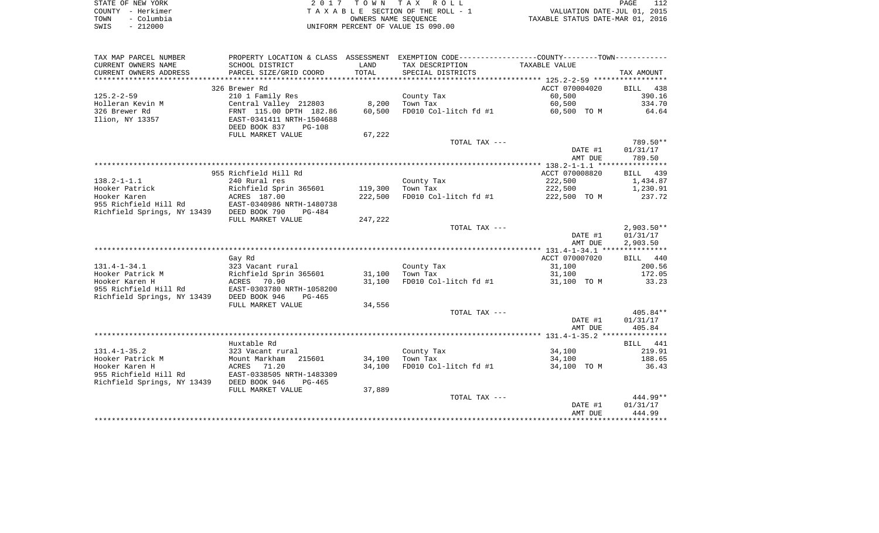STATE OF NEW YORK
COUNTY - Herkimer
TOWN - Columbia
SWIS - 212000

2017 TOWN TAX ROLL
TAXABLE SECTION OF THE ROLL - 1
OWNERS NAME SEQUENCE
UNIFORM PERCENT OF VALUE IS 090.00

VALUATION DATE-JUL 01, 2015
TAXABLE STATUS DATE-MAR 01, 2016

| TAX MAP PARCEL NUMBER<br>CURRENT OWNERS NAME<br>CURRENT OWNERS ADDRESS | PROPERTY LOCATION & CLASS<br>SCHOOL DISTRICT<br>PARCEL SIZE/GRID COORD | ASSESSMENT<br>LAND<br>TOTAL | EXEMPTION CODE<br>TAX DESCRIPTION<br>SPECIAL DISTRICTS | COUNTY--------TOWN<br>TAXABLE VALUE | TAX AMOUNT |
|---|---|---|---|---|---|
| | 326 Brewer Rd | | | ACCT 070004020 | BILL 438 |
| 125.2-2-59 | 210 1 Family Res | | County Tax | 60,500 | 390.16 |
| Holleran Kevin M | Central Valley 212803 | 8,200 | Town Tax | 60,500 | 334.70 |
| 326 Brewer Rd | FRNT 115.00 DPTH 182.86 | 60,500 | FD010 Col-litch fd #1 | 60,500 TO M | 64.64 |
| Ilion, NY 13357 | EAST-0341411 NRTH-1504688 | | | | |
| | DEED BOOK 837 PG-108 | | | | |
| | FULL MARKET VALUE | 67,222 | | | |
| | | | TOTAL TAX --- | | 789.50** |
| | | | | DATE #1 | 01/31/17 |
| | | | | AMT DUE | 789.50 |
| | 955 Richfield Hill Rd | | | ACCT 070008820 | BILL 439 |
| 138.2-1-1.1 | 240 Rural res | | County Tax | 222,500 | 1,434.87 |
| Hooker Patrick | Richfield Sprin 365601 | 119,300 | Town Tax | 222,500 | 1,230.91 |
| Hooker Karen | ACRES 187.00 | 222,500 | FD010 Col-litch fd #1 | 222,500 TO M | 237.72 |
| 955 Richfield Hill Rd | EAST-0340986 NRTH-1480738 | | | | |
| Richfield Springs, NY 13439 | DEED BOOK 790 PG-484 | | | | |
| | FULL MARKET VALUE | 247,222 | | | |
| | | | TOTAL TAX --- | | 2,903.50** |
| | | | | DATE #1 | 01/31/17 |
| | | | | AMT DUE | 2,903.50 |
| | Gay Rd | | | ACCT 070007020 | BILL 440 |
| 131.4-1-34.1 | 323 Vacant rural | | County Tax | 31,100 | 200.56 |
| Hooker Patrick M | Richfield Sprin 365601 | 31,100 | Town Tax | 31,100 | 172.05 |
| Hooker Karen H | ACRES 70.90 | 31,100 | FD010 Col-litch fd #1 | 31,100 TO M | 33.23 |
| 955 Richfield Hill Rd | EAST-0303780 NRTH-1058200 | | | | |
| Richfield Springs, NY 13439 | DEED BOOK 946 PG-465 | | | | |
| | FULL MARKET VALUE | 34,556 | | | |
| | | | TOTAL TAX --- | | 405.84** |
| | | | | DATE #1 | 01/31/17 |
| | | | | AMT DUE | 405.84 |
| | Huxtable Rd | | | | BILL 441 |
| 131.4-1-35.2 | 323 Vacant rural | | County Tax | 34,100 | 219.91 |
| Hooker Patrick M | Mount Markham 215601 | 34,100 | Town Tax | 34,100 | 188.65 |
| Hooker Karen H | ACRES 71.20 | 34,100 | FD010 Col-litch fd #1 | 34,100 TO M | 36.43 |
| 955 Richfield Hill Rd | EAST-0338505 NRTH-1483309 | | | | |
| Richfield Springs, NY 13439 | DEED BOOK 946 PG-465 | | | | |
| | FULL MARKET VALUE | 37,889 | | | |
| | | | TOTAL TAX --- | | 444.99** |
| | | | | DATE #1 | 01/31/17 |
| | | | | AMT DUE | 444.99 |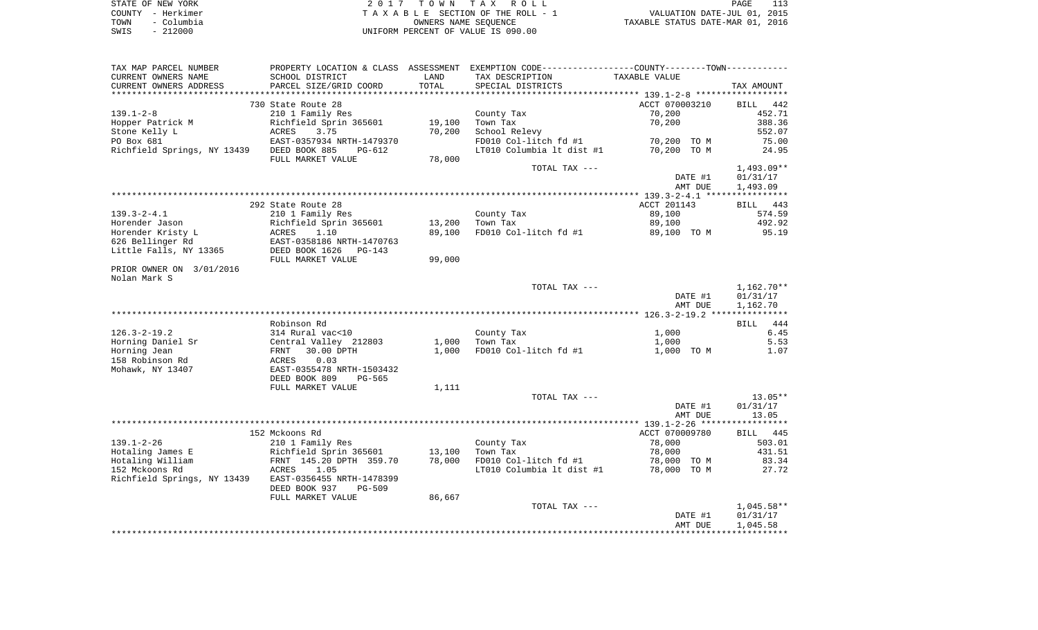STATE OF NEW YORK
COUNTY - Herkimer
TOWN - Columbia
SWIS - 212000

2 0 1 7 T O W N T A X R O L L
T A X A B L E SECTION OF THE ROLL - 1
OWNERS NAME SEQUENCE
UNIFORM PERCENT OF VALUE IS 090.00

VALUATION DATE-JUL 01, 2015
TAXABLE STATUS DATE-MAR 01, 2016

| TAX MAP PARCEL NUMBER / CURRENT OWNERS NAME / CURRENT OWNERS ADDRESS | PROPERTY LOCATION & CLASS / SCHOOL DISTRICT / PARCEL SIZE/GRID COORD | ASSESSMENT LAND / TOTAL | EXEMPTION CODE / TAX DESCRIPTION / SPECIAL DISTRICTS | COUNTY--------TOWN / TAXABLE VALUE | TAX AMOUNT |
|---|---|---|---|---|---|
| | 730 State Route 28 | | | ACCT 070003210 | BILL 442 |
| 139.1-2-8 | 210 1 Family Res | | County Tax | 70,200 | 452.71 |
| Hopper Patrick M | Richfield Sprin 365601 | 19,100 | Town Tax | 70,200 | 388.36 |
| Stone Kelly L | ACRES 3.75 | 70,200 | School Relevy | | 552.07 |
| PO Box 681 | EAST-0357934 NRTH-1479370 | | FD010 Col-litch fd #1 | 70,200 TO M | 75.00 |
| Richfield Springs, NY 13439 | DEED BOOK 885 PG-612 | | LT010 Columbia lt dist #1 | 70,200 TO M | 24.95 |
| | FULL MARKET VALUE | 78,000 | | | |
| | | | TOTAL TAX --- | | 1,493.09** |
| | | | | DATE #1 | 01/31/17 |
| | | | | AMT DUE | 1,493.09 |
| | 292 State Route 28 | | | ACCT 201143 | BILL 443 |
| 139.3-2-4.1 | 210 1 Family Res | | County Tax | 89,100 | 574.59 |
| Horender Jason | Richfield Sprin 365601 | 13,200 | Town Tax | 89,100 | 492.92 |
| Horender Kristy L | ACRES 1.10 | 89,100 | FD010 Col-litch fd #1 | 89,100 TO M | 95.19 |
| 626 Bellinger Rd | EAST-0358186 NRTH-1470763 | | | | |
| Little Falls, NY 13365 | DEED BOOK 1626 PG-143 | | | | |
| | FULL MARKET VALUE | 99,000 | | | |
| PRIOR OWNER ON 3/01/2016 | | | | | |
| Nolan Mark S | | | | | |
| | | | TOTAL TAX --- | | 1,162.70** |
| | | | | DATE #1 | 01/31/17 |
| | | | | AMT DUE | 1,162.70 |
| | Robinson Rd | | | | BILL 444 |
| 126.3-2-19.2 | 314 Rural vac<10 | | County Tax | 1,000 | 6.45 |
| Horning Daniel Sr | Central Valley 212803 | 1,000 | Town Tax | 1,000 | 5.53 |
| Horning Jean | FRNT 30.00 DPTH | 1,000 | FD010 Col-litch fd #1 | 1,000 TO M | 1.07 |
| 158 Robinson Rd | ACRES 0.03 | | | | |
| Mohawk, NY 13407 | EAST-0355478 NRTH-1503432 | | | | |
| | DEED BOOK 809 PG-565 | | | | |
| | FULL MARKET VALUE | 1,111 | | | |
| | | | TOTAL TAX --- | | 13.05** |
| | | | | DATE #1 | 01/31/17 |
| | | | | AMT DUE | 13.05 |
| | 152 Mckoons Rd | | | ACCT 070009780 | BILL 445 |
| 139.1-2-26 | 210 1 Family Res | | County Tax | 78,000 | 503.01 |
| Hotaling James E | Richfield Sprin 365601 | 13,100 | Town Tax | 78,000 | 431.51 |
| Hotaling William | FRNT 145.20 DPTH 359.70 | 78,000 | FD010 Col-litch fd #1 | 78,000 TO M | 83.34 |
| 152 Mckoons Rd | ACRES 1.05 | | LT010 Columbia lt dist #1 | 78,000 TO M | 27.72 |
| Richfield Springs, NY 13439 | EAST-0356455 NRTH-1478399 | | | | |
| | DEED BOOK 937 PG-509 | | | | |
| | FULL MARKET VALUE | 86,667 | | | |
| | | | TOTAL TAX --- | | 1,045.58** |
| | | | | DATE #1 | 01/31/17 |
| | | | | AMT DUE | 1,045.58 |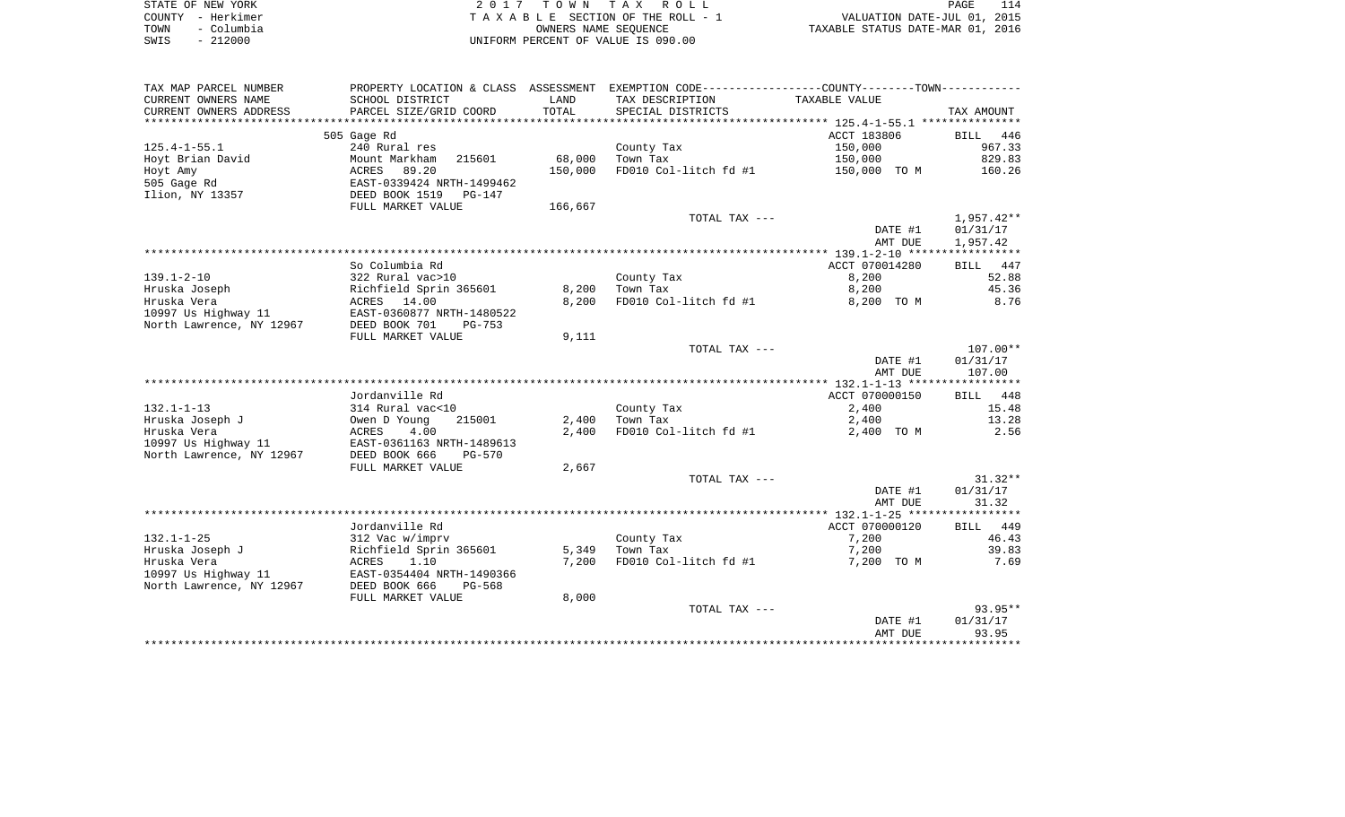STATE OF NEW YORK
COUNTY - Herkimer
TOWN - Columbia
SWIS - 212000

2017 TOWN TAX ROLL
TAXABLE SECTION OF THE ROLL - 1
OWNERS NAME SEQUENCE
UNIFORM PERCENT OF VALUE IS 090.00

VALUATION DATE-JUL 01, 2015
TAXABLE STATUS DATE-MAR 01, 2016

| TAX MAP PARCEL NUMBER / CURRENT OWNERS NAME / CURRENT OWNERS ADDRESS | PROPERTY LOCATION & CLASS / SCHOOL DISTRICT / PARCEL SIZE/GRID COORD | ASSESSMENT LAND | TOTAL | EXEMPTION CODE / TAX DESCRIPTION / SPECIAL DISTRICTS | TAXABLE VALUE | TAX AMOUNT |
|---|---|---|---|---|---|---|
| | 505 Gage Rd | | | | ACCT 183806 | BILL 446 |
| 125.4-1-55.1 | 240 Rural res | | | County Tax | 150,000 | 967.33 |
| Hoyt Brian David | Mount Markham 215601 | 68,000 | | Town Tax | 150,000 | 829.83 |
| Hoyt Amy | ACRES 89.20 | | 150,000 | FD010 Col-litch fd #1 | 150,000 TO M | 160.26 |
| 505 Gage Rd | EAST-0339424 NRTH-1499462 | | | | | |
| Ilion, NY 13357 | DEED BOOK 1519 PG-147 | | | | | |
| | FULL MARKET VALUE | 166,667 | | | | |
| | | | | TOTAL TAX --- | | 1,957.42** |
| | | | | | DATE #1 | 01/31/17 |
| | | | | | AMT DUE | 1,957.42 |
| | So Columbia Rd | | | | ACCT 070014280 | BILL 447 |
| 139.1-2-10 | 322 Rural vac>10 | | | County Tax | 8,200 | 52.88 |
| Hruska Joseph | Richfield Sprin 365601 | 8,200 | | Town Tax | 8,200 | 45.36 |
| Hruska Vera | ACRES 14.00 | | 8,200 | FD010 Col-litch fd #1 | 8,200 TO M | 8.76 |
| 10997 Us Highway 11 | EAST-0360877 NRTH-1480522 | | | | | |
| North Lawrence, NY 12967 | DEED BOOK 701 PG-753 | | | | | |
| | FULL MARKET VALUE | 9,111 | | | | |
| | | | | TOTAL TAX --- | | 107.00** |
| | | | | | DATE #1 | 01/31/17 |
| | | | | | AMT DUE | 107.00 |
| | Jordanville Rd | | | | ACCT 070000150 | BILL 448 |
| 132.1-1-13 | 314 Rural vac<10 | | | County Tax | 2,400 | 15.48 |
| Hruska Joseph J | Owen D Young 215001 | 2,400 | | Town Tax | 2,400 | 13.28 |
| Hruska Vera | ACRES 4.00 | | 2,400 | FD010 Col-litch fd #1 | 2,400 TO M | 2.56 |
| 10997 Us Highway 11 | EAST-0361163 NRTH-1489613 | | | | | |
| North Lawrence, NY 12967 | DEED BOOK 666 PG-570 | | | | | |
| | FULL MARKET VALUE | 2,667 | | | | |
| | | | | TOTAL TAX --- | | 31.32** |
| | | | | | DATE #1 | 01/31/17 |
| | | | | | AMT DUE | 31.32 |
| | Jordanville Rd | | | | ACCT 070000120 | BILL 449 |
| 132.1-1-25 | 312 Vac w/imprv | | | County Tax | 7,200 | 46.43 |
| Hruska Joseph J | Richfield Sprin 365601 | 5,349 | | Town Tax | 7,200 | 39.83 |
| Hruska Vera | ACRES 1.10 | | 7,200 | FD010 Col-litch fd #1 | 7,200 TO M | 7.69 |
| 10997 Us Highway 11 | EAST-0354404 NRTH-1490366 | | | | | |
| North Lawrence, NY 12967 | DEED BOOK 666 PG-568 | | | | | |
| | FULL MARKET VALUE | 8,000 | | | | |
| | | | | TOTAL TAX --- | | 93.95** |
| | | | | | DATE #1 | 01/31/17 |
| | | | | | AMT DUE | 93.95 |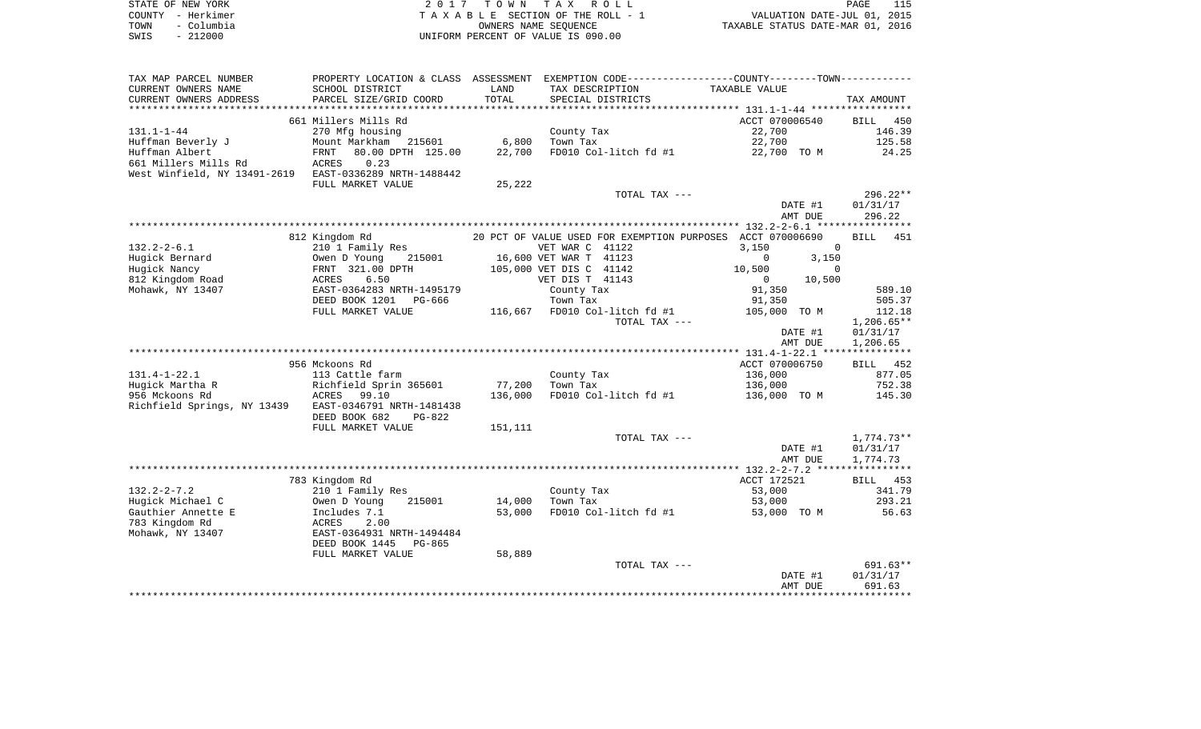STATE OF NEW YORK
COUNTY - Herkimer
TOWN - Columbia
SWIS - 212000

2017 TOWN TAX ROLL
TAXABLE SECTION OF THE ROLL - 1
OWNERS NAME SEQUENCE
UNIFORM PERCENT OF VALUE IS 090.00

VALUATION DATE-JUL 01, 2015
TAXABLE STATUS DATE-MAR 01, 2016

| TAX MAP PARCEL NUMBER / CURRENT OWNERS NAME / CURRENT OWNERS ADDRESS | PROPERTY LOCATION & CLASS / SCHOOL DISTRICT / PARCEL SIZE/GRID COORD | ASSESSMENT LAND | TOTAL | EXEMPTION CODE / TAX DESCRIPTION / SPECIAL DISTRICTS | COUNTY TAXABLE VALUE | TOWN | TAX AMOUNT |
|---|---|---|---|---|---|---|---|
| | 661 Millers Mills Rd | | | | ACCT 070006540 | | BILL 450 |
| 131.1-1-44 | 270 Mfg housing | | | County Tax | 22,700 | | 146.39 |
| Huffman Beverly J | Mount Markham 215601 | 6,800 | | Town Tax | 22,700 | | 125.58 |
| Huffman Albert | FRNT 80.00 DPTH 125.00 | | 22,700 | FD010 Col-litch fd #1 | 22,700 TO M | | 24.25 |
| 661 Millers Mills Rd | ACRES 0.23 | | | | | | |
| West Winfield, NY 13491-2619 | EAST-0336289 NRTH-1488442 | | | | | | |
| | FULL MARKET VALUE | 25,222 | | | | | |
| | | | | TOTAL TAX --- | | | 296.22** |
| | | | | | DATE #1 | | 01/31/17 |
| | | | | | AMT DUE | | 296.22 |
| | 812 Kingdom Rd | | | 20 PCT OF VALUE USED FOR EXEMPTION PURPOSES | ACCT 070006690 | | BILL 451 |
| 132.2-2-6.1 | 210 1 Family Res | | | VET WAR C 41122 | 3,150 | 0 | |
| Hugick Bernard | Owen D Young 215001 | 16,600 | | VET WAR T 41123 | 0 | 3,150 | |
| Hugick Nancy | FRNT 321.00 DPTH | | 105,000 | VET DIS C 41142 | 10,500 | 0 | |
| 812 Kingdom Road | ACRES 6.50 | | | VET DIS T 41143 | 0 | 10,500 | |
| Mohawk, NY 13407 | EAST-0364283 NRTH-1495179 | | | County Tax | 91,350 | | 589.10 |
| | DEED BOOK 1201 PG-666 | | | Town Tax | 91,350 | | 505.37 |
| | FULL MARKET VALUE | 116,667 | | FD010 Col-litch fd #1 | 105,000 TO M | | 112.18 |
| | | | | TOTAL TAX --- | | | 1,206.65** |
| | | | | | DATE #1 | | 01/31/17 |
| | | | | | AMT DUE | | 1,206.65 |
| | 956 Mckoons Rd | | | | ACCT 070006750 | | BILL 452 |
| 131.4-1-22.1 | 113 Cattle farm | | | County Tax | 136,000 | | 877.05 |
| Hugick Martha R | Richfield Sprin 365601 | 77,200 | | Town Tax | 136,000 | | 752.38 |
| 956 Mckoons Rd | ACRES 99.10 | | 136,000 | FD010 Col-litch fd #1 | 136,000 TO M | | 145.30 |
| Richfield Springs, NY 13439 | EAST-0346791 NRTH-1481438 | | | | | | |
| | DEED BOOK 682 PG-822 | | | | | | |
| | FULL MARKET VALUE | 151,111 | | | | | |
| | | | | TOTAL TAX --- | | | 1,774.73** |
| | | | | | DATE #1 | | 01/31/17 |
| | | | | | AMT DUE | | 1,774.73 |
| | 783 Kingdom Rd | | | | ACCT 172521 | | BILL 453 |
| 132.2-2-7.2 | 210 1 Family Res | | | County Tax | 53,000 | | 341.79 |
| Hugick Michael C | Owen D Young 215001 | 14,000 | | Town Tax | 53,000 | | 293.21 |
| Gauthier Annette E | Includes 7.1 | | 53,000 | FD010 Col-litch fd #1 | 53,000 TO M | | 56.63 |
| 783 Kingdom Rd | ACRES 2.00 | | | | | | |
| Mohawk, NY 13407 | EAST-0364931 NRTH-1494484 | | | | | | |
| | DEED BOOK 1445 PG-865 | | | | | | |
| | FULL MARKET VALUE | 58,889 | | | | | |
| | | | | TOTAL TAX --- | | | 691.63** |
| | | | | | DATE #1 | | 01/31/17 |
| | | | | | AMT DUE | | 691.63 |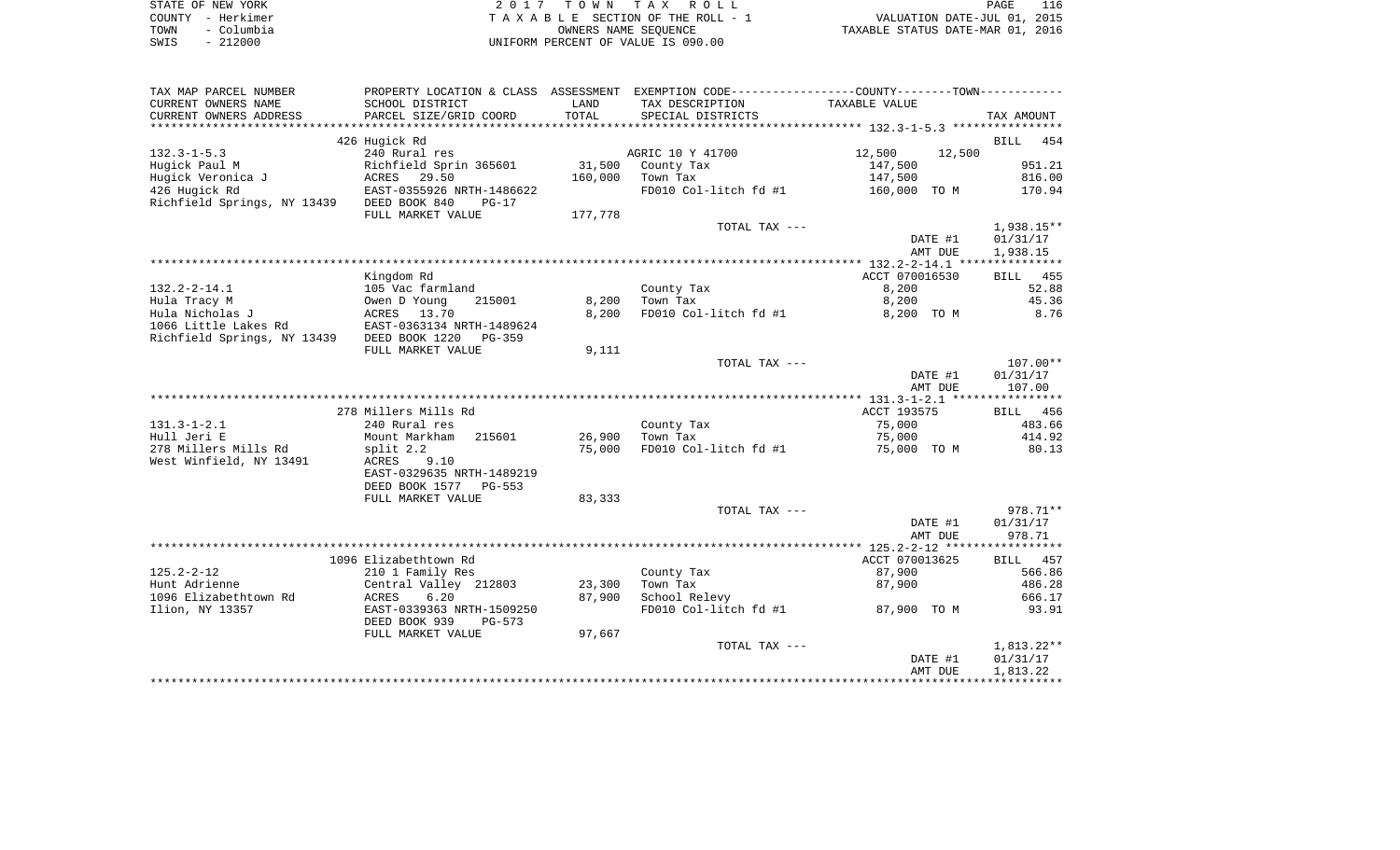STATE OF NEW YORK 2017 TOWN TAX ROLL
COUNTY - Herkimer T A X A B L E SECTION OF THE ROLL - 1 VALUATION DATE-JUL 01, 2015
TOWN - Columbia OWNERS NAME SEQUENCE TAXABLE STATUS DATE-MAR 01, 2016
SWIS - 212000 UNIFORM PERCENT OF VALUE IS 090.00

| TAX MAP PARCEL NUMBER<br>CURRENT OWNERS NAME<br>CURRENT OWNERS ADDRESS | PROPERTY LOCATION & CLASS<br>SCHOOL DISTRICT<br>PARCEL SIZE/GRID COORD | ASSESSMENT<br>LAND<br>TOTAL | EXEMPTION CODE<br>TAX DESCRIPTION<br>SPECIAL DISTRICTS | COUNTY--------TOWN<br>TAXABLE VALUE | TAX AMOUNT |
|---|---|---|---|---|---|
| | 426 Hugick Rd | | | | BILL 454 |
| 132.3-1-5.3 | 240 Rural res | | AGRIC 10 Y 41700 | 12,500 12,500 | |
| Hugick Paul M | Richfield Sprin 365601 | 31,500 | County Tax | 147,500 | 951.21 |
| Hugick Veronica J | ACRES 29.50 | 160,000 | Town Tax | 147,500 | 816.00 |
| 426 Hugick Rd | EAST-0355926 NRTH-1486622 | | FD010 Col-litch fd #1 | 160,000 TO M | 170.94 |
| Richfield Springs, NY 13439 | DEED BOOK 840 PG-17 | | | | |
| | FULL MARKET VALUE | 177,778 | | | |
| | | | TOTAL TAX --- | | 1,938.15** |
| | | | | DATE #1 | 01/31/17 |
| | | | | AMT DUE | 1,938.15 |
| | Kingdom Rd | | | ACCT 070016530 | BILL 455 |
| 132.2-2-14.1 | 105 Vac farmland | | County Tax | 8,200 | 52.88 |
| Hula Tracy M | Owen D Young 215001 | 8,200 | Town Tax | 8,200 | 45.36 |
| Hula Nicholas J | ACRES 13.70 | 8,200 | FD010 Col-litch fd #1 | 8,200 TO M | 8.76 |
| 1066 Little Lakes Rd | EAST-0363134 NRTH-1489624 | | | | |
| Richfield Springs, NY 13439 | DEED BOOK 1220 PG-359 | | | | |
| | FULL MARKET VALUE | 9,111 | | | |
| | | | TOTAL TAX --- | | 107.00** |
| | | | | DATE #1 | 01/31/17 |
| | | | | AMT DUE | 107.00 |
| | 278 Millers Mills Rd | | | ACCT 193575 | BILL 456 |
| 131.3-1-2.1 | 240 Rural res | | County Tax | 75,000 | 483.66 |
| Hull Jeri E | Mount Markham 215601 | 26,900 | Town Tax | 75,000 | 414.92 |
| 278 Millers Mills Rd | split 2.2 | 75,000 | FD010 Col-litch fd #1 | 75,000 TO M | 80.13 |
| West Winfield, NY 13491 | ACRES 9.10 | | | | |
| | EAST-0329635 NRTH-1489219 | | | | |
| | DEED BOOK 1577 PG-553 | | | | |
| | FULL MARKET VALUE | 83,333 | | | |
| | | | TOTAL TAX --- | | 978.71** |
| | | | | DATE #1 | 01/31/17 |
| | | | | AMT DUE | 978.71 |
| | 1096 Elizabethtown Rd | | | ACCT 070013625 | BILL 457 |
| 125.2-2-12 | 210 1 Family Res | | County Tax | 87,900 | 566.86 |
| Hunt Adrienne | Central Valley 212803 | 23,300 | Town Tax | 87,900 | 486.28 |
| 1096 Elizabethtown Rd | ACRES 6.20 | 87,900 | School Relevy | | 666.17 |
| Ilion, NY 13357 | EAST-0339363 NRTH-1509250 | | FD010 Col-litch fd #1 | 87,900 TO M | 93.91 |
| | DEED BOOK 939 PG-573 | | | | |
| | FULL MARKET VALUE | 97,667 | | | |
| | | | TOTAL TAX --- | | 1,813.22** |
| | | | | DATE #1 | 01/31/17 |
| | | | | AMT DUE | 1,813.22 |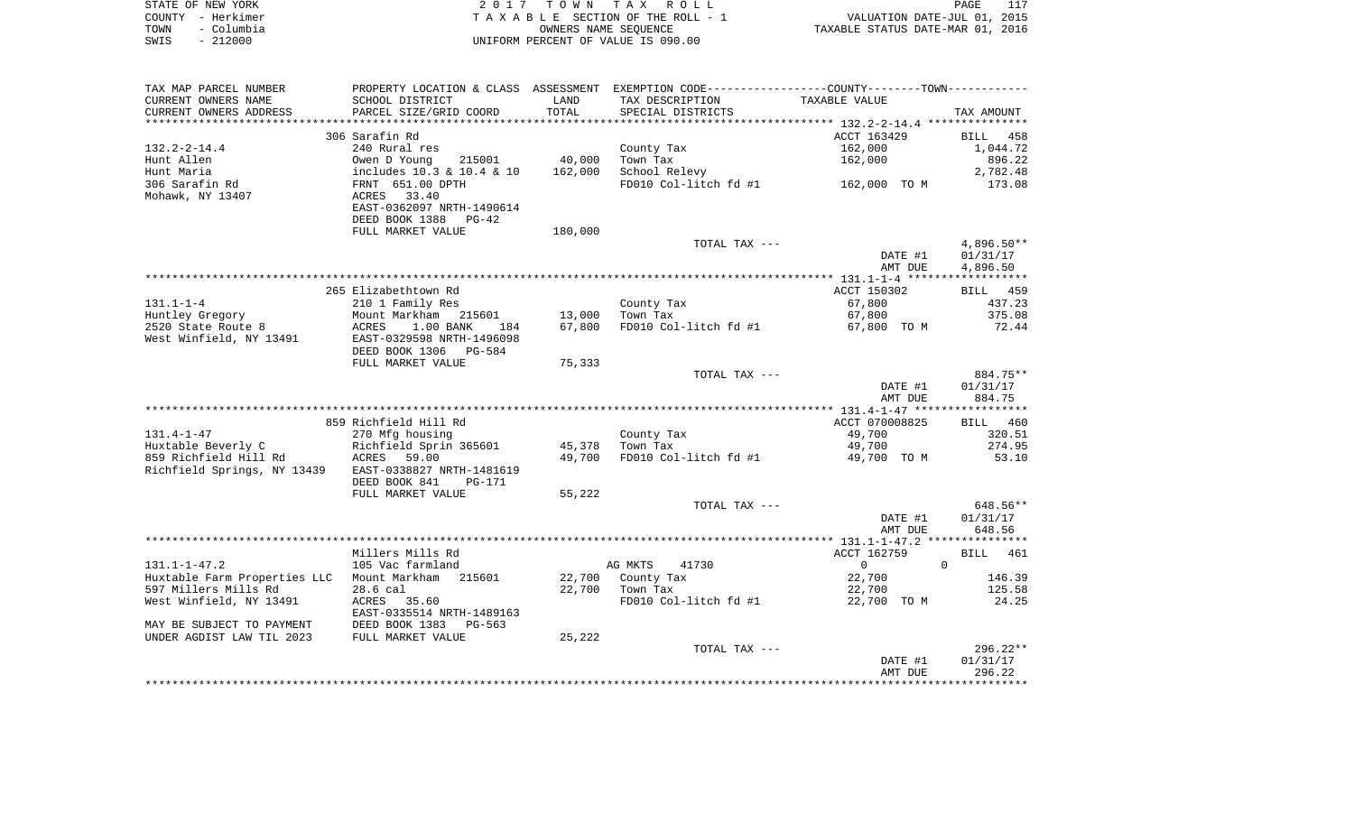STATE OF NEW YORK  
COUNTY - Herkimer  
TOWN - Columbia  
SWIS - 212000

2 0 1 7 T O W N T A X R O L L  
T A X A B L E SECTION OF THE ROLL - 1  
OWNERS NAME SEQUENCE  
UNIFORM PERCENT OF VALUE IS 090.00

VALUATION DATE-JUL 01, 2015  
TAXABLE STATUS DATE-MAR 01, 2016

| TAX MAP PARCEL NUMBER / CURRENT OWNERS NAME / CURRENT OWNERS ADDRESS | PROPERTY LOCATION & CLASS / SCHOOL DISTRICT / PARCEL SIZE/GRID COORD | ASSESSMENT LAND / TOTAL | EXEMPTION CODE / TAX DESCRIPTION / SPECIAL DISTRICTS | COUNTY--------TOWN / TAXABLE VALUE | TAX AMOUNT |
|---|---|---|---|---|---|
| **132.2-2-14.4** | | | | | |
| | 306 Sarafin Rd | | | ACCT 163429 | BILL 458 |
| 132.2-2-14.4 | 240 Rural res | | County Tax | 162,000 | 1,044.72 |
| Hunt Allen | Owen D Young 215001 | 40,000 | Town Tax | 162,000 | 896.22 |
| Hunt Maria | includes 10.3 & 10.4 & 10 | 162,000 | School Relevy | | 2,782.48 |
| 306 Sarafin Rd | FRNT 651.00 DPTH | | FD010 Col-litch fd #1 | 162,000 TO M | 173.08 |
| Mohawk, NY 13407 | ACRES 33.40 | | | | |
| | EAST-0362097 NRTH-1490614 | | | | |
| | DEED BOOK 1388 PG-42 | | | | |
| | FULL MARKET VALUE | 180,000 | | | |
| | | | TOTAL TAX --- | | 4,896.50** |
| | | | | DATE #1 | 01/31/17 |
| | | | | AMT DUE | 4,896.50 |
| **131.1-1-4** | | | | | |
| | 265 Elizabethtown Rd | | | ACCT 150302 | BILL 459 |
| 131.1-1-4 | 210 1 Family Res | | County Tax | 67,800 | 437.23 |
| Huntley Gregory | Mount Markham 215601 | 13,000 | Town Tax | 67,800 | 375.08 |
| 2520 State Route 8 | ACRES 1.00 BANK 184 | 67,800 | FD010 Col-litch fd #1 | 67,800 TO M | 72.44 |
| West Winfield, NY 13491 | EAST-0329598 NRTH-1496098 | | | | |
| | DEED BOOK 1306 PG-584 | | | | |
| | FULL MARKET VALUE | 75,333 | | | |
| | | | TOTAL TAX --- | | 884.75** |
| | | | | DATE #1 | 01/31/17 |
| | | | | AMT DUE | 884.75 |
| **131.4-1-47** | | | | | |
| | 859 Richfield Hill Rd | | | ACCT 070008825 | BILL 460 |
| 131.4-1-47 | 270 Mfg housing | | County Tax | 49,700 | 320.51 |
| Huxtable Beverly C | Richfield Sprin 365601 | 45,378 | Town Tax | 49,700 | 274.95 |
| 859 Richfield Hill Rd | ACRES 59.00 | 49,700 | FD010 Col-litch fd #1 | 49,700 TO M | 53.10 |
| Richfield Springs, NY 13439 | EAST-0338827 NRTH-1481619 | | | | |
| | DEED BOOK 841 PG-171 | | | | |
| | FULL MARKET VALUE | 55,222 | | | |
| | | | TOTAL TAX --- | | 648.56** |
| | | | | DATE #1 | 01/31/17 |
| | | | | AMT DUE | 648.56 |
| **131.1-1-47.2** | | | | | |
| | Millers Mills Rd | | | ACCT 162759 | BILL 461 |
| 131.1-1-47.2 | 105 Vac farmland | | AG MKTS 41730 | 0 0 | |
| Huxtable Farm Properties LLC | Mount Markham 215601 | 22,700 | County Tax | 22,700 | 146.39 |
| 597 Millers Mills Rd | 28.6 cal | 22,700 | Town Tax | 22,700 | 125.58 |
| West Winfield, NY 13491 | ACRES 35.60 | | FD010 Col-litch fd #1 | 22,700 TO M | 24.25 |
| | EAST-0335514 NRTH-1489163 | | | | |
| MAY BE SUBJECT TO PAYMENT | DEED BOOK 1383 PG-563 | | | | |
| UNDER AGDIST LAW TIL 2023 | FULL MARKET VALUE | 25,222 | | | |
| | | | TOTAL TAX --- | | 296.22** |
| | | | | DATE #1 | 01/31/17 |
| | | | | AMT DUE | 296.22 |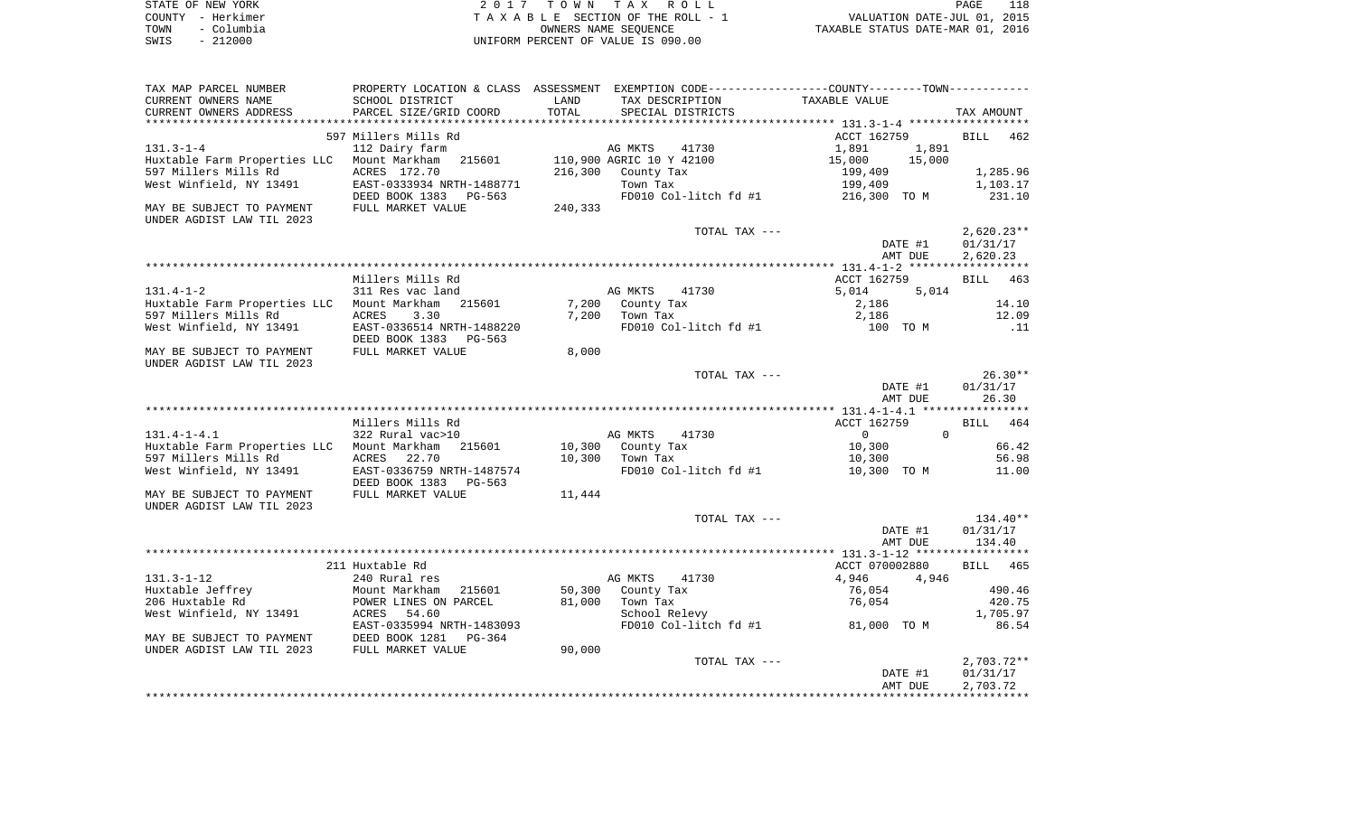STATE OF NEW YORK
COUNTY - Herkimer
TOWN - Columbia
SWIS - 212000

2 0 1 7 T O W N T A X R O L L
T A X A B L E SECTION OF THE ROLL - 1
OWNERS NAME SEQUENCE
UNIFORM PERCENT OF VALUE IS 090.00

VALUATION DATE-JUL 01, 2015
TAXABLE STATUS DATE-MAR 01, 2016

| TAX MAP PARCEL NUMBER<br>CURRENT OWNERS NAME<br>CURRENT OWNERS ADDRESS | PROPERTY LOCATION & CLASS<br>SCHOOL DISTRICT<br>PARCEL SIZE/GRID COORD | ASSESSMENT<br>LAND<br>TOTAL | EXEMPTION CODE-----------------COUNTY--------TOWN-----------<br>TAX DESCRIPTION<br>SPECIAL DISTRICTS | TAXABLE VALUE | | TAX AMOUNT |
|---|---|---|---|---|---|---|
| ******** 131.3-1-4 ******** | 597 Millers Mills Rd | | | ACCT 162759 | | BILL 462 |
| 131.3-1-4 | 112 Dairy farm | | AG MKTS 41730 | 1,891 | 1,891 | |
| Huxtable Farm Properties LLC | Mount Markham 215601 | 110,900 | AGRIC 10 Y 42100 | 15,000 | 15,000 | |
| 597 Millers Mills Rd | ACRES 172.70 | 216,300 | County Tax | 199,409 | | 1,285.96 |
| West Winfield, NY 13491 | EAST-0333934 NRTH-1488771 | | Town Tax | 199,409 | | 1,103.17 |
| | DEED BOOK 1383 PG-563 | | FD010 Col-litch fd #1 | 216,300 TO M | | 231.10 |
| MAY BE SUBJECT TO PAYMENT | FULL MARKET VALUE | 240,333 | | | | |
| UNDER AGDIST LAW TIL 2023 | | | | | | |
| | | | TOTAL TAX --- | | | 2,620.23** |
| | | | | DATE #1 | | 01/31/17 |
| | | | | AMT DUE | | 2,620.23 |
| ******** 131.4-1-2 ******** | Millers Mills Rd | | | ACCT 162759 | | BILL 463 |
| 131.4-1-2 | 311 Res vac land | | AG MKTS 41730 | 5,014 | 5,014 | |
| Huxtable Farm Properties LLC | Mount Markham 215601 | 7,200 | County Tax | 2,186 | | 14.10 |
| 597 Millers Mills Rd | ACRES 3.30 | 7,200 | Town Tax | 2,186 | | 12.09 |
| West Winfield, NY 13491 | EAST-0336514 NRTH-1488220 | | FD010 Col-litch fd #1 | 100 TO M | | .11 |
| | DEED BOOK 1383 PG-563 | | | | | |
| MAY BE SUBJECT TO PAYMENT | FULL MARKET VALUE | 8,000 | | | | |
| UNDER AGDIST LAW TIL 2023 | | | | | | |
| | | | TOTAL TAX --- | | | 26.30** |
| | | | | DATE #1 | | 01/31/17 |
| | | | | AMT DUE | | 26.30 |
| ******** 131.4-1-4.1 ******** | Millers Mills Rd | | | ACCT 162759 | | BILL 464 |
| 131.4-1-4.1 | 322 Rural vac>10 | | AG MKTS 41730 | 0 | 0 | |
| Huxtable Farm Properties LLC | Mount Markham 215601 | 10,300 | County Tax | 10,300 | | 66.42 |
| 597 Millers Mills Rd | ACRES 22.70 | 10,300 | Town Tax | 10,300 | | 56.98 |
| West Winfield, NY 13491 | EAST-0336759 NRTH-1487574 | | FD010 Col-litch fd #1 | 10,300 TO M | | 11.00 |
| | DEED BOOK 1383 PG-563 | | | | | |
| MAY BE SUBJECT TO PAYMENT | FULL MARKET VALUE | 11,444 | | | | |
| UNDER AGDIST LAW TIL 2023 | | | | | | |
| | | | TOTAL TAX --- | | | 134.40** |
| | | | | DATE #1 | | 01/31/17 |
| | | | | AMT DUE | | 134.40 |
| ******** 131.3-1-12 ******** | 211 Huxtable Rd | | | ACCT 070002880 | | BILL 465 |
| 131.3-1-12 | 240 Rural res | | AG MKTS 41730 | 4,946 | 4,946 | |
| Huxtable Jeffrey | Mount Markham 215601 | 50,300 | County Tax | 76,054 | | 490.46 |
| 206 Huxtable Rd | POWER LINES ON PARCEL | 81,000 | Town Tax | 76,054 | | 420.75 |
| West Winfield, NY 13491 | ACRES 54.60 | | School Relevy | | | 1,705.97 |
| | EAST-0335994 NRTH-1483093 | | FD010 Col-litch fd #1 | 81,000 TO M | | 86.54 |
| MAY BE SUBJECT TO PAYMENT | DEED BOOK 1281 PG-364 | | | | | |
| UNDER AGDIST LAW TIL 2023 | FULL MARKET VALUE | 90,000 | | | | |
| | | | TOTAL TAX --- | | | 2,703.72** |
| | | | | DATE #1 | | 01/31/17 |
| | | | | AMT DUE | | 2,703.72 |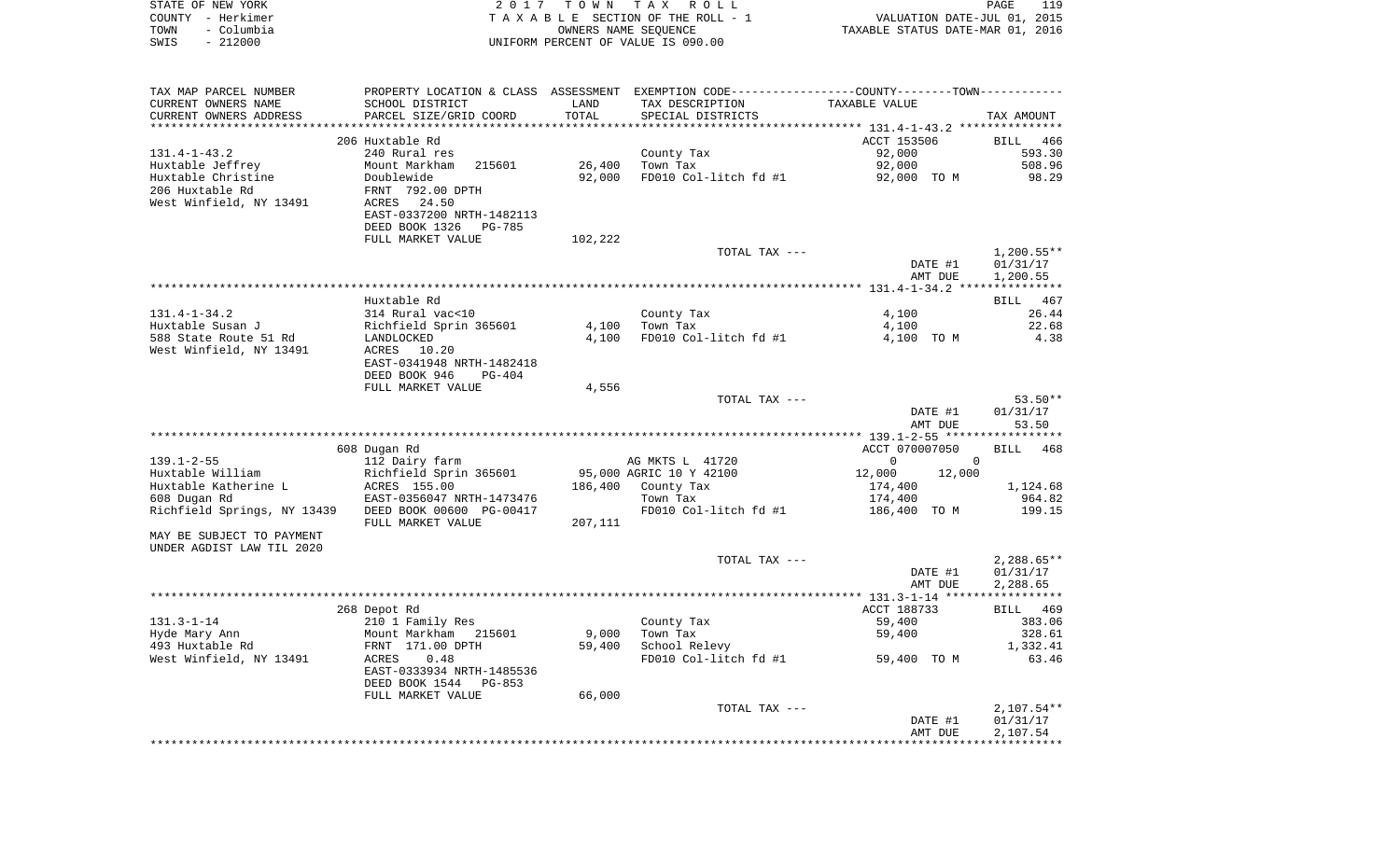| TAX MAP PARCEL NUMBER<br>CURRENT OWNERS NAME<br>CURRENT OWNERS ADDRESS | PROPERTY LOCATION & CLASS<br>SCHOOL DISTRICT<br>PARCEL SIZE/GRID COORD | ASSESSMENT<br>LAND<br>TOTAL | EXEMPTION CODE-----COUNTY-----TOWN-----<br>TAX DESCRIPTION<br>SPECIAL DISTRICTS | TAXABLE VALUE | TAX AMOUNT |
|---|---|---|---|---|---|
| ********* 131.4-1-43.2 ********* | | | | | |
| | 206 Huxtable Rd | | | ACCT 153506 | BILL 466 |
| 131.4-1-43.2 | 240 Rural res | | County Tax | 92,000 | 593.30 |
| Huxtable Jeffrey | Mount Markham 215601 | 26,400 | Town Tax | 92,000 | 508.96 |
| Huxtable Christine | Doublewide | 92,000 | FD010 Col-litch fd #1 | 92,000 TO M | 98.29 |
| 206 Huxtable Rd | FRNT 792.00 DPTH | | | | |
| West Winfield, NY 13491 | ACRES 24.50 | | | | |
| | EAST-0337200 NRTH-1482113 | | | | |
| | DEED BOOK 1326 PG-785 | | | | |
| | FULL MARKET VALUE | 102,222 | | | |
| | | | TOTAL TAX --- | | 1,200.55** |
| | | | | DATE #1 | 01/31/17 |
| | | | | AMT DUE | 1,200.55 |
| ********* 131.4-1-34.2 ********* | | | | | |
| | Huxtable Rd | | | | BILL 467 |
| 131.4-1-34.2 | 314 Rural vac<10 | | County Tax | 4,100 | 26.44 |
| Huxtable Susan J | Richfield Sprin 365601 | 4,100 | Town Tax | 4,100 | 22.68 |
| 588 State Route 51 Rd | LANDLOCKED | 4,100 | FD010 Col-litch fd #1 | 4,100 TO M | 4.38 |
| West Winfield, NY 13491 | ACRES 10.20 | | | | |
| | EAST-0341948 NRTH-1482418 | | | | |
| | DEED BOOK 946 PG-404 | | | | |
| | FULL MARKET VALUE | 4,556 | | | |
| | | | TOTAL TAX --- | | 53.50** |
| | | | | DATE #1 | 01/31/17 |
| | | | | AMT DUE | 53.50 |
| ********* 139.1-2-55 ********* | | | | | |
| | 608 Dugan Rd | | | ACCT 070007050 | BILL 468 |
| 139.1-2-55 | 112 Dairy farm | | AG MKTS L 41720 | 0 0 | |
| Huxtable William | Richfield Sprin 365601 | 95,000 | AGRIC 10 Y 42100 | 12,000 12,000 | |
| Huxtable Katherine L | ACRES 155.00 | 186,400 | County Tax | 174,400 | 1,124.68 |
| 608 Dugan Rd | EAST-0356047 NRTH-1473476 | | Town Tax | 174,400 | 964.82 |
| Richfield Springs, NY 13439 | DEED BOOK 00600 PG-00417 | | FD010 Col-litch fd #1 | 186,400 TO M | 199.15 |
| | FULL MARKET VALUE | 207,111 | | | |
| MAY BE SUBJECT TO PAYMENT<br>UNDER AGDIST LAW TIL 2020 | | | | | |
| | | | TOTAL TAX --- | | 2,288.65** |
| | | | | DATE #1 | 01/31/17 |
| | | | | AMT DUE | 2,288.65 |
| ********* 131.3-1-14 ********* | | | | | |
| | 268 Depot Rd | | | ACCT 188733 | BILL 469 |
| 131.3-1-14 | 210 1 Family Res | | County Tax | 59,400 | 383.06 |
| Hyde Mary Ann | Mount Markham 215601 | 9,000 | Town Tax | 59,400 | 328.61 |
| 493 Huxtable Rd | FRNT 171.00 DPTH | 59,400 | School Relevy | | 1,332.41 |
| West Winfield, NY 13491 | ACRES 0.48 | | FD010 Col-litch fd #1 | 59,400 TO M | 63.46 |
| | EAST-0333934 NRTH-1485536 | | | | |
| | DEED BOOK 1544 PG-853 | | | | |
| | FULL MARKET VALUE | 66,000 | | | |
| | | | TOTAL TAX --- | | 2,107.54** |
| | | | | DATE #1 | 01/31/17 |
| | | | | AMT DUE | 2,107.54 |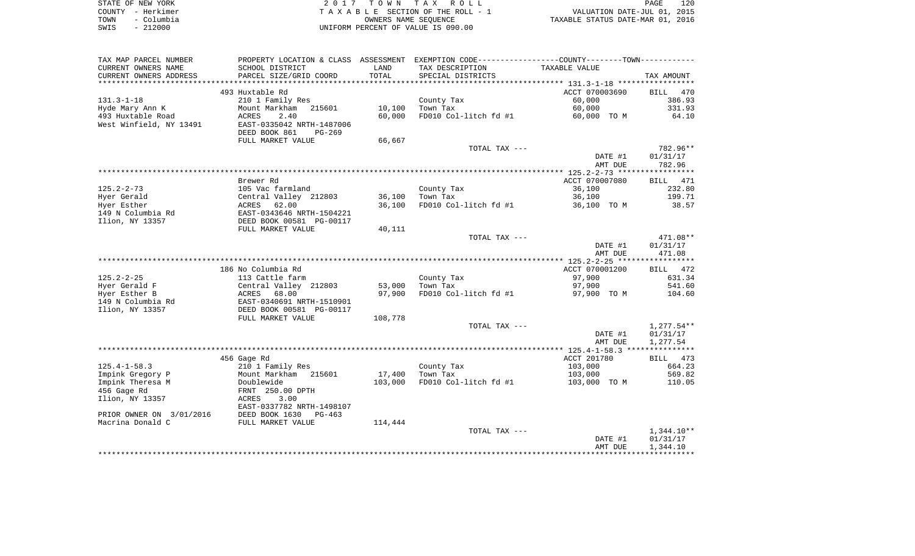STATE OF NEW YORK
COUNTY - Herkimer
TOWN - Columbia
SWIS - 212000

2 0 1 7 T O W N T A X R O L L
T A X A B L E SECTION OF THE ROLL - 1
OWNERS NAME SEQUENCE
UNIFORM PERCENT OF VALUE IS 090.00

VALUATION DATE-JUL 01, 2015
TAXABLE STATUS DATE-MAR 01, 2016

| TAX MAP PARCEL NUMBER / CURRENT OWNERS NAME / CURRENT OWNERS ADDRESS | PROPERTY LOCATION & CLASS / SCHOOL DISTRICT / PARCEL SIZE/GRID COORD | ASSESSMENT LAND | ASSESSMENT TOTAL | EXEMPTION CODE / TAX DESCRIPTION / SPECIAL DISTRICTS | COUNTY--------TOWN TAXABLE VALUE | TAX AMOUNT |
|---|---|---|---|---|---|---|
| | 493 Huxtable Rd | | | | ACCT 070003690 | BILL 470 |
| 131.3-1-18 | 210 1 Family Res | | | County Tax | 60,000 | 386.93 |
| Hyde Mary Ann K | Mount Markham 215601 | 10,100 | | Town Tax | 60,000 | 331.93 |
| 493 Huxtable Road | ACRES 2.40 | | 60,000 | FD010 Col-litch fd #1 | 60,000 TO M | 64.10 |
| West Winfield, NY 13491 | EAST-0335042 NRTH-1487006 | | | | | |
| | DEED BOOK 861 PG-269 | | | | | |
| | FULL MARKET VALUE | 66,667 | | | | |
| | | | | TOTAL TAX --- | | 782.96** |
| | | | | | DATE #1 | 01/31/17 |
| | | | | | AMT DUE | 782.96 |
| | Brewer Rd | | | | ACCT 070007080 | BILL 471 |
| 125.2-2-73 | 105 Vac farmland | | | County Tax | 36,100 | 232.80 |
| Hyer Gerald | Central Valley 212803 | 36,100 | | Town Tax | 36,100 | 199.71 |
| Hyer Esther | ACRES 62.00 | | 36,100 | FD010 Col-litch fd #1 | 36,100 TO M | 38.57 |
| 149 N Columbia Rd | EAST-0343646 NRTH-1504221 | | | | | |
| Ilion, NY 13357 | DEED BOOK 00581 PG-00117 | | | | | |
| | FULL MARKET VALUE | 40,111 | | | | |
| | | | | TOTAL TAX --- | | 471.08** |
| | | | | | DATE #1 | 01/31/17 |
| | | | | | AMT DUE | 471.08 |
| | 186 No Columbia Rd | | | | ACCT 070001200 | BILL 472 |
| 125.2-2-25 | 113 Cattle farm | | | County Tax | 97,900 | 631.34 |
| Hyer Gerald F | Central Valley 212803 | 53,000 | | Town Tax | 97,900 | 541.60 |
| Hyer Esther B | ACRES 68.00 | | 97,900 | FD010 Col-litch fd #1 | 97,900 TO M | 104.60 |
| 149 N Columbia Rd | EAST-0340691 NRTH-1510901 | | | | | |
| Ilion, NY 13357 | DEED BOOK 00581 PG-00117 | | | | | |
| | FULL MARKET VALUE | 108,778 | | | | |
| | | | | TOTAL TAX --- | | 1,277.54** |
| | | | | | DATE #1 | 01/31/17 |
| | | | | | AMT DUE | 1,277.54 |
| | 456 Gage Rd | | | | ACCT 201780 | BILL 473 |
| 125.4-1-58.3 | 210 1 Family Res | | | County Tax | 103,000 | 664.23 |
| Impink Gregory P | Mount Markham 215601 | 17,400 | | Town Tax | 103,000 | 569.82 |
| Impink Theresa M | Doublewide | | 103,000 | FD010 Col-litch fd #1 | 103,000 TO M | 110.05 |
| 456 Gage Rd | FRNT 250.00 DPTH | | | | | |
| Ilion, NY 13357 | ACRES 3.00 | | | | | |
| | EAST-0337782 NRTH-1498107 | | | | | |
| PRIOR OWNER ON 3/01/2016 | DEED BOOK 1630 PG-463 | | | | | |
| Macrina Donald C | FULL MARKET VALUE | 114,444 | | | | |
| | | | | TOTAL TAX --- | | 1,344.10** |
| | | | | | DATE #1 | 01/31/17 |
| | | | | | AMT DUE | 1,344.10 |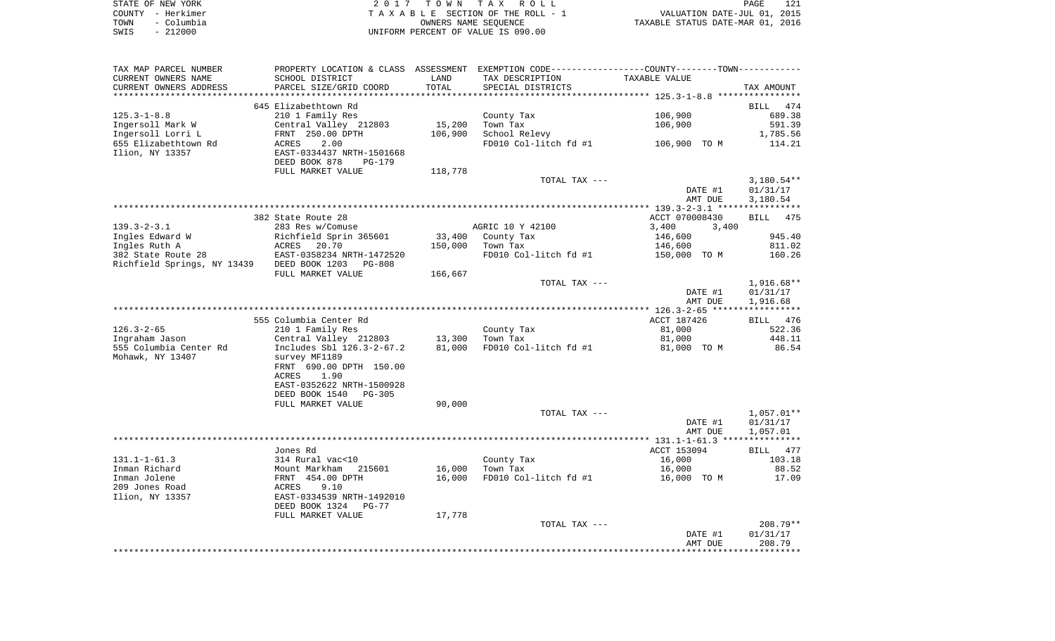STATE OF NEW YORK
COUNTY - Herkimer
TOWN - Columbia
SWIS - 212000

2017 TOWN TAX ROLL
TAXABLE SECTION OF THE ROLL - 1
OWNERS NAME SEQUENCE
UNIFORM PERCENT OF VALUE IS 090.00

VALUATION DATE-JUL 01, 2015
TAXABLE STATUS DATE-MAR 01, 2016

| TAX MAP PARCEL NUMBER / CURRENT OWNERS NAME / CURRENT OWNERS ADDRESS | PROPERTY LOCATION & CLASS / SCHOOL DISTRICT / PARCEL SIZE/GRID COORD | ASSESSMENT LAND / TOTAL | EXEMPTION CODE / TAX DESCRIPTION / SPECIAL DISTRICTS | COUNTY--------TOWN / TAXABLE VALUE | TAX AMOUNT |
|---|---|---|---|---|---|
| **125.3-1-8.8** | 645 Elizabethtown Rd | | | | BILL 474 |
| Ingersoll Mark W | 210 1 Family Res | | County Tax | 106,900 | 689.38 |
| Ingersoll Lorri L | Central Valley 212803 | 15,200 | Town Tax | 106,900 | 591.39 |
| 655 Elizabethtown Rd | FRNT 250.00 DPTH | 106,900 | School Relevy | | 1,785.56 |
| Ilion, NY 13357 | ACRES 2.00 | | FD010 Col-litch fd #1 | 106,900 TO M | 114.21 |
| | EAST-0334437 NRTH-1501668 | | | | |
| | DEED BOOK 878 PG-179 | | | | |
| | FULL MARKET VALUE | 118,778 | | | |
| | | | TOTAL TAX --- | | 3,180.54** |
| | | | | DATE #1 | 01/31/17 |
| | | | | AMT DUE | 3,180.54 |
| **139.3-2-3.1** | 382 State Route 28 | | | ACCT 070008430 | BILL 475 |
| Ingles Edward W | 283 Res w/Comuse | | AGRIC 10 Y 42100 | 3,400 3,400 | |
| Ingles Ruth A | Richfield Sprin 365601 | 33,400 | County Tax | 146,600 | 945.40 |
| 382 State Route 28 | ACRES 20.70 | 150,000 | Town Tax | 146,600 | 811.02 |
| Richfield Springs, NY 13439 | EAST-0358234 NRTH-1472520 | | FD010 Col-litch fd #1 | 150,000 TO M | 160.26 |
| | DEED BOOK 1203 PG-808 | | | | |
| | FULL MARKET VALUE | 166,667 | | | |
| | | | TOTAL TAX --- | | 1,916.68** |
| | | | | DATE #1 | 01/31/17 |
| | | | | AMT DUE | 1,916.68 |
| **126.3-2-65** | 555 Columbia Center Rd | | | ACCT 187426 | BILL 476 |
| Ingraham Jason | 210 1 Family Res | | County Tax | 81,000 | 522.36 |
| 555 Columbia Center Rd | Central Valley 212803 | 13,300 | Town Tax | 81,000 | 448.11 |
| Mohawk, NY 13407 | Includes Sbl 126.3-2-67.2 | 81,000 | FD010 Col-litch fd #1 | 81,000 TO M | 86.54 |
| | survey MF1189 | | | | |
| | FRNT 690.00 DPTH 150.00 | | | | |
| | ACRES 1.90 | | | | |
| | EAST-0352622 NRTH-1500928 | | | | |
| | DEED BOOK 1540 PG-305 | | | | |
| | FULL MARKET VALUE | 90,000 | | | |
| | | | TOTAL TAX --- | | 1,057.01** |
| | | | | DATE #1 | 01/31/17 |
| | | | | AMT DUE | 1,057.01 |
| **131.1-1-61.3** | Jones Rd | | | ACCT 153094 | BILL 477 |
| Inman Richard | 314 Rural vac<10 | | County Tax | 16,000 | 103.18 |
| Inman Jolene | Mount Markham 215601 | 16,000 | Town Tax | 16,000 | 88.52 |
| 209 Jones Road | FRNT 454.00 DPTH | 16,000 | FD010 Col-litch fd #1 | 16,000 TO M | 17.09 |
| Ilion, NY 13357 | ACRES 9.10 | | | | |
| | EAST-0334539 NRTH-1492010 | | | | |
| | DEED BOOK 1324 PG-77 | | | | |
| | FULL MARKET VALUE | 17,778 | | | |
| | | | TOTAL TAX --- | | 208.79** |
| | | | | DATE #1 | 01/31/17 |
| | | | | AMT DUE | 208.79 |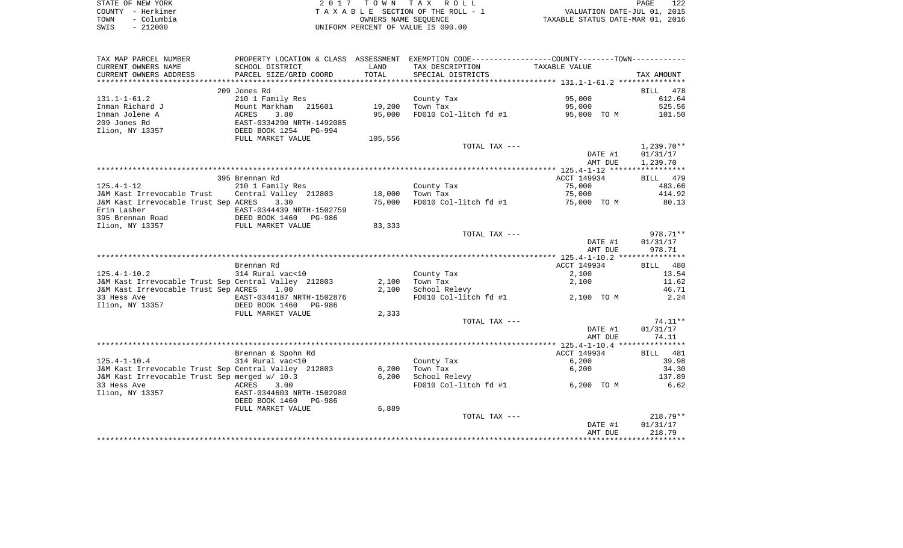STATE OF NEW YORK  
COUNTY - Herkimer  
TOWN - Columbia  
SWIS - 212000

2 0 1 7 T O W N T A X R O L L  
T A X A B L E SECTION OF THE ROLL - 1  
OWNERS NAME SEQUENCE  
UNIFORM PERCENT OF VALUE IS 090.00

VALUATION DATE-JUL 01, 2015  
TAXABLE STATUS DATE-MAR 01, 2016

| TAX MAP PARCEL NUMBER / CURRENT OWNERS NAME / CURRENT OWNERS ADDRESS | PROPERTY LOCATION & CLASS / SCHOOL DISTRICT / PARCEL SIZE/GRID COORD | ASSESSMENT LAND / TOTAL | EXEMPTION CODE / TAX DESCRIPTION / SPECIAL DISTRICTS | COUNTY--------TOWN TAXABLE VALUE | TAX AMOUNT |
|---|---|---|---|---|---|
| 131.1-1-61.2 | 209 Jones Rd | | | | BILL 478 |
| | 210 1 Family Res | | County Tax | 95,000 | 612.64 |
| Inman Richard J | Mount Markham 215601 | 19,200 | Town Tax | 95,000 | 525.56 |
| Inman Jolene A | ACRES 3.80 | 95,000 | FD010 Col-litch fd #1 | 95,000 TO M | 101.50 |
| 209 Jones Rd | EAST-0334290 NRTH-1492085 | | | | |
| Ilion, NY 13357 | DEED BOOK 1254 PG-994 | | | | |
| | FULL MARKET VALUE | 105,556 | | | |
| | | | TOTAL TAX --- | | 1,239.70** |
| | | | | DATE #1 | 01/31/17 |
| | | | | AMT DUE | 1,239.70 |
| 125.4-1-12 | 395 Brennan Rd | | | ACCT 149934 | BILL 479 |
| | 210 1 Family Res | | County Tax | 75,000 | 483.66 |
| J&M Kast Irrevocable Trust | Central Valley 212803 | 18,000 | Town Tax | 75,000 | 414.92 |
| J&M Kast Irrevocable Trust Sep | ACRES 3.30 | 75,000 | FD010 Col-litch fd #1 | 75,000 TO M | 80.13 |
| Erin Lasher | EAST-0344439 NRTH-1502759 | | | | |
| 395 Brennan Road | DEED BOOK 1460 PG-986 | | | | |
| Ilion, NY 13357 | FULL MARKET VALUE | 83,333 | | | |
| | | | TOTAL TAX --- | | 978.71** |
| | | | | DATE #1 | 01/31/17 |
| | | | | AMT DUE | 978.71 |
| 125.4-1-10.2 | Brennan Rd | | | ACCT 149934 | BILL 480 |
| | 314 Rural vac<10 | | County Tax | 2,100 | 13.54 |
| J&M Kast Irrevocable Trust Sep | Central Valley 212803 | 2,100 | Town Tax | 2,100 | 11.62 |
| J&M Kast Irrevocable Trust Sep | ACRES 1.00 | 2,100 | School Relevy | | 46.71 |
| 33 Hess Ave | EAST-0344187 NRTH-1502876 | | FD010 Col-litch fd #1 | 2,100 TO M | 2.24 |
| Ilion, NY 13357 | DEED BOOK 1460 PG-986 | | | | |
| | FULL MARKET VALUE | 2,333 | | | |
| | | | TOTAL TAX --- | | 74.11** |
| | | | | DATE #1 | 01/31/17 |
| | | | | AMT DUE | 74.11 |
| 125.4-1-10.4 | Brennan & Spohn Rd | | | ACCT 149934 | BILL 481 |
| | 314 Rural vac<10 | | County Tax | 6,200 | 39.98 |
| J&M Kast Irrevocable Trust Sep | Central Valley 212803 | 6,200 | Town Tax | 6,200 | 34.30 |
| J&M Kast Irrevocable Trust Sep | merged w/ 10.3 | 6,200 | School Relevy | | 137.89 |
| 33 Hess Ave | ACRES 3.00 | | FD010 Col-litch fd #1 | 6,200 TO M | 6.62 |
| Ilion, NY 13357 | EAST-0344603 NRTH-1502980 | | | | |
| | DEED BOOK 1460 PG-986 | | | | |
| | FULL MARKET VALUE | 6,889 | | | |
| | | | TOTAL TAX --- | | 218.79** |
| | | | | DATE #1 | 01/31/17 |
| | | | | AMT DUE | 218.79 |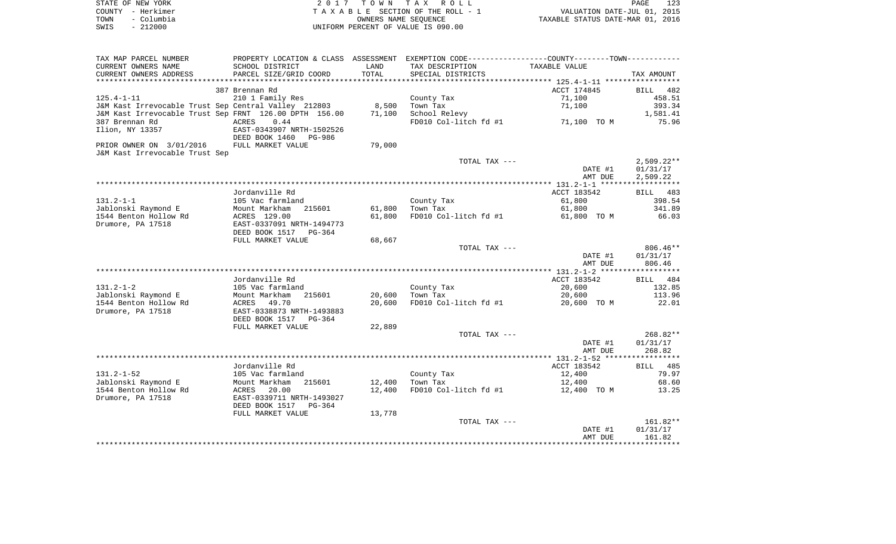STATE OF NEW YORK
COUNTY - Herkimer
TOWN - Columbia
SWIS - 212000

2017 TOWN TAX ROLL
TAXABLE SECTION OF THE ROLL - 1
OWNERS NAME SEQUENCE
UNIFORM PERCENT OF VALUE IS 090.00

VALUATION DATE-JUL 01, 2015
TAXABLE STATUS DATE-MAR 01, 2016

| TAX MAP PARCEL NUMBER / CURRENT OWNERS NAME / CURRENT OWNERS ADDRESS | PROPERTY LOCATION & CLASS / SCHOOL DISTRICT / PARCEL SIZE/GRID COORD | ASSESSMENT LAND | TOTAL | EXEMPTION CODE / TAX DESCRIPTION / SPECIAL DISTRICTS | COUNTY / TOWN TAXABLE VALUE | TAX AMOUNT |
|---|---|---|---|---|---|---|
| 125.4-1-11 | 387 Brennan Rd | | | | ACCT 174845 | BILL 482 |
| | 210 1 Family Res | | | County Tax | 71,100 | 458.51 |
| J&M Kast Irrevocable Trust Sep | Central Valley 212803 | 8,500 | | Town Tax | 71,100 | 393.34 |
| J&M Kast Irrevocable Trust Sep | FRNT 126.00 DPTH 156.00 | | 71,100 | School Relevy | | 1,581.41 |
| 387 Brennan Rd | ACRES 0.44 | | | FD010 Col-litch fd #1 | 71,100 TO M | 75.96 |
| Ilion, NY 13357 | EAST-0343907 NRTH-1502526 | | | | | |
| | DEED BOOK 1460 PG-986 | | | | | |
| PRIOR OWNER ON 3/01/2016 | FULL MARKET VALUE | | 79,000 | | | |
| J&M Kast Irrevocable Trust Sep | | | | | | |
| | | | | TOTAL TAX --- | | 2,509.22** |
| | | | | | DATE #1 | 01/31/17 |
| | | | | | AMT DUE | 2,509.22 |
| 131.2-1-1 | Jordanville Rd | | | | ACCT 183542 | BILL 483 |
| | 105 Vac farmland | | | County Tax | 61,800 | 398.54 |
| Jablonski Raymond E | Mount Markham 215601 | 61,800 | | Town Tax | 61,800 | 341.89 |
| 1544 Benton Hollow Rd | ACRES 129.00 | | 61,800 | FD010 Col-litch fd #1 | 61,800 TO M | 66.03 |
| Drumore, PA 17518 | EAST-0337091 NRTH-1494773 | | | | | |
| | DEED BOOK 1517 PG-364 | | | | | |
| | FULL MARKET VALUE | | 68,667 | | | |
| | | | | TOTAL TAX --- | | 806.46** |
| | | | | | DATE #1 | 01/31/17 |
| | | | | | AMT DUE | 806.46 |
| 131.2-1-2 | Jordanville Rd | | | | ACCT 183542 | BILL 484 |
| | 105 Vac farmland | | | County Tax | 20,600 | 132.85 |
| Jablonski Raymond E | Mount Markham 215601 | 20,600 | | Town Tax | 20,600 | 113.96 |
| 1544 Benton Hollow Rd | ACRES 49.70 | | 20,600 | FD010 Col-litch fd #1 | 20,600 TO M | 22.01 |
| Drumore, PA 17518 | EAST-0338873 NRTH-1493883 | | | | | |
| | DEED BOOK 1517 PG-364 | | | | | |
| | FULL MARKET VALUE | | 22,889 | | | |
| | | | | TOTAL TAX --- | | 268.82** |
| | | | | | DATE #1 | 01/31/17 |
| | | | | | AMT DUE | 268.82 |
| 131.2-1-52 | Jordanville Rd | | | | ACCT 183542 | BILL 485 |
| | 105 Vac farmland | | | County Tax | 12,400 | 79.97 |
| Jablonski Raymond E | Mount Markham 215601 | 12,400 | | Town Tax | 12,400 | 68.60 |
| 1544 Benton Hollow Rd | ACRES 20.00 | | 12,400 | FD010 Col-litch fd #1 | 12,400 TO M | 13.25 |
| Drumore, PA 17518 | EAST-0339711 NRTH-1493027 | | | | | |
| | DEED BOOK 1517 PG-364 | | | | | |
| | FULL MARKET VALUE | | 13,778 | | | |
| | | | | TOTAL TAX --- | | 161.82** |
| | | | | | DATE #1 | 01/31/17 |
| | | | | | AMT DUE | 161.82 |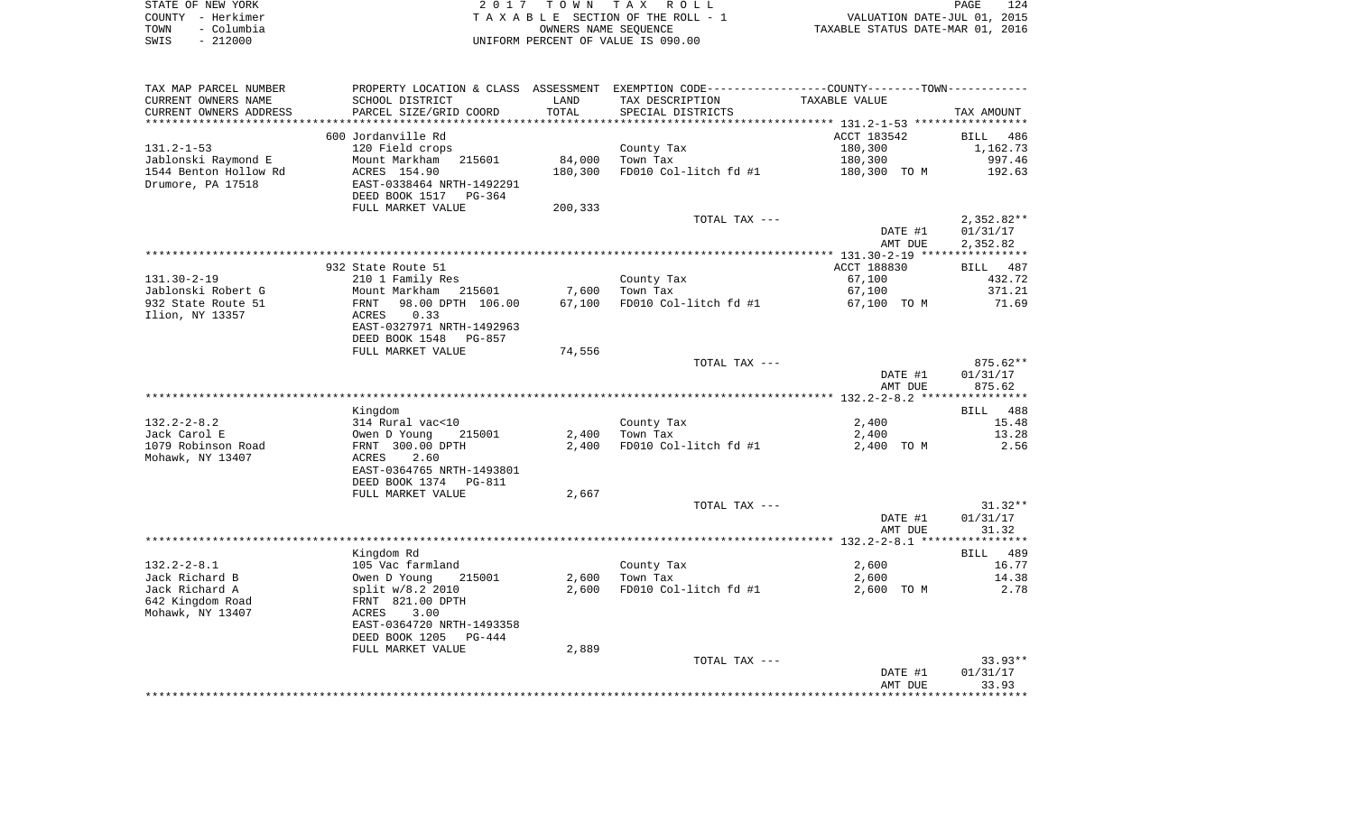STATE OF NEW YORK
COUNTY - Herkimer
TOWN - Columbia
SWIS - 212000

2 0 1 7 T O W N T A X R O L L
T A X A B L E SECTION OF THE ROLL - 1
OWNERS NAME SEQUENCE
UNIFORM PERCENT OF VALUE IS 090.00

VALUATION DATE-JUL 01, 2015
TAXABLE STATUS DATE-MAR 01, 2016

| TAX MAP PARCEL NUMBER / CURRENT OWNERS NAME / CURRENT OWNERS ADDRESS | PROPERTY LOCATION & CLASS / SCHOOL DISTRICT / PARCEL SIZE/GRID COORD | ASSESSMENT LAND / TOTAL | EXEMPTION CODE / TAX DESCRIPTION / SPECIAL DISTRICTS | COUNTY--------TOWN / TAXABLE VALUE | TAX AMOUNT |
|---|---|---|---|---|---|
| | 600 Jordanville Rd | | | ACCT 183542 | BILL 486 |
| 131.2-1-53 | 120 Field crops | | County Tax | 180,300 | 1,162.73 |
| Jablonski Raymond E | Mount Markham 215601 | 84,000 | Town Tax | 180,300 | 997.46 |
| 1544 Benton Hollow Rd | ACRES 154.90 | 180,300 | FD010 Col-litch fd #1 | 180,300 TO M | 192.63 |
| Drumore, PA 17518 | EAST-0338464 NRTH-1492291 | | | | |
| | DEED BOOK 1517 PG-364 | | | | |
| | FULL MARKET VALUE | 200,333 | | | |
| | | | TOTAL TAX --- | | 2,352.82** |
| | | | | DATE #1 | 01/31/17 |
| | | | | AMT DUE | 2,352.82 |
| | 932 State Route 51 | | | ACCT 188830 | BILL 487 |
| 131.30-2-19 | 210 1 Family Res | | County Tax | 67,100 | 432.72 |
| Jablonski Robert G | Mount Markham 215601 | 7,600 | Town Tax | 67,100 | 371.21 |
| 932 State Route 51 | FRNT 98.00 DPTH 106.00 | 67,100 | FD010 Col-litch fd #1 | 67,100 TO M | 71.69 |
| Ilion, NY 13357 | ACRES 0.33 | | | | |
| | EAST-0327971 NRTH-1492963 | | | | |
| | DEED BOOK 1548 PG-857 | | | | |
| | FULL MARKET VALUE | 74,556 | | | |
| | | | TOTAL TAX --- | | 875.62** |
| | | | | DATE #1 | 01/31/17 |
| | | | | AMT DUE | 875.62 |
| | Kingdom | | | | BILL 488 |
| 132.2-2-8.2 | 314 Rural vac<10 | | County Tax | 2,400 | 15.48 |
| Jack Carol E | Owen D Young 215001 | 2,400 | Town Tax | 2,400 | 13.28 |
| 1079 Robinson Road | FRNT 300.00 DPTH | 2,400 | FD010 Col-litch fd #1 | 2,400 TO M | 2.56 |
| Mohawk, NY 13407 | ACRES 2.60 | | | | |
| | EAST-0364765 NRTH-1493801 | | | | |
| | DEED BOOK 1374 PG-811 | | | | |
| | FULL MARKET VALUE | 2,667 | | | |
| | | | TOTAL TAX --- | | 31.32** |
| | | | | DATE #1 | 01/31/17 |
| | | | | AMT DUE | 31.32 |
| | Kingdom Rd | | | | BILL 489 |
| 132.2-2-8.1 | 105 Vac farmland | | County Tax | 2,600 | 16.77 |
| Jack Richard B | Owen D Young 215001 | 2,600 | Town Tax | 2,600 | 14.38 |
| Jack Richard A | split w/8.2 2010 | 2,600 | FD010 Col-litch fd #1 | 2,600 TO M | 2.78 |
| 642 Kingdom Road | FRNT 821.00 DPTH | | | | |
| Mohawk, NY 13407 | ACRES 3.00 | | | | |
| | EAST-0364720 NRTH-1493358 | | | | |
| | DEED BOOK 1205 PG-444 | | | | |
| | FULL MARKET VALUE | 2,889 | | | |
| | | | TOTAL TAX --- | | 33.93** |
| | | | | DATE #1 | 01/31/17 |
| | | | | AMT DUE | 33.93 |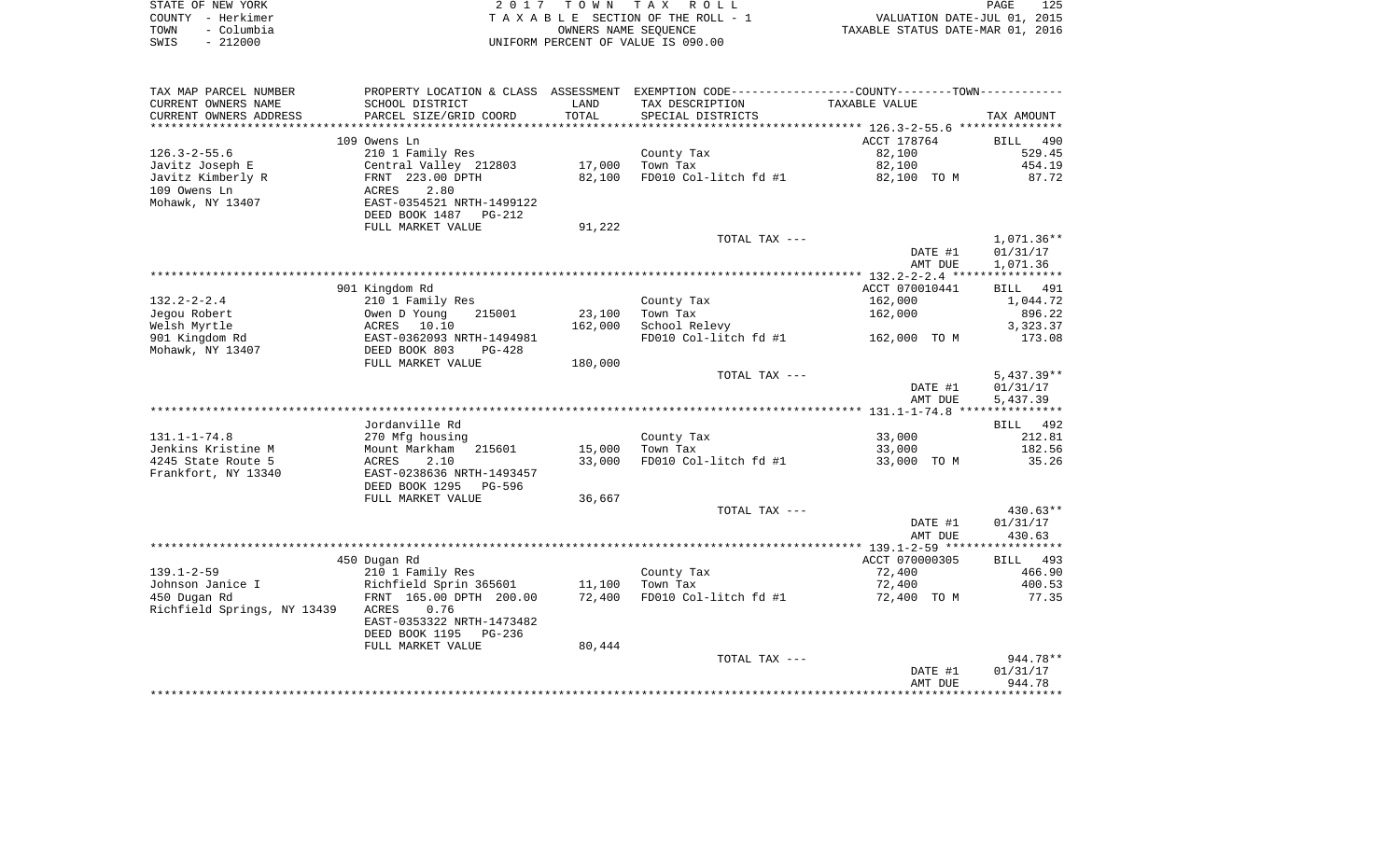STATE OF NEW YORK
COUNTY - Herkimer
TOWN - Columbia
SWIS - 212000

2 0 1 7 T O W N T A X R O L L
T A X A B L E SECTION OF THE ROLL - 1
OWNERS NAME SEQUENCE
UNIFORM PERCENT OF VALUE IS 090.00

VALUATION DATE-JUL 01, 2015
TAXABLE STATUS DATE-MAR 01, 2016

| TAX MAP PARCEL NUMBER / CURRENT OWNERS NAME / CURRENT OWNERS ADDRESS | PROPERTY LOCATION & CLASS / SCHOOL DISTRICT / PARCEL SIZE/GRID COORD | ASSESSMENT LAND / TOTAL | EXEMPTION CODE / TAX DESCRIPTION / SPECIAL DISTRICTS | COUNTY--------TOWN / TAXABLE VALUE | TAX AMOUNT |
|---|---|---|---|---|---|
| 126.3-2-55.6 | 109 Owens Ln | | | ACCT 178764 | BILL 490 |
| | 210 1 Family Res | | County Tax | 82,100 | 529.45 |
| Javitz Joseph E | Central Valley 212803 | 17,000 | Town Tax | 82,100 | 454.19 |
| Javitz Kimberly R | FRNT 223.00 DPTH | 82,100 | FD010 Col-litch fd #1 | 82,100 TO M | 87.72 |
| 109 Owens Ln | ACRES 2.80 | | | | |
| Mohawk, NY 13407 | EAST-0354521 NRTH-1499122 | | | | |
| | DEED BOOK 1487 PG-212 | | | | |
| | FULL MARKET VALUE | 91,222 | | | |
| | | | TOTAL TAX --- | | 1,071.36** |
| | | | | DATE #1 | 01/31/17 |
| | | | | AMT DUE | 1,071.36 |
| 132.2-2-2.4 | 901 Kingdom Rd | | | ACCT 070010441 | BILL 491 |
| | 210 1 Family Res | | County Tax | 162,000 | 1,044.72 |
| Jegou Robert | Owen D Young 215001 | 23,100 | Town Tax | 162,000 | 896.22 |
| Welsh Myrtle | ACRES 10.10 | 162,000 | School Relevy | | 3,323.37 |
| 901 Kingdom Rd | EAST-0362093 NRTH-1494981 | | FD010 Col-litch fd #1 | 162,000 TO M | 173.08 |
| Mohawk, NY 13407 | DEED BOOK 803 PG-428 | | | | |
| | FULL MARKET VALUE | 180,000 | | | |
| | | | TOTAL TAX --- | | 5,437.39** |
| | | | | DATE #1 | 01/31/17 |
| | | | | AMT DUE | 5,437.39 |
| 131.1-1-74.8 | Jordanville Rd | | | | BILL 492 |
| | 270 Mfg housing | | County Tax | 33,000 | 212.81 |
| Jenkins Kristine M | Mount Markham 215601 | 15,000 | Town Tax | 33,000 | 182.56 |
| 4245 State Route 5 | ACRES 2.10 | 33,000 | FD010 Col-litch fd #1 | 33,000 TO M | 35.26 |
| Frankfort, NY 13340 | EAST-0238636 NRTH-1493457 | | | | |
| | DEED BOOK 1295 PG-596 | | | | |
| | FULL MARKET VALUE | 36,667 | | | |
| | | | TOTAL TAX --- | | 430.63** |
| | | | | DATE #1 | 01/31/17 |
| | | | | AMT DUE | 430.63 |
| 139.1-2-59 | 450 Dugan Rd | | | ACCT 070000305 | BILL 493 |
| | 210 1 Family Res | | County Tax | 72,400 | 466.90 |
| Johnson Janice I | Richfield Sprin 365601 | 11,100 | Town Tax | 72,400 | 400.53 |
| 450 Dugan Rd | FRNT 165.00 DPTH 200.00 | 72,400 | FD010 Col-litch fd #1 | 72,400 TO M | 77.35 |
| Richfield Springs, NY 13439 | ACRES 0.76 | | | | |
| | EAST-0353322 NRTH-1473482 | | | | |
| | DEED BOOK 1195 PG-236 | | | | |
| | FULL MARKET VALUE | 80,444 | | | |
| | | | TOTAL TAX --- | | 944.78** |
| | | | | DATE #1 | 01/31/17 |
| | | | | AMT DUE | 944.78 |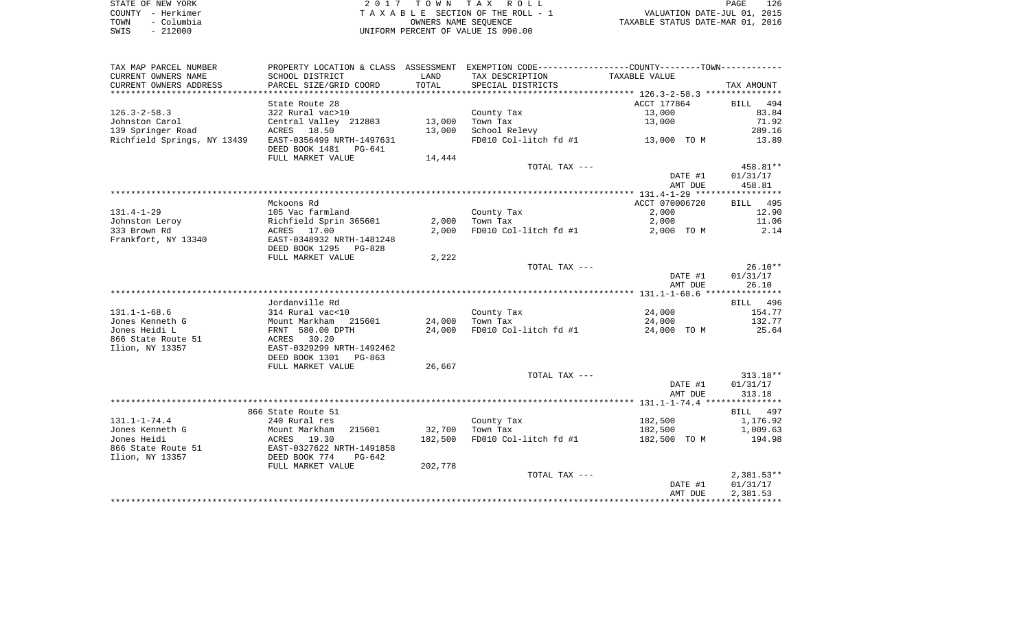STATE OF NEW YORK
COUNTY - Herkimer
TOWN - Columbia
SWIS - 212000

2 0 1 7 T O W N T A X R O L L
T A X A B L E SECTION OF THE ROLL - 1
OWNERS NAME SEQUENCE
UNIFORM PERCENT OF VALUE IS 090.00

VALUATION DATE-JUL 01, 2015
TAXABLE STATUS DATE-MAR 01, 2016

| TAX MAP PARCEL NUMBER<br>CURRENT OWNERS NAME<br>CURRENT OWNERS ADDRESS | PROPERTY LOCATION & CLASS<br>SCHOOL DISTRICT<br>PARCEL SIZE/GRID COORD | ASSESSMENT<br>LAND<br>TOTAL | EXEMPTION CODE-----COUNTY-----TOWN-----<br>TAX DESCRIPTION<br>SPECIAL DISTRICTS | TAXABLE VALUE | TAX AMOUNT |
|---|---|---|---|---|---|
| **126.3-2-58.3** | State Route 28 | | | ACCT 177864 | BILL 494 |
| 126.3-2-58.3 | 322 Rural vac>10 | | County Tax | 13,000 | 83.84 |
| Johnston Carol | Central Valley 212803 | 13,000 | Town Tax | 13,000 | 71.92 |
| 139 Springer Road | ACRES 18.50 | 13,000 | School Relevy | | 289.16 |
| Richfield Springs, NY 13439 | EAST-0356499 NRTH-1497631 | | FD010 Col-litch fd #1 | 13,000 TO M | 13.89 |
| | DEED BOOK 1481 PG-641 | | | | |
| | FULL MARKET VALUE | 14,444 | | | |
| | | | TOTAL TAX --- | | 458.81** |
| | | | | DATE #1 | 01/31/17 |
| | | | | AMT DUE | 458.81 |
| **131.4-1-29** | Mckoons Rd | | | ACCT 070006720 | BILL 495 |
| 131.4-1-29 | 105 Vac farmland | | County Tax | 2,000 | 12.90 |
| Johnston Leroy | Richfield Sprin 365601 | 2,000 | Town Tax | 2,000 | 11.06 |
| 333 Brown Rd | ACRES 17.00 | 2,000 | FD010 Col-litch fd #1 | 2,000 TO M | 2.14 |
| Frankfort, NY 13340 | EAST-0348932 NRTH-1481248 | | | | |
| | DEED BOOK 1295 PG-828 | | | | |
| | FULL MARKET VALUE | 2,222 | | | |
| | | | TOTAL TAX --- | | 26.10** |
| | | | | DATE #1 | 01/31/17 |
| | | | | AMT DUE | 26.10 |
| **131.1-1-68.6** | Jordanville Rd | | | | BILL 496 |
| 131.1-1-68.6 | 314 Rural vac<10 | | County Tax | 24,000 | 154.77 |
| Jones Kenneth G | Mount Markham 215601 | 24,000 | Town Tax | 24,000 | 132.77 |
| Jones Heidi L | FRNT 580.00 DPTH | 24,000 | FD010 Col-litch fd #1 | 24,000 TO M | 25.64 |
| 866 State Route 51 | ACRES 30.20 | | | | |
| Ilion, NY 13357 | EAST-0329299 NRTH-1492462 | | | | |
| | DEED BOOK 1301 PG-863 | | | | |
| | FULL MARKET VALUE | 26,667 | | | |
| | | | TOTAL TAX --- | | 313.18** |
| | | | | DATE #1 | 01/31/17 |
| | | | | AMT DUE | 313.18 |
| **131.1-1-74.4** | 866 State Route 51 | | | | BILL 497 |
| 131.1-1-74.4 | 240 Rural res | | County Tax | 182,500 | 1,176.92 |
| Jones Kenneth G | Mount Markham 215601 | 32,700 | Town Tax | 182,500 | 1,009.63 |
| Jones Heidi | ACRES 19.30 | 182,500 | FD010 Col-litch fd #1 | 182,500 TO M | 194.98 |
| 866 State Route 51 | EAST-0327622 NRTH-1491858 | | | | |
| Ilion, NY 13357 | DEED BOOK 774 PG-642 | | | | |
| | FULL MARKET VALUE | 202,778 | | | |
| | | | TOTAL TAX --- | | 2,381.53** |
| | | | | DATE #1 | 01/31/17 |
| | | | | AMT DUE | 2,381.53 |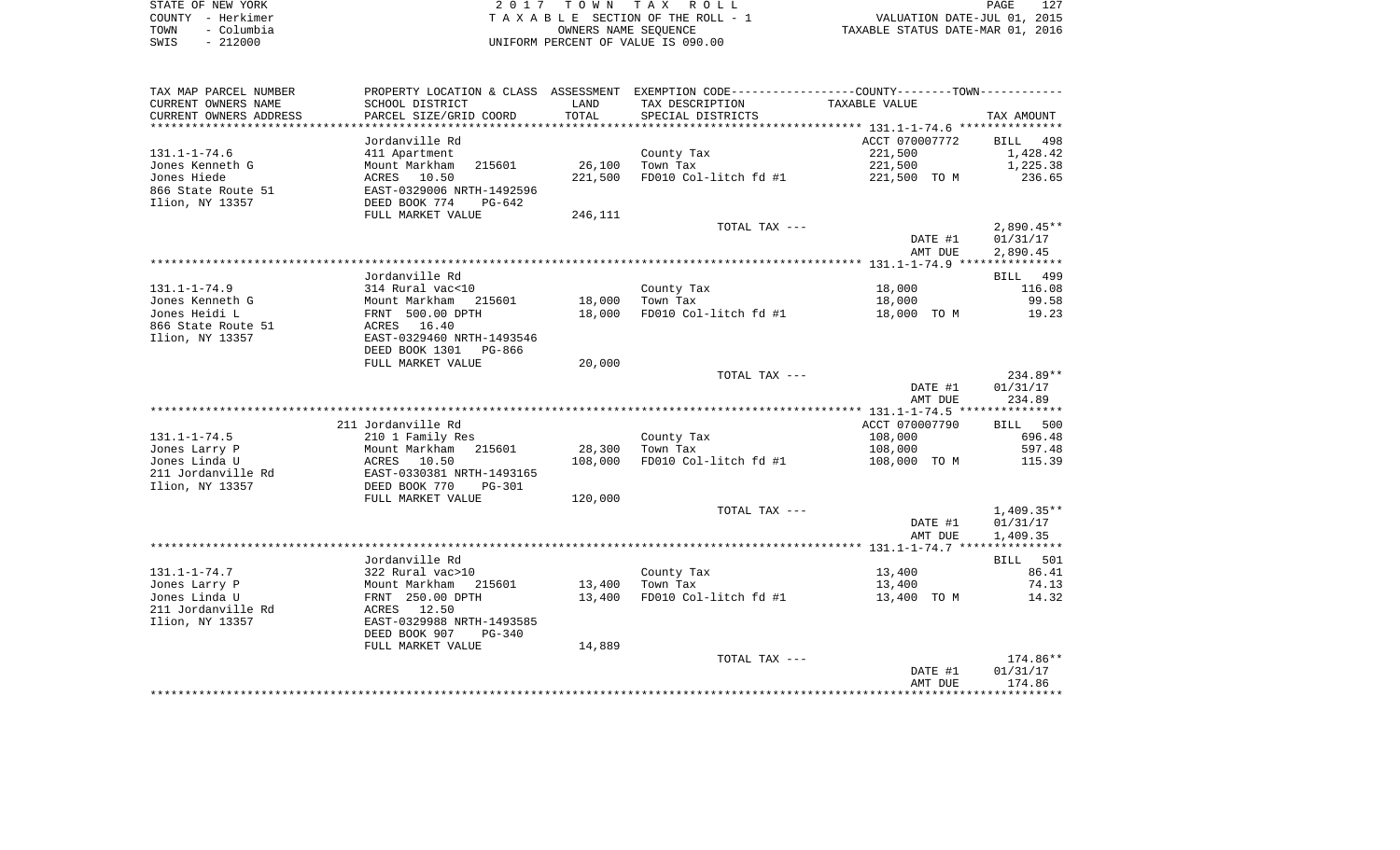STATE OF NEW YORK 2 0 1 7 T O W N T A X R O L L
COUNTY - Herkimer T A X A B L E SECTION OF THE ROLL - 1 VALUATION DATE-JUL 01, 2015
TOWN - Columbia OWNERS NAME SEQUENCE TAXABLE STATUS DATE-MAR 01, 2016
SWIS - 212000 UNIFORM PERCENT OF VALUE IS 090.00

| TAX MAP PARCEL NUMBER / CURRENT OWNERS NAME / CURRENT OWNERS ADDRESS | PROPERTY LOCATION & CLASS / SCHOOL DISTRICT / PARCEL SIZE/GRID COORD | ASSESSMENT LAND / TOTAL | EXEMPTION CODE / TAX DESCRIPTION / SPECIAL DISTRICTS | COUNTY--------TOWN / TAXABLE VALUE | TAX AMOUNT |
|---|---|---|---|---|---|
| 131.1-1-74.6 | Jordanville Rd | | | ACCT 070007772 | BILL 498 |
| | 411 Apartment | | County Tax | 221,500 | 1,428.42 |
| Jones Kenneth G | Mount Markham 215601 | 26,100 | Town Tax | 221,500 | 1,225.38 |
| Jones Hiede | ACRES 10.50 | 221,500 | FD010 Col-litch fd #1 | 221,500 TO M | 236.65 |
| 866 State Route 51 | EAST-0329006 NRTH-1492596 | | | | |
| Ilion, NY 13357 | DEED BOOK 774 PG-642 | | | | |
| | FULL MARKET VALUE | 246,111 | | | |
| | | | TOTAL TAX --- | | 2,890.45** |
| | | | | DATE #1 | 01/31/17 |
| | | | | AMT DUE | 2,890.45 |
| 131.1-1-74.9 | Jordanville Rd | | | | BILL 499 |
| | 314 Rural vac<10 | | County Tax | 18,000 | 116.08 |
| Jones Kenneth G | Mount Markham 215601 | 18,000 | Town Tax | 18,000 | 99.58 |
| Jones Heidi L | FRNT 500.00 DPTH | 18,000 | FD010 Col-litch fd #1 | 18,000 TO M | 19.23 |
| 866 State Route 51 | ACRES 16.40 | | | | |
| Ilion, NY 13357 | EAST-0329460 NRTH-1493546 | | | | |
| | DEED BOOK 1301 PG-866 | | | | |
| | FULL MARKET VALUE | 20,000 | | | |
| | | | TOTAL TAX --- | | 234.89** |
| | | | | DATE #1 | 01/31/17 |
| | | | | AMT DUE | 234.89 |
| 131.1-1-74.5 | 211 Jordanville Rd | | | ACCT 070007790 | BILL 500 |
| | 210 1 Family Res | | County Tax | 108,000 | 696.48 |
| Jones Larry P | Mount Markham 215601 | 28,300 | Town Tax | 108,000 | 597.48 |
| Jones Linda U | ACRES 10.50 | 108,000 | FD010 Col-litch fd #1 | 108,000 TO M | 115.39 |
| 211 Jordanville Rd | EAST-0330381 NRTH-1493165 | | | | |
| Ilion, NY 13357 | DEED BOOK 770 PG-301 | | | | |
| | FULL MARKET VALUE | 120,000 | | | |
| | | | TOTAL TAX --- | | 1,409.35** |
| | | | | DATE #1 | 01/31/17 |
| | | | | AMT DUE | 1,409.35 |
| 131.1-1-74.7 | Jordanville Rd | | | | BILL 501 |
| | 322 Rural vac>10 | | County Tax | 13,400 | 86.41 |
| Jones Larry P | Mount Markham 215601 | 13,400 | Town Tax | 13,400 | 74.13 |
| Jones Linda U | FRNT 250.00 DPTH | 13,400 | FD010 Col-litch fd #1 | 13,400 TO M | 14.32 |
| 211 Jordanville Rd | ACRES 12.50 | | | | |
| Ilion, NY 13357 | EAST-0329988 NRTH-1493585 | | | | |
| | DEED BOOK 907 PG-340 | | | | |
| | FULL MARKET VALUE | 14,889 | | | |
| | | | TOTAL TAX --- | | 174.86** |
| | | | | DATE #1 | 01/31/17 |
| | | | | AMT DUE | 174.86 |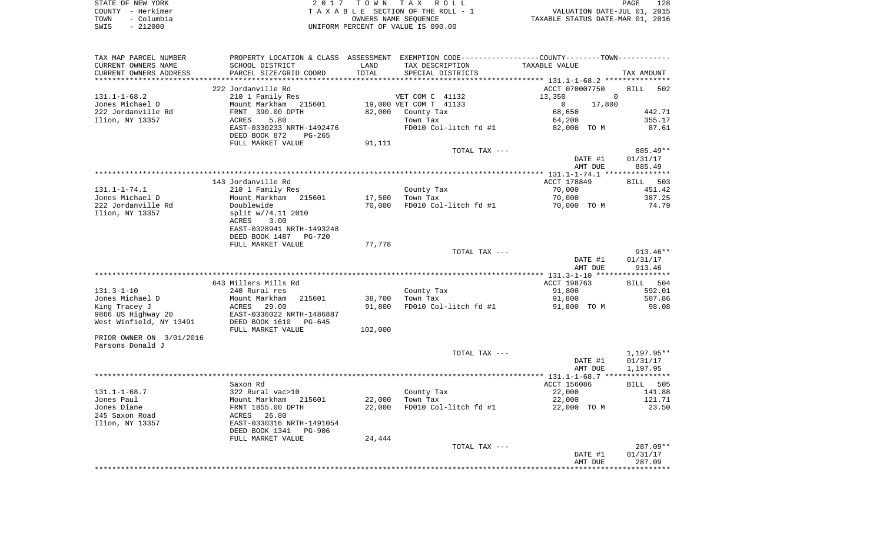STATE OF NEW YORK
COUNTY - Herkimer
TOWN - Columbia
SWIS - 212000

2 0 1 7 T O W N T A X R O L L
T A X A B L E SECTION OF THE ROLL - 1
OWNERS NAME SEQUENCE
UNIFORM PERCENT OF VALUE IS 090.00

VALUATION DATE-JUL 01, 2015
TAXABLE STATUS DATE-MAR 01, 2016

| TAX MAP PARCEL NUMBER<br>CURRENT OWNERS NAME<br>CURRENT OWNERS ADDRESS | PROPERTY LOCATION & CLASS<br>SCHOOL DISTRICT<br>PARCEL SIZE/GRID COORD | ASSESSMENT<br>LAND<br>TOTAL | EXEMPTION CODE-----COUNTY-----TOWN-----<br>TAX DESCRIPTION<br>SPECIAL DISTRICTS | TAXABLE VALUE | TAX AMOUNT |
|---|---|---|---|---|---|
| | 222 Jordanville Rd | | | ACCT 070007750 | BILL 502 |
| 131.1-1-68.2 | 210 1 Family Res | | VET COM C 41132 | 13,350 0 | |
| Jones Michael D | Mount Markham 215601 | 19,000 | VET COM T 41133 | 0 17,800 | |
| 222 Jordanville Rd | FRNT 390.00 DPTH | 82,000 | County Tax | 68,650 | 442.71 |
| Ilion, NY 13357 | ACRES 5.80 | | Town Tax | 64,200 | 355.17 |
| | EAST-0330233 NRTH-1492476 | | FD010 Col-litch fd #1 | 82,000 TO M | 87.61 |
| | DEED BOOK 872 PG-265 | | | | |
| | FULL MARKET VALUE | 91,111 | | | |
| | | | TOTAL TAX --- | | 885.49** |
| | | | | DATE #1 | 01/31/17 |
| | | | | AMT DUE | 885.49 |
| | 143 Jordanville Rd | | | ACCT 178849 | BILL 503 |
| 131.1-1-74.1 | 210 1 Family Res | | County Tax | 70,000 | 451.42 |
| Jones Michael D | Mount Markham 215601 | 17,500 | Town Tax | 70,000 | 387.25 |
| 222 Jordanville Rd | Doublewide | 70,000 | FD010 Col-litch fd #1 | 70,000 TO M | 74.79 |
| Ilion, NY 13357 | split w/74.11 2010 | | | | |
| | ACRES 3.00 | | | | |
| | EAST-0328941 NRTH-1493248 | | | | |
| | DEED BOOK 1487 PG-720 | | | | |
| | FULL MARKET VALUE | 77,778 | | | |
| | | | TOTAL TAX --- | | 913.46** |
| | | | | DATE #1 | 01/31/17 |
| | | | | AMT DUE | 913.46 |
| | 643 Millers Mills Rd | | | ACCT 198763 | BILL 504 |
| 131.3-1-10 | 240 Rural res | | County Tax | 91,800 | 592.01 |
| Jones Michael D | Mount Markham 215601 | 38,700 | Town Tax | 91,800 | 507.86 |
| King Tracey J | ACRES 29.00 | 91,800 | FD010 Col-litch fd #1 | 91,800 TO M | 98.08 |
| 9866 US Highway 20 | EAST-0336022 NRTH-1486887 | | | | |
| West Winfield, NY 13491 | DEED BOOK 1610 PG-645 | | | | |
| | FULL MARKET VALUE | 102,000 | | | |
| PRIOR OWNER ON 3/01/2016 | | | | | |
| Parsons Donald J | | | | | |
| | | | TOTAL TAX --- | | 1,197.95** |
| | | | | DATE #1 | 01/31/17 |
| | | | | AMT DUE | 1,197.95 |
| | Saxon Rd | | | ACCT 156086 | BILL 505 |
| 131.1-1-68.7 | 322 Rural vac>10 | | County Tax | 22,000 | 141.88 |
| Jones Paul | Mount Markham 215601 | 22,000 | Town Tax | 22,000 | 121.71 |
| Jones Diane | FRNT 1855.00 DPTH | 22,000 | FD010 Col-litch fd #1 | 22,000 TO M | 23.50 |
| 245 Saxon Road | ACRES 26.80 | | | | |
| Ilion, NY 13357 | EAST-0330316 NRTH-1491054 | | | | |
| | DEED BOOK 1341 PG-906 | | | | |
| | FULL MARKET VALUE | 24,444 | | | |
| | | | TOTAL TAX --- | | 287.09** |
| | | | | DATE #1 | 01/31/17 |
| | | | | AMT DUE | 287.09 |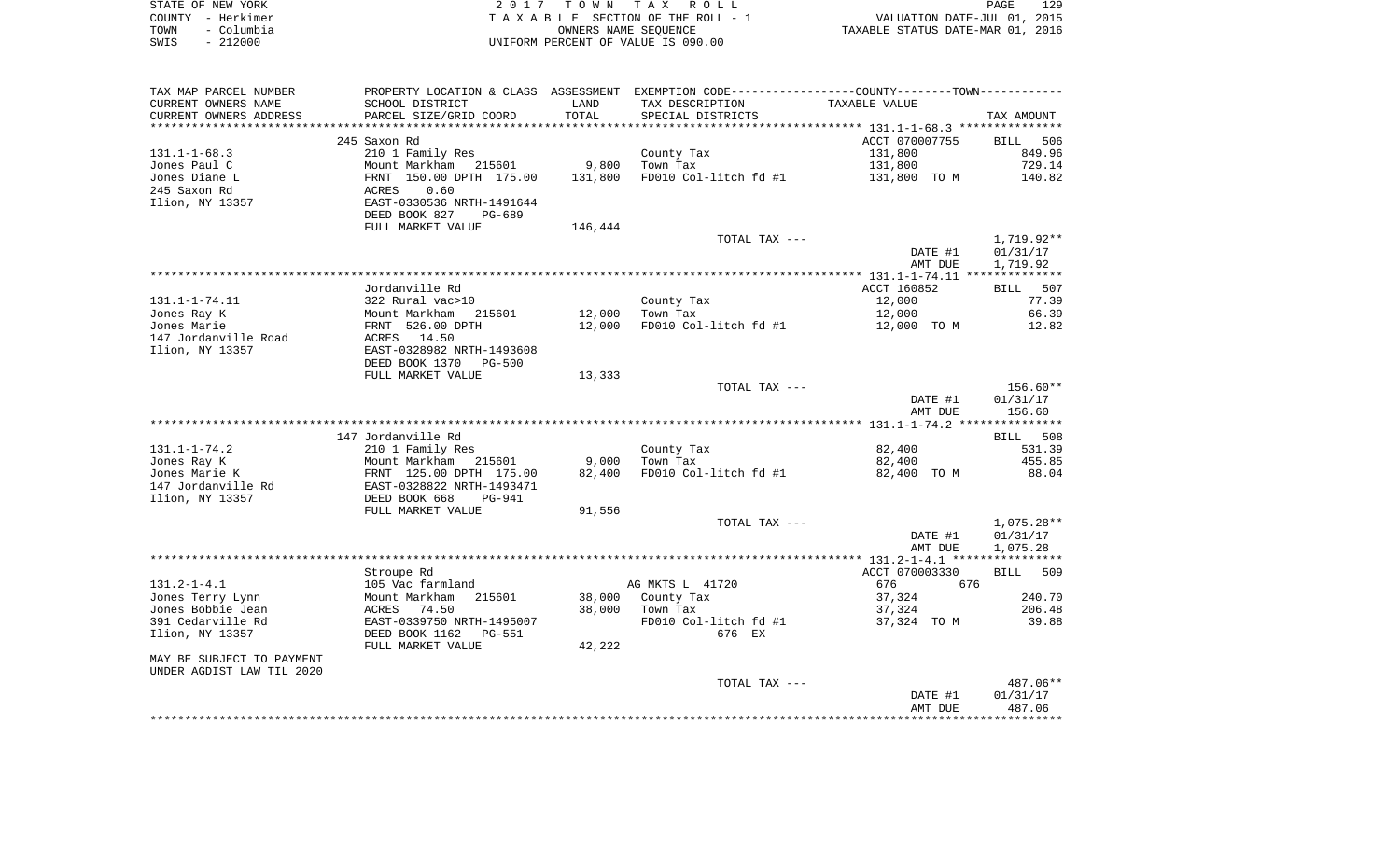STATE OF NEW YORK
COUNTY - Herkimer
TOWN - Columbia
SWIS - 212000

2 0 1 7 T O W N T A X R O L L
T A X A B L E SECTION OF THE ROLL - 1
OWNERS NAME SEQUENCE
UNIFORM PERCENT OF VALUE IS 090.00

VALUATION DATE-JUL 01, 2015
TAXABLE STATUS DATE-MAR 01, 2016

| TAX MAP PARCEL NUMBER / CURRENT OWNERS NAME / CURRENT OWNERS ADDRESS | PROPERTY LOCATION & CLASS / SCHOOL DISTRICT / PARCEL SIZE/GRID COORD | ASSESSMENT LAND / TOTAL | EXEMPTION CODE / TAX DESCRIPTION / SPECIAL DISTRICTS | COUNTY--------TOWN / TAXABLE VALUE | TAX AMOUNT |
|---|---|---|---|---|---|
| | 245 Saxon Rd | | | ACCT 070007755 | BILL 506 |
| 131.1-1-68.3 | 210 1 Family Res | | County Tax | 131,800 | 849.96 |
| Jones Paul C | Mount Markham 215601 | 9,800 | Town Tax | 131,800 | 729.14 |
| Jones Diane L | FRNT 150.00 DPTH 175.00 | 131,800 | FD010 Col-litch fd #1 | 131,800 TO M | 140.82 |
| 245 Saxon Rd | ACRES 0.60 | | | | |
| Ilion, NY 13357 | EAST-0330536 NRTH-1491644 | | | | |
| | DEED BOOK 827 PG-689 | | | | |
| | FULL MARKET VALUE | 146,444 | | | |
| | | | TOTAL TAX --- | | 1,719.92** |
| | | | | DATE #1 | 01/31/17 |
| | | | | AMT DUE | 1,719.92 |
| | Jordanville Rd | | | ACCT 160852 | BILL 507 |
| 131.1-1-74.11 | 322 Rural vac>10 | | County Tax | 12,000 | 77.39 |
| Jones Ray K | Mount Markham 215601 | 12,000 | Town Tax | 12,000 | 66.39 |
| Jones Marie | FRNT 526.00 DPTH | 12,000 | FD010 Col-litch fd #1 | 12,000 TO M | 12.82 |
| 147 Jordanville Road | ACRES 14.50 | | | | |
| Ilion, NY 13357 | EAST-0328982 NRTH-1493608 | | | | |
| | DEED BOOK 1370 PG-500 | | | | |
| | FULL MARKET VALUE | 13,333 | | | |
| | | | TOTAL TAX --- | | 156.60** |
| | | | | DATE #1 | 01/31/17 |
| | | | | AMT DUE | 156.60 |
| | 147 Jordanville Rd | | | | BILL 508 |
| 131.1-1-74.2 | 210 1 Family Res | | County Tax | 82,400 | 531.39 |
| Jones Ray K | Mount Markham 215601 | 9,000 | Town Tax | 82,400 | 455.85 |
| Jones Marie K | FRNT 125.00 DPTH 175.00 | 82,400 | FD010 Col-litch fd #1 | 82,400 TO M | 88.04 |
| 147 Jordanville Rd | EAST-0328822 NRTH-1493471 | | | | |
| Ilion, NY 13357 | DEED BOOK 668 PG-941 | | | | |
| | FULL MARKET VALUE | 91,556 | | | |
| | | | TOTAL TAX --- | | 1,075.28** |
| | | | | DATE #1 | 01/31/17 |
| | | | | AMT DUE | 1,075.28 |
| | Stroupe Rd | | | ACCT 070003330 | BILL 509 |
| 131.2-1-4.1 | 105 Vac farmland | | AG MKTS L 41720 | 676 676 | |
| Jones Terry Lynn | Mount Markham 215601 | 38,000 | County Tax | 37,324 | 240.70 |
| Jones Bobbie Jean | ACRES 74.50 | 38,000 | Town Tax | 37,324 | 206.48 |
| 391 Cedarville Rd | EAST-0339750 NRTH-1495007 | | FD010 Col-litch fd #1 | 37,324 TO M | 39.88 |
| Ilion, NY 13357 | DEED BOOK 1162 PG-551 | | 676 EX | | |
| | FULL MARKET VALUE | 42,222 | | | |
| MAY BE SUBJECT TO PAYMENT | | | | | |
| UNDER AGDIST LAW TIL 2020 | | | | | |
| | | | TOTAL TAX --- | | 487.06** |
| | | | | DATE #1 | 01/31/17 |
| | | | | AMT DUE | 487.06 |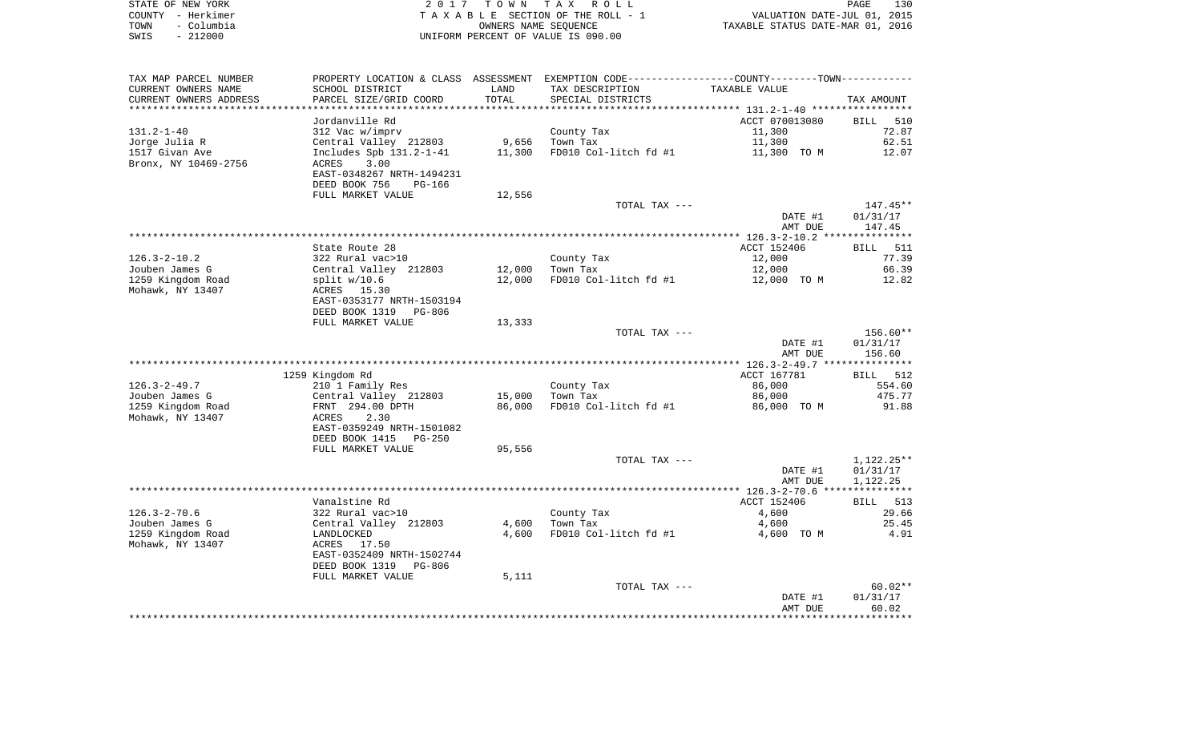STATE OF NEW YORK — COUNTY - Herkimer — TOWN - Columbia — SWIS - 212000

**2017 TOWN TAX ROLL**
TAXABLE SECTION OF THE ROLL - 1
OWNERS NAME SEQUENCE
UNIFORM PERCENT OF VALUE IS 090.00

VALUATION DATE-JUL 01, 2015
TAXABLE STATUS DATE-MAR 01, 2016

| TAX MAP PARCEL NUMBER / CURRENT OWNERS NAME / CURRENT OWNERS ADDRESS | PROPERTY LOCATION & CLASS / SCHOOL DISTRICT / PARCEL SIZE/GRID COORD | ASSESSMENT LAND / TOTAL | EXEMPTION CODE / TAX DESCRIPTION / SPECIAL DISTRICTS | TAXABLE VALUE | TAX AMOUNT |
|---|---|---|---|---|---|
| | Jordanville Rd | | | ACCT 070013080 | BILL 510 |
| 131.2-1-40 | 312 Vac w/imprv | | County Tax | 11,300 | 72.87 |
| Jorge Julia R | Central Valley 212803 | 9,656 | Town Tax | 11,300 | 62.51 |
| 1517 Givan Ave | Includes Spb 131.2-1-41 | 11,300 | FD010 Col-litch fd #1 | 11,300 TO M | 12.07 |
| Bronx, NY 10469-2756 | ACRES 3.00 | | | | |
| | EAST-0348267 NRTH-1494231 | | | | |
| | DEED BOOK 756 PG-166 | | | | |
| | FULL MARKET VALUE | 12,556 | | | |
| | | | TOTAL TAX --- | | 147.45** |
| | | | | DATE #1 | 01/31/17 |
| | | | | AMT DUE | 147.45 |
| | State Route 28 | | | ACCT 152406 | BILL 511 |
| 126.3-2-10.2 | 322 Rural vac>10 | | County Tax | 12,000 | 77.39 |
| Jouben James G | Central Valley 212803 | 12,000 | Town Tax | 12,000 | 66.39 |
| 1259 Kingdom Road | split w/10.6 | 12,000 | FD010 Col-litch fd #1 | 12,000 TO M | 12.82 |
| Mohawk, NY 13407 | ACRES 15.30 | | | | |
| | EAST-0353177 NRTH-1503194 | | | | |
| | DEED BOOK 1319 PG-806 | | | | |
| | FULL MARKET VALUE | 13,333 | | | |
| | | | TOTAL TAX --- | | 156.60** |
| | | | | DATE #1 | 01/31/17 |
| | | | | AMT DUE | 156.60 |
| | 1259 Kingdom Rd | | | ACCT 167781 | BILL 512 |
| 126.3-2-49.7 | 210 1 Family Res | | County Tax | 86,000 | 554.60 |
| Jouben James G | Central Valley 212803 | 15,000 | Town Tax | 86,000 | 475.77 |
| 1259 Kingdom Road | FRNT 294.00 DPTH | 86,000 | FD010 Col-litch fd #1 | 86,000 TO M | 91.88 |
| Mohawk, NY 13407 | ACRES 2.30 | | | | |
| | EAST-0359249 NRTH-1501082 | | | | |
| | DEED BOOK 1415 PG-250 | | | | |
| | FULL MARKET VALUE | 95,556 | | | |
| | | | TOTAL TAX --- | | 1,122.25** |
| | | | | DATE #1 | 01/31/17 |
| | | | | AMT DUE | 1,122.25 |
| | Vanalstine Rd | | | ACCT 152406 | BILL 513 |
| 126.3-2-70.6 | 322 Rural vac>10 | | County Tax | 4,600 | 29.66 |
| Jouben James G | Central Valley 212803 | 4,600 | Town Tax | 4,600 | 25.45 |
| 1259 Kingdom Road | LANDLOCKED | 4,600 | FD010 Col-litch fd #1 | 4,600 TO M | 4.91 |
| Mohawk, NY 13407 | ACRES 17.50 | | | | |
| | EAST-0352409 NRTH-1502744 | | | | |
| | DEED BOOK 1319 PG-806 | | | | |
| | FULL MARKET VALUE | 5,111 | | | |
| | | | TOTAL TAX --- | | 60.02** |
| | | | | DATE #1 | 01/31/17 |
| | | | | AMT DUE | 60.02 |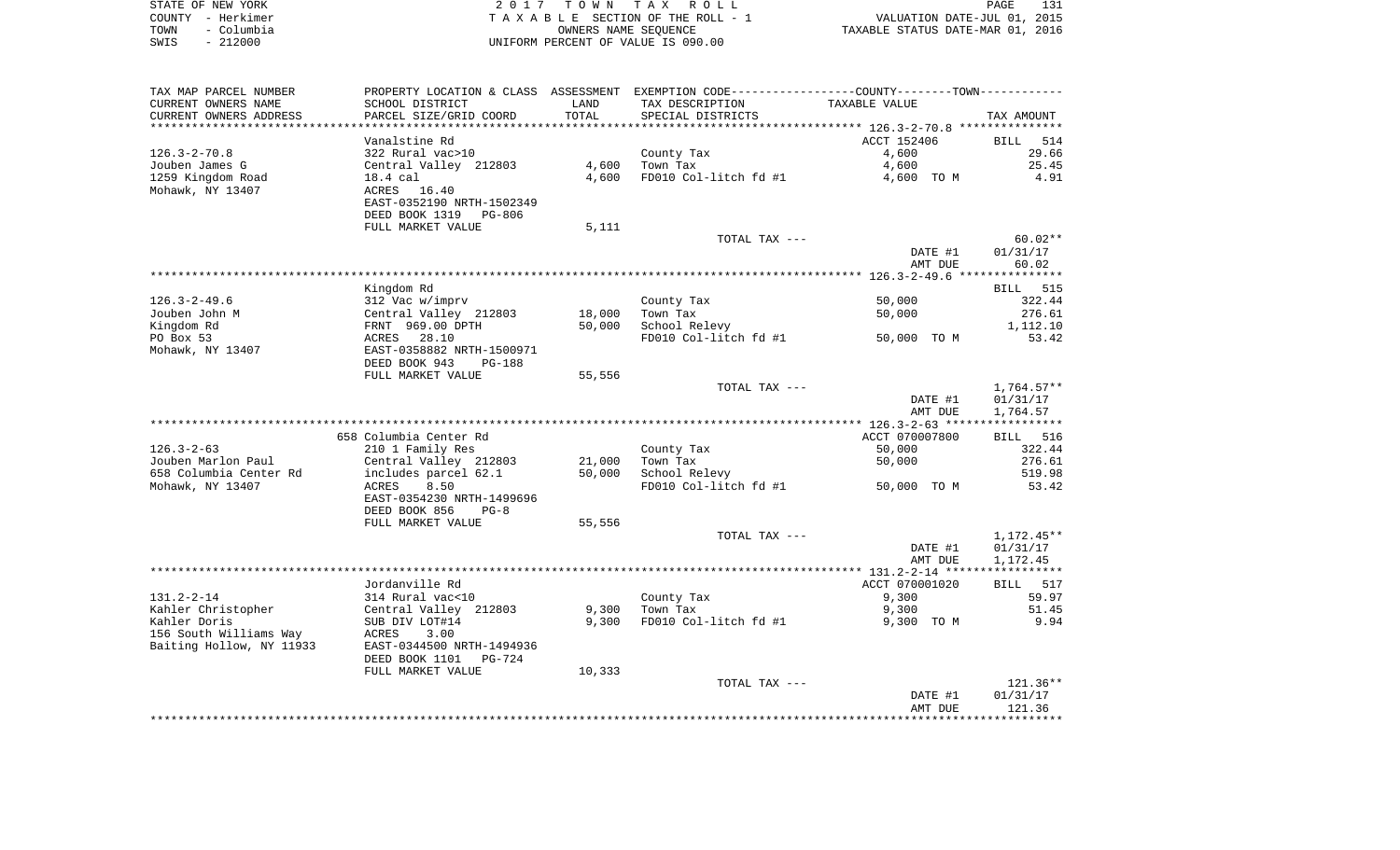STATE OF NEW YORK
COUNTY - Herkimer
TOWN - Columbia
SWIS - 212000

2017 TOWN TAX ROLL
TAXABLE SECTION OF THE ROLL - 1
OWNERS NAME SEQUENCE
UNIFORM PERCENT OF VALUE IS 090.00

VALUATION DATE-JUL 01, 2015
TAXABLE STATUS DATE-MAR 01, 2016

| TAX MAP PARCEL NUMBER / CURRENT OWNERS NAME / CURRENT OWNERS ADDRESS | PROPERTY LOCATION & CLASS / SCHOOL DISTRICT / PARCEL SIZE/GRID COORD | ASSESSMENT LAND | TOTAL | EXEMPTION CODE / TAX DESCRIPTION / SPECIAL DISTRICTS | COUNTY--------TOWN TAXABLE VALUE | TAX AMOUNT |
|---|---|---|---|---|---|---|
| 126.3-2-70.8 | Vanalstine Rd | | | | ACCT 152406 | BILL 514 |
| 126.3-2-70.8 | 322 Rural vac>10 | | | County Tax | 4,600 | 29.66 |
| Jouben James G | Central Valley 212803 | 4,600 | | Town Tax | 4,600 | 25.45 |
| 1259 Kingdom Road | 18.4 cal | | 4,600 | FD010 Col-litch fd #1 | 4,600 TO M | 4.91 |
| Mohawk, NY 13407 | ACRES 16.40 | | | | | |
| | EAST-0352190 NRTH-1502349 | | | | | |
| | DEED BOOK 1319 PG-806 | | | | | |
| | FULL MARKET VALUE | 5,111 | | | | |
| | | | | TOTAL TAX --- | | 60.02** |
| | | | | | DATE #1 | 01/31/17 |
| | | | | | AMT DUE | 60.02 |
| 126.3-2-49.6 | Kingdom Rd | | | | | BILL 515 |
| 126.3-2-49.6 | 312 Vac w/imprv | | | County Tax | 50,000 | 322.44 |
| Jouben John M | Central Valley 212803 | 18,000 | | Town Tax | 50,000 | 276.61 |
| Kingdom Rd | FRNT 969.00 DPTH | | 50,000 | School Relevy | | 1,112.10 |
| PO Box 53 | ACRES 28.10 | | | FD010 Col-litch fd #1 | 50,000 TO M | 53.42 |
| Mohawk, NY 13407 | EAST-0358882 NRTH-1500971 | | | | | |
| | DEED BOOK 943 PG-188 | | | | | |
| | FULL MARKET VALUE | 55,556 | | | | |
| | | | | TOTAL TAX --- | | 1,764.57** |
| | | | | | DATE #1 | 01/31/17 |
| | | | | | AMT DUE | 1,764.57 |
| 126.3-2-63 | 658 Columbia Center Rd | | | | ACCT 070007800 | BILL 516 |
| 126.3-2-63 | 210 1 Family Res | | | County Tax | 50,000 | 322.44 |
| Jouben Marlon Paul | Central Valley 212803 | 21,000 | | Town Tax | 50,000 | 276.61 |
| 658 Columbia Center Rd | includes parcel 62.1 | | 50,000 | School Relevy | | 519.98 |
| Mohawk, NY 13407 | ACRES 8.50 | | | FD010 Col-litch fd #1 | 50,000 TO M | 53.42 |
| | EAST-0354230 NRTH-1499696 | | | | | |
| | DEED BOOK 856 PG-8 | | | | | |
| | FULL MARKET VALUE | 55,556 | | | | |
| | | | | TOTAL TAX --- | | 1,172.45** |
| | | | | | DATE #1 | 01/31/17 |
| | | | | | AMT DUE | 1,172.45 |
| 131.2-2-14 | Jordanville Rd | | | | ACCT 070001020 | BILL 517 |
| 131.2-2-14 | 314 Rural vac<10 | | | County Tax | 9,300 | 59.97 |
| Kahler Christopher | Central Valley 212803 | 9,300 | | Town Tax | 9,300 | 51.45 |
| Kahler Doris | SUB DIV LOT#14 | | 9,300 | FD010 Col-litch fd #1 | 9,300 TO M | 9.94 |
| 156 South Williams Way | ACRES 3.00 | | | | | |
| Baiting Hollow, NY 11933 | EAST-0344500 NRTH-1494936 | | | | | |
| | DEED BOOK 1101 PG-724 | | | | | |
| | FULL MARKET VALUE | 10,333 | | | | |
| | | | | TOTAL TAX --- | | 121.36** |
| | | | | | DATE #1 | 01/31/17 |
| | | | | | AMT DUE | 121.36 |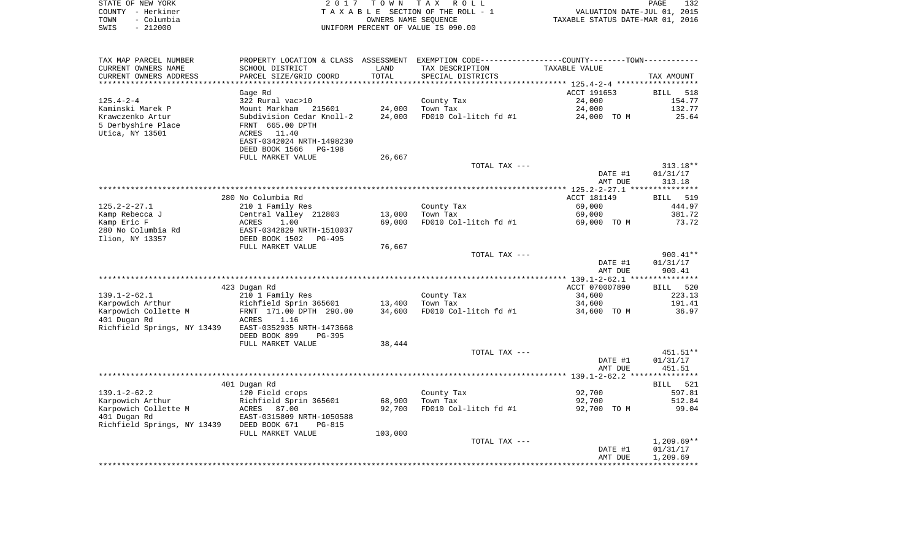STATE OF NEW YORK
COUNTY - Herkimer
TOWN - Columbia
SWIS - 212000

2 0 1 7 T O W N T A X R O L L
T A X A B L E SECTION OF THE ROLL - 1
OWNERS NAME SEQUENCE
UNIFORM PERCENT OF VALUE IS 090.00

VALUATION DATE-JUL 01, 2015
TAXABLE STATUS DATE-MAR 01, 2016

| TAX MAP PARCEL NUMBER / CURRENT OWNERS NAME / CURRENT OWNERS ADDRESS | PROPERTY LOCATION & CLASS / SCHOOL DISTRICT / PARCEL SIZE/GRID COORD | ASSESSMENT LAND | TOTAL | EXEMPTION CODE / TAX DESCRIPTION / SPECIAL DISTRICTS | COUNTY--------TOWN / TAXABLE VALUE | TAX AMOUNT |
|---|---|---|---|---|---|---|
| 125.4-2-4 | Gage Rd | | | | ACCT 191653 | BILL 518 |
| | 322 Rural vac>10 | | | County Tax | 24,000 | 154.77 |
| Kaminski Marek P | Mount Markham 215601 | 24,000 | | Town Tax | 24,000 | 132.77 |
| Krawczenko Artur | Subdivision Cedar Knoll-2 | | 24,000 | FD010 Col-litch fd #1 | 24,000 TO M | 25.64 |
| 5 Derbyshire Place | FRNT 665.00 DPTH | | | | | |
| Utica, NY 13501 | ACRES 11.40 | | | | | |
| | EAST-0342024 NRTH-1498230 | | | | | |
| | DEED BOOK 1566 PG-198 | | | | | |
| | FULL MARKET VALUE | 26,667 | | | | |
| | | | | TOTAL TAX --- | | 313.18** |
| | | | | | DATE #1 | 01/31/17 |
| | | | | | AMT DUE | 313.18 |
| 125.2-2-27.1 | 280 No Columbia Rd | | | | ACCT 181149 | BILL 519 |
| | 210 1 Family Res | | | County Tax | 69,000 | 444.97 |
| Kamp Rebecca J | Central Valley 212803 | 13,000 | | Town Tax | 69,000 | 381.72 |
| Kamp Eric F | ACRES 1.00 | | 69,000 | FD010 Col-litch fd #1 | 69,000 TO M | 73.72 |
| 280 No Columbia Rd | EAST-0342829 NRTH-1510037 | | | | | |
| Ilion, NY 13357 | DEED BOOK 1502 PG-495 | | | | | |
| | FULL MARKET VALUE | 76,667 | | | | |
| | | | | TOTAL TAX --- | | 900.41** |
| | | | | | DATE #1 | 01/31/17 |
| | | | | | AMT DUE | 900.41 |
| 139.1-2-62.1 | 423 Dugan Rd | | | | ACCT 070007890 | BILL 520 |
| | 210 1 Family Res | | | County Tax | 34,600 | 223.13 |
| Karpowich Arthur | Richfield Sprin 365601 | 13,400 | | Town Tax | 34,600 | 191.41 |
| Karpowich Collette M | FRNT 171.00 DPTH 290.00 | | 34,600 | FD010 Col-litch fd #1 | 34,600 TO M | 36.97 |
| 401 Dugan Rd | ACRES 1.16 | | | | | |
| Richfield Springs, NY 13439 | EAST-0352935 NRTH-1473668 | | | | | |
| | DEED BOOK 899 PG-395 | | | | | |
| | FULL MARKET VALUE | 38,444 | | | | |
| | | | | TOTAL TAX --- | | 451.51** |
| | | | | | DATE #1 | 01/31/17 |
| | | | | | AMT DUE | 451.51 |
| 139.1-2-62.2 | 401 Dugan Rd | | | | | BILL 521 |
| | 120 Field crops | | | County Tax | 92,700 | 597.81 |
| Karpowich Arthur | Richfield Sprin 365601 | 68,900 | | Town Tax | 92,700 | 512.84 |
| Karpowich Collette M | ACRES 87.00 | | 92,700 | FD010 Col-litch fd #1 | 92,700 TO M | 99.04 |
| 401 Dugan Rd | EAST-0315809 NRTH-1050588 | | | | | |
| Richfield Springs, NY 13439 | DEED BOOK 671 PG-815 | | | | | |
| | FULL MARKET VALUE | 103,000 | | | | |
| | | | | TOTAL TAX --- | | 1,209.69** |
| | | | | | DATE #1 | 01/31/17 |
| | | | | | AMT DUE | 1,209.69 |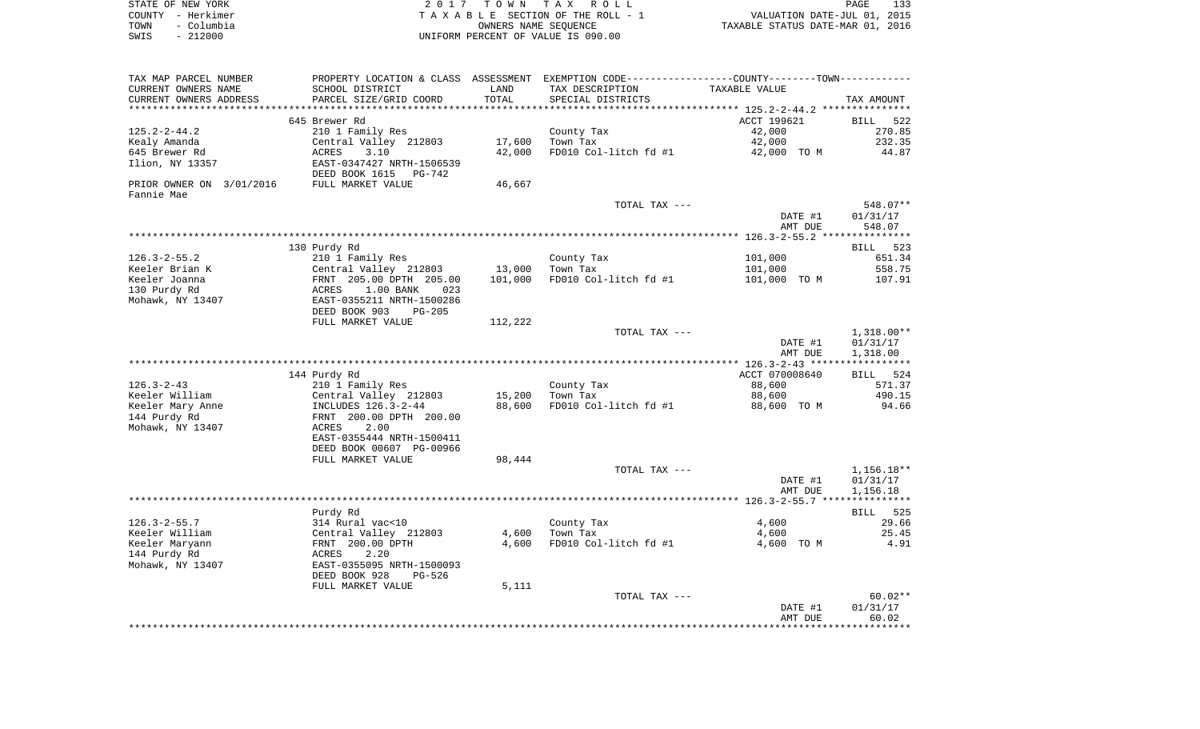STATE OF NEW YORK — 2017 TOWN TAX ROLL
COUNTY - Herkimer — TAXABLE SECTION OF THE ROLL - 1 — VALUATION DATE-JUL 01, 2015
TOWN - Columbia — OWNERS NAME SEQUENCE — TAXABLE STATUS DATE-MAR 01, 2016
SWIS - 212000 — UNIFORM PERCENT OF VALUE IS 090.00

| TAX MAP PARCEL NUMBER / CURRENT OWNERS NAME / CURRENT OWNERS ADDRESS | PROPERTY LOCATION & CLASS / SCHOOL DISTRICT / PARCEL SIZE/GRID COORD | ASSESSMENT LAND / TOTAL | EXEMPTION CODE / TAX DESCRIPTION / SPECIAL DISTRICTS | COUNTY--------TOWN TAXABLE VALUE | TAX AMOUNT |
|---|---|---|---|---|---|
| **125.2-2-44.2** | 645 Brewer Rd | | | ACCT 199621 | BILL 522 |
| 125.2-2-44.2 | 210 1 Family Res | | County Tax | 42,000 | 270.85 |
| Kealy Amanda | Central Valley 212803 | 17,600 | Town Tax | 42,000 | 232.35 |
| 645 Brewer Rd | ACRES 3.10 | 42,000 | FD010 Col-litch fd #1 | 42,000 TO M | 44.87 |
| Ilion, NY 13357 | EAST-0347427 NRTH-1506539 | | | | |
| | DEED BOOK 1615 PG-742 | | | | |
| PRIOR OWNER ON 3/01/2016 | FULL MARKET VALUE | 46,667 | | | |
| Fannie Mae | | | | | |
| | | | TOTAL TAX --- | | 548.07** |
| | | | | DATE #1 | 01/31/17 |
| | | | | AMT DUE | 548.07 |
| **126.3-2-55.2** | 130 Purdy Rd | | | | BILL 523 |
| 126.3-2-55.2 | 210 1 Family Res | | County Tax | 101,000 | 651.34 |
| Keeler Brian K | Central Valley 212803 | 13,000 | Town Tax | 101,000 | 558.75 |
| Keeler Joanna | FRNT 205.00 DPTH 205.00 | 101,000 | FD010 Col-litch fd #1 | 101,000 TO M | 107.91 |
| 130 Purdy Rd | ACRES 1.00 BANK 023 | | | | |
| Mohawk, NY 13407 | EAST-0355211 NRTH-1500286 | | | | |
| | DEED BOOK 903 PG-205 | | | | |
| | FULL MARKET VALUE | 112,222 | | | |
| | | | TOTAL TAX --- | | 1,318.00** |
| | | | | DATE #1 | 01/31/17 |
| | | | | AMT DUE | 1,318.00 |
| **126.3-2-43** | 144 Purdy Rd | | | ACCT 070008640 | BILL 524 |
| 126.3-2-43 | 210 1 Family Res | | County Tax | 88,600 | 571.37 |
| Keeler William | Central Valley 212803 | 15,200 | Town Tax | 88,600 | 490.15 |
| Keeler Mary Anne | INCLUDES 126.3-2-44 | 88,600 | FD010 Col-litch fd #1 | 88,600 TO M | 94.66 |
| 144 Purdy Rd | FRNT 200.00 DPTH 200.00 | | | | |
| Mohawk, NY 13407 | ACRES 2.00 | | | | |
| | EAST-0355444 NRTH-1500411 | | | | |
| | DEED BOOK 00607 PG-00966 | | | | |
| | FULL MARKET VALUE | 98,444 | | | |
| | | | TOTAL TAX --- | | 1,156.18** |
| | | | | DATE #1 | 01/31/17 |
| | | | | AMT DUE | 1,156.18 |
| **126.3-2-55.7** | Purdy Rd | | | | BILL 525 |
| 126.3-2-55.7 | 314 Rural vac<10 | | County Tax | 4,600 | 29.66 |
| Keeler William | Central Valley 212803 | 4,600 | Town Tax | 4,600 | 25.45 |
| Keeler Maryann | FRNT 200.00 DPTH | 4,600 | FD010 Col-litch fd #1 | 4,600 TO M | 4.91 |
| 144 Purdy Rd | ACRES 2.20 | | | | |
| Mohawk, NY 13407 | EAST-0355095 NRTH-1500093 | | | | |
| | DEED BOOK 928 PG-526 | | | | |
| | FULL MARKET VALUE | 5,111 | | | |
| | | | TOTAL TAX --- | | 60.02** |
| | | | | DATE #1 | 01/31/17 |
| | | | | AMT DUE | 60.02 |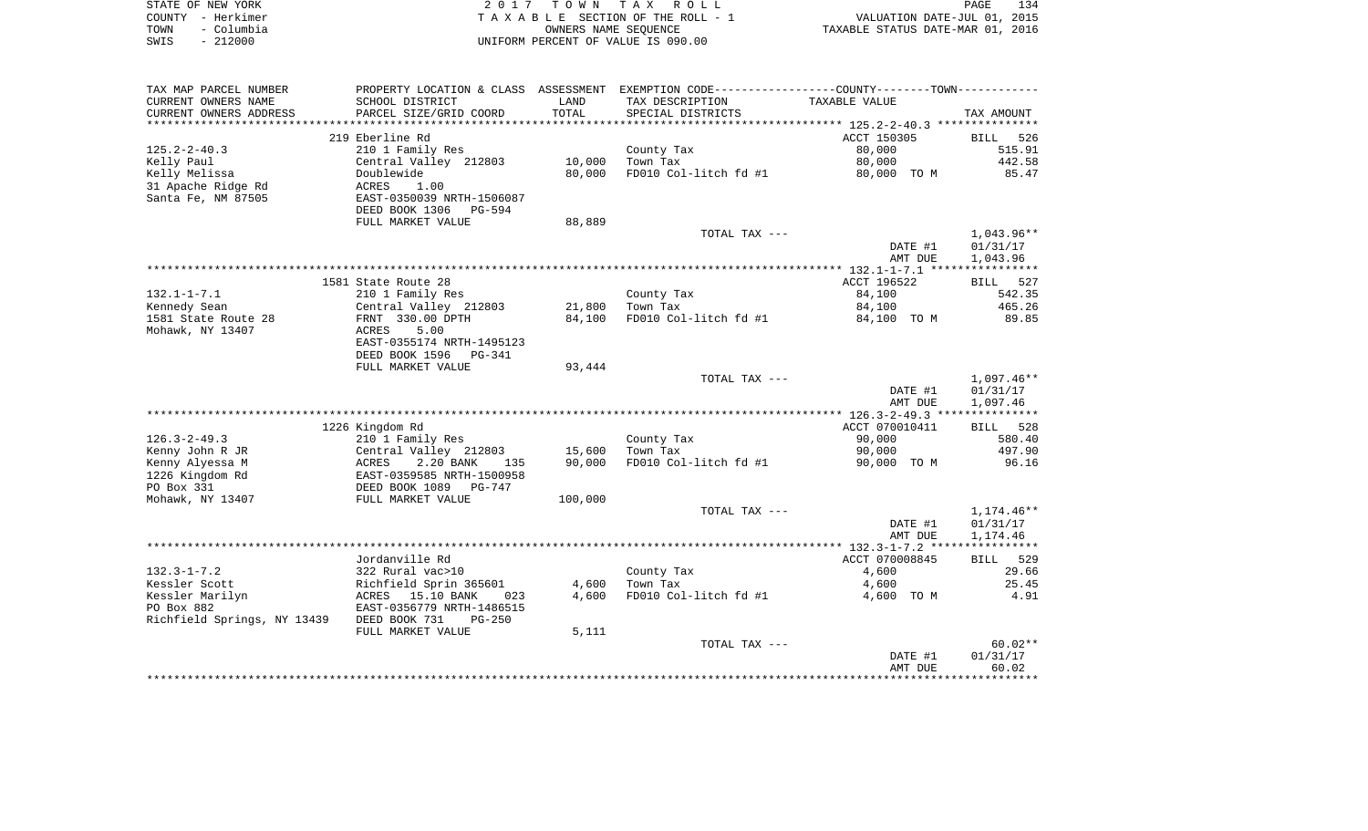STATE OF NEW YORK — 2017 TOWN TAX ROLL
COUNTY - Herkimer — TAXABLE SECTION OF THE ROLL - 1 — VALUATION DATE-JUL 01, 2015
TOWN - Columbia — OWNERS NAME SEQUENCE — TAXABLE STATUS DATE-MAR 01, 2016
SWIS - 212000 — UNIFORM PERCENT OF VALUE IS 090.00

| TAX MAP PARCEL NUMBER / CURRENT OWNERS NAME / CURRENT OWNERS ADDRESS | PROPERTY LOCATION & CLASS / SCHOOL DISTRICT / PARCEL SIZE/GRID COORD | ASSESSMENT LAND / TOTAL | EXEMPTION CODE / TAX DESCRIPTION / SPECIAL DISTRICTS | COUNTY--------TOWN / TAXABLE VALUE | TAX AMOUNT |
|---|---|---|---|---|---|
| **125.2-2-40.3** | 219 Eberline Rd | | | ACCT 150305 | BILL 526 |
| 125.2-2-40.3 | 210 1 Family Res | | County Tax | 80,000 | 515.91 |
| Kelly Paul | Central Valley 212803 | 10,000 | Town Tax | 80,000 | 442.58 |
| Kelly Melissa | Doublewide | 80,000 | FD010 Col-litch fd #1 | 80,000 TO M | 85.47 |
| 31 Apache Ridge Rd | ACRES 1.00 | | | | |
| Santa Fe, NM 87505 | EAST-0350039 NRTH-1506087 | | | | |
| | DEED BOOK 1306 PG-594 | | | | |
| | FULL MARKET VALUE | 88,889 | | | |
| | | | TOTAL TAX --- | | 1,043.96** |
| | | | | DATE #1 | 01/31/17 |
| | | | | AMT DUE | 1,043.96 |
| **132.1-1-7.1** | 1581 State Route 28 | | | ACCT 196522 | BILL 527 |
| 132.1-1-7.1 | 210 1 Family Res | | County Tax | 84,100 | 542.35 |
| Kennedy Sean | Central Valley 212803 | 21,800 | Town Tax | 84,100 | 465.26 |
| 1581 State Route 28 | FRNT 330.00 DPTH | 84,100 | FD010 Col-litch fd #1 | 84,100 TO M | 89.85 |
| Mohawk, NY 13407 | ACRES 5.00 | | | | |
| | EAST-0355174 NRTH-1495123 | | | | |
| | DEED BOOK 1596 PG-341 | | | | |
| | FULL MARKET VALUE | 93,444 | | | |
| | | | TOTAL TAX --- | | 1,097.46** |
| | | | | DATE #1 | 01/31/17 |
| | | | | AMT DUE | 1,097.46 |
| **126.3-2-49.3** | 1226 Kingdom Rd | | | ACCT 070010411 | BILL 528 |
| 126.3-2-49.3 | 210 1 Family Res | | County Tax | 90,000 | 580.40 |
| Kenny John R JR | Central Valley 212803 | 15,600 | Town Tax | 90,000 | 497.90 |
| Kenny Alyessa M | ACRES 2.20 BANK 135 | 90,000 | FD010 Col-litch fd #1 | 90,000 TO M | 96.16 |
| 1226 Kingdom Rd | EAST-0359585 NRTH-1500958 | | | | |
| PO Box 331 | DEED BOOK 1089 PG-747 | | | | |
| Mohawk, NY 13407 | FULL MARKET VALUE | 100,000 | | | |
| | | | TOTAL TAX --- | | 1,174.46** |
| | | | | DATE #1 | 01/31/17 |
| | | | | AMT DUE | 1,174.46 |
| **132.3-1-7.2** | Jordanville Rd | | | ACCT 070008845 | BILL 529 |
| 132.3-1-7.2 | 322 Rural vac>10 | | County Tax | 4,600 | 29.66 |
| Kessler Scott | Richfield Sprin 365601 | 4,600 | Town Tax | 4,600 | 25.45 |
| Kessler Marilyn | ACRES 15.10 BANK 023 | 4,600 | FD010 Col-litch fd #1 | 4,600 TO M | 4.91 |
| PO Box 882 | EAST-0356779 NRTH-1486515 | | | | |
| Richfield Springs, NY 13439 | DEED BOOK 731 PG-250 | | | | |
| | FULL MARKET VALUE | 5,111 | | | |
| | | | TOTAL TAX --- | | 60.02** |
| | | | | DATE #1 | 01/31/17 |
| | | | | AMT DUE | 60.02 |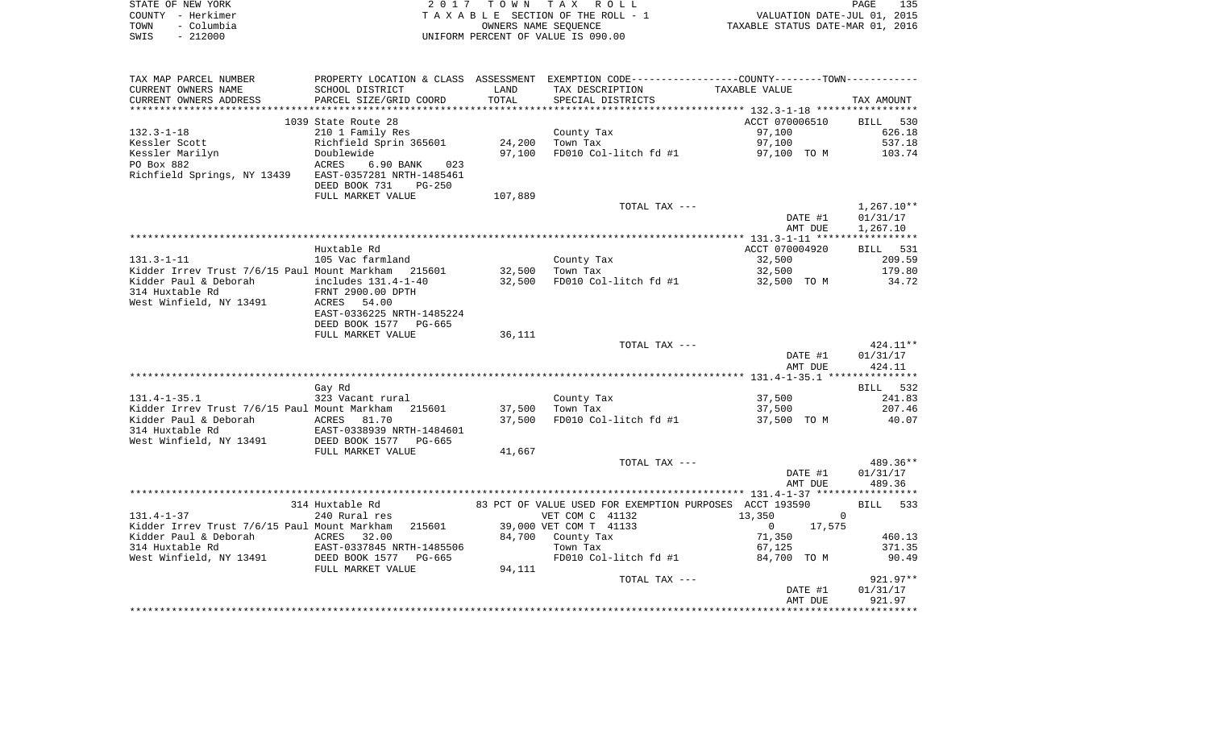STATE OF NEW YORK — 2017 TOWN TAX ROLL
COUNTY - Herkimer — TAXABLE SECTION OF THE ROLL - 1 — VALUATION DATE-JUL 01, 2015
TOWN - Columbia — OWNERS NAME SEQUENCE — TAXABLE STATUS DATE-MAR 01, 2016
SWIS - 212000 — UNIFORM PERCENT OF VALUE IS 090.00

| TAX MAP PARCEL NUMBER / CURRENT OWNERS NAME / CURRENT OWNERS ADDRESS | PROPERTY LOCATION & CLASS / SCHOOL DISTRICT / PARCEL SIZE/GRID COORD | ASSESSMENT LAND / TOTAL | EXEMPTION CODE / TAX DESCRIPTION / SPECIAL DISTRICTS | COUNTY--------TOWN / TAXABLE VALUE | TAX AMOUNT |
|---|---|---|---|---|---|
| 132.3-1-18 | 1039 State Route 28 | | | ACCT 070006510 | BILL 530 |
| | 210 1 Family Res | | County Tax | 97,100 | 626.18 |
| Kessler Scott | Richfield Sprin 365601 | 24,200 | Town Tax | 97,100 | 537.18 |
| Kessler Marilyn | Doublewide | 97,100 | FD010 Col-litch fd #1 | 97,100 TO M | 103.74 |
| PO Box 882 | ACRES 6.90 BANK 023 | | | | |
| Richfield Springs, NY 13439 | EAST-0357281 NRTH-1485461 | | | | |
| | DEED BOOK 731 PG-250 | | | | |
| | FULL MARKET VALUE | 107,889 | | | |
| | | | TOTAL TAX --- | | 1,267.10** |
| | | | | DATE #1 | 01/31/17 |
| | | | | AMT DUE | 1,267.10 |
| 131.3-1-11 | Huxtable Rd | | | ACCT 070004920 | BILL 531 |
| | 105 Vac farmland | | County Tax | 32,500 | 209.59 |
| Kidder Irrev Trust 7/6/15 Paul | Mount Markham 215601 | 32,500 | Town Tax | 32,500 | 179.80 |
| Kidder Paul & Deborah | includes 131.4-1-40 | 32,500 | FD010 Col-litch fd #1 | 32,500 TO M | 34.72 |
| 314 Huxtable Rd | FRNT 2900.00 DPTH | | | | |
| West Winfield, NY 13491 | ACRES 54.00 | | | | |
| | EAST-0336225 NRTH-1485224 | | | | |
| | DEED BOOK 1577 PG-665 | | | | |
| | FULL MARKET VALUE | 36,111 | | | |
| | | | TOTAL TAX --- | | 424.11** |
| | | | | DATE #1 | 01/31/17 |
| | | | | AMT DUE | 424.11 |
| 131.4-1-35.1 | Gay Rd | | | | BILL 532 |
| | 323 Vacant rural | | County Tax | 37,500 | 241.83 |
| Kidder Irrev Trust 7/6/15 Paul | Mount Markham 215601 | 37,500 | Town Tax | 37,500 | 207.46 |
| Kidder Paul & Deborah | ACRES 81.70 | 37,500 | FD010 Col-litch fd #1 | 37,500 TO M | 40.07 |
| 314 Huxtable Rd | EAST-0338939 NRTH-1484601 | | | | |
| West Winfield, NY 13491 | DEED BOOK 1577 PG-665 | | | | |
| | FULL MARKET VALUE | 41,667 | | | |
| | | | TOTAL TAX --- | | 489.36** |
| | | | | DATE #1 | 01/31/17 |
| | | | | AMT DUE | 489.36 |
| 131.4-1-37 | 314 Huxtable Rd | | 83 PCT OF VALUE USED FOR EXEMPTION PURPOSES | ACCT 193590 | BILL 533 |
| | 240 Rural res | | VET COM C 41132 | 13,350 / 0 | |
| Kidder Irrev Trust 7/6/15 Paul | Mount Markham 215601 | 39,000 | VET COM T 41133 | 0 / 17,575 | |
| Kidder Paul & Deborah | ACRES 32.00 | 84,700 | County Tax | 71,350 | 460.13 |
| 314 Huxtable Rd | EAST-0337845 NRTH-1485506 | | Town Tax | 67,125 | 371.35 |
| West Winfield, NY 13491 | DEED BOOK 1577 PG-665 | | FD010 Col-litch fd #1 | 84,700 TO M | 90.49 |
| | FULL MARKET VALUE | 94,111 | | | |
| | | | TOTAL TAX --- | | 921.97** |
| | | | | DATE #1 | 01/31/17 |
| | | | | AMT DUE | 921.97 |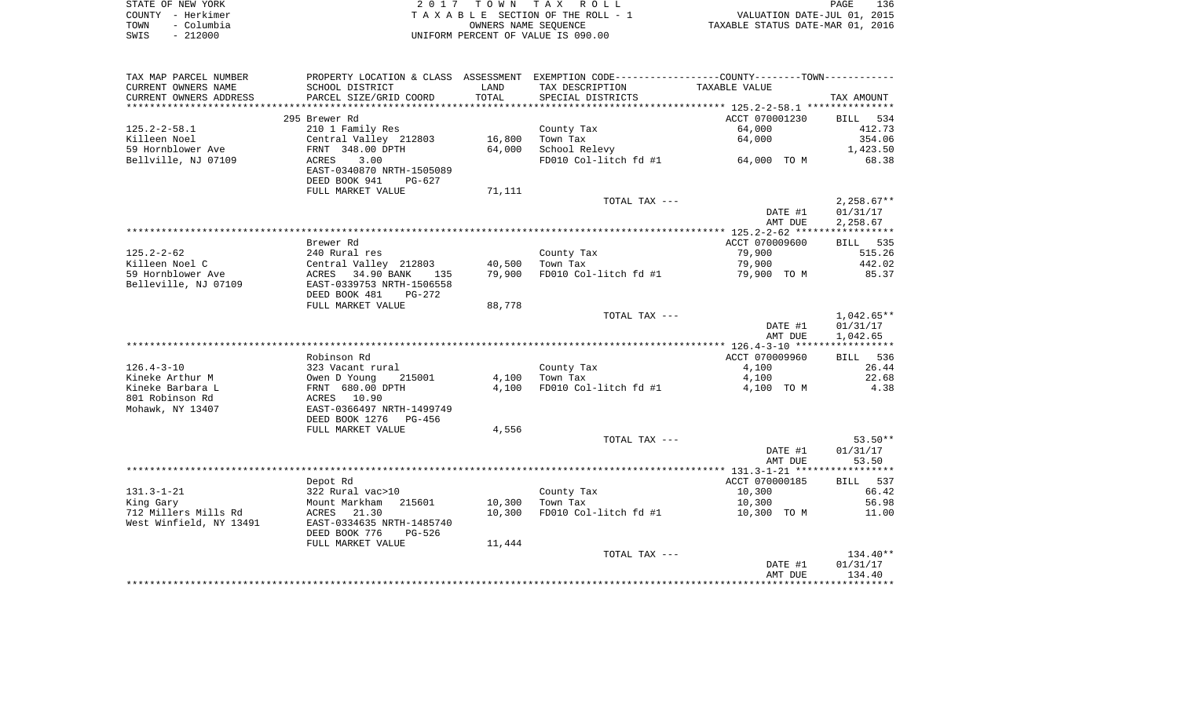STATE OF NEW YORK — 2017 TOWN TAX ROLL
COUNTY - Herkimer — TAXABLE SECTION OF THE ROLL - 1 — VALUATION DATE-JUL 01, 2015
TOWN - Columbia — OWNERS NAME SEQUENCE — TAXABLE STATUS DATE-MAR 01, 2016
SWIS - 212000 — UNIFORM PERCENT OF VALUE IS 090.00

| TAX MAP PARCEL NUMBER / CURRENT OWNERS NAME / CURRENT OWNERS ADDRESS | PROPERTY LOCATION & CLASS / SCHOOL DISTRICT / PARCEL SIZE/GRID COORD | ASSESSMENT LAND / TOTAL | EXEMPTION CODE / TAX DESCRIPTION / SPECIAL DISTRICTS | TAXABLE VALUE | TAX AMOUNT |
|---|---|---|---|---|---|
| | 295 Brewer Rd | | | ACCT 070001230 | BILL 534 |
| 125.2-2-58.1 | 210 1 Family Res | | County Tax | 64,000 | 412.73 |
| Killeen Noel | Central Valley 212803 | 16,800 | Town Tax | 64,000 | 354.06 |
| 59 Hornblower Ave | FRNT 348.00 DPTH | 64,000 | School Relevy | | 1,423.50 |
| Bellville, NJ 07109 | ACRES 3.00 | | FD010 Col-litch fd #1 | 64,000 TO M | 68.38 |
| | EAST-0340870 NRTH-1505089 | | | | |
| | DEED BOOK 941 PG-627 | | | | |
| | FULL MARKET VALUE | 71,111 | | | |
| | | | TOTAL TAX --- | | 2,258.67** |
| | | | | DATE #1 | 01/31/17 |
| | | | | AMT DUE | 2,258.67 |
| | Brewer Rd | | | ACCT 070009600 | BILL 535 |
| 125.2-2-62 | 240 Rural res | | County Tax | 79,900 | 515.26 |
| Killeen Noel C | Central Valley 212803 | 40,500 | Town Tax | 79,900 | 442.02 |
| 59 Hornblower Ave | ACRES 34.90 BANK 135 | 79,900 | FD010 Col-litch fd #1 | 79,900 TO M | 85.37 |
| Belleville, NJ 07109 | EAST-0339753 NRTH-1506558 | | | | |
| | DEED BOOK 481 PG-272 | | | | |
| | FULL MARKET VALUE | 88,778 | | | |
| | | | TOTAL TAX --- | | 1,042.65** |
| | | | | DATE #1 | 01/31/17 |
| | | | | AMT DUE | 1,042.65 |
| | Robinson Rd | | | ACCT 070009960 | BILL 536 |
| 126.4-3-10 | 323 Vacant rural | | County Tax | 4,100 | 26.44 |
| Kineke Arthur M | Owen D Young 215001 | 4,100 | Town Tax | 4,100 | 22.68 |
| Kineke Barbara L | FRNT 680.00 DPTH | 4,100 | FD010 Col-litch fd #1 | 4,100 TO M | 4.38 |
| 801 Robinson Rd | ACRES 10.90 | | | | |
| Mohawk, NY 13407 | EAST-0366497 NRTH-1499749 | | | | |
| | DEED BOOK 1276 PG-456 | | | | |
| | FULL MARKET VALUE | 4,556 | | | |
| | | | TOTAL TAX --- | | 53.50** |
| | | | | DATE #1 | 01/31/17 |
| | | | | AMT DUE | 53.50 |
| | Depot Rd | | | ACCT 070000185 | BILL 537 |
| 131.3-1-21 | 322 Rural vac>10 | | County Tax | 10,300 | 66.42 |
| King Gary | Mount Markham 215601 | 10,300 | Town Tax | 10,300 | 56.98 |
| 712 Millers Mills Rd | ACRES 21.30 | 10,300 | FD010 Col-litch fd #1 | 10,300 TO M | 11.00 |
| West Winfield, NY 13491 | EAST-0334635 NRTH-1485740 | | | | |
| | DEED BOOK 776 PG-526 | | | | |
| | FULL MARKET VALUE | 11,444 | | | |
| | | | TOTAL TAX --- | | 134.40** |
| | | | | DATE #1 | 01/31/17 |
| | | | | AMT DUE | 134.40 |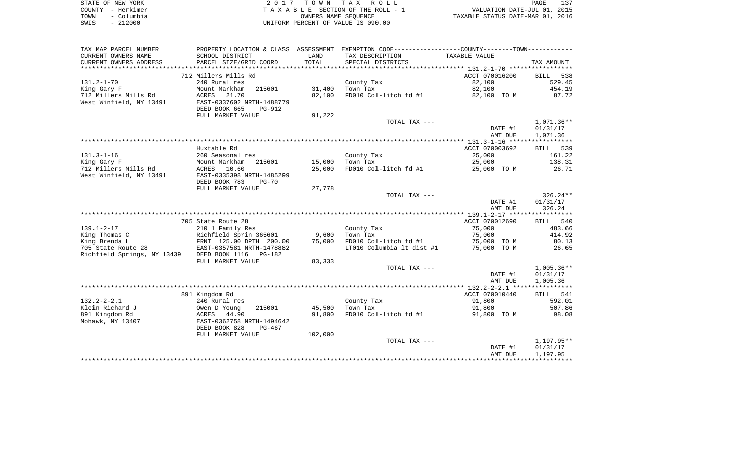STATE OF NEW YORK
COUNTY - Herkimer
TOWN - Columbia
SWIS - 212000

2 0 1 7 T O W N T A X R O L L
T A X A B L E SECTION OF THE ROLL - 1
OWNERS NAME SEQUENCE
UNIFORM PERCENT OF VALUE IS 090.00

VALUATION DATE-JUL 01, 2015
TAXABLE STATUS DATE-MAR 01, 2016

| TAX MAP PARCEL NUMBER / CURRENT OWNERS NAME / CURRENT OWNERS ADDRESS | PROPERTY LOCATION & CLASS / SCHOOL DISTRICT / PARCEL SIZE/GRID COORD | ASSESSMENT LAND / TOTAL | EXEMPTION CODE / TAX DESCRIPTION / SPECIAL DISTRICTS | TAXABLE VALUE | TAX AMOUNT |
|---|---|---|---|---|---|
| **131.2-1-70** | 712 Millers Mills Rd | | | ACCT 070016200 | BILL 538 |
| 131.2-1-70 | 240 Rural res | | County Tax | 82,100 | 529.45 |
| King Gary F | Mount Markham 215601 | 31,400 | Town Tax | 82,100 | 454.19 |
| 712 Millers Mills Rd | ACRES 21.70 | 82,100 | FD010 Col-litch fd #1 | 82,100 TO M | 87.72 |
| West Winfield, NY 13491 | EAST-0337602 NRTH-1488779 | | | | |
| | DEED BOOK 665 PG-912 | | | | |
| | FULL MARKET VALUE | 91,222 | | | |
| | | | TOTAL TAX --- | | 1,071.36** |
| | | | | DATE #1 | 01/31/17 |
| | | | | AMT DUE | 1,071.36 |
| **131.3-1-16** | Huxtable Rd | | | ACCT 070003692 | BILL 539 |
| 131.3-1-16 | 260 Seasonal res | | County Tax | 25,000 | 161.22 |
| King Gary F | Mount Markham 215601 | 15,000 | Town Tax | 25,000 | 138.31 |
| 712 Millers Mills Rd | ACRES 10.60 | 25,000 | FD010 Col-litch fd #1 | 25,000 TO M | 26.71 |
| West Winfield, NY 13491 | EAST-0335398 NRTH-1485299 | | | | |
| | DEED BOOK 783 PG-70 | | | | |
| | FULL MARKET VALUE | 27,778 | | | |
| | | | TOTAL TAX --- | | 326.24** |
| | | | | DATE #1 | 01/31/17 |
| | | | | AMT DUE | 326.24 |
| **139.1-2-17** | 705 State Route 28 | | | ACCT 070012690 | BILL 540 |
| 139.1-2-17 | 210 1 Family Res | | County Tax | 75,000 | 483.66 |
| King Thomas C | Richfield Sprin 365601 | 9,600 | Town Tax | 75,000 | 414.92 |
| King Brenda L | FRNT 125.00 DPTH 200.00 | 75,000 | FD010 Col-litch fd #1 | 75,000 TO M | 80.13 |
| 705 State Route 28 | EAST-0357581 NRTH-1478882 | | LT010 Columbia lt dist #1 | 75,000 TO M | 26.65 |
| Richfield Springs, NY 13439 | DEED BOOK 1116 PG-182 | | | | |
| | FULL MARKET VALUE | 83,333 | | | |
| | | | TOTAL TAX --- | | 1,005.36** |
| | | | | DATE #1 | 01/31/17 |
| | | | | AMT DUE | 1,005.36 |
| **132.2-2-2.1** | 891 Kingdom Rd | | | ACCT 070010440 | BILL 541 |
| 132.2-2-2.1 | 240 Rural res | | County Tax | 91,800 | 592.01 |
| Klein Richard J | Owen D Young 215001 | 45,500 | Town Tax | 91,800 | 507.86 |
| 891 Kingdom Rd | ACRES 44.90 | 91,800 | FD010 Col-litch fd #1 | 91,800 TO M | 98.08 |
| Mohawk, NY 13407 | EAST-0362758 NRTH-1494642 | | | | |
| | DEED BOOK 828 PG-467 | | | | |
| | FULL MARKET VALUE | 102,000 | | | |
| | | | TOTAL TAX --- | | 1,197.95** |
| | | | | DATE #1 | 01/31/17 |
| | | | | AMT DUE | 1,197.95 |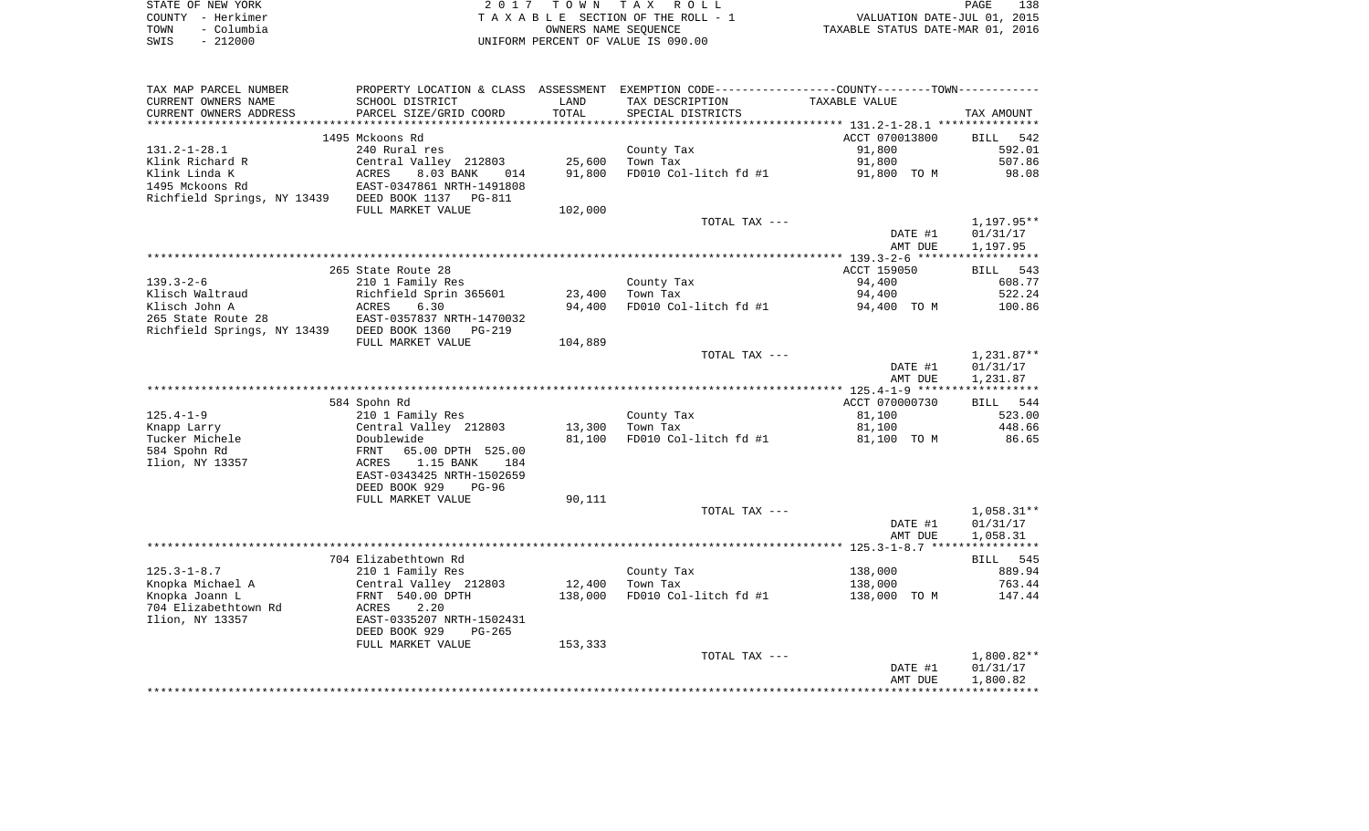STATE OF NEW YORK
COUNTY - Herkimer
TOWN - Columbia
SWIS - 212000

2017 TOWN TAX ROLL
TAXABLE SECTION OF THE ROLL - 1
OWNERS NAME SEQUENCE
UNIFORM PERCENT OF VALUE IS 090.00

VALUATION DATE-JUL 01, 2015
TAXABLE STATUS DATE-MAR 01, 2016

| TAX MAP PARCEL NUMBER / CURRENT OWNERS NAME / CURRENT OWNERS ADDRESS | PROPERTY LOCATION & CLASS / SCHOOL DISTRICT / PARCEL SIZE/GRID COORD | ASSESSMENT LAND | TOTAL | EXEMPTION CODE / TAX DESCRIPTION / SPECIAL DISTRICTS | TAXABLE VALUE | TAX AMOUNT |
|---|---|---|---|---|---|---|
| 131.2-1-28.1 | 1495 Mckoons Rd | | | | ACCT 070013800 | BILL 542 |
| Klink Richard R | 240 Rural res | | | County Tax | 91,800 | 592.01 |
| Klink Linda K | Central Valley 212803 | 25,600 | | Town Tax | 91,800 | 507.86 |
| 1495 Mckoons Rd | ACRES 8.03 BANK 014 | | 91,800 | FD010 Col-litch fd #1 | 91,800 TO M | 98.08 |
| Richfield Springs, NY 13439 | EAST-0347861 NRTH-1491808 | | | | | |
| | DEED BOOK 1137 PG-811 | | | | | |
| | FULL MARKET VALUE | 102,000 | | | | |
| | | | | TOTAL TAX --- | | 1,197.95** |
| | | | | | DATE #1 | 01/31/17 |
| | | | | | AMT DUE | 1,197.95 |
| 139.3-2-6 | 265 State Route 28 | | | | ACCT 159050 | BILL 543 |
| Klisch Waltraud | 210 1 Family Res | | | County Tax | 94,400 | 608.77 |
| Klisch John A | Richfield Sprin 365601 | 23,400 | | Town Tax | 94,400 | 522.24 |
| 265 State Route 28 | ACRES 6.30 | | 94,400 | FD010 Col-litch fd #1 | 94,400 TO M | 100.86 |
| Richfield Springs, NY 13439 | EAST-0357837 NRTH-1470032 | | | | | |
| | DEED BOOK 1360 PG-219 | | | | | |
| | FULL MARKET VALUE | 104,889 | | | | |
| | | | | TOTAL TAX --- | | 1,231.87** |
| | | | | | DATE #1 | 01/31/17 |
| | | | | | AMT DUE | 1,231.87 |
| 125.4-1-9 | 584 Spohn Rd | | | | ACCT 070000730 | BILL 544 |
| Knapp Larry | 210 1 Family Res | | | County Tax | 81,100 | 523.00 |
| Tucker Michele | Central Valley 212803 | 13,300 | | Town Tax | 81,100 | 448.66 |
| 584 Spohn Rd | Doublewide | | 81,100 | FD010 Col-litch fd #1 | 81,100 TO M | 86.65 |
| Ilion, NY 13357 | FRNT 65.00 DPTH 525.00 | | | | | |
| | ACRES 1.15 BANK 184 | | | | | |
| | EAST-0343425 NRTH-1502659 | | | | | |
| | DEED BOOK 929 PG-96 | | | | | |
| | FULL MARKET VALUE | 90,111 | | | | |
| | | | | TOTAL TAX --- | | 1,058.31** |
| | | | | | DATE #1 | 01/31/17 |
| | | | | | AMT DUE | 1,058.31 |
| 125.3-1-8.7 | 704 Elizabethtown Rd | | | | | BILL 545 |
| Knopka Michael A | 210 1 Family Res | | | County Tax | 138,000 | 889.94 |
| Knopka Joann L | Central Valley 212803 | 12,400 | | Town Tax | 138,000 | 763.44 |
| 704 Elizabethtown Rd | FRNT 540.00 DPTH | | 138,000 | FD010 Col-litch fd #1 | 138,000 TO M | 147.44 |
| Ilion, NY 13357 | ACRES 2.20 | | | | | |
| | EAST-0335207 NRTH-1502431 | | | | | |
| | DEED BOOK 929 PG-265 | | | | | |
| | FULL MARKET VALUE | 153,333 | | | | |
| | | | | TOTAL TAX --- | | 1,800.82** |
| | | | | | DATE #1 | 01/31/17 |
| | | | | | AMT DUE | 1,800.82 |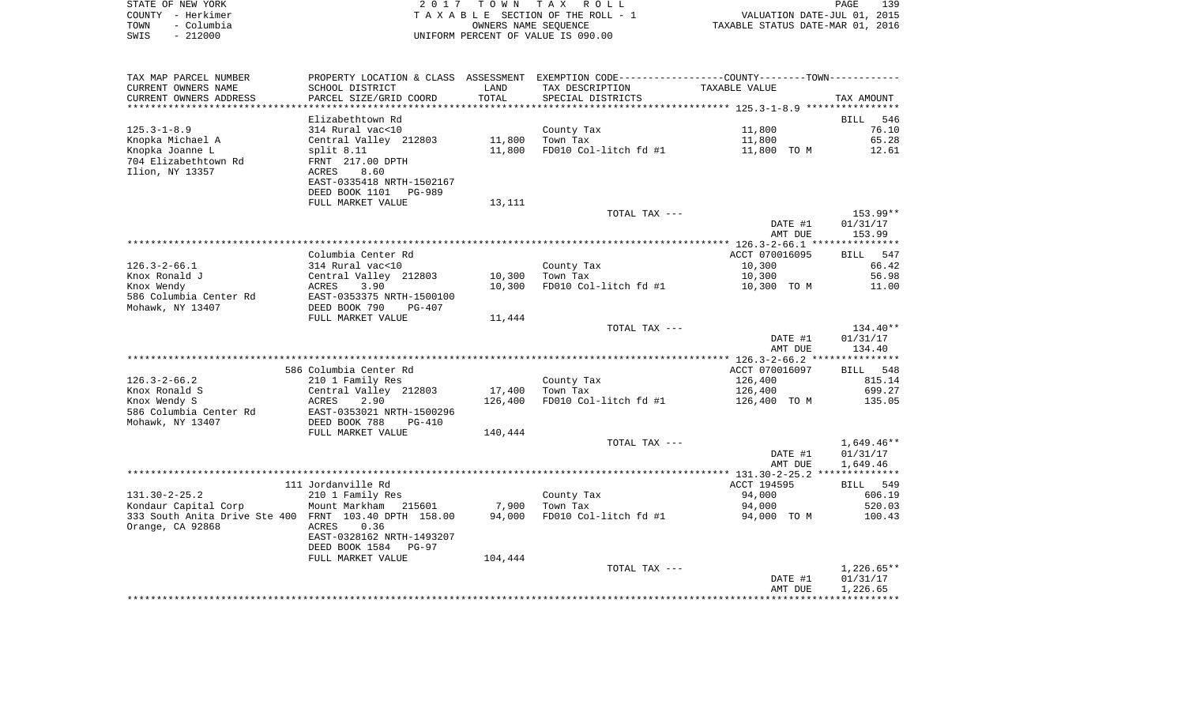STATE OF NEW YORK | COUNTY - Herkimer | TOWN - Columbia | SWIS - 212000

2017 TOWN TAX ROLL
TAXABLE SECTION OF THE ROLL - 1
OWNERS NAME SEQUENCE
UNIFORM PERCENT OF VALUE IS 090.00

VALUATION DATE-JUL 01, 2015
TAXABLE STATUS DATE-MAR 01, 2016

| TAX MAP PARCEL NUMBER / CURRENT OWNERS NAME / CURRENT OWNERS ADDRESS | PROPERTY LOCATION & CLASS / SCHOOL DISTRICT / PARCEL SIZE/GRID COORD | ASSESSMENT LAND / TOTAL | EXEMPTION CODE / TAX DESCRIPTION / SPECIAL DISTRICTS | COUNTY--------TOWN TAXABLE VALUE | TAX AMOUNT |
|---|---|---|---|---|---|
| 125.3-1-8.9 | Elizabethtown Rd | | | | BILL 546 |
| 125.3-1-8.9 | 314 Rural vac<10 | | County Tax | 11,800 | 76.10 |
| Knopka Michael A | Central Valley 212803 | 11,800 | Town Tax | 11,800 | 65.28 |
| Knopka Joanne L | split 8.11 | 11,800 | FD010 Col-litch fd #1 | 11,800 TO M | 12.61 |
| 704 Elizabethtown Rd | FRNT 217.00 DPTH | | | | |
| Ilion, NY 13357 | ACRES 8.60 | | | | |
| | EAST-0335418 NRTH-1502167 | | | | |
| | DEED BOOK 1101 PG-989 | | | | |
| | FULL MARKET VALUE | 13,111 | | | |
| | | | TOTAL TAX --- | | 153.99** |
| | | | | DATE #1 | 01/31/17 |
| | | | | AMT DUE | 153.99 |
| 126.3-2-66.1 | Columbia Center Rd | | | ACCT 070016095 | BILL 547 |
| 126.3-2-66.1 | 314 Rural vac<10 | | County Tax | 10,300 | 66.42 |
| Knox Ronald J | Central Valley 212803 | 10,300 | Town Tax | 10,300 | 56.98 |
| Knox Wendy | ACRES 3.90 | 10,300 | FD010 Col-litch fd #1 | 10,300 TO M | 11.00 |
| 586 Columbia Center Rd | EAST-0353375 NRTH-1500100 | | | | |
| Mohawk, NY 13407 | DEED BOOK 790 PG-407 | | | | |
| | FULL MARKET VALUE | 11,444 | | | |
| | | | TOTAL TAX --- | | 134.40** |
| | | | | DATE #1 | 01/31/17 |
| | | | | AMT DUE | 134.40 |
| 126.3-2-66.2 | 586 Columbia Center Rd | | | ACCT 070016097 | BILL 548 |
| 126.3-2-66.2 | 210 1 Family Res | | County Tax | 126,400 | 815.14 |
| Knox Ronald S | Central Valley 212803 | 17,400 | Town Tax | 126,400 | 699.27 |
| Knox Wendy S | ACRES 2.90 | 126,400 | FD010 Col-litch fd #1 | 126,400 TO M | 135.05 |
| 586 Columbia Center Rd | EAST-0353021 NRTH-1500296 | | | | |
| Mohawk, NY 13407 | DEED BOOK 788 PG-410 | | | | |
| | FULL MARKET VALUE | 140,444 | | | |
| | | | TOTAL TAX --- | | 1,649.46** |
| | | | | DATE #1 | 01/31/17 |
| | | | | AMT DUE | 1,649.46 |
| 131.30-2-25.2 | 111 Jordanville Rd | | | ACCT 194595 | BILL 549 |
| 131.30-2-25.2 | 210 1 Family Res | | County Tax | 94,000 | 606.19 |
| Kondaur Capital Corp | Mount Markham 215601 | 7,900 | Town Tax | 94,000 | 520.03 |
| 333 South Anita Drive Ste 400 | FRNT 103.40 DPTH 158.00 | 94,000 | FD010 Col-litch fd #1 | 94,000 TO M | 100.43 |
| Orange, CA 92868 | ACRES 0.36 | | | | |
| | EAST-0328162 NRTH-1493207 | | | | |
| | DEED BOOK 1584 PG-97 | | | | |
| | FULL MARKET VALUE | 104,444 | | | |
| | | | TOTAL TAX --- | | 1,226.65** |
| | | | | DATE #1 | 01/31/17 |
| | | | | AMT DUE | 1,226.65 |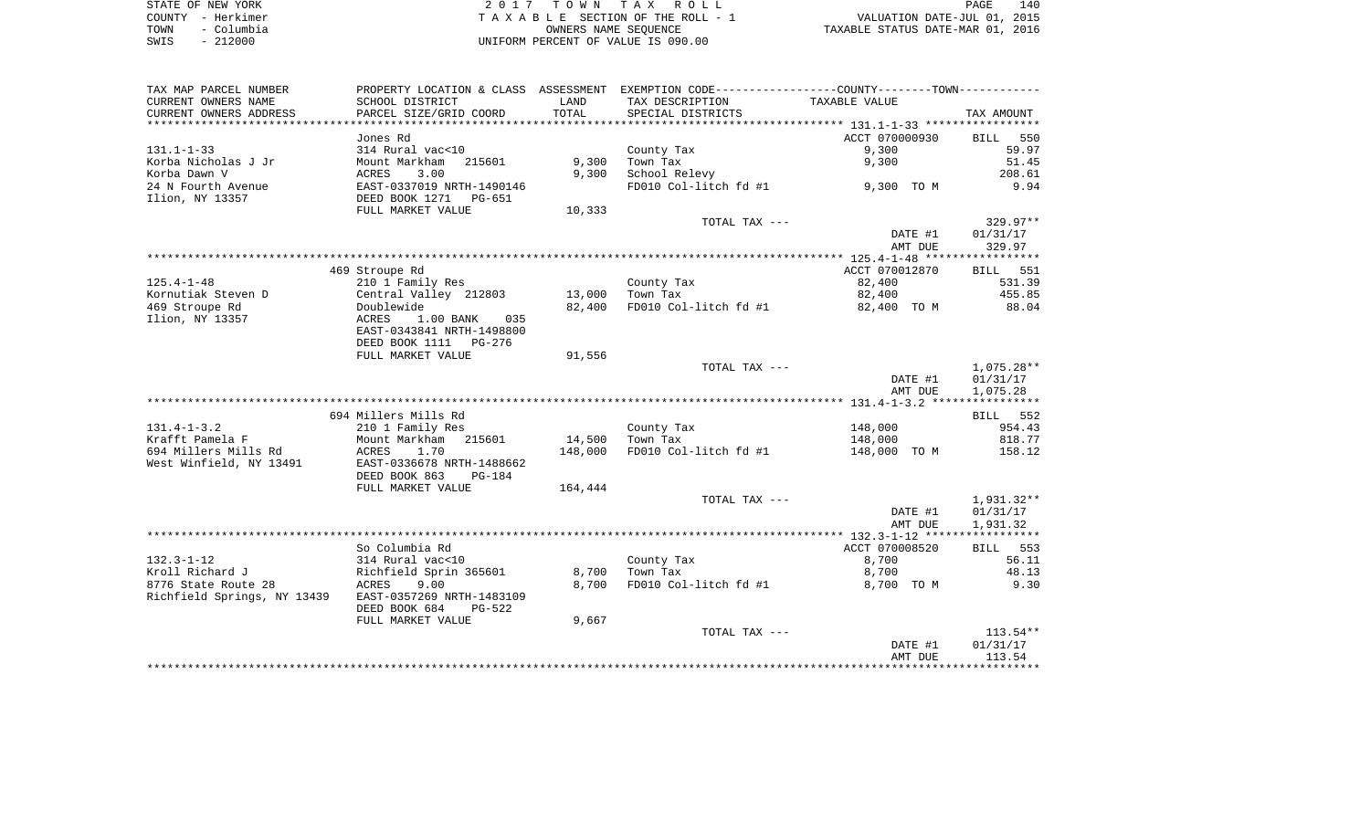STATE OF NEW YORK
COUNTY - Herkimer
TOWN - Columbia
SWIS - 212000

2017 TOWN TAX ROLL
TAXABLE SECTION OF THE ROLL - 1
OWNERS NAME SEQUENCE
UNIFORM PERCENT OF VALUE IS 090.00

VALUATION DATE-JUL 01, 2015
TAXABLE STATUS DATE-MAR 01, 2016

| TAX MAP PARCEL NUMBER<br>CURRENT OWNERS NAME<br>CURRENT OWNERS ADDRESS | PROPERTY LOCATION & CLASS<br>SCHOOL DISTRICT<br>PARCEL SIZE/GRID COORD | ASSESSMENT<br>LAND<br>TOTAL | EXEMPTION CODE<br>TAX DESCRIPTION<br>SPECIAL DISTRICTS | COUNTY--------TOWN<br>TAXABLE VALUE | TAX AMOUNT |
|---|---|---|---|---|---|
| | Jones Rd | | | ACCT 070000930 | BILL 550 |
| 131.1-1-33 | 314 Rural vac<10 | | County Tax | 9,300 | 59.97 |
| Korba Nicholas J Jr | Mount Markham 215601 | 9,300 | Town Tax | 9,300 | 51.45 |
| Korba Dawn V | ACRES 3.00 | 9,300 | School Relevy | | 208.61 |
| 24 N Fourth Avenue | EAST-0337019 NRTH-1490146 | | FD010 Col-litch fd #1 | 9,300 TO M | 9.94 |
| Ilion, NY 13357 | DEED BOOK 1271 PG-651 | | | | |
| | FULL MARKET VALUE | 10,333 | | | |
| | | | TOTAL TAX --- | | 329.97** |
| | | | | DATE #1 | 01/31/17 |
| | | | | AMT DUE | 329.97 |
| | 469 Stroupe Rd | | | ACCT 070012870 | BILL 551 |
| 125.4-1-48 | 210 1 Family Res | | County Tax | 82,400 | 531.39 |
| Kornutiak Steven D | Central Valley 212803 | 13,000 | Town Tax | 82,400 | 455.85 |
| 469 Stroupe Rd | Doublewide | 82,400 | FD010 Col-litch fd #1 | 82,400 TO M | 88.04 |
| Ilion, NY 13357 | ACRES 1.00 BANK 035 | | | | |
| | EAST-0343841 NRTH-1498800 | | | | |
| | DEED BOOK 1111 PG-276 | | | | |
| | FULL MARKET VALUE | 91,556 | | | |
| | | | TOTAL TAX --- | | 1,075.28** |
| | | | | DATE #1 | 01/31/17 |
| | | | | AMT DUE | 1,075.28 |
| | 694 Millers Mills Rd | | | | BILL 552 |
| 131.4-1-3.2 | 210 1 Family Res | | County Tax | 148,000 | 954.43 |
| Krafft Pamela F | Mount Markham 215601 | 14,500 | Town Tax | 148,000 | 818.77 |
| 694 Millers Mills Rd | ACRES 1.70 | 148,000 | FD010 Col-litch fd #1 | 148,000 TO M | 158.12 |
| West Winfield, NY 13491 | EAST-0336678 NRTH-1488662 | | | | |
| | DEED BOOK 863 PG-184 | | | | |
| | FULL MARKET VALUE | 164,444 | | | |
| | | | TOTAL TAX --- | | 1,931.32** |
| | | | | DATE #1 | 01/31/17 |
| | | | | AMT DUE | 1,931.32 |
| | So Columbia Rd | | | ACCT 070008520 | BILL 553 |
| 132.3-1-12 | 314 Rural vac<10 | | County Tax | 8,700 | 56.11 |
| Kroll Richard J | Richfield Sprin 365601 | 8,700 | Town Tax | 8,700 | 48.13 |
| 8776 State Route 28 | ACRES 9.00 | 8,700 | FD010 Col-litch fd #1 | 8,700 TO M | 9.30 |
| Richfield Springs, NY 13439 | EAST-0357269 NRTH-1483109 | | | | |
| | DEED BOOK 684 PG-522 | | | | |
| | FULL MARKET VALUE | 9,667 | | | |
| | | | TOTAL TAX --- | | 113.54** |
| | | | | DATE #1 | 01/31/17 |
| | | | | AMT DUE | 113.54 |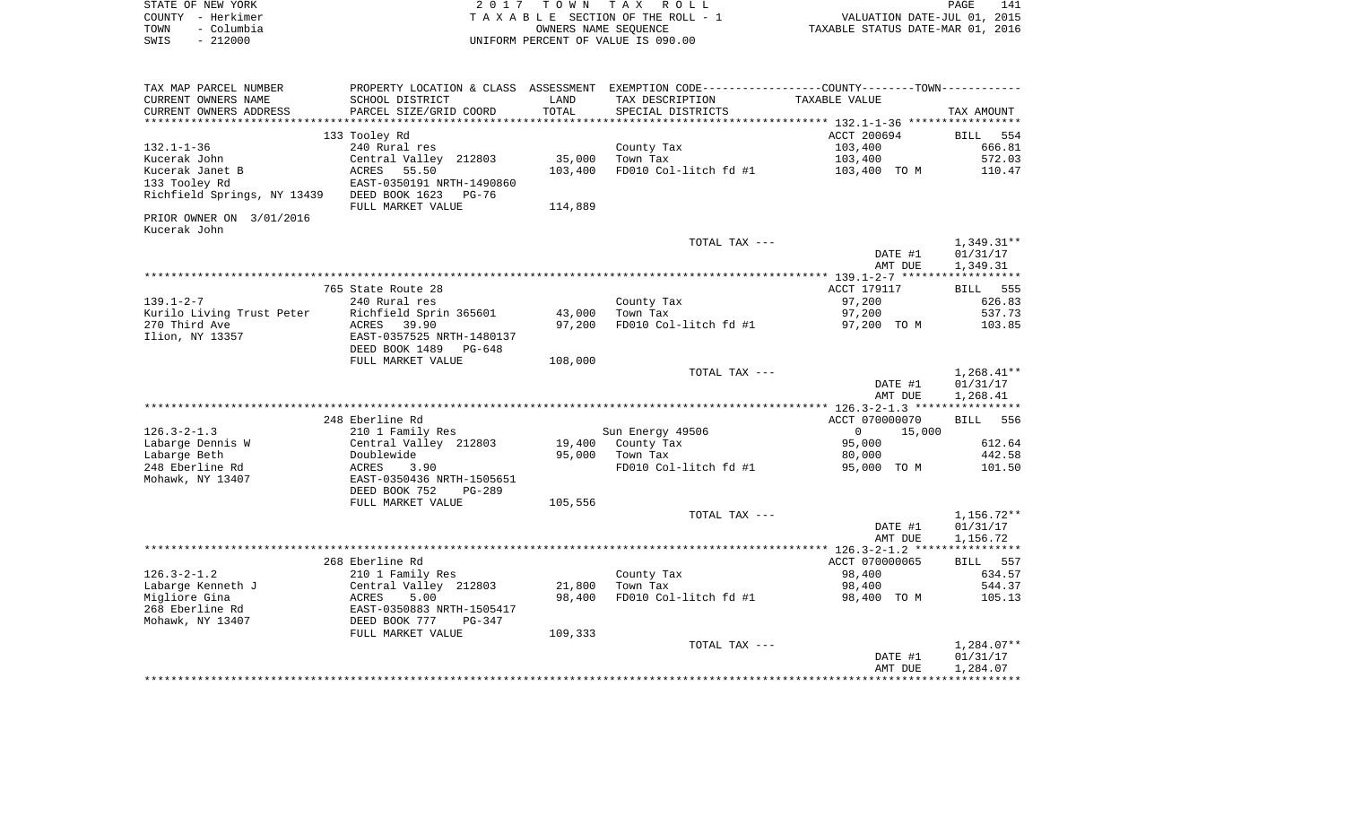STATE OF NEW YORK
COUNTY - Herkimer
TOWN - Columbia
SWIS - 212000

2017 TOWN TAX ROLL
TAXABLE SECTION OF THE ROLL - 1
OWNERS NAME SEQUENCE
UNIFORM PERCENT OF VALUE IS 090.00

VALUATION DATE-JUL 01, 2015
TAXABLE STATUS DATE-MAR 01, 2016

| TAX MAP PARCEL NUMBER<br>CURRENT OWNERS NAME<br>CURRENT OWNERS ADDRESS | PROPERTY LOCATION & CLASS<br>SCHOOL DISTRICT<br>PARCEL SIZE/GRID COORD | ASSESSMENT<br>LAND<br>TOTAL | EXEMPTION CODE-----COUNTY-----TOWN-----<br>TAX DESCRIPTION<br>SPECIAL DISTRICTS | TAXABLE VALUE | TAX AMOUNT |
|---|---|---|---|---|---|
| **132.1-1-36** | 133 Tooley Rd | | | ACCT 200694 | BILL 554 |
| 132.1-1-36 | 240 Rural res | | County Tax | 103,400 | 666.81 |
| Kucerak John | Central Valley 212803 | 35,000 | Town Tax | 103,400 | 572.03 |
| Kucerak Janet B | ACRES 55.50 | 103,400 | FD010 Col-litch fd #1 | 103,400 TO M | 110.47 |
| 133 Tooley Rd | EAST-0350191 NRTH-1490860 | | | | |
| Richfield Springs, NY 13439 | DEED BOOK 1623 PG-76 | | | | |
| | FULL MARKET VALUE | 114,889 | | | |
| PRIOR OWNER ON 3/01/2016 | | | | | |
| Kucerak John | | | | | |
| | | | TOTAL TAX --- | | 1,349.31** |
| | | | | DATE #1 | 01/31/17 |
| | | | | AMT DUE | 1,349.31 |
| **139.1-2-7** | 765 State Route 28 | | | ACCT 179117 | BILL 555 |
| 139.1-2-7 | 240 Rural res | | County Tax | 97,200 | 626.83 |
| Kurilo Living Trust Peter | Richfield Sprin 365601 | 43,000 | Town Tax | 97,200 | 537.73 |
| 270 Third Ave | ACRES 39.90 | 97,200 | FD010 Col-litch fd #1 | 97,200 TO M | 103.85 |
| Ilion, NY 13357 | EAST-0357525 NRTH-1480137 | | | | |
| | DEED BOOK 1489 PG-648 | | | | |
| | FULL MARKET VALUE | 108,000 | | | |
| | | | TOTAL TAX --- | | 1,268.41** |
| | | | | DATE #1 | 01/31/17 |
| | | | | AMT DUE | 1,268.41 |
| **126.3-2-1.3** | 248 Eberline Rd | | | ACCT 070000070 | BILL 556 |
| 126.3-2-1.3 | 210 1 Family Res | | Sun Energy 49506 | 0 15,000 | |
| Labarge Dennis W | Central Valley 212803 | 19,400 | County Tax | 95,000 | 612.64 |
| Labarge Beth | Doublewide | 95,000 | Town Tax | 80,000 | 442.58 |
| 248 Eberline Rd | ACRES 3.90 | | FD010 Col-litch fd #1 | 95,000 TO M | 101.50 |
| Mohawk, NY 13407 | EAST-0350436 NRTH-1505651 | | | | |
| | DEED BOOK 752 PG-289 | | | | |
| | FULL MARKET VALUE | 105,556 | | | |
| | | | TOTAL TAX --- | | 1,156.72** |
| | | | | DATE #1 | 01/31/17 |
| | | | | AMT DUE | 1,156.72 |
| **126.3-2-1.2** | 268 Eberline Rd | | | ACCT 070000065 | BILL 557 |
| 126.3-2-1.2 | 210 1 Family Res | | County Tax | 98,400 | 634.57 |
| Labarge Kenneth J | Central Valley 212803 | 21,800 | Town Tax | 98,400 | 544.37 |
| Migliore Gina | ACRES 5.00 | 98,400 | FD010 Col-litch fd #1 | 98,400 TO M | 105.13 |
| 268 Eberline Rd | EAST-0350883 NRTH-1505417 | | | | |
| Mohawk, NY 13407 | DEED BOOK 777 PG-347 | | | | |
| | FULL MARKET VALUE | 109,333 | | | |
| | | | TOTAL TAX --- | | 1,284.07** |
| | | | | DATE #1 | 01/31/17 |
| | | | | AMT DUE | 1,284.07 |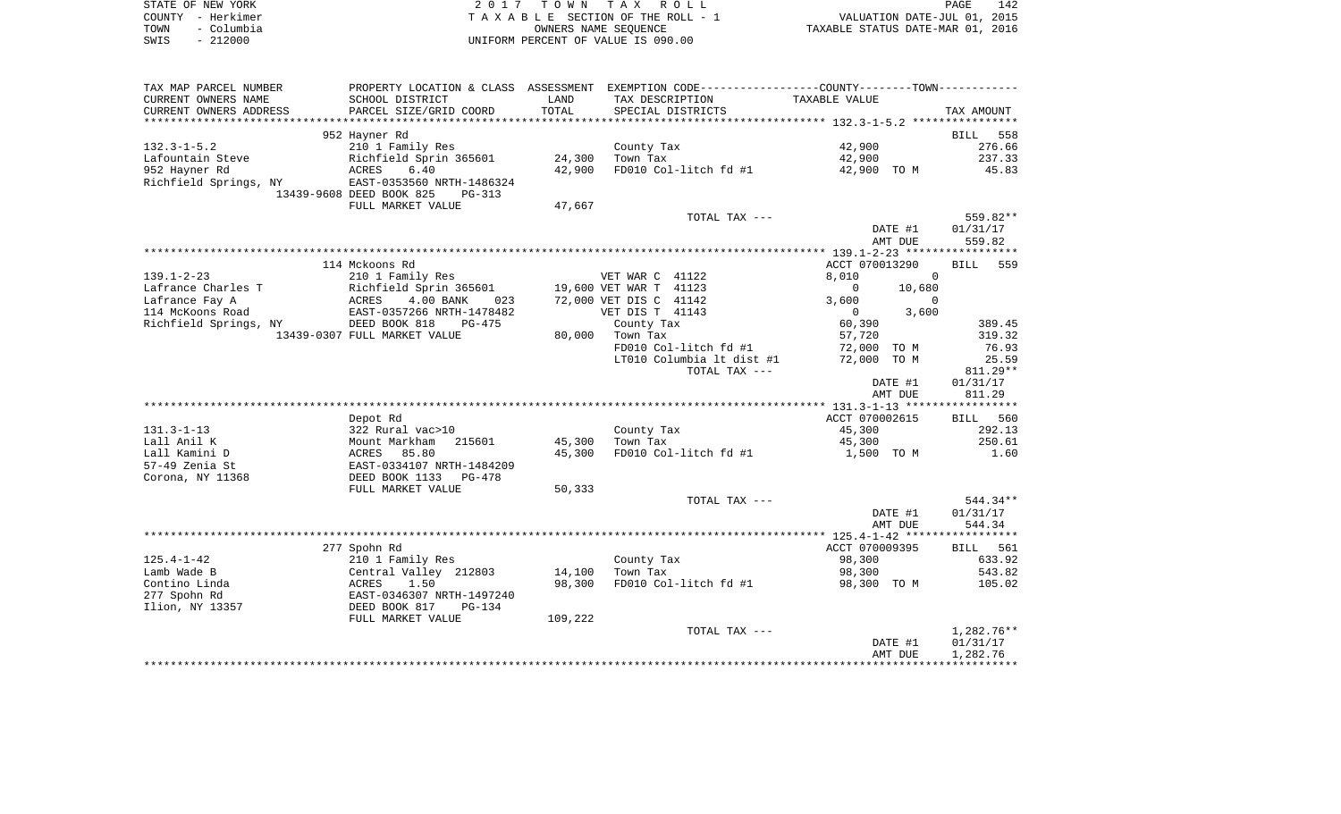STATE OF NEW YORK 2 0 1 7 T O W N T A X R O L L
COUNTY - Herkimer T A X A B L E SECTION OF THE ROLL - 1 VALUATION DATE-JUL 01, 2015
TOWN - Columbia OWNERS NAME SEQUENCE TAXABLE STATUS DATE-MAR 01, 2016
SWIS - 212000 UNIFORM PERCENT OF VALUE IS 090.00

| TAX MAP PARCEL NUMBER / CURRENT OWNERS NAME / CURRENT OWNERS ADDRESS | PROPERTY LOCATION & CLASS / SCHOOL DISTRICT / PARCEL SIZE/GRID COORD | ASSESSMENT LAND / TOTAL | EXEMPTION CODE / TAX DESCRIPTION / SPECIAL DISTRICTS | COUNTY TAXABLE VALUE | TOWN TAXABLE VALUE | TAX AMOUNT |
|---|---|---|---|---|---|---|
| | 952 Hayner Rd | | | | | BILL 558 |
| 132.3-1-5.2 | 210 1 Family Res | | County Tax | 42,900 | | 276.66 |
| Lafountain Steve | Richfield Sprin 365601 | 24,300 | Town Tax | 42,900 | | 237.33 |
| 952 Hayner Rd | ACRES 6.40 | 42,900 | FD010 Col-litch fd #1 | 42,900 TO M | | 45.83 |
| Richfield Springs, NY | EAST-0353560 NRTH-1486324 | | | | | |
| 13439-9608 | DEED BOOK 825 PG-313 | | | | | |
| | FULL MARKET VALUE | 47,667 | | | | |
| | | | TOTAL TAX --- | | | 559.82** |
| | | | | | DATE #1 | 01/31/17 |
| | | | | | AMT DUE | 559.82 |
| | 114 Mckoons Rd | | | ACCT 070013290 | | BILL 559 |
| 139.1-2-23 | 210 1 Family Res | | VET WAR C 41122 | 8,010 | 0 | |
| Lafrance Charles T | Richfield Sprin 365601 | 19,600 | VET WAR T 41123 | 0 | 10,680 | |
| Lafrance Fay A | ACRES 4.00 BANK 023 | 72,000 | VET DIS C 41142 | 3,600 | 0 | |
| 114 McKoons Road | EAST-0357266 NRTH-1478482 | | VET DIS T 41143 | 0 | 3,600 | |
| Richfield Springs, NY | DEED BOOK 818 PG-475 | | County Tax | 60,390 | | 389.45 |
| 13439-0307 | FULL MARKET VALUE | 80,000 | Town Tax | 57,720 | | 319.32 |
| | | | FD010 Col-litch fd #1 | 72,000 TO M | | 76.93 |
| | | | LT010 Columbia lt dist #1 | 72,000 TO M | | 25.59 |
| | | | TOTAL TAX --- | | | 811.29** |
| | | | | | DATE #1 | 01/31/17 |
| | | | | | AMT DUE | 811.29 |
| | Depot Rd | | | ACCT 070002615 | | BILL 560 |
| 131.3-1-13 | 322 Rural vac>10 | | County Tax | 45,300 | | 292.13 |
| Lall Anil K | Mount Markham 215601 | 45,300 | Town Tax | 45,300 | | 250.61 |
| Lall Kamini D | ACRES 85.80 | 45,300 | FD010 Col-litch fd #1 | 1,500 TO M | | 1.60 |
| 57-49 Zenia St | EAST-0334107 NRTH-1484209 | | | | | |
| Corona, NY 11368 | DEED BOOK 1133 PG-478 | | | | | |
| | FULL MARKET VALUE | 50,333 | | | | |
| | | | TOTAL TAX --- | | | 544.34** |
| | | | | | DATE #1 | 01/31/17 |
| | | | | | AMT DUE | 544.34 |
| | 277 Spohn Rd | | | ACCT 070009395 | | BILL 561 |
| 125.4-1-42 | 210 1 Family Res | | County Tax | 98,300 | | 633.92 |
| Lamb Wade B | Central Valley 212803 | 14,100 | Town Tax | 98,300 | | 543.82 |
| Contino Linda | ACRES 1.50 | 98,300 | FD010 Col-litch fd #1 | 98,300 TO M | | 105.02 |
| 277 Spohn Rd | EAST-0346307 NRTH-1497240 | | | | | |
| Ilion, NY 13357 | DEED BOOK 817 PG-134 | | | | | |
| | FULL MARKET VALUE | 109,222 | | | | |
| | | | TOTAL TAX --- | | | 1,282.76** |
| | | | | | DATE #1 | 01/31/17 |
| | | | | | AMT DUE | 1,282.76 |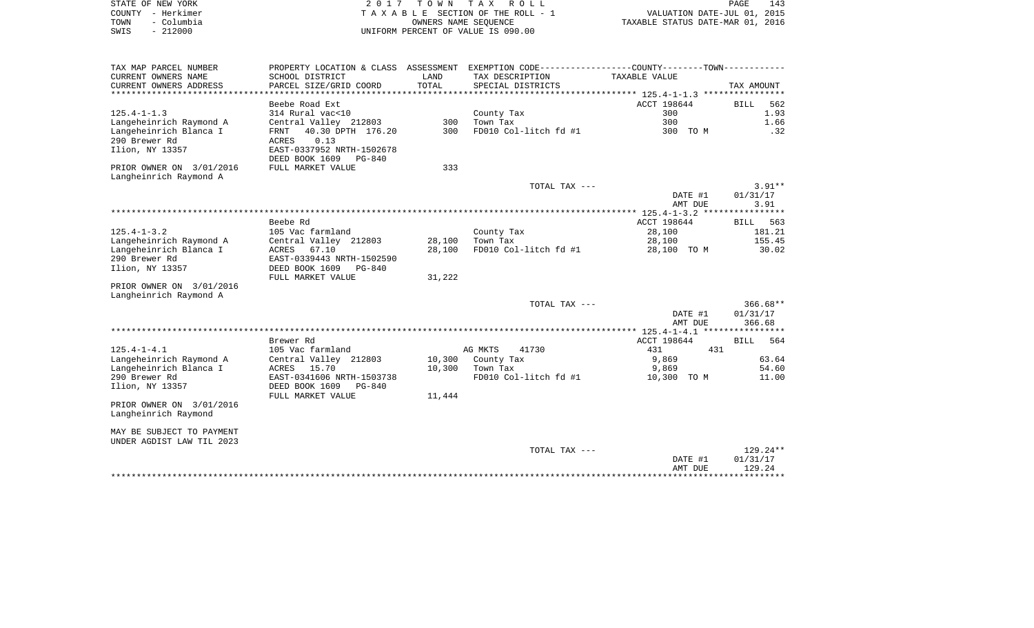STATE OF NEW YORK
COUNTY - Herkimer
TOWN - Columbia
SWIS - 212000

2 0 1 7 T O W N T A X R O L L
T A X A B L E SECTION OF THE ROLL - 1
OWNERS NAME SEQUENCE
UNIFORM PERCENT OF VALUE IS 090.00

VALUATION DATE-JUL 01, 2015
TAXABLE STATUS DATE-MAR 01, 2016

| TAX MAP PARCEL NUMBER / CURRENT OWNERS NAME / CURRENT OWNERS ADDRESS | PROPERTY LOCATION & CLASS / SCHOOL DISTRICT / PARCEL SIZE/GRID COORD | ASSESSMENT LAND / TOTAL | EXEMPTION CODE / TAX DESCRIPTION / SPECIAL DISTRICTS | COUNTY--------TOWN / TAXABLE VALUE | TAX AMOUNT |
|---|---|---|---|---|---|
| **125.4-1-1.3** | Beebe Road Ext | | | ACCT 198644 | BILL 562 |
| 125.4-1-1.3 | 314 Rural vac<10 | | County Tax | 300 | 1.93 |
| Langeheinrich Raymond A | Central Valley 212803 | 300 | Town Tax | 300 | 1.66 |
| Langeheinrich Blanca I | FRNT 40.30 DPTH 176.20 | 300 | FD010 Col-litch fd #1 | 300 TO M | .32 |
| 290 Brewer Rd | ACRES 0.13 | | | | |
| Ilion, NY 13357 | EAST-0337952 NRTH-1502678 | | | | |
| | DEED BOOK 1609 PG-840 | | | | |
| PRIOR OWNER ON 3/01/2016 | FULL MARKET VALUE | 333 | | | |
| Langheinrich Raymond A | | | | | |
| | | | TOTAL TAX --- | | 3.91** |
| | | | | DATE #1 | 01/31/17 |
| | | | | AMT DUE | 3.91 |
| **125.4-1-3.2** | Beebe Rd | | | ACCT 198644 | BILL 563 |
| 125.4-1-3.2 | 105 Vac farmland | | County Tax | 28,100 | 181.21 |
| Langeheinrich Raymond A | Central Valley 212803 | 28,100 | Town Tax | 28,100 | 155.45 |
| Langeheinrich Blanca I | ACRES 67.10 | 28,100 | FD010 Col-litch fd #1 | 28,100 TO M | 30.02 |
| 290 Brewer Rd | EAST-0339443 NRTH-1502590 | | | | |
| Ilion, NY 13357 | DEED BOOK 1609 PG-840 | | | | |
| | FULL MARKET VALUE | 31,222 | | | |
| PRIOR OWNER ON 3/01/2016 | | | | | |
| Langheinrich Raymond A | | | | | |
| | | | TOTAL TAX --- | | 366.68** |
| | | | | DATE #1 | 01/31/17 |
| | | | | AMT DUE | 366.68 |
| **125.4-1-4.1** | Brewer Rd | | | ACCT 198644 | BILL 564 |
| 125.4-1-4.1 | 105 Vac farmland | | AG MKTS 41730 | 431 431 | |
| Langeheinrich Raymond A | Central Valley 212803 | 10,300 | County Tax | 9,869 | 63.64 |
| Langeheinrich Blanca I | ACRES 15.70 | 10,300 | Town Tax | 9,869 | 54.60 |
| 290 Brewer Rd | EAST-0341606 NRTH-1503738 | | FD010 Col-litch fd #1 | 10,300 TO M | 11.00 |
| Ilion, NY 13357 | DEED BOOK 1609 PG-840 | | | | |
| | FULL MARKET VALUE | 11,444 | | | |
| PRIOR OWNER ON 3/01/2016 | | | | | |
| Langheinrich Raymond | | | | | |
| MAY BE SUBJECT TO PAYMENT | | | | | |
| UNDER AGDIST LAW TIL 2023 | | | | | |
| | | | TOTAL TAX --- | | 129.24** |
| | | | | DATE #1 | 01/31/17 |
| | | | | AMT DUE | 129.24 |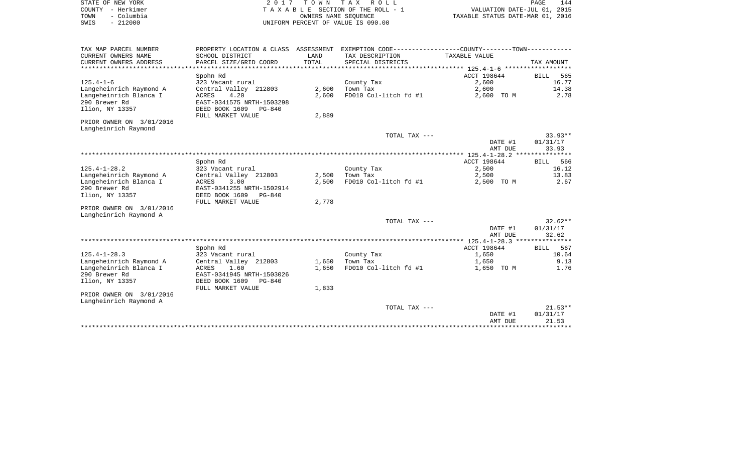TAX MAP PARCEL NUMBER / CURRENT OWNERS NAME / CURRENT OWNERS ADDRESS — PROPERTY LOCATION & CLASS / SCHOOL DISTRICT / PARCEL SIZE/GRID COORD — ASSESSMENT LAND / TOTAL — EXEMPTION CODE-----COUNTY--------TOWN----- / TAX DESCRIPTION / SPECIAL DISTRICTS — TAXABLE VALUE — TAX AMOUNT

| | | | | | |
|---|---|---|---|---|---|
| | Spohn Rd | | | ACCT 198644 | BILL 565 |
| 125.4-1-6 | 323 Vacant rural | | County Tax | 2,600 | 16.77 |
| Langeheinrich Raymond A | Central Valley 212803 | 2,600 | Town Tax | 2,600 | 14.38 |
| Langeheinrich Blanca I | ACRES 4.20 | 2,600 | FD010 Col-litch fd #1 | 2,600 TO M | 2.78 |
| 290 Brewer Rd | EAST-0341575 NRTH-1503298 | | | | |
| Ilion, NY 13357 | DEED BOOK 1609 PG-840 | | | | |
| | FULL MARKET VALUE | 2,889 | | | |
| PRIOR OWNER ON 3/01/2016 | | | | | |
| Langheinrich Raymond | | | | | |
| | | | TOTAL TAX --- | | 33.93** |
| | | | | DATE #1 | 01/31/17 |
| | | | | AMT DUE | 33.93 |
| | Spohn Rd | | | ACCT 198644 | BILL 566 |
| 125.4-1-28.2 | 323 Vacant rural | | County Tax | 2,500 | 16.12 |
| Langeheinrich Raymond A | Central Valley 212803 | 2,500 | Town Tax | 2,500 | 13.83 |
| Langeheinrich Blanca I | ACRES 3.00 | 2,500 | FD010 Col-litch fd #1 | 2,500 TO M | 2.67 |
| 290 Brewer Rd | EAST-0341255 NRTH-1502914 | | | | |
| Ilion, NY 13357 | DEED BOOK 1609 PG-840 | | | | |
| | FULL MARKET VALUE | 2,778 | | | |
| PRIOR OWNER ON 3/01/2016 | | | | | |
| Langheinrich Raymond A | | | | | |
| | | | TOTAL TAX --- | | 32.62** |
| | | | | DATE #1 | 01/31/17 |
| | | | | AMT DUE | 32.62 |
| | Spohn Rd | | | ACCT 198644 | BILL 567 |
| 125.4-1-28.3 | 323 Vacant rural | | County Tax | 1,650 | 10.64 |
| Langeheinrich Raymond A | Central Valley 212803 | 1,650 | Town Tax | 1,650 | 9.13 |
| Langeheinrich Blanca I | ACRES 1.60 | 1,650 | FD010 Col-litch fd #1 | 1,650 TO M | 1.76 |
| 290 Brewer Rd | EAST-0341945 NRTH-1503026 | | | | |
| Ilion, NY 13357 | DEED BOOK 1609 PG-840 | | | | |
| | FULL MARKET VALUE | 1,833 | | | |
| PRIOR OWNER ON 3/01/2016 | | | | | |
| Langheinrich Raymond A | | | | | |
| | | | TOTAL TAX --- | | 21.53** |
| | | | | DATE #1 | 01/31/17 |
| | | | | AMT DUE | 21.53 |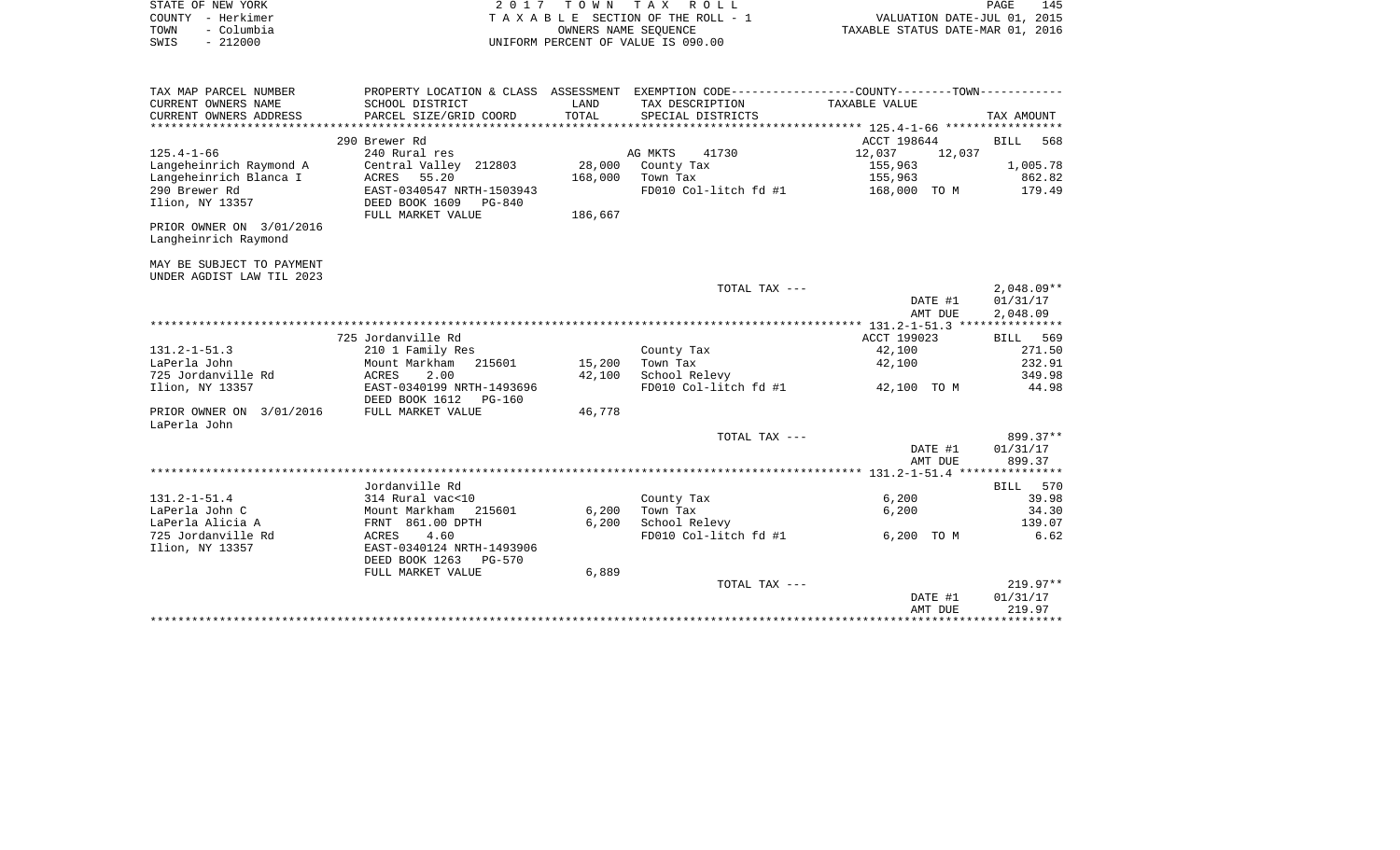STATE OF NEW YORK
COUNTY - Herkimer
TOWN - Columbia
SWIS - 212000

2 0 1 7 T O W N T A X R O L L
T A X A B L E SECTION OF THE ROLL - 1
OWNERS NAME SEQUENCE
UNIFORM PERCENT OF VALUE IS 090.00

VALUATION DATE-JUL 01, 2015
TAXABLE STATUS DATE-MAR 01, 2016

| TAX MAP PARCEL NUMBER<br>CURRENT OWNERS NAME<br>CURRENT OWNERS ADDRESS | PROPERTY LOCATION & CLASS<br>SCHOOL DISTRICT<br>PARCEL SIZE/GRID COORD | ASSESSMENT<br>LAND<br>TOTAL | EXEMPTION CODE-----COUNTY--------TOWN<br>TAX DESCRIPTION<br>SPECIAL DISTRICTS | TAXABLE VALUE | TAX AMOUNT |
|---|---|---|---|---|---|
| | 290 Brewer Rd | | | ACCT 198644 | BILL 568 |
| 125.4-1-66 | 240 Rural res | | AG MKTS 41730 | 12,037 12,037 | |
| Langeheinrich Raymond A | Central Valley 212803 | 28,000 | County Tax | 155,963 | 1,005.78 |
| Langeheinrich Blanca I | ACRES 55.20 | 168,000 | Town Tax | 155,963 | 862.82 |
| 290 Brewer Rd | EAST-0340547 NRTH-1503943 | | FD010 Col-litch fd #1 | 168,000 TO M | 179.49 |
| Ilion, NY 13357 | DEED BOOK 1609 PG-840 | | | | |
| | FULL MARKET VALUE | 186,667 | | | |
| PRIOR OWNER ON 3/01/2016<br>Langheinrich Raymond | | | | | |
| MAY BE SUBJECT TO PAYMENT<br>UNDER AGDIST LAW TIL 2023 | | | | | |
| | | | TOTAL TAX --- | | 2,048.09** |
| | | | | DATE #1 | 01/31/17 |
| | | | | AMT DUE | 2,048.09 |
| | 725 Jordanville Rd | | | ACCT 199023 | BILL 569 |
| 131.2-1-51.3 | 210 1 Family Res | | County Tax | 42,100 | 271.50 |
| LaPerla John | Mount Markham 215601 | 15,200 | Town Tax | 42,100 | 232.91 |
| 725 Jordanville Rd | ACRES 2.00 | 42,100 | School Relevy | | 349.98 |
| Ilion, NY 13357 | EAST-0340199 NRTH-1493696 | | FD010 Col-litch fd #1 | 42,100 TO M | 44.98 |
| | DEED BOOK 1612 PG-160 | | | | |
| PRIOR OWNER ON 3/01/2016<br>LaPerla John | FULL MARKET VALUE | 46,778 | | | |
| | | | TOTAL TAX --- | | 899.37** |
| | | | | DATE #1 | 01/31/17 |
| | | | | AMT DUE | 899.37 |
| | Jordanville Rd | | | | BILL 570 |
| 131.2-1-51.4 | 314 Rural vac<10 | | County Tax | 6,200 | 39.98 |
| LaPerla John C | Mount Markham 215601 | 6,200 | Town Tax | 6,200 | 34.30 |
| LaPerla Alicia A | FRNT 861.00 DPTH | 6,200 | School Relevy | | 139.07 |
| 725 Jordanville Rd | ACRES 4.60 | | FD010 Col-litch fd #1 | 6,200 TO M | 6.62 |
| Ilion, NY 13357 | EAST-0340124 NRTH-1493906 | | | | |
| | DEED BOOK 1263 PG-570 | | | | |
| | FULL MARKET VALUE | 6,889 | | | |
| | | | TOTAL TAX --- | | 219.97** |
| | | | | DATE #1 | 01/31/17 |
| | | | | AMT DUE | 219.97 |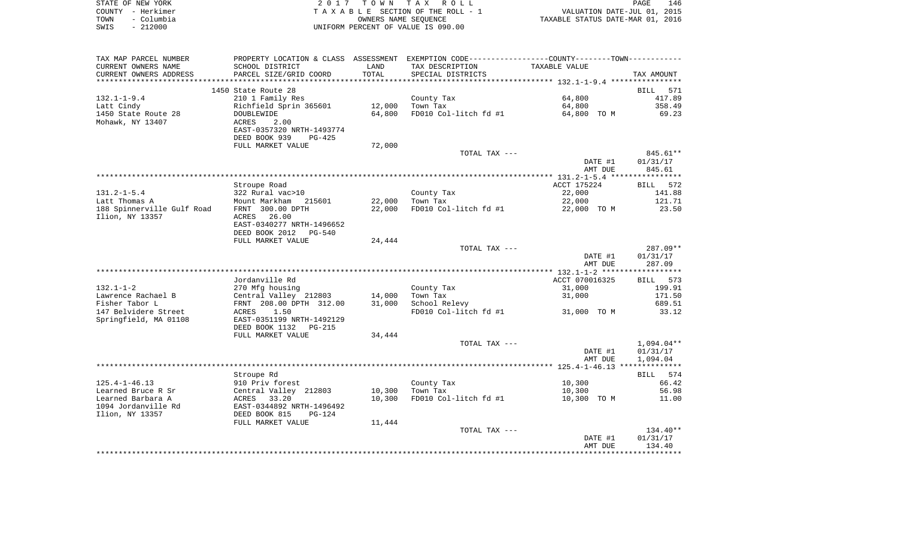STATE OF NEW YORK
COUNTY - Herkimer
TOWN - Columbia
SWIS - 212000

2017 TOWN TAX ROLL
TAXABLE SECTION OF THE ROLL - 1
OWNERS NAME SEQUENCE
UNIFORM PERCENT OF VALUE IS 090.00

VALUATION DATE-JUL 01, 2015
TAXABLE STATUS DATE-MAR 01, 2016

| TAX MAP PARCEL NUMBER / CURRENT OWNERS NAME / CURRENT OWNERS ADDRESS | PROPERTY LOCATION & CLASS / SCHOOL DISTRICT / PARCEL SIZE/GRID COORD | ASSESSMENT LAND / TOTAL | EXEMPTION CODE / TAX DESCRIPTION / SPECIAL DISTRICTS | COUNTY--------TOWN / TAXABLE VALUE | TAX AMOUNT |
|---|---|---|---|---|---|
| | 1450 State Route 28 | | | | BILL 571 |
| 132.1-1-9.4 | 210 1 Family Res | | County Tax | 64,800 | 417.89 |
| Latt Cindy | Richfield Sprin 365601 | 12,000 | Town Tax | 64,800 | 358.49 |
| 1450 State Route 28 | DOUBLEWIDE | 64,800 | FD010 Col-litch fd #1 | 64,800 TO M | 69.23 |
| Mohawk, NY 13407 | ACRES 2.00 | | | | |
| | EAST-0357320 NRTH-1493774 | | | | |
| | DEED BOOK 939 PG-425 | | | | |
| | FULL MARKET VALUE | 72,000 | | | |
| | | | TOTAL TAX --- | | 845.61** |
| | | | | DATE #1 | 01/31/17 |
| | | | | AMT DUE | 845.61 |
| | Stroupe Road | | | ACCT 175224 | BILL 572 |
| 131.2-1-5.4 | 322 Rural vac>10 | | County Tax | 22,000 | 141.88 |
| Latt Thomas A | Mount Markham 215601 | 22,000 | Town Tax | 22,000 | 121.71 |
| 188 Spinnerville Gulf Road | FRNT 300.00 DPTH | 22,000 | FD010 Col-litch fd #1 | 22,000 TO M | 23.50 |
| Ilion, NY 13357 | ACRES 26.00 | | | | |
| | EAST-0340277 NRTH-1496652 | | | | |
| | DEED BOOK 2012 PG-540 | | | | |
| | FULL MARKET VALUE | 24,444 | | | |
| | | | TOTAL TAX --- | | 287.09** |
| | | | | DATE #1 | 01/31/17 |
| | | | | AMT DUE | 287.09 |
| | Jordanville Rd | | | ACCT 070016325 | BILL 573 |
| 132.1-1-2 | 270 Mfg housing | | County Tax | 31,000 | 199.91 |
| Lawrence Rachael B | Central Valley 212803 | 14,000 | Town Tax | 31,000 | 171.50 |
| Fisher Tabor L | FRNT 208.00 DPTH 312.00 | 31,000 | School Relevy | | 689.51 |
| 147 Belvidere Street | ACRES 1.50 | | FD010 Col-litch fd #1 | 31,000 TO M | 33.12 |
| Springfield, MA 01108 | EAST-0351199 NRTH-1492129 | | | | |
| | DEED BOOK 1132 PG-215 | | | | |
| | FULL MARKET VALUE | 34,444 | | | |
| | | | TOTAL TAX --- | | 1,094.04** |
| | | | | DATE #1 | 01/31/17 |
| | | | | AMT DUE | 1,094.04 |
| | Stroupe Rd | | | | BILL 574 |
| 125.4-1-46.13 | 910 Priv forest | | County Tax | 10,300 | 66.42 |
| Learned Bruce R Sr | Central Valley 212803 | 10,300 | Town Tax | 10,300 | 56.98 |
| Learned Barbara A | ACRES 33.20 | 10,300 | FD010 Col-litch fd #1 | 10,300 TO M | 11.00 |
| 1094 Jordanville Rd | EAST-0344892 NRTH-1496492 | | | | |
| Ilion, NY 13357 | DEED BOOK 815 PG-124 | | | | |
| | FULL MARKET VALUE | 11,444 | | | |
| | | | TOTAL TAX --- | | 134.40** |
| | | | | DATE #1 | 01/31/17 |
| | | | | AMT DUE | 134.40 |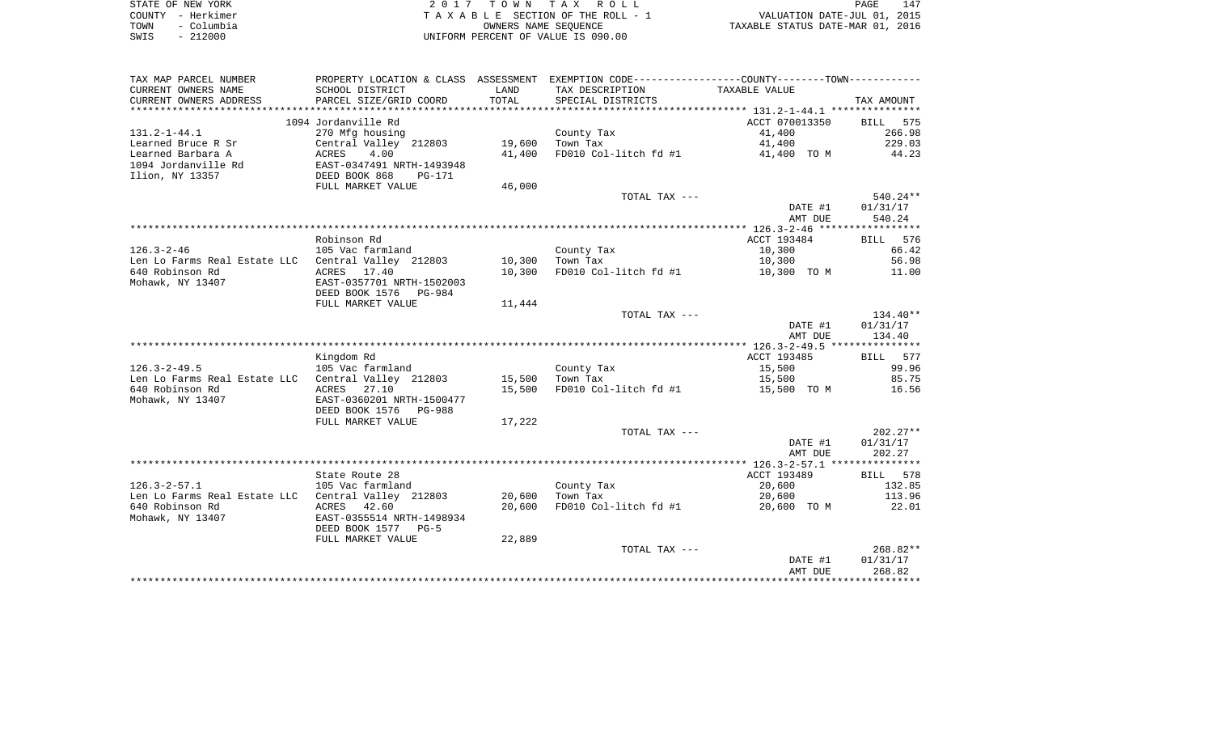STATE OF NEW YORK
COUNTY - Herkimer
TOWN - Columbia
SWIS - 212000

2 0 1 7 T O W N T A X R O L L
T A X A B L E SECTION OF THE ROLL - 1
OWNERS NAME SEQUENCE
UNIFORM PERCENT OF VALUE IS 090.00

VALUATION DATE-JUL 01, 2015
TAXABLE STATUS DATE-MAR 01, 2016

| TAX MAP PARCEL NUMBER / CURRENT OWNERS NAME / CURRENT OWNERS ADDRESS | PROPERTY LOCATION & CLASS / SCHOOL DISTRICT / PARCEL SIZE/GRID COORD | ASSESSMENT LAND / TOTAL | EXEMPTION CODE / TAX DESCRIPTION / SPECIAL DISTRICTS | COUNTY--------TOWN / TAXABLE VALUE | TAX AMOUNT |
|---|---|---|---|---|---|
| | 1094 Jordanville Rd | | | ACCT 070013350 | BILL 575 |
| 131.2-1-44.1 | 270 Mfg housing | | County Tax | 41,400 | 266.98 |
| Learned Bruce R Sr | Central Valley 212803 | 19,600 | Town Tax | 41,400 | 229.03 |
| Learned Barbara A | ACRES 4.00 | 41,400 | FD010 Col-litch fd #1 | 41,400 TO M | 44.23 |
| 1094 Jordanville Rd | EAST-0347491 NRTH-1493948 | | | | |
| Ilion, NY 13357 | DEED BOOK 868 PG-171 | | | | |
| | FULL MARKET VALUE | 46,000 | | | |
| | | | TOTAL TAX --- | | 540.24** |
| | | | | DATE #1 | 01/31/17 |
| | | | | AMT DUE | 540.24 |
| | Robinson Rd | | | ACCT 193484 | BILL 576 |
| 126.3-2-46 | 105 Vac farmland | | County Tax | 10,300 | 66.42 |
| Len Lo Farms Real Estate LLC | Central Valley 212803 | 10,300 | Town Tax | 10,300 | 56.98 |
| 640 Robinson Rd | ACRES 17.40 | 10,300 | FD010 Col-litch fd #1 | 10,300 TO M | 11.00 |
| Mohawk, NY 13407 | EAST-0357701 NRTH-1502003 | | | | |
| | DEED BOOK 1576 PG-984 | | | | |
| | FULL MARKET VALUE | 11,444 | | | |
| | | | TOTAL TAX --- | | 134.40** |
| | | | | DATE #1 | 01/31/17 |
| | | | | AMT DUE | 134.40 |
| | Kingdom Rd | | | ACCT 193485 | BILL 577 |
| 126.3-2-49.5 | 105 Vac farmland | | County Tax | 15,500 | 99.96 |
| Len Lo Farms Real Estate LLC | Central Valley 212803 | 15,500 | Town Tax | 15,500 | 85.75 |
| 640 Robinson Rd | ACRES 27.10 | 15,500 | FD010 Col-litch fd #1 | 15,500 TO M | 16.56 |
| Mohawk, NY 13407 | EAST-0360201 NRTH-1500477 | | | | |
| | DEED BOOK 1576 PG-988 | | | | |
| | FULL MARKET VALUE | 17,222 | | | |
| | | | TOTAL TAX --- | | 202.27** |
| | | | | DATE #1 | 01/31/17 |
| | | | | AMT DUE | 202.27 |
| | State Route 28 | | | ACCT 193489 | BILL 578 |
| 126.3-2-57.1 | 105 Vac farmland | | County Tax | 20,600 | 132.85 |
| Len Lo Farms Real Estate LLC | Central Valley 212803 | 20,600 | Town Tax | 20,600 | 113.96 |
| 640 Robinson Rd | ACRES 42.60 | 20,600 | FD010 Col-litch fd #1 | 20,600 TO M | 22.01 |
| Mohawk, NY 13407 | EAST-0355514 NRTH-1498934 | | | | |
| | DEED BOOK 1577 PG-5 | | | | |
| | FULL MARKET VALUE | 22,889 | | | |
| | | | TOTAL TAX --- | | 268.82** |
| | | | | DATE #1 | 01/31/17 |
| | | | | AMT DUE | 268.82 |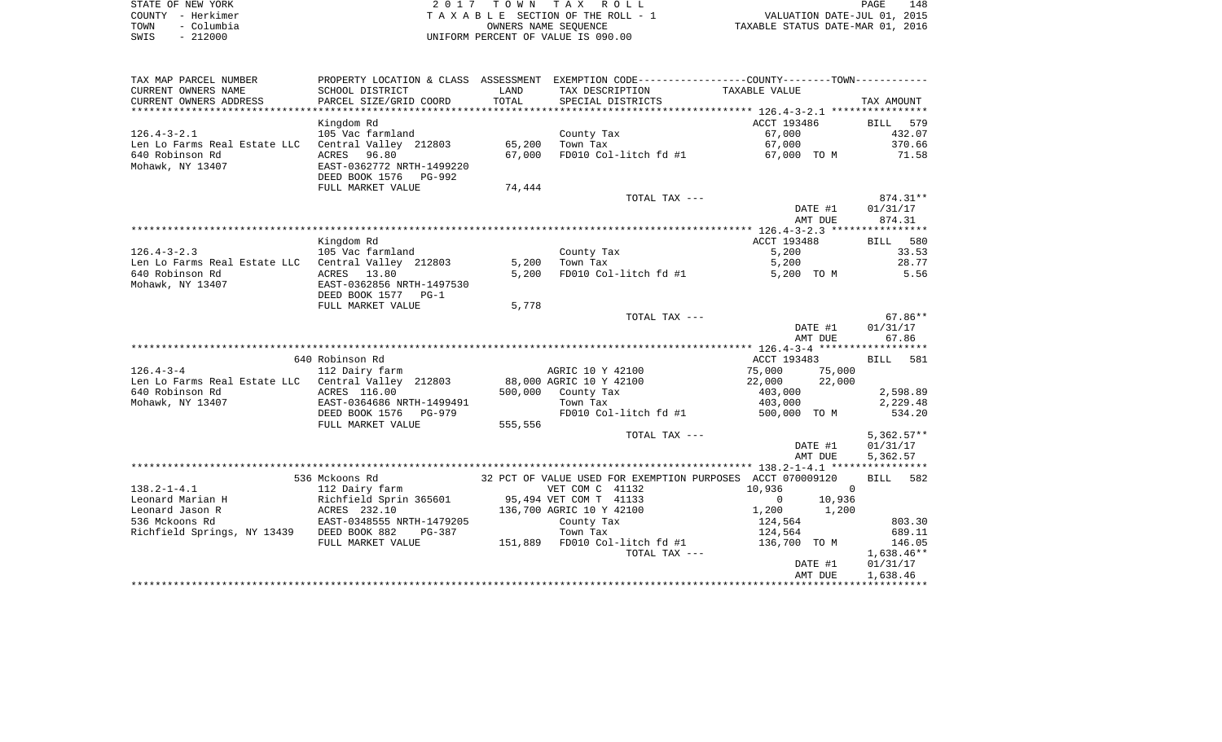STATE OF NEW YORK | COUNTY - Herkimer | TOWN - Columbia | SWIS - 212000

2017 TOWN TAX ROLL
TAXABLE SECTION OF THE ROLL - 1
OWNERS NAME SEQUENCE
UNIFORM PERCENT OF VALUE IS 090.00

VALUATION DATE-JUL 01, 2015
TAXABLE STATUS DATE-MAR 01, 2016

| TAX MAP PARCEL NUMBER / CURRENT OWNERS NAME / CURRENT OWNERS ADDRESS | PROPERTY LOCATION & CLASS / SCHOOL DISTRICT / PARCEL SIZE/GRID COORD | ASSESSMENT LAND / TOTAL | EXEMPTION CODE / TAX DESCRIPTION / SPECIAL DISTRICTS | COUNTY TAXABLE VALUE | TOWN | TAX AMOUNT |
|---|---|---|---|---|---|---|
| 126.4-3-2.1 | Kingdom Rd | | | ACCT 193486 | | BILL 579 |
| Len Lo Farms Real Estate LLC | 105 Vac farmland | | County Tax | 67,000 | | 432.07 |
| 640 Robinson Rd | Central Valley 212803 | 65,200 | Town Tax | 67,000 | | 370.66 |
| Mohawk, NY 13407 | ACRES 96.80 | 67,000 | FD010 Col-litch fd #1 | 67,000 TO M | | 71.58 |
| | EAST-0362772 NRTH-1499220 | | | | | |
| | DEED BOOK 1576 PG-992 | | | | | |
| | FULL MARKET VALUE | 74,444 | | | | |
| | | | TOTAL TAX --- | | | 874.31** |
| | | | | DATE #1 | | 01/31/17 |
| | | | | AMT DUE | | 874.31 |
| 126.4-3-2.3 | Kingdom Rd | | | ACCT 193488 | | BILL 580 |
| Len Lo Farms Real Estate LLC | 105 Vac farmland | | County Tax | 5,200 | | 33.53 |
| 640 Robinson Rd | Central Valley 212803 | 5,200 | Town Tax | 5,200 | | 28.77 |
| Mohawk, NY 13407 | ACRES 13.80 | 5,200 | FD010 Col-litch fd #1 | 5,200 TO M | | 5.56 |
| | EAST-0362856 NRTH-1497530 | | | | | |
| | DEED BOOK 1577 PG-1 | | | | | |
| | FULL MARKET VALUE | 5,778 | | | | |
| | | | TOTAL TAX --- | | | 67.86** |
| | | | | DATE #1 | | 01/31/17 |
| | | | | AMT DUE | | 67.86 |
| 126.4-3-4 | 640 Robinson Rd | | | ACCT 193483 | | BILL 581 |
| Len Lo Farms Real Estate LLC | 112 Dairy farm | | AGRIC 10 Y 42100 | 75,000 | 75,000 | |
| 640 Robinson Rd | Central Valley 212803 | 88,000 | AGRIC 10 Y 42100 | 22,000 | 22,000 | |
| Mohawk, NY 13407 | ACRES 116.00 | 500,000 | County Tax | 403,000 | | 2,598.89 |
| | EAST-0364686 NRTH-1499491 | | Town Tax | 403,000 | | 2,229.48 |
| | DEED BOOK 1576 PG-979 | | FD010 Col-litch fd #1 | 500,000 TO M | | 534.20 |
| | FULL MARKET VALUE | 555,556 | | | | |
| | | | TOTAL TAX --- | | | 5,362.57** |
| | | | | DATE #1 | | 01/31/17 |
| | | | | AMT DUE | | 5,362.57 |
| 138.2-1-4.1 | 536 Mckoons Rd | | 32 PCT OF VALUE USED FOR EXEMPTION PURPOSES | ACCT 070009120 | | BILL 582 |
| Leonard Marian H | 112 Dairy farm | | VET COM C 41132 | 10,936 | 0 | |
| Leonard Jason R | Richfield Sprin 365601 | 95,494 | VET COM T 41133 | 0 | 10,936 | |
| 536 Mckoons Rd | ACRES 232.10 | 136,700 | AGRIC 10 Y 42100 | 1,200 | 1,200 | |
| Richfield Springs, NY 13439 | EAST-0348555 NRTH-1479205 | | County Tax | 124,564 | | 803.30 |
| | DEED BOOK 882 PG-387 | | Town Tax | 124,564 | | 689.11 |
| | FULL MARKET VALUE | 151,889 | FD010 Col-litch fd #1 | 136,700 TO M | | 146.05 |
| | | | TOTAL TAX --- | | | 1,638.46** |
| | | | | DATE #1 | | 01/31/17 |
| | | | | AMT DUE | | 1,638.46 |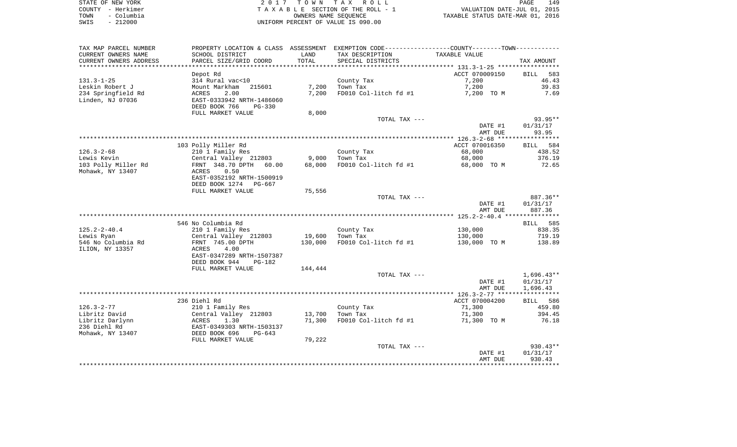STATE OF NEW YORK
COUNTY - Herkimer
TOWN - Columbia
SWIS - 212000

2 0 1 7 T O W N T A X R O L L
T A X A B L E SECTION OF THE ROLL - 1
OWNERS NAME SEQUENCE
UNIFORM PERCENT OF VALUE IS 090.00

VALUATION DATE-JUL 01, 2015
TAXABLE STATUS DATE-MAR 01, 2016

| TAX MAP PARCEL NUMBER<br>CURRENT OWNERS NAME<br>CURRENT OWNERS ADDRESS | PROPERTY LOCATION & CLASS<br>SCHOOL DISTRICT<br>PARCEL SIZE/GRID COORD | ASSESSMENT<br>LAND<br>TOTAL | EXEMPTION CODE-----COUNTY-----TOWN-----<br>TAX DESCRIPTION<br>SPECIAL DISTRICTS | TAXABLE VALUE | TAX AMOUNT |
|---|---|---|---|---|---|
| | Depot Rd | | | ACCT 070009150 | BILL 583 |
| 131.3-1-25 | 314 Rural vac<10 | | County Tax | 7,200 | 46.43 |
| Leskin Robert J | Mount Markham 215601 | 7,200 | Town Tax | 7,200 | 39.83 |
| 234 Springfield Rd | ACRES 2.00 | 7,200 | FD010 Col-litch fd #1 | 7,200 TO M | 7.69 |
| Linden, NJ 07036 | EAST-0333942 NRTH-1486060 | | | | |
| | DEED BOOK 766 PG-330 | | | | |
| | FULL MARKET VALUE | 8,000 | | | |
| | | | TOTAL TAX --- | | 93.95** |
| | | | | DATE #1 | 01/31/17 |
| | | | | AMT DUE | 93.95 |
| | 103 Polly Miller Rd | | | ACCT 070016350 | BILL 584 |
| 126.3-2-68 | 210 1 Family Res | | County Tax | 68,000 | 438.52 |
| Lewis Kevin | Central Valley 212803 | 9,000 | Town Tax | 68,000 | 376.19 |
| 103 Polly Miller Rd | FRNT 348.70 DPTH 60.00 | 68,000 | FD010 Col-litch fd #1 | 68,000 TO M | 72.65 |
| Mohawk, NY 13407 | ACRES 0.50 | | | | |
| | EAST-0352192 NRTH-1500919 | | | | |
| | DEED BOOK 1274 PG-667 | | | | |
| | FULL MARKET VALUE | 75,556 | | | |
| | | | TOTAL TAX --- | | 887.36** |
| | | | | DATE #1 | 01/31/17 |
| | | | | AMT DUE | 887.36 |
| | 546 No Columbia Rd | | | | BILL 585 |
| 125.2-2-40.4 | 210 1 Family Res | | County Tax | 130,000 | 838.35 |
| Lewis Ryan | Central Valley 212803 | 19,600 | Town Tax | 130,000 | 719.19 |
| 546 No Columbia Rd | FRNT 745.00 DPTH | 130,000 | FD010 Col-litch fd #1 | 130,000 TO M | 138.89 |
| ILION, NY 13357 | ACRES 4.00 | | | | |
| | EAST-0347289 NRTH-1507387 | | | | |
| | DEED BOOK 944 PG-182 | | | | |
| | FULL MARKET VALUE | 144,444 | | | |
| | | | TOTAL TAX --- | | 1,696.43** |
| | | | | DATE #1 | 01/31/17 |
| | | | | AMT DUE | 1,696.43 |
| | 236 Diehl Rd | | | ACCT 070004200 | BILL 586 |
| 126.3-2-77 | 210 1 Family Res | | County Tax | 71,300 | 459.80 |
| Libritz David | Central Valley 212803 | 13,700 | Town Tax | 71,300 | 394.45 |
| Libritz Darlynn | ACRES 1.30 | 71,300 | FD010 Col-litch fd #1 | 71,300 TO M | 76.18 |
| 236 Diehl Rd | EAST-0349303 NRTH-1503137 | | | | |
| Mohawk, NY 13407 | DEED BOOK 696 PG-643 | | | | |
| | FULL MARKET VALUE | 79,222 | | | |
| | | | TOTAL TAX --- | | 930.43** |
| | | | | DATE #1 | 01/31/17 |
| | | | | AMT DUE | 930.43 |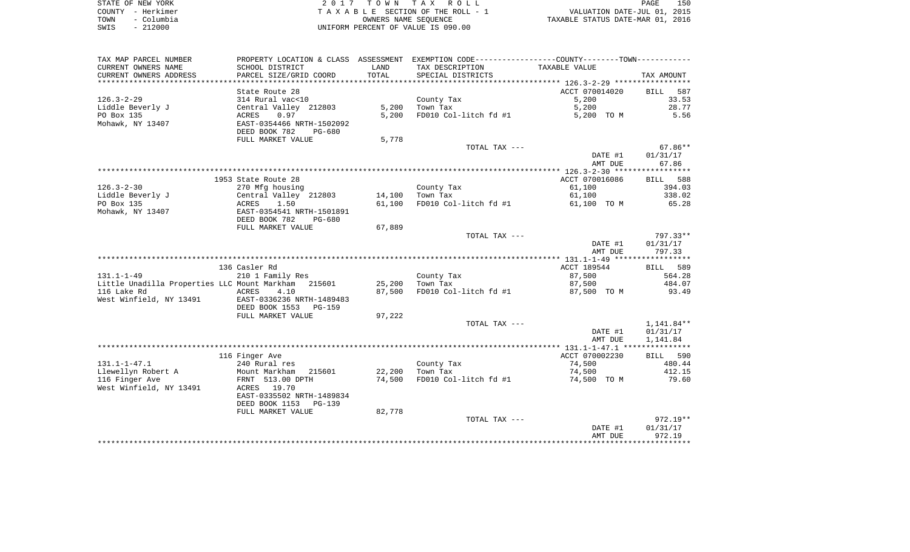STATE OF NEW YORK | 2017 TOWN TAX ROLL | PAGE 150
COUNTY - Herkimer | TAXABLE SECTION OF THE ROLL - 1 | VALUATION DATE-JUL 01, 2015
TOWN - Columbia | OWNERS NAME SEQUENCE | TAXABLE STATUS DATE-MAR 01, 2016
SWIS - 212000 | UNIFORM PERCENT OF VALUE IS 090.00

| TAX MAP PARCEL NUMBER / CURRENT OWNERS NAME / CURRENT OWNERS ADDRESS | PROPERTY LOCATION & CLASS / SCHOOL DISTRICT / PARCEL SIZE/GRID COORD | ASSESSMENT LAND / TOTAL | EXEMPTION CODE / TAX DESCRIPTION / SPECIAL DISTRICTS | COUNTY--------TOWN TAXABLE VALUE | TAX AMOUNT |
|---|---|---|---|---|---|
| | State Route 28 | | | ACCT 070014020 | BILL 587 |
| 126.3-2-29 | 314 Rural vac<10 | | County Tax | 5,200 | 33.53 |
| Liddle Beverly J | Central Valley 212803 | 5,200 | Town Tax | 5,200 | 28.77 |
| PO Box 135 | ACRES 0.97 | 5,200 | FD010 Col-litch fd #1 | 5,200 TO M | 5.56 |
| Mohawk, NY 13407 | EAST-0354466 NRTH-1502092 | | | | |
| | DEED BOOK 782 PG-680 | | | | |
| | FULL MARKET VALUE | 5,778 | | | |
| | | | TOTAL TAX --- | | 67.86** |
| | | | | DATE #1 | 01/31/17 |
| | | | | AMT DUE | 67.86 |
| | 1953 State Route 28 | | | ACCT 070016086 | BILL 588 |
| 126.3-2-30 | 270 Mfg housing | | County Tax | 61,100 | 394.03 |
| Liddle Beverly J | Central Valley 212803 | 14,100 | Town Tax | 61,100 | 338.02 |
| PO Box 135 | ACRES 1.50 | 61,100 | FD010 Col-litch fd #1 | 61,100 TO M | 65.28 |
| Mohawk, NY 13407 | EAST-0354541 NRTH-1501891 | | | | |
| | DEED BOOK 782 PG-680 | | | | |
| | FULL MARKET VALUE | 67,889 | | | |
| | | | TOTAL TAX --- | | 797.33** |
| | | | | DATE #1 | 01/31/17 |
| | | | | AMT DUE | 797.33 |
| | 136 Casler Rd | | | ACCT 189544 | BILL 589 |
| 131.1-1-49 | 210 1 Family Res | | County Tax | 87,500 | 564.28 |
| Little Unadilla Properties LLC | Mount Markham 215601 | 25,200 | Town Tax | 87,500 | 484.07 |
| 116 Lake Rd | ACRES 4.10 | 87,500 | FD010 Col-litch fd #1 | 87,500 TO M | 93.49 |
| West Winfield, NY 13491 | EAST-0336236 NRTH-1489483 | | | | |
| | DEED BOOK 1553 PG-159 | | | | |
| | FULL MARKET VALUE | 97,222 | | | |
| | | | TOTAL TAX --- | | 1,141.84** |
| | | | | DATE #1 | 01/31/17 |
| | | | | AMT DUE | 1,141.84 |
| | 116 Finger Ave | | | ACCT 070002230 | BILL 590 |
| 131.1-1-47.1 | 240 Rural res | | County Tax | 74,500 | 480.44 |
| Llewellyn Robert A | Mount Markham 215601 | 22,200 | Town Tax | 74,500 | 412.15 |
| 116 Finger Ave | FRNT 513.00 DPTH | 74,500 | FD010 Col-litch fd #1 | 74,500 TO M | 79.60 |
| West Winfield, NY 13491 | ACRES 19.70 | | | | |
| | EAST-0335502 NRTH-1489834 | | | | |
| | DEED BOOK 1153 PG-139 | | | | |
| | FULL MARKET VALUE | 82,778 | | | |
| | | | TOTAL TAX --- | | 972.19** |
| | | | | DATE #1 | 01/31/17 |
| | | | | AMT DUE | 972.19 |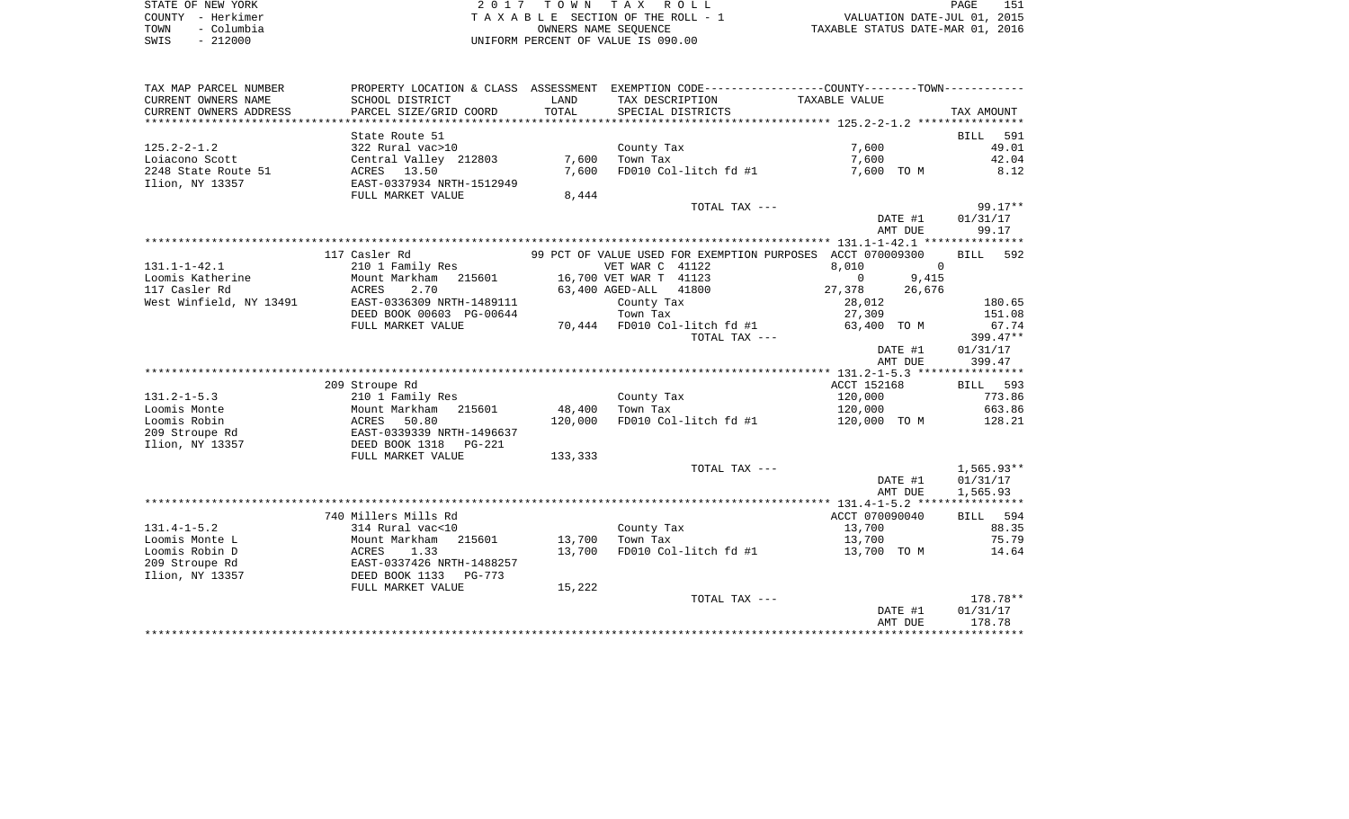STATE OF NEW YORK
COUNTY - Herkimer
TOWN - Columbia
SWIS - 212000

2017 TOWN TAX ROLL
TAXABLE SECTION OF THE ROLL - 1
OWNERS NAME SEQUENCE
UNIFORM PERCENT OF VALUE IS 090.00

VALUATION DATE-JUL 01, 2015
TAXABLE STATUS DATE-MAR 01, 2016

| TAX MAP PARCEL NUMBER / CURRENT OWNERS NAME / CURRENT OWNERS ADDRESS | PROPERTY LOCATION & CLASS / SCHOOL DISTRICT / PARCEL SIZE/GRID COORD | ASSESSMENT LAND / TOTAL | EXEMPTION CODE / TAX DESCRIPTION / SPECIAL DISTRICTS | COUNTY TAXABLE VALUE | TOWN TAXABLE VALUE | TAX AMOUNT |
|---|---|---|---|---|---|---|
| | State Route 51 | | | | | BILL 591 |
| 125.2-2-1.2 | 322 Rural vac>10 | | County Tax | 7,600 | | 49.01 |
| Loiacono Scott | Central Valley 212803 | 7,600 | Town Tax | 7,600 | | 42.04 |
| 2248 State Route 51 | ACRES 13.50 | 7,600 | FD010 Col-litch fd #1 | 7,600 TO M | | 8.12 |
| Ilion, NY 13357 | EAST-0337934 NRTH-1512949 | | | | | |
| | FULL MARKET VALUE | 8,444 | | | | |
| | | | TOTAL TAX --- | | | 99.17** |
| | | | | DATE #1 | | 01/31/17 |
| | | | | AMT DUE | | 99.17 |
| | 117 Casler Rd | | 99 PCT OF VALUE USED FOR EXEMPTION PURPOSES | ACCT 070009300 | | BILL 592 |
| 131.1-1-42.1 | 210 1 Family Res | | VET WAR C 41122 | 8,010 | 0 | |
| Loomis Katherine | Mount Markham 215601 | 16,700 | VET WAR T 41123 | 0 | 9,415 | |
| 117 Casler Rd | ACRES 2.70 | 63,400 | AGED-ALL 41800 | 27,378 | 26,676 | |
| West Winfield, NY 13491 | EAST-0336309 NRTH-1489111 | | County Tax | 28,012 | | 180.65 |
| | DEED BOOK 00603 PG-00644 | | Town Tax | 27,309 | | 151.08 |
| | FULL MARKET VALUE | 70,444 | FD010 Col-litch fd #1 | 63,400 TO M | | 67.74 |
| | | | TOTAL TAX --- | | | 399.47** |
| | | | | DATE #1 | | 01/31/17 |
| | | | | AMT DUE | | 399.47 |
| | 209 Stroupe Rd | | | ACCT 152168 | | BILL 593 |
| 131.2-1-5.3 | 210 1 Family Res | | County Tax | 120,000 | | 773.86 |
| Loomis Monte | Mount Markham 215601 | 48,400 | Town Tax | 120,000 | | 663.86 |
| Loomis Robin | ACRES 50.80 | 120,000 | FD010 Col-litch fd #1 | 120,000 TO M | | 128.21 |
| 209 Stroupe Rd | EAST-0339339 NRTH-1496637 | | | | | |
| Ilion, NY 13357 | DEED BOOK 1318 PG-221 | | | | | |
| | FULL MARKET VALUE | 133,333 | | | | |
| | | | TOTAL TAX --- | | | 1,565.93** |
| | | | | DATE #1 | | 01/31/17 |
| | | | | AMT DUE | | 1,565.93 |
| | 740 Millers Mills Rd | | | ACCT 070090040 | | BILL 594 |
| 131.4-1-5.2 | 314 Rural vac<10 | | County Tax | 13,700 | | 88.35 |
| Loomis Monte L | Mount Markham 215601 | 13,700 | Town Tax | 13,700 | | 75.79 |
| Loomis Robin D | ACRES 1.33 | 13,700 | FD010 Col-litch fd #1 | 13,700 TO M | | 14.64 |
| 209 Stroupe Rd | EAST-0337426 NRTH-1488257 | | | | | |
| Ilion, NY 13357 | DEED BOOK 1133 PG-773 | | | | | |
| | FULL MARKET VALUE | 15,222 | | | | |
| | | | TOTAL TAX --- | | | 178.78** |
| | | | | DATE #1 | | 01/31/17 |
| | | | | AMT DUE | | 178.78 |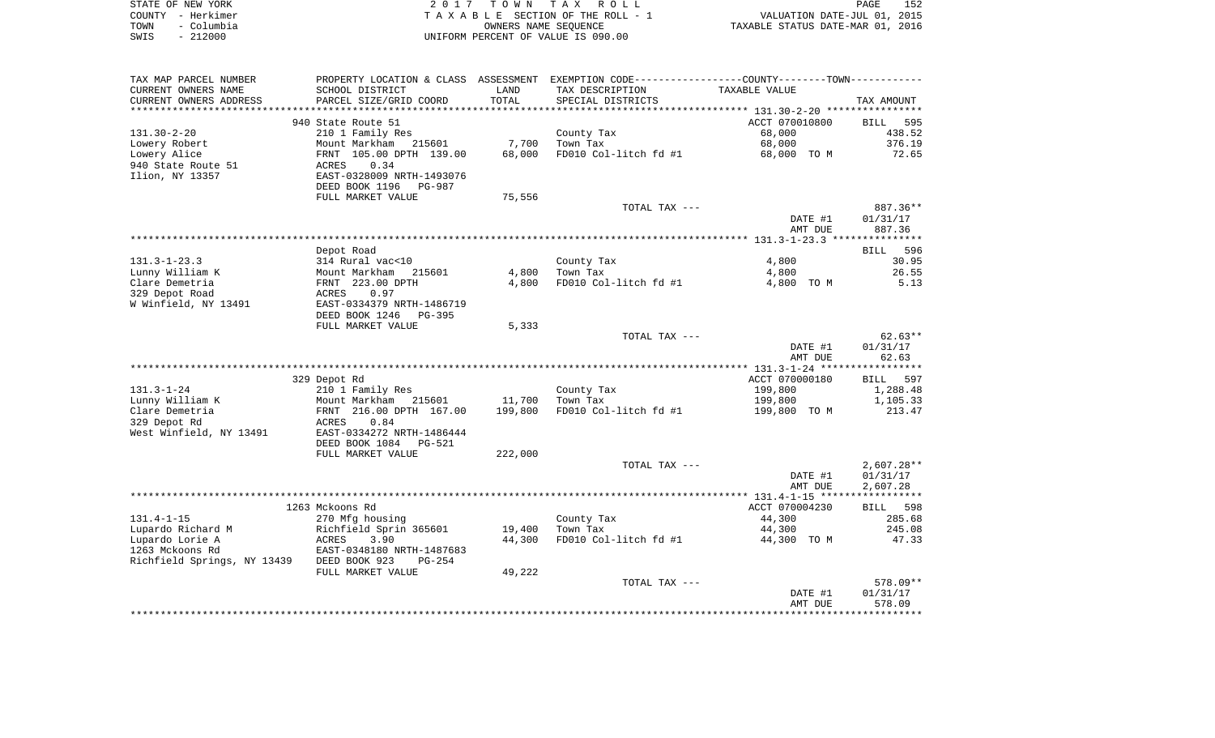STATE OF NEW YORK
COUNTY - Herkimer
TOWN - Columbia
SWIS - 212000

2 0 1 7 T O W N T A X R O L L
T A X A B L E SECTION OF THE ROLL - 1
OWNERS NAME SEQUENCE
UNIFORM PERCENT OF VALUE IS 090.00

VALUATION DATE-JUL 01, 2015
TAXABLE STATUS DATE-MAR 01, 2016

| TAX MAP PARCEL NUMBER / CURRENT OWNERS NAME / CURRENT OWNERS ADDRESS | PROPERTY LOCATION & CLASS / SCHOOL DISTRICT / PARCEL SIZE/GRID COORD | ASSESSMENT LAND / TOTAL | EXEMPTION CODE / TAX DESCRIPTION / SPECIAL DISTRICTS | COUNTY--------TOWN TAXABLE VALUE | TAX AMOUNT |
|---|---|---|---|---|---|
| | 940 State Route 51 | | | ACCT 070010800 | BILL 595 |
| 131.30-2-20 | 210 1 Family Res | | County Tax | 68,000 | 438.52 |
| Lowery Robert | Mount Markham 215601 | 7,700 | Town Tax | 68,000 | 376.19 |
| Lowery Alice | FRNT 105.00 DPTH 139.00 | 68,000 | FD010 Col-litch fd #1 | 68,000 TO M | 72.65 |
| 940 State Route 51 | ACRES 0.34 | | | | |
| Ilion, NY 13357 | EAST-0328009 NRTH-1493076 | | | | |
| | DEED BOOK 1196 PG-987 | | | | |
| | FULL MARKET VALUE | 75,556 | | | |
| | | | TOTAL TAX --- | | 887.36** |
| | | | | DATE #1 | 01/31/17 |
| | | | | AMT DUE | 887.36 |
| | Depot Road | | | | BILL 596 |
| 131.3-1-23.3 | 314 Rural vac<10 | | County Tax | 4,800 | 30.95 |
| Lunny William K | Mount Markham 215601 | 4,800 | Town Tax | 4,800 | 26.55 |
| Clare Demetria | FRNT 223.00 DPTH | 4,800 | FD010 Col-litch fd #1 | 4,800 TO M | 5.13 |
| 329 Depot Road | ACRES 0.97 | | | | |
| W Winfield, NY 13491 | EAST-0334379 NRTH-1486719 | | | | |
| | DEED BOOK 1246 PG-395 | | | | |
| | FULL MARKET VALUE | 5,333 | | | |
| | | | TOTAL TAX --- | | 62.63** |
| | | | | DATE #1 | 01/31/17 |
| | | | | AMT DUE | 62.63 |
| | 329 Depot Rd | | | ACCT 070000180 | BILL 597 |
| 131.3-1-24 | 210 1 Family Res | | County Tax | 199,800 | 1,288.48 |
| Lunny William K | Mount Markham 215601 | 11,700 | Town Tax | 199,800 | 1,105.33 |
| Clare Demetria | FRNT 216.00 DPTH 167.00 | 199,800 | FD010 Col-litch fd #1 | 199,800 TO M | 213.47 |
| 329 Depot Rd | ACRES 0.84 | | | | |
| West Winfield, NY 13491 | EAST-0334272 NRTH-1486444 | | | | |
| | DEED BOOK 1084 PG-521 | | | | |
| | FULL MARKET VALUE | 222,000 | | | |
| | | | TOTAL TAX --- | | 2,607.28** |
| | | | | DATE #1 | 01/31/17 |
| | | | | AMT DUE | 2,607.28 |
| | 1263 Mckoons Rd | | | ACCT 070004230 | BILL 598 |
| 131.4-1-15 | 270 Mfg housing | | County Tax | 44,300 | 285.68 |
| Lupardo Richard M | Richfield Sprin 365601 | 19,400 | Town Tax | 44,300 | 245.08 |
| Lupardo Lorie A | ACRES 3.90 | 44,300 | FD010 Col-litch fd #1 | 44,300 TO M | 47.33 |
| 1263 Mckoons Rd | EAST-0348180 NRTH-1487683 | | | | |
| Richfield Springs, NY 13439 | DEED BOOK 923 PG-254 | | | | |
| | FULL MARKET VALUE | 49,222 | | | |
| | | | TOTAL TAX --- | | 578.09** |
| | | | | DATE #1 | 01/31/17 |
| | | | | AMT DUE | 578.09 |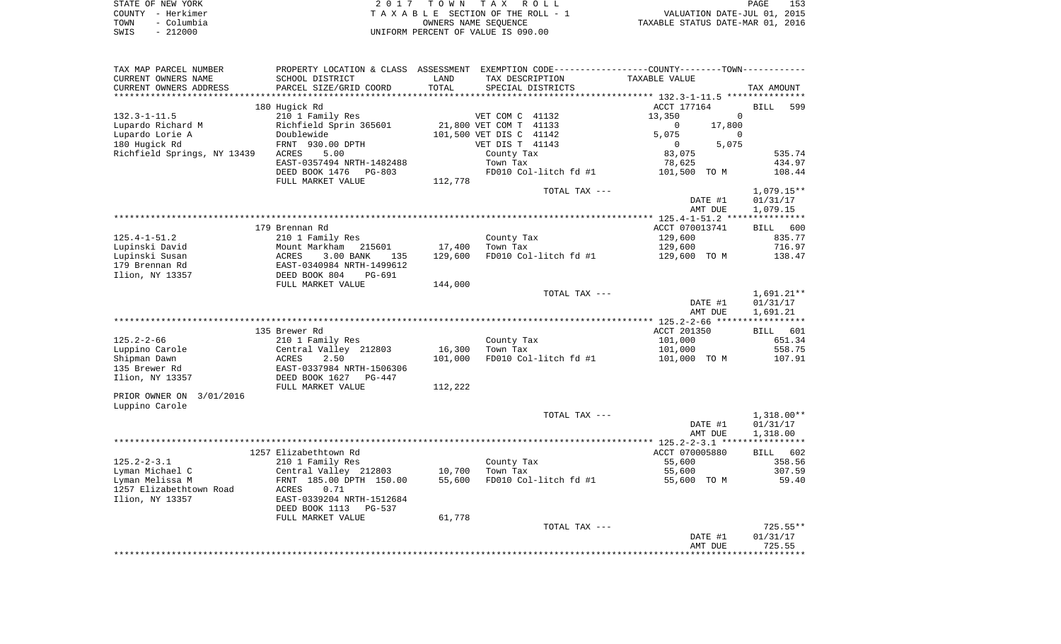STATE OF NEW YORK | 2017 TOWN TAX ROLL | PAGE 153
COUNTY - Herkimer | TAXABLE SECTION OF THE ROLL - 1 | VALUATION DATE-JUL 01, 2015
TOWN - Columbia | OWNERS NAME SEQUENCE | TAXABLE STATUS DATE-MAR 01, 2016
SWIS - 212000 | UNIFORM PERCENT OF VALUE IS 090.00

| TAX MAP PARCEL NUMBER / CURRENT OWNERS NAME / CURRENT OWNERS ADDRESS | PROPERTY LOCATION & CLASS / SCHOOL DISTRICT / PARCEL SIZE/GRID COORD | ASSESSMENT LAND | TOTAL | EXEMPTION CODE / TAX DESCRIPTION / SPECIAL DISTRICTS | COUNTY TAXABLE VALUE | TOWN TAXABLE VALUE | TAX AMOUNT |
|---|---|---|---|---|---|---|---|
| | 180 Hugick Rd | | | | ACCT 177164 | | BILL 599 |
| 132.3-1-11.5 | 210 1 Family Res | | | VET COM C 41132 | 13,350 | 0 | |
| Lupardo Richard M | Richfield Sprin 365601 | 21,800 | | VET COM T 41133 | 0 | 17,800 | |
| Lupardo Lorie A | Doublewide | | 101,500 | VET DIS C 41142 | 5,075 | 0 | |
| 180 Hugick Rd | FRNT 930.00 DPTH | | | VET DIS T 41143 | 0 | 5,075 | |
| Richfield Springs, NY 13439 | ACRES 5.00 | | | County Tax | 83,075 | | 535.74 |
| | EAST-0357494 NRTH-1482488 | | | Town Tax | 78,625 | | 434.97 |
| | DEED BOOK 1476 PG-803 | | | FD010 Col-litch fd #1 | 101,500 TO M | | 108.44 |
| | FULL MARKET VALUE | | 112,778 | | | | |
| | | | | TOTAL TAX --- | | | 1,079.15** |
| | | | | | | DATE #1 | 01/31/17 |
| | | | | | | AMT DUE | 1,079.15 |
| | 179 Brennan Rd | | | | ACCT 070013741 | | BILL 600 |
| 125.4-1-51.2 | 210 1 Family Res | | | County Tax | 129,600 | | 835.77 |
| Lupinski David | Mount Markham 215601 | 17,400 | | Town Tax | 129,600 | | 716.97 |
| Lupinski Susan | ACRES 3.00 BANK 135 | | 129,600 | FD010 Col-litch fd #1 | 129,600 TO M | | 138.47 |
| 179 Brennan Rd | EAST-0340984 NRTH-1499612 | | | | | | |
| Ilion, NY 13357 | DEED BOOK 804 PG-691 | | | | | | |
| | FULL MARKET VALUE | | 144,000 | | | | |
| | | | | TOTAL TAX --- | | | 1,691.21** |
| | | | | | | DATE #1 | 01/31/17 |
| | | | | | | AMT DUE | 1,691.21 |
| | 135 Brewer Rd | | | | ACCT 201350 | | BILL 601 |
| 125.2-2-66 | 210 1 Family Res | | | County Tax | 101,000 | | 651.34 |
| Luppino Carole | Central Valley 212803 | 16,300 | | Town Tax | 101,000 | | 558.75 |
| Shipman Dawn | ACRES 2.50 | | 101,000 | FD010 Col-litch fd #1 | 101,000 TO M | | 107.91 |
| 135 Brewer Rd | EAST-0337984 NRTH-1506306 | | | | | | |
| Ilion, NY 13357 | DEED BOOK 1627 PG-447 | | | | | | |
| | FULL MARKET VALUE | | 112,222 | | | | |
| PRIOR OWNER ON 3/01/2016 | | | | | | | |
| Luppino Carole | | | | | | | |
| | | | | TOTAL TAX --- | | | 1,318.00** |
| | | | | | | DATE #1 | 01/31/17 |
| | | | | | | AMT DUE | 1,318.00 |
| | 1257 Elizabethtown Rd | | | | ACCT 070005880 | | BILL 602 |
| 125.2-2-3.1 | 210 1 Family Res | | | County Tax | 55,600 | | 358.56 |
| Lyman Michael C | Central Valley 212803 | 10,700 | | Town Tax | 55,600 | | 307.59 |
| Lyman Melissa M | FRNT 185.00 DPTH 150.00 | | 55,600 | FD010 Col-litch fd #1 | 55,600 TO M | | 59.40 |
| 1257 Elizabethtown Road | ACRES 0.71 | | | | | | |
| Ilion, NY 13357 | EAST-0339204 NRTH-1512684 | | | | | | |
| | DEED BOOK 1113 PG-537 | | | | | | |
| | FULL MARKET VALUE | | 61,778 | | | | |
| | | | | TOTAL TAX --- | | | 725.55** |
| | | | | | | DATE #1 | 01/31/17 |
| | | | | | | AMT DUE | 725.55 |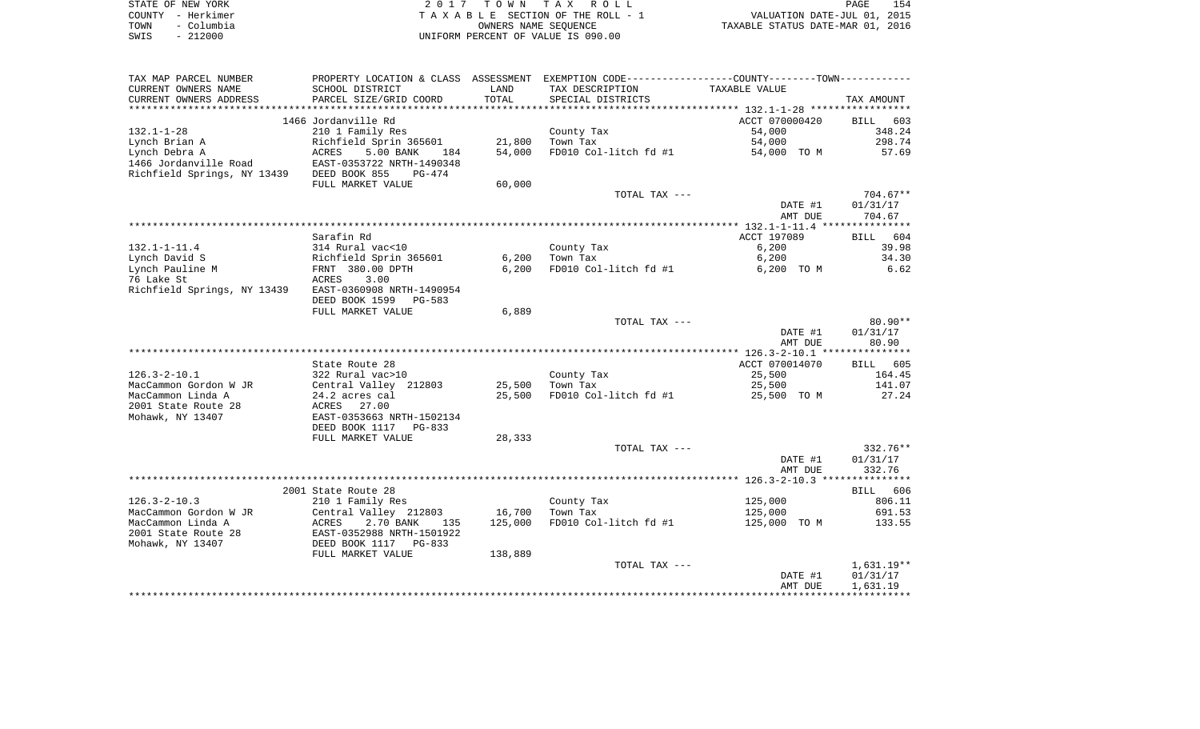STATE OF NEW YORK  
COUNTY - Herkimer  
TOWN - Columbia  
SWIS - 212000

2 0 1 7 T O W N T A X R O L L  
T A X A B L E SECTION OF THE ROLL - 1  
OWNERS NAME SEQUENCE  
UNIFORM PERCENT OF VALUE IS 090.00

VALUATION DATE-JUL 01, 2015  
TAXABLE STATUS DATE-MAR 01, 2016

| TAX MAP PARCEL NUMBER / CURRENT OWNERS NAME / CURRENT OWNERS ADDRESS | PROPERTY LOCATION & CLASS / SCHOOL DISTRICT / PARCEL SIZE/GRID COORD | ASSESSMENT LAND / TOTAL | EXEMPTION CODE / TAX DESCRIPTION / SPECIAL DISTRICTS | COUNTY--------TOWN / TAXABLE VALUE | TAX AMOUNT |
|---|---|---|---|---|---|
| 132.1-1-28 | 1466 Jordanville Rd | | | ACCT 070000420 | BILL 603 |
| Lynch Brian A | 210 1 Family Res | | County Tax | 54,000 | 348.24 |
| Lynch Debra A | Richfield Sprin 365601 | 21,800 | Town Tax | 54,000 | 298.74 |
| 1466 Jordanville Road | ACRES 5.00 BANK 184 | 54,000 | FD010 Col-litch fd #1 | 54,000 TO M | 57.69 |
| Richfield Springs, NY 13439 | EAST-0353722 NRTH-1490348 | | | | |
| | DEED BOOK 855 PG-474 | | | | |
| | FULL MARKET VALUE | 60,000 | | | |
| | | | TOTAL TAX --- | | 704.67** |
| | | | | DATE #1 | 01/31/17 |
| | | | | AMT DUE | 704.67 |
| 132.1-1-11.4 | Sarafin Rd | | | ACCT 197089 | BILL 604 |
| Lynch David S | 314 Rural vac<10 | | County Tax | 6,200 | 39.98 |
| Lynch Pauline M | Richfield Sprin 365601 | 6,200 | Town Tax | 6,200 | 34.30 |
| 76 Lake St | FRNT 380.00 DPTH | 6,200 | FD010 Col-litch fd #1 | 6,200 TO M | 6.62 |
| Richfield Springs, NY 13439 | ACRES 3.00 | | | | |
| | EAST-0360908 NRTH-1490954 | | | | |
| | DEED BOOK 1599 PG-583 | | | | |
| | FULL MARKET VALUE | 6,889 | | | |
| | | | TOTAL TAX --- | | 80.90** |
| | | | | DATE #1 | 01/31/17 |
| | | | | AMT DUE | 80.90 |
| 126.3-2-10.1 | State Route 28 | | | ACCT 070014070 | BILL 605 |
| MacCammon Gordon W JR | 322 Rural vac>10 | | County Tax | 25,500 | 164.45 |
| MacCammon Linda A | Central Valley 212803 | 25,500 | Town Tax | 25,500 | 141.07 |
| 2001 State Route 28 | 24.2 acres cal | 25,500 | FD010 Col-litch fd #1 | 25,500 TO M | 27.24 |
| Mohawk, NY 13407 | ACRES 27.00 | | | | |
| | EAST-0353663 NRTH-1502134 | | | | |
| | DEED BOOK 1117 PG-833 | | | | |
| | FULL MARKET VALUE | 28,333 | | | |
| | | | TOTAL TAX --- | | 332.76** |
| | | | | DATE #1 | 01/31/17 |
| | | | | AMT DUE | 332.76 |
| 126.3-2-10.3 | 2001 State Route 28 | | | | BILL 606 |
| MacCammon Gordon W JR | 210 1 Family Res | | County Tax | 125,000 | 806.11 |
| MacCammon Linda A | Central Valley 212803 | 16,700 | Town Tax | 125,000 | 691.53 |
| 2001 State Route 28 | ACRES 2.70 BANK 135 | 125,000 | FD010 Col-litch fd #1 | 125,000 TO M | 133.55 |
| Mohawk, NY 13407 | EAST-0352988 NRTH-1501922 | | | | |
| | DEED BOOK 1117 PG-833 | | | | |
| | FULL MARKET VALUE | 138,889 | | | |
| | | | TOTAL TAX --- | | 1,631.19** |
| | | | | DATE #1 | 01/31/17 |
| | | | | AMT DUE | 1,631.19 |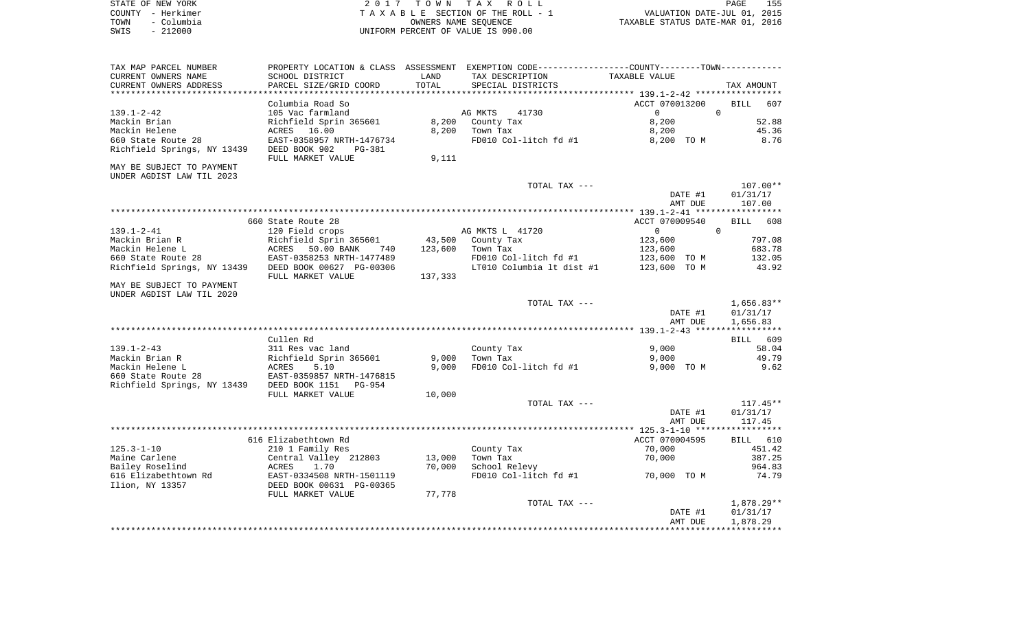STATE OF NEW YORK
COUNTY - Herkimer
TOWN - Columbia
SWIS - 212000

2 0 1 7 T O W N T A X R O L L
T A X A B L E SECTION OF THE ROLL - 1
OWNERS NAME SEQUENCE
UNIFORM PERCENT OF VALUE IS 090.00

VALUATION DATE-JUL 01, 2015
TAXABLE STATUS DATE-MAR 01, 2016

| TAX MAP PARCEL NUMBER / CURRENT OWNERS NAME / CURRENT OWNERS ADDRESS | PROPERTY LOCATION & CLASS / SCHOOL DISTRICT / PARCEL SIZE/GRID COORD | ASSESSMENT LAND | TOTAL | EXEMPTION CODE / TAX DESCRIPTION / SPECIAL DISTRICTS | COUNTY--------TOWN / TAXABLE VALUE | TAX AMOUNT |
|---|---|---|---|---|---|---|
| 139.1-2-42 | Columbia Road So | | | | ACCT 070013200 | BILL 607 |
| | 105 Vac farmland | | | AG MKTS 41730 | 0 0 | |
| Mackin Brian | Richfield Sprin 365601 | 8,200 | | County Tax | 8,200 | 52.88 |
| Mackin Helene | ACRES 16.00 | | 8,200 | Town Tax | 8,200 | 45.36 |
| 660 State Route 28 | EAST-0358957 NRTH-1476734 | | | FD010 Col-litch fd #1 | 8,200 TO M | 8.76 |
| Richfield Springs, NY 13439 | DEED BOOK 902 PG-381 | | | | | |
| | FULL MARKET VALUE | | 9,111 | | | |
| MAY BE SUBJECT TO PAYMENT UNDER AGDIST LAW TIL 2023 | | | | | | |
| | | | | TOTAL TAX --- | | 107.00** |
| | | | | | DATE #1 | 01/31/17 |
| | | | | | AMT DUE | 107.00 |
| 139.1-2-41 | 660 State Route 28 | | | | ACCT 070009540 | BILL 608 |
| | 120 Field crops | | | AG MKTS L 41720 | 0 0 | |
| Mackin Brian R | Richfield Sprin 365601 | 43,500 | | County Tax | 123,600 | 797.08 |
| Mackin Helene L | ACRES 50.00 BANK 740 | | 123,600 | Town Tax | 123,600 | 683.78 |
| 660 State Route 28 | EAST-0358253 NRTH-1477489 | | | FD010 Col-litch fd #1 | 123,600 TO M | 132.05 |
| Richfield Springs, NY 13439 | DEED BOOK 00627 PG-00306 | | | LT010 Columbia lt dist #1 | 123,600 TO M | 43.92 |
| | FULL MARKET VALUE | | 137,333 | | | |
| MAY BE SUBJECT TO PAYMENT UNDER AGDIST LAW TIL 2020 | | | | | | |
| | | | | TOTAL TAX --- | | 1,656.83** |
| | | | | | DATE #1 | 01/31/17 |
| | | | | | AMT DUE | 1,656.83 |
| 139.1-2-43 | Cullen Rd | | | | | BILL 609 |
| | 311 Res vac land | | | County Tax | 9,000 | 58.04 |
| Mackin Brian R | Richfield Sprin 365601 | 9,000 | | Town Tax | 9,000 | 49.79 |
| Mackin Helene L | ACRES 5.10 | | 9,000 | FD010 Col-litch fd #1 | 9,000 TO M | 9.62 |
| 660 State Route 28 | EAST-0359857 NRTH-1476815 | | | | | |
| Richfield Springs, NY 13439 | DEED BOOK 1151 PG-954 | | | | | |
| | FULL MARKET VALUE | | 10,000 | | | |
| | | | | TOTAL TAX --- | | 117.45** |
| | | | | | DATE #1 | 01/31/17 |
| | | | | | AMT DUE | 117.45 |
| 125.3-1-10 | 616 Elizabethtown Rd | | | | ACCT 070004595 | BILL 610 |
| | 210 1 Family Res | | | County Tax | 70,000 | 451.42 |
| Maine Carlene | Central Valley 212803 | 13,000 | | Town Tax | 70,000 | 387.25 |
| Bailey Roselind | ACRES 1.70 | | 70,000 | School Relevy | | 964.83 |
| 616 Elizabethtown Rd | EAST-0334508 NRTH-1501119 | | | FD010 Col-litch fd #1 | 70,000 TO M | 74.79 |
| Ilion, NY 13357 | DEED BOOK 00631 PG-00365 | | | | | |
| | FULL MARKET VALUE | | 77,778 | | | |
| | | | | TOTAL TAX --- | | 1,878.29** |
| | | | | | DATE #1 | 01/31/17 |
| | | | | | AMT DUE | 1,878.29 |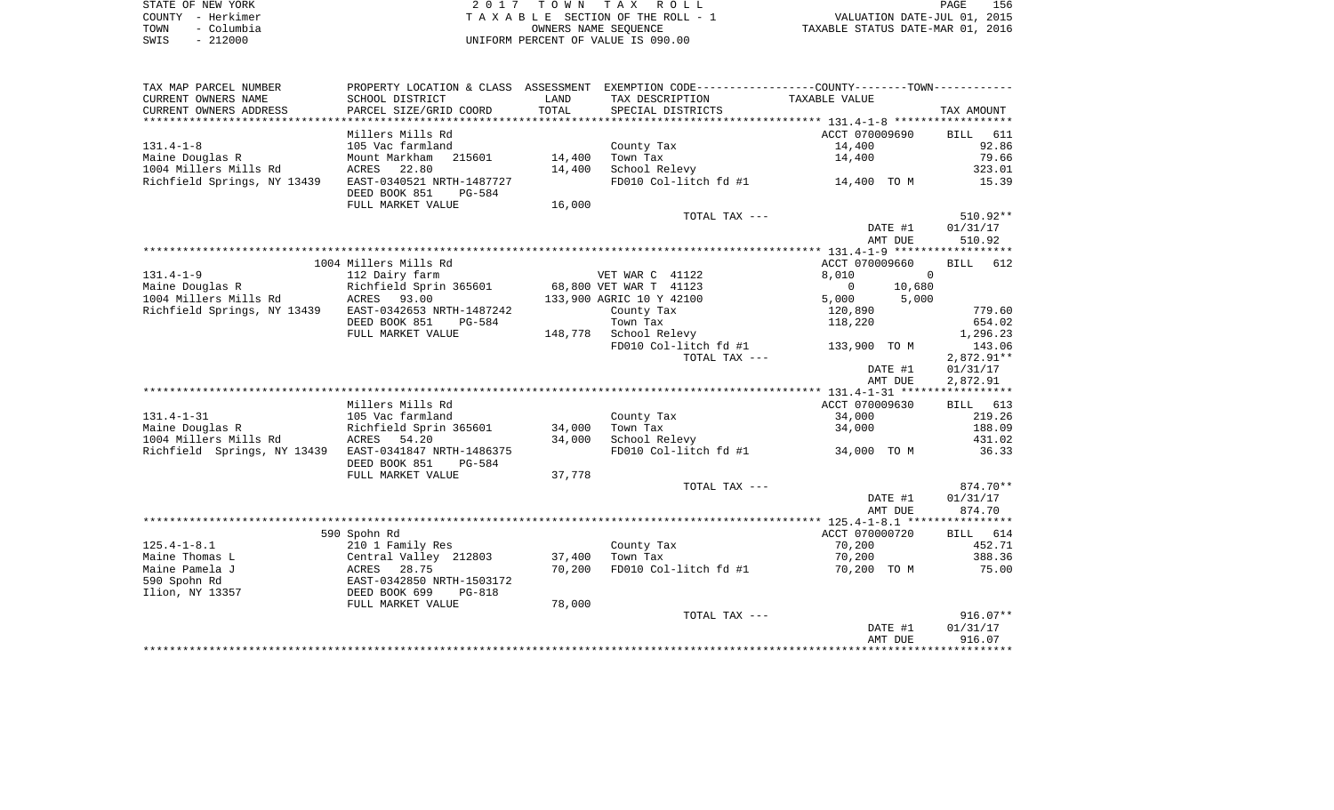| TAX MAP PARCEL NUMBER | PROPERTY LOCATION & CLASS | ASSESSMENT | EXEMPTION CODE-----COUNTY-----TOWN----- | | |
|---|---|---|---|---|---|
| CURRENT OWNERS NAME | SCHOOL DISTRICT | LAND | TAX DESCRIPTION | TAXABLE VALUE | |
| CURRENT OWNERS ADDRESS | PARCEL SIZE/GRID COORD | TOTAL | SPECIAL DISTRICTS | | TAX AMOUNT |
| 131.4-1-8 | Millers Mills Rd | | | ACCT 070009690 | BILL 611 |
| | 105 Vac farmland | | County Tax | 14,400 | 92.86 |
| Maine Douglas R | Mount Markham 215601 | 14,400 | Town Tax | 14,400 | 79.66 |
| 1004 Millers Mills Rd | ACRES 22.80 | 14,400 | School Relevy | | 323.01 |
| Richfield Springs, NY 13439 | EAST-0340521 NRTH-1487727 | | FD010 Col-litch fd #1 | 14,400 TO M | 15.39 |
| | DEED BOOK 851 PG-584 | | | | |
| | FULL MARKET VALUE | 16,000 | | | |
| | | | TOTAL TAX --- | | 510.92** |
| | | | | DATE #1 | 01/31/17 |
| | | | | AMT DUE | 510.92 |
| 131.4-1-9 | 1004 Millers Mills Rd | | | ACCT 070009660 | BILL 612 |
| | 112 Dairy farm | | VET WAR C 41122 | 8,010 0 | |
| Maine Douglas R | Richfield Sprin 365601 | 68,800 | VET WAR T 41123 | 0 10,680 | |
| 1004 Millers Mills Rd | ACRES 93.00 | 133,900 | AGRIC 10 Y 42100 | 5,000 5,000 | |
| Richfield Springs, NY 13439 | EAST-0342653 NRTH-1487242 | | County Tax | 120,890 | 779.60 |
| | DEED BOOK 851 PG-584 | | Town Tax | 118,220 | 654.02 |
| | FULL MARKET VALUE | 148,778 | School Relevy | | 1,296.23 |
| | | | FD010 Col-litch fd #1 | 133,900 TO M | 143.06 |
| | | | TOTAL TAX --- | | 2,872.91** |
| | | | | DATE #1 | 01/31/17 |
| | | | | AMT DUE | 2,872.91 |
| 131.4-1-31 | Millers Mills Rd | | | ACCT 070009630 | BILL 613 |
| | 105 Vac farmland | | County Tax | 34,000 | 219.26 |
| Maine Douglas R | Richfield Sprin 365601 | 34,000 | Town Tax | 34,000 | 188.09 |
| 1004 Millers Mills Rd | ACRES 54.20 | 34,000 | School Relevy | | 431.02 |
| Richfield Springs, NY 13439 | EAST-0341847 NRTH-1486375 | | FD010 Col-litch fd #1 | 34,000 TO M | 36.33 |
| | DEED BOOK 851 PG-584 | | | | |
| | FULL MARKET VALUE | 37,778 | | | |
| | | | TOTAL TAX --- | | 874.70** |
| | | | | DATE #1 | 01/31/17 |
| | | | | AMT DUE | 874.70 |
| 125.4-1-8.1 | 590 Spohn Rd | | | ACCT 070000720 | BILL 614 |
| | 210 1 Family Res | | County Tax | 70,200 | 452.71 |
| Maine Thomas L | Central Valley 212803 | 37,400 | Town Tax | 70,200 | 388.36 |
| Maine Pamela J | ACRES 28.75 | 70,200 | FD010 Col-litch fd #1 | 70,200 TO M | 75.00 |
| 590 Spohn Rd | EAST-0342850 NRTH-1503172 | | | | |
| Ilion, NY 13357 | DEED BOOK 699 PG-818 | | | | |
| | FULL MARKET VALUE | 78,000 | | | |
| | | | TOTAL TAX --- | | 916.07** |
| | | | | DATE #1 | 01/31/17 |
| | | | | AMT DUE | 916.07 |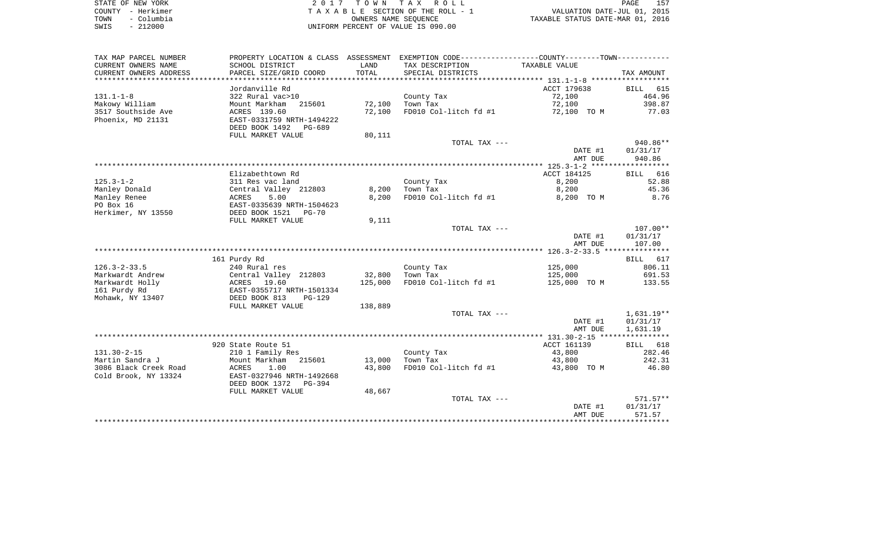STATE OF NEW YORK
COUNTY - Herkimer
TOWN - Columbia
SWIS - 212000

2017 TOWN TAX ROLL
TAXABLE SECTION OF THE ROLL - 1
OWNERS NAME SEQUENCE
UNIFORM PERCENT OF VALUE IS 090.00

VALUATION DATE-JUL 01, 2015
TAXABLE STATUS DATE-MAR 01, 2016

| TAX MAP PARCEL NUMBER / CURRENT OWNERS NAME / CURRENT OWNERS ADDRESS | PROPERTY LOCATION & CLASS / SCHOOL DISTRICT / PARCEL SIZE/GRID COORD | ASSESSMENT LAND / TOTAL | EXEMPTION CODE / TAX DESCRIPTION / SPECIAL DISTRICTS | TAXABLE VALUE | TAX AMOUNT |
|---|---|---|---|---|---|
| | Jordanville Rd | | | ACCT 179638 | BILL 615 |
| 131.1-1-8 | 322 Rural vac>10 | | County Tax | 72,100 | 464.96 |
| Makowy William | Mount Markham 215601 | 72,100 | Town Tax | 72,100 | 398.87 |
| 3517 Southside Ave | ACRES 139.60 | 72,100 | FD010 Col-litch fd #1 | 72,100 TO M | 77.03 |
| Phoenix, MD 21131 | EAST-0331759 NRTH-1494222 | | | | |
| | DEED BOOK 1492 PG-689 | | | | |
| | FULL MARKET VALUE | 80,111 | | | |
| | | | TOTAL TAX --- | | 940.86** |
| | | | | DATE #1 | 01/31/17 |
| | | | | AMT DUE | 940.86 |
| | Elizabethtown Rd | | | ACCT 184125 | BILL 616 |
| 125.3-1-2 | 311 Res vac land | | County Tax | 8,200 | 52.88 |
| Manley Donald | Central Valley 212803 | 8,200 | Town Tax | 8,200 | 45.36 |
| Manley Renee | ACRES 5.00 | 8,200 | FD010 Col-litch fd #1 | 8,200 TO M | 8.76 |
| PO Box 16 | EAST-0335639 NRTH-1504623 | | | | |
| Herkimer, NY 13550 | DEED BOOK 1521 PG-70 | | | | |
| | FULL MARKET VALUE | 9,111 | | | |
| | | | TOTAL TAX --- | | 107.00** |
| | | | | DATE #1 | 01/31/17 |
| | | | | AMT DUE | 107.00 |
| | 161 Purdy Rd | | | | BILL 617 |
| 126.3-2-33.5 | 240 Rural res | | County Tax | 125,000 | 806.11 |
| Markwardt Andrew | Central Valley 212803 | 32,800 | Town Tax | 125,000 | 691.53 |
| Markwardt Holly | ACRES 19.60 | 125,000 | FD010 Col-litch fd #1 | 125,000 TO M | 133.55 |
| 161 Purdy Rd | EAST-0355717 NRTH-1501334 | | | | |
| Mohawk, NY 13407 | DEED BOOK 813 PG-129 | | | | |
| | FULL MARKET VALUE | 138,889 | | | |
| | | | TOTAL TAX --- | | 1,631.19** |
| | | | | DATE #1 | 01/31/17 |
| | | | | AMT DUE | 1,631.19 |
| | 920 State Route 51 | | | ACCT 161139 | BILL 618 |
| 131.30-2-15 | 210 1 Family Res | | County Tax | 43,800 | 282.46 |
| Martin Sandra J | Mount Markham 215601 | 13,000 | Town Tax | 43,800 | 242.31 |
| 3086 Black Creek Road | ACRES 1.00 | 43,800 | FD010 Col-litch fd #1 | 43,800 TO M | 46.80 |
| Cold Brook, NY 13324 | EAST-0327946 NRTH-1492668 | | | | |
| | DEED BOOK 1372 PG-394 | | | | |
| | FULL MARKET VALUE | 48,667 | | | |
| | | | TOTAL TAX --- | | 571.57** |
| | | | | DATE #1 | 01/31/17 |
| | | | | AMT DUE | 571.57 |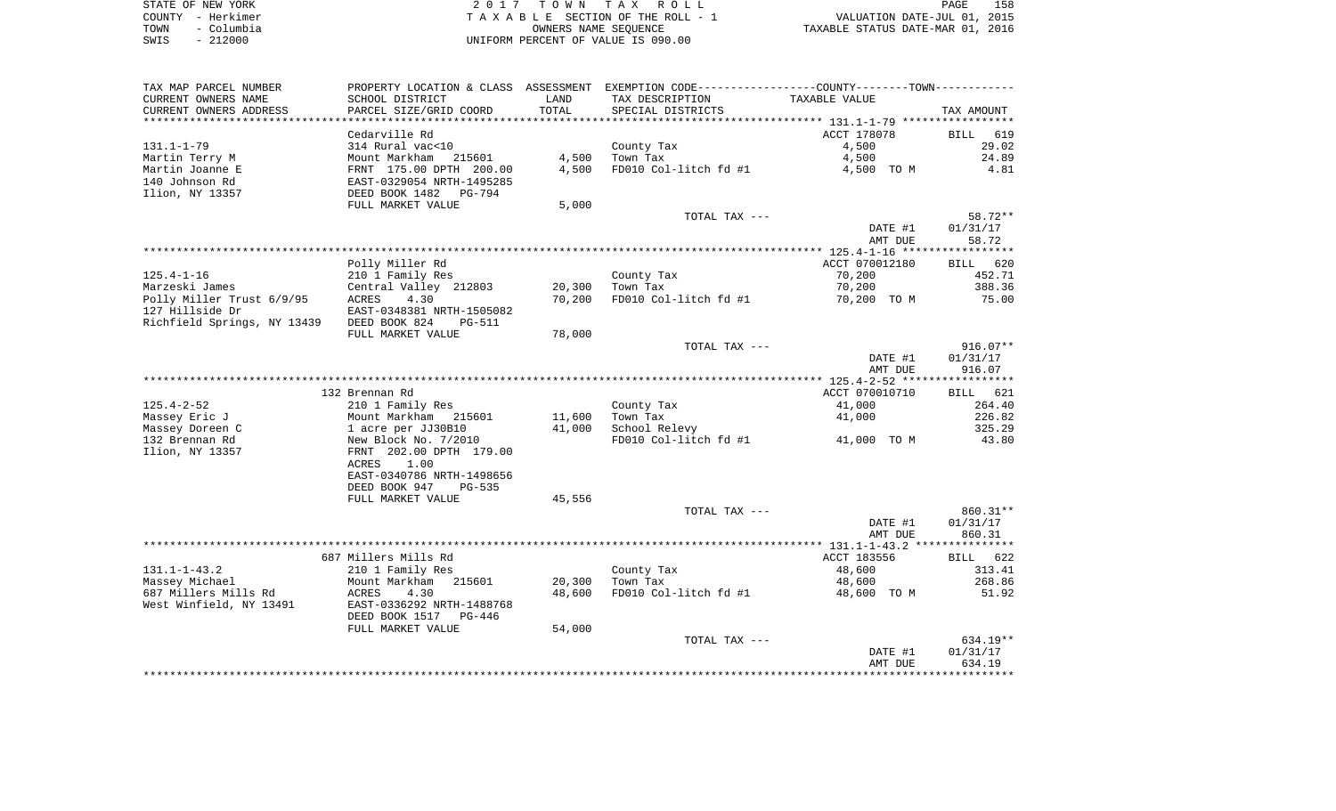STATE OF NEW YORK | 2 0 1 7 T O W N T A X R O L L
COUNTY - Herkimer | T A X A B L E SECTION OF THE ROLL - 1 | VALUATION DATE-JUL 01, 2015
TOWN - Columbia | OWNERS NAME SEQUENCE | TAXABLE STATUS DATE-MAR 01, 2016
SWIS - 212000 | UNIFORM PERCENT OF VALUE IS 090.00

| TAX MAP PARCEL NUMBER / CURRENT OWNERS NAME / CURRENT OWNERS ADDRESS | PROPERTY LOCATION & CLASS / SCHOOL DISTRICT / PARCEL SIZE/GRID COORD | ASSESSMENT LAND / TOTAL | EXEMPTION CODE / TAX DESCRIPTION / SPECIAL DISTRICTS | COUNTY--------TOWN / TAXABLE VALUE | TAX AMOUNT |
|---|---|---|---|---|---|
| 131.1-1-79 | Cedarville Rd | | | ACCT 178078 | BILL 619 |
| Martin Terry M | 314 Rural vac<10 | | County Tax | 4,500 | 29.02 |
| Martin Joanne E | Mount Markham 215601 | 4,500 | Town Tax | 4,500 | 24.89 |
| 140 Johnson Rd | FRNT 175.00 DPTH 200.00 | 4,500 | FD010 Col-litch fd #1 | 4,500 TO M | 4.81 |
| Ilion, NY 13357 | EAST-0329054 NRTH-1495285 | | | | |
| | DEED BOOK 1482 PG-794 | | | | |
| | FULL MARKET VALUE | 5,000 | | | |
| | | | TOTAL TAX --- | | 58.72** |
| | | | | DATE #1 | 01/31/17 |
| | | | | AMT DUE | 58.72 |
| 125.4-1-16 | Polly Miller Rd | | | ACCT 070012180 | BILL 620 |
| Marzeski James | 210 1 Family Res | | County Tax | 70,200 | 452.71 |
| Polly Miller Trust 6/9/95 | Central Valley 212803 | 20,300 | Town Tax | 70,200 | 388.36 |
| 127 Hillside Dr | ACRES 4.30 | 70,200 | FD010 Col-litch fd #1 | 70,200 TO M | 75.00 |
| Richfield Springs, NY 13439 | EAST-0348381 NRTH-1505082 | | | | |
| | DEED BOOK 824 PG-511 | | | | |
| | FULL MARKET VALUE | 78,000 | | | |
| | | | TOTAL TAX --- | | 916.07** |
| | | | | DATE #1 | 01/31/17 |
| | | | | AMT DUE | 916.07 |
| 125.4-2-52 | 132 Brennan Rd | | | ACCT 070010710 | BILL 621 |
| Massey Eric J | 210 1 Family Res | | County Tax | 41,000 | 264.40 |
| Massey Doreen C | Mount Markham 215601 | 11,600 | Town Tax | 41,000 | 226.82 |
| 132 Brennan Rd | 1 acre per JJ30B10 | 41,000 | School Relevy | | 325.29 |
| Ilion, NY 13357 | New Block No. 7/2010 | | FD010 Col-litch fd #1 | 41,000 TO M | 43.80 |
| | FRNT 202.00 DPTH 179.00 | | | | |
| | ACRES 1.00 | | | | |
| | EAST-0340786 NRTH-1498656 | | | | |
| | DEED BOOK 947 PG-535 | | | | |
| | FULL MARKET VALUE | 45,556 | | | |
| | | | TOTAL TAX --- | | 860.31** |
| | | | | DATE #1 | 01/31/17 |
| | | | | AMT DUE | 860.31 |
| 131.1-1-43.2 | 687 Millers Mills Rd | | | ACCT 183556 | BILL 622 |
| Massey Michael | 210 1 Family Res | | County Tax | 48,600 | 313.41 |
| 687 Millers Mills Rd | Mount Markham 215601 | 20,300 | Town Tax | 48,600 | 268.86 |
| West Winfield, NY 13491 | ACRES 4.30 | 48,600 | FD010 Col-litch fd #1 | 48,600 TO M | 51.92 |
| | EAST-0336292 NRTH-1488768 | | | | |
| | DEED BOOK 1517 PG-446 | | | | |
| | FULL MARKET VALUE | 54,000 | | | |
| | | | TOTAL TAX --- | | 634.19** |
| | | | | DATE #1 | 01/31/17 |
| | | | | AMT DUE | 634.19 |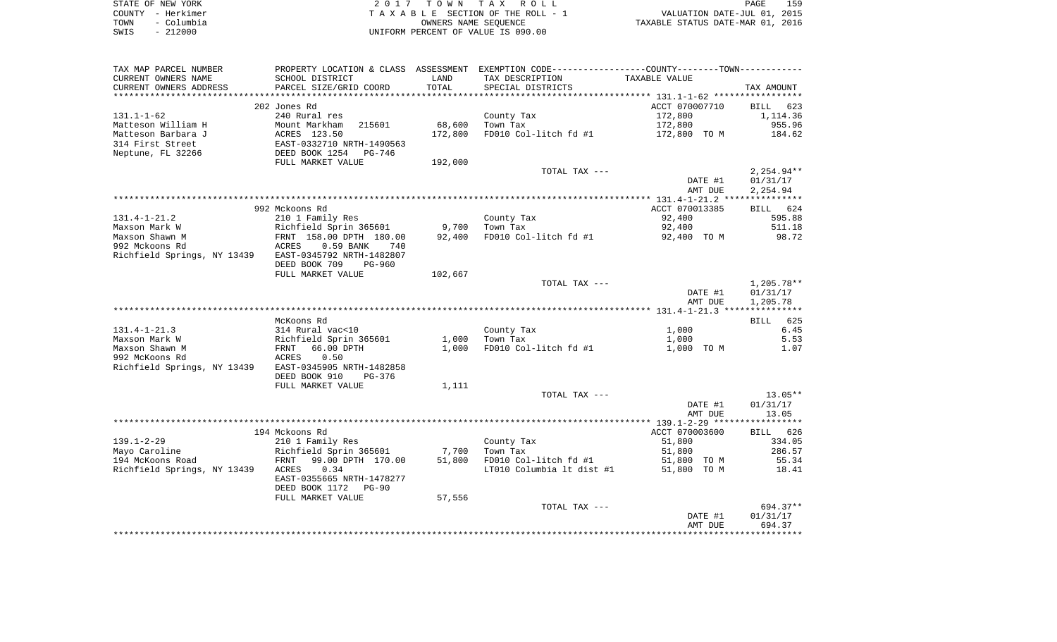STATE OF NEW YORK
COUNTY - Herkimer
TOWN - Columbia
SWIS - 212000

2 0 1 7 T O W N T A X R O L L
T A X A B L E SECTION OF THE ROLL - 1
OWNERS NAME SEQUENCE
UNIFORM PERCENT OF VALUE IS 090.00

VALUATION DATE-JUL 01, 2015
TAXABLE STATUS DATE-MAR 01, 2016

| TAX MAP PARCEL NUMBER / CURRENT OWNERS NAME / CURRENT OWNERS ADDRESS | PROPERTY LOCATION & CLASS / SCHOOL DISTRICT / PARCEL SIZE/GRID COORD | ASSESSMENT LAND | TOTAL | EXEMPTION CODE / TAX DESCRIPTION / SPECIAL DISTRICTS | COUNTY/TOWN TAXABLE VALUE | TAX AMOUNT |
|---|---|---|---|---|---|---|
| | 202 Jones Rd | | | | ACCT 070007710 | BILL 623 |
| 131.1-1-62 | 240 Rural res | | | County Tax | 172,800 | 1,114.36 |
| Matteson William H | Mount Markham 215601 | 68,600 | | Town Tax | 172,800 | 955.96 |
| Matteson Barbara J | ACRES 123.50 | | 172,800 | FD010 Col-litch fd #1 | 172,800 TO M | 184.62 |
| 314 First Street | EAST-0332710 NRTH-1490563 | | | | | |
| Neptune, FL 32266 | DEED BOOK 1254 PG-746 | | | | | |
| | FULL MARKET VALUE | | 192,000 | | | |
| | | | | TOTAL TAX --- | | 2,254.94** |
| | | | | | DATE #1 | 01/31/17 |
| | | | | | AMT DUE | 2,254.94 |
| | 992 Mckoons Rd | | | | ACCT 070013385 | BILL 624 |
| 131.4-1-21.2 | 210 1 Family Res | | | County Tax | 92,400 | 595.88 |
| Maxson Mark W | Richfield Sprin 365601 | 9,700 | | Town Tax | 92,400 | 511.18 |
| Maxson Shawn M | FRNT 158.00 DPTH 180.00 | | 92,400 | FD010 Col-litch fd #1 | 92,400 TO M | 98.72 |
| 992 Mckoons Rd | ACRES 0.59 BANK 740 | | | | | |
| Richfield Springs, NY 13439 | EAST-0345792 NRTH-1482807 | | | | | |
| | DEED BOOK 709 PG-960 | | | | | |
| | FULL MARKET VALUE | | 102,667 | | | |
| | | | | TOTAL TAX --- | | 1,205.78** |
| | | | | | DATE #1 | 01/31/17 |
| | | | | | AMT DUE | 1,205.78 |
| | McKoons Rd | | | | | BILL 625 |
| 131.4-1-21.3 | 314 Rural vac<10 | | | County Tax | 1,000 | 6.45 |
| Maxson Mark W | Richfield Sprin 365601 | 1,000 | | Town Tax | 1,000 | 5.53 |
| Maxson Shawn M | FRNT 66.00 DPTH | | 1,000 | FD010 Col-litch fd #1 | 1,000 TO M | 1.07 |
| 992 McKoons Rd | ACRES 0.50 | | | | | |
| Richfield Springs, NY 13439 | EAST-0345905 NRTH-1482858 | | | | | |
| | DEED BOOK 910 PG-376 | | | | | |
| | FULL MARKET VALUE | | 1,111 | | | |
| | | | | TOTAL TAX --- | | 13.05** |
| | | | | | DATE #1 | 01/31/17 |
| | | | | | AMT DUE | 13.05 |
| | 194 Mckoons Rd | | | | ACCT 070003600 | BILL 626 |
| 139.1-2-29 | 210 1 Family Res | | | County Tax | 51,800 | 334.05 |
| Mayo Caroline | Richfield Sprin 365601 | 7,700 | | Town Tax | 51,800 | 286.57 |
| 194 McKoons Road | FRNT 99.00 DPTH 170.00 | | 51,800 | FD010 Col-litch fd #1 | 51,800 TO M | 55.34 |
| Richfield Springs, NY 13439 | ACRES 0.34 | | | LT010 Columbia lt dist #1 | 51,800 TO M | 18.41 |
| | EAST-0355665 NRTH-1478277 | | | | | |
| | DEED BOOK 1172 PG-90 | | | | | |
| | FULL MARKET VALUE | | 57,556 | | | |
| | | | | TOTAL TAX --- | | 694.37** |
| | | | | | DATE #1 | 01/31/17 |
| | | | | | AMT DUE | 694.37 |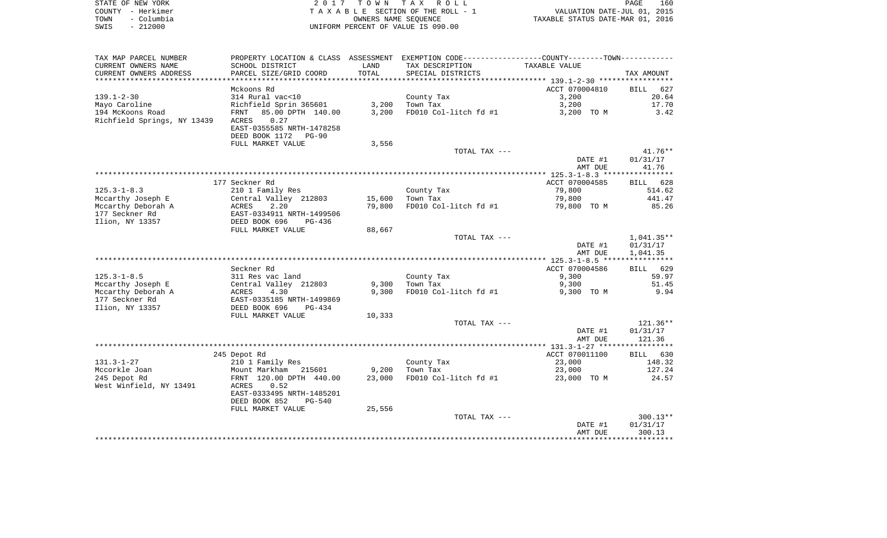STATE OF NEW YORK — 2017 TOWN TAX ROLL
COUNTY - Herkimer — TAXABLE SECTION OF THE ROLL - 1 — VALUATION DATE-JUL 01, 2015
TOWN - Columbia — OWNERS NAME SEQUENCE — TAXABLE STATUS DATE-MAR 01, 2016
SWIS - 212000 — UNIFORM PERCENT OF VALUE IS 090.00

| TAX MAP PARCEL NUMBER / CURRENT OWNERS NAME / CURRENT OWNERS ADDRESS | PROPERTY LOCATION & CLASS / SCHOOL DISTRICT / PARCEL SIZE/GRID COORD | ASSESSMENT LAND / TOTAL | EXEMPTION CODE / TAX DESCRIPTION / SPECIAL DISTRICTS | TAXABLE VALUE | TAX AMOUNT |
|---|---|---|---|---|---|
| | Mckoons Rd | | | ACCT 070004810 | BILL 627 |
| 139.1-2-30 | 314 Rural vac<10 | | County Tax | 3,200 | 20.64 |
| Mayo Caroline | Richfield Sprin 365601 | 3,200 | Town Tax | 3,200 | 17.70 |
| 194 McKoons Road | FRNT 85.00 DPTH 140.00 | 3,200 | FD010 Col-litch fd #1 | 3,200 TO M | 3.42 |
| Richfield Springs, NY 13439 | ACRES 0.27 | | | | |
| | EAST-0355585 NRTH-1478258 | | | | |
| | DEED BOOK 1172 PG-90 | | | | |
| | FULL MARKET VALUE | 3,556 | | | |
| | | | TOTAL TAX --- | | 41.76** |
| | | | | DATE #1 | 01/31/17 |
| | | | | AMT DUE | 41.76 |
| | 177 Seckner Rd | | | ACCT 070004585 | BILL 628 |
| 125.3-1-8.3 | 210 1 Family Res | | County Tax | 79,800 | 514.62 |
| Mccarthy Joseph E | Central Valley 212803 | 15,600 | Town Tax | 79,800 | 441.47 |
| Mccarthy Deborah A | ACRES 2.20 | 79,800 | FD010 Col-litch fd #1 | 79,800 TO M | 85.26 |
| 177 Seckner Rd | EAST-0334911 NRTH-1499506 | | | | |
| Ilion, NY 13357 | DEED BOOK 696 PG-436 | | | | |
| | FULL MARKET VALUE | 88,667 | | | |
| | | | TOTAL TAX --- | | 1,041.35** |
| | | | | DATE #1 | 01/31/17 |
| | | | | AMT DUE | 1,041.35 |
| | Seckner Rd | | | ACCT 070004586 | BILL 629 |
| 125.3-1-8.5 | 311 Res vac land | | County Tax | 9,300 | 59.97 |
| Mccarthy Joseph E | Central Valley 212803 | 9,300 | Town Tax | 9,300 | 51.45 |
| Mccarthy Deborah A | ACRES 4.30 | 9,300 | FD010 Col-litch fd #1 | 9,300 TO M | 9.94 |
| 177 Seckner Rd | EAST-0335185 NRTH-1499869 | | | | |
| Ilion, NY 13357 | DEED BOOK 696 PG-434 | | | | |
| | FULL MARKET VALUE | 10,333 | | | |
| | | | TOTAL TAX --- | | 121.36** |
| | | | | DATE #1 | 01/31/17 |
| | | | | AMT DUE | 121.36 |
| | 245 Depot Rd | | | ACCT 070011100 | BILL 630 |
| 131.3-1-27 | 210 1 Family Res | | County Tax | 23,000 | 148.32 |
| Mccorkle Joan | Mount Markham 215601 | 9,200 | Town Tax | 23,000 | 127.24 |
| 245 Depot Rd | FRNT 120.00 DPTH 440.00 | 23,000 | FD010 Col-litch fd #1 | 23,000 TO M | 24.57 |
| West Winfield, NY 13491 | ACRES 0.52 | | | | |
| | EAST-0333495 NRTH-1485201 | | | | |
| | DEED BOOK 852 PG-540 | | | | |
| | FULL MARKET VALUE | 25,556 | | | |
| | | | TOTAL TAX --- | | 300.13** |
| | | | | DATE #1 | 01/31/17 |
| | | | | AMT DUE | 300.13 |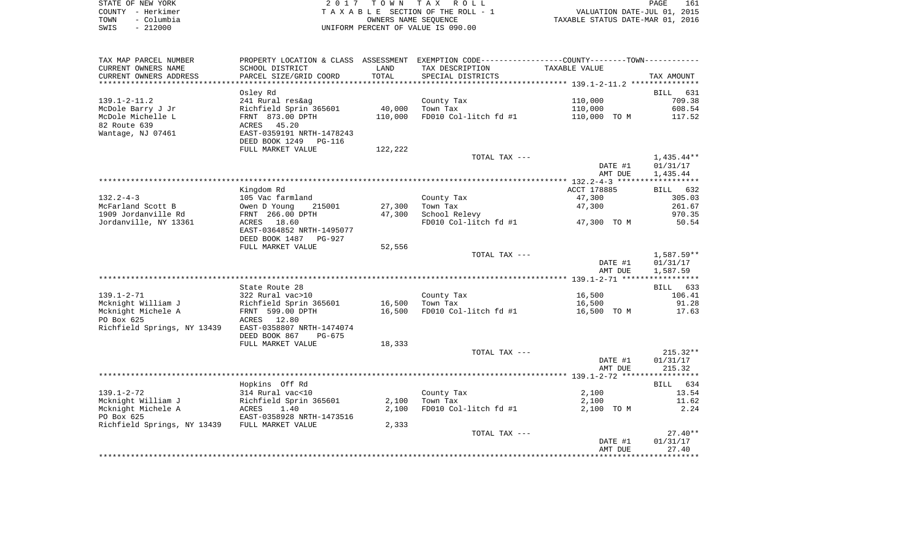STATE OF NEW YORK
COUNTY - Herkimer
TOWN - Columbia
SWIS - 212000

2 0 1 7 T O W N T A X R O L L
T A X A B L E SECTION OF THE ROLL - 1
OWNERS NAME SEQUENCE
UNIFORM PERCENT OF VALUE IS 090.00

VALUATION DATE-JUL 01, 2015
TAXABLE STATUS DATE-MAR 01, 2016

| TAX MAP PARCEL NUMBER / CURRENT OWNERS NAME / CURRENT OWNERS ADDRESS | PROPERTY LOCATION & CLASS / SCHOOL DISTRICT / PARCEL SIZE/GRID COORD | ASSESSMENT LAND / TOTAL | EXEMPTION CODE / TAX DESCRIPTION / SPECIAL DISTRICTS | COUNTY--------TOWN / TAXABLE VALUE | TAX AMOUNT |
|---|---|---|---|---|---|
| | Osley Rd | | | | BILL 631 |
| 139.1-2-11.2 | 241 Rural res&ag | | County Tax | 110,000 | 709.38 |
| McDole Barry J Jr | Richfield Sprin 365601 | 40,000 | Town Tax | 110,000 | 608.54 |
| McDole Michelle L | FRNT 873.00 DPTH | 110,000 | FD010 Col-litch fd #1 | 110,000 TO M | 117.52 |
| 82 Route 639 | ACRES 45.20 | | | | |
| Wantage, NJ 07461 | EAST-0359191 NRTH-1478243 | | | | |
| | DEED BOOK 1249 PG-116 | | | | |
| | FULL MARKET VALUE | 122,222 | | | |
| | | | TOTAL TAX --- | | 1,435.44** |
| | | | | DATE #1 | 01/31/17 |
| | | | | AMT DUE | 1,435.44 |
| | Kingdom Rd | | | ACCT 178885 | BILL 632 |
| 132.2-4-3 | 105 Vac farmland | | County Tax | 47,300 | 305.03 |
| McFarland Scott B | Owen D Young 215001 | 27,300 | Town Tax | 47,300 | 261.67 |
| 1909 Jordanville Rd | FRNT 266.00 DPTH | 47,300 | School Relevy | | 970.35 |
| Jordanville, NY 13361 | ACRES 18.60 | | FD010 Col-litch fd #1 | 47,300 TO M | 50.54 |
| | EAST-0364852 NRTH-1495077 | | | | |
| | DEED BOOK 1487 PG-927 | | | | |
| | FULL MARKET VALUE | 52,556 | | | |
| | | | TOTAL TAX --- | | 1,587.59** |
| | | | | DATE #1 | 01/31/17 |
| | | | | AMT DUE | 1,587.59 |
| | State Route 28 | | | | BILL 633 |
| 139.1-2-71 | 322 Rural vac>10 | | County Tax | 16,500 | 106.41 |
| Mcknight William J | Richfield Sprin 365601 | 16,500 | Town Tax | 16,500 | 91.28 |
| Mcknight Michele A | FRNT 599.00 DPTH | 16,500 | FD010 Col-litch fd #1 | 16,500 TO M | 17.63 |
| PO Box 625 | ACRES 12.80 | | | | |
| Richfield Springs, NY 13439 | EAST-0358807 NRTH-1474074 | | | | |
| | DEED BOOK 867 PG-675 | | | | |
| | FULL MARKET VALUE | 18,333 | | | |
| | | | TOTAL TAX --- | | 215.32** |
| | | | | DATE #1 | 01/31/17 |
| | | | | AMT DUE | 215.32 |
| | Hopkins Off Rd | | | | BILL 634 |
| 139.1-2-72 | 314 Rural vac<10 | | County Tax | 2,100 | 13.54 |
| Mcknight William J | Richfield Sprin 365601 | 2,100 | Town Tax | 2,100 | 11.62 |
| Mcknight Michele A | ACRES 1.40 | 2,100 | FD010 Col-litch fd #1 | 2,100 TO M | 2.24 |
| PO Box 625 | EAST-0358928 NRTH-1473516 | | | | |
| Richfield Springs, NY 13439 | FULL MARKET VALUE | 2,333 | | | |
| | | | TOTAL TAX --- | | 27.40** |
| | | | | DATE #1 | 01/31/17 |
| | | | | AMT DUE | 27.40 |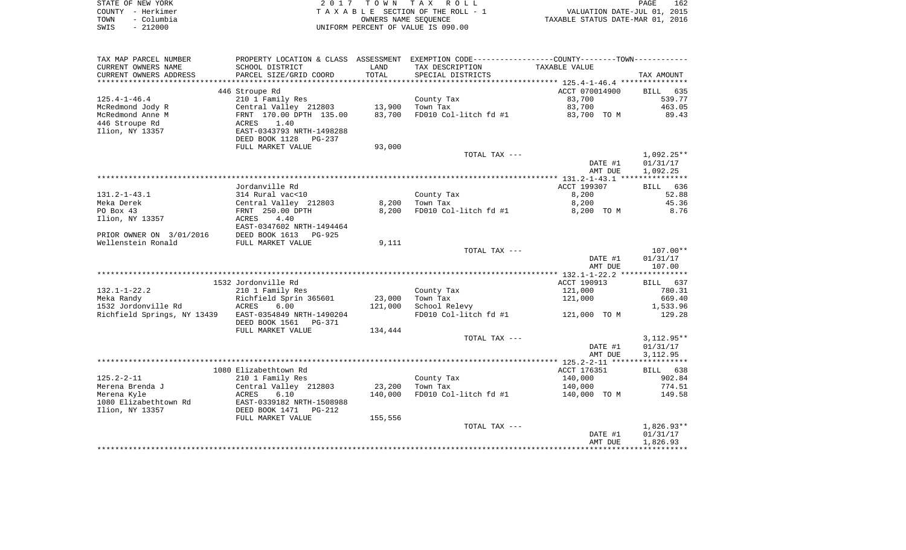STATE OF NEW YORK
COUNTY - Herkimer
TOWN - Columbia
SWIS - 212000

2017 TOWN TAX ROLL
TAXABLE SECTION OF THE ROLL - 1
OWNERS NAME SEQUENCE
UNIFORM PERCENT OF VALUE IS 090.00

VALUATION DATE-JUL 01, 2015
TAXABLE STATUS DATE-MAR 01, 2016

| TAX MAP PARCEL NUMBER / CURRENT OWNERS NAME / CURRENT OWNERS ADDRESS | PROPERTY LOCATION & CLASS / SCHOOL DISTRICT / PARCEL SIZE/GRID COORD | ASSESSMENT LAND / TOTAL | EXEMPTION CODE / TAX DESCRIPTION / SPECIAL DISTRICTS | COUNTY--------TOWN / TAXABLE VALUE | TAX AMOUNT |
|---|---|---|---|---|---|
| 125.4-1-46.4 | 446 Stroupe Rd | | | ACCT 070014900 | BILL 635 |
| | 210 1 Family Res | | County Tax | 83,700 | 539.77 |
| McRedmond Jody R | Central Valley 212803 | 13,900 | Town Tax | 83,700 | 463.05 |
| McRedmond Anne M | FRNT 170.00 DPTH 135.00 | 83,700 | FD010 Col-litch fd #1 | 83,700 TO M | 89.43 |
| 446 Stroupe Rd | ACRES 1.40 | | | | |
| Ilion, NY 13357 | EAST-0343793 NRTH-1498288 | | | | |
| | DEED BOOK 1128 PG-237 | | | | |
| | FULL MARKET VALUE | 93,000 | | | |
| | | | TOTAL TAX --- | | 1,092.25** |
| | | | | DATE #1 | 01/31/17 |
| | | | | AMT DUE | 1,092.25 |
| 131.2-1-43.1 | Jordanville Rd | | | ACCT 199307 | BILL 636 |
| | 314 Rural vac<10 | | County Tax | 8,200 | 52.88 |
| Meka Derek | Central Valley 212803 | 8,200 | Town Tax | 8,200 | 45.36 |
| PO Box 43 | FRNT 250.00 DPTH | 8,200 | FD010 Col-litch fd #1 | 8,200 TO M | 8.76 |
| Ilion, NY 13357 | ACRES 4.40 | | | | |
| | EAST-0347602 NRTH-1494464 | | | | |
| PRIOR OWNER ON 3/01/2016 | DEED BOOK 1613 PG-925 | | | | |
| Wellenstein Ronald | FULL MARKET VALUE | 9,111 | | | |
| | | | TOTAL TAX --- | | 107.00** |
| | | | | DATE #1 | 01/31/17 |
| | | | | AMT DUE | 107.00 |
| 132.1-1-22.2 | 1532 Jordonville Rd | | | ACCT 190913 | BILL 637 |
| | 210 1 Family Res | | County Tax | 121,000 | 780.31 |
| Meka Randy | Richfield Sprin 365601 | 23,000 | Town Tax | 121,000 | 669.40 |
| 1532 Jordonville Rd | ACRES 6.00 | 121,000 | School Relevy | | 1,533.96 |
| Richfield Springs, NY 13439 | EAST-0354849 NRTH-1490204 | | FD010 Col-litch fd #1 | 121,000 TO M | 129.28 |
| | DEED BOOK 1561 PG-371 | | | | |
| | FULL MARKET VALUE | 134,444 | | | |
| | | | TOTAL TAX --- | | 3,112.95** |
| | | | | DATE #1 | 01/31/17 |
| | | | | AMT DUE | 3,112.95 |
| 125.2-2-11 | 1080 Elizabethtown Rd | | | ACCT 176351 | BILL 638 |
| | 210 1 Family Res | | County Tax | 140,000 | 902.84 |
| Merena Brenda J | Central Valley 212803 | 23,200 | Town Tax | 140,000 | 774.51 |
| Merena Kyle | ACRES 6.10 | 140,000 | FD010 Col-litch fd #1 | 140,000 TO M | 149.58 |
| 1080 Elizabethtown Rd | EAST-0339182 NRTH-1508988 | | | | |
| Ilion, NY 13357 | DEED BOOK 1471 PG-212 | | | | |
| | FULL MARKET VALUE | 155,556 | | | |
| | | | TOTAL TAX --- | | 1,826.93** |
| | | | | DATE #1 | 01/31/17 |
| | | | | AMT DUE | 1,826.93 |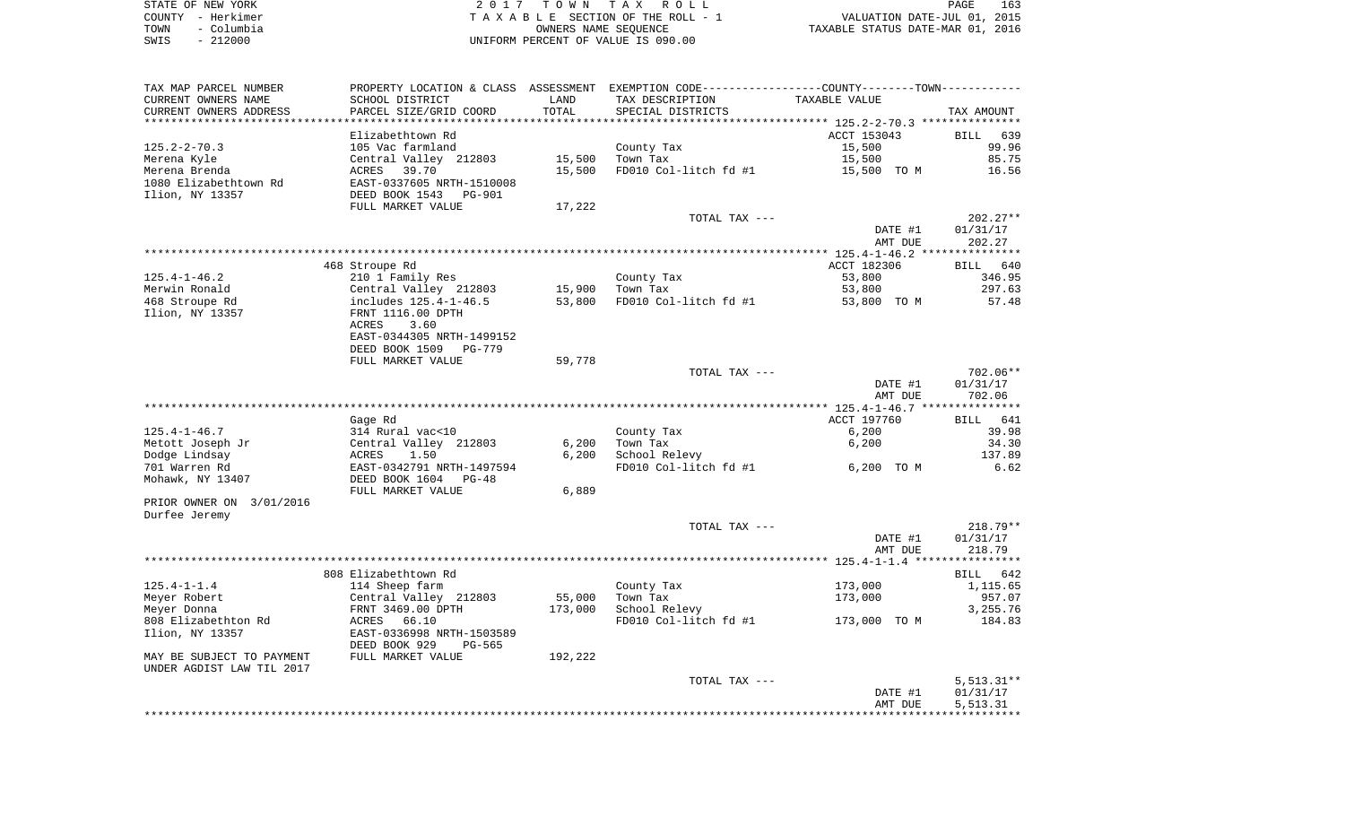STATE OF NEW YORK
COUNTY - Herkimer
TOWN - Columbia
SWIS - 212000

2017 TOWN TAX ROLL
TAXABLE SECTION OF THE ROLL - 1
OWNERS NAME SEQUENCE
UNIFORM PERCENT OF VALUE IS 090.00

VALUATION DATE-JUL 01, 2015
TAXABLE STATUS DATE-MAR 01, 2016

| TAX MAP PARCEL NUMBER / CURRENT OWNERS NAME / CURRENT OWNERS ADDRESS | PROPERTY LOCATION & CLASS / SCHOOL DISTRICT / PARCEL SIZE/GRID COORD | ASSESSMENT LAND | TOTAL | EXEMPTION CODE / TAX DESCRIPTION / SPECIAL DISTRICTS | COUNTY--------TOWN TAXABLE VALUE | TAX AMOUNT |
|---|---|---|---|---|---|---|
| 125.2-2-70.3 | Elizabethtown Rd | | | | ACCT 153043 | BILL 639 |
| | 105 Vac farmland | | | County Tax | 15,500 | 99.96 |
| Merena Kyle | Central Valley 212803 | 15,500 | | Town Tax | 15,500 | 85.75 |
| Merena Brenda | ACRES 39.70 | | 15,500 | FD010 Col-litch fd #1 | 15,500 TO M | 16.56 |
| 1080 Elizabethtown Rd | EAST-0337605 NRTH-1510008 | | | | | |
| Ilion, NY 13357 | DEED BOOK 1543 PG-901 | | | | | |
| | FULL MARKET VALUE | 17,222 | | | | |
| | | | | TOTAL TAX --- | | 202.27** |
| | | | | | DATE #1 | 01/31/17 |
| | | | | | AMT DUE | 202.27 |
| 125.4-1-46.2 | 468 Stroupe Rd | | | | ACCT 182306 | BILL 640 |
| | 210 1 Family Res | | | County Tax | 53,800 | 346.95 |
| Merwin Ronald | Central Valley 212803 | 15,900 | | Town Tax | 53,800 | 297.63 |
| 468 Stroupe Rd | includes 125.4-1-46.5 | | 53,800 | FD010 Col-litch fd #1 | 53,800 TO M | 57.48 |
| Ilion, NY 13357 | FRNT 1116.00 DPTH | | | | | |
| | ACRES 3.60 | | | | | |
| | EAST-0344305 NRTH-1499152 | | | | | |
| | DEED BOOK 1509 PG-779 | | | | | |
| | FULL MARKET VALUE | 59,778 | | | | |
| | | | | TOTAL TAX --- | | 702.06** |
| | | | | | DATE #1 | 01/31/17 |
| | | | | | AMT DUE | 702.06 |
| 125.4-1-46.7 | Gage Rd | | | | ACCT 197760 | BILL 641 |
| | 314 Rural vac<10 | | | County Tax | 6,200 | 39.98 |
| Metott Joseph Jr | Central Valley 212803 | 6,200 | | Town Tax | 6,200 | 34.30 |
| Dodge Lindsay | ACRES 1.50 | | 6,200 | School Relevy | | 137.89 |
| 701 Warren Rd | EAST-0342791 NRTH-1497594 | | | FD010 Col-litch fd #1 | 6,200 TO M | 6.62 |
| Mohawk, NY 13407 | DEED BOOK 1604 PG-48 | | | | | |
| | FULL MARKET VALUE | 6,889 | | | | |
| PRIOR OWNER ON 3/01/2016 | | | | | | |
| Durfee Jeremy | | | | | | |
| | | | | TOTAL TAX --- | | 218.79** |
| | | | | | DATE #1 | 01/31/17 |
| | | | | | AMT DUE | 218.79 |
| 125.4-1-1.4 | 808 Elizabethtown Rd | | | | | BILL 642 |
| | 114 Sheep farm | | | County Tax | 173,000 | 1,115.65 |
| Meyer Robert | Central Valley 212803 | 55,000 | | Town Tax | 173,000 | 957.07 |
| Meyer Donna | FRNT 3469.00 DPTH | | 173,000 | School Relevy | | 3,255.76 |
| 808 Elizabethton Rd | ACRES 66.10 | | | FD010 Col-litch fd #1 | 173,000 TO M | 184.83 |
| Ilion, NY 13357 | EAST-0336998 NRTH-1503589 | | | | | |
| | DEED BOOK 929 PG-565 | | | | | |
| MAY BE SUBJECT TO PAYMENT | FULL MARKET VALUE | 192,222 | | | | |
| UNDER AGDIST LAW TIL 2017 | | | | | | |
| | | | | TOTAL TAX --- | | 5,513.31** |
| | | | | | DATE #1 | 01/31/17 |
| | | | | | AMT DUE | 5,513.31 |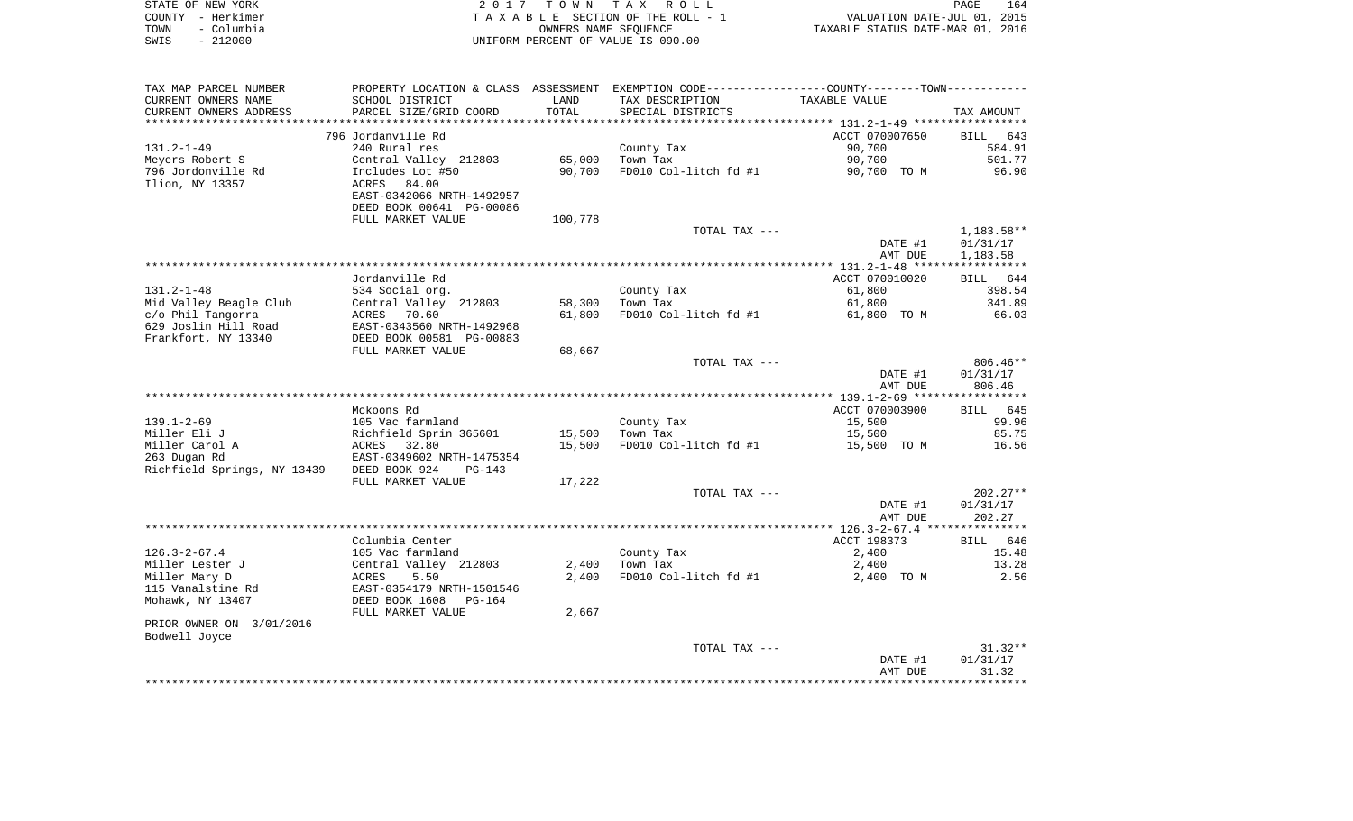STATE OF NEW YORK
COUNTY - Herkimer
TOWN - Columbia
SWIS - 212000

2017 TOWN TAX ROLL
TAXABLE SECTION OF THE ROLL - 1
OWNERS NAME SEQUENCE
UNIFORM PERCENT OF VALUE IS 090.00

VALUATION DATE-JUL 01, 2015
TAXABLE STATUS DATE-MAR 01, 2016

| TAX MAP PARCEL NUMBER<br>CURRENT OWNERS NAME<br>CURRENT OWNERS ADDRESS | PROPERTY LOCATION & CLASS<br>SCHOOL DISTRICT<br>PARCEL SIZE/GRID COORD | ASSESSMENT<br>LAND<br>TOTAL | EXEMPTION CODE<br>TAX DESCRIPTION<br>SPECIAL DISTRICTS | COUNTY--------TOWN<br>TAXABLE VALUE | TAX AMOUNT |
|---|---|---|---|---|---|
| | 796 Jordanville Rd | | | ACCT 070007650 | BILL 643 |
| 131.2-1-49 | 240 Rural res | | County Tax | 90,700 | 584.91 |
| Meyers Robert S | Central Valley 212803 | 65,000 | Town Tax | 90,700 | 501.77 |
| 796 Jordonville Rd | Includes Lot #50 | 90,700 | FD010 Col-litch fd #1 | 90,700 TO M | 96.90 |
| Ilion, NY 13357 | ACRES 84.00 | | | | |
| | EAST-0342066 NRTH-1492957 | | | | |
| | DEED BOOK 00641 PG-00086 | | | | |
| | FULL MARKET VALUE | 100,778 | | | |
| | | | TOTAL TAX --- | | 1,183.58** |
| | | | | DATE #1 | 01/31/17 |
| | | | | AMT DUE | 1,183.58 |
| | Jordanville Rd | | | ACCT 070010020 | BILL 644 |
| 131.2-1-48 | 534 Social org. | | County Tax | 61,800 | 398.54 |
| Mid Valley Beagle Club | Central Valley 212803 | 58,300 | Town Tax | 61,800 | 341.89 |
| c/o Phil Tangorra | ACRES 70.60 | 61,800 | FD010 Col-litch fd #1 | 61,800 TO M | 66.03 |
| 629 Joslin Hill Road | EAST-0343560 NRTH-1492968 | | | | |
| Frankfort, NY 13340 | DEED BOOK 00581 PG-00883 | | | | |
| | FULL MARKET VALUE | 68,667 | | | |
| | | | TOTAL TAX --- | | 806.46** |
| | | | | DATE #1 | 01/31/17 |
| | | | | AMT DUE | 806.46 |
| | Mckoons Rd | | | ACCT 070003900 | BILL 645 |
| 139.1-2-69 | 105 Vac farmland | | County Tax | 15,500 | 99.96 |
| Miller Eli J | Richfield Sprin 365601 | 15,500 | Town Tax | 15,500 | 85.75 |
| Miller Carol A | ACRES 32.80 | 15,500 | FD010 Col-litch fd #1 | 15,500 TO M | 16.56 |
| 263 Dugan Rd | EAST-0349602 NRTH-1475354 | | | | |
| Richfield Springs, NY 13439 | DEED BOOK 924 PG-143 | | | | |
| | FULL MARKET VALUE | 17,222 | | | |
| | | | TOTAL TAX --- | | 202.27** |
| | | | | DATE #1 | 01/31/17 |
| | | | | AMT DUE | 202.27 |
| | Columbia Center | | | ACCT 198373 | BILL 646 |
| 126.3-2-67.4 | 105 Vac farmland | | County Tax | 2,400 | 15.48 |
| Miller Lester J | Central Valley 212803 | 2,400 | Town Tax | 2,400 | 13.28 |
| Miller Mary D | ACRES 5.50 | 2,400 | FD010 Col-litch fd #1 | 2,400 TO M | 2.56 |
| 115 Vanalstine Rd | EAST-0354179 NRTH-1501546 | | | | |
| Mohawk, NY 13407 | DEED BOOK 1608 PG-164 | | | | |
| | FULL MARKET VALUE | 2,667 | | | |
| PRIOR OWNER ON 3/01/2016 | | | | | |
| Bodwell Joyce | | | | | |
| | | | TOTAL TAX --- | | 31.32** |
| | | | | DATE #1 | 01/31/17 |
| | | | | AMT DUE | 31.32 |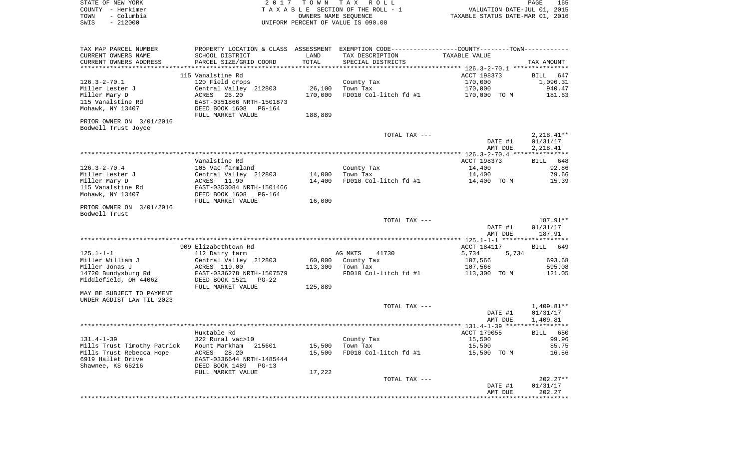STATE OF NEW YORK
COUNTY - Herkimer
TOWN - Columbia
SWIS - 212000

2 0 1 7 T O W N T A X R O L L
T A X A B L E SECTION OF THE ROLL - 1
OWNERS NAME SEQUENCE
UNIFORM PERCENT OF VALUE IS 090.00

VALUATION DATE-JUL 01, 2015
TAXABLE STATUS DATE-MAR 01, 2016

| TAX MAP PARCEL NUMBER<br>CURRENT OWNERS NAME<br>CURRENT OWNERS ADDRESS | PROPERTY LOCATION & CLASS<br>SCHOOL DISTRICT<br>PARCEL SIZE/GRID COORD | ASSESSMENT<br>LAND<br>TOTAL | EXEMPTION CODE-----COUNTY-----TOWN-----<br>TAX DESCRIPTION<br>SPECIAL DISTRICTS | TAXABLE VALUE | TAX AMOUNT |
|---|---|---|---|---|---|
| ******** 126.3-2-70.1 ******** | | | | | |
| | 115 Vanalstine Rd | | | ACCT 198373 | BILL 647 |
| 126.3-2-70.1 | 120 Field crops | | County Tax | 170,000 | 1,096.31 |
| Miller Lester J | Central Valley 212803 | 26,100 | Town Tax | 170,000 | 940.47 |
| Miller Mary D | ACRES 26.20 | 170,000 | FD010 Col-litch fd #1 | 170,000 TO M | 181.63 |
| 115 Vanalstine Rd | EAST-0351866 NRTH-1501873 | | | | |
| Mohawk, NY 13407 | DEED BOOK 1608 PG-164 | | | | |
| | FULL MARKET VALUE | 188,889 | | | |
| PRIOR OWNER ON 3/01/2016 | | | | | |
| Bodwell Trust Joyce | | | | | |
| | | | TOTAL TAX --- | | 2,218.41** |
| | | | | DATE #1 | 01/31/17 |
| | | | | AMT DUE | 2,218.41 |
| ******** 126.3-2-70.4 ******** | | | | | |
| | Vanalstine Rd | | | ACCT 198373 | BILL 648 |
| 126.3-2-70.4 | 105 Vac farmland | | County Tax | 14,400 | 92.86 |
| Miller Lester J | Central Valley 212803 | 14,000 | Town Tax | 14,400 | 79.66 |
| Miller Mary D | ACRES 11.90 | 14,400 | FD010 Col-litch fd #1 | 14,400 TO M | 15.39 |
| 115 Vanalstine Rd | EAST-0353084 NRTH-1501466 | | | | |
| Mohawk, NY 13407 | DEED BOOK 1608 PG-164 | | | | |
| | FULL MARKET VALUE | 16,000 | | | |
| PRIOR OWNER ON 3/01/2016 | | | | | |
| Bodwell Trust | | | | | |
| | | | TOTAL TAX --- | | 187.91** |
| | | | | DATE #1 | 01/31/17 |
| | | | | AMT DUE | 187.91 |
| ******** 125.1-1-1 ******** | | | | | |
| | 909 Elizabethtown Rd | | | ACCT 184117 | BILL 649 |
| 125.1-1-1 | 112 Dairy farm | | AG MKTS 41730 | 5,734 5,734 | |
| Miller William J | Central Valley 212803 | 60,000 | County Tax | 107,566 | 693.68 |
| Miller Jonas J | ACRES 119.00 | 113,300 | Town Tax | 107,566 | 595.08 |
| 14720 Bundysburg Rd | EAST-0336278 NRTH-1507579 | | FD010 Col-litch fd #1 | 113,300 TO M | 121.05 |
| Middlefield, OH 44062 | DEED BOOK 1521 PG-22 | | | | |
| | FULL MARKET VALUE | 125,889 | | | |
| MAY BE SUBJECT TO PAYMENT | | | | | |
| UNDER AGDIST LAW TIL 2023 | | | | | |
| | | | TOTAL TAX --- | | 1,409.81** |
| | | | | DATE #1 | 01/31/17 |
| | | | | AMT DUE | 1,409.81 |
| ******** 131.4-1-39 ******** | | | | | |
| | Huxtable Rd | | | ACCT 179055 | BILL 650 |
| 131.4-1-39 | 322 Rural vac>10 | | County Tax | 15,500 | 99.96 |
| Mills Trust Timothy Patrick | Mount Markham 215601 | 15,500 | Town Tax | 15,500 | 85.75 |
| Mills Trust Rebecca Hope | ACRES 28.20 | 15,500 | FD010 Col-litch fd #1 | 15,500 TO M | 16.56 |
| 6919 Hallet Drive | EAST-0336644 NRTH-1485444 | | | | |
| Shawnee, KS 66216 | DEED BOOK 1489 PG-13 | | | | |
| | FULL MARKET VALUE | 17,222 | | | |
| | | | TOTAL TAX --- | | 202.27** |
| | | | | DATE #1 | 01/31/17 |
| | | | | AMT DUE | 202.27 |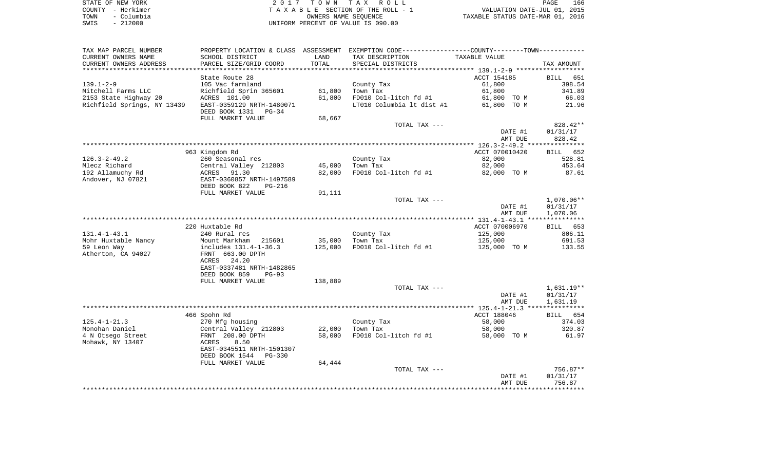STATE OF NEW YORK | 2017 TOWN TAX ROLL
COUNTY - Herkimer | TAXABLE SECTION OF THE ROLL - 1 | VALUATION DATE-JUL 01, 2015
TOWN - Columbia | OWNERS NAME SEQUENCE | TAXABLE STATUS DATE-MAR 01, 2016
SWIS - 212000 | UNIFORM PERCENT OF VALUE IS 090.00

| TAX MAP PARCEL NUMBER / CURRENT OWNERS NAME / CURRENT OWNERS ADDRESS | PROPERTY LOCATION & CLASS / SCHOOL DISTRICT / PARCEL SIZE/GRID COORD | ASSESSMENT LAND / TOTAL | EXEMPTION CODE / TAX DESCRIPTION / SPECIAL DISTRICTS | TAXABLE VALUE | TAX AMOUNT |
|---|---|---|---|---|---|
| | State Route 28 | | | ACCT 154185 | BILL 651 |
| 139.1-2-9 | 105 Vac farmland | | County Tax | 61,800 | 398.54 |
| Mitchell Farms LLC | Richfield Sprin 365601 | 61,800 | Town Tax | 61,800 | 341.89 |
| 2153 State Highway 20 | ACRES 101.00 | 61,800 | FD010 Col-litch fd #1 | 61,800 TO M | 66.03 |
| Richfield Springs, NY 13439 | EAST-0359129 NRTH-1480071 | | LT010 Columbia lt dist #1 | 61,800 TO M | 21.96 |
| | DEED BOOK 1331 PG-34 | | | | |
| | FULL MARKET VALUE | 68,667 | | | |
| | | | TOTAL TAX --- | | 828.42** |
| | | | | DATE #1 | 01/31/17 |
| | | | | AMT DUE | 828.42 |
| | 963 Kingdom Rd | | | ACCT 070010420 | BILL 652 |
| 126.3-2-49.2 | 260 Seasonal res | | County Tax | 82,000 | 528.81 |
| Mlecz Richard | Central Valley 212803 | 45,000 | Town Tax | 82,000 | 453.64 |
| 192 Allamuchy Rd | ACRES 91.30 | 82,000 | FD010 Col-litch fd #1 | 82,000 TO M | 87.61 |
| Andover, NJ 07821 | EAST-0360857 NRTH-1497589 | | | | |
| | DEED BOOK 822 PG-216 | | | | |
| | FULL MARKET VALUE | 91,111 | | | |
| | | | TOTAL TAX --- | | 1,070.06** |
| | | | | DATE #1 | 01/31/17 |
| | | | | AMT DUE | 1,070.06 |
| | 220 Huxtable Rd | | | ACCT 070006970 | BILL 653 |
| 131.4-1-43.1 | 240 Rural res | | County Tax | 125,000 | 806.11 |
| Mohr Huxtable Nancy | Mount Markham 215601 | 35,000 | Town Tax | 125,000 | 691.53 |
| 59 Leon Way | includes 131.4-1-36.3 | 125,000 | FD010 Col-litch fd #1 | 125,000 TO M | 133.55 |
| Atherton, CA 94027 | FRNT 663.00 DPTH | | | | |
| | ACRES 24.20 | | | | |
| | EAST-0337481 NRTH-1482865 | | | | |
| | DEED BOOK 859 PG-93 | | | | |
| | FULL MARKET VALUE | 138,889 | | | |
| | | | TOTAL TAX --- | | 1,631.19** |
| | | | | DATE #1 | 01/31/17 |
| | | | | AMT DUE | 1,631.19 |
| | 466 Spohn Rd | | | ACCT 188046 | BILL 654 |
| 125.4-1-21.3 | 270 Mfg housing | | County Tax | 58,000 | 374.03 |
| Monohan Daniel | Central Valley 212803 | 22,000 | Town Tax | 58,000 | 320.87 |
| 4 N Otsego Street | FRNT 208.00 DPTH | 58,000 | FD010 Col-litch fd #1 | 58,000 TO M | 61.97 |
| Mohawk, NY 13407 | ACRES 8.50 | | | | |
| | EAST-0345511 NRTH-1501307 | | | | |
| | DEED BOOK 1544 PG-330 | | | | |
| | FULL MARKET VALUE | 64,444 | | | |
| | | | TOTAL TAX --- | | 756.87** |
| | | | | DATE #1 | 01/31/17 |
| | | | | AMT DUE | 756.87 |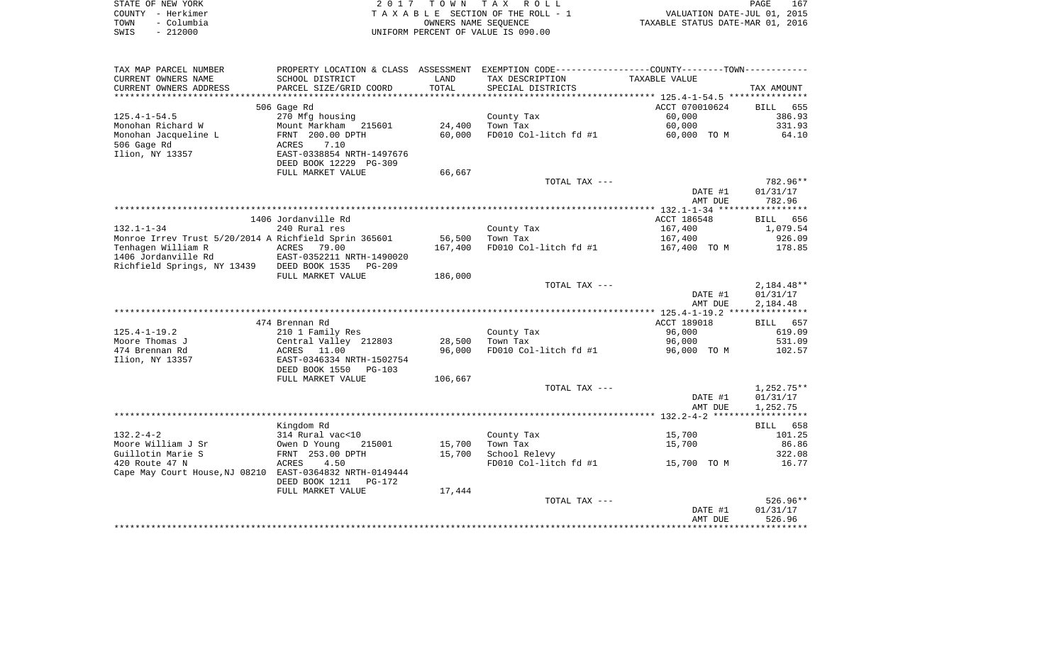STATE OF NEW YORK | 2017 TOWN TAX ROLL | VALUATION DATE-JUL 01, 2015
COUNTY - Herkimer | TAXABLE SECTION OF THE ROLL - 1 | TAXABLE STATUS DATE-MAR 01, 2016
TOWN - Columbia | OWNERS NAME SEQUENCE
SWIS - 212000 | UNIFORM PERCENT OF VALUE IS 090.00

| TAX MAP PARCEL NUMBER / CURRENT OWNERS NAME / CURRENT OWNERS ADDRESS | PROPERTY LOCATION & CLASS / SCHOOL DISTRICT / PARCEL SIZE/GRID COORD | ASSESSMENT LAND / TOTAL | EXEMPTION CODE / TAX DESCRIPTION / SPECIAL DISTRICTS | TAXABLE VALUE | TAX AMOUNT |
|---|---|---|---|---|---|
| **125.4-1-54.5** | 506 Gage Rd | | | ACCT 070010624 | BILL 655 |
| 125.4-1-54.5 | 270 Mfg housing | | County Tax | 60,000 | 386.93 |
| Monohan Richard W | Mount Markham 215601 | 24,400 | Town Tax | 60,000 | 331.93 |
| Monohan Jacqueline L | FRNT 200.00 DPTH | 60,000 | FD010 Col-litch fd #1 | 60,000 TO M | 64.10 |
| 506 Gage Rd | ACRES 7.10 | | | | |
| Ilion, NY 13357 | EAST-0338854 NRTH-1497676 | | | | |
| | DEED BOOK 12229 PG-309 | | | | |
| | FULL MARKET VALUE | 66,667 | | | |
| | | | TOTAL TAX --- | | 782.96** |
| | | | | DATE #1 | 01/31/17 |
| | | | | AMT DUE | 782.96 |
| **132.1-1-34** | 1406 Jordanville Rd | | | ACCT 186548 | BILL 656 |
| 132.1-1-34 | 240 Rural res | | County Tax | 167,400 | 1,079.54 |
| Monroe Irrev Trust 5/20/2014 A | Richfield Sprin 365601 | 56,500 | Town Tax | 167,400 | 926.09 |
| Tenhagen William R | ACRES 79.00 | 167,400 | FD010 Col-litch fd #1 | 167,400 TO M | 178.85 |
| 1406 Jordanville Rd | EAST-0352211 NRTH-1490020 | | | | |
| Richfield Springs, NY 13439 | DEED BOOK 1535 PG-209 | | | | |
| | FULL MARKET VALUE | 186,000 | | | |
| | | | TOTAL TAX --- | | 2,184.48** |
| | | | | DATE #1 | 01/31/17 |
| | | | | AMT DUE | 2,184.48 |
| **125.4-1-19.2** | 474 Brennan Rd | | | ACCT 189018 | BILL 657 |
| 125.4-1-19.2 | 210 1 Family Res | | County Tax | 96,000 | 619.09 |
| Moore Thomas J | Central Valley 212803 | 28,500 | Town Tax | 96,000 | 531.09 |
| 474 Brennan Rd | ACRES 11.00 | 96,000 | FD010 Col-litch fd #1 | 96,000 TO M | 102.57 |
| Ilion, NY 13357 | EAST-0346334 NRTH-1502754 | | | | |
| | DEED BOOK 1550 PG-103 | | | | |
| | FULL MARKET VALUE | 106,667 | | | |
| | | | TOTAL TAX --- | | 1,252.75** |
| | | | | DATE #1 | 01/31/17 |
| | | | | AMT DUE | 1,252.75 |
| **132.2-4-2** | Kingdom Rd | | | | BILL 658 |
| 132.2-4-2 | 314 Rural vac<10 | | County Tax | 15,700 | 101.25 |
| Moore William J Sr | Owen D Young 215001 | 15,700 | Town Tax | 15,700 | 86.86 |
| Guillotin Marie S | FRNT 253.00 DPTH | 15,700 | School Relevy | | 322.08 |
| 420 Route 47 N | ACRES 4.50 | | FD010 Col-litch fd #1 | 15,700 TO M | 16.77 |
| Cape May Court House, NJ 08210 | EAST-0364832 NRTH-0149444 | | | | |
| | DEED BOOK 1211 PG-172 | | | | |
| | FULL MARKET VALUE | 17,444 | | | |
| | | | TOTAL TAX --- | | 526.96** |
| | | | | DATE #1 | 01/31/17 |
| | | | | AMT DUE | 526.96 |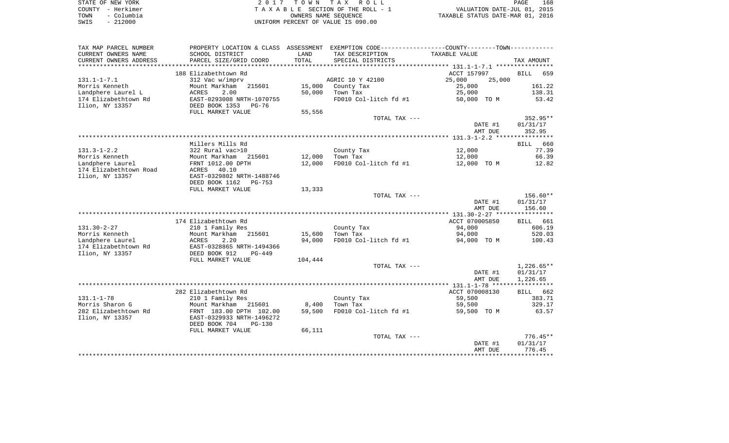STATE OF NEW YORK
COUNTY - Herkimer
TOWN - Columbia
SWIS - 212000

2 0 1 7 T O W N T A X R O L L
T A X A B L E SECTION OF THE ROLL - 1
OWNERS NAME SEQUENCE
UNIFORM PERCENT OF VALUE IS 090.00

VALUATION DATE-JUL 01, 2015
TAXABLE STATUS DATE-MAR 01, 2016

| TAX MAP PARCEL NUMBER<br>CURRENT OWNERS NAME<br>CURRENT OWNERS ADDRESS | PROPERTY LOCATION & CLASS<br>SCHOOL DISTRICT<br>PARCEL SIZE/GRID COORD | ASSESSMENT<br>LAND<br>TOTAL | EXEMPTION CODE------------------COUNTY--------TOWN-----------<br>TAX DESCRIPTION<br>SPECIAL DISTRICTS | TAXABLE VALUE | TAX AMOUNT |
|---|---|---|---|---|---|
| | 188 Elizabethtown Rd | | | ACCT 157997 | BILL 659 |
| 131.1-1-7.1 | 312 Vac w/imprv | | AGRIC 10 Y 42100 | 25,000 25,000 | |
| Morris Kenneth | Mount Markham 215601 | 15,000 | County Tax | 25,000 | 161.22 |
| Landphere Laurel L | ACRES 2.00 | 50,000 | Town Tax | 25,000 | 138.31 |
| 174 Elizabethtown Rd | EAST-0293008 NRTH-1070755 | | FD010 Col-litch fd #1 | 50,000 TO M | 53.42 |
| Ilion, NY 13357 | DEED BOOK 1353 PG-76 | | | | |
| | FULL MARKET VALUE | 55,556 | | | |
| | | | TOTAL TAX --- | | 352.95** |
| | | | | DATE #1 | 01/31/17 |
| | | | | AMT DUE | 352.95 |
| | Millers Mills Rd | | | | BILL 660 |
| 131.3-1-2.2 | 322 Rural vac>10 | | County Tax | 12,000 | 77.39 |
| Morris Kenneth | Mount Markham 215601 | 12,000 | Town Tax | 12,000 | 66.39 |
| Landphere Laurel | FRNT 1012.00 DPTH | 12,000 | FD010 Col-litch fd #1 | 12,000 TO M | 12.82 |
| 174 Elizabethtown Road | ACRES 40.10 | | | | |
| Ilion, NY 13357 | EAST-0329802 NRTH-1488746 | | | | |
| | DEED BOOK 1162 PG-753 | | | | |
| | FULL MARKET VALUE | 13,333 | | | |
| | | | TOTAL TAX --- | | 156.60** |
| | | | | DATE #1 | 01/31/17 |
| | | | | AMT DUE | 156.60 |
| | 174 Elizabethtown Rd | | | ACCT 070005850 | BILL 661 |
| 131.30-2-27 | 210 1 Family Res | | County Tax | 94,000 | 606.19 |
| Morris Kenneth | Mount Markham 215601 | 15,600 | Town Tax | 94,000 | 520.03 |
| Landphere Laurel | ACRES 2.20 | 94,000 | FD010 Col-litch fd #1 | 94,000 TO M | 100.43 |
| 174 Elizabethtown Rd | EAST-0328865 NRTH-1494366 | | | | |
| Ilion, NY 13357 | DEED BOOK 912 PG-449 | | | | |
| | FULL MARKET VALUE | 104,444 | | | |
| | | | TOTAL TAX --- | | 1,226.65** |
| | | | | DATE #1 | 01/31/17 |
| | | | | AMT DUE | 1,226.65 |
| | 282 Elizabethtown Rd | | | ACCT 070008130 | BILL 662 |
| 131.1-1-78 | 210 1 Family Res | | County Tax | 59,500 | 383.71 |
| Morris Sharon G | Mount Markham 215601 | 8,400 | Town Tax | 59,500 | 329.17 |
| 282 Elizabethtown Rd | FRNT 183.00 DPTH 102.00 | 59,500 | FD010 Col-litch fd #1 | 59,500 TO M | 63.57 |
| Ilion, NY 13357 | EAST-0329933 NRTH-1496272 | | | | |
| | DEED BOOK 704 PG-130 | | | | |
| | FULL MARKET VALUE | 66,111 | | | |
| | | | TOTAL TAX --- | | 776.45** |
| | | | | DATE #1 | 01/31/17 |
| | | | | AMT DUE | 776.45 |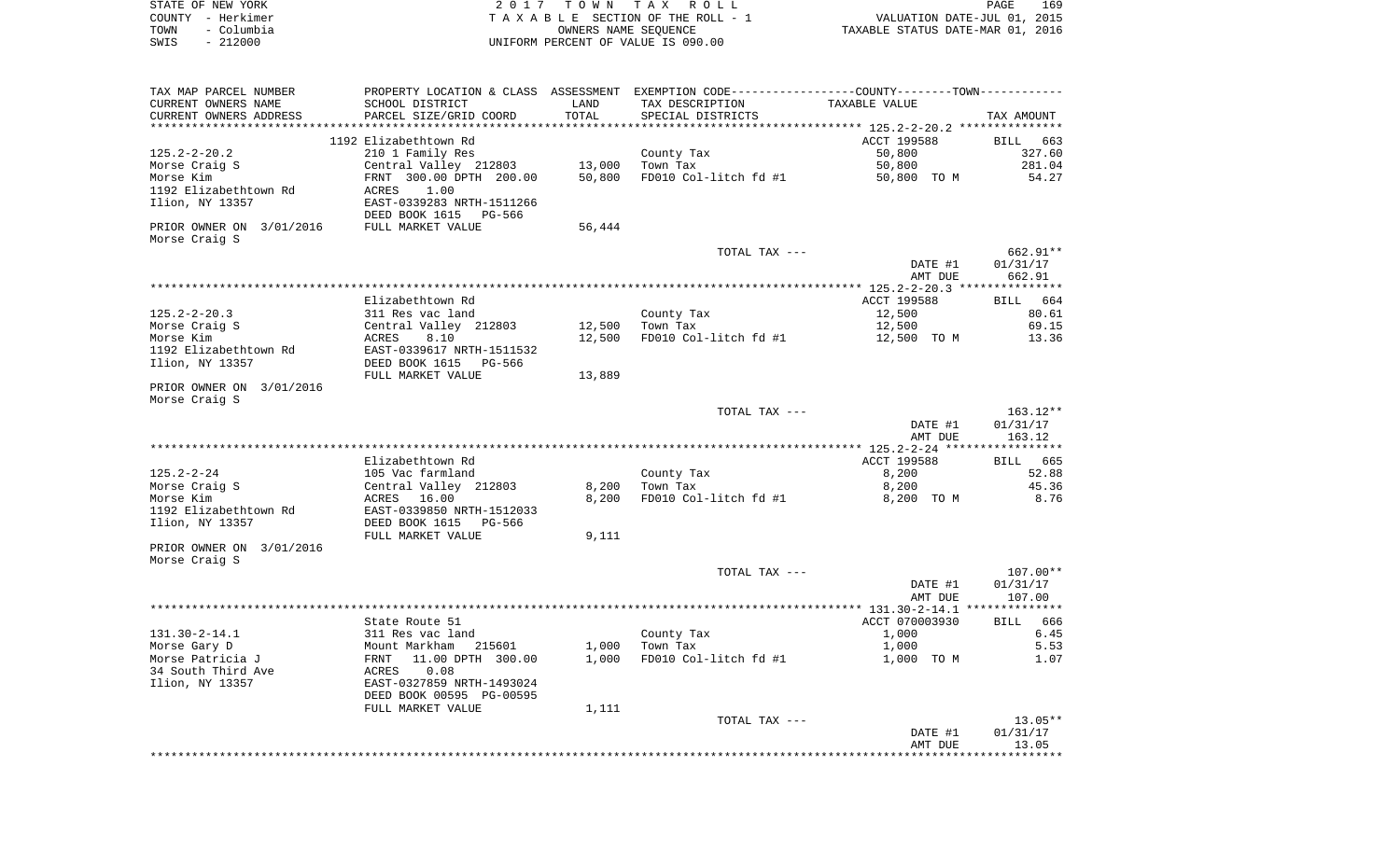STATE OF NEW YORK
COUNTY - Herkimer
TOWN - Columbia
SWIS - 212000

2 0 1 7 T O W N T A X R O L L
T A X A B L E SECTION OF THE ROLL - 1
OWNERS NAME SEQUENCE
UNIFORM PERCENT OF VALUE IS 090.00

VALUATION DATE-JUL 01, 2015
TAXABLE STATUS DATE-MAR 01, 2016

| TAX MAP PARCEL NUMBER / CURRENT OWNERS NAME / CURRENT OWNERS ADDRESS | PROPERTY LOCATION & CLASS / SCHOOL DISTRICT / PARCEL SIZE/GRID COORD | ASSESSMENT LAND | TOTAL | EXEMPTION CODE / TAX DESCRIPTION / SPECIAL DISTRICTS | COUNTY--------TOWN TAXABLE VALUE | TAX AMOUNT |
|---|---|---|---|---|---|---|
| | 1192 Elizabethtown Rd | | | | ACCT 199588 | BILL 663 |
| 125.2-2-20.2 | 210 1 Family Res | | | County Tax | 50,800 | 327.60 |
| Morse Craig S | Central Valley 212803 | 13,000 | | Town Tax | 50,800 | 281.04 |
| Morse Kim | FRNT 300.00 DPTH 200.00 | | 50,800 | FD010 Col-litch fd #1 | 50,800 TO M | 54.27 |
| 1192 Elizabethtown Rd | ACRES 1.00 | | | | | |
| Ilion, NY 13357 | EAST-0339283 NRTH-1511266 | | | | | |
| | DEED BOOK 1615 PG-566 | | | | | |
| PRIOR OWNER ON 3/01/2016 | FULL MARKET VALUE | | 56,444 | | | |
| Morse Craig S | | | | | | |
| | | | | TOTAL TAX --- | | 662.91** |
| | | | | | DATE #1 | 01/31/17 |
| | | | | | AMT DUE | 662.91 |
| | Elizabethtown Rd | | | | ACCT 199588 | BILL 664 |
| 125.2-2-20.3 | 311 Res vac land | | | County Tax | 12,500 | 80.61 |
| Morse Craig S | Central Valley 212803 | 12,500 | | Town Tax | 12,500 | 69.15 |
| Morse Kim | ACRES 8.10 | | 12,500 | FD010 Col-litch fd #1 | 12,500 TO M | 13.36 |
| 1192 Elizabethtown Rd | EAST-0339617 NRTH-1511532 | | | | | |
| Ilion, NY 13357 | DEED BOOK 1615 PG-566 | | | | | |
| | FULL MARKET VALUE | | 13,889 | | | |
| PRIOR OWNER ON 3/01/2016 | | | | | | |
| Morse Craig S | | | | | | |
| | | | | TOTAL TAX --- | | 163.12** |
| | | | | | DATE #1 | 01/31/17 |
| | | | | | AMT DUE | 163.12 |
| | Elizabethtown Rd | | | | ACCT 199588 | BILL 665 |
| 125.2-2-24 | 105 Vac farmland | | | County Tax | 8,200 | 52.88 |
| Morse Craig S | Central Valley 212803 | 8,200 | | Town Tax | 8,200 | 45.36 |
| Morse Kim | ACRES 16.00 | | 8,200 | FD010 Col-litch fd #1 | 8,200 TO M | 8.76 |
| 1192 Elizabethtown Rd | EAST-0339850 NRTH-1512033 | | | | | |
| Ilion, NY 13357 | DEED BOOK 1615 PG-566 | | | | | |
| | FULL MARKET VALUE | | 9,111 | | | |
| PRIOR OWNER ON 3/01/2016 | | | | | | |
| Morse Craig S | | | | | | |
| | | | | TOTAL TAX --- | | 107.00** |
| | | | | | DATE #1 | 01/31/17 |
| | | | | | AMT DUE | 107.00 |
| | State Route 51 | | | | ACCT 070003930 | BILL 666 |
| 131.30-2-14.1 | 311 Res vac land | | | County Tax | 1,000 | 6.45 |
| Morse Gary D | Mount Markham 215601 | 1,000 | | Town Tax | 1,000 | 5.53 |
| Morse Patricia J | FRNT 11.00 DPTH 300.00 | | 1,000 | FD010 Col-litch fd #1 | 1,000 TO M | 1.07 |
| 34 South Third Ave | ACRES 0.08 | | | | | |
| Ilion, NY 13357 | EAST-0327859 NRTH-1493024 | | | | | |
| | DEED BOOK 00595 PG-00595 | | | | | |
| | FULL MARKET VALUE | | 1,111 | | | |
| | | | | TOTAL TAX --- | | 13.05** |
| | | | | | DATE #1 | 01/31/17 |
| | | | | | AMT DUE | 13.05 |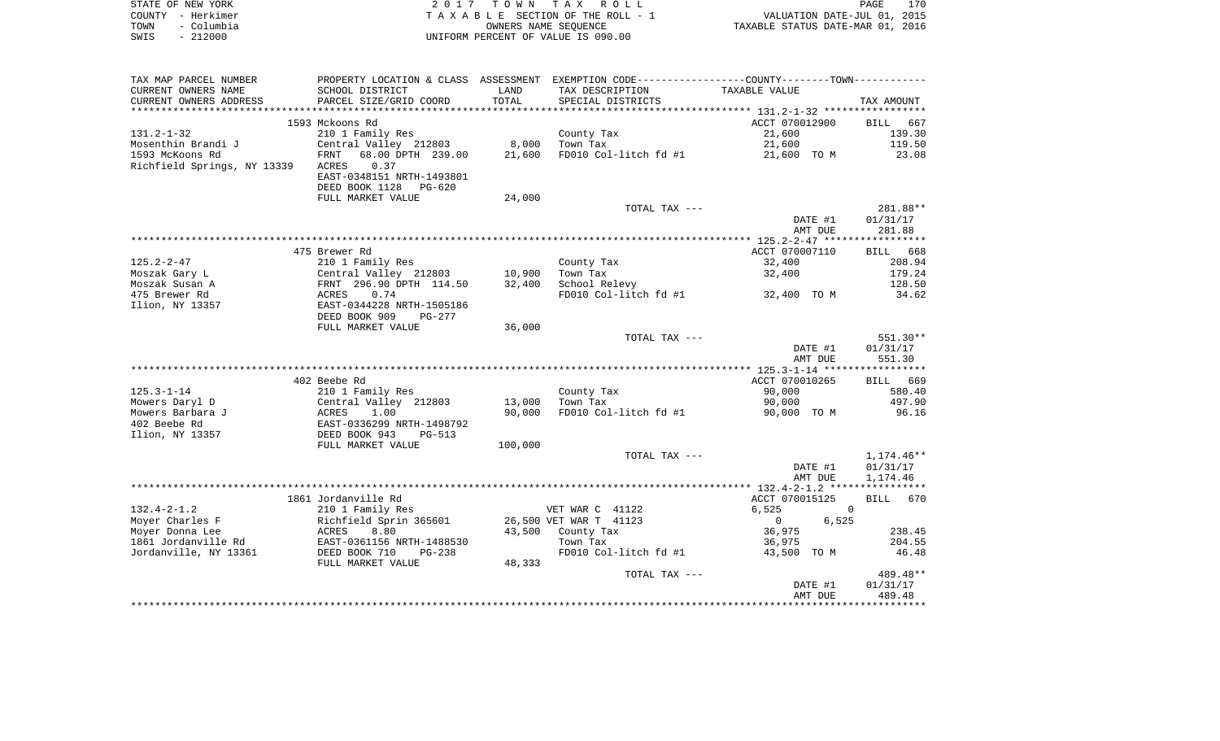STATE OF NEW YORK
COUNTY - Herkimer
TOWN - Columbia
SWIS - 212000

2 0 1 7 T O W N T A X R O L L
T A X A B L E SECTION OF THE ROLL - 1
OWNERS NAME SEQUENCE
UNIFORM PERCENT OF VALUE IS 090.00

VALUATION DATE-JUL 01, 2015
TAXABLE STATUS DATE-MAR 01, 2016

| TAX MAP PARCEL NUMBER<br>CURRENT OWNERS NAME<br>CURRENT OWNERS ADDRESS | PROPERTY LOCATION & CLASS<br>SCHOOL DISTRICT<br>PARCEL SIZE/GRID COORD | ASSESSMENT<br>LAND<br>TOTAL | EXEMPTION CODE-----COUNTY-----TOWN-----<br>TAX DESCRIPTION<br>SPECIAL DISTRICTS | TAXABLE VALUE | TAX AMOUNT |
|---|---|---|---|---|---|
| | 1593 Mckoons Rd | | | ACCT 070012900 | BILL 667 |
| 131.2-1-32 | 210 1 Family Res | | County Tax | 21,600 | 139.30 |
| Mosenthin Brandi J | Central Valley 212803 | 8,000 | Town Tax | 21,600 | 119.50 |
| 1593 McKoons Rd | FRNT 68.00 DPTH 239.00 | 21,600 | FD010 Col-litch fd #1 | 21,600 TO M | 23.08 |
| Richfield Springs, NY 13339 | ACRES 0.37 | | | | |
| | EAST-0348151 NRTH-1493801 | | | | |
| | DEED BOOK 1128 PG-620 | | | | |
| | FULL MARKET VALUE | 24,000 | | | |
| | | | TOTAL TAX --- | | 281.88** |
| | | | | DATE #1 | 01/31/17 |
| | | | | AMT DUE | 281.88 |
| | 475 Brewer Rd | | | ACCT 070007110 | BILL 668 |
| 125.2-2-47 | 210 1 Family Res | | County Tax | 32,400 | 208.94 |
| Moszak Gary L | Central Valley 212803 | 10,900 | Town Tax | 32,400 | 179.24 |
| Moszak Susan A | FRNT 296.90 DPTH 114.50 | 32,400 | School Relevy | | 128.50 |
| 475 Brewer Rd | ACRES 0.74 | | FD010 Col-litch fd #1 | 32,400 TO M | 34.62 |
| Ilion, NY 13357 | EAST-0344228 NRTH-1505186 | | | | |
| | DEED BOOK 909 PG-277 | | | | |
| | FULL MARKET VALUE | 36,000 | | | |
| | | | TOTAL TAX --- | | 551.30** |
| | | | | DATE #1 | 01/31/17 |
| | | | | AMT DUE | 551.30 |
| | 402 Beebe Rd | | | ACCT 070010265 | BILL 669 |
| 125.3-1-14 | 210 1 Family Res | | County Tax | 90,000 | 580.40 |
| Mowers Daryl D | Central Valley 212803 | 13,000 | Town Tax | 90,000 | 497.90 |
| Mowers Barbara J | ACRES 1.00 | 90,000 | FD010 Col-litch fd #1 | 90,000 TO M | 96.16 |
| 402 Beebe Rd | EAST-0336299 NRTH-1498792 | | | | |
| Ilion, NY 13357 | DEED BOOK 943 PG-513 | | | | |
| | FULL MARKET VALUE | 100,000 | | | |
| | | | TOTAL TAX --- | | 1,174.46** |
| | | | | DATE #1 | 01/31/17 |
| | | | | AMT DUE | 1,174.46 |
| | 1861 Jordanville Rd | | | ACCT 070015125 | BILL 670 |
| 132.4-2-1.2 | 210 1 Family Res | | VET WAR C 41122 | 6,525 0 | |
| Moyer Charles F | Richfield Sprin 365601 | 26,500 | VET WAR T 41123 | 0 6,525 | |
| Moyer Donna Lee | ACRES 8.80 | 43,500 | County Tax | 36,975 | 238.45 |
| 1861 Jordanville Rd | EAST-0361156 NRTH-1488530 | | Town Tax | 36,975 | 204.55 |
| Jordanville, NY 13361 | DEED BOOK 710 PG-238 | | FD010 Col-litch fd #1 | 43,500 TO M | 46.48 |
| | FULL MARKET VALUE | 48,333 | | | |
| | | | TOTAL TAX --- | | 489.48** |
| | | | | DATE #1 | 01/31/17 |
| | | | | AMT DUE | 489.48 |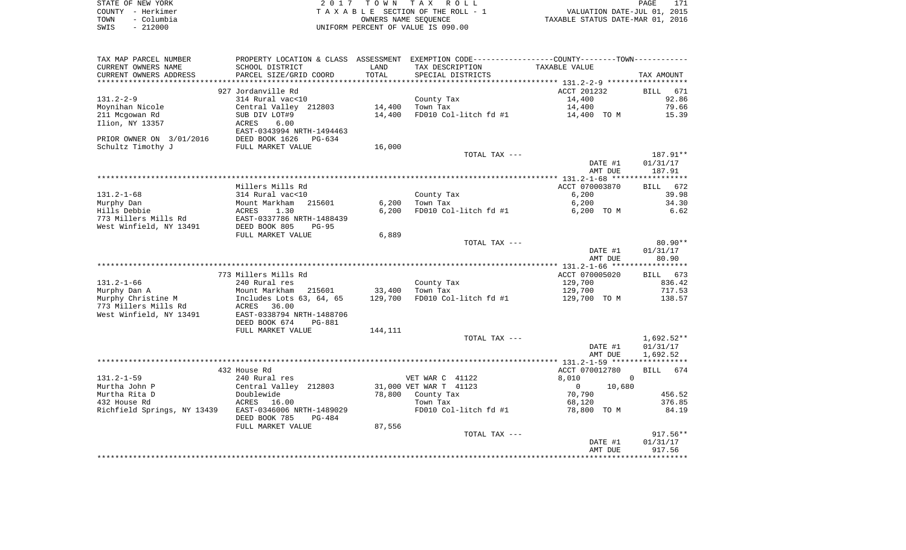STATE OF NEW YORK — COUNTY - Herkimer — TOWN - Columbia — SWIS - 212000

2 0 1 7 T O W N T A X R O L L
T A X A B L E SECTION OF THE ROLL - 1
OWNERS NAME SEQUENCE
UNIFORM PERCENT OF VALUE IS 090.00

VALUATION DATE-JUL 01, 2015
TAXABLE STATUS DATE-MAR 01, 2016

| TAX MAP PARCEL NUMBER / CURRENT OWNERS NAME / CURRENT OWNERS ADDRESS | PROPERTY LOCATION & CLASS / SCHOOL DISTRICT / PARCEL SIZE/GRID COORD | ASSESSMENT LAND / TOTAL | EXEMPTION CODE / TAX DESCRIPTION / SPECIAL DISTRICTS | COUNTY--------TOWN TAXABLE VALUE | TAX AMOUNT |
|---|---|---|---|---|---|
| **131.2-2-9** | 927 Jordanville Rd | | | ACCT 201232 | BILL 671 |
| 131.2-2-9 | 314 Rural vac<10 | | County Tax | 14,400 | 92.86 |
| Moynihan Nicole | Central Valley 212803 | 14,400 | Town Tax | 14,400 | 79.66 |
| 211 Mcgowan Rd | SUB DIV LOT#9 | 14,400 | FD010 Col-litch fd #1 | 14,400 TO M | 15.39 |
| Ilion, NY 13357 | ACRES 6.00 | | | | |
| | EAST-0343994 NRTH-1494463 | | | | |
| PRIOR OWNER ON 3/01/2016 | DEED BOOK 1626 PG-634 | | | | |
| Schultz Timothy J | FULL MARKET VALUE | 16,000 | | | |
| | | | TOTAL TAX --- | | 187.91** |
| | | | | DATE #1 | 01/31/17 |
| | | | | AMT DUE | 187.91 |
| **131.2-1-68** | Millers Mills Rd | | | ACCT 070003870 | BILL 672 |
| 131.2-1-68 | 314 Rural vac<10 | | County Tax | 6,200 | 39.98 |
| Murphy Dan | Mount Markham 215601 | 6,200 | Town Tax | 6,200 | 34.30 |
| Hills Debbie | ACRES 1.30 | 6,200 | FD010 Col-litch fd #1 | 6,200 TO M | 6.62 |
| 773 Millers Mills Rd | EAST-0337786 NRTH-1488439 | | | | |
| West Winfield, NY 13491 | DEED BOOK 805 PG-95 | | | | |
| | FULL MARKET VALUE | 6,889 | | | |
| | | | TOTAL TAX --- | | 80.90** |
| | | | | DATE #1 | 01/31/17 |
| | | | | AMT DUE | 80.90 |
| **131.2-1-66** | 773 Millers Mills Rd | | | ACCT 070005020 | BILL 673 |
| 131.2-1-66 | 240 Rural res | | County Tax | 129,700 | 836.42 |
| Murphy Dan A | Mount Markham 215601 | 33,400 | Town Tax | 129,700 | 717.53 |
| Murphy Christine M | Includes Lots 63, 64, 65 | 129,700 | FD010 Col-litch fd #1 | 129,700 TO M | 138.57 |
| 773 Millers Mills Rd | ACRES 36.00 | | | | |
| West Winfield, NY 13491 | EAST-0338794 NRTH-1488706 | | | | |
| | DEED BOOK 674 PG-881 | | | | |
| | FULL MARKET VALUE | 144,111 | | | |
| | | | TOTAL TAX --- | | 1,692.52** |
| | | | | DATE #1 | 01/31/17 |
| | | | | AMT DUE | 1,692.52 |
| **131.2-1-59** | 432 House Rd | | | ACCT 070012780 | BILL 674 |
| 131.2-1-59 | 240 Rural res | | VET WAR C 41122 | 8,010 0 | |
| Murtha John P | Central Valley 212803 | 31,000 | VET WAR T 41123 | 0 10,680 | |
| Murtha Rita D | Doublewide | 78,800 | County Tax | 70,790 | 456.52 |
| 432 House Rd | ACRES 16.00 | | Town Tax | 68,120 | 376.85 |
| Richfield Springs, NY 13439 | EAST-0346006 NRTH-1489029 | | FD010 Col-litch fd #1 | 78,800 TO M | 84.19 |
| | DEED BOOK 785 PG-484 | | | | |
| | FULL MARKET VALUE | 87,556 | | | |
| | | | TOTAL TAX --- | | 917.56** |
| | | | | DATE #1 | 01/31/17 |
| | | | | AMT DUE | 917.56 |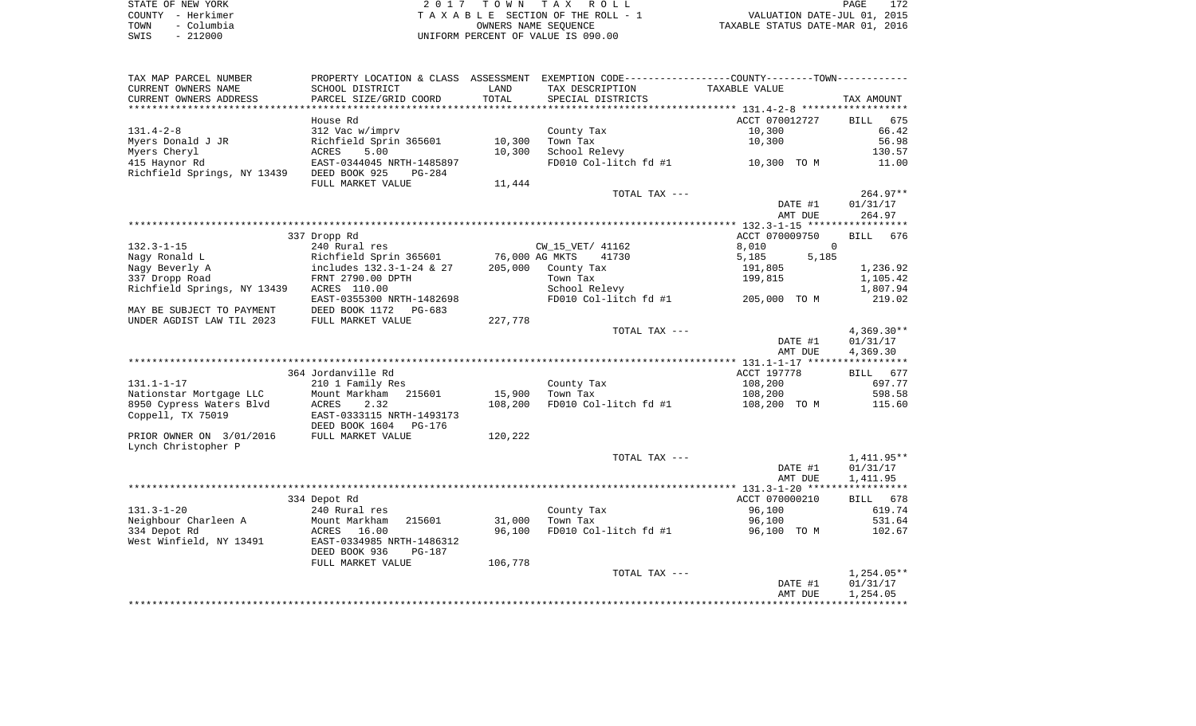STATE OF NEW YORK
COUNTY - Herkimer
TOWN - Columbia
SWIS - 212000

2017 TOWN TAX ROLL
TAXABLE SECTION OF THE ROLL - 1
OWNERS NAME SEQUENCE
UNIFORM PERCENT OF VALUE IS 090.00

VALUATION DATE-JUL 01, 2015
TAXABLE STATUS DATE-MAR 01, 2016

| TAX MAP PARCEL NUMBER / CURRENT OWNERS NAME / CURRENT OWNERS ADDRESS | PROPERTY LOCATION & CLASS / SCHOOL DISTRICT / PARCEL SIZE/GRID COORD | ASSESSMENT LAND / TOTAL | EXEMPTION CODE / TAX DESCRIPTION / SPECIAL DISTRICTS | COUNTY--------TOWN / TAXABLE VALUE | TAX AMOUNT |
|---|---|---|---|---|---|
| | House Rd | | | ACCT 070012727 | BILL 675 |
| 131.4-2-8 | 312 Vac w/imprv | | County Tax | 10,300 | 66.42 |
| Myers Donald J JR | Richfield Sprin 365601 | 10,300 | Town Tax | 10,300 | 56.98 |
| Myers Cheryl | ACRES 5.00 | 10,300 | School Relevy | | 130.57 |
| 415 Haynor Rd | EAST-0344045 NRTH-1485897 | | FD010 Col-litch fd #1 | 10,300 TO M | 11.00 |
| Richfield Springs, NY 13439 | DEED BOOK 925 PG-284 | | | | |
| | FULL MARKET VALUE | 11,444 | | | |
| | | | TOTAL TAX --- | | 264.97** |
| | | | | DATE #1 | 01/31/17 |
| | | | | AMT DUE | 264.97 |
| | 337 Dropp Rd | | | ACCT 070009750 | BILL 676 |
| 132.3-1-15 | 240 Rural res | | CW_15_VET/ 41162 | 8,010 0 | |
| Nagy Ronald L | Richfield Sprin 365601 | 76,000 | AG MKTS 41730 | 5,185 5,185 | |
| Nagy Beverly A | includes 132.3-1-24 & 27 | 205,000 | County Tax | 191,805 | 1,236.92 |
| 337 Dropp Road | FRNT 2790.00 DPTH | | Town Tax | 199,815 | 1,105.42 |
| Richfield Springs, NY 13439 | ACRES 110.00 | | School Relevy | | 1,807.94 |
| | EAST-0355300 NRTH-1482698 | | FD010 Col-litch fd #1 | 205,000 TO M | 219.02 |
| MAY BE SUBJECT TO PAYMENT | DEED BOOK 1172 PG-683 | | | | |
| UNDER AGDIST LAW TIL 2023 | FULL MARKET VALUE | 227,778 | | | |
| | | | TOTAL TAX --- | | 4,369.30** |
| | | | | DATE #1 | 01/31/17 |
| | | | | AMT DUE | 4,369.30 |
| | 364 Jordanville Rd | | | ACCT 197778 | BILL 677 |
| 131.1-1-17 | 210 1 Family Res | | County Tax | 108,200 | 697.77 |
| Nationstar Mortgage LLC | Mount Markham 215601 | 15,900 | Town Tax | 108,200 | 598.58 |
| 8950 Cypress Waters Blvd | ACRES 2.32 | 108,200 | FD010 Col-litch fd #1 | 108,200 TO M | 115.60 |
| Coppell, TX 75019 | EAST-0333115 NRTH-1493173 | | | | |
| | DEED BOOK 1604 PG-176 | | | | |
| PRIOR OWNER ON 3/01/2016 | FULL MARKET VALUE | 120,222 | | | |
| Lynch Christopher P | | | | | |
| | | | TOTAL TAX --- | | 1,411.95** |
| | | | | DATE #1 | 01/31/17 |
| | | | | AMT DUE | 1,411.95 |
| | 334 Depot Rd | | | ACCT 070000210 | BILL 678 |
| 131.3-1-20 | 240 Rural res | | County Tax | 96,100 | 619.74 |
| Neighbour Charleen A | Mount Markham 215601 | 31,000 | Town Tax | 96,100 | 531.64 |
| 334 Depot Rd | ACRES 16.00 | 96,100 | FD010 Col-litch fd #1 | 96,100 TO M | 102.67 |
| West Winfield, NY 13491 | EAST-0334985 NRTH-1486312 | | | | |
| | DEED BOOK 936 PG-187 | | | | |
| | FULL MARKET VALUE | 106,778 | | | |
| | | | TOTAL TAX --- | | 1,254.05** |
| | | | | DATE #1 | 01/31/17 |
| | | | | AMT DUE | 1,254.05 |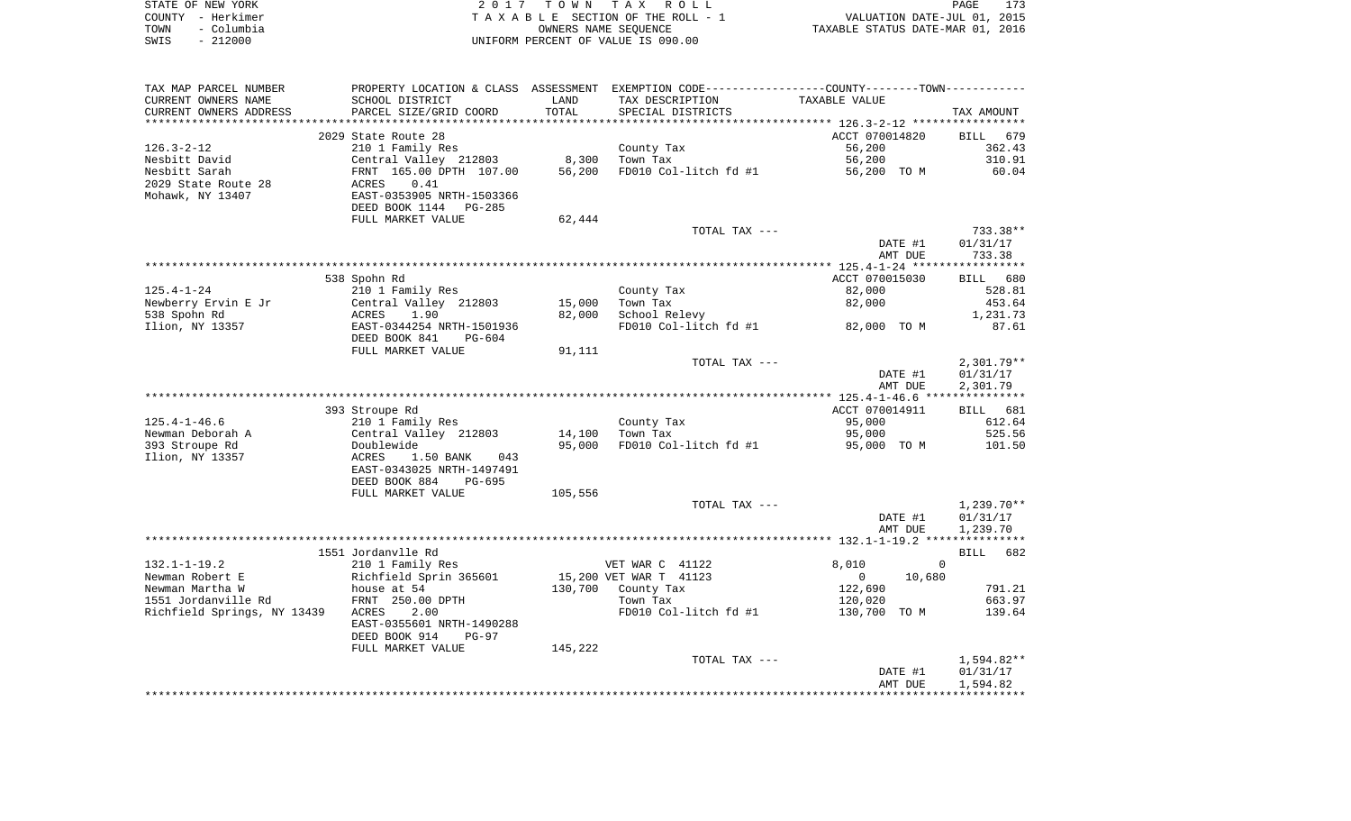STATE OF NEW YORK
COUNTY - Herkimer
TOWN - Columbia
SWIS - 212000

2 0 1 7 T O W N T A X R O L L
T A X A B L E SECTION OF THE ROLL - 1
OWNERS NAME SEQUENCE
UNIFORM PERCENT OF VALUE IS 090.00

VALUATION DATE-JUL 01, 2015
TAXABLE STATUS DATE-MAR 01, 2016

| TAX MAP PARCEL NUMBER / CURRENT OWNERS NAME / CURRENT OWNERS ADDRESS | PROPERTY LOCATION & CLASS / SCHOOL DISTRICT / PARCEL SIZE/GRID COORD | ASSESSMENT LAND / TOTAL | EXEMPTION CODE / TAX DESCRIPTION / SPECIAL DISTRICTS | COUNTY / TOWN TAXABLE VALUE | TAX AMOUNT |
|---|---|---|---|---|---|
| | 2029 State Route 28 | | | ACCT 070014820 | BILL 679 |
| 126.3-2-12 | 210 1 Family Res | | County Tax | 56,200 | 362.43 |
| Nesbitt David | Central Valley 212803 | 8,300 | Town Tax | 56,200 | 310.91 |
| Nesbitt Sarah | FRNT 165.00 DPTH 107.00 | 56,200 | FD010 Col-litch fd #1 | 56,200 TO M | 60.04 |
| 2029 State Route 28 | ACRES 0.41 | | | | |
| Mohawk, NY 13407 | EAST-0353905 NRTH-1503366 | | | | |
| | DEED BOOK 1144 PG-285 | | | | |
| | FULL MARKET VALUE | 62,444 | | | |
| | | | TOTAL TAX --- | | 733.38** |
| | | | | DATE #1 | 01/31/17 |
| | | | | AMT DUE | 733.38 |
| | 538 Spohn Rd | | | ACCT 070015030 | BILL 680 |
| 125.4-1-24 | 210 1 Family Res | | County Tax | 82,000 | 528.81 |
| Newberry Ervin E Jr | Central Valley 212803 | 15,000 | Town Tax | 82,000 | 453.64 |
| 538 Spohn Rd | ACRES 1.90 | 82,000 | School Relevy | | 1,231.73 |
| Ilion, NY 13357 | EAST-0344254 NRTH-1501936 | | FD010 Col-litch fd #1 | 82,000 TO M | 87.61 |
| | DEED BOOK 841 PG-604 | | | | |
| | FULL MARKET VALUE | 91,111 | | | |
| | | | TOTAL TAX --- | | 2,301.79** |
| | | | | DATE #1 | 01/31/17 |
| | | | | AMT DUE | 2,301.79 |
| | 393 Stroupe Rd | | | ACCT 070014911 | BILL 681 |
| 125.4-1-46.6 | 210 1 Family Res | | County Tax | 95,000 | 612.64 |
| Newman Deborah A | Central Valley 212803 | 14,100 | Town Tax | 95,000 | 525.56 |
| 393 Stroupe Rd | Doublewide | 95,000 | FD010 Col-litch fd #1 | 95,000 TO M | 101.50 |
| Ilion, NY 13357 | ACRES 1.50 BANK 043 | | | | |
| | EAST-0343025 NRTH-1497491 | | | | |
| | DEED BOOK 884 PG-695 | | | | |
| | FULL MARKET VALUE | 105,556 | | | |
| | | | TOTAL TAX --- | | 1,239.70** |
| | | | | DATE #1 | 01/31/17 |
| | | | | AMT DUE | 1,239.70 |
| | 1551 Jordanvlle Rd | | | | BILL 682 |
| 132.1-1-19.2 | 210 1 Family Res | | VET WAR C 41122 | 8,010 0 | |
| Newman Robert E | Richfield Sprin 365601 | 15,200 | VET WAR T 41123 | 0 10,680 | |
| Newman Martha W | house at 54 | 130,700 | County Tax | 122,690 | 791.21 |
| 1551 Jordanville Rd | FRNT 250.00 DPTH | | Town Tax | 120,020 | 663.97 |
| Richfield Springs, NY 13439 | ACRES 2.00 | | FD010 Col-litch fd #1 | 130,700 TO M | 139.64 |
| | EAST-0355601 NRTH-1490288 | | | | |
| | DEED BOOK 914 PG-97 | | | | |
| | FULL MARKET VALUE | 145,222 | | | |
| | | | TOTAL TAX --- | | 1,594.82** |
| | | | | DATE #1 | 01/31/17 |
| | | | | AMT DUE | 1,594.82 |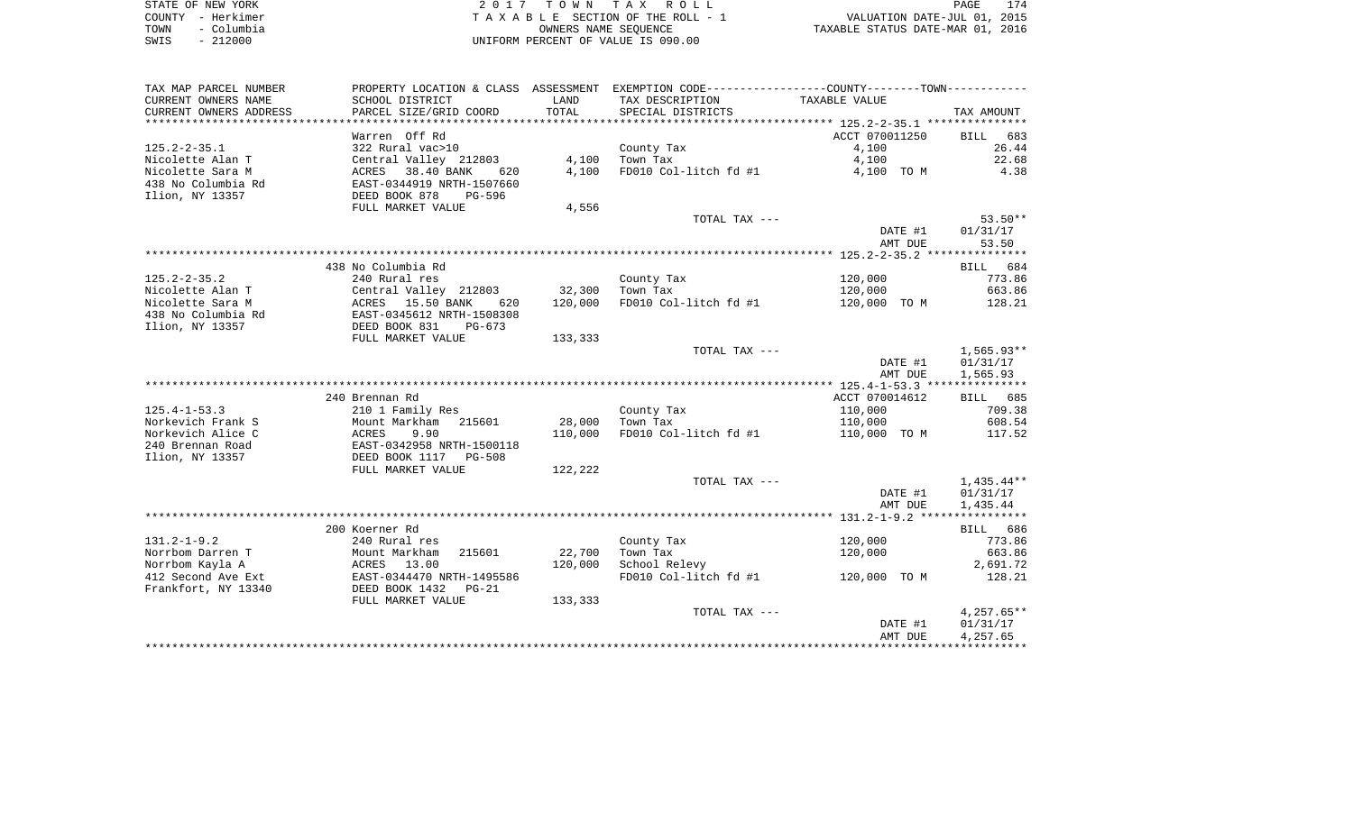STATE OF NEW YORK
COUNTY - Herkimer
TOWN - Columbia
SWIS - 212000

2017 TOWN TAX ROLL
TAXABLE SECTION OF THE ROLL - 1
OWNERS NAME SEQUENCE
UNIFORM PERCENT OF VALUE IS 090.00

VALUATION DATE-JUL 01, 2015
TAXABLE STATUS DATE-MAR 01, 2016

| TAX MAP PARCEL NUMBER / CURRENT OWNERS NAME / CURRENT OWNERS ADDRESS | PROPERTY LOCATION & CLASS / SCHOOL DISTRICT / PARCEL SIZE/GRID COORD | ASSESSMENT LAND / TOTAL | EXEMPTION CODE / TAX DESCRIPTION / SPECIAL DISTRICTS | COUNTY--------TOWN / TAXABLE VALUE | TAX AMOUNT |
|---|---|---|---|---|---|
| 125.2-2-35.1 | Warren Off Rd | | | ACCT 070011250 | BILL 683 |
| | 322 Rural vac>10 | | County Tax | 4,100 | 26.44 |
| Nicolette Alan T | Central Valley 212803 | 4,100 | Town Tax | 4,100 | 22.68 |
| Nicolette Sara M | ACRES 38.40 BANK 620 | 4,100 | FD010 Col-litch fd #1 | 4,100 TO M | 4.38 |
| 438 No Columbia Rd | EAST-0344919 NRTH-1507660 | | | | |
| Ilion, NY 13357 | DEED BOOK 878 PG-596 | | | | |
| | FULL MARKET VALUE | 4,556 | | | |
| | | | TOTAL TAX --- | | 53.50** |
| | | | | DATE #1 | 01/31/17 |
| | | | | AMT DUE | 53.50 |
| 125.2-2-35.2 | 438 No Columbia Rd | | | | BILL 684 |
| | 240 Rural res | | County Tax | 120,000 | 773.86 |
| Nicolette Alan T | Central Valley 212803 | 32,300 | Town Tax | 120,000 | 663.86 |
| Nicolette Sara M | ACRES 15.50 BANK 620 | 120,000 | FD010 Col-litch fd #1 | 120,000 TO M | 128.21 |
| 438 No Columbia Rd | EAST-0345612 NRTH-1508308 | | | | |
| Ilion, NY 13357 | DEED BOOK 831 PG-673 | | | | |
| | FULL MARKET VALUE | 133,333 | | | |
| | | | TOTAL TAX --- | | 1,565.93** |
| | | | | DATE #1 | 01/31/17 |
| | | | | AMT DUE | 1,565.93 |
| 125.4-1-53.3 | 240 Brennan Rd | | | ACCT 070014612 | BILL 685 |
| | 210 1 Family Res | | County Tax | 110,000 | 709.38 |
| Norkevich Frank S | Mount Markham 215601 | 28,000 | Town Tax | 110,000 | 608.54 |
| Norkevich Alice C | ACRES 9.90 | 110,000 | FD010 Col-litch fd #1 | 110,000 TO M | 117.52 |
| 240 Brennan Road | EAST-0342958 NRTH-1500118 | | | | |
| Ilion, NY 13357 | DEED BOOK 1117 PG-508 | | | | |
| | FULL MARKET VALUE | 122,222 | | | |
| | | | TOTAL TAX --- | | 1,435.44** |
| | | | | DATE #1 | 01/31/17 |
| | | | | AMT DUE | 1,435.44 |
| 131.2-1-9.2 | 200 Koerner Rd | | | | BILL 686 |
| | 240 Rural res | | County Tax | 120,000 | 773.86 |
| Norrbom Darren T | Mount Markham 215601 | 22,700 | Town Tax | 120,000 | 663.86 |
| Norrbom Kayla A | ACRES 13.00 | 120,000 | School Relevy | | 2,691.72 |
| 412 Second Ave Ext | EAST-0344470 NRTH-1495586 | | FD010 Col-litch fd #1 | 120,000 TO M | 128.21 |
| Frankfort, NY 13340 | DEED BOOK 1432 PG-21 | | | | |
| | FULL MARKET VALUE | 133,333 | | | |
| | | | TOTAL TAX --- | | 4,257.65** |
| | | | | DATE #1 | 01/31/17 |
| | | | | AMT DUE | 4,257.65 |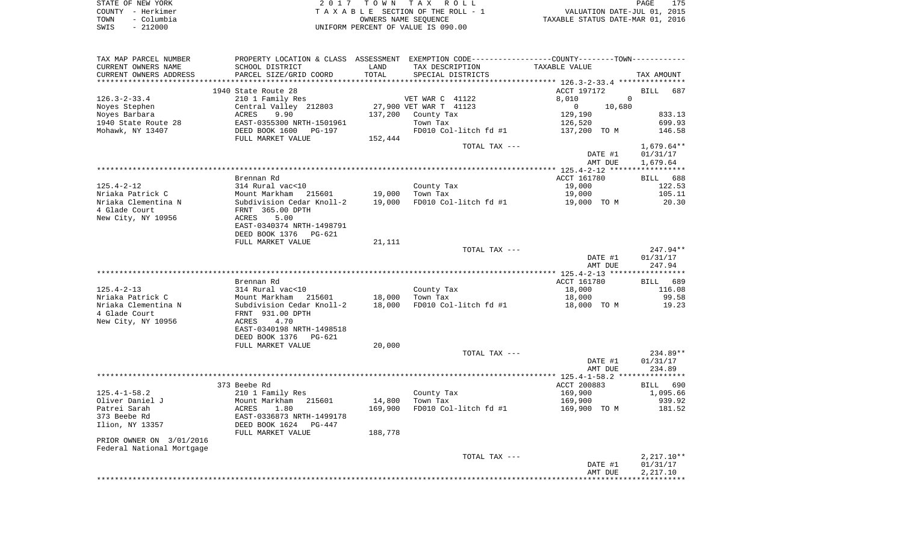STATE OF NEW YORK
COUNTY - Herkimer
TOWN - Columbia
SWIS - 212000

2 0 1 7 T O W N T A X R O L L
T A X A B L E SECTION OF THE ROLL - 1
OWNERS NAME SEQUENCE
UNIFORM PERCENT OF VALUE IS 090.00

VALUATION DATE-JUL 01, 2015
TAXABLE STATUS DATE-MAR 01, 2016

| TAX MAP PARCEL NUMBER / CURRENT OWNERS NAME / CURRENT OWNERS ADDRESS | PROPERTY LOCATION & CLASS / SCHOOL DISTRICT / PARCEL SIZE/GRID COORD | ASSESSMENT LAND / TOTAL | EXEMPTION CODE / TAX DESCRIPTION / SPECIAL DISTRICTS | COUNTY / TOWN TAXABLE VALUE | TAX AMOUNT |
|---|---|---|---|---|---|
| | 1940 State Route 28 | | | ACCT 197172 | BILL 687 |
| 126.3-2-33.4 | 210 1 Family Res | | VET WAR C 41122 | 8,010 0 | |
| Noyes Stephen | Central Valley 212803 | 27,900 | VET WAR T 41123 | 0 10,680 | |
| Noyes Barbara | ACRES 9.90 | 137,200 | County Tax | 129,190 | 833.13 |
| 1940 State Route 28 | EAST-0355300 NRTH-1501961 | | Town Tax | 126,520 | 699.93 |
| Mohawk, NY 13407 | DEED BOOK 1600 PG-197 | | FD010 Col-litch fd #1 | 137,200 TO M | 146.58 |
| | FULL MARKET VALUE | 152,444 | | | |
| | | | TOTAL TAX --- | | 1,679.64** |
| | | | | DATE #1 | 01/31/17 |
| | | | | AMT DUE | 1,679.64 |
| | Brennan Rd | | | ACCT 161780 | BILL 688 |
| 125.4-2-12 | 314 Rural vac<10 | | County Tax | 19,000 | 122.53 |
| Nriaka Patrick C | Mount Markham 215601 | 19,000 | Town Tax | 19,000 | 105.11 |
| Nriaka Clementina N | Subdivision Cedar Knoll-2 | 19,000 | FD010 Col-litch fd #1 | 19,000 TO M | 20.30 |
| 4 Glade Court | FRNT 365.00 DPTH | | | | |
| New City, NY 10956 | ACRES 5.00 | | | | |
| | EAST-0340374 NRTH-1498791 | | | | |
| | DEED BOOK 1376 PG-621 | | | | |
| | FULL MARKET VALUE | 21,111 | | | |
| | | | TOTAL TAX --- | | 247.94** |
| | | | | DATE #1 | 01/31/17 |
| | | | | AMT DUE | 247.94 |
| | Brennan Rd | | | ACCT 161780 | BILL 689 |
| 125.4-2-13 | 314 Rural vac<10 | | County Tax | 18,000 | 116.08 |
| Nriaka Patrick C | Mount Markham 215601 | 18,000 | Town Tax | 18,000 | 99.58 |
| Nriaka Clementina N | Subdivision Cedar Knoll-2 | 18,000 | FD010 Col-litch fd #1 | 18,000 TO M | 19.23 |
| 4 Glade Court | FRNT 931.00 DPTH | | | | |
| New City, NY 10956 | ACRES 4.70 | | | | |
| | EAST-0340198 NRTH-1498518 | | | | |
| | DEED BOOK 1376 PG-621 | | | | |
| | FULL MARKET VALUE | 20,000 | | | |
| | | | TOTAL TAX --- | | 234.89** |
| | | | | DATE #1 | 01/31/17 |
| | | | | AMT DUE | 234.89 |
| | 373 Beebe Rd | | | ACCT 200883 | BILL 690 |
| 125.4-1-58.2 | 210 1 Family Res | | County Tax | 169,900 | 1,095.66 |
| Oliver Daniel J | Mount Markham 215601 | 14,800 | Town Tax | 169,900 | 939.92 |
| Patrei Sarah | ACRES 1.80 | 169,900 | FD010 Col-litch fd #1 | 169,900 TO M | 181.52 |
| 373 Beebe Rd | EAST-0336873 NRTH-1499178 | | | | |
| Ilion, NY 13357 | DEED BOOK 1624 PG-447 | | | | |
| | FULL MARKET VALUE | 188,778 | | | |
| PRIOR OWNER ON 3/01/2016 | | | | | |
| Federal National Mortgage | | | | | |
| | | | TOTAL TAX --- | | 2,217.10** |
| | | | | DATE #1 | 01/31/17 |
| | | | | AMT DUE | 2,217.10 |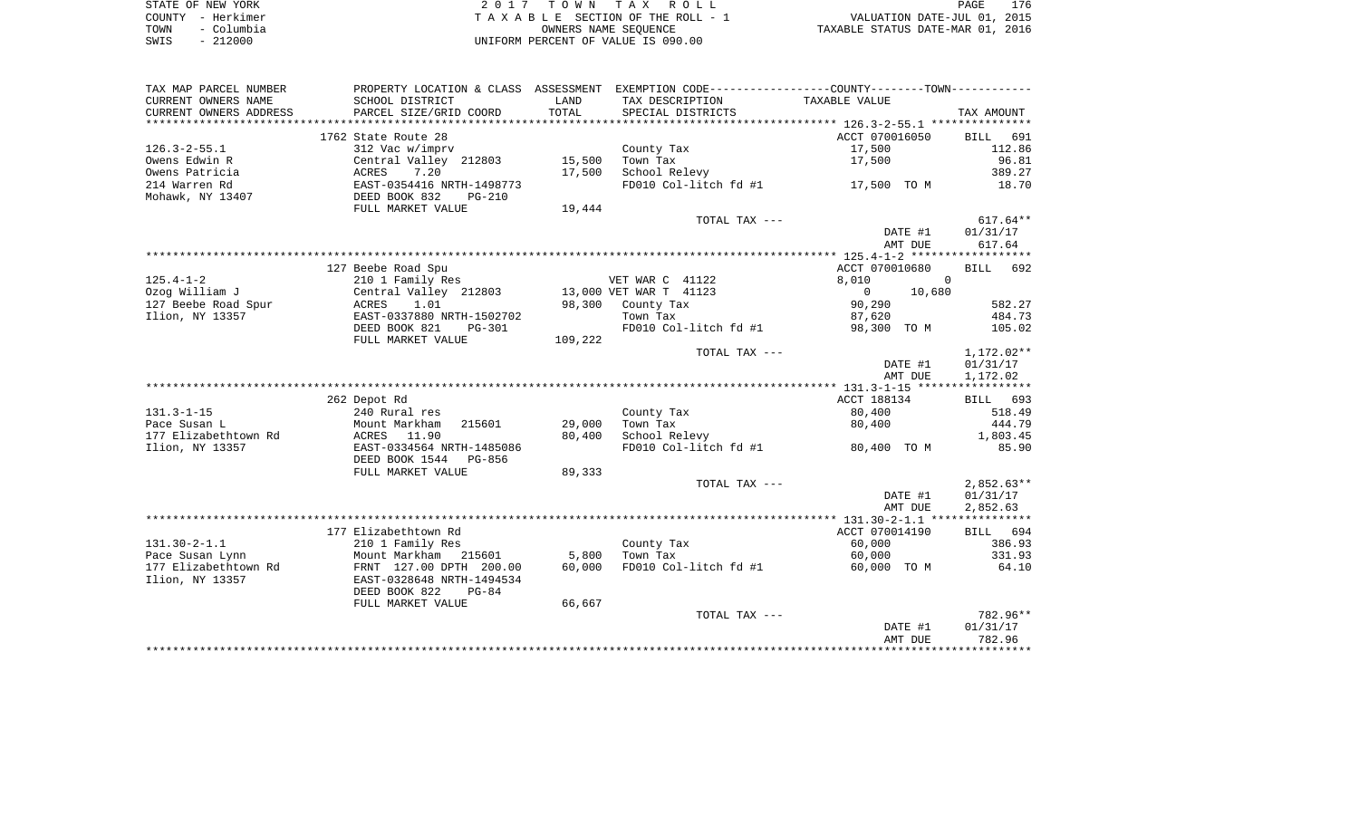STATE OF NEW YORK
COUNTY - Herkimer
TOWN - Columbia
SWIS - 212000

2 0 1 7 T O W N T A X R O L L
T A X A B L E SECTION OF THE ROLL - 1
OWNERS NAME SEQUENCE
UNIFORM PERCENT OF VALUE IS 090.00

VALUATION DATE-JUL 01, 2015
TAXABLE STATUS DATE-MAR 01, 2016

| TAX MAP PARCEL NUMBER / CURRENT OWNERS NAME / CURRENT OWNERS ADDRESS | PROPERTY LOCATION & CLASS / SCHOOL DISTRICT / PARCEL SIZE/GRID COORD | ASSESSMENT LAND / TOTAL | EXEMPTION CODE / TAX DESCRIPTION / SPECIAL DISTRICTS | COUNTY--------TOWN / TAXABLE VALUE | TAX AMOUNT |
|---|---|---|---|---|---|
| | 1762 State Route 28 | | | ACCT 070016050 | BILL 691 |
| 126.3-2-55.1 | 312 Vac w/imprv | | County Tax | 17,500 | 112.86 |
| Owens Edwin R | Central Valley 212803 | 15,500 | Town Tax | 17,500 | 96.81 |
| Owens Patricia | ACRES 7.20 | 17,500 | School Relevy | | 389.27 |
| 214 Warren Rd | EAST-0354416 NRTH-1498773 | | FD010 Col-litch fd #1 | 17,500 TO M | 18.70 |
| Mohawk, NY 13407 | DEED BOOK 832 PG-210 | | | | |
| | FULL MARKET VALUE | 19,444 | | | |
| | | | TOTAL TAX --- | | 617.64** |
| | | | | DATE #1 | 01/31/17 |
| | | | | AMT DUE | 617.64 |
| | 127 Beebe Road Spu | | | ACCT 070010680 | BILL 692 |
| 125.4-1-2 | 210 1 Family Res | | VET WAR C 41122 | 8,010 0 | |
| Ozog William J | Central Valley 212803 | 13,000 | VET WAR T 41123 | 0 10,680 | |
| 127 Beebe Road Spur | ACRES 1.01 | 98,300 | County Tax | 90,290 | 582.27 |
| Ilion, NY 13357 | EAST-0337880 NRTH-1502702 | | Town Tax | 87,620 | 484.73 |
| | DEED BOOK 821 PG-301 | | FD010 Col-litch fd #1 | 98,300 TO M | 105.02 |
| | FULL MARKET VALUE | 109,222 | | | |
| | | | TOTAL TAX --- | | 1,172.02** |
| | | | | DATE #1 | 01/31/17 |
| | | | | AMT DUE | 1,172.02 |
| | 262 Depot Rd | | | ACCT 188134 | BILL 693 |
| 131.3-1-15 | 240 Rural res | | County Tax | 80,400 | 518.49 |
| Pace Susan L | Mount Markham 215601 | 29,000 | Town Tax | 80,400 | 444.79 |
| 177 Elizabethtown Rd | ACRES 11.90 | 80,400 | School Relevy | | 1,803.45 |
| Ilion, NY 13357 | EAST-0334564 NRTH-1485086 | | FD010 Col-litch fd #1 | 80,400 TO M | 85.90 |
| | DEED BOOK 1544 PG-856 | | | | |
| | FULL MARKET VALUE | 89,333 | | | |
| | | | TOTAL TAX --- | | 2,852.63** |
| | | | | DATE #1 | 01/31/17 |
| | | | | AMT DUE | 2,852.63 |
| | 177 Elizabethtown Rd | | | ACCT 070014190 | BILL 694 |
| 131.30-2-1.1 | 210 1 Family Res | | County Tax | 60,000 | 386.93 |
| Pace Susan Lynn | Mount Markham 215601 | 5,800 | Town Tax | 60,000 | 331.93 |
| 177 Elizabethtown Rd | FRNT 127.00 DPTH 200.00 | 60,000 | FD010 Col-litch fd #1 | 60,000 TO M | 64.10 |
| Ilion, NY 13357 | EAST-0328648 NRTH-1494534 | | | | |
| | DEED BOOK 822 PG-84 | | | | |
| | FULL MARKET VALUE | 66,667 | | | |
| | | | TOTAL TAX --- | | 782.96** |
| | | | | DATE #1 | 01/31/17 |
| | | | | AMT DUE | 782.96 |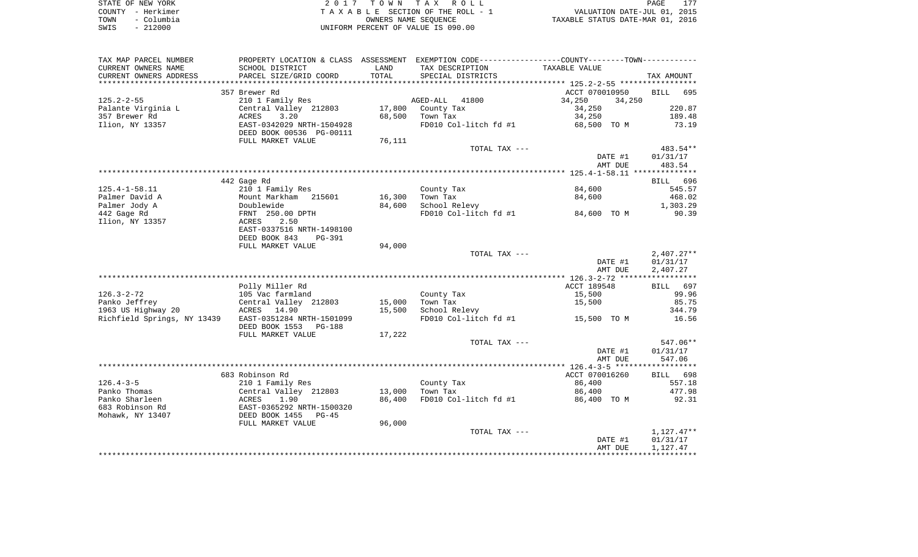STATE OF NEW YORK | COUNTY - Herkimer | TOWN - Columbia | SWIS - 212000

2017 TOWN TAX ROLL
TAXABLE SECTION OF THE ROLL - 1
OWNERS NAME SEQUENCE
UNIFORM PERCENT OF VALUE IS 090.00

VALUATION DATE-JUL 01, 2015
TAXABLE STATUS DATE-MAR 01, 2016

| TAX MAP PARCEL NUMBER / CURRENT OWNERS NAME / CURRENT OWNERS ADDRESS | PROPERTY LOCATION & CLASS / SCHOOL DISTRICT / PARCEL SIZE/GRID COORD | ASSESSMENT LAND / TOTAL | EXEMPTION CODE / TAX DESCRIPTION / SPECIAL DISTRICTS | COUNTY / TOWN TAXABLE VALUE | TAX AMOUNT |
|---|---|---|---|---|---|
| | 357 Brewer Rd | | | ACCT 070010950 | BILL 695 |
| 125.2-2-55 | 210 1 Family Res | | AGED-ALL 41800 | 34,250 34,250 | |
| Palante Virginia L | Central Valley 212803 | 17,800 | County Tax | 34,250 | 220.87 |
| 357 Brewer Rd | ACRES 3.20 | 68,500 | Town Tax | 34,250 | 189.48 |
| Ilion, NY 13357 | EAST-0342029 NRTH-1504928 | | FD010 Col-litch fd #1 | 68,500 TO M | 73.19 |
| | DEED BOOK 00536 PG-00111 | | | | |
| | FULL MARKET VALUE | 76,111 | | | |
| | | | TOTAL TAX --- | | 483.54** |
| | | | | DATE #1 | 01/31/17 |
| | | | | AMT DUE | 483.54 |
| | 442 Gage Rd | | | | BILL 696 |
| 125.4-1-58.11 | 210 1 Family Res | | County Tax | 84,600 | 545.57 |
| Palmer David A | Mount Markham 215601 | 16,300 | Town Tax | 84,600 | 468.02 |
| Palmer Jody A | Doublewide | 84,600 | School Relevy | | 1,303.29 |
| 442 Gage Rd | FRNT 250.00 DPTH | | FD010 Col-litch fd #1 | 84,600 TO M | 90.39 |
| Ilion, NY 13357 | ACRES 2.50 | | | | |
| | EAST-0337516 NRTH-1498100 | | | | |
| | DEED BOOK 843 PG-391 | | | | |
| | FULL MARKET VALUE | 94,000 | | | |
| | | | TOTAL TAX --- | | 2,407.27** |
| | | | | DATE #1 | 01/31/17 |
| | | | | AMT DUE | 2,407.27 |
| | Polly Miller Rd | | | ACCT 189548 | BILL 697 |
| 126.3-2-72 | 105 Vac farmland | | County Tax | 15,500 | 99.96 |
| Panko Jeffrey | Central Valley 212803 | 15,000 | Town Tax | 15,500 | 85.75 |
| 1963 US Highway 20 | ACRES 14.90 | 15,500 | School Relevy | | 344.79 |
| Richfield Springs, NY 13439 | EAST-0351284 NRTH-1501099 | | FD010 Col-litch fd #1 | 15,500 TO M | 16.56 |
| | DEED BOOK 1553 PG-188 | | | | |
| | FULL MARKET VALUE | 17,222 | | | |
| | | | TOTAL TAX --- | | 547.06** |
| | | | | DATE #1 | 01/31/17 |
| | | | | AMT DUE | 547.06 |
| | 683 Robinson Rd | | | ACCT 070016260 | BILL 698 |
| 126.4-3-5 | 210 1 Family Res | | County Tax | 86,400 | 557.18 |
| Panko Thomas | Central Valley 212803 | 13,000 | Town Tax | 86,400 | 477.98 |
| Panko Sharleen | ACRES 1.90 | 86,400 | FD010 Col-litch fd #1 | 86,400 TO M | 92.31 |
| 683 Robinson Rd | EAST-0365292 NRTH-1500320 | | | | |
| Mohawk, NY 13407 | DEED BOOK 1455 PG-45 | | | | |
| | FULL MARKET VALUE | 96,000 | | | |
| | | | TOTAL TAX --- | | 1,127.47** |
| | | | | DATE #1 | 01/31/17 |
| | | | | AMT DUE | 1,127.47 |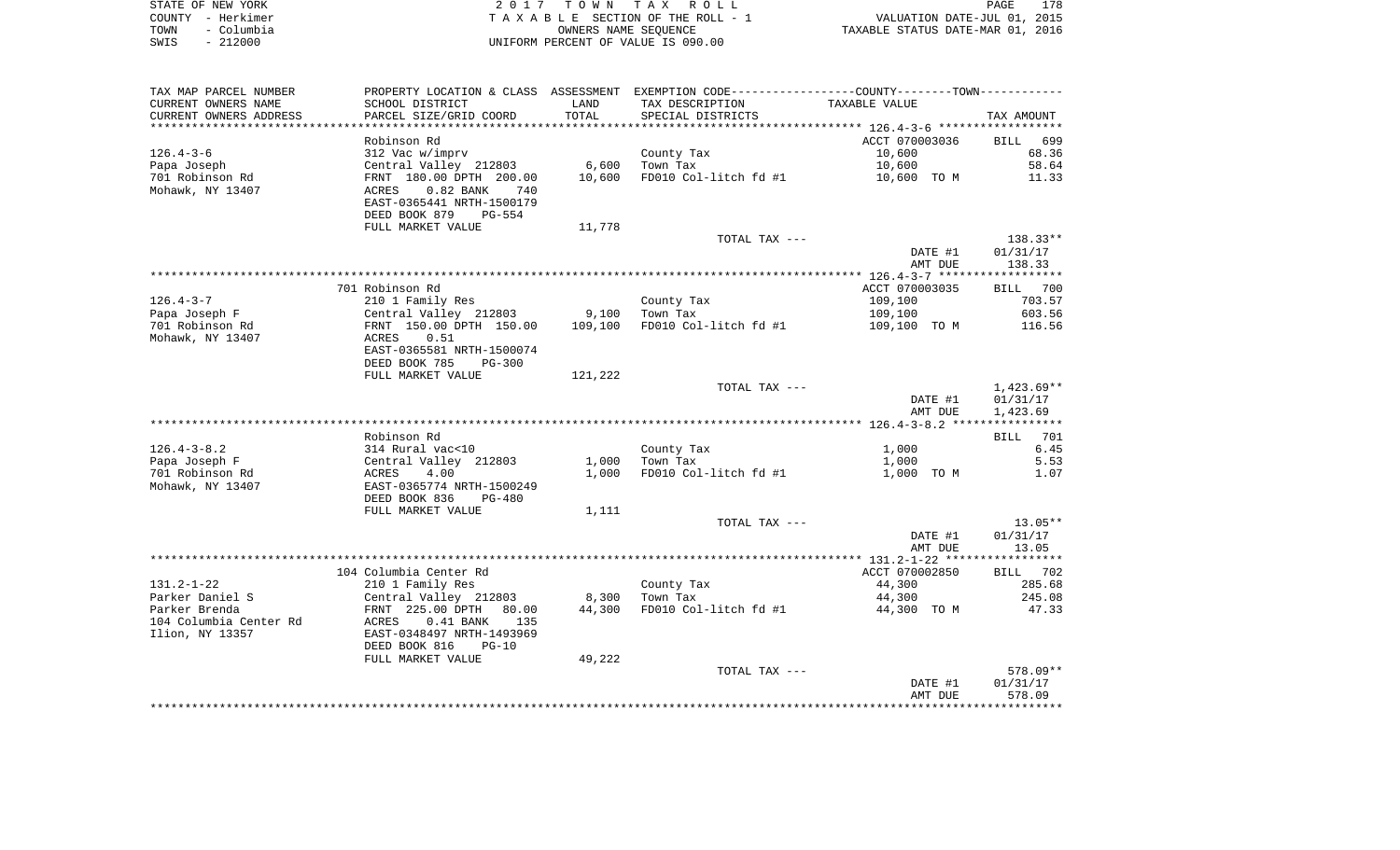STATE OF NEW YORK
COUNTY - Herkimer
TOWN - Columbia
SWIS - 212000

2 0 1 7 T O W N T A X R O L L
T A X A B L E SECTION OF THE ROLL - 1
OWNERS NAME SEQUENCE
UNIFORM PERCENT OF VALUE IS 090.00

VALUATION DATE-JUL 01, 2015
TAXABLE STATUS DATE-MAR 01, 2016

| TAX MAP PARCEL NUMBER / CURRENT OWNERS NAME / CURRENT OWNERS ADDRESS | PROPERTY LOCATION & CLASS / SCHOOL DISTRICT / PARCEL SIZE/GRID COORD | ASSESSMENT LAND / TOTAL | EXEMPTION CODE / TAX DESCRIPTION / SPECIAL DISTRICTS | COUNTY--------TOWN / TAXABLE VALUE | TAX AMOUNT |
|---|---|---|---|---|---|
| | Robinson Rd | | | ACCT 070003036 | BILL 699 |
| 126.4-3-6 | 312 Vac w/imprv | | County Tax | 10,600 | 68.36 |
| Papa Joseph | Central Valley 212803 | 6,600 | Town Tax | 10,600 | 58.64 |
| 701 Robinson Rd | FRNT 180.00 DPTH 200.00 | 10,600 | FD010 Col-litch fd #1 | 10,600 TO M | 11.33 |
| Mohawk, NY 13407 | ACRES 0.82 BANK 740 | | | | |
| | EAST-0365441 NRTH-1500179 | | | | |
| | DEED BOOK 879 PG-554 | | | | |
| | FULL MARKET VALUE | 11,778 | | | |
| | | | TOTAL TAX --- | | 138.33** |
| | | | | DATE #1 | 01/31/17 |
| | | | | AMT DUE | 138.33 |
| | 701 Robinson Rd | | | ACCT 070003035 | BILL 700 |
| 126.4-3-7 | 210 1 Family Res | | County Tax | 109,100 | 703.57 |
| Papa Joseph F | Central Valley 212803 | 9,100 | Town Tax | 109,100 | 603.56 |
| 701 Robinson Rd | FRNT 150.00 DPTH 150.00 | 109,100 | FD010 Col-litch fd #1 | 109,100 TO M | 116.56 |
| Mohawk, NY 13407 | ACRES 0.51 | | | | |
| | EAST-0365581 NRTH-1500074 | | | | |
| | DEED BOOK 785 PG-300 | | | | |
| | FULL MARKET VALUE | 121,222 | | | |
| | | | TOTAL TAX --- | | 1,423.69** |
| | | | | DATE #1 | 01/31/17 |
| | | | | AMT DUE | 1,423.69 |
| | Robinson Rd | | | | BILL 701 |
| 126.4-3-8.2 | 314 Rural vac<10 | | County Tax | 1,000 | 6.45 |
| Papa Joseph F | Central Valley 212803 | 1,000 | Town Tax | 1,000 | 5.53 |
| 701 Robinson Rd | ACRES 4.00 | 1,000 | FD010 Col-litch fd #1 | 1,000 TO M | 1.07 |
| Mohawk, NY 13407 | EAST-0365774 NRTH-1500249 | | | | |
| | DEED BOOK 836 PG-480 | | | | |
| | FULL MARKET VALUE | 1,111 | | | |
| | | | TOTAL TAX --- | | 13.05** |
| | | | | DATE #1 | 01/31/17 |
| | | | | AMT DUE | 13.05 |
| | 104 Columbia Center Rd | | | ACCT 070002850 | BILL 702 |
| 131.2-1-22 | 210 1 Family Res | | County Tax | 44,300 | 285.68 |
| Parker Daniel S | Central Valley 212803 | 8,300 | Town Tax | 44,300 | 245.08 |
| Parker Brenda | FRNT 225.00 DPTH 80.00 | 44,300 | FD010 Col-litch fd #1 | 44,300 TO M | 47.33 |
| 104 Columbia Center Rd | ACRES 0.41 BANK 135 | | | | |
| Ilion, NY 13357 | EAST-0348497 NRTH-1493969 | | | | |
| | DEED BOOK 816 PG-10 | | | | |
| | FULL MARKET VALUE | 49,222 | | | |
| | | | TOTAL TAX --- | | 578.09** |
| | | | | DATE #1 | 01/31/17 |
| | | | | AMT DUE | 578.09 |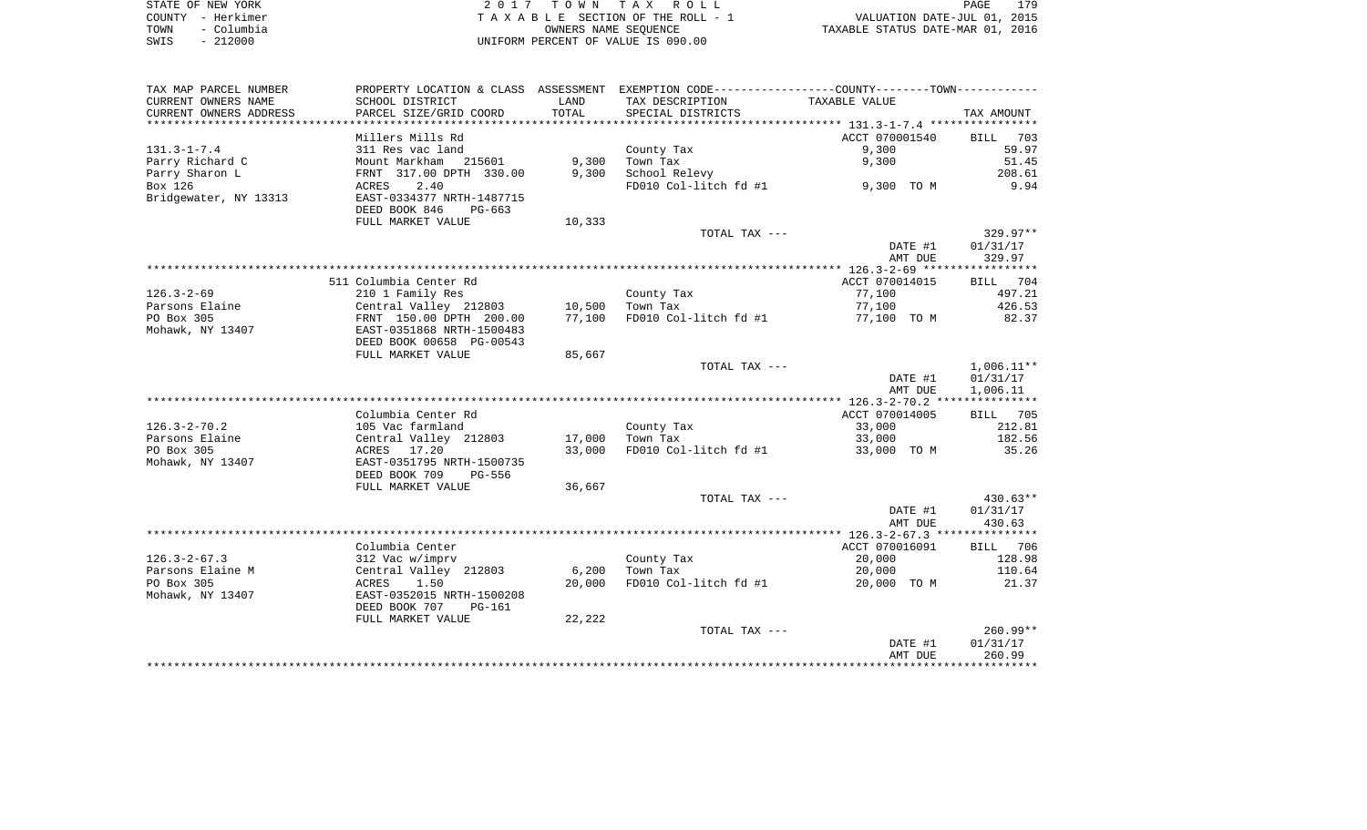STATE OF NEW YORK
COUNTY - Herkimer
TOWN - Columbia
SWIS - 212000

2 0 1 7 T O W N T A X R O L L
T A X A B L E SECTION OF THE ROLL - 1
OWNERS NAME SEQUENCE
UNIFORM PERCENT OF VALUE IS 090.00

VALUATION DATE-JUL 01, 2015
TAXABLE STATUS DATE-MAR 01, 2016

| TAX MAP PARCEL NUMBER<br>CURRENT OWNERS NAME<br>CURRENT OWNERS ADDRESS | PROPERTY LOCATION & CLASS<br>SCHOOL DISTRICT<br>PARCEL SIZE/GRID COORD | ASSESSMENT<br>LAND<br>TOTAL | EXEMPTION CODE-----COUNTY-----TOWN-----<br>TAX DESCRIPTION<br>SPECIAL DISTRICTS | TAXABLE VALUE | TAX AMOUNT |
|---|---|---|---|---|---|
| | Millers Mills Rd | | | ACCT 070001540 | BILL 703 |
| 131.3-1-7.4 | 311 Res vac land | | County Tax | 9,300 | 59.97 |
| Parry Richard C | Mount Markham 215601 | 9,300 | Town Tax | 9,300 | 51.45 |
| Parry Sharon L | FRNT 317.00 DPTH 330.00 | 9,300 | School Relevy | | 208.61 |
| Box 126 | ACRES 2.40 | | FD010 Col-litch fd #1 | 9,300 TO M | 9.94 |
| Bridgewater, NY 13313 | EAST-0334377 NRTH-1487715 | | | | |
| | DEED BOOK 846 PG-663 | | | | |
| | FULL MARKET VALUE | 10,333 | | | |
| | | | TOTAL TAX --- | | 329.97** |
| | | | | DATE #1 | 01/31/17 |
| | | | | AMT DUE | 329.97 |
| | 511 Columbia Center Rd | | | ACCT 070014015 | BILL 704 |
| 126.3-2-69 | 210 1 Family Res | | County Tax | 77,100 | 497.21 |
| Parsons Elaine | Central Valley 212803 | 10,500 | Town Tax | 77,100 | 426.53 |
| PO Box 305 | FRNT 150.00 DPTH 200.00 | 77,100 | FD010 Col-litch fd #1 | 77,100 TO M | 82.37 |
| Mohawk, NY 13407 | EAST-0351868 NRTH-1500483 | | | | |
| | DEED BOOK 00658 PG-00543 | | | | |
| | FULL MARKET VALUE | 85,667 | | | |
| | | | TOTAL TAX --- | | 1,006.11** |
| | | | | DATE #1 | 01/31/17 |
| | | | | AMT DUE | 1,006.11 |
| | Columbia Center Rd | | | ACCT 070014005 | BILL 705 |
| 126.3-2-70.2 | 105 Vac farmland | | County Tax | 33,000 | 212.81 |
| Parsons Elaine | Central Valley 212803 | 17,000 | Town Tax | 33,000 | 182.56 |
| PO Box 305 | ACRES 17.20 | 33,000 | FD010 Col-litch fd #1 | 33,000 TO M | 35.26 |
| Mohawk, NY 13407 | EAST-0351795 NRTH-1500735 | | | | |
| | DEED BOOK 709 PG-556 | | | | |
| | FULL MARKET VALUE | 36,667 | | | |
| | | | TOTAL TAX --- | | 430.63** |
| | | | | DATE #1 | 01/31/17 |
| | | | | AMT DUE | 430.63 |
| | Columbia Center | | | ACCT 070016091 | BILL 706 |
| 126.3-2-67.3 | 312 Vac w/imprv | | County Tax | 20,000 | 128.98 |
| Parsons Elaine M | Central Valley 212803 | 6,200 | Town Tax | 20,000 | 110.64 |
| PO Box 305 | ACRES 1.50 | 20,000 | FD010 Col-litch fd #1 | 20,000 TO M | 21.37 |
| Mohawk, NY 13407 | EAST-0352015 NRTH-1500208 | | | | |
| | DEED BOOK 707 PG-161 | | | | |
| | FULL MARKET VALUE | 22,222 | | | |
| | | | TOTAL TAX --- | | 260.99** |
| | | | | DATE #1 | 01/31/17 |
| | | | | AMT DUE | 260.99 |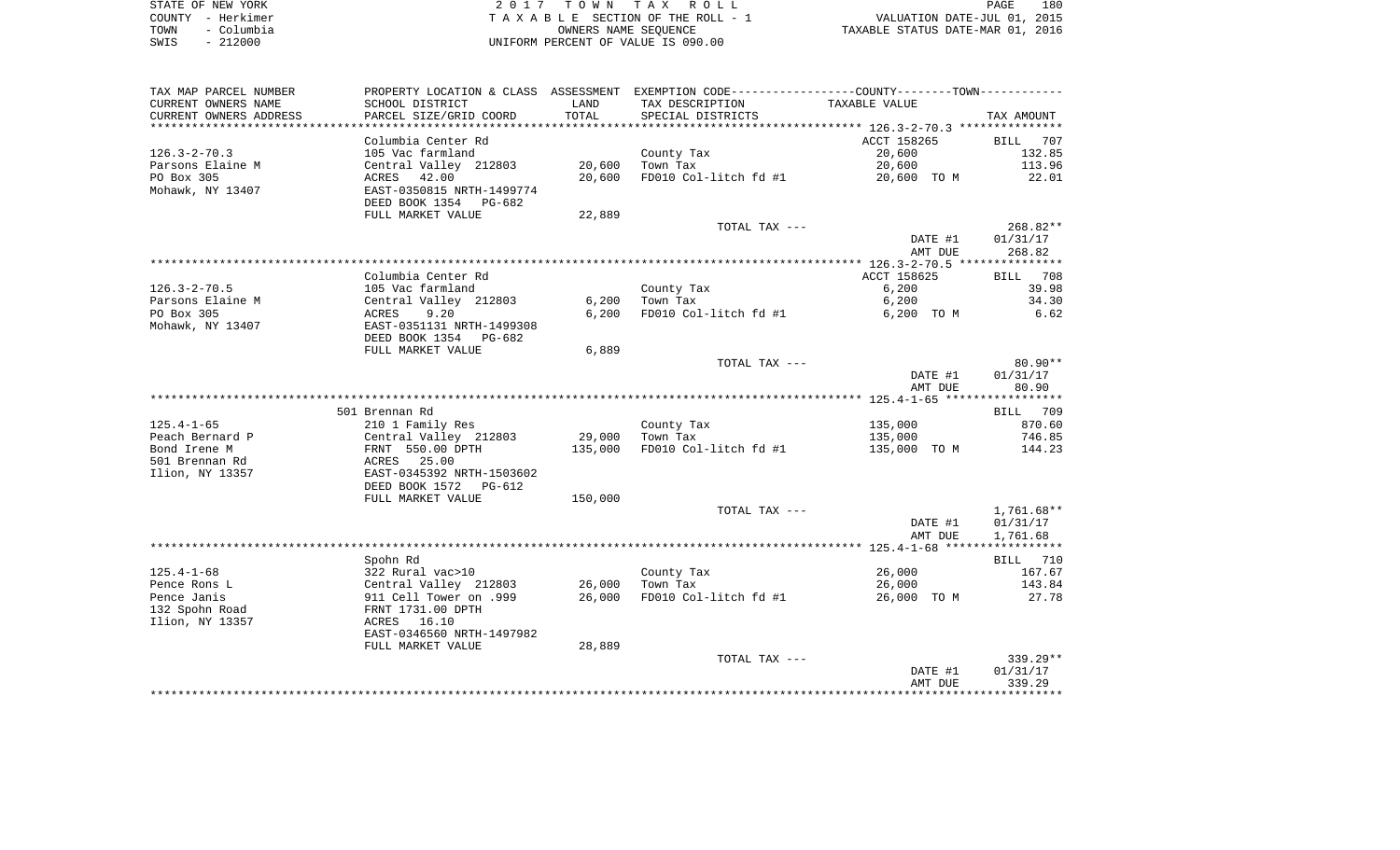STATE OF NEW YORK
COUNTY - Herkimer
TOWN - Columbia
SWIS - 212000

2 0 1 7 T O W N T A X R O L L
T A X A B L E SECTION OF THE ROLL - 1
OWNERS NAME SEQUENCE
UNIFORM PERCENT OF VALUE IS 090.00

VALUATION DATE-JUL 01, 2015
TAXABLE STATUS DATE-MAR 01, 2016

| TAX MAP PARCEL NUMBER / CURRENT OWNERS NAME / CURRENT OWNERS ADDRESS | PROPERTY LOCATION & CLASS / SCHOOL DISTRICT / PARCEL SIZE/GRID COORD | ASSESSMENT LAND / TOTAL | EXEMPTION CODE / TAX DESCRIPTION / SPECIAL DISTRICTS | COUNTY--------TOWN / TAXABLE VALUE | TAX AMOUNT |
|---|---|---|---|---|---|
| **126.3-2-70.3** | Columbia Center Rd | | | ACCT 158265 | BILL 707 |
| 126.3-2-70.3 | 105 Vac farmland | | County Tax | 20,600 | 132.85 |
| Parsons Elaine M | Central Valley 212803 | 20,600 | Town Tax | 20,600 | 113.96 |
| PO Box 305 | ACRES 42.00 | 20,600 | FD010 Col-litch fd #1 | 20,600 TO M | 22.01 |
| Mohawk, NY 13407 | EAST-0350815 NRTH-1499774 | | | | |
| | DEED BOOK 1354 PG-682 | | | | |
| | FULL MARKET VALUE | 22,889 | | | |
| | | | TOTAL TAX --- | | 268.82** |
| | | | | DATE #1 | 01/31/17 |
| | | | | AMT DUE | 268.82 |
| **126.3-2-70.5** | Columbia Center Rd | | | ACCT 158625 | BILL 708 |
| 126.3-2-70.5 | 105 Vac farmland | | County Tax | 6,200 | 39.98 |
| Parsons Elaine M | Central Valley 212803 | 6,200 | Town Tax | 6,200 | 34.30 |
| PO Box 305 | ACRES 9.20 | 6,200 | FD010 Col-litch fd #1 | 6,200 TO M | 6.62 |
| Mohawk, NY 13407 | EAST-0351131 NRTH-1499308 | | | | |
| | DEED BOOK 1354 PG-682 | | | | |
| | FULL MARKET VALUE | 6,889 | | | |
| | | | TOTAL TAX --- | | 80.90** |
| | | | | DATE #1 | 01/31/17 |
| | | | | AMT DUE | 80.90 |
| **125.4-1-65** | 501 Brennan Rd | | | | BILL 709 |
| 125.4-1-65 | 210 1 Family Res | | County Tax | 135,000 | 870.60 |
| Peach Bernard P | Central Valley 212803 | 29,000 | Town Tax | 135,000 | 746.85 |
| Bond Irene M | FRNT 550.00 DPTH | 135,000 | FD010 Col-litch fd #1 | 135,000 TO M | 144.23 |
| 501 Brennan Rd | ACRES 25.00 | | | | |
| Ilion, NY 13357 | EAST-0345392 NRTH-1503602 | | | | |
| | DEED BOOK 1572 PG-612 | | | | |
| | FULL MARKET VALUE | 150,000 | | | |
| | | | TOTAL TAX --- | | 1,761.68** |
| | | | | DATE #1 | 01/31/17 |
| | | | | AMT DUE | 1,761.68 |
| **125.4-1-68** | Spohn Rd | | | | BILL 710 |
| 125.4-1-68 | 322 Rural vac>10 | | County Tax | 26,000 | 167.67 |
| Pence Rons L | Central Valley 212803 | 26,000 | Town Tax | 26,000 | 143.84 |
| Pence Janis | 911 Cell Tower on .999 | 26,000 | FD010 Col-litch fd #1 | 26,000 TO M | 27.78 |
| 132 Spohn Road | FRNT 1731.00 DPTH | | | | |
| Ilion, NY 13357 | ACRES 16.10 | | | | |
| | EAST-0346560 NRTH-1497982 | | | | |
| | FULL MARKET VALUE | 28,889 | | | |
| | | | TOTAL TAX --- | | 339.29** |
| | | | | DATE #1 | 01/31/17 |
| | | | | AMT DUE | 339.29 |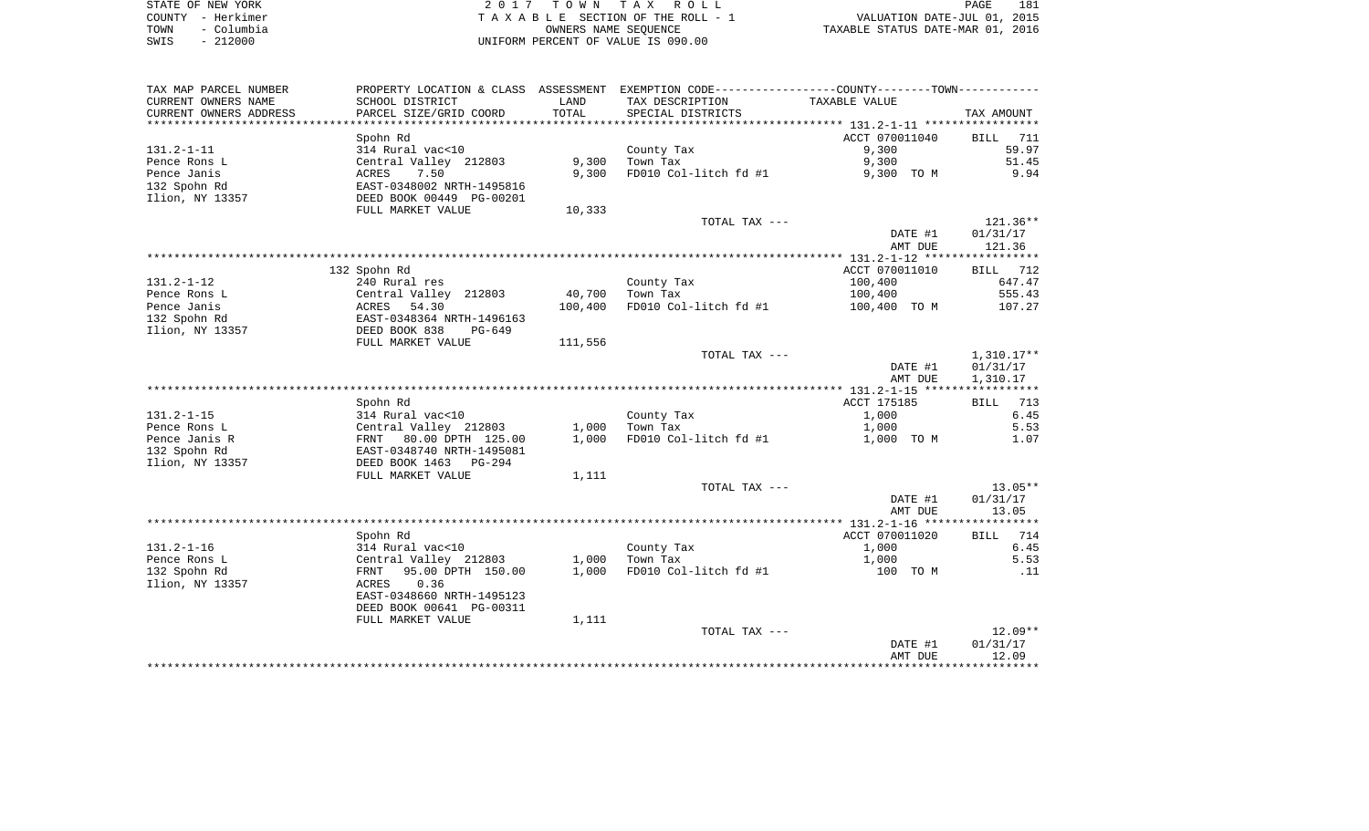STATE OF NEW YORK
COUNTY - Herkimer
TOWN - Columbia
SWIS - 212000

2 0 1 7 T O W N T A X R O L L
T A X A B L E SECTION OF THE ROLL - 1
OWNERS NAME SEQUENCE
UNIFORM PERCENT OF VALUE IS 090.00

VALUATION DATE-JUL 01, 2015
TAXABLE STATUS DATE-MAR 01, 2016

| TAX MAP PARCEL NUMBER<br>CURRENT OWNERS NAME<br>CURRENT OWNERS ADDRESS | PROPERTY LOCATION & CLASS<br>SCHOOL DISTRICT<br>PARCEL SIZE/GRID COORD | ASSESSMENT<br>LAND<br>TOTAL | EXEMPTION CODE-----COUNTY-----TOWN-----<br>TAX DESCRIPTION<br>SPECIAL DISTRICTS | TAXABLE VALUE | TAX AMOUNT |
|---|---|---|---|---|---|
| | Spohn Rd | | | ACCT 070011040 | BILL 711 |
| 131.2-1-11 | 314 Rural vac<10 | | County Tax | 9,300 | 59.97 |
| Pence Rons L | Central Valley 212803 | 9,300 | Town Tax | 9,300 | 51.45 |
| Pence Janis | ACRES 7.50 | 9,300 | FD010 Col-litch fd #1 | 9,300 TO M | 9.94 |
| 132 Spohn Rd | EAST-0348002 NRTH-1495816 | | | | |
| Ilion, NY 13357 | DEED BOOK 00449 PG-00201 | | | | |
| | FULL MARKET VALUE | 10,333 | | | |
| | | | TOTAL TAX --- | | 121.36** |
| | | | | DATE #1 | 01/31/17 |
| | | | | AMT DUE | 121.36 |
| | 132 Spohn Rd | | | ACCT 070011010 | BILL 712 |
| 131.2-1-12 | 240 Rural res | | County Tax | 100,400 | 647.47 |
| Pence Rons L | Central Valley 212803 | 40,700 | Town Tax | 100,400 | 555.43 |
| Pence Janis | ACRES 54.30 | 100,400 | FD010 Col-litch fd #1 | 100,400 TO M | 107.27 |
| 132 Spohn Rd | EAST-0348364 NRTH-1496163 | | | | |
| Ilion, NY 13357 | DEED BOOK 838 PG-649 | | | | |
| | FULL MARKET VALUE | 111,556 | | | |
| | | | TOTAL TAX --- | | 1,310.17** |
| | | | | DATE #1 | 01/31/17 |
| | | | | AMT DUE | 1,310.17 |
| | Spohn Rd | | | ACCT 175185 | BILL 713 |
| 131.2-1-15 | 314 Rural vac<10 | | County Tax | 1,000 | 6.45 |
| Pence Rons L | Central Valley 212803 | 1,000 | Town Tax | 1,000 | 5.53 |
| Pence Janis R | FRNT 80.00 DPTH 125.00 | 1,000 | FD010 Col-litch fd #1 | 1,000 TO M | 1.07 |
| 132 Spohn Rd | EAST-0348740 NRTH-1495081 | | | | |
| Ilion, NY 13357 | DEED BOOK 1463 PG-294 | | | | |
| | FULL MARKET VALUE | 1,111 | | | |
| | | | TOTAL TAX --- | | 13.05** |
| | | | | DATE #1 | 01/31/17 |
| | | | | AMT DUE | 13.05 |
| | Spohn Rd | | | ACCT 070011020 | BILL 714 |
| 131.2-1-16 | 314 Rural vac<10 | | County Tax | 1,000 | 6.45 |
| Pence Rons L | Central Valley 212803 | 1,000 | Town Tax | 1,000 | 5.53 |
| 132 Spohn Rd | FRNT 95.00 DPTH 150.00 | 1,000 | FD010 Col-litch fd #1 | 100 TO M | .11 |
| Ilion, NY 13357 | ACRES 0.36 | | | | |
| | EAST-0348660 NRTH-1495123 | | | | |
| | DEED BOOK 00641 PG-00311 | | | | |
| | FULL MARKET VALUE | 1,111 | | | |
| | | | TOTAL TAX --- | | 12.09** |
| | | | | DATE #1 | 01/31/17 |
| | | | | AMT DUE | 12.09 |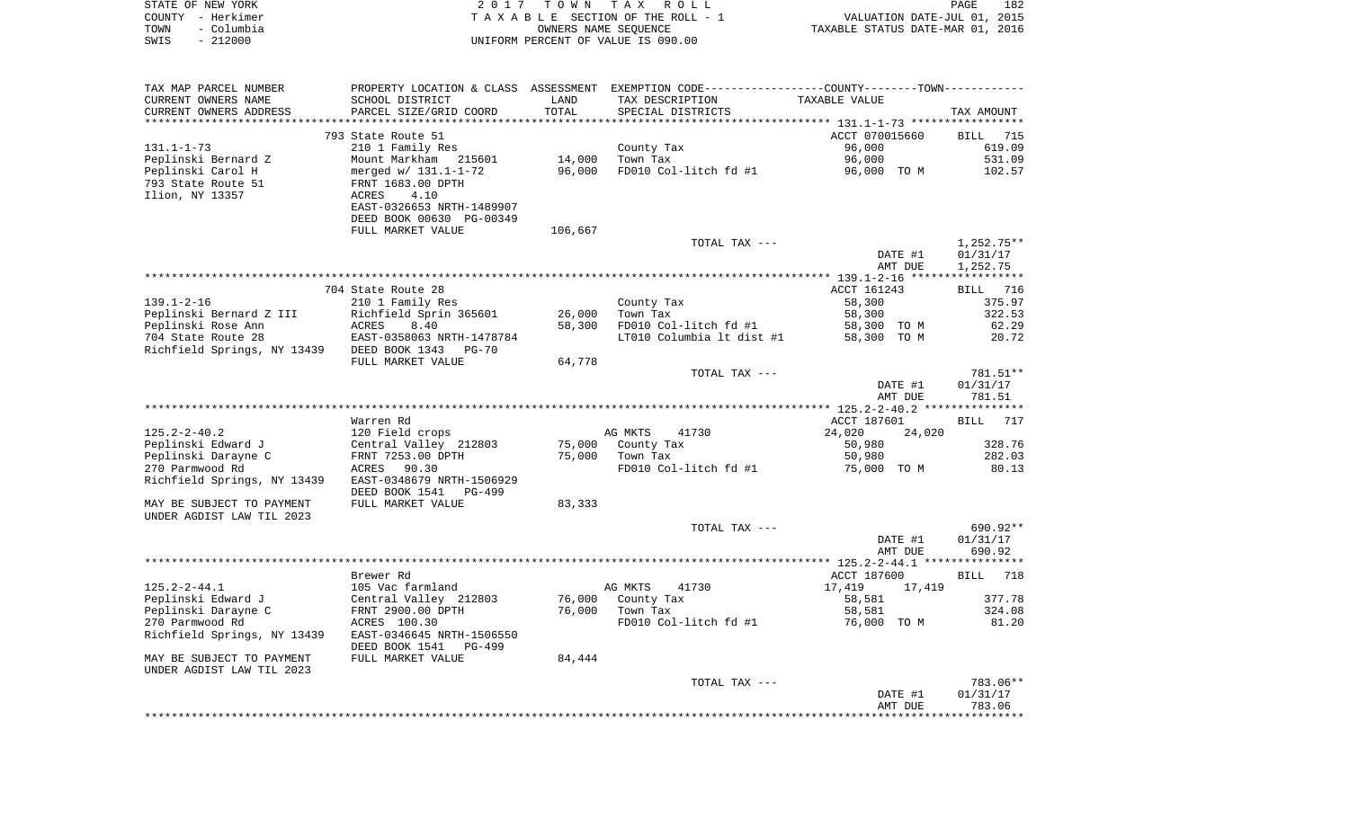| TAX MAP PARCEL NUMBER<br>CURRENT OWNERS NAME<br>CURRENT OWNERS ADDRESS | PROPERTY LOCATION & CLASS<br>SCHOOL DISTRICT<br>PARCEL SIZE/GRID COORD | ASSESSMENT<br>LAND<br>TOTAL | EXEMPTION CODE-----COUNTY-----TOWN-----<br>TAX DESCRIPTION<br>SPECIAL DISTRICTS | TAXABLE VALUE | TAX AMOUNT |
|---|---|---|---|---|---|
| | 793 State Route 51 | | | ACCT 070015660 | BILL 715 |
| 131.1-1-73 | 210 1 Family Res | | County Tax | 96,000 | 619.09 |
| Peplinski Bernard Z | Mount Markham 215601 | 14,000 | Town Tax | 96,000 | 531.09 |
| Peplinski Carol H | merged w/ 131.1-1-72 | 96,000 | FD010 Col-litch fd #1 | 96,000 TO M | 102.57 |
| 793 State Route 51 | FRNT 1683.00 DPTH | | | | |
| Ilion, NY 13357 | ACRES 4.10 | | | | |
| | EAST-0326653 NRTH-1489907 | | | | |
| | DEED BOOK 00630 PG-00349 | | | | |
| | FULL MARKET VALUE | 106,667 | | | |
| | | | TOTAL TAX --- | | 1,252.75** |
| | | | | DATE #1 | 01/31/17 |
| | | | | AMT DUE | 1,252.75 |
| | 704 State Route 28 | | | ACCT 161243 | BILL 716 |
| 139.1-2-16 | 210 1 Family Res | | County Tax | 58,300 | 375.97 |
| Peplinski Bernard Z III | Richfield Sprin 365601 | 26,000 | Town Tax | 58,300 | 322.53 |
| Peplinski Rose Ann | ACRES 8.40 | 58,300 | FD010 Col-litch fd #1 | 58,300 TO M | 62.29 |
| 704 State Route 28 | EAST-0358063 NRTH-1478784 | | LT010 Columbia lt dist #1 | 58,300 TO M | 20.72 |
| Richfield Springs, NY 13439 | DEED BOOK 1343 PG-70 | | | | |
| | FULL MARKET VALUE | 64,778 | | | |
| | | | TOTAL TAX --- | | 781.51** |
| | | | | DATE #1 | 01/31/17 |
| | | | | AMT DUE | 781.51 |
| | Warren Rd | | | ACCT 187601 | BILL 717 |
| 125.2-2-40.2 | 120 Field crops | | AG MKTS 41730 | 24,020 24,020 | |
| Peplinski Edward J | Central Valley 212803 | 75,000 | County Tax | 50,980 | 328.76 |
| Peplinski Darayne C | FRNT 7253.00 DPTH | 75,000 | Town Tax | 50,980 | 282.03 |
| 270 Parmwood Rd | ACRES 90.30 | | FD010 Col-litch fd #1 | 75,000 TO M | 80.13 |
| Richfield Springs, NY 13439 | EAST-0348679 NRTH-1506929 | | | | |
| | DEED BOOK 1541 PG-499 | | | | |
| MAY BE SUBJECT TO PAYMENT | FULL MARKET VALUE | 83,333 | | | |
| UNDER AGDIST LAW TIL 2023 | | | | | |
| | | | TOTAL TAX --- | | 690.92** |
| | | | | DATE #1 | 01/31/17 |
| | | | | AMT DUE | 690.92 |
| | Brewer Rd | | | ACCT 187600 | BILL 718 |
| 125.2-2-44.1 | 105 Vac farmland | | AG MKTS 41730 | 17,419 17,419 | |
| Peplinski Edward J | Central Valley 212803 | 76,000 | County Tax | 58,581 | 377.78 |
| Peplinski Darayne C | FRNT 2900.00 DPTH | 76,000 | Town Tax | 58,581 | 324.08 |
| 270 Parmwood Rd | ACRES 100.30 | | FD010 Col-litch fd #1 | 76,000 TO M | 81.20 |
| Richfield Springs, NY 13439 | EAST-0346645 NRTH-1506550 | | | | |
| | DEED BOOK 1541 PG-499 | | | | |
| MAY BE SUBJECT TO PAYMENT | FULL MARKET VALUE | 84,444 | | | |
| UNDER AGDIST LAW TIL 2023 | | | | | |
| | | | TOTAL TAX --- | | 783.06** |
| | | | | DATE #1 | 01/31/17 |
| | | | | AMT DUE | 783.06 |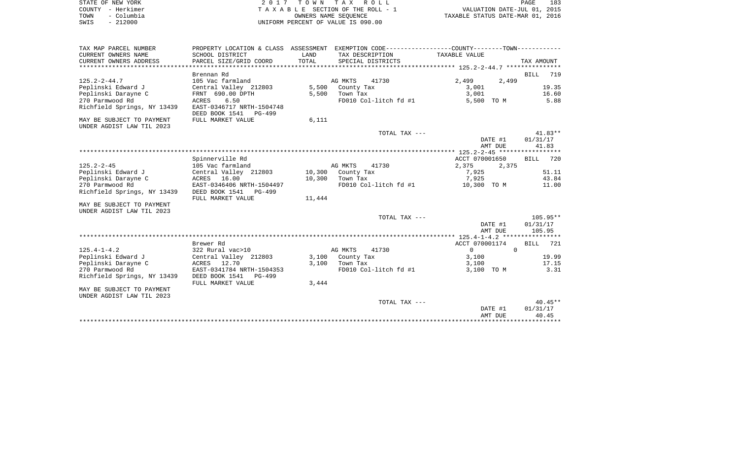STATE OF NEW YORK
COUNTY - Herkimer
TOWN - Columbia
SWIS - 212000

# 2017 TOWN TAX ROLL

TAXABLE SECTION OF THE ROLL - 1
OWNERS NAME SEQUENCE
UNIFORM PERCENT OF VALUE IS 090.00

VALUATION DATE-JUL 01, 2015
TAXABLE STATUS DATE-MAR 01, 2016

| TAX MAP PARCEL NUMBER / CURRENT OWNERS NAME / CURRENT OWNERS ADDRESS | PROPERTY LOCATION & CLASS / SCHOOL DISTRICT / PARCEL SIZE/GRID COORD | ASSESSMENT LAND / TOTAL | EXEMPTION CODE / TAX DESCRIPTION / SPECIAL DISTRICTS | COUNTY / TAXABLE VALUE | TOWN | TAX AMOUNT |
|---|---|---|---|---|---|---|
| 125.2-2-44.7 | Brennan Rd | | | | | BILL 719 |
| | 105 Vac farmland | | AG MKTS 41730 | 2,499 | 2,499 | |
| Peplinski Edward J | Central Valley 212803 | 5,500 | County Tax | 3,001 | | 19.35 |
| Peplinski Darayne C | FRNT 690.00 DPTH | 5,500 | Town Tax | 3,001 | | 16.60 |
| 270 Parmwood Rd | ACRES 6.50 | | FD010 Col-litch fd #1 | 5,500 TO M | | 5.88 |
| Richfield Springs, NY 13439 | EAST-0346717 NRTH-1504748 | | | | | |
| | DEED BOOK 1541 PG-499 | | | | | |
| MAY BE SUBJECT TO PAYMENT UNDER AGDIST LAW TIL 2023 | FULL MARKET VALUE | 6,111 | | | | |
| | | | TOTAL TAX --- | | | 41.83** |
| | | | | | DATE #1 | 01/31/17 |
| | | | | | AMT DUE | 41.83 |
| 125.2-2-45 | Spinnerville Rd | | | ACCT 070001650 | | BILL 720 |
| | 105 Vac farmland | | AG MKTS 41730 | 2,375 | 2,375 | |
| Peplinski Edward J | Central Valley 212803 | 10,300 | County Tax | 7,925 | | 51.11 |
| Peplinski Darayne C | ACRES 16.00 | 10,300 | Town Tax | 7,925 | | 43.84 |
| 270 Parmwood Rd | EAST-0346406 NRTH-1504497 | | FD010 Col-litch fd #1 | 10,300 TO M | | 11.00 |
| Richfield Springs, NY 13439 | DEED BOOK 1541 PG-499 | | | | | |
| | FULL MARKET VALUE | 11,444 | | | | |
| MAY BE SUBJECT TO PAYMENT UNDER AGDIST LAW TIL 2023 | | | | | | |
| | | | TOTAL TAX --- | | | 105.95** |
| | | | | | DATE #1 | 01/31/17 |
| | | | | | AMT DUE | 105.95 |
| 125.4-1-4.2 | Brewer Rd | | | ACCT 070001174 | | BILL 721 |
| | 322 Rural vac>10 | | AG MKTS 41730 | 0 | 0 | |
| Peplinski Edward J | Central Valley 212803 | 3,100 | County Tax | 3,100 | | 19.99 |
| Peplinski Darayne C | ACRES 12.70 | 3,100 | Town Tax | 3,100 | | 17.15 |
| 270 Parmwood Rd | EAST-0341784 NRTH-1504353 | | FD010 Col-litch fd #1 | 3,100 TO M | | 3.31 |
| Richfield Springs, NY 13439 | DEED BOOK 1541 PG-499 | | | | | |
| | FULL MARKET VALUE | 3,444 | | | | |
| MAY BE SUBJECT TO PAYMENT UNDER AGDIST LAW TIL 2023 | | | | | | |
| | | | TOTAL TAX --- | | | 40.45** |
| | | | | | DATE #1 | 01/31/17 |
| | | | | | AMT DUE | 40.45 |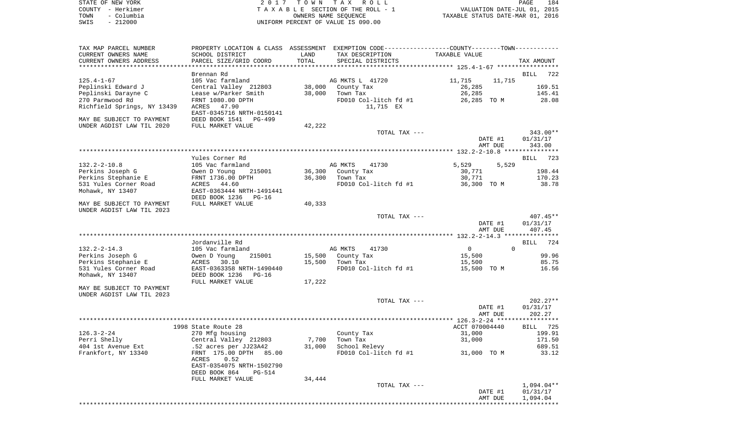STATE OF NEW YORK
COUNTY - Herkimer
TOWN - Columbia
SWIS - 212000

2 0 1 7 T O W N T A X R O L L
T A X A B L E SECTION OF THE ROLL - 1
OWNERS NAME SEQUENCE
UNIFORM PERCENT OF VALUE IS 090.00

VALUATION DATE-JUL 01, 2015
TAXABLE STATUS DATE-MAR 01, 2016

```
TAX MAP PARCEL NUMBER          PROPERTY LOCATION & CLASS  ASSESSMENT  EXEMPTION CODE-----------------COUNTY--------TOWN-----------
CURRENT OWNERS NAME            SCHOOL DISTRICT            LAND        TAX DESCRIPTION              TAXABLE VALUE
CURRENT OWNERS ADDRESS         PARCEL SIZE/GRID COORD     TOTAL       SPECIAL DISTRICTS                                    TAX AMOUNT
********************************************************************************************** 125.4-1-67 *****************
                               Brennan Rd                                                                              BILL   722
125.4-1-67                     105 Vac farmland                   AG MKTS L  41720            11,715      11,715
Peplinski Edward J             Central Valley  212803     38,000  County Tax                    26,285                    169.51
Peplinski Darayne C            Lease w/Parker Smith       38,000  Town Tax                      26,285                    145.41
270 Parmwood Rd                FRNT 1080.00 DPTH                  FD010 Col-litch fd #1         26,285 TO M                28.08
Richfield Springs, NY 13439    ACRES   47.90                              11,715 EX
                               EAST-0345716 NRTH-0150141
MAY BE SUBJECT TO PAYMENT      DEED BOOK 1541   PG-499
UNDER AGDIST LAW TIL 2020      FULL MARKET VALUE          42,222
                                                                  TOTAL TAX ---                                          343.00**
                                                                                                  DATE #1             01/31/17
                                                                                                  AMT DUE               343.00
********************************************************************************************** 132.2-2-10.8 ***************
                               Yules Corner Rd                                                                         BILL   723
132.2-2-10.8                   105 Vac farmland                   AG MKTS     41730            5,529       5,529
Perkins Joseph G               Owen D Young     215001    36,300  County Tax                    30,771                    198.44
Perkins Stephanie E            FRNT 1736.00 DPTH          36,300  Town Tax                      30,771                    170.23
531 Yules Corner Road          ACRES   44.60                      FD010 Col-litch fd #1         36,300 TO M                38.78
Mohawk, NY 13407               EAST-0363444 NRTH-1491441
                               DEED BOOK 1236   PG-16
MAY BE SUBJECT TO PAYMENT      FULL MARKET VALUE          40,333
UNDER AGDIST LAW TIL 2023
                                                                  TOTAL TAX ---                                          407.45**
                                                                                                  DATE #1             01/31/17
                                                                                                  AMT DUE               407.45
********************************************************************************************** 132.2-2-14.3 ***************
                               Jordanville Rd                                                                          BILL   724
132.2-2-14.3                   105 Vac farmland                   AG MKTS     41730                0           0
Perkins Joseph G               Owen D Young     215001    15,500  County Tax                    15,500                     99.96
Perkins Stephanie E            ACRES   30.10              15,500  Town Tax                      15,500                     85.75
531 Yules Corner Road          EAST-0363358 NRTH-1490440          FD010 Col-litch fd #1         15,500 TO M                16.56
Mohawk, NY 13407               DEED BOOK 1236   PG-16
                               FULL MARKET VALUE          17,222
MAY BE SUBJECT TO PAYMENT
UNDER AGDIST LAW TIL 2023
                                                                  TOTAL TAX ---                                          202.27**
                                                                                                  DATE #1             01/31/17
                                                                                                  AMT DUE               202.27
********************************************************************************************** 126.3-2-24 *****************
                               1998 State Route 28                                             ACCT 070004440          BILL   725
126.3-2-24                     270 Mfg housing                    County Tax                    31,000                    199.91
Perri Shelly                   Central Valley  212803      7,700  Town Tax                      31,000                    171.50
404 1st Avenue Ext             .52 acres per JJ23A42      31,000  School Relevy                                           689.51
Frankfort, NY 13340            FRNT 175.00 DPTH  85.00            FD010 Col-litch fd #1         31,000 TO M                33.12
                               ACRES    0.52
                               EAST-0354075 NRTH-1502790
                               DEED BOOK 864    PG-514
                               FULL MARKET VALUE          34,444
                                                                  TOTAL TAX ---                                        1,094.04**
                                                                                                  DATE #1             01/31/17
                                                                                                  AMT DUE             1,094.04
************************************************************************************************************************************
```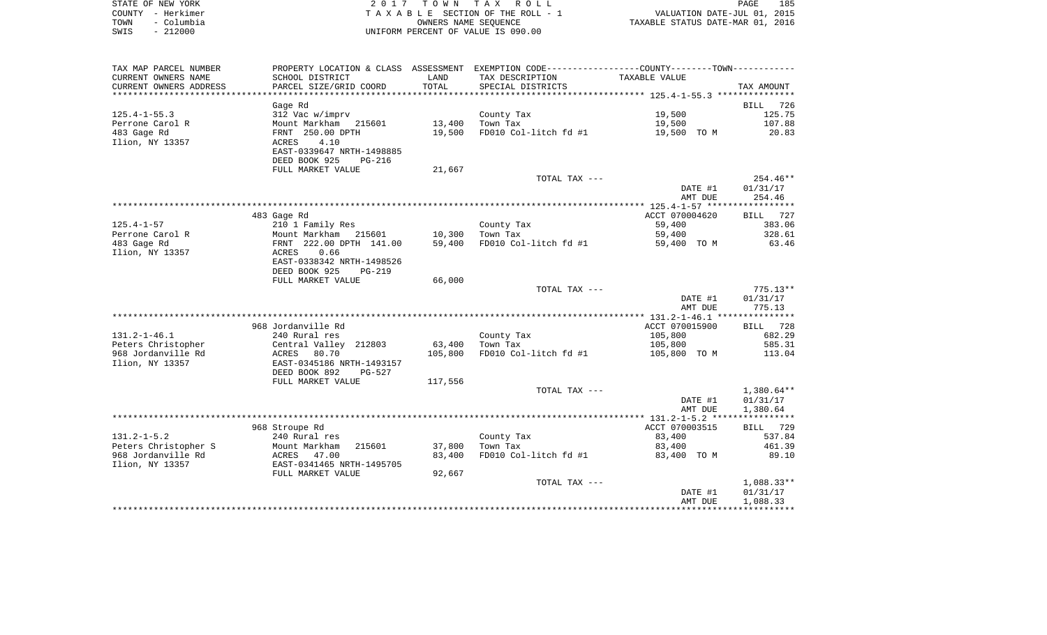STATE OF NEW YORK
COUNTY - Herkimer
TOWN - Columbia
SWIS - 212000

2 0 1 7 T O W N T A X R O L L
T A X A B L E SECTION OF THE ROLL - 1
OWNERS NAME SEQUENCE
UNIFORM PERCENT OF VALUE IS 090.00

VALUATION DATE-JUL 01, 2015
TAXABLE STATUS DATE-MAR 01, 2016

| TAX MAP PARCEL NUMBER<br>CURRENT OWNERS NAME<br>CURRENT OWNERS ADDRESS | PROPERTY LOCATION & CLASS<br>SCHOOL DISTRICT<br>PARCEL SIZE/GRID COORD | ASSESSMENT<br>LAND<br>TOTAL | EXEMPTION CODE-----COUNTY-----TOWN-----<br>TAX DESCRIPTION<br>SPECIAL DISTRICTS | TAXABLE VALUE | TAX AMOUNT |
|---|---|---|---|---|---|
| ********* 125.4-1-55.3 ********* | | | | | |
| | Gage Rd | | | | BILL 726 |
| 125.4-1-55.3 | 312 Vac w/imprv | | County Tax | 19,500 | 125.75 |
| Perrone Carol R | Mount Markham 215601 | 13,400 | Town Tax | 19,500 | 107.88 |
| 483 Gage Rd | FRNT 250.00 DPTH | 19,500 | FD010 Col-litch fd #1 | 19,500 TO M | 20.83 |
| Ilion, NY 13357 | ACRES 4.10 | | | | |
| | EAST-0339647 NRTH-1498885 | | | | |
| | DEED BOOK 925 PG-216 | | | | |
| | FULL MARKET VALUE | 21,667 | | | |
| | | | TOTAL TAX --- | | 254.46** |
| | | | | DATE #1 | 01/31/17 |
| | | | | AMT DUE | 254.46 |
| ********* 125.4-1-57 ********* | | | | | |
| | 483 Gage Rd | | | ACCT 070004620 | BILL 727 |
| 125.4-1-57 | 210 1 Family Res | | County Tax | 59,400 | 383.06 |
| Perrone Carol R | Mount Markham 215601 | 10,300 | Town Tax | 59,400 | 328.61 |
| 483 Gage Rd | FRNT 222.00 DPTH 141.00 | 59,400 | FD010 Col-litch fd #1 | 59,400 TO M | 63.46 |
| Ilion, NY 13357 | ACRES 0.66 | | | | |
| | EAST-0338342 NRTH-1498526 | | | | |
| | DEED BOOK 925 PG-219 | | | | |
| | FULL MARKET VALUE | 66,000 | | | |
| | | | TOTAL TAX --- | | 775.13** |
| | | | | DATE #1 | 01/31/17 |
| | | | | AMT DUE | 775.13 |
| ********* 131.2-1-46.1 ********* | | | | | |
| | 968 Jordanville Rd | | | ACCT 070015900 | BILL 728 |
| 131.2-1-46.1 | 240 Rural res | | County Tax | 105,800 | 682.29 |
| Peters Christopher | Central Valley 212803 | 63,400 | Town Tax | 105,800 | 585.31 |
| 968 Jordanville Rd | ACRES 80.70 | 105,800 | FD010 Col-litch fd #1 | 105,800 TO M | 113.04 |
| Ilion, NY 13357 | EAST-0345186 NRTH-1493157 | | | | |
| | DEED BOOK 892 PG-527 | | | | |
| | FULL MARKET VALUE | 117,556 | | | |
| | | | TOTAL TAX --- | | 1,380.64** |
| | | | | DATE #1 | 01/31/17 |
| | | | | AMT DUE | 1,380.64 |
| ********* 131.2-1-5.2 ********* | | | | | |
| | 968 Stroupe Rd | | | ACCT 070003515 | BILL 729 |
| 131.2-1-5.2 | 240 Rural res | | County Tax | 83,400 | 537.84 |
| Peters Christopher S | Mount Markham 215601 | 37,800 | Town Tax | 83,400 | 461.39 |
| 968 Jordanville Rd | ACRES 47.00 | 83,400 | FD010 Col-litch fd #1 | 83,400 TO M | 89.10 |
| Ilion, NY 13357 | EAST-0341465 NRTH-1495705 | | | | |
| | FULL MARKET VALUE | 92,667 | | | |
| | | | TOTAL TAX --- | | 1,088.33** |
| | | | | DATE #1 | 01/31/17 |
| | | | | AMT DUE | 1,088.33 |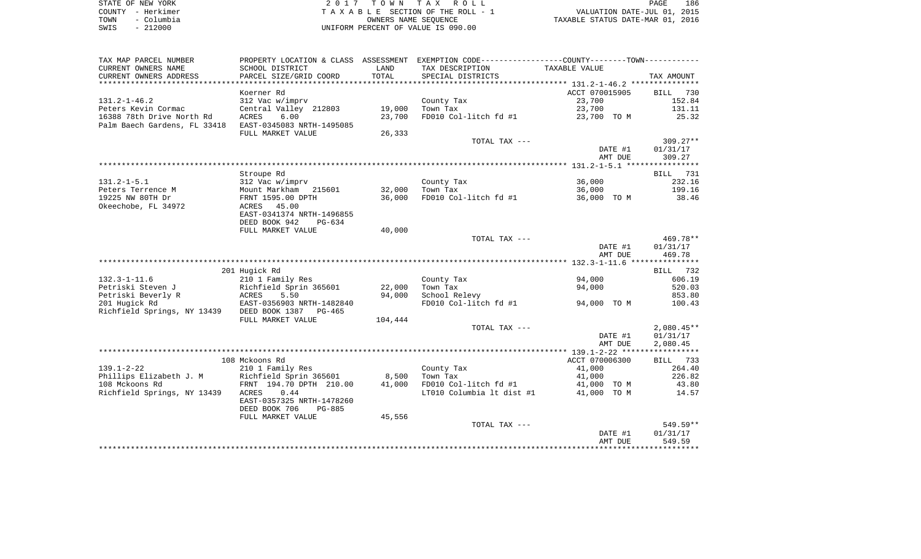STATE OF NEW YORK
COUNTY - Herkimer
TOWN - Columbia
SWIS - 212000

2 0 1 7 T O W N T A X R O L L
T A X A B L E SECTION OF THE ROLL - 1
OWNERS NAME SEQUENCE
UNIFORM PERCENT OF VALUE IS 090.00

VALUATION DATE-JUL 01, 2015
TAXABLE STATUS DATE-MAR 01, 2016

| TAX MAP PARCEL NUMBER<br>CURRENT OWNERS NAME<br>CURRENT OWNERS ADDRESS | PROPERTY LOCATION & CLASS<br>SCHOOL DISTRICT<br>PARCEL SIZE/GRID COORD | ASSESSMENT<br>LAND<br>TOTAL | EXEMPTION CODE-----COUNTY-----TOWN-----<br>TAX DESCRIPTION<br>SPECIAL DISTRICTS | TAXABLE VALUE | TAX AMOUNT |
|---|---|---|---|---|---|
| | Koerner Rd | | | ACCT 070015905 | BILL 730 |
| 131.2-1-46.2 | 312 Vac w/imprv | | County Tax | 23,700 | 152.84 |
| Peters Kevin Cormac | Central Valley 212803 | 19,000 | Town Tax | 23,700 | 131.11 |
| 16388 78th Drive North Rd | ACRES 6.00 | 23,700 | FD010 Col-litch fd #1 | 23,700 TO M | 25.32 |
| Palm Baech Gardens, FL 33418 | EAST-0345083 NRTH-1495085 | | | | |
| | FULL MARKET VALUE | 26,333 | | | |
| | | | TOTAL TAX --- | | 309.27** |
| | | | | DATE #1 | 01/31/17 |
| | | | | AMT DUE | 309.27 |
| | Stroupe Rd | | | | BILL 731 |
| 131.2-1-5.1 | 312 Vac w/imprv | | County Tax | 36,000 | 232.16 |
| Peters Terrence M | Mount Markham 215601 | 32,000 | Town Tax | 36,000 | 199.16 |
| 19225 NW 80TH Dr | FRNT 1595.00 DPTH | 36,000 | FD010 Col-litch fd #1 | 36,000 TO M | 38.46 |
| Okeechobe, FL 34972 | ACRES 45.00 | | | | |
| | EAST-0341374 NRTH-1496855 | | | | |
| | DEED BOOK 942 PG-634 | | | | |
| | FULL MARKET VALUE | 40,000 | | | |
| | | | TOTAL TAX --- | | 469.78** |
| | | | | DATE #1 | 01/31/17 |
| | | | | AMT DUE | 469.78 |
| | 201 Hugick Rd | | | | BILL 732 |
| 132.3-1-11.6 | 210 1 Family Res | | County Tax | 94,000 | 606.19 |
| Petriski Steven J | Richfield Sprin 365601 | 22,000 | Town Tax | 94,000 | 520.03 |
| Petriski Beverly R | ACRES 5.50 | 94,000 | School Relevy | | 853.80 |
| 201 Hugick Rd | EAST-0356903 NRTH-1482840 | | FD010 Col-litch fd #1 | 94,000 TO M | 100.43 |
| Richfield Springs, NY 13439 | DEED BOOK 1387 PG-465 | | | | |
| | FULL MARKET VALUE | 104,444 | | | |
| | | | TOTAL TAX --- | | 2,080.45** |
| | | | | DATE #1 | 01/31/17 |
| | | | | AMT DUE | 2,080.45 |
| | 108 Mckoons Rd | | | ACCT 070006300 | BILL 733 |
| 139.1-2-22 | 210 1 Family Res | | County Tax | 41,000 | 264.40 |
| Phillips Elizabeth J. M | Richfield Sprin 365601 | 8,500 | Town Tax | 41,000 | 226.82 |
| 108 Mckoons Rd | FRNT 194.70 DPTH 210.00 | 41,000 | FD010 Col-litch fd #1 | 41,000 TO M | 43.80 |
| Richfield Springs, NY 13439 | ACRES 0.44 | | LT010 Columbia lt dist #1 | 41,000 TO M | 14.57 |
| | EAST-0357325 NRTH-1478260 | | | | |
| | DEED BOOK 706 PG-885 | | | | |
| | FULL MARKET VALUE | 45,556 | | | |
| | | | TOTAL TAX --- | | 549.59** |
| | | | | DATE #1 | 01/31/17 |
| | | | | AMT DUE | 549.59 |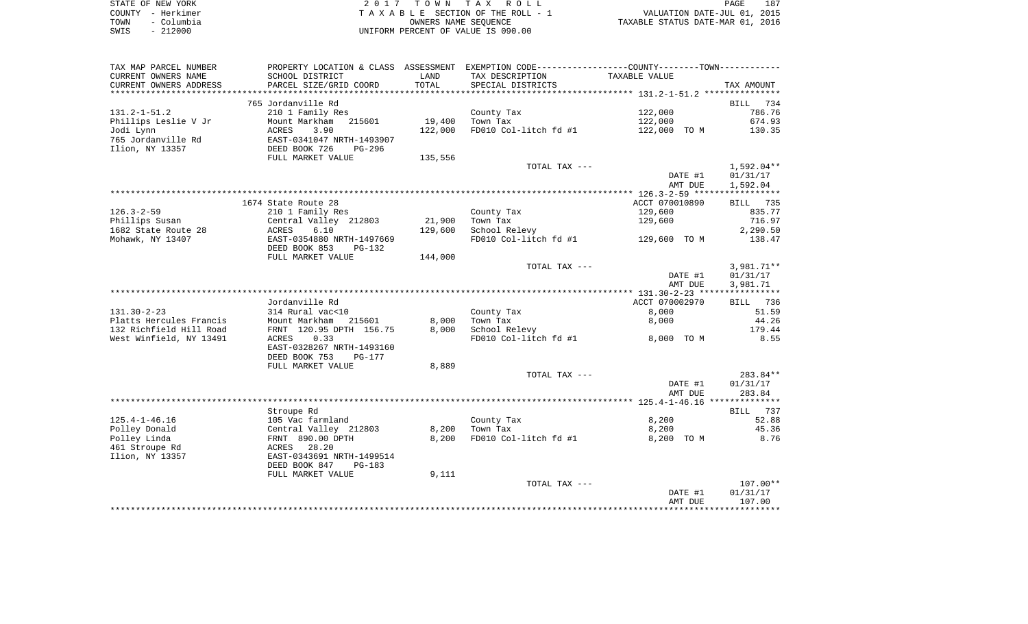STATE OF NEW YORK
COUNTY - Herkimer
TOWN - Columbia
SWIS - 212000

2 0 1 7 T O W N T A X R O L L
T A X A B L E SECTION OF THE ROLL - 1
OWNERS NAME SEQUENCE
UNIFORM PERCENT OF VALUE IS 090.00

VALUATION DATE-JUL 01, 2015
TAXABLE STATUS DATE-MAR 01, 2016

| TAX MAP PARCEL NUMBER<br>CURRENT OWNERS NAME<br>CURRENT OWNERS ADDRESS | PROPERTY LOCATION & CLASS<br>SCHOOL DISTRICT<br>PARCEL SIZE/GRID COORD | ASSESSMENT<br>LAND<br>TOTAL | EXEMPTION CODE<br>TAX DESCRIPTION<br>SPECIAL DISTRICTS | COUNTY--------TOWN<br>TAXABLE VALUE | TAX AMOUNT |
|---|---|---|---|---|---|
| | 765 Jordanville Rd | | | | BILL 734 |
| 131.2-1-51.2 | 210 1 Family Res | | County Tax | 122,000 | 786.76 |
| Phillips Leslie V Jr | Mount Markham 215601 | 19,400 | Town Tax | 122,000 | 674.93 |
| Jodi Lynn | ACRES 3.90 | 122,000 | FD010 Col-litch fd #1 | 122,000 TO M | 130.35 |
| 765 Jordanville Rd | EAST-0341047 NRTH-1493907 | | | | |
| Ilion, NY 13357 | DEED BOOK 726 PG-296 | | | | |
| | FULL MARKET VALUE | 135,556 | | | |
| | | | TOTAL TAX --- | | 1,592.04** |
| | | | | DATE #1 | 01/31/17 |
| | | | | AMT DUE | 1,592.04 |
| | 1674 State Route 28 | | | ACCT 070010890 | BILL 735 |
| 126.3-2-59 | 210 1 Family Res | | County Tax | 129,600 | 835.77 |
| Phillips Susan | Central Valley 212803 | 21,900 | Town Tax | 129,600 | 716.97 |
| 1682 State Route 28 | ACRES 6.10 | 129,600 | School Relevy | | 2,290.50 |
| Mohawk, NY 13407 | EAST-0354880 NRTH-1497669 | | FD010 Col-litch fd #1 | 129,600 TO M | 138.47 |
| | DEED BOOK 853 PG-132 | | | | |
| | FULL MARKET VALUE | 144,000 | | | |
| | | | TOTAL TAX --- | | 3,981.71** |
| | | | | DATE #1 | 01/31/17 |
| | | | | AMT DUE | 3,981.71 |
| | Jordanville Rd | | | ACCT 070002970 | BILL 736 |
| 131.30-2-23 | 314 Rural vac<10 | | County Tax | 8,000 | 51.59 |
| Platts Hercules Francis | Mount Markham 215601 | 8,000 | Town Tax | 8,000 | 44.26 |
| 132 Richfield Hill Road | FRNT 120.95 DPTH 156.75 | 8,000 | School Relevy | | 179.44 |
| West Winfield, NY 13491 | ACRES 0.33 | | FD010 Col-litch fd #1 | 8,000 TO M | 8.55 |
| | EAST-0328267 NRTH-1493160 | | | | |
| | DEED BOOK 753 PG-177 | | | | |
| | FULL MARKET VALUE | 8,889 | | | |
| | | | TOTAL TAX --- | | 283.84** |
| | | | | DATE #1 | 01/31/17 |
| | | | | AMT DUE | 283.84 |
| | Stroupe Rd | | | | BILL 737 |
| 125.4-1-46.16 | 105 Vac farmland | | County Tax | 8,200 | 52.88 |
| Polley Donald | Central Valley 212803 | 8,200 | Town Tax | 8,200 | 45.36 |
| Polley Linda | FRNT 890.00 DPTH | 8,200 | FD010 Col-litch fd #1 | 8,200 TO M | 8.76 |
| 461 Stroupe Rd | ACRES 28.20 | | | | |
| Ilion, NY 13357 | EAST-0343691 NRTH-1499514 | | | | |
| | DEED BOOK 847 PG-183 | | | | |
| | FULL MARKET VALUE | 9,111 | | | |
| | | | TOTAL TAX --- | | 107.00** |
| | | | | DATE #1 | 01/31/17 |
| | | | | AMT DUE | 107.00 |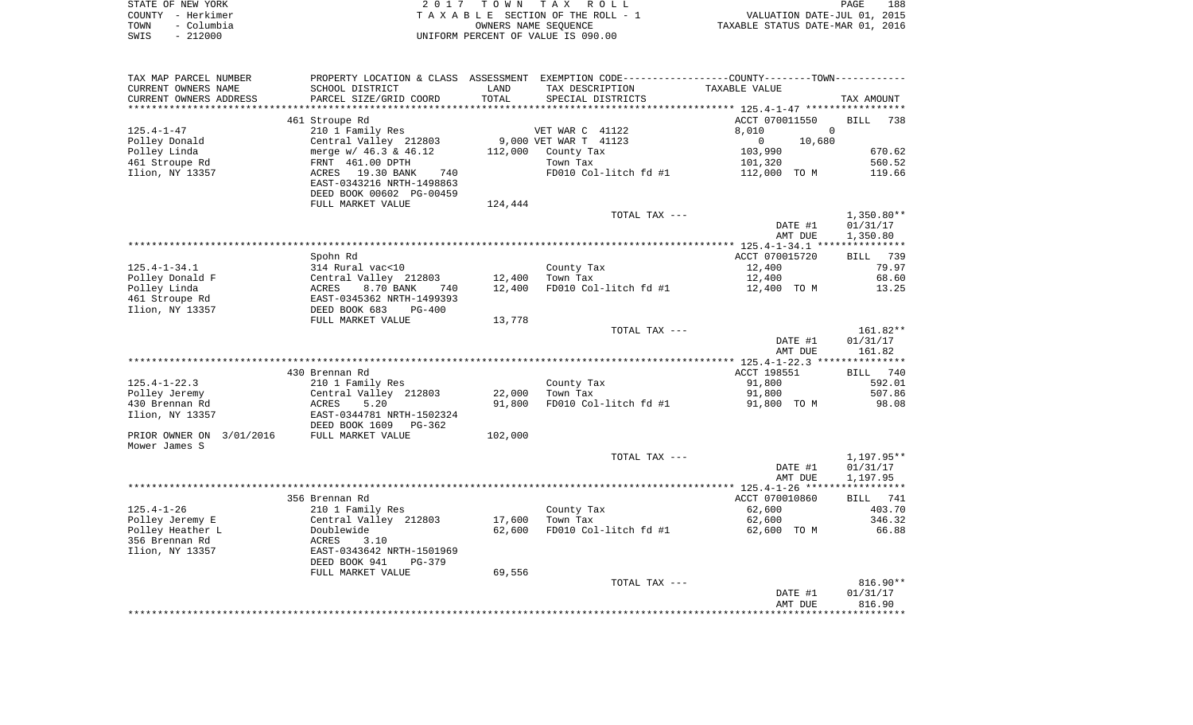STATE OF NEW YORK
COUNTY - Herkimer
TOWN - Columbia
SWIS - 212000

2017 TOWN TAX ROLL
TAXABLE SECTION OF THE ROLL - 1
OWNERS NAME SEQUENCE
UNIFORM PERCENT OF VALUE IS 090.00

VALUATION DATE-JUL 01, 2015
TAXABLE STATUS DATE-MAR 01, 2016

| TAX MAP PARCEL NUMBER / CURRENT OWNERS NAME / CURRENT OWNERS ADDRESS | PROPERTY LOCATION & CLASS / SCHOOL DISTRICT / PARCEL SIZE/GRID COORD | ASSESSMENT LAND / TOTAL | EXEMPTION CODE / TAX DESCRIPTION / SPECIAL DISTRICTS | COUNTY / TOWN TAXABLE VALUE | TAX AMOUNT |
|---|---|---|---|---|---|
| 125.4-1-47 | 461 Stroupe Rd | | | ACCT 070011550 | BILL 738 |
| | 210 1 Family Res | | VET WAR C 41122 | 8,010 0 | |
| Polley Donald | Central Valley 212803 | 9,000 | VET WAR T 41123 | 0 10,680 | |
| Polley Linda | merge w/ 46.3 & 46.12 | 112,000 | County Tax | 103,990 | 670.62 |
| 461 Stroupe Rd | FRNT 461.00 DPTH | | Town Tax | 101,320 | 560.52 |
| Ilion, NY 13357 | ACRES 19.30 BANK 740 | | FD010 Col-litch fd #1 | 112,000 TO M | 119.66 |
| | EAST-0343216 NRTH-1498863 | | | | |
| | DEED BOOK 00602 PG-00459 | | | | |
| | FULL MARKET VALUE | 124,444 | | | |
| | | | TOTAL TAX --- | | 1,350.80** |
| | | | | DATE #1 | 01/31/17 |
| | | | | AMT DUE | 1,350.80 |
| 125.4-1-34.1 | Spohn Rd | | | ACCT 070015720 | BILL 739 |
| Polley Donald F | 314 Rural vac<10 | | County Tax | 12,400 | 79.97 |
| Polley Linda | Central Valley 212803 | 12,400 | Town Tax | 12,400 | 68.60 |
| 461 Stroupe Rd | ACRES 8.70 BANK 740 | 12,400 | FD010 Col-litch fd #1 | 12,400 TO M | 13.25 |
| Ilion, NY 13357 | EAST-0345362 NRTH-1499393 | | | | |
| | DEED BOOK 683 PG-400 | | | | |
| | FULL MARKET VALUE | 13,778 | | | |
| | | | TOTAL TAX --- | | 161.82** |
| | | | | DATE #1 | 01/31/17 |
| | | | | AMT DUE | 161.82 |
| 125.4-1-22.3 | 430 Brennan Rd | | | ACCT 198551 | BILL 740 |
| Polley Jeremy | 210 1 Family Res | | County Tax | 91,800 | 592.01 |
| 430 Brennan Rd | Central Valley 212803 | 22,000 | Town Tax | 91,800 | 507.86 |
| Ilion, NY 13357 | ACRES 5.20 | 91,800 | FD010 Col-litch fd #1 | 91,800 TO M | 98.08 |
| | EAST-0344781 NRTH-1502324 | | | | |
| | DEED BOOK 1609 PG-362 | | | | |
| PRIOR OWNER ON 3/01/2016 Mower James S | FULL MARKET VALUE | 102,000 | | | |
| | | | TOTAL TAX --- | | 1,197.95** |
| | | | | DATE #1 | 01/31/17 |
| | | | | AMT DUE | 1,197.95 |
| 125.4-1-26 | 356 Brennan Rd | | | ACCT 070010860 | BILL 741 |
| Polley Jeremy E | 210 1 Family Res | | County Tax | 62,600 | 403.70 |
| Polley Heather L | Central Valley 212803 | 17,600 | Town Tax | 62,600 | 346.32 |
| 356 Brennan Rd | Doublewide | 62,600 | FD010 Col-litch fd #1 | 62,600 TO M | 66.88 |
| Ilion, NY 13357 | ACRES 3.10 | | | | |
| | EAST-0343642 NRTH-1501969 | | | | |
| | DEED BOOK 941 PG-379 | | | | |
| | FULL MARKET VALUE | 69,556 | | | |
| | | | TOTAL TAX --- | | 816.90** |
| | | | | DATE #1 | 01/31/17 |
| | | | | AMT DUE | 816.90 |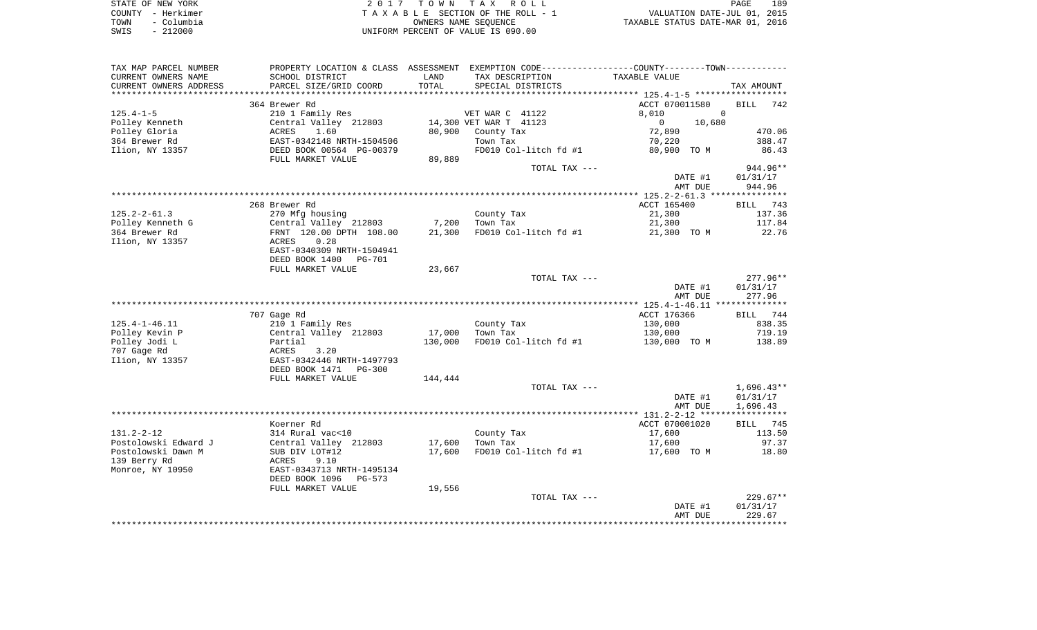STATE OF NEW YORK
COUNTY - Herkimer
TOWN - Columbia
SWIS - 212000

2017 TOWN TAX ROLL
TAXABLE SECTION OF THE ROLL - 1
OWNERS NAME SEQUENCE
UNIFORM PERCENT OF VALUE IS 090.00

VALUATION DATE-JUL 01, 2015
TAXABLE STATUS DATE-MAR 01, 2016

| TAX MAP PARCEL NUMBER<br>CURRENT OWNERS NAME<br>CURRENT OWNERS ADDRESS | PROPERTY LOCATION & CLASS<br>SCHOOL DISTRICT<br>PARCEL SIZE/GRID COORD | ASSESSMENT<br>LAND<br>TOTAL | EXEMPTION CODE-----COUNTY-----TOWN------<br>TAX DESCRIPTION<br>SPECIAL DISTRICTS | TAXABLE VALUE | TAX AMOUNT |
|---|---|---|---|---|---|
| 125.4-1-5 | 364 Brewer Rd | | | ACCT 070011580 | BILL 742 |
| 125.4-1-5 | 210 1 Family Res | | VET WAR C 41122 | 8,010 0 | |
| Polley Kenneth | Central Valley 212803 | 14,300 | VET WAR T 41123 | 0 10,680 | |
| Polley Gloria | ACRES 1.60 | 80,900 | County Tax | 72,890 | 470.06 |
| 364 Brewer Rd | EAST-0342148 NRTH-1504506 | | Town Tax | 70,220 | 388.47 |
| Ilion, NY 13357 | DEED BOOK 00564 PG-00379 | | FD010 Col-litch fd #1 | 80,900 TO M | 86.43 |
| | FULL MARKET VALUE | 89,889 | | | |
| | | | TOTAL TAX --- | | 944.96** |
| | | | | DATE #1 | 01/31/17 |
| | | | | AMT DUE | 944.96 |
| 125.2-2-61.3 | 268 Brewer Rd | | | ACCT 165400 | BILL 743 |
| 125.2-2-61.3 | 270 Mfg housing | | County Tax | 21,300 | 137.36 |
| Polley Kenneth G | Central Valley 212803 | 7,200 | Town Tax | 21,300 | 117.84 |
| 364 Brewer Rd | FRNT 120.00 DPTH 108.00 | 21,300 | FD010 Col-litch fd #1 | 21,300 TO M | 22.76 |
| Ilion, NY 13357 | ACRES 0.28 | | | | |
| | EAST-0340309 NRTH-1504941 | | | | |
| | DEED BOOK 1400 PG-701 | | | | |
| | FULL MARKET VALUE | 23,667 | | | |
| | | | TOTAL TAX --- | | 277.96** |
| | | | | DATE #1 | 01/31/17 |
| | | | | AMT DUE | 277.96 |
| 125.4-1-46.11 | 707 Gage Rd | | | ACCT 176366 | BILL 744 |
| 125.4-1-46.11 | 210 1 Family Res | | County Tax | 130,000 | 838.35 |
| Polley Kevin P | Central Valley 212803 | 17,000 | Town Tax | 130,000 | 719.19 |
| Polley Jodi L | Partial | 130,000 | FD010 Col-litch fd #1 | 130,000 TO M | 138.89 |
| 707 Gage Rd | ACRES 3.20 | | | | |
| Ilion, NY 13357 | EAST-0342446 NRTH-1497793 | | | | |
| | DEED BOOK 1471 PG-300 | | | | |
| | FULL MARKET VALUE | 144,444 | | | |
| | | | TOTAL TAX --- | | 1,696.43** |
| | | | | DATE #1 | 01/31/17 |
| | | | | AMT DUE | 1,696.43 |
| 131.2-2-12 | Koerner Rd | | | ACCT 070001020 | BILL 745 |
| 131.2-2-12 | 314 Rural vac<10 | | County Tax | 17,600 | 113.50 |
| Postolowski Edward J | Central Valley 212803 | 17,600 | Town Tax | 17,600 | 97.37 |
| Postolowski Dawn M | SUB DIV LOT#12 | 17,600 | FD010 Col-litch fd #1 | 17,600 TO M | 18.80 |
| 139 Berry Rd | ACRES 9.10 | | | | |
| Monroe, NY 10950 | EAST-0343713 NRTH-1495134 | | | | |
| | DEED BOOK 1096 PG-573 | | | | |
| | FULL MARKET VALUE | 19,556 | | | |
| | | | TOTAL TAX --- | | 229.67** |
| | | | | DATE #1 | 01/31/17 |
| | | | | AMT DUE | 229.67 |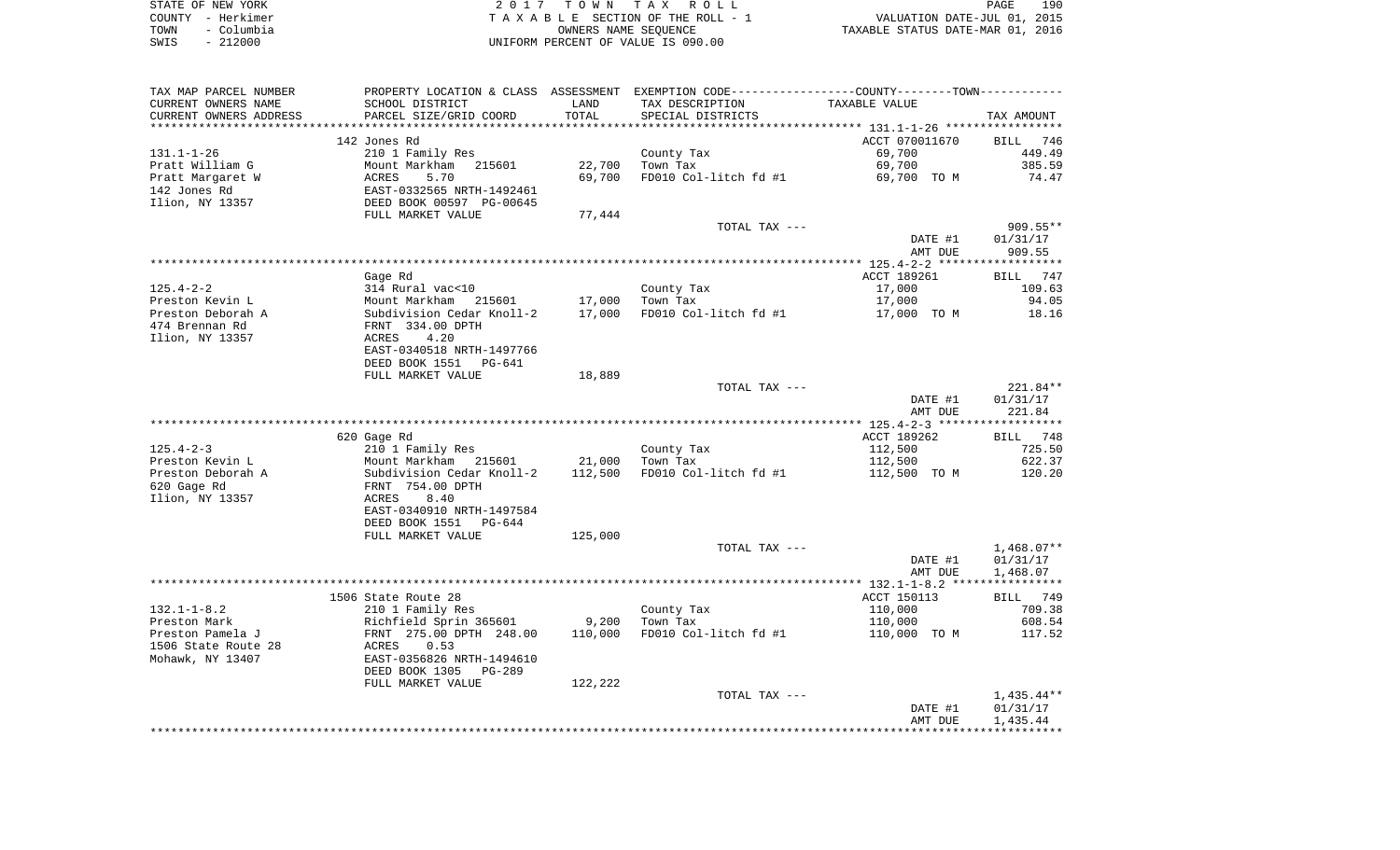STATE OF NEW YORK
COUNTY - Herkimer
TOWN - Columbia
SWIS - 212000

2 0 1 7 T O W N T A X R O L L
T A X A B L E SECTION OF THE ROLL - 1
OWNERS NAME SEQUENCE
UNIFORM PERCENT OF VALUE IS 090.00

VALUATION DATE-JUL 01, 2015
TAXABLE STATUS DATE-MAR 01, 2016

| TAX MAP PARCEL NUMBER<br>CURRENT OWNERS NAME<br>CURRENT OWNERS ADDRESS | PROPERTY LOCATION & CLASS<br>SCHOOL DISTRICT<br>PARCEL SIZE/GRID COORD | ASSESSMENT<br>LAND<br>TOTAL | EXEMPTION CODE<br>TAX DESCRIPTION<br>SPECIAL DISTRICTS | COUNTY--------TOWN<br>TAXABLE VALUE | TAX AMOUNT |
|---|---|---|---|---|---|
| | 142 Jones Rd | | | ACCT 070011670 | BILL 746 |
| 131.1-1-26 | 210 1 Family Res | | County Tax | 69,700 | 449.49 |
| Pratt William G | Mount Markham 215601 | 22,700 | Town Tax | 69,700 | 385.59 |
| Pratt Margaret W | ACRES 5.70 | 69,700 | FD010 Col-litch fd #1 | 69,700 TO M | 74.47 |
| 142 Jones Rd | EAST-0332565 NRTH-1492461 | | | | |
| Ilion, NY 13357 | DEED BOOK 00597 PG-00645 | | | | |
| | FULL MARKET VALUE | 77,444 | | | |
| | | | TOTAL TAX --- | | 909.55** |
| | | | | DATE #1 | 01/31/17 |
| | | | | AMT DUE | 909.55 |
| | Gage Rd | | | ACCT 189261 | BILL 747 |
| 125.4-2-2 | 314 Rural vac<10 | | County Tax | 17,000 | 109.63 |
| Preston Kevin L | Mount Markham 215601 | 17,000 | Town Tax | 17,000 | 94.05 |
| Preston Deborah A | Subdivision Cedar Knoll-2 | 17,000 | FD010 Col-litch fd #1 | 17,000 TO M | 18.16 |
| 474 Brennan Rd | FRNT 334.00 DPTH | | | | |
| Ilion, NY 13357 | ACRES 4.20 | | | | |
| | EAST-0340518 NRTH-1497766 | | | | |
| | DEED BOOK 1551 PG-641 | | | | |
| | FULL MARKET VALUE | 18,889 | | | |
| | | | TOTAL TAX --- | | 221.84** |
| | | | | DATE #1 | 01/31/17 |
| | | | | AMT DUE | 221.84 |
| | 620 Gage Rd | | | ACCT 189262 | BILL 748 |
| 125.4-2-3 | 210 1 Family Res | | County Tax | 112,500 | 725.50 |
| Preston Kevin L | Mount Markham 215601 | 21,000 | Town Tax | 112,500 | 622.37 |
| Preston Deborah A | Subdivision Cedar Knoll-2 | 112,500 | FD010 Col-litch fd #1 | 112,500 TO M | 120.20 |
| 620 Gage Rd | FRNT 754.00 DPTH | | | | |
| Ilion, NY 13357 | ACRES 8.40 | | | | |
| | EAST-0340910 NRTH-1497584 | | | | |
| | DEED BOOK 1551 PG-644 | | | | |
| | FULL MARKET VALUE | 125,000 | | | |
| | | | TOTAL TAX --- | | 1,468.07** |
| | | | | DATE #1 | 01/31/17 |
| | | | | AMT DUE | 1,468.07 |
| | 1506 State Route 28 | | | ACCT 150113 | BILL 749 |
| 132.1-1-8.2 | 210 1 Family Res | | County Tax | 110,000 | 709.38 |
| Preston Mark | Richfield Sprin 365601 | 9,200 | Town Tax | 110,000 | 608.54 |
| Preston Pamela J | FRNT 275.00 DPTH 248.00 | 110,000 | FD010 Col-litch fd #1 | 110,000 TO M | 117.52 |
| 1506 State Route 28 | ACRES 0.53 | | | | |
| Mohawk, NY 13407 | EAST-0356826 NRTH-1494610 | | | | |
| | DEED BOOK 1305 PG-289 | | | | |
| | FULL MARKET VALUE | 122,222 | | | |
| | | | TOTAL TAX --- | | 1,435.44** |
| | | | | DATE #1 | 01/31/17 |
| | | | | AMT DUE | 1,435.44 |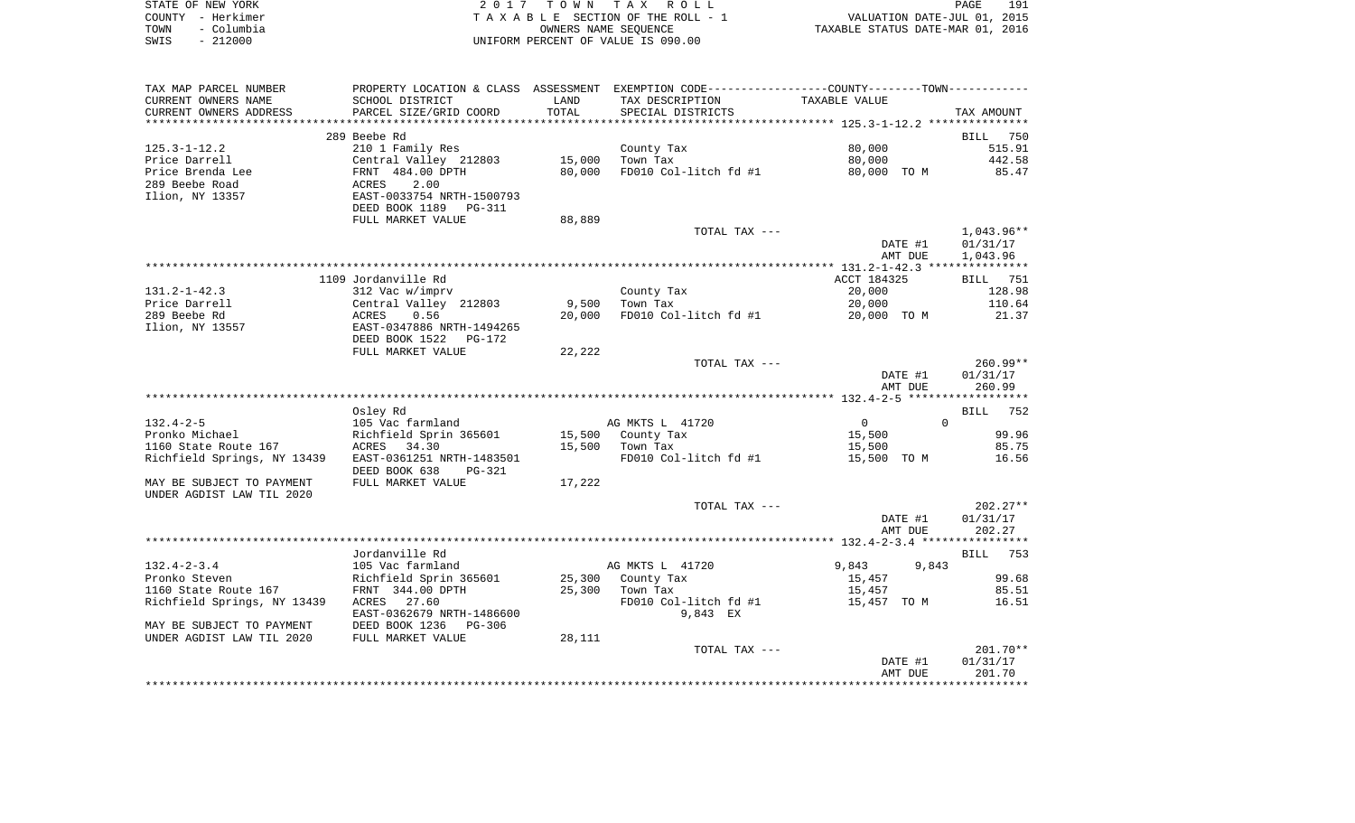STATE OF NEW YORK  2017 TOWN TAX ROLL  
COUNTY - Herkimer  TAXABLE SECTION OF THE ROLL - 1  VALUATION DATE-JUL 01, 2015  
TOWN - Columbia  OWNERS NAME SEQUENCE  TAXABLE STATUS DATE-MAR 01, 2016  
SWIS - 212000  UNIFORM PERCENT OF VALUE IS 090.00

| TAX MAP PARCEL NUMBER / CURRENT OWNERS NAME / CURRENT OWNERS ADDRESS | PROPERTY LOCATION & CLASS / SCHOOL DISTRICT / PARCEL SIZE/GRID COORD | ASSESSMENT LAND | TOTAL | EXEMPTION CODE / TAX DESCRIPTION / SPECIAL DISTRICTS | COUNTY TAXABLE VALUE | TOWN TAXABLE VALUE | TAX AMOUNT |
|---|---|---|---|---|---|---|---|
| | 289 Beebe Rd | | | | | | BILL 750 |
| 125.3-1-12.2 | 210 1 Family Res | | | County Tax | 80,000 | | 515.91 |
| Price Darrell | Central Valley 212803 | 15,000 | | Town Tax | 80,000 | | 442.58 |
| Price Brenda Lee | FRNT 484.00 DPTH | | 80,000 | FD010 Col-litch fd #1 | 80,000 TO M | | 85.47 |
| 289 Beebe Road | ACRES 2.00 | | | | | | |
| Ilion, NY 13357 | EAST-0033754 NRTH-1500793 | | | | | | |
| | DEED BOOK 1189 PG-311 | | | | | | |
| | FULL MARKET VALUE | | 88,889 | | | | |
| | | | | TOTAL TAX --- | | | 1,043.96** |
| | | | | | DATE #1 | | 01/31/17 |
| | | | | | AMT DUE | | 1,043.96 |
| | 1109 Jordanville Rd | | | | ACCT 184325 | | BILL 751 |
| 131.2-1-42.3 | 312 Vac w/imprv | | | County Tax | 20,000 | | 128.98 |
| Price Darrell | Central Valley 212803 | 9,500 | | Town Tax | 20,000 | | 110.64 |
| 289 Beebe Rd | ACRES 0.56 | | 20,000 | FD010 Col-litch fd #1 | 20,000 TO M | | 21.37 |
| Ilion, NY 13557 | EAST-0347886 NRTH-1494265 | | | | | | |
| | DEED BOOK 1522 PG-172 | | | | | | |
| | FULL MARKET VALUE | | 22,222 | | | | |
| | | | | TOTAL TAX --- | | | 260.99** |
| | | | | | DATE #1 | | 01/31/17 |
| | | | | | AMT DUE | | 260.99 |
| | Osley Rd | | | | | | BILL 752 |
| 132.4-2-5 | 105 Vac farmland | | | AG MKTS L 41720 | 0 | 0 | |
| Pronko Michael | Richfield Sprin 365601 | 15,500 | | County Tax | 15,500 | | 99.96 |
| 1160 State Route 167 | ACRES 34.30 | | 15,500 | Town Tax | 15,500 | | 85.75 |
| Richfield Springs, NY 13439 | EAST-0361251 NRTH-1483501 | | | FD010 Col-litch fd #1 | 15,500 TO M | | 16.56 |
| | DEED BOOK 638 PG-321 | | | | | | |
| MAY BE SUBJECT TO PAYMENT | FULL MARKET VALUE | | 17,222 | | | | |
| UNDER AGDIST LAW TIL 2020 | | | | | | | |
| | | | | TOTAL TAX --- | | | 202.27** |
| | | | | | DATE #1 | | 01/31/17 |
| | | | | | AMT DUE | | 202.27 |
| | Jordanville Rd | | | | | | BILL 753 |
| 132.4-2-3.4 | 105 Vac farmland | | | AG MKTS L 41720 | 9,843 | 9,843 | |
| Pronko Steven | Richfield Sprin 365601 | 25,300 | | County Tax | 15,457 | | 99.68 |
| 1160 State Route 167 | FRNT 344.00 DPTH | | 25,300 | Town Tax | 15,457 | | 85.51 |
| Richfield Springs, NY 13439 | ACRES 27.60 | | | FD010 Col-litch fd #1 | 15,457 TO M | | 16.51 |
| | EAST-0362679 NRTH-1486600 | | | 9,843 EX | | | |
| MAY BE SUBJECT TO PAYMENT | DEED BOOK 1236 PG-306 | | | | | | |
| UNDER AGDIST LAW TIL 2020 | FULL MARKET VALUE | | 28,111 | | | | |
| | | | | TOTAL TAX --- | | | 201.70** |
| | | | | | DATE #1 | | 01/31/17 |
| | | | | | AMT DUE | | 201.70 |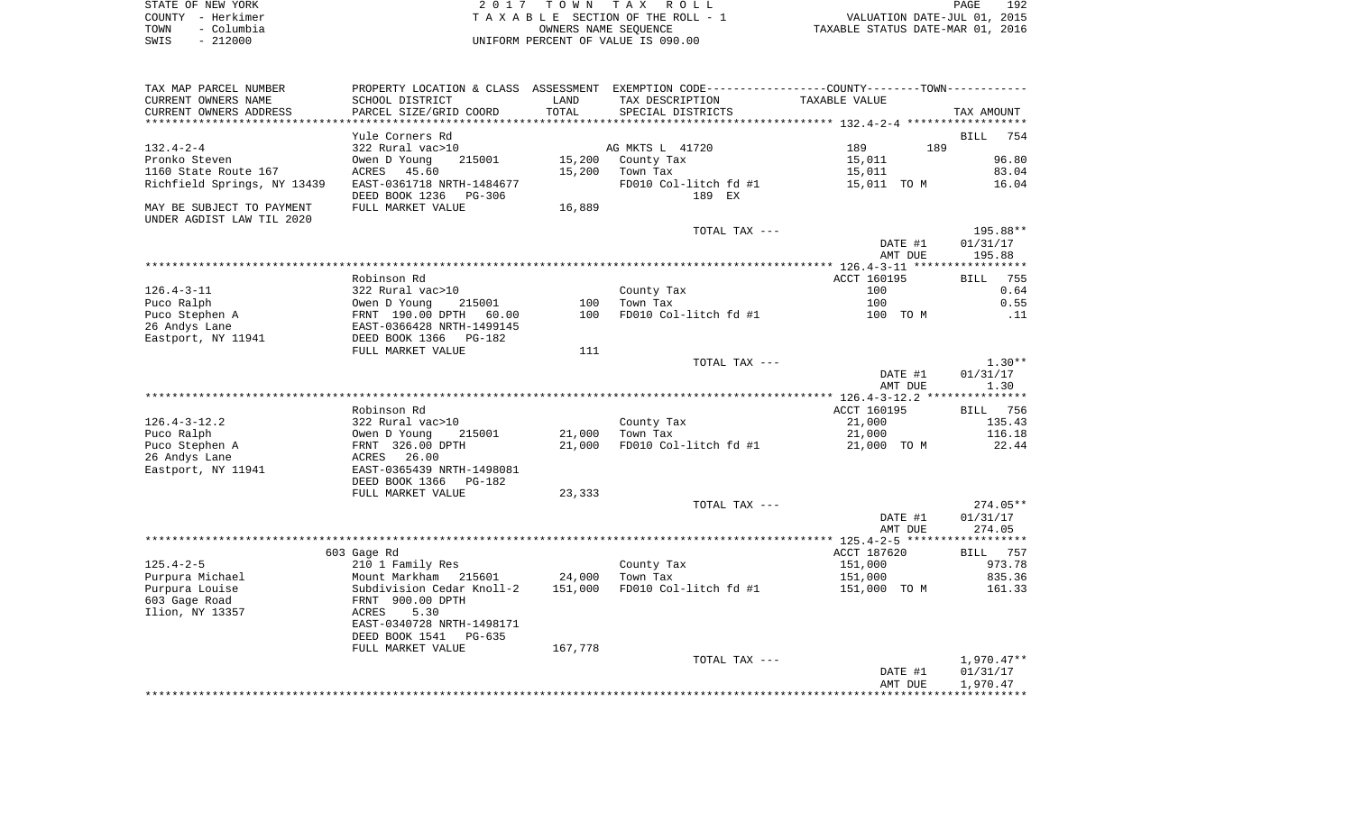STATE OF NEW YORK                    2017 TOWN TAX ROLL
COUNTY - Herkimer                    TAXABLE SECTION OF THE ROLL - 1                VALUATION DATE-JUL 01, 2015
TOWN - Columbia                      OWNERS NAME SEQUENCE                           TAXABLE STATUS DATE-MAR 01, 2016
SWIS - 212000                        UNIFORM PERCENT OF VALUE IS 090.00

| TAX MAP PARCEL NUMBER / CURRENT OWNERS NAME / CURRENT OWNERS ADDRESS | PROPERTY LOCATION & CLASS / SCHOOL DISTRICT / PARCEL SIZE/GRID COORD | ASSESSMENT LAND / TOTAL | EXEMPTION CODE / TAX DESCRIPTION / SPECIAL DISTRICTS | COUNTY / TOWN TAXABLE VALUE | TAX AMOUNT |
|---|---|---|---|---|---|
| **132.4-2-4** | Yule Corners Rd | | | | BILL 754 |
| 132.4-2-4 | 322 Rural vac>10 | | AG MKTS L 41720 | 189 189 | |
| Pronko Steven | Owen D Young 215001 | 15,200 | County Tax | 15,011 | 96.80 |
| 1160 State Route 167 | ACRES 45.60 | 15,200 | Town Tax | 15,011 | 83.04 |
| Richfield Springs, NY 13439 | EAST-0361718 NRTH-1484677 | | FD010 Col-litch fd #1 | 15,011 TO M | 16.04 |
| | DEED BOOK 1236 PG-306 | | 189 EX | | |
| MAY BE SUBJECT TO PAYMENT UNDER AGDIST LAW TIL 2020 | FULL MARKET VALUE | 16,889 | | | |
| | | | TOTAL TAX --- | | 195.88** |
| | | | | DATE #1 | 01/31/17 |
| | | | | AMT DUE | 195.88 |
| **126.4-3-11** | Robinson Rd | | | ACCT 160195 | BILL 755 |
| 126.4-3-11 | 322 Rural vac>10 | | County Tax | 100 | 0.64 |
| Puco Ralph | Owen D Young 215001 | 100 | Town Tax | 100 | 0.55 |
| Puco Stephen A | FRNT 190.00 DPTH 60.00 | 100 | FD010 Col-litch fd #1 | 100 TO M | .11 |
| 26 Andys Lane | EAST-0366428 NRTH-1499145 | | | | |
| Eastport, NY 11941 | DEED BOOK 1366 PG-182 | | | | |
| | FULL MARKET VALUE | 111 | | | |
| | | | TOTAL TAX --- | | 1.30** |
| | | | | DATE #1 | 01/31/17 |
| | | | | AMT DUE | 1.30 |
| **126.4-3-12.2** | Robinson Rd | | | ACCT 160195 | BILL 756 |
| 126.4-3-12.2 | 322 Rural vac>10 | | County Tax | 21,000 | 135.43 |
| Puco Ralph | Owen D Young 215001 | 21,000 | Town Tax | 21,000 | 116.18 |
| Puco Stephen A | FRNT 326.00 DPTH | 21,000 | FD010 Col-litch fd #1 | 21,000 TO M | 22.44 |
| 26 Andys Lane | ACRES 26.00 | | | | |
| Eastport, NY 11941 | EAST-0365439 NRTH-1498081 | | | | |
| | DEED BOOK 1366 PG-182 | | | | |
| | FULL MARKET VALUE | 23,333 | | | |
| | | | TOTAL TAX --- | | 274.05** |
| | | | | DATE #1 | 01/31/17 |
| | | | | AMT DUE | 274.05 |
| **125.4-2-5** | 603 Gage Rd | | | ACCT 187620 | BILL 757 |
| 125.4-2-5 | 210 1 Family Res | | County Tax | 151,000 | 973.78 |
| Purpura Michael | Mount Markham 215601 | 24,000 | Town Tax | 151,000 | 835.36 |
| Purpura Louise | Subdivision Cedar Knoll-2 | 151,000 | FD010 Col-litch fd #1 | 151,000 TO M | 161.33 |
| 603 Gage Road | FRNT 900.00 DPTH | | | | |
| Ilion, NY 13357 | ACRES 5.30 | | | | |
| | EAST-0340728 NRTH-1498171 | | | | |
| | DEED BOOK 1541 PG-635 | | | | |
| | FULL MARKET VALUE | 167,778 | | | |
| | | | TOTAL TAX --- | | 1,970.47** |
| | | | | DATE #1 | 01/31/17 |
| | | | | AMT DUE | 1,970.47 |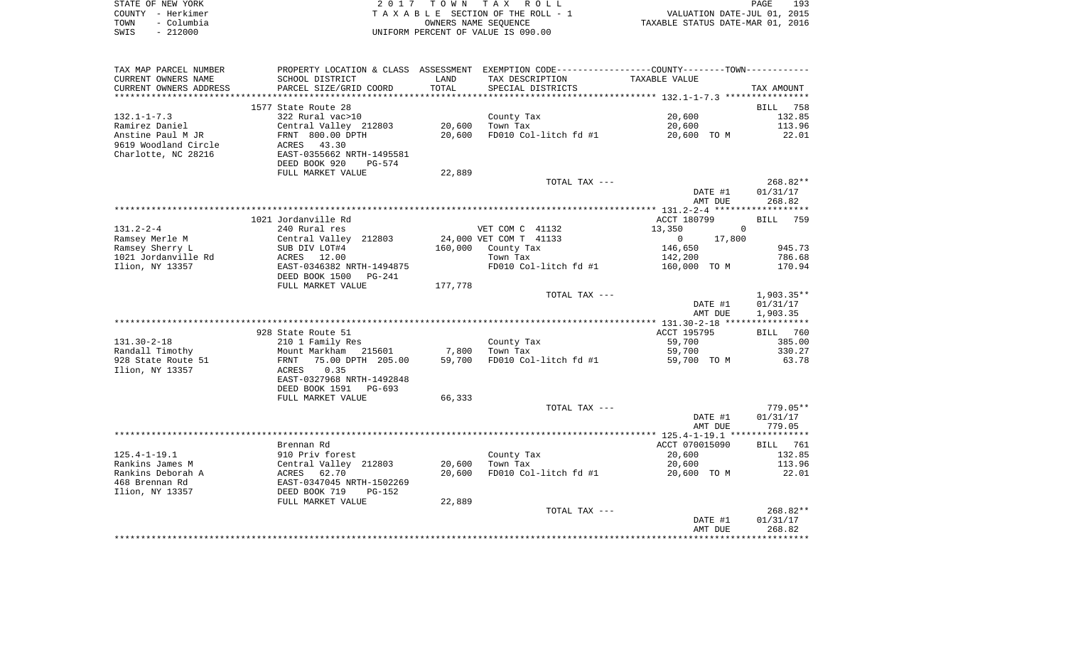STATE OF NEW YORK
COUNTY - Herkimer
TOWN - Columbia
SWIS - 212000

2017 TOWN TAX ROLL
TAXABLE SECTION OF THE ROLL - 1
OWNERS NAME SEQUENCE
UNIFORM PERCENT OF VALUE IS 090.00

VALUATION DATE-JUL 01, 2015
TAXABLE STATUS DATE-MAR 01, 2016

| TAX MAP PARCEL NUMBER / CURRENT OWNERS NAME / CURRENT OWNERS ADDRESS | PROPERTY LOCATION & CLASS / SCHOOL DISTRICT / PARCEL SIZE/GRID COORD | ASSESSMENT LAND / TOTAL | EXEMPTION CODE / TAX DESCRIPTION / SPECIAL DISTRICTS | TAXABLE VALUE | TAX AMOUNT |
|---|---|---|---|---|---|
| 132.1-1-7.3 | 1577 State Route 28 | | | | BILL 758 |
| | 322 Rural vac>10 | | County Tax | 20,600 | 132.85 |
| Ramirez Daniel | Central Valley 212803 | 20,600 | Town Tax | 20,600 | 113.96 |
| Anstine Paul M JR | FRNT 800.00 DPTH | 20,600 | FD010 Col-litch fd #1 | 20,600 TO M | 22.01 |
| 9619 Woodland Circle | ACRES 43.30 | | | | |
| Charlotte, NC 28216 | EAST-0355662 NRTH-1495581 | | | | |
| | DEED BOOK 920 PG-574 | | | | |
| | FULL MARKET VALUE | 22,889 | | | |
| | | | TOTAL TAX --- | | 268.82** |
| | | | | DATE #1 | 01/31/17 |
| | | | | AMT DUE | 268.82 |
| 131.2-2-4 | 1021 Jordanville Rd | | | ACCT 180799 | BILL 759 |
| | 240 Rural res | | VET COM C 41132 | 13,350 0 | |
| Ramsey Merle M | Central Valley 212803 | 24,000 | VET COM T 41133 | 0 17,800 | |
| Ramsey Sherry L | SUB DIV LOT#4 | 160,000 | County Tax | 146,650 | 945.73 |
| 1021 Jordanville Rd | ACRES 12.00 | | Town Tax | 142,200 | 786.68 |
| Ilion, NY 13357 | EAST-0346382 NRTH-1494875 | | FD010 Col-litch fd #1 | 160,000 TO M | 170.94 |
| | DEED BOOK 1500 PG-241 | | | | |
| | FULL MARKET VALUE | 177,778 | | | |
| | | | TOTAL TAX --- | | 1,903.35** |
| | | | | DATE #1 | 01/31/17 |
| | | | | AMT DUE | 1,903.35 |
| 131.30-2-18 | 928 State Route 51 | | | ACCT 195795 | BILL 760 |
| | 210 1 Family Res | | County Tax | 59,700 | 385.00 |
| Randall Timothy | Mount Markham 215601 | 7,800 | Town Tax | 59,700 | 330.27 |
| 928 State Route 51 | FRNT 75.00 DPTH 205.00 | 59,700 | FD010 Col-litch fd #1 | 59,700 TO M | 63.78 |
| Ilion, NY 13357 | ACRES 0.35 | | | | |
| | EAST-0327968 NRTH-1492848 | | | | |
| | DEED BOOK 1591 PG-693 | | | | |
| | FULL MARKET VALUE | 66,333 | | | |
| | | | TOTAL TAX --- | | 779.05** |
| | | | | DATE #1 | 01/31/17 |
| | | | | AMT DUE | 779.05 |
| 125.4-1-19.1 | Brennan Rd | | | ACCT 070015090 | BILL 761 |
| | 910 Priv forest | | County Tax | 20,600 | 132.85 |
| Rankins James M | Central Valley 212803 | 20,600 | Town Tax | 20,600 | 113.96 |
| Rankins Deborah A | ACRES 62.70 | 20,600 | FD010 Col-litch fd #1 | 20,600 TO M | 22.01 |
| 468 Brennan Rd | EAST-0347045 NRTH-1502269 | | | | |
| Ilion, NY 13357 | DEED BOOK 719 PG-152 | | | | |
| | FULL MARKET VALUE | 22,889 | | | |
| | | | TOTAL TAX --- | | 268.82** |
| | | | | DATE #1 | 01/31/17 |
| | | | | AMT DUE | 268.82 |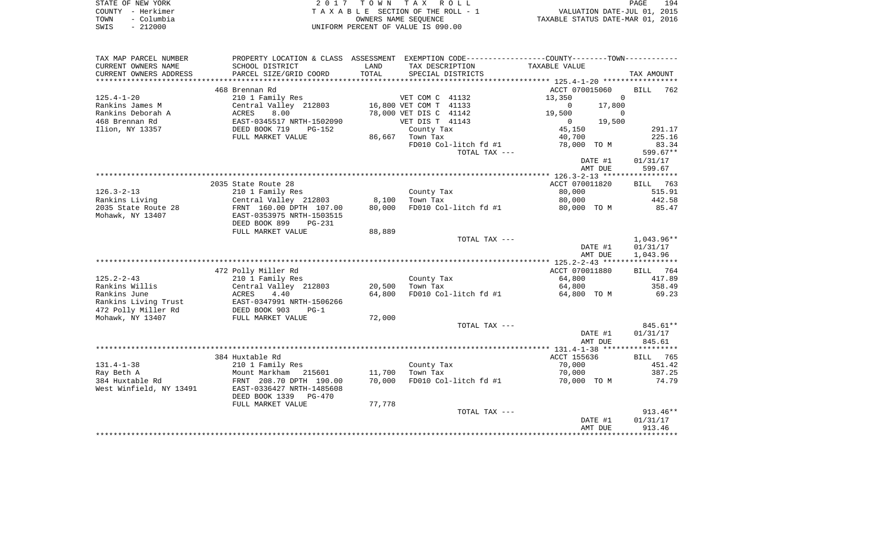STATE OF NEW YORK
COUNTY - Herkimer
TOWN - Columbia
SWIS - 212000

2017 TOWN TAX ROLL
TAXABLE SECTION OF THE ROLL - 1
OWNERS NAME SEQUENCE
UNIFORM PERCENT OF VALUE IS 090.00

VALUATION DATE-JUL 01, 2015
TAXABLE STATUS DATE-MAR 01, 2016

| TAX MAP PARCEL NUMBER / CURRENT OWNERS NAME / CURRENT OWNERS ADDRESS | PROPERTY LOCATION & CLASS / SCHOOL DISTRICT / PARCEL SIZE/GRID COORD | ASSESSMENT LAND / TOTAL | EXEMPTION CODE / TAX DESCRIPTION / SPECIAL DISTRICTS | COUNTY TAXABLE VALUE | TOWN | TAX AMOUNT |
|---|---|---|---|---|---|---|
| | 468 Brennan Rd | | | ACCT 070015060 | | BILL 762 |
| 125.4-1-20 | 210 1 Family Res | | VET COM C 41132 | 13,350 | 0 | |
| Rankins James M | Central Valley 212803 | 16,800 | VET COM T 41133 | 0 | 17,800 | |
| Rankins Deborah A | ACRES 8.00 | 78,000 | VET DIS C 41142 | 19,500 | 0 | |
| 468 Brennan Rd | EAST-0345517 NRTH-1502090 | | VET DIS T 41143 | 0 | 19,500 | |
| Ilion, NY 13357 | DEED BOOK 719 PG-152 | | County Tax | 45,150 | | 291.17 |
| | FULL MARKET VALUE | 86,667 | Town Tax | 40,700 | | 225.16 |
| | | | FD010 Col-litch fd #1 | 78,000 TO M | | 83.34 |
| | | | TOTAL TAX --- | | | 599.67** |
| | | | | DATE #1 | | 01/31/17 |
| | | | | AMT DUE | | 599.67 |
| | 2035 State Route 28 | | | ACCT 070011820 | | BILL 763 |
| 126.3-2-13 | 210 1 Family Res | | County Tax | 80,000 | | 515.91 |
| Rankins Living | Central Valley 212803 | 8,100 | Town Tax | 80,000 | | 442.58 |
| 2035 State Route 28 | FRNT 160.00 DPTH 107.00 | 80,000 | FD010 Col-litch fd #1 | 80,000 TO M | | 85.47 |
| Mohawk, NY 13407 | EAST-0353975 NRTH-1503515 | | | | | |
| | DEED BOOK 899 PG-231 | | | | | |
| | FULL MARKET VALUE | 88,889 | | | | |
| | | | TOTAL TAX --- | | | 1,043.96** |
| | | | | DATE #1 | | 01/31/17 |
| | | | | AMT DUE | | 1,043.96 |
| | 472 Polly Miller Rd | | | ACCT 070011880 | | BILL 764 |
| 125.2-2-43 | 210 1 Family Res | | County Tax | 64,800 | | 417.89 |
| Rankins Willis | Central Valley 212803 | 20,500 | Town Tax | 64,800 | | 358.49 |
| Rankins June | ACRES 4.40 | 64,800 | FD010 Col-litch fd #1 | 64,800 TO M | | 69.23 |
| Rankins Living Trust | EAST-0347991 NRTH-1506266 | | | | | |
| 472 Polly Miller Rd | DEED BOOK 903 PG-1 | | | | | |
| Mohawk, NY 13407 | FULL MARKET VALUE | 72,000 | | | | |
| | | | TOTAL TAX --- | | | 845.61** |
| | | | | DATE #1 | | 01/31/17 |
| | | | | AMT DUE | | 845.61 |
| | 384 Huxtable Rd | | | ACCT 155636 | | BILL 765 |
| 131.4-1-38 | 210 1 Family Res | | County Tax | 70,000 | | 451.42 |
| Ray Beth A | Mount Markham 215601 | 11,700 | Town Tax | 70,000 | | 387.25 |
| 384 Huxtable Rd | FRNT 208.70 DPTH 190.00 | 70,000 | FD010 Col-litch fd #1 | 70,000 TO M | | 74.79 |
| West Winfield, NY 13491 | EAST-0336427 NRTH-1485608 | | | | | |
| | DEED BOOK 1339 PG-470 | | | | | |
| | FULL MARKET VALUE | 77,778 | | | | |
| | | | TOTAL TAX --- | | | 913.46** |
| | | | | DATE #1 | | 01/31/17 |
| | | | | AMT DUE | | 913.46 |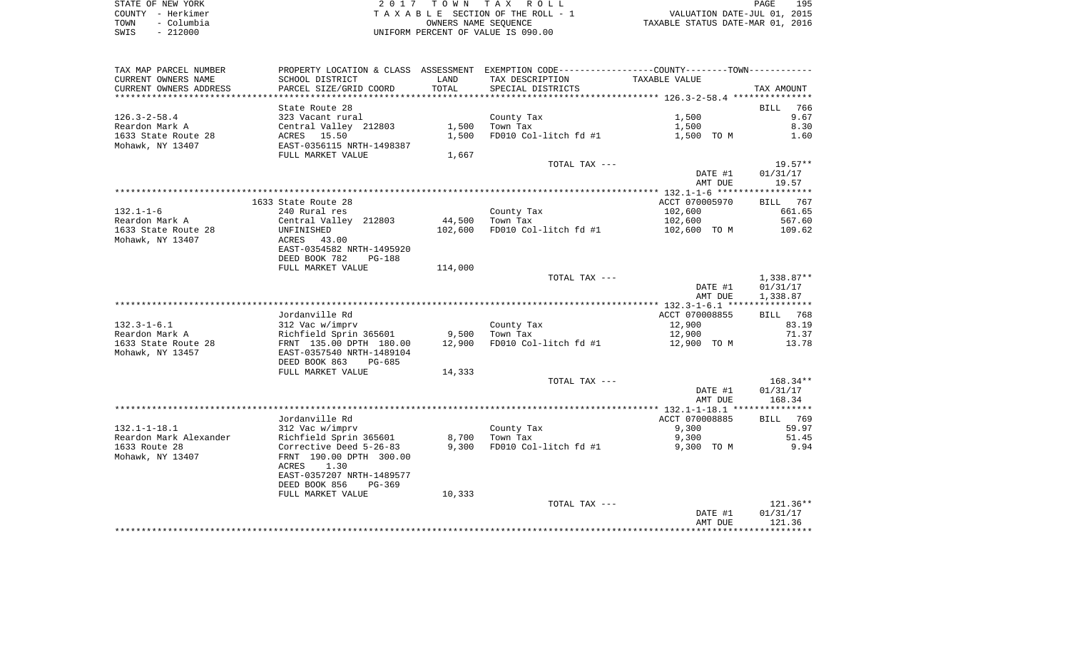| TAX MAP PARCEL NUMBER<br>CURRENT OWNERS NAME<br>CURRENT OWNERS ADDRESS | PROPERTY LOCATION & CLASS<br>SCHOOL DISTRICT<br>PARCEL SIZE/GRID COORD | ASSESSMENT<br>LAND<br>TOTAL | EXEMPTION CODE-----COUNTY-----TOWN-----<br>TAX DESCRIPTION<br>SPECIAL DISTRICTS | TAXABLE VALUE | TAX AMOUNT |
|---|---|---|---|---|---|
| | State Route 28 | | | | BILL 766 |
| 126.3-2-58.4 | 323 Vacant rural | | County Tax | 1,500 | 9.67 |
| Reardon Mark A | Central Valley 212803 | 1,500 | Town Tax | 1,500 | 8.30 |
| 1633 State Route 28 | ACRES 15.50 | 1,500 | FD010 Col-litch fd #1 | 1,500 TO M | 1.60 |
| Mohawk, NY 13407 | EAST-0356115 NRTH-1498387 | | | | |
| | FULL MARKET VALUE | 1,667 | | | |
| | | | TOTAL TAX --- | | 19.57** |
| | | | | DATE #1 | 01/31/17 |
| | | | | AMT DUE | 19.57 |
| | 1633 State Route 28 | | | ACCT 070005970 | BILL 767 |
| 132.1-1-6 | 240 Rural res | | County Tax | 102,600 | 661.65 |
| Reardon Mark A | Central Valley 212803 | 44,500 | Town Tax | 102,600 | 567.60 |
| 1633 State Route 28 | UNFINISHED | 102,600 | FD010 Col-litch fd #1 | 102,600 TO M | 109.62 |
| Mohawk, NY 13407 | ACRES 43.00 | | | | |
| | EAST-0354582 NRTH-1495920 | | | | |
| | DEED BOOK 782 PG-188 | | | | |
| | FULL MARKET VALUE | 114,000 | | | |
| | | | TOTAL TAX --- | | 1,338.87** |
| | | | | DATE #1 | 01/31/17 |
| | | | | AMT DUE | 1,338.87 |
| | Jordanville Rd | | | ACCT 070008855 | BILL 768 |
| 132.3-1-6.1 | 312 Vac w/imprv | | County Tax | 12,900 | 83.19 |
| Reardon Mark A | Richfield Sprin 365601 | 9,500 | Town Tax | 12,900 | 71.37 |
| 1633 State Route 28 | FRNT 135.00 DPTH 180.00 | 12,900 | FD010 Col-litch fd #1 | 12,900 TO M | 13.78 |
| Mohawk, NY 13457 | EAST-0357540 NRTH-1489104 | | | | |
| | DEED BOOK 863 PG-685 | | | | |
| | FULL MARKET VALUE | 14,333 | | | |
| | | | TOTAL TAX --- | | 168.34** |
| | | | | DATE #1 | 01/31/17 |
| | | | | AMT DUE | 168.34 |
| | Jordanville Rd | | | ACCT 070008885 | BILL 769 |
| 132.1-1-18.1 | 312 Vac w/imprv | | County Tax | 9,300 | 59.97 |
| Reardon Mark Alexander | Richfield Sprin 365601 | 8,700 | Town Tax | 9,300 | 51.45 |
| 1633 Route 28 | Corrective Deed 5-26-83 | 9,300 | FD010 Col-litch fd #1 | 9,300 TO M | 9.94 |
| Mohawk, NY 13407 | FRNT 190.00 DPTH 300.00 | | | | |
| | ACRES 1.30 | | | | |
| | EAST-0357207 NRTH-1489577 | | | | |
| | DEED BOOK 856 PG-369 | | | | |
| | FULL MARKET VALUE | 10,333 | | | |
| | | | TOTAL TAX --- | | 121.36** |
| | | | | DATE #1 | 01/31/17 |
| | | | | AMT DUE | 121.36 |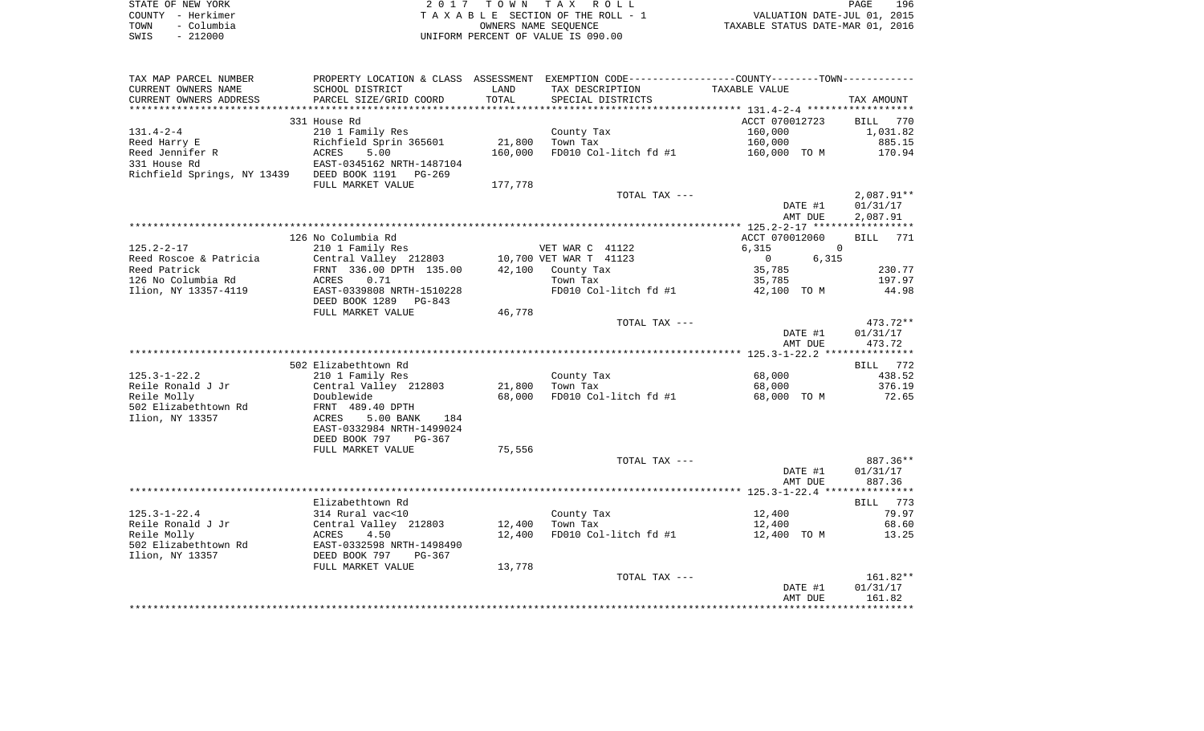STATE OF NEW YORK
COUNTY - Herkimer
TOWN - Columbia
SWIS - 212000

2017 TOWN TAX ROLL
TAXABLE SECTION OF THE ROLL - 1
OWNERS NAME SEQUENCE
UNIFORM PERCENT OF VALUE IS 090.00

VALUATION DATE-JUL 01, 2015
TAXABLE STATUS DATE-MAR 01, 2016

| TAX MAP PARCEL NUMBER / CURRENT OWNERS NAME / CURRENT OWNERS ADDRESS | PROPERTY LOCATION & CLASS / SCHOOL DISTRICT / PARCEL SIZE/GRID COORD | ASSESSMENT LAND / TOTAL | EXEMPTION CODE / TAX DESCRIPTION / SPECIAL DISTRICTS | COUNTY / TOWN TAXABLE VALUE | TAX AMOUNT |
|---|---|---|---|---|---|
| | 331 House Rd | | | ACCT 070012723 | BILL 770 |
| 131.4-2-4 | 210 1 Family Res | | County Tax | 160,000 | 1,031.82 |
| Reed Harry E | Richfield Sprin 365601 | 21,800 | Town Tax | 160,000 | 885.15 |
| Reed Jennifer R | ACRES 5.00 | 160,000 | FD010 Col-litch fd #1 | 160,000 TO M | 170.94 |
| 331 House Rd | EAST-0345162 NRTH-1487104 | | | | |
| Richfield Springs, NY 13439 | DEED BOOK 1191 PG-269 | | | | |
| | FULL MARKET VALUE | 177,778 | | | |
| | | | TOTAL TAX --- | | 2,087.91** |
| | | | | DATE #1 | 01/31/17 |
| | | | | AMT DUE | 2,087.91 |
| | 126 No Columbia Rd | | | ACCT 070012060 | BILL 771 |
| 125.2-2-17 | 210 1 Family Res | | VET WAR C 41122 | 6,315 / 0 | |
| Reed Roscoe & Patricia | Central Valley 212803 | 10,700 | VET WAR T 41123 | 0 / 6,315 | |
| Reed Patrick | FRNT 336.00 DPTH 135.00 | 42,100 | County Tax | 35,785 | 230.77 |
| 126 No Columbia Rd | ACRES 0.71 | | Town Tax | 35,785 | 197.97 |
| Ilion, NY 13357-4119 | EAST-0339808 NRTH-1510228 | | FD010 Col-litch fd #1 | 42,100 TO M | 44.98 |
| | DEED BOOK 1289 PG-843 | | | | |
| | FULL MARKET VALUE | 46,778 | | | |
| | | | TOTAL TAX --- | | 473.72** |
| | | | | DATE #1 | 01/31/17 |
| | | | | AMT DUE | 473.72 |
| | 502 Elizabethtown Rd | | | | BILL 772 |
| 125.3-1-22.2 | 210 1 Family Res | | County Tax | 68,000 | 438.52 |
| Reile Ronald J Jr | Central Valley 212803 | 21,800 | Town Tax | 68,000 | 376.19 |
| Reile Molly | Doublewide | 68,000 | FD010 Col-litch fd #1 | 68,000 TO M | 72.65 |
| 502 Elizabethtown Rd | FRNT 489.40 DPTH | | | | |
| Ilion, NY 13357 | ACRES 5.00 BANK 184 | | | | |
| | EAST-0332984 NRTH-1499024 | | | | |
| | DEED BOOK 797 PG-367 | | | | |
| | FULL MARKET VALUE | 75,556 | | | |
| | | | TOTAL TAX --- | | 887.36** |
| | | | | DATE #1 | 01/31/17 |
| | | | | AMT DUE | 887.36 |
| | Elizabethtown Rd | | | | BILL 773 |
| 125.3-1-22.4 | 314 Rural vac<10 | | County Tax | 12,400 | 79.97 |
| Reile Ronald J Jr | Central Valley 212803 | 12,400 | Town Tax | 12,400 | 68.60 |
| Reile Molly | ACRES 4.50 | 12,400 | FD010 Col-litch fd #1 | 12,400 TO M | 13.25 |
| 502 Elizabethtown Rd | EAST-0332598 NRTH-1498490 | | | | |
| Ilion, NY 13357 | DEED BOOK 797 PG-367 | | | | |
| | FULL MARKET VALUE | 13,778 | | | |
| | | | TOTAL TAX --- | | 161.82** |
| | | | | DATE #1 | 01/31/17 |
| | | | | AMT DUE | 161.82 |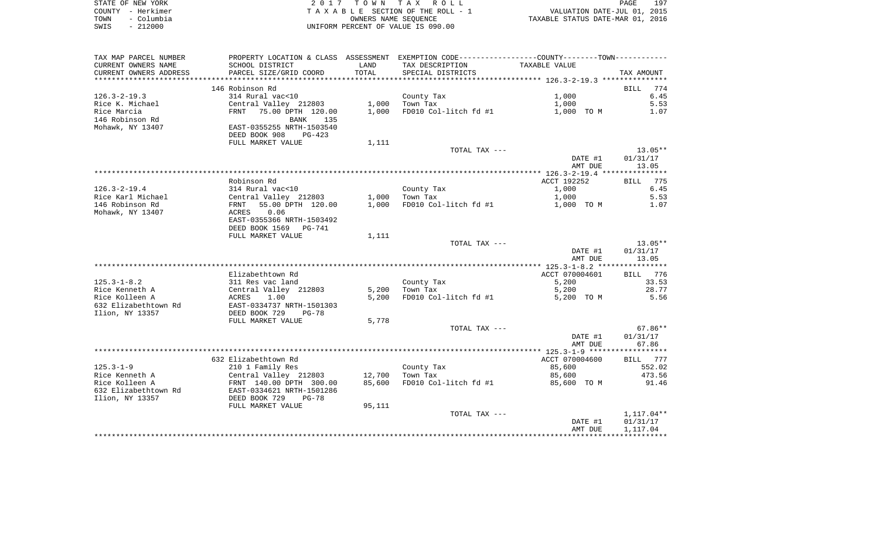STATE OF NEW YORK
COUNTY - Herkimer
TOWN - Columbia
SWIS - 212000

2 0 1 7 T O W N T A X R O L L
T A X A B L E SECTION OF THE ROLL - 1
OWNERS NAME SEQUENCE
UNIFORM PERCENT OF VALUE IS 090.00

VALUATION DATE-JUL 01, 2015
TAXABLE STATUS DATE-MAR 01, 2016

| TAX MAP PARCEL NUMBER / CURRENT OWNERS NAME / CURRENT OWNERS ADDRESS | PROPERTY LOCATION & CLASS / SCHOOL DISTRICT / PARCEL SIZE/GRID COORD | ASSESSMENT LAND / TOTAL | EXEMPTION CODE / TAX DESCRIPTION / SPECIAL DISTRICTS | COUNTY / TOWN TAXABLE VALUE | TAX AMOUNT |
|---|---|---|---|---|---|
| | 146 Robinson Rd | | | | BILL 774 |
| 126.3-2-19.3 | 314 Rural vac<10 | | County Tax | 1,000 | 6.45 |
| Rice K. Michael | Central Valley 212803 | 1,000 | Town Tax | 1,000 | 5.53 |
| Rice Marcia | FRNT 75.00 DPTH 120.00 | 1,000 | FD010 Col-litch fd #1 | 1,000 TO M | 1.07 |
| 146 Robinson Rd | BANK 135 | | | | |
| Mohawk, NY 13407 | EAST-0355255 NRTH-1503540 | | | | |
| | DEED BOOK 908 PG-423 | | | | |
| | FULL MARKET VALUE | 1,111 | | | |
| | | | TOTAL TAX --- | | 13.05** |
| | | | | DATE #1 | 01/31/17 |
| | | | | AMT DUE | 13.05 |
| | Robinson Rd | | | ACCT 192252 | BILL 775 |
| 126.3-2-19.4 | 314 Rural vac<10 | | County Tax | 1,000 | 6.45 |
| Rice Karl Michael | Central Valley 212803 | 1,000 | Town Tax | 1,000 | 5.53 |
| 146 Robinson Rd | FRNT 55.00 DPTH 120.00 | 1,000 | FD010 Col-litch fd #1 | 1,000 TO M | 1.07 |
| Mohawk, NY 13407 | ACRES 0.06 | | | | |
| | EAST-0355366 NRTH-1503492 | | | | |
| | DEED BOOK 1569 PG-741 | | | | |
| | FULL MARKET VALUE | 1,111 | | | |
| | | | TOTAL TAX --- | | 13.05** |
| | | | | DATE #1 | 01/31/17 |
| | | | | AMT DUE | 13.05 |
| | Elizabethtown Rd | | | ACCT 070004601 | BILL 776 |
| 125.3-1-8.2 | 311 Res vac land | | County Tax | 5,200 | 33.53 |
| Rice Kenneth A | Central Valley 212803 | 5,200 | Town Tax | 5,200 | 28.77 |
| Rice Kolleen A | ACRES 1.00 | 5,200 | FD010 Col-litch fd #1 | 5,200 TO M | 5.56 |
| 632 Elizabethtown Rd | EAST-0334737 NRTH-1501303 | | | | |
| Ilion, NY 13357 | DEED BOOK 729 PG-78 | | | | |
| | FULL MARKET VALUE | 5,778 | | | |
| | | | TOTAL TAX --- | | 67.86** |
| | | | | DATE #1 | 01/31/17 |
| | | | | AMT DUE | 67.86 |
| | 632 Elizabethtown Rd | | | ACCT 070004600 | BILL 777 |
| 125.3-1-9 | 210 1 Family Res | | County Tax | 85,600 | 552.02 |
| Rice Kenneth A | Central Valley 212803 | 12,700 | Town Tax | 85,600 | 473.56 |
| Rice Kolleen A | FRNT 140.00 DPTH 300.00 | 85,600 | FD010 Col-litch fd #1 | 85,600 TO M | 91.46 |
| 632 Elizabethtown Rd | EAST-0334621 NRTH-1501286 | | | | |
| Ilion, NY 13357 | DEED BOOK 729 PG-78 | | | | |
| | FULL MARKET VALUE | 95,111 | | | |
| | | | TOTAL TAX --- | | 1,117.04** |
| | | | | DATE #1 | 01/31/17 |
| | | | | AMT DUE | 1,117.04 |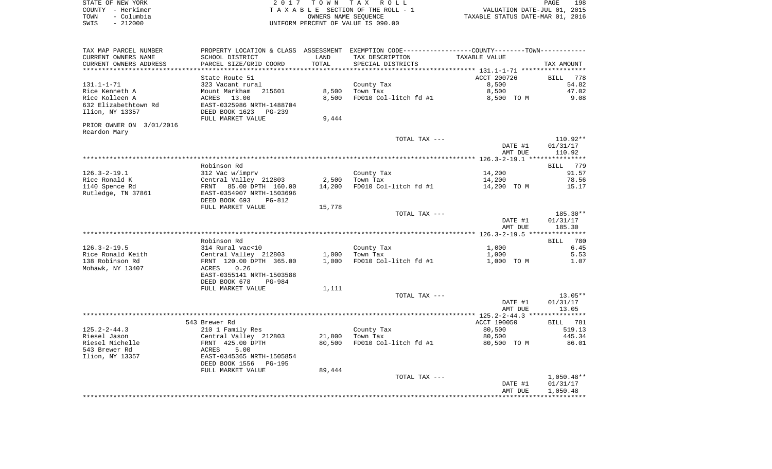STATE OF NEW YORK | COUNTY - Herkimer | TOWN - Columbia | SWIS - 212000

2017 TOWN TAX ROLL
TAXABLE SECTION OF THE ROLL - 1
OWNERS NAME SEQUENCE
UNIFORM PERCENT OF VALUE IS 090.00

VALUATION DATE-JUL 01, 2015
TAXABLE STATUS DATE-MAR 01, 2016

| TAX MAP PARCEL NUMBER / CURRENT OWNERS NAME / CURRENT OWNERS ADDRESS | PROPERTY LOCATION & CLASS / SCHOOL DISTRICT / PARCEL SIZE/GRID COORD | ASSESSMENT LAND / TOTAL | EXEMPTION CODE / TAX DESCRIPTION / SPECIAL DISTRICTS | COUNTY--------TOWN / TAXABLE VALUE | TAX AMOUNT |
|---|---|---|---|---|---|
| 131.1-1-71 | State Route 51 | | | ACCT 200726 | BILL 778 |
| | 323 Vacant rural | | County Tax | 8,500 | 54.82 |
| Rice Kenneth A | Mount Markham 215601 | 8,500 | Town Tax | 8,500 | 47.02 |
| Rice Kolleen A | ACRES 13.00 | 8,500 | FD010 Col-litch fd #1 | 8,500 TO M | 9.08 |
| 632 Elizabethtown Rd | EAST-0325986 NRTH-1488704 | | | | |
| Ilion, NY 13357 | DEED BOOK 1623 PG-239 | | | | |
| | FULL MARKET VALUE | 9,444 | | | |
| PRIOR OWNER ON 3/01/2016 | | | | | |
| Reardon Mary | | | | | |
| | | | TOTAL TAX --- | | 110.92** |
| | | | | DATE #1 | 01/31/17 |
| | | | | AMT DUE | 110.92 |
| 126.3-2-19.1 | Robinson Rd | | | | BILL 779 |
| | 312 Vac w/imprv | | County Tax | 14,200 | 91.57 |
| Rice Ronald K | Central Valley 212803 | 2,500 | Town Tax | 14,200 | 78.56 |
| 1140 Spence Rd | FRNT 85.00 DPTH 160.00 | 14,200 | FD010 Col-litch fd #1 | 14,200 TO M | 15.17 |
| Rutledge, TN 37861 | EAST-0354907 NRTH-1503696 | | | | |
| | DEED BOOK 693 PG-812 | | | | |
| | FULL MARKET VALUE | 15,778 | | | |
| | | | TOTAL TAX --- | | 185.30** |
| | | | | DATE #1 | 01/31/17 |
| | | | | AMT DUE | 185.30 |
| 126.3-2-19.5 | Robinson Rd | | | | BILL 780 |
| | 314 Rural vac<10 | | County Tax | 1,000 | 6.45 |
| Rice Ronald Keith | Central Valley 212803 | 1,000 | Town Tax | 1,000 | 5.53 |
| 138 Robinson Rd | FRNT 120.00 DPTH 205.00 | 1,000 | FD010 Col-litch fd #1 | 1,000 TO M | 1.07 |
| Mohawk, NY 13407 | ACRES 0.26 | | | | |
| | EAST-0355141 NRTH-1503588 | | | | |
| | DEED BOOK 678 PG-984 | | | | |
| | FULL MARKET VALUE | 1,111 | | | |
| | | | TOTAL TAX --- | | 13.05** |
| | | | | DATE #1 | 01/31/17 |
| | | | | AMT DUE | 13.05 |
| 125.2-2-44.3 | 543 Brewer Rd | | | ACCT 190050 | BILL 781 |
| | 210 1 Family Res | | County Tax | 80,500 | 519.13 |
| Riesel Jason | Central Valley 212803 | 21,800 | Town Tax | 80,500 | 445.34 |
| Riesel Michelle | FRNT 425.00 DPTH | 80,500 | FD010 Col-litch fd #1 | 80,500 TO M | 86.01 |
| 543 Brewer Rd | ACRES 5.00 | | | | |
| Ilion, NY 13357 | EAST-0345365 NRTH-1505854 | | | | |
| | DEED BOOK 1556 PG-195 | | | | |
| | FULL MARKET VALUE | 89,444 | | | |
| | | | TOTAL TAX --- | | 1,050.48** |
| | | | | DATE #1 | 01/31/17 |
| | | | | AMT DUE | 1,050.48 |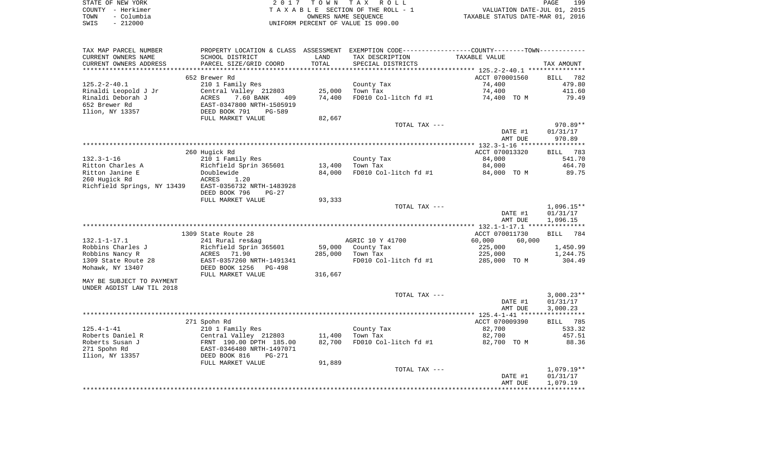STATE OF NEW YORK | 2017 TOWN TAX ROLL | PAGE 199
COUNTY - Herkimer | TAXABLE SECTION OF THE ROLL - 1 | VALUATION DATE-JUL 01, 2015
TOWN - Columbia | OWNERS NAME SEQUENCE | TAXABLE STATUS DATE-MAR 01, 2016
SWIS - 212000 | UNIFORM PERCENT OF VALUE IS 090.00

| TAX MAP PARCEL NUMBER / CURRENT OWNERS NAME / CURRENT OWNERS ADDRESS | PROPERTY LOCATION & CLASS / SCHOOL DISTRICT / PARCEL SIZE/GRID COORD | ASSESSMENT LAND / TOTAL | EXEMPTION CODE / TAX DESCRIPTION / SPECIAL DISTRICTS | COUNTY / TOWN TAXABLE VALUE | TAX AMOUNT |
|---|---|---|---|---|---|
| 125.2-2-40.1 | 652 Brewer Rd | | | ACCT 070001560 | BILL 782 |
| | 210 1 Family Res | | County Tax | 74,400 | 479.80 |
| Rinaldi Leopold J Jr | Central Valley 212803 | 25,000 | Town Tax | 74,400 | 411.60 |
| Rinaldi Deborah J | ACRES 7.60 BANK 409 | 74,400 | FD010 Col-litch fd #1 | 74,400 TO M | 79.49 |
| 652 Brewer Rd | EAST-0347800 NRTH-1505919 | | | | |
| Ilion, NY 13357 | DEED BOOK 791 PG-589 | | | | |
| | FULL MARKET VALUE | 82,667 | | | |
| | | | TOTAL TAX --- | | 970.89** |
| | | | | DATE #1 | 01/31/17 |
| | | | | AMT DUE | 970.89 |
| 132.3-1-16 | 260 Hugick Rd | | | ACCT 070013320 | BILL 783 |
| | 210 1 Family Res | | County Tax | 84,000 | 541.70 |
| Ritton Charles A | Richfield Sprin 365601 | 13,400 | Town Tax | 84,000 | 464.70 |
| Ritton Janine E | Doublewide | 84,000 | FD010 Col-litch fd #1 | 84,000 TO M | 89.75 |
| 260 Hugick Rd | ACRES 1.20 | | | | |
| Richfield Springs, NY 13439 | EAST-0356732 NRTH-1483928 | | | | |
| | DEED BOOK 796 PG-27 | | | | |
| | FULL MARKET VALUE | 93,333 | | | |
| | | | TOTAL TAX --- | | 1,096.15** |
| | | | | DATE #1 | 01/31/17 |
| | | | | AMT DUE | 1,096.15 |
| 132.1-1-17.1 | 1309 State Route 28 | | | ACCT 070011730 | BILL 784 |
| | 241 Rural res&ag | | AGRIC 10 Y 41700 | 60,000 60,000 | |
| Robbins Charles J | Richfield Sprin 365601 | 59,000 | County Tax | 225,000 | 1,450.99 |
| Robbins Nancy R | ACRES 71.90 | 285,000 | Town Tax | 225,000 | 1,244.75 |
| 1309 State Route 28 | EAST-0357260 NRTH-1491341 | | FD010 Col-litch fd #1 | 285,000 TO M | 304.49 |
| Mohawk, NY 13407 | DEED BOOK 1256 PG-498 | | | | |
| | FULL MARKET VALUE | 316,667 | | | |
| MAY BE SUBJECT TO PAYMENT UNDER AGDIST LAW TIL 2018 | | | | | |
| | | | TOTAL TAX --- | | 3,000.23** |
| | | | | DATE #1 | 01/31/17 |
| | | | | AMT DUE | 3,000.23 |
| 125.4-1-41 | 271 Spohn Rd | | | ACCT 070009390 | BILL 785 |
| | 210 1 Family Res | | County Tax | 82,700 | 533.32 |
| Roberts Daniel R | Central Valley 212803 | 11,400 | Town Tax | 82,700 | 457.51 |
| Roberts Susan J | FRNT 190.00 DPTH 185.00 | 82,700 | FD010 Col-litch fd #1 | 82,700 TO M | 88.36 |
| 271 Spohn Rd | EAST-0346480 NRTH-1497071 | | | | |
| Ilion, NY 13357 | DEED BOOK 816 PG-271 | | | | |
| | FULL MARKET VALUE | 91,889 | | | |
| | | | TOTAL TAX --- | | 1,079.19** |
| | | | | DATE #1 | 01/31/17 |
| | | | | AMT DUE | 1,079.19 |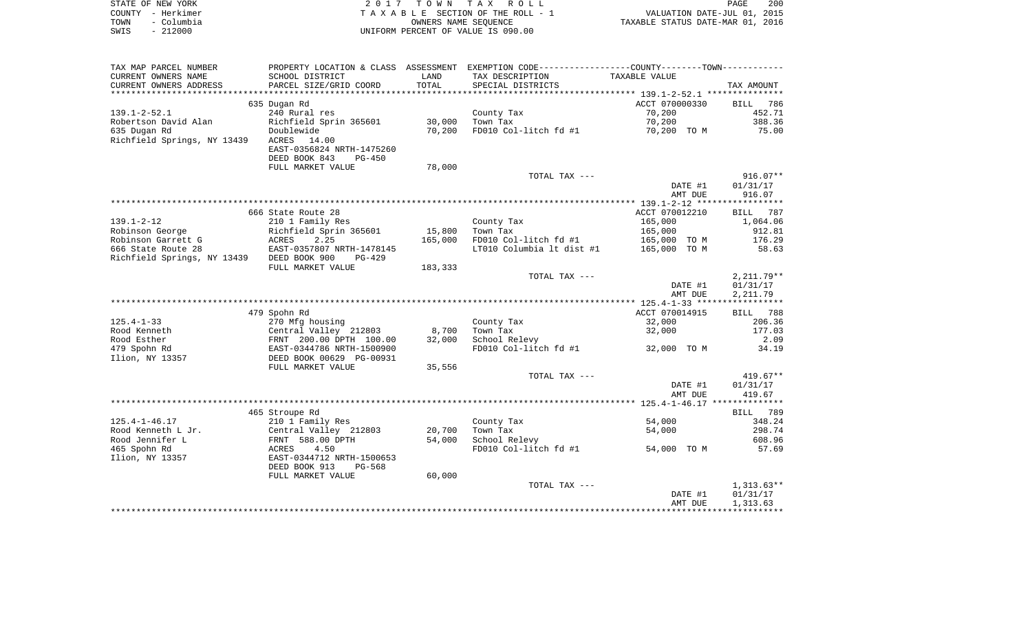STATE OF NEW YORK | 2017 TOWN TAX ROLL
COUNTY - Herkimer | TAXABLE SECTION OF THE ROLL - 1 | VALUATION DATE-JUL 01, 2015
TOWN - Columbia | OWNERS NAME SEQUENCE | TAXABLE STATUS DATE-MAR 01, 2016
SWIS - 212000 | UNIFORM PERCENT OF VALUE IS 090.00

| TAX MAP PARCEL NUMBER / CURRENT OWNERS NAME / CURRENT OWNERS ADDRESS | PROPERTY LOCATION & CLASS / SCHOOL DISTRICT / PARCEL SIZE/GRID COORD | ASSESSMENT LAND | TOTAL | EXEMPTION CODE / TAX DESCRIPTION / SPECIAL DISTRICTS | COUNTY--------TOWN TAXABLE VALUE | TAX AMOUNT |
|---|---|---|---|---|---|---|
| 139.1-2-52.1 | 635 Dugan Rd | | | | ACCT 070000330 | BILL 786 |
| | 240 Rural res | | | County Tax | 70,200 | 452.71 |
| Robertson David Alan | Richfield Sprin 365601 | 30,000 | | Town Tax | 70,200 | 388.36 |
| 635 Dugan Rd | Doublewide | | 70,200 | FD010 Col-litch fd #1 | 70,200 TO M | 75.00 |
| Richfield Springs, NY 13439 | ACRES 14.00 | | | | | |
| | EAST-0356824 NRTH-1475260 | | | | | |
| | DEED BOOK 843 PG-450 | | | | | |
| | FULL MARKET VALUE | | 78,000 | | | |
| | | | | TOTAL TAX --- | | 916.07** |
| | | | | | DATE #1 | 01/31/17 |
| | | | | | AMT DUE | 916.07 |
| 139.1-2-12 | 666 State Route 28 | | | | ACCT 070012210 | BILL 787 |
| | 210 1 Family Res | | | County Tax | 165,000 | 1,064.06 |
| Robinson George | Richfield Sprin 365601 | 15,800 | | Town Tax | 165,000 | 912.81 |
| Robinson Garrett G | ACRES 2.25 | | 165,000 | FD010 Col-litch fd #1 | 165,000 TO M | 176.29 |
| 666 State Route 28 | EAST-0357807 NRTH-1478145 | | | LT010 Columbia lt dist #1 | 165,000 TO M | 58.63 |
| Richfield Springs, NY 13439 | DEED BOOK 900 PG-429 | | | | | |
| | FULL MARKET VALUE | | 183,333 | | | |
| | | | | TOTAL TAX --- | | 2,211.79** |
| | | | | | DATE #1 | 01/31/17 |
| | | | | | AMT DUE | 2,211.79 |
| 125.4-1-33 | 479 Spohn Rd | | | | ACCT 070014915 | BILL 788 |
| | 270 Mfg housing | | | County Tax | 32,000 | 206.36 |
| Rood Kenneth | Central Valley 212803 | 8,700 | | Town Tax | 32,000 | 177.03 |
| Rood Esther | FRNT 200.00 DPTH 100.00 | | 32,000 | School Relevy | | 2.09 |
| 479 Spohn Rd | EAST-0344786 NRTH-1500900 | | | FD010 Col-litch fd #1 | 32,000 TO M | 34.19 |
| Ilion, NY 13357 | DEED BOOK 00629 PG-00931 | | | | | |
| | FULL MARKET VALUE | | 35,556 | | | |
| | | | | TOTAL TAX --- | | 419.67** |
| | | | | | DATE #1 | 01/31/17 |
| | | | | | AMT DUE | 419.67 |
| 125.4-1-46.17 | 465 Stroupe Rd | | | | | BILL 789 |
| | 210 1 Family Res | | | County Tax | 54,000 | 348.24 |
| Rood Kenneth L Jr. | Central Valley 212803 | 20,700 | | Town Tax | 54,000 | 298.74 |
| Rood Jennifer L | FRNT 588.00 DPTH | | 54,000 | School Relevy | | 608.96 |
| 465 Spohn Rd | ACRES 4.50 | | | FD010 Col-litch fd #1 | 54,000 TO M | 57.69 |
| Ilion, NY 13357 | EAST-0344712 NRTH-1500653 | | | | | |
| | DEED BOOK 913 PG-568 | | | | | |
| | FULL MARKET VALUE | | 60,000 | | | |
| | | | | TOTAL TAX --- | | 1,313.63** |
| | | | | | DATE #1 | 01/31/17 |
| | | | | | AMT DUE | 1,313.63 |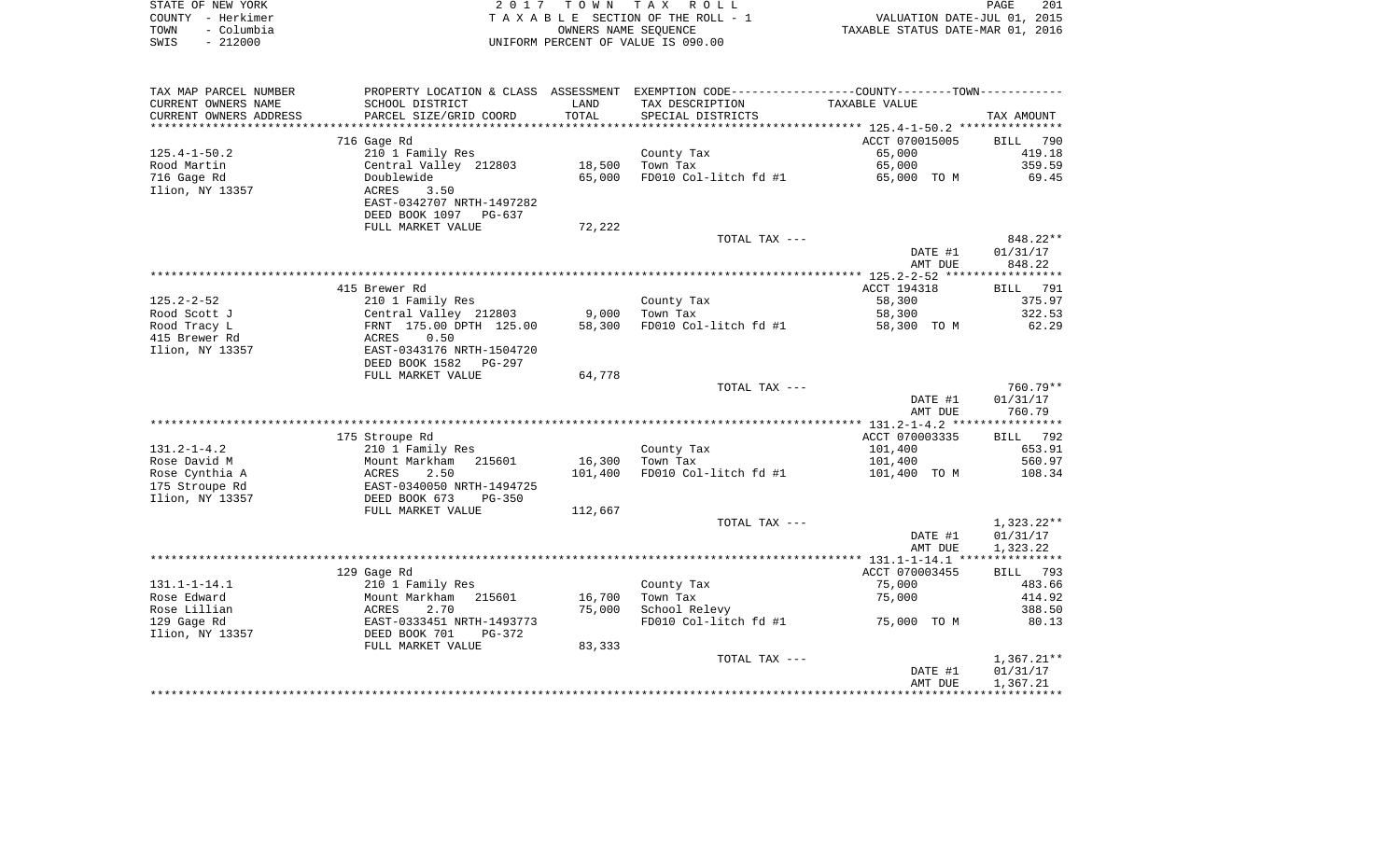STATE OF NEW YORK
COUNTY - Herkimer
TOWN - Columbia
SWIS - 212000

2017 TOWN TAX ROLL
TAXABLE SECTION OF THE ROLL - 1
OWNERS NAME SEQUENCE
UNIFORM PERCENT OF VALUE IS 090.00

VALUATION DATE-JUL 01, 2015
TAXABLE STATUS DATE-MAR 01, 2016

| TAX MAP PARCEL NUMBER / CURRENT OWNERS NAME / CURRENT OWNERS ADDRESS | PROPERTY LOCATION & CLASS / SCHOOL DISTRICT / PARCEL SIZE/GRID COORD | ASSESSMENT LAND / TOTAL | EXEMPTION CODE / TAX DESCRIPTION / SPECIAL DISTRICTS | COUNTY--------TOWN TAXABLE VALUE | TAX AMOUNT |
|---|---|---|---|---|---|
| | 716 Gage Rd | | | ACCT 070015005 | BILL 790 |
| 125.4-1-50.2 | 210 1 Family Res | | County Tax | 65,000 | 419.18 |
| Rood Martin | Central Valley 212803 | 18,500 | Town Tax | 65,000 | 359.59 |
| 716 Gage Rd | Doublewide | 65,000 | FD010 Col-litch fd #1 | 65,000 TO M | 69.45 |
| Ilion, NY 13357 | ACRES 3.50 | | | | |
| | EAST-0342707 NRTH-1497282 | | | | |
| | DEED BOOK 1097 PG-637 | | | | |
| | FULL MARKET VALUE | 72,222 | | | |
| | | | TOTAL TAX --- | | 848.22** |
| | | | | DATE #1 | 01/31/17 |
| | | | | AMT DUE | 848.22 |
| | 415 Brewer Rd | | | ACCT 194318 | BILL 791 |
| 125.2-2-52 | 210 1 Family Res | | County Tax | 58,300 | 375.97 |
| Rood Scott J | Central Valley 212803 | 9,000 | Town Tax | 58,300 | 322.53 |
| Rood Tracy L | FRNT 175.00 DPTH 125.00 | 58,300 | FD010 Col-litch fd #1 | 58,300 TO M | 62.29 |
| 415 Brewer Rd | ACRES 0.50 | | | | |
| Ilion, NY 13357 | EAST-0343176 NRTH-1504720 | | | | |
| | DEED BOOK 1582 PG-297 | | | | |
| | FULL MARKET VALUE | 64,778 | | | |
| | | | TOTAL TAX --- | | 760.79** |
| | | | | DATE #1 | 01/31/17 |
| | | | | AMT DUE | 760.79 |
| | 175 Stroupe Rd | | | ACCT 070003335 | BILL 792 |
| 131.2-1-4.2 | 210 1 Family Res | | County Tax | 101,400 | 653.91 |
| Rose David M | Mount Markham 215601 | 16,300 | Town Tax | 101,400 | 560.97 |
| Rose Cynthia A | ACRES 2.50 | 101,400 | FD010 Col-litch fd #1 | 101,400 TO M | 108.34 |
| 175 Stroupe Rd | EAST-0340050 NRTH-1494725 | | | | |
| Ilion, NY 13357 | DEED BOOK 673 PG-350 | | | | |
| | FULL MARKET VALUE | 112,667 | | | |
| | | | TOTAL TAX --- | | 1,323.22** |
| | | | | DATE #1 | 01/31/17 |
| | | | | AMT DUE | 1,323.22 |
| | 129 Gage Rd | | | ACCT 070003455 | BILL 793 |
| 131.1-1-14.1 | 210 1 Family Res | | County Tax | 75,000 | 483.66 |
| Rose Edward | Mount Markham 215601 | 16,700 | Town Tax | 75,000 | 414.92 |
| Rose Lillian | ACRES 2.70 | 75,000 | School Relevy | | 388.50 |
| 129 Gage Rd | EAST-0333451 NRTH-1493773 | | FD010 Col-litch fd #1 | 75,000 TO M | 80.13 |
| Ilion, NY 13357 | DEED BOOK 701 PG-372 | | | | |
| | FULL MARKET VALUE | 83,333 | | | |
| | | | TOTAL TAX --- | | 1,367.21** |
| | | | | DATE #1 | 01/31/17 |
| | | | | AMT DUE | 1,367.21 |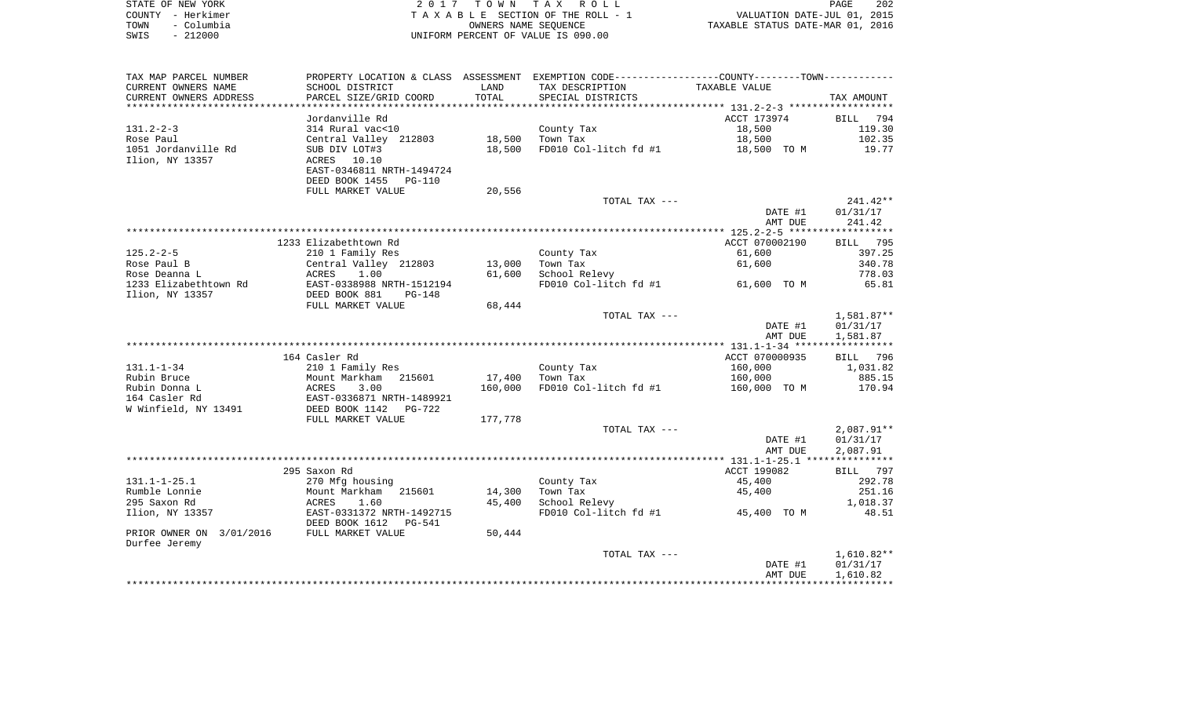STATE OF NEW YORK
COUNTY - Herkimer
TOWN - Columbia
SWIS - 212000

2 0 1 7 T O W N T A X R O L L
T A X A B L E SECTION OF THE ROLL - 1
OWNERS NAME SEQUENCE
UNIFORM PERCENT OF VALUE IS 090.00

VALUATION DATE-JUL 01, 2015
TAXABLE STATUS DATE-MAR 01, 2016

| TAX MAP PARCEL NUMBER<br>CURRENT OWNERS NAME<br>CURRENT OWNERS ADDRESS | PROPERTY LOCATION & CLASS<br>SCHOOL DISTRICT<br>PARCEL SIZE/GRID COORD | ASSESSMENT<br>LAND<br>TOTAL | EXEMPTION CODE-----COUNTY-----TOWN-----<br>TAX DESCRIPTION<br>SPECIAL DISTRICTS | TAXABLE VALUE | TAX AMOUNT |
|---|---|---|---|---|---|
| | Jordanville Rd | | | ACCT 173974 | BILL 794 |
| 131.2-2-3 | 314 Rural vac<10 | | County Tax | 18,500 | 119.30 |
| Rose Paul | Central Valley 212803 | 18,500 | Town Tax | 18,500 | 102.35 |
| 1051 Jordanville Rd | SUB DIV LOT#3 | 18,500 | FD010 Col-litch fd #1 | 18,500 TO M | 19.77 |
| Ilion, NY 13357 | ACRES 10.10 | | | | |
| | EAST-0346811 NRTH-1494724 | | | | |
| | DEED BOOK 1455 PG-110 | | | | |
| | FULL MARKET VALUE | 20,556 | | | |
| | | | TOTAL TAX --- | | 241.42** |
| | | | | DATE #1 | 01/31/17 |
| | | | | AMT DUE | 241.42 |
| | 1233 Elizabethtown Rd | | | ACCT 070002190 | BILL 795 |
| 125.2-2-5 | 210 1 Family Res | | County Tax | 61,600 | 397.25 |
| Rose Paul B | Central Valley 212803 | 13,000 | Town Tax | 61,600 | 340.78 |
| Rose Deanna L | ACRES 1.00 | 61,600 | School Relevy | | 778.03 |
| 1233 Elizabethtown Rd | EAST-0338988 NRTH-1512194 | | FD010 Col-litch fd #1 | 61,600 TO M | 65.81 |
| Ilion, NY 13357 | DEED BOOK 881 PG-148 | | | | |
| | FULL MARKET VALUE | 68,444 | | | |
| | | | TOTAL TAX --- | | 1,581.87** |
| | | | | DATE #1 | 01/31/17 |
| | | | | AMT DUE | 1,581.87 |
| | 164 Casler Rd | | | ACCT 070000935 | BILL 796 |
| 131.1-1-34 | 210 1 Family Res | | County Tax | 160,000 | 1,031.82 |
| Rubin Bruce | Mount Markham 215601 | 17,400 | Town Tax | 160,000 | 885.15 |
| Rubin Donna L | ACRES 3.00 | 160,000 | FD010 Col-litch fd #1 | 160,000 TO M | 170.94 |
| 164 Casler Rd | EAST-0336871 NRTH-1489921 | | | | |
| W Winfield, NY 13491 | DEED BOOK 1142 PG-722 | | | | |
| | FULL MARKET VALUE | 177,778 | | | |
| | | | TOTAL TAX --- | | 2,087.91** |
| | | | | DATE #1 | 01/31/17 |
| | | | | AMT DUE | 2,087.91 |
| | 295 Saxon Rd | | | ACCT 199082 | BILL 797 |
| 131.1-1-25.1 | 270 Mfg housing | | County Tax | 45,400 | 292.78 |
| Rumble Lonnie | Mount Markham 215601 | 14,300 | Town Tax | 45,400 | 251.16 |
| 295 Saxon Rd | ACRES 1.60 | 45,400 | School Relevy | | 1,018.37 |
| Ilion, NY 13357 | EAST-0331372 NRTH-1492715 | | FD010 Col-litch fd #1 | 45,400 TO M | 48.51 |
| | DEED BOOK 1612 PG-541 | | | | |
| PRIOR OWNER ON 3/01/2016 | FULL MARKET VALUE | 50,444 | | | |
| Durfee Jeremy | | | | | |
| | | | TOTAL TAX --- | | 1,610.82** |
| | | | | DATE #1 | 01/31/17 |
| | | | | AMT DUE | 1,610.82 |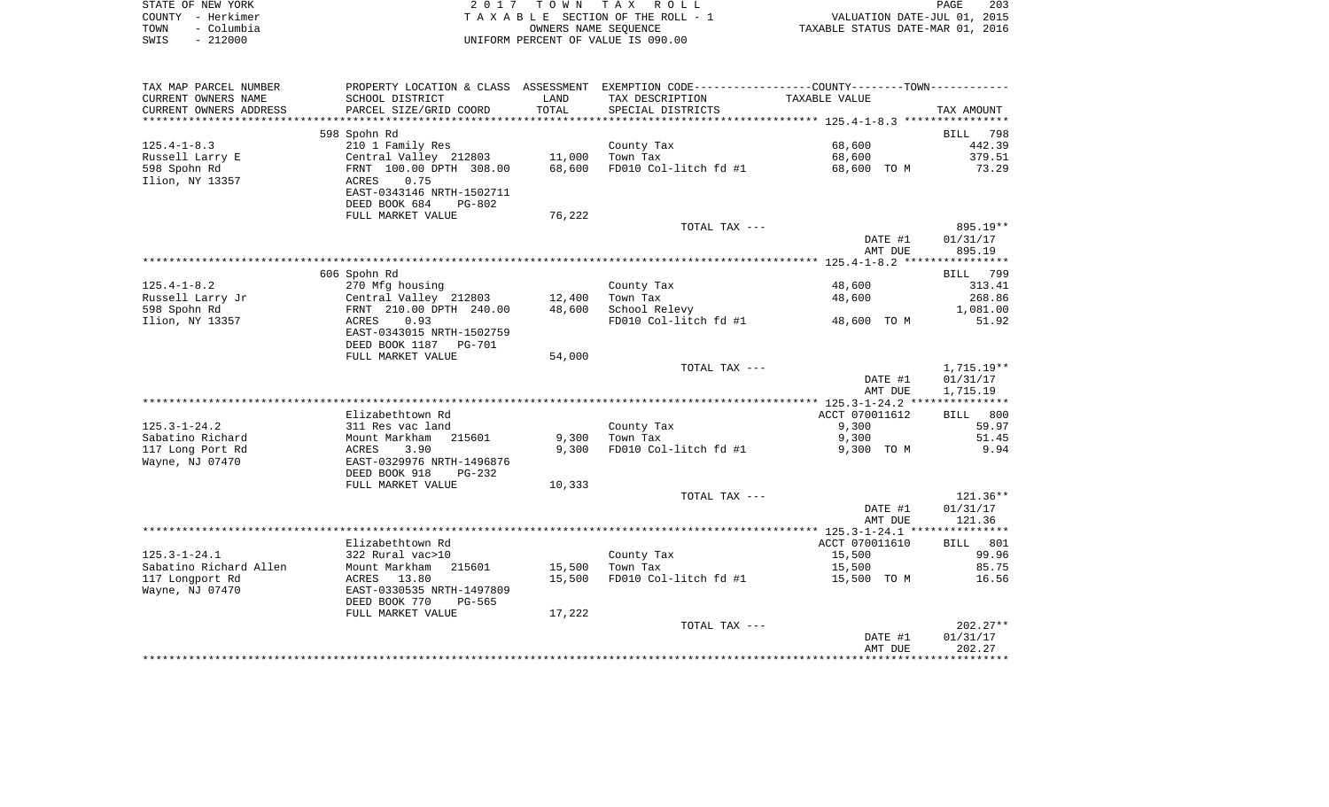STATE OF NEW YORK
COUNTY - Herkimer
TOWN - Columbia
SWIS - 212000

2017 TOWN TAX ROLL
TAXABLE SECTION OF THE ROLL - 1
OWNERS NAME SEQUENCE
UNIFORM PERCENT OF VALUE IS 090.00

VALUATION DATE-JUL 01, 2015
TAXABLE STATUS DATE-MAR 01, 2016

| TAX MAP PARCEL NUMBER / CURRENT OWNERS NAME / CURRENT OWNERS ADDRESS | PROPERTY LOCATION & CLASS / SCHOOL DISTRICT / PARCEL SIZE/GRID COORD | ASSESSMENT LAND / TOTAL | EXEMPTION CODE / TAX DESCRIPTION / SPECIAL DISTRICTS | COUNTY--------TOWN / TAXABLE VALUE | TAX AMOUNT |
|---|---|---|---|---|---|
| | 598 Spohn Rd | | | | BILL 798 |
| 125.4-1-8.3 | 210 1 Family Res | | County Tax | 68,600 | 442.39 |
| Russell Larry E | Central Valley 212803 | 11,000 | Town Tax | 68,600 | 379.51 |
| 598 Spohn Rd | FRNT 100.00 DPTH 308.00 | 68,600 | FD010 Col-litch fd #1 | 68,600 TO M | 73.29 |
| Ilion, NY 13357 | ACRES 0.75 | | | | |
| | EAST-0343146 NRTH-1502711 | | | | |
| | DEED BOOK 684 PG-802 | | | | |
| | FULL MARKET VALUE | 76,222 | | | |
| | | | TOTAL TAX --- | | 895.19** |
| | | | | DATE #1 | 01/31/17 |
| | | | | AMT DUE | 895.19 |
| | 606 Spohn Rd | | | | BILL 799 |
| 125.4-1-8.2 | 270 Mfg housing | | County Tax | 48,600 | 313.41 |
| Russell Larry Jr | Central Valley 212803 | 12,400 | Town Tax | 48,600 | 268.86 |
| 598 Spohn Rd | FRNT 210.00 DPTH 240.00 | 48,600 | School Relevy | | 1,081.00 |
| Ilion, NY 13357 | ACRES 0.93 | | FD010 Col-litch fd #1 | 48,600 TO M | 51.92 |
| | EAST-0343015 NRTH-1502759 | | | | |
| | DEED BOOK 1187 PG-701 | | | | |
| | FULL MARKET VALUE | 54,000 | | | |
| | | | TOTAL TAX --- | | 1,715.19** |
| | | | | DATE #1 | 01/31/17 |
| | | | | AMT DUE | 1,715.19 |
| | Elizabethtown Rd | | | ACCT 070011612 | BILL 800 |
| 125.3-1-24.2 | 311 Res vac land | | County Tax | 9,300 | 59.97 |
| Sabatino Richard | Mount Markham 215601 | 9,300 | Town Tax | 9,300 | 51.45 |
| 117 Long Port Rd | ACRES 3.90 | 9,300 | FD010 Col-litch fd #1 | 9,300 TO M | 9.94 |
| Wayne, NJ 07470 | EAST-0329976 NRTH-1496876 | | | | |
| | DEED BOOK 918 PG-232 | | | | |
| | FULL MARKET VALUE | 10,333 | | | |
| | | | TOTAL TAX --- | | 121.36** |
| | | | | DATE #1 | 01/31/17 |
| | | | | AMT DUE | 121.36 |
| | Elizabethtown Rd | | | ACCT 070011610 | BILL 801 |
| 125.3-1-24.1 | 322 Rural vac>10 | | County Tax | 15,500 | 99.96 |
| Sabatino Richard Allen | Mount Markham 215601 | 15,500 | Town Tax | 15,500 | 85.75 |
| 117 Longport Rd | ACRES 13.80 | 15,500 | FD010 Col-litch fd #1 | 15,500 TO M | 16.56 |
| Wayne, NJ 07470 | EAST-0330535 NRTH-1497809 | | | | |
| | DEED BOOK 770 PG-565 | | | | |
| | FULL MARKET VALUE | 17,222 | | | |
| | | | TOTAL TAX --- | | 202.27** |
| | | | | DATE #1 | 01/31/17 |
| | | | | AMT DUE | 202.27 |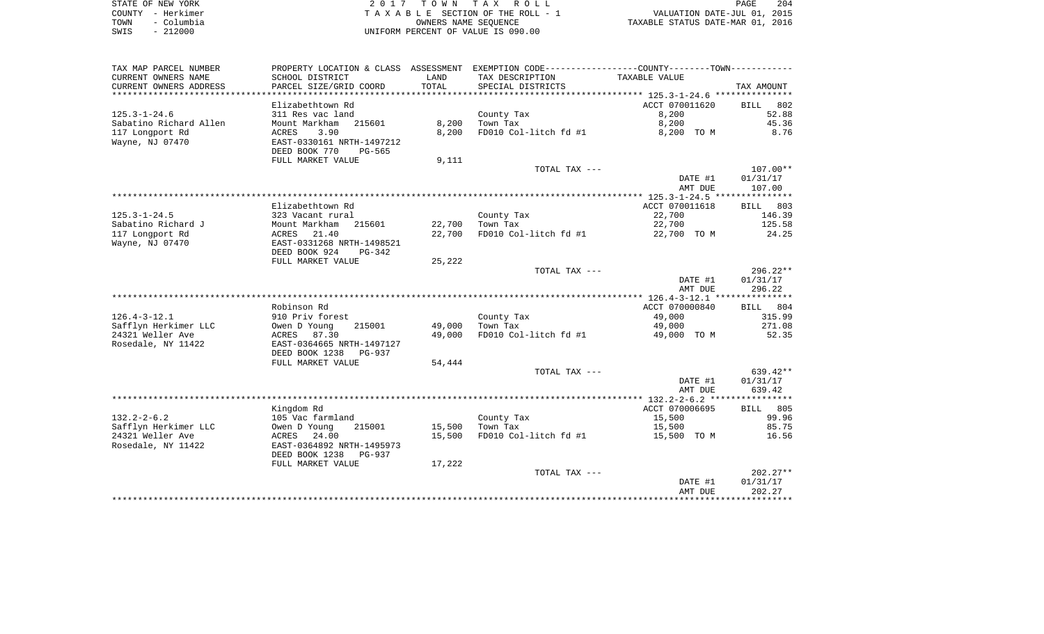STATE OF NEW YORK
COUNTY - Herkimer
TOWN - Columbia
SWIS - 212000

2 0 1 7 T O W N T A X R O L L
T A X A B L E SECTION OF THE ROLL - 1
OWNERS NAME SEQUENCE
UNIFORM PERCENT OF VALUE IS 090.00

VALUATION DATE-JUL 01, 2015
TAXABLE STATUS DATE-MAR 01, 2016

| TAX MAP PARCEL NUMBER<br>CURRENT OWNERS NAME<br>CURRENT OWNERS ADDRESS | PROPERTY LOCATION & CLASS<br>SCHOOL DISTRICT<br>PARCEL SIZE/GRID COORD | ASSESSMENT<br>LAND<br>TOTAL | EXEMPTION CODE------COUNTY-----TOWN------<br>TAX DESCRIPTION<br>SPECIAL DISTRICTS | TAXABLE VALUE | TAX AMOUNT |
|---|---|---|---|---|---|
| | Elizabethtown Rd | | | ACCT 070011620 | BILL 802 |
| 125.3-1-24.6 | 311 Res vac land | | County Tax | 8,200 | 52.88 |
| Sabatino Richard Allen | Mount Markham 215601 | 8,200 | Town Tax | 8,200 | 45.36 |
| 117 Longport Rd | ACRES 3.90 | 8,200 | FD010 Col-litch fd #1 | 8,200 TO M | 8.76 |
| Wayne, NJ 07470 | EAST-0330161 NRTH-1497212 | | | | |
| | DEED BOOK 770 PG-565 | | | | |
| | FULL MARKET VALUE | 9,111 | | | |
| | | | TOTAL TAX --- | | 107.00** |
| | | | | DATE #1 | 01/31/17 |
| | | | | AMT DUE | 107.00 |
| | Elizabethtown Rd | | | ACCT 070011618 | BILL 803 |
| 125.3-1-24.5 | 323 Vacant rural | | County Tax | 22,700 | 146.39 |
| Sabatino Richard J | Mount Markham 215601 | 22,700 | Town Tax | 22,700 | 125.58 |
| 117 Longport Rd | ACRES 21.40 | 22,700 | FD010 Col-litch fd #1 | 22,700 TO M | 24.25 |
| Wayne, NJ 07470 | EAST-0331268 NRTH-1498521 | | | | |
| | DEED BOOK 924 PG-342 | | | | |
| | FULL MARKET VALUE | 25,222 | | | |
| | | | TOTAL TAX --- | | 296.22** |
| | | | | DATE #1 | 01/31/17 |
| | | | | AMT DUE | 296.22 |
| | Robinson Rd | | | ACCT 070000840 | BILL 804 |
| 126.4-3-12.1 | 910 Priv forest | | County Tax | 49,000 | 315.99 |
| Safflyn Herkimer LLC | Owen D Young 215001 | 49,000 | Town Tax | 49,000 | 271.08 |
| 24321 Weller Ave | ACRES 87.30 | 49,000 | FD010 Col-litch fd #1 | 49,000 TO M | 52.35 |
| Rosedale, NY 11422 | EAST-0364665 NRTH-1497127 | | | | |
| | DEED BOOK 1238 PG-937 | | | | |
| | FULL MARKET VALUE | 54,444 | | | |
| | | | TOTAL TAX --- | | 639.42** |
| | | | | DATE #1 | 01/31/17 |
| | | | | AMT DUE | 639.42 |
| | Kingdom Rd | | | ACCT 070006695 | BILL 805 |
| 132.2-2-6.2 | 105 Vac farmland | | County Tax | 15,500 | 99.96 |
| Safflyn Herkimer LLC | Owen D Young 215001 | 15,500 | Town Tax | 15,500 | 85.75 |
| 24321 Weller Ave | ACRES 24.00 | 15,500 | FD010 Col-litch fd #1 | 15,500 TO M | 16.56 |
| Rosedale, NY 11422 | EAST-0364892 NRTH-1495973 | | | | |
| | DEED BOOK 1238 PG-937 | | | | |
| | FULL MARKET VALUE | 17,222 | | | |
| | | | TOTAL TAX --- | | 202.27** |
| | | | | DATE #1 | 01/31/17 |
| | | | | AMT DUE | 202.27 |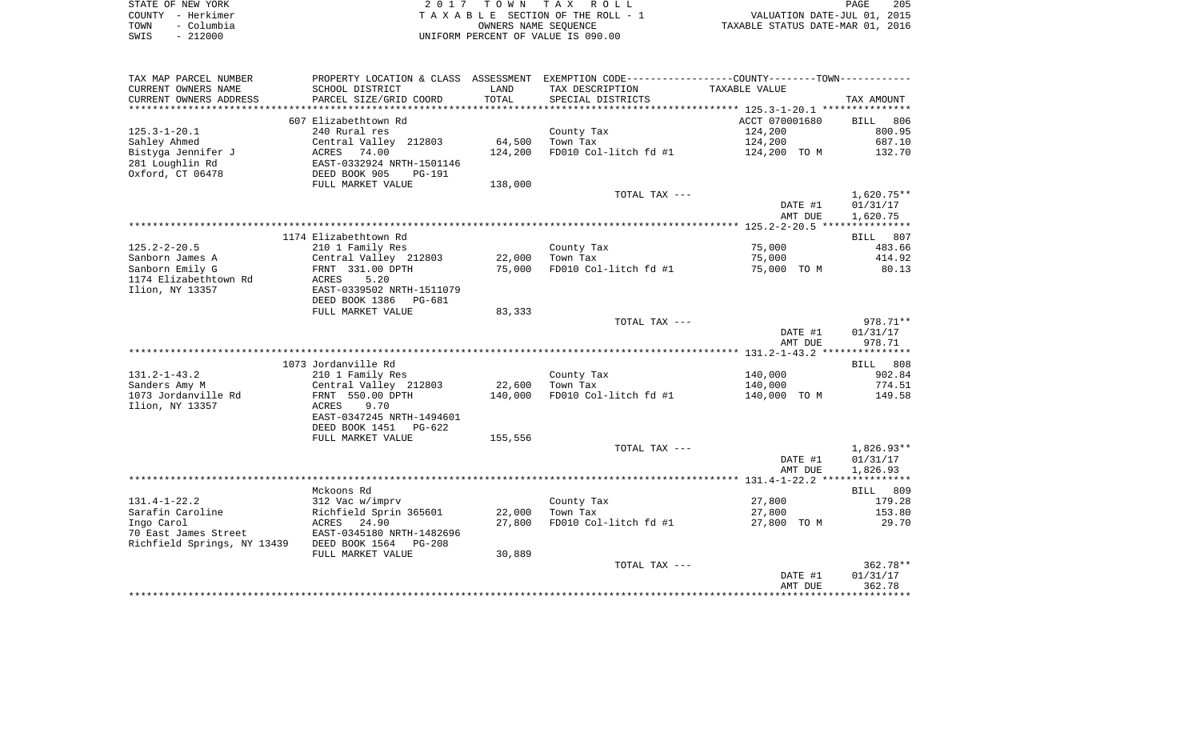STATE OF NEW YORK
COUNTY - Herkimer
TOWN - Columbia
SWIS - 212000

2017 TOWN TAX ROLL
TAXABLE SECTION OF THE ROLL - 1
OWNERS NAME SEQUENCE
UNIFORM PERCENT OF VALUE IS 090.00

VALUATION DATE-JUL 01, 2015
TAXABLE STATUS DATE-MAR 01, 2016

| TAX MAP PARCEL NUMBER / CURRENT OWNERS NAME / CURRENT OWNERS ADDRESS | PROPERTY LOCATION & CLASS / SCHOOL DISTRICT / PARCEL SIZE/GRID COORD | ASSESSMENT LAND / TOTAL | EXEMPTION CODE / TAX DESCRIPTION / SPECIAL DISTRICTS | TAXABLE VALUE | TAX AMOUNT |
|---|---|---|---|---|---|
| | 607 Elizabethtown Rd | | | ACCT 070001680 | BILL 806 |
| 125.3-1-20.1 | 240 Rural res | | County Tax | 124,200 | 800.95 |
| Sahley Ahmed | Central Valley 212803 | 64,500 | Town Tax | 124,200 | 687.10 |
| Bistyga Jennifer J | ACRES 74.00 | 124,200 | FD010 Col-litch fd #1 | 124,200 TO M | 132.70 |
| 281 Loughlin Rd | EAST-0332924 NRTH-1501146 | | | | |
| Oxford, CT 06478 | DEED BOOK 905 PG-191 | | | | |
| | FULL MARKET VALUE | 138,000 | | | |
| | | | TOTAL TAX --- | | 1,620.75** |
| | | | | DATE #1 | 01/31/17 |
| | | | | AMT DUE | 1,620.75 |
| | 1174 Elizabethtown Rd | | | | BILL 807 |
| 125.2-2-20.5 | 210 1 Family Res | | County Tax | 75,000 | 483.66 |
| Sanborn James A | Central Valley 212803 | 22,000 | Town Tax | 75,000 | 414.92 |
| Sanborn Emily G | FRNT 331.00 DPTH | 75,000 | FD010 Col-litch fd #1 | 75,000 TO M | 80.13 |
| 1174 Elizabethtown Rd | ACRES 5.20 | | | | |
| Ilion, NY 13357 | EAST-0339502 NRTH-1511079 | | | | |
| | DEED BOOK 1386 PG-681 | | | | |
| | FULL MARKET VALUE | 83,333 | | | |
| | | | TOTAL TAX --- | | 978.71** |
| | | | | DATE #1 | 01/31/17 |
| | | | | AMT DUE | 978.71 |
| | 1073 Jordanville Rd | | | | BILL 808 |
| 131.2-1-43.2 | 210 1 Family Res | | County Tax | 140,000 | 902.84 |
| Sanders Amy M | Central Valley 212803 | 22,600 | Town Tax | 140,000 | 774.51 |
| 1073 Jordanville Rd | FRNT 550.00 DPTH | 140,000 | FD010 Col-litch fd #1 | 140,000 TO M | 149.58 |
| Ilion, NY 13357 | ACRES 9.70 | | | | |
| | EAST-0347245 NRTH-1494601 | | | | |
| | DEED BOOK 1451 PG-622 | | | | |
| | FULL MARKET VALUE | 155,556 | | | |
| | | | TOTAL TAX --- | | 1,826.93** |
| | | | | DATE #1 | 01/31/17 |
| | | | | AMT DUE | 1,826.93 |
| | Mckoons Rd | | | | BILL 809 |
| 131.4-1-22.2 | 312 Vac w/imprv | | County Tax | 27,800 | 179.28 |
| Sarafin Caroline | Richfield Sprin 365601 | 22,000 | Town Tax | 27,800 | 153.80 |
| Ingo Carol | ACRES 24.90 | 27,800 | FD010 Col-litch fd #1 | 27,800 TO M | 29.70 |
| 70 East James Street | EAST-0345180 NRTH-1482696 | | | | |
| Richfield Springs, NY 13439 | DEED BOOK 1564 PG-208 | | | | |
| | FULL MARKET VALUE | 30,889 | | | |
| | | | TOTAL TAX --- | | 362.78** |
| | | | | DATE #1 | 01/31/17 |
| | | | | AMT DUE | 362.78 |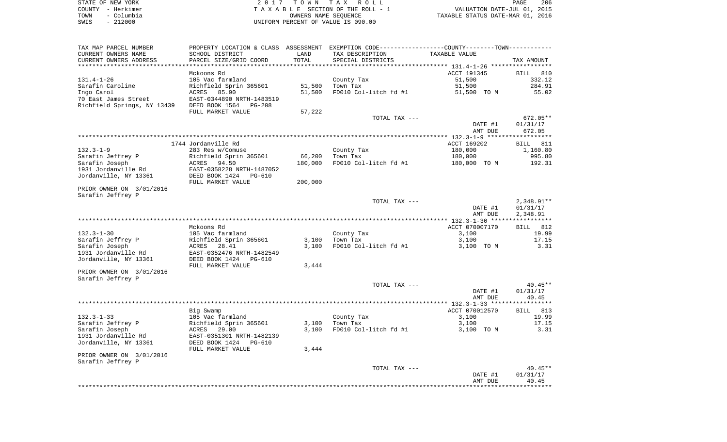STATE OF NEW YORK                    2 0 1 7   T O W N   T A X   R O L L
COUNTY - Herkimer                    T A X A B L E  SECTION OF THE ROLL - 1          VALUATION DATE-JUL 01, 2015
TOWN - Columbia                      OWNERS NAME SEQUENCE                            TAXABLE STATUS DATE-MAR 01, 2016
SWIS - 212000                        UNIFORM PERCENT OF VALUE IS 090.00

| TAX MAP PARCEL NUMBER / CURRENT OWNERS NAME / CURRENT OWNERS ADDRESS | PROPERTY LOCATION & CLASS / SCHOOL DISTRICT / PARCEL SIZE/GRID COORD | ASSESSMENT LAND | TOTAL | EXEMPTION CODE / TAX DESCRIPTION / SPECIAL DISTRICTS | TAXABLE VALUE | TAX AMOUNT |
|---|---|---|---|---|---|---|
| 131.4-1-26 | Mckoons Rd | | | | ACCT 191345 | BILL 810 |
| Sarafin Caroline | 105 Vac farmland | | | County Tax | 51,500 | 332.12 |
| Ingo Carol | Richfield Sprin 365601 | 51,500 | | Town Tax | 51,500 | 284.91 |
| 70 East James Street | ACRES 85.90 | | 51,500 | FD010 Col-litch fd #1 | 51,500 TO M | 55.02 |
| Richfield Springs, NY 13439 | EAST-0344890 NRTH-1483519 | | | | | |
| | DEED BOOK 1564 PG-208 | | | | | |
| | FULL MARKET VALUE | 57,222 | | | | |
| | | | | TOTAL TAX --- | | 672.05** |
| | | | | | DATE #1 | 01/31/17 |
| | | | | | AMT DUE | 672.05 |
| 132.3-1-9 | 1744 Jordanville Rd | | | | ACCT 169202 | BILL 811 |
| Sarafin Jeffrey P | 283 Res w/Comuse | | | County Tax | 180,000 | 1,160.80 |
| Sarafin Joseph | Richfield Sprin 365601 | 66,200 | | Town Tax | 180,000 | 995.80 |
| 1931 Jordanville Rd | ACRES 94.50 | | 180,000 | FD010 Col-litch fd #1 | 180,000 TO M | 192.31 |
| Jordanville, NY 13361 | EAST-0358228 NRTH-1487052 | | | | | |
| | DEED BOOK 1424 PG-610 | | | | | |
| PRIOR OWNER ON 3/01/2016 | FULL MARKET VALUE | 200,000 | | | | |
| Sarafin Jeffrey P | | | | | | |
| | | | | TOTAL TAX --- | | 2,348.91** |
| | | | | | DATE #1 | 01/31/17 |
| | | | | | AMT DUE | 2,348.91 |
| 132.3-1-30 | Mckoons Rd | | | | ACCT 070007170 | BILL 812 |
| Sarafin Jeffrey P | 105 Vac farmland | | | County Tax | 3,100 | 19.99 |
| Sarafin Joseph | Richfield Sprin 365601 | 3,100 | | Town Tax | 3,100 | 17.15 |
| 1931 Jordanville Rd | ACRES 28.41 | | 3,100 | FD010 Col-litch fd #1 | 3,100 TO M | 3.31 |
| Jordanville, NY 13361 | EAST-0352476 NRTH-1482549 | | | | | |
| | DEED BOOK 1424 PG-610 | | | | | |
| PRIOR OWNER ON 3/01/2016 | FULL MARKET VALUE | 3,444 | | | | |
| Sarafin Jeffrey P | | | | | | |
| | | | | TOTAL TAX --- | | 40.45** |
| | | | | | DATE #1 | 01/31/17 |
| | | | | | AMT DUE | 40.45 |
| 132.3-1-33 | Big Swamp | | | | ACCT 070012570 | BILL 813 |
| Sarafin Jeffrey P | 105 Vac farmland | | | County Tax | 3,100 | 19.99 |
| Sarafin Joseph | Richfield Sprin 365601 | 3,100 | | Town Tax | 3,100 | 17.15 |
| 1931 Jordanville Rd | ACRES 29.00 | | 3,100 | FD010 Col-litch fd #1 | 3,100 TO M | 3.31 |
| Jordanville, NY 13361 | EAST-0351301 NRTH-1482139 | | | | | |
| | DEED BOOK 1424 PG-610 | | | | | |
| PRIOR OWNER ON 3/01/2016 | FULL MARKET VALUE | 3,444 | | | | |
| Sarafin Jeffrey P | | | | | | |
| | | | | TOTAL TAX --- | | 40.45** |
| | | | | | DATE #1 | 01/31/17 |
| | | | | | AMT DUE | 40.45 |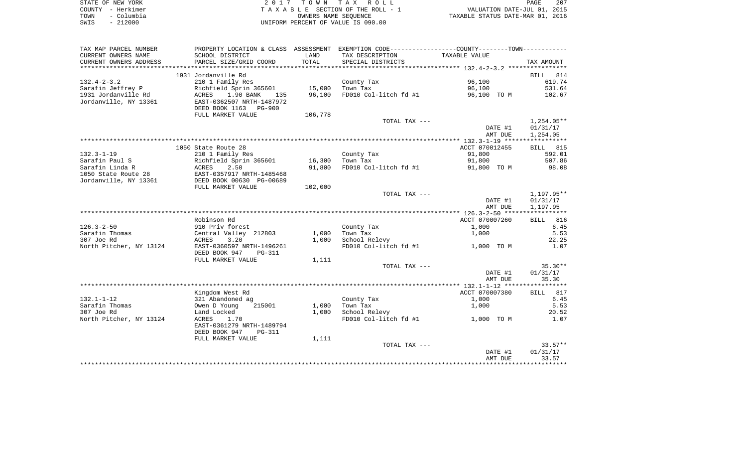STATE OF NEW YORK
COUNTY - Herkimer
TOWN - Columbia
SWIS - 212000

2 0 1 7 T O W N T A X R O L L
T A X A B L E SECTION OF THE ROLL - 1
OWNERS NAME SEQUENCE
UNIFORM PERCENT OF VALUE IS 090.00

VALUATION DATE-JUL 01, 2015
TAXABLE STATUS DATE-MAR 01, 2016

| TAX MAP PARCEL NUMBER / CURRENT OWNERS NAME / CURRENT OWNERS ADDRESS | PROPERTY LOCATION & CLASS / SCHOOL DISTRICT / PARCEL SIZE/GRID COORD | ASSESSMENT LAND / TOTAL | EXEMPTION CODE / TAX DESCRIPTION / SPECIAL DISTRICTS | COUNTY--------TOWN / TAXABLE VALUE | TAX AMOUNT |
|---|---|---|---|---|---|
| | 1931 Jordanville Rd | | | | BILL 814 |
| 132.4-2-3.2 | 210 1 Family Res | | County Tax | 96,100 | 619.74 |
| Sarafin Jeffrey P | Richfield Sprin 365601 | 15,000 | Town Tax | 96,100 | 531.64 |
| 1931 Jordanville Rd | ACRES 1.90 BANK 135 | 96,100 | FD010 Col-litch fd #1 | 96,100 TO M | 102.67 |
| Jordanville, NY 13361 | EAST-0362507 NRTH-1487972 | | | | |
| | DEED BOOK 1163 PG-900 | | | | |
| | FULL MARKET VALUE | 106,778 | | | |
| | | | TOTAL TAX --- | | 1,254.05** |
| | | | | DATE #1 | 01/31/17 |
| | | | | AMT DUE | 1,254.05 |
| | 1050 State Route 28 | | | ACCT 070012455 | BILL 815 |
| 132.3-1-19 | 210 1 Family Res | | County Tax | 91,800 | 592.01 |
| Sarafin Paul S | Richfield Sprin 365601 | 16,300 | Town Tax | 91,800 | 507.86 |
| Sarafin Linda R | ACRES 2.50 | 91,800 | FD010 Col-litch fd #1 | 91,800 TO M | 98.08 |
| 1050 State Route 28 | EAST-0357917 NRTH-1485468 | | | | |
| Jordanville, NY 13361 | DEED BOOK 00630 PG-00689 | | | | |
| | FULL MARKET VALUE | 102,000 | | | |
| | | | TOTAL TAX --- | | 1,197.95** |
| | | | | DATE #1 | 01/31/17 |
| | | | | AMT DUE | 1,197.95 |
| | Robinson Rd | | | ACCT 070007260 | BILL 816 |
| 126.3-2-50 | 910 Priv forest | | County Tax | 1,000 | 6.45 |
| Sarafin Thomas | Central Valley 212803 | 1,000 | Town Tax | 1,000 | 5.53 |
| 307 Joe Rd | ACRES 3.20 | 1,000 | School Relevy | | 22.25 |
| North Pitcher, NY 13124 | EAST-0360597 NRTH-1496261 | | FD010 Col-litch fd #1 | 1,000 TO M | 1.07 |
| | DEED BOOK 947 PG-311 | | | | |
| | FULL MARKET VALUE | 1,111 | | | |
| | | | TOTAL TAX --- | | 35.30** |
| | | | | DATE #1 | 01/31/17 |
| | | | | AMT DUE | 35.30 |
| | Kingdom West Rd | | | ACCT 070007380 | BILL 817 |
| 132.1-1-12 | 321 Abandoned ag | | County Tax | 1,000 | 6.45 |
| Sarafin Thomas | Owen D Young 215001 | 1,000 | Town Tax | 1,000 | 5.53 |
| 307 Joe Rd | Land Locked | 1,000 | School Relevy | | 20.52 |
| North Pitcher, NY 13124 | ACRES 1.70 | | FD010 Col-litch fd #1 | 1,000 TO M | 1.07 |
| | EAST-0361279 NRTH-1489794 | | | | |
| | DEED BOOK 947 PG-311 | | | | |
| | FULL MARKET VALUE | 1,111 | | | |
| | | | TOTAL TAX --- | | 33.57** |
| | | | | DATE #1 | 01/31/17 |
| | | | | AMT DUE | 33.57 |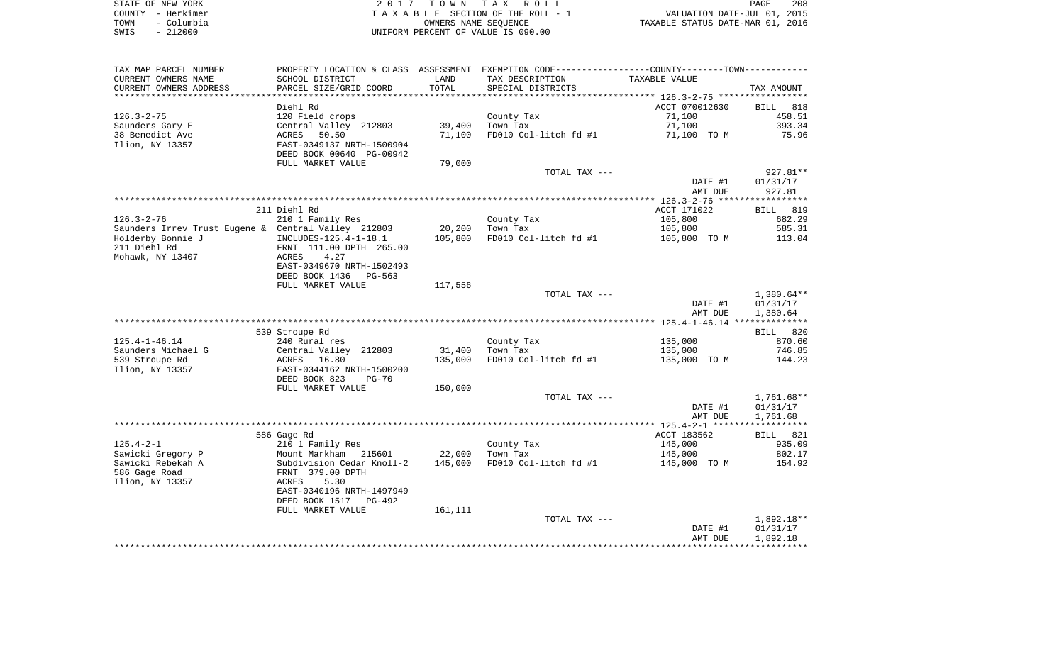| TAX MAP PARCEL NUMBER<br>CURRENT OWNERS NAME<br>CURRENT OWNERS ADDRESS | PROPERTY LOCATION & CLASS<br>SCHOOL DISTRICT<br>PARCEL SIZE/GRID COORD | ASSESSMENT<br>LAND<br>TOTAL | EXEMPTION CODE-----COUNTY-----TOWN-----<br>TAX DESCRIPTION<br>SPECIAL DISTRICTS | TAXABLE VALUE | TAX AMOUNT |
|---|---|---|---|---|---|
| ********** 126.3-2-75 ********** | | | | | |
| | Diehl Rd | | | ACCT 070012630 | BILL 818 |
| 126.3-2-75 | 120 Field crops | | County Tax | 71,100 | 458.51 |
| Saunders Gary E | Central Valley 212803 | 39,400 | Town Tax | 71,100 | 393.34 |
| 38 Benedict Ave | ACRES 50.50 | 71,100 | FD010 Col-litch fd #1 | 71,100 TO M | 75.96 |
| Ilion, NY 13357 | EAST-0349137 NRTH-1500904 | | | | |
| | DEED BOOK 00640 PG-00942 | | | | |
| | FULL MARKET VALUE | 79,000 | | | |
| | | | TOTAL TAX --- | | 927.81** |
| | | | | DATE #1 | 01/31/17 |
| | | | | AMT DUE | 927.81 |
| ********** 126.3-2-76 ********** | | | | | |
| | 211 Diehl Rd | | | ACCT 171022 | BILL 819 |
| 126.3-2-76 | 210 1 Family Res | | County Tax | 105,800 | 682.29 |
| Saunders Irrev Trust Eugene & | Central Valley 212803 | 20,200 | Town Tax | 105,800 | 585.31 |
| Holderby Bonnie J | INCLUDES-125.4-1-18.1 | 105,800 | FD010 Col-litch fd #1 | 105,800 TO M | 113.04 |
| 211 Diehl Rd | FRNT 111.00 DPTH 265.00 | | | | |
| Mohawk, NY 13407 | ACRES 4.27 | | | | |
| | EAST-0349670 NRTH-1502493 | | | | |
| | DEED BOOK 1436 PG-563 | | | | |
| | FULL MARKET VALUE | 117,556 | | | |
| | | | TOTAL TAX --- | | 1,380.64** |
| | | | | DATE #1 | 01/31/17 |
| | | | | AMT DUE | 1,380.64 |
| ********** 125.4-1-46.14 ********** | | | | | |
| | 539 Stroupe Rd | | | | BILL 820 |
| 125.4-1-46.14 | 240 Rural res | | County Tax | 135,000 | 870.60 |
| Saunders Michael G | Central Valley 212803 | 31,400 | Town Tax | 135,000 | 746.85 |
| 539 Stroupe Rd | ACRES 16.80 | 135,000 | FD010 Col-litch fd #1 | 135,000 TO M | 144.23 |
| Ilion, NY 13357 | EAST-0344162 NRTH-1500200 | | | | |
| | DEED BOOK 823 PG-70 | | | | |
| | FULL MARKET VALUE | 150,000 | | | |
| | | | TOTAL TAX --- | | 1,761.68** |
| | | | | DATE #1 | 01/31/17 |
| | | | | AMT DUE | 1,761.68 |
| ********** 125.4-2-1 ********** | | | | | |
| | 586 Gage Rd | | | ACCT 183562 | BILL 821 |
| 125.4-2-1 | 210 1 Family Res | | County Tax | 145,000 | 935.09 |
| Sawicki Gregory P | Mount Markham 215601 | 22,000 | Town Tax | 145,000 | 802.17 |
| Sawicki Rebekah A | Subdivision Cedar Knoll-2 | 145,000 | FD010 Col-litch fd #1 | 145,000 TO M | 154.92 |
| 586 Gage Road | FRNT 379.00 DPTH | | | | |
| Ilion, NY 13357 | ACRES 5.30 | | | | |
| | EAST-0340196 NRTH-1497949 | | | | |
| | DEED BOOK 1517 PG-492 | | | | |
| | FULL MARKET VALUE | 161,111 | | | |
| | | | TOTAL TAX --- | | 1,892.18** |
| | | | | DATE #1 | 01/31/17 |
| | | | | AMT DUE | 1,892.18 |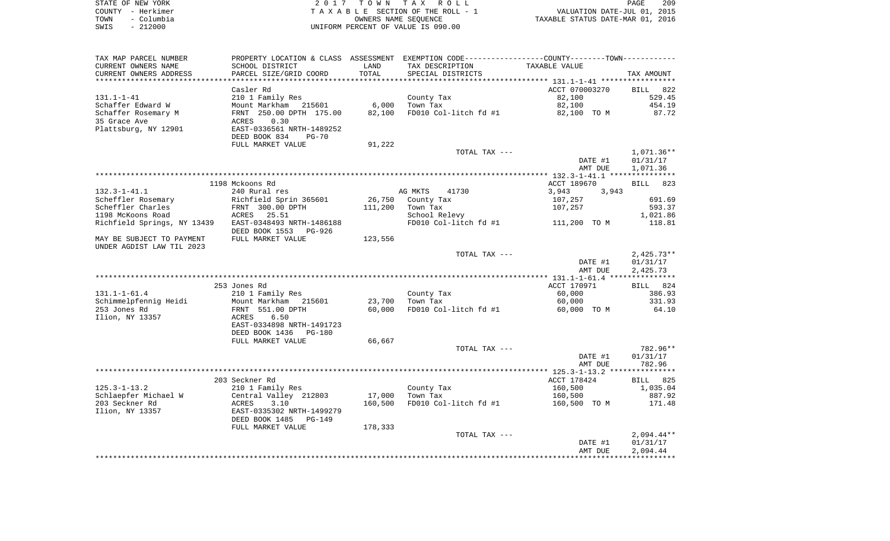STATE OF NEW YORK
COUNTY - Herkimer
TOWN - Columbia
SWIS - 212000

2 0 1 7 T O W N T A X R O L L
T A X A B L E SECTION OF THE ROLL - 1
OWNERS NAME SEQUENCE
UNIFORM PERCENT OF VALUE IS 090.00

VALUATION DATE-JUL 01, 2015
TAXABLE STATUS DATE-MAR 01, 2016

| TAX MAP PARCEL NUMBER / CURRENT OWNERS NAME / CURRENT OWNERS ADDRESS | PROPERTY LOCATION & CLASS / SCHOOL DISTRICT / PARCEL SIZE/GRID COORD | ASSESSMENT LAND / TOTAL | EXEMPTION CODE / TAX DESCRIPTION / SPECIAL DISTRICTS | COUNTY / TOWN TAXABLE VALUE | TAX AMOUNT |
|---|---|---|---|---|---|
| 131.1-1-41 | Casler Rd | | | ACCT 070003270 | BILL 822 |
| 131.1-1-41 | 210 1 Family Res | | County Tax | 82,100 | 529.45 |
| Schaffer Edward W | Mount Markham 215601 | 6,000 | Town Tax | 82,100 | 454.19 |
| Schaffer Rosemary M | FRNT 250.00 DPTH 175.00 | 82,100 | FD010 Col-litch fd #1 | 82,100 TO M | 87.72 |
| 35 Grace Ave | ACRES 0.30 | | | | |
| Plattsburg, NY 12901 | EAST-0336561 NRTH-1489252 | | | | |
| | DEED BOOK 834 PG-70 | | | | |
| | FULL MARKET VALUE | 91,222 | | | |
| | | | TOTAL TAX --- | | 1,071.36** |
| | | | | DATE #1 | 01/31/17 |
| | | | | AMT DUE | 1,071.36 |
| 132.3-1-41.1 | 1198 Mckoons Rd | | | ACCT 189670 | BILL 823 |
| 132.3-1-41.1 | 240 Rural res | | AG MKTS 41730 | 3,943 3,943 | |
| Scheffler Rosemary | Richfield Sprin 365601 | 26,750 | County Tax | 107,257 | 691.69 |
| Scheffler Charles | FRNT 300.00 DPTH | 111,200 | Town Tax | 107,257 | 593.37 |
| 1198 McKoons Road | ACRES 25.51 | | School Relevy | | 1,021.86 |
| Richfield Springs, NY 13439 | EAST-0348493 NRTH-1486188 | | FD010 Col-litch fd #1 | 111,200 TO M | 118.81 |
| | DEED BOOK 1553 PG-926 | | | | |
| MAY BE SUBJECT TO PAYMENT UNDER AGDIST LAW TIL 2023 | FULL MARKET VALUE | 123,556 | | | |
| | | | TOTAL TAX --- | | 2,425.73** |
| | | | | DATE #1 | 01/31/17 |
| | | | | AMT DUE | 2,425.73 |
| 131.1-1-61.4 | 253 Jones Rd | | | ACCT 170971 | BILL 824 |
| 131.1-1-61.4 | 210 1 Family Res | | County Tax | 60,000 | 386.93 |
| Schimmelpfennig Heidi | Mount Markham 215601 | 23,700 | Town Tax | 60,000 | 331.93 |
| 253 Jones Rd | FRNT 551.00 DPTH | 60,000 | FD010 Col-litch fd #1 | 60,000 TO M | 64.10 |
| Ilion, NY 13357 | ACRES 6.50 | | | | |
| | EAST-0334898 NRTH-1491723 | | | | |
| | DEED BOOK 1436 PG-180 | | | | |
| | FULL MARKET VALUE | 66,667 | | | |
| | | | TOTAL TAX --- | | 782.96** |
| | | | | DATE #1 | 01/31/17 |
| | | | | AMT DUE | 782.96 |
| 125.3-1-13.2 | 203 Seckner Rd | | | ACCT 178424 | BILL 825 |
| 125.3-1-13.2 | 210 1 Family Res | | County Tax | 160,500 | 1,035.04 |
| Schlaepfer Michael W | Central Valley 212803 | 17,000 | Town Tax | 160,500 | 887.92 |
| 203 Seckner Rd | ACRES 3.10 | 160,500 | FD010 Col-litch fd #1 | 160,500 TO M | 171.48 |
| Ilion, NY 13357 | EAST-0335302 NRTH-1499279 | | | | |
| | DEED BOOK 1485 PG-149 | | | | |
| | FULL MARKET VALUE | 178,333 | | | |
| | | | TOTAL TAX --- | | 2,094.44** |
| | | | | DATE #1 | 01/31/17 |
| | | | | AMT DUE | 2,094.44 |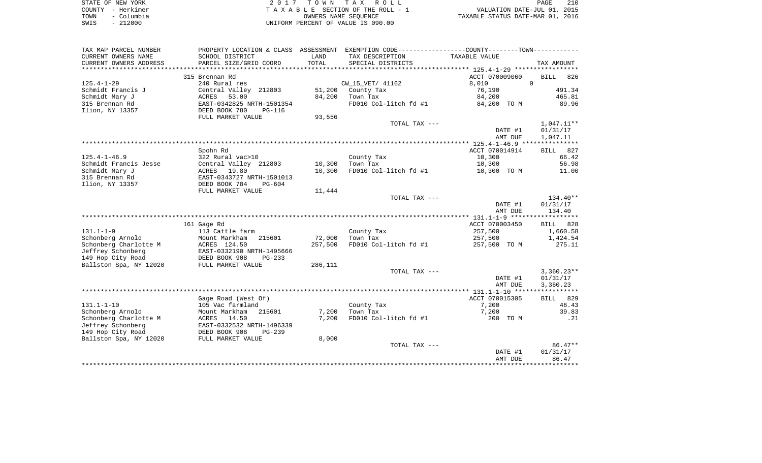STATE OF NEW YORK
COUNTY - Herkimer
TOWN - Columbia
SWIS - 212000

2 0 1 7 T O W N T A X R O L L
T A X A B L E SECTION OF THE ROLL - 1
OWNERS NAME SEQUENCE
UNIFORM PERCENT OF VALUE IS 090.00

VALUATION DATE-JUL 01, 2015
TAXABLE STATUS DATE-MAR 01, 2016

| TAX MAP PARCEL NUMBER<br>CURRENT OWNERS NAME<br>CURRENT OWNERS ADDRESS | PROPERTY LOCATION & CLASS<br>SCHOOL DISTRICT<br>PARCEL SIZE/GRID COORD | ASSESSMENT<br>LAND<br>TOTAL | EXEMPTION CODE-----COUNTY-----TOWN<br>TAX DESCRIPTION<br>SPECIAL DISTRICTS | TAXABLE VALUE | TAX AMOUNT |
|---|---|---|---|---|---|
| | 315 Brennan Rd | | | ACCT 070009060 | BILL 826 |
| 125.4-1-29 | 240 Rural res | | CW_15_VET/ 41162 | 8,010 0 | |
| Schmidt Francis J | Central Valley 212803 | 51,200 | County Tax | 76,190 | 491.34 |
| Schmidt Mary J | ACRES 53.00 | 84,200 | Town Tax | 84,200 | 465.81 |
| 315 Brennan Rd | EAST-0342825 NRTH-1501354 | | FD010 Col-litch fd #1 | 84,200 TO M | 89.96 |
| Ilion, NY 13357 | DEED BOOK 780 PG-116 | | | | |
| | FULL MARKET VALUE | 93,556 | | | |
| | | | TOTAL TAX --- | | 1,047.11** |
| | | | | DATE #1 | 01/31/17 |
| | | | | AMT DUE | 1,047.11 |
| | Spohn Rd | | | ACCT 070014914 | BILL 827 |
| 125.4-1-46.9 | 322 Rural vac>10 | | County Tax | 10,300 | 66.42 |
| Schmidt Francis Jesse | Central Valley 212803 | 10,300 | Town Tax | 10,300 | 56.98 |
| Schmidt Mary J | ACRES 19.80 | 10,300 | FD010 Col-litch fd #1 | 10,300 TO M | 11.00 |
| 315 Brennan Rd | EAST-0343727 NRTH-1501013 | | | | |
| Ilion, NY 13357 | DEED BOOK 784 PG-604 | | | | |
| | FULL MARKET VALUE | 11,444 | | | |
| | | | TOTAL TAX --- | | 134.40** |
| | | | | DATE #1 | 01/31/17 |
| | | | | AMT DUE | 134.40 |
| | 161 Gage Rd | | | ACCT 070003450 | BILL 828 |
| 131.1-1-9 | 113 Cattle farm | | County Tax | 257,500 | 1,660.58 |
| Schonberg Arnold | Mount Markham 215601 | 72,000 | Town Tax | 257,500 | 1,424.54 |
| Schonberg Charlotte M | ACRES 124.50 | 257,500 | FD010 Col-litch fd #1 | 257,500 TO M | 275.11 |
| Jeffrey Schonberg | EAST-0332190 NRTH-1495666 | | | | |
| 149 Hop City Road | DEED BOOK 908 PG-233 | | | | |
| Ballston Spa, NY 12020 | FULL MARKET VALUE | 286,111 | | | |
| | | | TOTAL TAX --- | | 3,360.23** |
| | | | | DATE #1 | 01/31/17 |
| | | | | AMT DUE | 3,360.23 |
| | Gage Road (West Of) | | | ACCT 070015305 | BILL 829 |
| 131.1-1-10 | 105 Vac farmland | | County Tax | 7,200 | 46.43 |
| Schonberg Arnold | Mount Markham 215601 | 7,200 | Town Tax | 7,200 | 39.83 |
| Schonberg Charlotte M | ACRES 14.50 | 7,200 | FD010 Col-litch fd #1 | 200 TO M | .21 |
| Jeffrey Schonberg | EAST-0332532 NRTH-1496339 | | | | |
| 149 Hop City Road | DEED BOOK 908 PG-239 | | | | |
| Ballston Spa, NY 12020 | FULL MARKET VALUE | 8,000 | | | |
| | | | TOTAL TAX --- | | 86.47** |
| | | | | DATE #1 | 01/31/17 |
| | | | | AMT DUE | 86.47 |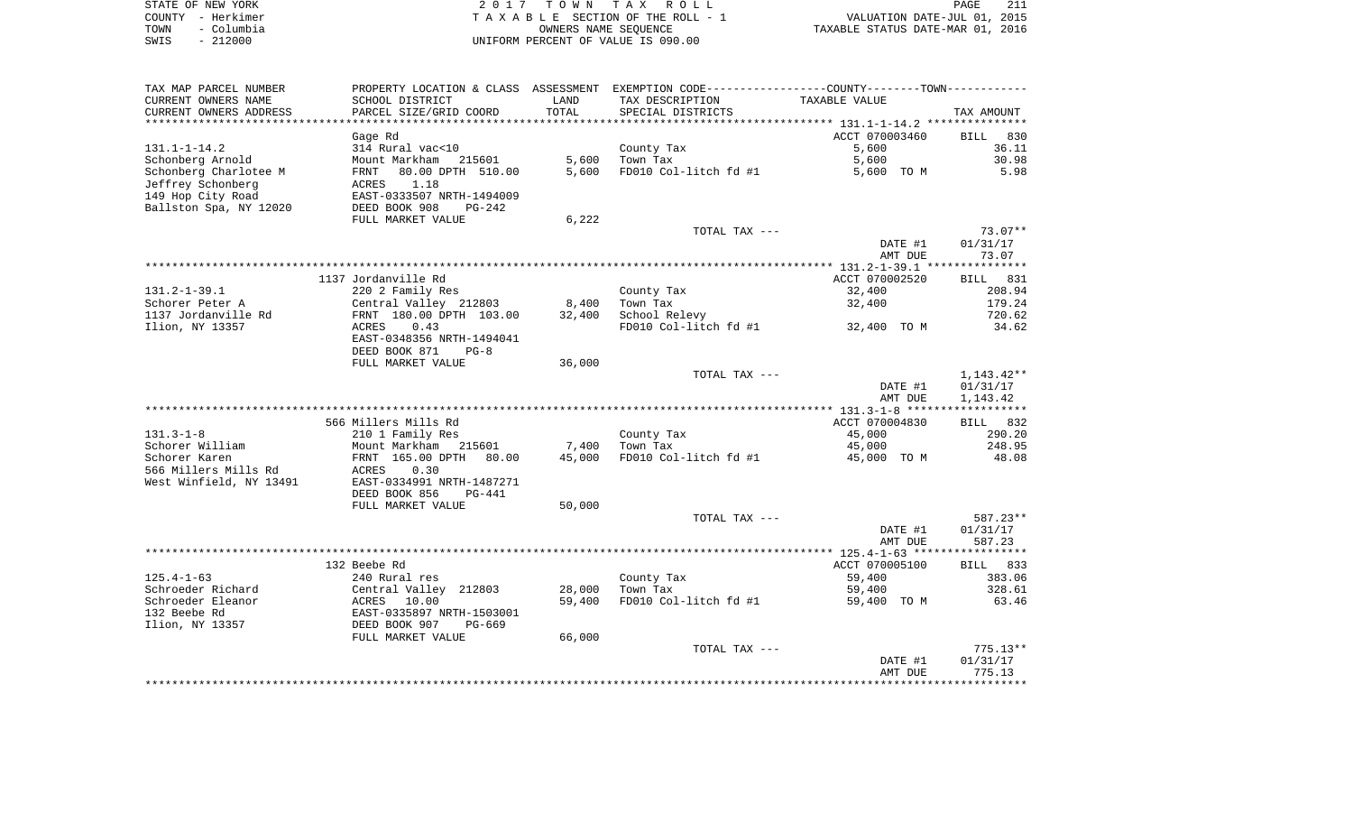STATE OF NEW YORK
COUNTY - Herkimer
TOWN - Columbia
SWIS - 212000

2 0 1 7 T O W N T A X R O L L
T A X A B L E SECTION OF THE ROLL - 1
OWNERS NAME SEQUENCE
UNIFORM PERCENT OF VALUE IS 090.00

VALUATION DATE-JUL 01, 2015
TAXABLE STATUS DATE-MAR 01, 2016

| TAX MAP PARCEL NUMBER / CURRENT OWNERS NAME / CURRENT OWNERS ADDRESS | PROPERTY LOCATION & CLASS / SCHOOL DISTRICT / PARCEL SIZE/GRID COORD | ASSESSMENT LAND / TOTAL | EXEMPTION CODE / TAX DESCRIPTION / SPECIAL DISTRICTS | COUNTY--------TOWN TAXABLE VALUE | TAX AMOUNT |
|---|---|---|---|---|---|
| | Gage Rd | | | ACCT 070003460 | BILL 830 |
| 131.1-1-14.2 | 314 Rural vac<10 | | County Tax | 5,600 | 36.11 |
| Schonberg Arnold | Mount Markham 215601 | 5,600 | Town Tax | 5,600 | 30.98 |
| Schonberg Charlotee M | FRNT 80.00 DPTH 510.00 | 5,600 | FD010 Col-litch fd #1 | 5,600 TO M | 5.98 |
| Jeffrey Schonberg | ACRES 1.18 | | | | |
| 149 Hop City Road | EAST-0333507 NRTH-1494009 | | | | |
| Ballston Spa, NY 12020 | DEED BOOK 908 PG-242 | | | | |
| | FULL MARKET VALUE | 6,222 | | | |
| | | | TOTAL TAX --- | | 73.07** |
| | | | | DATE #1 | 01/31/17 |
| | | | | AMT DUE | 73.07 |
| | 1137 Jordanville Rd | | | ACCT 070002520 | BILL 831 |
| 131.2-1-39.1 | 220 2 Family Res | | County Tax | 32,400 | 208.94 |
| Schorer Peter A | Central Valley 212803 | 8,400 | Town Tax | 32,400 | 179.24 |
| 1137 Jordanville Rd | FRNT 180.00 DPTH 103.00 | 32,400 | School Relevy | | 720.62 |
| Ilion, NY 13357 | ACRES 0.43 | | FD010 Col-litch fd #1 | 32,400 TO M | 34.62 |
| | EAST-0348356 NRTH-1494041 | | | | |
| | DEED BOOK 871 PG-8 | | | | |
| | FULL MARKET VALUE | 36,000 | | | |
| | | | TOTAL TAX --- | | 1,143.42** |
| | | | | DATE #1 | 01/31/17 |
| | | | | AMT DUE | 1,143.42 |
| | 566 Millers Mills Rd | | | ACCT 070004830 | BILL 832 |
| 131.3-1-8 | 210 1 Family Res | | County Tax | 45,000 | 290.20 |
| Schorer William | Mount Markham 215601 | 7,400 | Town Tax | 45,000 | 248.95 |
| Schorer Karen | FRNT 165.00 DPTH 80.00 | 45,000 | FD010 Col-litch fd #1 | 45,000 TO M | 48.08 |
| 566 Millers Mills Rd | ACRES 0.30 | | | | |
| West Winfield, NY 13491 | EAST-0334991 NRTH-1487271 | | | | |
| | DEED BOOK 856 PG-441 | | | | |
| | FULL MARKET VALUE | 50,000 | | | |
| | | | TOTAL TAX --- | | 587.23** |
| | | | | DATE #1 | 01/31/17 |
| | | | | AMT DUE | 587.23 |
| | 132 Beebe Rd | | | ACCT 070005100 | BILL 833 |
| 125.4-1-63 | 240 Rural res | | County Tax | 59,400 | 383.06 |
| Schroeder Richard | Central Valley 212803 | 28,000 | Town Tax | 59,400 | 328.61 |
| Schroeder Eleanor | ACRES 10.00 | 59,400 | FD010 Col-litch fd #1 | 59,400 TO M | 63.46 |
| 132 Beebe Rd | EAST-0335897 NRTH-1503001 | | | | |
| Ilion, NY 13357 | DEED BOOK 907 PG-669 | | | | |
| | FULL MARKET VALUE | 66,000 | | | |
| | | | TOTAL TAX --- | | 775.13** |
| | | | | DATE #1 | 01/31/17 |
| | | | | AMT DUE | 775.13 |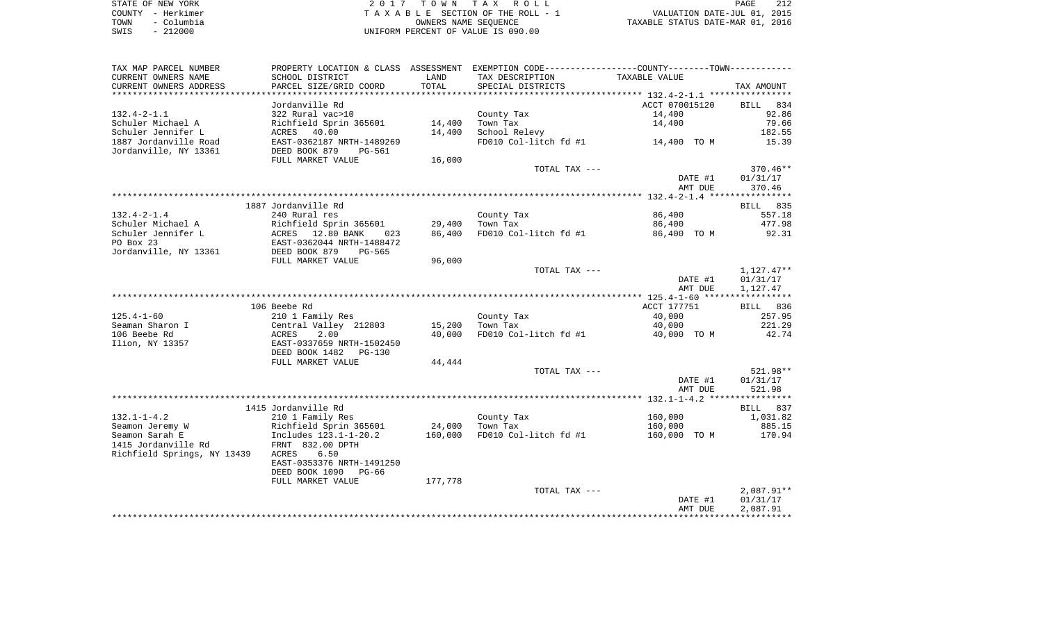STATE OF NEW YORK
COUNTY - Herkimer
TOWN - Columbia
SWIS - 212000

2 0 1 7 T O W N T A X R O L L
T A X A B L E SECTION OF THE ROLL - 1
OWNERS NAME SEQUENCE
UNIFORM PERCENT OF VALUE IS 090.00

VALUATION DATE-JUL 01, 2015
TAXABLE STATUS DATE-MAR 01, 2016

| TAX MAP PARCEL NUMBER / CURRENT OWNERS NAME / CURRENT OWNERS ADDRESS | PROPERTY LOCATION & CLASS / SCHOOL DISTRICT / PARCEL SIZE/GRID COORD | ASSESSMENT LAND / TOTAL | EXEMPTION CODE / TAX DESCRIPTION / SPECIAL DISTRICTS | COUNTY--------TOWN TAXABLE VALUE | TAX AMOUNT |
|---|---|---|---|---|---|
| **132.4-2-1.1** | Jordanville Rd | | | ACCT 070015120 | BILL 834 |
| 132.4-2-1.1 | 322 Rural vac>10 | | County Tax | 14,400 | 92.86 |
| Schuler Michael A | Richfield Sprin 365601 | 14,400 | Town Tax | 14,400 | 79.66 |
| Schuler Jennifer L | ACRES 40.00 | 14,400 | School Relevy | | 182.55 |
| 1887 Jordanville Road | EAST-0362187 NRTH-1489269 | | FD010 Col-litch fd #1 | 14,400 TO M | 15.39 |
| Jordanville, NY 13361 | DEED BOOK 879 PG-561 | | | | |
| | FULL MARKET VALUE | 16,000 | | | |
| | | | TOTAL TAX --- | | 370.46** |
| | | | | DATE #1 | 01/31/17 |
| | | | | AMT DUE | 370.46 |
| **132.4-2-1.4** | 1887 Jordanville Rd | | | | BILL 835 |
| 132.4-2-1.4 | 240 Rural res | | County Tax | 86,400 | 557.18 |
| Schuler Michael A | Richfield Sprin 365601 | 29,400 | Town Tax | 86,400 | 477.98 |
| Schuler Jennifer L | ACRES 12.80 BANK 023 | 86,400 | FD010 Col-litch fd #1 | 86,400 TO M | 92.31 |
| PO Box 23 | EAST-0362044 NRTH-1488472 | | | | |
| Jordanville, NY 13361 | DEED BOOK 879 PG-565 | | | | |
| | FULL MARKET VALUE | 96,000 | | | |
| | | | TOTAL TAX --- | | 1,127.47** |
| | | | | DATE #1 | 01/31/17 |
| | | | | AMT DUE | 1,127.47 |
| **125.4-1-60** | 106 Beebe Rd | | | ACCT 177751 | BILL 836 |
| 125.4-1-60 | 210 1 Family Res | | County Tax | 40,000 | 257.95 |
| Seaman Sharon I | Central Valley 212803 | 15,200 | Town Tax | 40,000 | 221.29 |
| 106 Beebe Rd | ACRES 2.00 | 40,000 | FD010 Col-litch fd #1 | 40,000 TO M | 42.74 |
| Ilion, NY 13357 | EAST-0337659 NRTH-1502450 | | | | |
| | DEED BOOK 1482 PG-130 | | | | |
| | FULL MARKET VALUE | 44,444 | | | |
| | | | TOTAL TAX --- | | 521.98** |
| | | | | DATE #1 | 01/31/17 |
| | | | | AMT DUE | 521.98 |
| **132.1-1-4.2** | 1415 Jordanville Rd | | | | BILL 837 |
| 132.1-1-4.2 | 210 1 Family Res | | County Tax | 160,000 | 1,031.82 |
| Seamon Jeremy W | Richfield Sprin 365601 | 24,000 | Town Tax | 160,000 | 885.15 |
| Seamon Sarah E | Includes 123.1-1-20.2 | 160,000 | FD010 Col-litch fd #1 | 160,000 TO M | 170.94 |
| 1415 Jordanville Rd | FRNT 832.00 DPTH | | | | |
| Richfield Springs, NY 13439 | ACRES 6.50 | | | | |
| | EAST-0353376 NRTH-1491250 | | | | |
| | DEED BOOK 1090 PG-66 | | | | |
| | FULL MARKET VALUE | 177,778 | | | |
| | | | TOTAL TAX --- | | 2,087.91** |
| | | | | DATE #1 | 01/31/17 |
| | | | | AMT DUE | 2,087.91 |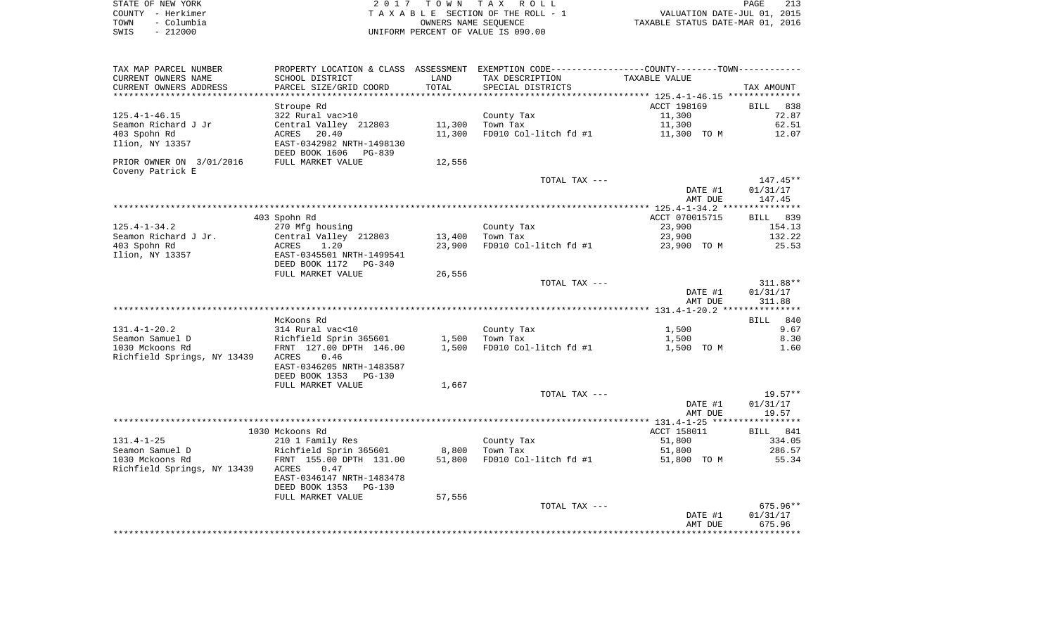| TAX MAP PARCEL NUMBER<br>CURRENT OWNERS NAME<br>CURRENT OWNERS ADDRESS | PROPERTY LOCATION & CLASS<br>SCHOOL DISTRICT<br>PARCEL SIZE/GRID COORD | ASSESSMENT<br>LAND<br>TOTAL | EXEMPTION CODE------COUNTY-------TOWN------<br>TAX DESCRIPTION<br>SPECIAL DISTRICTS | TAXABLE VALUE | TAX AMOUNT |
|---|---|---|---|---|---|
| | Stroupe Rd | | | ACCT 198169 | BILL 838 |
| 125.4-1-46.15 | 322 Rural vac>10 | | County Tax | 11,300 | 72.87 |
| Seamon Richard J Jr | Central Valley 212803 | 11,300 | Town Tax | 11,300 | 62.51 |
| 403 Spohn Rd | ACRES 20.40 | 11,300 | FD010 Col-litch fd #1 | 11,300 TO M | 12.07 |
| Ilion, NY 13357 | EAST-0342982 NRTH-1498130 | | | | |
| | DEED BOOK 1606 PG-839 | | | | |
| PRIOR OWNER ON 3/01/2016 | FULL MARKET VALUE | 12,556 | | | |
| Coveny Patrick E | | | | | |
| | | | TOTAL TAX --- | | 147.45** |
| | | | | DATE #1 | 01/31/17 |
| | | | | AMT DUE | 147.45 |
| | 403 Spohn Rd | | | ACCT 070015715 | BILL 839 |
| 125.4-1-34.2 | 270 Mfg housing | | County Tax | 23,900 | 154.13 |
| Seamon Richard J Jr. | Central Valley 212803 | 13,400 | Town Tax | 23,900 | 132.22 |
| 403 Spohn Rd | ACRES 1.20 | 23,900 | FD010 Col-litch fd #1 | 23,900 TO M | 25.53 |
| Ilion, NY 13357 | EAST-0345501 NRTH-1499541 | | | | |
| | DEED BOOK 1172 PG-340 | | | | |
| | FULL MARKET VALUE | 26,556 | | | |
| | | | TOTAL TAX --- | | 311.88** |
| | | | | DATE #1 | 01/31/17 |
| | | | | AMT DUE | 311.88 |
| | McKoons Rd | | | | BILL 840 |
| 131.4-1-20.2 | 314 Rural vac<10 | | County Tax | 1,500 | 9.67 |
| Seamon Samuel D | Richfield Sprin 365601 | 1,500 | Town Tax | 1,500 | 8.30 |
| 1030 Mckoons Rd | FRNT 127.00 DPTH 146.00 | 1,500 | FD010 Col-litch fd #1 | 1,500 TO M | 1.60 |
| Richfield Springs, NY 13439 | ACRES 0.46 | | | | |
| | EAST-0346205 NRTH-1483587 | | | | |
| | DEED BOOK 1353 PG-130 | | | | |
| | FULL MARKET VALUE | 1,667 | | | |
| | | | TOTAL TAX --- | | 19.57** |
| | | | | DATE #1 | 01/31/17 |
| | | | | AMT DUE | 19.57 |
| | 1030 Mckoons Rd | | | ACCT 158011 | BILL 841 |
| 131.4-1-25 | 210 1 Family Res | | County Tax | 51,800 | 334.05 |
| Seamon Samuel D | Richfield Sprin 365601 | 8,800 | Town Tax | 51,800 | 286.57 |
| 1030 Mckoons Rd | FRNT 155.00 DPTH 131.00 | 51,800 | FD010 Col-litch fd #1 | 51,800 TO M | 55.34 |
| Richfield Springs, NY 13439 | ACRES 0.47 | | | | |
| | EAST-0346147 NRTH-1483478 | | | | |
| | DEED BOOK 1353 PG-130 | | | | |
| | FULL MARKET VALUE | 57,556 | | | |
| | | | TOTAL TAX --- | | 675.96** |
| | | | | DATE #1 | 01/31/17 |
| | | | | AMT DUE | 675.96 |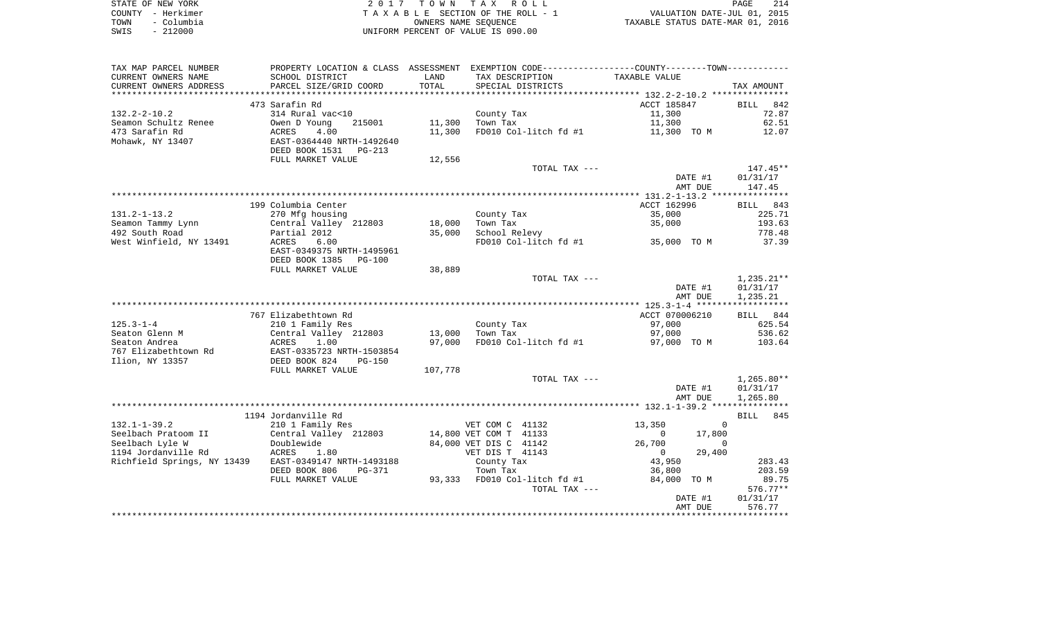STATE OF NEW YORK
COUNTY - Herkimer
TOWN - Columbia
SWIS - 212000

2 0 1 7   T O W N   T A X   R O L L
T A X A B L E  SECTION OF THE ROLL - 1
OWNERS NAME SEQUENCE
UNIFORM PERCENT OF VALUE IS 090.00

VALUATION DATE-JUL 01, 2015
TAXABLE STATUS DATE-MAR 01, 2016

| TAX MAP PARCEL NUMBER<br>CURRENT OWNERS NAME<br>CURRENT OWNERS ADDRESS | PROPERTY LOCATION & CLASS<br>SCHOOL DISTRICT<br>PARCEL SIZE/GRID COORD | ASSESSMENT<br>LAND<br>TOTAL | EXEMPTION CODE-----COUNTY-----TOWN------<br>TAX DESCRIPTION<br>SPECIAL DISTRICTS | TAXABLE VALUE | TAX AMOUNT |
|---|---|---|---|---|---|
| **132.2-2-10.2** | 473 Sarafin Rd | | | ACCT 185847 | BILL 842 |
| 132.2-2-10.2 | 314 Rural vac<10 | | County Tax | 11,300 | 72.87 |
| Seamon Schultz Renee | Owen D Young 215001 | 11,300 | Town Tax | 11,300 | 62.51 |
| 473 Sarafin Rd | ACRES 4.00 | 11,300 | FD010 Col-litch fd #1 | 11,300 TO M | 12.07 |
| Mohawk, NY 13407 | EAST-0364440 NRTH-1492640 | | | | |
| | DEED BOOK 1531 PG-213 | | | | |
| | FULL MARKET VALUE | 12,556 | | | |
| | | | TOTAL TAX --- | | 147.45** |
| | | | | DATE #1 | 01/31/17 |
| | | | | AMT DUE | 147.45 |
| **131.2-1-13.2** | 199 Columbia Center | | | ACCT 162996 | BILL 843 |
| 131.2-1-13.2 | 270 Mfg housing | | County Tax | 35,000 | 225.71 |
| Seamon Tammy Lynn | Central Valley 212803 | 18,000 | Town Tax | 35,000 | 193.63 |
| 492 South Road | Partial 2012 | 35,000 | School Relevy | | 778.48 |
| West Winfield, NY 13491 | ACRES 6.00 | | FD010 Col-litch fd #1 | 35,000 TO M | 37.39 |
| | EAST-0349375 NRTH-1495961 | | | | |
| | DEED BOOK 1385 PG-100 | | | | |
| | FULL MARKET VALUE | 38,889 | | | |
| | | | TOTAL TAX --- | | 1,235.21** |
| | | | | DATE #1 | 01/31/17 |
| | | | | AMT DUE | 1,235.21 |
| **125.3-1-4** | 767 Elizabethtown Rd | | | ACCT 070006210 | BILL 844 |
| 125.3-1-4 | 210 1 Family Res | | County Tax | 97,000 | 625.54 |
| Seaton Glenn M | Central Valley 212803 | 13,000 | Town Tax | 97,000 | 536.62 |
| Seaton Andrea | ACRES 1.00 | 97,000 | FD010 Col-litch fd #1 | 97,000 TO M | 103.64 |
| 767 Elizabethtown Rd | EAST-0335723 NRTH-1503854 | | | | |
| Ilion, NY 13357 | DEED BOOK 824 PG-150 | | | | |
| | FULL MARKET VALUE | 107,778 | | | |
| | | | TOTAL TAX --- | | 1,265.80** |
| | | | | DATE #1 | 01/31/17 |
| | | | | AMT DUE | 1,265.80 |
| **132.1-1-39.2** | 1194 Jordanville Rd | | | | BILL 845 |
| 132.1-1-39.2 | 210 1 Family Res | | VET COM C 41132 | 13,350 0 | |
| Seelbach Pratoom II | Central Valley 212803 | 14,800 | VET COM T 41133 | 0 17,800 | |
| Seelbach Lyle W | Doublewide | 84,000 | VET DIS C 41142 | 26,700 0 | |
| 1194 Jordanville Rd | ACRES 1.80 | | VET DIS T 41143 | 0 29,400 | |
| Richfield Springs, NY 13439 | EAST-0349147 NRTH-1493188 | | County Tax | 43,950 | 283.43 |
| | DEED BOOK 806 PG-371 | | Town Tax | 36,800 | 203.59 |
| | FULL MARKET VALUE | 93,333 | FD010 Col-litch fd #1 | 84,000 TO M | 89.75 |
| | | | TOTAL TAX --- | | 576.77** |
| | | | | DATE #1 | 01/31/17 |
| | | | | AMT DUE | 576.77 |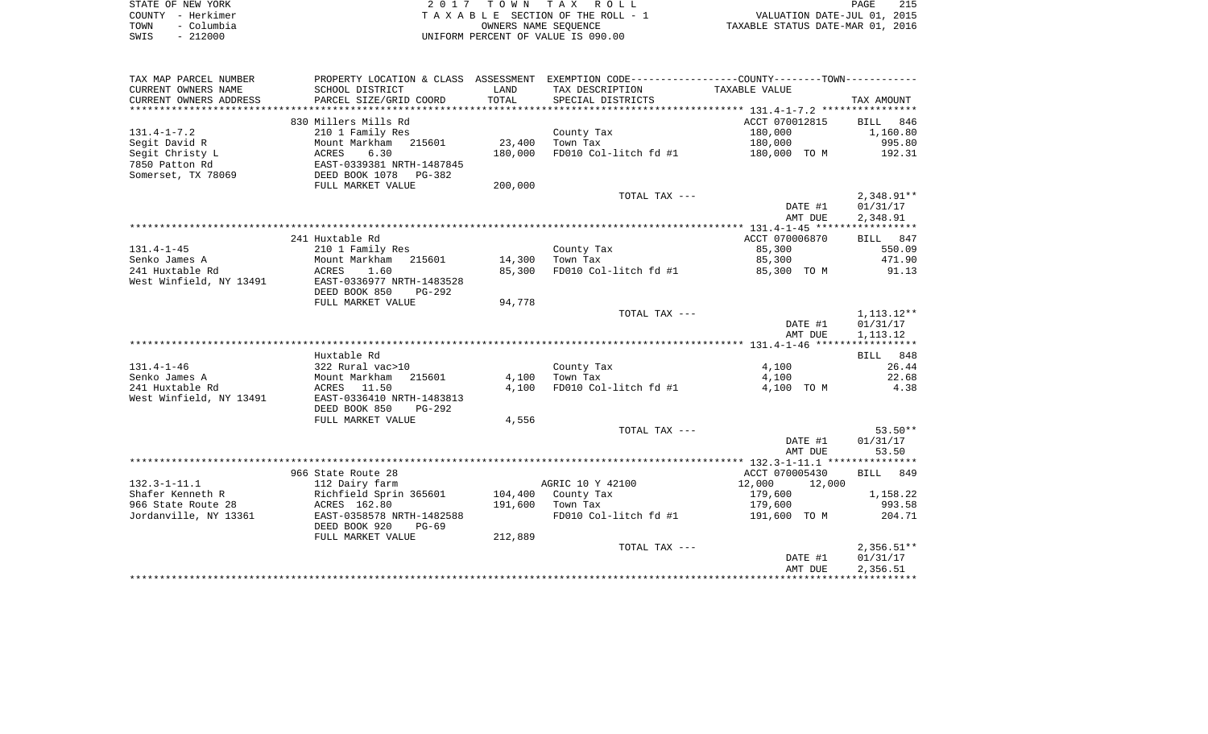STATE OF NEW YORK
COUNTY - Herkimer
TOWN - Columbia
SWIS - 212000

2017 TOWN TAX ROLL
TAXABLE SECTION OF THE ROLL - 1
OWNERS NAME SEQUENCE
UNIFORM PERCENT OF VALUE IS 090.00

VALUATION DATE-JUL 01, 2015
TAXABLE STATUS DATE-MAR 01, 2016

| TAX MAP PARCEL NUMBER / CURRENT OWNERS NAME / CURRENT OWNERS ADDRESS | PROPERTY LOCATION & CLASS / SCHOOL DISTRICT / PARCEL SIZE/GRID COORD | ASSESSMENT LAND | TOTAL | EXEMPTION CODE / TAX DESCRIPTION / SPECIAL DISTRICTS | TAXABLE VALUE (COUNTY--------TOWN) | TAX AMOUNT |
|---|---|---|---|---|---|---|
| 131.4-1-7.2 | 830 Millers Mills Rd | | | | ACCT 070012815 | BILL 846 |
| | 210 1 Family Res | | | County Tax | 180,000 | 1,160.80 |
| Segit David R | Mount Markham 215601 | 23,400 | | Town Tax | 180,000 | 995.80 |
| Segit Christy L | ACRES 6.30 | | 180,000 | FD010 Col-litch fd #1 | 180,000 TO M | 192.31 |
| 7850 Patton Rd | EAST-0339381 NRTH-1487845 | | | | | |
| Somerset, TX 78069 | DEED BOOK 1078 PG-382 | | | | | |
| | FULL MARKET VALUE | | 200,000 | | | |
| | | | | TOTAL TAX --- | | 2,348.91** |
| | | | | | DATE #1 | 01/31/17 |
| | | | | | AMT DUE | 2,348.91 |
| 131.4-1-45 | 241 Huxtable Rd | | | | ACCT 070006870 | BILL 847 |
| | 210 1 Family Res | | | County Tax | 85,300 | 550.09 |
| Senko James A | Mount Markham 215601 | 14,300 | | Town Tax | 85,300 | 471.90 |
| 241 Huxtable Rd | ACRES 1.60 | | 85,300 | FD010 Col-litch fd #1 | 85,300 TO M | 91.13 |
| West Winfield, NY 13491 | EAST-0336977 NRTH-1483528 | | | | | |
| | DEED BOOK 850 PG-292 | | | | | |
| | FULL MARKET VALUE | | 94,778 | | | |
| | | | | TOTAL TAX --- | | 1,113.12** |
| | | | | | DATE #1 | 01/31/17 |
| | | | | | AMT DUE | 1,113.12 |
| 131.4-1-46 | Huxtable Rd | | | | | BILL 848 |
| | 322 Rural vac>10 | | | County Tax | 4,100 | 26.44 |
| Senko James A | Mount Markham 215601 | 4,100 | | Town Tax | 4,100 | 22.68 |
| 241 Huxtable Rd | ACRES 11.50 | | 4,100 | FD010 Col-litch fd #1 | 4,100 TO M | 4.38 |
| West Winfield, NY 13491 | EAST-0336410 NRTH-1483813 | | | | | |
| | DEED BOOK 850 PG-292 | | | | | |
| | FULL MARKET VALUE | | 4,556 | | | |
| | | | | TOTAL TAX --- | | 53.50** |
| | | | | | DATE #1 | 01/31/17 |
| | | | | | AMT DUE | 53.50 |
| 132.3-1-11.1 | 966 State Route 28 | | | | ACCT 070005430 | BILL 849 |
| | 112 Dairy farm | | | AGRIC 10 Y 42100 | 12,000 12,000 | |
| Shafer Kenneth R | Richfield Sprin 365601 | 104,400 | | County Tax | 179,600 | 1,158.22 |
| 966 State Route 28 | ACRES 162.80 | | 191,600 | Town Tax | 179,600 | 993.58 |
| Jordanville, NY 13361 | EAST-0358578 NRTH-1482588 | | | FD010 Col-litch fd #1 | 191,600 TO M | 204.71 |
| | DEED BOOK 920 PG-69 | | | | | |
| | FULL MARKET VALUE | | 212,889 | | | |
| | | | | TOTAL TAX --- | | 2,356.51** |
| | | | | | DATE #1 | 01/31/17 |
| | | | | | AMT DUE | 2,356.51 |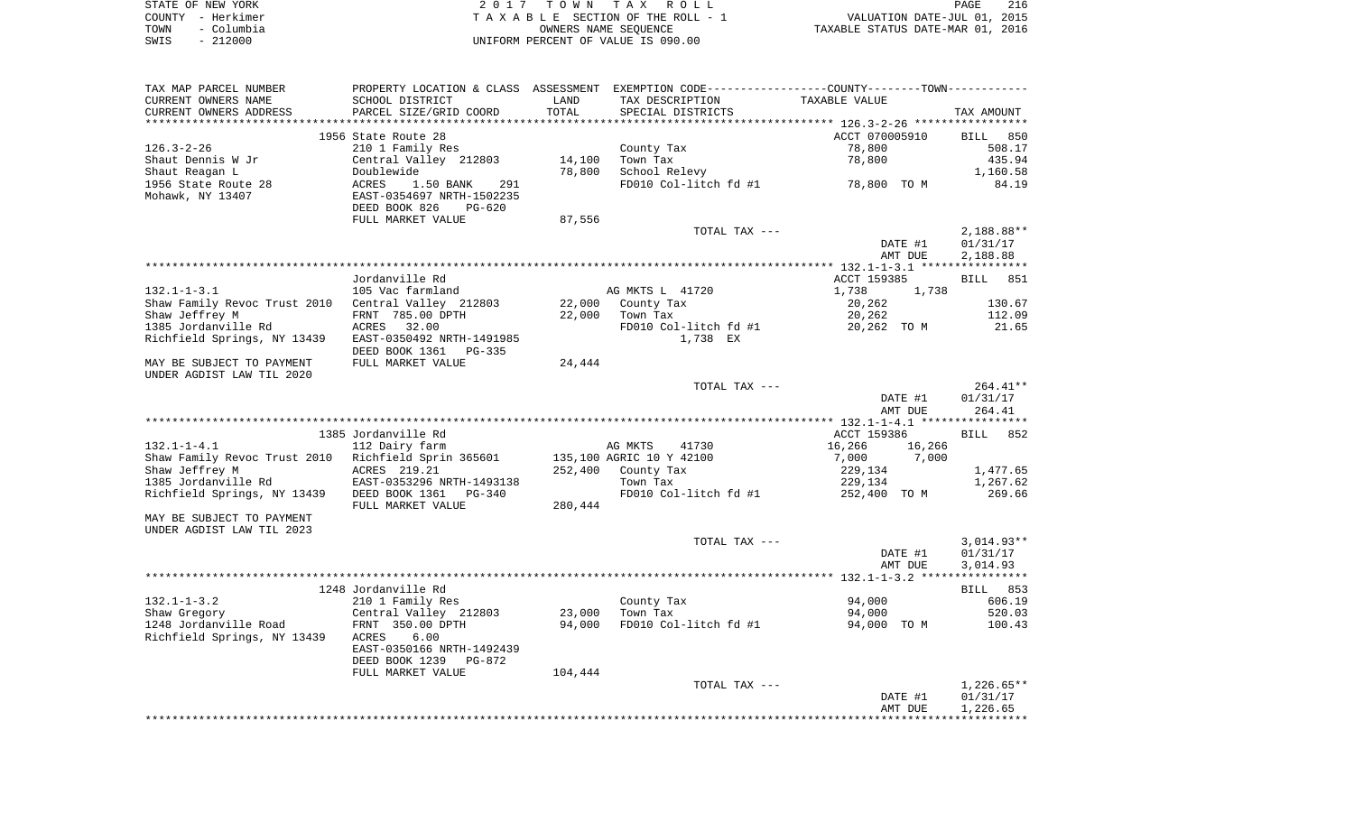STATE OF NEW YORK
COUNTY - Herkimer
TOWN - Columbia
SWIS - 212000

2017 TOWN TAX ROLL
TAXABLE SECTION OF THE ROLL - 1
OWNERS NAME SEQUENCE
UNIFORM PERCENT OF VALUE IS 090.00

VALUATION DATE-JUL 01, 2015
TAXABLE STATUS DATE-MAR 01, 2016

| TAX MAP PARCEL NUMBER / CURRENT OWNERS NAME / CURRENT OWNERS ADDRESS | PROPERTY LOCATION & CLASS / SCHOOL DISTRICT / PARCEL SIZE/GRID COORD | ASSESSMENT LAND / TOTAL | EXEMPTION CODE / TAX DESCRIPTION / SPECIAL DISTRICTS | COUNTY / TOWN TAXABLE VALUE | TAX AMOUNT |
|---|---|---|---|---|---|
| | 1956 State Route 28 | | | ACCT 070005910 | BILL 850 |
| 126.3-2-26 | 210 1 Family Res | | County Tax | 78,800 | 508.17 |
| Shaut Dennis W Jr | Central Valley 212803 | 14,100 | Town Tax | 78,800 | 435.94 |
| Shaut Reagan L | Doublewide | 78,800 | School Relevy | | 1,160.58 |
| 1956 State Route 28 | ACRES 1.50 BANK 291 | | FD010 Col-litch fd #1 | 78,800 TO M | 84.19 |
| Mohawk, NY 13407 | EAST-0354697 NRTH-1502235 | | | | |
| | DEED BOOK 826 PG-620 | | | | |
| | FULL MARKET VALUE | 87,556 | | | |
| | | | TOTAL TAX --- | | 2,188.88** |
| | | | | DATE #1 | 01/31/17 |
| | | | | AMT DUE | 2,188.88 |
| | Jordanville Rd | | | ACCT 159385 | BILL 851 |
| 132.1-1-3.1 | 105 Vac farmland | | AG MKTS L 41720 | 1,738 1,738 | |
| Shaw Family Revoc Trust 2010 | Central Valley 212803 | 22,000 | County Tax | 20,262 | 130.67 |
| Shaw Jeffrey M | FRNT 785.00 DPTH | 22,000 | Town Tax | 20,262 | 112.09 |
| 1385 Jordanville Rd | ACRES 32.00 | | FD010 Col-litch fd #1 | 20,262 TO M | 21.65 |
| Richfield Springs, NY 13439 | EAST-0350492 NRTH-1491985 | | 1,738 EX | | |
| | DEED BOOK 1361 PG-335 | | | | |
| MAY BE SUBJECT TO PAYMENT | FULL MARKET VALUE | 24,444 | | | |
| UNDER AGDIST LAW TIL 2020 | | | | | |
| | | | TOTAL TAX --- | | 264.41** |
| | | | | DATE #1 | 01/31/17 |
| | | | | AMT DUE | 264.41 |
| | 1385 Jordanville Rd | | | ACCT 159386 | BILL 852 |
| 132.1-1-4.1 | 112 Dairy farm | | AG MKTS 41730 | 16,266 16,266 | |
| Shaw Family Revoc Trust 2010 | Richfield Sprin 365601 | 135,100 | AGRIC 10 Y 42100 | 7,000 7,000 | |
| Shaw Jeffrey M | ACRES 219.21 | 252,400 | County Tax | 229,134 | 1,477.65 |
| 1385 Jordanville Rd | EAST-0353296 NRTH-1493138 | | Town Tax | 229,134 | 1,267.62 |
| Richfield Springs, NY 13439 | DEED BOOK 1361 PG-340 | | FD010 Col-litch fd #1 | 252,400 TO M | 269.66 |
| | FULL MARKET VALUE | 280,444 | | | |
| MAY BE SUBJECT TO PAYMENT | | | | | |
| UNDER AGDIST LAW TIL 2023 | | | | | |
| | | | TOTAL TAX --- | | 3,014.93** |
| | | | | DATE #1 | 01/31/17 |
| | | | | AMT DUE | 3,014.93 |
| | 1248 Jordanville Rd | | | | BILL 853 |
| 132.1-1-3.2 | 210 1 Family Res | | County Tax | 94,000 | 606.19 |
| Shaw Gregory | Central Valley 212803 | 23,000 | Town Tax | 94,000 | 520.03 |
| 1248 Jordanville Road | FRNT 350.00 DPTH | 94,000 | FD010 Col-litch fd #1 | 94,000 TO M | 100.43 |
| Richfield Springs, NY 13439 | ACRES 6.00 | | | | |
| | EAST-0350166 NRTH-1492439 | | | | |
| | DEED BOOK 1239 PG-872 | | | | |
| | FULL MARKET VALUE | 104,444 | | | |
| | | | TOTAL TAX --- | | 1,226.65** |
| | | | | DATE #1 | 01/31/17 |
| | | | | AMT DUE | 1,226.65 |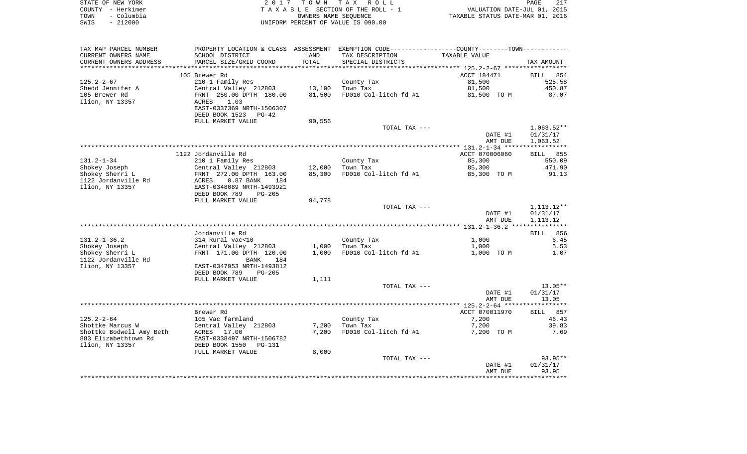STATE OF NEW YORK
COUNTY - Herkimer
TOWN - Columbia
SWIS - 212000

2017 TOWN TAX ROLL
TAXABLE SECTION OF THE ROLL - 1
OWNERS NAME SEQUENCE
UNIFORM PERCENT OF VALUE IS 090.00

VALUATION DATE-JUL 01, 2015
TAXABLE STATUS DATE-MAR 01, 2016

| TAX MAP PARCEL NUMBER / CURRENT OWNERS NAME / CURRENT OWNERS ADDRESS | PROPERTY LOCATION & CLASS / SCHOOL DISTRICT / PARCEL SIZE/GRID COORD | ASSESSMENT LAND / TOTAL | EXEMPTION CODE / TAX DESCRIPTION / SPECIAL DISTRICTS | COUNTY--------TOWN / TAXABLE VALUE | TAX AMOUNT |
|---|---|---|---|---|---|
| | 105 Brewer Rd | | | ACCT 184471 | BILL 854 |
| 125.2-2-67 | 210 1 Family Res | | County Tax | 81,500 | 525.58 |
| Shedd Jennifer A | Central Valley 212803 | 13,100 | Town Tax | 81,500 | 450.87 |
| 105 Brewer Rd | FRNT 250.00 DPTH 180.00 | 81,500 | FD010 Col-litch fd #1 | 81,500 TO M | 87.07 |
| Ilion, NY 13357 | ACRES 1.03 | | | | |
| | EAST-0337369 NRTH-1506307 | | | | |
| | DEED BOOK 1523 PG-42 | | | | |
| | FULL MARKET VALUE | 90,556 | | | |
| | | | TOTAL TAX --- | | 1,063.52** |
| | | | | DATE #1 | 01/31/17 |
| | | | | AMT DUE | 1,063.52 |
| | 1122 Jordanville Rd | | | ACCT 070006060 | BILL 855 |
| 131.2-1-34 | 210 1 Family Res | | County Tax | 85,300 | 550.09 |
| Shokey Joseph | Central Valley 212803 | 12,000 | Town Tax | 85,300 | 471.90 |
| Shokey Sherri L | FRNT 272.00 DPTH 163.00 | 85,300 | FD010 Col-litch fd #1 | 85,300 TO M | 91.13 |
| 1122 Jordanville Rd | ACRES 0.87 BANK 184 | | | | |
| Ilion, NY 13357 | EAST-0348089 NRTH-1493921 | | | | |
| | DEED BOOK 789 PG-205 | | | | |
| | FULL MARKET VALUE | 94,778 | | | |
| | | | TOTAL TAX --- | | 1,113.12** |
| | | | | DATE #1 | 01/31/17 |
| | | | | AMT DUE | 1,113.12 |
| | Jordanville Rd | | | | BILL 856 |
| 131.2-1-36.2 | 314 Rural vac<10 | | County Tax | 1,000 | 6.45 |
| Shokey Joseph | Central Valley 212803 | 1,000 | Town Tax | 1,000 | 5.53 |
| Shokey Sherri L | FRNT 171.00 DPTH 120.00 | 1,000 | FD010 Col-litch fd #1 | 1,000 TO M | 1.07 |
| 1122 Jordanville Rd | BANK 184 | | | | |
| Ilion, NY 13357 | EAST-0347953 NRTH-1493812 | | | | |
| | DEED BOOK 789 PG-205 | | | | |
| | FULL MARKET VALUE | 1,111 | | | |
| | | | TOTAL TAX --- | | 13.05** |
| | | | | DATE #1 | 01/31/17 |
| | | | | AMT DUE | 13.05 |
| | Brewer Rd | | | ACCT 070011970 | BILL 857 |
| 125.2-2-64 | 105 Vac farmland | | County Tax | 7,200 | 46.43 |
| Shottke Marcus W | Central Valley 212803 | 7,200 | Town Tax | 7,200 | 39.83 |
| Shottke Bodwell Amy Beth | ACRES 17.00 | 7,200 | FD010 Col-litch fd #1 | 7,200 TO M | 7.69 |
| 883 Elizabethtown Rd | EAST-0338497 NRTH-1506782 | | | | |
| Ilion, NY 13357 | DEED BOOK 1550 PG-131 | | | | |
| | FULL MARKET VALUE | 8,000 | | | |
| | | | TOTAL TAX --- | | 93.95** |
| | | | | DATE #1 | 01/31/17 |
| | | | | AMT DUE | 93.95 |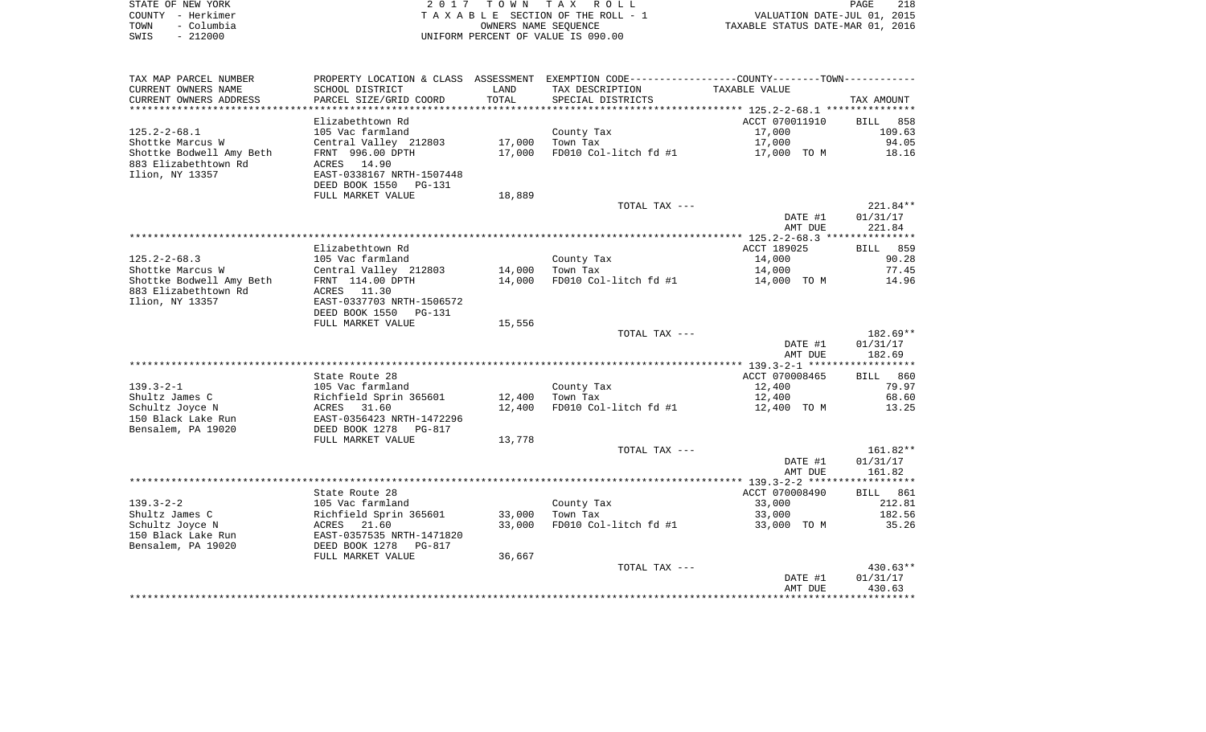STATE OF NEW YORK
COUNTY - Herkimer
TOWN - Columbia
SWIS - 212000

2017 TOWN TAX ROLL
TAXABLE SECTION OF THE ROLL - 1
OWNERS NAME SEQUENCE
UNIFORM PERCENT OF VALUE IS 090.00

VALUATION DATE-JUL 01, 2015
TAXABLE STATUS DATE-MAR 01, 2016

| TAX MAP PARCEL NUMBER / CURRENT OWNERS NAME / CURRENT OWNERS ADDRESS | PROPERTY LOCATION & CLASS / SCHOOL DISTRICT / PARCEL SIZE/GRID COORD | ASSESSMENT LAND | TOTAL | EXEMPTION CODE / TAX DESCRIPTION / SPECIAL DISTRICTS | TAXABLE VALUE | TAX AMOUNT |
|---|---|---|---|---|---|---|
| 125.2-2-68.1 | Elizabethtown Rd | | | | ACCT 070011910 | BILL 858 |
| Shottke Marcus W | 105 Vac farmland | | | County Tax | 17,000 | 109.63 |
| Shottke Bodwell Amy Beth | Central Valley 212803 | 17,000 | | Town Tax | 17,000 | 94.05 |
| 883 Elizabethtown Rd | FRNT 996.00 DPTH | | 17,000 | FD010 Col-litch fd #1 | 17,000 TO M | 18.16 |
| Ilion, NY 13357 | ACRES 14.90 | | | | | |
| | EAST-0338167 NRTH-1507448 | | | | | |
| | DEED BOOK 1550 PG-131 | | | | | |
| | FULL MARKET VALUE | 18,889 | | | | |
| | | | | TOTAL TAX --- | | 221.84** |
| | | | | | DATE #1 | 01/31/17 |
| | | | | | AMT DUE | 221.84 |
| 125.2-2-68.3 | Elizabethtown Rd | | | | ACCT 189025 | BILL 859 |
| Shottke Marcus W | 105 Vac farmland | | | County Tax | 14,000 | 90.28 |
| Shottke Bodwell Amy Beth | Central Valley 212803 | 14,000 | | Town Tax | 14,000 | 77.45 |
| 883 Elizabethtown Rd | FRNT 114.00 DPTH | | 14,000 | FD010 Col-litch fd #1 | 14,000 TO M | 14.96 |
| Ilion, NY 13357 | ACRES 11.30 | | | | | |
| | EAST-0337703 NRTH-1506572 | | | | | |
| | DEED BOOK 1550 PG-131 | | | | | |
| | FULL MARKET VALUE | 15,556 | | | | |
| | | | | TOTAL TAX --- | | 182.69** |
| | | | | | DATE #1 | 01/31/17 |
| | | | | | AMT DUE | 182.69 |
| 139.3-2-1 | State Route 28 | | | | ACCT 070008465 | BILL 860 |
| Shultz James C | 105 Vac farmland | | | County Tax | 12,400 | 79.97 |
| Schultz Joyce N | Richfield Sprin 365601 | 12,400 | | Town Tax | 12,400 | 68.60 |
| 150 Black Lake Run | ACRES 31.60 | | 12,400 | FD010 Col-litch fd #1 | 12,400 TO M | 13.25 |
| Bensalem, PA 19020 | EAST-0356423 NRTH-1472296 | | | | | |
| | DEED BOOK 1278 PG-817 | | | | | |
| | FULL MARKET VALUE | 13,778 | | | | |
| | | | | TOTAL TAX --- | | 161.82** |
| | | | | | DATE #1 | 01/31/17 |
| | | | | | AMT DUE | 161.82 |
| 139.3-2-2 | State Route 28 | | | | ACCT 070008490 | BILL 861 |
| Shultz James C | 105 Vac farmland | | | County Tax | 33,000 | 212.81 |
| Schultz Joyce N | Richfield Sprin 365601 | 33,000 | | Town Tax | 33,000 | 182.56 |
| 150 Black Lake Run | ACRES 21.60 | | 33,000 | FD010 Col-litch fd #1 | 33,000 TO M | 35.26 |
| Bensalem, PA 19020 | EAST-0357535 NRTH-1471820 | | | | | |
| | DEED BOOK 1278 PG-817 | | | | | |
| | FULL MARKET VALUE | 36,667 | | | | |
| | | | | TOTAL TAX --- | | 430.63** |
| | | | | | DATE #1 | 01/31/17 |
| | | | | | AMT DUE | 430.63 |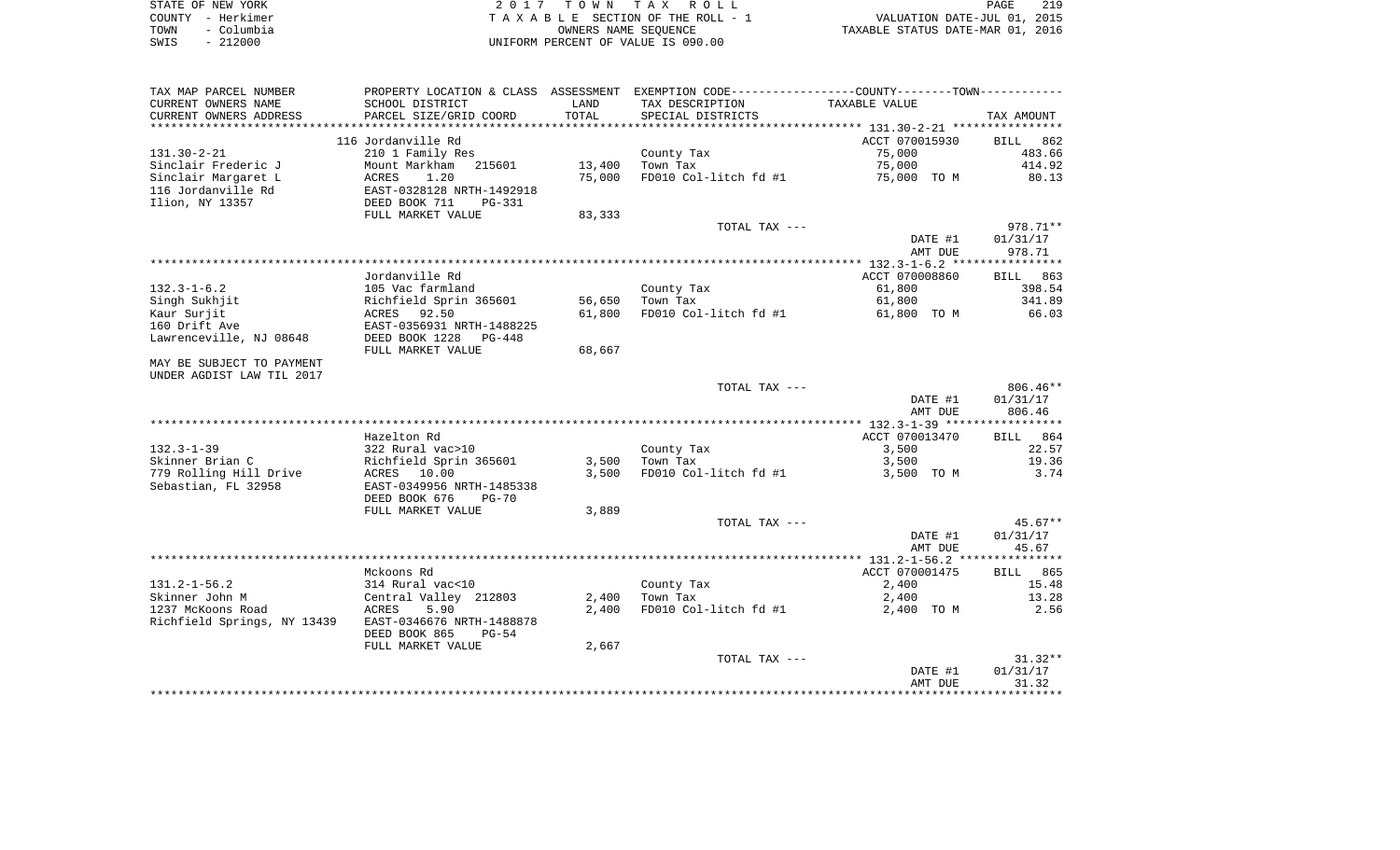STATE OF NEW YORK
COUNTY - Herkimer
TOWN - Columbia
SWIS - 212000

2 0 1 7 T O W N T A X R O L L
T A X A B L E SECTION OF THE ROLL - 1
OWNERS NAME SEQUENCE
UNIFORM PERCENT OF VALUE IS 090.00

VALUATION DATE-JUL 01, 2015
TAXABLE STATUS DATE-MAR 01, 2016

| TAX MAP PARCEL NUMBER / CURRENT OWNERS NAME / CURRENT OWNERS ADDRESS | PROPERTY LOCATION & CLASS / SCHOOL DISTRICT / PARCEL SIZE/GRID COORD | ASSESSMENT LAND / TOTAL | EXEMPTION CODE / TAX DESCRIPTION / SPECIAL DISTRICTS | COUNTY--------TOWN / TAXABLE VALUE | TAX AMOUNT |
|---|---|---|---|---|---|
| 131.30-2-21 | 116 Jordanville Rd | | | ACCT 070015930 | BILL 862 |
| 131.30-2-21 | 210 1 Family Res | | County Tax | 75,000 | 483.66 |
| Sinclair Frederic J | Mount Markham 215601 | 13,400 | Town Tax | 75,000 | 414.92 |
| Sinclair Margaret L | ACRES 1.20 | 75,000 | FD010 Col-litch fd #1 | 75,000 TO M | 80.13 |
| 116 Jordanville Rd | EAST-0328128 NRTH-1492918 | | | | |
| Ilion, NY 13357 | DEED BOOK 711 PG-331 | | | | |
| | FULL MARKET VALUE | 83,333 | | | |
| | | | TOTAL TAX --- | | 978.71** |
| | | | | DATE #1 | 01/31/17 |
| | | | | AMT DUE | 978.71 |
| 132.3-1-6.2 | Jordanville Rd | | | ACCT 070008860 | BILL 863 |
| 132.3-1-6.2 | 105 Vac farmland | | County Tax | 61,800 | 398.54 |
| Singh Sukhjit | Richfield Sprin 365601 | 56,650 | Town Tax | 61,800 | 341.89 |
| Kaur Surjit | ACRES 92.50 | 61,800 | FD010 Col-litch fd #1 | 61,800 TO M | 66.03 |
| 160 Drift Ave | EAST-0356931 NRTH-1488225 | | | | |
| Lawrenceville, NJ 08648 | DEED BOOK 1228 PG-448 | | | | |
| | FULL MARKET VALUE | 68,667 | | | |
| MAY BE SUBJECT TO PAYMENT UNDER AGDIST LAW TIL 2017 | | | | | |
| | | | TOTAL TAX --- | | 806.46** |
| | | | | DATE #1 | 01/31/17 |
| | | | | AMT DUE | 806.46 |
| 132.3-1-39 | Hazelton Rd | | | ACCT 070013470 | BILL 864 |
| 132.3-1-39 | 322 Rural vac>10 | | County Tax | 3,500 | 22.57 |
| Skinner Brian C | Richfield Sprin 365601 | 3,500 | Town Tax | 3,500 | 19.36 |
| 779 Rolling Hill Drive | ACRES 10.00 | 3,500 | FD010 Col-litch fd #1 | 3,500 TO M | 3.74 |
| Sebastian, FL 32958 | EAST-0349956 NRTH-1485338 | | | | |
| | DEED BOOK 676 PG-70 | | | | |
| | FULL MARKET VALUE | 3,889 | | | |
| | | | TOTAL TAX --- | | 45.67** |
| | | | | DATE #1 | 01/31/17 |
| | | | | AMT DUE | 45.67 |
| 131.2-1-56.2 | Mckoons Rd | | | ACCT 070001475 | BILL 865 |
| 131.2-1-56.2 | 314 Rural vac<10 | | County Tax | 2,400 | 15.48 |
| Skinner John M | Central Valley 212803 | 2,400 | Town Tax | 2,400 | 13.28 |
| 1237 McKoons Road | ACRES 5.90 | 2,400 | FD010 Col-litch fd #1 | 2,400 TO M | 2.56 |
| Richfield Springs, NY 13439 | EAST-0346676 NRTH-1488878 | | | | |
| | DEED BOOK 865 PG-54 | | | | |
| | FULL MARKET VALUE | 2,667 | | | |
| | | | TOTAL TAX --- | | 31.32** |
| | | | | DATE #1 | 01/31/17 |
| | | | | AMT DUE | 31.32 |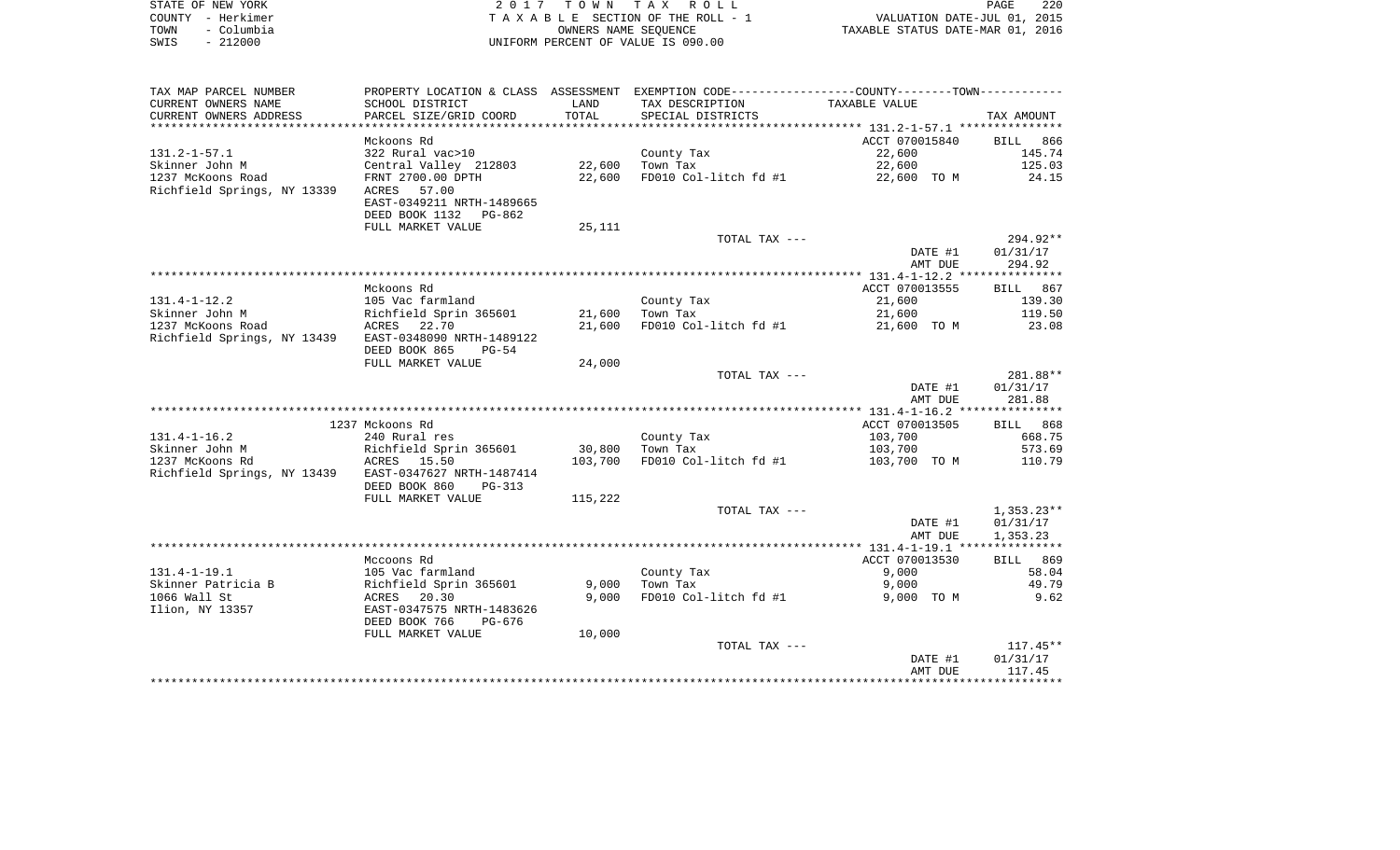STATE OF NEW YORK
COUNTY - Herkimer
TOWN - Columbia
SWIS - 212000

2017 TOWN TAX ROLL
TAXABLE SECTION OF THE ROLL - 1
OWNERS NAME SEQUENCE
UNIFORM PERCENT OF VALUE IS 090.00

VALUATION DATE-JUL 01, 2015
TAXABLE STATUS DATE-MAR 01, 2016

| TAX MAP PARCEL NUMBER / CURRENT OWNERS NAME / CURRENT OWNERS ADDRESS | PROPERTY LOCATION & CLASS / SCHOOL DISTRICT / PARCEL SIZE/GRID COORD | ASSESSMENT LAND / TOTAL | EXEMPTION CODE / TAX DESCRIPTION / SPECIAL DISTRICTS | TAXABLE VALUE | TAX AMOUNT |
|---|---|---|---|---|---|
| 131.2-1-57.1 | Mckoons Rd | | | ACCT 070015840 | BILL 866 |
| Skinner John M | 322 Rural vac>10 | | County Tax | 22,600 | 145.74 |
| 1237 McKoons Road | Central Valley 212803 | 22,600 | Town Tax | 22,600 | 125.03 |
| Richfield Springs, NY 13339 | FRNT 2700.00 DPTH | 22,600 | FD010 Col-litch fd #1 | 22,600 TO M | 24.15 |
| | ACRES 57.00 | | | | |
| | EAST-0349211 NRTH-1489665 | | | | |
| | DEED BOOK 1132 PG-862 | | | | |
| | FULL MARKET VALUE | 25,111 | | | |
| | | | TOTAL TAX --- | | 294.92** |
| | | | | DATE #1 | 01/31/17 |
| | | | | AMT DUE | 294.92 |
| 131.4-1-12.2 | Mckoons Rd | | | ACCT 070013555 | BILL 867 |
| Skinner John M | 105 Vac farmland | | County Tax | 21,600 | 139.30 |
| 1237 McKoons Road | Richfield Sprin 365601 | 21,600 | Town Tax | 21,600 | 119.50 |
| Richfield Springs, NY 13439 | ACRES 22.70 | 21,600 | FD010 Col-litch fd #1 | 21,600 TO M | 23.08 |
| | EAST-0348090 NRTH-1489122 | | | | |
| | DEED BOOK 865 PG-54 | | | | |
| | FULL MARKET VALUE | 24,000 | | | |
| | | | TOTAL TAX --- | | 281.88** |
| | | | | DATE #1 | 01/31/17 |
| | | | | AMT DUE | 281.88 |
| 131.4-1-16.2 | 1237 Mckoons Rd | | | ACCT 070013505 | BILL 868 |
| Skinner John M | 240 Rural res | | County Tax | 103,700 | 668.75 |
| 1237 McKoons Rd | Richfield Sprin 365601 | 30,800 | Town Tax | 103,700 | 573.69 |
| Richfield Springs, NY 13439 | ACRES 15.50 | 103,700 | FD010 Col-litch fd #1 | 103,700 TO M | 110.79 |
| | EAST-0347627 NRTH-1487414 | | | | |
| | DEED BOOK 860 PG-313 | | | | |
| | FULL MARKET VALUE | 115,222 | | | |
| | | | TOTAL TAX --- | | 1,353.23** |
| | | | | DATE #1 | 01/31/17 |
| | | | | AMT DUE | 1,353.23 |
| 131.4-1-19.1 | Mccoons Rd | | | ACCT 070013530 | BILL 869 |
| Skinner Patricia B | 105 Vac farmland | | County Tax | 9,000 | 58.04 |
| 1066 Wall St | Richfield Sprin 365601 | 9,000 | Town Tax | 9,000 | 49.79 |
| Ilion, NY 13357 | ACRES 20.30 | 9,000 | FD010 Col-litch fd #1 | 9,000 TO M | 9.62 |
| | EAST-0347575 NRTH-1483626 | | | | |
| | DEED BOOK 766 PG-676 | | | | |
| | FULL MARKET VALUE | 10,000 | | | |
| | | | TOTAL TAX --- | | 117.45** |
| | | | | DATE #1 | 01/31/17 |
| | | | | AMT DUE | 117.45 |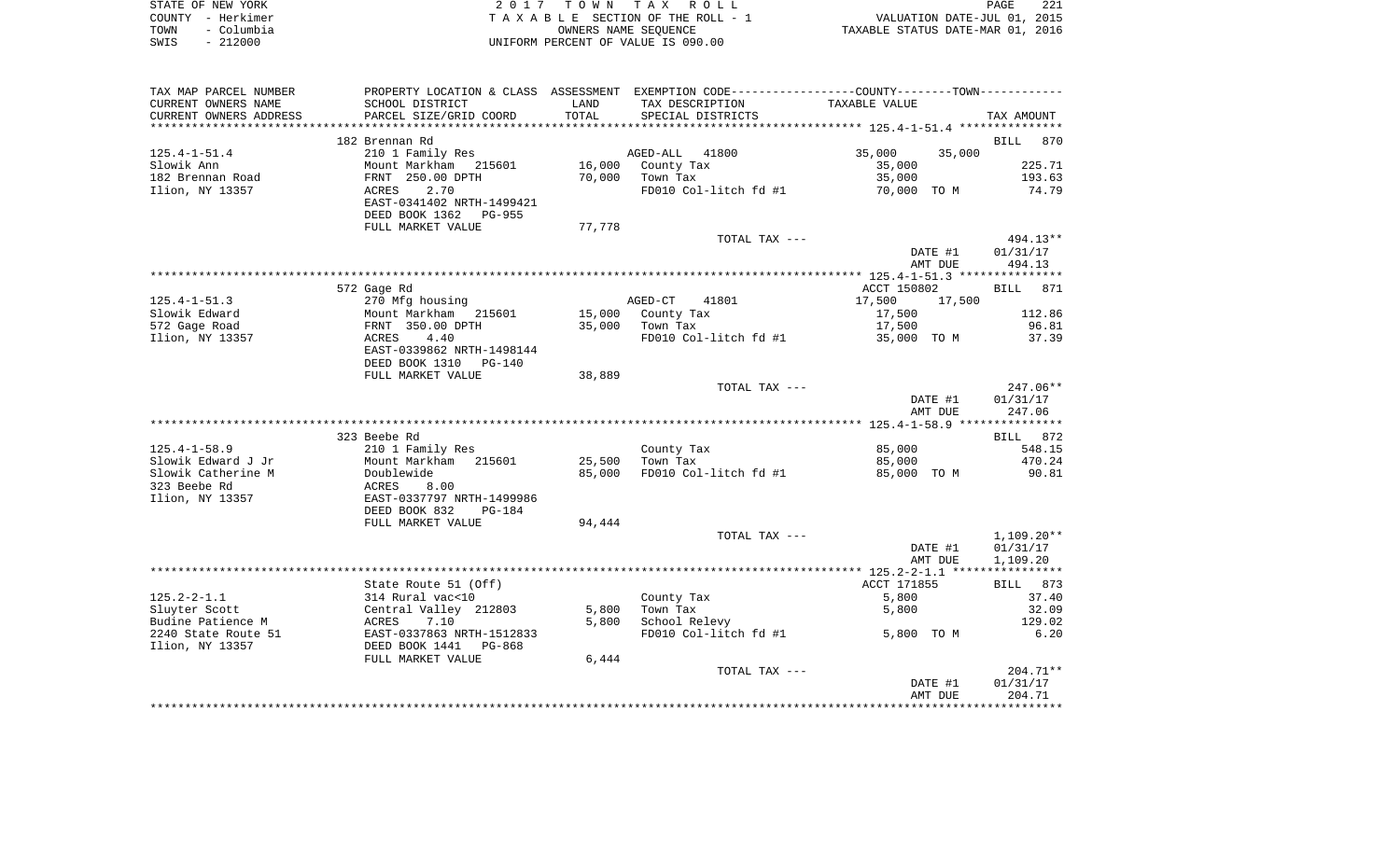STATE OF NEW YORK
COUNTY - Herkimer
TOWN - Columbia
SWIS - 212000

2017 TOWN TAX ROLL
TAXABLE SECTION OF THE ROLL - 1
OWNERS NAME SEQUENCE
UNIFORM PERCENT OF VALUE IS 090.00

VALUATION DATE-JUL 01, 2015
TAXABLE STATUS DATE-MAR 01, 2016

| TAX MAP PARCEL NUMBER / CURRENT OWNERS NAME / CURRENT OWNERS ADDRESS | PROPERTY LOCATION & CLASS / SCHOOL DISTRICT / PARCEL SIZE/GRID COORD | ASSESSMENT LAND / TOTAL | EXEMPTION CODE / TAX DESCRIPTION / SPECIAL DISTRICTS | COUNTY / TOWN TAXABLE VALUE | TAX AMOUNT |
|---|---|---|---|---|---|
| 125.4-1-51.4 | 182 Brennan Rd | | | | BILL 870 |
| | 210 1 Family Res | | AGED-ALL 41800 | 35,000 35,000 | |
| Slowik Ann | Mount Markham 215601 | 16,000 | County Tax | 35,000 | 225.71 |
| 182 Brennan Road | FRNT 250.00 DPTH | 70,000 | Town Tax | 35,000 | 193.63 |
| Ilion, NY 13357 | ACRES 2.70 | | FD010 Col-litch fd #1 | 70,000 TO M | 74.79 |
| | EAST-0341402 NRTH-1499421 | | | | |
| | DEED BOOK 1362 PG-955 | | | | |
| | FULL MARKET VALUE | 77,778 | | | |
| | | | TOTAL TAX --- | | 494.13** |
| | | | | DATE #1 | 01/31/17 |
| | | | | AMT DUE | 494.13 |
| 125.4-1-51.3 | 572 Gage Rd | | | ACCT 150802 | BILL 871 |
| | 270 Mfg housing | | AGED-CT 41801 | 17,500 17,500 | |
| Slowik Edward | Mount Markham 215601 | 15,000 | County Tax | 17,500 | 112.86 |
| 572 Gage Road | FRNT 350.00 DPTH | 35,000 | Town Tax | 17,500 | 96.81 |
| Ilion, NY 13357 | ACRES 4.40 | | FD010 Col-litch fd #1 | 35,000 TO M | 37.39 |
| | EAST-0339862 NRTH-1498144 | | | | |
| | DEED BOOK 1310 PG-140 | | | | |
| | FULL MARKET VALUE | 38,889 | | | |
| | | | TOTAL TAX --- | | 247.06** |
| | | | | DATE #1 | 01/31/17 |
| | | | | AMT DUE | 247.06 |
| 125.4-1-58.9 | 323 Beebe Rd | | | | BILL 872 |
| | 210 1 Family Res | | County Tax | 85,000 | 548.15 |
| Slowik Edward J Jr | Mount Markham 215601 | 25,500 | Town Tax | 85,000 | 470.24 |
| Slowik Catherine M | Doublewide | 85,000 | FD010 Col-litch fd #1 | 85,000 TO M | 90.81 |
| 323 Beebe Rd | ACRES 8.00 | | | | |
| Ilion, NY 13357 | EAST-0337797 NRTH-1499986 | | | | |
| | DEED BOOK 832 PG-184 | | | | |
| | FULL MARKET VALUE | 94,444 | | | |
| | | | TOTAL TAX --- | | 1,109.20** |
| | | | | DATE #1 | 01/31/17 |
| | | | | AMT DUE | 1,109.20 |
| 125.2-2-1.1 | State Route 51 (Off) | | | ACCT 171855 | BILL 873 |
| | 314 Rural vac<10 | | County Tax | 5,800 | 37.40 |
| Sluyter Scott | Central Valley 212803 | 5,800 | Town Tax | 5,800 | 32.09 |
| Budine Patience M | ACRES 7.10 | 5,800 | School Relevy | | 129.02 |
| 2240 State Route 51 | EAST-0337863 NRTH-1512833 | | FD010 Col-litch fd #1 | 5,800 TO M | 6.20 |
| Ilion, NY 13357 | DEED BOOK 1441 PG-868 | | | | |
| | FULL MARKET VALUE | 6,444 | | | |
| | | | TOTAL TAX --- | | 204.71** |
| | | | | DATE #1 | 01/31/17 |
| | | | | AMT DUE | 204.71 |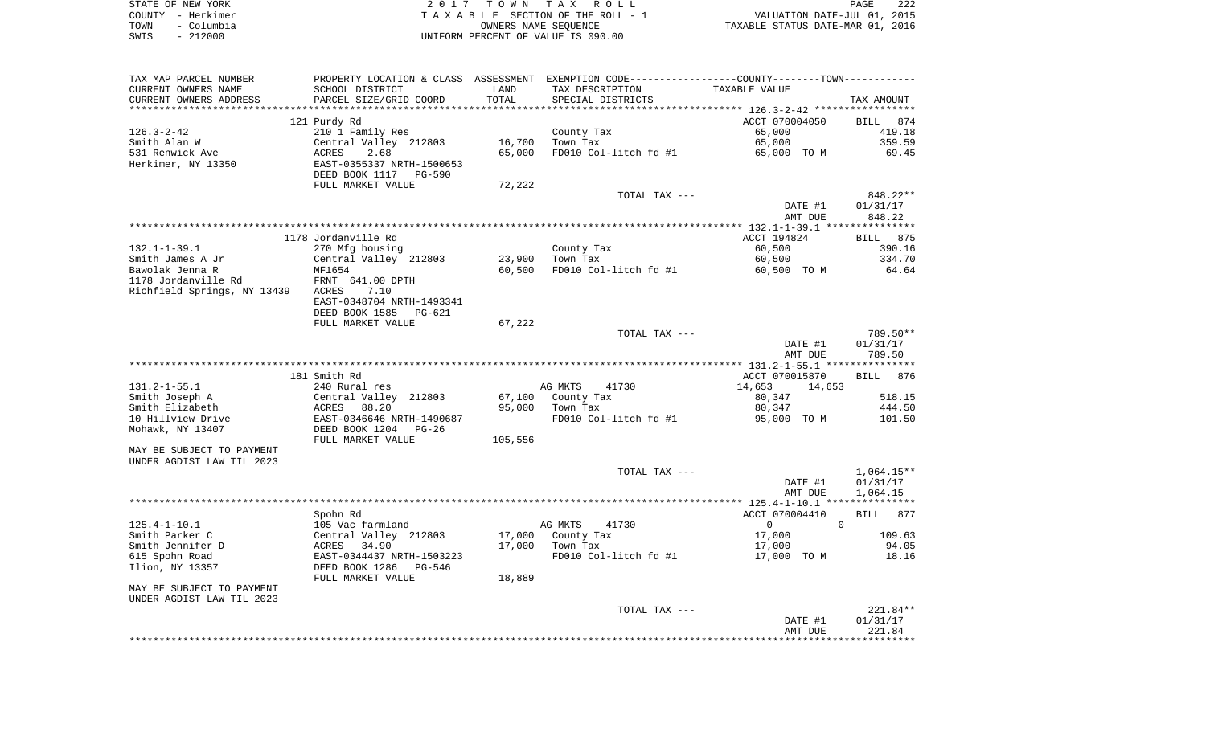| TAX MAP PARCEL NUMBER<br>CURRENT OWNERS NAME<br>CURRENT OWNERS ADDRESS | PROPERTY LOCATION & CLASS<br>SCHOOL DISTRICT<br>PARCEL SIZE/GRID COORD | ASSESSMENT<br>LAND<br>TOTAL | EXEMPTION CODE-----COUNTY-----TOWN-----<br>TAX DESCRIPTION<br>SPECIAL DISTRICTS | TAXABLE VALUE | TAX AMOUNT |
|---|---|---|---|---|---|
| | 121 Purdy Rd | | | ACCT 070004050 | BILL 874 |
| 126.3-2-42 | 210 1 Family Res | | County Tax | 65,000 | 419.18 |
| Smith Alan W | Central Valley 212803 | 16,700 | Town Tax | 65,000 | 359.59 |
| 531 Renwick Ave | ACRES 2.68 | 65,000 | FD010 Col-litch fd #1 | 65,000 TO M | 69.45 |
| Herkimer, NY 13350 | EAST-0355337 NRTH-1500653 | | | | |
| | DEED BOOK 1117 PG-590 | | | | |
| | FULL MARKET VALUE | 72,222 | | | |
| | | | TOTAL TAX --- | | 848.22** |
| | | | | DATE #1 | 01/31/17 |
| | | | | AMT DUE | 848.22 |
| | 1178 Jordanville Rd | | | ACCT 194824 | BILL 875 |
| 132.1-1-39.1 | 270 Mfg housing | | County Tax | 60,500 | 390.16 |
| Smith James A Jr | Central Valley 212803 | 23,900 | Town Tax | 60,500 | 334.70 |
| Bawolak Jenna R | MF1654 | 60,500 | FD010 Col-litch fd #1 | 60,500 TO M | 64.64 |
| 1178 Jordanville Rd | FRNT 641.00 DPTH | | | | |
| Richfield Springs, NY 13439 | ACRES 7.10 | | | | |
| | EAST-0348704 NRTH-1493341 | | | | |
| | DEED BOOK 1585 PG-621 | | | | |
| | FULL MARKET VALUE | 67,222 | | | |
| | | | TOTAL TAX --- | | 789.50** |
| | | | | DATE #1 | 01/31/17 |
| | | | | AMT DUE | 789.50 |
| | 181 Smith Rd | | | ACCT 070015870 | BILL 876 |
| 131.2-1-55.1 | 240 Rural res | | AG MKTS 41730 | 14,653 14,653 | |
| Smith Joseph A | Central Valley 212803 | 67,100 | County Tax | 80,347 | 518.15 |
| Smith Elizabeth | ACRES 88.20 | 95,000 | Town Tax | 80,347 | 444.50 |
| 10 Hillview Drive | EAST-0346646 NRTH-1490687 | | FD010 Col-litch fd #1 | 95,000 TO M | 101.50 |
| Mohawk, NY 13407 | DEED BOOK 1204 PG-26 | | | | |
| | FULL MARKET VALUE | 105,556 | | | |
| MAY BE SUBJECT TO PAYMENT | | | | | |
| UNDER AGDIST LAW TIL 2023 | | | | | |
| | | | TOTAL TAX --- | | 1,064.15** |
| | | | | DATE #1 | 01/31/17 |
| | | | | AMT DUE | 1,064.15 |
| | Spohn Rd | | | ACCT 070004410 | BILL 877 |
| 125.4-1-10.1 | 105 Vac farmland | | AG MKTS 41730 | 0 0 | |
| Smith Parker C | Central Valley 212803 | 17,000 | County Tax | 17,000 | 109.63 |
| Smith Jennifer D | ACRES 34.90 | 17,000 | Town Tax | 17,000 | 94.05 |
| 615 Spohn Road | EAST-0344437 NRTH-1503223 | | FD010 Col-litch fd #1 | 17,000 TO M | 18.16 |
| Ilion, NY 13357 | DEED BOOK 1286 PG-546 | | | | |
| | FULL MARKET VALUE | 18,889 | | | |
| MAY BE SUBJECT TO PAYMENT | | | | | |
| UNDER AGDIST LAW TIL 2023 | | | | | |
| | | | TOTAL TAX --- | | 221.84** |
| | | | | DATE #1 | 01/31/17 |
| | | | | AMT DUE | 221.84 |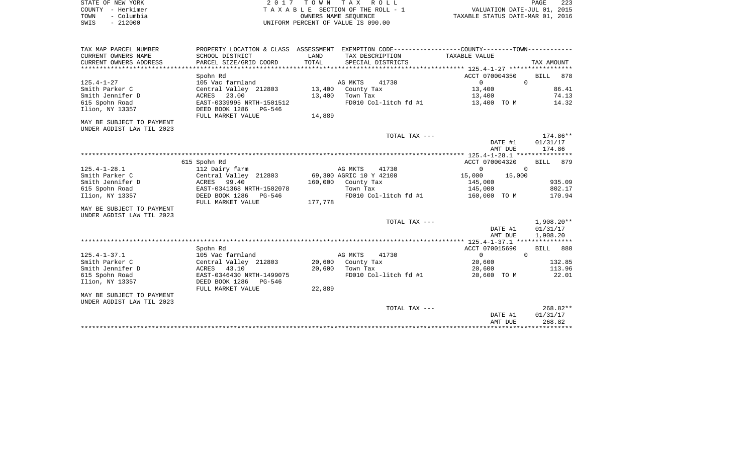STATE OF NEW YORK
COUNTY - Herkimer
TOWN - Columbia
SWIS - 212000

2 0 1 7 T O W N T A X R O L L
T A X A B L E SECTION OF THE ROLL - 1
OWNERS NAME SEQUENCE
UNIFORM PERCENT OF VALUE IS 090.00

VALUATION DATE-JUL 01, 2015
TAXABLE STATUS DATE-MAR 01, 2016

```
TAX MAP PARCEL NUMBER      PROPERTY LOCATION & CLASS  ASSESSMENT  EXEMPTION CODE------------------COUNTY--------TOWN-----------
CURRENT OWNERS NAME        SCHOOL DISTRICT            LAND        TAX DESCRIPTION                 TAXABLE VALUE
CURRENT OWNERS ADDRESS     PARCEL SIZE/GRID COORD     TOTAL       SPECIAL DISTRICTS                                        TAX AMOUNT
*********************************************************************************************** 125.4-1-27 *****************
                           Spohn Rd                                                        ACCT 070004350          BILL   878
125.4-1-27                 105 Vac farmland                  AG MKTS      41730                 0            0
Smith Parker C             Central Valley  212803     13,400   County Tax                   13,400                     86.41
Smith Jennifer D           ACRES    23.00             13,400   Town Tax                     13,400                     74.13
615 Spohn Road             EAST-0339995 NRTH-1501512           FD010 Col-litch fd #1        13,400 TO M                14.32
Ilion, NY 13357            DEED BOOK 1286    PG-546
                           FULL MARKET VALUE          14,889
MAY BE SUBJECT TO PAYMENT
UNDER AGDIST LAW TIL 2023
                                                               TOTAL TAX ---                                          174.86**
                                                                                                 DATE #1            01/31/17
                                                                                                 AMT DUE              174.86
*********************************************************************************************** 125.4-1-28.1 ***************
                           615 Spohn Rd                                                    ACCT 070004320          BILL   879
125.4-1-28.1               112 Dairy farm                    AG MKTS      41730                 0            0
Smith Parker C             Central Valley  212803     69,300 AGRIC 10 Y 42100              15,000       15,000
Smith Jennifer D           ACRES    99.40            160,000   County Tax                  145,000                    935.09
615 Spohn Road             EAST-0341368 NRTH-1502078           Town Tax                    145,000                    802.17
Ilion, NY 13357            DEED BOOK 1286    PG-546            FD010 Col-litch fd #1       160,000 TO M               170.94
                           FULL MARKET VALUE         177,778
MAY BE SUBJECT TO PAYMENT
UNDER AGDIST LAW TIL 2023
                                                               TOTAL TAX ---                                        1,908.20**
                                                                                                 DATE #1            01/31/17
                                                                                                 AMT DUE            1,908.20
*********************************************************************************************** 125.4-1-37.1 ***************
                           Spohn Rd                                                        ACCT 070015690          BILL   880
125.4-1-37.1               105 Vac farmland                  AG MKTS      41730                 0            0
Smith Parker C             Central Valley  212803     20,600   County Tax                   20,600                    132.85
Smith Jennifer D           ACRES    43.10             20,600   Town Tax                     20,600                    113.96
615 Spohn Road             EAST-0346430 NRTH-1499075           FD010 Col-litch fd #1        20,600 TO M                22.01
Ilion, NY 13357            DEED BOOK 1286    PG-546
                           FULL MARKET VALUE          22,889
MAY BE SUBJECT TO PAYMENT
UNDER AGDIST LAW TIL 2023
                                                               TOTAL TAX ---                                          268.82**
                                                                                                 DATE #1            01/31/17
                                                                                                 AMT DUE              268.82
****************************************************************************************************************************
```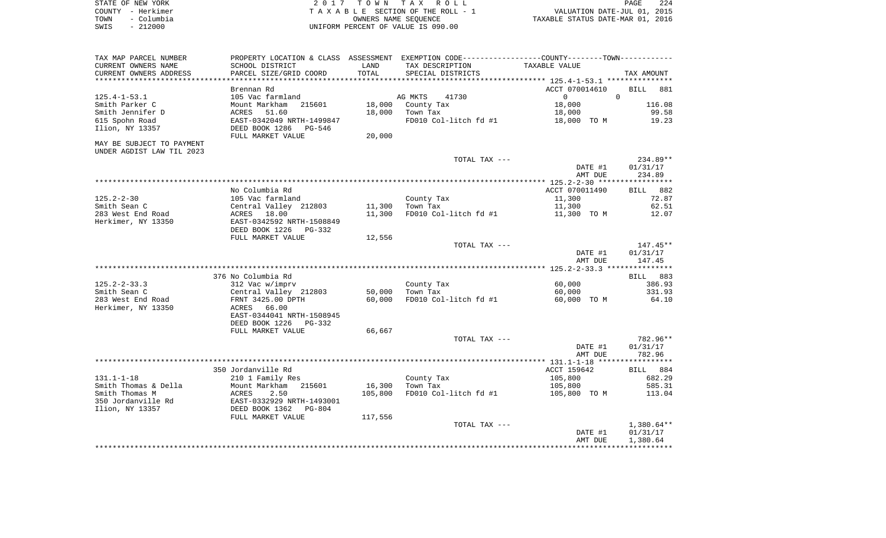| TAX MAP PARCEL NUMBER | PROPERTY LOCATION & CLASS | ASSESSMENT | EXEMPTION CODE-----COUNTY-----TOWN----- | | |
|---|---|---|---|---|---|
| CURRENT OWNERS NAME | SCHOOL DISTRICT | LAND | TAX DESCRIPTION | TAXABLE VALUE | |
| CURRENT OWNERS ADDRESS | PARCEL SIZE/GRID COORD | TOTAL | SPECIAL DISTRICTS | | TAX AMOUNT |
| 125.4-1-53.1 | | | | | |
| | Brennan Rd | | | ACCT 070014610 | BILL 881 |
| 125.4-1-53.1 | 105 Vac farmland | | AG MKTS 41730 | 0 0 | |
| Smith Parker C | Mount Markham 215601 | 18,000 | County Tax | 18,000 | 116.08 |
| Smith Jennifer D | ACRES 51.60 | 18,000 | Town Tax | 18,000 | 99.58 |
| 615 Spohn Road | EAST-0342049 NRTH-1499847 | | FD010 Col-litch fd #1 | 18,000 TO M | 19.23 |
| Ilion, NY 13357 | DEED BOOK 1286 PG-546 | | | | |
| | FULL MARKET VALUE | 20,000 | | | |
| MAY BE SUBJECT TO PAYMENT UNDER AGDIST LAW TIL 2023 | | | | | |
| | | | TOTAL TAX --- | | 234.89** |
| | | | | DATE #1 | 01/31/17 |
| | | | | AMT DUE | 234.89 |
| 125.2-2-30 | | | | | |
| | No Columbia Rd | | | ACCT 070011490 | BILL 882 |
| 125.2-2-30 | 105 Vac farmland | | County Tax | 11,300 | 72.87 |
| Smith Sean C | Central Valley 212803 | 11,300 | Town Tax | 11,300 | 62.51 |
| 283 West End Road | ACRES 18.00 | 11,300 | FD010 Col-litch fd #1 | 11,300 TO M | 12.07 |
| Herkimer, NY 13350 | EAST-0342592 NRTH-1508849 | | | | |
| | DEED BOOK 1226 PG-332 | | | | |
| | FULL MARKET VALUE | 12,556 | | | |
| | | | TOTAL TAX --- | | 147.45** |
| | | | | DATE #1 | 01/31/17 |
| | | | | AMT DUE | 147.45 |
| 125.2-2-33.3 | | | | | |
| | 376 No Columbia Rd | | | | BILL 883 |
| 125.2-2-33.3 | 312 Vac w/imprv | | County Tax | 60,000 | 386.93 |
| Smith Sean C | Central Valley 212803 | 50,000 | Town Tax | 60,000 | 331.93 |
| 283 West End Road | FRNT 3425.00 DPTH | 60,000 | FD010 Col-litch fd #1 | 60,000 TO M | 64.10 |
| Herkimer, NY 13350 | ACRES 66.00 | | | | |
| | EAST-0344041 NRTH-1508945 | | | | |
| | DEED BOOK 1226 PG-332 | | | | |
| | FULL MARKET VALUE | 66,667 | | | |
| | | | TOTAL TAX --- | | 782.96** |
| | | | | DATE #1 | 01/31/17 |
| | | | | AMT DUE | 782.96 |
| 131.1-1-18 | | | | | |
| | 350 Jordanville Rd | | | ACCT 159642 | BILL 884 |
| 131.1-1-18 | 210 1 Family Res | | County Tax | 105,800 | 682.29 |
| Smith Thomas & Della | Mount Markham 215601 | 16,300 | Town Tax | 105,800 | 585.31 |
| Smith Thomas M | ACRES 2.50 | 105,800 | FD010 Col-litch fd #1 | 105,800 TO M | 113.04 |
| 350 Jordanville Rd | EAST-0332929 NRTH-1493001 | | | | |
| Ilion, NY 13357 | DEED BOOK 1362 PG-804 | | | | |
| | FULL MARKET VALUE | 117,556 | | | |
| | | | TOTAL TAX --- | | 1,380.64** |
| | | | | DATE #1 | 01/31/17 |
| | | | | AMT DUE | 1,380.64 |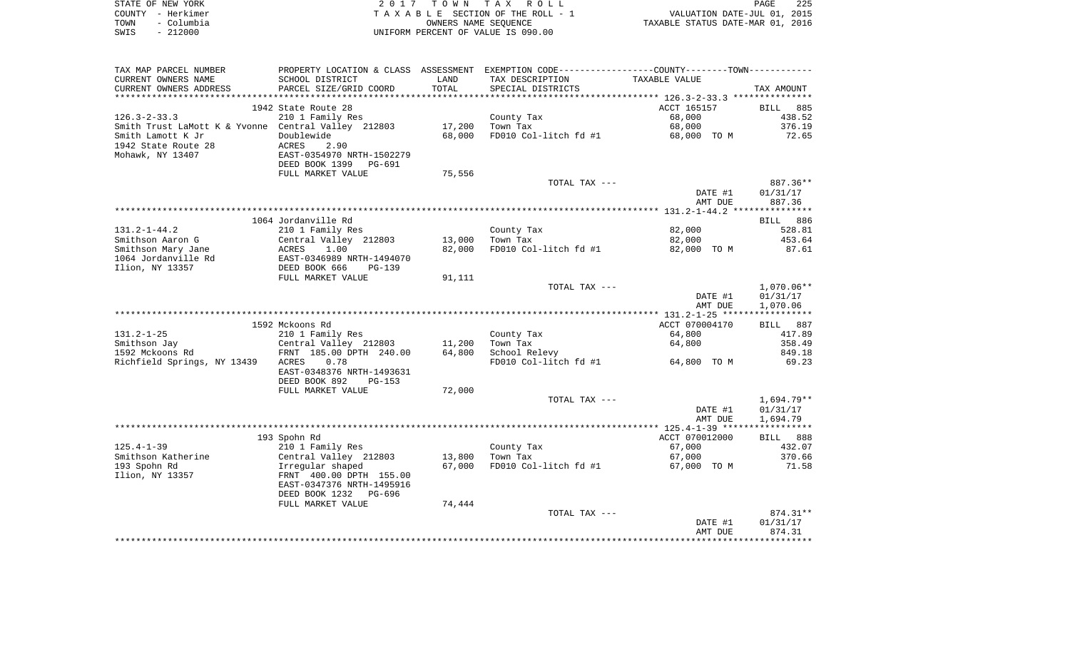STATE OF NEW YORK
COUNTY - Herkimer
TOWN - Columbia
SWIS - 212000

2 0 1 7 T O W N T A X R O L L
T A X A B L E SECTION OF THE ROLL - 1
OWNERS NAME SEQUENCE
UNIFORM PERCENT OF VALUE IS 090.00

VALUATION DATE-JUL 01, 2015
TAXABLE STATUS DATE-MAR 01, 2016

| TAX MAP PARCEL NUMBER<br>CURRENT OWNERS NAME<br>CURRENT OWNERS ADDRESS | PROPERTY LOCATION & CLASS<br>SCHOOL DISTRICT<br>PARCEL SIZE/GRID COORD | ASSESSMENT<br>LAND<br>TOTAL | EXEMPTION CODE<br>TAX DESCRIPTION<br>SPECIAL DISTRICTS | COUNTY--------TOWN<br>TAXABLE VALUE | TAX AMOUNT |
|---|---|---|---|---|---|
| | 1942 State Route 28 | | | ACCT 165157 | BILL 885 |
| 126.3-2-33.3 | 210 1 Family Res | | County Tax | 68,000 | 438.52 |
| Smith Trust LaMott K & Yvonne | Central Valley 212803 | 17,200 | Town Tax | 68,000 | 376.19 |
| Smith Lamott K Jr | Doublewide | 68,000 | FD010 Col-litch fd #1 | 68,000 TO M | 72.65 |
| 1942 State Route 28 | ACRES 2.90 | | | | |
| Mohawk, NY 13407 | EAST-0354970 NRTH-1502279 | | | | |
| | DEED BOOK 1399 PG-691 | | | | |
| | FULL MARKET VALUE | 75,556 | | | |
| | | | TOTAL TAX --- | | 887.36** |
| | | | | DATE #1 | 01/31/17 |
| | | | | AMT DUE | 887.36 |
| | 1064 Jordanville Rd | | | | BILL 886 |
| 131.2-1-44.2 | 210 1 Family Res | | County Tax | 82,000 | 528.81 |
| Smithson Aaron G | Central Valley 212803 | 13,000 | Town Tax | 82,000 | 453.64 |
| Smithson Mary Jane | ACRES 1.00 | 82,000 | FD010 Col-litch fd #1 | 82,000 TO M | 87.61 |
| 1064 Jordanville Rd | EAST-0346989 NRTH-1494070 | | | | |
| Ilion, NY 13357 | DEED BOOK 666 PG-139 | | | | |
| | FULL MARKET VALUE | 91,111 | | | |
| | | | TOTAL TAX --- | | 1,070.06** |
| | | | | DATE #1 | 01/31/17 |
| | | | | AMT DUE | 1,070.06 |
| | 1592 Mckoons Rd | | | ACCT 070004170 | BILL 887 |
| 131.2-1-25 | 210 1 Family Res | | County Tax | 64,800 | 417.89 |
| Smithson Jay | Central Valley 212803 | 11,200 | Town Tax | 64,800 | 358.49 |
| 1592 Mckoons Rd | FRNT 185.00 DPTH 240.00 | 64,800 | School Relevy | | 849.18 |
| Richfield Springs, NY 13439 | ACRES 0.78 | | FD010 Col-litch fd #1 | 64,800 TO M | 69.23 |
| | EAST-0348376 NRTH-1493631 | | | | |
| | DEED BOOK 892 PG-153 | | | | |
| | FULL MARKET VALUE | 72,000 | | | |
| | | | TOTAL TAX --- | | 1,694.79** |
| | | | | DATE #1 | 01/31/17 |
| | | | | AMT DUE | 1,694.79 |
| | 193 Spohn Rd | | | ACCT 070012000 | BILL 888 |
| 125.4-1-39 | 210 1 Family Res | | County Tax | 67,000 | 432.07 |
| Smithson Katherine | Central Valley 212803 | 13,800 | Town Tax | 67,000 | 370.66 |
| 193 Spohn Rd | Irregular shaped | 67,000 | FD010 Col-litch fd #1 | 67,000 TO M | 71.58 |
| Ilion, NY 13357 | FRNT 400.00 DPTH 155.00 | | | | |
| | EAST-0347376 NRTH-1495916 | | | | |
| | DEED BOOK 1232 PG-696 | | | | |
| | FULL MARKET VALUE | 74,444 | | | |
| | | | TOTAL TAX --- | | 874.31** |
| | | | | DATE #1 | 01/31/17 |
| | | | | AMT DUE | 874.31 |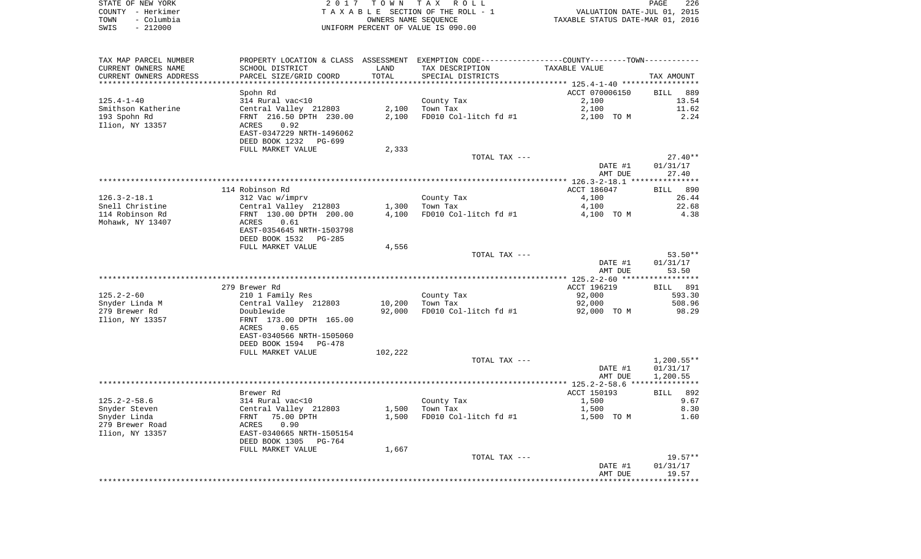STATE OF NEW YORK | COUNTY - Herkimer | TOWN - Columbia | SWIS - 212000

2017 TOWN TAX ROLL
TAXABLE SECTION OF THE ROLL - 1
OWNERS NAME SEQUENCE
UNIFORM PERCENT OF VALUE IS 090.00

VALUATION DATE-JUL 01, 2015
TAXABLE STATUS DATE-MAR 01, 2016

| TAX MAP PARCEL NUMBER / CURRENT OWNERS NAME / CURRENT OWNERS ADDRESS | PROPERTY LOCATION & CLASS / SCHOOL DISTRICT / PARCEL SIZE/GRID COORD | ASSESSMENT LAND | TOTAL | EXEMPTION CODE / TAX DESCRIPTION / SPECIAL DISTRICTS | TAXABLE VALUE | TAX AMOUNT |
|---|---|---|---|---|---|---|
| 125.4-1-40 | Spohn Rd | | | | ACCT 070006150 | BILL 889 |
| Smithson Katherine | 314 Rural vac<10 | | | County Tax | 2,100 | 13.54 |
| 193 Spohn Rd | Central Valley 212803 | 2,100 | | Town Tax | 2,100 | 11.62 |
| Ilion, NY 13357 | FRNT 216.50 DPTH 230.00 | | 2,100 | FD010 Col-litch fd #1 | 2,100 TO M | 2.24 |
| | ACRES 0.92 | | | | | |
| | EAST-0347229 NRTH-1496062 | | | | | |
| | DEED BOOK 1232 PG-699 | | | | | |
| | FULL MARKET VALUE | 2,333 | | | | |
| | | | | TOTAL TAX --- | | 27.40** |
| | | | | | DATE #1 | 01/31/17 |
| | | | | | AMT DUE | 27.40 |
| 126.3-2-18.1 | 114 Robinson Rd | | | | ACCT 186047 | BILL 890 |
| Snell Christine | 312 Vac w/imprv | | | County Tax | 4,100 | 26.44 |
| 114 Robinson Rd | Central Valley 212803 | 1,300 | | Town Tax | 4,100 | 22.68 |
| Mohawk, NY 13407 | FRNT 130.00 DPTH 200.00 | | 4,100 | FD010 Col-litch fd #1 | 4,100 TO M | 4.38 |
| | ACRES 0.61 | | | | | |
| | EAST-0354645 NRTH-1503798 | | | | | |
| | DEED BOOK 1532 PG-285 | | | | | |
| | FULL MARKET VALUE | 4,556 | | | | |
| | | | | TOTAL TAX --- | | 53.50** |
| | | | | | DATE #1 | 01/31/17 |
| | | | | | AMT DUE | 53.50 |
| 125.2-2-60 | 279 Brewer Rd | | | | ACCT 196219 | BILL 891 |
| Snyder Linda M | 210 1 Family Res | | | County Tax | 92,000 | 593.30 |
| 279 Brewer Rd | Central Valley 212803 | 10,200 | | Town Tax | 92,000 | 508.96 |
| Ilion, NY 13357 | Doublewide | | 92,000 | FD010 Col-litch fd #1 | 92,000 TO M | 98.29 |
| | FRNT 173.00 DPTH 165.00 | | | | | |
| | ACRES 0.65 | | | | | |
| | EAST-0340566 NRTH-1505060 | | | | | |
| | DEED BOOK 1594 PG-478 | | | | | |
| | FULL MARKET VALUE | 102,222 | | | | |
| | | | | TOTAL TAX --- | | 1,200.55** |
| | | | | | DATE #1 | 01/31/17 |
| | | | | | AMT DUE | 1,200.55 |
| 125.2-2-58.6 | Brewer Rd | | | | ACCT 150193 | BILL 892 |
| Snyder Steven | 314 Rural vac<10 | | | County Tax | 1,500 | 9.67 |
| Snyder Linda | Central Valley 212803 | 1,500 | | Town Tax | 1,500 | 8.30 |
| 279 Brewer Road | FRNT 75.00 DPTH | | 1,500 | FD010 Col-litch fd #1 | 1,500 TO M | 1.60 |
| Ilion, NY 13357 | ACRES 0.90 | | | | | |
| | EAST-0340665 NRTH-1505154 | | | | | |
| | DEED BOOK 1305 PG-764 | | | | | |
| | FULL MARKET VALUE | 1,667 | | | | |
| | | | | TOTAL TAX --- | | 19.57** |
| | | | | | DATE #1 | 01/31/17 |
| | | | | | AMT DUE | 19.57 |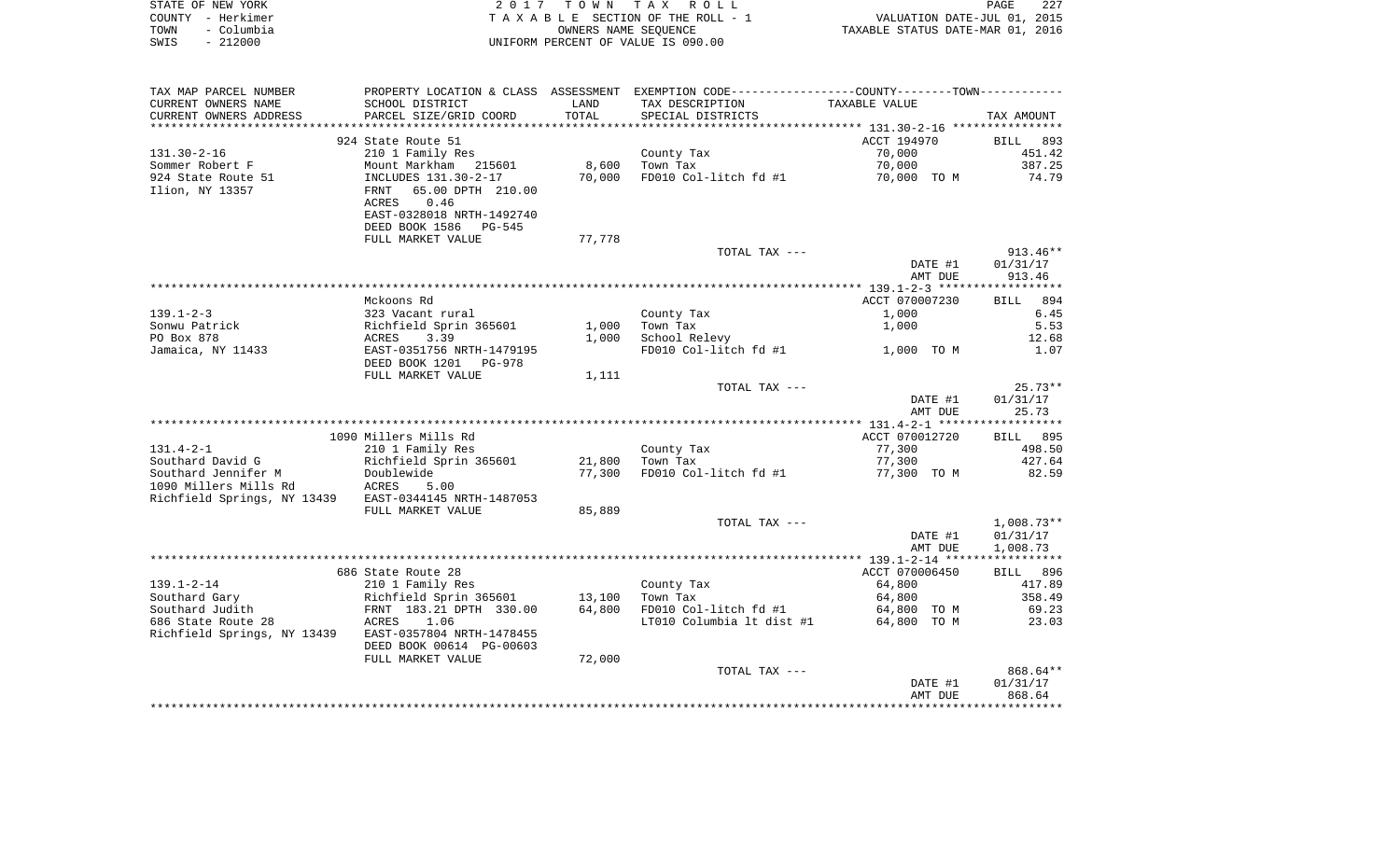STATE OF NEW YORK
COUNTY - Herkimer
TOWN - Columbia
SWIS - 212000

2 0 1 7 T O W N T A X R O L L
T A X A B L E SECTION OF THE ROLL - 1
OWNERS NAME SEQUENCE
UNIFORM PERCENT OF VALUE IS 090.00

VALUATION DATE-JUL 01, 2015
TAXABLE STATUS DATE-MAR 01, 2016

| TAX MAP PARCEL NUMBER / CURRENT OWNERS NAME / CURRENT OWNERS ADDRESS | PROPERTY LOCATION & CLASS / SCHOOL DISTRICT / PARCEL SIZE/GRID COORD | ASSESSMENT LAND / TOTAL | EXEMPTION CODE / TAX DESCRIPTION / SPECIAL DISTRICTS | COUNTY--------TOWN / TAXABLE VALUE | TAX AMOUNT |
|---|---|---|---|---|---|
| **131.30-2-16** | 924 State Route 51 | | | ACCT 194970 | BILL 893 |
| 131.30-2-16 | 210 1 Family Res | | County Tax | 70,000 | 451.42 |
| Sommer Robert F | Mount Markham 215601 | 8,600 | Town Tax | 70,000 | 387.25 |
| 924 State Route 51 | INCLUDES 131.30-2-17 | 70,000 | FD010 Col-litch fd #1 | 70,000 TO M | 74.79 |
| Ilion, NY 13357 | FRNT 65.00 DPTH 210.00 | | | | |
| | ACRES 0.46 | | | | |
| | EAST-0328018 NRTH-1492740 | | | | |
| | DEED BOOK 1586 PG-545 | | | | |
| | FULL MARKET VALUE | 77,778 | | | |
| | | | TOTAL TAX --- | | 913.46** |
| | | | | DATE #1 | 01/31/17 |
| | | | | AMT DUE | 913.46 |
| **139.1-2-3** | Mckoons Rd | | | ACCT 070007230 | BILL 894 |
| 139.1-2-3 | 323 Vacant rural | | County Tax | 1,000 | 6.45 |
| Sonwu Patrick | Richfield Sprin 365601 | 1,000 | Town Tax | 1,000 | 5.53 |
| PO Box 878 | ACRES 3.39 | 1,000 | School Relevy | | 12.68 |
| Jamaica, NY 11433 | EAST-0351756 NRTH-1479195 | | FD010 Col-litch fd #1 | 1,000 TO M | 1.07 |
| | DEED BOOK 1201 PG-978 | | | | |
| | FULL MARKET VALUE | 1,111 | | | |
| | | | TOTAL TAX --- | | 25.73** |
| | | | | DATE #1 | 01/31/17 |
| | | | | AMT DUE | 25.73 |
| **131.4-2-1** | 1090 Millers Mills Rd | | | ACCT 070012720 | BILL 895 |
| 131.4-2-1 | 210 1 Family Res | | County Tax | 77,300 | 498.50 |
| Southard David G | Richfield Sprin 365601 | 21,800 | Town Tax | 77,300 | 427.64 |
| Southard Jennifer M | Doublewide | 77,300 | FD010 Col-litch fd #1 | 77,300 TO M | 82.59 |
| 1090 Millers Mills Rd | ACRES 5.00 | | | | |
| Richfield Springs, NY 13439 | EAST-0344145 NRTH-1487053 | | | | |
| | FULL MARKET VALUE | 85,889 | | | |
| | | | TOTAL TAX --- | | 1,008.73** |
| | | | | DATE #1 | 01/31/17 |
| | | | | AMT DUE | 1,008.73 |
| **139.1-2-14** | 686 State Route 28 | | | ACCT 070006450 | BILL 896 |
| 139.1-2-14 | 210 1 Family Res | | County Tax | 64,800 | 417.89 |
| Southard Gary | Richfield Sprin 365601 | 13,100 | Town Tax | 64,800 | 358.49 |
| Southard Judith | FRNT 183.21 DPTH 330.00 | 64,800 | FD010 Col-litch fd #1 | 64,800 TO M | 69.23 |
| 686 State Route 28 | ACRES 1.06 | | LT010 Columbia lt dist #1 | 64,800 TO M | 23.03 |
| Richfield Springs, NY 13439 | EAST-0357804 NRTH-1478455 | | | | |
| | DEED BOOK 00614 PG-00603 | | | | |
| | FULL MARKET VALUE | 72,000 | | | |
| | | | TOTAL TAX --- | | 868.64** |
| | | | | DATE #1 | 01/31/17 |
| | | | | AMT DUE | 868.64 |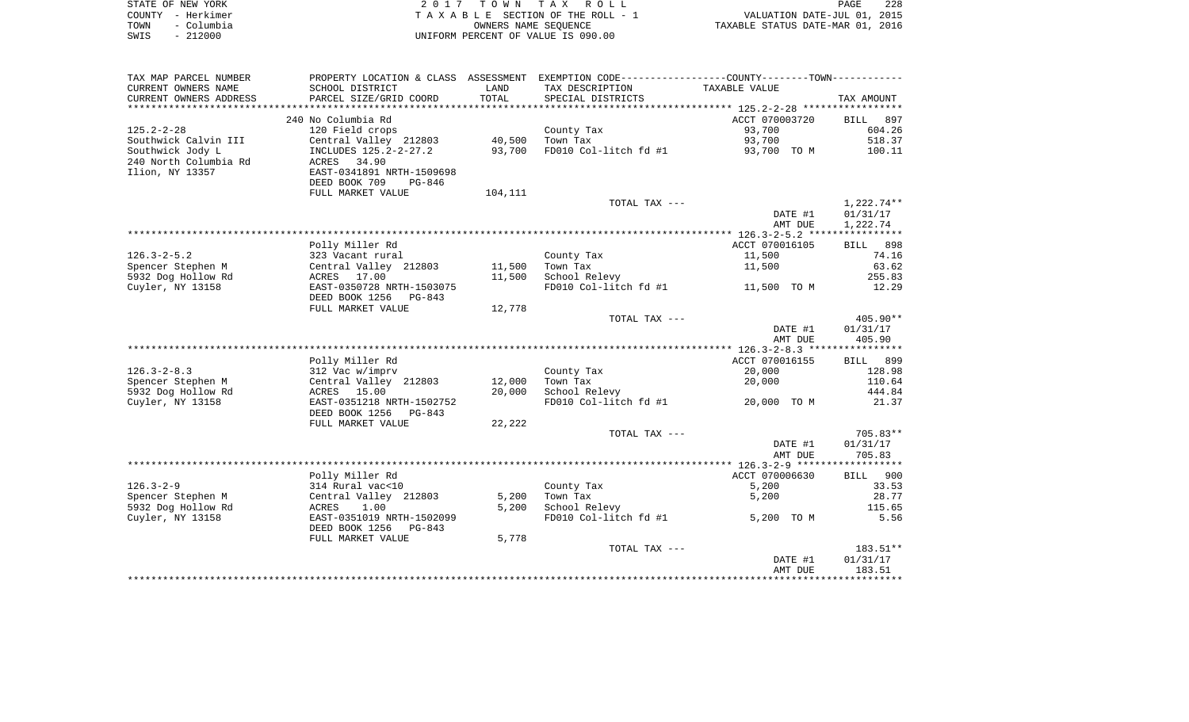STATE OF NEW YORK
COUNTY - Herkimer
TOWN - Columbia
SWIS - 212000

2017 TOWN TAX ROLL
TAXABLE SECTION OF THE ROLL - 1
OWNERS NAME SEQUENCE
UNIFORM PERCENT OF VALUE IS 090.00

VALUATION DATE-JUL 01, 2015
TAXABLE STATUS DATE-MAR 01, 2016

| TAX MAP PARCEL NUMBER / CURRENT OWNERS NAME / CURRENT OWNERS ADDRESS | PROPERTY LOCATION & CLASS / SCHOOL DISTRICT / PARCEL SIZE/GRID COORD | ASSESSMENT LAND / TOTAL | EXEMPTION CODE / TAX DESCRIPTION / SPECIAL DISTRICTS | COUNTY--------TOWN TAXABLE VALUE | TAX AMOUNT |
|---|---|---|---|---|---|
| | 240 No Columbia Rd | | | ACCT 070003720 | BILL 897 |
| 125.2-2-28 | 120 Field crops | | County Tax | 93,700 | 604.26 |
| Southwick Calvin III | Central Valley 212803 | 40,500 | Town Tax | 93,700 | 518.37 |
| Southwick Jody L | INCLUDES 125.2-2-27.2 | 93,700 | FD010 Col-litch fd #1 | 93,700 TO M | 100.11 |
| 240 North Columbia Rd | ACRES 34.90 | | | | |
| Ilion, NY 13357 | EAST-0341891 NRTH-1509698 | | | | |
| | DEED BOOK 709 PG-846 | | | | |
| | FULL MARKET VALUE | 104,111 | | | |
| | | | TOTAL TAX --- | | 1,222.74** |
| | | | | DATE #1 | 01/31/17 |
| | | | | AMT DUE | 1,222.74 |
| | Polly Miller Rd | | | ACCT 070016105 | BILL 898 |
| 126.3-2-5.2 | 323 Vacant rural | | County Tax | 11,500 | 74.16 |
| Spencer Stephen M | Central Valley 212803 | 11,500 | Town Tax | 11,500 | 63.62 |
| 5932 Dog Hollow Rd | ACRES 17.00 | 11,500 | School Relevy | | 255.83 |
| Cuyler, NY 13158 | EAST-0350728 NRTH-1503075 | | FD010 Col-litch fd #1 | 11,500 TO M | 12.29 |
| | DEED BOOK 1256 PG-843 | | | | |
| | FULL MARKET VALUE | 12,778 | | | |
| | | | TOTAL TAX --- | | 405.90** |
| | | | | DATE #1 | 01/31/17 |
| | | | | AMT DUE | 405.90 |
| | Polly Miller Rd | | | ACCT 070016155 | BILL 899 |
| 126.3-2-8.3 | 312 Vac w/imprv | | County Tax | 20,000 | 128.98 |
| Spencer Stephen M | Central Valley 212803 | 12,000 | Town Tax | 20,000 | 110.64 |
| 5932 Dog Hollow Rd | ACRES 15.00 | 20,000 | School Relevy | | 444.84 |
| Cuyler, NY 13158 | EAST-0351218 NRTH-1502752 | | FD010 Col-litch fd #1 | 20,000 TO M | 21.37 |
| | DEED BOOK 1256 PG-843 | | | | |
| | FULL MARKET VALUE | 22,222 | | | |
| | | | TOTAL TAX --- | | 705.83** |
| | | | | DATE #1 | 01/31/17 |
| | | | | AMT DUE | 705.83 |
| | Polly Miller Rd | | | ACCT 070006630 | BILL 900 |
| 126.3-2-9 | 314 Rural vac<10 | | County Tax | 5,200 | 33.53 |
| Spencer Stephen M | Central Valley 212803 | 5,200 | Town Tax | 5,200 | 28.77 |
| 5932 Dog Hollow Rd | ACRES 1.00 | 5,200 | School Relevy | | 115.65 |
| Cuyler, NY 13158 | EAST-0351019 NRTH-1502099 | | FD010 Col-litch fd #1 | 5,200 TO M | 5.56 |
| | DEED BOOK 1256 PG-843 | | | | |
| | FULL MARKET VALUE | 5,778 | | | |
| | | | TOTAL TAX --- | | 183.51** |
| | | | | DATE #1 | 01/31/17 |
| | | | | AMT DUE | 183.51 |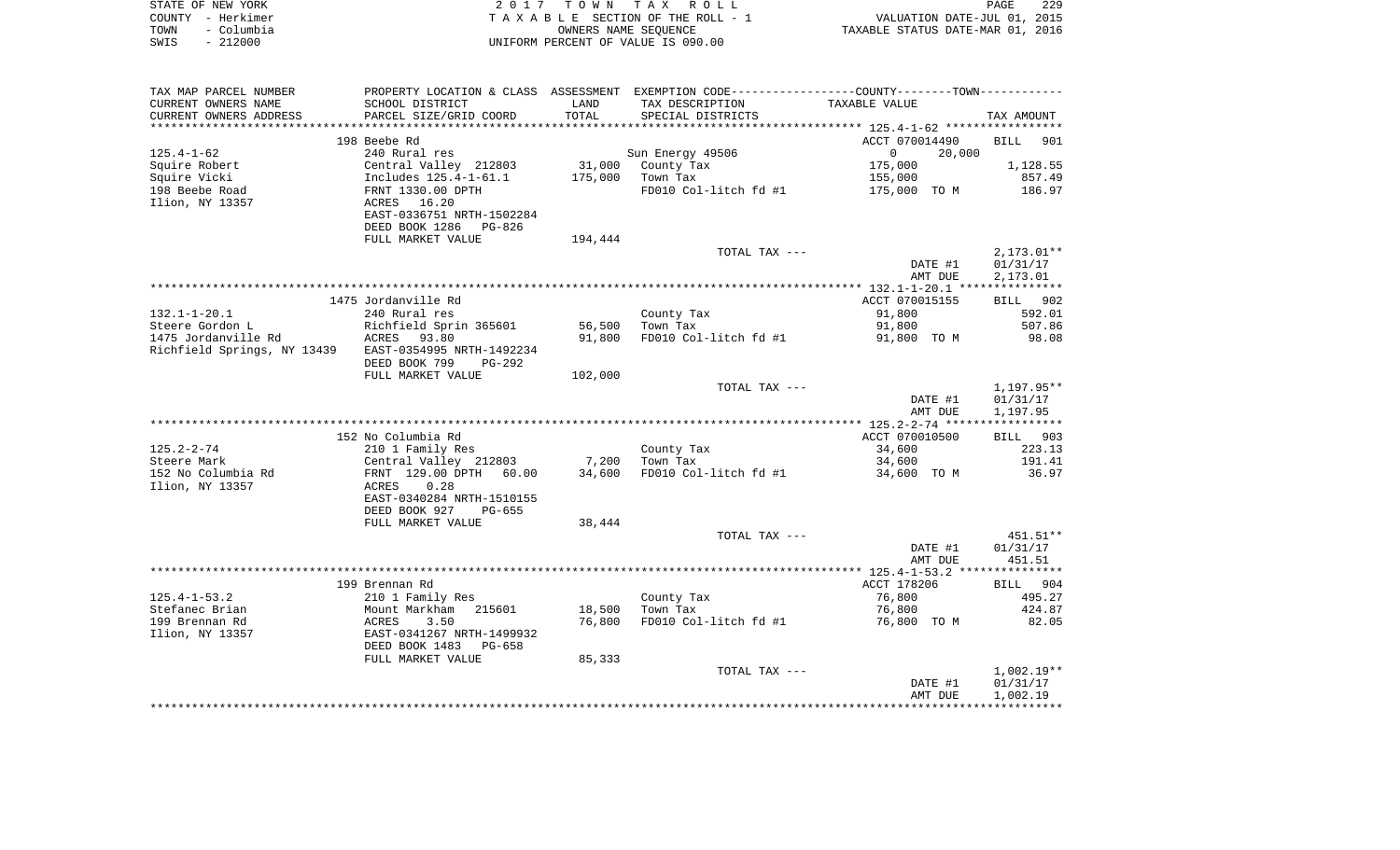STATE OF NEW YORK 2 0 1 7 T O W N T A X R O L L
COUNTY - Herkimer T A X A B L E SECTION OF THE ROLL - 1 VALUATION DATE-JUL 01, 2015
TOWN - Columbia OWNERS NAME SEQUENCE TAXABLE STATUS DATE-MAR 01, 2016
SWIS - 212000 UNIFORM PERCENT OF VALUE IS 090.00

| TAX MAP PARCEL NUMBER<br>CURRENT OWNERS NAME<br>CURRENT OWNERS ADDRESS | PROPERTY LOCATION & CLASS<br>SCHOOL DISTRICT<br>PARCEL SIZE/GRID COORD | ASSESSMENT<br>LAND<br>TOTAL | EXEMPTION CODE-----COUNTY-----TOWN-----<br>TAX DESCRIPTION<br>SPECIAL DISTRICTS | TAXABLE VALUE | TAX AMOUNT |
|---|---|---|---|---|---|
| ******** 125.4-1-62 ******** | | | | | |
| | 198 Beebe Rd | | | ACCT 070014490 | BILL 901 |
| 125.4-1-62 | 240 Rural res | | Sun Energy 49506 | 0 20,000 | |
| Squire Robert | Central Valley 212803 | 31,000 | County Tax | 175,000 | 1,128.55 |
| Squire Vicki | Includes 125.4-1-61.1 | 175,000 | Town Tax | 155,000 | 857.49 |
| 198 Beebe Road | FRNT 1330.00 DPTH | | FD010 Col-litch fd #1 | 175,000 TO M | 186.97 |
| Ilion, NY 13357 | ACRES 16.20 | | | | |
| | EAST-0336751 NRTH-1502284 | | | | |
| | DEED BOOK 1286 PG-826 | | | | |
| | FULL MARKET VALUE | 194,444 | | | |
| | | | TOTAL TAX --- | | 2,173.01** |
| | | | | DATE #1 | 01/31/17 |
| | | | | AMT DUE | 2,173.01 |
| ******** 132.1-1-20.1 ******** | | | | | |
| | 1475 Jordanville Rd | | | ACCT 070015155 | BILL 902 |
| 132.1-1-20.1 | 240 Rural res | | County Tax | 91,800 | 592.01 |
| Steere Gordon L | Richfield Sprin 365601 | 56,500 | Town Tax | 91,800 | 507.86 |
| 1475 Jordanville Rd | ACRES 93.80 | 91,800 | FD010 Col-litch fd #1 | 91,800 TO M | 98.08 |
| Richfield Springs, NY 13439 | EAST-0354995 NRTH-1492234 | | | | |
| | DEED BOOK 799 PG-292 | | | | |
| | FULL MARKET VALUE | 102,000 | | | |
| | | | TOTAL TAX --- | | 1,197.95** |
| | | | | DATE #1 | 01/31/17 |
| | | | | AMT DUE | 1,197.95 |
| ******** 125.2-2-74 ******** | | | | | |
| | 152 No Columbia Rd | | | ACCT 070010500 | BILL 903 |
| 125.2-2-74 | 210 1 Family Res | | County Tax | 34,600 | 223.13 |
| Steere Mark | Central Valley 212803 | 7,200 | Town Tax | 34,600 | 191.41 |
| 152 No Columbia Rd | FRNT 129.00 DPTH 60.00 | 34,600 | FD010 Col-litch fd #1 | 34,600 TO M | 36.97 |
| Ilion, NY 13357 | ACRES 0.28 | | | | |
| | EAST-0340284 NRTH-1510155 | | | | |
| | DEED BOOK 927 PG-655 | | | | |
| | FULL MARKET VALUE | 38,444 | | | |
| | | | TOTAL TAX --- | | 451.51** |
| | | | | DATE #1 | 01/31/17 |
| | | | | AMT DUE | 451.51 |
| ******** 125.4-1-53.2 ******** | | | | | |
| | 199 Brennan Rd | | | ACCT 178206 | BILL 904 |
| 125.4-1-53.2 | 210 1 Family Res | | County Tax | 76,800 | 495.27 |
| Stefanec Brian | Mount Markham 215601 | 18,500 | Town Tax | 76,800 | 424.87 |
| 199 Brennan Rd | ACRES 3.50 | 76,800 | FD010 Col-litch fd #1 | 76,800 TO M | 82.05 |
| Ilion, NY 13357 | EAST-0341267 NRTH-1499932 | | | | |
| | DEED BOOK 1483 PG-658 | | | | |
| | FULL MARKET VALUE | 85,333 | | | |
| | | | TOTAL TAX --- | | 1,002.19** |
| | | | | DATE #1 | 01/31/17 |
| | | | | AMT DUE | 1,002.19 |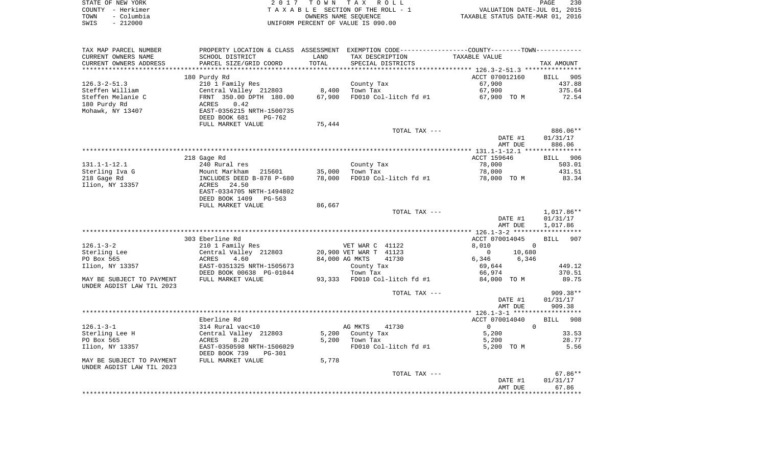STATE OF NEW YORK
COUNTY - Herkimer
TOWN - Columbia
SWIS - 212000

2 0 1 7 T O W N T A X R O L L
T A X A B L E SECTION OF THE ROLL - 1
OWNERS NAME SEQUENCE
UNIFORM PERCENT OF VALUE IS 090.00

VALUATION DATE-JUL 01, 2015
TAXABLE STATUS DATE-MAR 01, 2016

```
TAX MAP PARCEL NUMBER     PROPERTY LOCATION & CLASS  ASSESSMENT  EXEMPTION CODE------------------COUNTY--------TOWN-----------
CURRENT OWNERS NAME       SCHOOL DISTRICT              LAND      TAX DESCRIPTION              TAXABLE VALUE
CURRENT OWNERS ADDRESS    PARCEL SIZE/GRID COORD       TOTAL     SPECIAL DISTRICTS                                    TAX AMOUNT
****************************************************************************************************** 126.3-2-51.3 ***************
                          180 Purdy Rd                                                            ACCT 070012160     BILL   905
126.3-2-51.3              210 1 Family Res                       County Tax                    67,900                   437.88
Steffen William           Central Valley  212803       8,400    Town Tax                      67,900                   375.64
Steffen Melanie C         FRNT 350.00 DPTH 180.00     67,900    FD010 Col-litch fd #1          67,900 TO M               72.54
180 Purdy Rd              ACRES     0.42
Mohawk, NY 13407          EAST-0356215 NRTH-1500735
                          DEED BOOK 681     PG-762
                          FULL MARKET VALUE           75,444
                                                                  TOTAL TAX ---                                        886.06**
                                                                                               DATE #1            01/31/17
                                                                                               AMT DUE              886.06
****************************************************************************************************** 131.1-1-12.1 ***************
                          218 Gage Rd                                                             ACCT 159646        BILL   906
131.1-1-12.1              240 Rural res                          County Tax                    78,000                   503.01
Sterling Iva G            Mount Markham   215601      35,000    Town Tax                      78,000                   431.51
218 Gage Rd               INCLUDES DEED B-878 P-680   78,000    FD010 Col-litch fd #1          78,000 TO M               83.34
Ilion, NY 13357           ACRES    24.50
                          EAST-0334705 NRTH-1494802
                          DEED BOOK 1409    PG-563
                          FULL MARKET VALUE           86,667
                                                                  TOTAL TAX ---                                      1,017.86**
                                                                                               DATE #1            01/31/17
                                                                                               AMT DUE            1,017.86
****************************************************************************************************** 126.1-3-2 ******************
                          303 Eberline Rd                                                         ACCT 070014045     BILL   907
126.1-3-2                 210 1 Family Res                       VET WAR C  41122               8,010           0
Sterling Lee              Central Valley  212803      20,900 VET WAR T  41123                   0      10,680
PO Box 565                ACRES     4.60              84,000 AG MKTS    41730               6,346       6,346
Ilion, NY 13357           EAST-0351325 NRTH-1505673              County Tax                    69,644                   449.12
                          DEED BOOK 00638 PG-01044               Town Tax                      66,974                   370.51
MAY BE SUBJECT TO PAYMENT FULL MARKET VALUE           93,333    FD010 Col-litch fd #1          84,000 TO M               89.75
UNDER AGDIST LAW TIL 2023
                                                                  TOTAL TAX ---                                        909.38**
                                                                                               DATE #1            01/31/17
                                                                                               AMT DUE              909.38
****************************************************************************************************** 126.1-3-1 ******************
                          Eberline Rd                                                             ACCT 070014040     BILL   908
126.1-3-1                 314 Rural vac<10                       AG MKTS    41730                   0           0
Sterling Lee H            Central Valley  212803       5,200    County Tax                     5,200                    33.53
PO Box 565                ACRES     8.20               5,200    Town Tax                       5,200                    28.77
Ilion, NY 13357           EAST-0350598 NRTH-1506029              FD010 Col-litch fd #1           5,200 TO M                5.56
                          DEED BOOK 739     PG-301
MAY BE SUBJECT TO PAYMENT FULL MARKET VALUE            5,778
UNDER AGDIST LAW TIL 2023
                                                                  TOTAL TAX ---                                         67.86**
                                                                                               DATE #1            01/31/17
                                                                                               AMT DUE               67.86
************************************************************************************************************************************
```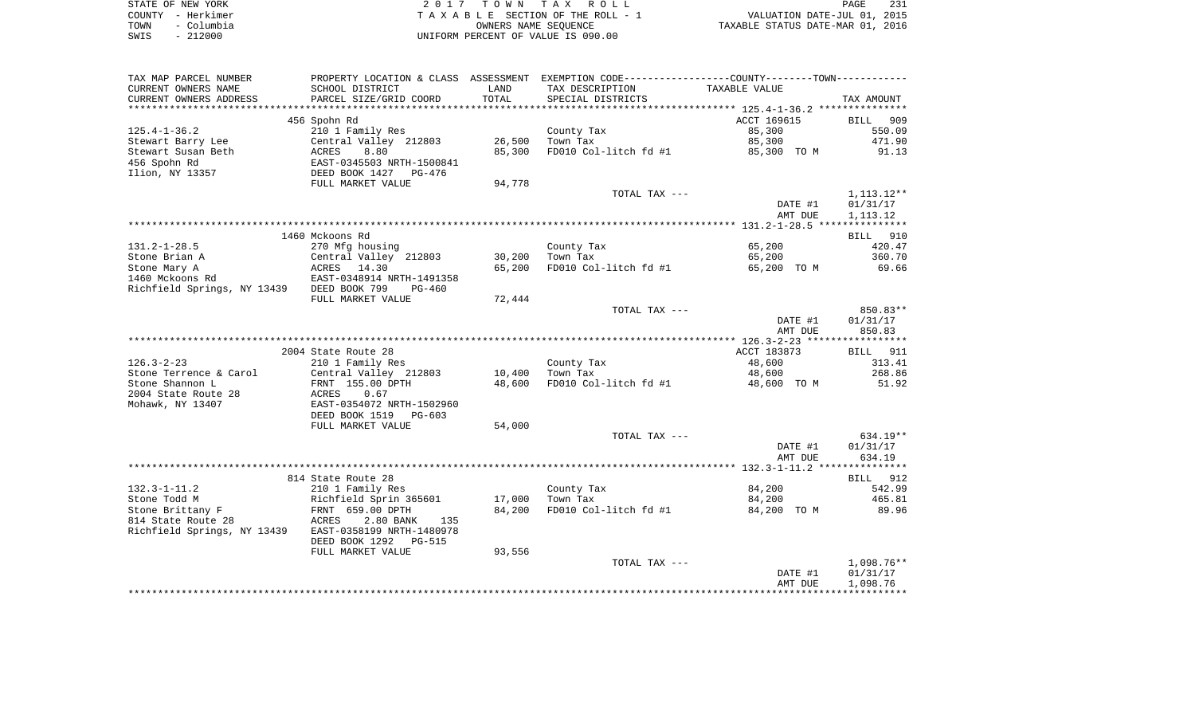STATE OF NEW YORK
COUNTY - Herkimer
TOWN - Columbia
SWIS - 212000

2 0 1 7 T O W N T A X R O L L
T A X A B L E SECTION OF THE ROLL - 1
OWNERS NAME SEQUENCE
UNIFORM PERCENT OF VALUE IS 090.00

VALUATION DATE-JUL 01, 2015
TAXABLE STATUS DATE-MAR 01, 2016

| TAX MAP PARCEL NUMBER / CURRENT OWNERS NAME / CURRENT OWNERS ADDRESS | PROPERTY LOCATION & CLASS / SCHOOL DISTRICT / PARCEL SIZE/GRID COORD | ASSESSMENT LAND / TOTAL | EXEMPTION CODE / TAX DESCRIPTION / SPECIAL DISTRICTS | COUNTY / TOWN TAXABLE VALUE | TAX AMOUNT |
|---|---|---|---|---|---|
| 125.4-1-36.2 | 456 Spohn Rd | | | ACCT 169615 | BILL 909 |
| | 210 1 Family Res | | County Tax | 85,300 | 550.09 |
| Stewart Barry Lee | Central Valley 212803 | 26,500 | Town Tax | 85,300 | 471.90 |
| Stewart Susan Beth | ACRES 8.80 | 85,300 | FD010 Col-litch fd #1 | 85,300 TO M | 91.13 |
| 456 Spohn Rd | EAST-0345503 NRTH-1500841 | | | | |
| Ilion, NY 13357 | DEED BOOK 1427 PG-476 | | | | |
| | FULL MARKET VALUE | 94,778 | | | |
| | | | TOTAL TAX --- | | 1,113.12** |
| | | | | DATE #1 | 01/31/17 |
| | | | | AMT DUE | 1,113.12 |
| 131.2-1-28.5 | 1460 Mckoons Rd | | | | BILL 910 |
| | 270 Mfg housing | | County Tax | 65,200 | 420.47 |
| Stone Brian A | Central Valley 212803 | 30,200 | Town Tax | 65,200 | 360.70 |
| Stone Mary A | ACRES 14.30 | 65,200 | FD010 Col-litch fd #1 | 65,200 TO M | 69.66 |
| 1460 Mckoons Rd | EAST-0348914 NRTH-1491358 | | | | |
| Richfield Springs, NY 13439 | DEED BOOK 799 PG-460 | | | | |
| | FULL MARKET VALUE | 72,444 | | | |
| | | | TOTAL TAX --- | | 850.83** |
| | | | | DATE #1 | 01/31/17 |
| | | | | AMT DUE | 850.83 |
| 126.3-2-23 | 2004 State Route 28 | | | ACCT 183873 | BILL 911 |
| | 210 1 Family Res | | County Tax | 48,600 | 313.41 |
| Stone Terrence & Carol | Central Valley 212803 | 10,400 | Town Tax | 48,600 | 268.86 |
| Stone Shannon L | FRNT 155.00 DPTH | 48,600 | FD010 Col-litch fd #1 | 48,600 TO M | 51.92 |
| 2004 State Route 28 | ACRES 0.67 | | | | |
| Mohawk, NY 13407 | EAST-0354072 NRTH-1502960 | | | | |
| | DEED BOOK 1519 PG-603 | | | | |
| | FULL MARKET VALUE | 54,000 | | | |
| | | | TOTAL TAX --- | | 634.19** |
| | | | | DATE #1 | 01/31/17 |
| | | | | AMT DUE | 634.19 |
| 132.3-1-11.2 | 814 State Route 28 | | | | BILL 912 |
| | 210 1 Family Res | | County Tax | 84,200 | 542.99 |
| Stone Todd M | Richfield Sprin 365601 | 17,000 | Town Tax | 84,200 | 465.81 |
| Stone Brittany F | FRNT 659.00 DPTH | 84,200 | FD010 Col-litch fd #1 | 84,200 TO M | 89.96 |
| 814 State Route 28 | ACRES 2.80 BANK 135 | | | | |
| Richfield Springs, NY 13439 | EAST-0358199 NRTH-1480978 | | | | |
| | DEED BOOK 1292 PG-515 | | | | |
| | FULL MARKET VALUE | 93,556 | | | |
| | | | TOTAL TAX --- | | 1,098.76** |
| | | | | DATE #1 | 01/31/17 |
| | | | | AMT DUE | 1,098.76 |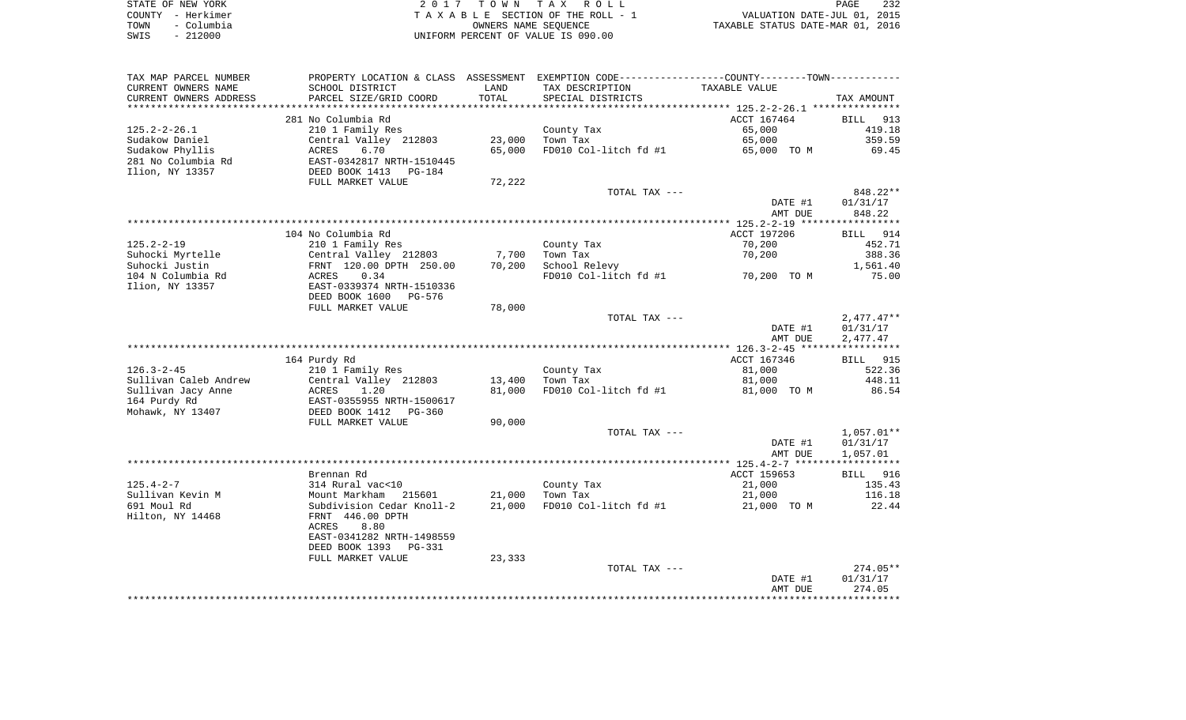STATE OF NEW YORK
COUNTY - Herkimer
TOWN - Columbia
SWIS - 212000

2 0 1 7 T O W N T A X R O L L
T A X A B L E SECTION OF THE ROLL - 1
OWNERS NAME SEQUENCE
UNIFORM PERCENT OF VALUE IS 090.00

VALUATION DATE-JUL 01, 2015
TAXABLE STATUS DATE-MAR 01, 2016

| TAX MAP PARCEL NUMBER / CURRENT OWNERS NAME / CURRENT OWNERS ADDRESS | PROPERTY LOCATION & CLASS / SCHOOL DISTRICT / PARCEL SIZE/GRID COORD | ASSESSMENT LAND / TOTAL | EXEMPTION CODE / TAX DESCRIPTION / SPECIAL DISTRICTS | COUNTY--------TOWN / TAXABLE VALUE | TAX AMOUNT |
|---|---|---|---|---|---|
| | 281 No Columbia Rd | | | ACCT 167464 | BILL 913 |
| 125.2-2-26.1 | 210 1 Family Res | | County Tax | 65,000 | 419.18 |
| Sudakow Daniel | Central Valley 212803 | 23,000 | Town Tax | 65,000 | 359.59 |
| Sudakow Phyllis | ACRES 6.70 | 65,000 | FD010 Col-litch fd #1 | 65,000 TO M | 69.45 |
| 281 No Columbia Rd | EAST-0342817 NRTH-1510445 | | | | |
| Ilion, NY 13357 | DEED BOOK 1413 PG-184 | | | | |
| | FULL MARKET VALUE | 72,222 | | | |
| | | | TOTAL TAX --- | | 848.22** |
| | | | | DATE #1 | 01/31/17 |
| | | | | AMT DUE | 848.22 |
| | 104 No Columbia Rd | | | ACCT 197206 | BILL 914 |
| 125.2-2-19 | 210 1 Family Res | | County Tax | 70,200 | 452.71 |
| Suhocki Myrtelle | Central Valley 212803 | 7,700 | Town Tax | 70,200 | 388.36 |
| Suhocki Justin | FRNT 120.00 DPTH 250.00 | 70,200 | School Relevy | | 1,561.40 |
| 104 N Columbia Rd | ACRES 0.34 | | FD010 Col-litch fd #1 | 70,200 TO M | 75.00 |
| Ilion, NY 13357 | EAST-0339374 NRTH-1510336 | | | | |
| | DEED BOOK 1600 PG-576 | | | | |
| | FULL MARKET VALUE | 78,000 | | | |
| | | | TOTAL TAX --- | | 2,477.47** |
| | | | | DATE #1 | 01/31/17 |
| | | | | AMT DUE | 2,477.47 |
| | 164 Purdy Rd | | | ACCT 167346 | BILL 915 |
| 126.3-2-45 | 210 1 Family Res | | County Tax | 81,000 | 522.36 |
| Sullivan Caleb Andrew | Central Valley 212803 | 13,400 | Town Tax | 81,000 | 448.11 |
| Sullivan Jacy Anne | ACRES 1.20 | 81,000 | FD010 Col-litch fd #1 | 81,000 TO M | 86.54 |
| 164 Purdy Rd | EAST-0355955 NRTH-1500617 | | | | |
| Mohawk, NY 13407 | DEED BOOK 1412 PG-360 | | | | |
| | FULL MARKET VALUE | 90,000 | | | |
| | | | TOTAL TAX --- | | 1,057.01** |
| | | | | DATE #1 | 01/31/17 |
| | | | | AMT DUE | 1,057.01 |
| | Brennan Rd | | | ACCT 159653 | BILL 916 |
| 125.4-2-7 | 314 Rural vac<10 | | County Tax | 21,000 | 135.43 |
| Sullivan Kevin M | Mount Markham 215601 | 21,000 | Town Tax | 21,000 | 116.18 |
| 691 Moul Rd | Subdivision Cedar Knoll-2 | 21,000 | FD010 Col-litch fd #1 | 21,000 TO M | 22.44 |
| Hilton, NY 14468 | FRNT 446.00 DPTH | | | | |
| | ACRES 8.80 | | | | |
| | EAST-0341282 NRTH-1498559 | | | | |
| | DEED BOOK 1393 PG-331 | | | | |
| | FULL MARKET VALUE | 23,333 | | | |
| | | | TOTAL TAX --- | | 274.05** |
| | | | | DATE #1 | 01/31/17 |
| | | | | AMT DUE | 274.05 |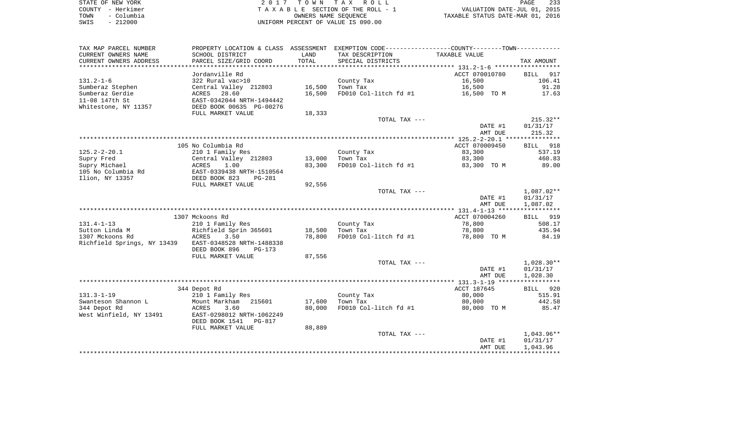STATE OF NEW YORK
COUNTY - Herkimer
TOWN - Columbia
SWIS - 212000

2 0 1 7 T O W N T A X R O L L
T A X A B L E SECTION OF THE ROLL - 1
OWNERS NAME SEQUENCE
UNIFORM PERCENT OF VALUE IS 090.00

VALUATION DATE-JUL 01, 2015
TAXABLE STATUS DATE-MAR 01, 2016

| TAX MAP PARCEL NUMBER / CURRENT OWNERS NAME / CURRENT OWNERS ADDRESS | PROPERTY LOCATION & CLASS / SCHOOL DISTRICT / PARCEL SIZE/GRID COORD | ASSESSMENT LAND / TOTAL | EXEMPTION CODE / TAX DESCRIPTION / SPECIAL DISTRICTS | COUNTY--------TOWN TAXABLE VALUE | TAX AMOUNT |
|---|---|---|---|---|---|
| | Jordanville Rd | | | ACCT 070010780 | BILL 917 |
| 131.2-1-6 | 322 Rural vac>10 | | County Tax | 16,500 | 106.41 |
| Sumberaz Stephen | Central Valley 212803 | 16,500 | Town Tax | 16,500 | 91.28 |
| Sumberaz Gerdie | ACRES 28.60 | 16,500 | FD010 Col-litch fd #1 | 16,500 TO M | 17.63 |
| 11-08 147th St | EAST-0342044 NRTH-1494442 | | | | |
| Whitestone, NY 11357 | DEED BOOK 00635 PG-00276 | | | | |
| | FULL MARKET VALUE | 18,333 | | | |
| | | | TOTAL TAX --- | | 215.32** |
| | | | | DATE #1 | 01/31/17 |
| | | | | AMT DUE | 215.32 |
| | 105 No Columbia Rd | | | ACCT 070009450 | BILL 918 |
| 125.2-2-20.1 | 210 1 Family Res | | County Tax | 83,300 | 537.19 |
| Supry Fred | Central Valley 212803 | 13,000 | Town Tax | 83,300 | 460.83 |
| Supry Michael | ACRES 1.00 | 83,300 | FD010 Col-litch fd #1 | 83,300 TO M | 89.00 |
| 105 No Columbia Rd | EAST-0339438 NRTH-1510564 | | | | |
| Ilion, NY 13357 | DEED BOOK 823 PG-281 | | | | |
| | FULL MARKET VALUE | 92,556 | | | |
| | | | TOTAL TAX --- | | 1,087.02** |
| | | | | DATE #1 | 01/31/17 |
| | | | | AMT DUE | 1,087.02 |
| | 1307 Mckoons Rd | | | ACCT 070004260 | BILL 919 |
| 131.4-1-13 | 210 1 Family Res | | County Tax | 78,800 | 508.17 |
| Sutton Linda M | Richfield Sprin 365601 | 18,500 | Town Tax | 78,800 | 435.94 |
| 1307 Mckoons Rd | ACRES 3.50 | 78,800 | FD010 Col-litch fd #1 | 78,800 TO M | 84.19 |
| Richfield Springs, NY 13439 | EAST-0348528 NRTH-1488338 | | | | |
| | DEED BOOK 896 PG-173 | | | | |
| | FULL MARKET VALUE | 87,556 | | | |
| | | | TOTAL TAX --- | | 1,028.30** |
| | | | | DATE #1 | 01/31/17 |
| | | | | AMT DUE | 1,028.30 |
| | 344 Depot Rd | | | ACCT 187645 | BILL 920 |
| 131.3-1-19 | 210 1 Family Res | | County Tax | 80,000 | 515.91 |
| Swanteson Shannon L | Mount Markham 215601 | 17,600 | Town Tax | 80,000 | 442.58 |
| 344 Depot Rd | ACRES 3.60 | 80,000 | FD010 Col-litch fd #1 | 80,000 TO M | 85.47 |
| West Winfield, NY 13491 | EAST-0298012 NRTH-1062249 | | | | |
| | DEED BOOK 1541 PG-817 | | | | |
| | FULL MARKET VALUE | 88,889 | | | |
| | | | TOTAL TAX --- | | 1,043.96** |
| | | | | DATE #1 | 01/31/17 |
| | | | | AMT DUE | 1,043.96 |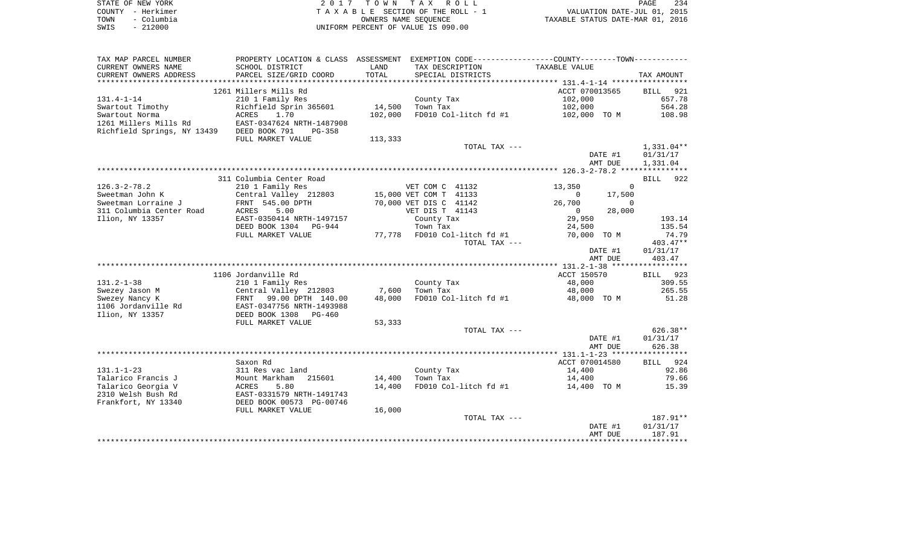| TAX MAP PARCEL NUMBER<br>CURRENT OWNERS NAME<br>CURRENT OWNERS ADDRESS | PROPERTY LOCATION & CLASS<br>SCHOOL DISTRICT<br>PARCEL SIZE/GRID COORD | ASSESSMENT<br>LAND<br>TOTAL | EXEMPTION CODE-----COUNTY--------TOWN------<br>TAX DESCRIPTION<br>SPECIAL DISTRICTS | TAXABLE VALUE | | TAX AMOUNT |
|---|---|---|---|---|---|---|
| | 1261 Millers Mills Rd | | | ACCT 070013565 | | BILL 921 |
| 131.4-1-14 | 210 1 Family Res | | County Tax | 102,000 | | 657.78 |
| Swartout Timothy | Richfield Sprin 365601 | 14,500 | Town Tax | 102,000 | | 564.28 |
| Swartout Norma | ACRES 1.70 | 102,000 | FD010 Col-litch fd #1 | 102,000 TO M | | 108.98 |
| 1261 Millers Mills Rd | EAST-0347624 NRTH-1487908 | | | | | |
| Richfield Springs, NY 13439 | DEED BOOK 791 PG-358 | | | | | |
| | FULL MARKET VALUE | 113,333 | | | | |
| | | | TOTAL TAX --- | | | 1,331.04** |
| | | | | | DATE #1 | 01/31/17 |
| | | | | | AMT DUE | 1,331.04 |
| | 311 Columbia Center Road | | | | | BILL 922 |
| 126.3-2-78.2 | 210 1 Family Res | | VET COM C 41132 | 13,350 | 0 | |
| Sweetman John K | Central Valley 212803 | 15,000 | VET COM T 41133 | 0 | 17,500 | |
| Sweetman Lorraine J | FRNT 545.00 DPTH | 70,000 | VET DIS C 41142 | 26,700 | 0 | |
| 311 Columbia Center Road | ACRES 5.00 | | VET DIS T 41143 | 0 | 28,000 | |
| Ilion, NY 13357 | EAST-0350414 NRTH-1497157 | | County Tax | 29,950 | | 193.14 |
| | DEED BOOK 1304 PG-944 | | Town Tax | 24,500 | | 135.54 |
| | FULL MARKET VALUE | 77,778 | FD010 Col-litch fd #1 | 70,000 TO M | | 74.79 |
| | | | TOTAL TAX --- | | | 403.47** |
| | | | | | DATE #1 | 01/31/17 |
| | | | | | AMT DUE | 403.47 |
| | 1106 Jordanville Rd | | | ACCT 150570 | | BILL 923 |
| 131.2-1-38 | 210 1 Family Res | | County Tax | 48,000 | | 309.55 |
| Swezey Jason M | Central Valley 212803 | 7,600 | Town Tax | 48,000 | | 265.55 |
| Swezey Nancy K | FRNT 99.00 DPTH 140.00 | 48,000 | FD010 Col-litch fd #1 | 48,000 TO M | | 51.28 |
| 1106 Jordanville Rd | EAST-0347756 NRTH-1493988 | | | | | |
| Ilion, NY 13357 | DEED BOOK 1308 PG-460 | | | | | |
| | FULL MARKET VALUE | 53,333 | | | | |
| | | | TOTAL TAX --- | | | 626.38** |
| | | | | | DATE #1 | 01/31/17 |
| | | | | | AMT DUE | 626.38 |
| | Saxon Rd | | | ACCT 070014580 | | BILL 924 |
| 131.1-1-23 | 311 Res vac land | | County Tax | 14,400 | | 92.86 |
| Talarico Francis J | Mount Markham 215601 | 14,400 | Town Tax | 14,400 | | 79.66 |
| Talarico Georgia V | ACRES 5.80 | 14,400 | FD010 Col-litch fd #1 | 14,400 TO M | | 15.39 |
| 2310 Welsh Bush Rd | EAST-0331579 NRTH-1491743 | | | | | |
| Frankfort, NY 13340 | DEED BOOK 00573 PG-00746 | | | | | |
| | FULL MARKET VALUE | 16,000 | | | | |
| | | | TOTAL TAX --- | | | 187.91** |
| | | | | | DATE #1 | 01/31/17 |
| | | | | | AMT DUE | 187.91 |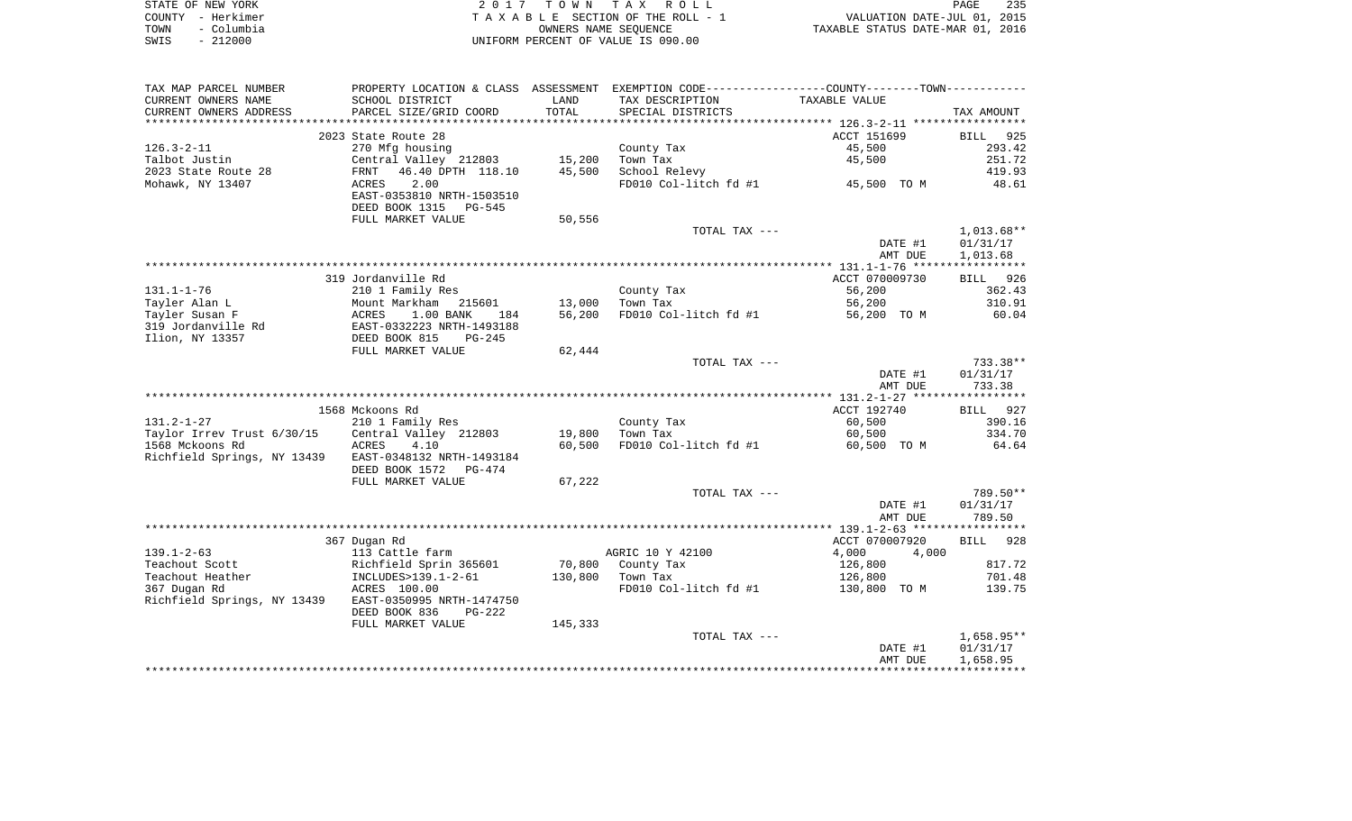STATE OF NEW YORK
COUNTY - Herkimer
TOWN - Columbia
SWIS - 212000

2 0 1 7 T O W N T A X R O L L
T A X A B L E SECTION OF THE ROLL - 1
OWNERS NAME SEQUENCE
UNIFORM PERCENT OF VALUE IS 090.00

VALUATION DATE-JUL 01, 2015
TAXABLE STATUS DATE-MAR 01, 2016

| TAX MAP PARCEL NUMBER / CURRENT OWNERS NAME / CURRENT OWNERS ADDRESS | PROPERTY LOCATION & CLASS / SCHOOL DISTRICT / PARCEL SIZE/GRID COORD | ASSESSMENT LAND / TOTAL | EXEMPTION CODE / TAX DESCRIPTION / SPECIAL DISTRICTS | COUNTY--------TOWN / TAXABLE VALUE | TAX AMOUNT |
|---|---|---|---|---|---|
| **126.3-2-11** | 2023 State Route 28 | | | ACCT 151699 | BILL 925 |
| 126.3-2-11 | 270 Mfg housing | | County Tax | 45,500 | 293.42 |
| Talbot Justin | Central Valley 212803 | 15,200 | Town Tax | 45,500 | 251.72 |
| 2023 State Route 28 | FRNT 46.40 DPTH 118.10 | 45,500 | School Relevy | | 419.93 |
| Mohawk, NY 13407 | ACRES 2.00 | | FD010 Col-litch fd #1 | 45,500 TO M | 48.61 |
| | EAST-0353810 NRTH-1503510 | | | | |
| | DEED BOOK 1315 PG-545 | | | | |
| | FULL MARKET VALUE | 50,556 | | | |
| | | | TOTAL TAX --- | | 1,013.68** |
| | | | | DATE #1 | 01/31/17 |
| | | | | AMT DUE | 1,013.68 |
| **131.1-1-76** | 319 Jordanville Rd | | | ACCT 070009730 | BILL 926 |
| 131.1-1-76 | 210 1 Family Res | | County Tax | 56,200 | 362.43 |
| Tayler Alan L | Mount Markham 215601 | 13,000 | Town Tax | 56,200 | 310.91 |
| Tayler Susan F | ACRES 1.00 BANK 184 | 56,200 | FD010 Col-litch fd #1 | 56,200 TO M | 60.04 |
| 319 Jordanville Rd | EAST-0332223 NRTH-1493188 | | | | |
| Ilion, NY 13357 | DEED BOOK 815 PG-245 | | | | |
| | FULL MARKET VALUE | 62,444 | | | |
| | | | TOTAL TAX --- | | 733.38** |
| | | | | DATE #1 | 01/31/17 |
| | | | | AMT DUE | 733.38 |
| **131.2-1-27** | 1568 Mckoons Rd | | | ACCT 192740 | BILL 927 |
| 131.2-1-27 | 210 1 Family Res | | County Tax | 60,500 | 390.16 |
| Taylor Irrev Trust 6/30/15 | Central Valley 212803 | 19,800 | Town Tax | 60,500 | 334.70 |
| 1568 Mckoons Rd | ACRES 4.10 | 60,500 | FD010 Col-litch fd #1 | 60,500 TO M | 64.64 |
| Richfield Springs, NY 13439 | EAST-0348132 NRTH-1493184 | | | | |
| | DEED BOOK 1572 PG-474 | | | | |
| | FULL MARKET VALUE | 67,222 | | | |
| | | | TOTAL TAX --- | | 789.50** |
| | | | | DATE #1 | 01/31/17 |
| | | | | AMT DUE | 789.50 |
| **139.1-2-63** | 367 Dugan Rd | | | ACCT 070007920 | BILL 928 |
| 139.1-2-63 | 113 Cattle farm | | AGRIC 10 Y 42100 | 4,000 4,000 | |
| Teachout Scott | Richfield Sprin 365601 | 70,800 | County Tax | 126,800 | 817.72 |
| Teachout Heather | INCLUDES>139.1-2-61 | 130,800 | Town Tax | 126,800 | 701.48 |
| 367 Dugan Rd | ACRES 100.00 | | FD010 Col-litch fd #1 | 130,800 TO M | 139.75 |
| Richfield Springs, NY 13439 | EAST-0350995 NRTH-1474750 | | | | |
| | DEED BOOK 836 PG-222 | | | | |
| | FULL MARKET VALUE | 145,333 | | | |
| | | | TOTAL TAX --- | | 1,658.95** |
| | | | | DATE #1 | 01/31/17 |
| | | | | AMT DUE | 1,658.95 |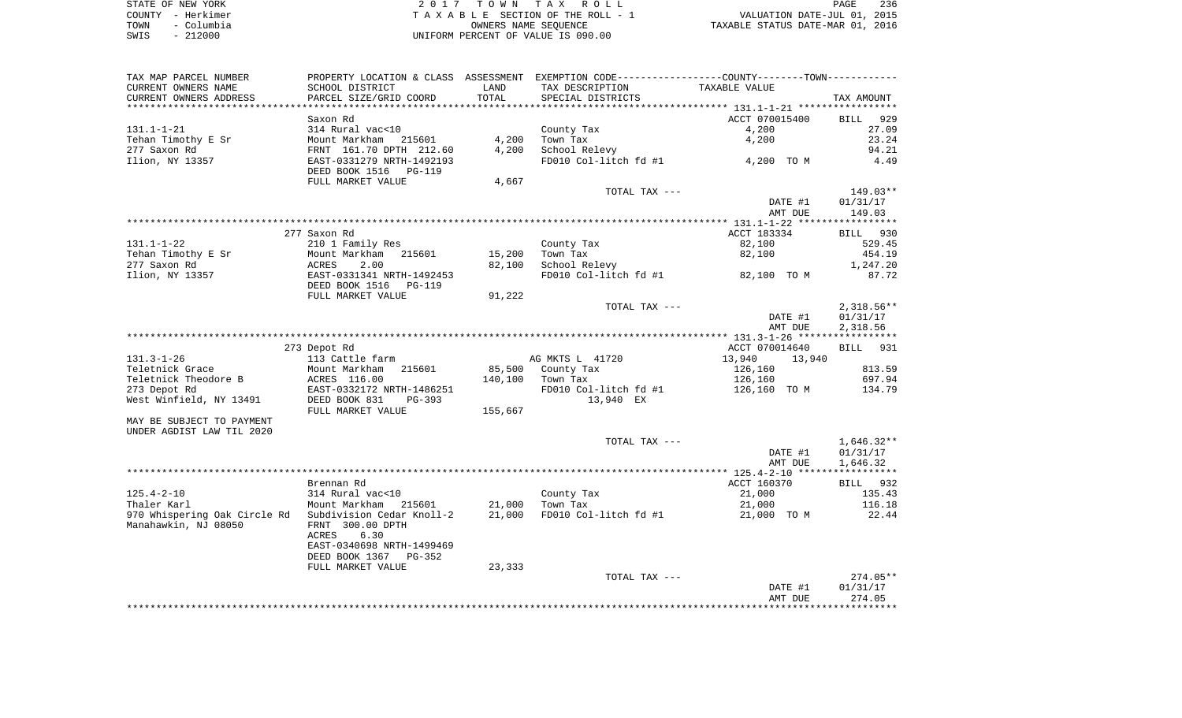STATE OF NEW YORK
COUNTY - Herkimer
TOWN - Columbia
SWIS - 212000

2 0 1 7 T O W N T A X R O L L
T A X A B L E SECTION OF THE ROLL - 1
OWNERS NAME SEQUENCE
UNIFORM PERCENT OF VALUE IS 090.00

VALUATION DATE-JUL 01, 2015
TAXABLE STATUS DATE-MAR 01, 2016

| TAX MAP PARCEL NUMBER<br>CURRENT OWNERS NAME<br>CURRENT OWNERS ADDRESS | PROPERTY LOCATION & CLASS<br>SCHOOL DISTRICT<br>PARCEL SIZE/GRID COORD | ASSESSMENT<br>LAND<br>TOTAL | EXEMPTION CODE-----COUNTY-----TOWN-----<br>TAX DESCRIPTION<br>SPECIAL DISTRICTS | TAXABLE VALUE | TAX AMOUNT |
|---|---|---|---|---|---|
| | Saxon Rd | | | ACCT 070015400 | BILL 929 |
| 131.1-1-21 | 314 Rural vac<10 | | County Tax | 4,200 | 27.09 |
| Tehan Timothy E Sr | Mount Markham 215601 | 4,200 | Town Tax | 4,200 | 23.24 |
| 277 Saxon Rd | FRNT 161.70 DPTH 212.60 | 4,200 | School Relevy | | 94.21 |
| Ilion, NY 13357 | EAST-0331279 NRTH-1492193 | | FD010 Col-litch fd #1 | 4,200 TO M | 4.49 |
| | DEED BOOK 1516 PG-119 | | | | |
| | FULL MARKET VALUE | 4,667 | | | |
| | | | TOTAL TAX --- | | 149.03** |
| | | | | DATE #1 | 01/31/17 |
| | | | | AMT DUE | 149.03 |
| | 277 Saxon Rd | | | ACCT 183334 | BILL 930 |
| 131.1-1-22 | 210 1 Family Res | | County Tax | 82,100 | 529.45 |
| Tehan Timothy E Sr | Mount Markham 215601 | 15,200 | Town Tax | 82,100 | 454.19 |
| 277 Saxon Rd | ACRES 2.00 | 82,100 | School Relevy | | 1,247.20 |
| Ilion, NY 13357 | EAST-0331341 NRTH-1492453 | | FD010 Col-litch fd #1 | 82,100 TO M | 87.72 |
| | DEED BOOK 1516 PG-119 | | | | |
| | FULL MARKET VALUE | 91,222 | | | |
| | | | TOTAL TAX --- | | 2,318.56** |
| | | | | DATE #1 | 01/31/17 |
| | | | | AMT DUE | 2,318.56 |
| | 273 Depot Rd | | | ACCT 070014640 | BILL 931 |
| 131.3-1-26 | 113 Cattle farm | | AG MKTS L 41720 | 13,940 13,940 | |
| Teletnick Grace | Mount Markham 215601 | 85,500 | County Tax | 126,160 | 813.59 |
| Teletnick Theodore B | ACRES 116.00 | 140,100 | Town Tax | 126,160 | 697.94 |
| 273 Depot Rd | EAST-0332172 NRTH-1486251 | | FD010 Col-litch fd #1 | 126,160 TO M | 134.79 |
| West Winfield, NY 13491 | DEED BOOK 831 PG-393 | | 13,940 EX | | |
| | FULL MARKET VALUE | 155,667 | | | |
| MAY BE SUBJECT TO PAYMENT<br>UNDER AGDIST LAW TIL 2020 | | | | | |
| | | | TOTAL TAX --- | | 1,646.32** |
| | | | | DATE #1 | 01/31/17 |
| | | | | AMT DUE | 1,646.32 |
| | Brennan Rd | | | ACCT 160370 | BILL 932 |
| 125.4-2-10 | 314 Rural vac<10 | | County Tax | 21,000 | 135.43 |
| Thaler Karl | Mount Markham 215601 | 21,000 | Town Tax | 21,000 | 116.18 |
| 970 Whispering Oak Circle Rd | Subdivision Cedar Knoll-2 | 21,000 | FD010 Col-litch fd #1 | 21,000 TO M | 22.44 |
| Manahawkin, NJ 08050 | FRNT 300.00 DPTH | | | | |
| | ACRES 6.30 | | | | |
| | EAST-0340698 NRTH-1499469 | | | | |
| | DEED BOOK 1367 PG-352 | | | | |
| | FULL MARKET VALUE | 23,333 | | | |
| | | | TOTAL TAX --- | | 274.05** |
| | | | | DATE #1 | 01/31/17 |
| | | | | AMT DUE | 274.05 |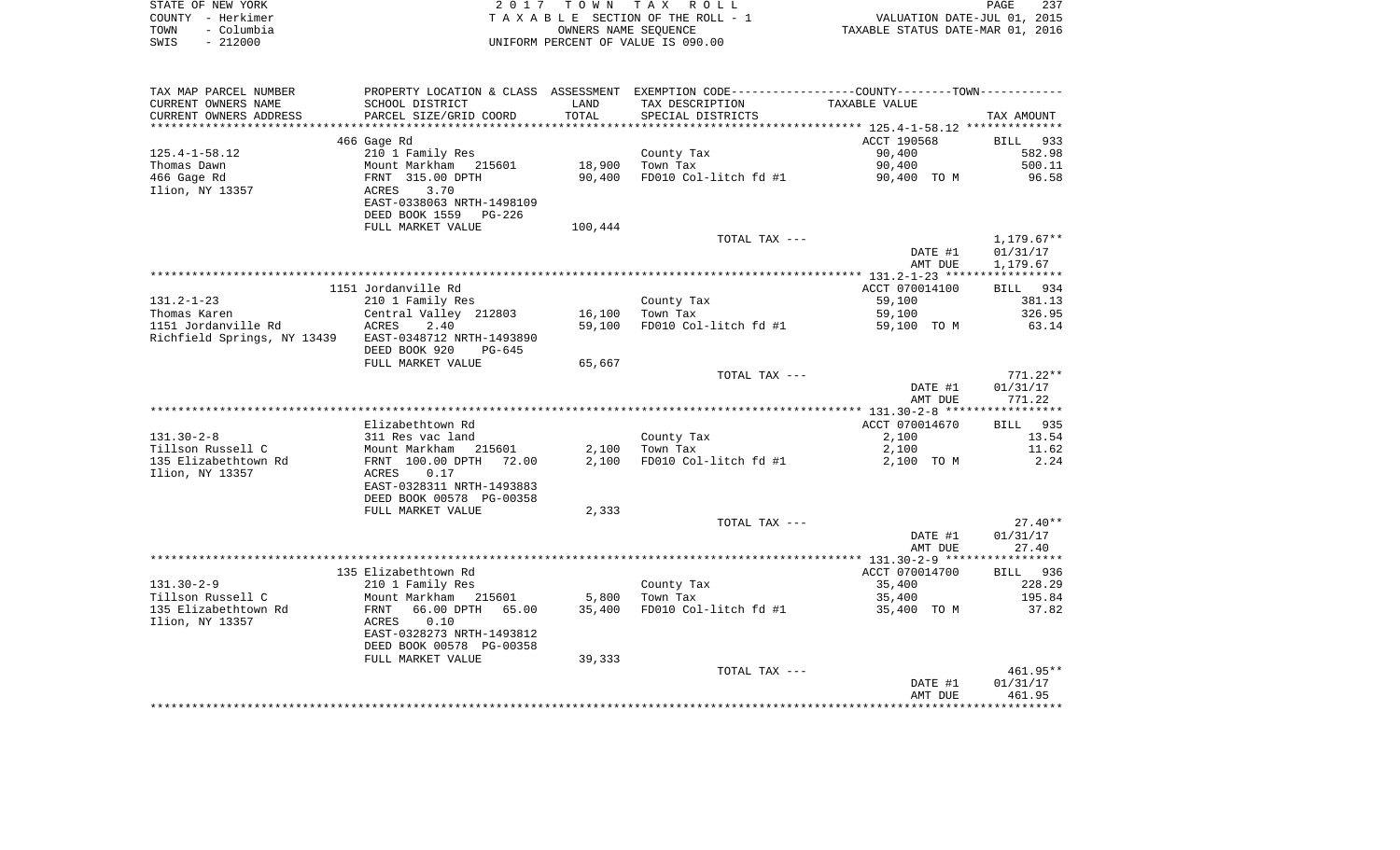STATE OF NEW YORK
COUNTY - Herkimer
TOWN - Columbia
SWIS - 212000

2 0 1 7 T O W N T A X R O L L
T A X A B L E SECTION OF THE ROLL - 1
OWNERS NAME SEQUENCE
UNIFORM PERCENT OF VALUE IS 090.00

VALUATION DATE-JUL 01, 2015
TAXABLE STATUS DATE-MAR 01, 2016

| TAX MAP PARCEL NUMBER<br>CURRENT OWNERS NAME<br>CURRENT OWNERS ADDRESS | PROPERTY LOCATION & CLASS<br>SCHOOL DISTRICT<br>PARCEL SIZE/GRID COORD | ASSESSMENT<br>LAND<br>TOTAL | EXEMPTION CODE<br>TAX DESCRIPTION<br>SPECIAL DISTRICTS | COUNTY--------TOWN<br>TAXABLE VALUE | <br><br>TAX AMOUNT |
|---|---|---|---|---|---|
| | 466 Gage Rd | | | ACCT 190568 | BILL 933 |
| 125.4-1-58.12 | 210 1 Family Res | | County Tax | 90,400 | 582.98 |
| Thomas Dawn | Mount Markham 215601 | 18,900 | Town Tax | 90,400 | 500.11 |
| 466 Gage Rd | FRNT 315.00 DPTH | 90,400 | FD010 Col-litch fd #1 | 90,400 TO M | 96.58 |
| Ilion, NY 13357 | ACRES 3.70 | | | | |
| | EAST-0338063 NRTH-1498109 | | | | |
| | DEED BOOK 1559 PG-226 | | | | |
| | FULL MARKET VALUE | 100,444 | | | |
| | | | TOTAL TAX --- | | 1,179.67** |
| | | | | DATE #1 | 01/31/17 |
| | | | | AMT DUE | 1,179.67 |
| | 1151 Jordanville Rd | | | ACCT 070014100 | BILL 934 |
| 131.2-1-23 | 210 1 Family Res | | County Tax | 59,100 | 381.13 |
| Thomas Karen | Central Valley 212803 | 16,100 | Town Tax | 59,100 | 326.95 |
| 1151 Jordanville Rd | ACRES 2.40 | 59,100 | FD010 Col-litch fd #1 | 59,100 TO M | 63.14 |
| Richfield Springs, NY 13439 | EAST-0348712 NRTH-1493890 | | | | |
| | DEED BOOK 920 PG-645 | | | | |
| | FULL MARKET VALUE | 65,667 | | | |
| | | | TOTAL TAX --- | | 771.22** |
| | | | | DATE #1 | 01/31/17 |
| | | | | AMT DUE | 771.22 |
| | Elizabethtown Rd | | | ACCT 070014670 | BILL 935 |
| 131.30-2-8 | 311 Res vac land | | County Tax | 2,100 | 13.54 |
| Tillson Russell C | Mount Markham 215601 | 2,100 | Town Tax | 2,100 | 11.62 |
| 135 Elizabethtown Rd | FRNT 100.00 DPTH 72.00 | 2,100 | FD010 Col-litch fd #1 | 2,100 TO M | 2.24 |
| Ilion, NY 13357 | ACRES 0.17 | | | | |
| | EAST-0328311 NRTH-1493883 | | | | |
| | DEED BOOK 00578 PG-00358 | | | | |
| | FULL MARKET VALUE | 2,333 | | | |
| | | | TOTAL TAX --- | | 27.40** |
| | | | | DATE #1 | 01/31/17 |
| | | | | AMT DUE | 27.40 |
| | 135 Elizabethtown Rd | | | ACCT 070014700 | BILL 936 |
| 131.30-2-9 | 210 1 Family Res | | County Tax | 35,400 | 228.29 |
| Tillson Russell C | Mount Markham 215601 | 5,800 | Town Tax | 35,400 | 195.84 |
| 135 Elizabethtown Rd | FRNT 66.00 DPTH 65.00 | 35,400 | FD010 Col-litch fd #1 | 35,400 TO M | 37.82 |
| Ilion, NY 13357 | ACRES 0.10 | | | | |
| | EAST-0328273 NRTH-1493812 | | | | |
| | DEED BOOK 00578 PG-00358 | | | | |
| | FULL MARKET VALUE | 39,333 | | | |
| | | | TOTAL TAX --- | | 461.95** |
| | | | | DATE #1 | 01/31/17 |
| | | | | AMT DUE | 461.95 |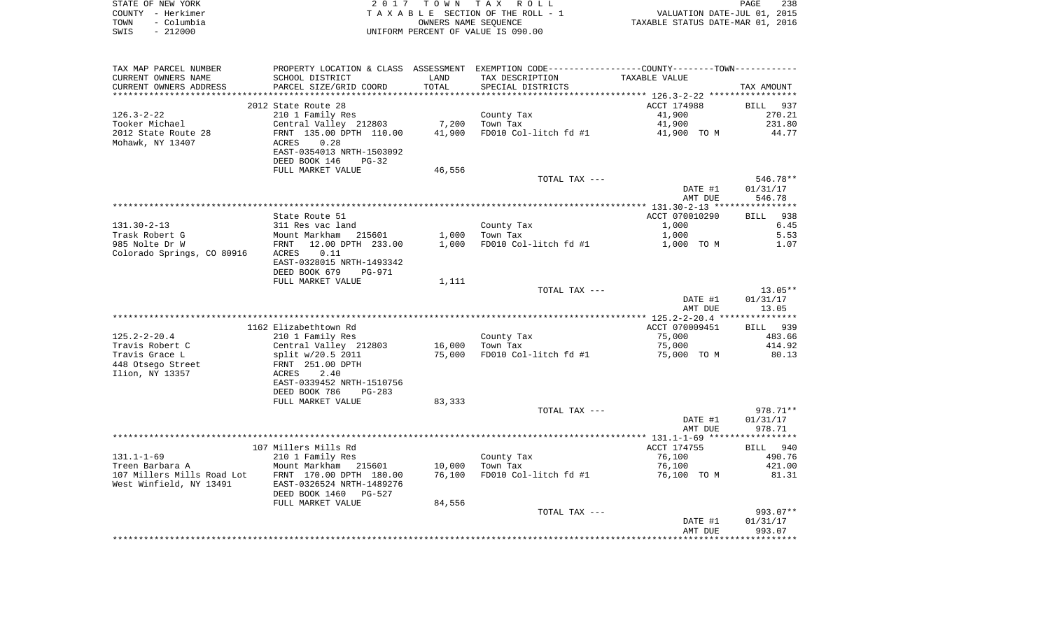STATE OF NEW YORK — COUNTY - Herkimer — TOWN - Columbia — SWIS - 212000

2017 TOWN TAX ROLL
TAXABLE SECTION OF THE ROLL - 1
OWNERS NAME SEQUENCE
UNIFORM PERCENT OF VALUE IS 090.00

VALUATION DATE-JUL 01, 2015
TAXABLE STATUS DATE-MAR 01, 2016

| TAX MAP PARCEL NUMBER / CURRENT OWNERS NAME / CURRENT OWNERS ADDRESS | PROPERTY LOCATION & CLASS / SCHOOL DISTRICT / PARCEL SIZE/GRID COORD | LAND / ASSESSMENT TOTAL | TAX DESCRIPTION / SPECIAL DISTRICTS | TAXABLE VALUE | TAX AMOUNT |
|---|---|---|---|---|---|
| | 2012 State Route 28 | | | ACCT 174988 | BILL 937 |
| 126.3-2-22 | 210 1 Family Res | | County Tax | 41,900 | 270.21 |
| Tooker Michael | Central Valley 212803 | 7,200 | Town Tax | 41,900 | 231.80 |
| 2012 State Route 28 | FRNT 135.00 DPTH 110.00 | 41,900 | FD010 Col-litch fd #1 | 41,900 TO M | 44.77 |
| Mohawk, NY 13407 | ACRES 0.28 | | | | |
| | EAST-0354013 NRTH-1503092 | | | | |
| | DEED BOOK 146 PG-32 | | | | |
| | FULL MARKET VALUE | 46,556 | | | |
| | | | TOTAL TAX --- | | 546.78** |
| | | | | DATE #1 | 01/31/17 |
| | | | | AMT DUE | 546.78 |
| | State Route 51 | | | ACCT 070010290 | BILL 938 |
| 131.30-2-13 | 311 Res vac land | | County Tax | 1,000 | 6.45 |
| Trask Robert G | Mount Markham 215601 | 1,000 | Town Tax | 1,000 | 5.53 |
| 985 Nolte Dr W | FRNT 12.00 DPTH 233.00 | 1,000 | FD010 Col-litch fd #1 | 1,000 TO M | 1.07 |
| Colorado Springs, CO 80916 | ACRES 0.11 | | | | |
| | EAST-0328015 NRTH-1493342 | | | | |
| | DEED BOOK 679 PG-971 | | | | |
| | FULL MARKET VALUE | 1,111 | | | |
| | | | TOTAL TAX --- | | 13.05** |
| | | | | DATE #1 | 01/31/17 |
| | | | | AMT DUE | 13.05 |
| | 1162 Elizabethtown Rd | | | ACCT 070009451 | BILL 939 |
| 125.2-2-20.4 | 210 1 Family Res | | County Tax | 75,000 | 483.66 |
| Travis Robert C | Central Valley 212803 | 16,000 | Town Tax | 75,000 | 414.92 |
| Travis Grace L | split w/20.5 2011 | 75,000 | FD010 Col-litch fd #1 | 75,000 TO M | 80.13 |
| 448 Otsego Street | FRNT 251.00 DPTH | | | | |
| Ilion, NY 13357 | ACRES 2.40 | | | | |
| | EAST-0339452 NRTH-1510756 | | | | |
| | DEED BOOK 786 PG-283 | | | | |
| | FULL MARKET VALUE | 83,333 | | | |
| | | | TOTAL TAX --- | | 978.71** |
| | | | | DATE #1 | 01/31/17 |
| | | | | AMT DUE | 978.71 |
| | 107 Millers Mills Rd | | | ACCT 174755 | BILL 940 |
| 131.1-1-69 | 210 1 Family Res | | County Tax | 76,100 | 490.76 |
| Treen Barbara A | Mount Markham 215601 | 10,000 | Town Tax | 76,100 | 421.00 |
| 107 Millers Mills Road Lot | FRNT 170.00 DPTH 180.00 | 76,100 | FD010 Col-litch fd #1 | 76,100 TO M | 81.31 |
| West Winfield, NY 13491 | EAST-0326524 NRTH-1489276 | | | | |
| | DEED BOOK 1460 PG-527 | | | | |
| | FULL MARKET VALUE | 84,556 | | | |
| | | | TOTAL TAX --- | | 993.07** |
| | | | | DATE #1 | 01/31/17 |
| | | | | AMT DUE | 993.07 |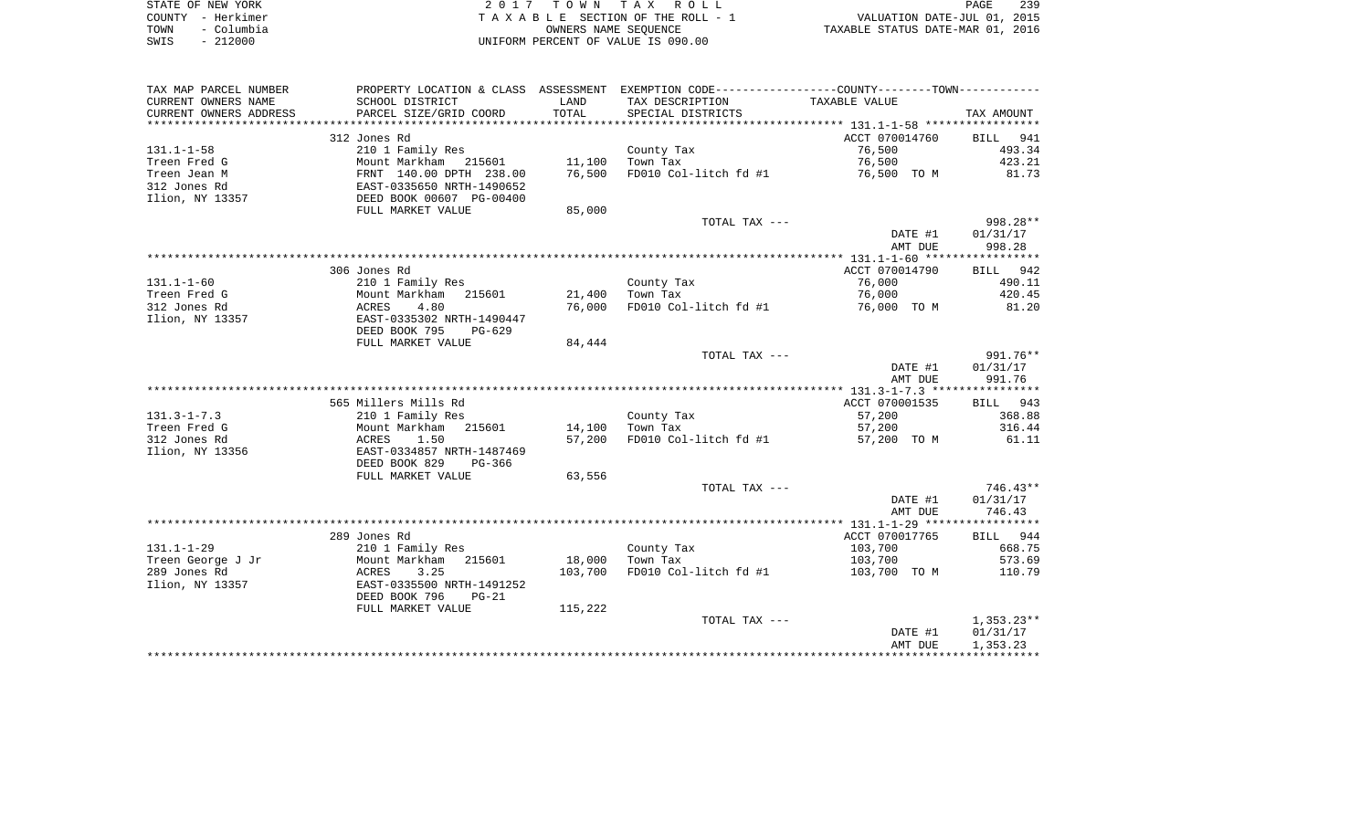STATE OF NEW YORK
COUNTY - Herkimer
TOWN - Columbia
SWIS - 212000

2 0 1 7 T O W N T A X R O L L
T A X A B L E SECTION OF THE ROLL - 1
OWNERS NAME SEQUENCE
UNIFORM PERCENT OF VALUE IS 090.00

VALUATION DATE-JUL 01, 2015
TAXABLE STATUS DATE-MAR 01, 2016

| TAX MAP PARCEL NUMBER<br>CURRENT OWNERS NAME<br>CURRENT OWNERS ADDRESS | PROPERTY LOCATION & CLASS<br>SCHOOL DISTRICT<br>PARCEL SIZE/GRID COORD | ASSESSMENT<br>LAND<br>TOTAL | EXEMPTION CODE-----COUNTY-----TOWN------<br>TAX DESCRIPTION<br>SPECIAL DISTRICTS | TAXABLE VALUE | TAX AMOUNT |
|---|---|---|---|---|---|
| | 312 Jones Rd | | | ACCT 070014760 | BILL 941 |
| 131.1-1-58 | 210 1 Family Res | | County Tax | 76,500 | 493.34 |
| Treen Fred G | Mount Markham 215601 | 11,100 | Town Tax | 76,500 | 423.21 |
| Treen Jean M | FRNT 140.00 DPTH 238.00 | 76,500 | FD010 Col-litch fd #1 | 76,500 TO M | 81.73 |
| 312 Jones Rd | EAST-0335650 NRTH-1490652 | | | | |
| Ilion, NY 13357 | DEED BOOK 00607 PG-00400 | | | | |
| | FULL MARKET VALUE | 85,000 | | | |
| | | | TOTAL TAX --- | | 998.28** |
| | | | | DATE #1 | 01/31/17 |
| | | | | AMT DUE | 998.28 |
| | 306 Jones Rd | | | ACCT 070014790 | BILL 942 |
| 131.1-1-60 | 210 1 Family Res | | County Tax | 76,000 | 490.11 |
| Treen Fred G | Mount Markham 215601 | 21,400 | Town Tax | 76,000 | 420.45 |
| 312 Jones Rd | ACRES 4.80 | 76,000 | FD010 Col-litch fd #1 | 76,000 TO M | 81.20 |
| Ilion, NY 13357 | EAST-0335302 NRTH-1490447 | | | | |
| | DEED BOOK 795 PG-629 | | | | |
| | FULL MARKET VALUE | 84,444 | | | |
| | | | TOTAL TAX --- | | 991.76** |
| | | | | DATE #1 | 01/31/17 |
| | | | | AMT DUE | 991.76 |
| | 565 Millers Mills Rd | | | ACCT 070001535 | BILL 943 |
| 131.3-1-7.3 | 210 1 Family Res | | County Tax | 57,200 | 368.88 |
| Treen Fred G | Mount Markham 215601 | 14,100 | Town Tax | 57,200 | 316.44 |
| 312 Jones Rd | ACRES 1.50 | 57,200 | FD010 Col-litch fd #1 | 57,200 TO M | 61.11 |
| Ilion, NY 13356 | EAST-0334857 NRTH-1487469 | | | | |
| | DEED BOOK 829 PG-366 | | | | |
| | FULL MARKET VALUE | 63,556 | | | |
| | | | TOTAL TAX --- | | 746.43** |
| | | | | DATE #1 | 01/31/17 |
| | | | | AMT DUE | 746.43 |
| | 289 Jones Rd | | | ACCT 070017765 | BILL 944 |
| 131.1-1-29 | 210 1 Family Res | | County Tax | 103,700 | 668.75 |
| Treen George J Jr | Mount Markham 215601 | 18,000 | Town Tax | 103,700 | 573.69 |
| 289 Jones Rd | ACRES 3.25 | 103,700 | FD010 Col-litch fd #1 | 103,700 TO M | 110.79 |
| Ilion, NY 13357 | EAST-0335500 NRTH-1491252 | | | | |
| | DEED BOOK 796 PG-21 | | | | |
| | FULL MARKET VALUE | 115,222 | | | |
| | | | TOTAL TAX --- | | 1,353.23** |
| | | | | DATE #1 | 01/31/17 |
| | | | | AMT DUE | 1,353.23 |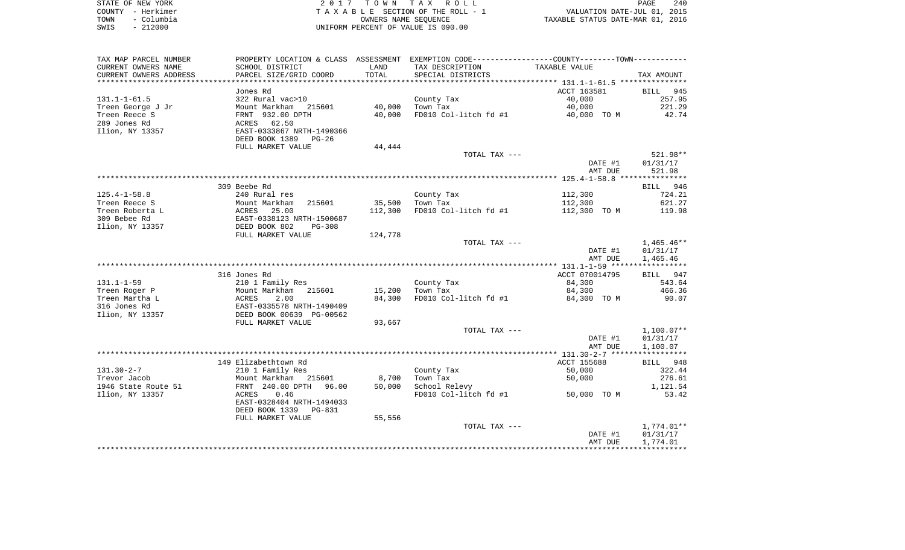STATE OF NEW YORK | 2017 TOWN TAX ROLL | VALUATION DATE-JUL 01, 2015
COUNTY - Herkimer | TAXABLE SECTION OF THE ROLL - 1 | TAXABLE STATUS DATE-MAR 01, 2016
TOWN - Columbia | OWNERS NAME SEQUENCE
SWIS - 212000 | UNIFORM PERCENT OF VALUE IS 090.00

| TAX MAP PARCEL NUMBER / CURRENT OWNERS NAME / CURRENT OWNERS ADDRESS | PROPERTY LOCATION & CLASS / SCHOOL DISTRICT / PARCEL SIZE/GRID COORD | ASSESSMENT LAND / TOTAL | EXEMPTION CODE / TAX DESCRIPTION / SPECIAL DISTRICTS | TAXABLE VALUE | TAX AMOUNT |
|---|---|---|---|---|---|
| 131.1-1-61.5 | Jones Rd | | | ACCT 163581 | BILL 945 |
| | 322 Rural vac>10 | | County Tax | 40,000 | 257.95 |
| Treen George J Jr | Mount Markham 215601 | 40,000 | Town Tax | 40,000 | 221.29 |
| Treen Reece S | FRNT 932.00 DPTH | 40,000 | FD010 Col-litch fd #1 | 40,000 TO M | 42.74 |
| 289 Jones Rd | ACRES 62.50 | | | | |
| Ilion, NY 13357 | EAST-0333867 NRTH-1490366 | | | | |
| | DEED BOOK 1389 PG-26 | | | | |
| | FULL MARKET VALUE | 44,444 | | | |
| | | | TOTAL TAX --- | | 521.98** |
| | | | | DATE #1 | 01/31/17 |
| | | | | AMT DUE | 521.98 |
| 125.4-1-58.8 | 309 Beebe Rd | | | | BILL 946 |
| | 240 Rural res | | County Tax | 112,300 | 724.21 |
| Treen Reece S | Mount Markham 215601 | 35,500 | Town Tax | 112,300 | 621.27 |
| Treen Roberta L | ACRES 25.00 | 112,300 | FD010 Col-litch fd #1 | 112,300 TO M | 119.98 |
| 309 Bebee Rd | EAST-0338123 NRTH-1500687 | | | | |
| Ilion, NY 13357 | DEED BOOK 802 PG-308 | | | | |
| | FULL MARKET VALUE | 124,778 | | | |
| | | | TOTAL TAX --- | | 1,465.46** |
| | | | | DATE #1 | 01/31/17 |
| | | | | AMT DUE | 1,465.46 |
| 131.1-1-59 | 316 Jones Rd | | | ACCT 070014795 | BILL 947 |
| | 210 1 Family Res | | County Tax | 84,300 | 543.64 |
| Treen Roger P | Mount Markham 215601 | 15,200 | Town Tax | 84,300 | 466.36 |
| Treen Martha L | ACRES 2.00 | 84,300 | FD010 Col-litch fd #1 | 84,300 TO M | 90.07 |
| 316 Jones Rd | EAST-0335578 NRTH-1490409 | | | | |
| Ilion, NY 13357 | DEED BOOK 00639 PG-00562 | | | | |
| | FULL MARKET VALUE | 93,667 | | | |
| | | | TOTAL TAX --- | | 1,100.07** |
| | | | | DATE #1 | 01/31/17 |
| | | | | AMT DUE | 1,100.07 |
| 131.30-2-7 | 149 Elizabethtown Rd | | | ACCT 155688 | BILL 948 |
| | 210 1 Family Res | | County Tax | 50,000 | 322.44 |
| Trevor Jacob | Mount Markham 215601 | 8,700 | Town Tax | 50,000 | 276.61 |
| 1946 State Route 51 | FRNT 240.00 DPTH 96.00 | 50,000 | School Relevy | | 1,121.54 |
| Ilion, NY 13357 | ACRES 0.46 | | FD010 Col-litch fd #1 | 50,000 TO M | 53.42 |
| | EAST-0328404 NRTH-1494033 | | | | |
| | DEED BOOK 1339 PG-831 | | | | |
| | FULL MARKET VALUE | 55,556 | | | |
| | | | TOTAL TAX --- | | 1,774.01** |
| | | | | DATE #1 | 01/31/17 |
| | | | | AMT DUE | 1,774.01 |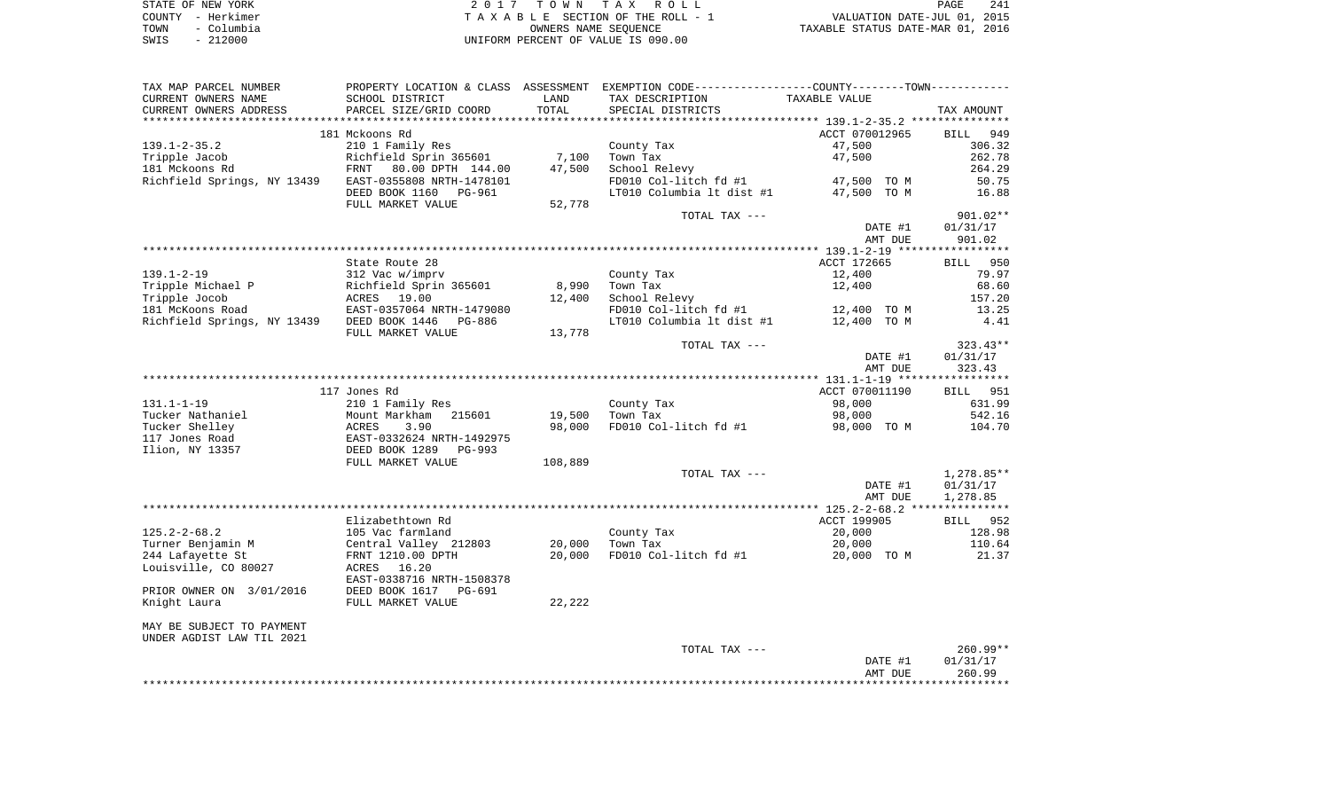STATE OF NEW YORK | 2 0 1 7 T O W N T A X R O L L | PAGE 241
COUNTY - Herkimer | T A X A B L E SECTION OF THE ROLL - 1 | VALUATION DATE-JUL 01, 2015
TOWN - Columbia | OWNERS NAME SEQUENCE | TAXABLE STATUS DATE-MAR 01, 2016
SWIS - 212000 | UNIFORM PERCENT OF VALUE IS 090.00

| TAX MAP PARCEL NUMBER / CURRENT OWNERS NAME / CURRENT OWNERS ADDRESS | PROPERTY LOCATION & CLASS / SCHOOL DISTRICT / PARCEL SIZE/GRID COORD | ASSESSMENT LAND / TOTAL | EXEMPTION CODE / TAX DESCRIPTION / SPECIAL DISTRICTS | COUNTY--------TOWN / TAXABLE VALUE | TAX AMOUNT |
|---|---|---|---|---|---|
| 139.1-2-35.2 | 181 Mckoons Rd | | | ACCT 070012965 | BILL 949 |
| 139.1-2-35.2 | 210 1 Family Res | | County Tax | 47,500 | 306.32 |
| Tripple Jacob | Richfield Sprin 365601 | 7,100 | Town Tax | 47,500 | 262.78 |
| 181 Mckoons Rd | FRNT 80.00 DPTH 144.00 | 47,500 | School Relevy | | 264.29 |
| Richfield Springs, NY 13439 | EAST-0355808 NRTH-1478101 | | FD010 Col-litch fd #1 | 47,500 TO M | 50.75 |
| | DEED BOOK 1160 PG-961 | | LT010 Columbia lt dist #1 | 47,500 TO M | 16.88 |
| | FULL MARKET VALUE | 52,778 | | | |
| | | | TOTAL TAX --- | | 901.02** |
| | | | | DATE #1 | 01/31/17 |
| | | | | AMT DUE | 901.02 |
| 139.1-2-19 | State Route 28 | | | ACCT 172665 | BILL 950 |
| 139.1-2-19 | 312 Vac w/imprv | | County Tax | 12,400 | 79.97 |
| Tripple Michael P | Richfield Sprin 365601 | 8,990 | Town Tax | 12,400 | 68.60 |
| Tripple Jocob | ACRES 19.00 | 12,400 | School Relevy | | 157.20 |
| 181 McKoons Road | EAST-0357064 NRTH-1479080 | | FD010 Col-litch fd #1 | 12,400 TO M | 13.25 |
| Richfield Springs, NY 13439 | DEED BOOK 1446 PG-886 | | LT010 Columbia lt dist #1 | 12,400 TO M | 4.41 |
| | FULL MARKET VALUE | 13,778 | | | |
| | | | TOTAL TAX --- | | 323.43** |
| | | | | DATE #1 | 01/31/17 |
| | | | | AMT DUE | 323.43 |
| 131.1-1-19 | 117 Jones Rd | | | ACCT 070011190 | BILL 951 |
| 131.1-1-19 | 210 1 Family Res | | County Tax | 98,000 | 631.99 |
| Tucker Nathaniel | Mount Markham 215601 | 19,500 | Town Tax | 98,000 | 542.16 |
| Tucker Shelley | ACRES 3.90 | 98,000 | FD010 Col-litch fd #1 | 98,000 TO M | 104.70 |
| 117 Jones Road | EAST-0332624 NRTH-1492975 | | | | |
| Ilion, NY 13357 | DEED BOOK 1289 PG-993 | | | | |
| | FULL MARKET VALUE | 108,889 | | | |
| | | | TOTAL TAX --- | | 1,278.85** |
| | | | | DATE #1 | 01/31/17 |
| | | | | AMT DUE | 1,278.85 |
| 125.2-2-68.2 | Elizabethtown Rd | | | ACCT 199905 | BILL 952 |
| 125.2-2-68.2 | 105 Vac farmland | | County Tax | 20,000 | 128.98 |
| Turner Benjamin M | Central Valley 212803 | 20,000 | Town Tax | 20,000 | 110.64 |
| 244 Lafayette St | FRNT 1210.00 DPTH | 20,000 | FD010 Col-litch fd #1 | 20,000 TO M | 21.37 |
| Louisville, CO 80027 | ACRES 16.20 | | | | |
| | EAST-0338716 NRTH-1508378 | | | | |
| PRIOR OWNER ON 3/01/2016 | DEED BOOK 1617 PG-691 | | | | |
| Knight Laura | FULL MARKET VALUE | 22,222 | | | |
| MAY BE SUBJECT TO PAYMENT | | | | | |
| UNDER AGDIST LAW TIL 2021 | | | | | |
| | | | TOTAL TAX --- | | 260.99** |
| | | | | DATE #1 | 01/31/17 |
| | | | | AMT DUE | 260.99 |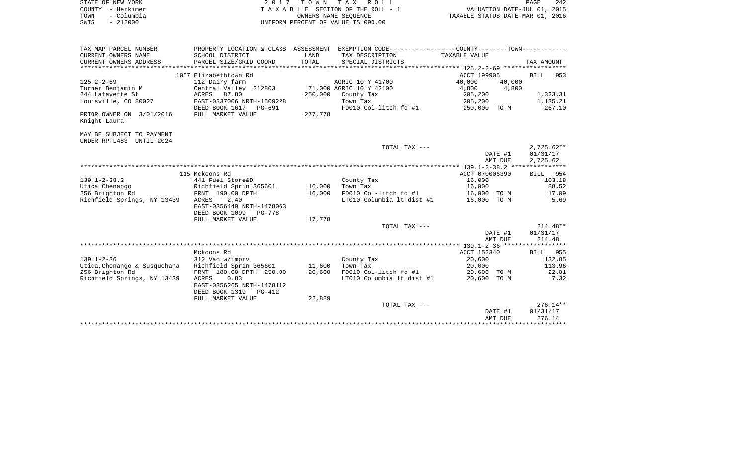STATE OF NEW YORK — COUNTY - Herkimer — TOWN - Columbia — SWIS - 212000

**2017 TOWN TAX ROLL**
TAXABLE SECTION OF THE ROLL - 1
OWNERS NAME SEQUENCE
UNIFORM PERCENT OF VALUE IS 090.00

VALUATION DATE-JUL 01, 2015
TAXABLE STATUS DATE-MAR 01, 2016

| TAX MAP PARCEL NUMBER / CURRENT OWNERS NAME / CURRENT OWNERS ADDRESS | PROPERTY LOCATION & CLASS / SCHOOL DISTRICT / PARCEL SIZE/GRID COORD | ASSESSMENT LAND / TOTAL | EXEMPTION CODE / TAX DESCRIPTION / SPECIAL DISTRICTS | COUNTY TAXABLE VALUE | TOWN | TAX AMOUNT |
|---|---|---|---|---|---|---|
| ******* 125.2-2-69 ******* | | | | | | |
| | 1057 Elizabethtown Rd | | | ACCT 199905 | | BILL 953 |
| 125.2-2-69 | 112 Dairy farm | | AGRIC 10 Y 41700 | 40,000 | 40,000 | |
| Turner Benjamin M | Central Valley 212803 | 71,000 | AGRIC 10 Y 42100 | 4,800 | 4,800 | |
| 244 Lafayette St | ACRES 87.80 | 250,000 | County Tax | 205,200 | | 1,323.31 |
| Louisville, CO 80027 | EAST-0337006 NRTH-1509228 | | Town Tax | 205,200 | | 1,135.21 |
| | DEED BOOK 1617 PG-691 | | FD010 Col-litch fd #1 | 250,000 TO M | | 267.10 |
| PRIOR OWNER ON 3/01/2016 | FULL MARKET VALUE | 277,778 | | | | |
| Knight Laura | | | | | | |
| MAY BE SUBJECT TO PAYMENT | | | | | | |
| UNDER RPTL483 UNTIL 2024 | | | | | | |
| | | | TOTAL TAX --- | | | 2,725.62** |
| | | | | | DATE #1 | 01/31/17 |
| | | | | | AMT DUE | 2,725.62 |
| ******* 139.1-2-38.2 ******* | | | | | | |
| | 115 Mckoons Rd | | | ACCT 070006390 | | BILL 954 |
| 139.1-2-38.2 | 441 Fuel Store&D | | County Tax | 16,000 | | 103.18 |
| Utica Chenango | Richfield Sprin 365601 | 16,000 | Town Tax | 16,000 | | 88.52 |
| 256 Brighton Rd | FRNT 190.00 DPTH | 16,000 | FD010 Col-litch fd #1 | 16,000 TO M | | 17.09 |
| Richfield Springs, NY 13439 | ACRES 2.40 | | LT010 Columbia lt dist #1 | 16,000 TO M | | 5.69 |
| | EAST-0356449 NRTH-1478063 | | | | | |
| | DEED BOOK 1099 PG-778 | | | | | |
| | FULL MARKET VALUE | 17,778 | | | | |
| | | | TOTAL TAX --- | | | 214.48** |
| | | | | | DATE #1 | 01/31/17 |
| | | | | | AMT DUE | 214.48 |
| ******* 139.1-2-36 ******* | | | | | | |
| | Mckoons Rd | | | ACCT 152340 | | BILL 955 |
| 139.1-2-36 | 312 Vac w/imprv | | County Tax | 20,600 | | 132.85 |
| Utica,Chenango & Susquehana | Richfield Sprin 365601 | 11,600 | Town Tax | 20,600 | | 113.96 |
| 256 Brighton Rd | FRNT 180.00 DPTH 250.00 | 20,600 | FD010 Col-litch fd #1 | 20,600 TO M | | 22.01 |
| Richfield Springs, NY 13439 | ACRES 0.83 | | LT010 Columbia lt dist #1 | 20,600 TO M | | 7.32 |
| | EAST-0356265 NRTH-1478112 | | | | | |
| | DEED BOOK 1319 PG-412 | | | | | |
| | FULL MARKET VALUE | 22,889 | | | | |
| | | | TOTAL TAX --- | | | 276.14** |
| | | | | | DATE #1 | 01/31/17 |
| | | | | | AMT DUE | 276.14 |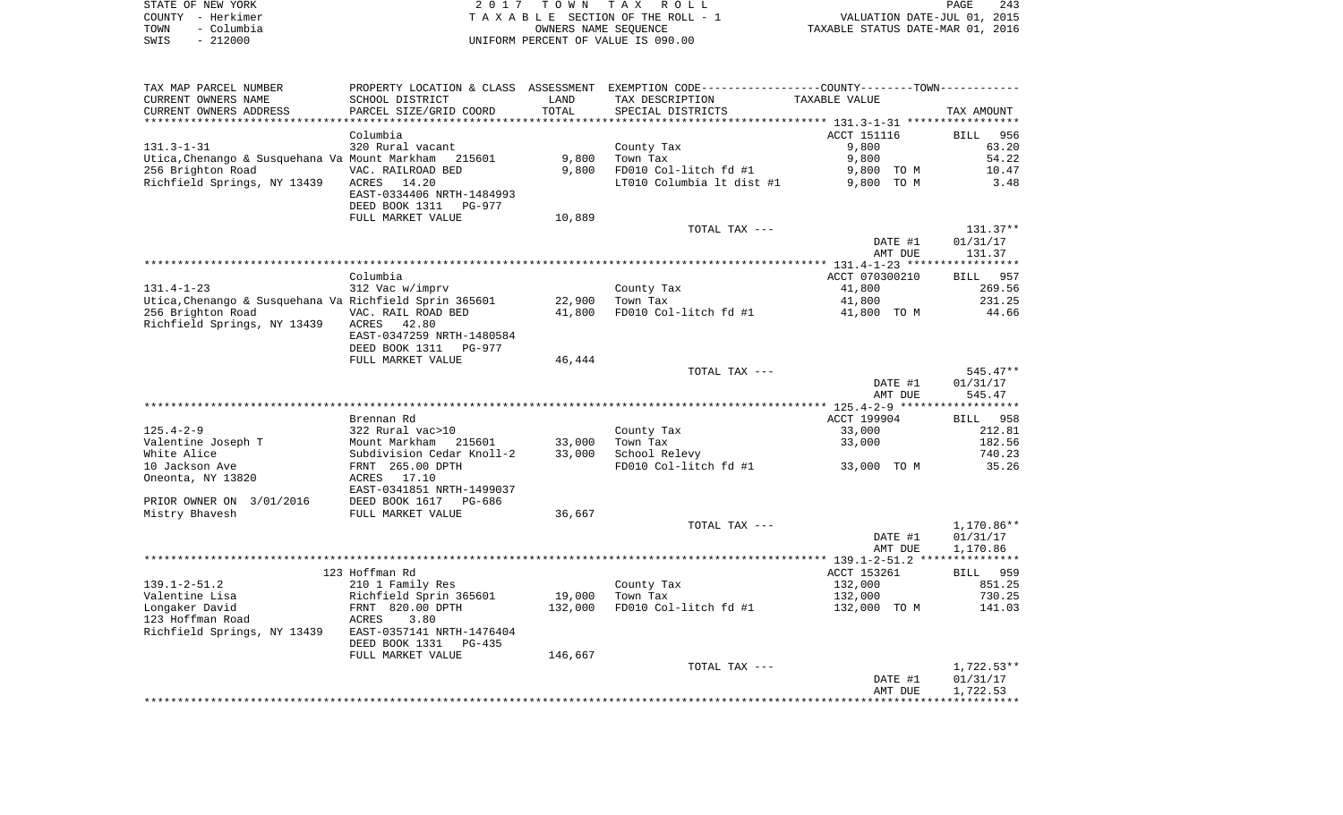STATE OF NEW YORK
COUNTY - Herkimer
TOWN - Columbia
SWIS - 212000

2017 TOWN TAX ROLL
TAXABLE SECTION OF THE ROLL - 1
OWNERS NAME SEQUENCE
UNIFORM PERCENT OF VALUE IS 090.00

VALUATION DATE-JUL 01, 2015
TAXABLE STATUS DATE-MAR 01, 2016

| TAX MAP PARCEL NUMBER / CURRENT OWNERS NAME / CURRENT OWNERS ADDRESS | PROPERTY LOCATION & CLASS / SCHOOL DISTRICT / PARCEL SIZE/GRID COORD | ASSESSMENT LAND / TOTAL | EXEMPTION CODE / TAX DESCRIPTION / SPECIAL DISTRICTS | TAXABLE VALUE | TAX AMOUNT |
|---|---|---|---|---|---|
| 131.3-1-31 | Columbia | | | ACCT 151116 | BILL 956 |
| Utica,Chenango & Susquehana Va | 320 Rural vacant | | County Tax | 9,800 | 63.20 |
| 256 Brighton Road | Mount Markham 215601 | 9,800 | Town Tax | 9,800 | 54.22 |
| Richfield Springs, NY 13439 | VAC. RAILROAD BED | 9,800 | FD010 Col-litch fd #1 | 9,800 TO M | 10.47 |
| | ACRES 14.20 | | LT010 Columbia lt dist #1 | 9,800 TO M | 3.48 |
| | EAST-0334406 NRTH-1484993 | | | | |
| | DEED BOOK 1311 PG-977 | | | | |
| | FULL MARKET VALUE | 10,889 | | | |
| | | | TOTAL TAX --- | | 131.37** |
| | | | | DATE #1 | 01/31/17 |
| | | | | AMT DUE | 131.37 |
| 131.4-1-23 | Columbia | | | ACCT 070300210 | BILL 957 |
| Utica,Chenango & Susquehana Va | 312 Vac w/imprv | | County Tax | 41,800 | 269.56 |
| 256 Brighton Road | Richfield Sprin 365601 | 22,900 | Town Tax | 41,800 | 231.25 |
| Richfield Springs, NY 13439 | VAC. RAIL ROAD BED | 41,800 | FD010 Col-litch fd #1 | 41,800 TO M | 44.66 |
| | ACRES 42.80 | | | | |
| | EAST-0347259 NRTH-1480584 | | | | |
| | DEED BOOK 1311 PG-977 | | | | |
| | FULL MARKET VALUE | 46,444 | | | |
| | | | TOTAL TAX --- | | 545.47** |
| | | | | DATE #1 | 01/31/17 |
| | | | | AMT DUE | 545.47 |
| 125.4-2-9 | Brennan Rd | | | ACCT 199904 | BILL 958 |
| Valentine Joseph T | 322 Rural vac>10 | | County Tax | 33,000 | 212.81 |
| White Alice | Mount Markham 215601 | 33,000 | Town Tax | 33,000 | 182.56 |
| 10 Jackson Ave | Subdivision Cedar Knoll-2 | 33,000 | School Relevy | | 740.23 |
| Oneonta, NY 13820 | FRNT 265.00 DPTH | | FD010 Col-litch fd #1 | 33,000 TO M | 35.26 |
| | ACRES 17.10 | | | | |
| | EAST-0341851 NRTH-1499037 | | | | |
| PRIOR OWNER ON 3/01/2016 | DEED BOOK 1617 PG-686 | | | | |
| Mistry Bhavesh | FULL MARKET VALUE | 36,667 | | | |
| | | | TOTAL TAX --- | | 1,170.86** |
| | | | | DATE #1 | 01/31/17 |
| | | | | AMT DUE | 1,170.86 |
| 139.1-2-51.2 | 123 Hoffman Rd | | | ACCT 153261 | BILL 959 |
| Valentine Lisa | 210 1 Family Res | | County Tax | 132,000 | 851.25 |
| Longaker David | Richfield Sprin 365601 | 19,000 | Town Tax | 132,000 | 730.25 |
| 123 Hoffman Road | FRNT 820.00 DPTH | 132,000 | FD010 Col-litch fd #1 | 132,000 TO M | 141.03 |
| Richfield Springs, NY 13439 | ACRES 3.80 | | | | |
| | EAST-0357141 NRTH-1476404 | | | | |
| | DEED BOOK 1331 PG-435 | | | | |
| | FULL MARKET VALUE | 146,667 | | | |
| | | | TOTAL TAX --- | | 1,722.53** |
| | | | | DATE #1 | 01/31/17 |
| | | | | AMT DUE | 1,722.53 |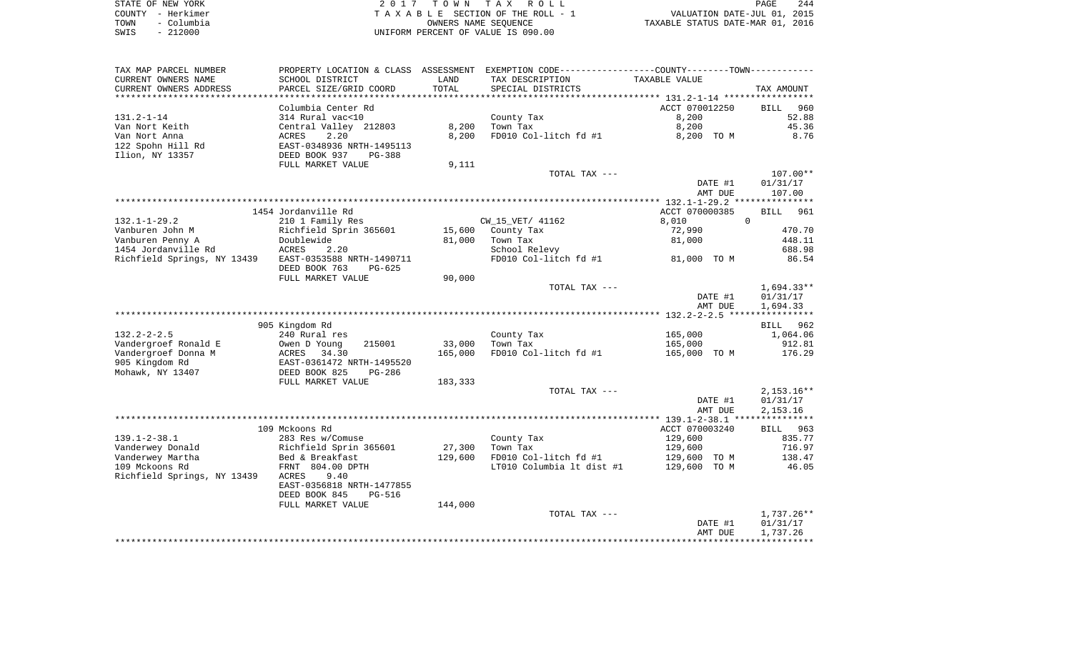STATE OF NEW YORK | 2 0 1 7 T O W N T A X R O L L | PAGE 244
COUNTY - Herkimer | T A X A B L E SECTION OF THE ROLL - 1 | VALUATION DATE-JUL 01, 2015
TOWN - Columbia | OWNERS NAME SEQUENCE | TAXABLE STATUS DATE-MAR 01, 2016
SWIS - 212000 | UNIFORM PERCENT OF VALUE IS 090.00

| TAX MAP PARCEL NUMBER<br>CURRENT OWNERS NAME<br>CURRENT OWNERS ADDRESS | PROPERTY LOCATION & CLASS<br>SCHOOL DISTRICT<br>PARCEL SIZE/GRID COORD | ASSESSMENT<br>LAND<br>TOTAL | EXEMPTION CODE-----------------COUNTY--------TOWN-----------<br>TAX DESCRIPTION<br>SPECIAL DISTRICTS | TAXABLE VALUE | TAX AMOUNT |
|---|---|---|---|---|---|
| | Columbia Center Rd | | | ACCT 070012250 | BILL 960 |
| 131.2-1-14 | 314 Rural vac<10 | | County Tax | 8,200 | 52.88 |
| Van Nort Keith | Central Valley 212803 | 8,200 | Town Tax | 8,200 | 45.36 |
| Van Nort Anna | ACRES 2.20 | 8,200 | FD010 Col-litch fd #1 | 8,200 TO M | 8.76 |
| 122 Spohn Hill Rd | EAST-0348936 NRTH-1495113 | | | | |
| Ilion, NY 13357 | DEED BOOK 937 PG-388 | | | | |
| | FULL MARKET VALUE | 9,111 | | | |
| | | | TOTAL TAX --- | | 107.00** |
| | | | | DATE #1 | 01/31/17 |
| | | | | AMT DUE | 107.00 |
| | 1454 Jordanville Rd | | | ACCT 070000385 | BILL 961 |
| 132.1-1-29.2 | 210 1 Family Res | | CW_15_VET/ 41162 | 8,010 0 | |
| Vanburen John M | Richfield Sprin 365601 | 15,600 | County Tax | 72,990 | 470.70 |
| Vanburen Penny A | Doublewide | 81,000 | Town Tax | 81,000 | 448.11 |
| 1454 Jordanville Rd | ACRES 2.20 | | School Relevy | | 688.98 |
| Richfield Springs, NY 13439 | EAST-0353588 NRTH-1490711 | | FD010 Col-litch fd #1 | 81,000 TO M | 86.54 |
| | DEED BOOK 763 PG-625 | | | | |
| | FULL MARKET VALUE | 90,000 | | | |
| | | | TOTAL TAX --- | | 1,694.33** |
| | | | | DATE #1 | 01/31/17 |
| | | | | AMT DUE | 1,694.33 |
| | 905 Kingdom Rd | | | | BILL 962 |
| 132.2-2-2.5 | 240 Rural res | | County Tax | 165,000 | 1,064.06 |
| Vandergroef Ronald E | Owen D Young 215001 | 33,000 | Town Tax | 165,000 | 912.81 |
| Vandergroef Donna M | ACRES 34.30 | 165,000 | FD010 Col-litch fd #1 | 165,000 TO M | 176.29 |
| 905 Kingdom Rd | EAST-0361472 NRTH-1495520 | | | | |
| Mohawk, NY 13407 | DEED BOOK 825 PG-286 | | | | |
| | FULL MARKET VALUE | 183,333 | | | |
| | | | TOTAL TAX --- | | 2,153.16** |
| | | | | DATE #1 | 01/31/17 |
| | | | | AMT DUE | 2,153.16 |
| | 109 Mckoons Rd | | | ACCT 070003240 | BILL 963 |
| 139.1-2-38.1 | 283 Res w/Comuse | | County Tax | 129,600 | 835.77 |
| Vanderwey Donald | Richfield Sprin 365601 | 27,300 | Town Tax | 129,600 | 716.97 |
| Vanderwey Martha | Bed & Breakfast | 129,600 | FD010 Col-litch fd #1 | 129,600 TO M | 138.47 |
| 109 Mckoons Rd | FRNT 804.00 DPTH | | LT010 Columbia lt dist #1 | 129,600 TO M | 46.05 |
| Richfield Springs, NY 13439 | ACRES 9.40 | | | | |
| | EAST-0356818 NRTH-1477855 | | | | |
| | DEED BOOK 845 PG-516 | | | | |
| | FULL MARKET VALUE | 144,000 | | | |
| | | | TOTAL TAX --- | | 1,737.26** |
| | | | | DATE #1 | 01/31/17 |
| | | | | AMT DUE | 1,737.26 |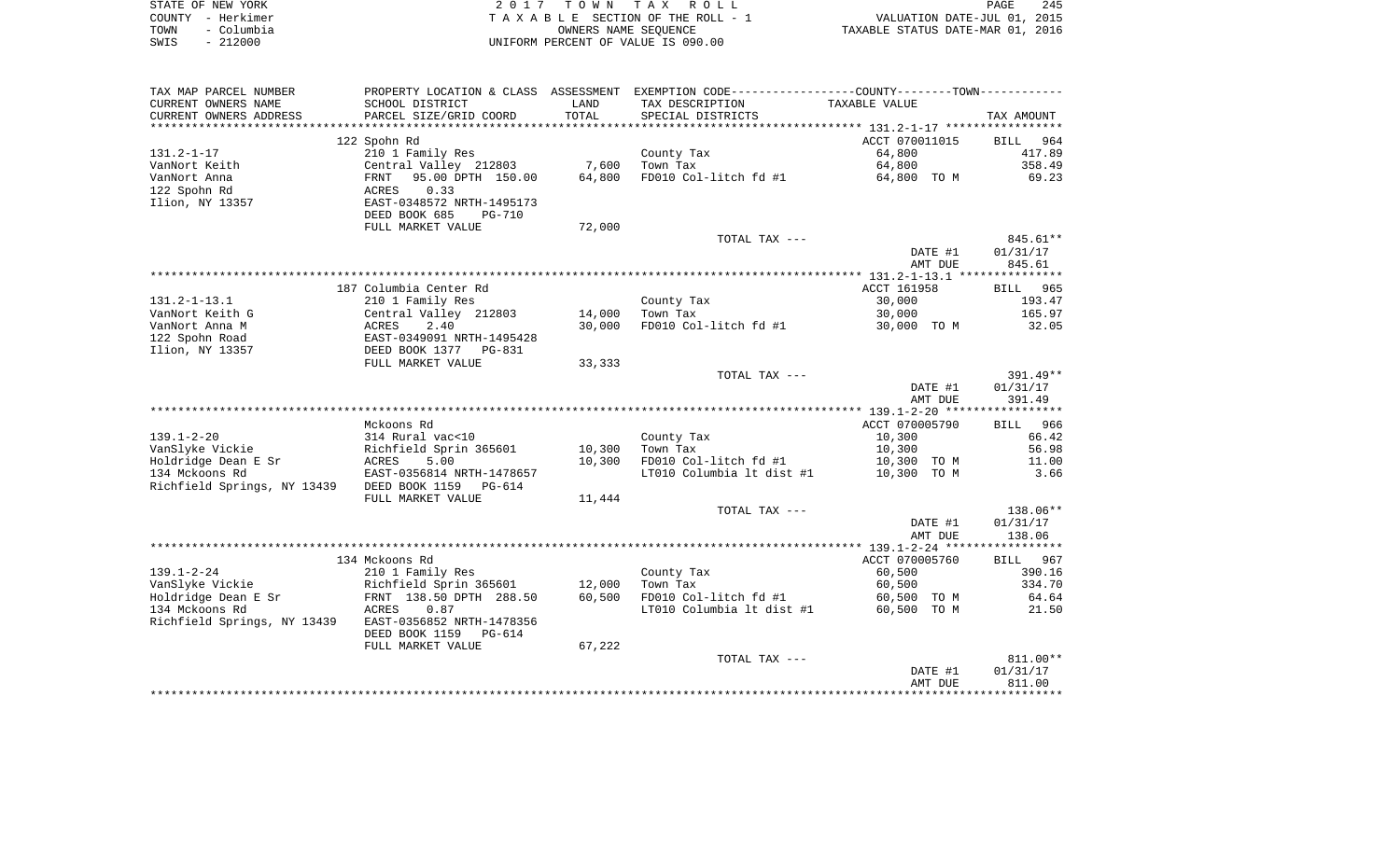STATE OF NEW YORK 2 0 1 7 T O W N T A X R O L L
COUNTY - Herkimer T A X A B L E SECTION OF THE ROLL - 1 VALUATION DATE-JUL 01, 2015
TOWN - Columbia OWNERS NAME SEQUENCE TAXABLE STATUS DATE-MAR 01, 2016
SWIS - 212000 UNIFORM PERCENT OF VALUE IS 090.00

| TAX MAP PARCEL NUMBER<br>CURRENT OWNERS NAME<br>CURRENT OWNERS ADDRESS | PROPERTY LOCATION & CLASS<br>SCHOOL DISTRICT<br>PARCEL SIZE/GRID COORD | ASSESSMENT<br>LAND<br>TOTAL | EXEMPTION CODE-----COUNTY-----TOWN-----<br>TAX DESCRIPTION<br>SPECIAL DISTRICTS | TAXABLE VALUE | TAX AMOUNT |
|---|---|---|---|---|---|
| | 122 Spohn Rd | | | ACCT 070011015 | BILL 964 |
| 131.2-1-17 | 210 1 Family Res | | County Tax | 64,800 | 417.89 |
| VanNort Keith | Central Valley 212803 | 7,600 | Town Tax | 64,800 | 358.49 |
| VanNort Anna | FRNT 95.00 DPTH 150.00 | 64,800 | FD010 Col-litch fd #1 | 64,800 TO M | 69.23 |
| 122 Spohn Rd | ACRES 0.33 | | | | |
| Ilion, NY 13357 | EAST-0348572 NRTH-1495173 | | | | |
| | DEED BOOK 685 PG-710 | | | | |
| | FULL MARKET VALUE | 72,000 | | | |
| | | | TOTAL TAX --- | | 845.61** |
| | | | | DATE #1 | 01/31/17 |
| | | | | AMT DUE | 845.61 |
| | 187 Columbia Center Rd | | | ACCT 161958 | BILL 965 |
| 131.2-1-13.1 | 210 1 Family Res | | County Tax | 30,000 | 193.47 |
| VanNort Keith G | Central Valley 212803 | 14,000 | Town Tax | 30,000 | 165.97 |
| VanNort Anna M | ACRES 2.40 | 30,000 | FD010 Col-litch fd #1 | 30,000 TO M | 32.05 |
| 122 Spohn Road | EAST-0349091 NRTH-1495428 | | | | |
| Ilion, NY 13357 | DEED BOOK 1377 PG-831 | | | | |
| | FULL MARKET VALUE | 33,333 | | | |
| | | | TOTAL TAX --- | | 391.49** |
| | | | | DATE #1 | 01/31/17 |
| | | | | AMT DUE | 391.49 |
| | Mckoons Rd | | | ACCT 070005790 | BILL 966 |
| 139.1-2-20 | 314 Rural vac<10 | | County Tax | 10,300 | 66.42 |
| VanSlyke Vickie | Richfield Sprin 365601 | 10,300 | Town Tax | 10,300 | 56.98 |
| Holdridge Dean E Sr | ACRES 5.00 | 10,300 | FD010 Col-litch fd #1 | 10,300 TO M | 11.00 |
| 134 Mckoons Rd | EAST-0356814 NRTH-1478657 | | LT010 Columbia lt dist #1 | 10,300 TO M | 3.66 |
| Richfield Springs, NY 13439 | DEED BOOK 1159 PG-614 | | | | |
| | FULL MARKET VALUE | 11,444 | | | |
| | | | TOTAL TAX --- | | 138.06** |
| | | | | DATE #1 | 01/31/17 |
| | | | | AMT DUE | 138.06 |
| | 134 Mckoons Rd | | | ACCT 070005760 | BILL 967 |
| 139.1-2-24 | 210 1 Family Res | | County Tax | 60,500 | 390.16 |
| VanSlyke Vickie | Richfield Sprin 365601 | 12,000 | Town Tax | 60,500 | 334.70 |
| Holdridge Dean E Sr | FRNT 138.50 DPTH 288.50 | 60,500 | FD010 Col-litch fd #1 | 60,500 TO M | 64.64 |
| 134 Mckoons Rd | ACRES 0.87 | | LT010 Columbia lt dist #1 | 60,500 TO M | 21.50 |
| Richfield Springs, NY 13439 | EAST-0356852 NRTH-1478356 | | | | |
| | DEED BOOK 1159 PG-614 | | | | |
| | FULL MARKET VALUE | 67,222 | | | |
| | | | TOTAL TAX --- | | 811.00** |
| | | | | DATE #1 | 01/31/17 |
| | | | | AMT DUE | 811.00 |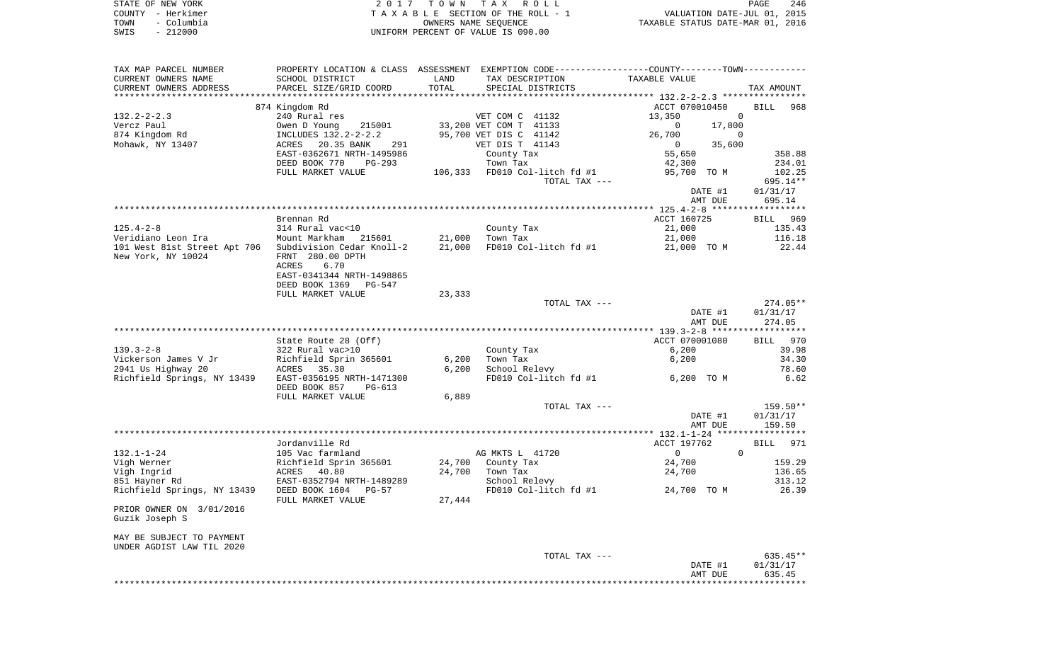STATE OF NEW YORK
COUNTY - Herkimer
TOWN - Columbia
SWIS - 212000

2 0 1 7 T O W N T A X R O L L
T A X A B L E SECTION OF THE ROLL - 1
OWNERS NAME SEQUENCE
UNIFORM PERCENT OF VALUE IS 090.00

VALUATION DATE-JUL 01, 2015
TAXABLE STATUS DATE-MAR 01, 2016

| TAX MAP PARCEL NUMBER / CURRENT OWNERS NAME / CURRENT OWNERS ADDRESS | PROPERTY LOCATION & CLASS / SCHOOL DISTRICT / PARCEL SIZE/GRID COORD | ASSESSMENT LAND / TOTAL | EXEMPTION CODE / TAX DESCRIPTION / SPECIAL DISTRICTS | COUNTY / TOWN TAXABLE VALUE | TAX AMOUNT |
|---|---|---|---|---|---|
| | 874 Kingdom Rd | | | ACCT 070010450 | BILL 968 |
| 132.2-2-2.3 | 240 Rural res | | VET COM C 41132 | 13,350 0 | |
| Vercz Paul | Owen D Young 215001 | 33,200 | VET COM T 41133 | 0 17,800 | |
| 874 Kingdom Rd | INCLUDES 132.2-2-2.2 | 95,700 | VET DIS C 41142 | 26,700 0 | |
| Mohawk, NY 13407 | ACRES 20.35 BANK 291 | | VET DIS T 41143 | 0 35,600 | |
| | EAST-0362671 NRTH-1495986 | | County Tax | 55,650 | 358.88 |
| | DEED BOOK 770 PG-293 | | Town Tax | 42,300 | 234.01 |
| | FULL MARKET VALUE | 106,333 | FD010 Col-litch fd #1 | 95,700 TO M | 102.25 |
| | | | TOTAL TAX --- | | 695.14** |
| | | | | DATE #1 | 01/31/17 |
| | | | | AMT DUE | 695.14 |
| | Brennan Rd | | | ACCT 160725 | BILL 969 |
| 125.4-2-8 | 314 Rural vac<10 | | County Tax | 21,000 | 135.43 |
| Veridiano Leon Ira | Mount Markham 215601 | 21,000 | Town Tax | 21,000 | 116.18 |
| 101 West 81st Street Apt 706 | Subdivision Cedar Knoll-2 | 21,000 | FD010 Col-litch fd #1 | 21,000 TO M | 22.44 |
| New York, NY 10024 | FRNT 280.00 DPTH | | | | |
| | ACRES 6.70 | | | | |
| | EAST-0341344 NRTH-1498865 | | | | |
| | DEED BOOK 1369 PG-547 | | | | |
| | FULL MARKET VALUE | 23,333 | | | |
| | | | TOTAL TAX --- | | 274.05** |
| | | | | DATE #1 | 01/31/17 |
| | | | | AMT DUE | 274.05 |
| | State Route 28 (Off) | | | ACCT 070001080 | BILL 970 |
| 139.3-2-8 | 322 Rural vac>10 | | County Tax | 6,200 | 39.98 |
| Vickerson James V Jr | Richfield Sprin 365601 | 6,200 | Town Tax | 6,200 | 34.30 |
| 2941 Us Highway 20 | ACRES 35.30 | 6,200 | School Relevy | | 78.60 |
| Richfield Springs, NY 13439 | EAST-0356195 NRTH-1471300 | | FD010 Col-litch fd #1 | 6,200 TO M | 6.62 |
| | DEED BOOK 857 PG-613 | | | | |
| | FULL MARKET VALUE | 6,889 | | | |
| | | | TOTAL TAX --- | | 159.50** |
| | | | | DATE #1 | 01/31/17 |
| | | | | AMT DUE | 159.50 |
| | Jordanville Rd | | | ACCT 197762 | BILL 971 |
| 132.1-1-24 | 105 Vac farmland | | AG MKTS L 41720 | 0 0 | |
| Vigh Werner | Richfield Sprin 365601 | 24,700 | County Tax | 24,700 | 159.29 |
| Vigh Ingrid | ACRES 40.80 | 24,700 | Town Tax | 24,700 | 136.65 |
| 851 Hayner Rd | EAST-0352794 NRTH-1489289 | | School Relevy | | 313.12 |
| Richfield Springs, NY 13439 | DEED BOOK 1604 PG-57 | | FD010 Col-litch fd #1 | 24,700 TO M | 26.39 |
| | FULL MARKET VALUE | 27,444 | | | |
| PRIOR OWNER ON 3/01/2016 | | | | | |
| Guzik Joseph S | | | | | |
| MAY BE SUBJECT TO PAYMENT | | | | | |
| UNDER AGDIST LAW TIL 2020 | | | | | |
| | | | TOTAL TAX --- | | 635.45** |
| | | | | DATE #1 | 01/31/17 |
| | | | | AMT DUE | 635.45 |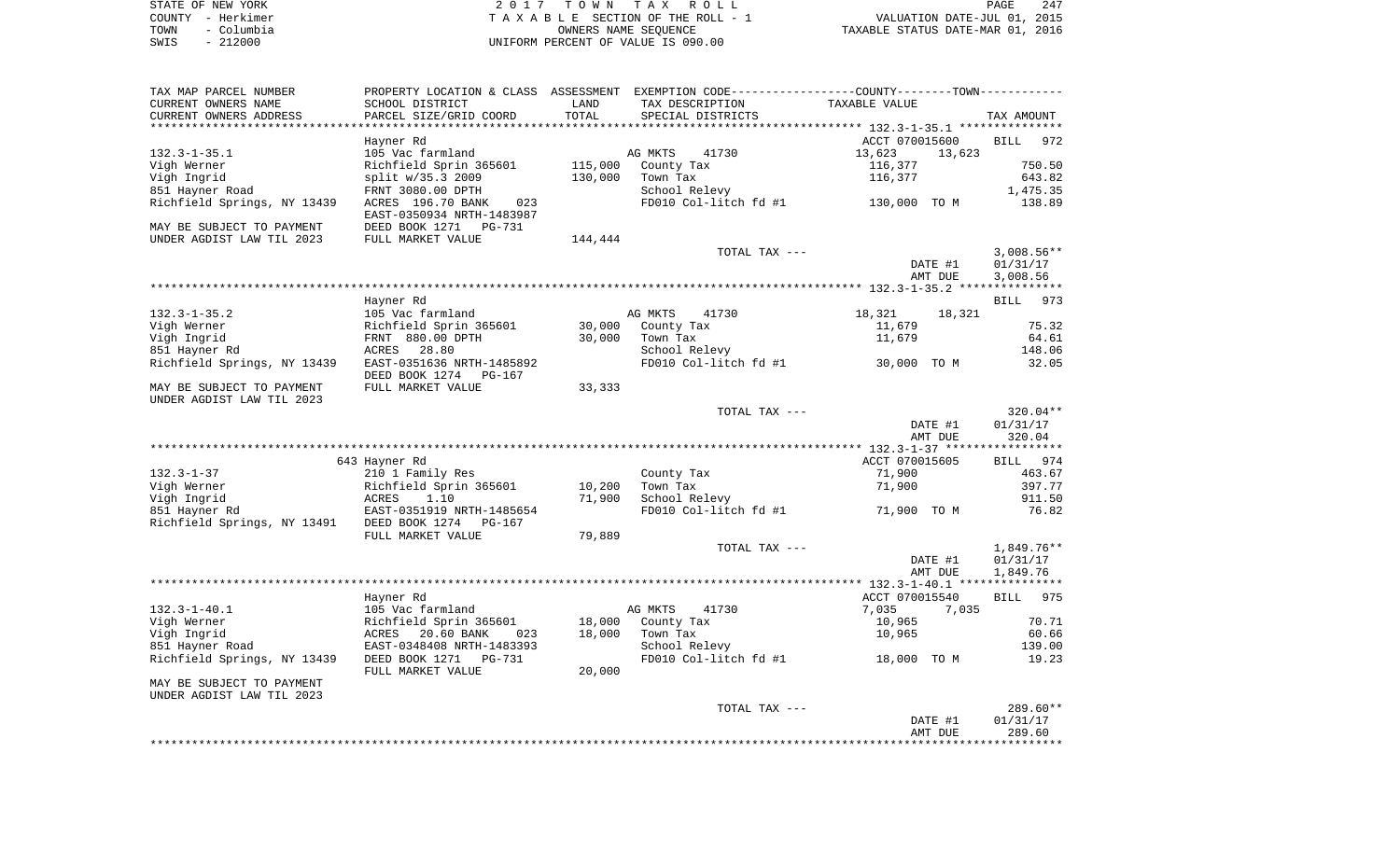| TAX MAP PARCEL NUMBER<br>CURRENT OWNERS NAME<br>CURRENT OWNERS ADDRESS | PROPERTY LOCATION & CLASS<br>SCHOOL DISTRICT<br>PARCEL SIZE/GRID COORD | ASSESSMENT<br>LAND<br>TOTAL | EXEMPTION CODE-----COUNTY--------TOWN------<br>TAX DESCRIPTION<br>SPECIAL DISTRICTS | TAXABLE VALUE | TAX AMOUNT |
|---|---|---|---|---|---|
| | Hayner Rd | | | ACCT 070015600 | BILL 972 |
| 132.3-1-35.1 | 105 Vac farmland | | AG MKTS 41730 | 13,623 13,623 | |
| Vigh Werner | Richfield Sprin 365601 | 115,000 | County Tax | 116,377 | 750.50 |
| Vigh Ingrid | split w/35.3 2009 | 130,000 | Town Tax | 116,377 | 643.82 |
| 851 Hayner Road | FRNT 3080.00 DPTH | | School Relevy | | 1,475.35 |
| Richfield Springs, NY 13439 | ACRES 196.70 BANK 023 | | FD010 Col-litch fd #1 | 130,000 TO M | 138.89 |
| | EAST-0350934 NRTH-1483987 | | | | |
| MAY BE SUBJECT TO PAYMENT | DEED BOOK 1271 PG-731 | | | | |
| UNDER AGDIST LAW TIL 2023 | FULL MARKET VALUE | 144,444 | | | |
| | | | TOTAL TAX --- | | 3,008.56** |
| | | | | DATE #1 | 01/31/17 |
| | | | | AMT DUE | 3,008.56 |
| | Hayner Rd | | | | BILL 973 |
| 132.3-1-35.2 | 105 Vac farmland | | AG MKTS 41730 | 18,321 18,321 | |
| Vigh Werner | Richfield Sprin 365601 | 30,000 | County Tax | 11,679 | 75.32 |
| Vigh Ingrid | FRNT 880.00 DPTH | 30,000 | Town Tax | 11,679 | 64.61 |
| 851 Hayner Rd | ACRES 28.80 | | School Relevy | | 148.06 |
| Richfield Springs, NY 13439 | EAST-0351636 NRTH-1485892 | | FD010 Col-litch fd #1 | 30,000 TO M | 32.05 |
| | DEED BOOK 1274 PG-167 | | | | |
| MAY BE SUBJECT TO PAYMENT | FULL MARKET VALUE | 33,333 | | | |
| UNDER AGDIST LAW TIL 2023 | | | | | |
| | | | TOTAL TAX --- | | 320.04** |
| | | | | DATE #1 | 01/31/17 |
| | | | | AMT DUE | 320.04 |
| | 643 Hayner Rd | | | ACCT 070015605 | BILL 974 |
| 132.3-1-37 | 210 1 Family Res | | County Tax | 71,900 | 463.67 |
| Vigh Werner | Richfield Sprin 365601 | 10,200 | Town Tax | 71,900 | 397.77 |
| Vigh Ingrid | ACRES 1.10 | 71,900 | School Relevy | | 911.50 |
| 851 Hayner Rd | EAST-0351919 NRTH-1485654 | | FD010 Col-litch fd #1 | 71,900 TO M | 76.82 |
| Richfield Springs, NY 13491 | DEED BOOK 1274 PG-167 | | | | |
| | FULL MARKET VALUE | 79,889 | | | |
| | | | TOTAL TAX --- | | 1,849.76** |
| | | | | DATE #1 | 01/31/17 |
| | | | | AMT DUE | 1,849.76 |
| | Hayner Rd | | | ACCT 070015540 | BILL 975 |
| 132.3-1-40.1 | 105 Vac farmland | | AG MKTS 41730 | 7,035 7,035 | |
| Vigh Werner | Richfield Sprin 365601 | 18,000 | County Tax | 10,965 | 70.71 |
| Vigh Ingrid | ACRES 20.60 BANK 023 | 18,000 | Town Tax | 10,965 | 60.66 |
| 851 Hayner Road | EAST-0348408 NRTH-1483393 | | School Relevy | | 139.00 |
| Richfield Springs, NY 13439 | DEED BOOK 1271 PG-731 | | FD010 Col-litch fd #1 | 18,000 TO M | 19.23 |
| | FULL MARKET VALUE | 20,000 | | | |
| MAY BE SUBJECT TO PAYMENT | | | | | |
| UNDER AGDIST LAW TIL 2023 | | | | | |
| | | | TOTAL TAX --- | | 289.60** |
| | | | | DATE #1 | 01/31/17 |
| | | | | AMT DUE | 289.60 |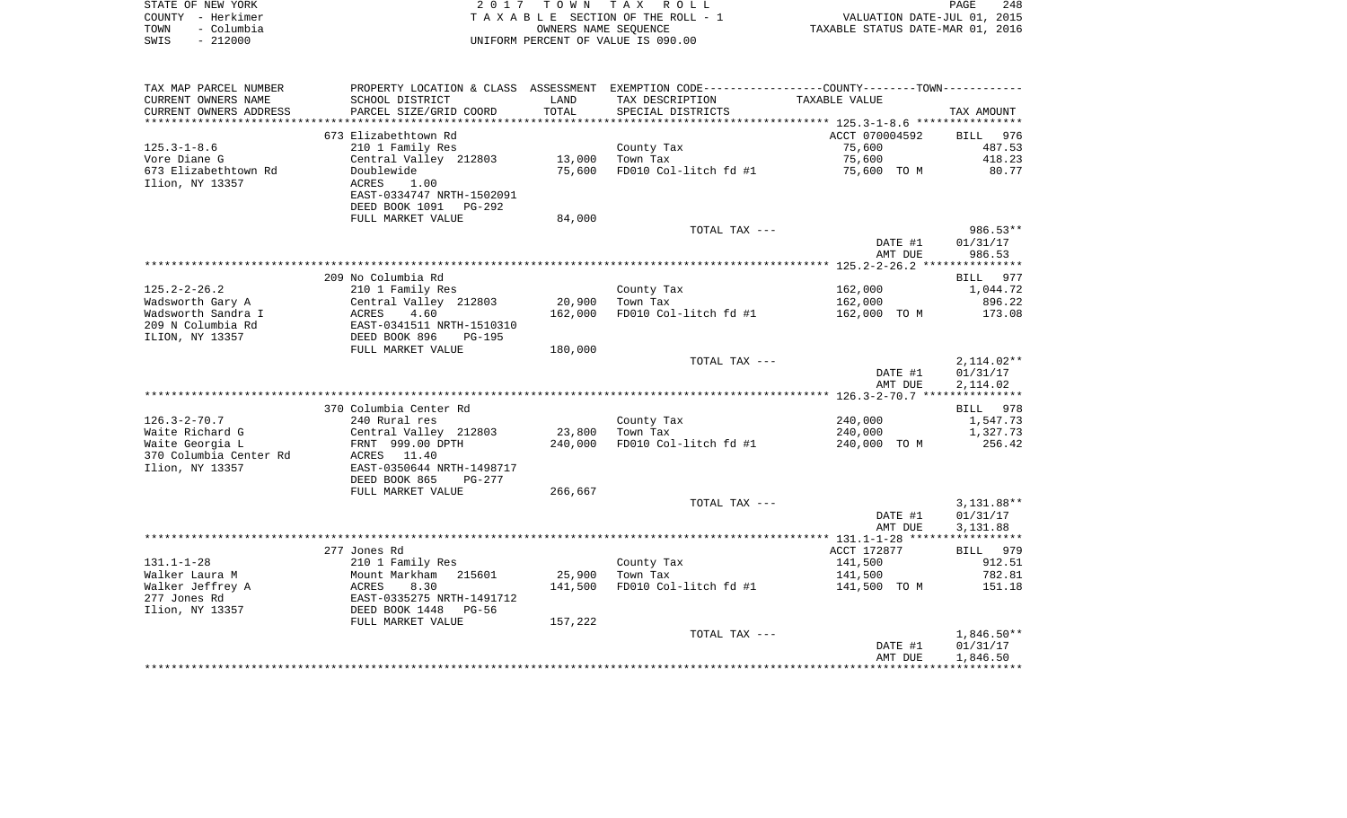STATE OF NEW YORK
COUNTY - Herkimer
TOWN - Columbia
SWIS - 212000

2 0 1 7 T O W N T A X R O L L
T A X A B L E SECTION OF THE ROLL - 1
OWNERS NAME SEQUENCE
UNIFORM PERCENT OF VALUE IS 090.00

VALUATION DATE-JUL 01, 2015
TAXABLE STATUS DATE-MAR 01, 2016

| TAX MAP PARCEL NUMBER / CURRENT OWNERS NAME / CURRENT OWNERS ADDRESS | PROPERTY LOCATION & CLASS / SCHOOL DISTRICT / PARCEL SIZE/GRID COORD | ASSESSMENT LAND / TOTAL | EXEMPTION CODE / TAX DESCRIPTION / SPECIAL DISTRICTS | COUNTY--------TOWN / TAXABLE VALUE | TAX AMOUNT |
|---|---|---|---|---|---|
| 125.3-1-8.6 | 673 Elizabethtown Rd | | | ACCT 070004592 | BILL 976 |
| 125.3-1-8.6 | 210 1 Family Res | | County Tax | 75,600 | 487.53 |
| Vore Diane G | Central Valley 212803 | 13,000 | Town Tax | 75,600 | 418.23 |
| 673 Elizabethtown Rd | Doublewide | 75,600 | FD010 Col-litch fd #1 | 75,600 TO M | 80.77 |
| Ilion, NY 13357 | ACRES 1.00 | | | | |
| | EAST-0334747 NRTH-1502091 | | | | |
| | DEED BOOK 1091 PG-292 | | | | |
| | FULL MARKET VALUE | 84,000 | | | |
| | | | TOTAL TAX --- | | 986.53** |
| | | | | DATE #1 | 01/31/17 |
| | | | | AMT DUE | 986.53 |
| 125.2-2-26.2 | 209 No Columbia Rd | | | | BILL 977 |
| 125.2-2-26.2 | 210 1 Family Res | | County Tax | 162,000 | 1,044.72 |
| Wadsworth Gary A | Central Valley 212803 | 20,900 | Town Tax | 162,000 | 896.22 |
| Wadsworth Sandra I | ACRES 4.60 | 162,000 | FD010 Col-litch fd #1 | 162,000 TO M | 173.08 |
| 209 N Columbia Rd | EAST-0341511 NRTH-1510310 | | | | |
| ILION, NY 13357 | DEED BOOK 896 PG-195 | | | | |
| | FULL MARKET VALUE | 180,000 | | | |
| | | | TOTAL TAX --- | | 2,114.02** |
| | | | | DATE #1 | 01/31/17 |
| | | | | AMT DUE | 2,114.02 |
| 126.3-2-70.7 | 370 Columbia Center Rd | | | | BILL 978 |
| 126.3-2-70.7 | 240 Rural res | | County Tax | 240,000 | 1,547.73 |
| Waite Richard G | Central Valley 212803 | 23,800 | Town Tax | 240,000 | 1,327.73 |
| Waite Georgia L | FRNT 999.00 DPTH | 240,000 | FD010 Col-litch fd #1 | 240,000 TO M | 256.42 |
| 370 Columbia Center Rd | ACRES 11.40 | | | | |
| Ilion, NY 13357 | EAST-0350644 NRTH-1498717 | | | | |
| | DEED BOOK 865 PG-277 | | | | |
| | FULL MARKET VALUE | 266,667 | | | |
| | | | TOTAL TAX --- | | 3,131.88** |
| | | | | DATE #1 | 01/31/17 |
| | | | | AMT DUE | 3,131.88 |
| 131.1-1-28 | 277 Jones Rd | | | ACCT 172877 | BILL 979 |
| 131.1-1-28 | 210 1 Family Res | | County Tax | 141,500 | 912.51 |
| Walker Laura M | Mount Markham 215601 | 25,900 | Town Tax | 141,500 | 782.81 |
| Walker Jeffrey A | ACRES 8.30 | 141,500 | FD010 Col-litch fd #1 | 141,500 TO M | 151.18 |
| 277 Jones Rd | EAST-0335275 NRTH-1491712 | | | | |
| Ilion, NY 13357 | DEED BOOK 1448 PG-56 | | | | |
| | FULL MARKET VALUE | 157,222 | | | |
| | | | TOTAL TAX --- | | 1,846.50** |
| | | | | DATE #1 | 01/31/17 |
| | | | | AMT DUE | 1,846.50 |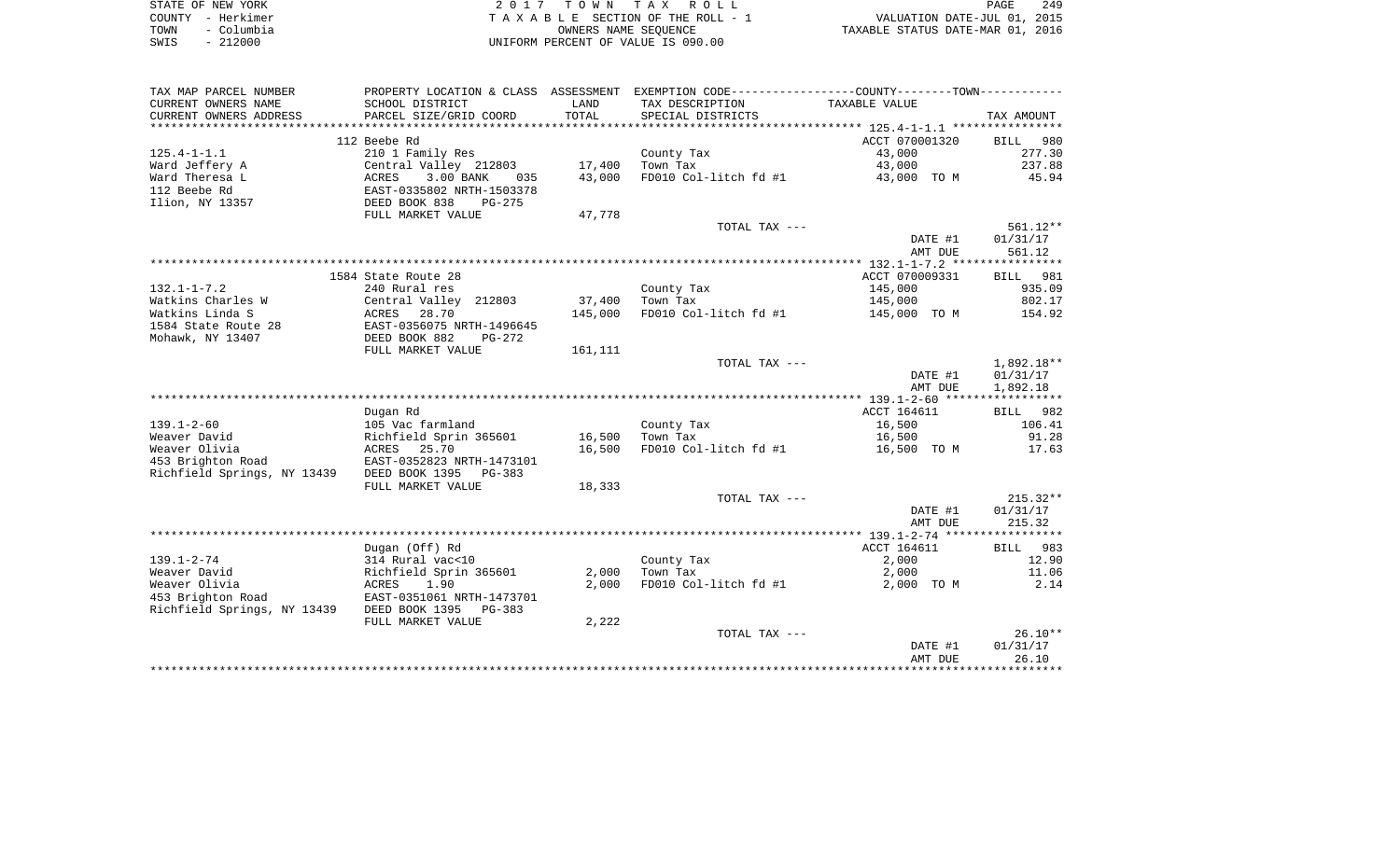STATE OF NEW YORK
COUNTY - Herkimer
TOWN - Columbia
SWIS - 212000

2 0 1 7 T O W N T A X R O L L
T A X A B L E SECTION OF THE ROLL - 1
OWNERS NAME SEQUENCE
UNIFORM PERCENT OF VALUE IS 090.00

VALUATION DATE-JUL 01, 2015
TAXABLE STATUS DATE-MAR 01, 2016

| TAX MAP PARCEL NUMBER<br>CURRENT OWNERS NAME<br>CURRENT OWNERS ADDRESS | PROPERTY LOCATION & CLASS<br>SCHOOL DISTRICT<br>PARCEL SIZE/GRID COORD | ASSESSMENT<br>LAND<br>TOTAL | EXEMPTION CODE<br>TAX DESCRIPTION<br>SPECIAL DISTRICTS | COUNTY--------TOWN<br>TAXABLE VALUE | TAX AMOUNT |
|---|---|---|---|---|---|
| | 112 Beebe Rd | | | ACCT 070001320 | BILL 980 |
| 125.4-1-1.1 | 210 1 Family Res | | County Tax | 43,000 | 277.30 |
| Ward Jeffery A | Central Valley 212803 | 17,400 | Town Tax | 43,000 | 237.88 |
| Ward Theresa L | ACRES 3.00 BANK 035 | 43,000 | FD010 Col-litch fd #1 | 43,000 TO M | 45.94 |
| 112 Beebe Rd | EAST-0335802 NRTH-1503378 | | | | |
| Ilion, NY 13357 | DEED BOOK 838 PG-275 | | | | |
| | FULL MARKET VALUE | 47,778 | | | |
| | | | TOTAL TAX --- | | 561.12** |
| | | | | DATE #1 | 01/31/17 |
| | | | | AMT DUE | 561.12 |
| | 1584 State Route 28 | | | ACCT 070009331 | BILL 981 |
| 132.1-1-7.2 | 240 Rural res | | County Tax | 145,000 | 935.09 |
| Watkins Charles W | Central Valley 212803 | 37,400 | Town Tax | 145,000 | 802.17 |
| Watkins Linda S | ACRES 28.70 | 145,000 | FD010 Col-litch fd #1 | 145,000 TO M | 154.92 |
| 1584 State Route 28 | EAST-0356075 NRTH-1496645 | | | | |
| Mohawk, NY 13407 | DEED BOOK 882 PG-272 | | | | |
| | FULL MARKET VALUE | 161,111 | | | |
| | | | TOTAL TAX --- | | 1,892.18** |
| | | | | DATE #1 | 01/31/17 |
| | | | | AMT DUE | 1,892.18 |
| | Dugan Rd | | | ACCT 164611 | BILL 982 |
| 139.1-2-60 | 105 Vac farmland | | County Tax | 16,500 | 106.41 |
| Weaver David | Richfield Sprin 365601 | 16,500 | Town Tax | 16,500 | 91.28 |
| Weaver Olivia | ACRES 25.70 | 16,500 | FD010 Col-litch fd #1 | 16,500 TO M | 17.63 |
| 453 Brighton Road | EAST-0352823 NRTH-1473101 | | | | |
| Richfield Springs, NY 13439 | DEED BOOK 1395 PG-383 | | | | |
| | FULL MARKET VALUE | 18,333 | | | |
| | | | TOTAL TAX --- | | 215.32** |
| | | | | DATE #1 | 01/31/17 |
| | | | | AMT DUE | 215.32 |
| | Dugan (Off) Rd | | | ACCT 164611 | BILL 983 |
| 139.1-2-74 | 314 Rural vac<10 | | County Tax | 2,000 | 12.90 |
| Weaver David | Richfield Sprin 365601 | 2,000 | Town Tax | 2,000 | 11.06 |
| Weaver Olivia | ACRES 1.90 | 2,000 | FD010 Col-litch fd #1 | 2,000 TO M | 2.14 |
| 453 Brighton Road | EAST-0351061 NRTH-1473701 | | | | |
| Richfield Springs, NY 13439 | DEED BOOK 1395 PG-383 | | | | |
| | FULL MARKET VALUE | 2,222 | | | |
| | | | TOTAL TAX --- | | 26.10** |
| | | | | DATE #1 | 01/31/17 |
| | | | | AMT DUE | 26.10 |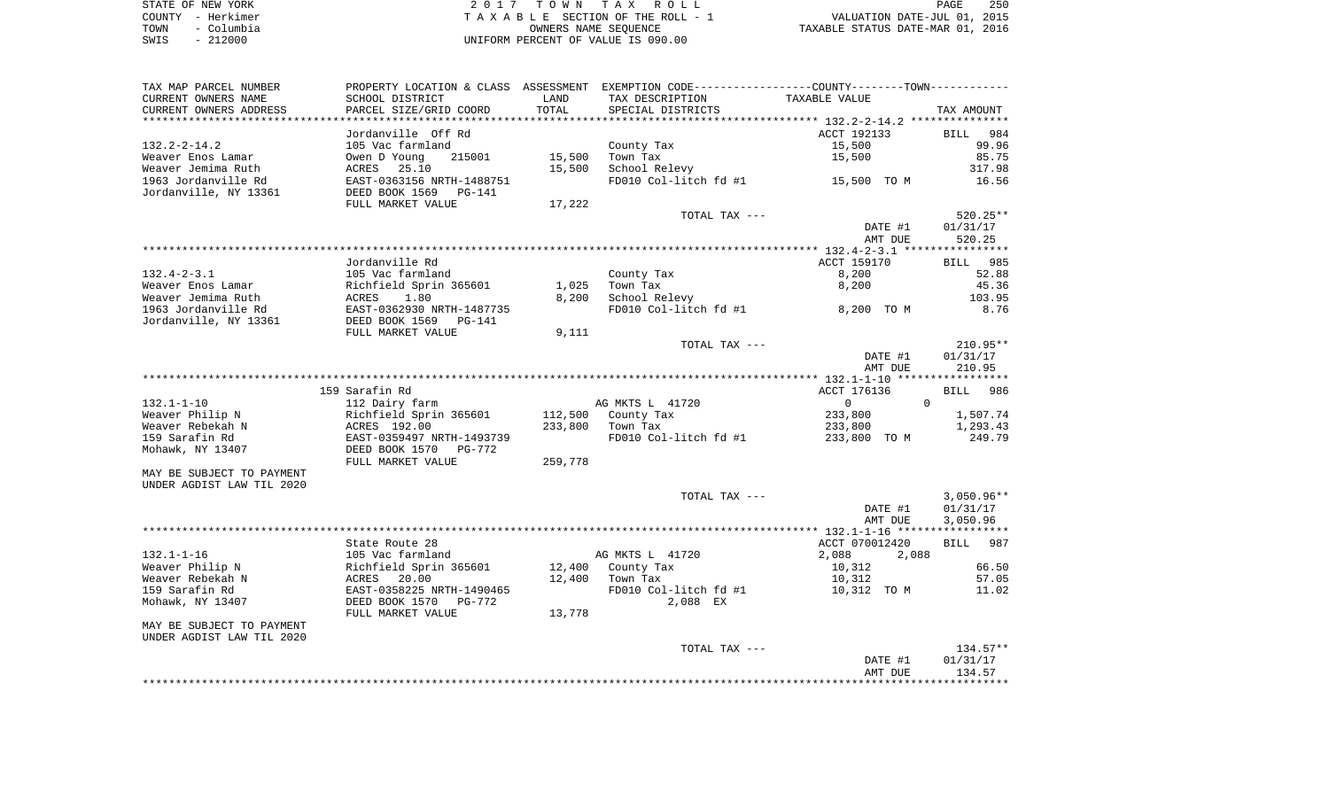STATE OF NEW YORK
COUNTY - Herkimer
TOWN - Columbia
SWIS - 212000

2 0 1 7 T O W N T A X R O L L
T A X A B L E SECTION OF THE ROLL - 1
OWNERS NAME SEQUENCE
UNIFORM PERCENT OF VALUE IS 090.00

VALUATION DATE-JUL 01, 2015
TAXABLE STATUS DATE-MAR 01, 2016

| TAX MAP PARCEL NUMBER / CURRENT OWNERS NAME / CURRENT OWNERS ADDRESS | PROPERTY LOCATION & CLASS / SCHOOL DISTRICT / PARCEL SIZE/GRID COORD | ASSESSMENT LAND / TOTAL | EXEMPTION CODE / TAX DESCRIPTION / SPECIAL DISTRICTS | COUNTY--------TOWN / TAXABLE VALUE | TAX AMOUNT |
|---|---|---|---|---|---|
| 132.2-2-14.2 | Jordanville Off Rd | | | ACCT 192133 | BILL 984 |
| 132.2-2-14.2 | 105 Vac farmland | | County Tax | 15,500 | 99.96 |
| Weaver Enos Lamar | Owen D Young 215001 | 15,500 | Town Tax | 15,500 | 85.75 |
| Weaver Jemima Ruth | ACRES 25.10 | 15,500 | School Relevy | | 317.98 |
| 1963 Jordanville Rd | EAST-0363156 NRTH-1488751 | | FD010 Col-litch fd #1 | 15,500 TO M | 16.56 |
| Jordanville, NY 13361 | DEED BOOK 1569 PG-141 | | | | |
| | FULL MARKET VALUE | 17,222 | | | |
| | | | TOTAL TAX --- | | 520.25** |
| | | | | DATE #1 | 01/31/17 |
| | | | | AMT DUE | 520.25 |
| 132.4-2-3.1 | Jordanville Rd | | | ACCT 159170 | BILL 985 |
| 132.4-2-3.1 | 105 Vac farmland | | County Tax | 8,200 | 52.88 |
| Weaver Enos Lamar | Richfield Sprin 365601 | 1,025 | Town Tax | 8,200 | 45.36 |
| Weaver Jemima Ruth | ACRES 1.80 | 8,200 | School Relevy | | 103.95 |
| 1963 Jordanville Rd | EAST-0362930 NRTH-1487735 | | FD010 Col-litch fd #1 | 8,200 TO M | 8.76 |
| Jordanville, NY 13361 | DEED BOOK 1569 PG-141 | | | | |
| | FULL MARKET VALUE | 9,111 | | | |
| | | | TOTAL TAX --- | | 210.95** |
| | | | | DATE #1 | 01/31/17 |
| | | | | AMT DUE | 210.95 |
| 132.1-1-10 | 159 Sarafin Rd | | | ACCT 176136 | BILL 986 |
| 132.1-1-10 | 112 Dairy farm | | AG MKTS L 41720 | 0 0 | |
| Weaver Philip N | Richfield Sprin 365601 | 112,500 | County Tax | 233,800 | 1,507.74 |
| Weaver Rebekah N | ACRES 192.00 | 233,800 | Town Tax | 233,800 | 1,293.43 |
| 159 Sarafin Rd | EAST-0359497 NRTH-1493739 | | FD010 Col-litch fd #1 | 233,800 TO M | 249.79 |
| Mohawk, NY 13407 | DEED BOOK 1570 PG-772 | | | | |
| | FULL MARKET VALUE | 259,778 | | | |
| MAY BE SUBJECT TO PAYMENT | | | | | |
| UNDER AGDIST LAW TIL 2020 | | | | | |
| | | | TOTAL TAX --- | | 3,050.96** |
| | | | | DATE #1 | 01/31/17 |
| | | | | AMT DUE | 3,050.96 |
| 132.1-1-16 | State Route 28 | | | ACCT 070012420 | BILL 987 |
| 132.1-1-16 | 105 Vac farmland | | AG MKTS L 41720 | 2,088 2,088 | |
| Weaver Philip N | Richfield Sprin 365601 | 12,400 | County Tax | 10,312 | 66.50 |
| Weaver Rebekah N | ACRES 20.00 | 12,400 | Town Tax | 10,312 | 57.05 |
| 159 Sarafin Rd | EAST-0358225 NRTH-1490465 | | FD010 Col-litch fd #1 | 10,312 TO M | 11.02 |
| Mohawk, NY 13407 | DEED BOOK 1570 PG-772 | | 2,088 EX | | |
| | FULL MARKET VALUE | 13,778 | | | |
| MAY BE SUBJECT TO PAYMENT | | | | | |
| UNDER AGDIST LAW TIL 2020 | | | | | |
| | | | TOTAL TAX --- | | 134.57** |
| | | | | DATE #1 | 01/31/17 |
| | | | | AMT DUE | 134.57 |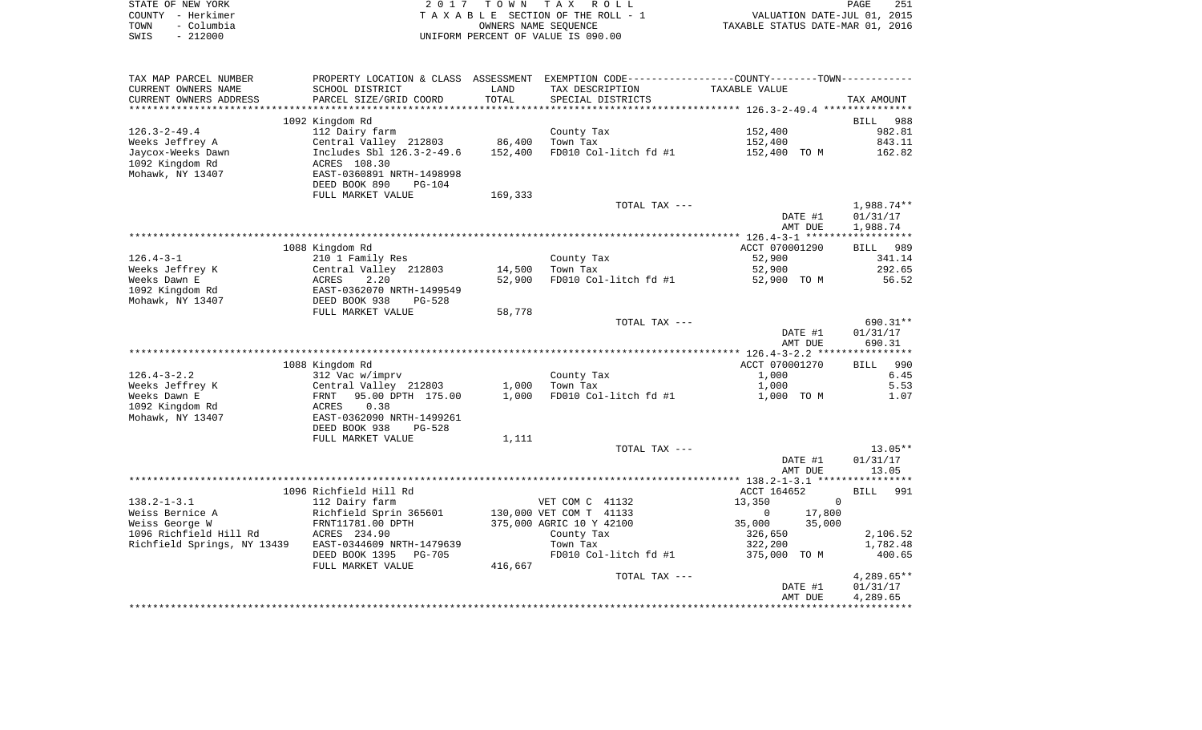STATE OF NEW YORK                2 0 1 7   T O W N   T A X   R O L L
COUNTY - Herkimer                T A X A B L E SECTION OF THE ROLL - 1          VALUATION DATE-JUL 01, 2015
TOWN - Columbia                  OWNERS NAME SEQUENCE                           TAXABLE STATUS DATE-MAR 01, 2016
SWIS - 212000                    UNIFORM PERCENT OF VALUE IS 090.00

| TAX MAP PARCEL NUMBER / CURRENT OWNERS NAME / CURRENT OWNERS ADDRESS | PROPERTY LOCATION & CLASS / SCHOOL DISTRICT / PARCEL SIZE/GRID COORD | ASSESSMENT LAND / TOTAL | EXEMPTION CODE / TAX DESCRIPTION / SPECIAL DISTRICTS | COUNTY / TOWN TAXABLE VALUE | TAX AMOUNT |
|---|---|---|---|---|---|
| | 1092 Kingdom Rd | | | | BILL 988 |
| 126.3-2-49.4 | 112 Dairy farm | | County Tax | 152,400 | 982.81 |
| Weeks Jeffrey A | Central Valley 212803 | 86,400 | Town Tax | 152,400 | 843.11 |
| Jaycox-Weeks Dawn | Includes Sbl 126.3-2-49.6 | 152,400 | FD010 Col-litch fd #1 | 152,400 TO M | 162.82 |
| 1092 Kingdom Rd | ACRES 108.30 | | | | |
| Mohawk, NY 13407 | EAST-0360891 NRTH-1498998 | | | | |
| | DEED BOOK 890 PG-104 | | | | |
| | FULL MARKET VALUE | 169,333 | | | |
| | | | TOTAL TAX --- | | 1,988.74** |
| | | | | DATE #1 | 01/31/17 |
| | | | | AMT DUE | 1,988.74 |
| | 1088 Kingdom Rd | | | ACCT 070001290 | BILL 989 |
| 126.4-3-1 | 210 1 Family Res | | County Tax | 52,900 | 341.14 |
| Weeks Jeffrey K | Central Valley 212803 | 14,500 | Town Tax | 52,900 | 292.65 |
| Weeks Dawn E | ACRES 2.20 | 52,900 | FD010 Col-litch fd #1 | 52,900 TO M | 56.52 |
| 1092 Kingdom Rd | EAST-0362070 NRTH-1499549 | | | | |
| Mohawk, NY 13407 | DEED BOOK 938 PG-528 | | | | |
| | FULL MARKET VALUE | 58,778 | | | |
| | | | TOTAL TAX --- | | 690.31** |
| | | | | DATE #1 | 01/31/17 |
| | | | | AMT DUE | 690.31 |
| | 1088 Kingdom Rd | | | ACCT 070001270 | BILL 990 |
| 126.4-3-2.2 | 312 Vac w/imprv | | County Tax | 1,000 | 6.45 |
| Weeks Jeffrey K | Central Valley 212803 | 1,000 | Town Tax | 1,000 | 5.53 |
| Weeks Dawn E | FRNT 95.00 DPTH 175.00 | 1,000 | FD010 Col-litch fd #1 | 1,000 TO M | 1.07 |
| 1092 Kingdom Rd | ACRES 0.38 | | | | |
| Mohawk, NY 13407 | EAST-0362090 NRTH-1499261 | | | | |
| | DEED BOOK 938 PG-528 | | | | |
| | FULL MARKET VALUE | 1,111 | | | |
| | | | TOTAL TAX --- | | 13.05** |
| | | | | DATE #1 | 01/31/17 |
| | | | | AMT DUE | 13.05 |
| | 1096 Richfield Hill Rd | | | ACCT 164652 | BILL 991 |
| 138.2-1-3.1 | 112 Dairy farm | | VET COM C 41132 | 13,350 / 0 | |
| Weiss Bernice A | Richfield Sprin 365601 | 130,000 | VET COM T 41133 | 0 / 17,800 | |
| Weiss George W | FRNT11781.00 DPTH | 375,000 | AGRIC 10 Y 42100 | 35,000 / 35,000 | |
| 1096 Richfield Hill Rd | ACRES 234.90 | | County Tax | 326,650 | 2,106.52 |
| Richfield Springs, NY 13439 | EAST-0344609 NRTH-1479639 | | Town Tax | 322,200 | 1,782.48 |
| | DEED BOOK 1395 PG-705 | | FD010 Col-litch fd #1 | 375,000 TO M | 400.65 |
| | FULL MARKET VALUE | 416,667 | | | |
| | | | TOTAL TAX --- | | 4,289.65** |
| | | | | DATE #1 | 01/31/17 |
| | | | | AMT DUE | 4,289.65 |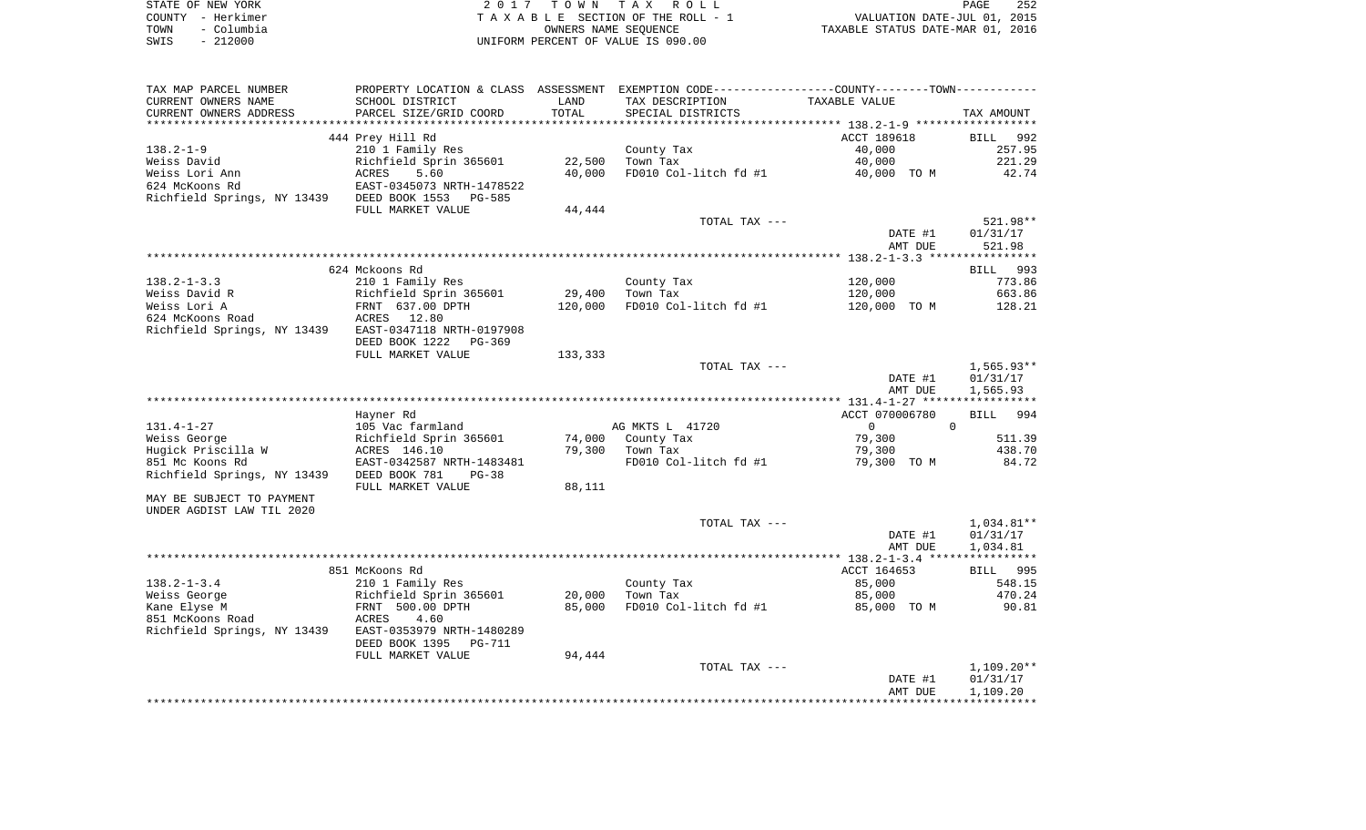STATE OF NEW YORK | 2017 TOWN TAX ROLL | PAGE 252
COUNTY - Herkimer | TAXABLE SECTION OF THE ROLL - 1 | VALUATION DATE-JUL 01, 2015
TOWN - Columbia | OWNERS NAME SEQUENCE | TAXABLE STATUS DATE-MAR 01, 2016
SWIS - 212000 | UNIFORM PERCENT OF VALUE IS 090.00

| TAX MAP PARCEL NUMBER / CURRENT OWNERS NAME / CURRENT OWNERS ADDRESS | PROPERTY LOCATION & CLASS / SCHOOL DISTRICT / PARCEL SIZE/GRID COORD | ASSESSMENT LAND / TOTAL | EXEMPTION CODE / TAX DESCRIPTION / SPECIAL DISTRICTS | TAXABLE VALUE | TAX AMOUNT |
|---|---|---|---|---|---|
| | 444 Prey Hill Rd | | | ACCT 189618 | BILL 992 |
| 138.2-1-9 | 210 1 Family Res | | County Tax | 40,000 | 257.95 |
| Weiss David | Richfield Sprin 365601 | 22,500 | Town Tax | 40,000 | 221.29 |
| Weiss Lori Ann | ACRES 5.60 | 40,000 | FD010 Col-litch fd #1 | 40,000 TO M | 42.74 |
| 624 McKoons Rd | EAST-0345073 NRTH-1478522 | | | | |
| Richfield Springs, NY 13439 | DEED BOOK 1553 PG-585 | | | | |
| | FULL MARKET VALUE | 44,444 | | | |
| | | | TOTAL TAX --- | | 521.98** |
| | | | | DATE #1 | 01/31/17 |
| | | | | AMT DUE | 521.98 |
| | 624 Mckoons Rd | | | | BILL 993 |
| 138.2-1-3.3 | 210 1 Family Res | | County Tax | 120,000 | 773.86 |
| Weiss David R | Richfield Sprin 365601 | 29,400 | Town Tax | 120,000 | 663.86 |
| Weiss Lori A | FRNT 637.00 DPTH | 120,000 | FD010 Col-litch fd #1 | 120,000 TO M | 128.21 |
| 624 McKoons Road | ACRES 12.80 | | | | |
| Richfield Springs, NY 13439 | EAST-0347118 NRTH-0197908 | | | | |
| | DEED BOOK 1222 PG-369 | | | | |
| | FULL MARKET VALUE | 133,333 | | | |
| | | | TOTAL TAX --- | | 1,565.93** |
| | | | | DATE #1 | 01/31/17 |
| | | | | AMT DUE | 1,565.93 |
| | Hayner Rd | | | ACCT 070006780 | BILL 994 |
| 131.4-1-27 | 105 Vac farmland | | AG MKTS L 41720 | 0 0 | |
| Weiss George | Richfield Sprin 365601 | 74,000 | County Tax | 79,300 | 511.39 |
| Hugick Priscilla W | ACRES 146.10 | 79,300 | Town Tax | 79,300 | 438.70 |
| 851 Mc Koons Rd | EAST-0342587 NRTH-1483481 | | FD010 Col-litch fd #1 | 79,300 TO M | 84.72 |
| Richfield Springs, NY 13439 | DEED BOOK 781 PG-38 | | | | |
| | FULL MARKET VALUE | 88,111 | | | |
| MAY BE SUBJECT TO PAYMENT | | | | | |
| UNDER AGDIST LAW TIL 2020 | | | | | |
| | | | TOTAL TAX --- | | 1,034.81** |
| | | | | DATE #1 | 01/31/17 |
| | | | | AMT DUE | 1,034.81 |
| | 851 McKoons Rd | | | ACCT 164653 | BILL 995 |
| 138.2-1-3.4 | 210 1 Family Res | | County Tax | 85,000 | 548.15 |
| Weiss George | Richfield Sprin 365601 | 20,000 | Town Tax | 85,000 | 470.24 |
| Kane Elyse M | FRNT 500.00 DPTH | 85,000 | FD010 Col-litch fd #1 | 85,000 TO M | 90.81 |
| 851 McKoons Road | ACRES 4.60 | | | | |
| Richfield Springs, NY 13439 | EAST-0353979 NRTH-1480289 | | | | |
| | DEED BOOK 1395 PG-711 | | | | |
| | FULL MARKET VALUE | 94,444 | | | |
| | | | TOTAL TAX --- | | 1,109.20** |
| | | | | DATE #1 | 01/31/17 |
| | | | | AMT DUE | 1,109.20 |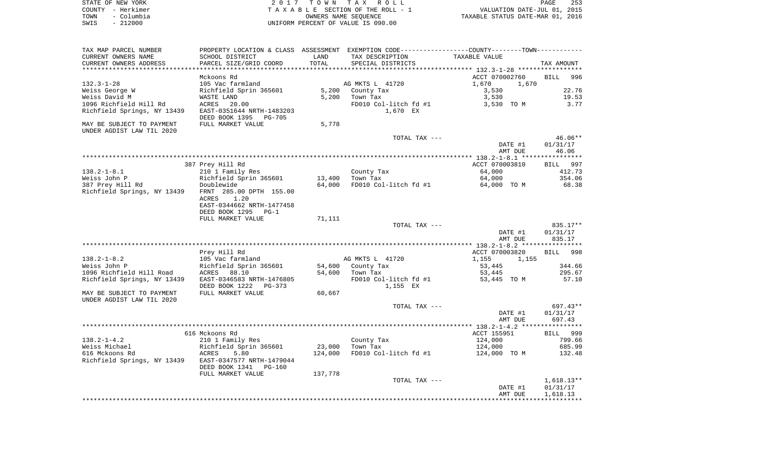STATE OF NEW YORK — 2017 TOWN TAX ROLL — PAGE 253
COUNTY - Herkimer — TAXABLE SECTION OF THE ROLL - 1 — VALUATION DATE-JUL 01, 2015
TOWN - Columbia — OWNERS NAME SEQUENCE — TAXABLE STATUS DATE-MAR 01, 2016
SWIS - 212000 — UNIFORM PERCENT OF VALUE IS 090.00

| TAX MAP PARCEL NUMBER / CURRENT OWNERS NAME / CURRENT OWNERS ADDRESS | PROPERTY LOCATION & CLASS / SCHOOL DISTRICT / PARCEL SIZE/GRID COORD | ASSESSMENT LAND / TOTAL | EXEMPTION CODE / TAX DESCRIPTION / SPECIAL DISTRICTS | COUNTY--------TOWN / TAXABLE VALUE | TAX AMOUNT |
|---|---|---|---|---|---|
| | Mckoons Rd | | | ACCT 070002760 | BILL 996 |
| 132.3-1-28 | 105 Vac farmland | | AG MKTS L 41720 | 1,670 1,670 | |
| Weiss George W | Richfield Sprin 365601 | 5,200 | County Tax | 3,530 | 22.76 |
| Weiss David M | WASTE LAND | 5,200 | Town Tax | 3,530 | 19.53 |
| 1096 Richfield Hill Rd | ACRES 20.00 | | FD010 Col-litch fd #1 | 3,530 TO M | 3.77 |
| Richfield Springs, NY 13439 | EAST-0351644 NRTH-1483203 | | 1,670 EX | | |
| | DEED BOOK 1395 PG-705 | | | | |
| MAY BE SUBJECT TO PAYMENT | FULL MARKET VALUE | 5,778 | | | |
| UNDER AGDIST LAW TIL 2020 | | | | | |
| | | | TOTAL TAX --- | | 46.06** |
| | | | | DATE #1 | 01/31/17 |
| | | | | AMT DUE | 46.06 |
| | 387 Prey Hill Rd | | | ACCT 070003810 | BILL 997 |
| 138.2-1-8.1 | 210 1 Family Res | | County Tax | 64,000 | 412.73 |
| Weiss John P | Richfield Sprin 365601 | 13,400 | Town Tax | 64,000 | 354.06 |
| 387 Prey Hill Rd | Doublewide | 64,000 | FD010 Col-litch fd #1 | 64,000 TO M | 68.38 |
| Richfield Springs, NY 13439 | FRNT 285.00 DPTH 155.00 | | | | |
| | ACRES 1.20 | | | | |
| | EAST-0344662 NRTH-1477458 | | | | |
| | DEED BOOK 1295 PG-1 | | | | |
| | FULL MARKET VALUE | 71,111 | | | |
| | | | TOTAL TAX --- | | 835.17** |
| | | | | DATE #1 | 01/31/17 |
| | | | | AMT DUE | 835.17 |
| | Prey Hill Rd | | | ACCT 070003820 | BILL 998 |
| 138.2-1-8.2 | 105 Vac farmland | | AG MKTS L 41720 | 1,155 1,155 | |
| Weiss John P | Richfield Sprin 365601 | 54,600 | County Tax | 53,445 | 344.66 |
| 1096 Richfield Hill Road | ACRES 88.10 | 54,600 | Town Tax | 53,445 | 295.67 |
| Richfield Springs, NY 13439 | EAST-0346583 NRTH-1476805 | | FD010 Col-litch fd #1 | 53,445 TO M | 57.10 |
| | DEED BOOK 1222 PG-373 | | 1,155 EX | | |
| MAY BE SUBJECT TO PAYMENT | FULL MARKET VALUE | 60,667 | | | |
| UNDER AGDIST LAW TIL 2020 | | | | | |
| | | | TOTAL TAX --- | | 697.43** |
| | | | | DATE #1 | 01/31/17 |
| | | | | AMT DUE | 697.43 |
| | 616 Mckoons Rd | | | ACCT 155951 | BILL 999 |
| 138.2-1-4.2 | 210 1 Family Res | | County Tax | 124,000 | 799.66 |
| Weiss Michael | Richfield Sprin 365601 | 23,000 | Town Tax | 124,000 | 685.99 |
| 616 Mckoons Rd | ACRES 5.80 | 124,000 | FD010 Col-litch fd #1 | 124,000 TO M | 132.48 |
| Richfield Springs, NY 13439 | EAST-0347577 NRTH-1479044 | | | | |
| | DEED BOOK 1341 PG-160 | | | | |
| | FULL MARKET VALUE | 137,778 | | | |
| | | | TOTAL TAX --- | | 1,618.13** |
| | | | | DATE #1 | 01/31/17 |
| | | | | AMT DUE | 1,618.13 |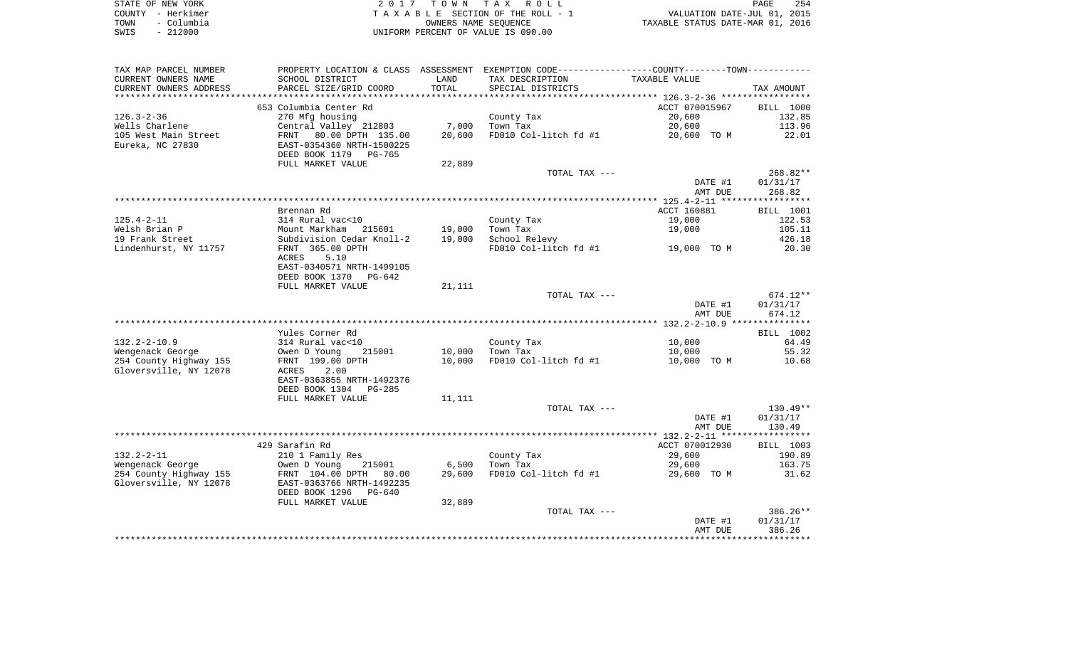STATE OF NEW YORK
COUNTY - Herkimer
TOWN - Columbia
SWIS - 212000

2 0 1 7 T O W N T A X R O L L
T A X A B L E SECTION OF THE ROLL - 1
OWNERS NAME SEQUENCE
UNIFORM PERCENT OF VALUE IS 090.00

VALUATION DATE-JUL 01, 2015
TAXABLE STATUS DATE-MAR 01, 2016

| TAX MAP PARCEL NUMBER / CURRENT OWNERS NAME / CURRENT OWNERS ADDRESS | PROPERTY LOCATION & CLASS / SCHOOL DISTRICT / PARCEL SIZE/GRID COORD | ASSESSMENT LAND / TOTAL | EXEMPTION CODE / TAX DESCRIPTION / SPECIAL DISTRICTS | COUNTY--------TOWN / TAXABLE VALUE | TAX AMOUNT |
|---|---|---|---|---|---|
| | 653 Columbia Center Rd | | | ACCT 070015967 | BILL 1000 |
| 126.3-2-36 | 270 Mfg housing | | County Tax | 20,600 | 132.85 |
| Wells Charlene | Central Valley 212803 | 7,000 | Town Tax | 20,600 | 113.96 |
| 105 West Main Street | FRNT 80.00 DPTH 135.00 | 20,600 | FD010 Col-litch fd #1 | 20,600 TO M | 22.01 |
| Eureka, NC 27830 | EAST-0354360 NRTH-1500225 | | | | |
| | DEED BOOK 1179 PG-765 | | | | |
| | FULL MARKET VALUE | 22,889 | | | |
| | | | TOTAL TAX --- | | 268.82** |
| | | | | DATE #1 | 01/31/17 |
| | | | | AMT DUE | 268.82 |
| | Brennan Rd | | | ACCT 160881 | BILL 1001 |
| 125.4-2-11 | 314 Rural vac<10 | | County Tax | 19,000 | 122.53 |
| Welsh Brian P | Mount Markham 215601 | 19,000 | Town Tax | 19,000 | 105.11 |
| 19 Frank Street | Subdivision Cedar Knoll-2 | 19,000 | School Relevy | | 426.18 |
| Lindenhurst, NY 11757 | FRNT 365.00 DPTH | | FD010 Col-litch fd #1 | 19,000 TO M | 20.30 |
| | ACRES 5.10 | | | | |
| | EAST-0340571 NRTH-1499105 | | | | |
| | DEED BOOK 1370 PG-642 | | | | |
| | FULL MARKET VALUE | 21,111 | | | |
| | | | TOTAL TAX --- | | 674.12** |
| | | | | DATE #1 | 01/31/17 |
| | | | | AMT DUE | 674.12 |
| | Yules Corner Rd | | | | BILL 1002 |
| 132.2-2-10.9 | 314 Rural vac<10 | | County Tax | 10,000 | 64.49 |
| Wengenack George | Owen D Young 215001 | 10,000 | Town Tax | 10,000 | 55.32 |
| 254 County Highway 155 | FRNT 199.00 DPTH | 10,000 | FD010 Col-litch fd #1 | 10,000 TO M | 10.68 |
| Gloversville, NY 12078 | ACRES 2.00 | | | | |
| | EAST-0363855 NRTH-1492376 | | | | |
| | DEED BOOK 1304 PG-285 | | | | |
| | FULL MARKET VALUE | 11,111 | | | |
| | | | TOTAL TAX --- | | 130.49** |
| | | | | DATE #1 | 01/31/17 |
| | | | | AMT DUE | 130.49 |
| | 429 Sarafin Rd | | | ACCT 070012930 | BILL 1003 |
| 132.2-2-11 | 210 1 Family Res | | County Tax | 29,600 | 190.89 |
| Wengenack George | Owen D Young 215001 | 6,500 | Town Tax | 29,600 | 163.75 |
| 254 County Highway 155 | FRNT 104.00 DPTH 80.00 | 29,600 | FD010 Col-litch fd #1 | 29,600 TO M | 31.62 |
| Gloversville, NY 12078 | EAST-0363766 NRTH-1492235 | | | | |
| | DEED BOOK 1296 PG-640 | | | | |
| | FULL MARKET VALUE | 32,889 | | | |
| | | | TOTAL TAX --- | | 386.26** |
| | | | | DATE #1 | 01/31/17 |
| | | | | AMT DUE | 386.26 |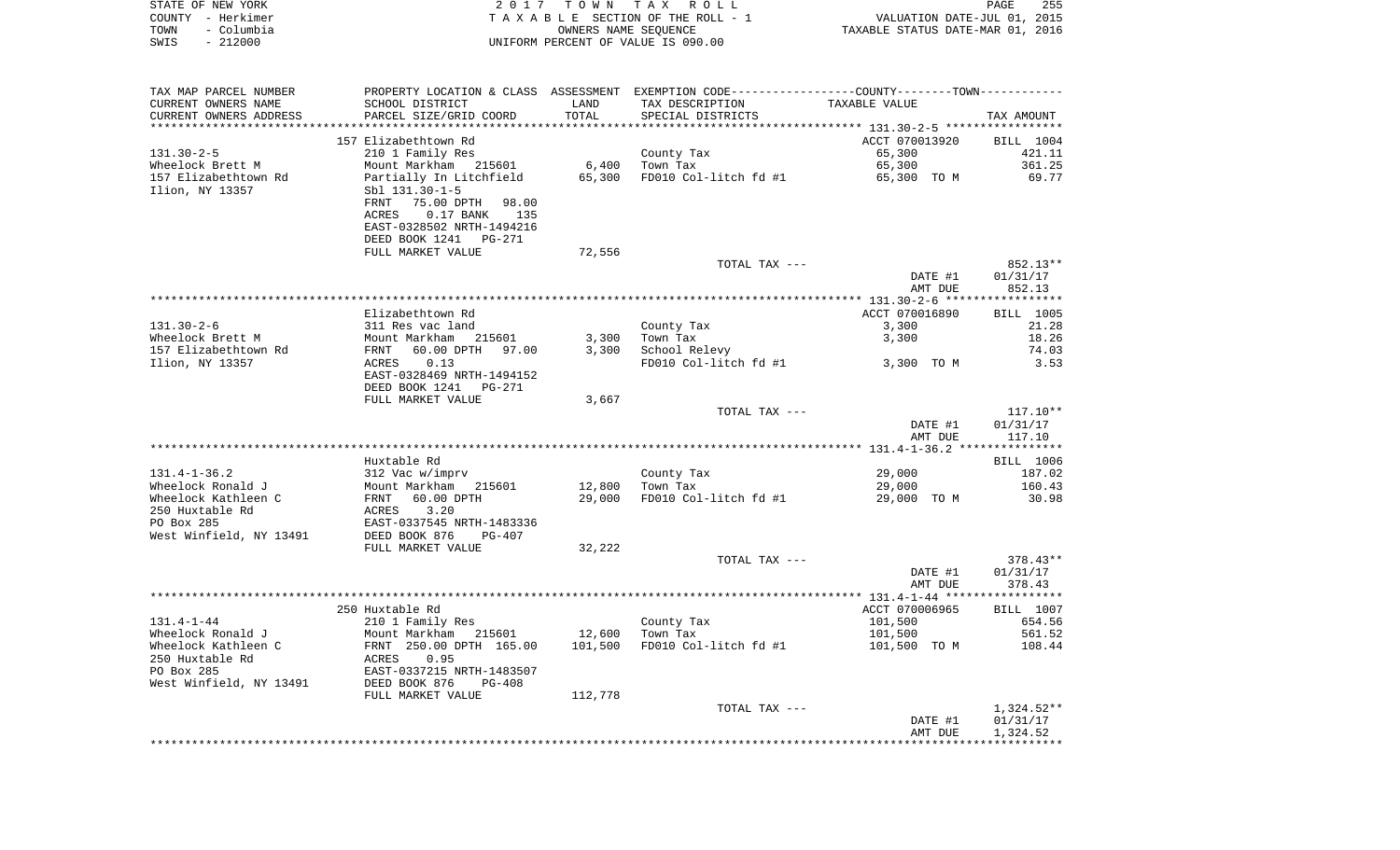STATE OF NEW YORK 2 0 1 7 T O W N T A X R O L L
COUNTY - Herkimer T A X A B L E SECTION OF THE ROLL - 1 VALUATION DATE-JUL 01, 2015
TOWN - Columbia OWNERS NAME SEQUENCE TAXABLE STATUS DATE-MAR 01, 2016
SWIS - 212000 UNIFORM PERCENT OF VALUE IS 090.00

| TAX MAP PARCEL NUMBER / CURRENT OWNERS NAME / CURRENT OWNERS ADDRESS | PROPERTY LOCATION & CLASS / SCHOOL DISTRICT / PARCEL SIZE/GRID COORD | ASSESSMENT LAND / TOTAL | EXEMPTION CODE / TAX DESCRIPTION / SPECIAL DISTRICTS | COUNTY--------TOWN TAXABLE VALUE | TAX AMOUNT |
|---|---|---|---|---|---|
| 131.30-2-5 | 157 Elizabethtown Rd | | | ACCT 070013920 | BILL 1004 |
| | 210 1 Family Res | | County Tax | 65,300 | 421.11 |
| Wheelock Brett M | Mount Markham 215601 | 6,400 | Town Tax | 65,300 | 361.25 |
| 157 Elizabethtown Rd | Partially In Litchfield | 65,300 | FD010 Col-litch fd #1 | 65,300 TO M | 69.77 |
| Ilion, NY 13357 | Sbl 131.30-1-5 | | | | |
| | FRNT 75.00 DPTH 98.00 | | | | |
| | ACRES 0.17 BANK 135 | | | | |
| | EAST-0328502 NRTH-1494216 | | | | |
| | DEED BOOK 1241 PG-271 | | | | |
| | FULL MARKET VALUE | 72,556 | | | |
| | | | TOTAL TAX --- | | 852.13** |
| | | | | DATE #1 | 01/31/17 |
| | | | | AMT DUE | 852.13 |
| 131.30-2-6 | Elizabethtown Rd | | | ACCT 070016890 | BILL 1005 |
| | 311 Res vac land | | County Tax | 3,300 | 21.28 |
| Wheelock Brett M | Mount Markham 215601 | 3,300 | Town Tax | 3,300 | 18.26 |
| 157 Elizabethtown Rd | FRNT 60.00 DPTH 97.00 | 3,300 | School Relevy | | 74.03 |
| Ilion, NY 13357 | ACRES 0.13 | | FD010 Col-litch fd #1 | 3,300 TO M | 3.53 |
| | EAST-0328469 NRTH-1494152 | | | | |
| | DEED BOOK 1241 PG-271 | | | | |
| | FULL MARKET VALUE | 3,667 | | | |
| | | | TOTAL TAX --- | | 117.10** |
| | | | | DATE #1 | 01/31/17 |
| | | | | AMT DUE | 117.10 |
| 131.4-1-36.2 | Huxtable Rd | | | | BILL 1006 |
| | 312 Vac w/imprv | | County Tax | 29,000 | 187.02 |
| Wheelock Ronald J | Mount Markham 215601 | 12,800 | Town Tax | 29,000 | 160.43 |
| Wheelock Kathleen C | FRNT 60.00 DPTH | 29,000 | FD010 Col-litch fd #1 | 29,000 TO M | 30.98 |
| 250 Huxtable Rd | ACRES 3.20 | | | | |
| PO Box 285 | EAST-0337545 NRTH-1483336 | | | | |
| West Winfield, NY 13491 | DEED BOOK 876 PG-407 | | | | |
| | FULL MARKET VALUE | 32,222 | | | |
| | | | TOTAL TAX --- | | 378.43** |
| | | | | DATE #1 | 01/31/17 |
| | | | | AMT DUE | 378.43 |
| 131.4-1-44 | 250 Huxtable Rd | | | ACCT 070006965 | BILL 1007 |
| | 210 1 Family Res | | County Tax | 101,500 | 654.56 |
| Wheelock Ronald J | Mount Markham 215601 | 12,600 | Town Tax | 101,500 | 561.52 |
| Wheelock Kathleen C | FRNT 250.00 DPTH 165.00 | 101,500 | FD010 Col-litch fd #1 | 101,500 TO M | 108.44 |
| 250 Huxtable Rd | ACRES 0.95 | | | | |
| PO Box 285 | EAST-0337215 NRTH-1483507 | | | | |
| West Winfield, NY 13491 | DEED BOOK 876 PG-408 | | | | |
| | FULL MARKET VALUE | 112,778 | | | |
| | | | TOTAL TAX --- | | 1,324.52** |
| | | | | DATE #1 | 01/31/17 |
| | | | | AMT DUE | 1,324.52 |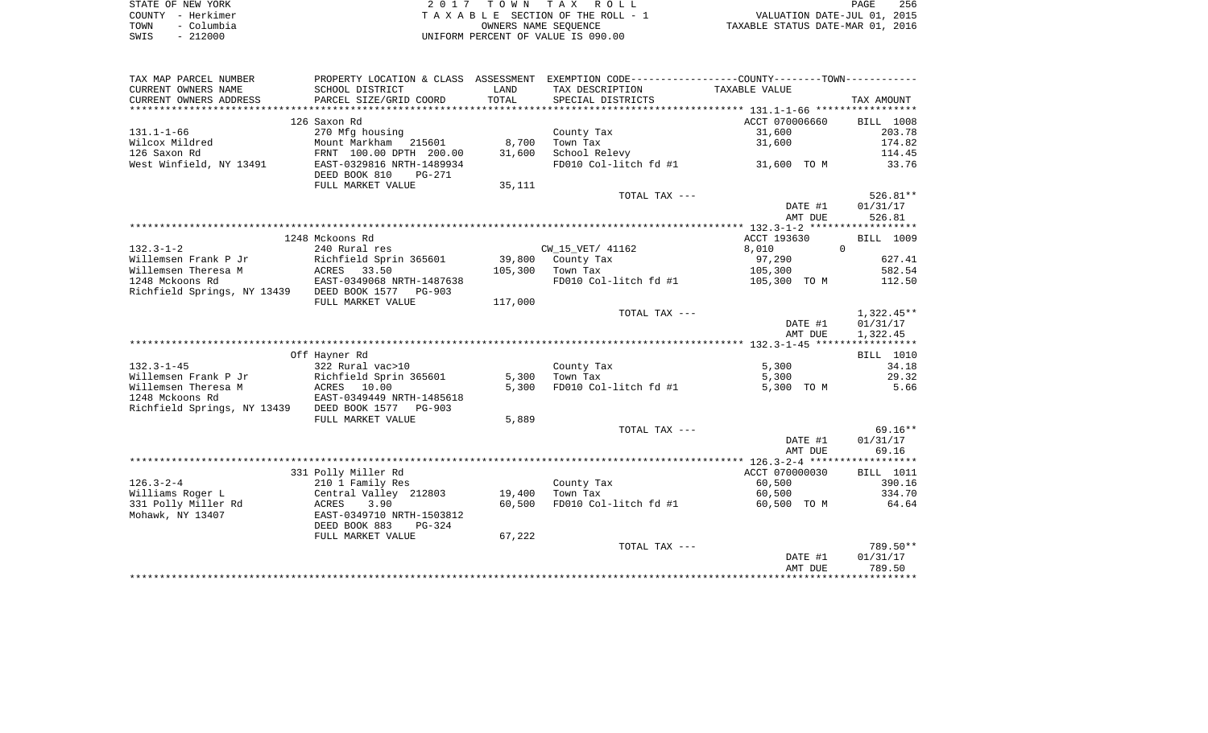STATE OF NEW YORK
COUNTY - Herkimer
TOWN - Columbia
SWIS - 212000

2 0 1 7 T O W N T A X R O L L
T A X A B L E SECTION OF THE ROLL - 1
OWNERS NAME SEQUENCE
UNIFORM PERCENT OF VALUE IS 090.00

VALUATION DATE-JUL 01, 2015
TAXABLE STATUS DATE-MAR 01, 2016

| TAX MAP PARCEL NUMBER / CURRENT OWNERS NAME / CURRENT OWNERS ADDRESS | PROPERTY LOCATION & CLASS / SCHOOL DISTRICT / PARCEL SIZE/GRID COORD | ASSESSMENT LAND | TOTAL | EXEMPTION CODE / TAX DESCRIPTION / SPECIAL DISTRICTS | COUNTY--------TOWN TAXABLE VALUE | TAX AMOUNT |
|---|---|---|---|---|---|---|
| | 126 Saxon Rd | | | | ACCT 070006660 | BILL 1008 |
| 131.1-1-66 | 270 Mfg housing | | | County Tax | 31,600 | 203.78 |
| Wilcox Mildred | Mount Markham 215601 | 8,700 | | Town Tax | 31,600 | 174.82 |
| 126 Saxon Rd | FRNT 100.00 DPTH 200.00 | | 31,600 | School Relevy | | 114.45 |
| West Winfield, NY 13491 | EAST-0329816 NRTH-1489934 | | | FD010 Col-litch fd #1 | 31,600 TO M | 33.76 |
| | DEED BOOK 810 PG-271 | | | | | |
| | FULL MARKET VALUE | | 35,111 | | | |
| | | | | TOTAL TAX --- | | 526.81** |
| | | | | | DATE #1 | 01/31/17 |
| | | | | | AMT DUE | 526.81 |
| | 1248 Mckoons Rd | | | | ACCT 193630 | BILL 1009 |
| 132.3-1-2 | 240 Rural res | | | CW_15_VET/ 41162 | 8,010 0 | |
| Willemsen Frank P Jr | Richfield Sprin 365601 | 39,800 | | County Tax | 97,290 | 627.41 |
| Willemsen Theresa M | ACRES 33.50 | | 105,300 | Town Tax | 105,300 | 582.54 |
| 1248 Mckoons Rd | EAST-0349068 NRTH-1487638 | | | FD010 Col-litch fd #1 | 105,300 TO M | 112.50 |
| Richfield Springs, NY 13439 | DEED BOOK 1577 PG-903 | | | | | |
| | FULL MARKET VALUE | | 117,000 | | | |
| | | | | TOTAL TAX --- | | 1,322.45** |
| | | | | | DATE #1 | 01/31/17 |
| | | | | | AMT DUE | 1,322.45 |
| | Off Hayner Rd | | | | | BILL 1010 |
| 132.3-1-45 | 322 Rural vac>10 | | | County Tax | 5,300 | 34.18 |
| Willemsen Frank P Jr | Richfield Sprin 365601 | 5,300 | | Town Tax | 5,300 | 29.32 |
| Willemsen Theresa M | ACRES 10.00 | | 5,300 | FD010 Col-litch fd #1 | 5,300 TO M | 5.66 |
| 1248 Mckoons Rd | EAST-0349449 NRTH-1485618 | | | | | |
| Richfield Springs, NY 13439 | DEED BOOK 1577 PG-903 | | | | | |
| | FULL MARKET VALUE | | 5,889 | | | |
| | | | | TOTAL TAX --- | | 69.16** |
| | | | | | DATE #1 | 01/31/17 |
| | | | | | AMT DUE | 69.16 |
| | 331 Polly Miller Rd | | | | ACCT 070000030 | BILL 1011 |
| 126.3-2-4 | 210 1 Family Res | | | County Tax | 60,500 | 390.16 |
| Williams Roger L | Central Valley 212803 | 19,400 | | Town Tax | 60,500 | 334.70 |
| 331 Polly Miller Rd | ACRES 3.90 | | 60,500 | FD010 Col-litch fd #1 | 60,500 TO M | 64.64 |
| Mohawk, NY 13407 | EAST-0349710 NRTH-1503812 | | | | | |
| | DEED BOOK 883 PG-324 | | | | | |
| | FULL MARKET VALUE | | 67,222 | | | |
| | | | | TOTAL TAX --- | | 789.50** |
| | | | | | DATE #1 | 01/31/17 |
| | | | | | AMT DUE | 789.50 |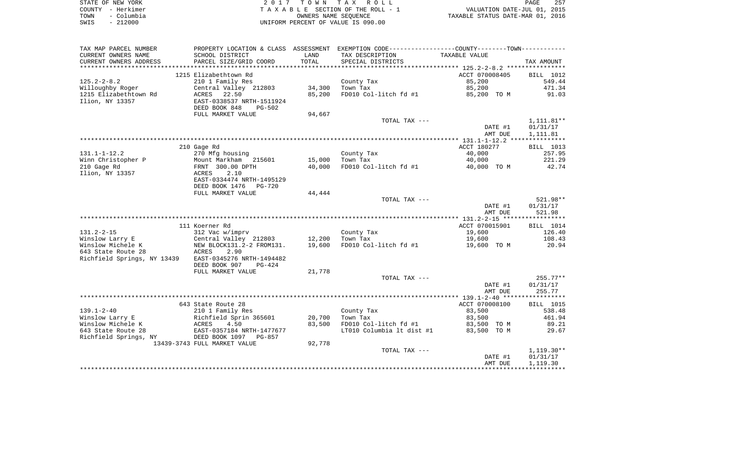STATE OF NEW YORK
COUNTY - Herkimer
TOWN - Columbia
SWIS - 212000

2 0 1 7 T O W N T A X R O L L
T A X A B L E SECTION OF THE ROLL - 1
OWNERS NAME SEQUENCE
UNIFORM PERCENT OF VALUE IS 090.00

VALUATION DATE-JUL 01, 2015
TAXABLE STATUS DATE-MAR 01, 2016

| TAX MAP PARCEL NUMBER<br>CURRENT OWNERS NAME<br>CURRENT OWNERS ADDRESS | PROPERTY LOCATION & CLASS<br>SCHOOL DISTRICT<br>PARCEL SIZE/GRID COORD | ASSESSMENT<br>LAND<br>TOTAL | EXEMPTION CODE<br>TAX DESCRIPTION<br>SPECIAL DISTRICTS | COUNTY--------TOWN<br>TAXABLE VALUE | TAX AMOUNT |
|---|---|---|---|---|---|
| | 1215 Elizabethtown Rd | | | ACCT 070008405 | BILL 1012 |
| 125.2-2-8.2 | 210 1 Family Res | | County Tax | 85,200 | 549.44 |
| Willoughby Roger | Central Valley 212803 | 34,300 | Town Tax | 85,200 | 471.34 |
| 1215 Elizabethtown Rd | ACRES 22.50 | 85,200 | FD010 Col-litch fd #1 | 85,200 TO M | 91.03 |
| Ilion, NY 13357 | EAST-0338537 NRTH-1511924 | | | | |
| | DEED BOOK 848 PG-502 | | | | |
| | FULL MARKET VALUE | 94,667 | | | |
| | | | TOTAL TAX --- | | 1,111.81** |
| | | | | DATE #1 | 01/31/17 |
| | | | | AMT DUE | 1,111.81 |
| | 210 Gage Rd | | | ACCT 180277 | BILL 1013 |
| 131.1-1-12.2 | 270 Mfg housing | | County Tax | 40,000 | 257.95 |
| Winn Christopher P | Mount Markham 215601 | 15,000 | Town Tax | 40,000 | 221.29 |
| 210 Gage Rd | FRNT 300.00 DPTH | 40,000 | FD010 Col-litch fd #1 | 40,000 TO M | 42.74 |
| Ilion, NY 13357 | ACRES 2.10 | | | | |
| | EAST-0334474 NRTH-1495129 | | | | |
| | DEED BOOK 1476 PG-720 | | | | |
| | FULL MARKET VALUE | 44,444 | | | |
| | | | TOTAL TAX --- | | 521.98** |
| | | | | DATE #1 | 01/31/17 |
| | | | | AMT DUE | 521.98 |
| | 111 Koerner Rd | | | ACCT 070015901 | BILL 1014 |
| 131.2-2-15 | 312 Vac w/imprv | | County Tax | 19,600 | 126.40 |
| Winslow Larry E | Central Valley 212803 | 12,200 | Town Tax | 19,600 | 108.43 |
| Winslow Michele K | NEW BLOCK131.2-2 FROM131. | 19,600 | FD010 Col-litch fd #1 | 19,600 TO M | 20.94 |
| 643 State Route 28 | ACRES 2.90 | | | | |
| Richfield Springs, NY 13439 | EAST-0345276 NRTH-1494482 | | | | |
| | DEED BOOK 907 PG-424 | | | | |
| | FULL MARKET VALUE | 21,778 | | | |
| | | | TOTAL TAX --- | | 255.77** |
| | | | | DATE #1 | 01/31/17 |
| | | | | AMT DUE | 255.77 |
| | 643 State Route 28 | | | ACCT 070008100 | BILL 1015 |
| 139.1-2-40 | 210 1 Family Res | | County Tax | 83,500 | 538.48 |
| Winslow Larry E | Richfield Sprin 365601 | 20,700 | Town Tax | 83,500 | 461.94 |
| Winslow Michele K | ACRES 4.50 | 83,500 | FD010 Col-litch fd #1 | 83,500 TO M | 89.21 |
| 643 State Route 28 | EAST-0357184 NRTH-1477677 | | LT010 Columbia lt dist #1 | 83,500 TO M | 29.67 |
| Richfield Springs, NY | DEED BOOK 1097 PG-857 | | | | |
| 13439-3743 | FULL MARKET VALUE | 92,778 | | | |
| | | | TOTAL TAX --- | | 1,119.30** |
| | | | | DATE #1 | 01/31/17 |
| | | | | AMT DUE | 1,119.30 |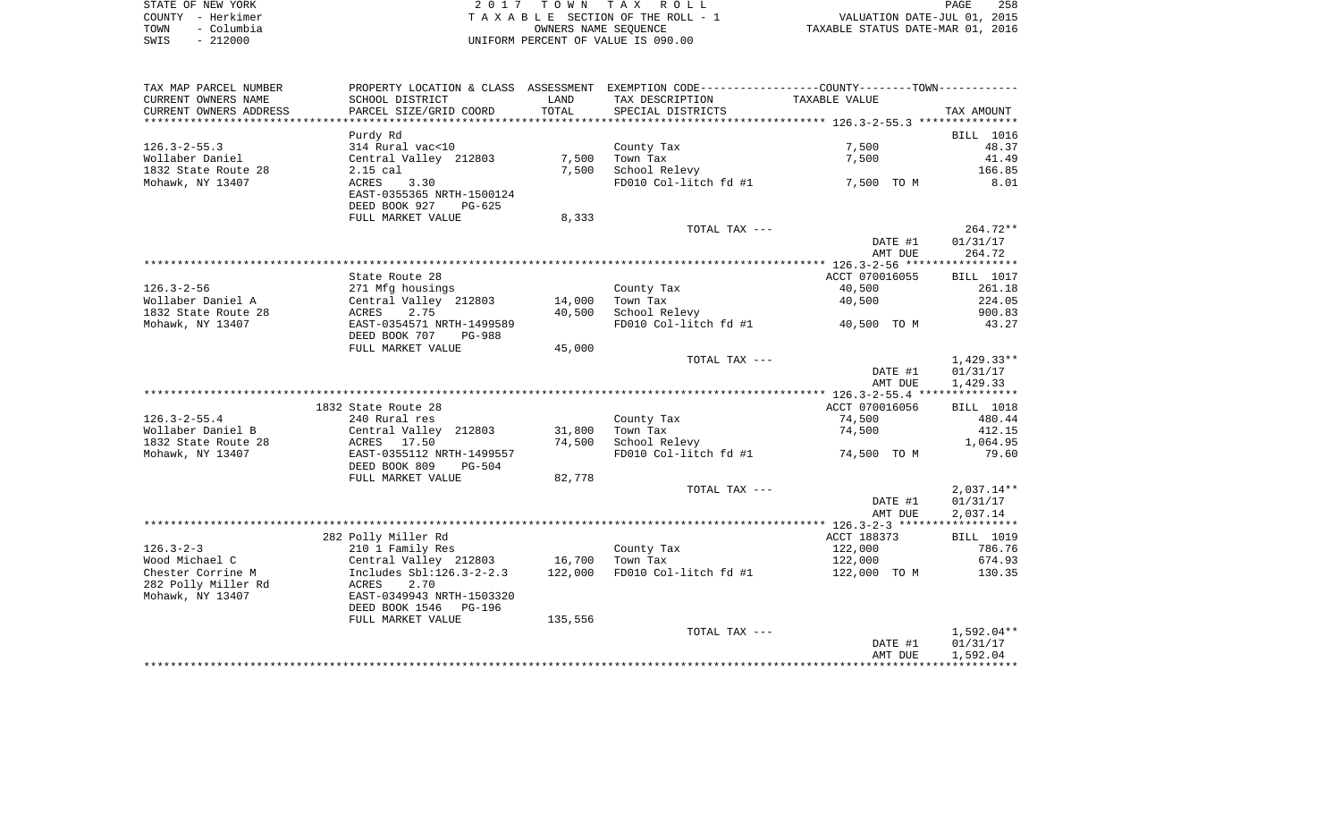STATE OF NEW YORK
COUNTY - Herkimer
TOWN - Columbia
SWIS - 212000

2 0 1 7 T O W N T A X R O L L
T A X A B L E SECTION OF THE ROLL - 1
OWNERS NAME SEQUENCE
UNIFORM PERCENT OF VALUE IS 090.00

VALUATION DATE-JUL 01, 2015
TAXABLE STATUS DATE-MAR 01, 2016

| TAX MAP PARCEL NUMBER / CURRENT OWNERS NAME / CURRENT OWNERS ADDRESS | PROPERTY LOCATION & CLASS / SCHOOL DISTRICT / PARCEL SIZE/GRID COORD | ASSESSMENT LAND / TOTAL | EXEMPTION CODE / TAX DESCRIPTION / SPECIAL DISTRICTS | COUNTY--------TOWN TAXABLE VALUE | TAX AMOUNT |
|---|---|---|---|---|---|
| | Purdy Rd | | | | BILL 1016 |
| 126.3-2-55.3 | 314 Rural vac<10 | | County Tax | 7,500 | 48.37 |
| Wollaber Daniel | Central Valley 212803 | 7,500 | Town Tax | 7,500 | 41.49 |
| 1832 State Route 28 | 2.15 cal | 7,500 | School Relevy | | 166.85 |
| Mohawk, NY 13407 | ACRES 3.30 | | FD010 Col-litch fd #1 | 7,500 TO M | 8.01 |
| | EAST-0355365 NRTH-1500124 | | | | |
| | DEED BOOK 927 PG-625 | | | | |
| | FULL MARKET VALUE | 8,333 | | | |
| | | | TOTAL TAX --- | | 264.72** |
| | | | | DATE #1 | 01/31/17 |
| | | | | AMT DUE | 264.72 |
| | State Route 28 | | | ACCT 070016055 | BILL 1017 |
| 126.3-2-56 | 271 Mfg housings | | County Tax | 40,500 | 261.18 |
| Wollaber Daniel A | Central Valley 212803 | 14,000 | Town Tax | 40,500 | 224.05 |
| 1832 State Route 28 | ACRES 2.75 | 40,500 | School Relevy | | 900.83 |
| Mohawk, NY 13407 | EAST-0354571 NRTH-1499589 | | FD010 Col-litch fd #1 | 40,500 TO M | 43.27 |
| | DEED BOOK 707 PG-988 | | | | |
| | FULL MARKET VALUE | 45,000 | | | |
| | | | TOTAL TAX --- | | 1,429.33** |
| | | | | DATE #1 | 01/31/17 |
| | | | | AMT DUE | 1,429.33 |
| | 1832 State Route 28 | | | ACCT 070016056 | BILL 1018 |
| 126.3-2-55.4 | 240 Rural res | | County Tax | 74,500 | 480.44 |
| Wollaber Daniel B | Central Valley 212803 | 31,800 | Town Tax | 74,500 | 412.15 |
| 1832 State Route 28 | ACRES 17.50 | 74,500 | School Relevy | | 1,064.95 |
| Mohawk, NY 13407 | EAST-0355112 NRTH-1499557 | | FD010 Col-litch fd #1 | 74,500 TO M | 79.60 |
| | DEED BOOK 809 PG-504 | | | | |
| | FULL MARKET VALUE | 82,778 | | | |
| | | | TOTAL TAX --- | | 2,037.14** |
| | | | | DATE #1 | 01/31/17 |
| | | | | AMT DUE | 2,037.14 |
| | 282 Polly Miller Rd | | | ACCT 188373 | BILL 1019 |
| 126.3-2-3 | 210 1 Family Res | | County Tax | 122,000 | 786.76 |
| Wood Michael C | Central Valley 212803 | 16,700 | Town Tax | 122,000 | 674.93 |
| Chester Corrine M | Includes Sbl:126.3-2-2.3 | 122,000 | FD010 Col-litch fd #1 | 122,000 TO M | 130.35 |
| 282 Polly Miller Rd | ACRES 2.70 | | | | |
| Mohawk, NY 13407 | EAST-0349943 NRTH-1503320 | | | | |
| | DEED BOOK 1546 PG-196 | | | | |
| | FULL MARKET VALUE | 135,556 | | | |
| | | | TOTAL TAX --- | | 1,592.04** |
| | | | | DATE #1 | 01/31/17 |
| | | | | AMT DUE | 1,592.04 |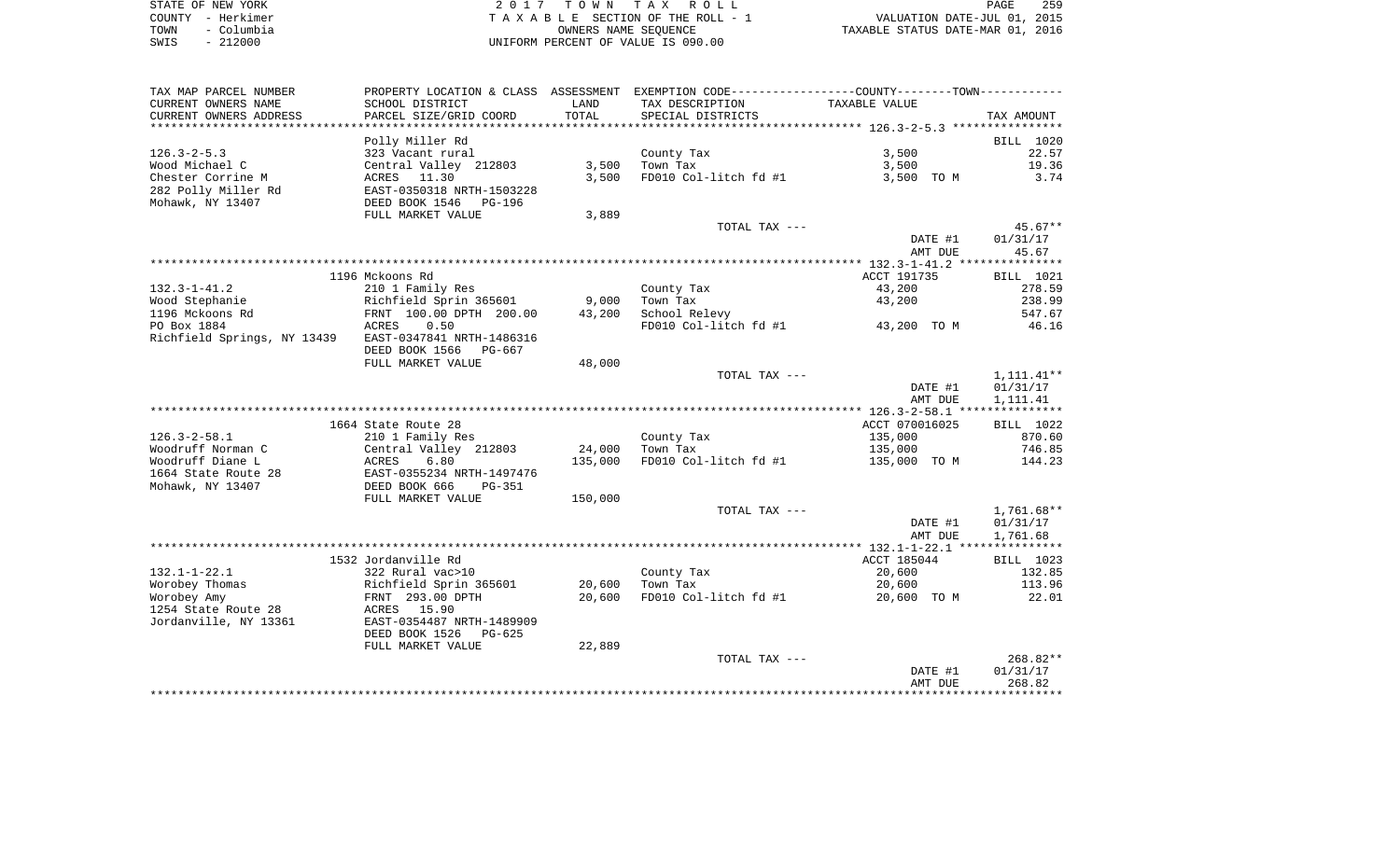STATE OF NEW YORK — 2017 TOWN TAX ROLL — PAGE 259
COUNTY - Herkimer — TAXABLE SECTION OF THE ROLL - 1 — VALUATION DATE-JUL 01, 2015
TOWN - Columbia — OWNERS NAME SEQUENCE — TAXABLE STATUS DATE-MAR 01, 2016
SWIS - 212000 — UNIFORM PERCENT OF VALUE IS 090.00

| TAX MAP PARCEL NUMBER / CURRENT OWNERS NAME / CURRENT OWNERS ADDRESS | PROPERTY LOCATION & CLASS / SCHOOL DISTRICT / PARCEL SIZE/GRID COORD | ASSESSMENT LAND / TOTAL | EXEMPTION CODE / TAX DESCRIPTION / SPECIAL DISTRICTS | TAXABLE VALUE | TAX AMOUNT |
|---|---|---|---|---|---|
| | Polly Miller Rd | | | | BILL 1020 |
| 126.3-2-5.3 | 323 Vacant rural | | County Tax | 3,500 | 22.57 |
| Wood Michael C | Central Valley 212803 | 3,500 | Town Tax | 3,500 | 19.36 |
| Chester Corrine M | ACRES 11.30 | 3,500 | FD010 Col-litch fd #1 | 3,500 TO M | 3.74 |
| 282 Polly Miller Rd | EAST-0350318 NRTH-1503228 | | | | |
| Mohawk, NY 13407 | DEED BOOK 1546 PG-196 | | | | |
| | FULL MARKET VALUE | 3,889 | | | |
| | | | TOTAL TAX --- | | 45.67** |
| | | | | DATE #1 | 01/31/17 |
| | | | | AMT DUE | 45.67 |
| | 1196 Mckoons Rd | | | ACCT 191735 | BILL 1021 |
| 132.3-1-41.2 | 210 1 Family Res | | County Tax | 43,200 | 278.59 |
| Wood Stephanie | Richfield Sprin 365601 | 9,000 | Town Tax | 43,200 | 238.99 |
| 1196 Mckoons Rd | FRNT 100.00 DPTH 200.00 | 43,200 | School Relevy | | 547.67 |
| PO Box 1884 | ACRES 0.50 | | FD010 Col-litch fd #1 | 43,200 TO M | 46.16 |
| Richfield Springs, NY 13439 | EAST-0347841 NRTH-1486316 | | | | |
| | DEED BOOK 1566 PG-667 | | | | |
| | FULL MARKET VALUE | 48,000 | | | |
| | | | TOTAL TAX --- | | 1,111.41** |
| | | | | DATE #1 | 01/31/17 |
| | | | | AMT DUE | 1,111.41 |
| | 1664 State Route 28 | | | ACCT 070016025 | BILL 1022 |
| 126.3-2-58.1 | 210 1 Family Res | | County Tax | 135,000 | 870.60 |
| Woodruff Norman C | Central Valley 212803 | 24,000 | Town Tax | 135,000 | 746.85 |
| Woodruff Diane L | ACRES 6.80 | 135,000 | FD010 Col-litch fd #1 | 135,000 TO M | 144.23 |
| 1664 State Route 28 | EAST-0355234 NRTH-1497476 | | | | |
| Mohawk, NY 13407 | DEED BOOK 666 PG-351 | | | | |
| | FULL MARKET VALUE | 150,000 | | | |
| | | | TOTAL TAX --- | | 1,761.68** |
| | | | | DATE #1 | 01/31/17 |
| | | | | AMT DUE | 1,761.68 |
| | 1532 Jordanville Rd | | | ACCT 185044 | BILL 1023 |
| 132.1-1-22.1 | 322 Rural vac>10 | | County Tax | 20,600 | 132.85 |
| Worobey Thomas | Richfield Sprin 365601 | 20,600 | Town Tax | 20,600 | 113.96 |
| Worobey Amy | FRNT 293.00 DPTH | 20,600 | FD010 Col-litch fd #1 | 20,600 TO M | 22.01 |
| 1254 State Route 28 | ACRES 15.90 | | | | |
| Jordanville, NY 13361 | EAST-0354487 NRTH-1489909 | | | | |
| | DEED BOOK 1526 PG-625 | | | | |
| | FULL MARKET VALUE | 22,889 | | | |
| | | | TOTAL TAX --- | | 268.82** |
| | | | | DATE #1 | 01/31/17 |
| | | | | AMT DUE | 268.82 |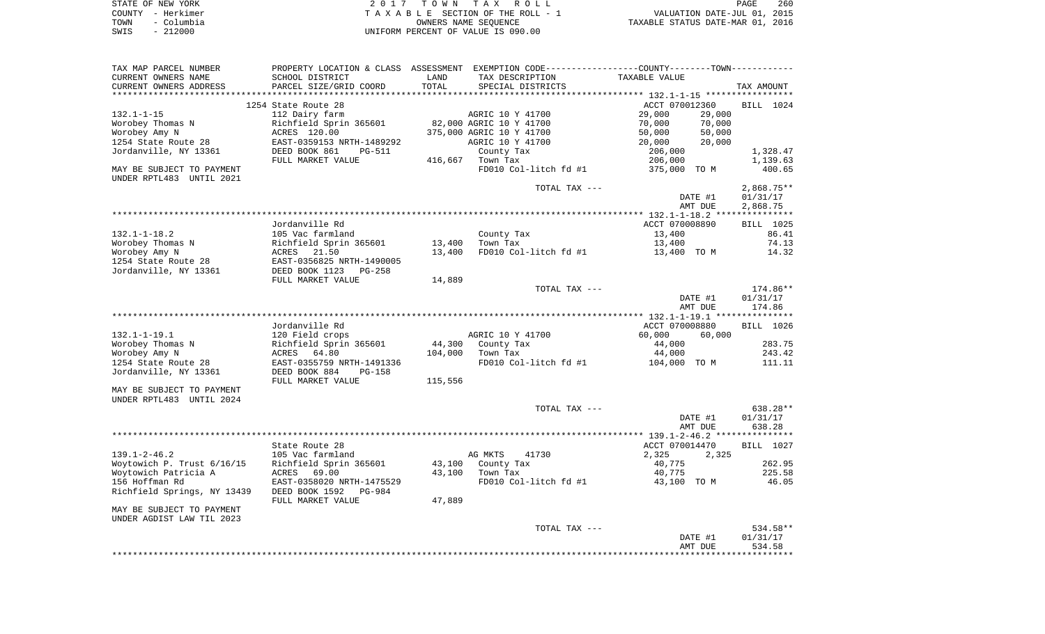STATE OF NEW YORK 2 0 1 7 T O W N T A X R O L L
COUNTY - Herkimer T A X A B L E SECTION OF THE ROLL - 1 VALUATION DATE-JUL 01, 2015
TOWN - Columbia OWNERS NAME SEQUENCE TAXABLE STATUS DATE-MAR 01, 2016
SWIS - 212000 UNIFORM PERCENT OF VALUE IS 090.00

| TAX MAP PARCEL NUMBER<br>CURRENT OWNERS NAME<br>CURRENT OWNERS ADDRESS | PROPERTY LOCATION & CLASS<br>SCHOOL DISTRICT<br>PARCEL SIZE/GRID COORD | ASSESSMENT<br>LAND<br>TOTAL | EXEMPTION CODE<br>TAX DESCRIPTION<br>SPECIAL DISTRICTS | COUNTY | TOWN<br>TAXABLE VALUE | TAX AMOUNT |
|---|---|---|---|---|---|---|
| | 1254 State Route 28 | | | ACCT 070012360 | | BILL 1024 |
| 132.1-1-15 | 112 Dairy farm | | AGRIC 10 Y 41700 | 29,000 | 29,000 | |
| Worobey Thomas N | Richfield Sprin 365601 | 82,000 | AGRIC 10 Y 41700 | 70,000 | 70,000 | |
| Worobey Amy N | ACRES 120.00 | 375,000 | AGRIC 10 Y 41700 | 50,000 | 50,000 | |
| 1254 State Route 28 | EAST-0359153 NRTH-1489292 | | AGRIC 10 Y 41700 | 20,000 | 20,000 | |
| Jordanville, NY 13361 | DEED BOOK 861 PG-511 | | County Tax | 206,000 | | 1,328.47 |
| | FULL MARKET VALUE | 416,667 | Town Tax | 206,000 | | 1,139.63 |
| MAY BE SUBJECT TO PAYMENT | | | FD010 Col-litch fd #1 | 375,000 TO M | | 400.65 |
| UNDER RPTL483 UNTIL 2021 | | | | | | |
| | | | TOTAL TAX --- | | | 2,868.75** |
| | | | | | DATE #1 | 01/31/17 |
| | | | | | AMT DUE | 2,868.75 |
| | Jordanville Rd | | | ACCT 070008890 | | BILL 1025 |
| 132.1-1-18.2 | 105 Vac farmland | | County Tax | 13,400 | | 86.41 |
| Worobey Thomas N | Richfield Sprin 365601 | 13,400 | Town Tax | 13,400 | | 74.13 |
| Worobey Amy N | ACRES 21.50 | 13,400 | FD010 Col-litch fd #1 | 13,400 TO M | | 14.32 |
| 1254 State Route 28 | EAST-0356825 NRTH-1490005 | | | | | |
| Jordanville, NY 13361 | DEED BOOK 1123 PG-258 | | | | | |
| | FULL MARKET VALUE | 14,889 | | | | |
| | | | TOTAL TAX --- | | | 174.86** |
| | | | | | DATE #1 | 01/31/17 |
| | | | | | AMT DUE | 174.86 |
| | Jordanville Rd | | | ACCT 070008880 | | BILL 1026 |
| 132.1-1-19.1 | 120 Field crops | | AGRIC 10 Y 41700 | 60,000 | 60,000 | |
| Worobey Thomas N | Richfield Sprin 365601 | 44,300 | County Tax | 44,000 | | 283.75 |
| Worobey Amy N | ACRES 64.80 | 104,000 | Town Tax | 44,000 | | 243.42 |
| 1254 State Route 28 | EAST-0355759 NRTH-1491336 | | FD010 Col-litch fd #1 | 104,000 TO M | | 111.11 |
| Jordanville, NY 13361 | DEED BOOK 884 PG-158 | | | | | |
| | FULL MARKET VALUE | 115,556 | | | | |
| MAY BE SUBJECT TO PAYMENT | | | | | | |
| UNDER RPTL483 UNTIL 2024 | | | | | | |
| | | | TOTAL TAX --- | | | 638.28** |
| | | | | | DATE #1 | 01/31/17 |
| | | | | | AMT DUE | 638.28 |
| | State Route 28 | | | ACCT 070014470 | | BILL 1027 |
| 139.1-2-46.2 | 105 Vac farmland | | AG MKTS 41730 | 2,325 | 2,325 | |
| Woytowich P. Trust 6/16/15 | Richfield Sprin 365601 | 43,100 | County Tax | 40,775 | | 262.95 |
| Woytowich Patricia A | ACRES 69.00 | 43,100 | Town Tax | 40,775 | | 225.58 |
| 156 Hoffman Rd | EAST-0358020 NRTH-1475529 | | FD010 Col-litch fd #1 | 43,100 TO M | | 46.05 |
| Richfield Springs, NY 13439 | DEED BOOK 1592 PG-984 | | | | | |
| | FULL MARKET VALUE | 47,889 | | | | |
| MAY BE SUBJECT TO PAYMENT | | | | | | |
| UNDER AGDIST LAW TIL 2023 | | | | | | |
| | | | TOTAL TAX --- | | | 534.58** |
| | | | | | DATE #1 | 01/31/17 |
| | | | | | AMT DUE | 534.58 |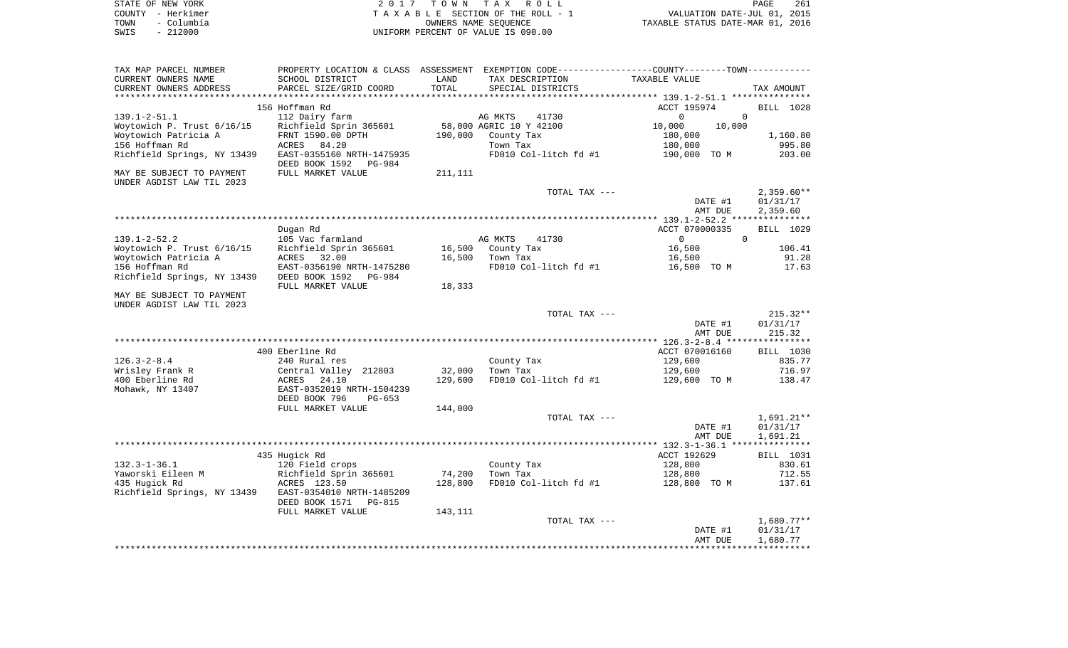STATE OF NEW YORK | COUNTY - Herkimer | TOWN - Columbia | SWIS - 212000

**2017 TOWN TAX ROLL**
TAXABLE SECTION OF THE ROLL - 1
OWNERS NAME SEQUENCE
UNIFORM PERCENT OF VALUE IS 090.00

VALUATION DATE-JUL 01, 2015
TAXABLE STATUS DATE-MAR 01, 2016

| TAX MAP PARCEL NUMBER / CURRENT OWNERS NAME / CURRENT OWNERS ADDRESS | PROPERTY LOCATION & CLASS / SCHOOL DISTRICT / PARCEL SIZE/GRID COORD | ASSESSMENT LAND / TOTAL | EXEMPTION CODE / TAX DESCRIPTION / SPECIAL DISTRICTS | COUNTY / TOWN TAXABLE VALUE | TAX AMOUNT |
|---|---|---|---|---|---|
| | 156 Hoffman Rd | | | ACCT 195974 | BILL 1028 |
| 139.1-2-51.1 | 112 Dairy farm | | AG MKTS 41730 | 0 / 0 | |
| Woytowich P. Trust 6/16/15 | Richfield Sprin 365601 | 58,000 | AGRIC 10 Y 42100 | 10,000 / 10,000 | |
| Woytowich Patricia A | FRNT 1590.00 DPTH | 190,000 | County Tax | 180,000 | 1,160.80 |
| 156 Hoffman Rd | ACRES 84.20 | | Town Tax | 180,000 | 995.80 |
| Richfield Springs, NY 13439 | EAST-0355160 NRTH-1475935 | | FD010 Col-litch fd #1 | 190,000 TO M | 203.00 |
| | DEED BOOK 1592 PG-984 | | | | |
| MAY BE SUBJECT TO PAYMENT UNDER AGDIST LAW TIL 2023 | FULL MARKET VALUE | 211,111 | | | |
| | | | TOTAL TAX --- | | 2,359.60** |
| | | | | DATE #1 | 01/31/17 |
| | | | | AMT DUE | 2,359.60 |
| | Dugan Rd | | | ACCT 070000335 | BILL 1029 |
| 139.1-2-52.2 | 105 Vac farmland | | AG MKTS 41730 | 0 / 0 | |
| Woytowich P. Trust 6/16/15 | Richfield Sprin 365601 | 16,500 | County Tax | 16,500 | 106.41 |
| Woytowich Patricia A | ACRES 32.00 | 16,500 | Town Tax | 16,500 | 91.28 |
| 156 Hoffman Rd | EAST-0356190 NRTH-1475280 | | FD010 Col-litch fd #1 | 16,500 TO M | 17.63 |
| Richfield Springs, NY 13439 | DEED BOOK 1592 PG-984 | | | | |
| | FULL MARKET VALUE | 18,333 | | | |
| MAY BE SUBJECT TO PAYMENT UNDER AGDIST LAW TIL 2023 | | | | | |
| | | | TOTAL TAX --- | | 215.32** |
| | | | | DATE #1 | 01/31/17 |
| | | | | AMT DUE | 215.32 |
| | 400 Eberline Rd | | | ACCT 070016160 | BILL 1030 |
| 126.3-2-8.4 | 240 Rural res | | County Tax | 129,600 | 835.77 |
| Wrisley Frank R | Central Valley 212803 | 32,000 | Town Tax | 129,600 | 716.97 |
| 400 Eberline Rd | ACRES 24.10 | 129,600 | FD010 Col-litch fd #1 | 129,600 TO M | 138.47 |
| Mohawk, NY 13407 | EAST-0352019 NRTH-1504239 | | | | |
| | DEED BOOK 796 PG-653 | | | | |
| | FULL MARKET VALUE | 144,000 | | | |
| | | | TOTAL TAX --- | | 1,691.21** |
| | | | | DATE #1 | 01/31/17 |
| | | | | AMT DUE | 1,691.21 |
| | 435 Hugick Rd | | | ACCT 192629 | BILL 1031 |
| 132.3-1-36.1 | 120 Field crops | | County Tax | 128,800 | 830.61 |
| Yaworski Eileen M | Richfield Sprin 365601 | 74,200 | Town Tax | 128,800 | 712.55 |
| 435 Hugick Rd | ACRES 123.50 | 128,800 | FD010 Col-litch fd #1 | 128,800 TO M | 137.61 |
| Richfield Springs, NY 13439 | EAST-0354010 NRTH-1485209 | | | | |
| | DEED BOOK 1571 PG-815 | | | | |
| | FULL MARKET VALUE | 143,111 | | | |
| | | | TOTAL TAX --- | | 1,680.77** |
| | | | | DATE #1 | 01/31/17 |
| | | | | AMT DUE | 1,680.77 |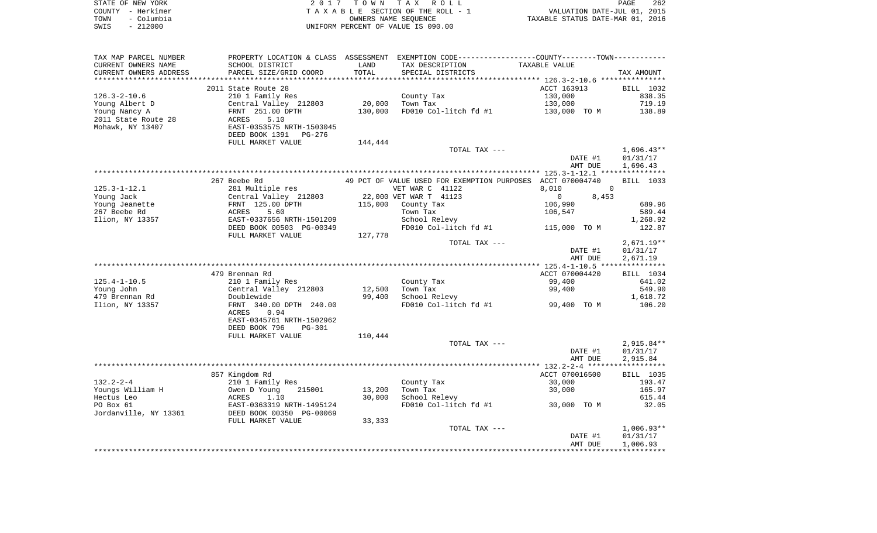STATE OF NEW YORK
COUNTY - Herkimer
TOWN - Columbia
SWIS - 212000

2 0 1 7 T O W N T A X R O L L
T A X A B L E SECTION OF THE ROLL - 1
OWNERS NAME SEQUENCE
UNIFORM PERCENT OF VALUE IS 090.00

VALUATION DATE-JUL 01, 2015
TAXABLE STATUS DATE-MAR 01, 2016

| TAX MAP PARCEL NUMBER / CURRENT OWNERS NAME / CURRENT OWNERS ADDRESS | PROPERTY LOCATION & CLASS / SCHOOL DISTRICT / PARCEL SIZE/GRID COORD | ASSESSMENT LAND / TOTAL | EXEMPTION CODE / TAX DESCRIPTION / SPECIAL DISTRICTS | COUNTY / TOWN TAXABLE VALUE | TAX AMOUNT |
|---|---|---|---|---|---|
| 126.3-2-10.6 | 2011 State Route 28 | | | ACCT 163913 | BILL 1032 |
| | 210 1 Family Res | | County Tax | 130,000 | 838.35 |
| Young Albert D | Central Valley 212803 | 20,000 | Town Tax | 130,000 | 719.19 |
| Young Nancy A | FRNT 251.00 DPTH | 130,000 | FD010 Col-litch fd #1 | 130,000 TO M | 138.89 |
| 2011 State Route 28 | ACRES 5.10 | | | | |
| Mohawk, NY 13407 | EAST-0353575 NRTH-1503045 | | | | |
| | DEED BOOK 1391 PG-276 | | | | |
| | FULL MARKET VALUE | 144,444 | | | |
| | | | TOTAL TAX --- | | 1,696.43** |
| | | | | DATE #1 | 01/31/17 |
| | | | | AMT DUE | 1,696.43 |
| 125.3-1-12.1 | 267 Beebe Rd | | 49 PCT OF VALUE USED FOR EXEMPTION PURPOSES | ACCT 070004740 | BILL 1033 |
| | 281 Multiple res | | VET WAR C 41122 | 8,010 0 | |
| Young Jack | Central Valley 212803 | 22,000 | VET WAR T 41123 | 0 8,453 | |
| Young Jeanette | FRNT 125.00 DPTH | 115,000 | County Tax | 106,990 | 689.96 |
| 267 Beebe Rd | ACRES 5.60 | | Town Tax | 106,547 | 589.44 |
| Ilion, NY 13357 | EAST-0337656 NRTH-1501209 | | School Relevy | | 1,268.92 |
| | DEED BOOK 00503 PG-00349 | | FD010 Col-litch fd #1 | 115,000 TO M | 122.87 |
| | FULL MARKET VALUE | 127,778 | | | |
| | | | TOTAL TAX --- | | 2,671.19** |
| | | | | DATE #1 | 01/31/17 |
| | | | | AMT DUE | 2,671.19 |
| 125.4-1-10.5 | 479 Brennan Rd | | | ACCT 070004420 | BILL 1034 |
| | 210 1 Family Res | | County Tax | 99,400 | 641.02 |
| Young John | Central Valley 212803 | 12,500 | Town Tax | 99,400 | 549.90 |
| 479 Brennan Rd | Doublewide | 99,400 | School Relevy | | 1,618.72 |
| Ilion, NY 13357 | FRNT 340.00 DPTH 240.00 | | FD010 Col-litch fd #1 | 99,400 TO M | 106.20 |
| | ACRES 0.94 | | | | |
| | EAST-0345761 NRTH-1502962 | | | | |
| | DEED BOOK 796 PG-301 | | | | |
| | FULL MARKET VALUE | 110,444 | | | |
| | | | TOTAL TAX --- | | 2,915.84** |
| | | | | DATE #1 | 01/31/17 |
| | | | | AMT DUE | 2,915.84 |
| 132.2-2-4 | 857 Kingdom Rd | | | ACCT 070016500 | BILL 1035 |
| | 210 1 Family Res | | County Tax | 30,000 | 193.47 |
| Youngs William H | Owen D Young 215001 | 13,200 | Town Tax | 30,000 | 165.97 |
| Hectus Leo | ACRES 1.10 | 30,000 | School Relevy | | 615.44 |
| PO Box 61 | EAST-0363319 NRTH-1495124 | | FD010 Col-litch fd #1 | 30,000 TO M | 32.05 |
| Jordanville, NY 13361 | DEED BOOK 00350 PG-00069 | | | | |
| | FULL MARKET VALUE | 33,333 | | | |
| | | | TOTAL TAX --- | | 1,006.93** |
| | | | | DATE #1 | 01/31/17 |
| | | | | AMT DUE | 1,006.93 |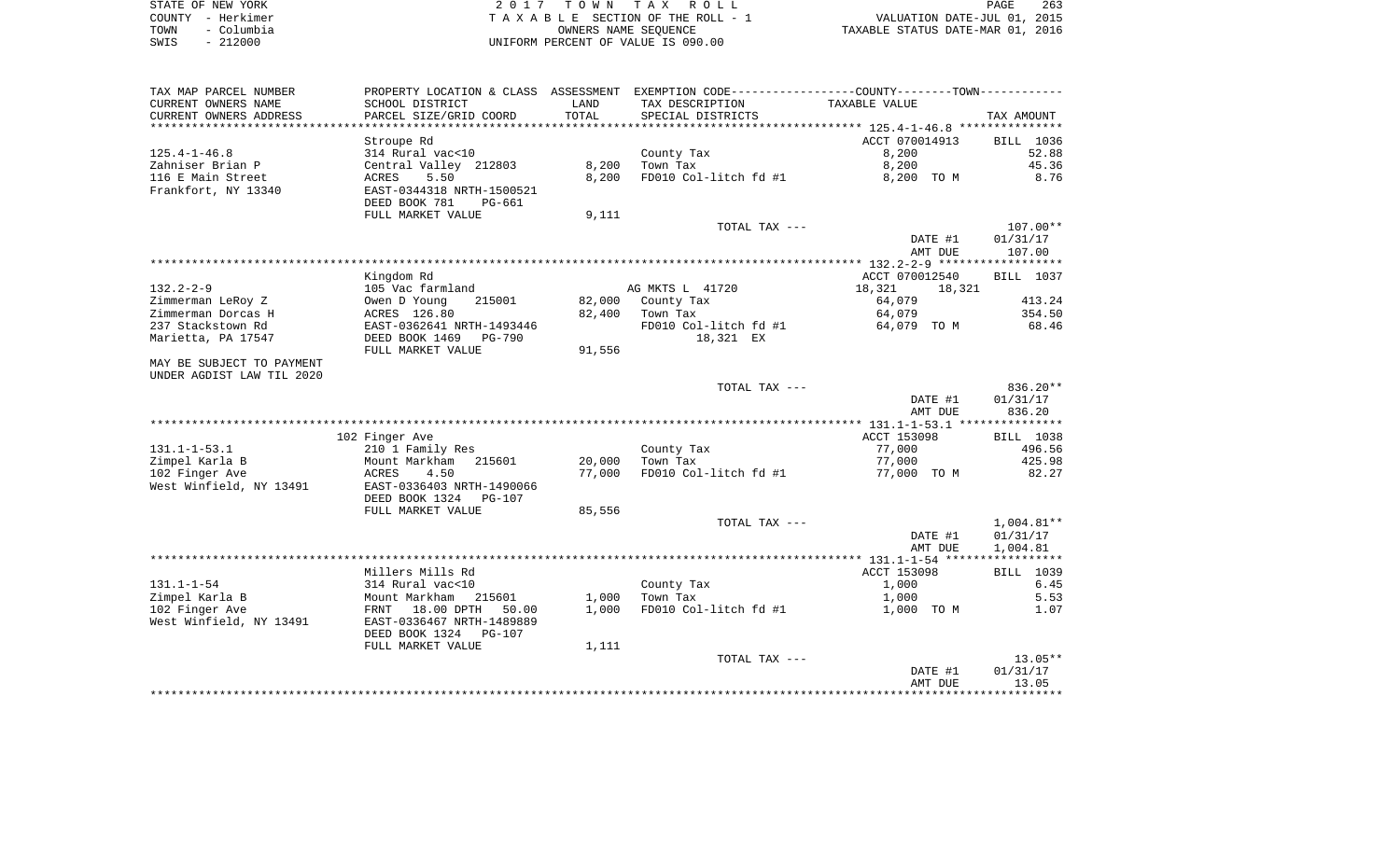| TAX MAP PARCEL NUMBER<br>CURRENT OWNERS NAME<br>CURRENT OWNERS ADDRESS | PROPERTY LOCATION & CLASS<br>SCHOOL DISTRICT<br>PARCEL SIZE/GRID COORD | ASSESSMENT<br>LAND<br>TOTAL | EXEMPTION CODE-----COUNTY-----TOWN-----<br>TAX DESCRIPTION<br>SPECIAL DISTRICTS | TAXABLE VALUE | TAX AMOUNT |
|---|---|---|---|---|---|
| | Stroupe Rd | | | ACCT 070014913 | BILL 1036 |
| 125.4-1-46.8 | 314 Rural vac<10 | | County Tax | 8,200 | 52.88 |
| Zahniser Brian P | Central Valley 212803 | 8,200 | Town Tax | 8,200 | 45.36 |
| 116 E Main Street | ACRES 5.50 | 8,200 | FD010 Col-litch fd #1 | 8,200 TO M | 8.76 |
| Frankfort, NY 13340 | EAST-0344318 NRTH-1500521 | | | | |
| | DEED BOOK 781 PG-661 | | | | |
| | FULL MARKET VALUE | 9,111 | | | |
| | | | TOTAL TAX --- | | 107.00** |
| | | | | DATE #1 | 01/31/17 |
| | | | | AMT DUE | 107.00 |
| | Kingdom Rd | | | ACCT 070012540 | BILL 1037 |
| 132.2-2-9 | 105 Vac farmland | | AG MKTS L 41720 | 18,321 18,321 | |
| Zimmerman LeRoy Z | Owen D Young 215001 | 82,000 | County Tax | 64,079 | 413.24 |
| Zimmerman Dorcas H | ACRES 126.80 | 82,400 | Town Tax | 64,079 | 354.50 |
| 237 Stackstown Rd | EAST-0362641 NRTH-1493446 | | FD010 Col-litch fd #1 | 64,079 TO M | 68.46 |
| Marietta, PA 17547 | DEED BOOK 1469 PG-790 | | 18,321 EX | | |
| | FULL MARKET VALUE | 91,556 | | | |
| MAY BE SUBJECT TO PAYMENT | | | | | |
| UNDER AGDIST LAW TIL 2020 | | | | | |
| | | | TOTAL TAX --- | | 836.20** |
| | | | | DATE #1 | 01/31/17 |
| | | | | AMT DUE | 836.20 |
| | 102 Finger Ave | | | ACCT 153098 | BILL 1038 |
| 131.1-1-53.1 | 210 1 Family Res | | County Tax | 77,000 | 496.56 |
| Zimpel Karla B | Mount Markham 215601 | 20,000 | Town Tax | 77,000 | 425.98 |
| 102 Finger Ave | ACRES 4.50 | 77,000 | FD010 Col-litch fd #1 | 77,000 TO M | 82.27 |
| West Winfield, NY 13491 | EAST-0336403 NRTH-1490066 | | | | |
| | DEED BOOK 1324 PG-107 | | | | |
| | FULL MARKET VALUE | 85,556 | | | |
| | | | TOTAL TAX --- | | 1,004.81** |
| | | | | DATE #1 | 01/31/17 |
| | | | | AMT DUE | 1,004.81 |
| | Millers Mills Rd | | | ACCT 153098 | BILL 1039 |
| 131.1-1-54 | 314 Rural vac<10 | | County Tax | 1,000 | 6.45 |
| Zimpel Karla B | Mount Markham 215601 | 1,000 | Town Tax | 1,000 | 5.53 |
| 102 Finger Ave | FRNT 18.00 DPTH 50.00 | 1,000 | FD010 Col-litch fd #1 | 1,000 TO M | 1.07 |
| West Winfield, NY 13491 | EAST-0336467 NRTH-1489889 | | | | |
| | DEED BOOK 1324 PG-107 | | | | |
| | FULL MARKET VALUE | 1,111 | | | |
| | | | TOTAL TAX --- | | 13.05** |
| | | | | DATE #1 | 01/31/17 |
| | | | | AMT DUE | 13.05 |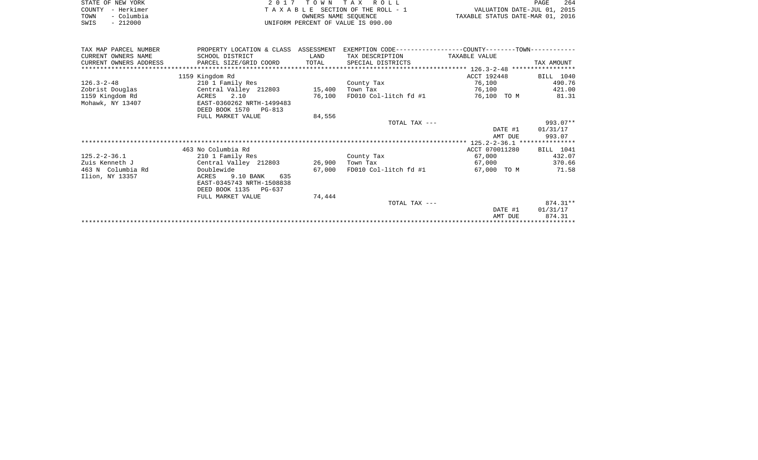STATE OF NEW YORK
COUNTY - Herkimer
TOWN - Columbia
SWIS - 212000

2 0 1 7 T O W N T A X R O L L
T A X A B L E SECTION OF THE ROLL - 1
OWNERS NAME SEQUENCE
UNIFORM PERCENT OF VALUE IS 090.00

VALUATION DATE-JUL 01, 2015
TAXABLE STATUS DATE-MAR 01, 2016

| TAX MAP PARCEL NUMBER / CURRENT OWNERS NAME / CURRENT OWNERS ADDRESS | PROPERTY LOCATION & CLASS / SCHOOL DISTRICT / PARCEL SIZE/GRID COORD | ASSESSMENT LAND / TOTAL | EXEMPTION CODE / TAX DESCRIPTION / SPECIAL DISTRICTS | TAXABLE VALUE | TAX AMOUNT |
|---|---|---|---|---|---|
| | 1159 Kingdom Rd | | | ACCT 192448 | BILL 1040 |
| 126.3-2-48 | 210 1 Family Res | | County Tax | 76,100 | 490.76 |
| Zobrist Douglas | Central Valley 212803 | 15,400 | Town Tax | 76,100 | 421.00 |
| 1159 Kingdom Rd | ACRES 2.10 | 76,100 | FD010 Col-litch fd #1 | 76,100 TO M | 81.31 |
| Mohawk, NY 13407 | EAST-0360262 NRTH-1499483 | | | | |
| | DEED BOOK 1570 PG-813 | | | | |
| | FULL MARKET VALUE | 84,556 | | | |
| | | | TOTAL TAX --- | | 993.07** |
| | | | | DATE #1 | 01/31/17 |
| | | | | AMT DUE | 993.07 |
| | 463 No Columbia Rd | | | ACCT 070011280 | BILL 1041 |
| 125.2-2-36.1 | 210 1 Family Res | | County Tax | 67,000 | 432.07 |
| Zuis Kenneth J | Central Valley 212803 | 26,900 | Town Tax | 67,000 | 370.66 |
| 463 N Columbia Rd | Doublewide | 67,000 | FD010 Col-litch fd #1 | 67,000 TO M | 71.58 |
| Ilion, NY 13357 | ACRES 9.10 BANK 635 | | | | |
| | EAST-0345743 NRTH-1508838 | | | | |
| | DEED BOOK 1135 PG-637 | | | | |
| | FULL MARKET VALUE | 74,444 | | | |
| | | | TOTAL TAX --- | | 874.31** |
| | | | | DATE #1 | 01/31/17 |
| | | | | AMT DUE | 874.31 |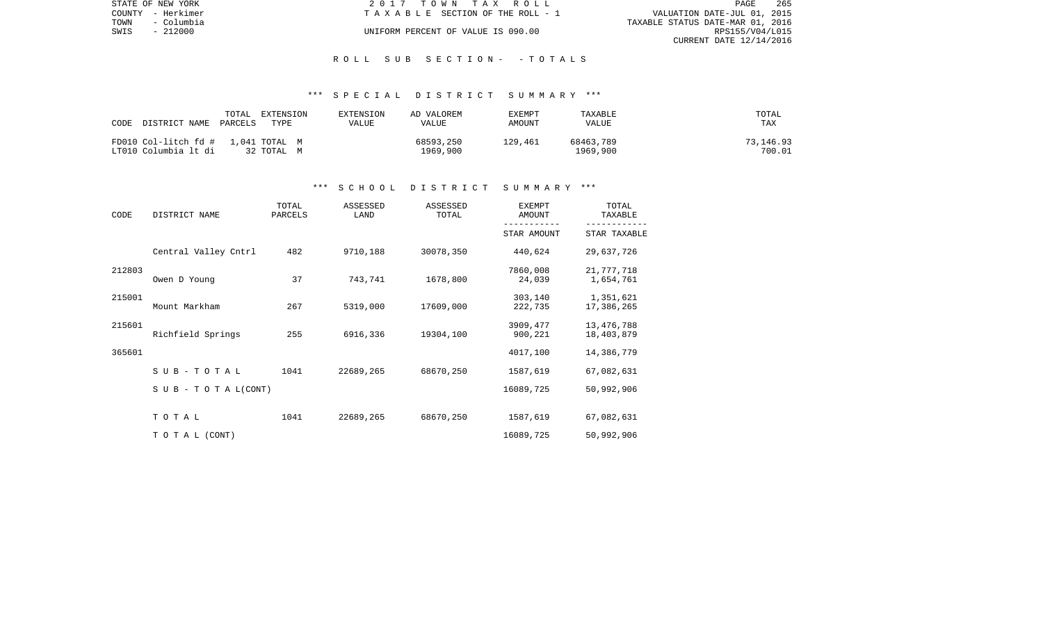# ROLL SUB SECTION - - TOTALS

## *** SPECIAL DISTRICT SUMMARY ***

| CODE | DISTRICT NAME | TOTAL PARCELS | EXTENSION TYPE | EXTENSION VALUE | AD VALOREM VALUE | EXEMPT AMOUNT | TAXABLE VALUE | TOTAL TAX |
|---|---|---|---|---|---|---|---|---|
| FD010 | Col-litch fd # | 1,041 | TOTAL M | | 68593,250 | 129,461 | 68463,789 | 73,146.93 |
| LT010 | Columbia lt di | 32 | TOTAL M | | 1969,900 | | 1969,900 | 700.01 |

## *** SCHOOL DISTRICT SUMMARY ***

| CODE | DISTRICT NAME | TOTAL PARCELS | ASSESSED LAND | ASSESSED TOTAL | EXEMPT AMOUNT / STAR AMOUNT | TOTAL TAXABLE / STAR TAXABLE |
|---|---|---|---|---|---|---|
| | Central Valley Cntrl | 482 | 9710,188 | 30078,350 | 440,624 | 29,637,726 |
| 212803 | | | | | 7860,008 | 21,777,718 |
| | Owen D Young | 37 | 743,741 | 1678,800 | 24,039 | 1,654,761 |
| 215001 | | | | | 303,140 | 1,351,621 |
| | Mount Markham | 267 | 5319,000 | 17609,000 | 222,735 | 17,386,265 |
| 215601 | | | | | 3909,477 | 13,476,788 |
| | Richfield Springs | 255 | 6916,336 | 19304,100 | 900,221 | 18,403,879 |
| 365601 | | | | | 4017,100 | 14,386,779 |
| | S U B - T O T A L | 1041 | 22689,265 | 68670,250 | 1587,619 | 67,082,631 |
| | S U B - T O T A L(CONT) | | | | 16089,725 | 50,992,906 |
| | T O T A L | 1041 | 22689,265 | 68670,250 | 1587,619 | 67,082,631 |
| | T O T A L (CONT) | | | | 16089,725 | 50,992,906 |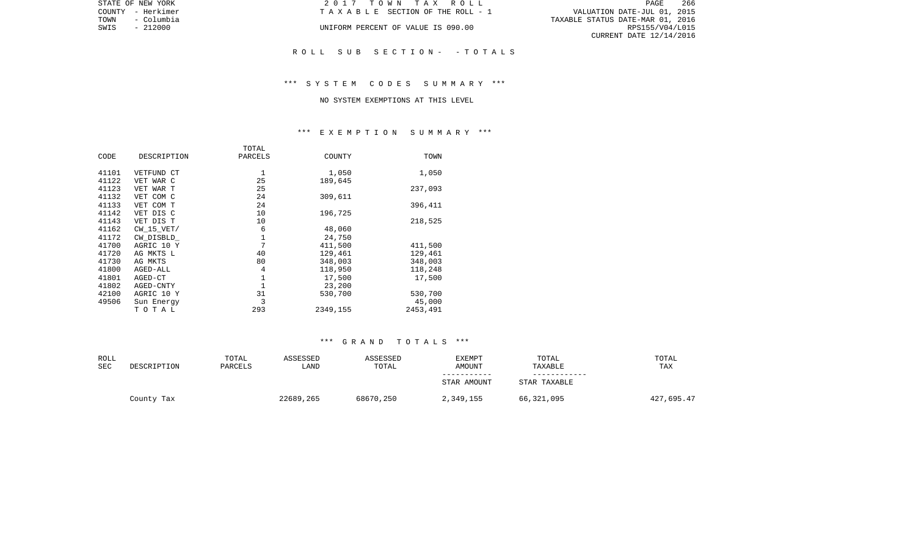## ROLL SUB SECTION - - TOTALS

### *** SYSTEM CODES SUMMARY ***

NO SYSTEM EXEMPTIONS AT THIS LEVEL

### *** EXEMPTION SUMMARY ***

| CODE | DESCRIPTION | TOTAL PARCELS | COUNTY | TOWN |
|---|---|---|---|---|
| 41101 | VETFUND CT | 1 | 1,050 | 1,050 |
| 41122 | VET WAR C | 25 | 189,645 | |
| 41123 | VET WAR T | 25 | | 237,093 |
| 41132 | VET COM C | 24 | 309,611 | |
| 41133 | VET COM T | 24 | | 396,411 |
| 41142 | VET DIS C | 10 | 196,725 | |
| 41143 | VET DIS T | 10 | | 218,525 |
| 41162 | CW_15_VET/ | 6 | 48,060 | |
| 41172 | CW_DISBLD_ | 1 | 24,750 | |
| 41700 | AGRIC 10 Y | 7 | 411,500 | 411,500 |
| 41720 | AG MKTS L | 40 | 129,461 | 129,461 |
| 41730 | AG MKTS | 80 | 348,003 | 348,003 |
| 41800 | AGED-ALL | 4 | 118,950 | 118,248 |
| 41801 | AGED-CT | 1 | 17,500 | 17,500 |
| 41802 | AGED-CNTY | 1 | 23,200 | |
| 42100 | AGRIC 10 Y | 31 | 530,700 | 530,700 |
| 49506 | Sun Energy | 3 | | 45,000 |
| | T O T A L | 293 | 2349,155 | 2453,491 |

### *** GRAND TOTALS ***

| ROLL SEC | DESCRIPTION | TOTAL PARCELS | ASSESSED LAND | ASSESSED TOTAL | EXEMPT AMOUNT / STAR AMOUNT | TOTAL TAXABLE / STAR TAXABLE | TOTAL TAX |
|---|---|---|---|---|---|---|---|
| | County Tax | | 22689,265 | 68670,250 | 2,349,155 | 66,321,095 | 427,695.47 |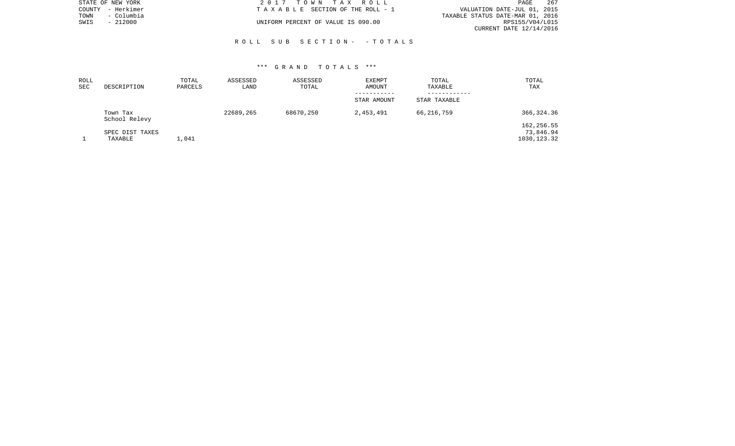STATE OF NEW YORK
COUNTY - Herkimer
TOWN - Columbia
SWIS - 212000

2 0 1 7   T O W N   T A X   R O L L
T A X A B L E  SECTION OF THE ROLL - 1
UNIFORM PERCENT OF VALUE IS 090.00

VALUATION DATE-JUL 01, 2015
TAXABLE STATUS DATE-MAR 01, 2016
RPS155/V04/L015
CURRENT DATE 12/14/2016

R O L L   S U B   S E C T I O N -   - T O T A L S

*** G R A N D   T O T A L S ***

| ROLL SEC | DESCRIPTION | TOTAL PARCELS | ASSESSED LAND | ASSESSED TOTAL | EXEMPT AMOUNT / STAR AMOUNT | TOTAL TAXABLE / STAR TAXABLE | TOTAL TAX |
|---|---|---|---|---|---|---|---|
| | Town Tax | | 22689,265 | 68670,250 | 2,453,491 | 66,216,759 | 366,324.36 |
| | School Relevy | | | | | | 162,256.55 |
| | SPEC DIST TAXES | | | | | | 73,846.94 |
| 1 | TAXABLE | 1,041 | | | | | 1030,123.32 |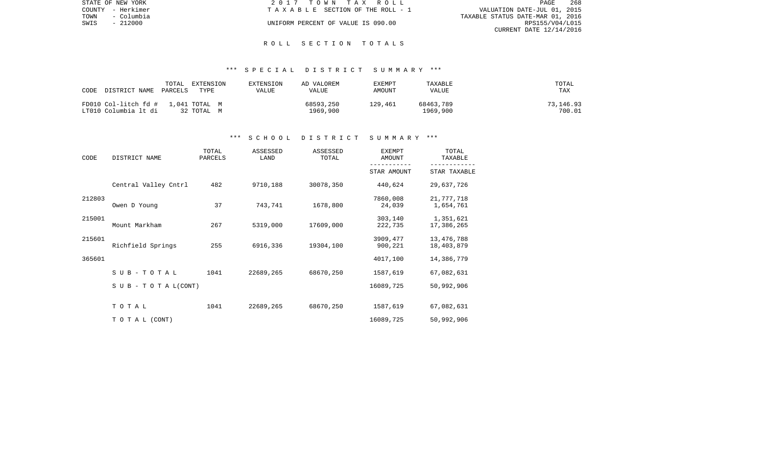# ROLL SECTION TOTALS

## *** SPECIAL DISTRICT SUMMARY ***

| CODE DISTRICT NAME | TOTAL PARCELS | EXTENSION TYPE | EXTENSION VALUE | AD VALOREM VALUE | EXEMPT AMOUNT | TAXABLE VALUE | TOTAL TAX |
|---|---|---|---|---|---|---|---|
| FD010 Col-litch fd # | 1,041 | TOTAL M | | 68593,250 | 129,461 | 68463,789 | 73,146.93 |
| LT010 Columbia lt di | 32 | TOTAL M | | 1969,900 | | 1969,900 | 700.01 |

## *** SCHOOL DISTRICT SUMMARY ***

| CODE | DISTRICT NAME | TOTAL PARCELS | ASSESSED LAND | ASSESSED TOTAL | EXEMPT AMOUNT / STAR AMOUNT | TOTAL TAXABLE / STAR TAXABLE |
|---|---|---|---|---|---|---|
| | Central Valley Cntrl | 482 | 9710,188 | 30078,350 | 440,624 | 29,637,726 |
| 212803 | | | | | 7860,008 | 21,777,718 |
| | Owen D Young | 37 | 743,741 | 1678,800 | 24,039 | 1,654,761 |
| 215001 | | | | | 303,140 | 1,351,621 |
| | Mount Markham | 267 | 5319,000 | 17609,000 | 222,735 | 17,386,265 |
| 215601 | | | | | 3909,477 | 13,476,788 |
| | Richfield Springs | 255 | 6916,336 | 19304,100 | 900,221 | 18,403,879 |
| 365601 | | | | | 4017,100 | 14,386,779 |
| | SUB-TOTAL | 1041 | 22689,265 | 68670,250 | 1587,619 | 67,082,631 |
| | SUB-TOTAL(CONT) | | | | 16089,725 | 50,992,906 |
| | TOTAL | 1041 | 22689,265 | 68670,250 | 1587,619 | 67,082,631 |
| | TOTAL (CONT) | | | | 16089,725 | 50,992,906 |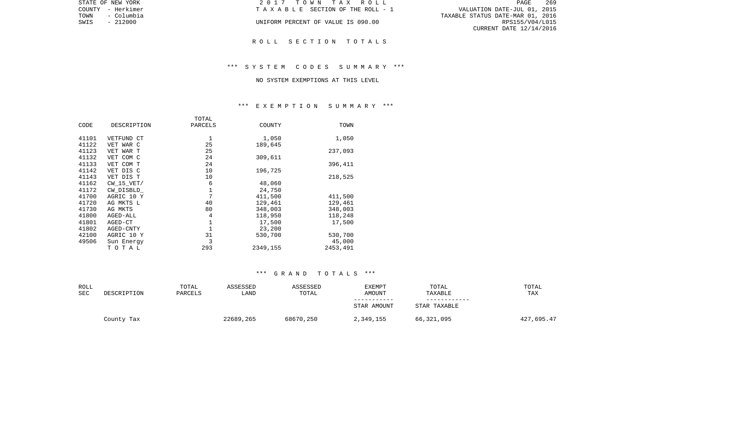STATE OF NEW YORK
COUNTY - Herkimer
TOWN - Columbia
SWIS - 212000

2017 TOWN TAX ROLL
TAXABLE SECTION OF THE ROLL - 1
UNIFORM PERCENT OF VALUE IS 090.00

VALUATION DATE-JUL 01, 2015
TAXABLE STATUS DATE-MAR 01, 2016
RPS155/V04/L015
CURRENT DATE 12/14/2016

## ROLL SECTION TOTALS

### *** SYSTEM CODES SUMMARY ***

NO SYSTEM EXEMPTIONS AT THIS LEVEL

### *** EXEMPTION SUMMARY ***

| CODE | DESCRIPTION | TOTAL PARCELS | COUNTY | TOWN |
|---|---|---|---|---|
| 41101 | VETFUND CT | 1 | 1,050 | 1,050 |
| 41122 | VET WAR C | 25 | 189,645 | |
| 41123 | VET WAR T | 25 | | 237,093 |
| 41132 | VET COM C | 24 | 309,611 | |
| 41133 | VET COM T | 24 | | 396,411 |
| 41142 | VET DIS C | 10 | 196,725 | |
| 41143 | VET DIS T | 10 | | 218,525 |
| 41162 | CW_15_VET/ | 6 | 48,060 | |
| 41172 | CW_DISBLD_ | 1 | 24,750 | |
| 41700 | AGRIC 10 Y | 7 | 411,500 | 411,500 |
| 41720 | AG MKTS L | 40 | 129,461 | 129,461 |
| 41730 | AG MKTS | 80 | 348,003 | 348,003 |
| 41800 | AGED-ALL | 4 | 118,950 | 118,248 |
| 41801 | AGED-CT | 1 | 17,500 | 17,500 |
| 41802 | AGED-CNTY | 1 | 23,200 | |
| 42100 | AGRIC 10 Y | 31 | 530,700 | 530,700 |
| 49506 | Sun Energy | 3 | | 45,000 |
| | TOTAL | 293 | 2349,155 | 2453,491 |

### *** GRAND TOTALS ***

| ROLL SEC | DESCRIPTION | TOTAL PARCELS | ASSESSED LAND | ASSESSED TOTAL | EXEMPT AMOUNT / STAR AMOUNT | TOTAL TAXABLE / STAR TAXABLE | TOTAL TAX |
|---|---|---|---|---|---|---|---|
| | County Tax | | 22689,265 | 68670,250 | 2,349,155 | 66,321,095 | 427,695.47 |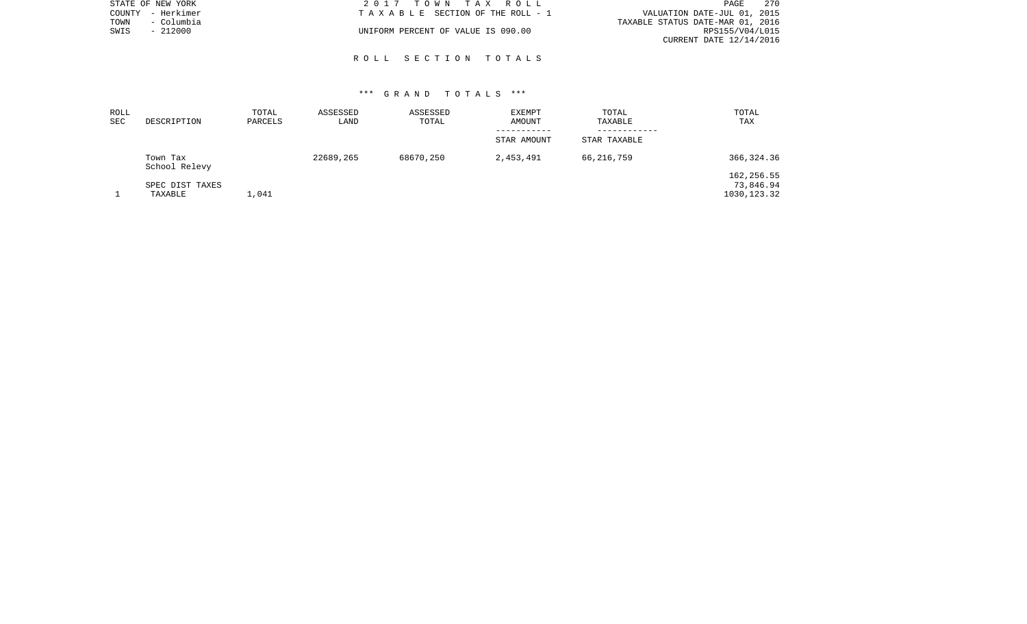STATE OF NEW YORK
COUNTY - Herkimer
TOWN - Columbia
SWIS - 212000

2 0 1 7 T O W N T A X R O L L
T A X A B L E SECTION OF THE ROLL - 1
UNIFORM PERCENT OF VALUE IS 090.00

VALUATION DATE-JUL 01, 2015
TAXABLE STATUS DATE-MAR 01, 2016
RPS155/V04/L015
CURRENT DATE 12/14/2016

## R O L L S E C T I O N T O T A L S

### *** G R A N D T O T A L S ***

| ROLL SEC | DESCRIPTION | TOTAL PARCELS | ASSESSED LAND | ASSESSED TOTAL | EXEMPT AMOUNT / STAR AMOUNT | TOTAL TAXABLE / STAR TAXABLE | TOTAL TAX |
|---|---|---|---|---|---|---|---|
| | Town Tax | | 22689,265 | 68670,250 | 2,453,491 | 66,216,759 | 366,324.36 |
| | School Relevy | | | | | | 162,256.55 |
| | SPEC DIST TAXES | | | | | | 73,846.94 |
| 1 | TAXABLE | 1,041 | | | | | 1030,123.32 |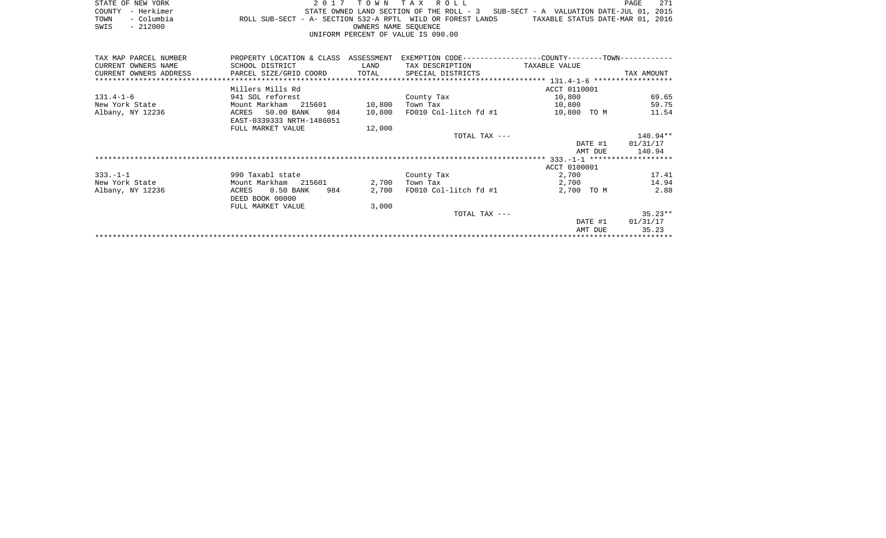STATE OF NEW YORK — 2017 TOWN TAX ROLL
COUNTY - Herkimer — STATE OWNED LAND SECTION OF THE ROLL - 3 SUB-SECT - A VALUATION DATE-JUL 01, 2015
TOWN - Columbia — ROLL SUB-SECT - A- SECTION 532-A RPTL WILD OR FOREST LANDS — TAXABLE STATUS DATE-MAR 01, 2016
SWIS - 212000 — OWNERS NAME SEQUENCE
UNIFORM PERCENT OF VALUE IS 090.00

| TAX MAP PARCEL NUMBER / CURRENT OWNERS NAME / CURRENT OWNERS ADDRESS | PROPERTY LOCATION & CLASS / SCHOOL DISTRICT / PARCEL SIZE/GRID COORD | ASSESSMENT LAND / TOTAL | EXEMPTION CODE / TAX DESCRIPTION / SPECIAL DISTRICTS | COUNTY--------TOWN / TAXABLE VALUE | TAX AMOUNT |
|---|---|---|---|---|---|
| ******* 131.4-1-6 ******* | | | | | |
| | Millers Mills Rd | | | ACCT 0110001 | |
| 131.4-1-6 | 941 SOL reforest | | County Tax | 10,800 | 69.65 |
| New York State | Mount Markham 215601 | 10,800 | Town Tax | 10,800 | 59.75 |
| Albany, NY 12236 | ACRES 50.00 BANK 984 | 10,800 | FD010 Col-litch fd #1 | 10,800 TO M | 11.54 |
| | EAST-0339333 NRTH-1486051 | | | | |
| | FULL MARKET VALUE | 12,000 | | | |
| | | | TOTAL TAX --- | | 140.94** |
| | | | | DATE #1 | 01/31/17 |
| | | | | AMT DUE | 140.94 |
| ******* 333.-1-1 ******* | | | | | |
| | | | | ACCT 0100001 | |
| 333.-1-1 | 990 Taxabl state | | County Tax | 2,700 | 17.41 |
| New York State | Mount Markham 215601 | 2,700 | Town Tax | 2,700 | 14.94 |
| Albany, NY 12236 | ACRES 0.50 BANK 984 | 2,700 | FD010 Col-litch fd #1 | 2,700 TO M | 2.88 |
| | DEED BOOK 00000 | | | | |
| | FULL MARKET VALUE | 3,000 | | | |
| | | | TOTAL TAX --- | | 35.23** |
| | | | | DATE #1 | 01/31/17 |
| | | | | AMT DUE | 35.23 |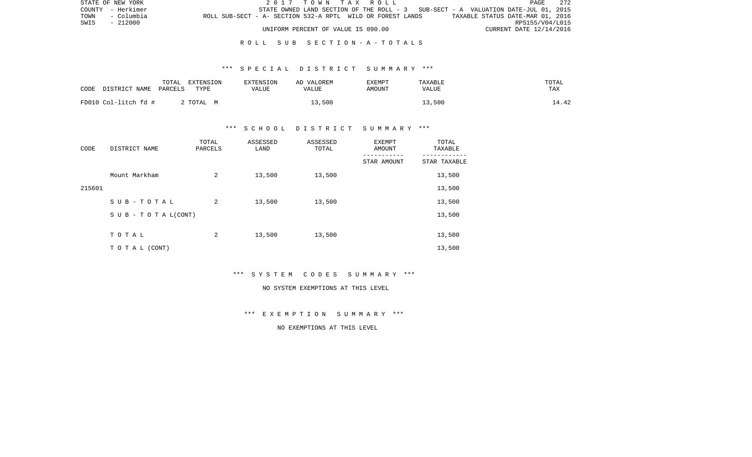## R O L L   S U B   S E C T I O N - A - T O T A L S

### *** S P E C I A L   D I S T R I C T   S U M M A R Y ***

| CODE DISTRICT NAME | TOTAL PARCELS | EXTENSION TYPE | EXTENSION VALUE | AD VALOREM VALUE | EXEMPT AMOUNT | TAXABLE VALUE | TOTAL TAX |
|---|---|---|---|---|---|---|---|
| FD010 Col-litch fd # | 2 | TOTAL M | | 13,500 | | 13,500 | 14.42 |

### *** S C H O O L   D I S T R I C T   S U M M A R Y ***

| CODE | DISTRICT NAME | TOTAL PARCELS | ASSESSED LAND | ASSESSED TOTAL | EXEMPT AMOUNT / STAR AMOUNT | TOTAL TAXABLE / STAR TAXABLE |
|---|---|---|---|---|---|---|
| | Mount Markham | 2 | 13,500 | 13,500 | | 13,500 |
| 215601 | | | | | | 13,500 |
| | S U B - T O T A L | 2 | 13,500 | 13,500 | | 13,500 |
| | S U B - T O T A L(CONT) | | | | | 13,500 |
| | T O T A L | 2 | 13,500 | 13,500 | | 13,500 |
| | T O T A L (CONT) | | | | | 13,500 |

### *** S Y S T E M   C O D E S   S U M M A R Y ***

NO SYSTEM EXEMPTIONS AT THIS LEVEL

### *** E X E M P T I O N   S U M M A R Y ***

NO EXEMPTIONS AT THIS LEVEL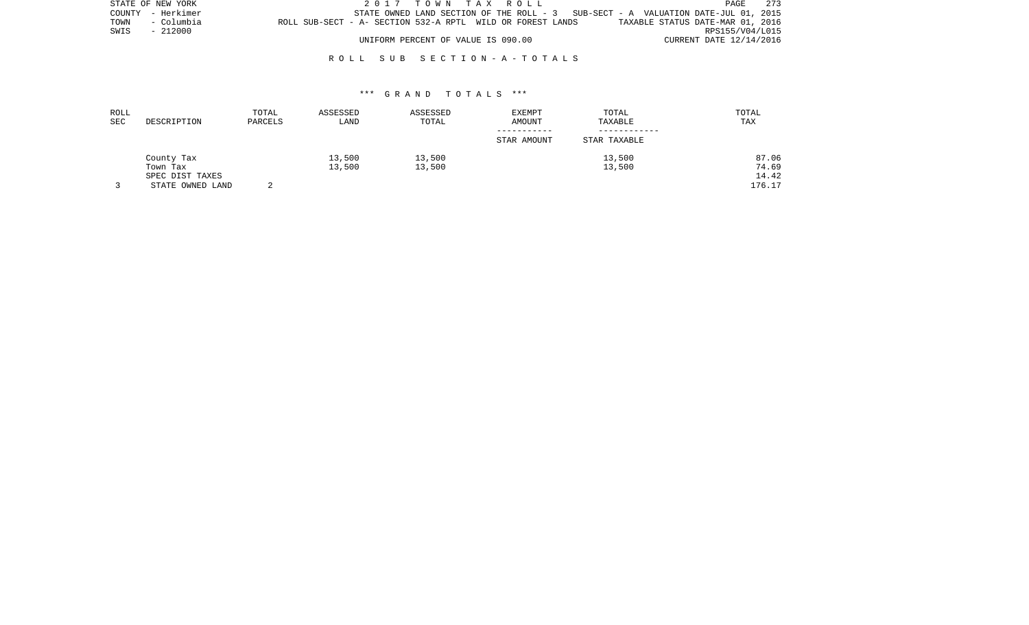STATE OF NEW YORK
COUNTY - Herkimer
TOWN - Columbia
SWIS - 212000

2017 TOWN TAX ROLL

STATE OWNED LAND SECTION OF THE ROLL - 3 SUB-SECT - A VALUATION DATE-JUL 01, 2015

ROLL SUB-SECT - A- SECTION 532-A RPTL WILD OR FOREST LANDS TAXABLE STATUS DATE-MAR 01, 2016

RPS155/V04/L015

UNIFORM PERCENT OF VALUE IS 090.00 CURRENT DATE 12/14/2016

## ROLL SUB SECTION-A-TOTALS

### *** GRAND TOTALS ***

| ROLL SEC | DESCRIPTION | TOTAL PARCELS | ASSESSED LAND | ASSESSED TOTAL | EXEMPT AMOUNT / STAR AMOUNT | TOTAL TAXABLE / STAR TAXABLE | TOTAL TAX |
|---|---|---|---|---|---|---|---|
| | County Tax | | 13,500 | 13,500 | | 13,500 | 87.06 |
| | Town Tax | | 13,500 | 13,500 | | 13,500 | 74.69 |
| | SPEC DIST TAXES | | | | | | 14.42 |
| 3 | STATE OWNED LAND | 2 | | | | | 176.17 |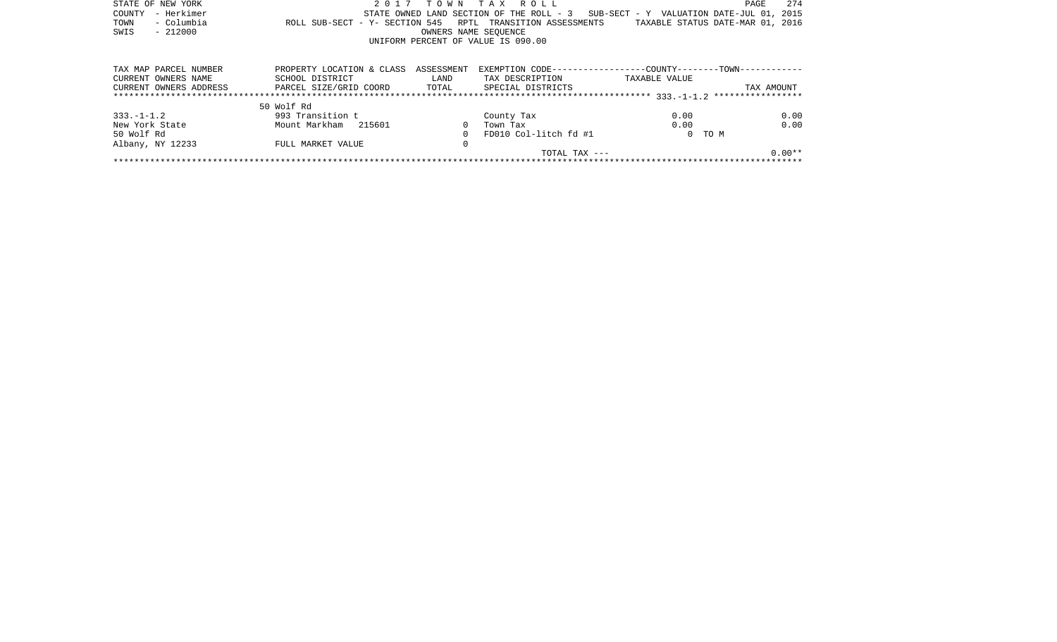STATE OF NEW YORK
COUNTY - Herkimer
TOWN - Columbia
SWIS - 212000

2 0 1 7 T O W N T A X R O L L

STATE OWNED LAND SECTION OF THE ROLL - 3 SUB-SECT - Y VALUATION DATE-JUL 01, 2015
ROLL SUB-SECT - Y- SECTION 545 RPTL TRANSITION ASSESSMENTS TAXABLE STATUS DATE-MAR 01, 2016
OWNERS NAME SEQUENCE
UNIFORM PERCENT OF VALUE IS 090.00

| TAX MAP PARCEL NUMBER / CURRENT OWNERS NAME / CURRENT OWNERS ADDRESS | PROPERTY LOCATION & CLASS / SCHOOL DISTRICT / PARCEL SIZE/GRID COORD | ASSESSMENT LAND / TOTAL | EXEMPTION CODE / TAX DESCRIPTION / SPECIAL DISTRICTS | TAXABLE VALUE (COUNTY / TOWN) | TAX AMOUNT |
|---|---|---|---|---|---|
| ************ 333.-1-1.2 ************ | | | | | |
| | 50 Wolf Rd | | | | |
| 333.-1-1.2 | 993 Transition t | | County Tax | 0.00 | 0.00 |
| New York State | Mount Markham 215601 | 0 | Town Tax | 0.00 | 0.00 |
| 50 Wolf Rd | | 0 | FD010 Col-litch fd #1 | 0 TO M | |
| Albany, NY 12233 | FULL MARKET VALUE | 0 | | | |
| | | | TOTAL TAX --- | | 0.00** |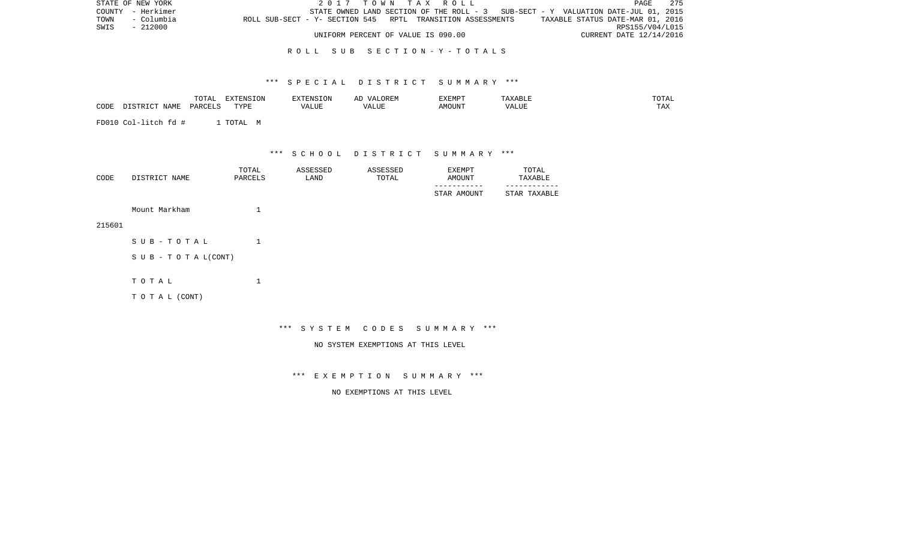## R O L L   S U B   S E C T I O N - Y - T O T A L S

### *** S P E C I A L   D I S T R I C T   S U M M A R Y ***

| CODE | DISTRICT NAME | TOTAL PARCELS | EXTENSION TYPE | EXTENSION VALUE | AD VALOREM VALUE | EXEMPT AMOUNT | TAXABLE VALUE | TOTAL TAX |
|---|---|---|---|---|---|---|---|---|
| FD010 | Col-litch fd # | 1 | TOTAL M | | | | | |

### *** S C H O O L   D I S T R I C T   S U M M A R Y ***

| CODE | DISTRICT NAME | TOTAL PARCELS | ASSESSED LAND | ASSESSED TOTAL | EXEMPT AMOUNT / STAR AMOUNT | TOTAL TAXABLE / STAR TAXABLE |
|---|---|---|---|---|---|---|
| 215601 | Mount Markham | 1 | | | | |
| | S U B - T O T A L | 1 | | | | |
| | S U B - T O T A L(CONT) | | | | | |
| | T O T A L | 1 | | | | |
| | T O T A L (CONT) | | | | | |

### *** S Y S T E M   C O D E S   S U M M A R Y ***

NO SYSTEM EXEMPTIONS AT THIS LEVEL

### *** E X E M P T I O N   S U M M A R Y ***

NO EXEMPTIONS AT THIS LEVEL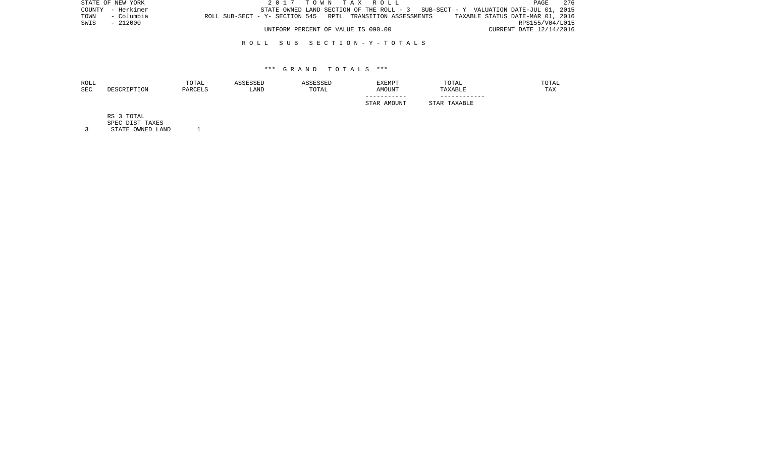STATE OF NEW YORK
COUNTY - Herkimer
TOWN - Columbia
SWIS - 212000

2 0 1 7 T O W N T A X R O L L

STATE OWNED LAND SECTION OF THE ROLL - 3 SUB-SECT - Y VALUATION DATE-JUL 01, 2015

ROLL SUB-SECT - Y- SECTION 545 RPTL TRANSITION ASSESSMENTS TAXABLE STATUS DATE-MAR 01, 2016

RPS155/V04/L015

UNIFORM PERCENT OF VALUE IS 090.00 CURRENT DATE 12/14/2016

R O L L S U B S E C T I O N - Y - T O T A L S

\*\*\* G R A N D T O T A L S \*\*\*

| ROLL SEC | DESCRIPTION | TOTAL PARCELS | ASSESSED LAND | ASSESSED TOTAL | EXEMPT AMOUNT / STAR AMOUNT | TOTAL TAXABLE / STAR TAXABLE | TOTAL TAX |
|---|---|---|---|---|---|---|---|
| | RS 3 TOTAL | | | | | | |
| | SPEC DIST TAXES | | | | | | |
| 3 | STATE OWNED LAND | 1 | | | | | |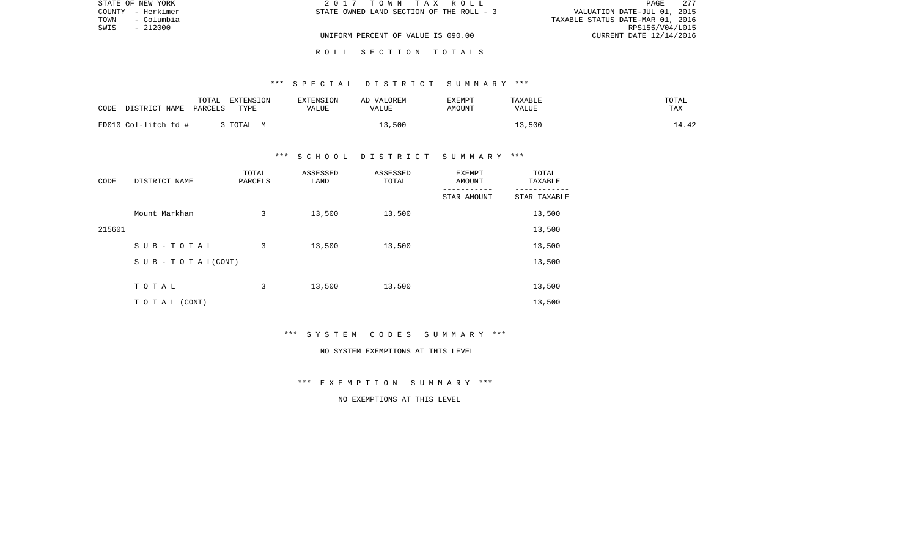STATE OF NEW YORK
COUNTY - Herkimer
TOWN - Columbia
SWIS - 212000

2 0 1 7 T O W N T A X R O L L
STATE OWNED LAND SECTION OF THE ROLL - 3

VALUATION DATE-JUL 01, 2015
TAXABLE STATUS DATE-MAR 01, 2016
RPS155/V04/L015
CURRENT DATE 12/14/2016

UNIFORM PERCENT OF VALUE IS 090.00

R O L L S E C T I O N T O T A L S

*** S P E C I A L D I S T R I C T S U M M A R Y ***

| CODE | DISTRICT NAME | TOTAL PARCELS | EXTENSION TYPE | EXTENSION VALUE | AD VALOREM VALUE | EXEMPT AMOUNT | TAXABLE VALUE | TOTAL TAX |
|---|---|---|---|---|---|---|---|---|
| FD010 | Col-litch fd # | 3 | TOTAL M | | 13,500 | | 13,500 | 14.42 |

*** S C H O O L D I S T R I C T S U M M A R Y ***

| CODE | DISTRICT NAME | TOTAL PARCELS | ASSESSED LAND | ASSESSED TOTAL | EXEMPT AMOUNT / STAR AMOUNT | TOTAL TAXABLE / STAR TAXABLE |
|---|---|---|---|---|---|---|
| | Mount Markham | 3 | 13,500 | 13,500 | | 13,500 |
| 215601 | | | | | | 13,500 |
| | S U B - T O T A L | 3 | 13,500 | 13,500 | | 13,500 |
| | S U B - T O T A L(CONT) | | | | | 13,500 |
| | T O T A L | 3 | 13,500 | 13,500 | | 13,500 |
| | T O T A L (CONT) | | | | | 13,500 |

*** S Y S T E M C O D E S S U M M A R Y ***

NO SYSTEM EXEMPTIONS AT THIS LEVEL

*** E X E M P T I O N S U M M A R Y ***

NO EXEMPTIONS AT THIS LEVEL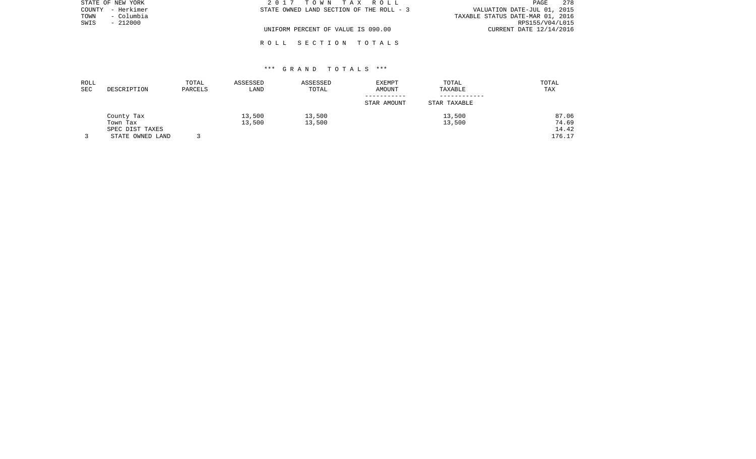STATE OF NEW YORK
COUNTY - Herkimer
TOWN - Columbia
SWIS - 212000

2 0 1 7 T O W N T A X R O L L
STATE OWNED LAND SECTION OF THE ROLL - 3
UNIFORM PERCENT OF VALUE IS 090.00

VALUATION DATE-JUL 01, 2015
TAXABLE STATUS DATE-MAR 01, 2016
RPS155/V04/L015
CURRENT DATE 12/14/2016

R O L L S E C T I O N T O T A L S

\*\*\* G R A N D T O T A L S \*\*\*

| ROLL SEC | DESCRIPTION | TOTAL PARCELS | ASSESSED LAND | ASSESSED TOTAL | EXEMPT AMOUNT / STAR AMOUNT | TOTAL TAXABLE / STAR TAXABLE | TOTAL TAX |
|---|---|---|---|---|---|---|---|
| | County Tax | | 13,500 | 13,500 | | 13,500 | 87.06 |
| | Town Tax | | 13,500 | 13,500 | | 13,500 | 74.69 |
| | SPEC DIST TAXES | | | | | | 14.42 |
| 3 | STATE OWNED LAND | 3 | | | | | 176.17 |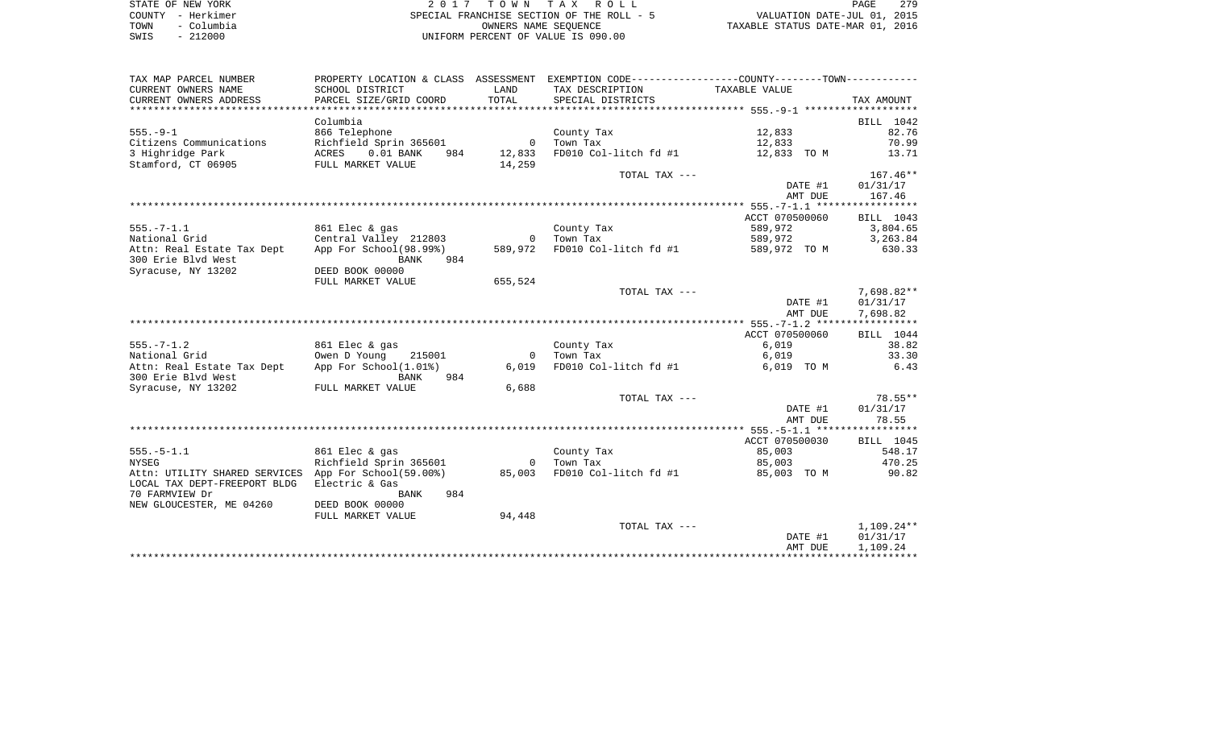STATE OF NEW YORK — 2017 TOWN TAX ROLL — PAGE 279
COUNTY - Herkimer — SPECIAL FRANCHISE SECTION OF THE ROLL - 5 — VALUATION DATE-JUL 01, 2015
TOWN - Columbia — OWNERS NAME SEQUENCE — TAXABLE STATUS DATE-MAR 01, 2016
SWIS - 212000 — UNIFORM PERCENT OF VALUE IS 090.00

| TAX MAP PARCEL NUMBER / CURRENT OWNERS NAME / CURRENT OWNERS ADDRESS | PROPERTY LOCATION & CLASS / SCHOOL DISTRICT / PARCEL SIZE/GRID COORD | ASSESSMENT LAND / TOTAL | EXEMPTION CODE / TAX DESCRIPTION / SPECIAL DISTRICTS | COUNTY--------TOWN TAXABLE VALUE | TAX AMOUNT |
|---|---|---|---|---|---|
| | Columbia | | | | BILL 1042 |
| 555.-9-1 | 866 Telephone | | County Tax | 12,833 | 82.76 |
| Citizens Communications | Richfield Sprin 365601 | 0 | Town Tax | 12,833 | 70.99 |
| 3 Highridge Park | ACRES 0.01 BANK 984 | 12,833 | FD010 Col-litch fd #1 | 12,833 TO M | 13.71 |
| Stamford, CT 06905 | FULL MARKET VALUE | 14,259 | | | |
| | | | TOTAL TAX --- | | 167.46** |
| | | | | DATE #1 | 01/31/17 |
| | | | | AMT DUE | 167.46 |
| | | | | ACCT 070500060 | BILL 1043 |
| 555.-7-1.1 | 861 Elec & gas | | County Tax | 589,972 | 3,804.65 |
| National Grid | Central Valley 212803 | 0 | Town Tax | 589,972 | 3,263.84 |
| Attn: Real Estate Tax Dept | App For School(98.99%) | 589,972 | FD010 Col-litch fd #1 | 589,972 TO M | 630.33 |
| 300 Erie Blvd West | BANK 984 | | | | |
| Syracuse, NY 13202 | DEED BOOK 00000 | | | | |
| | FULL MARKET VALUE | 655,524 | | | |
| | | | TOTAL TAX --- | | 7,698.82** |
| | | | | DATE #1 | 01/31/17 |
| | | | | AMT DUE | 7,698.82 |
| | | | | ACCT 070500060 | BILL 1044 |
| 555.-7-1.2 | 861 Elec & gas | | County Tax | 6,019 | 38.82 |
| National Grid | Owen D Young 215001 | 0 | Town Tax | 6,019 | 33.30 |
| Attn: Real Estate Tax Dept | App For School(1.01%) | 6,019 | FD010 Col-litch fd #1 | 6,019 TO M | 6.43 |
| 300 Erie Blvd West | BANK 984 | | | | |
| Syracuse, NY 13202 | FULL MARKET VALUE | 6,688 | | | |
| | | | TOTAL TAX --- | | 78.55** |
| | | | | DATE #1 | 01/31/17 |
| | | | | AMT DUE | 78.55 |
| | | | | ACCT 070500030 | BILL 1045 |
| 555.-5-1.1 | 861 Elec & gas | | County Tax | 85,003 | 548.17 |
| NYSEG | Richfield Sprin 365601 | 0 | Town Tax | 85,003 | 470.25 |
| Attn: UTILITY SHARED SERVICES | App For School(59.00%) | 85,003 | FD010 Col-litch fd #1 | 85,003 TO M | 90.82 |
| LOCAL TAX DEPT-FREEPORT BLDG | Electric & Gas | | | | |
| 70 FARMVIEW Dr | BANK 984 | | | | |
| NEW GLOUCESTER, ME 04260 | DEED BOOK 00000 | | | | |
| | FULL MARKET VALUE | 94,448 | | | |
| | | | TOTAL TAX --- | | 1,109.24** |
| | | | | DATE #1 | 01/31/17 |
| | | | | AMT DUE | 1,109.24 |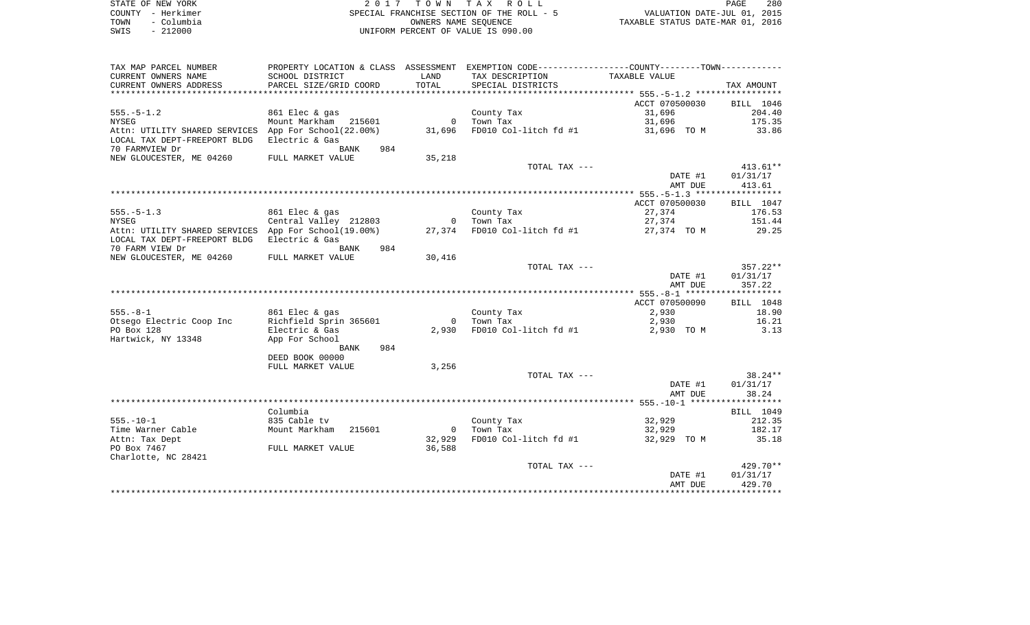STATE OF NEW YORK
COUNTY - Herkimer
TOWN - Columbia
SWIS - 212000

2017 TOWN TAX ROLL
SPECIAL FRANCHISE SECTION OF THE ROLL - 5
OWNERS NAME SEQUENCE
UNIFORM PERCENT OF VALUE IS 090.00

VALUATION DATE-JUL 01, 2015
TAXABLE STATUS DATE-MAR 01, 2016

| TAX MAP PARCEL NUMBER / CURRENT OWNERS NAME / CURRENT OWNERS ADDRESS | PROPERTY LOCATION & CLASS / SCHOOL DISTRICT / PARCEL SIZE/GRID COORD | ASSESSMENT LAND / TOTAL | EXEMPTION CODE / TAX DESCRIPTION / SPECIAL DISTRICTS | TAXABLE VALUE | TAX AMOUNT |
|---|---|---|---|---|---|
| 555.-5-1.2 | | | | ACCT 070500030 | BILL 1046 |
| 555.-5-1.2 | 861 Elec & gas | | County Tax | 31,696 | 204.40 |
| NYSEG | Mount Markham 215601 | 0 | Town Tax | 31,696 | 175.35 |
| Attn: UTILITY SHARED SERVICES | App For School(22.00%) | 31,696 | FD010 Col-litch fd #1 | 31,696 TO M | 33.86 |
| LOCAL TAX DEPT-FREEPORT BLDG | Electric & Gas | | | | |
| 70 FARMVIEW Dr | BANK 984 | | | | |
| NEW GLOUCESTER, ME 04260 | FULL MARKET VALUE | 35,218 | | | |
| | | | TOTAL TAX --- | | 413.61** |
| | | | | DATE #1 | 01/31/17 |
| | | | | AMT DUE | 413.61 |
| 555.-5-1.3 | | | | ACCT 070500030 | BILL 1047 |
| 555.-5-1.3 | 861 Elec & gas | | County Tax | 27,374 | 176.53 |
| NYSEG | Central Valley 212803 | 0 | Town Tax | 27,374 | 151.44 |
| Attn: UTILITY SHARED SERVICES | App For School(19.00%) | 27,374 | FD010 Col-litch fd #1 | 27,374 TO M | 29.25 |
| LOCAL TAX DEPT-FREEPORT BLDG | Electric & Gas | | | | |
| 70 FARM VIEW Dr | BANK 984 | | | | |
| NEW GLOUCESTER, ME 04260 | FULL MARKET VALUE | 30,416 | | | |
| | | | TOTAL TAX --- | | 357.22** |
| | | | | DATE #1 | 01/31/17 |
| | | | | AMT DUE | 357.22 |
| 555.-8-1 | | | | ACCT 070500090 | BILL 1048 |
| 555.-8-1 | 861 Elec & gas | | County Tax | 2,930 | 18.90 |
| Otsego Electric Coop Inc | Richfield Sprin 365601 | 0 | Town Tax | 2,930 | 16.21 |
| PO Box 128 | Electric & Gas | 2,930 | FD010 Col-litch fd #1 | 2,930 TO M | 3.13 |
| Hartwick, NY 13348 | App For School | | | | |
| | BANK 984 | | | | |
| | DEED BOOK 00000 | | | | |
| | FULL MARKET VALUE | 3,256 | | | |
| | | | TOTAL TAX --- | | 38.24** |
| | | | | DATE #1 | 01/31/17 |
| | | | | AMT DUE | 38.24 |
| 555.-10-1 | Columbia | | | | BILL 1049 |
| 555.-10-1 | 835 Cable tv | | County Tax | 32,929 | 212.35 |
| Time Warner Cable | Mount Markham 215601 | 0 | Town Tax | 32,929 | 182.17 |
| Attn: Tax Dept | | 32,929 | FD010 Col-litch fd #1 | 32,929 TO M | 35.18 |
| PO Box 7467 | FULL MARKET VALUE | 36,588 | | | |
| Charlotte, NC 28421 | | | | | |
| | | | TOTAL TAX --- | | 429.70** |
| | | | | DATE #1 | 01/31/17 |
| | | | | AMT DUE | 429.70 |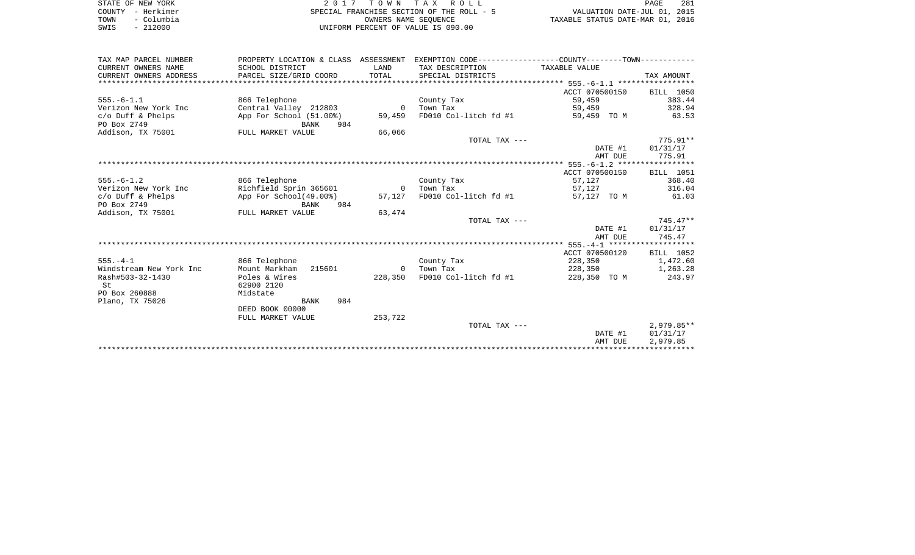STATE OF NEW YORK
COUNTY - Herkimer
TOWN - Columbia
SWIS - 212000

2017 TOWN TAX ROLL
SPECIAL FRANCHISE SECTION OF THE ROLL - 5
OWNERS NAME SEQUENCE
UNIFORM PERCENT OF VALUE IS 090.00

VALUATION DATE-JUL 01, 2015
TAXABLE STATUS DATE-MAR 01, 2016

| TAX MAP PARCEL NUMBER / CURRENT OWNERS NAME / CURRENT OWNERS ADDRESS | PROPERTY LOCATION & CLASS / SCHOOL DISTRICT / PARCEL SIZE/GRID COORD | ASSESSMENT LAND / TOTAL | EXEMPTION CODE / TAX DESCRIPTION / SPECIAL DISTRICTS | COUNTY--------TOWN / TAXABLE VALUE | TAX AMOUNT |
|---|---|---|---|---|---|
| ****** 555.-6-1.1 ****** | | | | ACCT 070500150 | BILL 1050 |
| 555.-6-1.1 | 866 Telephone | | County Tax | 59,459 | 383.44 |
| Verizon New York Inc | Central Valley 212803 | 0 | Town Tax | 59,459 | 328.94 |
| c/o Duff & Phelps | App For School (51.00%) | 59,459 | FD010 Col-litch fd #1 | 59,459 TO M | 63.53 |
| PO Box 2749 | BANK 984 | | | | |
| Addison, TX 75001 | FULL MARKET VALUE | 66,066 | | | |
| | | | TOTAL TAX --- | | 775.91** |
| | | | | DATE #1 | 01/31/17 |
| | | | | AMT DUE | 775.91 |
| ****** 555.-6-1.2 ****** | | | | ACCT 070500150 | BILL 1051 |
| 555.-6-1.2 | 866 Telephone | | County Tax | 57,127 | 368.40 |
| Verizon New York Inc | Richfield Sprin 365601 | 0 | Town Tax | 57,127 | 316.04 |
| c/o Duff & Phelps | App For School(49.00%) | 57,127 | FD010 Col-litch fd #1 | 57,127 TO M | 61.03 |
| PO Box 2749 | BANK 984 | | | | |
| Addison, TX 75001 | FULL MARKET VALUE | 63,474 | | | |
| | | | TOTAL TAX --- | | 745.47** |
| | | | | DATE #1 | 01/31/17 |
| | | | | AMT DUE | 745.47 |
| ****** 555.-4-1 ****** | | | | ACCT 070500120 | BILL 1052 |
| 555.-4-1 | 866 Telephone | | County Tax | 228,350 | 1,472.60 |
| Windstream New York Inc | Mount Markham 215601 | 0 | Town Tax | 228,350 | 1,263.28 |
| Rash#503-32-1430 | Poles & Wires | 228,350 | FD010 Col-litch fd #1 | 228,350 TO M | 243.97 |
| St | 62900 2120 | | | | |
| PO Box 260888 | Midstate | | | | |
| Plano, TX 75026 | BANK 984 | | | | |
| | DEED BOOK 00000 | | | | |
| | FULL MARKET VALUE | 253,722 | | | |
| | | | TOTAL TAX --- | | 2,979.85** |
| | | | | DATE #1 | 01/31/17 |
| | | | | AMT DUE | 2,979.85 |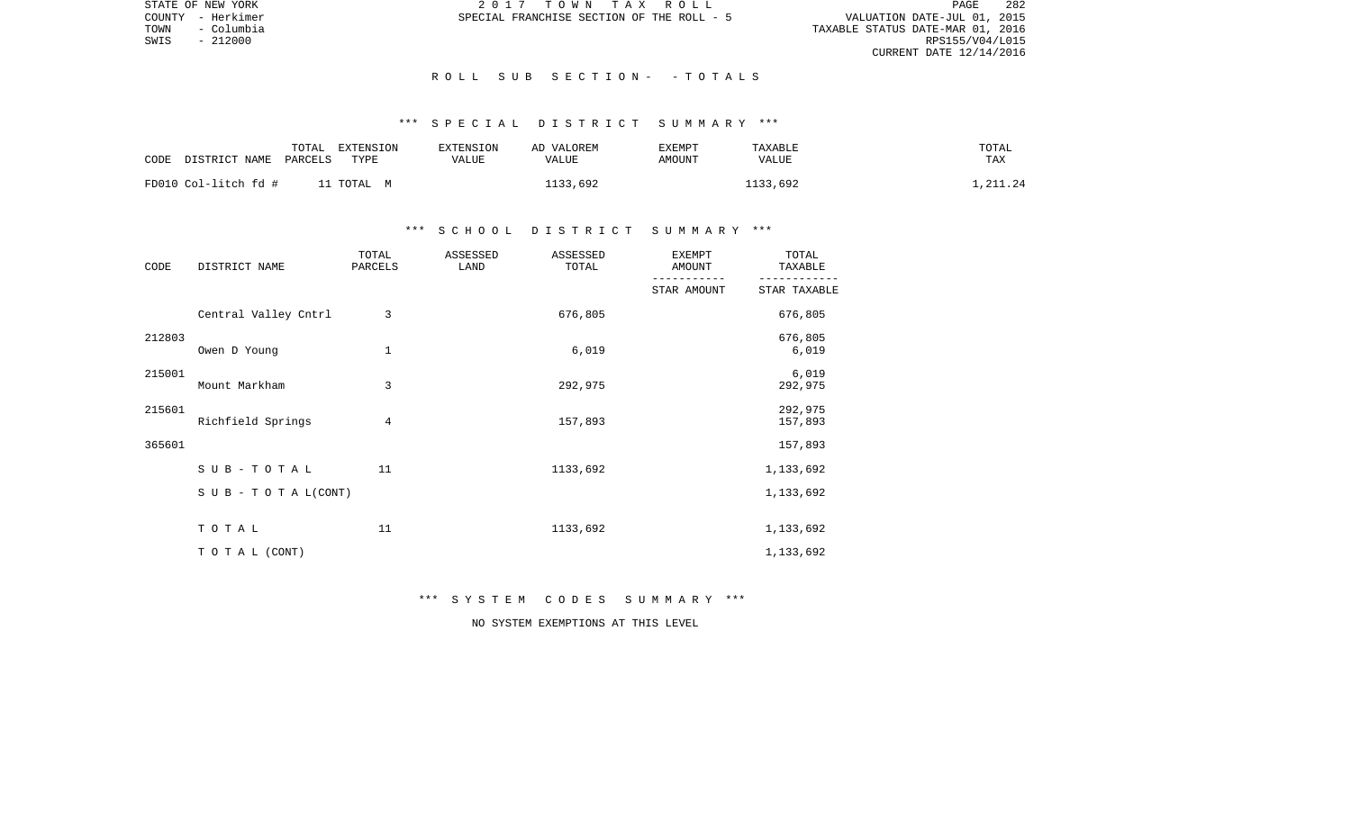STATE OF NEW YORK
COUNTY - Herkimer
TOWN - Columbia
SWIS - 212000

2 0 1 7 T O W N T A X R O L L
SPECIAL FRANCHISE SECTION OF THE ROLL - 5

VALUATION DATE-JUL 01, 2015
TAXABLE STATUS DATE-MAR 01, 2016
RPS155/V04/L015
CURRENT DATE 12/14/2016

## R O L L S U B S E C T I O N - - T O T A L S

### *** S P E C I A L D I S T R I C T S U M M A R Y ***

| CODE DISTRICT NAME | TOTAL PARCELS | EXTENSION TYPE | EXTENSION VALUE | AD VALOREM VALUE | EXEMPT AMOUNT | TAXABLE VALUE | TOTAL TAX |
|---|---|---|---|---|---|---|---|
| FD010 Col-litch fd # | 11 | TOTAL M | | 1133,692 | | 1133,692 | 1,211.24 |

### *** S C H O O L D I S T R I C T S U M M A R Y ***

| CODE | DISTRICT NAME | TOTAL PARCELS | ASSESSED LAND | ASSESSED TOTAL | EXEMPT AMOUNT / STAR AMOUNT | TOTAL TAXABLE / STAR TAXABLE |
|---|---|---|---|---|---|---|
| 212803 | Central Valley Cntrl | 3 | | 676,805 | | 676,805 / 676,805 |
| 215001 | Owen D Young | 1 | | 6,019 | | 6,019 / 6,019 |
| 215601 | Mount Markham | 3 | | 292,975 | | 292,975 / 292,975 |
| 365601 | Richfield Springs | 4 | | 157,893 | | 157,893 / 157,893 |
| | S U B - T O T A L | 11 | | 1133,692 | | 1,133,692 |
| | S U B - T O T A L(CONT) | | | | | 1,133,692 |
| | T O T A L | 11 | | 1133,692 | | 1,133,692 |
| | T O T A L (CONT) | | | | | 1,133,692 |

### *** S Y S T E M C O D E S S U M M A R Y ***

NO SYSTEM EXEMPTIONS AT THIS LEVEL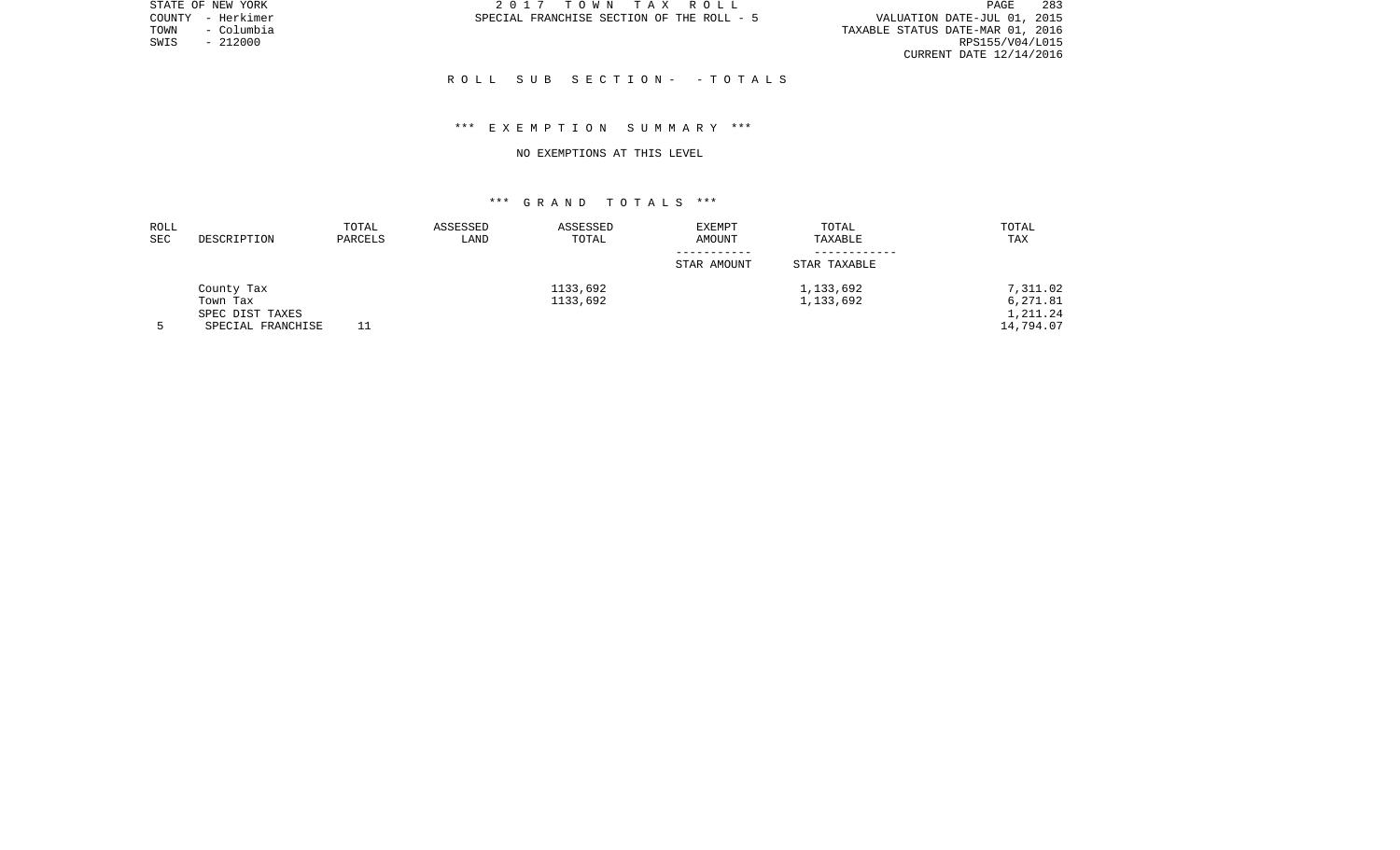STATE OF NEW YORK
COUNTY - Herkimer
TOWN - Columbia
SWIS - 212000

2 0 1 7 T O W N T A X R O L L
SPECIAL FRANCHISE SECTION OF THE ROLL - 5

VALUATION DATE-JUL 01, 2015
TAXABLE STATUS DATE-MAR 01, 2016
RPS155/V04/L015
CURRENT DATE 12/14/2016

R O L L S U B S E C T I O N - - T O T A L S

*** E X E M P T I O N S U M M A R Y ***

NO EXEMPTIONS AT THIS LEVEL

*** G R A N D T O T A L S ***

| ROLL SEC | DESCRIPTION | TOTAL PARCELS | ASSESSED LAND | ASSESSED TOTAL | EXEMPT AMOUNT / STAR AMOUNT | TOTAL TAXABLE / STAR TAXABLE | TOTAL TAX |
|---|---|---|---|---|---|---|---|
| | County Tax | | | 1133,692 | | 1,133,692 | 7,311.02 |
| | Town Tax | | | 1133,692 | | 1,133,692 | 6,271.81 |
| | SPEC DIST TAXES | | | | | | 1,211.24 |
| 5 | SPECIAL FRANCHISE | 11 | | | | | 14,794.07 |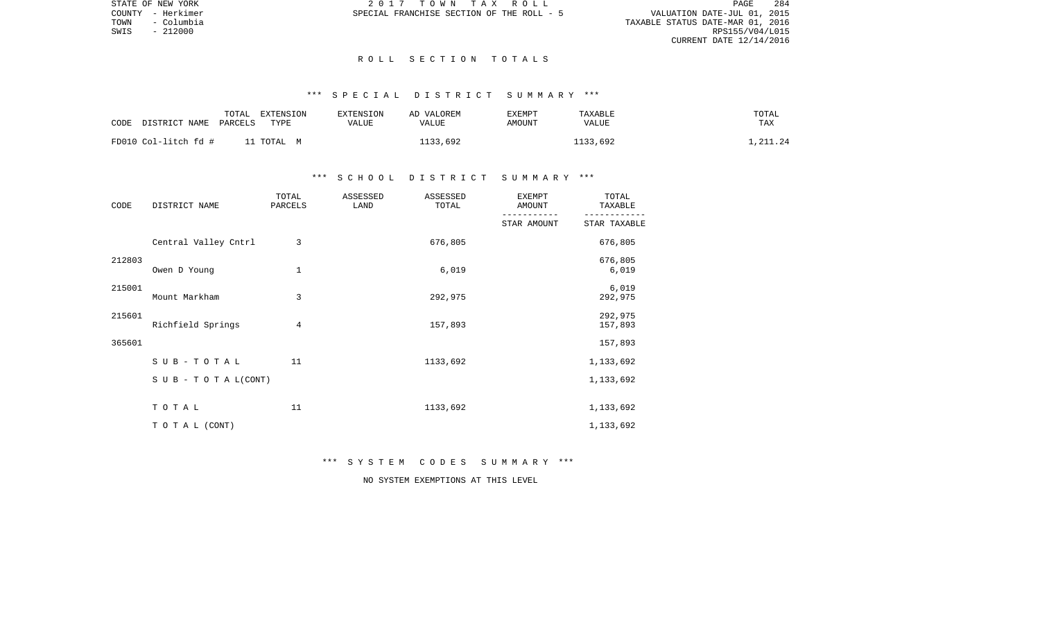STATE OF NEW YORK
COUNTY - Herkimer
TOWN - Columbia
SWIS - 212000

2 0 1 7 T O W N T A X R O L L
SPECIAL FRANCHISE SECTION OF THE ROLL - 5

VALUATION DATE-JUL 01, 2015
TAXABLE STATUS DATE-MAR 01, 2016
RPS155/V04/L015
CURRENT DATE 12/14/2016

## R O L L S E C T I O N T O T A L S

### *** S P E C I A L D I S T R I C T S U M M A R Y ***

| CODE DISTRICT NAME | TOTAL PARCELS | EXTENSION TYPE | EXTENSION VALUE | AD VALOREM VALUE | EXEMPT AMOUNT | TAXABLE VALUE | TOTAL TAX |
|---|---|---|---|---|---|---|---|
| FD010 Col-litch fd # | 11 | TOTAL M | | 1133,692 | | 1133,692 | 1,211.24 |

### *** S C H O O L D I S T R I C T S U M M A R Y ***

| CODE | DISTRICT NAME | TOTAL PARCELS | ASSESSED LAND | ASSESSED TOTAL | EXEMPT AMOUNT / STAR AMOUNT | TOTAL TAXABLE / STAR TAXABLE |
|---|---|---|---|---|---|---|
| 212803 | Central Valley Cntrl | 3 | | 676,805 | | 676,805 / 676,805 |
| 215001 | Owen D Young | 1 | | 6,019 | | 6,019 / 6,019 |
| 215601 | Mount Markham | 3 | | 292,975 | | 292,975 / 292,975 |
| 365601 | Richfield Springs | 4 | | 157,893 | | 157,893 / 157,893 |
| | S U B - T O T A L | 11 | | 1133,692 | | 1,133,692 |
| | S U B - T O T A L (CONT) | | | | | 1,133,692 |
| | T O T A L | 11 | | 1133,692 | | 1,133,692 |
| | T O T A L (CONT) | | | | | 1,133,692 |

### *** S Y S T E M C O D E S S U M M A R Y ***

NO SYSTEM EXEMPTIONS AT THIS LEVEL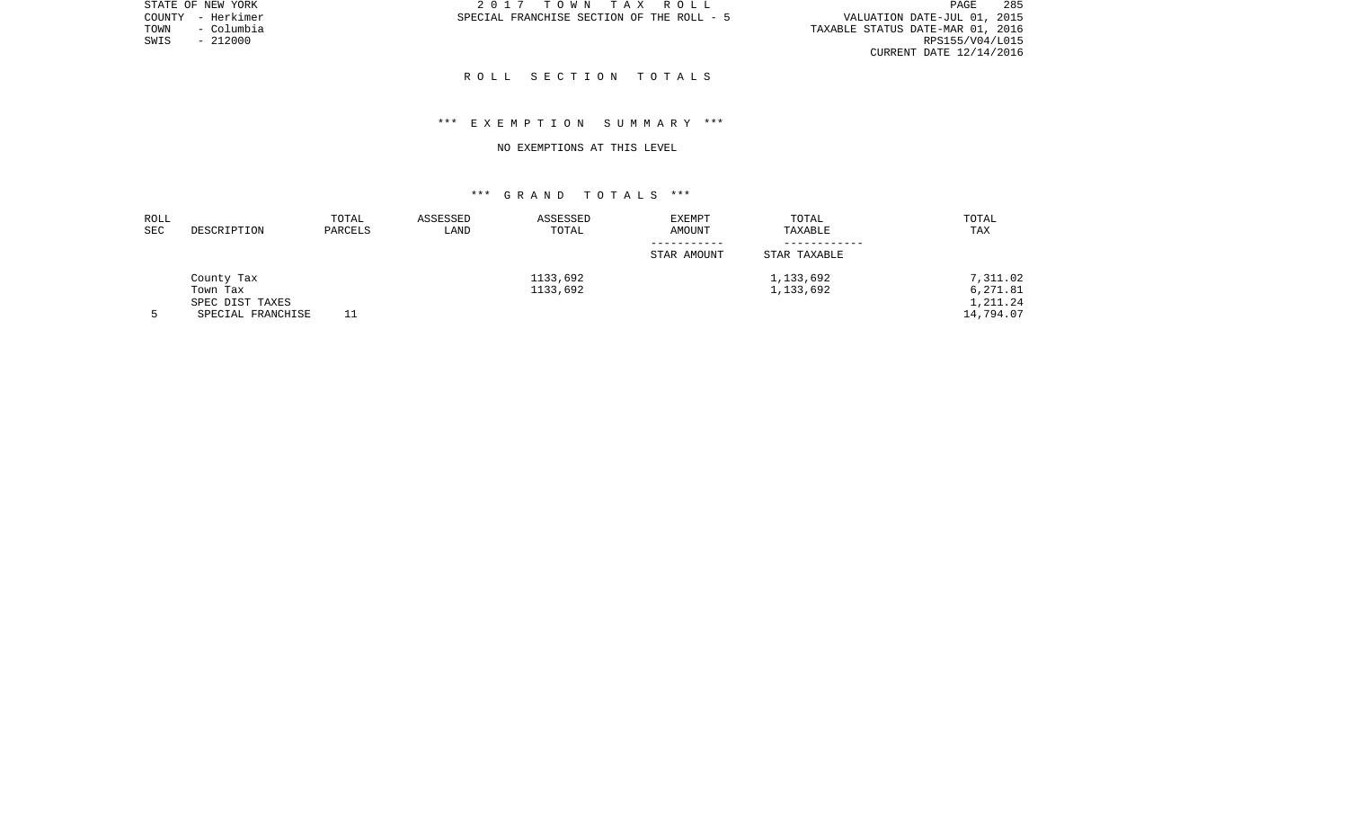STATE OF NEW YORK
COUNTY - Herkimer
TOWN - Columbia
SWIS - 212000

2 0 1 7 T O W N T A X R O L L
SPECIAL FRANCHISE SECTION OF THE ROLL - 5

VALUATION DATE-JUL 01, 2015
TAXABLE STATUS DATE-MAR 01, 2016
RPS155/V04/L015
CURRENT DATE 12/14/2016

R O L L S E C T I O N T O T A L S

\*\*\* E X E M P T I O N S U M M A R Y \*\*\*

NO EXEMPTIONS AT THIS LEVEL

\*\*\* G R A N D T O T A L S \*\*\*

| ROLL SEC | DESCRIPTION | TOTAL PARCELS | ASSESSED LAND | ASSESSED TOTAL | EXEMPT AMOUNT / STAR AMOUNT | TOTAL TAXABLE / STAR TAXABLE | TOTAL TAX |
|---|---|---|---|---|---|---|---|
| | County Tax | | | 1133,692 | | 1,133,692 | 7,311.02 |
| | Town Tax | | | 1133,692 | | 1,133,692 | 6,271.81 |
| | SPEC DIST TAXES | | | | | | 1,211.24 |
| 5 | SPECIAL FRANCHISE | 11 | | | | | 14,794.07 |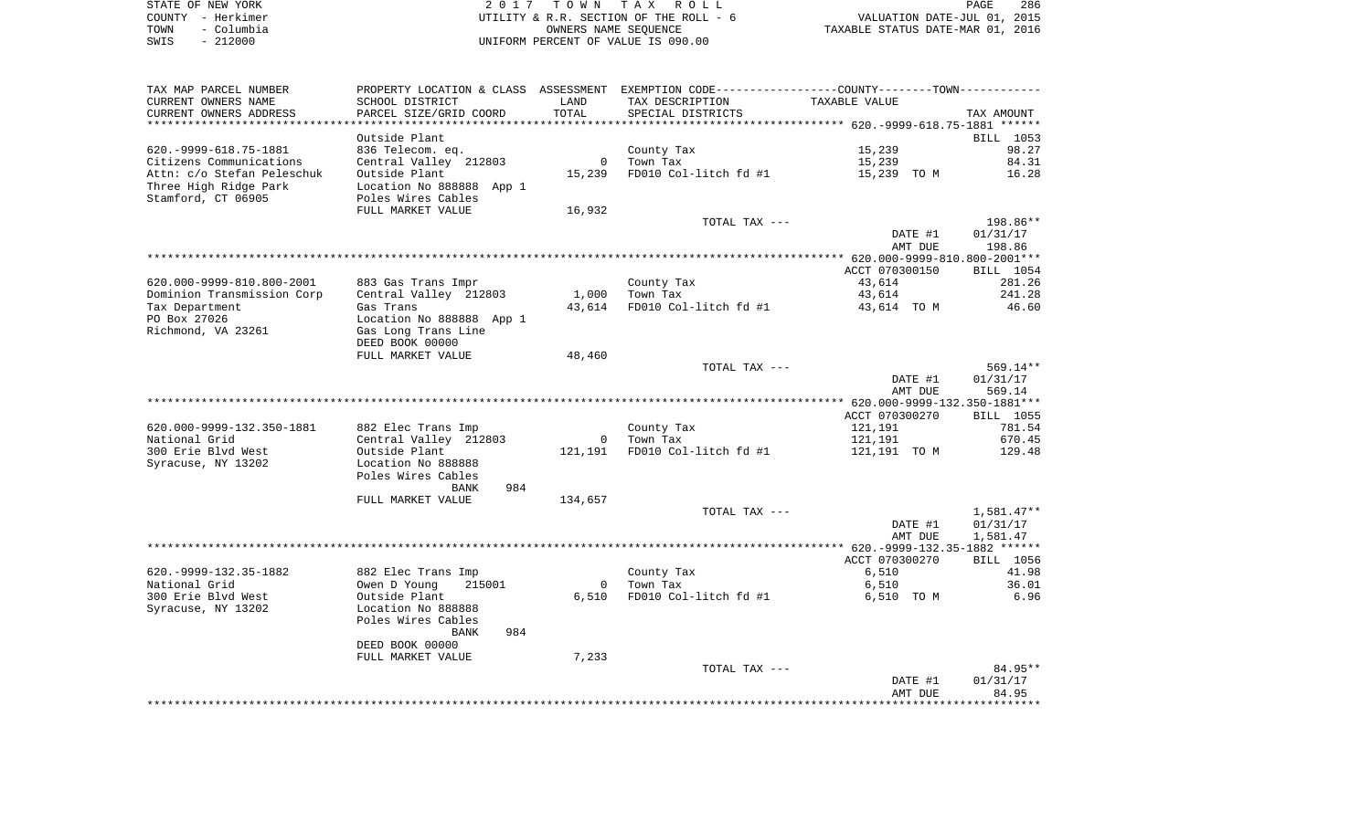| TAX MAP PARCEL NUMBER<br>CURRENT OWNERS NAME<br>CURRENT OWNERS ADDRESS | PROPERTY LOCATION & CLASS<br>SCHOOL DISTRICT<br>PARCEL SIZE/GRID COORD | ASSESSMENT<br>LAND<br>TOTAL | EXEMPTION CODE<br>TAX DESCRIPTION<br>SPECIAL DISTRICTS | COUNTY--------TOWN<br>TAXABLE VALUE | TAX AMOUNT |
|---|---|---|---|---|---|
| **620.-9999-618.75-1881** | | | | | |
| | Outside Plant | | | | BILL 1053 |
| 620.-9999-618.75-1881 | 836 Telecom. eq. | | County Tax | 15,239 | 98.27 |
| Citizens Communications | Central Valley 212803 | 0 | Town Tax | 15,239 | 84.31 |
| Attn: c/o Stefan Peleschuk | Outside Plant | 15,239 | FD010 Col-litch fd #1 | 15,239 TO M | 16.28 |
| Three High Ridge Park | Location No 888888 App 1 | | | | |
| Stamford, CT 06905 | Poles Wires Cables | | | | |
| | FULL MARKET VALUE | 16,932 | | | |
| | | | TOTAL TAX --- | | 198.86** |
| | | | | DATE #1 | 01/31/17 |
| | | | | AMT DUE | 198.86 |
| **620.000-9999-810.800-2001** | | | | | |
| | | | | ACCT 070300150 | BILL 1054 |
| 620.000-9999-810.800-2001 | 883 Gas Trans Impr | | County Tax | 43,614 | 281.26 |
| Dominion Transmission Corp | Central Valley 212803 | 1,000 | Town Tax | 43,614 | 241.28 |
| Tax Department | Gas Trans | 43,614 | FD010 Col-litch fd #1 | 43,614 TO M | 46.60 |
| PO Box 27026 | Location No 888888 App 1 | | | | |
| Richmond, VA 23261 | Gas Long Trans Line | | | | |
| | DEED BOOK 00000 | | | | |
| | FULL MARKET VALUE | 48,460 | | | |
| | | | TOTAL TAX --- | | 569.14** |
| | | | | DATE #1 | 01/31/17 |
| | | | | AMT DUE | 569.14 |
| **620.000-9999-132.350-1881** | | | | | |
| | | | | ACCT 070300270 | BILL 1055 |
| 620.000-9999-132.350-1881 | 882 Elec Trans Imp | | County Tax | 121,191 | 781.54 |
| National Grid | Central Valley 212803 | 0 | Town Tax | 121,191 | 670.45 |
| 300 Erie Blvd West | Outside Plant | 121,191 | FD010 Col-litch fd #1 | 121,191 TO M | 129.48 |
| Syracuse, NY 13202 | Location No 888888 | | | | |
| | Poles Wires Cables | | | | |
| | BANK 984 | | | | |
| | FULL MARKET VALUE | 134,657 | | | |
| | | | TOTAL TAX --- | | 1,581.47** |
| | | | | DATE #1 | 01/31/17 |
| | | | | AMT DUE | 1,581.47 |
| **620.-9999-132.35-1882** | | | | | |
| | | | | ACCT 070300270 | BILL 1056 |
| 620.-9999-132.35-1882 | 882 Elec Trans Imp | | County Tax | 6,510 | 41.98 |
| National Grid | Owen D Young 215001 | 0 | Town Tax | 6,510 | 36.01 |
| 300 Erie Blvd West | Outside Plant | 6,510 | FD010 Col-litch fd #1 | 6,510 TO M | 6.96 |
| Syracuse, NY 13202 | Location No 888888 | | | | |
| | Poles Wires Cables | | | | |
| | BANK 984 | | | | |
| | DEED BOOK 00000 | | | | |
| | FULL MARKET VALUE | 7,233 | | | |
| | | | TOTAL TAX --- | | 84.95** |
| | | | | DATE #1 | 01/31/17 |
| | | | | AMT DUE | 84.95 |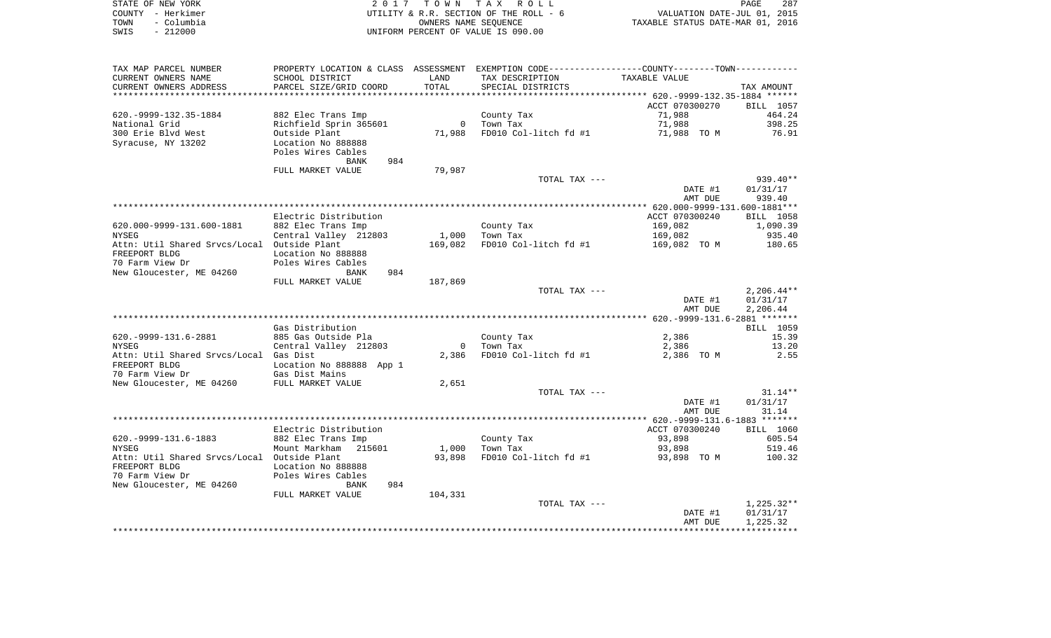STATE OF NEW YORK — 2017 TOWN TAX ROLL
COUNTY - Herkimer — UTILITY & R.R. SECTION OF THE ROLL - 6 — VALUATION DATE-JUL 01, 2015
TOWN - Columbia — OWNERS NAME SEQUENCE — TAXABLE STATUS DATE-MAR 01, 2016
SWIS - 212000 — UNIFORM PERCENT OF VALUE IS 090.00

| TAX MAP PARCEL NUMBER / CURRENT OWNERS NAME / CURRENT OWNERS ADDRESS | PROPERTY LOCATION & CLASS / SCHOOL DISTRICT / PARCEL SIZE/GRID COORD | ASSESSMENT LAND / TOTAL | EXEMPTION CODE / TAX DESCRIPTION / SPECIAL DISTRICTS | COUNTY--------TOWN / TAXABLE VALUE | TAX AMOUNT |
|---|---|---|---|---|---|
| **620.-9999-132.35-1884** | | | | ACCT 070300270 | BILL 1057 |
| 620.-9999-132.35-1884 | 882 Elec Trans Imp | | County Tax | 71,988 | 464.24 |
| National Grid | Richfield Sprin 365601 | 0 | Town Tax | 71,988 | 398.25 |
| 300 Erie Blvd West | Outside Plant | 71,988 | FD010 Col-litch fd #1 | 71,988 TO M | 76.91 |
| Syracuse, NY 13202 | Location No 888888 | | | | |
| | Poles Wires Cables | | | | |
| | BANK 984 | | | | |
| | FULL MARKET VALUE | 79,987 | | | |
| | | | TOTAL TAX --- | | 939.40** |
| | | | | DATE #1 | 01/31/17 |
| | | | | AMT DUE | 939.40 |
| **620.000-9999-131.600-1881** | Electric Distribution | | | ACCT 070300240 | BILL 1058 |
| 620.000-9999-131.600-1881 | 882 Elec Trans Imp | | County Tax | 169,082 | 1,090.39 |
| NYSEG | Central Valley 212803 | 1,000 | Town Tax | 169,082 | 935.40 |
| Attn: Util Shared Srvcs/Local | Outside Plant | 169,082 | FD010 Col-litch fd #1 | 169,082 TO M | 180.65 |
| FREEPORT BLDG | Location No 888888 | | | | |
| 70 Farm View Dr | Poles Wires Cables | | | | |
| New Gloucester, ME 04260 | BANK 984 | | | | |
| | FULL MARKET VALUE | 187,869 | | | |
| | | | TOTAL TAX --- | | 2,206.44** |
| | | | | DATE #1 | 01/31/17 |
| | | | | AMT DUE | 2,206.44 |
| **620.-9999-131.6-2881** | Gas Distribution | | | | BILL 1059 |
| 620.-9999-131.6-2881 | 885 Gas Outside Pla | | County Tax | 2,386 | 15.39 |
| NYSEG | Central Valley 212803 | 0 | Town Tax | 2,386 | 13.20 |
| Attn: Util Shared Srvcs/Local | Gas Dist | 2,386 | FD010 Col-litch fd #1 | 2,386 TO M | 2.55 |
| FREEPORT BLDG | Location No 888888 App 1 | | | | |
| 70 Farm View Dr | Gas Dist Mains | | | | |
| New Gloucester, ME 04260 | FULL MARKET VALUE | 2,651 | | | |
| | | | TOTAL TAX --- | | 31.14** |
| | | | | DATE #1 | 01/31/17 |
| | | | | AMT DUE | 31.14 |
| **620.-9999-131.6-1883** | Electric Distribution | | | ACCT 070300240 | BILL 1060 |
| 620.-9999-131.6-1883 | 882 Elec Trans Imp | | County Tax | 93,898 | 605.54 |
| NYSEG | Mount Markham 215601 | 1,000 | Town Tax | 93,898 | 519.46 |
| Attn: Util Shared Srvcs/Local | Outside Plant | 93,898 | FD010 Col-litch fd #1 | 93,898 TO M | 100.32 |
| FREEPORT BLDG | Location No 888888 | | | | |
| 70 Farm View Dr | Poles Wires Cables | | | | |
| New Gloucester, ME 04260 | BANK 984 | | | | |
| | FULL MARKET VALUE | 104,331 | | | |
| | | | TOTAL TAX --- | | 1,225.32** |
| | | | | DATE #1 | 01/31/17 |
| | | | | AMT DUE | 1,225.32 |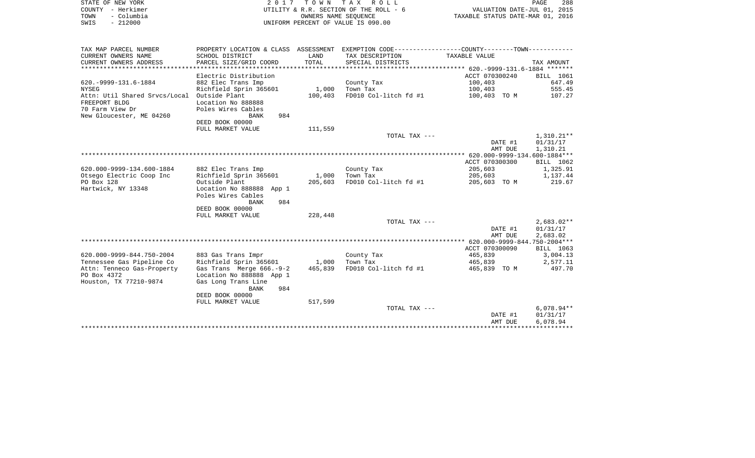STATE OF NEW YORK — 2017 TOWN TAX ROLL
COUNTY - Herkimer — UTILITY & R.R. SECTION OF THE ROLL - 6 — VALUATION DATE-JUL 01, 2015
TOWN - Columbia — OWNERS NAME SEQUENCE — TAXABLE STATUS DATE-MAR 01, 2016
SWIS - 212000 — UNIFORM PERCENT OF VALUE IS 090.00

| TAX MAP PARCEL NUMBER / CURRENT OWNERS NAME / CURRENT OWNERS ADDRESS | PROPERTY LOCATION & CLASS / SCHOOL DISTRICT / PARCEL SIZE/GRID COORD | ASSESSMENT LAND / TOTAL | EXEMPTION CODE / TAX DESCRIPTION / SPECIAL DISTRICTS | COUNTY--------TOWN / TAXABLE VALUE | TAX AMOUNT |
|---|---|---|---|---|---|
| **620.-9999-131.6-1884** | | | | | |
| | Electric Distribution | | | ACCT 070300240 | BILL 1061 |
| 620.-9999-131.6-1884 | 882 Elec Trans Imp | | County Tax | 100,403 | 647.49 |
| NYSEG | Richfield Sprin 365601 | 1,000 | Town Tax | 100,403 | 555.45 |
| Attn: Util Shared Srvcs/Local | Outside Plant | 100,403 | FD010 Col-litch fd #1 | 100,403 TO M | 107.27 |
| FREEPORT BLDG | Location No 888888 | | | | |
| 70 Farm View Dr | Poles Wires Cables | | | | |
| New Gloucester, ME 04260 | BANK 984 | | | | |
| | DEED BOOK 00000 | | | | |
| | FULL MARKET VALUE | 111,559 | | | |
| | | | TOTAL TAX --- | | 1,310.21** |
| | | | | DATE #1 | 01/31/17 |
| | | | | AMT DUE | 1,310.21 |
| **620.000-9999-134.600-1884** | | | | | |
| | | | | ACCT 070300300 | BILL 1062 |
| 620.000-9999-134.600-1884 | 882 Elec Trans Imp | | County Tax | 205,603 | 1,325.91 |
| Otsego Electric Coop Inc | Richfield Sprin 365601 | 1,000 | Town Tax | 205,603 | 1,137.44 |
| PO Box 128 | Outside Plant | 205,603 | FD010 Col-litch fd #1 | 205,603 TO M | 219.67 |
| Hartwick, NY 13348 | Location No 888888 App 1 | | | | |
| | Poles Wires Cables | | | | |
| | BANK 984 | | | | |
| | DEED BOOK 00000 | | | | |
| | FULL MARKET VALUE | 228,448 | | | |
| | | | TOTAL TAX --- | | 2,683.02** |
| | | | | DATE #1 | 01/31/17 |
| | | | | AMT DUE | 2,683.02 |
| **620.000-9999-844.750-2004** | | | | | |
| | | | | ACCT 070300090 | BILL 1063 |
| 620.000-9999-844.750-2004 | 883 Gas Trans Impr | | County Tax | 465,839 | 3,004.13 |
| Tennessee Gas Pipeline Co | Richfield Sprin 365601 | 1,000 | Town Tax | 465,839 | 2,577.11 |
| Attn: Tenneco Gas-Property | Gas Trans Merge 666.-9-2 | 465,839 | FD010 Col-litch fd #1 | 465,839 TO M | 497.70 |
| PO Box 4372 | Location No 888888 App 1 | | | | |
| Houston, TX 77210-9874 | Gas Long Trans Line | | | | |
| | BANK 984 | | | | |
| | DEED BOOK 00000 | | | | |
| | FULL MARKET VALUE | 517,599 | | | |
| | | | TOTAL TAX --- | | 6,078.94** |
| | | | | DATE #1 | 01/31/17 |
| | | | | AMT DUE | 6,078.94 |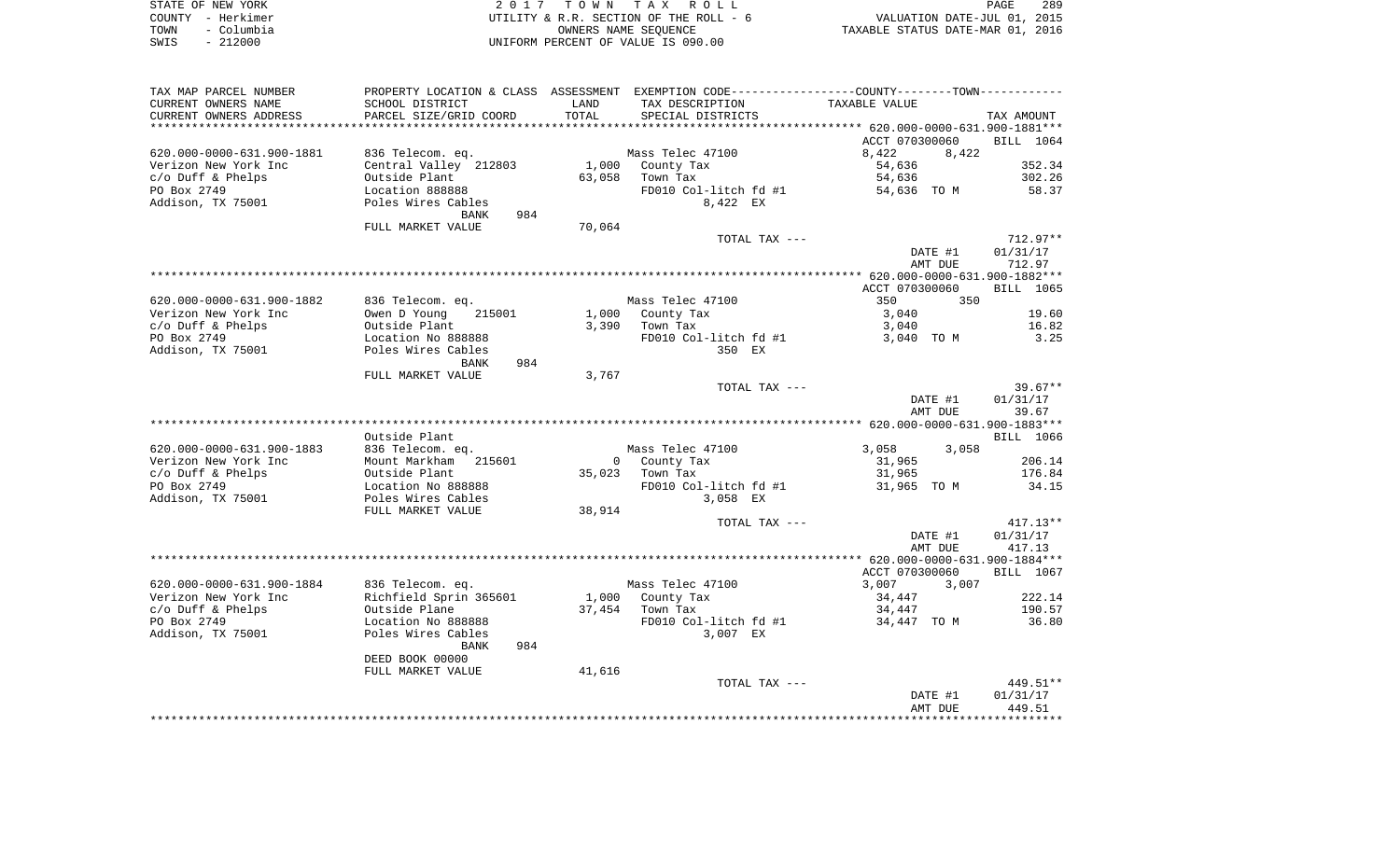STATE OF NEW YORK
COUNTY - Herkimer
TOWN - Columbia
SWIS - 212000

2 0 1 7 T O W N T A X R O L L
UTILITY & R.R. SECTION OF THE ROLL - 6
OWNERS NAME SEQUENCE
UNIFORM PERCENT OF VALUE IS 090.00

VALUATION DATE-JUL 01, 2015
TAXABLE STATUS DATE-MAR 01, 2016

| TAX MAP PARCEL NUMBER / CURRENT OWNERS NAME / CURRENT OWNERS ADDRESS | PROPERTY LOCATION & CLASS / SCHOOL DISTRICT / PARCEL SIZE/GRID COORD | ASSESSMENT LAND / TOTAL | EXEMPTION CODE / TAX DESCRIPTION / SPECIAL DISTRICTS | COUNTY / TOWN TAXABLE VALUE | TAX AMOUNT |
|---|---|---|---|---|---|
| **620.000-0000-631.900-1881** | | | | ACCT 070300060 | BILL 1064 |
| 620.000-0000-631.900-1881 | 836 Telecom. eq. | | Mass Telec 47100 | 8,422 8,422 | |
| Verizon New York Inc | Central Valley 212803 | 1,000 | County Tax | 54,636 | 352.34 |
| c/o Duff & Phelps | Outside Plant | 63,058 | Town Tax | 54,636 | 302.26 |
| PO Box 2749 | Location 888888 | | FD010 Col-litch fd #1 | 54,636 TO M | 58.37 |
| Addison, TX 75001 | Poles Wires Cables | | 8,422 EX | | |
| | BANK 984 | | | | |
| | FULL MARKET VALUE | 70,064 | | | |
| | | | TOTAL TAX --- | | 712.97** |
| | | | | DATE #1 | 01/31/17 |
| | | | | AMT DUE | 712.97 |
| **620.000-0000-631.900-1882** | | | | ACCT 070300060 | BILL 1065 |
| 620.000-0000-631.900-1882 | 836 Telecom. eq. | | Mass Telec 47100 | 350 350 | |
| Verizon New York Inc | Owen D Young 215001 | 1,000 | County Tax | 3,040 | 19.60 |
| c/o Duff & Phelps | Outside Plant | 3,390 | Town Tax | 3,040 | 16.82 |
| PO Box 2749 | Location No 888888 | | FD010 Col-litch fd #1 | 3,040 TO M | 3.25 |
| Addison, TX 75001 | Poles Wires Cables | | 350 EX | | |
| | BANK 984 | | | | |
| | FULL MARKET VALUE | 3,767 | | | |
| | | | TOTAL TAX --- | | 39.67** |
| | | | | DATE #1 | 01/31/17 |
| | | | | AMT DUE | 39.67 |
| **620.000-0000-631.900-1883** | Outside Plant | | | | BILL 1066 |
| 620.000-0000-631.900-1883 | 836 Telecom. eq. | | Mass Telec 47100 | 3,058 3,058 | |
| Verizon New York Inc | Mount Markham 215601 | 0 | County Tax | 31,965 | 206.14 |
| c/o Duff & Phelps | Outside Plant | 35,023 | Town Tax | 31,965 | 176.84 |
| PO Box 2749 | Location No 888888 | | FD010 Col-litch fd #1 | 31,965 TO M | 34.15 |
| Addison, TX 75001 | Poles Wires Cables | | 3,058 EX | | |
| | FULL MARKET VALUE | 38,914 | | | |
| | | | TOTAL TAX --- | | 417.13** |
| | | | | DATE #1 | 01/31/17 |
| | | | | AMT DUE | 417.13 |
| **620.000-0000-631.900-1884** | | | | ACCT 070300060 | BILL 1067 |
| 620.000-0000-631.900-1884 | 836 Telecom. eq. | | Mass Telec 47100 | 3,007 3,007 | |
| Verizon New York Inc | Richfield Sprin 365601 | 1,000 | County Tax | 34,447 | 222.14 |
| c/o Duff & Phelps | Outside Plane | 37,454 | Town Tax | 34,447 | 190.57 |
| PO Box 2749 | Location No 888888 | | FD010 Col-litch fd #1 | 34,447 TO M | 36.80 |
| Addison, TX 75001 | Poles Wires Cables | | 3,007 EX | | |
| | BANK 984 | | | | |
| | DEED BOOK 00000 | | | | |
| | FULL MARKET VALUE | 41,616 | | | |
| | | | TOTAL TAX --- | | 449.51** |
| | | | | DATE #1 | 01/31/17 |
| | | | | AMT DUE | 449.51 |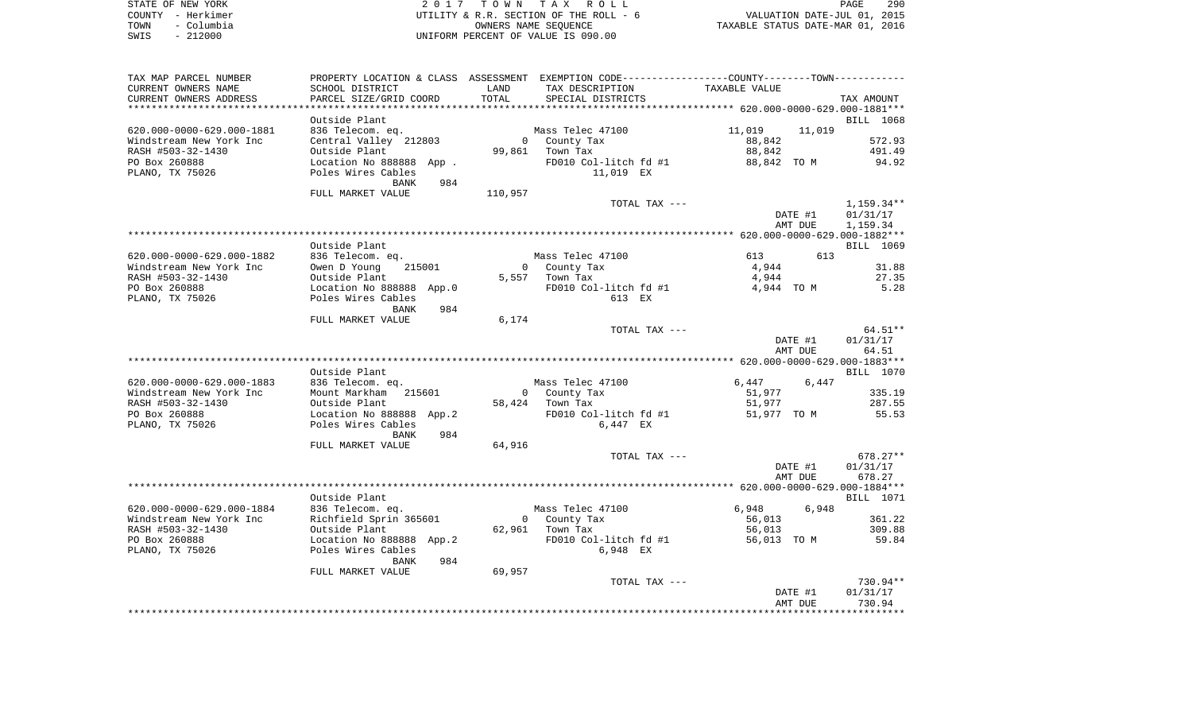STATE OF NEW YORK
COUNTY - Herkimer
TOWN - Columbia
SWIS - 212000

2 0 1 7 T O W N T A X R O L L
UTILITY & R.R. SECTION OF THE ROLL - 6
OWNERS NAME SEQUENCE
UNIFORM PERCENT OF VALUE IS 090.00

VALUATION DATE-JUL 01, 2015
TAXABLE STATUS DATE-MAR 01, 2016

| TAX MAP PARCEL NUMBER<br>CURRENT OWNERS NAME<br>CURRENT OWNERS ADDRESS | PROPERTY LOCATION & CLASS<br>SCHOOL DISTRICT<br>PARCEL SIZE/GRID COORD | ASSESSMENT<br>LAND<br>TOTAL | EXEMPTION CODE-----COUNTY-----TOWN------<br>TAX DESCRIPTION<br>SPECIAL DISTRICTS | TAXABLE VALUE | TAX AMOUNT |
|---|---|---|---|---|---|
| ****** 620.000-0000-629.000-1881 *** | | | | | |
| | Outside Plant | | | | BILL 1068 |
| 620.000-0000-629.000-1881 | 836 Telecom. eq. | | Mass Telec 47100 | 11,019 11,019 | |
| Windstream New York Inc | Central Valley 212803 | 0 | County Tax | 88,842 | 572.93 |
| RASH #503-32-1430 | Outside Plant | 99,861 | Town Tax | 88,842 | 491.49 |
| PO Box 260888 | Location No 888888 App . | | FD010 Col-litch fd #1 | 88,842 TO M | 94.92 |
| PLANO, TX 75026 | Poles Wires Cables | | 11,019 EX | | |
| | BANK 984 | | | | |
| | FULL MARKET VALUE | 110,957 | | | |
| | | | TOTAL TAX --- | | 1,159.34** |
| | | | | DATE #1 | 01/31/17 |
| | | | | AMT DUE | 1,159.34 |
| ****** 620.000-0000-629.000-1882 *** | | | | | |
| | Outside Plant | | | | BILL 1069 |
| 620.000-0000-629.000-1882 | 836 Telecom. eq. | | Mass Telec 47100 | 613 613 | |
| Windstream New York Inc | Owen D Young 215001 | 0 | County Tax | 4,944 | 31.88 |
| RASH #503-32-1430 | Outside Plant | 5,557 | Town Tax | 4,944 | 27.35 |
| PO Box 260888 | Location No 888888 App.0 | | FD010 Col-litch fd #1 | 4,944 TO M | 5.28 |
| PLANO, TX 75026 | Poles Wires Cables | | 613 EX | | |
| | BANK 984 | | | | |
| | FULL MARKET VALUE | 6,174 | | | |
| | | | TOTAL TAX --- | | 64.51** |
| | | | | DATE #1 | 01/31/17 |
| | | | | AMT DUE | 64.51 |
| ****** 620.000-0000-629.000-1883 *** | | | | | |
| | Outside Plant | | | | BILL 1070 |
| 620.000-0000-629.000-1883 | 836 Telecom. eq. | | Mass Telec 47100 | 6,447 6,447 | |
| Windstream New York Inc | Mount Markham 215601 | 0 | County Tax | 51,977 | 335.19 |
| RASH #503-32-1430 | Outside Plant | 58,424 | Town Tax | 51,977 | 287.55 |
| PO Box 260888 | Location No 888888 App.2 | | FD010 Col-litch fd #1 | 51,977 TO M | 55.53 |
| PLANO, TX 75026 | Poles Wires Cables | | 6,447 EX | | |
| | BANK 984 | | | | |
| | FULL MARKET VALUE | 64,916 | | | |
| | | | TOTAL TAX --- | | 678.27** |
| | | | | DATE #1 | 01/31/17 |
| | | | | AMT DUE | 678.27 |
| ****** 620.000-0000-629.000-1884 *** | | | | | |
| | Outside Plant | | | | BILL 1071 |
| 620.000-0000-629.000-1884 | 836 Telecom. eq. | | Mass Telec 47100 | 6,948 6,948 | |
| Windstream New York Inc | Richfield Sprin 365601 | 0 | County Tax | 56,013 | 361.22 |
| RASH #503-32-1430 | Outside Plant | 62,961 | Town Tax | 56,013 | 309.88 |
| PO Box 260888 | Location No 888888 App.2 | | FD010 Col-litch fd #1 | 56,013 TO M | 59.84 |
| PLANO, TX 75026 | Poles Wires Cables | | 6,948 EX | | |
| | BANK 984 | | | | |
| | FULL MARKET VALUE | 69,957 | | | |
| | | | TOTAL TAX --- | | 730.94** |
| | | | | DATE #1 | 01/31/17 |
| | | | | AMT DUE | 730.94 |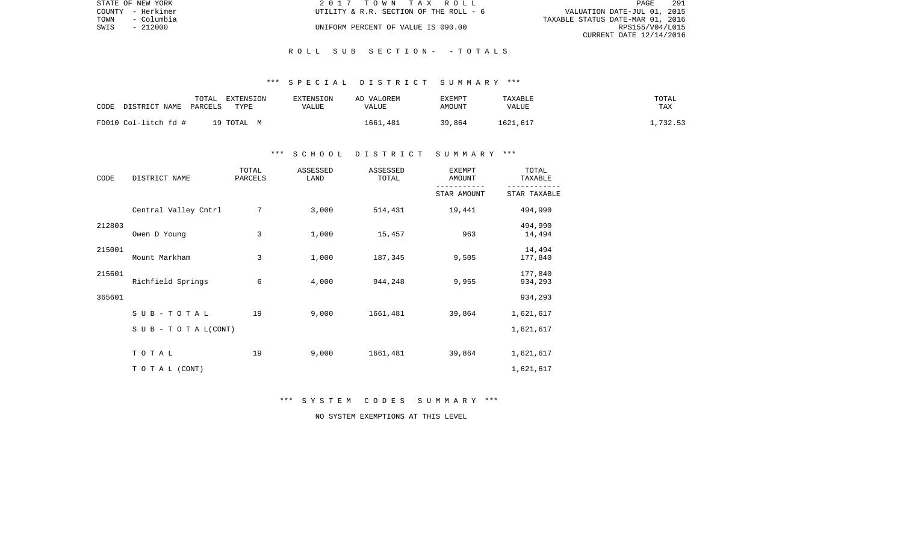STATE OF NEW YORK | 2 0 1 7 T O W N T A X R O L L
COUNTY - Herkimer | UTILITY & R.R. SECTION OF THE ROLL - 6 | VALUATION DATE-JUL 01, 2015
TOWN - Columbia | TAXABLE STATUS DATE-MAR 01, 2016
SWIS - 212000 | UNIFORM PERCENT OF VALUE IS 090.00 | RPS155/V04/L015
CURRENT DATE 12/14/2016

## R O L L S U B S E C T I O N - - T O T A L S

### *** S P E C I A L D I S T R I C T S U M M A R Y ***

| CODE DISTRICT NAME | TOTAL PARCELS | EXTENSION TYPE | EXTENSION VALUE | AD VALOREM VALUE | EXEMPT AMOUNT | TAXABLE VALUE | TOTAL TAX |
|---|---|---|---|---|---|---|---|
| FD010 Col-litch fd # | 19 | TOTAL M | | 1661,481 | 39,864 | 1621,617 | 1,732.53 |

### *** S C H O O L D I S T R I C T S U M M A R Y ***

| CODE | DISTRICT NAME | TOTAL PARCELS | ASSESSED LAND | ASSESSED TOTAL | EXEMPT AMOUNT / STAR AMOUNT | TOTAL TAXABLE / STAR TAXABLE |
|---|---|---|---|---|---|---|
| | Central Valley Cntrl | 7 | 3,000 | 514,431 | 19,441 | 494,990 |
| 212803 | | | | | | 494,990 |
| | Owen D Young | 3 | 1,000 | 15,457 | 963 | 14,494 |
| 215001 | | | | | | 14,494 |
| | Mount Markham | 3 | 1,000 | 187,345 | 9,505 | 177,840 |
| 215601 | | | | | | 177,840 |
| | Richfield Springs | 6 | 4,000 | 944,248 | 9,955 | 934,293 |
| 365601 | | | | | | 934,293 |
| | S U B - T O T A L | 19 | 9,000 | 1661,481 | 39,864 | 1,621,617 |
| | S U B - T O T A L (CONT) | | | | | 1,621,617 |
| | T O T A L | 19 | 9,000 | 1661,481 | 39,864 | 1,621,617 |
| | T O T A L (CONT) | | | | | 1,621,617 |

### *** S Y S T E M C O D E S S U M M A R Y ***

NO SYSTEM EXEMPTIONS AT THIS LEVEL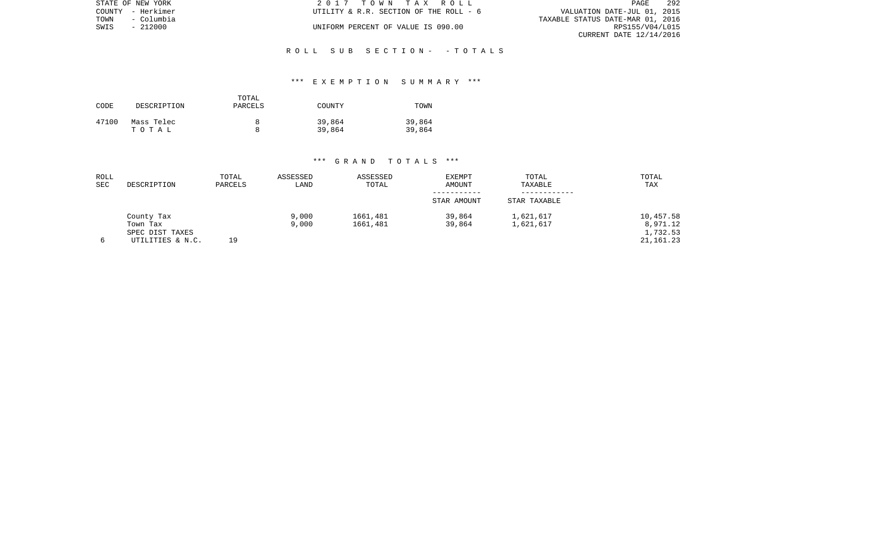## ROLL SUB SECTION- - TOTALS

### *** EXEMPTION SUMMARY ***

| CODE | DESCRIPTION | TOTAL PARCELS | COUNTY | TOWN |
|---|---|---|---|---|
| 47100 | Mass Telec | 8 | 39,864 | 39,864 |
| | T O T A L | 8 | 39,864 | 39,864 |

### *** GRAND TOTALS ***

| ROLL SEC | DESCRIPTION | TOTAL PARCELS | ASSESSED LAND | ASSESSED TOTAL | EXEMPT AMOUNT / STAR AMOUNT | TOTAL TAXABLE / STAR TAXABLE | TOTAL TAX |
|---|---|---|---|---|---|---|---|
| | County Tax | | 9,000 | 1661,481 | 39,864 | 1,621,617 | 10,457.58 |
| | Town Tax | | 9,000 | 1661,481 | 39,864 | 1,621,617 | 8,971.12 |
| | SPEC DIST TAXES | | | | | | 1,732.53 |
| 6 | UTILITIES & N.C. | 19 | | | | | 21,161.23 |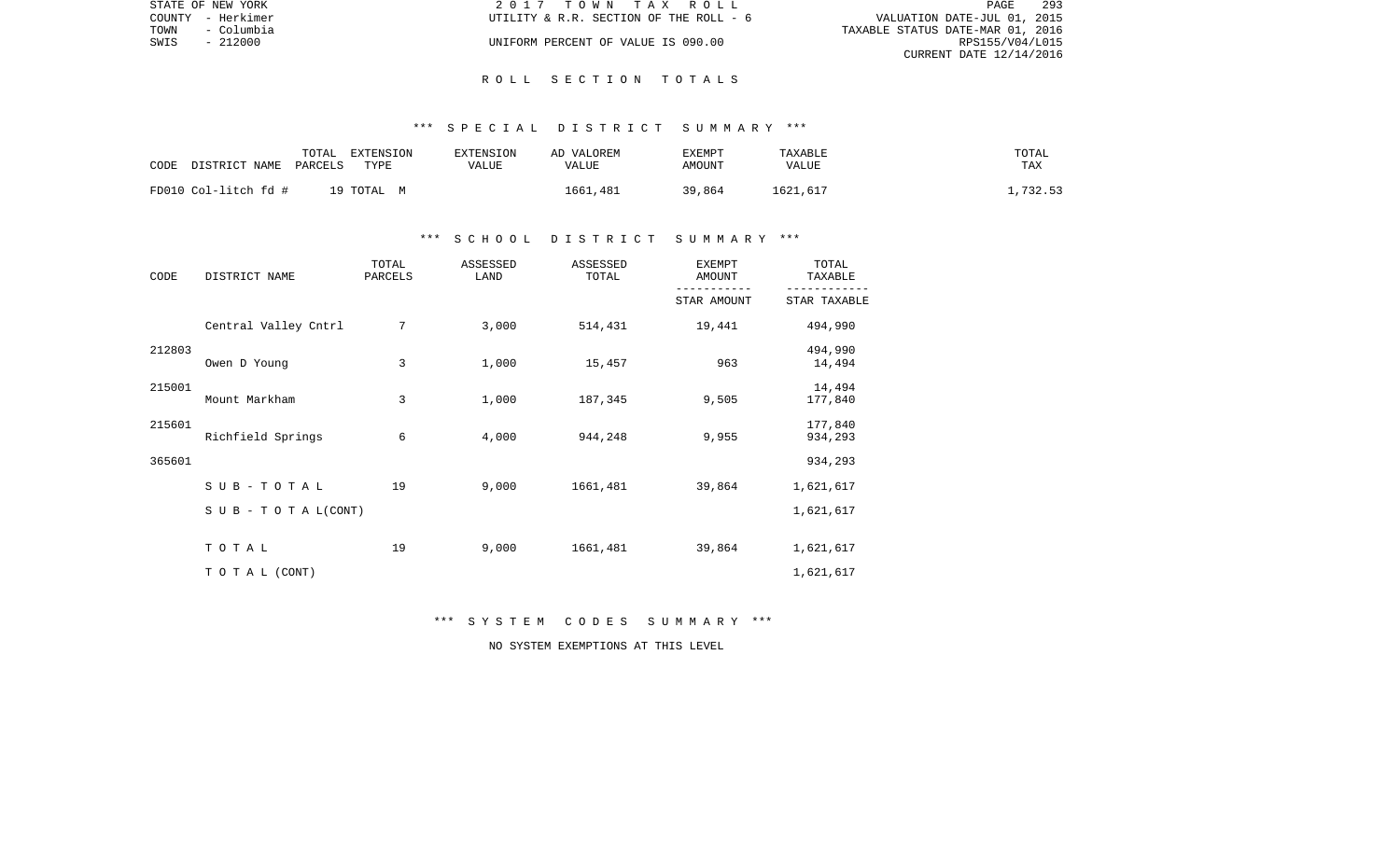STATE OF NEW YORK
COUNTY - Herkimer
TOWN - Columbia
SWIS - 212000

2 0 1 7 T O W N T A X R O L L
UTILITY & R.R. SECTION OF THE ROLL - 6
UNIFORM PERCENT OF VALUE IS 090.00

VALUATION DATE-JUL 01, 2015
TAXABLE STATUS DATE-MAR 01, 2016
RPS155/V04/L015
CURRENT DATE 12/14/2016

## R O L L S E C T I O N T O T A L S

### *** S P E C I A L D I S T R I C T S U M M A R Y ***

| CODE DISTRICT NAME | TOTAL PARCELS | EXTENSION TYPE | EXTENSION VALUE | AD VALOREM VALUE | EXEMPT AMOUNT | TAXABLE VALUE | TOTAL TAX |
|---|---|---|---|---|---|---|---|
| FD010 Col-litch fd # | 19 | TOTAL M | | 1661,481 | 39,864 | 1621,617 | 1,732.53 |

### *** S C H O O L D I S T R I C T S U M M A R Y ***

| CODE | DISTRICT NAME | TOTAL PARCELS | ASSESSED LAND | ASSESSED TOTAL | EXEMPT AMOUNT / STAR AMOUNT | TOTAL TAXABLE / STAR TAXABLE |
|---|---|---|---|---|---|---|
| | Central Valley Cntrl | 7 | 3,000 | 514,431 | 19,441 | 494,990 |
| 212803 | | | | | | 494,990 |
| | Owen D Young | 3 | 1,000 | 15,457 | 963 | 14,494 |
| 215001 | | | | | | 14,494 |
| | Mount Markham | 3 | 1,000 | 187,345 | 9,505 | 177,840 |
| 215601 | | | | | | 177,840 |
| | Richfield Springs | 6 | 4,000 | 944,248 | 9,955 | 934,293 |
| 365601 | | | | | | 934,293 |
| | S U B - T O T A L | 19 | 9,000 | 1661,481 | 39,864 | 1,621,617 |
| | S U B - T O T A L (CONT) | | | | | 1,621,617 |
| | T O T A L | 19 | 9,000 | 1661,481 | 39,864 | 1,621,617 |
| | T O T A L (CONT) | | | | | 1,621,617 |

### *** S Y S T E M C O D E S S U M M A R Y ***

NO SYSTEM EXEMPTIONS AT THIS LEVEL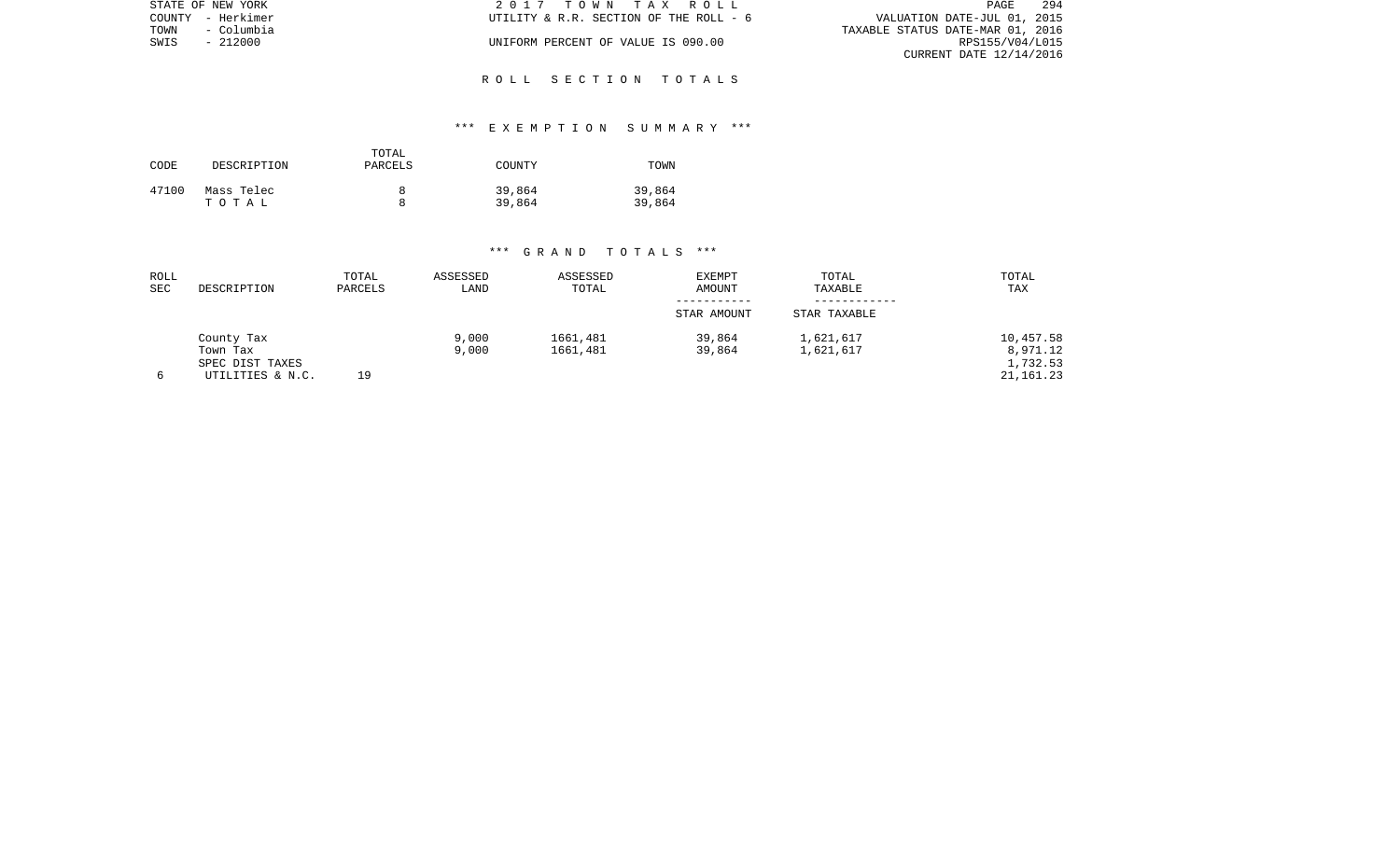STATE OF NEW YORK
COUNTY - Herkimer
TOWN - Columbia
SWIS - 212000

2 0 1 7 T O W N T A X R O L L
UTILITY & R.R. SECTION OF THE ROLL - 6
UNIFORM PERCENT OF VALUE IS 090.00

VALUATION DATE-JUL 01, 2015
TAXABLE STATUS DATE-MAR 01, 2016
RPS155/V04/L015
CURRENT DATE 12/14/2016

## R O L L S E C T I O N T O T A L S

### *** E X E M P T I O N S U M M A R Y ***

| CODE | DESCRIPTION | TOTAL PARCELS | COUNTY | TOWN |
|---|---|---|---|---|
| 47100 | Mass Telec | 8 | 39,864 | 39,864 |
| | T O T A L | 8 | 39,864 | 39,864 |

### *** G R A N D T O T A L S ***

| ROLL SEC | DESCRIPTION | TOTAL PARCELS | ASSESSED LAND | ASSESSED TOTAL | EXEMPT AMOUNT<br>-----------<br>STAR AMOUNT | TOTAL TAXABLE<br>------------<br>STAR TAXABLE | TOTAL TAX |
|---|---|---|---|---|---|---|---|
| | County Tax | | 9,000 | 1661,481 | 39,864 | 1,621,617 | 10,457.58 |
| | Town Tax | | 9,000 | 1661,481 | 39,864 | 1,621,617 | 8,971.12 |
| | SPEC DIST TAXES | | | | | | 1,732.53 |
| 6 | UTILITIES & N.C. | 19 | | | | | 21,161.23 |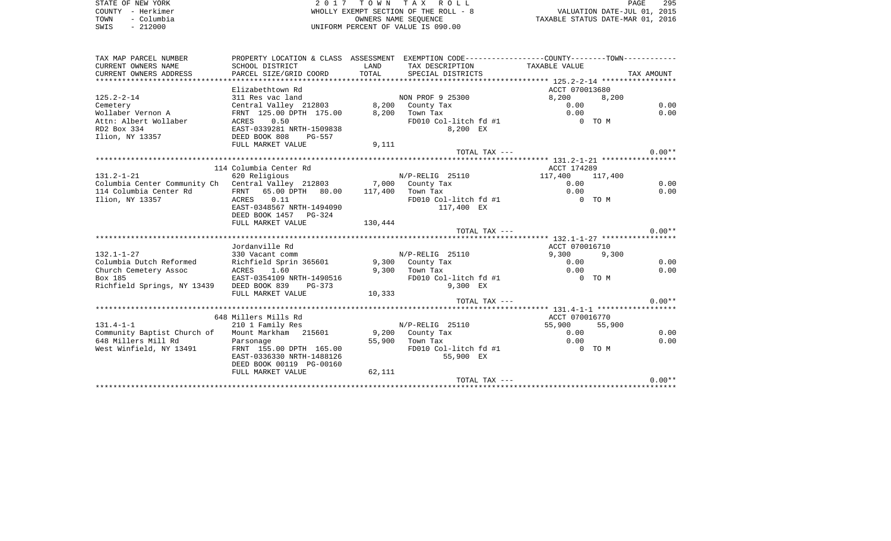STATE OF NEW YORK
COUNTY - Herkimer
TOWN - Columbia
SWIS - 212000

2 0 1 7 T O W N T A X R O L L
WHOLLY EXEMPT SECTION OF THE ROLL - 8
OWNERS NAME SEQUENCE
UNIFORM PERCENT OF VALUE IS 090.00

VALUATION DATE-JUL 01, 2015
TAXABLE STATUS DATE-MAR 01, 2016

| TAX MAP PARCEL NUMBER / CURRENT OWNERS NAME / CURRENT OWNERS ADDRESS | PROPERTY LOCATION & CLASS / SCHOOL DISTRICT / PARCEL SIZE/GRID COORD | ASSESSMENT LAND / TOTAL | EXEMPTION CODE / TAX DESCRIPTION / SPECIAL DISTRICTS | COUNTY TAXABLE VALUE | TOWN | TAX AMOUNT |
|---|---|---|---|---|---|---|
| | Elizabethtown Rd | | | ACCT 070013680 | | |
| 125.2-2-14 | 311 Res vac land | | NON PROF 9 25300 | 8,200 | 8,200 | |
| Cemetery | Central Valley 212803 | 8,200 | County Tax | 0.00 | | 0.00 |
| Wollaber Vernon A | FRNT 125.00 DPTH 175.00 | 8,200 | Town Tax | 0.00 | | 0.00 |
| Attn: Albert Wollaber | ACRES 0.50 | | FD010 Col-litch fd #1 | 0 TO M | | |
| RD2 Box 334 | EAST-0339281 NRTH-1509838 | | 8,200 EX | | | |
| Ilion, NY 13357 | DEED BOOK 808 PG-557 | | | | | |
| | FULL MARKET VALUE | 9,111 | | | | |
| | | | TOTAL TAX --- | | | 0.00** |
| | 114 Columbia Center Rd | | | ACCT 174289 | | |
| 131.2-1-21 | 620 Religious | | N/P-RELIG 25110 | 117,400 | 117,400 | |
| Columbia Center Community Ch | Central Valley 212803 | 7,000 | County Tax | 0.00 | | 0.00 |
| 114 Columbia Center Rd | FRNT 65.00 DPTH 80.00 | 117,400 | Town Tax | 0.00 | | 0.00 |
| Ilion, NY 13357 | ACRES 0.11 | | FD010 Col-litch fd #1 | 0 TO M | | |
| | EAST-0348567 NRTH-1494090 | | 117,400 EX | | | |
| | DEED BOOK 1457 PG-324 | | | | | |
| | FULL MARKET VALUE | 130,444 | | | | |
| | | | TOTAL TAX --- | | | 0.00** |
| | Jordanville Rd | | | ACCT 070016710 | | |
| 132.1-1-27 | 330 Vacant comm | | N/P-RELIG 25110 | 9,300 | 9,300 | |
| Columbia Dutch Reformed | Richfield Sprin 365601 | 9,300 | County Tax | 0.00 | | 0.00 |
| Church Cemetery Assoc | ACRES 1.60 | 9,300 | Town Tax | 0.00 | | 0.00 |
| Box 185 | EAST-0354109 NRTH-1490516 | | FD010 Col-litch fd #1 | 0 TO M | | |
| Richfield Springs, NY 13439 | DEED BOOK 839 PG-373 | | 9,300 EX | | | |
| | FULL MARKET VALUE | 10,333 | | | | |
| | | | TOTAL TAX --- | | | 0.00** |
| | 648 Millers Mills Rd | | | ACCT 070016770 | | |
| 131.4-1-1 | 210 1 Family Res | | N/P-RELIG 25110 | 55,900 | 55,900 | |
| Community Baptist Church of | Mount Markham 215601 | 9,200 | County Tax | 0.00 | | 0.00 |
| 648 Millers Mill Rd | Parsonage | 55,900 | Town Tax | 0.00 | | 0.00 |
| West Winfield, NY 13491 | FRNT 155.00 DPTH 165.00 | | FD010 Col-litch fd #1 | 0 TO M | | |
| | EAST-0336330 NRTH-1488126 | | 55,900 EX | | | |
| | DEED BOOK 00119 PG-00160 | | | | | |
| | FULL MARKET VALUE | 62,111 | | | | |
| | | | TOTAL TAX --- | | | 0.00** |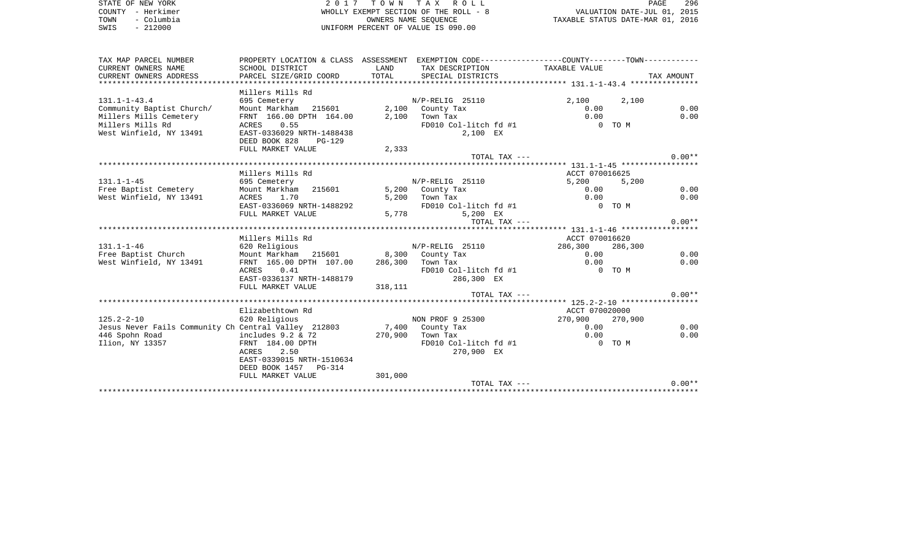STATE OF NEW YORK
COUNTY - Herkimer
TOWN - Columbia
SWIS - 212000

2 0 1 7 T O W N T A X R O L L
WHOLLY EXEMPT SECTION OF THE ROLL - 8
OWNERS NAME SEQUENCE
UNIFORM PERCENT OF VALUE IS 090.00

VALUATION DATE-JUL 01, 2015
TAXABLE STATUS DATE-MAR 01, 2016

| TAX MAP PARCEL NUMBER<br>CURRENT OWNERS NAME<br>CURRENT OWNERS ADDRESS | PROPERTY LOCATION & CLASS<br>SCHOOL DISTRICT<br>PARCEL SIZE/GRID COORD | ASSESSMENT<br>LAND<br>TOTAL | EXEMPTION CODE<br>TAX DESCRIPTION<br>SPECIAL DISTRICTS | COUNTY<br>TAXABLE VALUE | TOWN | TAX AMOUNT |
|---|---|---|---|---|---|---|
| | Millers Mills Rd | | | | | |
| 131.1-1-43.4 | 695 Cemetery | | N/P-RELIG 25110 | 2,100 | 2,100 | |
| Community Baptist Church/ | Mount Markham 215601 | 2,100 | County Tax | 0.00 | | 0.00 |
| Millers Mills Cemetery | FRNT 166.00 DPTH 164.00 | 2,100 | Town Tax | 0.00 | | 0.00 |
| Millers Mills Rd | ACRES 0.55 | | FD010 Col-litch fd #1 | 0 | TO M | |
| West Winfield, NY 13491 | EAST-0336029 NRTH-1488438 | | 2,100 EX | | | |
| | DEED BOOK 828 PG-129 | | | | | |
| | FULL MARKET VALUE | 2,333 | | | | |
| | | | TOTAL TAX --- | | | 0.00** |
| | Millers Mills Rd | | | ACCT 070016625 | | |
| 131.1-1-45 | 695 Cemetery | | N/P-RELIG 25110 | 5,200 | 5,200 | |
| Free Baptist Cemetery | Mount Markham 215601 | 5,200 | County Tax | 0.00 | | 0.00 |
| West Winfield, NY 13491 | ACRES 1.70 | 5,200 | Town Tax | 0.00 | | 0.00 |
| | EAST-0336069 NRTH-1488292 | | FD010 Col-litch fd #1 | 0 | TO M | |
| | FULL MARKET VALUE | 5,778 | 5,200 EX | | | |
| | | | TOTAL TAX --- | | | 0.00** |
| | Millers Mills Rd | | | ACCT 070016620 | | |
| 131.1-1-46 | 620 Religious | | N/P-RELIG 25110 | 286,300 | 286,300 | |
| Free Baptist Church | Mount Markham 215601 | 8,300 | County Tax | 0.00 | | 0.00 |
| West Winfield, NY 13491 | FRNT 165.00 DPTH 107.00 | 286,300 | Town Tax | 0.00 | | 0.00 |
| | ACRES 0.41 | | FD010 Col-litch fd #1 | 0 | TO M | |
| | EAST-0336137 NRTH-1488179 | | 286,300 EX | | | |
| | FULL MARKET VALUE | 318,111 | | | | |
| | | | TOTAL TAX --- | | | 0.00** |
| | Elizabethtown Rd | | | ACCT 070020000 | | |
| 125.2-2-10 | 620 Religious | | NON PROF 9 25300 | 270,900 | 270,900 | |
| Jesus Never Fails Community Ch | Central Valley 212803 | 7,400 | County Tax | 0.00 | | 0.00 |
| 446 Spohn Road | includes 9.2 & 72 | 270,900 | Town Tax | 0.00 | | 0.00 |
| Ilion, NY 13357 | FRNT 184.00 DPTH | | FD010 Col-litch fd #1 | 0 | TO M | |
| | ACRES 2.50 | | 270,900 EX | | | |
| | EAST-0339015 NRTH-1510634 | | | | | |
| | DEED BOOK 1457 PG-314 | | | | | |
| | FULL MARKET VALUE | 301,000 | | | | |
| | | | TOTAL TAX --- | | | 0.00** |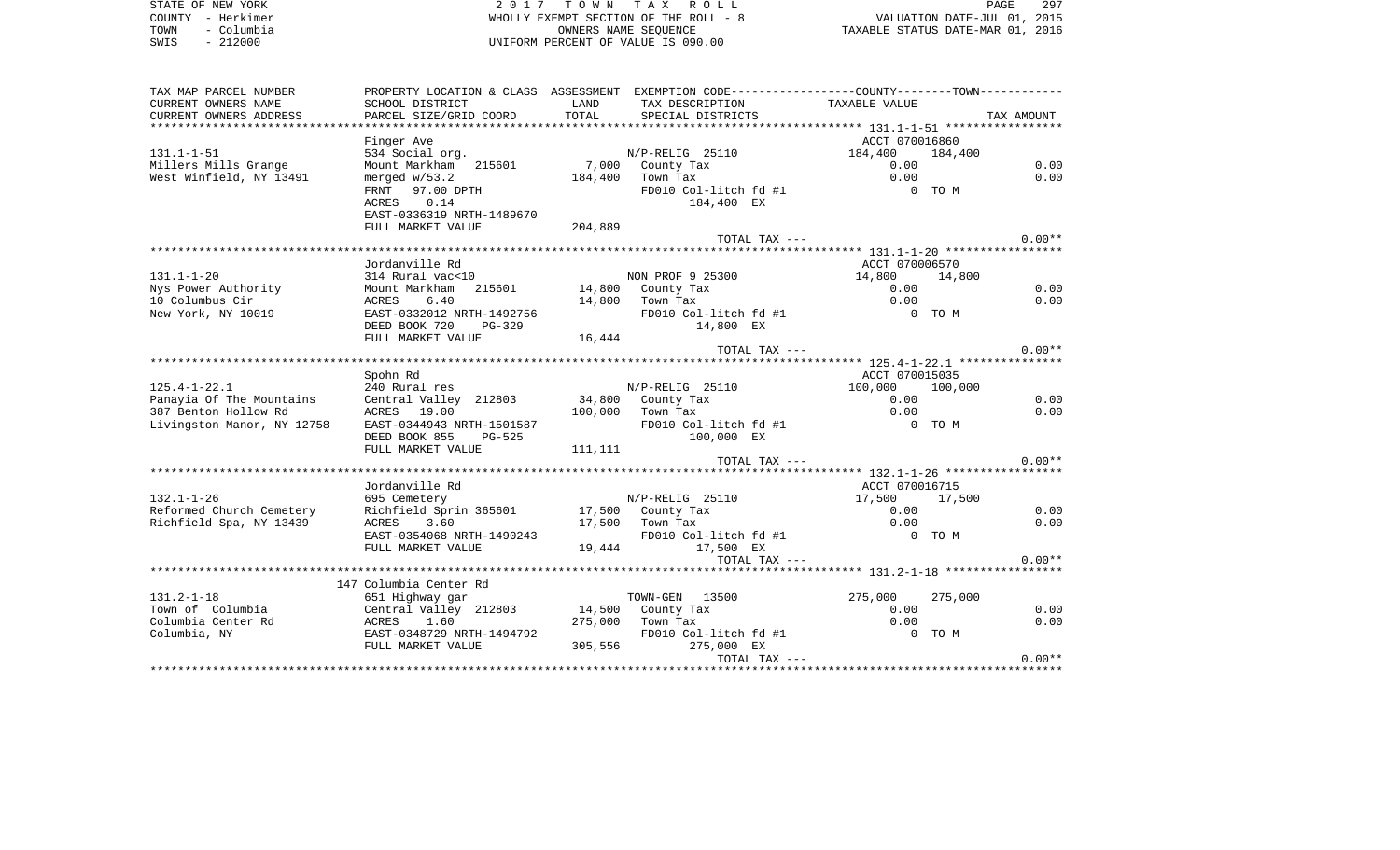| TAX MAP PARCEL NUMBER<br>CURRENT OWNERS NAME<br>CURRENT OWNERS ADDRESS | PROPERTY LOCATION & CLASS<br>SCHOOL DISTRICT<br>PARCEL SIZE/GRID COORD | ASSESSMENT<br>LAND<br>TOTAL | EXEMPTION CODE-----COUNTY--------TOWN-----<br>TAX DESCRIPTION<br>SPECIAL DISTRICTS | TAXABLE VALUE | TAX AMOUNT |
|---|---|---|---|---|---|
| 131.1-1-51 | Finger Ave | | | ACCT 070016860 | |
| 131.1-1-51 | 534 Social org. | | N/P-RELIG 25110 | 184,400 184,400 | |
| Millers Mills Grange | Mount Markham 215601 | 7,000 | County Tax | 0.00 | 0.00 |
| West Winfield, NY 13491 | merged w/53.2 | 184,400 | Town Tax | 0.00 | 0.00 |
| | FRNT 97.00 DPTH | | FD010 Col-litch fd #1 | 0 TO M | |
| | ACRES 0.14 | | 184,400 EX | | |
| | EAST-0336319 NRTH-1489670 | | | | |
| | FULL MARKET VALUE | 204,889 | | | |
| | | | TOTAL TAX --- | | 0.00** |
| 131.1-1-20 | Jordanville Rd | | | ACCT 070006570 | |
| 131.1-1-20 | 314 Rural vac<10 | | NON PROF 9 25300 | 14,800 14,800 | |
| Nys Power Authority | Mount Markham 215601 | 14,800 | County Tax | 0.00 | 0.00 |
| 10 Columbus Cir | ACRES 6.40 | 14,800 | Town Tax | 0.00 | 0.00 |
| New York, NY 10019 | EAST-0332012 NRTH-1492756 | | FD010 Col-litch fd #1 | 0 TO M | |
| | DEED BOOK 720 PG-329 | | 14,800 EX | | |
| | FULL MARKET VALUE | 16,444 | | | |
| | | | TOTAL TAX --- | | 0.00** |
| 125.4-1-22.1 | Spohn Rd | | | ACCT 070015035 | |
| 125.4-1-22.1 | 240 Rural res | | N/P-RELIG 25110 | 100,000 100,000 | |
| Panayia Of The Mountains | Central Valley 212803 | 34,800 | County Tax | 0.00 | 0.00 |
| 387 Benton Hollow Rd | ACRES 19.00 | 100,000 | Town Tax | 0.00 | 0.00 |
| Livingston Manor, NY 12758 | EAST-0344943 NRTH-1501587 | | FD010 Col-litch fd #1 | 0 TO M | |
| | DEED BOOK 855 PG-525 | | 100,000 EX | | |
| | FULL MARKET VALUE | 111,111 | | | |
| | | | TOTAL TAX --- | | 0.00** |
| 132.1-1-26 | Jordanville Rd | | | ACCT 070016715 | |
| 132.1-1-26 | 695 Cemetery | | N/P-RELIG 25110 | 17,500 17,500 | |
| Reformed Church Cemetery | Richfield Sprin 365601 | 17,500 | County Tax | 0.00 | 0.00 |
| Richfield Spa, NY 13439 | ACRES 3.60 | 17,500 | Town Tax | 0.00 | 0.00 |
| | EAST-0354068 NRTH-1490243 | | FD010 Col-litch fd #1 | 0 TO M | |
| | FULL MARKET VALUE | 19,444 | 17,500 EX | | |
| | | | TOTAL TAX --- | | 0.00** |
| 131.2-1-18 | 147 Columbia Center Rd | | | | |
| 131.2-1-18 | 651 Highway gar | | TOWN-GEN 13500 | 275,000 275,000 | |
| Town of Columbia | Central Valley 212803 | 14,500 | County Tax | 0.00 | 0.00 |
| Columbia Center Rd | ACRES 1.60 | 275,000 | Town Tax | 0.00 | 0.00 |
| Columbia, NY | EAST-0348729 NRTH-1494792 | | FD010 Col-litch fd #1 | 0 TO M | |
| | FULL MARKET VALUE | 305,556 | 275,000 EX | | |
| | | | TOTAL TAX --- | | 0.00** |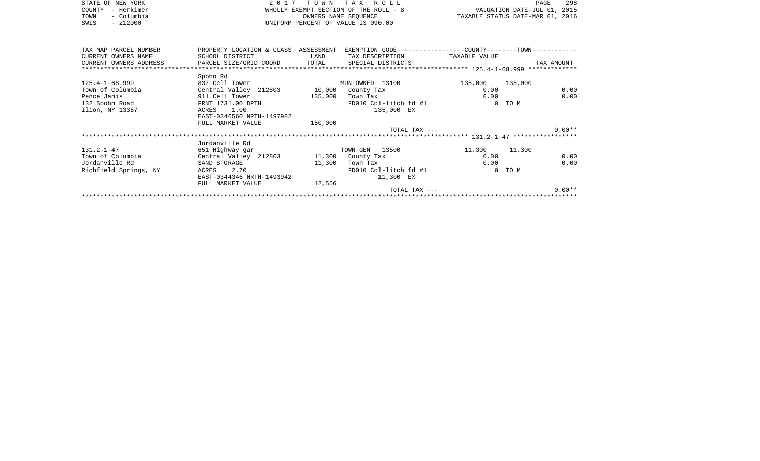STATE OF NEW YORK
COUNTY - Herkimer
TOWN - Columbia
SWIS - 212000

2017 TOWN TAX ROLL
WHOLLY EXEMPT SECTION OF THE ROLL - 8
OWNERS NAME SEQUENCE
UNIFORM PERCENT OF VALUE IS 090.00

VALUATION DATE-JUL 01, 2015
TAXABLE STATUS DATE-MAR 01, 2016

| TAX MAP PARCEL NUMBER / CURRENT OWNERS NAME / CURRENT OWNERS ADDRESS | PROPERTY LOCATION & CLASS / SCHOOL DISTRICT / PARCEL SIZE/GRID COORD | ASSESSMENT LAND / TOTAL | EXEMPTION CODE / TAX DESCRIPTION / SPECIAL DISTRICTS | COUNTY TAXABLE VALUE | TOWN | TAX AMOUNT |
|---|---|---|---|---|---|---|
| **125.4-1-68.999** | Spohn Rd | | | | | |
| 125.4-1-68.999 | 837 Cell Tower | | MUN OWNED 13100 | 135,000 | 135,000 | |
| Town of Columbia | Central Valley 212803 | 10,000 | County Tax | 0.00 | | 0.00 |
| Pence Janis | 911 Cell Tower | 135,000 | Town Tax | 0.00 | | 0.00 |
| 132 Spohn Road | FRNT 1731.00 DPTH | | FD010 Col-litch fd #1 | 0 TO M | | |
| Ilion, NY 13357 | ACRES 1.00 | | 135,000 EX | | | |
| | EAST-0346560 NRTH-1497982 | | | | | |
| | FULL MARKET VALUE | 150,000 | | | | |
| | | | TOTAL TAX --- | | | 0.00** |
| **131.2-1-47** | Jordanville Rd | | | | | |
| 131.2-1-47 | 651 Highway gar | | TOWN-GEN 13500 | 11,300 | 11,300 | |
| Town of Columbia | Central Valley 212803 | 11,300 | County Tax | 0.00 | | 0.00 |
| Jordanville Rd | SAND STORAGE | 11,300 | Town Tax | 0.00 | | 0.00 |
| Richfield Springs, NY | ACRES 2.70 | | FD010 Col-litch fd #1 | 0 TO M | | |
| | EAST-0344346 NRTH-1493942 | | 11,300 EX | | | |
| | FULL MARKET VALUE | 12,556 | | | | |
| | | | TOTAL TAX --- | | | 0.00** |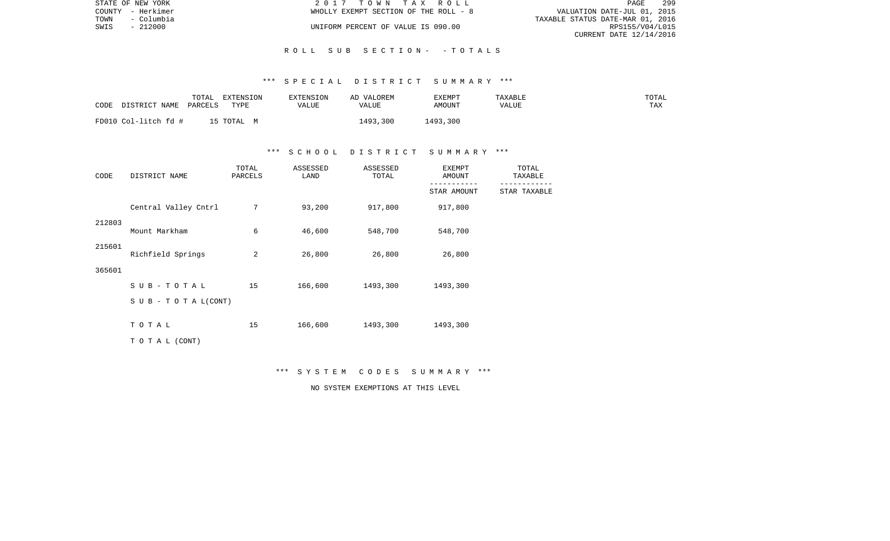STATE OF NEW YORK
COUNTY - Herkimer
TOWN - Columbia
SWIS - 212000

2 0 1 7 T O W N T A X R O L L
WHOLLY EXEMPT SECTION OF THE ROLL - 8
UNIFORM PERCENT OF VALUE IS 090.00

VALUATION DATE-JUL 01, 2015
TAXABLE STATUS DATE-MAR 01, 2016
RPS155/V04/L015
CURRENT DATE 12/14/2016

## R O L L S U B S E C T I O N - - T O T A L S

### *** S P E C I A L D I S T R I C T S U M M A R Y ***

| CODE DISTRICT NAME | TOTAL PARCELS | EXTENSION TYPE | EXTENSION VALUE | AD VALOREM VALUE | EXEMPT AMOUNT | TAXABLE VALUE | TOTAL TAX |
|---|---|---|---|---|---|---|---|
| FD010 Col-litch fd # | 15 | TOTAL M | | 1493,300 | 1493,300 | | |

### *** S C H O O L D I S T R I C T S U M M A R Y ***

| CODE | DISTRICT NAME | TOTAL PARCELS | ASSESSED LAND | ASSESSED TOTAL | EXEMPT AMOUNT / STAR AMOUNT | TOTAL TAXABLE / STAR TAXABLE |
|---|---|---|---|---|---|---|
| 212803 | Central Valley Cntrl | 7 | 93,200 | 917,800 | 917,800 | |
| 215601 | Mount Markham | 6 | 46,600 | 548,700 | 548,700 | |
| 365601 | Richfield Springs | 2 | 26,800 | 26,800 | 26,800 | |
| | S U B - T O T A L | 15 | 166,600 | 1493,300 | 1493,300 | |
| | S U B - T O T A L (CONT) | | | | | |
| | T O T A L | 15 | 166,600 | 1493,300 | 1493,300 | |
| | T O T A L (CONT) | | | | | |

### *** S Y S T E M C O D E S S U M M A R Y ***

NO SYSTEM EXEMPTIONS AT THIS LEVEL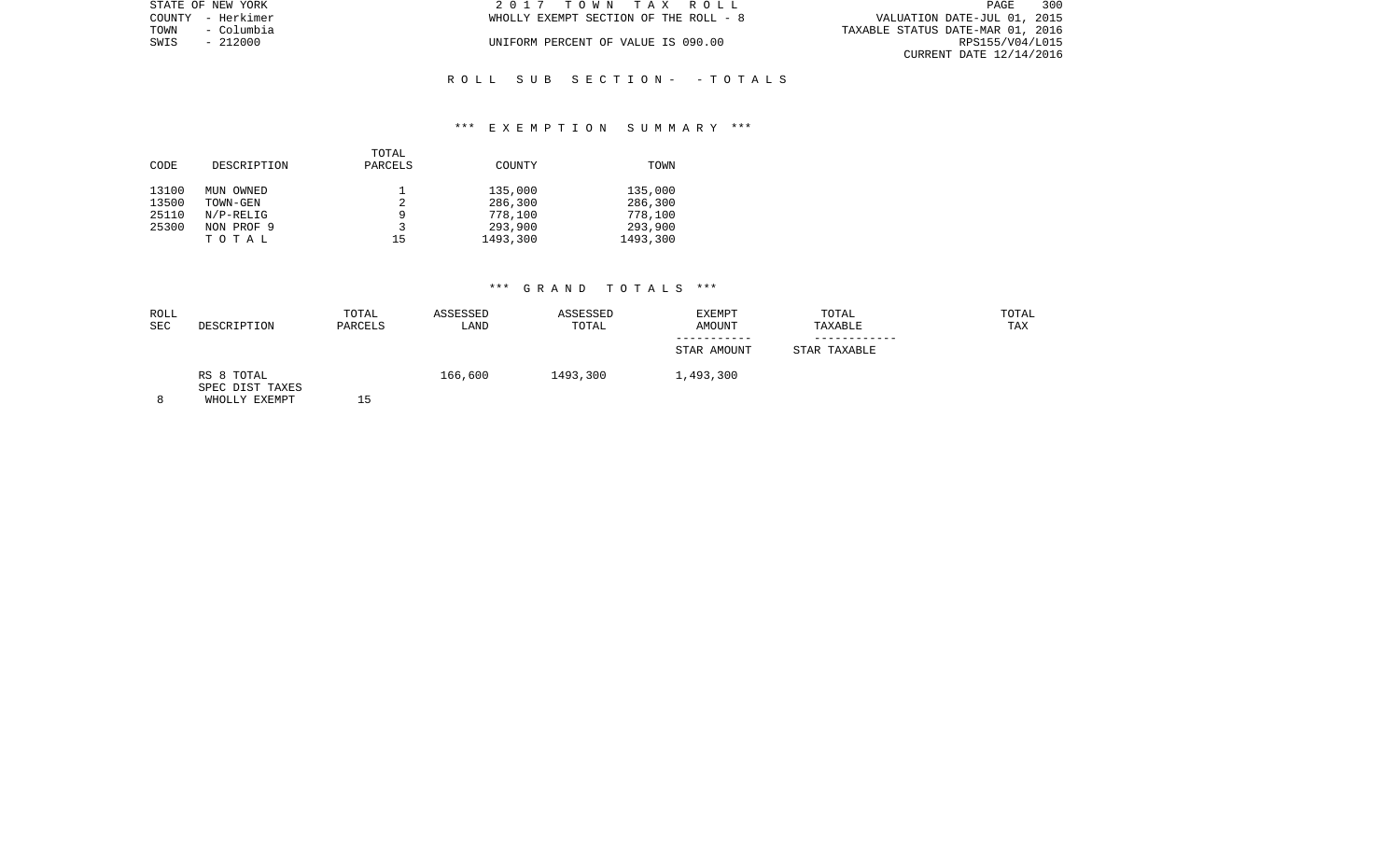STATE OF NEW YORK | 2017 TOWN TAX ROLL
COUNTY - Herkimer | WHOLLY EXEMPT SECTION OF THE ROLL - 8 | VALUATION DATE-JUL 01, 2015
TOWN - Columbia | TAXABLE STATUS DATE-MAR 01, 2016
SWIS - 212000 | UNIFORM PERCENT OF VALUE IS 090.00 | RPS155/V04/L015
CURRENT DATE 12/14/2016

## ROLL SUB SECTION- - TOTALS

### *** EXEMPTION SUMMARY ***

| CODE | DESCRIPTION | TOTAL PARCELS | COUNTY | TOWN |
|---|---|---|---|---|
| 13100 | MUN OWNED | 1 | 135,000 | 135,000 |
| 13500 | TOWN-GEN | 2 | 286,300 | 286,300 |
| 25110 | N/P-RELIG | 9 | 778,100 | 778,100 |
| 25300 | NON PROF 9 | 3 | 293,900 | 293,900 |
| | T O T A L | 15 | 1493,300 | 1493,300 |

### *** GRAND TOTALS ***

| ROLL SEC | DESCRIPTION | TOTAL PARCELS | ASSESSED LAND | ASSESSED TOTAL | EXEMPT AMOUNT / STAR AMOUNT | TOTAL TAXABLE / STAR TAXABLE | TOTAL TAX |
|---|---|---|---|---|---|---|---|
| 8 | RS 8 TOTAL SPEC DIST TAXES WHOLLY EXEMPT | 15 | 166,600 | 1493,300 | 1,493,300 | | |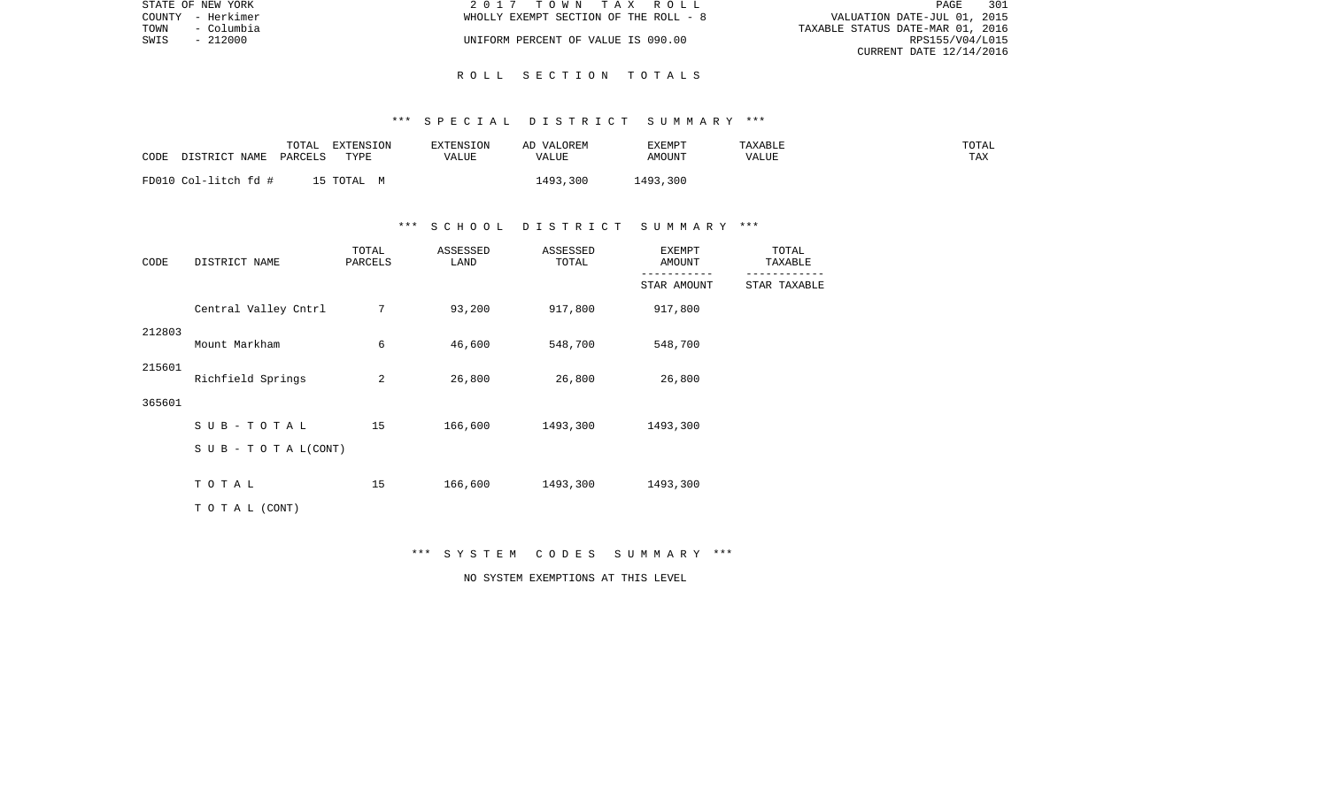# ROLL SECTION TOTALS

## *** SPECIAL DISTRICT SUMMARY ***

| CODE | DISTRICT NAME | TOTAL PARCELS | EXTENSION TYPE | EXTENSION VALUE | AD VALOREM VALUE | EXEMPT AMOUNT | TAXABLE VALUE | TOTAL TAX |
|---|---|---|---|---|---|---|---|---|
| FD010 | Col-litch fd # | 15 | TOTAL M | | 1493,300 | 1493,300 | | |

## *** SCHOOL DISTRICT SUMMARY ***

| CODE | DISTRICT NAME | TOTAL PARCELS | ASSESSED LAND | ASSESSED TOTAL | EXEMPT AMOUNT / STAR AMOUNT | TOTAL TAXABLE / STAR TAXABLE |
|---|---|---|---|---|---|---|
| 212803 | Central Valley Cntrl | 7 | 93,200 | 917,800 | 917,800 | |
| 215601 | Mount Markham | 6 | 46,600 | 548,700 | 548,700 | |
| 365601 | Richfield Springs | 2 | 26,800 | 26,800 | 26,800 | |
| | S U B - T O T A L | 15 | 166,600 | 1493,300 | 1493,300 | |
| | S U B - T O T A L (CONT) | | | | | |
| | T O T A L | 15 | 166,600 | 1493,300 | 1493,300 | |
| | T O T A L (CONT) | | | | | |

## *** SYSTEM CODES SUMMARY ***

NO SYSTEM EXEMPTIONS AT THIS LEVEL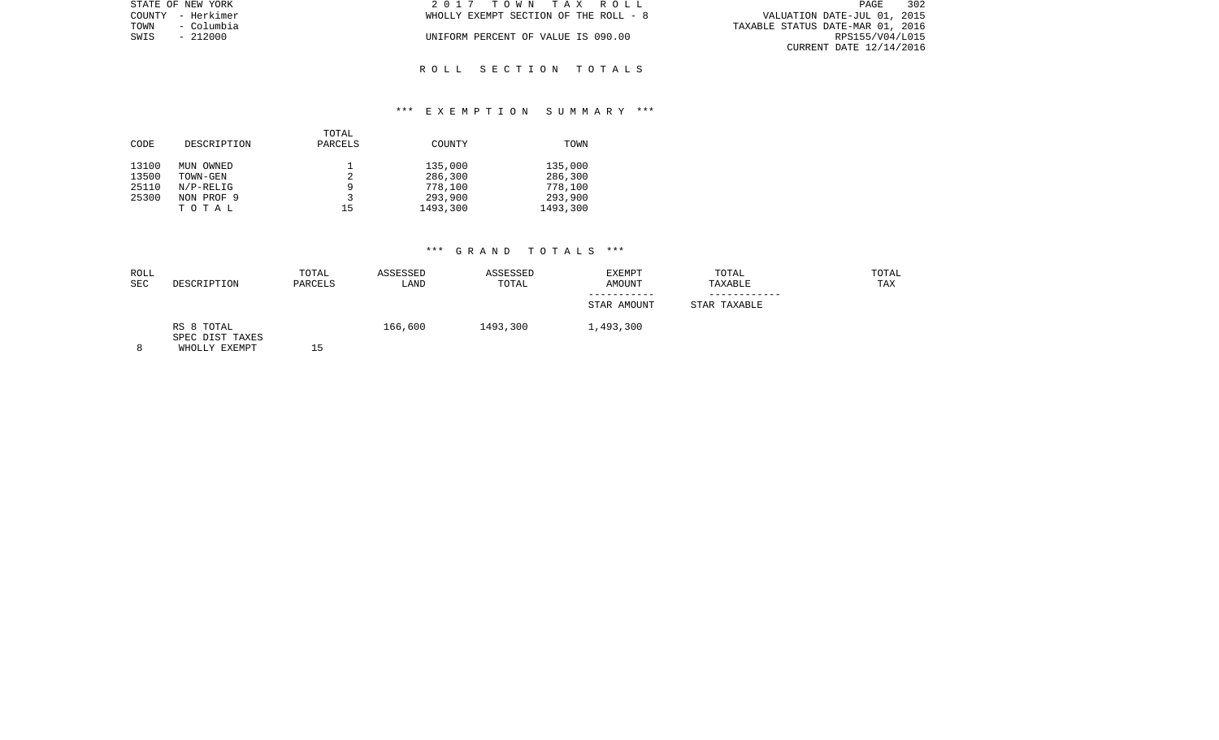STATE OF NEW YORK
COUNTY - Herkimer
TOWN - Columbia
SWIS - 212000

2 0 1 7 T O W N T A X R O L L
WHOLLY EXEMPT SECTION OF THE ROLL - 8
UNIFORM PERCENT OF VALUE IS 090.00

VALUATION DATE-JUL 01, 2015
TAXABLE STATUS DATE-MAR 01, 2016
RPS155/V04/L015
CURRENT DATE 12/14/2016

## R O L L S E C T I O N T O T A L S

### *** E X E M P T I O N S U M M A R Y ***

| CODE | DESCRIPTION | TOTAL PARCELS | COUNTY | TOWN |
|---|---|---|---|---|
| 13100 | MUN OWNED | 1 | 135,000 | 135,000 |
| 13500 | TOWN-GEN | 2 | 286,300 | 286,300 |
| 25110 | N/P-RELIG | 9 | 778,100 | 778,100 |
| 25300 | NON PROF 9 | 3 | 293,900 | 293,900 |
| | T O T A L | 15 | 1493,300 | 1493,300 |

### *** G R A N D T O T A L S ***

| ROLL SEC | DESCRIPTION | TOTAL PARCELS | ASSESSED LAND | ASSESSED TOTAL | EXEMPT AMOUNT / STAR AMOUNT | TOTAL TAXABLE / STAR TAXABLE | TOTAL TAX |
|---|---|---|---|---|---|---|---|
| | RS 8 TOTAL | | 166,600 | 1493,300 | 1,493,300 | | |
| | SPEC DIST TAXES | | | | | | |
| 8 | WHOLLY EXEMPT | 15 | | | | | |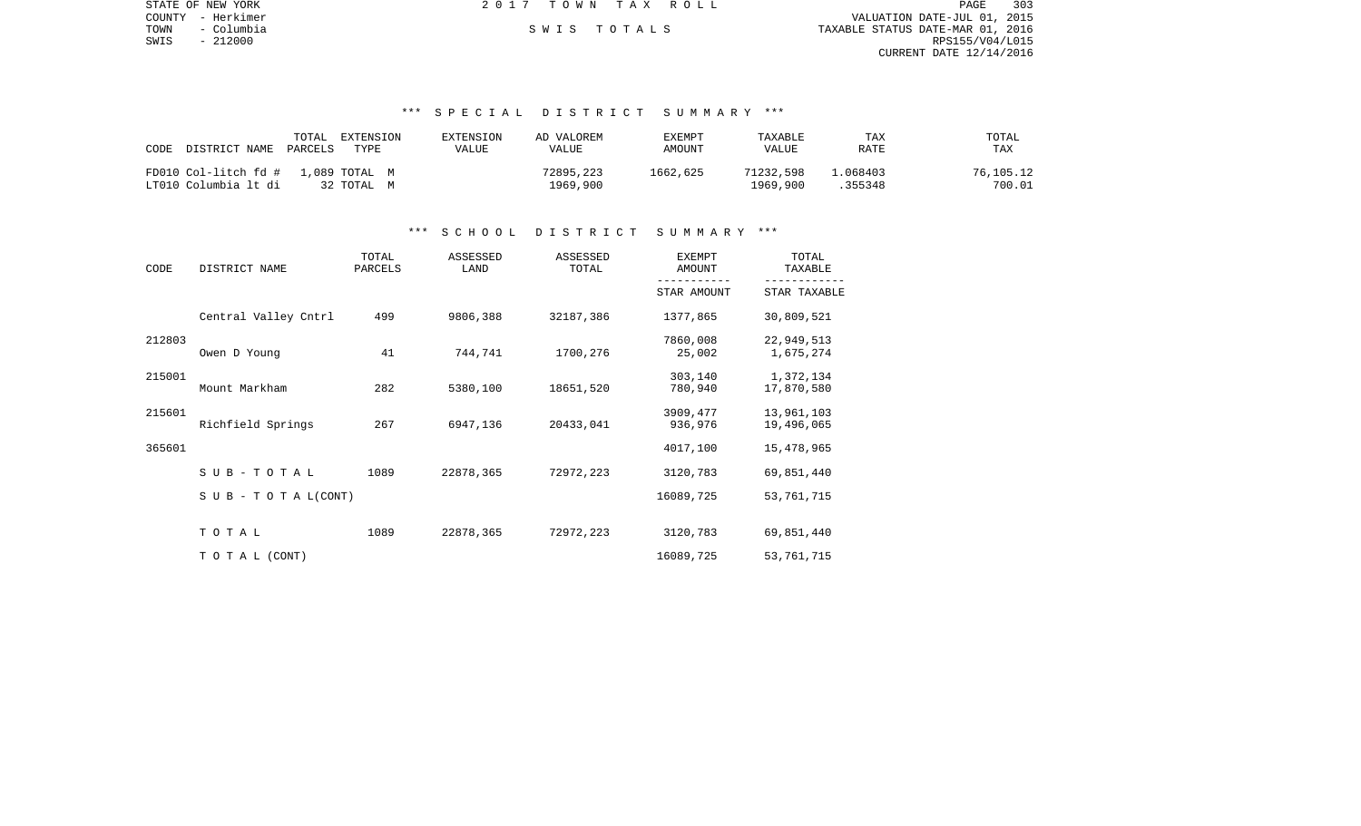STATE OF NEW YORK
COUNTY - Herkimer
TOWN - Columbia
SWIS - 212000

2 0 1 7 T O W N T A X R O L L

S W I S T O T A L S

VALUATION DATE-JUL 01, 2015
TAXABLE STATUS DATE-MAR 01, 2016
RPS155/V04/L015
CURRENT DATE 12/14/2016

### *** S P E C I A L D I S T R I C T S U M M A R Y ***

| CODE DISTRICT NAME | TOTAL PARCELS | EXTENSION TYPE | EXTENSION VALUE | AD VALOREM VALUE | EXEMPT AMOUNT | TAXABLE VALUE | TAX RATE | TOTAL TAX |
|---|---|---|---|---|---|---|---|---|
| FD010 Col-litch fd # | 1,089 | TOTAL M | | 72895,223 | 1662,625 | 71232,598 | 1.068403 | 76,105.12 |
| LT010 Columbia lt di | 32 | TOTAL M | | 1969,900 | | 1969,900 | .355348 | 700.01 |

### *** S C H O O L D I S T R I C T S U M M A R Y ***

| CODE | DISTRICT NAME | TOTAL PARCELS | ASSESSED LAND | ASSESSED TOTAL | EXEMPT AMOUNT / STAR AMOUNT | TOTAL TAXABLE / STAR TAXABLE |
|---|---|---|---|---|---|---|
| | Central Valley Cntrl | 499 | 9806,388 | 32187,386 | 1377,865 | 30,809,521 |
| 212803 | | | | | 7860,008 | 22,949,513 |
| | Owen D Young | 41 | 744,741 | 1700,276 | 25,002 | 1,675,274 |
| 215001 | | | | | 303,140 | 1,372,134 |
| | Mount Markham | 282 | 5380,100 | 18651,520 | 780,940 | 17,870,580 |
| 215601 | | | | | 3909,477 | 13,961,103 |
| | Richfield Springs | 267 | 6947,136 | 20433,041 | 936,976 | 19,496,065 |
| 365601 | | | | | 4017,100 | 15,478,965 |
| | S U B - T O T A L | 1089 | 22878,365 | 72972,223 | 3120,783 | 69,851,440 |
| | S U B - T O T A L(CONT) | | | | 16089,725 | 53,761,715 |
| | T O T A L | 1089 | 22878,365 | 72972,223 | 3120,783 | 69,851,440 |
| | T O T A L (CONT) | | | | 16089,725 | 53,761,715 |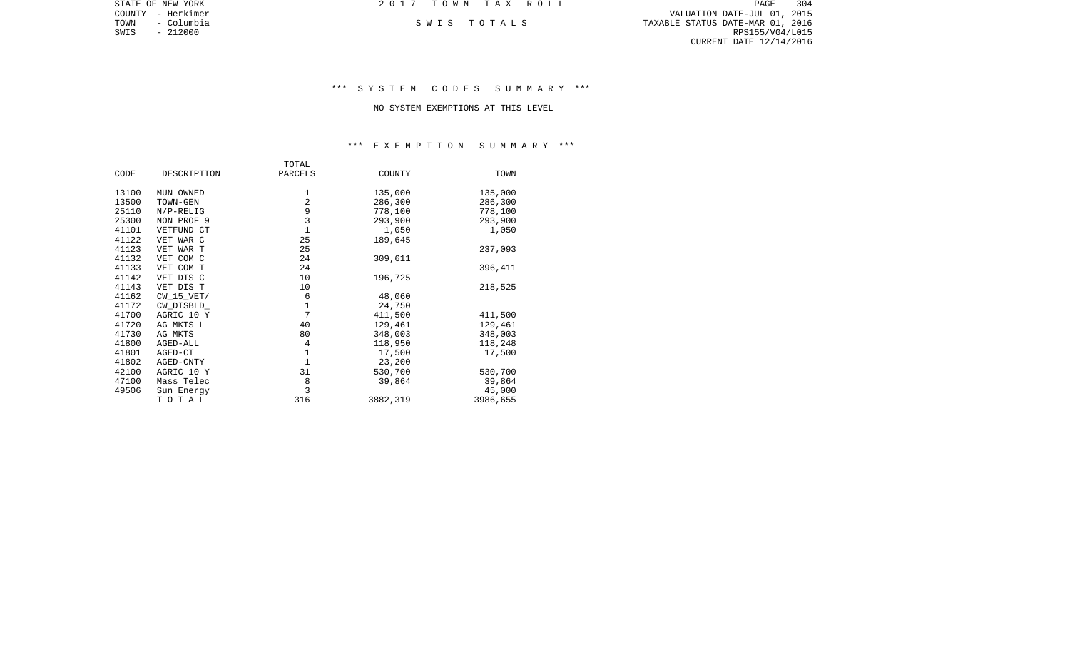STATE OF NEW YORK — 2017 TOWN TAX ROLL

COUNTY - Herkimer
TOWN - Columbia
SWIS - 212000

S W I S T O T A L S

VALUATION DATE-JUL 01, 2015
TAXABLE STATUS DATE-MAR 01, 2016
RPS155/V04/L015
CURRENT DATE 12/14/2016

### *** S Y S T E M C O D E S S U M M A R Y ***

NO SYSTEM EXEMPTIONS AT THIS LEVEL

### *** E X E M P T I O N S U M M A R Y ***

| CODE | DESCRIPTION | TOTAL PARCELS | COUNTY | TOWN |
|---|---|---|---|---|
| 13100 | MUN OWNED | 1 | 135,000 | 135,000 |
| 13500 | TOWN-GEN | 2 | 286,300 | 286,300 |
| 25110 | N/P-RELIG | 9 | 778,100 | 778,100 |
| 25300 | NON PROF 9 | 3 | 293,900 | 293,900 |
| 41101 | VETFUND CT | 1 | 1,050 | 1,050 |
| 41122 | VET WAR C | 25 | 189,645 | |
| 41123 | VET WAR T | 25 | | 237,093 |
| 41132 | VET COM C | 24 | 309,611 | |
| 41133 | VET COM T | 24 | | 396,411 |
| 41142 | VET DIS C | 10 | 196,725 | |
| 41143 | VET DIS T | 10 | | 218,525 |
| 41162 | CW_15_VET/ | 6 | 48,060 | |
| 41172 | CW_DISBLD_ | 1 | 24,750 | |
| 41700 | AGRIC 10 Y | 7 | 411,500 | 411,500 |
| 41720 | AG MKTS L | 40 | 129,461 | 129,461 |
| 41730 | AG MKTS | 80 | 348,003 | 348,003 |
| 41800 | AGED-ALL | 4 | 118,950 | 118,248 |
| 41801 | AGED-CT | 1 | 17,500 | 17,500 |
| 41802 | AGED-CNTY | 1 | 23,200 | |
| 42100 | AGRIC 10 Y | 31 | 530,700 | 530,700 |
| 47100 | Mass Telec | 8 | 39,864 | 39,864 |
| 49506 | Sun Energy | 3 | | 45,000 |
| | T O T A L | 316 | 3882,319 | 3986,655 |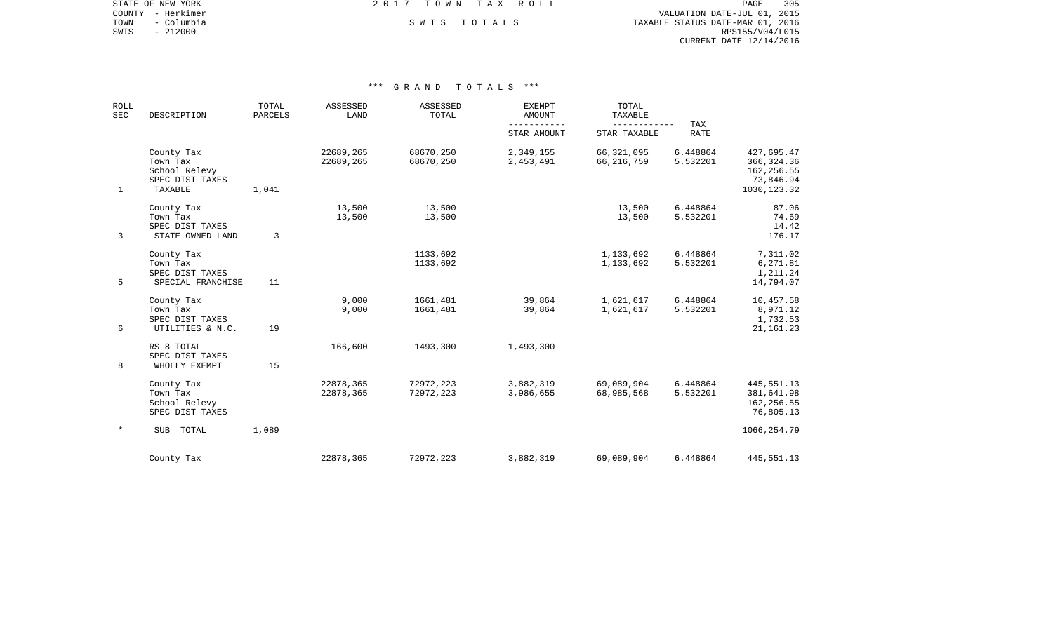STATE OF NEW YORK
COUNTY - Herkimer
TOWN - Columbia
SWIS - 212000

2 0 1 7 T O W N T A X R O L L

S W I S T O T A L S

VALUATION DATE-JUL 01, 2015
TAXABLE STATUS DATE-MAR 01, 2016
RPS155/V04/L015
CURRENT DATE 12/14/2016

### *** G R A N D T O T A L S ***

| ROLL SEC | DESCRIPTION | TOTAL PARCELS | ASSESSED LAND | ASSESSED TOTAL | EXEMPT AMOUNT / STAR AMOUNT | TOTAL TAXABLE / STAR TAXABLE | TAX RATE | |
|---|---|---|---|---|---|---|---|---|
| | County Tax | | 22689,265 | 68670,250 | 2,349,155 | 66,321,095 | 6.448864 | 427,695.47 |
| | Town Tax | | 22689,265 | 68670,250 | 2,453,491 | 66,216,759 | 5.532201 | 366,324.36 |
| | School Relevy | | | | | | | 162,256.55 |
| | SPEC DIST TAXES | | | | | | | 73,846.94 |
| 1 | TAXABLE | 1,041 | | | | | | 1030,123.32 |
| | County Tax | | 13,500 | 13,500 | | 13,500 | 6.448864 | 87.06 |
| | Town Tax | | 13,500 | 13,500 | | 13,500 | 5.532201 | 74.69 |
| | SPEC DIST TAXES | | | | | | | 14.42 |
| 3 | STATE OWNED LAND | 3 | | | | | | 176.17 |
| | County Tax | | | 1133,692 | | 1,133,692 | 6.448864 | 7,311.02 |
| | Town Tax | | | 1133,692 | | 1,133,692 | 5.532201 | 6,271.81 |
| | SPEC DIST TAXES | | | | | | | 1,211.24 |
| 5 | SPECIAL FRANCHISE | 11 | | | | | | 14,794.07 |
| | County Tax | | 9,000 | 1661,481 | 39,864 | 1,621,617 | 6.448864 | 10,457.58 |
| | Town Tax | | 9,000 | 1661,481 | 39,864 | 1,621,617 | 5.532201 | 8,971.12 |
| | SPEC DIST TAXES | | | | | | | 1,732.53 |
| 6 | UTILITIES & N.C. | 19 | | | | | | 21,161.23 |
| | RS 8 TOTAL | | 166,600 | 1493,300 | 1,493,300 | | | |
| | SPEC DIST TAXES | | | | | | | |
| 8 | WHOLLY EXEMPT | 15 | | | | | | |
| | County Tax | | 22878,365 | 72972,223 | 3,882,319 | 69,089,904 | 6.448864 | 445,551.13 |
| | Town Tax | | 22878,365 | 72972,223 | 3,986,655 | 68,985,568 | 5.532201 | 381,641.98 |
| | School Relevy | | | | | | | 162,256.55 |
| | SPEC DIST TAXES | | | | | | | 76,805.13 |
| * | SUB TOTAL | 1,089 | | | | | | 1066,254.79 |
| | County Tax | | 22878,365 | 72972,223 | 3,882,319 | 69,089,904 | 6.448864 | 445,551.13 |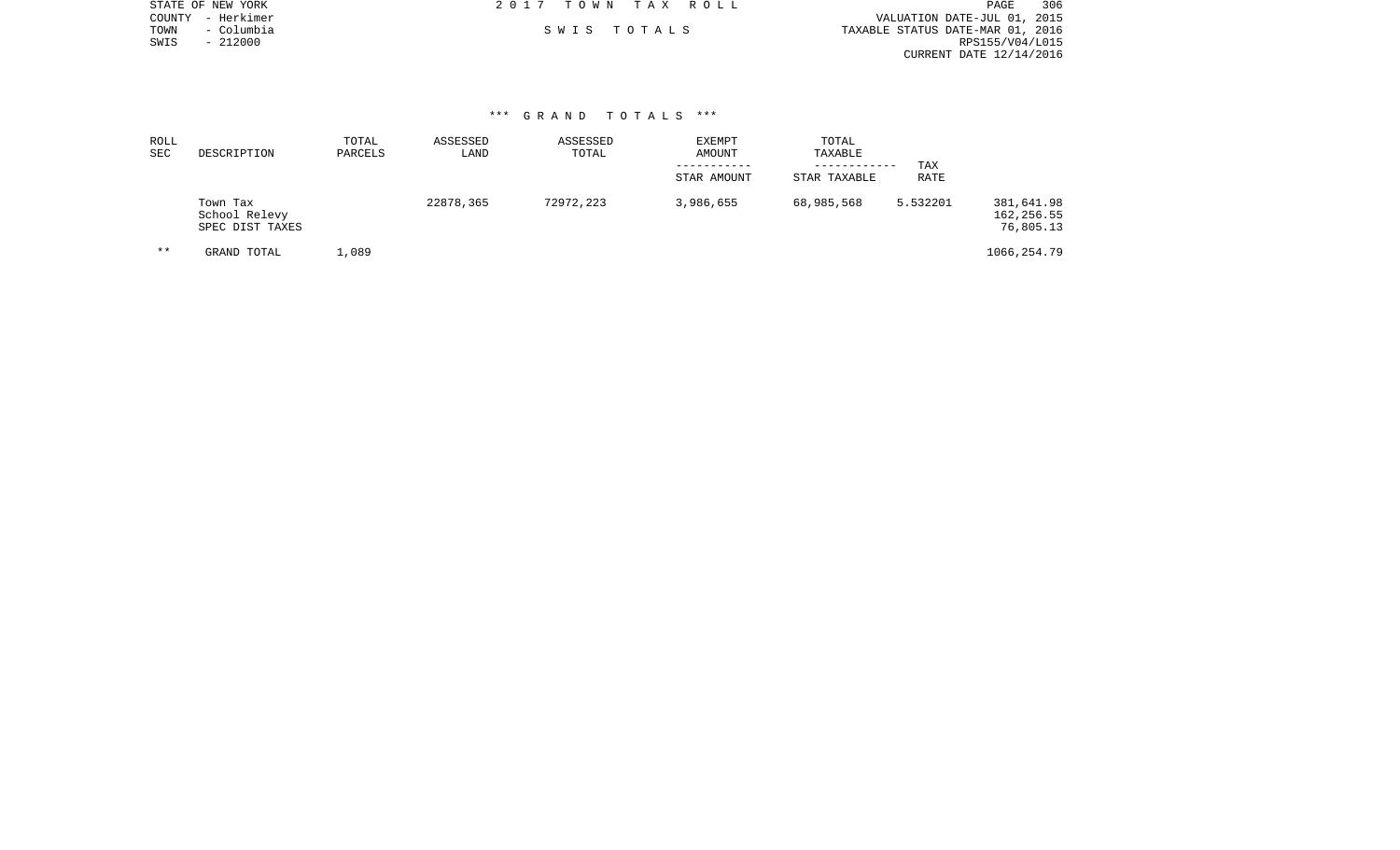STATE OF NEW YORK
COUNTY - Herkimer
TOWN - Columbia
SWIS - 212000

2 0 1 7 T O W N T A X R O L L

S W I S T O T A L S

VALUATION DATE-JUL 01, 2015
TAXABLE STATUS DATE-MAR 01, 2016
RPS155/V04/L015
CURRENT DATE 12/14/2016

*** G R A N D T O T A L S ***

| ROLL SEC | DESCRIPTION | TOTAL PARCELS | ASSESSED LAND | ASSESSED TOTAL | EXEMPT AMOUNT / STAR AMOUNT | TOTAL TAXABLE / STAR TAXABLE | TAX RATE | |
|---|---|---|---|---|---|---|---|---|
| | Town Tax | | 22878,365 | 72972,223 | 3,986,655 | 68,985,568 | 5.532201 | 381,641.98 |
| | School Relevy | | | | | | | 162,256.55 |
| | SPEC DIST TAXES | | | | | | | 76,805.13 |
| ** | GRAND TOTAL | 1,089 | | | | | | 1066,254.79 |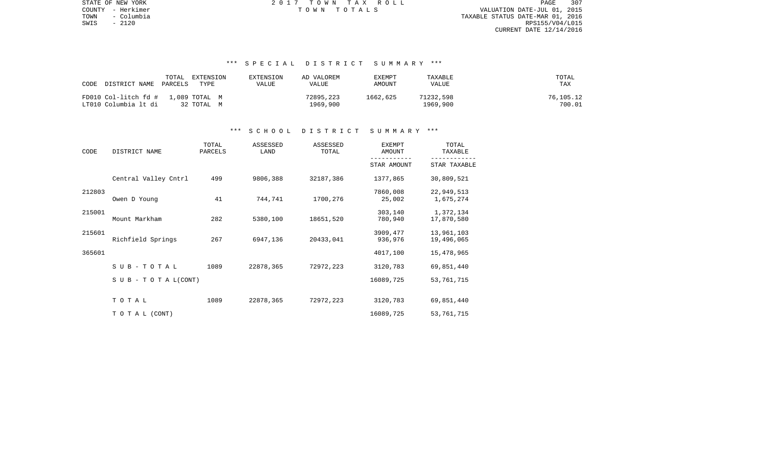STATE OF NEW YORK
COUNTY - Herkimer
TOWN - Columbia
SWIS - 2120

2 0 1 7 T O W N T A X R O L L
T O W N T O T A L S

VALUATION DATE-JUL 01, 2015
TAXABLE STATUS DATE-MAR 01, 2016
RPS155/V04/L015
CURRENT DATE 12/14/2016

### *** S P E C I A L D I S T R I C T S U M M A R Y ***

| CODE DISTRICT NAME | TOTAL PARCELS | EXTENSION TYPE | EXTENSION VALUE | AD VALOREM VALUE | EXEMPT AMOUNT | TAXABLE VALUE | TOTAL TAX |
|---|---|---|---|---|---|---|---|
| FD010 Col-litch fd # | 1,089 | TOTAL M | | 72895,223 | 1662,625 | 71232,598 | 76,105.12 |
| LT010 Columbia lt di | 32 | TOTAL M | | 1969,900 | | 1969,900 | 700.01 |

### *** S C H O O L D I S T R I C T S U M M A R Y ***

| CODE | DISTRICT NAME | TOTAL PARCELS | ASSESSED LAND | ASSESSED TOTAL | EXEMPT AMOUNT / STAR AMOUNT | TOTAL TAXABLE / STAR TAXABLE |
|---|---|---|---|---|---|---|
| | Central Valley Cntrl | 499 | 9806,388 | 32187,386 | 1377,865 | 30,809,521 |
| 212803 | | | | | 7860,008 | 22,949,513 |
| | Owen D Young | 41 | 744,741 | 1700,276 | 25,002 | 1,675,274 |
| 215001 | | | | | 303,140 | 1,372,134 |
| | Mount Markham | 282 | 5380,100 | 18651,520 | 780,940 | 17,870,580 |
| 215601 | | | | | 3909,477 | 13,961,103 |
| | Richfield Springs | 267 | 6947,136 | 20433,041 | 936,976 | 19,496,065 |
| 365601 | | | | | 4017,100 | 15,478,965 |
| | S U B - T O T A L | 1089 | 22878,365 | 72972,223 | 3120,783 | 69,851,440 |
| | S U B - T O T A L(CONT) | | | | 16089,725 | 53,761,715 |
| | T O T A L | 1089 | 22878,365 | 72972,223 | 3120,783 | 69,851,440 |
| | T O T A L (CONT) | | | | 16089,725 | 53,761,715 |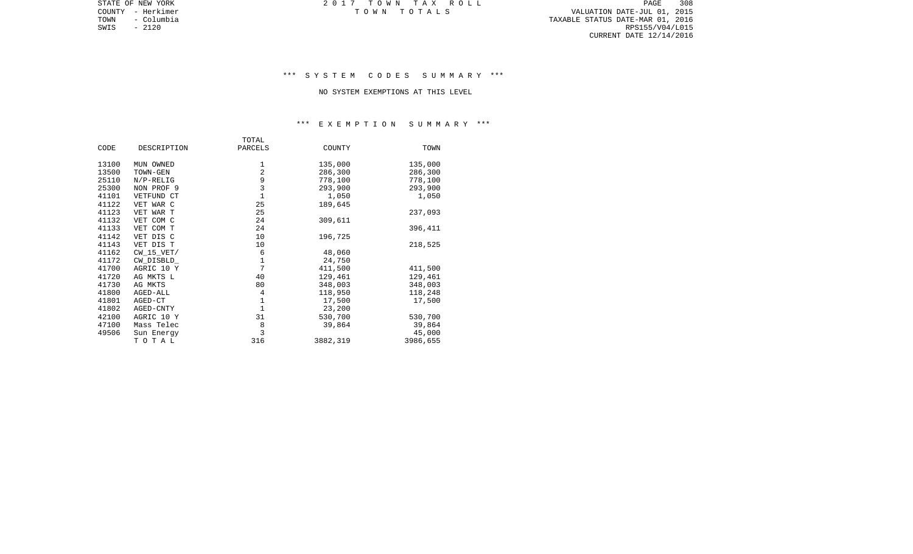STATE OF NEW YORK
COUNTY - Herkimer
TOWN - Columbia
SWIS - 2120

2 0 1 7 T O W N T A X R O L L
T O W N T O T A L S

VALUATION DATE-JUL 01, 2015
TAXABLE STATUS DATE-MAR 01, 2016
RPS155/V04/L015
CURRENT DATE 12/14/2016

## *** S Y S T E M C O D E S S U M M A R Y ***

NO SYSTEM EXEMPTIONS AT THIS LEVEL

## *** E X E M P T I O N S U M M A R Y ***

| CODE | DESCRIPTION | TOTAL PARCELS | COUNTY | TOWN |
|---|---|---|---|---|
| 13100 | MUN OWNED | 1 | 135,000 | 135,000 |
| 13500 | TOWN-GEN | 2 | 286,300 | 286,300 |
| 25110 | N/P-RELIG | 9 | 778,100 | 778,100 |
| 25300 | NON PROF 9 | 3 | 293,900 | 293,900 |
| 41101 | VETFUND CT | 1 | 1,050 | 1,050 |
| 41122 | VET WAR C | 25 | 189,645 | |
| 41123 | VET WAR T | 25 | | 237,093 |
| 41132 | VET COM C | 24 | 309,611 | |
| 41133 | VET COM T | 24 | | 396,411 |
| 41142 | VET DIS C | 10 | 196,725 | |
| 41143 | VET DIS T | 10 | | 218,525 |
| 41162 | CW_15_VET/ | 6 | 48,060 | |
| 41172 | CW_DISBLD_ | 1 | 24,750 | |
| 41700 | AGRIC 10 Y | 7 | 411,500 | 411,500 |
| 41720 | AG MKTS L | 40 | 129,461 | 129,461 |
| 41730 | AG MKTS | 80 | 348,003 | 348,003 |
| 41800 | AGED-ALL | 4 | 118,950 | 118,248 |
| 41801 | AGED-CT | 1 | 17,500 | 17,500 |
| 41802 | AGED-CNTY | 1 | 23,200 | |
| 42100 | AGRIC 10 Y | 31 | 530,700 | 530,700 |
| 47100 | Mass Telec | 8 | 39,864 | 39,864 |
| 49506 | Sun Energy | 3 | | 45,000 |
| | T O T A L | 316 | 3882,319 | 3986,655 |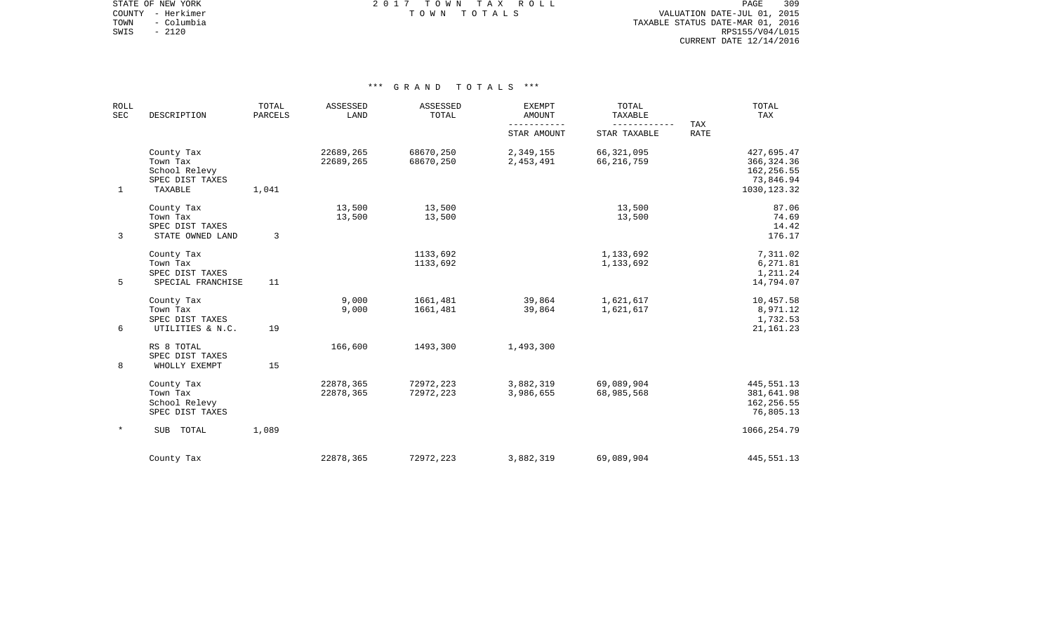STATE OF NEW YORK
COUNTY - Herkimer
TOWN - Columbia
SWIS - 2120

2 0 1 7 T O W N T A X R O L L
T O W N T O T A L S

VALUATION DATE-JUL 01, 2015
TAXABLE STATUS DATE-MAR 01, 2016
RPS155/V04/L015
CURRENT DATE 12/14/2016

*** G R A N D T O T A L S ***

| ROLL SEC | DESCRIPTION | TOTAL PARCELS | ASSESSED LAND | ASSESSED TOTAL | EXEMPT AMOUNT / STAR AMOUNT | TOTAL TAXABLE / STAR TAXABLE | TAX RATE | TOTAL TAX |
|---|---|---|---|---|---|---|---|---|
| | County Tax | | 22689,265 | 68670,250 | 2,349,155 | 66,321,095 | | 427,695.47 |
| | Town Tax | | 22689,265 | 68670,250 | 2,453,491 | 66,216,759 | | 366,324.36 |
| | School Relevy | | | | | | | 162,256.55 |
| | SPEC DIST TAXES | | | | | | | 73,846.94 |
| 1 | TAXABLE | 1,041 | | | | | | 1030,123.32 |
| | County Tax | | 13,500 | 13,500 | | 13,500 | | 87.06 |
| | Town Tax | | 13,500 | 13,500 | | 13,500 | | 74.69 |
| | SPEC DIST TAXES | | | | | | | 14.42 |
| 3 | STATE OWNED LAND | 3 | | | | | | 176.17 |
| | County Tax | | | 1133,692 | | 1,133,692 | | 7,311.02 |
| | Town Tax | | | 1133,692 | | 1,133,692 | | 6,271.81 |
| | SPEC DIST TAXES | | | | | | | 1,211.24 |
| 5 | SPECIAL FRANCHISE | 11 | | | | | | 14,794.07 |
| | County Tax | | 9,000 | 1661,481 | 39,864 | 1,621,617 | | 10,457.58 |
| | Town Tax | | 9,000 | 1661,481 | 39,864 | 1,621,617 | | 8,971.12 |
| | SPEC DIST TAXES | | | | | | | 1,732.53 |
| 6 | UTILITIES & N.C. | 19 | | | | | | 21,161.23 |
| | RS 8 TOTAL | | 166,600 | 1493,300 | 1,493,300 | | | |
| | SPEC DIST TAXES | | | | | | | |
| 8 | WHOLLY EXEMPT | 15 | | | | | | |
| | County Tax | | 22878,365 | 72972,223 | 3,882,319 | 69,089,904 | | 445,551.13 |
| | Town Tax | | 22878,365 | 72972,223 | 3,986,655 | 68,985,568 | | 381,641.98 |
| | School Relevy | | | | | | | 162,256.55 |
| | SPEC DIST TAXES | | | | | | | 76,805.13 |
| * | SUB TOTAL | 1,089 | | | | | | 1066,254.79 |
| | County Tax | | 22878,365 | 72972,223 | 3,882,319 | 69,089,904 | | 445,551.13 |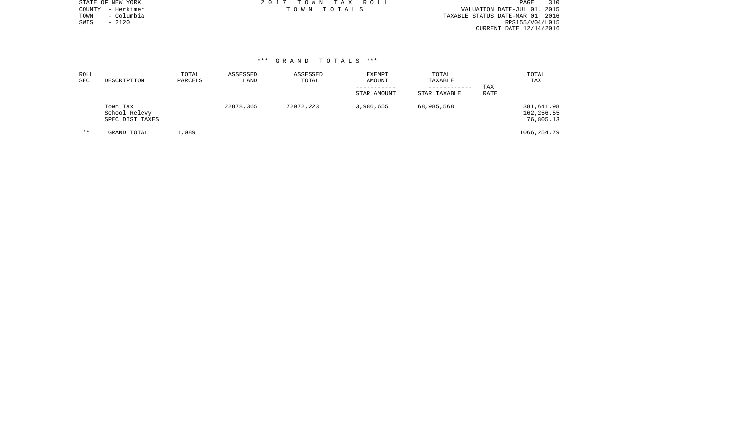STATE OF NEW YORK
COUNTY - Herkimer
TOWN - Columbia
SWIS - 2120

2 0 1 7 T O W N T A X R O L L
T O W N T O T A L S

VALUATION DATE-JUL 01, 2015
TAXABLE STATUS DATE-MAR 01, 2016
RPS155/V04/L015
CURRENT DATE 12/14/2016

### *** G R A N D T O T A L S ***

| ROLL SEC | DESCRIPTION | TOTAL PARCELS | ASSESSED LAND | ASSESSED TOTAL | EXEMPT AMOUNT / STAR AMOUNT | TOTAL TAXABLE / STAR TAXABLE | TAX RATE | TOTAL TAX |
|---|---|---|---|---|---|---|---|---|
| | Town Tax | | 22878,365 | 72972,223 | 3,986,655 | 68,985,568 | | 381,641.98 |
| | School Relevy | | | | | | | 162,256.55 |
| | SPEC DIST TAXES | | | | | | | 76,805.13 |
| ** | GRAND TOTAL | 1,089 | | | | | | 1066,254.79 |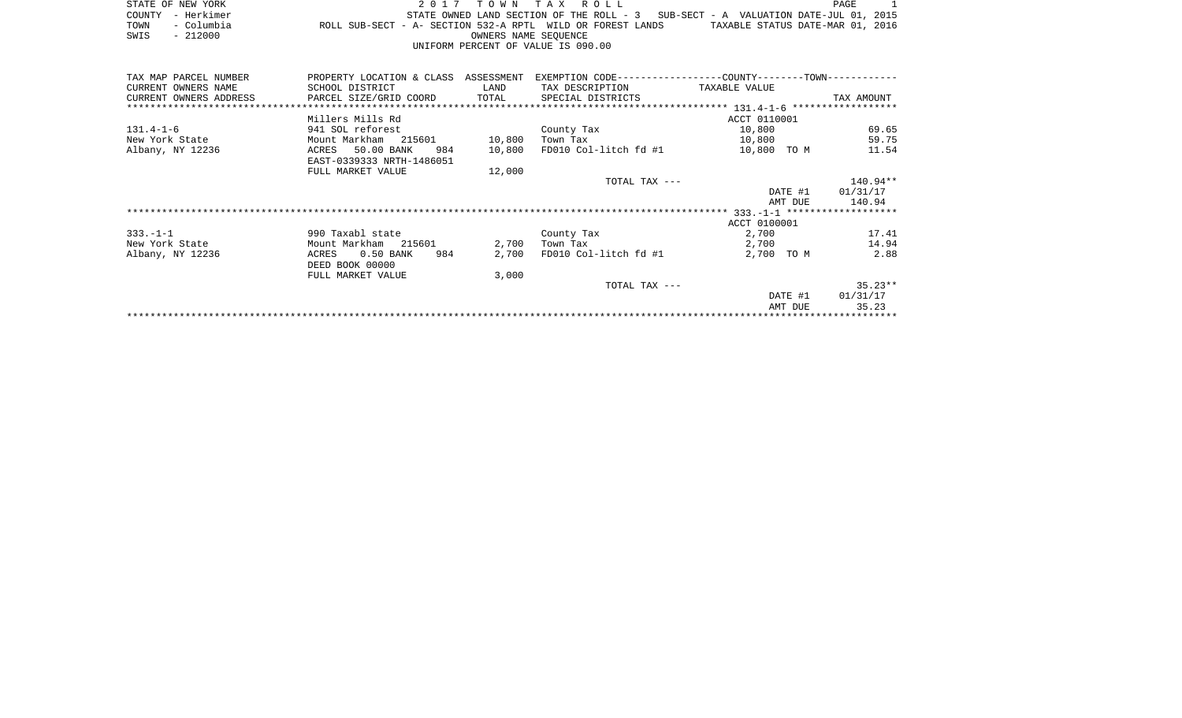STATE OF NEW YORK
COUNTY - Herkimer
TOWN - Columbia
SWIS - 212000

2 0 1 7 T O W N T A X R O L L

STATE OWNED LAND SECTION OF THE ROLL - 3 SUB-SECT - A VALUATION DATE-JUL 01, 2015

ROLL SUB-SECT - A- SECTION 532-A RPTL WILD OR FOREST LANDS TAXABLE STATUS DATE-MAR 01, 2016

OWNERS NAME SEQUENCE

UNIFORM PERCENT OF VALUE IS 090.00

| TAX MAP PARCEL NUMBER / CURRENT OWNERS NAME / CURRENT OWNERS ADDRESS | PROPERTY LOCATION & CLASS / SCHOOL DISTRICT / PARCEL SIZE/GRID COORD | ASSESSMENT LAND / TOTAL | EXEMPTION CODE / TAX DESCRIPTION / SPECIAL DISTRICTS | TAXABLE VALUE | TAX AMOUNT |
|---|---|---|---|---|---|
| ******** 131.4-1-6 ******** | | | | | |
| | Millers Mills Rd | | | ACCT 0110001 | |
| 131.4-1-6 | 941 SOL reforest | | County Tax | 10,800 | 69.65 |
| New York State | Mount Markham 215601 | 10,800 | Town Tax | 10,800 | 59.75 |
| Albany, NY 12236 | ACRES 50.00 BANK 984 | 10,800 | FD010 Col-litch fd #1 | 10,800 TO M | 11.54 |
| | EAST-0339333 NRTH-1486051 | | | | |
| | FULL MARKET VALUE | 12,000 | | | |
| | | | TOTAL TAX --- | | 140.94** |
| | | | | DATE #1 | 01/31/17 |
| | | | | AMT DUE | 140.94 |
| ******** 333.-1-1 ******** | | | | | |
| | | | | ACCT 0100001 | |
| 333.-1-1 | 990 Taxabl state | | County Tax | 2,700 | 17.41 |
| New York State | Mount Markham 215601 | 2,700 | Town Tax | 2,700 | 14.94 |
| Albany, NY 12236 | ACRES 0.50 BANK 984 | 2,700 | FD010 Col-litch fd #1 | 2,700 TO M | 2.88 |
| | DEED BOOK 00000 | | | | |
| | FULL MARKET VALUE | 3,000 | | | |
| | | | TOTAL TAX --- | | 35.23** |
| | | | | DATE #1 | 01/31/17 |
| | | | | AMT DUE | 35.23 |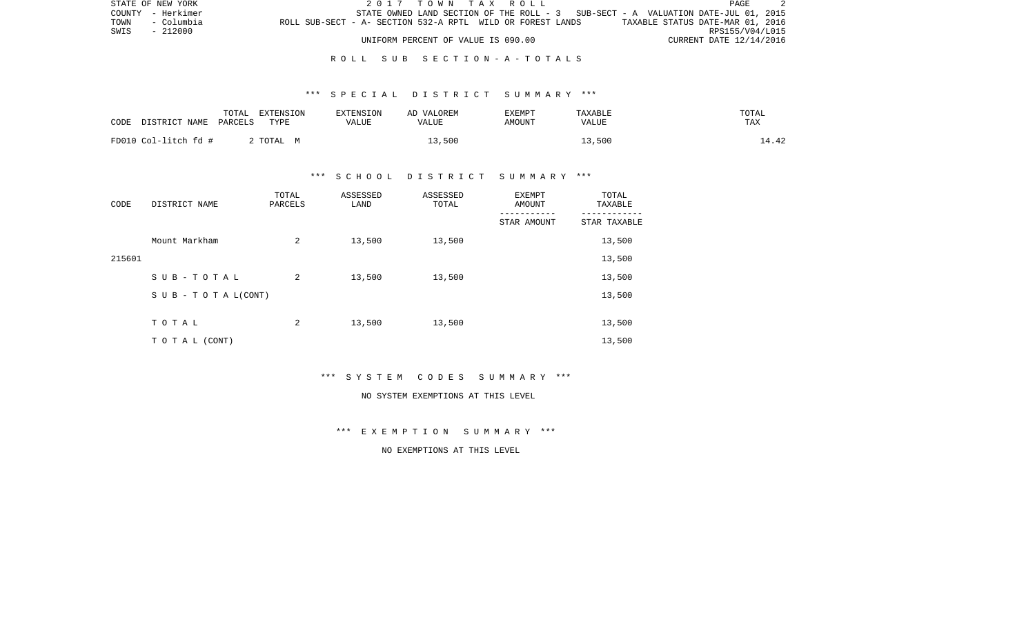## R O L L   S U B   S E C T I O N - A - T O T A L S

### *** S P E C I A L   D I S T R I C T   S U M M A R Y ***

| CODE DISTRICT NAME | TOTAL PARCELS | EXTENSION TYPE | EXTENSION VALUE | AD VALOREM VALUE | EXEMPT AMOUNT | TAXABLE VALUE | TOTAL TAX |
|---|---|---|---|---|---|---|---|
| FD010 Col-litch fd # | 2 | TOTAL M | | 13,500 | | 13,500 | 14.42 |

### *** S C H O O L   D I S T R I C T   S U M M A R Y ***

| CODE | DISTRICT NAME | TOTAL PARCELS | ASSESSED LAND | ASSESSED TOTAL | EXEMPT AMOUNT / STAR AMOUNT | TOTAL TAXABLE / STAR TAXABLE |
|---|---|---|---|---|---|---|
| | Mount Markham | 2 | 13,500 | 13,500 | | 13,500 |
| 215601 | | | | | | 13,500 |
| | S U B - T O T A L | 2 | 13,500 | 13,500 | | 13,500 |
| | S U B - T O T A L(CONT) | | | | | 13,500 |
| | T O T A L | 2 | 13,500 | 13,500 | | 13,500 |
| | T O T A L (CONT) | | | | | 13,500 |

### *** S Y S T E M   C O D E S   S U M M A R Y ***

NO SYSTEM EXEMPTIONS AT THIS LEVEL

### *** E X E M P T I O N   S U M M A R Y ***

NO EXEMPTIONS AT THIS LEVEL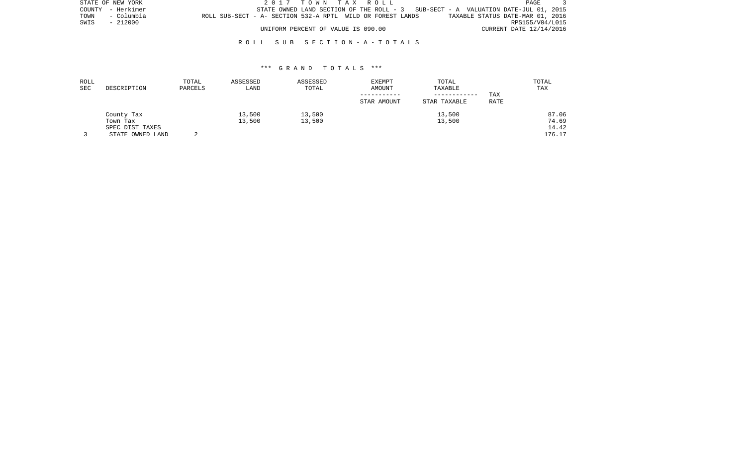STATE OF NEW YORK — 2017 TOWN TAX ROLL

COUNTY - Herkimer — STATE OWNED LAND SECTION OF THE ROLL - 3 SUB-SECT - A VALUATION DATE-JUL 01, 2015

TOWN - Columbia — ROLL SUB-SECT - A- SECTION 532-A RPTL WILD OR FOREST LANDS — TAXABLE STATUS DATE-MAR 01, 2016

SWIS - 212000 — RPS155/V04/L015

UNIFORM PERCENT OF VALUE IS 090.00 — CURRENT DATE 12/14/2016

## R O L L  S U B  S E C T I O N - A - T O T A L S

### *** G R A N D  T O T A L S ***

| ROLL SEC | DESCRIPTION | TOTAL PARCELS | ASSESSED LAND | ASSESSED TOTAL | EXEMPT AMOUNT<br>-----------<br>STAR AMOUNT | TOTAL TAXABLE<br>------------<br>STAR TAXABLE | TAX RATE | TOTAL TAX |
|---|---|---|---|---|---|---|---|---|
| | County Tax | | 13,500 | 13,500 | | 13,500 | | 87.06 |
| | Town Tax | | 13,500 | 13,500 | | 13,500 | | 74.69 |
| | SPEC DIST TAXES | | | | | | | 14.42 |
| 3 | STATE OWNED LAND | 2 | | | | | | 176.17 |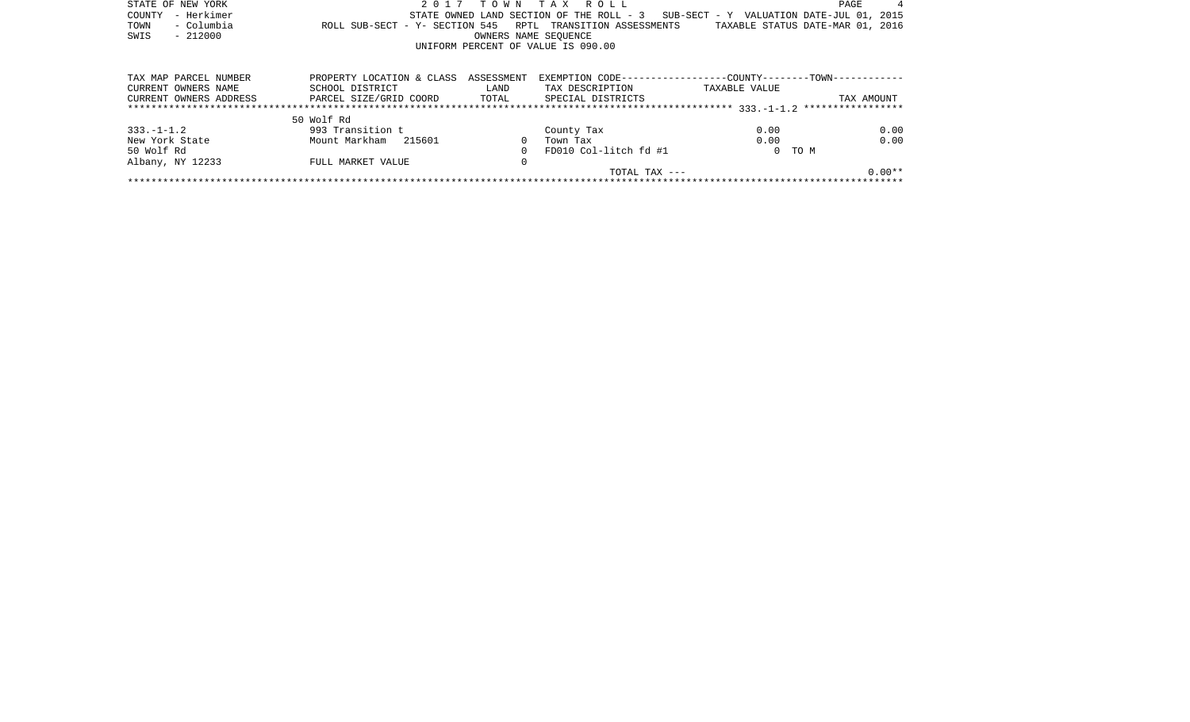STATE OF NEW YORK — 2017 TOWN TAX ROLL
COUNTY - Herkimer — STATE OWNED LAND SECTION OF THE ROLL - 3 SUB-SECT - Y VALUATION DATE-JUL 01, 2015
TOWN - Columbia — ROLL SUB-SECT - Y- SECTION 545 RPTL TRANSITION ASSESSMENTS — TAXABLE STATUS DATE-MAR 01, 2016
SWIS - 212000 — OWNERS NAME SEQUENCE
UNIFORM PERCENT OF VALUE IS 090.00

| TAX MAP PARCEL NUMBER / CURRENT OWNERS NAME / CURRENT OWNERS ADDRESS | PROPERTY LOCATION & CLASS / SCHOOL DISTRICT / PARCEL SIZE/GRID COORD | ASSESSMENT LAND / TOTAL | EXEMPTION CODE / TAX DESCRIPTION / SPECIAL DISTRICTS | COUNTY / TOWN TAXABLE VALUE | TAX AMOUNT |
|---|---|---|---|---|---|
| 333.-1-1.2 | 50 Wolf Rd | | | | |
| 333.-1-1.2 | 993 Transition t | | County Tax | 0.00 | 0.00 |
| New York State | Mount Markham 215601 | 0 | Town Tax | 0.00 | 0.00 |
| 50 Wolf Rd | | 0 | FD010 Col-litch fd #1 | 0 TO M | |
| Albany, NY 12233 | FULL MARKET VALUE | 0 | | | |
| | | | TOTAL TAX --- | | 0.00** |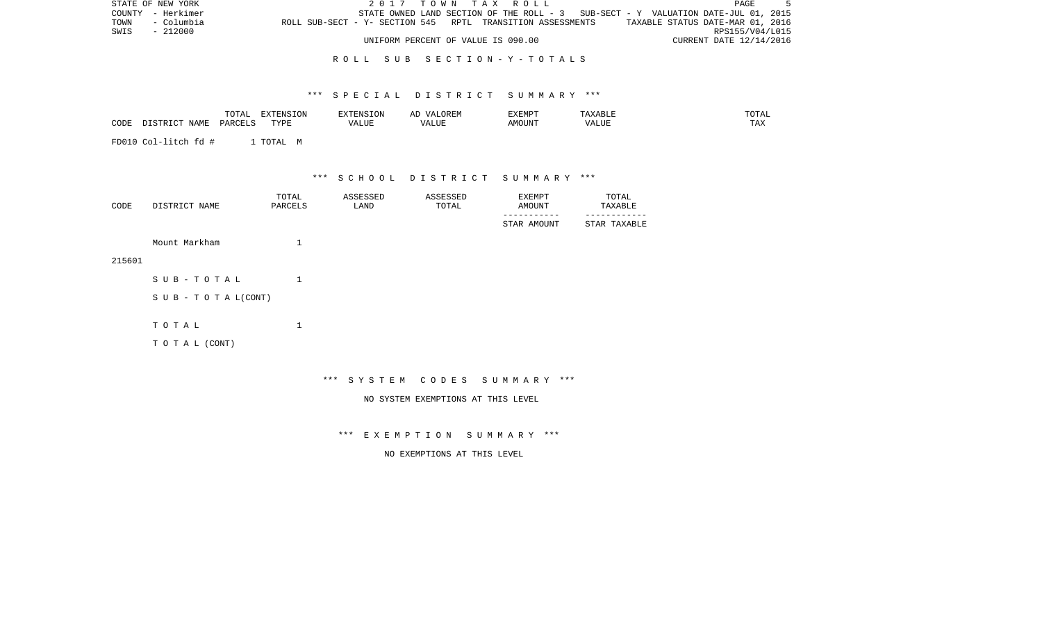STATE OF NEW YORK 2 0 1 7 T O W N T A X R O L L
COUNTY - Herkimer STATE OWNED LAND SECTION OF THE ROLL - 3 SUB-SECT - Y VALUATION DATE-JUL 01, 2015
TOWN - Columbia ROLL SUB-SECT - Y- SECTION 545 RPTL TRANSITION ASSESSMENTS TAXABLE STATUS DATE-MAR 01, 2016
SWIS - 212000 RPS155/V04/L015
UNIFORM PERCENT OF VALUE IS 090.00 CURRENT DATE 12/14/2016

R O L L S U B S E C T I O N - Y - T O T A L S

*** S P E C I A L D I S T R I C T S U M M A R Y ***

| CODE | DISTRICT NAME | TOTAL PARCELS | EXTENSION TYPE | EXTENSION VALUE | AD VALOREM VALUE | EXEMPT AMOUNT | TAXABLE VALUE | TOTAL TAX |
|---|---|---|---|---|---|---|---|---|
| FD010 | Col-litch fd # | 1 | TOTAL M | | | | | |

*** S C H O O L D I S T R I C T S U M M A R Y ***

| CODE | DISTRICT NAME | TOTAL PARCELS | ASSESSED LAND | ASSESSED TOTAL | EXEMPT AMOUNT<br>STAR AMOUNT | TOTAL TAXABLE<br>STAR TAXABLE |
|---|---|---|---|---|---|---|
| 215601 | Mount Markham | 1 | | | | |
| | S U B - T O T A L | 1 | | | | |
| | S U B - T O T A L(CONT) | | | | | |
| | T O T A L | 1 | | | | |
| | T O T A L (CONT) | | | | | |

*** S Y S T E M C O D E S S U M M A R Y ***

NO SYSTEM EXEMPTIONS AT THIS LEVEL

*** E X E M P T I O N S U M M A R Y ***

NO EXEMPTIONS AT THIS LEVEL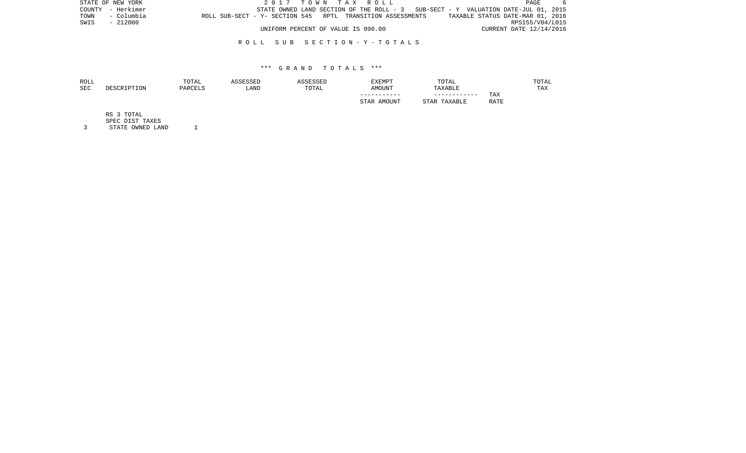# R O L L   S U B   S E C T I O N - Y - T O T A L S

## *** G R A N D   T O T A L S ***

| ROLL SEC | DESCRIPTION | TOTAL PARCELS | ASSESSED LAND | ASSESSED TOTAL | EXEMPT AMOUNT<br>-----------<br>STAR AMOUNT | TOTAL TAXABLE<br>------------<br>STAR TAXABLE | TAX RATE | TOTAL TAX |
|---|---|---|---|---|---|---|---|---|
| | RS 3 TOTAL | | | | | | | |
| | SPEC DIST TAXES | | | | | | | |
| 3 | STATE OWNED LAND | 1 | | | | | | |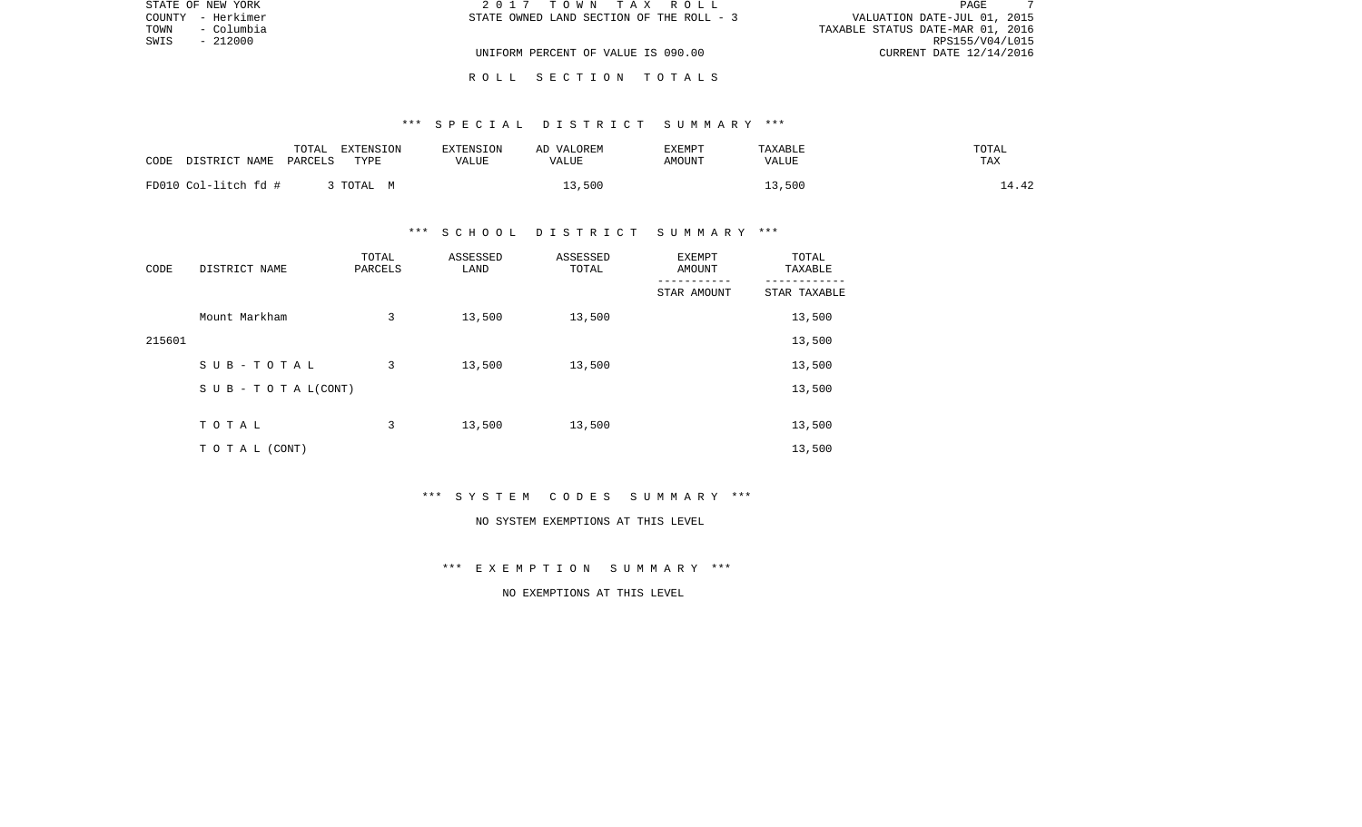STATE OF NEW YORK
COUNTY - Herkimer
TOWN - Columbia
SWIS - 212000

2 0 1 7 T O W N T A X R O L L
STATE OWNED LAND SECTION OF THE ROLL - 3
UNIFORM PERCENT OF VALUE IS 090.00

VALUATION DATE-JUL 01, 2015
TAXABLE STATUS DATE-MAR 01, 2016
RPS155/V04/L015
CURRENT DATE 12/14/2016

R O L L S E C T I O N T O T A L S

*** S P E C I A L D I S T R I C T S U M M A R Y ***

| CODE DISTRICT NAME | TOTAL PARCELS | EXTENSION TYPE | EXTENSION VALUE | AD VALOREM VALUE | EXEMPT AMOUNT | TAXABLE VALUE | TOTAL TAX |
|---|---|---|---|---|---|---|---|
| FD010 Col-litch fd # | 3 | TOTAL M | | 13,500 | | 13,500 | 14.42 |

*** S C H O O L D I S T R I C T S U M M A R Y ***

| CODE | DISTRICT NAME | TOTAL PARCELS | ASSESSED LAND | ASSESSED TOTAL | EXEMPT AMOUNT / STAR AMOUNT | TOTAL TAXABLE / STAR TAXABLE |
|---|---|---|---|---|---|---|
| | Mount Markham | 3 | 13,500 | 13,500 | | 13,500 |
| 215601 | | | | | | 13,500 |
| | S U B - T O T A L | 3 | 13,500 | 13,500 | | 13,500 |
| | S U B - T O T A L(CONT) | | | | | 13,500 |
| | T O T A L | 3 | 13,500 | 13,500 | | 13,500 |
| | T O T A L (CONT) | | | | | 13,500 |

*** S Y S T E M C O D E S S U M M A R Y ***

NO SYSTEM EXEMPTIONS AT THIS LEVEL

*** E X E M P T I O N S U M M A R Y ***

NO EXEMPTIONS AT THIS LEVEL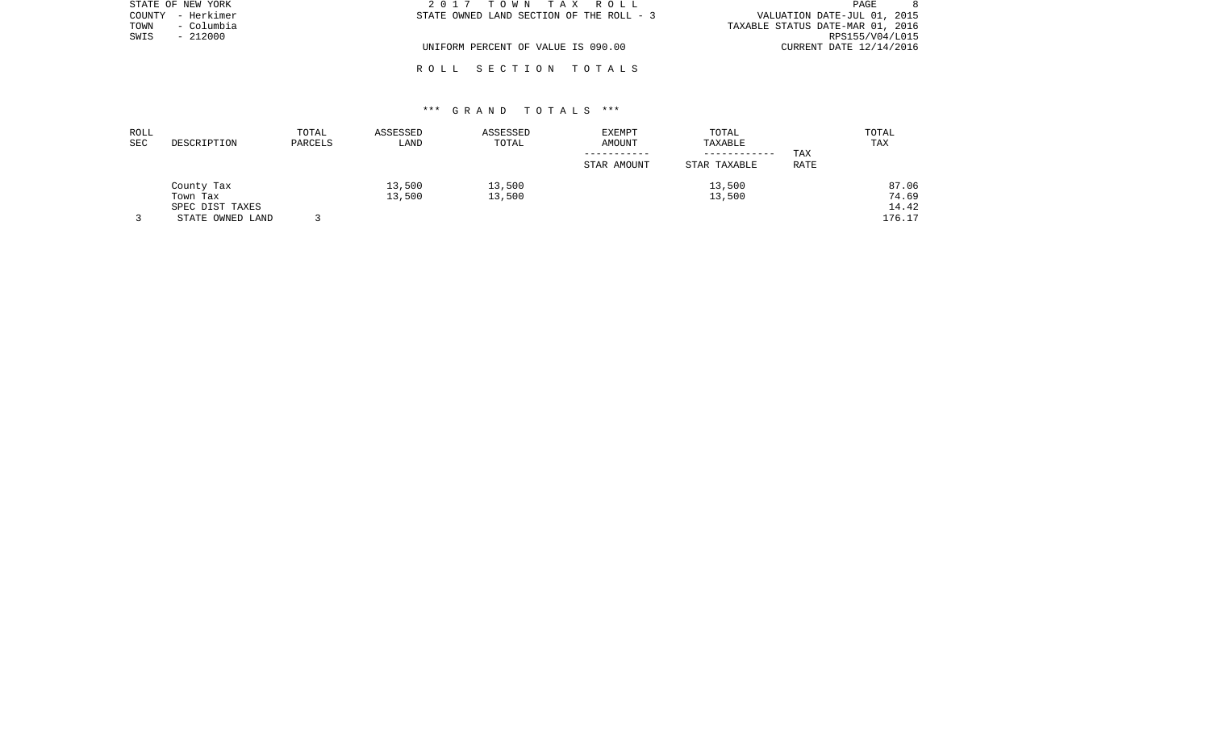STATE OF NEW YORK
COUNTY - Herkimer
TOWN - Columbia
SWIS - 212000

2 0 1 7 T O W N T A X R O L L
STATE OWNED LAND SECTION OF THE ROLL - 3

VALUATION DATE-JUL 01, 2015
TAXABLE STATUS DATE-MAR 01, 2016
RPS155/V04/L015
CURRENT DATE 12/14/2016

UNIFORM PERCENT OF VALUE IS 090.00

R O L L S E C T I O N T O T A L S

*** G R A N D T O T A L S ***

| ROLL SEC | DESCRIPTION | TOTAL PARCELS | ASSESSED LAND | ASSESSED TOTAL | EXEMPT AMOUNT / STAR AMOUNT | TOTAL TAXABLE / STAR TAXABLE | TAX RATE | TOTAL TAX |
|---|---|---|---|---|---|---|---|---|
| | County Tax | | 13,500 | 13,500 | | 13,500 | | 87.06 |
| | Town Tax | | 13,500 | 13,500 | | 13,500 | | 74.69 |
| | SPEC DIST TAXES | | | | | | | 14.42 |
| 3 | STATE OWNED LAND | 3 | | | | | | 176.17 |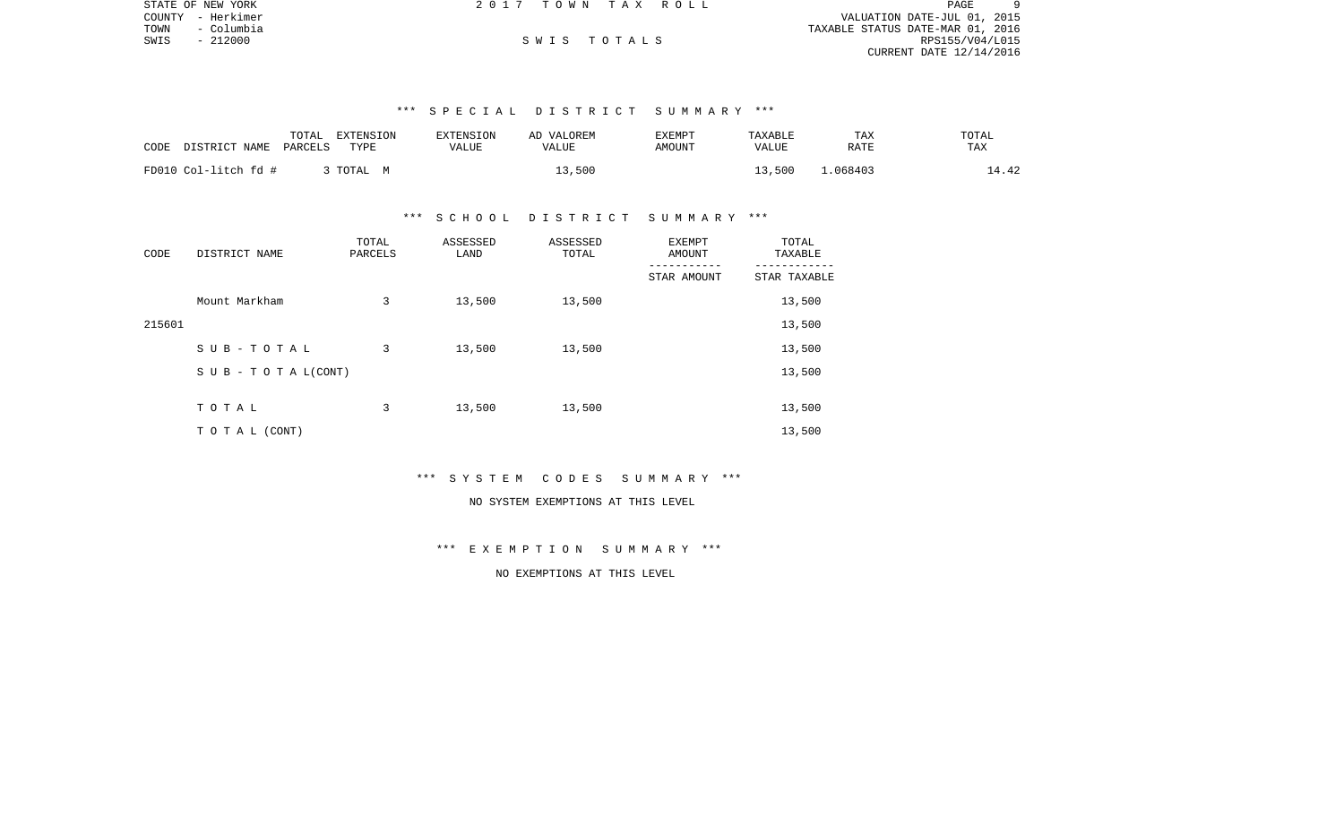STATE OF NEW YORK
COUNTY - Herkimer
TOWN - Columbia
SWIS - 212000

2017 TOWN TAX ROLL

SWIS TOTALS

VALUATION DATE-JUL 01, 2015
TAXABLE STATUS DATE-MAR 01, 2016
RPS155/V04/L015
CURRENT DATE 12/14/2016

### *** SPECIAL DISTRICT SUMMARY ***

| CODE DISTRICT NAME | TOTAL PARCELS | EXTENSION TYPE | EXTENSION VALUE | AD VALOREM VALUE | EXEMPT AMOUNT | TAXABLE VALUE | TAX RATE | TOTAL TAX |
|---|---|---|---|---|---|---|---|---|
| FD010 Col-litch fd # | 3 | TOTAL M | | 13,500 | | 13,500 | 1.068403 | 14.42 |

### *** SCHOOL DISTRICT SUMMARY ***

| CODE | DISTRICT NAME | TOTAL PARCELS | ASSESSED LAND | ASSESSED TOTAL | EXEMPT AMOUNT / STAR AMOUNT | TOTAL TAXABLE / STAR TAXABLE |
|---|---|---|---|---|---|---|
| | Mount Markham | 3 | 13,500 | 13,500 | | 13,500 |
| 215601 | | | | | | 13,500 |
| | SUB-TOTAL | 3 | 13,500 | 13,500 | | 13,500 |
| | SUB-TOTAL(CONT) | | | | | 13,500 |
| | TOTAL | 3 | 13,500 | 13,500 | | 13,500 |
| | TOTAL (CONT) | | | | | 13,500 |

### *** SYSTEM CODES SUMMARY ***

NO SYSTEM EXEMPTIONS AT THIS LEVEL

### *** EXEMPTION SUMMARY ***

NO EXEMPTIONS AT THIS LEVEL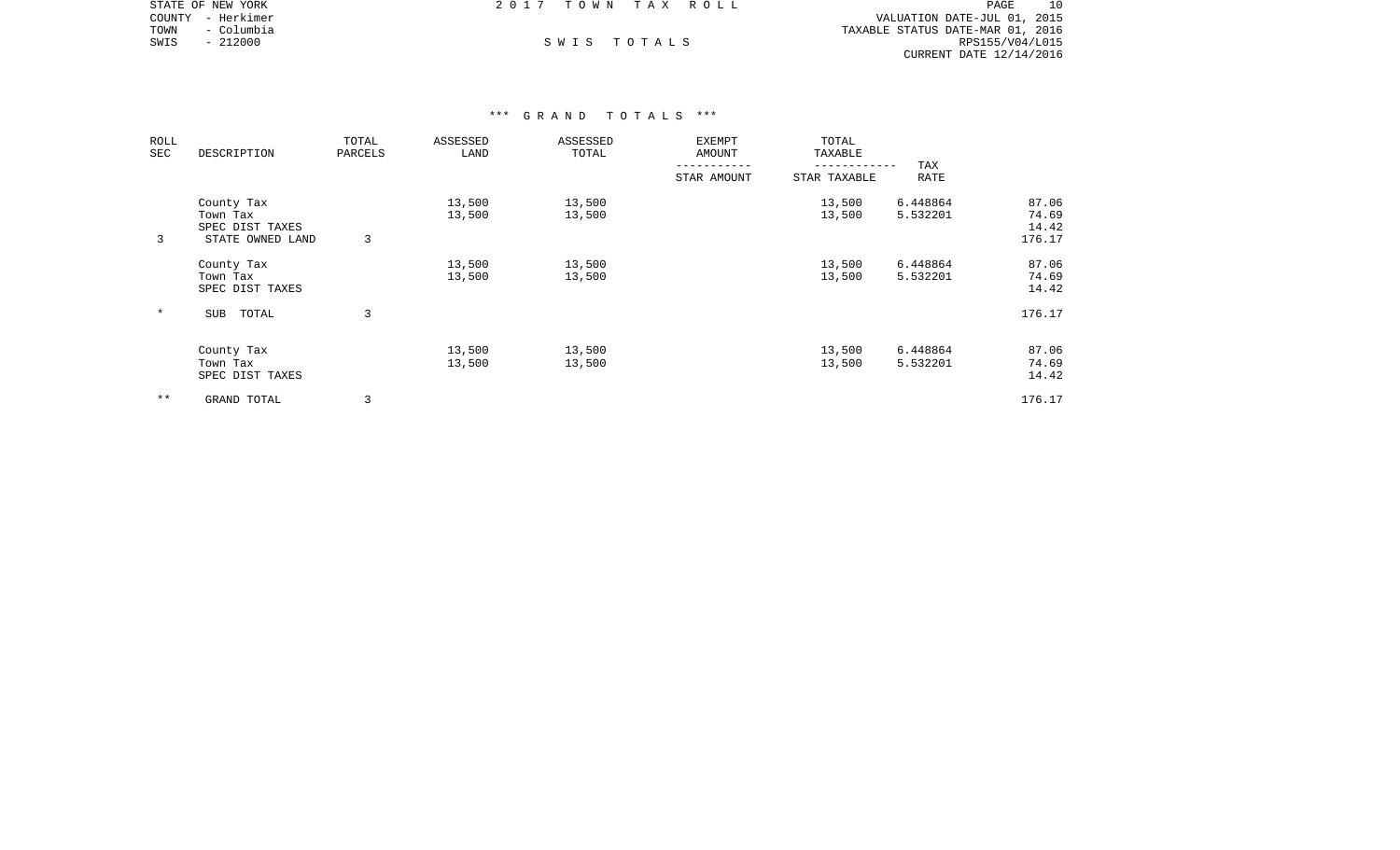STATE OF NEW YORK
COUNTY - Herkimer
TOWN - Columbia
SWIS - 212000

2 0 1 7 T O W N T A X R O L L

S W I S T O T A L S

VALUATION DATE-JUL 01, 2015
TAXABLE STATUS DATE-MAR 01, 2016
RPS155/V04/L015
CURRENT DATE 12/14/2016

### *** G R A N D T O T A L S ***

| ROLL SEC | DESCRIPTION | TOTAL PARCELS | ASSESSED LAND | ASSESSED TOTAL | EXEMPT AMOUNT ----------- STAR AMOUNT | TOTAL TAXABLE ------------ STAR TAXABLE | TAX RATE | |
|---|---|---|---|---|---|---|---|---|
| | County Tax | | 13,500 | 13,500 | | 13,500 | 6.448864 | 87.06 |
| | Town Tax | | 13,500 | 13,500 | | 13,500 | 5.532201 | 74.69 |
| | SPEC DIST TAXES | | | | | | | 14.42 |
| 3 | STATE OWNED LAND | 3 | | | | | | 176.17 |
| | County Tax | | 13,500 | 13,500 | | 13,500 | 6.448864 | 87.06 |
| | Town Tax | | 13,500 | 13,500 | | 13,500 | 5.532201 | 74.69 |
| | SPEC DIST TAXES | | | | | | | 14.42 |
| * | SUB TOTAL | 3 | | | | | | 176.17 |
| | County Tax | | 13,500 | 13,500 | | 13,500 | 6.448864 | 87.06 |
| | Town Tax | | 13,500 | 13,500 | | 13,500 | 5.532201 | 74.69 |
| | SPEC DIST TAXES | | | | | | | 14.42 |
| ** | GRAND TOTAL | 3 | | | | | | 176.17 |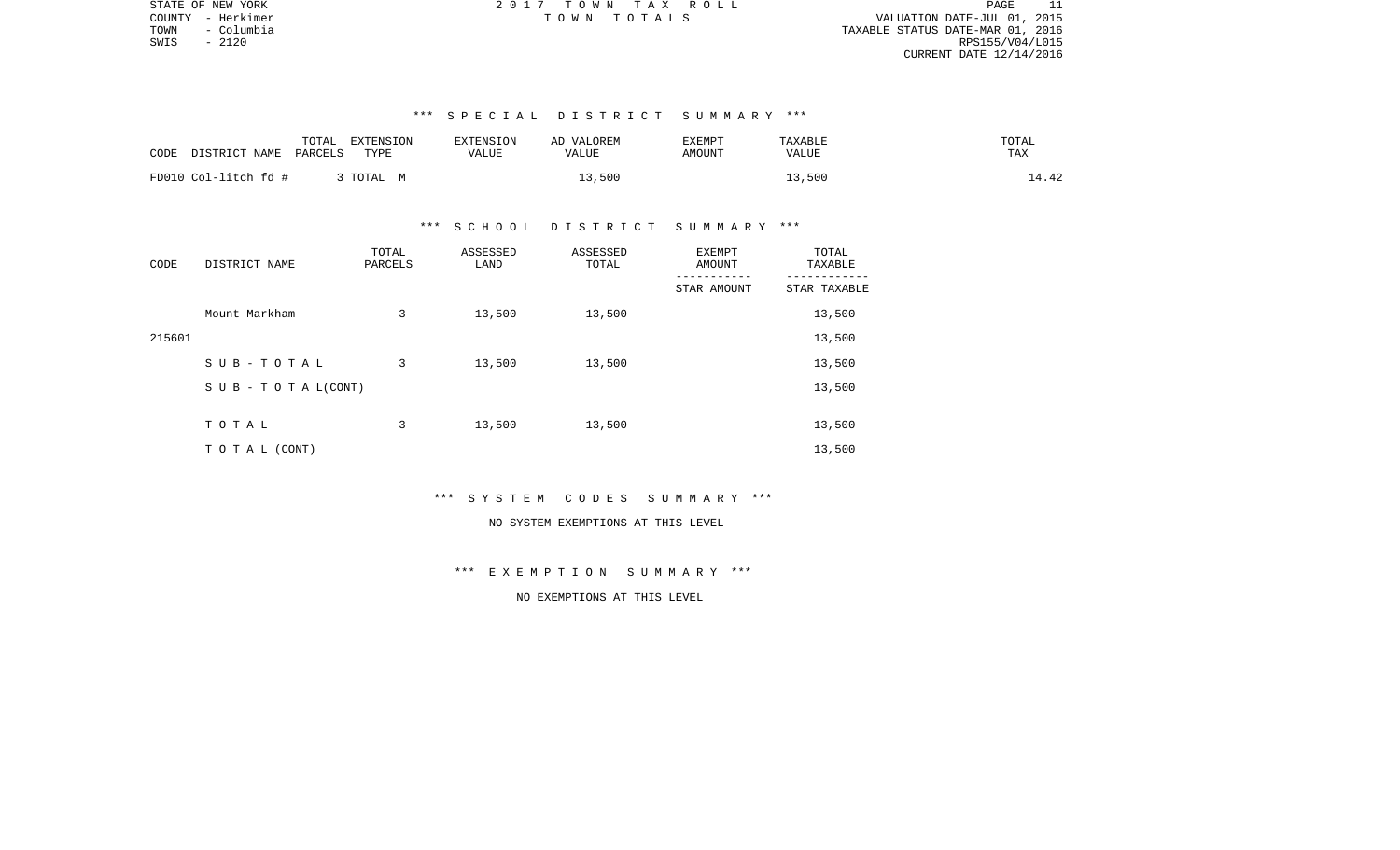STATE OF NEW YORK
COUNTY - Herkimer
TOWN - Columbia
SWIS - 2120

2 0 1 7 T O W N T A X R O L L
T O W N T O T A L S

VALUATION DATE-JUL 01, 2015
TAXABLE STATUS DATE-MAR 01, 2016
RPS155/V04/L015
CURRENT DATE 12/14/2016

*** S P E C I A L D I S T R I C T S U M M A R Y ***

| CODE DISTRICT NAME | TOTAL PARCELS | EXTENSION TYPE | EXTENSION VALUE | AD VALOREM VALUE | EXEMPT AMOUNT | TAXABLE VALUE | TOTAL TAX |
|---|---|---|---|---|---|---|---|
| FD010 Col-litch fd # | 3 | TOTAL M | | 13,500 | | 13,500 | 14.42 |

*** S C H O O L D I S T R I C T S U M M A R Y ***

| CODE | DISTRICT NAME | TOTAL PARCELS | ASSESSED LAND | ASSESSED TOTAL | EXEMPT AMOUNT / STAR AMOUNT | TOTAL TAXABLE / STAR TAXABLE |
|---|---|---|---|---|---|---|
| | Mount Markham | 3 | 13,500 | 13,500 | | 13,500 |
| 215601 | | | | | | 13,500 |
| | S U B - T O T A L | 3 | 13,500 | 13,500 | | 13,500 |
| | S U B - T O T A L (CONT) | | | | | 13,500 |
| | T O T A L | 3 | 13,500 | 13,500 | | 13,500 |
| | T O T A L (CONT) | | | | | 13,500 |

*** S Y S T E M C O D E S S U M M A R Y ***

NO SYSTEM EXEMPTIONS AT THIS LEVEL

*** E X E M P T I O N S U M M A R Y ***

NO EXEMPTIONS AT THIS LEVEL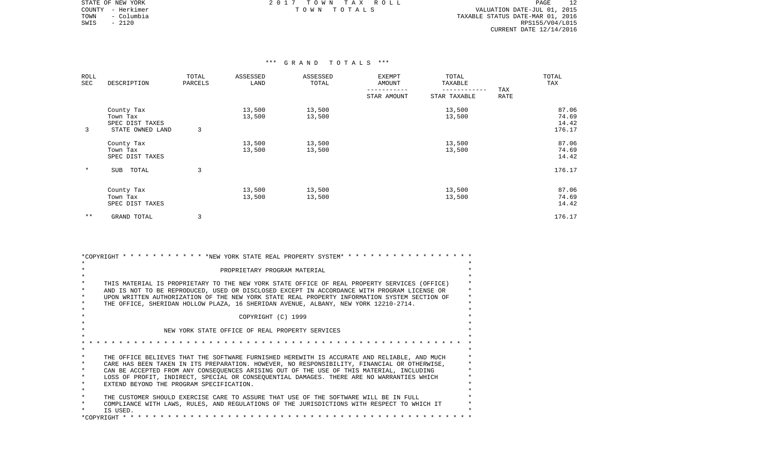STATE OF NEW YORK
COUNTY - Herkimer
TOWN - Columbia
SWIS - 2120

2017 TOWN TAX ROLL
TOWN TOTALS

VALUATION DATE-JUL 01, 2015
TAXABLE STATUS DATE-MAR 01, 2016
RPS155/V04/L015
CURRENT DATE 12/14/2016

### *** GRAND TOTALS ***

| ROLL SEC | DESCRIPTION | TOTAL PARCELS | ASSESSED LAND | ASSESSED TOTAL | EXEMPT AMOUNT / STAR AMOUNT | TOTAL TAXABLE / STAR TAXABLE | TAX RATE | TOTAL TAX |
|---|---|---|---|---|---|---|---|---|
| | County Tax | | 13,500 | 13,500 | | 13,500 | | 87.06 |
| | Town Tax | | 13,500 | 13,500 | | 13,500 | | 74.69 |
| | SPEC DIST TAXES | | | | | | | 14.42 |
| 3 | STATE OWNED LAND | 3 | | | | | | 176.17 |
| | County Tax | | 13,500 | 13,500 | | 13,500 | | 87.06 |
| | Town Tax | | 13,500 | 13,500 | | 13,500 | | 74.69 |
| | SPEC DIST TAXES | | | | | | | 14.42 |
| * | SUB TOTAL | 3 | | | | | | 176.17 |
| | County Tax | | 13,500 | 13,500 | | 13,500 | | 87.06 |
| | Town Tax | | 13,500 | 13,500 | | 13,500 | | 74.69 |
| | SPEC DIST TAXES | | | | | | | 14.42 |
| ** | GRAND TOTAL | 3 | | | | | | 176.17 |

*COPYRIGHT * * * * * * * * * * * *NEW YORK STATE REAL PROPERTY SYSTEM* * * * * * * * * * * * * * * * * *

PROPRIETARY PROGRAM MATERIAL

THIS MATERIAL IS PROPRIETARY TO THE NEW YORK STATE OFFICE OF REAL PROPERTY SERVICES (OFFICE) AND IS NOT TO BE REPRODUCED, USED OR DISCLOSED EXCEPT IN ACCORDANCE WITH PROGRAM LICENSE OR UPON WRITTEN AUTHORIZATION OF THE NEW YORK STATE REAL PROPERTY INFORMATION SYSTEM SECTION OF THE OFFICE, SHERIDAN HOLLOW PLAZA, 16 SHERIDAN AVENUE, ALBANY, NEW YORK 12210-2714.

COPYRIGHT (C) 1999

NEW YORK STATE OFFICE OF REAL PROPERTY SERVICES

THE OFFICE BELIEVES THAT THE SOFTWARE FURNISHED HEREWITH IS ACCURATE AND RELIABLE, AND MUCH CARE HAS BEEN TAKEN IN ITS PREPARATION. HOWEVER, NO RESPONSIBILITY, FINANCIAL OR OTHERWISE, CAN BE ACCEPTED FROM ANY CONSEQUENCES ARISING OUT OF THE USE OF THIS MATERIAL, INCLUDING LOSS OF PROFIT, INDIRECT, SPECIAL OR CONSEQUENTIAL DAMAGES. THERE ARE NO WARRANTIES WHICH EXTEND BEYOND THE PROGRAM SPECIFICATION.

THE CUSTOMER SHOULD EXERCISE CARE TO ASSURE THAT USE OF THE SOFTWARE WILL BE IN FULL COMPLIANCE WITH LAWS, RULES, AND REGULATIONS OF THE JURISDICTIONS WITH RESPECT TO WHICH IT IS USED.

*COPYRIGHT * * * * * * * * * * * * * * * * * * * * * * * * * * * * * * * * * * * * * * * * * * * * * *